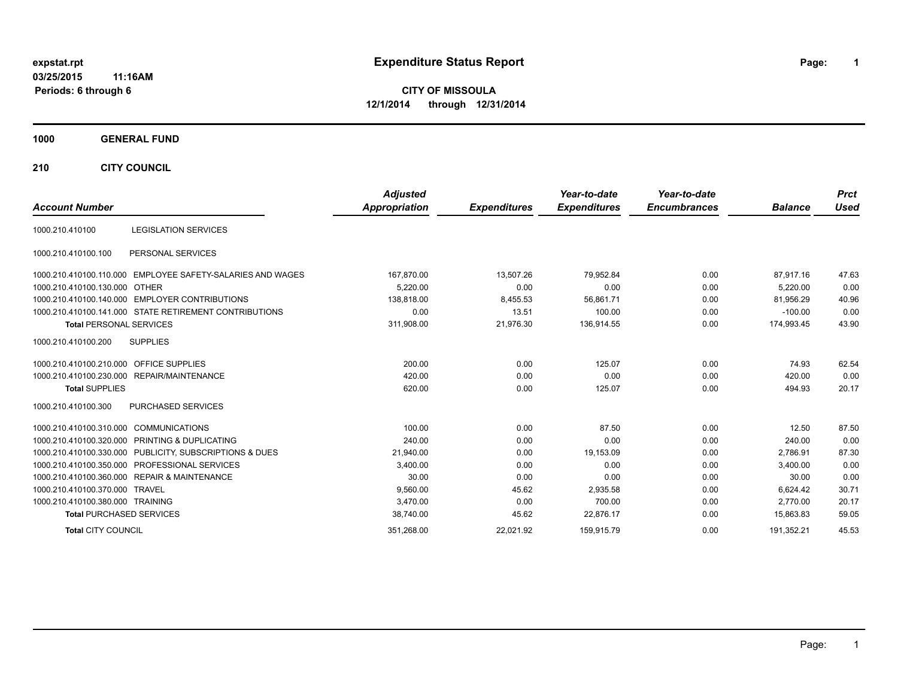expstat.rpt
03/25/2015 11:16AM
Periods: 6 through 6

# Expenditure Status Report

**CITY OF MISSOULA**
**12/1/2014 through 12/31/2014**

## 1000 GENERAL FUND

## 210 CITY COUNCIL

| Account Number | | Adjusted Appropriation | Expenditures | Year-to-date Expenditures | Year-to-date Encumbrances | Balance | Prct Used |
|---|---|---|---|---|---|---|---|
| 1000.210.410100 | LEGISLATION SERVICES | | | | | | |
| 1000.210.410100.100 | PERSONAL SERVICES | | | | | | |
| 1000.210.410100.110.000 | EMPLOYEE SAFETY-SALARIES AND WAGES | 167,870.00 | 13,507.26 | 79,952.84 | 0.00 | 87,917.16 | 47.63 |
| 1000.210.410100.130.000 | OTHER | 5,220.00 | 0.00 | 0.00 | 0.00 | 5,220.00 | 0.00 |
| 1000.210.410100.140.000 | EMPLOYER CONTRIBUTIONS | 138,818.00 | 8,455.53 | 56,861.71 | 0.00 | 81,956.29 | 40.96 |
| 1000.210.410100.141.000 | STATE RETIREMENT CONTRIBUTIONS | 0.00 | 13.51 | 100.00 | 0.00 | -100.00 | 0.00 |
| **Total** PERSONAL SERVICES | | 311,908.00 | 21,976.30 | 136,914.55 | 0.00 | 174,993.45 | 43.90 |
| 1000.210.410100.200 | SUPPLIES | | | | | | |
| 1000.210.410100.210.000 | OFFICE SUPPLIES | 200.00 | 0.00 | 125.07 | 0.00 | 74.93 | 62.54 |
| 1000.210.410100.230.000 | REPAIR/MAINTENANCE | 420.00 | 0.00 | 0.00 | 0.00 | 420.00 | 0.00 |
| **Total** SUPPLIES | | 620.00 | 0.00 | 125.07 | 0.00 | 494.93 | 20.17 |
| 1000.210.410100.300 | PURCHASED SERVICES | | | | | | |
| 1000.210.410100.310.000 | COMMUNICATIONS | 100.00 | 0.00 | 87.50 | 0.00 | 12.50 | 87.50 |
| 1000.210.410100.320.000 | PRINTING & DUPLICATING | 240.00 | 0.00 | 0.00 | 0.00 | 240.00 | 0.00 |
| 1000.210.410100.330.000 | PUBLICITY, SUBSCRIPTIONS & DUES | 21,940.00 | 0.00 | 19,153.09 | 0.00 | 2,786.91 | 87.30 |
| 1000.210.410100.350.000 | PROFESSIONAL SERVICES | 3,400.00 | 0.00 | 0.00 | 0.00 | 3,400.00 | 0.00 |
| 1000.210.410100.360.000 | REPAIR & MAINTENANCE | 30.00 | 0.00 | 0.00 | 0.00 | 30.00 | 0.00 |
| 1000.210.410100.370.000 | TRAVEL | 9,560.00 | 45.62 | 2,935.58 | 0.00 | 6,624.42 | 30.71 |
| 1000.210.410100.380.000 | TRAINING | 3,470.00 | 0.00 | 700.00 | 0.00 | 2,770.00 | 20.17 |
| **Total** PURCHASED SERVICES | | 38,740.00 | 45.62 | 22,876.17 | 0.00 | 15,863.83 | 59.05 |
| **Total** CITY COUNCIL | | 351,268.00 | 22,021.92 | 159,915.79 | 0.00 | 191,352.21 | 45.53 |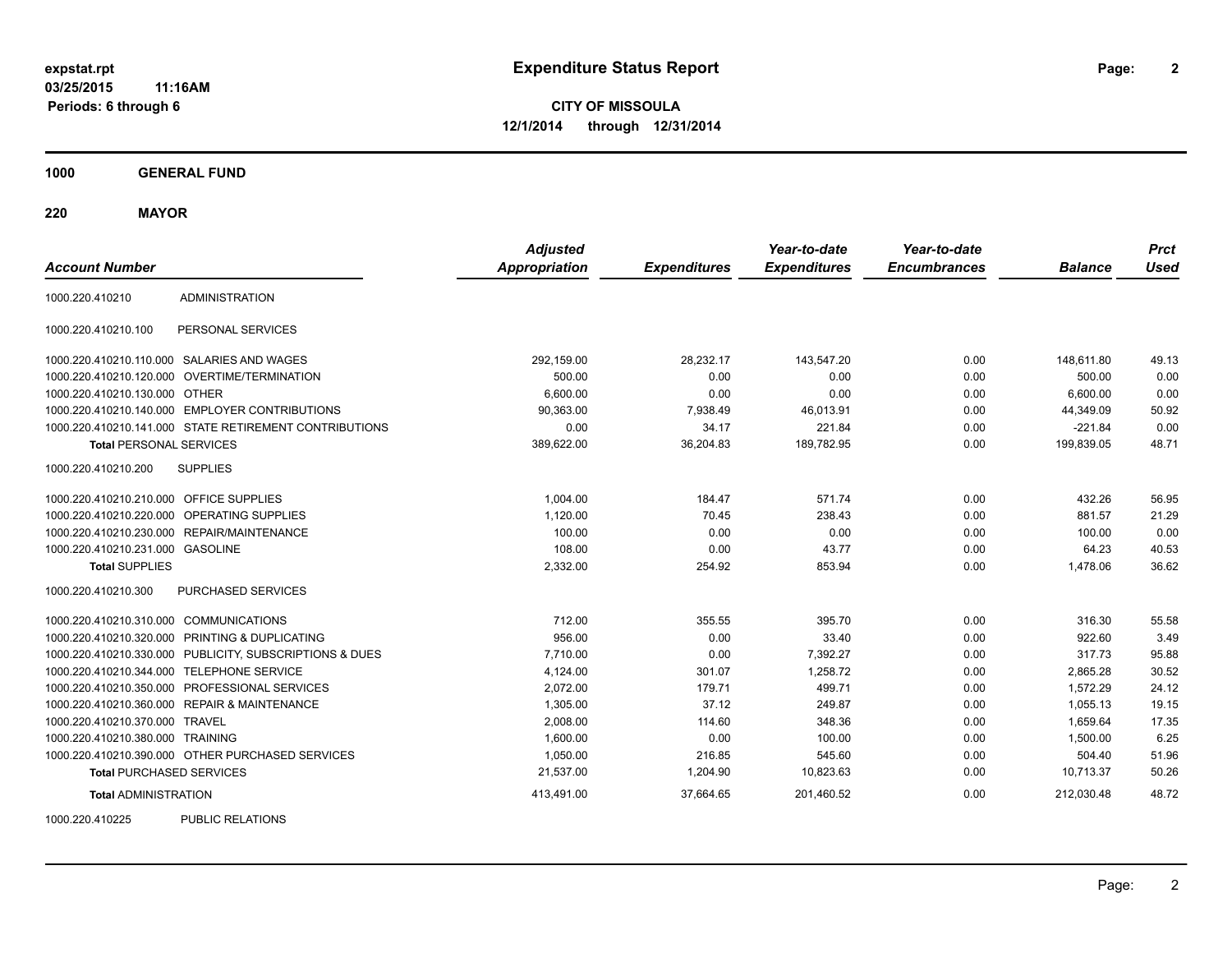**expstat.rpt**
**03/25/2015 11:16AM**
**Periods: 6 through 6**

# Expenditure Status Report

**CITY OF MISSOULA**
**12/1/2014 through 12/31/2014**

## 1000 GENERAL FUND

### 220 MAYOR

| Account Number | | Adjusted Appropriation | Expenditures | Year-to-date Expenditures | Year-to-date Encumbrances | Balance | Prct Used |
|---|---|---|---|---|---|---|---|
| 1000.220.410210 | ADMINISTRATION | | | | | | |
| 1000.220.410210.100 | PERSONAL SERVICES | | | | | | |
| 1000.220.410210.110.000 | SALARIES AND WAGES | 292,159.00 | 28,232.17 | 143,547.20 | 0.00 | 148,611.80 | 49.13 |
| 1000.220.410210.120.000 | OVERTIME/TERMINATION | 500.00 | 0.00 | 0.00 | 0.00 | 500.00 | 0.00 |
| 1000.220.410210.130.000 | OTHER | 6,600.00 | 0.00 | 0.00 | 0.00 | 6,600.00 | 0.00 |
| 1000.220.410210.140.000 | EMPLOYER CONTRIBUTIONS | 90,363.00 | 7,938.49 | 46,013.91 | 0.00 | 44,349.09 | 50.92 |
| 1000.220.410210.141.000 | STATE RETIREMENT CONTRIBUTIONS | 0.00 | 34.17 | 221.84 | 0.00 | -221.84 | 0.00 |
| **Total** PERSONAL SERVICES | | 389,622.00 | 36,204.83 | 189,782.95 | 0.00 | 199,839.05 | 48.71 |
| 1000.220.410210.200 | SUPPLIES | | | | | | |
| 1000.220.410210.210.000 | OFFICE SUPPLIES | 1,004.00 | 184.47 | 571.74 | 0.00 | 432.26 | 56.95 |
| 1000.220.410210.220.000 | OPERATING SUPPLIES | 1,120.00 | 70.45 | 238.43 | 0.00 | 881.57 | 21.29 |
| 1000.220.410210.230.000 | REPAIR/MAINTENANCE | 100.00 | 0.00 | 0.00 | 0.00 | 100.00 | 0.00 |
| 1000.220.410210.231.000 | GASOLINE | 108.00 | 0.00 | 43.77 | 0.00 | 64.23 | 40.53 |
| **Total** SUPPLIES | | 2,332.00 | 254.92 | 853.94 | 0.00 | 1,478.06 | 36.62 |
| 1000.220.410210.300 | PURCHASED SERVICES | | | | | | |
| 1000.220.410210.310.000 | COMMUNICATIONS | 712.00 | 355.55 | 395.70 | 0.00 | 316.30 | 55.58 |
| 1000.220.410210.320.000 | PRINTING & DUPLICATING | 956.00 | 0.00 | 33.40 | 0.00 | 922.60 | 3.49 |
| 1000.220.410210.330.000 | PUBLICITY, SUBSCRIPTIONS & DUES | 7,710.00 | 0.00 | 7,392.27 | 0.00 | 317.73 | 95.88 |
| 1000.220.410210.344.000 | TELEPHONE SERVICE | 4,124.00 | 301.07 | 1,258.72 | 0.00 | 2,865.28 | 30.52 |
| 1000.220.410210.350.000 | PROFESSIONAL SERVICES | 2,072.00 | 179.71 | 499.71 | 0.00 | 1,572.29 | 24.12 |
| 1000.220.410210.360.000 | REPAIR & MAINTENANCE | 1,305.00 | 37.12 | 249.87 | 0.00 | 1,055.13 | 19.15 |
| 1000.220.410210.370.000 | TRAVEL | 2,008.00 | 114.60 | 348.36 | 0.00 | 1,659.64 | 17.35 |
| 1000.220.410210.380.000 | TRAINING | 1,600.00 | 0.00 | 100.00 | 0.00 | 1,500.00 | 6.25 |
| 1000.220.410210.390.000 | OTHER PURCHASED SERVICES | 1,050.00 | 216.85 | 545.60 | 0.00 | 504.40 | 51.96 |
| **Total** PURCHASED SERVICES | | 21,537.00 | 1,204.90 | 10,823.63 | 0.00 | 10,713.37 | 50.26 |
| **Total** ADMINISTRATION | | 413,491.00 | 37,664.65 | 201,460.52 | 0.00 | 212,030.48 | 48.72 |
| 1000.220.410225 | PUBLIC RELATIONS | | | | | | |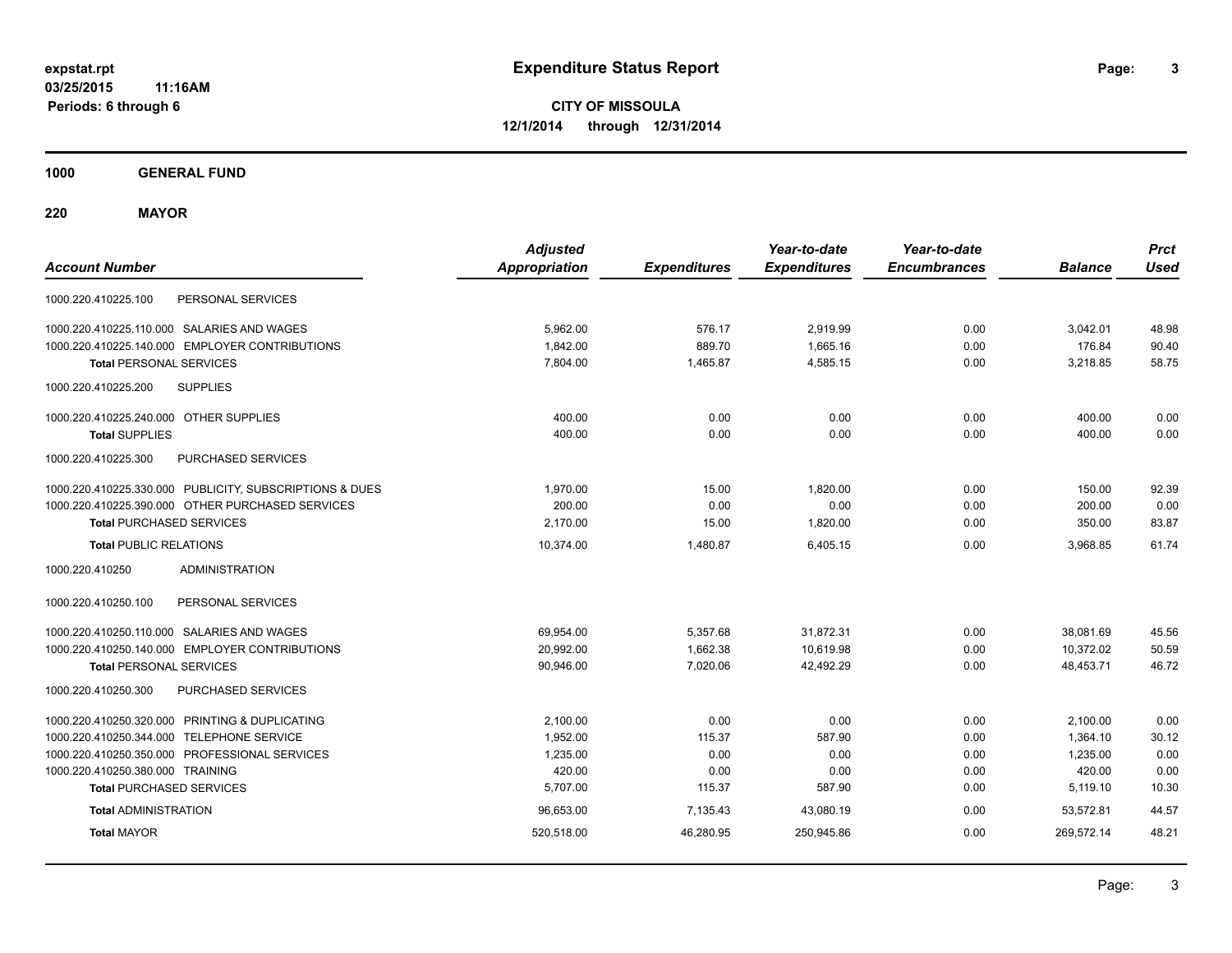**expstat.rpt**
**03/25/2015 11:16AM**
**Periods: 6 through 6**

# Expenditure Status Report

**CITY OF MISSOULA**
**12/1/2014 through 12/31/2014**

## 1000 GENERAL FUND

## 220 MAYOR

| Account Number | | Adjusted Appropriation | Expenditures | Year-to-date Expenditures | Year-to-date Encumbrances | Balance | Prct Used |
|---|---|---|---|---|---|---|---|
| 1000.220.410225.100 | PERSONAL SERVICES | | | | | | |
| 1000.220.410225.110.000 | SALARIES AND WAGES | 5,962.00 | 576.17 | 2,919.99 | 0.00 | 3,042.01 | 48.98 |
| 1000.220.410225.140.000 | EMPLOYER CONTRIBUTIONS | 1,842.00 | 889.70 | 1,665.16 | 0.00 | 176.84 | 90.40 |
| **Total** PERSONAL SERVICES | | 7,804.00 | 1,465.87 | 4,585.15 | 0.00 | 3,218.85 | 58.75 |
| 1000.220.410225.200 | SUPPLIES | | | | | | |
| 1000.220.410225.240.000 | OTHER SUPPLIES | 400.00 | 0.00 | 0.00 | 0.00 | 400.00 | 0.00 |
| **Total** SUPPLIES | | 400.00 | 0.00 | 0.00 | 0.00 | 400.00 | 0.00 |
| 1000.220.410225.300 | PURCHASED SERVICES | | | | | | |
| 1000.220.410225.330.000 | PUBLICITY, SUBSCRIPTIONS & DUES | 1,970.00 | 15.00 | 1,820.00 | 0.00 | 150.00 | 92.39 |
| 1000.220.410225.390.000 | OTHER PURCHASED SERVICES | 200.00 | 0.00 | 0.00 | 0.00 | 200.00 | 0.00 |
| **Total** PURCHASED SERVICES | | 2,170.00 | 15.00 | 1,820.00 | 0.00 | 350.00 | 83.87 |
| **Total** PUBLIC RELATIONS | | 10,374.00 | 1,480.87 | 6,405.15 | 0.00 | 3,968.85 | 61.74 |
| 1000.220.410250 | ADMINISTRATION | | | | | | |
| 1000.220.410250.100 | PERSONAL SERVICES | | | | | | |
| 1000.220.410250.110.000 | SALARIES AND WAGES | 69,954.00 | 5,357.68 | 31,872.31 | 0.00 | 38,081.69 | 45.56 |
| 1000.220.410250.140.000 | EMPLOYER CONTRIBUTIONS | 20,992.00 | 1,662.38 | 10,619.98 | 0.00 | 10,372.02 | 50.59 |
| **Total** PERSONAL SERVICES | | 90,946.00 | 7,020.06 | 42,492.29 | 0.00 | 48,453.71 | 46.72 |
| 1000.220.410250.300 | PURCHASED SERVICES | | | | | | |
| 1000.220.410250.320.000 | PRINTING & DUPLICATING | 2,100.00 | 0.00 | 0.00 | 0.00 | 2,100.00 | 0.00 |
| 1000.220.410250.344.000 | TELEPHONE SERVICE | 1,952.00 | 115.37 | 587.90 | 0.00 | 1,364.10 | 30.12 |
| 1000.220.410250.350.000 | PROFESSIONAL SERVICES | 1,235.00 | 0.00 | 0.00 | 0.00 | 1,235.00 | 0.00 |
| 1000.220.410250.380.000 | TRAINING | 420.00 | 0.00 | 0.00 | 0.00 | 420.00 | 0.00 |
| **Total** PURCHASED SERVICES | | 5,707.00 | 115.37 | 587.90 | 0.00 | 5,119.10 | 10.30 |
| **Total** ADMINISTRATION | | 96,653.00 | 7,135.43 | 43,080.19 | 0.00 | 53,572.81 | 44.57 |
| **Total** MAYOR | | 520,518.00 | 46,280.95 | 250,945.86 | 0.00 | 269,572.14 | 48.21 |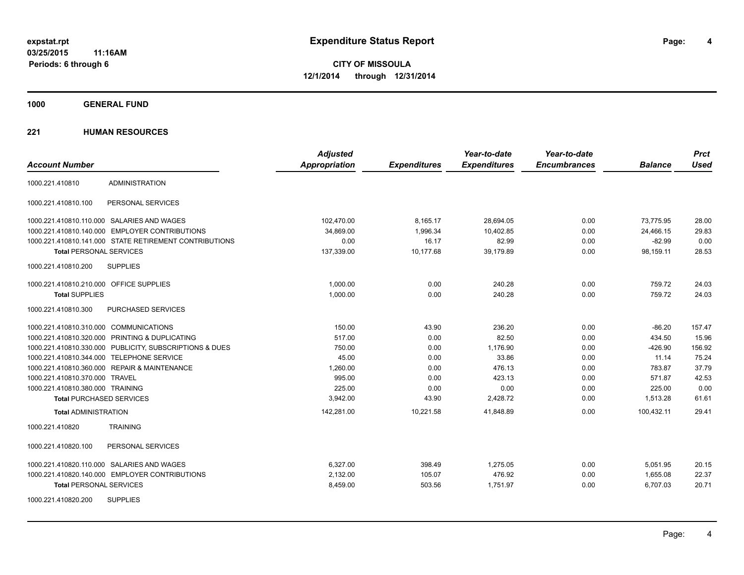**expstat.rpt**
**03/25/2015 11:16AM**
**Periods: 6 through 6**

# Expenditure Status Report

**CITY OF MISSOULA**
**12/1/2014 through 12/31/2014**

## 1000 GENERAL FUND

## 221 HUMAN RESOURCES

| Account Number | | Adjusted Appropriation | Expenditures | Year-to-date Expenditures | Year-to-date Encumbrances | Balance | Prct Used |
|---|---|---|---|---|---|---|---|
| 1000.221.410810 | ADMINISTRATION | | | | | | |
| 1000.221.410810.100 | PERSONAL SERVICES | | | | | | |
| 1000.221.410810.110.000 | SALARIES AND WAGES | 102,470.00 | 8,165.17 | 28,694.05 | 0.00 | 73,775.95 | 28.00 |
| 1000.221.410810.140.000 | EMPLOYER CONTRIBUTIONS | 34,869.00 | 1,996.34 | 10,402.85 | 0.00 | 24,466.15 | 29.83 |
| 1000.221.410810.141.000 | STATE RETIREMENT CONTRIBUTIONS | 0.00 | 16.17 | 82.99 | 0.00 | -82.99 | 0.00 |
| **Total** PERSONAL SERVICES | | 137,339.00 | 10,177.68 | 39,179.89 | 0.00 | 98,159.11 | 28.53 |
| 1000.221.410810.200 | SUPPLIES | | | | | | |
| 1000.221.410810.210.000 | OFFICE SUPPLIES | 1,000.00 | 0.00 | 240.28 | 0.00 | 759.72 | 24.03 |
| **Total** SUPPLIES | | 1,000.00 | 0.00 | 240.28 | 0.00 | 759.72 | 24.03 |
| 1000.221.410810.300 | PURCHASED SERVICES | | | | | | |
| 1000.221.410810.310.000 | COMMUNICATIONS | 150.00 | 43.90 | 236.20 | 0.00 | -86.20 | 157.47 |
| 1000.221.410810.320.000 | PRINTING & DUPLICATING | 517.00 | 0.00 | 82.50 | 0.00 | 434.50 | 15.96 |
| 1000.221.410810.330.000 | PUBLICITY, SUBSCRIPTIONS & DUES | 750.00 | 0.00 | 1,176.90 | 0.00 | -426.90 | 156.92 |
| 1000.221.410810.344.000 | TELEPHONE SERVICE | 45.00 | 0.00 | 33.86 | 0.00 | 11.14 | 75.24 |
| 1000.221.410810.360.000 | REPAIR & MAINTENANCE | 1,260.00 | 0.00 | 476.13 | 0.00 | 783.87 | 37.79 |
| 1000.221.410810.370.000 | TRAVEL | 995.00 | 0.00 | 423.13 | 0.00 | 571.87 | 42.53 |
| 1000.221.410810.380.000 | TRAINING | 225.00 | 0.00 | 0.00 | 0.00 | 225.00 | 0.00 |
| **Total** PURCHASED SERVICES | | 3,942.00 | 43.90 | 2,428.72 | 0.00 | 1,513.28 | 61.61 |
| **Total** ADMINISTRATION | | 142,281.00 | 10,221.58 | 41,848.89 | 0.00 | 100,432.11 | 29.41 |
| 1000.221.410820 | TRAINING | | | | | | |
| 1000.221.410820.100 | PERSONAL SERVICES | | | | | | |
| 1000.221.410820.110.000 | SALARIES AND WAGES | 6,327.00 | 398.49 | 1,275.05 | 0.00 | 5,051.95 | 20.15 |
| 1000.221.410820.140.000 | EMPLOYER CONTRIBUTIONS | 2,132.00 | 105.07 | 476.92 | 0.00 | 1,655.08 | 22.37 |
| **Total** PERSONAL SERVICES | | 8,459.00 | 503.56 | 1,751.97 | 0.00 | 6,707.03 | 20.71 |
| 1000.221.410820.200 | SUPPLIES | | | | | | |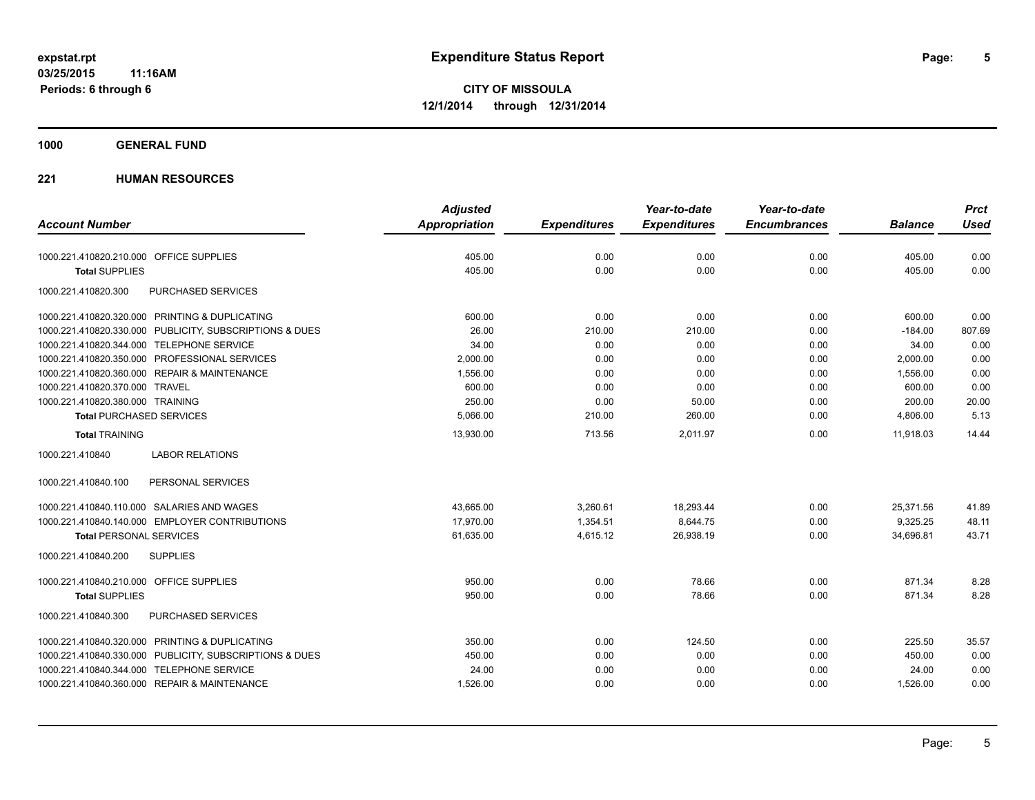# Expenditure Status Report

expstat.rpt
03/25/2015 11:16AM
Periods: 6 through 6

**CITY OF MISSOULA**
**12/1/2014 through 12/31/2014**

**1000 GENERAL FUND**

**221 HUMAN RESOURCES**

| Account Number | Adjusted Appropriation | Expenditures | Year-to-date Expenditures | Year-to-date Encumbrances | Balance | Prct Used |
|---|---|---|---|---|---|---|
| 1000.221.410820.210.000 OFFICE SUPPLIES | 405.00 | 0.00 | 0.00 | 0.00 | 405.00 | 0.00 |
| **Total** SUPPLIES | 405.00 | 0.00 | 0.00 | 0.00 | 405.00 | 0.00 |
| 1000.221.410820.300 PURCHASED SERVICES | | | | | | |
| 1000.221.410820.320.000 PRINTING & DUPLICATING | 600.00 | 0.00 | 0.00 | 0.00 | 600.00 | 0.00 |
| 1000.221.410820.330.000 PUBLICITY, SUBSCRIPTIONS & DUES | 26.00 | 210.00 | 210.00 | 0.00 | -184.00 | 807.69 |
| 1000.221.410820.344.000 TELEPHONE SERVICE | 34.00 | 0.00 | 0.00 | 0.00 | 34.00 | 0.00 |
| 1000.221.410820.350.000 PROFESSIONAL SERVICES | 2,000.00 | 0.00 | 0.00 | 0.00 | 2,000.00 | 0.00 |
| 1000.221.410820.360.000 REPAIR & MAINTENANCE | 1,556.00 | 0.00 | 0.00 | 0.00 | 1,556.00 | 0.00 |
| 1000.221.410820.370.000 TRAVEL | 600.00 | 0.00 | 0.00 | 0.00 | 600.00 | 0.00 |
| 1000.221.410820.380.000 TRAINING | 250.00 | 0.00 | 50.00 | 0.00 | 200.00 | 20.00 |
| **Total** PURCHASED SERVICES | 5,066.00 | 210.00 | 260.00 | 0.00 | 4,806.00 | 5.13 |
| **Total** TRAINING | 13,930.00 | 713.56 | 2,011.97 | 0.00 | 11,918.03 | 14.44 |
| 1000.221.410840 LABOR RELATIONS | | | | | | |
| 1000.221.410840.100 PERSONAL SERVICES | | | | | | |
| 1000.221.410840.110.000 SALARIES AND WAGES | 43,665.00 | 3,260.61 | 18,293.44 | 0.00 | 25,371.56 | 41.89 |
| 1000.221.410840.140.000 EMPLOYER CONTRIBUTIONS | 17,970.00 | 1,354.51 | 8,644.75 | 0.00 | 9,325.25 | 48.11 |
| **Total** PERSONAL SERVICES | 61,635.00 | 4,615.12 | 26,938.19 | 0.00 | 34,696.81 | 43.71 |
| 1000.221.410840.200 SUPPLIES | | | | | | |
| 1000.221.410840.210.000 OFFICE SUPPLIES | 950.00 | 0.00 | 78.66 | 0.00 | 871.34 | 8.28 |
| **Total** SUPPLIES | 950.00 | 0.00 | 78.66 | 0.00 | 871.34 | 8.28 |
| 1000.221.410840.300 PURCHASED SERVICES | | | | | | |
| 1000.221.410840.320.000 PRINTING & DUPLICATING | 350.00 | 0.00 | 124.50 | 0.00 | 225.50 | 35.57 |
| 1000.221.410840.330.000 PUBLICITY, SUBSCRIPTIONS & DUES | 450.00 | 0.00 | 0.00 | 0.00 | 450.00 | 0.00 |
| 1000.221.410840.344.000 TELEPHONE SERVICE | 24.00 | 0.00 | 0.00 | 0.00 | 24.00 | 0.00 |
| 1000.221.410840.360.000 REPAIR & MAINTENANCE | 1,526.00 | 0.00 | 0.00 | 0.00 | 1,526.00 | 0.00 |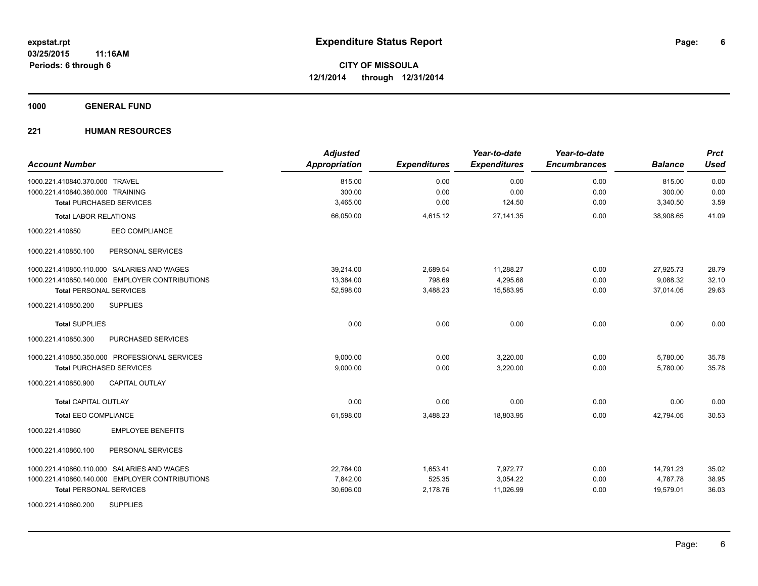**expstat.rpt**
**03/25/2015 11:16AM**
**Periods: 6 through 6**

# Expenditure Status Report

**CITY OF MISSOULA**
**12/1/2014 through 12/31/2014**

## 1000 GENERAL FUND

### 221 HUMAN RESOURCES

| Account Number | Adjusted Appropriation | Expenditures | Year-to-date Expenditures | Year-to-date Encumbrances | Balance | Prct Used |
|---|---|---|---|---|---|---|
| 1000.221.410840.370.000 TRAVEL | 815.00 | 0.00 | 0.00 | 0.00 | 815.00 | 0.00 |
| 1000.221.410840.380.000 TRAINING | 300.00 | 0.00 | 0.00 | 0.00 | 300.00 | 0.00 |
| **Total** PURCHASED SERVICES | 3,465.00 | 0.00 | 124.50 | 0.00 | 3,340.50 | 3.59 |
| **Total** LABOR RELATIONS | 66,050.00 | 4,615.12 | 27,141.35 | 0.00 | 38,908.65 | 41.09 |
| 1000.221.410850 EEO COMPLIANCE | | | | | | |
| 1000.221.410850.100 PERSONAL SERVICES | | | | | | |
| 1000.221.410850.110.000 SALARIES AND WAGES | 39,214.00 | 2,689.54 | 11,288.27 | 0.00 | 27,925.73 | 28.79 |
| 1000.221.410850.140.000 EMPLOYER CONTRIBUTIONS | 13,384.00 | 798.69 | 4,295.68 | 0.00 | 9,088.32 | 32.10 |
| **Total** PERSONAL SERVICES | 52,598.00 | 3,488.23 | 15,583.95 | 0.00 | 37,014.05 | 29.63 |
| 1000.221.410850.200 SUPPLIES | | | | | | |
| **Total** SUPPLIES | 0.00 | 0.00 | 0.00 | 0.00 | 0.00 | 0.00 |
| 1000.221.410850.300 PURCHASED SERVICES | | | | | | |
| 1000.221.410850.350.000 PROFESSIONAL SERVICES | 9,000.00 | 0.00 | 3,220.00 | 0.00 | 5,780.00 | 35.78 |
| **Total** PURCHASED SERVICES | 9,000.00 | 0.00 | 3,220.00 | 0.00 | 5,780.00 | 35.78 |
| 1000.221.410850.900 CAPITAL OUTLAY | | | | | | |
| **Total** CAPITAL OUTLAY | 0.00 | 0.00 | 0.00 | 0.00 | 0.00 | 0.00 |
| **Total** EEO COMPLIANCE | 61,598.00 | 3,488.23 | 18,803.95 | 0.00 | 42,794.05 | 30.53 |
| 1000.221.410860 EMPLOYEE BENEFITS | | | | | | |
| 1000.221.410860.100 PERSONAL SERVICES | | | | | | |
| 1000.221.410860.110.000 SALARIES AND WAGES | 22,764.00 | 1,653.41 | 7,972.77 | 0.00 | 14,791.23 | 35.02 |
| 1000.221.410860.140.000 EMPLOYER CONTRIBUTIONS | 7,842.00 | 525.35 | 3,054.22 | 0.00 | 4,787.78 | 38.95 |
| **Total** PERSONAL SERVICES | 30,606.00 | 2,178.76 | 11,026.99 | 0.00 | 19,579.01 | 36.03 |
| 1000.221.410860.200 SUPPLIES | | | | | | |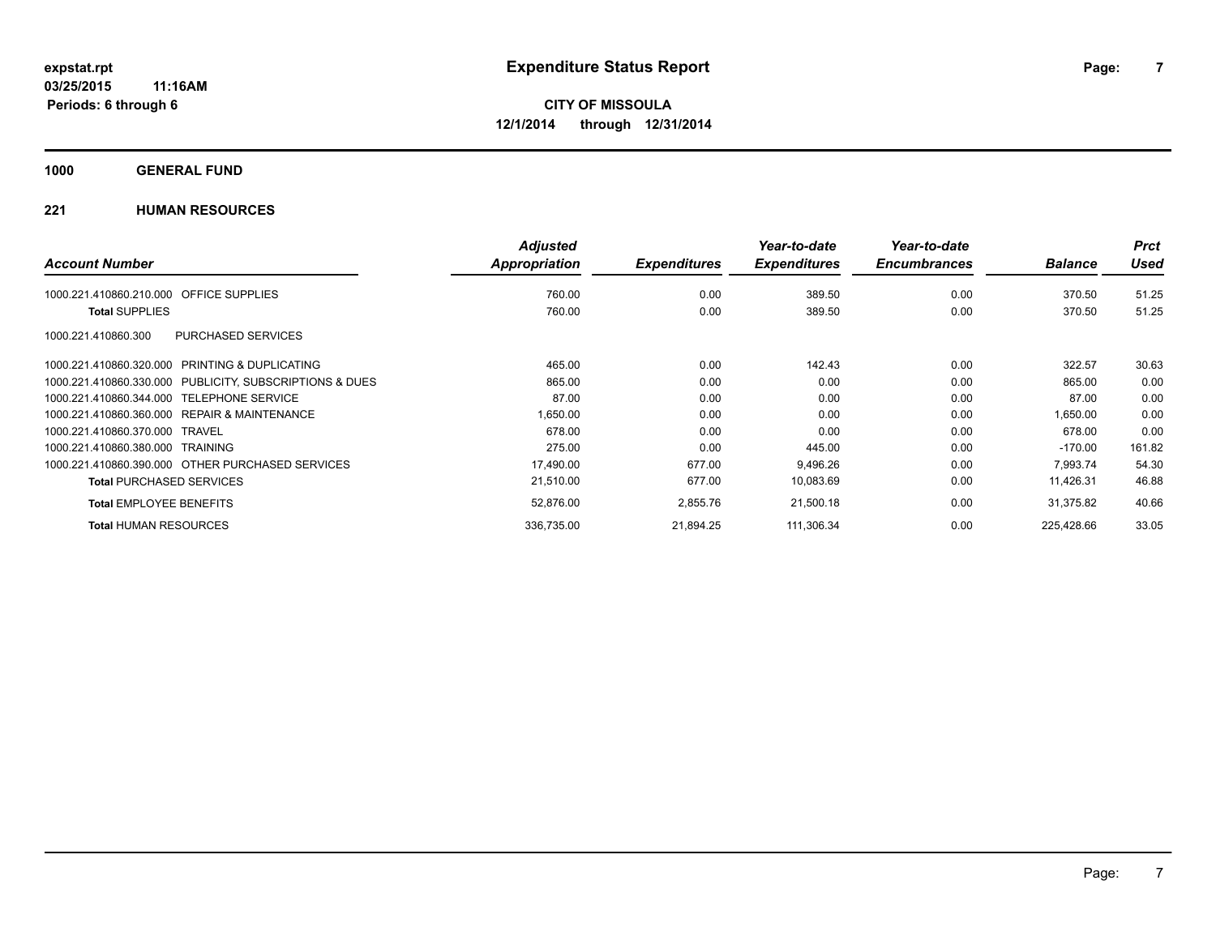# Expenditure Status Report

expstat.rpt
03/25/2015 11:16AM
Periods: 6 through 6

**CITY OF MISSOULA**
**12/1/2014 through 12/31/2014**

## 1000 GENERAL FUND

### 221 HUMAN RESOURCES

| Account Number | Adjusted Appropriation | Expenditures | Year-to-date Expenditures | Year-to-date Encumbrances | Balance | Prct Used |
|---|---|---|---|---|---|---|
| 1000.221.410860.210.000 OFFICE SUPPLIES | 760.00 | 0.00 | 389.50 | 0.00 | 370.50 | 51.25 |
| **Total** SUPPLIES | 760.00 | 0.00 | 389.50 | 0.00 | 370.50 | 51.25 |
| 1000.221.410860.300 PURCHASED SERVICES | | | | | | |
| 1000.221.410860.320.000 PRINTING & DUPLICATING | 465.00 | 0.00 | 142.43 | 0.00 | 322.57 | 30.63 |
| 1000.221.410860.330.000 PUBLICITY, SUBSCRIPTIONS & DUES | 865.00 | 0.00 | 0.00 | 0.00 | 865.00 | 0.00 |
| 1000.221.410860.344.000 TELEPHONE SERVICE | 87.00 | 0.00 | 0.00 | 0.00 | 87.00 | 0.00 |
| 1000.221.410860.360.000 REPAIR & MAINTENANCE | 1,650.00 | 0.00 | 0.00 | 0.00 | 1,650.00 | 0.00 |
| 1000.221.410860.370.000 TRAVEL | 678.00 | 0.00 | 0.00 | 0.00 | 678.00 | 0.00 |
| 1000.221.410860.380.000 TRAINING | 275.00 | 0.00 | 445.00 | 0.00 | -170.00 | 161.82 |
| 1000.221.410860.390.000 OTHER PURCHASED SERVICES | 17,490.00 | 677.00 | 9,496.26 | 0.00 | 7,993.74 | 54.30 |
| **Total** PURCHASED SERVICES | 21,510.00 | 677.00 | 10,083.69 | 0.00 | 11,426.31 | 46.88 |
| **Total** EMPLOYEE BENEFITS | 52,876.00 | 2,855.76 | 21,500.18 | 0.00 | 31,375.82 | 40.66 |
| **Total** HUMAN RESOURCES | 336,735.00 | 21,894.25 | 111,306.34 | 0.00 | 225,428.66 | 33.05 |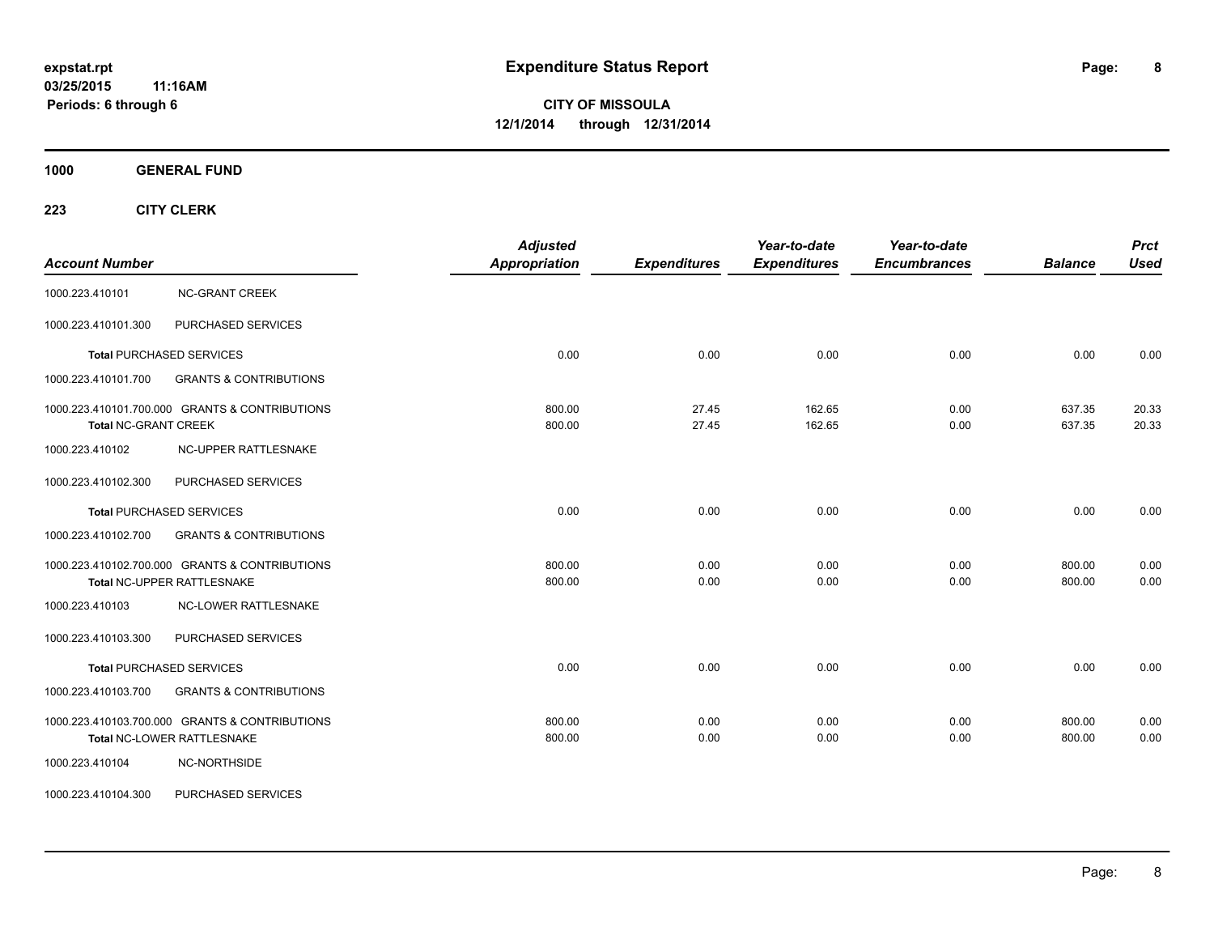# Expenditure Status Report

expstat.rpt
03/25/2015 11:16AM
Periods: 6 through 6

**CITY OF MISSOULA**
**12/1/2014 through 12/31/2014**

## 1000 GENERAL FUND

### 223 CITY CLERK

| Account Number | | Adjusted Appropriation | Expenditures | Year-to-date Expenditures | Year-to-date Encumbrances | Balance | Prct Used |
|---|---|---|---|---|---|---|---|
| 1000.223.410101 | NC-GRANT CREEK | | | | | | |
| 1000.223.410101.300 | PURCHASED SERVICES | | | | | | |
| **Total** PURCHASED SERVICES | | 0.00 | 0.00 | 0.00 | 0.00 | 0.00 | 0.00 |
| 1000.223.410101.700 | GRANTS & CONTRIBUTIONS | | | | | | |
| 1000.223.410101.700.000 | GRANTS & CONTRIBUTIONS | 800.00 | 27.45 | 162.65 | 0.00 | 637.35 | 20.33 |
| **Total** NC-GRANT CREEK | | 800.00 | 27.45 | 162.65 | 0.00 | 637.35 | 20.33 |
| 1000.223.410102 | NC-UPPER RATTLESNAKE | | | | | | |
| 1000.223.410102.300 | PURCHASED SERVICES | | | | | | |
| **Total** PURCHASED SERVICES | | 0.00 | 0.00 | 0.00 | 0.00 | 0.00 | 0.00 |
| 1000.223.410102.700 | GRANTS & CONTRIBUTIONS | | | | | | |
| 1000.223.410102.700.000 | GRANTS & CONTRIBUTIONS | 800.00 | 0.00 | 0.00 | 0.00 | 800.00 | 0.00 |
| **Total** NC-UPPER RATTLESNAKE | | 800.00 | 0.00 | 0.00 | 0.00 | 800.00 | 0.00 |
| 1000.223.410103 | NC-LOWER RATTLESNAKE | | | | | | |
| 1000.223.410103.300 | PURCHASED SERVICES | | | | | | |
| **Total** PURCHASED SERVICES | | 0.00 | 0.00 | 0.00 | 0.00 | 0.00 | 0.00 |
| 1000.223.410103.700 | GRANTS & CONTRIBUTIONS | | | | | | |
| 1000.223.410103.700.000 | GRANTS & CONTRIBUTIONS | 800.00 | 0.00 | 0.00 | 0.00 | 800.00 | 0.00 |
| **Total** NC-LOWER RATTLESNAKE | | 800.00 | 0.00 | 0.00 | 0.00 | 800.00 | 0.00 |
| 1000.223.410104 | NC-NORTHSIDE | | | | | | |
| 1000.223.410104.300 | PURCHASED SERVICES | | | | | | |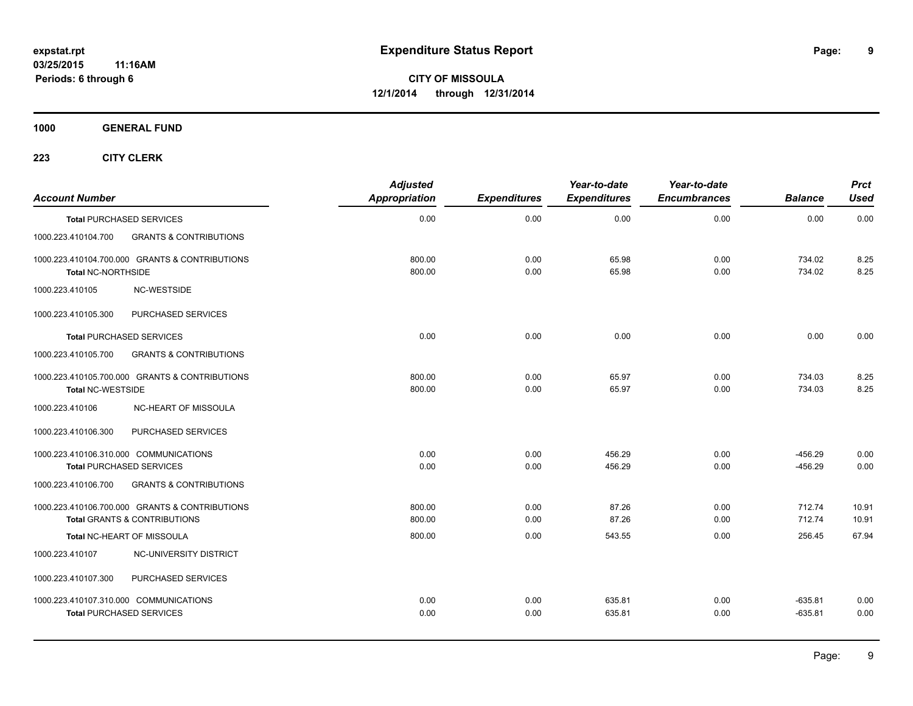# Expenditure Status Report

expstat.rpt
03/25/2015 11:16AM
Periods: 6 through 6

**CITY OF MISSOULA**
**12/1/2014 through 12/31/2014**

**1000 GENERAL FUND**

**223 CITY CLERK**

| Account Number | | Adjusted Appropriation | Expenditures | Year-to-date Expenditures | Year-to-date Encumbrances | Balance | Prct Used |
|---|---|---|---|---|---|---|---|
| **Total** PURCHASED SERVICES | | 0.00 | 0.00 | 0.00 | 0.00 | 0.00 | 0.00 |
| 1000.223.410104.700 | GRANTS & CONTRIBUTIONS | | | | | | |
| 1000.223.410104.700.000 GRANTS & CONTRIBUTIONS | | 800.00 | 0.00 | 65.98 | 0.00 | 734.02 | 8.25 |
| **Total NC-NORTHSIDE** | | 800.00 | 0.00 | 65.98 | 0.00 | 734.02 | 8.25 |
| 1000.223.410105 | NC-WESTSIDE | | | | | | |
| 1000.223.410105.300 | PURCHASED SERVICES | | | | | | |
| **Total** PURCHASED SERVICES | | 0.00 | 0.00 | 0.00 | 0.00 | 0.00 | 0.00 |
| 1000.223.410105.700 | GRANTS & CONTRIBUTIONS | | | | | | |
| 1000.223.410105.700.000 GRANTS & CONTRIBUTIONS | | 800.00 | 0.00 | 65.97 | 0.00 | 734.03 | 8.25 |
| **Total NC-WESTSIDE** | | 800.00 | 0.00 | 65.97 | 0.00 | 734.03 | 8.25 |
| 1000.223.410106 | NC-HEART OF MISSOULA | | | | | | |
| 1000.223.410106.300 | PURCHASED SERVICES | | | | | | |
| 1000.223.410106.310.000 COMMUNICATIONS | | 0.00 | 0.00 | 456.29 | 0.00 | -456.29 | 0.00 |
| **Total** PURCHASED SERVICES | | 0.00 | 0.00 | 456.29 | 0.00 | -456.29 | 0.00 |
| 1000.223.410106.700 | GRANTS & CONTRIBUTIONS | | | | | | |
| 1000.223.410106.700.000 GRANTS & CONTRIBUTIONS | | 800.00 | 0.00 | 87.26 | 0.00 | 712.74 | 10.91 |
| **Total** GRANTS & CONTRIBUTIONS | | 800.00 | 0.00 | 87.26 | 0.00 | 712.74 | 10.91 |
| **Total** NC-HEART OF MISSOULA | | 800.00 | 0.00 | 543.55 | 0.00 | 256.45 | 67.94 |
| 1000.223.410107 | NC-UNIVERSITY DISTRICT | | | | | | |
| 1000.223.410107.300 | PURCHASED SERVICES | | | | | | |
| 1000.223.410107.310.000 COMMUNICATIONS | | 0.00 | 0.00 | 635.81 | 0.00 | -635.81 | 0.00 |
| **Total** PURCHASED SERVICES | | 0.00 | 0.00 | 635.81 | 0.00 | -635.81 | 0.00 |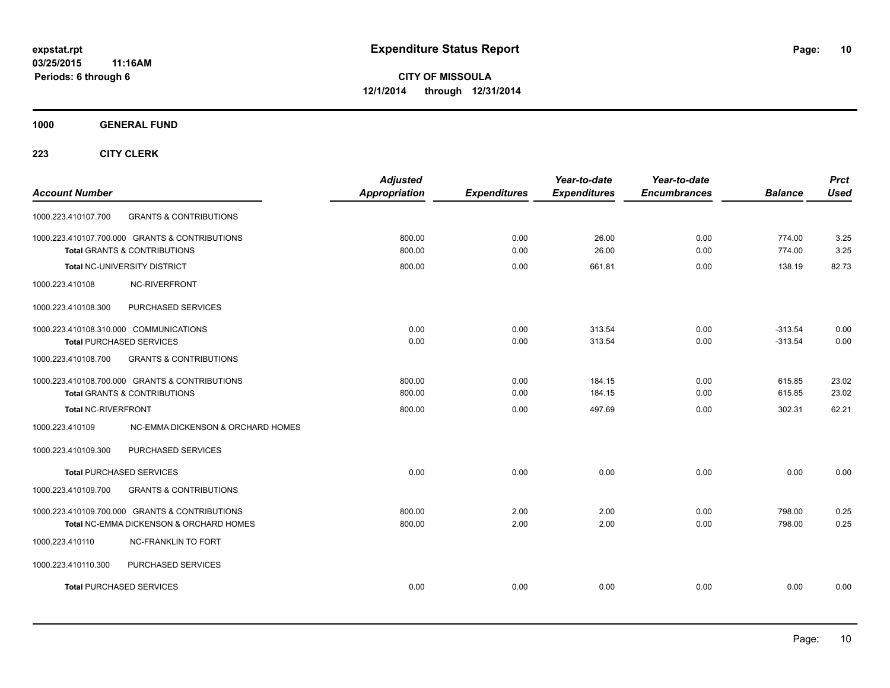**expstat.rpt**
**03/25/2015 11:16AM**
**Periods: 6 through 6**

# Expenditure Status Report

**CITY OF MISSOULA**
**12/1/2014 through 12/31/2014**

**1000 GENERAL FUND**

**223 CITY CLERK**

| Account Number | | Adjusted Appropriation | Expenditures | Year-to-date Expenditures | Year-to-date Encumbrances | Balance | Prct Used |
|---|---|---|---|---|---|---|---|
| 1000.223.410107.700 | GRANTS & CONTRIBUTIONS | | | | | | |
| 1000.223.410107.700.000 GRANTS & CONTRIBUTIONS | | 800.00 | 0.00 | 26.00 | 0.00 | 774.00 | 3.25 |
| **Total** GRANTS & CONTRIBUTIONS | | 800.00 | 0.00 | 26.00 | 0.00 | 774.00 | 3.25 |
| **Total** NC-UNIVERSITY DISTRICT | | 800.00 | 0.00 | 661.81 | 0.00 | 138.19 | 82.73 |
| 1000.223.410108 | NC-RIVERFRONT | | | | | | |
| 1000.223.410108.300 | PURCHASED SERVICES | | | | | | |
| 1000.223.410108.310.000 COMMUNICATIONS | | 0.00 | 0.00 | 313.54 | 0.00 | -313.54 | 0.00 |
| **Total** PURCHASED SERVICES | | 0.00 | 0.00 | 313.54 | 0.00 | -313.54 | 0.00 |
| 1000.223.410108.700 | GRANTS & CONTRIBUTIONS | | | | | | |
| 1000.223.410108.700.000 GRANTS & CONTRIBUTIONS | | 800.00 | 0.00 | 184.15 | 0.00 | 615.85 | 23.02 |
| **Total** GRANTS & CONTRIBUTIONS | | 800.00 | 0.00 | 184.15 | 0.00 | 615.85 | 23.02 |
| **Total** NC-RIVERFRONT | | 800.00 | 0.00 | 497.69 | 0.00 | 302.31 | 62.21 |
| 1000.223.410109 | NC-EMMA DICKENSON & ORCHARD HOMES | | | | | | |
| 1000.223.410109.300 | PURCHASED SERVICES | | | | | | |
| **Total** PURCHASED SERVICES | | 0.00 | 0.00 | 0.00 | 0.00 | 0.00 | 0.00 |
| 1000.223.410109.700 | GRANTS & CONTRIBUTIONS | | | | | | |
| 1000.223.410109.700.000 GRANTS & CONTRIBUTIONS | | 800.00 | 2.00 | 2.00 | 0.00 | 798.00 | 0.25 |
| **Total** NC-EMMA DICKENSON & ORCHARD HOMES | | 800.00 | 2.00 | 2.00 | 0.00 | 798.00 | 0.25 |
| 1000.223.410110 | NC-FRANKLIN TO FORT | | | | | | |
| 1000.223.410110.300 | PURCHASED SERVICES | | | | | | |
| **Total** PURCHASED SERVICES | | 0.00 | 0.00 | 0.00 | 0.00 | 0.00 | 0.00 |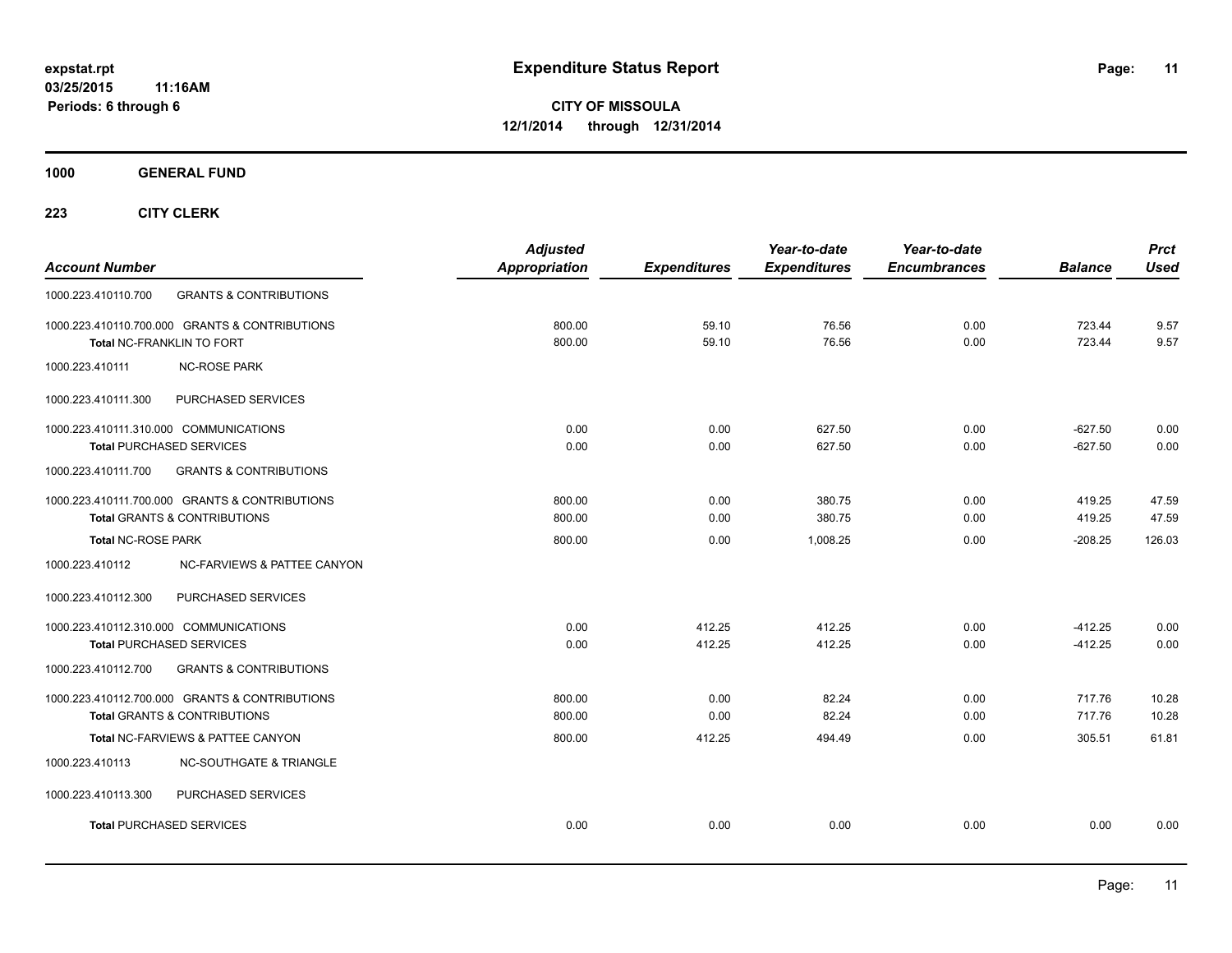**Expenditure Status Report**

**CITY OF MISSOULA**
**12/1/2014 through 12/31/2014**

expstat.rpt
03/25/2015 11:16AM
Periods: 6 through 6

**1000 GENERAL FUND**

**223 CITY CLERK**

| Account Number | | Adjusted Appropriation | Expenditures | Year-to-date Expenditures | Year-to-date Encumbrances | Balance | Prct Used |
|---|---|---|---|---|---|---|---|
| 1000.223.410110.700 | GRANTS & CONTRIBUTIONS | | | | | | |
| 1000.223.410110.700.000 | GRANTS & CONTRIBUTIONS | 800.00 | 59.10 | 76.56 | 0.00 | 723.44 | 9.57 |
| **Total** NC-FRANKLIN TO FORT | | 800.00 | 59.10 | 76.56 | 0.00 | 723.44 | 9.57 |
| 1000.223.410111 | NC-ROSE PARK | | | | | | |
| 1000.223.410111.300 | PURCHASED SERVICES | | | | | | |
| 1000.223.410111.310.000 | COMMUNICATIONS | 0.00 | 0.00 | 627.50 | 0.00 | -627.50 | 0.00 |
| **Total** PURCHASED SERVICES | | 0.00 | 0.00 | 627.50 | 0.00 | -627.50 | 0.00 |
| 1000.223.410111.700 | GRANTS & CONTRIBUTIONS | | | | | | |
| 1000.223.410111.700.000 | GRANTS & CONTRIBUTIONS | 800.00 | 0.00 | 380.75 | 0.00 | 419.25 | 47.59 |
| **Total** GRANTS & CONTRIBUTIONS | | 800.00 | 0.00 | 380.75 | 0.00 | 419.25 | 47.59 |
| **Total** NC-ROSE PARK | | 800.00 | 0.00 | 1,008.25 | 0.00 | -208.25 | 126.03 |
| 1000.223.410112 | NC-FARVIEWS & PATTEE CANYON | | | | | | |
| 1000.223.410112.300 | PURCHASED SERVICES | | | | | | |
| 1000.223.410112.310.000 | COMMUNICATIONS | 0.00 | 412.25 | 412.25 | 0.00 | -412.25 | 0.00 |
| **Total** PURCHASED SERVICES | | 0.00 | 412.25 | 412.25 | 0.00 | -412.25 | 0.00 |
| 1000.223.410112.700 | GRANTS & CONTRIBUTIONS | | | | | | |
| 1000.223.410112.700.000 | GRANTS & CONTRIBUTIONS | 800.00 | 0.00 | 82.24 | 0.00 | 717.76 | 10.28 |
| **Total** GRANTS & CONTRIBUTIONS | | 800.00 | 0.00 | 82.24 | 0.00 | 717.76 | 10.28 |
| **Total** NC-FARVIEWS & PATTEE CANYON | | 800.00 | 412.25 | 494.49 | 0.00 | 305.51 | 61.81 |
| 1000.223.410113 | NC-SOUTHGATE & TRIANGLE | | | | | | |
| 1000.223.410113.300 | PURCHASED SERVICES | | | | | | |
| **Total** PURCHASED SERVICES | | 0.00 | 0.00 | 0.00 | 0.00 | 0.00 | 0.00 |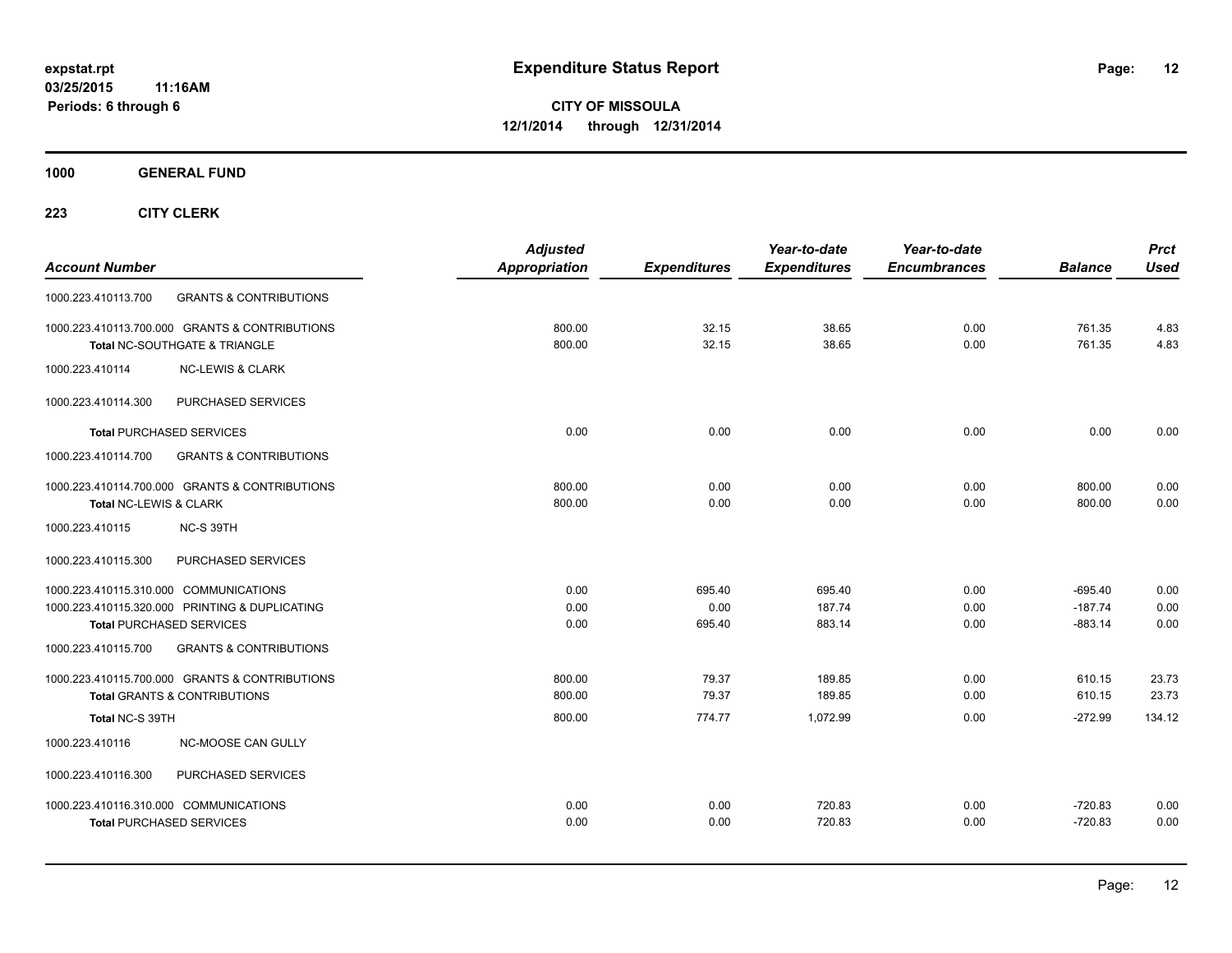**expstat.rpt**
**03/25/2015 11:16AM**
**Periods: 6 through 6**

# Expenditure Status Report

**CITY OF MISSOULA**
**12/1/2014 through 12/31/2014**

**1000 GENERAL FUND**

**223 CITY CLERK**

| Account Number | | Adjusted Appropriation | Expenditures | Year-to-date Expenditures | Year-to-date Encumbrances | Balance | Prct Used |
|---|---|---|---|---|---|---|---|
| 1000.223.410113.700 | GRANTS & CONTRIBUTIONS | | | | | | |
| 1000.223.410113.700.000 GRANTS & CONTRIBUTIONS | | 800.00 | 32.15 | 38.65 | 0.00 | 761.35 | 4.83 |
| **Total** NC-SOUTHGATE & TRIANGLE | | 800.00 | 32.15 | 38.65 | 0.00 | 761.35 | 4.83 |
| 1000.223.410114 | NC-LEWIS & CLARK | | | | | | |
| 1000.223.410114.300 | PURCHASED SERVICES | | | | | | |
| **Total** PURCHASED SERVICES | | 0.00 | 0.00 | 0.00 | 0.00 | 0.00 | 0.00 |
| 1000.223.410114.700 | GRANTS & CONTRIBUTIONS | | | | | | |
| 1000.223.410114.700.000 GRANTS & CONTRIBUTIONS | | 800.00 | 0.00 | 0.00 | 0.00 | 800.00 | 0.00 |
| **Total** NC-LEWIS & CLARK | | 800.00 | 0.00 | 0.00 | 0.00 | 800.00 | 0.00 |
| 1000.223.410115 | NC-S 39TH | | | | | | |
| 1000.223.410115.300 | PURCHASED SERVICES | | | | | | |
| 1000.223.410115.310.000 COMMUNICATIONS | | 0.00 | 695.40 | 695.40 | 0.00 | -695.40 | 0.00 |
| 1000.223.410115.320.000 PRINTING & DUPLICATING | | 0.00 | 0.00 | 187.74 | 0.00 | -187.74 | 0.00 |
| **Total** PURCHASED SERVICES | | 0.00 | 695.40 | 883.14 | 0.00 | -883.14 | 0.00 |
| 1000.223.410115.700 | GRANTS & CONTRIBUTIONS | | | | | | |
| 1000.223.410115.700.000 GRANTS & CONTRIBUTIONS | | 800.00 | 79.37 | 189.85 | 0.00 | 610.15 | 23.73 |
| **Total** GRANTS & CONTRIBUTIONS | | 800.00 | 79.37 | 189.85 | 0.00 | 610.15 | 23.73 |
| **Total** NC-S 39TH | | 800.00 | 774.77 | 1,072.99 | 0.00 | -272.99 | 134.12 |
| 1000.223.410116 | NC-MOOSE CAN GULLY | | | | | | |
| 1000.223.410116.300 | PURCHASED SERVICES | | | | | | |
| 1000.223.410116.310.000 COMMUNICATIONS | | 0.00 | 0.00 | 720.83 | 0.00 | -720.83 | 0.00 |
| **Total** PURCHASED SERVICES | | 0.00 | 0.00 | 720.83 | 0.00 | -720.83 | 0.00 |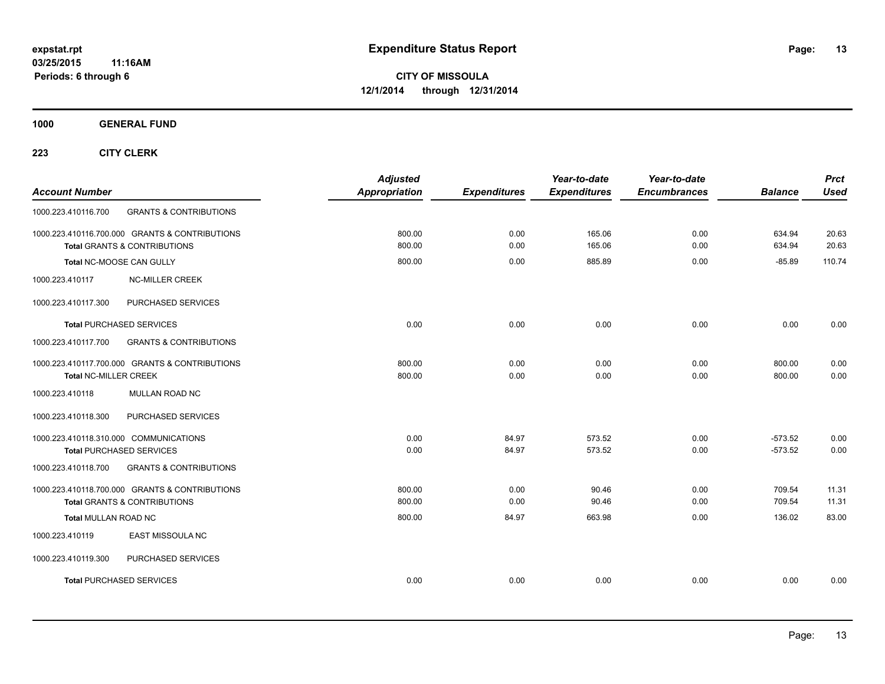# Expenditure Status Report

expstat.rpt
03/25/2015 11:16AM
Periods: 6 through 6

**CITY OF MISSOULA**
**12/1/2014 through 12/31/2014**

**1000 GENERAL FUND**

**223 CITY CLERK**

| Account Number | | Adjusted Appropriation | Expenditures | Year-to-date Expenditures | Year-to-date Encumbrances | Balance | Prct Used |
|---|---|---|---|---|---|---|---|
| 1000.223.410116.700 | GRANTS & CONTRIBUTIONS | | | | | | |
| 1000.223.410116.700.000 GRANTS & CONTRIBUTIONS | | 800.00 | 0.00 | 165.06 | 0.00 | 634.94 | 20.63 |
| **Total** GRANTS & CONTRIBUTIONS | | 800.00 | 0.00 | 165.06 | 0.00 | 634.94 | 20.63 |
| **Total** NC-MOOSE CAN GULLY | | 800.00 | 0.00 | 885.89 | 0.00 | -85.89 | 110.74 |
| 1000.223.410117 | NC-MILLER CREEK | | | | | | |
| 1000.223.410117.300 | PURCHASED SERVICES | | | | | | |
| **Total** PURCHASED SERVICES | | 0.00 | 0.00 | 0.00 | 0.00 | 0.00 | 0.00 |
| 1000.223.410117.700 | GRANTS & CONTRIBUTIONS | | | | | | |
| 1000.223.410117.700.000 GRANTS & CONTRIBUTIONS | | 800.00 | 0.00 | 0.00 | 0.00 | 800.00 | 0.00 |
| **Total** NC-MILLER CREEK | | 800.00 | 0.00 | 0.00 | 0.00 | 800.00 | 0.00 |
| 1000.223.410118 | MULLAN ROAD NC | | | | | | |
| 1000.223.410118.300 | PURCHASED SERVICES | | | | | | |
| 1000.223.410118.310.000 COMMUNICATIONS | | 0.00 | 84.97 | 573.52 | 0.00 | -573.52 | 0.00 |
| **Total** PURCHASED SERVICES | | 0.00 | 84.97 | 573.52 | 0.00 | -573.52 | 0.00 |
| 1000.223.410118.700 | GRANTS & CONTRIBUTIONS | | | | | | |
| 1000.223.410118.700.000 GRANTS & CONTRIBUTIONS | | 800.00 | 0.00 | 90.46 | 0.00 | 709.54 | 11.31 |
| **Total** GRANTS & CONTRIBUTIONS | | 800.00 | 0.00 | 90.46 | 0.00 | 709.54 | 11.31 |
| **Total** MULLAN ROAD NC | | 800.00 | 84.97 | 663.98 | 0.00 | 136.02 | 83.00 |
| 1000.223.410119 | EAST MISSOULA NC | | | | | | |
| 1000.223.410119.300 | PURCHASED SERVICES | | | | | | |
| **Total** PURCHASED SERVICES | | 0.00 | 0.00 | 0.00 | 0.00 | 0.00 | 0.00 |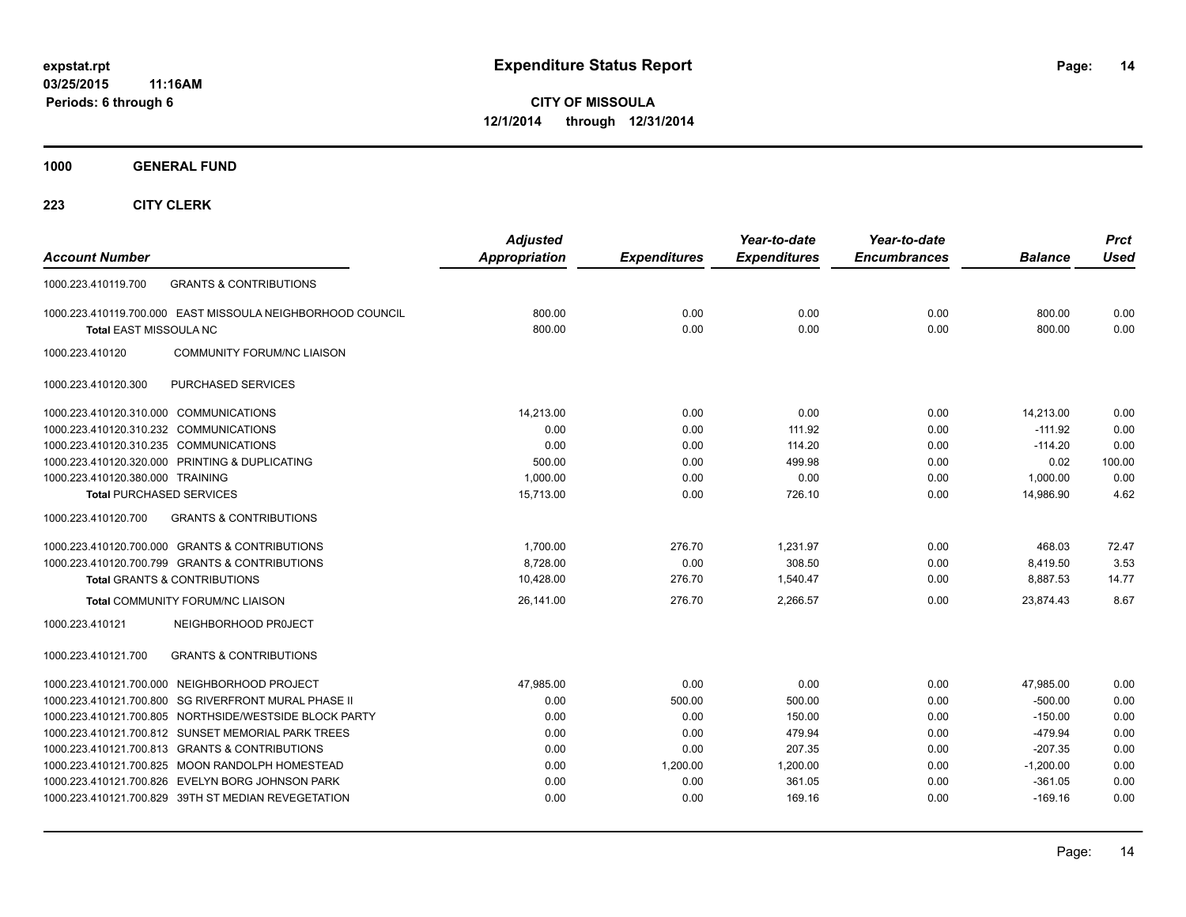# Expenditure Status Report

expstat.rpt
03/25/2015 11:16AM
Periods: 6 through 6

**CITY OF MISSOULA**
**12/1/2014 through 12/31/2014**

**1000 GENERAL FUND**

**223 CITY CLERK**

| Account Number | | Adjusted Appropriation | Expenditures | Year-to-date Expenditures | Year-to-date Encumbrances | Balance | Prct Used |
|---|---|---|---|---|---|---|---|
| 1000.223.410119.700 | GRANTS & CONTRIBUTIONS | | | | | | |
| 1000.223.410119.700.000 | EAST MISSOULA NEIGHBORHOOD COUNCIL | 800.00 | 0.00 | 0.00 | 0.00 | 800.00 | 0.00 |
| **Total** EAST MISSOULA NC | | 800.00 | 0.00 | 0.00 | 0.00 | 800.00 | 0.00 |
| 1000.223.410120 | COMMUNITY FORUM/NC LIAISON | | | | | | |
| 1000.223.410120.300 | PURCHASED SERVICES | | | | | | |
| 1000.223.410120.310.000 | COMMUNICATIONS | 14,213.00 | 0.00 | 0.00 | 0.00 | 14,213.00 | 0.00 |
| 1000.223.410120.310.232 | COMMUNICATIONS | 0.00 | 0.00 | 111.92 | 0.00 | -111.92 | 0.00 |
| 1000.223.410120.310.235 | COMMUNICATIONS | 0.00 | 0.00 | 114.20 | 0.00 | -114.20 | 0.00 |
| 1000.223.410120.320.000 | PRINTING & DUPLICATING | 500.00 | 0.00 | 499.98 | 0.00 | 0.02 | 100.00 |
| 1000.223.410120.380.000 | TRAINING | 1,000.00 | 0.00 | 0.00 | 0.00 | 1,000.00 | 0.00 |
| **Total** PURCHASED SERVICES | | 15,713.00 | 0.00 | 726.10 | 0.00 | 14,986.90 | 4.62 |
| 1000.223.410120.700 | GRANTS & CONTRIBUTIONS | | | | | | |
| 1000.223.410120.700.000 | GRANTS & CONTRIBUTIONS | 1,700.00 | 276.70 | 1,231.97 | 0.00 | 468.03 | 72.47 |
| 1000.223.410120.700.799 | GRANTS & CONTRIBUTIONS | 8,728.00 | 0.00 | 308.50 | 0.00 | 8,419.50 | 3.53 |
| **Total** GRANTS & CONTRIBUTIONS | | 10,428.00 | 276.70 | 1,540.47 | 0.00 | 8,887.53 | 14.77 |
| **Total** COMMUNITY FORUM/NC LIAISON | | 26,141.00 | 276.70 | 2,266.57 | 0.00 | 23,874.43 | 8.67 |
| 1000.223.410121 | NEIGHBORHOOD PR0JECT | | | | | | |
| 1000.223.410121.700 | GRANTS & CONTRIBUTIONS | | | | | | |
| 1000.223.410121.700.000 | NEIGHBORHOOD PROJECT | 47,985.00 | 0.00 | 0.00 | 0.00 | 47,985.00 | 0.00 |
| 1000.223.410121.700.800 | SG RIVERFRONT MURAL PHASE II | 0.00 | 500.00 | 500.00 | 0.00 | -500.00 | 0.00 |
| 1000.223.410121.700.805 | NORTHSIDE/WESTSIDE BLOCK PARTY | 0.00 | 0.00 | 150.00 | 0.00 | -150.00 | 0.00 |
| 1000.223.410121.700.812 | SUNSET MEMORIAL PARK TREES | 0.00 | 0.00 | 479.94 | 0.00 | -479.94 | 0.00 |
| 1000.223.410121.700.813 | GRANTS & CONTRIBUTIONS | 0.00 | 0.00 | 207.35 | 0.00 | -207.35 | 0.00 |
| 1000.223.410121.700.825 | MOON RANDOLPH HOMESTEAD | 0.00 | 1,200.00 | 1,200.00 | 0.00 | -1,200.00 | 0.00 |
| 1000.223.410121.700.826 | EVELYN BORG JOHNSON PARK | 0.00 | 0.00 | 361.05 | 0.00 | -361.05 | 0.00 |
| 1000.223.410121.700.829 | 39TH ST MEDIAN REVEGETATION | 0.00 | 0.00 | 169.16 | 0.00 | -169.16 | 0.00 |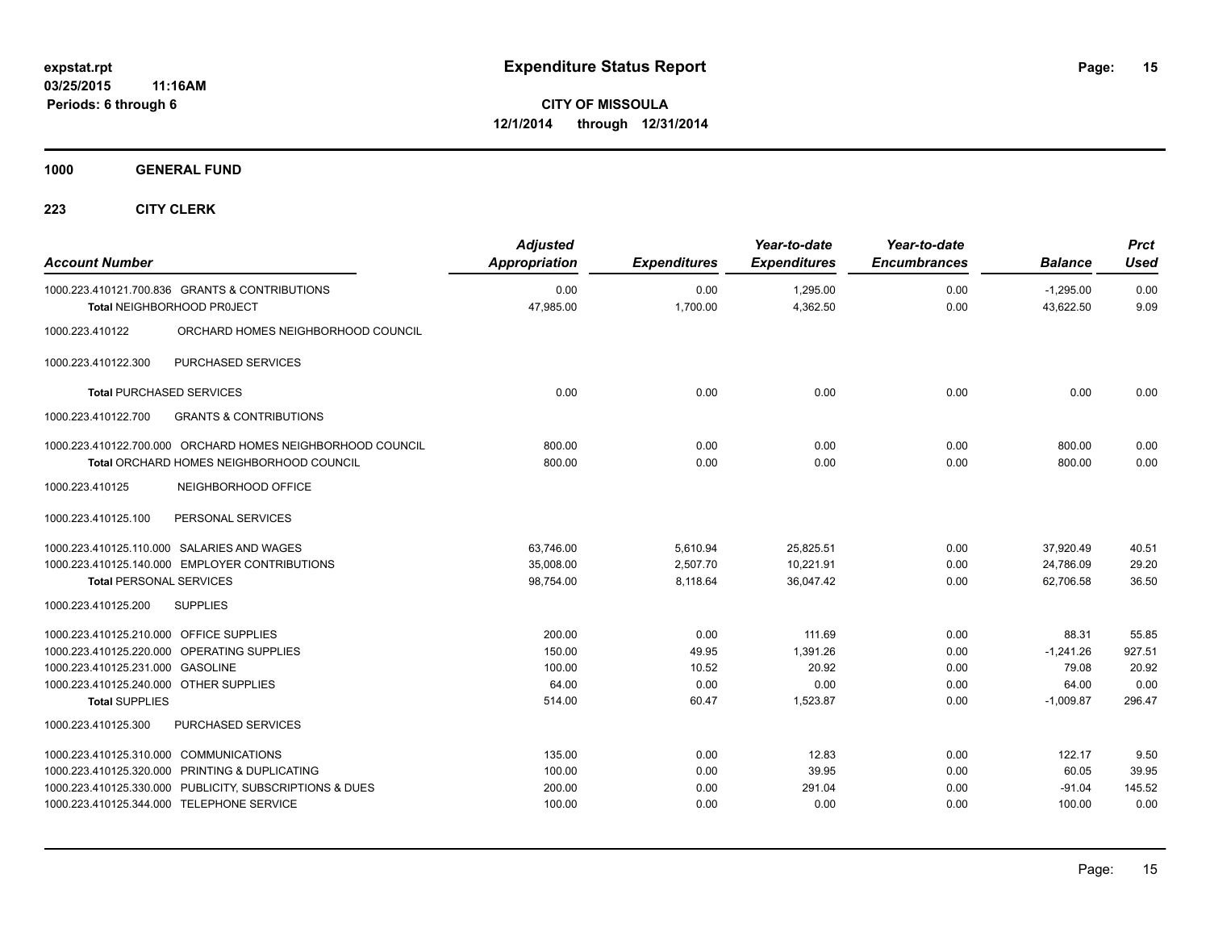**expstat.rpt**
**03/25/2015 11:16AM**
**Periods: 6 through 6**

# Expenditure Status Report

**CITY OF MISSOULA**
**12/1/2014 through 12/31/2014**

**1000 GENERAL FUND**

**223 CITY CLERK**

| Account Number | Adjusted Appropriation | Expenditures | Year-to-date Expenditures | Year-to-date Encumbrances | Balance | Prct Used |
|---|---|---|---|---|---|---|
| 1000.223.410121.700.836 GRANTS & CONTRIBUTIONS | 0.00 | 0.00 | 1,295.00 | 0.00 | -1,295.00 | 0.00 |
| **Total** NEIGHBORHOOD PR0JECT | 47,985.00 | 1,700.00 | 4,362.50 | 0.00 | 43,622.50 | 9.09 |
| 1000.223.410122 ORCHARD HOMES NEIGHBORHOOD COUNCIL | | | | | | |
| 1000.223.410122.300 PURCHASED SERVICES | | | | | | |
| **Total** PURCHASED SERVICES | 0.00 | 0.00 | 0.00 | 0.00 | 0.00 | 0.00 |
| 1000.223.410122.700 GRANTS & CONTRIBUTIONS | | | | | | |
| 1000.223.410122.700.000 ORCHARD HOMES NEIGHBORHOOD COUNCIL | 800.00 | 0.00 | 0.00 | 0.00 | 800.00 | 0.00 |
| **Total** ORCHARD HOMES NEIGHBORHOOD COUNCIL | 800.00 | 0.00 | 0.00 | 0.00 | 800.00 | 0.00 |
| 1000.223.410125 NEIGHBORHOOD OFFICE | | | | | | |
| 1000.223.410125.100 PERSONAL SERVICES | | | | | | |
| 1000.223.410125.110.000 SALARIES AND WAGES | 63,746.00 | 5,610.94 | 25,825.51 | 0.00 | 37,920.49 | 40.51 |
| 1000.223.410125.140.000 EMPLOYER CONTRIBUTIONS | 35,008.00 | 2,507.70 | 10,221.91 | 0.00 | 24,786.09 | 29.20 |
| **Total** PERSONAL SERVICES | 98,754.00 | 8,118.64 | 36,047.42 | 0.00 | 62,706.58 | 36.50 |
| 1000.223.410125.200 SUPPLIES | | | | | | |
| 1000.223.410125.210.000 OFFICE SUPPLIES | 200.00 | 0.00 | 111.69 | 0.00 | 88.31 | 55.85 |
| 1000.223.410125.220.000 OPERATING SUPPLIES | 150.00 | 49.95 | 1,391.26 | 0.00 | -1,241.26 | 927.51 |
| 1000.223.410125.231.000 GASOLINE | 100.00 | 10.52 | 20.92 | 0.00 | 79.08 | 20.92 |
| 1000.223.410125.240.000 OTHER SUPPLIES | 64.00 | 0.00 | 0.00 | 0.00 | 64.00 | 0.00 |
| **Total** SUPPLIES | 514.00 | 60.47 | 1,523.87 | 0.00 | -1,009.87 | 296.47 |
| 1000.223.410125.300 PURCHASED SERVICES | | | | | | |
| 1000.223.410125.310.000 COMMUNICATIONS | 135.00 | 0.00 | 12.83 | 0.00 | 122.17 | 9.50 |
| 1000.223.410125.320.000 PRINTING & DUPLICATING | 100.00 | 0.00 | 39.95 | 0.00 | 60.05 | 39.95 |
| 1000.223.410125.330.000 PUBLICITY, SUBSCRIPTIONS & DUES | 200.00 | 0.00 | 291.04 | 0.00 | -91.04 | 145.52 |
| 1000.223.410125.344.000 TELEPHONE SERVICE | 100.00 | 0.00 | 0.00 | 0.00 | 100.00 | 0.00 |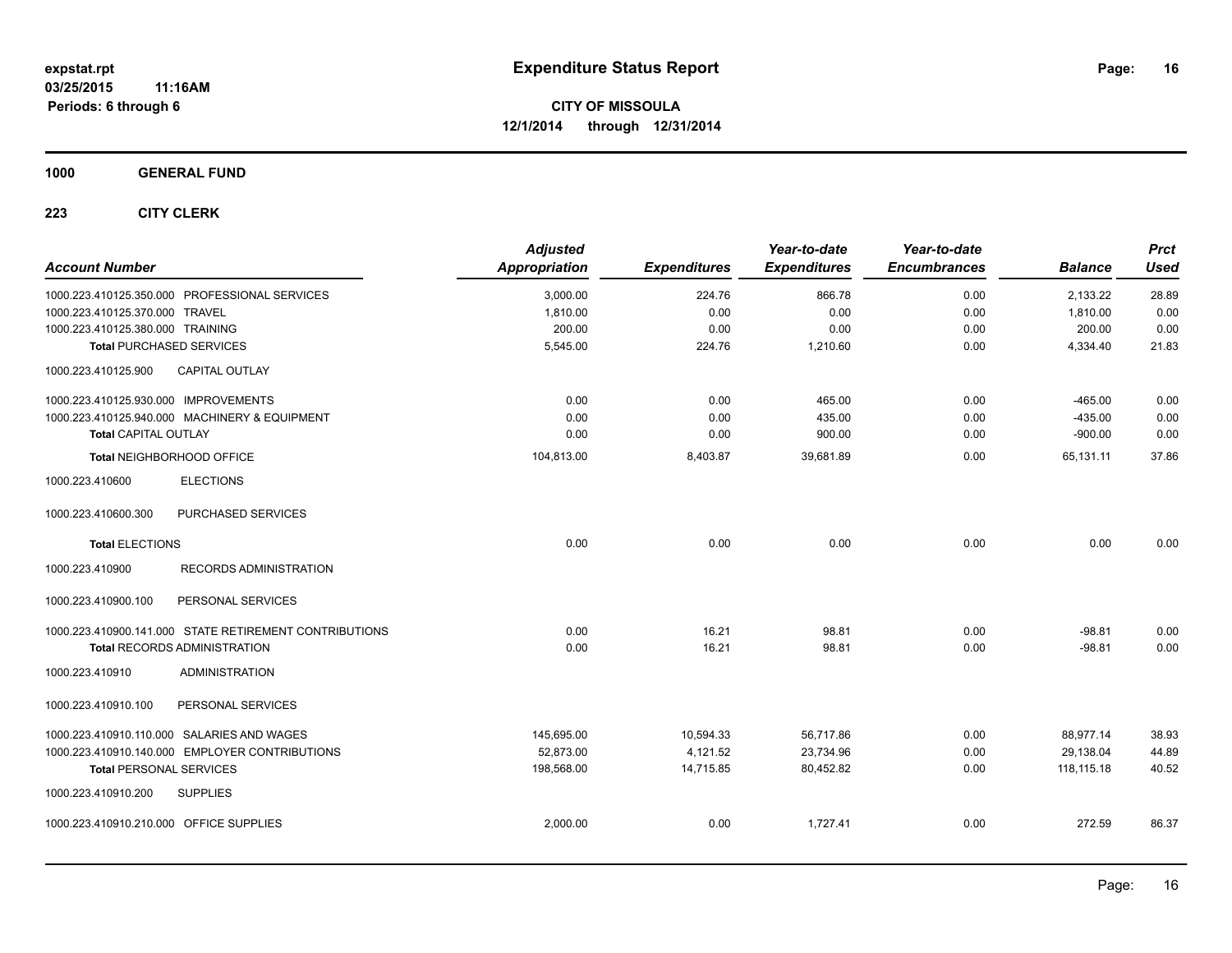# Expenditure Status Report

expstat.rpt
03/25/2015 11:16AM
Periods: 6 through 6

**CITY OF MISSOULA**
**12/1/2014 through 12/31/2014**

**1000 GENERAL FUND**

**223 CITY CLERK**

| Account Number | Adjusted Appropriation | Expenditures | Year-to-date Expenditures | Year-to-date Encumbrances | Balance | Prct Used |
|---|---|---|---|---|---|---|
| 1000.223.410125.350.000 PROFESSIONAL SERVICES | 3,000.00 | 224.76 | 866.78 | 0.00 | 2,133.22 | 28.89 |
| 1000.223.410125.370.000 TRAVEL | 1,810.00 | 0.00 | 0.00 | 0.00 | 1,810.00 | 0.00 |
| 1000.223.410125.380.000 TRAINING | 200.00 | 0.00 | 0.00 | 0.00 | 200.00 | 0.00 |
| **Total** PURCHASED SERVICES | 5,545.00 | 224.76 | 1,210.60 | 0.00 | 4,334.40 | 21.83 |
| 1000.223.410125.900 CAPITAL OUTLAY | | | | | | |
| 1000.223.410125.930.000 IMPROVEMENTS | 0.00 | 0.00 | 465.00 | 0.00 | -465.00 | 0.00 |
| 1000.223.410125.940.000 MACHINERY & EQUIPMENT | 0.00 | 0.00 | 435.00 | 0.00 | -435.00 | 0.00 |
| **Total** CAPITAL OUTLAY | 0.00 | 0.00 | 900.00 | 0.00 | -900.00 | 0.00 |
| **Total** NEIGHBORHOOD OFFICE | 104,813.00 | 8,403.87 | 39,681.89 | 0.00 | 65,131.11 | 37.86 |
| 1000.223.410600 ELECTIONS | | | | | | |
| 1000.223.410600.300 PURCHASED SERVICES | | | | | | |
| **Total** ELECTIONS | 0.00 | 0.00 | 0.00 | 0.00 | 0.00 | 0.00 |
| 1000.223.410900 RECORDS ADMINISTRATION | | | | | | |
| 1000.223.410900.100 PERSONAL SERVICES | | | | | | |
| 1000.223.410900.141.000 STATE RETIREMENT CONTRIBUTIONS | 0.00 | 16.21 | 98.81 | 0.00 | -98.81 | 0.00 |
| **Total** RECORDS ADMINISTRATION | 0.00 | 16.21 | 98.81 | 0.00 | -98.81 | 0.00 |
| 1000.223.410910 ADMINISTRATION | | | | | | |
| 1000.223.410910.100 PERSONAL SERVICES | | | | | | |
| 1000.223.410910.110.000 SALARIES AND WAGES | 145,695.00 | 10,594.33 | 56,717.86 | 0.00 | 88,977.14 | 38.93 |
| 1000.223.410910.140.000 EMPLOYER CONTRIBUTIONS | 52,873.00 | 4,121.52 | 23,734.96 | 0.00 | 29,138.04 | 44.89 |
| **Total** PERSONAL SERVICES | 198,568.00 | 14,715.85 | 80,452.82 | 0.00 | 118,115.18 | 40.52 |
| 1000.223.410910.200 SUPPLIES | | | | | | |
| 1000.223.410910.210.000 OFFICE SUPPLIES | 2,000.00 | 0.00 | 1,727.41 | 0.00 | 272.59 | 86.37 |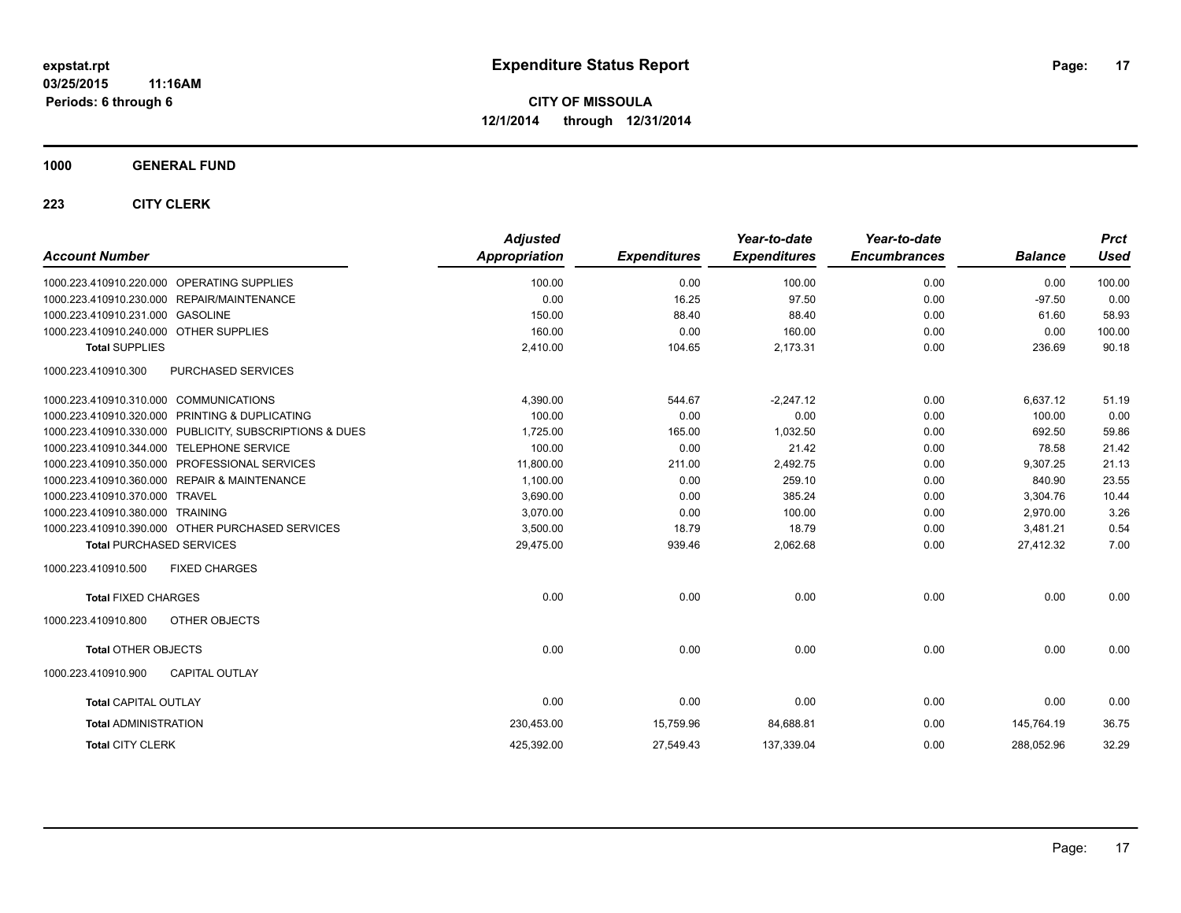# Expenditure Status Report

expstat.rpt
03/25/2015 11:16AM
Periods: 6 through 6

**CITY OF MISSOULA**
**12/1/2014 through 12/31/2014**

## 1000 GENERAL FUND

### 223 CITY CLERK

| Account Number | | Adjusted Appropriation | Expenditures | Year-to-date Expenditures | Year-to-date Encumbrances | Balance | Prct Used |
|---|---|---|---|---|---|---|---|
| 1000.223.410910.220.000 | OPERATING SUPPLIES | 100.00 | 0.00 | 100.00 | 0.00 | 0.00 | 100.00 |
| 1000.223.410910.230.000 | REPAIR/MAINTENANCE | 0.00 | 16.25 | 97.50 | 0.00 | -97.50 | 0.00 |
| 1000.223.410910.231.000 | GASOLINE | 150.00 | 88.40 | 88.40 | 0.00 | 61.60 | 58.93 |
| 1000.223.410910.240.000 | OTHER SUPPLIES | 160.00 | 0.00 | 160.00 | 0.00 | 0.00 | 100.00 |
| **Total SUPPLIES** | | 2,410.00 | 104.65 | 2,173.31 | 0.00 | 236.69 | 90.18 |
| 1000.223.410910.300 | PURCHASED SERVICES | | | | | | |
| 1000.223.410910.310.000 | COMMUNICATIONS | 4,390.00 | 544.67 | -2,247.12 | 0.00 | 6,637.12 | 51.19 |
| 1000.223.410910.320.000 | PRINTING & DUPLICATING | 100.00 | 0.00 | 0.00 | 0.00 | 100.00 | 0.00 |
| 1000.223.410910.330.000 | PUBLICITY, SUBSCRIPTIONS & DUES | 1,725.00 | 165.00 | 1,032.50 | 0.00 | 692.50 | 59.86 |
| 1000.223.410910.344.000 | TELEPHONE SERVICE | 100.00 | 0.00 | 21.42 | 0.00 | 78.58 | 21.42 |
| 1000.223.410910.350.000 | PROFESSIONAL SERVICES | 11,800.00 | 211.00 | 2,492.75 | 0.00 | 9,307.25 | 21.13 |
| 1000.223.410910.360.000 | REPAIR & MAINTENANCE | 1,100.00 | 0.00 | 259.10 | 0.00 | 840.90 | 23.55 |
| 1000.223.410910.370.000 | TRAVEL | 3,690.00 | 0.00 | 385.24 | 0.00 | 3,304.76 | 10.44 |
| 1000.223.410910.380.000 | TRAINING | 3,070.00 | 0.00 | 100.00 | 0.00 | 2,970.00 | 3.26 |
| 1000.223.410910.390.000 | OTHER PURCHASED SERVICES | 3,500.00 | 18.79 | 18.79 | 0.00 | 3,481.21 | 0.54 |
| **Total PURCHASED SERVICES** | | 29,475.00 | 939.46 | 2,062.68 | 0.00 | 27,412.32 | 7.00 |
| 1000.223.410910.500 | FIXED CHARGES | | | | | | |
| **Total FIXED CHARGES** | | 0.00 | 0.00 | 0.00 | 0.00 | 0.00 | 0.00 |
| 1000.223.410910.800 | OTHER OBJECTS | | | | | | |
| **Total OTHER OBJECTS** | | 0.00 | 0.00 | 0.00 | 0.00 | 0.00 | 0.00 |
| 1000.223.410910.900 | CAPITAL OUTLAY | | | | | | |
| **Total CAPITAL OUTLAY** | | 0.00 | 0.00 | 0.00 | 0.00 | 0.00 | 0.00 |
| **Total ADMINISTRATION** | | 230,453.00 | 15,759.96 | 84,688.81 | 0.00 | 145,764.19 | 36.75 |
| **Total CITY CLERK** | | 425,392.00 | 27,549.43 | 137,339.04 | 0.00 | 288,052.96 | 32.29 |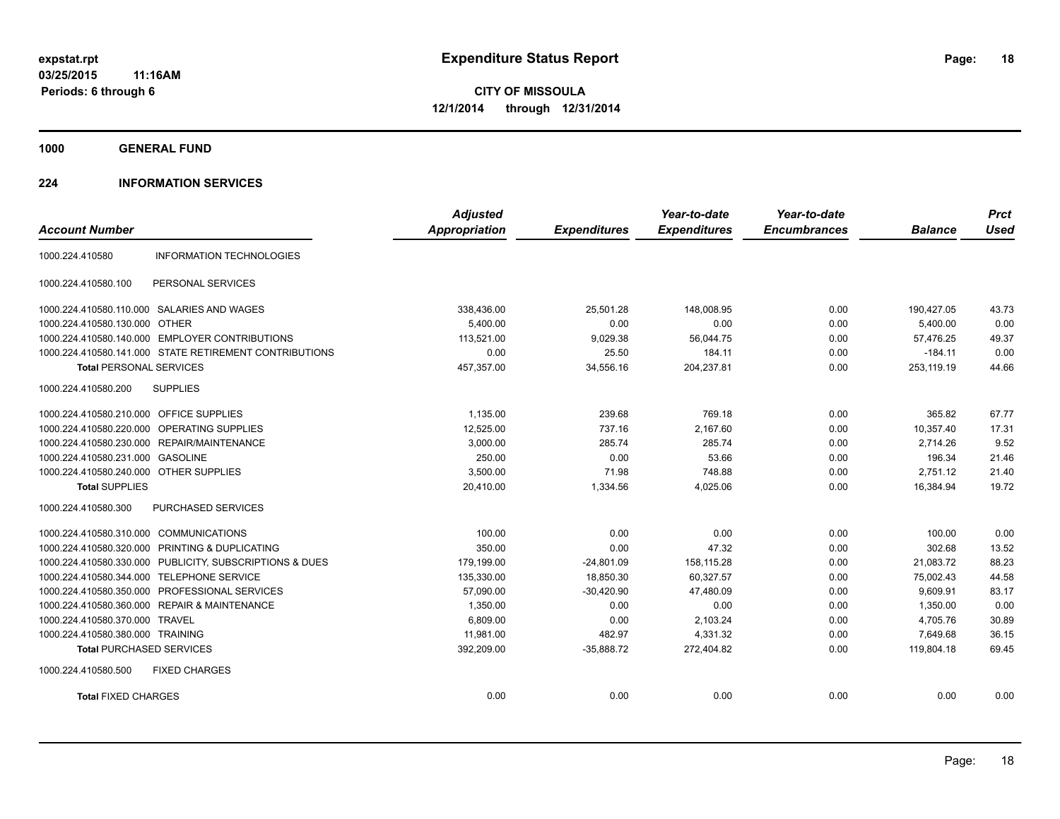# Expenditure Status Report

expstat.rpt
03/25/2015 11:16AM
Periods: 6 through 6

**CITY OF MISSOULA**
**12/1/2014 through 12/31/2014**

## 1000 GENERAL FUND

## 224 INFORMATION SERVICES

| Account Number | | Adjusted Appropriation | Expenditures | Year-to-date Expenditures | Year-to-date Encumbrances | Balance | Prct Used |
|---|---|---|---|---|---|---|---|
| 1000.224.410580 | INFORMATION TECHNOLOGIES | | | | | | |
| 1000.224.410580.100 | PERSONAL SERVICES | | | | | | |
| 1000.224.410580.110.000 | SALARIES AND WAGES | 338,436.00 | 25,501.28 | 148,008.95 | 0.00 | 190,427.05 | 43.73 |
| 1000.224.410580.130.000 | OTHER | 5,400.00 | 0.00 | 0.00 | 0.00 | 5,400.00 | 0.00 |
| 1000.224.410580.140.000 | EMPLOYER CONTRIBUTIONS | 113,521.00 | 9,029.38 | 56,044.75 | 0.00 | 57,476.25 | 49.37 |
| 1000.224.410580.141.000 | STATE RETIREMENT CONTRIBUTIONS | 0.00 | 25.50 | 184.11 | 0.00 | -184.11 | 0.00 |
| **Total** PERSONAL SERVICES | | 457,357.00 | 34,556.16 | 204,237.81 | 0.00 | 253,119.19 | 44.66 |
| 1000.224.410580.200 | SUPPLIES | | | | | | |
| 1000.224.410580.210.000 | OFFICE SUPPLIES | 1,135.00 | 239.68 | 769.18 | 0.00 | 365.82 | 67.77 |
| 1000.224.410580.220.000 | OPERATING SUPPLIES | 12,525.00 | 737.16 | 2,167.60 | 0.00 | 10,357.40 | 17.31 |
| 1000.224.410580.230.000 | REPAIR/MAINTENANCE | 3,000.00 | 285.74 | 285.74 | 0.00 | 2,714.26 | 9.52 |
| 1000.224.410580.231.000 | GASOLINE | 250.00 | 0.00 | 53.66 | 0.00 | 196.34 | 21.46 |
| 1000.224.410580.240.000 | OTHER SUPPLIES | 3,500.00 | 71.98 | 748.88 | 0.00 | 2,751.12 | 21.40 |
| **Total** SUPPLIES | | 20,410.00 | 1,334.56 | 4,025.06 | 0.00 | 16,384.94 | 19.72 |
| 1000.224.410580.300 | PURCHASED SERVICES | | | | | | |
| 1000.224.410580.310.000 | COMMUNICATIONS | 100.00 | 0.00 | 0.00 | 0.00 | 100.00 | 0.00 |
| 1000.224.410580.320.000 | PRINTING & DUPLICATING | 350.00 | 0.00 | 47.32 | 0.00 | 302.68 | 13.52 |
| 1000.224.410580.330.000 | PUBLICITY, SUBSCRIPTIONS & DUES | 179,199.00 | -24,801.09 | 158,115.28 | 0.00 | 21,083.72 | 88.23 |
| 1000.224.410580.344.000 | TELEPHONE SERVICE | 135,330.00 | 18,850.30 | 60,327.57 | 0.00 | 75,002.43 | 44.58 |
| 1000.224.410580.350.000 | PROFESSIONAL SERVICES | 57,090.00 | -30,420.90 | 47,480.09 | 0.00 | 9,609.91 | 83.17 |
| 1000.224.410580.360.000 | REPAIR & MAINTENANCE | 1,350.00 | 0.00 | 0.00 | 0.00 | 1,350.00 | 0.00 |
| 1000.224.410580.370.000 | TRAVEL | 6,809.00 | 0.00 | 2,103.24 | 0.00 | 4,705.76 | 30.89 |
| 1000.224.410580.380.000 | TRAINING | 11,981.00 | 482.97 | 4,331.32 | 0.00 | 7,649.68 | 36.15 |
| **Total** PURCHASED SERVICES | | 392,209.00 | -35,888.72 | 272,404.82 | 0.00 | 119,804.18 | 69.45 |
| 1000.224.410580.500 | FIXED CHARGES | | | | | | |
| **Total** FIXED CHARGES | | 0.00 | 0.00 | 0.00 | 0.00 | 0.00 | 0.00 |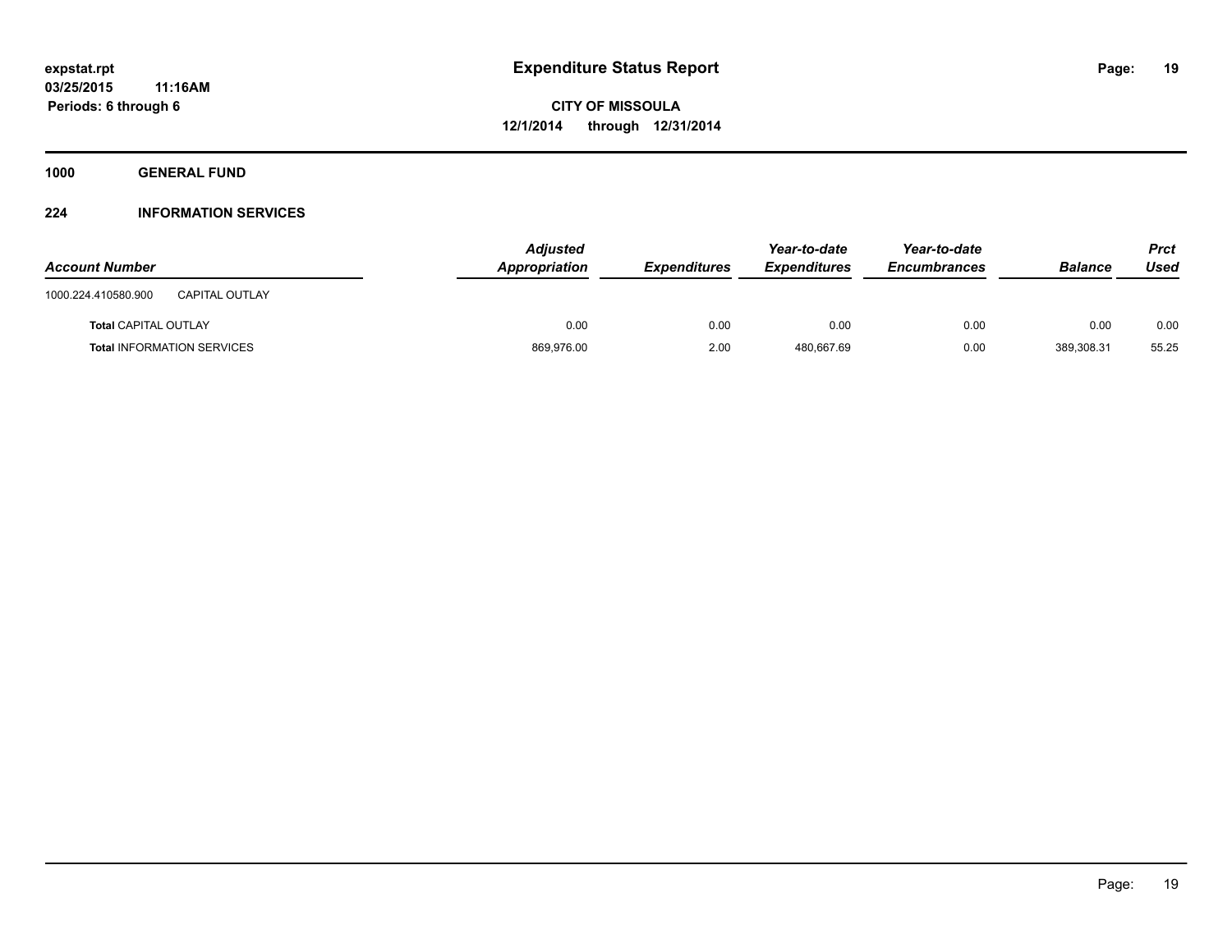**expstat.rpt**
**03/25/2015 11:16AM**
**Periods: 6 through 6**

# Expenditure Status Report

**CITY OF MISSOULA**
**12/1/2014 through 12/31/2014**

## 1000 GENERAL FUND

### 224 INFORMATION SERVICES

| Account Number | | Adjusted Appropriation | Expenditures | Year-to-date Expenditures | Year-to-date Encumbrances | Balance | Prct Used |
|---|---|---|---|---|---|---|---|
| 1000.224.410580.900 | CAPITAL OUTLAY | | | | | | |
| **Total** CAPITAL OUTLAY | | 0.00 | 0.00 | 0.00 | 0.00 | 0.00 | 0.00 |
| **Total** INFORMATION SERVICES | | 869,976.00 | 2.00 | 480,667.69 | 0.00 | 389,308.31 | 55.25 |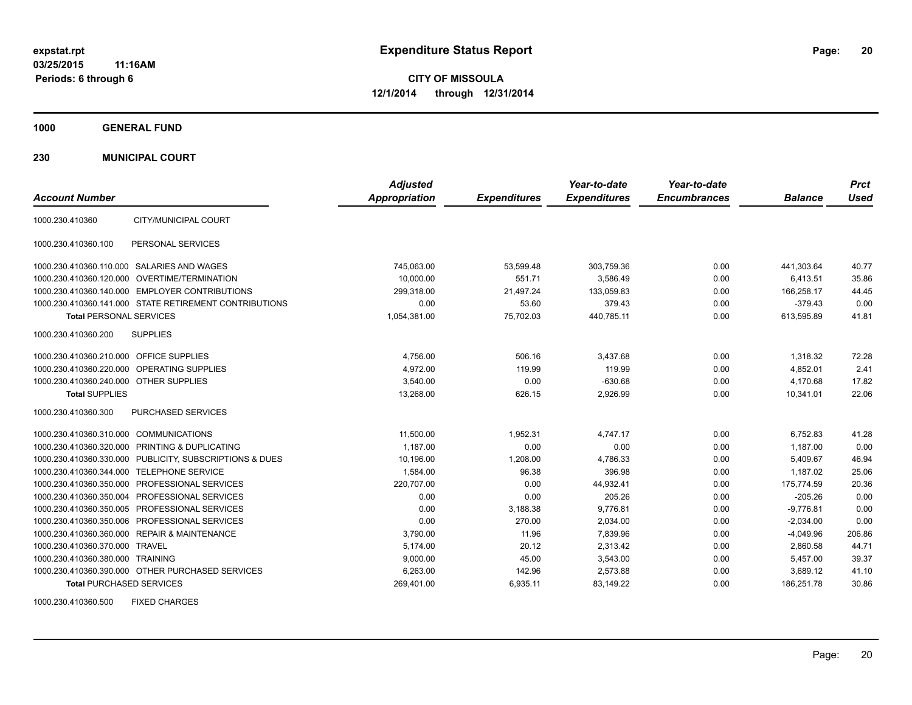# Expenditure Status Report

expstat.rpt
03/25/2015 11:16AM
Periods: 6 through 6

**CITY OF MISSOULA**
**12/1/2014 through 12/31/2014**

**1000 GENERAL FUND**

**230 MUNICIPAL COURT**

| Account Number | | Adjusted Appropriation | Expenditures | Year-to-date Expenditures | Year-to-date Encumbrances | Balance | Prct Used |
|---|---|---|---|---|---|---|---|
| 1000.230.410360 | CITY/MUNICIPAL COURT | | | | | | |
| 1000.230.410360.100 | PERSONAL SERVICES | | | | | | |
| 1000.230.410360.110.000 | SALARIES AND WAGES | 745,063.00 | 53,599.48 | 303,759.36 | 0.00 | 441,303.64 | 40.77 |
| 1000.230.410360.120.000 | OVERTIME/TERMINATION | 10,000.00 | 551.71 | 3,586.49 | 0.00 | 6,413.51 | 35.86 |
| 1000.230.410360.140.000 | EMPLOYER CONTRIBUTIONS | 299,318.00 | 21,497.24 | 133,059.83 | 0.00 | 166,258.17 | 44.45 |
| 1000.230.410360.141.000 | STATE RETIREMENT CONTRIBUTIONS | 0.00 | 53.60 | 379.43 | 0.00 | -379.43 | 0.00 |
| **Total** PERSONAL SERVICES | | 1,054,381.00 | 75,702.03 | 440,785.11 | 0.00 | 613,595.89 | 41.81 |
| 1000.230.410360.200 | SUPPLIES | | | | | | |
| 1000.230.410360.210.000 | OFFICE SUPPLIES | 4,756.00 | 506.16 | 3,437.68 | 0.00 | 1,318.32 | 72.28 |
| 1000.230.410360.220.000 | OPERATING SUPPLIES | 4,972.00 | 119.99 | 119.99 | 0.00 | 4,852.01 | 2.41 |
| 1000.230.410360.240.000 | OTHER SUPPLIES | 3,540.00 | 0.00 | -630.68 | 0.00 | 4,170.68 | 17.82 |
| **Total SUPPLIES** | | 13,268.00 | 626.15 | 2,926.99 | 0.00 | 10,341.01 | 22.06 |
| 1000.230.410360.300 | PURCHASED SERVICES | | | | | | |
| 1000.230.410360.310.000 | COMMUNICATIONS | 11,500.00 | 1,952.31 | 4,747.17 | 0.00 | 6,752.83 | 41.28 |
| 1000.230.410360.320.000 | PRINTING & DUPLICATING | 1,187.00 | 0.00 | 0.00 | 0.00 | 1,187.00 | 0.00 |
| 1000.230.410360.330.000 | PUBLICITY, SUBSCRIPTIONS & DUES | 10,196.00 | 1,208.00 | 4,786.33 | 0.00 | 5,409.67 | 46.94 |
| 1000.230.410360.344.000 | TELEPHONE SERVICE | 1,584.00 | 96.38 | 396.98 | 0.00 | 1,187.02 | 25.06 |
| 1000.230.410360.350.000 | PROFESSIONAL SERVICES | 220,707.00 | 0.00 | 44,932.41 | 0.00 | 175,774.59 | 20.36 |
| 1000.230.410360.350.004 | PROFESSIONAL SERVICES | 0.00 | 0.00 | 205.26 | 0.00 | -205.26 | 0.00 |
| 1000.230.410360.350.005 | PROFESSIONAL SERVICES | 0.00 | 3,188.38 | 9,776.81 | 0.00 | -9,776.81 | 0.00 |
| 1000.230.410360.350.006 | PROFESSIONAL SERVICES | 0.00 | 270.00 | 2,034.00 | 0.00 | -2,034.00 | 0.00 |
| 1000.230.410360.360.000 | REPAIR & MAINTENANCE | 3,790.00 | 11.96 | 7,839.96 | 0.00 | -4,049.96 | 206.86 |
| 1000.230.410360.370.000 | TRAVEL | 5,174.00 | 20.12 | 2,313.42 | 0.00 | 2,860.58 | 44.71 |
| 1000.230.410360.380.000 | TRAINING | 9,000.00 | 45.00 | 3,543.00 | 0.00 | 5,457.00 | 39.37 |
| 1000.230.410360.390.000 | OTHER PURCHASED SERVICES | 6,263.00 | 142.96 | 2,573.88 | 0.00 | 3,689.12 | 41.10 |
| **Total** PURCHASED SERVICES | | 269,401.00 | 6,935.11 | 83,149.22 | 0.00 | 186,251.78 | 30.86 |
| 1000.230.410360.500 | FIXED CHARGES | | | | | | |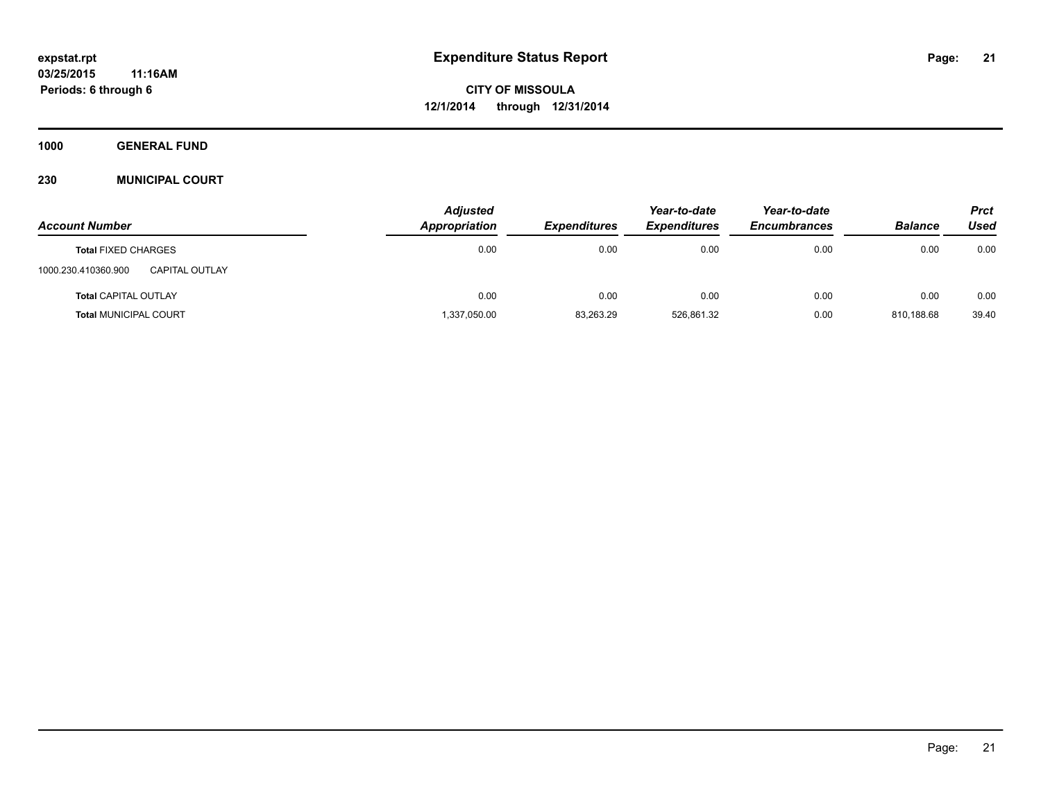# Expenditure Status Report

expstat.rpt
03/25/2015 11:16AM
Periods: 6 through 6

**CITY OF MISSOULA**
**12/1/2014 through 12/31/2014**

**1000 GENERAL FUND**

**230 MUNICIPAL COURT**

| Account Number | | Adjusted Appropriation | Expenditures | Year-to-date Expenditures | Year-to-date Encumbrances | Balance | Prct Used |
|---|---|---|---|---|---|---|---|
| **Total** FIXED CHARGES | | 0.00 | 0.00 | 0.00 | 0.00 | 0.00 | 0.00 |
| 1000.230.410360.900 | CAPITAL OUTLAY | | | | | | |
| **Total** CAPITAL OUTLAY | | 0.00 | 0.00 | 0.00 | 0.00 | 0.00 | 0.00 |
| **Total** MUNICIPAL COURT | | 1,337,050.00 | 83,263.29 | 526,861.32 | 0.00 | 810,188.68 | 39.40 |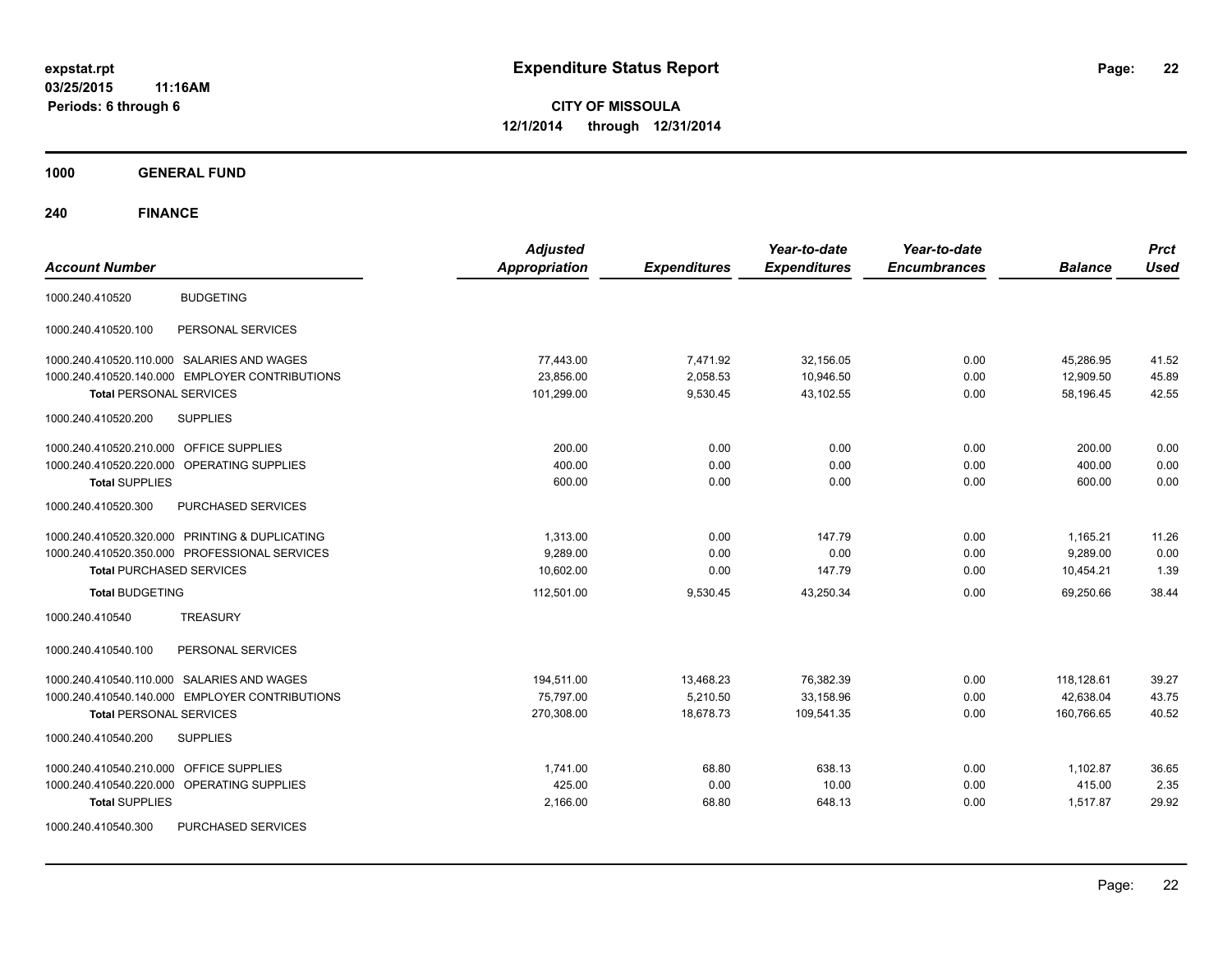**expstat.rpt**
**03/25/2015 11:16AM**
**Periods: 6 through 6**

# Expenditure Status Report

**CITY OF MISSOULA**
**12/1/2014 through 12/31/2014**

## 1000 GENERAL FUND

## 240 FINANCE

| Account Number | | Adjusted Appropriation | Expenditures | Year-to-date Expenditures | Year-to-date Encumbrances | Balance | Prct Used |
|---|---|---|---|---|---|---|---|
| 1000.240.410520 | BUDGETING | | | | | | |
| 1000.240.410520.100 | PERSONAL SERVICES | | | | | | |
| 1000.240.410520.110.000 | SALARIES AND WAGES | 77,443.00 | 7,471.92 | 32,156.05 | 0.00 | 45,286.95 | 41.52 |
| 1000.240.410520.140.000 | EMPLOYER CONTRIBUTIONS | 23,856.00 | 2,058.53 | 10,946.50 | 0.00 | 12,909.50 | 45.89 |
| **Total** PERSONAL SERVICES | | 101,299.00 | 9,530.45 | 43,102.55 | 0.00 | 58,196.45 | 42.55 |
| 1000.240.410520.200 | SUPPLIES | | | | | | |
| 1000.240.410520.210.000 | OFFICE SUPPLIES | 200.00 | 0.00 | 0.00 | 0.00 | 200.00 | 0.00 |
| 1000.240.410520.220.000 | OPERATING SUPPLIES | 400.00 | 0.00 | 0.00 | 0.00 | 400.00 | 0.00 |
| **Total** SUPPLIES | | 600.00 | 0.00 | 0.00 | 0.00 | 600.00 | 0.00 |
| 1000.240.410520.300 | PURCHASED SERVICES | | | | | | |
| 1000.240.410520.320.000 | PRINTING & DUPLICATING | 1,313.00 | 0.00 | 147.79 | 0.00 | 1,165.21 | 11.26 |
| 1000.240.410520.350.000 | PROFESSIONAL SERVICES | 9,289.00 | 0.00 | 0.00 | 0.00 | 9,289.00 | 0.00 |
| **Total** PURCHASED SERVICES | | 10,602.00 | 0.00 | 147.79 | 0.00 | 10,454.21 | 1.39 |
| **Total** BUDGETING | | 112,501.00 | 9,530.45 | 43,250.34 | 0.00 | 69,250.66 | 38.44 |
| 1000.240.410540 | TREASURY | | | | | | |
| 1000.240.410540.100 | PERSONAL SERVICES | | | | | | |
| 1000.240.410540.110.000 | SALARIES AND WAGES | 194,511.00 | 13,468.23 | 76,382.39 | 0.00 | 118,128.61 | 39.27 |
| 1000.240.410540.140.000 | EMPLOYER CONTRIBUTIONS | 75,797.00 | 5,210.50 | 33,158.96 | 0.00 | 42,638.04 | 43.75 |
| **Total** PERSONAL SERVICES | | 270,308.00 | 18,678.73 | 109,541.35 | 0.00 | 160,766.65 | 40.52 |
| 1000.240.410540.200 | SUPPLIES | | | | | | |
| 1000.240.410540.210.000 | OFFICE SUPPLIES | 1,741.00 | 68.80 | 638.13 | 0.00 | 1,102.87 | 36.65 |
| 1000.240.410540.220.000 | OPERATING SUPPLIES | 425.00 | 0.00 | 10.00 | 0.00 | 415.00 | 2.35 |
| **Total** SUPPLIES | | 2,166.00 | 68.80 | 648.13 | 0.00 | 1,517.87 | 29.92 |
| 1000.240.410540.300 | PURCHASED SERVICES | | | | | | |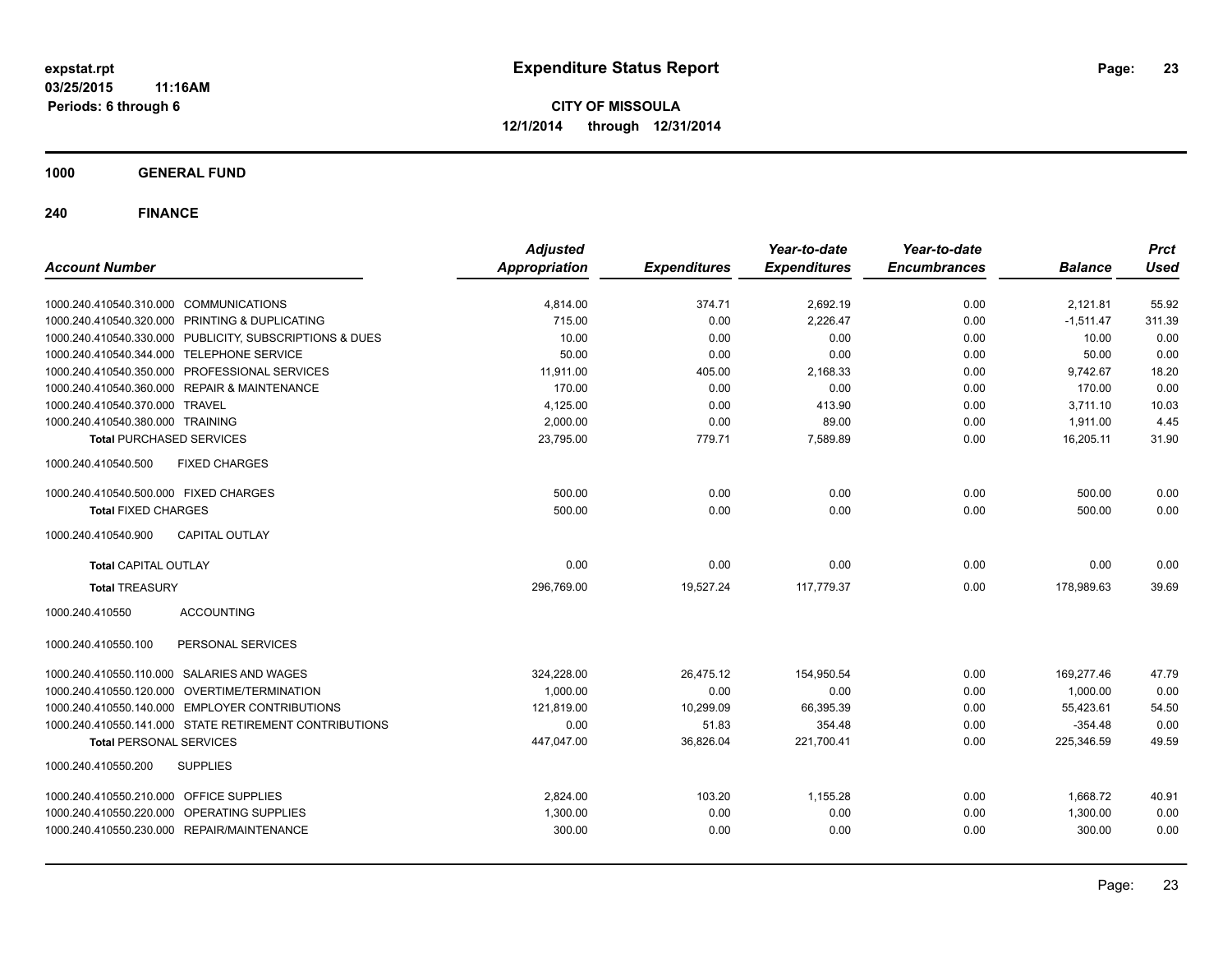**expstat.rpt**
**03/25/2015 11:16AM**
**Periods: 6 through 6**

# Expenditure Status Report

**CITY OF MISSOULA**
**12/1/2014 through 12/31/2014**

## 1000 GENERAL FUND

### 240 FINANCE

| Account Number | Adjusted Appropriation | Expenditures | Year-to-date Expenditures | Year-to-date Encumbrances | Balance | Prct Used |
|---|---|---|---|---|---|---|
| 1000.240.410540.310.000 COMMUNICATIONS | 4,814.00 | 374.71 | 2,692.19 | 0.00 | 2,121.81 | 55.92 |
| 1000.240.410540.320.000 PRINTING & DUPLICATING | 715.00 | 0.00 | 2,226.47 | 0.00 | -1,511.47 | 311.39 |
| 1000.240.410540.330.000 PUBLICITY, SUBSCRIPTIONS & DUES | 10.00 | 0.00 | 0.00 | 0.00 | 10.00 | 0.00 |
| 1000.240.410540.344.000 TELEPHONE SERVICE | 50.00 | 0.00 | 0.00 | 0.00 | 50.00 | 0.00 |
| 1000.240.410540.350.000 PROFESSIONAL SERVICES | 11,911.00 | 405.00 | 2,168.33 | 0.00 | 9,742.67 | 18.20 |
| 1000.240.410540.360.000 REPAIR & MAINTENANCE | 170.00 | 0.00 | 0.00 | 0.00 | 170.00 | 0.00 |
| 1000.240.410540.370.000 TRAVEL | 4,125.00 | 0.00 | 413.90 | 0.00 | 3,711.10 | 10.03 |
| 1000.240.410540.380.000 TRAINING | 2,000.00 | 0.00 | 89.00 | 0.00 | 1,911.00 | 4.45 |
| **Total** PURCHASED SERVICES | 23,795.00 | 779.71 | 7,589.89 | 0.00 | 16,205.11 | 31.90 |
| 1000.240.410540.500 FIXED CHARGES | | | | | | |
| 1000.240.410540.500.000 FIXED CHARGES | 500.00 | 0.00 | 0.00 | 0.00 | 500.00 | 0.00 |
| **Total** FIXED CHARGES | 500.00 | 0.00 | 0.00 | 0.00 | 500.00 | 0.00 |
| 1000.240.410540.900 CAPITAL OUTLAY | | | | | | |
| **Total** CAPITAL OUTLAY | 0.00 | 0.00 | 0.00 | 0.00 | 0.00 | 0.00 |
| **Total** TREASURY | 296,769.00 | 19,527.24 | 117,779.37 | 0.00 | 178,989.63 | 39.69 |
| 1000.240.410550 ACCOUNTING | | | | | | |
| 1000.240.410550.100 PERSONAL SERVICES | | | | | | |
| 1000.240.410550.110.000 SALARIES AND WAGES | 324,228.00 | 26,475.12 | 154,950.54 | 0.00 | 169,277.46 | 47.79 |
| 1000.240.410550.120.000 OVERTIME/TERMINATION | 1,000.00 | 0.00 | 0.00 | 0.00 | 1,000.00 | 0.00 |
| 1000.240.410550.140.000 EMPLOYER CONTRIBUTIONS | 121,819.00 | 10,299.09 | 66,395.39 | 0.00 | 55,423.61 | 54.50 |
| 1000.240.410550.141.000 STATE RETIREMENT CONTRIBUTIONS | 0.00 | 51.83 | 354.48 | 0.00 | -354.48 | 0.00 |
| **Total** PERSONAL SERVICES | 447,047.00 | 36,826.04 | 221,700.41 | 0.00 | 225,346.59 | 49.59 |
| 1000.240.410550.200 SUPPLIES | | | | | | |
| 1000.240.410550.210.000 OFFICE SUPPLIES | 2,824.00 | 103.20 | 1,155.28 | 0.00 | 1,668.72 | 40.91 |
| 1000.240.410550.220.000 OPERATING SUPPLIES | 1,300.00 | 0.00 | 0.00 | 0.00 | 1,300.00 | 0.00 |
| 1000.240.410550.230.000 REPAIR/MAINTENANCE | 300.00 | 0.00 | 0.00 | 0.00 | 300.00 | 0.00 |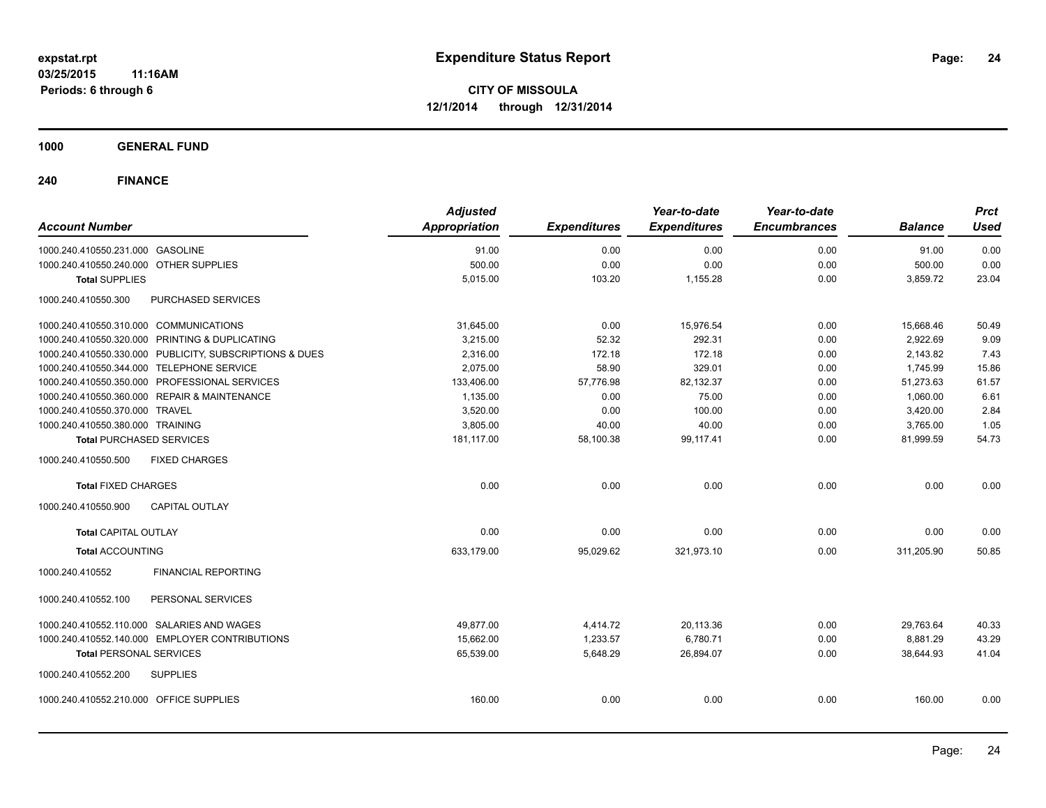expstat.rpt
03/25/2015 11:16AM
Periods: 6 through 6

# Expenditure Status Report

**CITY OF MISSOULA**
**12/1/2014 through 12/31/2014**

## 1000 GENERAL FUND

## 240 FINANCE

| Account Number | | Adjusted Appropriation | Expenditures | Year-to-date Expenditures | Year-to-date Encumbrances | Balance | Prct Used |
|---|---|---|---|---|---|---|---|
| 1000.240.410550.231.000 | GASOLINE | 91.00 | 0.00 | 0.00 | 0.00 | 91.00 | 0.00 |
| 1000.240.410550.240.000 | OTHER SUPPLIES | 500.00 | 0.00 | 0.00 | 0.00 | 500.00 | 0.00 |
| **Total** SUPPLIES | | 5,015.00 | 103.20 | 1,155.28 | 0.00 | 3,859.72 | 23.04 |
| 1000.240.410550.300 | PURCHASED SERVICES | | | | | | |
| 1000.240.410550.310.000 | COMMUNICATIONS | 31,645.00 | 0.00 | 15,976.54 | 0.00 | 15,668.46 | 50.49 |
| 1000.240.410550.320.000 | PRINTING & DUPLICATING | 3,215.00 | 52.32 | 292.31 | 0.00 | 2,922.69 | 9.09 |
| 1000.240.410550.330.000 | PUBLICITY, SUBSCRIPTIONS & DUES | 2,316.00 | 172.18 | 172.18 | 0.00 | 2,143.82 | 7.43 |
| 1000.240.410550.344.000 | TELEPHONE SERVICE | 2,075.00 | 58.90 | 329.01 | 0.00 | 1,745.99 | 15.86 |
| 1000.240.410550.350.000 | PROFESSIONAL SERVICES | 133,406.00 | 57,776.98 | 82,132.37 | 0.00 | 51,273.63 | 61.57 |
| 1000.240.410550.360.000 | REPAIR & MAINTENANCE | 1,135.00 | 0.00 | 75.00 | 0.00 | 1,060.00 | 6.61 |
| 1000.240.410550.370.000 | TRAVEL | 3,520.00 | 0.00 | 100.00 | 0.00 | 3,420.00 | 2.84 |
| 1000.240.410550.380.000 | TRAINING | 3,805.00 | 40.00 | 40.00 | 0.00 | 3,765.00 | 1.05 |
| **Total** PURCHASED SERVICES | | 181,117.00 | 58,100.38 | 99,117.41 | 0.00 | 81,999.59 | 54.73 |
| 1000.240.410550.500 | FIXED CHARGES | | | | | | |
| **Total** FIXED CHARGES | | 0.00 | 0.00 | 0.00 | 0.00 | 0.00 | 0.00 |
| 1000.240.410550.900 | CAPITAL OUTLAY | | | | | | |
| **Total** CAPITAL OUTLAY | | 0.00 | 0.00 | 0.00 | 0.00 | 0.00 | 0.00 |
| **Total** ACCOUNTING | | 633,179.00 | 95,029.62 | 321,973.10 | 0.00 | 311,205.90 | 50.85 |
| 1000.240.410552 | FINANCIAL REPORTING | | | | | | |
| 1000.240.410552.100 | PERSONAL SERVICES | | | | | | |
| 1000.240.410552.110.000 | SALARIES AND WAGES | 49,877.00 | 4,414.72 | 20,113.36 | 0.00 | 29,763.64 | 40.33 |
| 1000.240.410552.140.000 | EMPLOYER CONTRIBUTIONS | 15,662.00 | 1,233.57 | 6,780.71 | 0.00 | 8,881.29 | 43.29 |
| **Total** PERSONAL SERVICES | | 65,539.00 | 5,648.29 | 26,894.07 | 0.00 | 38,644.93 | 41.04 |
| 1000.240.410552.200 | SUPPLIES | | | | | | |
| 1000.240.410552.210.000 | OFFICE SUPPLIES | 160.00 | 0.00 | 0.00 | 0.00 | 160.00 | 0.00 |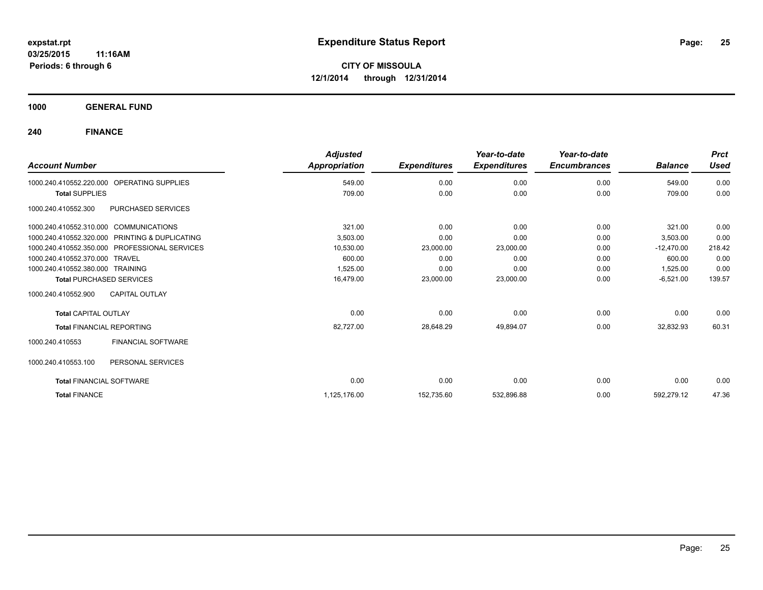**expstat.rpt**
**03/25/2015 11:16AM**
**Periods: 6 through 6**

# Expenditure Status Report

**CITY OF MISSOULA**
**12/1/2014 through 12/31/2014**

## 1000 GENERAL FUND

## 240 FINANCE

| Account Number | | Adjusted Appropriation | Expenditures | Year-to-date Expenditures | Year-to-date Encumbrances | Balance | Prct Used |
|---|---|---|---|---|---|---|---|
| 1000.240.410552.220.000 | OPERATING SUPPLIES | 549.00 | 0.00 | 0.00 | 0.00 | 549.00 | 0.00 |
| **Total** SUPPLIES | | 709.00 | 0.00 | 0.00 | 0.00 | 709.00 | 0.00 |
| 1000.240.410552.300 | PURCHASED SERVICES | | | | | | |
| 1000.240.410552.310.000 | COMMUNICATIONS | 321.00 | 0.00 | 0.00 | 0.00 | 321.00 | 0.00 |
| 1000.240.410552.320.000 | PRINTING & DUPLICATING | 3,503.00 | 0.00 | 0.00 | 0.00 | 3,503.00 | 0.00 |
| 1000.240.410552.350.000 | PROFESSIONAL SERVICES | 10,530.00 | 23,000.00 | 23,000.00 | 0.00 | -12,470.00 | 218.42 |
| 1000.240.410552.370.000 | TRAVEL | 600.00 | 0.00 | 0.00 | 0.00 | 600.00 | 0.00 |
| 1000.240.410552.380.000 | TRAINING | 1,525.00 | 0.00 | 0.00 | 0.00 | 1,525.00 | 0.00 |
| **Total** PURCHASED SERVICES | | 16,479.00 | 23,000.00 | 23,000.00 | 0.00 | -6,521.00 | 139.57 |
| 1000.240.410552.900 | CAPITAL OUTLAY | | | | | | |
| **Total** CAPITAL OUTLAY | | 0.00 | 0.00 | 0.00 | 0.00 | 0.00 | 0.00 |
| **Total** FINANCIAL REPORTING | | 82,727.00 | 28,648.29 | 49,894.07 | 0.00 | 32,832.93 | 60.31 |
| 1000.240.410553 | FINANCIAL SOFTWARE | | | | | | |
| 1000.240.410553.100 | PERSONAL SERVICES | | | | | | |
| **Total** FINANCIAL SOFTWARE | | 0.00 | 0.00 | 0.00 | 0.00 | 0.00 | 0.00 |
| **Total** FINANCE | | 1,125,176.00 | 152,735.60 | 532,896.88 | 0.00 | 592,279.12 | 47.36 |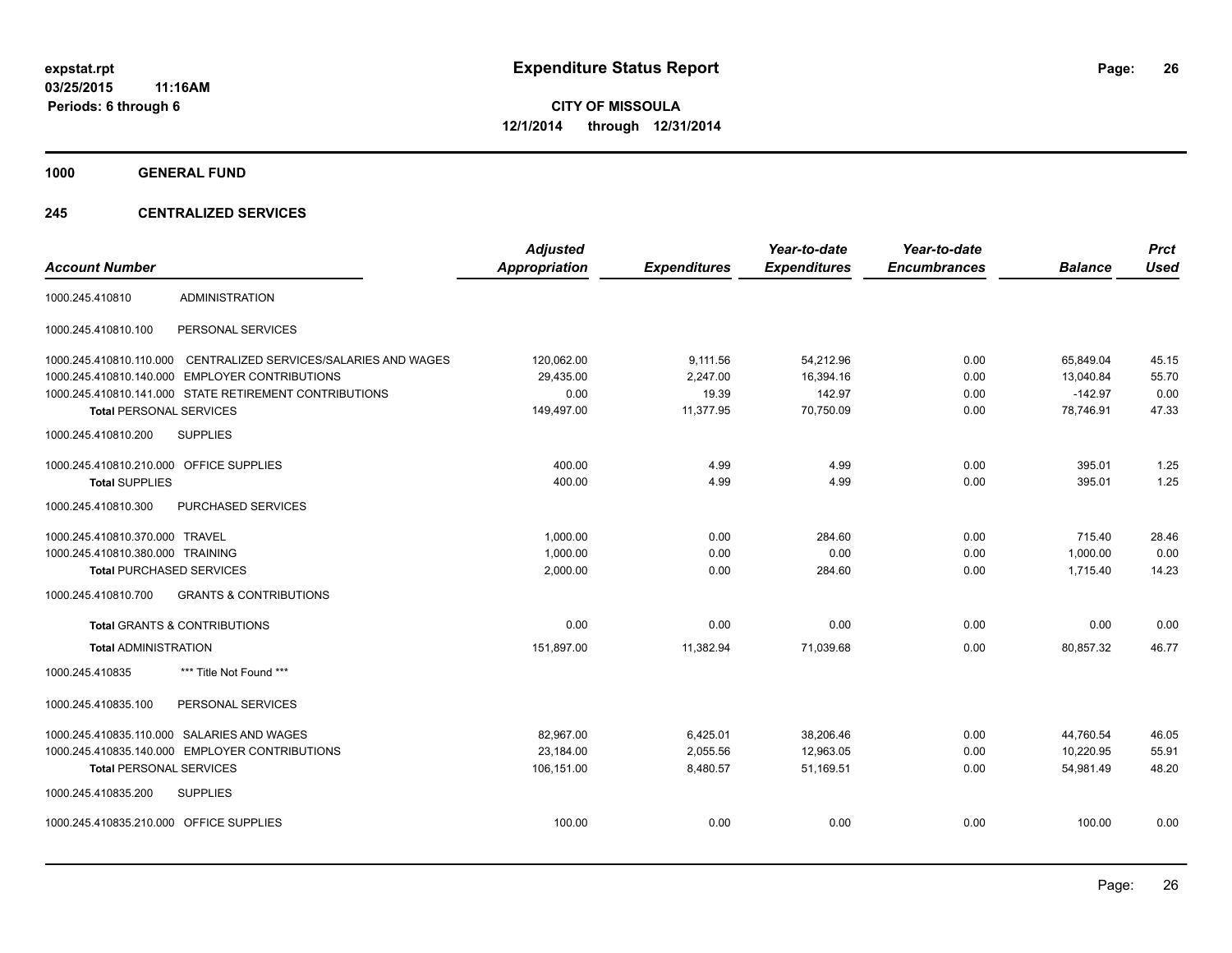# Expenditure Status Report

**CITY OF MISSOULA**
**12/1/2014 through 12/31/2014**

expstat.rpt
03/25/2015 11:16AM
Periods: 6 through 6

## 1000 GENERAL FUND

### 245 CENTRALIZED SERVICES

| Account Number | | Adjusted Appropriation | Expenditures | Year-to-date Expenditures | Year-to-date Encumbrances | Balance | Prct Used |
|---|---|---|---|---|---|---|---|
| 1000.245.410810 | ADMINISTRATION | | | | | | |
| 1000.245.410810.100 | PERSONAL SERVICES | | | | | | |
| 1000.245.410810.110.000 | CENTRALIZED SERVICES/SALARIES AND WAGES | 120,062.00 | 9,111.56 | 54,212.96 | 0.00 | 65,849.04 | 45.15 |
| 1000.245.410810.140.000 | EMPLOYER CONTRIBUTIONS | 29,435.00 | 2,247.00 | 16,394.16 | 0.00 | 13,040.84 | 55.70 |
| 1000.245.410810.141.000 | STATE RETIREMENT CONTRIBUTIONS | 0.00 | 19.39 | 142.97 | 0.00 | -142.97 | 0.00 |
| **Total** PERSONAL SERVICES | | 149,497.00 | 11,377.95 | 70,750.09 | 0.00 | 78,746.91 | 47.33 |
| 1000.245.410810.200 | SUPPLIES | | | | | | |
| 1000.245.410810.210.000 | OFFICE SUPPLIES | 400.00 | 4.99 | 4.99 | 0.00 | 395.01 | 1.25 |
| **Total** SUPPLIES | | 400.00 | 4.99 | 4.99 | 0.00 | 395.01 | 1.25 |
| 1000.245.410810.300 | PURCHASED SERVICES | | | | | | |
| 1000.245.410810.370.000 | TRAVEL | 1,000.00 | 0.00 | 284.60 | 0.00 | 715.40 | 28.46 |
| 1000.245.410810.380.000 | TRAINING | 1,000.00 | 0.00 | 0.00 | 0.00 | 1,000.00 | 0.00 |
| **Total** PURCHASED SERVICES | | 2,000.00 | 0.00 | 284.60 | 0.00 | 1,715.40 | 14.23 |
| 1000.245.410810.700 | GRANTS & CONTRIBUTIONS | | | | | | |
| **Total** GRANTS & CONTRIBUTIONS | | 0.00 | 0.00 | 0.00 | 0.00 | 0.00 | 0.00 |
| **Total** ADMINISTRATION | | 151,897.00 | 11,382.94 | 71,039.68 | 0.00 | 80,857.32 | 46.77 |
| 1000.245.410835 | *** Title Not Found *** | | | | | | |
| 1000.245.410835.100 | PERSONAL SERVICES | | | | | | |
| 1000.245.410835.110.000 | SALARIES AND WAGES | 82,967.00 | 6,425.01 | 38,206.46 | 0.00 | 44,760.54 | 46.05 |
| 1000.245.410835.140.000 | EMPLOYER CONTRIBUTIONS | 23,184.00 | 2,055.56 | 12,963.05 | 0.00 | 10,220.95 | 55.91 |
| **Total** PERSONAL SERVICES | | 106,151.00 | 8,480.57 | 51,169.51 | 0.00 | 54,981.49 | 48.20 |
| 1000.245.410835.200 | SUPPLIES | | | | | | |
| 1000.245.410835.210.000 | OFFICE SUPPLIES | 100.00 | 0.00 | 0.00 | 0.00 | 100.00 | 0.00 |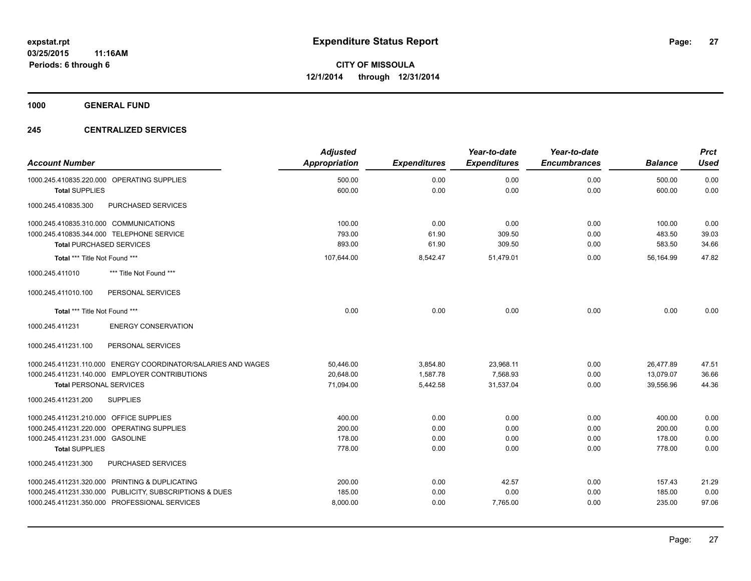**expstat.rpt**
**03/25/2015 11:16AM**
**Periods: 6 through 6**

# Expenditure Status Report

**CITY OF MISSOULA**
**12/1/2014 through 12/31/2014**

## 1000 GENERAL FUND

### 245 CENTRALIZED SERVICES

| Account Number | Adjusted Appropriation | Expenditures | Year-to-date Expenditures | Year-to-date Encumbrances | Balance | Prct Used |
|---|---|---|---|---|---|---|
| 1000.245.410835.220.000 OPERATING SUPPLIES | 500.00 | 0.00 | 0.00 | 0.00 | 500.00 | 0.00 |
| **Total** SUPPLIES | 600.00 | 0.00 | 0.00 | 0.00 | 600.00 | 0.00 |
| 1000.245.410835.300 PURCHASED SERVICES | | | | | | |
| 1000.245.410835.310.000 COMMUNICATIONS | 100.00 | 0.00 | 0.00 | 0.00 | 100.00 | 0.00 |
| 1000.245.410835.344.000 TELEPHONE SERVICE | 793.00 | 61.90 | 309.50 | 0.00 | 483.50 | 39.03 |
| **Total** PURCHASED SERVICES | 893.00 | 61.90 | 309.50 | 0.00 | 583.50 | 34.66 |
| **Total** *** Title Not Found *** | 107,644.00 | 8,542.47 | 51,479.01 | 0.00 | 56,164.99 | 47.82 |
| 1000.245.411010 *** Title Not Found *** | | | | | | |
| 1000.245.411010.100 PERSONAL SERVICES | | | | | | |
| **Total** *** Title Not Found *** | 0.00 | 0.00 | 0.00 | 0.00 | 0.00 | 0.00 |
| 1000.245.411231 ENERGY CONSERVATION | | | | | | |
| 1000.245.411231.100 PERSONAL SERVICES | | | | | | |
| 1000.245.411231.110.000 ENERGY COORDINATOR/SALARIES AND WAGES | 50,446.00 | 3,854.80 | 23,968.11 | 0.00 | 26,477.89 | 47.51 |
| 1000.245.411231.140.000 EMPLOYER CONTRIBUTIONS | 20,648.00 | 1,587.78 | 7,568.93 | 0.00 | 13,079.07 | 36.66 |
| **Total** PERSONAL SERVICES | 71,094.00 | 5,442.58 | 31,537.04 | 0.00 | 39,556.96 | 44.36 |
| 1000.245.411231.200 SUPPLIES | | | | | | |
| 1000.245.411231.210.000 OFFICE SUPPLIES | 400.00 | 0.00 | 0.00 | 0.00 | 400.00 | 0.00 |
| 1000.245.411231.220.000 OPERATING SUPPLIES | 200.00 | 0.00 | 0.00 | 0.00 | 200.00 | 0.00 |
| 1000.245.411231.231.000 GASOLINE | 178.00 | 0.00 | 0.00 | 0.00 | 178.00 | 0.00 |
| **Total** SUPPLIES | 778.00 | 0.00 | 0.00 | 0.00 | 778.00 | 0.00 |
| 1000.245.411231.300 PURCHASED SERVICES | | | | | | |
| 1000.245.411231.320.000 PRINTING & DUPLICATING | 200.00 | 0.00 | 42.57 | 0.00 | 157.43 | 21.29 |
| 1000.245.411231.330.000 PUBLICITY, SUBSCRIPTIONS & DUES | 185.00 | 0.00 | 0.00 | 0.00 | 185.00 | 0.00 |
| 1000.245.411231.350.000 PROFESSIONAL SERVICES | 8,000.00 | 0.00 | 7,765.00 | 0.00 | 235.00 | 97.06 |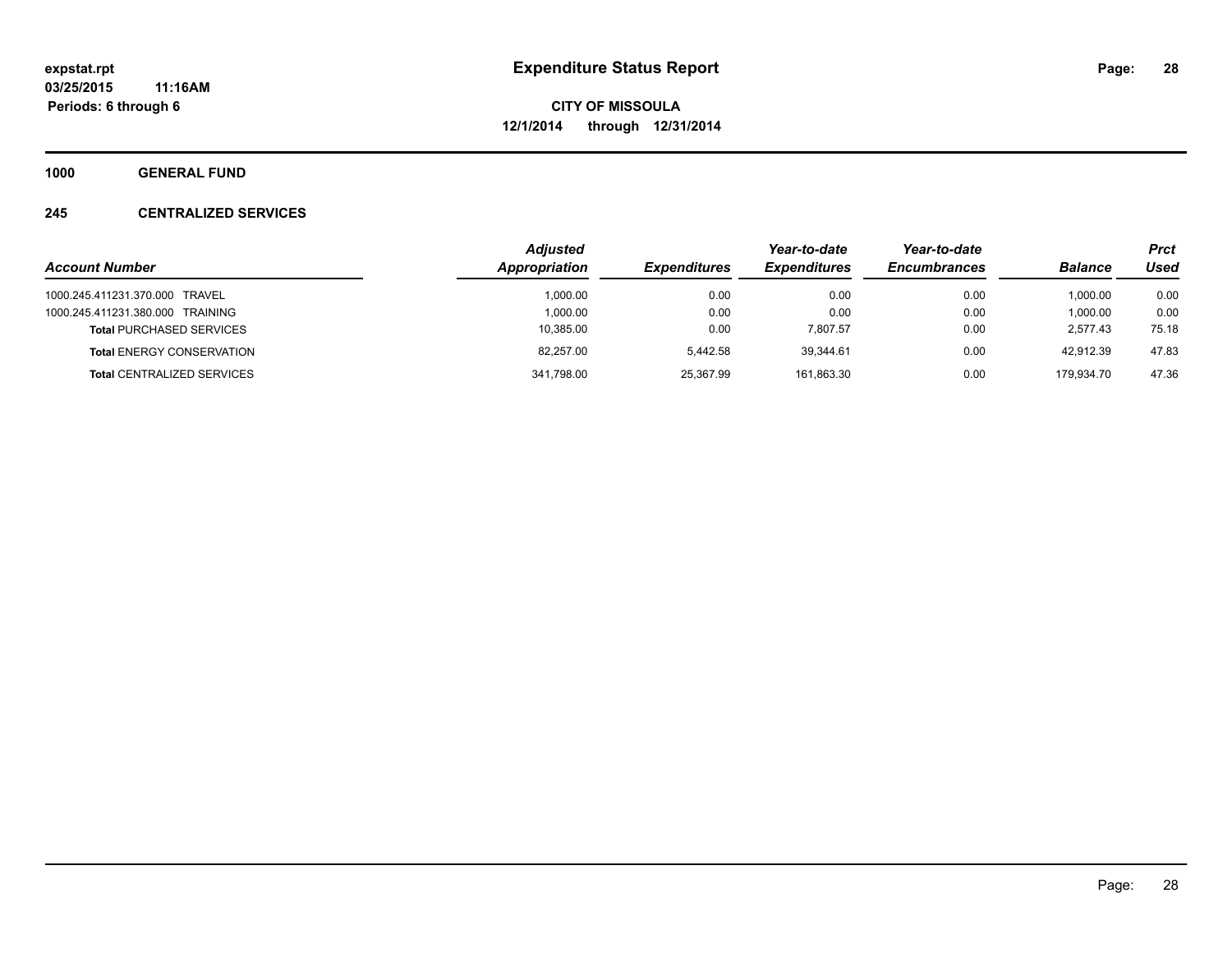# Expenditure Status Report

**CITY OF MISSOULA**

**12/1/2014 through 12/31/2014**

expstat.rpt
03/25/2015 11:16AM
Periods: 6 through 6

## 1000 GENERAL FUND

### 245 CENTRALIZED SERVICES

| Account Number | Adjusted Appropriation | Expenditures | Year-to-date Expenditures | Year-to-date Encumbrances | Balance | Prct Used |
|---|---|---|---|---|---|---|
| 1000.245.411231.370.000 TRAVEL | 1,000.00 | 0.00 | 0.00 | 0.00 | 1,000.00 | 0.00 |
| 1000.245.411231.380.000 TRAINING | 1,000.00 | 0.00 | 0.00 | 0.00 | 1,000.00 | 0.00 |
| **Total** PURCHASED SERVICES | 10,385.00 | 0.00 | 7,807.57 | 0.00 | 2,577.43 | 75.18 |
| **Total** ENERGY CONSERVATION | 82,257.00 | 5,442.58 | 39,344.61 | 0.00 | 42,912.39 | 47.83 |
| **Total** CENTRALIZED SERVICES | 341,798.00 | 25,367.99 | 161,863.30 | 0.00 | 179,934.70 | 47.36 |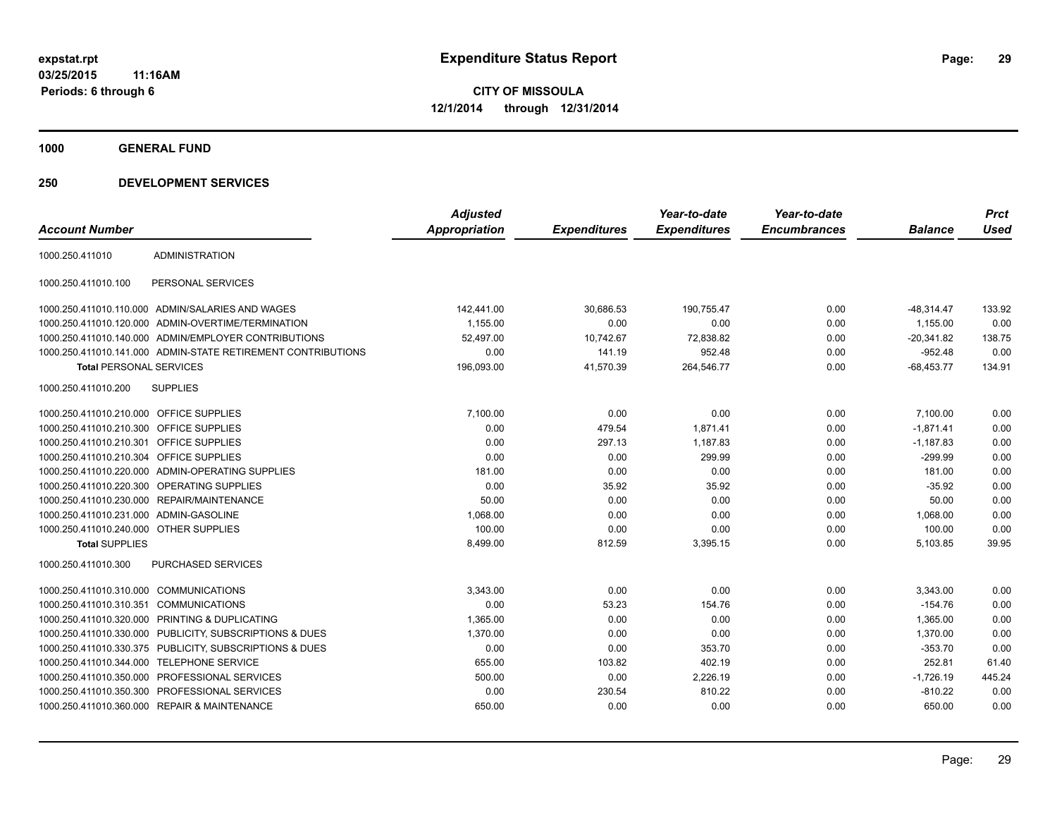**expstat.rpt**
**03/25/2015 11:16AM**
**Periods: 6 through 6**

# Expenditure Status Report

**CITY OF MISSOULA**
**12/1/2014 through 12/31/2014**

## 1000 GENERAL FUND

## 250 DEVELOPMENT SERVICES

| Account Number | | Adjusted Appropriation | Expenditures | Year-to-date Expenditures | Year-to-date Encumbrances | Balance | Prct Used |
|---|---|---|---|---|---|---|---|
| 1000.250.411010 | ADMINISTRATION | | | | | | |
| 1000.250.411010.100 | PERSONAL SERVICES | | | | | | |
| 1000.250.411010.110.000 | ADMIN/SALARIES AND WAGES | 142,441.00 | 30,686.53 | 190,755.47 | 0.00 | -48,314.47 | 133.92 |
| 1000.250.411010.120.000 | ADMIN-OVERTIME/TERMINATION | 1,155.00 | 0.00 | 0.00 | 0.00 | 1,155.00 | 0.00 |
| 1000.250.411010.140.000 | ADMIN/EMPLOYER CONTRIBUTIONS | 52,497.00 | 10,742.67 | 72,838.82 | 0.00 | -20,341.82 | 138.75 |
| 1000.250.411010.141.000 | ADMIN-STATE RETIREMENT CONTRIBUTIONS | 0.00 | 141.19 | 952.48 | 0.00 | -952.48 | 0.00 |
| **Total** PERSONAL SERVICES | | 196,093.00 | 41,570.39 | 264,546.77 | 0.00 | -68,453.77 | 134.91 |
| 1000.250.411010.200 | SUPPLIES | | | | | | |
| 1000.250.411010.210.000 | OFFICE SUPPLIES | 7,100.00 | 0.00 | 0.00 | 0.00 | 7,100.00 | 0.00 |
| 1000.250.411010.210.300 | OFFICE SUPPLIES | 0.00 | 479.54 | 1,871.41 | 0.00 | -1,871.41 | 0.00 |
| 1000.250.411010.210.301 | OFFICE SUPPLIES | 0.00 | 297.13 | 1,187.83 | 0.00 | -1,187.83 | 0.00 |
| 1000.250.411010.210.304 | OFFICE SUPPLIES | 0.00 | 0.00 | 299.99 | 0.00 | -299.99 | 0.00 |
| 1000.250.411010.220.000 | ADMIN-OPERATING SUPPLIES | 181.00 | 0.00 | 0.00 | 0.00 | 181.00 | 0.00 |
| 1000.250.411010.220.300 | OPERATING SUPPLIES | 0.00 | 35.92 | 35.92 | 0.00 | -35.92 | 0.00 |
| 1000.250.411010.230.000 | REPAIR/MAINTENANCE | 50.00 | 0.00 | 0.00 | 0.00 | 50.00 | 0.00 |
| 1000.250.411010.231.000 | ADMIN-GASOLINE | 1,068.00 | 0.00 | 0.00 | 0.00 | 1,068.00 | 0.00 |
| 1000.250.411010.240.000 | OTHER SUPPLIES | 100.00 | 0.00 | 0.00 | 0.00 | 100.00 | 0.00 |
| **Total** SUPPLIES | | 8,499.00 | 812.59 | 3,395.15 | 0.00 | 5,103.85 | 39.95 |
| 1000.250.411010.300 | PURCHASED SERVICES | | | | | | |
| 1000.250.411010.310.000 | COMMUNICATIONS | 3,343.00 | 0.00 | 0.00 | 0.00 | 3,343.00 | 0.00 |
| 1000.250.411010.310.351 | COMMUNICATIONS | 0.00 | 53.23 | 154.76 | 0.00 | -154.76 | 0.00 |
| 1000.250.411010.320.000 | PRINTING & DUPLICATING | 1,365.00 | 0.00 | 0.00 | 0.00 | 1,365.00 | 0.00 |
| 1000.250.411010.330.000 | PUBLICITY, SUBSCRIPTIONS & DUES | 1,370.00 | 0.00 | 0.00 | 0.00 | 1,370.00 | 0.00 |
| 1000.250.411010.330.375 | PUBLICITY, SUBSCRIPTIONS & DUES | 0.00 | 0.00 | 353.70 | 0.00 | -353.70 | 0.00 |
| 1000.250.411010.344.000 | TELEPHONE SERVICE | 655.00 | 103.82 | 402.19 | 0.00 | 252.81 | 61.40 |
| 1000.250.411010.350.000 | PROFESSIONAL SERVICES | 500.00 | 0.00 | 2,226.19 | 0.00 | -1,726.19 | 445.24 |
| 1000.250.411010.350.300 | PROFESSIONAL SERVICES | 0.00 | 230.54 | 810.22 | 0.00 | -810.22 | 0.00 |
| 1000.250.411010.360.000 | REPAIR & MAINTENANCE | 650.00 | 0.00 | 0.00 | 0.00 | 650.00 | 0.00 |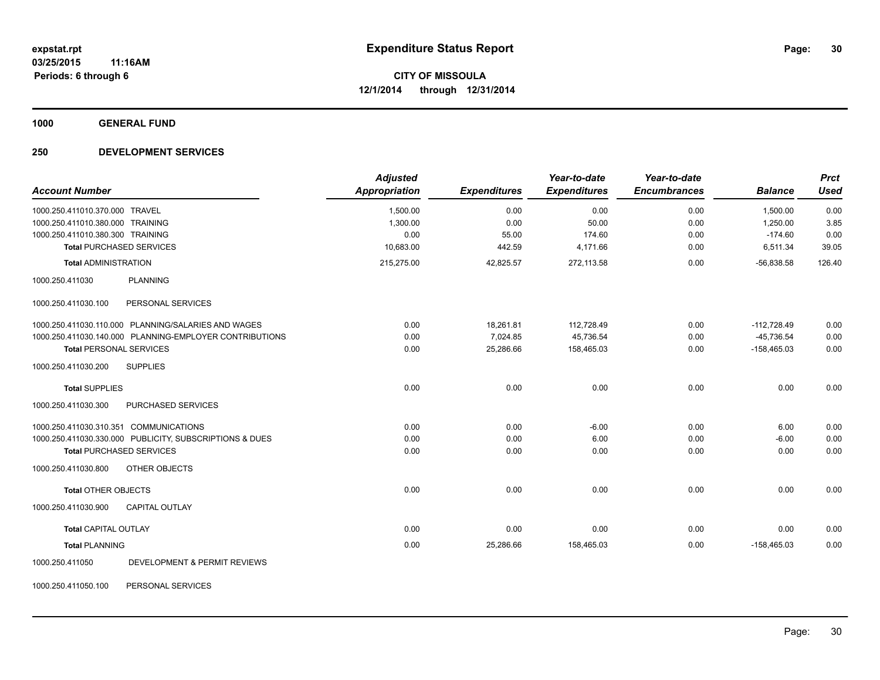**expstat.rpt**
**03/25/2015 11:16AM**
**Periods: 6 through 6**

# Expenditure Status Report

**CITY OF MISSOULA**
**12/1/2014 through 12/31/2014**

## 1000 GENERAL FUND

## 250 DEVELOPMENT SERVICES

| Account Number | Adjusted Appropriation | Expenditures | Year-to-date Expenditures | Year-to-date Encumbrances | Balance | Prct Used |
|---|---|---|---|---|---|---|
| 1000.250.411010.370.000 TRAVEL | 1,500.00 | 0.00 | 0.00 | 0.00 | 1,500.00 | 0.00 |
| 1000.250.411010.380.000 TRAINING | 1,300.00 | 0.00 | 50.00 | 0.00 | 1,250.00 | 3.85 |
| 1000.250.411010.380.300 TRAINING | 0.00 | 55.00 | 174.60 | 0.00 | -174.60 | 0.00 |
| **Total** PURCHASED SERVICES | 10,683.00 | 442.59 | 4,171.66 | 0.00 | 6,511.34 | 39.05 |
| **Total** ADMINISTRATION | 215,275.00 | 42,825.57 | 272,113.58 | 0.00 | -56,838.58 | 126.40 |
| 1000.250.411030 PLANNING | | | | | | |
| 1000.250.411030.100 PERSONAL SERVICES | | | | | | |
| 1000.250.411030.110.000 PLANNING/SALARIES AND WAGES | 0.00 | 18,261.81 | 112,728.49 | 0.00 | -112,728.49 | 0.00 |
| 1000.250.411030.140.000 PLANNING-EMPLOYER CONTRIBUTIONS | 0.00 | 7,024.85 | 45,736.54 | 0.00 | -45,736.54 | 0.00 |
| **Total** PERSONAL SERVICES | 0.00 | 25,286.66 | 158,465.03 | 0.00 | -158,465.03 | 0.00 |
| 1000.250.411030.200 SUPPLIES | | | | | | |
| **Total** SUPPLIES | 0.00 | 0.00 | 0.00 | 0.00 | 0.00 | 0.00 |
| 1000.250.411030.300 PURCHASED SERVICES | | | | | | |
| 1000.250.411030.310.351 COMMUNICATIONS | 0.00 | 0.00 | -6.00 | 0.00 | 6.00 | 0.00 |
| 1000.250.411030.330.000 PUBLICITY, SUBSCRIPTIONS & DUES | 0.00 | 0.00 | 6.00 | 0.00 | -6.00 | 0.00 |
| **Total** PURCHASED SERVICES | 0.00 | 0.00 | 0.00 | 0.00 | 0.00 | 0.00 |
| 1000.250.411030.800 OTHER OBJECTS | | | | | | |
| **Total** OTHER OBJECTS | 0.00 | 0.00 | 0.00 | 0.00 | 0.00 | 0.00 |
| 1000.250.411030.900 CAPITAL OUTLAY | | | | | | |
| **Total** CAPITAL OUTLAY | 0.00 | 0.00 | 0.00 | 0.00 | 0.00 | 0.00 |
| **Total** PLANNING | 0.00 | 25,286.66 | 158,465.03 | 0.00 | -158,465.03 | 0.00 |
| 1000.250.411050 DEVELOPMENT & PERMIT REVIEWS | | | | | | |
| 1000.250.411050.100 PERSONAL SERVICES | | | | | | |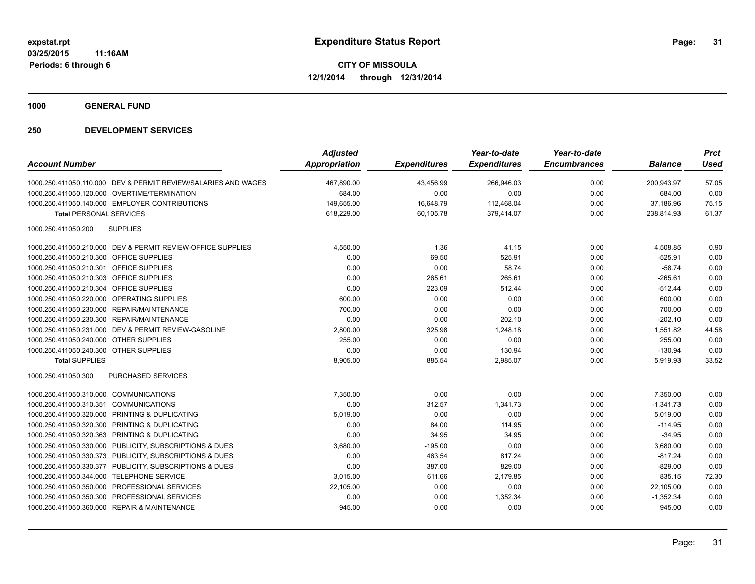**expstat.rpt**
**03/25/2015 11:16AM**
**Periods: 6 through 6**

# Expenditure Status Report

**CITY OF MISSOULA**
**12/1/2014 through 12/31/2014**

## 1000 GENERAL FUND

## 250 DEVELOPMENT SERVICES

| Account Number | Adjusted Appropriation | Expenditures | Year-to-date Expenditures | Year-to-date Encumbrances | Balance | Prct Used |
|---|---|---|---|---|---|---|
| 1000.250.411050.110.000 DEV & PERMIT REVIEW/SALARIES AND WAGES | 467,890.00 | 43,456.99 | 266,946.03 | 0.00 | 200,943.97 | 57.05 |
| 1000.250.411050.120.000 OVERTIME/TERMINATION | 684.00 | 0.00 | 0.00 | 0.00 | 684.00 | 0.00 |
| 1000.250.411050.140.000 EMPLOYER CONTRIBUTIONS | 149,655.00 | 16,648.79 | 112,468.04 | 0.00 | 37,186.96 | 75.15 |
| **Total** PERSONAL SERVICES | 618,229.00 | 60,105.78 | 379,414.07 | 0.00 | 238,814.93 | 61.37 |
| 1000.250.411050.200 SUPPLIES | | | | | | |
| 1000.250.411050.210.000 DEV & PERMIT REVIEW-OFFICE SUPPLIES | 4,550.00 | 1.36 | 41.15 | 0.00 | 4,508.85 | 0.90 |
| 1000.250.411050.210.300 OFFICE SUPPLIES | 0.00 | 69.50 | 525.91 | 0.00 | -525.91 | 0.00 |
| 1000.250.411050.210.301 OFFICE SUPPLIES | 0.00 | 0.00 | 58.74 | 0.00 | -58.74 | 0.00 |
| 1000.250.411050.210.303 OFFICE SUPPLIES | 0.00 | 265.61 | 265.61 | 0.00 | -265.61 | 0.00 |
| 1000.250.411050.210.304 OFFICE SUPPLIES | 0.00 | 223.09 | 512.44 | 0.00 | -512.44 | 0.00 |
| 1000.250.411050.220.000 OPERATING SUPPLIES | 600.00 | 0.00 | 0.00 | 0.00 | 600.00 | 0.00 |
| 1000.250.411050.230.000 REPAIR/MAINTENANCE | 700.00 | 0.00 | 0.00 | 0.00 | 700.00 | 0.00 |
| 1000.250.411050.230.300 REPAIR/MAINTENANCE | 0.00 | 0.00 | 202.10 | 0.00 | -202.10 | 0.00 |
| 1000.250.411050.231.000 DEV & PERMIT REVIEW-GASOLINE | 2,800.00 | 325.98 | 1,248.18 | 0.00 | 1,551.82 | 44.58 |
| 1000.250.411050.240.000 OTHER SUPPLIES | 255.00 | 0.00 | 0.00 | 0.00 | 255.00 | 0.00 |
| 1000.250.411050.240.300 OTHER SUPPLIES | 0.00 | 0.00 | 130.94 | 0.00 | -130.94 | 0.00 |
| **Total** SUPPLIES | 8,905.00 | 885.54 | 2,985.07 | 0.00 | 5,919.93 | 33.52 |
| 1000.250.411050.300 PURCHASED SERVICES | | | | | | |
| 1000.250.411050.310.000 COMMUNICATIONS | 7,350.00 | 0.00 | 0.00 | 0.00 | 7,350.00 | 0.00 |
| 1000.250.411050.310.351 COMMUNICATIONS | 0.00 | 312.57 | 1,341.73 | 0.00 | -1,341.73 | 0.00 |
| 1000.250.411050.320.000 PRINTING & DUPLICATING | 5,019.00 | 0.00 | 0.00 | 0.00 | 5,019.00 | 0.00 |
| 1000.250.411050.320.300 PRINTING & DUPLICATING | 0.00 | 84.00 | 114.95 | 0.00 | -114.95 | 0.00 |
| 1000.250.411050.320.363 PRINTING & DUPLICATING | 0.00 | 34.95 | 34.95 | 0.00 | -34.95 | 0.00 |
| 1000.250.411050.330.000 PUBLICITY, SUBSCRIPTIONS & DUES | 3,680.00 | -195.00 | 0.00 | 0.00 | 3,680.00 | 0.00 |
| 1000.250.411050.330.373 PUBLICITY, SUBSCRIPTIONS & DUES | 0.00 | 463.54 | 817.24 | 0.00 | -817.24 | 0.00 |
| 1000.250.411050.330.377 PUBLICITY, SUBSCRIPTIONS & DUES | 0.00 | 387.00 | 829.00 | 0.00 | -829.00 | 0.00 |
| 1000.250.411050.344.000 TELEPHONE SERVICE | 3,015.00 | 611.66 | 2,179.85 | 0.00 | 835.15 | 72.30 |
| 1000.250.411050.350.000 PROFESSIONAL SERVICES | 22,105.00 | 0.00 | 0.00 | 0.00 | 22,105.00 | 0.00 |
| 1000.250.411050.350.300 PROFESSIONAL SERVICES | 0.00 | 0.00 | 1,352.34 | 0.00 | -1,352.34 | 0.00 |
| 1000.250.411050.360.000 REPAIR & MAINTENANCE | 945.00 | 0.00 | 0.00 | 0.00 | 945.00 | 0.00 |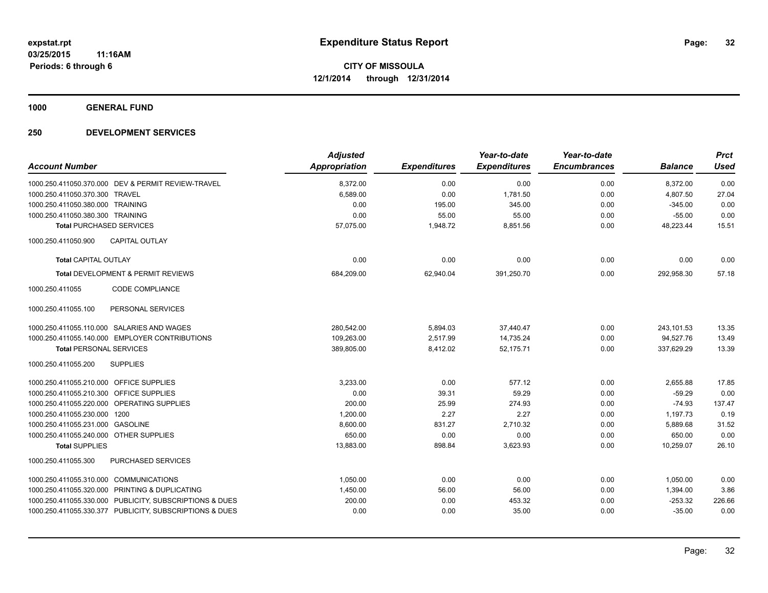**expstat.rpt**
**03/25/2015 11:16AM**
**Periods: 6 through 6**

# Expenditure Status Report

**CITY OF MISSOULA**
**12/1/2014 through 12/31/2014**

## 1000 GENERAL FUND

### 250 DEVELOPMENT SERVICES

| Account Number | Adjusted Appropriation | Expenditures | Year-to-date Expenditures | Year-to-date Encumbrances | Balance | Prct Used |
|---|---|---|---|---|---|---|
| 1000.250.411050.370.000 DEV & PERMIT REVIEW-TRAVEL | 8,372.00 | 0.00 | 0.00 | 0.00 | 8,372.00 | 0.00 |
| 1000.250.411050.370.300 TRAVEL | 6,589.00 | 0.00 | 1,781.50 | 0.00 | 4,807.50 | 27.04 |
| 1000.250.411050.380.000 TRAINING | 0.00 | 195.00 | 345.00 | 0.00 | -345.00 | 0.00 |
| 1000.250.411050.380.300 TRAINING | 0.00 | 55.00 | 55.00 | 0.00 | -55.00 | 0.00 |
| **Total** PURCHASED SERVICES | 57,075.00 | 1,948.72 | 8,851.56 | 0.00 | 48,223.44 | 15.51 |
| 1000.250.411050.900 CAPITAL OUTLAY | | | | | | |
| **Total** CAPITAL OUTLAY | 0.00 | 0.00 | 0.00 | 0.00 | 0.00 | 0.00 |
| **Total** DEVELOPMENT & PERMIT REVIEWS | 684,209.00 | 62,940.04 | 391,250.70 | 0.00 | 292,958.30 | 57.18 |
| 1000.250.411055 CODE COMPLIANCE | | | | | | |
| 1000.250.411055.100 PERSONAL SERVICES | | | | | | |
| 1000.250.411055.110.000 SALARIES AND WAGES | 280,542.00 | 5,894.03 | 37,440.47 | 0.00 | 243,101.53 | 13.35 |
| 1000.250.411055.140.000 EMPLOYER CONTRIBUTIONS | 109,263.00 | 2,517.99 | 14,735.24 | 0.00 | 94,527.76 | 13.49 |
| **Total** PERSONAL SERVICES | 389,805.00 | 8,412.02 | 52,175.71 | 0.00 | 337,629.29 | 13.39 |
| 1000.250.411055.200 SUPPLIES | | | | | | |
| 1000.250.411055.210.000 OFFICE SUPPLIES | 3,233.00 | 0.00 | 577.12 | 0.00 | 2,655.88 | 17.85 |
| 1000.250.411055.210.300 OFFICE SUPPLIES | 0.00 | 39.31 | 59.29 | 0.00 | -59.29 | 0.00 |
| 1000.250.411055.220.000 OPERATING SUPPLIES | 200.00 | 25.99 | 274.93 | 0.00 | -74.93 | 137.47 |
| 1000.250.411055.230.000 1200 | 1,200.00 | 2.27 | 2.27 | 0.00 | 1,197.73 | 0.19 |
| 1000.250.411055.231.000 GASOLINE | 8,600.00 | 831.27 | 2,710.32 | 0.00 | 5,889.68 | 31.52 |
| 1000.250.411055.240.000 OTHER SUPPLIES | 650.00 | 0.00 | 0.00 | 0.00 | 650.00 | 0.00 |
| **Total** SUPPLIES | 13,883.00 | 898.84 | 3,623.93 | 0.00 | 10,259.07 | 26.10 |
| 1000.250.411055.300 PURCHASED SERVICES | | | | | | |
| 1000.250.411055.310.000 COMMUNICATIONS | 1,050.00 | 0.00 | 0.00 | 0.00 | 1,050.00 | 0.00 |
| 1000.250.411055.320.000 PRINTING & DUPLICATING | 1,450.00 | 56.00 | 56.00 | 0.00 | 1,394.00 | 3.86 |
| 1000.250.411055.330.000 PUBLICITY, SUBSCRIPTIONS & DUES | 200.00 | 0.00 | 453.32 | 0.00 | -253.32 | 226.66 |
| 1000.250.411055.330.377 PUBLICITY, SUBSCRIPTIONS & DUES | 0.00 | 0.00 | 35.00 | 0.00 | -35.00 | 0.00 |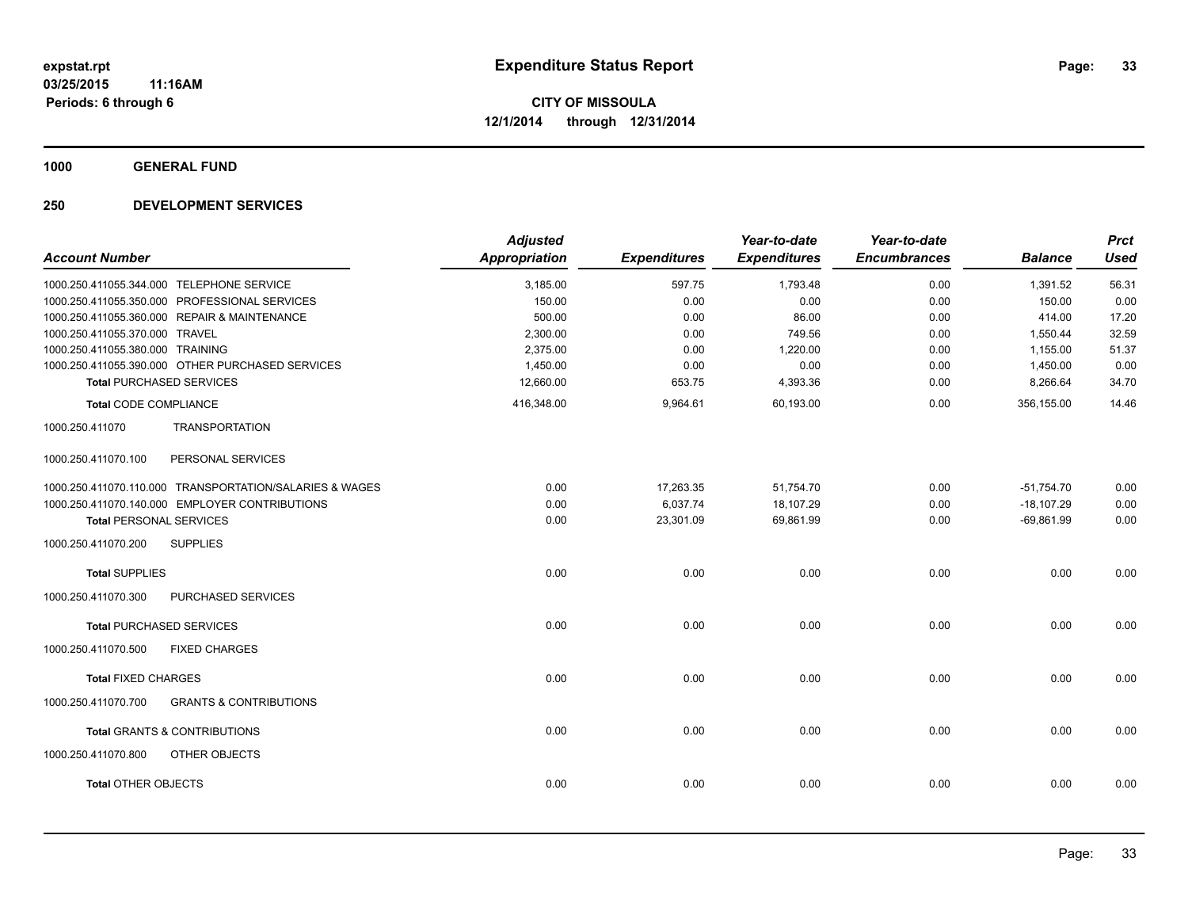**expstat.rpt**
**03/25/2015 11:16AM**
**Periods: 6 through 6**

# Expenditure Status Report

**CITY OF MISSOULA**
**12/1/2014 through 12/31/2014**

## 1000 GENERAL FUND

## 250 DEVELOPMENT SERVICES

| Account Number | Adjusted Appropriation | Expenditures | Year-to-date Expenditures | Year-to-date Encumbrances | Balance | Prct Used |
|---|---|---|---|---|---|---|
| 1000.250.411055.344.000 TELEPHONE SERVICE | 3,185.00 | 597.75 | 1,793.48 | 0.00 | 1,391.52 | 56.31 |
| 1000.250.411055.350.000 PROFESSIONAL SERVICES | 150.00 | 0.00 | 0.00 | 0.00 | 150.00 | 0.00 |
| 1000.250.411055.360.000 REPAIR & MAINTENANCE | 500.00 | 0.00 | 86.00 | 0.00 | 414.00 | 17.20 |
| 1000.250.411055.370.000 TRAVEL | 2,300.00 | 0.00 | 749.56 | 0.00 | 1,550.44 | 32.59 |
| 1000.250.411055.380.000 TRAINING | 2,375.00 | 0.00 | 1,220.00 | 0.00 | 1,155.00 | 51.37 |
| 1000.250.411055.390.000 OTHER PURCHASED SERVICES | 1,450.00 | 0.00 | 0.00 | 0.00 | 1,450.00 | 0.00 |
| **Total** PURCHASED SERVICES | 12,660.00 | 653.75 | 4,393.36 | 0.00 | 8,266.64 | 34.70 |
| **Total** CODE COMPLIANCE | 416,348.00 | 9,964.61 | 60,193.00 | 0.00 | 356,155.00 | 14.46 |
| 1000.250.411070 TRANSPORTATION | | | | | | |
| 1000.250.411070.100 PERSONAL SERVICES | | | | | | |
| 1000.250.411070.110.000 TRANSPORTATION/SALARIES & WAGES | 0.00 | 17,263.35 | 51,754.70 | 0.00 | -51,754.70 | 0.00 |
| 1000.250.411070.140.000 EMPLOYER CONTRIBUTIONS | 0.00 | 6,037.74 | 18,107.29 | 0.00 | -18,107.29 | 0.00 |
| **Total** PERSONAL SERVICES | 0.00 | 23,301.09 | 69,861.99 | 0.00 | -69,861.99 | 0.00 |
| 1000.250.411070.200 SUPPLIES | | | | | | |
| **Total** SUPPLIES | 0.00 | 0.00 | 0.00 | 0.00 | 0.00 | 0.00 |
| 1000.250.411070.300 PURCHASED SERVICES | | | | | | |
| **Total** PURCHASED SERVICES | 0.00 | 0.00 | 0.00 | 0.00 | 0.00 | 0.00 |
| 1000.250.411070.500 FIXED CHARGES | | | | | | |
| **Total** FIXED CHARGES | 0.00 | 0.00 | 0.00 | 0.00 | 0.00 | 0.00 |
| 1000.250.411070.700 GRANTS & CONTRIBUTIONS | | | | | | |
| **Total** GRANTS & CONTRIBUTIONS | 0.00 | 0.00 | 0.00 | 0.00 | 0.00 | 0.00 |
| 1000.250.411070.800 OTHER OBJECTS | | | | | | |
| **Total** OTHER OBJECTS | 0.00 | 0.00 | 0.00 | 0.00 | 0.00 | 0.00 |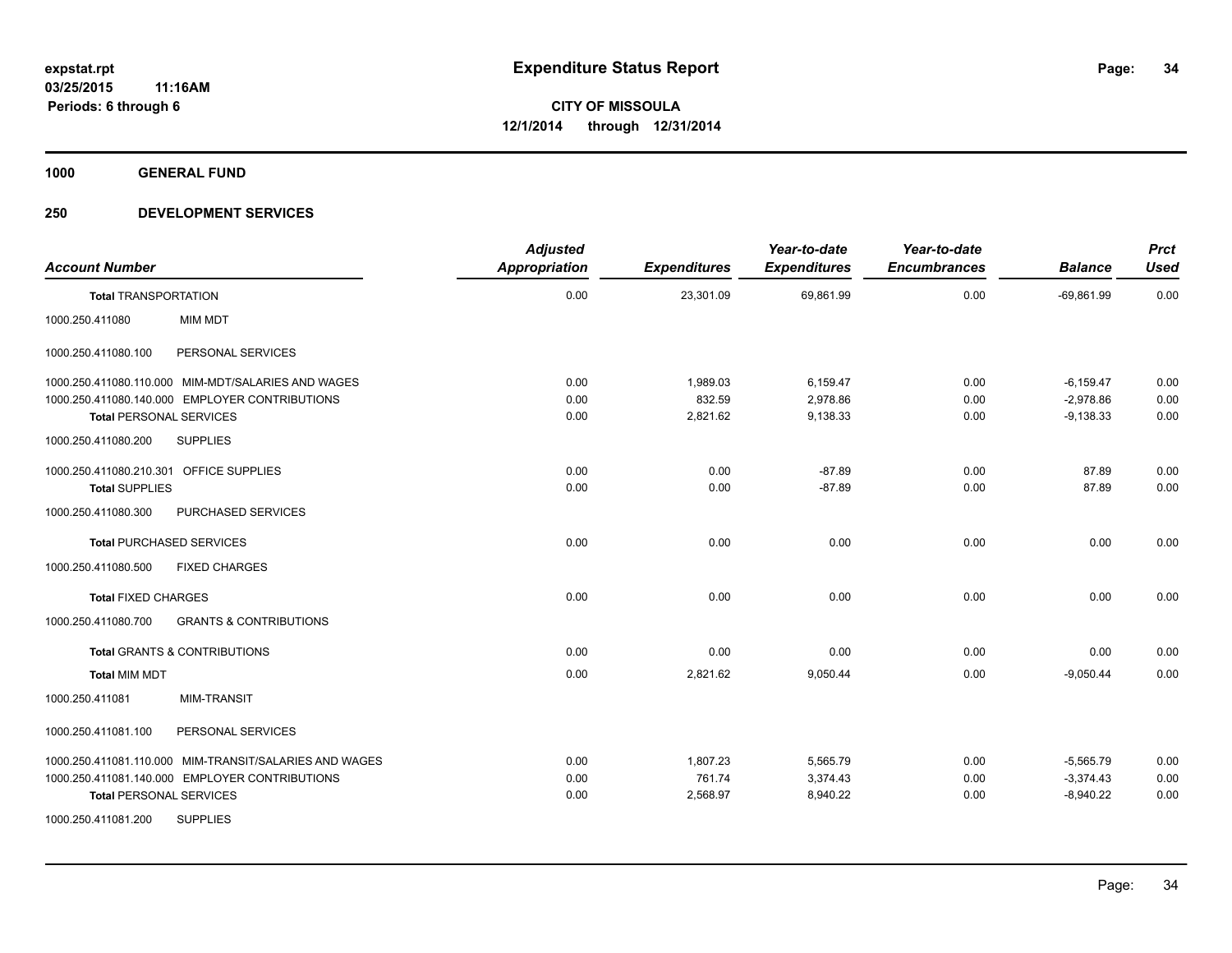**expstat.rpt**
**03/25/2015 11:16AM**
**Periods: 6 through 6**

# Expenditure Status Report

**CITY OF MISSOULA**
**12/1/2014 through 12/31/2014**

## 1000 GENERAL FUND

## 250 DEVELOPMENT SERVICES

| Account Number | | Adjusted Appropriation | Expenditures | Year-to-date Expenditures | Year-to-date Encumbrances | Balance | Prct Used |
|---|---|---|---|---|---|---|---|
| **Total** TRANSPORTATION | | 0.00 | 23,301.09 | 69,861.99 | 0.00 | -69,861.99 | 0.00 |
| 1000.250.411080 | MIM MDT | | | | | | |
| 1000.250.411080.100 | PERSONAL SERVICES | | | | | | |
| 1000.250.411080.110.000 | MIM-MDT/SALARIES AND WAGES | 0.00 | 1,989.03 | 6,159.47 | 0.00 | -6,159.47 | 0.00 |
| 1000.250.411080.140.000 | EMPLOYER CONTRIBUTIONS | 0.00 | 832.59 | 2,978.86 | 0.00 | -2,978.86 | 0.00 |
| **Total** PERSONAL SERVICES | | 0.00 | 2,821.62 | 9,138.33 | 0.00 | -9,138.33 | 0.00 |
| 1000.250.411080.200 | SUPPLIES | | | | | | |
| 1000.250.411080.210.301 | OFFICE SUPPLIES | 0.00 | 0.00 | -87.89 | 0.00 | 87.89 | 0.00 |
| **Total** SUPPLIES | | 0.00 | 0.00 | -87.89 | 0.00 | 87.89 | 0.00 |
| 1000.250.411080.300 | PURCHASED SERVICES | | | | | | |
| **Total** PURCHASED SERVICES | | 0.00 | 0.00 | 0.00 | 0.00 | 0.00 | 0.00 |
| 1000.250.411080.500 | FIXED CHARGES | | | | | | |
| **Total** FIXED CHARGES | | 0.00 | 0.00 | 0.00 | 0.00 | 0.00 | 0.00 |
| 1000.250.411080.700 | GRANTS & CONTRIBUTIONS | | | | | | |
| **Total** GRANTS & CONTRIBUTIONS | | 0.00 | 0.00 | 0.00 | 0.00 | 0.00 | 0.00 |
| **Total** MIM MDT | | 0.00 | 2,821.62 | 9,050.44 | 0.00 | -9,050.44 | 0.00 |
| 1000.250.411081 | MIM-TRANSIT | | | | | | |
| 1000.250.411081.100 | PERSONAL SERVICES | | | | | | |
| 1000.250.411081.110.000 | MIM-TRANSIT/SALARIES AND WAGES | 0.00 | 1,807.23 | 5,565.79 | 0.00 | -5,565.79 | 0.00 |
| 1000.250.411081.140.000 | EMPLOYER CONTRIBUTIONS | 0.00 | 761.74 | 3,374.43 | 0.00 | -3,374.43 | 0.00 |
| **Total** PERSONAL SERVICES | | 0.00 | 2,568.97 | 8,940.22 | 0.00 | -8,940.22 | 0.00 |
| 1000.250.411081.200 | SUPPLIES | | | | | | |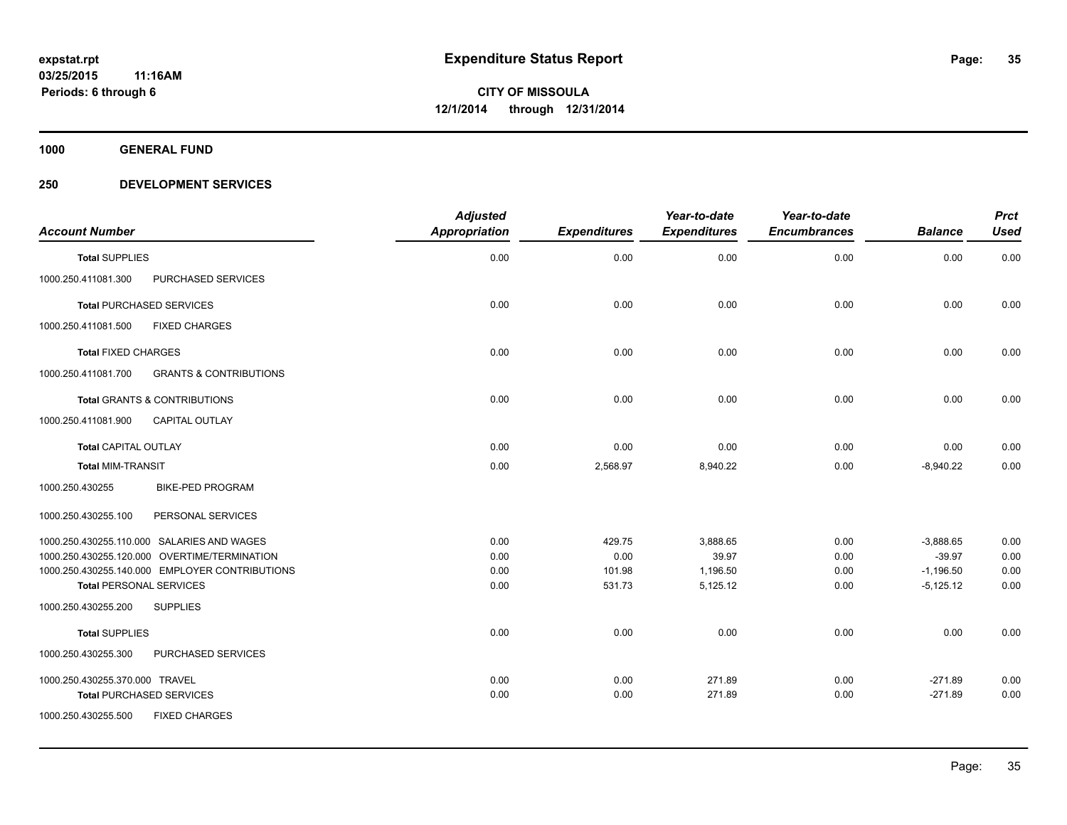**expstat.rpt**
**03/25/2015 11:16AM**
**Periods: 6 through 6**

# Expenditure Status Report

**CITY OF MISSOULA**
**12/1/2014 through 12/31/2014**

**1000 GENERAL FUND**

**250 DEVELOPMENT SERVICES**

| Account Number | Adjusted Appropriation | Expenditures | Year-to-date Expenditures | Year-to-date Encumbrances | Balance | Prct Used |
|---|---|---|---|---|---|---|
| **Total SUPPLIES** | 0.00 | 0.00 | 0.00 | 0.00 | 0.00 | 0.00 |
| 1000.250.411081.300 PURCHASED SERVICES | | | | | | |
| **Total PURCHASED SERVICES** | 0.00 | 0.00 | 0.00 | 0.00 | 0.00 | 0.00 |
| 1000.250.411081.500 FIXED CHARGES | | | | | | |
| **Total FIXED CHARGES** | 0.00 | 0.00 | 0.00 | 0.00 | 0.00 | 0.00 |
| 1000.250.411081.700 GRANTS & CONTRIBUTIONS | | | | | | |
| **Total GRANTS & CONTRIBUTIONS** | 0.00 | 0.00 | 0.00 | 0.00 | 0.00 | 0.00 |
| 1000.250.411081.900 CAPITAL OUTLAY | | | | | | |
| **Total CAPITAL OUTLAY** | 0.00 | 0.00 | 0.00 | 0.00 | 0.00 | 0.00 |
| **Total MIM-TRANSIT** | 0.00 | 2,568.97 | 8,940.22 | 0.00 | -8,940.22 | 0.00 |
| 1000.250.430255 BIKE-PED PROGRAM | | | | | | |
| 1000.250.430255.100 PERSONAL SERVICES | | | | | | |
| 1000.250.430255.110.000 SALARIES AND WAGES | 0.00 | 429.75 | 3,888.65 | 0.00 | -3,888.65 | 0.00 |
| 1000.250.430255.120.000 OVERTIME/TERMINATION | 0.00 | 0.00 | 39.97 | 0.00 | -39.97 | 0.00 |
| 1000.250.430255.140.000 EMPLOYER CONTRIBUTIONS | 0.00 | 101.98 | 1,196.50 | 0.00 | -1,196.50 | 0.00 |
| **Total PERSONAL SERVICES** | 0.00 | 531.73 | 5,125.12 | 0.00 | -5,125.12 | 0.00 |
| 1000.250.430255.200 SUPPLIES | | | | | | |
| **Total SUPPLIES** | 0.00 | 0.00 | 0.00 | 0.00 | 0.00 | 0.00 |
| 1000.250.430255.300 PURCHASED SERVICES | | | | | | |
| 1000.250.430255.370.000 TRAVEL | 0.00 | 0.00 | 271.89 | 0.00 | -271.89 | 0.00 |
| **Total PURCHASED SERVICES** | 0.00 | 0.00 | 271.89 | 0.00 | -271.89 | 0.00 |
| 1000.250.430255.500 FIXED CHARGES | | | | | | |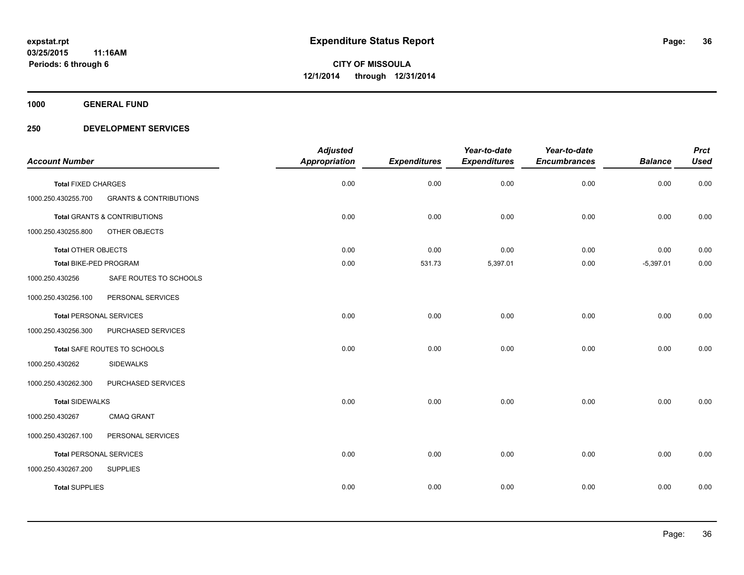# Expenditure Status Report

expstat.rpt
03/25/2015 11:16AM
Periods: 6 through 6

CITY OF MISSOULA
12/1/2014 through 12/31/2014

**1000 GENERAL FUND**

**250 DEVELOPMENT SERVICES**

| Account Number | | Adjusted Appropriation | Expenditures | Year-to-date Expenditures | Year-to-date Encumbrances | Balance | Prct Used |
|---|---|---|---|---|---|---|---|
| **Total** FIXED CHARGES | | 0.00 | 0.00 | 0.00 | 0.00 | 0.00 | 0.00 |
| 1000.250.430255.700 | GRANTS & CONTRIBUTIONS | | | | | | |
| **Total** GRANTS & CONTRIBUTIONS | | 0.00 | 0.00 | 0.00 | 0.00 | 0.00 | 0.00 |
| 1000.250.430255.800 | OTHER OBJECTS | | | | | | |
| **Total** OTHER OBJECTS | | 0.00 | 0.00 | 0.00 | 0.00 | 0.00 | 0.00 |
| **Total** BIKE-PED PROGRAM | | 0.00 | 531.73 | 5,397.01 | 0.00 | -5,397.01 | 0.00 |
| 1000.250.430256 | SAFE ROUTES TO SCHOOLS | | | | | | |
| 1000.250.430256.100 | PERSONAL SERVICES | | | | | | |
| **Total** PERSONAL SERVICES | | 0.00 | 0.00 | 0.00 | 0.00 | 0.00 | 0.00 |
| 1000.250.430256.300 | PURCHASED SERVICES | | | | | | |
| **Total** SAFE ROUTES TO SCHOOLS | | 0.00 | 0.00 | 0.00 | 0.00 | 0.00 | 0.00 |
| 1000.250.430262 | SIDEWALKS | | | | | | |
| 1000.250.430262.300 | PURCHASED SERVICES | | | | | | |
| **Total** SIDEWALKS | | 0.00 | 0.00 | 0.00 | 0.00 | 0.00 | 0.00 |
| 1000.250.430267 | CMAQ GRANT | | | | | | |
| 1000.250.430267.100 | PERSONAL SERVICES | | | | | | |
| **Total** PERSONAL SERVICES | | 0.00 | 0.00 | 0.00 | 0.00 | 0.00 | 0.00 |
| 1000.250.430267.200 | SUPPLIES | | | | | | |
| **Total** SUPPLIES | | 0.00 | 0.00 | 0.00 | 0.00 | 0.00 | 0.00 |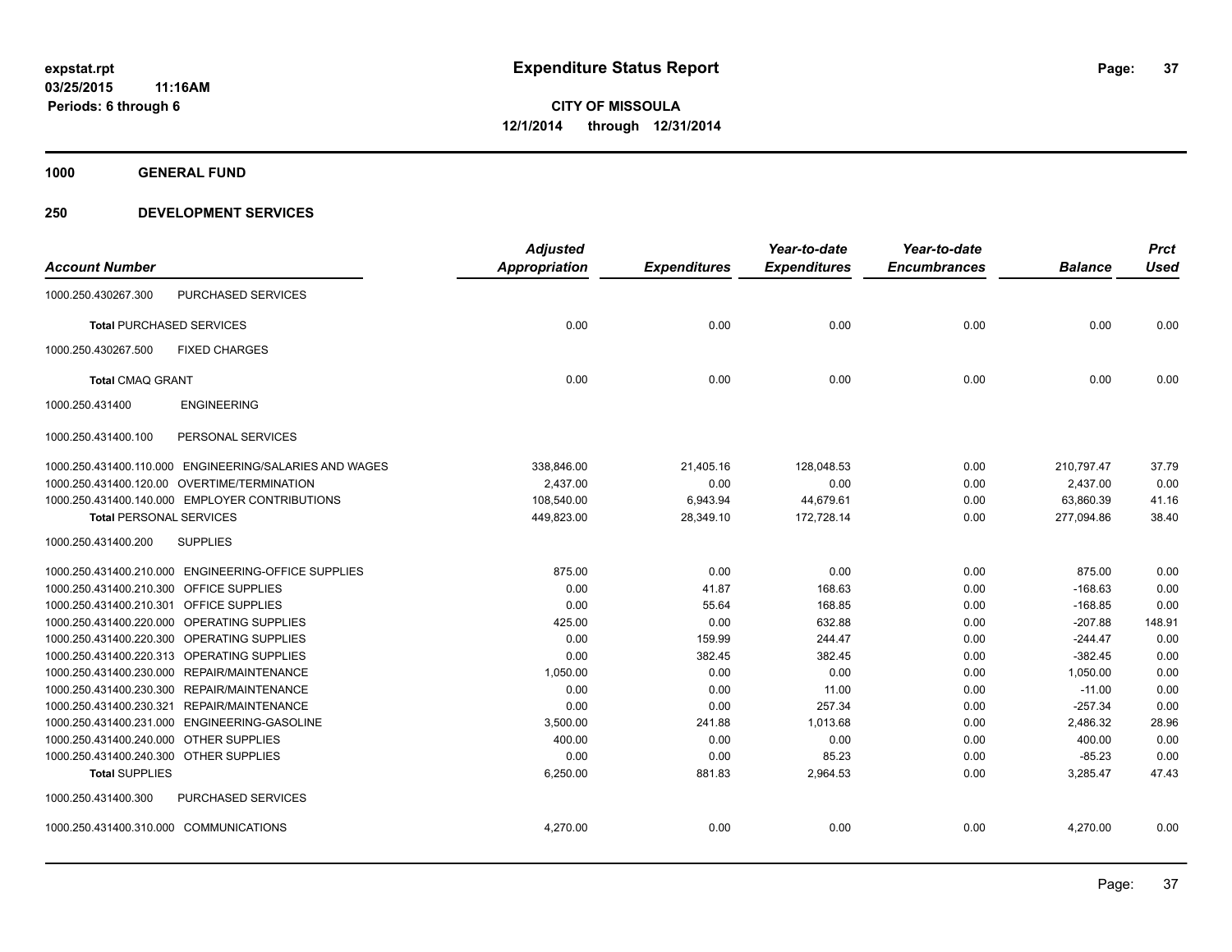**expstat.rpt**
**03/25/2015 11:16AM**
**Periods: 6 through 6**

# Expenditure Status Report

**CITY OF MISSOULA**
**12/1/2014 through 12/31/2014**

## 1000 GENERAL FUND

## 250 DEVELOPMENT SERVICES

| Account Number | | Adjusted Appropriation | Expenditures | Year-to-date Expenditures | Year-to-date Encumbrances | Balance | Prct Used |
|---|---|---|---|---|---|---|---|
| 1000.250.430267.300 | PURCHASED SERVICES | | | | | | |
| **Total** PURCHASED SERVICES | | 0.00 | 0.00 | 0.00 | 0.00 | 0.00 | 0.00 |
| 1000.250.430267.500 | FIXED CHARGES | | | | | | |
| **Total** CMAQ GRANT | | 0.00 | 0.00 | 0.00 | 0.00 | 0.00 | 0.00 |
| 1000.250.431400 | ENGINEERING | | | | | | |
| 1000.250.431400.100 | PERSONAL SERVICES | | | | | | |
| 1000.250.431400.110.000 | ENGINEERING/SALARIES AND WAGES | 338,846.00 | 21,405.16 | 128,048.53 | 0.00 | 210,797.47 | 37.79 |
| 1000.250.431400.120.00 | OVERTIME/TERMINATION | 2,437.00 | 0.00 | 0.00 | 0.00 | 2,437.00 | 0.00 |
| 1000.250.431400.140.000 | EMPLOYER CONTRIBUTIONS | 108,540.00 | 6,943.94 | 44,679.61 | 0.00 | 63,860.39 | 41.16 |
| **Total** PERSONAL SERVICES | | 449,823.00 | 28,349.10 | 172,728.14 | 0.00 | 277,094.86 | 38.40 |
| 1000.250.431400.200 | SUPPLIES | | | | | | |
| 1000.250.431400.210.000 | ENGINEERING-OFFICE SUPPLIES | 875.00 | 0.00 | 0.00 | 0.00 | 875.00 | 0.00 |
| 1000.250.431400.210.300 | OFFICE SUPPLIES | 0.00 | 41.87 | 168.63 | 0.00 | -168.63 | 0.00 |
| 1000.250.431400.210.301 | OFFICE SUPPLIES | 0.00 | 55.64 | 168.85 | 0.00 | -168.85 | 0.00 |
| 1000.250.431400.220.000 | OPERATING SUPPLIES | 425.00 | 0.00 | 632.88 | 0.00 | -207.88 | 148.91 |
| 1000.250.431400.220.300 | OPERATING SUPPLIES | 0.00 | 159.99 | 244.47 | 0.00 | -244.47 | 0.00 |
| 1000.250.431400.220.313 | OPERATING SUPPLIES | 0.00 | 382.45 | 382.45 | 0.00 | -382.45 | 0.00 |
| 1000.250.431400.230.000 | REPAIR/MAINTENANCE | 1,050.00 | 0.00 | 0.00 | 0.00 | 1,050.00 | 0.00 |
| 1000.250.431400.230.300 | REPAIR/MAINTENANCE | 0.00 | 0.00 | 11.00 | 0.00 | -11.00 | 0.00 |
| 1000.250.431400.230.321 | REPAIR/MAINTENANCE | 0.00 | 0.00 | 257.34 | 0.00 | -257.34 | 0.00 |
| 1000.250.431400.231.000 | ENGINEERING-GASOLINE | 3,500.00 | 241.88 | 1,013.68 | 0.00 | 2,486.32 | 28.96 |
| 1000.250.431400.240.000 | OTHER SUPPLIES | 400.00 | 0.00 | 0.00 | 0.00 | 400.00 | 0.00 |
| 1000.250.431400.240.300 | OTHER SUPPLIES | 0.00 | 0.00 | 85.23 | 0.00 | -85.23 | 0.00 |
| **Total** SUPPLIES | | 6,250.00 | 881.83 | 2,964.53 | 0.00 | 3,285.47 | 47.43 |
| 1000.250.431400.300 | PURCHASED SERVICES | | | | | | |
| 1000.250.431400.310.000 | COMMUNICATIONS | 4,270.00 | 0.00 | 0.00 | 0.00 | 4,270.00 | 0.00 |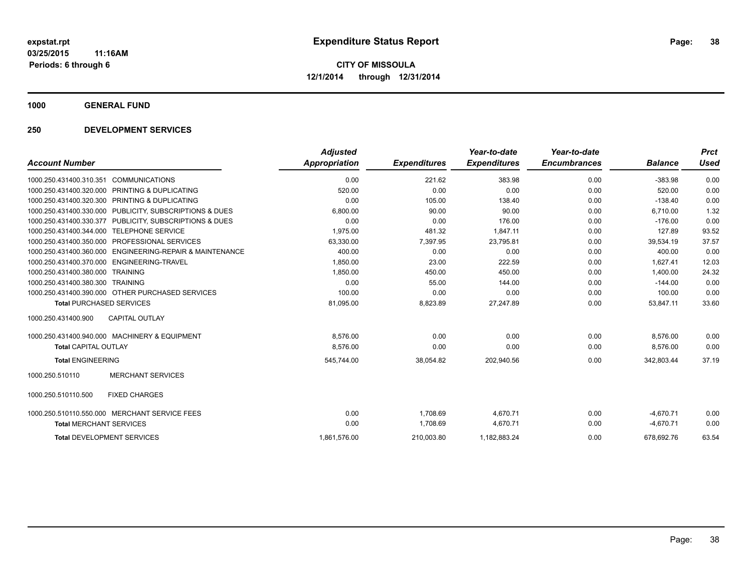**expstat.rpt**
**03/25/2015 11:16AM**
**Periods: 6 through 6**

# Expenditure Status Report

**CITY OF MISSOULA**
**12/1/2014 through 12/31/2014**

## 1000 GENERAL FUND

## 250 DEVELOPMENT SERVICES

| Account Number | | Adjusted Appropriation | Expenditures | Year-to-date Expenditures | Year-to-date Encumbrances | Balance | Prct Used |
|---|---|---|---|---|---|---|---|
| 1000.250.431400.310.351 | COMMUNICATIONS | 0.00 | 221.62 | 383.98 | 0.00 | -383.98 | 0.00 |
| 1000.250.431400.320.000 | PRINTING & DUPLICATING | 520.00 | 0.00 | 0.00 | 0.00 | 520.00 | 0.00 |
| 1000.250.431400.320.300 | PRINTING & DUPLICATING | 0.00 | 105.00 | 138.40 | 0.00 | -138.40 | 0.00 |
| 1000.250.431400.330.000 | PUBLICITY, SUBSCRIPTIONS & DUES | 6,800.00 | 90.00 | 90.00 | 0.00 | 6,710.00 | 1.32 |
| 1000.250.431400.330.377 | PUBLICITY, SUBSCRIPTIONS & DUES | 0.00 | 0.00 | 176.00 | 0.00 | -176.00 | 0.00 |
| 1000.250.431400.344.000 | TELEPHONE SERVICE | 1,975.00 | 481.32 | 1,847.11 | 0.00 | 127.89 | 93.52 |
| 1000.250.431400.350.000 | PROFESSIONAL SERVICES | 63,330.00 | 7,397.95 | 23,795.81 | 0.00 | 39,534.19 | 37.57 |
| 1000.250.431400.360.000 | ENGINEERING-REPAIR & MAINTENANCE | 400.00 | 0.00 | 0.00 | 0.00 | 400.00 | 0.00 |
| 1000.250.431400.370.000 | ENGINEERING-TRAVEL | 1,850.00 | 23.00 | 222.59 | 0.00 | 1,627.41 | 12.03 |
| 1000.250.431400.380.000 | TRAINING | 1,850.00 | 450.00 | 450.00 | 0.00 | 1,400.00 | 24.32 |
| 1000.250.431400.380.300 | TRAINING | 0.00 | 55.00 | 144.00 | 0.00 | -144.00 | 0.00 |
| 1000.250.431400.390.000 | OTHER PURCHASED SERVICES | 100.00 | 0.00 | 0.00 | 0.00 | 100.00 | 0.00 |
| **Total** PURCHASED SERVICES | | 81,095.00 | 8,823.89 | 27,247.89 | 0.00 | 53,847.11 | 33.60 |
| 1000.250.431400.900 | CAPITAL OUTLAY | | | | | | |
| 1000.250.431400.940.000 | MACHINERY & EQUIPMENT | 8,576.00 | 0.00 | 0.00 | 0.00 | 8,576.00 | 0.00 |
| **Total** CAPITAL OUTLAY | | 8,576.00 | 0.00 | 0.00 | 0.00 | 8,576.00 | 0.00 |
| **Total** ENGINEERING | | 545,744.00 | 38,054.82 | 202,940.56 | 0.00 | 342,803.44 | 37.19 |
| 1000.250.510110 | MERCHANT SERVICES | | | | | | |
| 1000.250.510110.500 | FIXED CHARGES | | | | | | |
| 1000.250.510110.550.000 | MERCHANT SERVICE FEES | 0.00 | 1,708.69 | 4,670.71 | 0.00 | -4,670.71 | 0.00 |
| **Total** MERCHANT SERVICES | | 0.00 | 1,708.69 | 4,670.71 | 0.00 | -4,670.71 | 0.00 |
| **Total** DEVELOPMENT SERVICES | | 1,861,576.00 | 210,003.80 | 1,182,883.24 | 0.00 | 678,692.76 | 63.54 |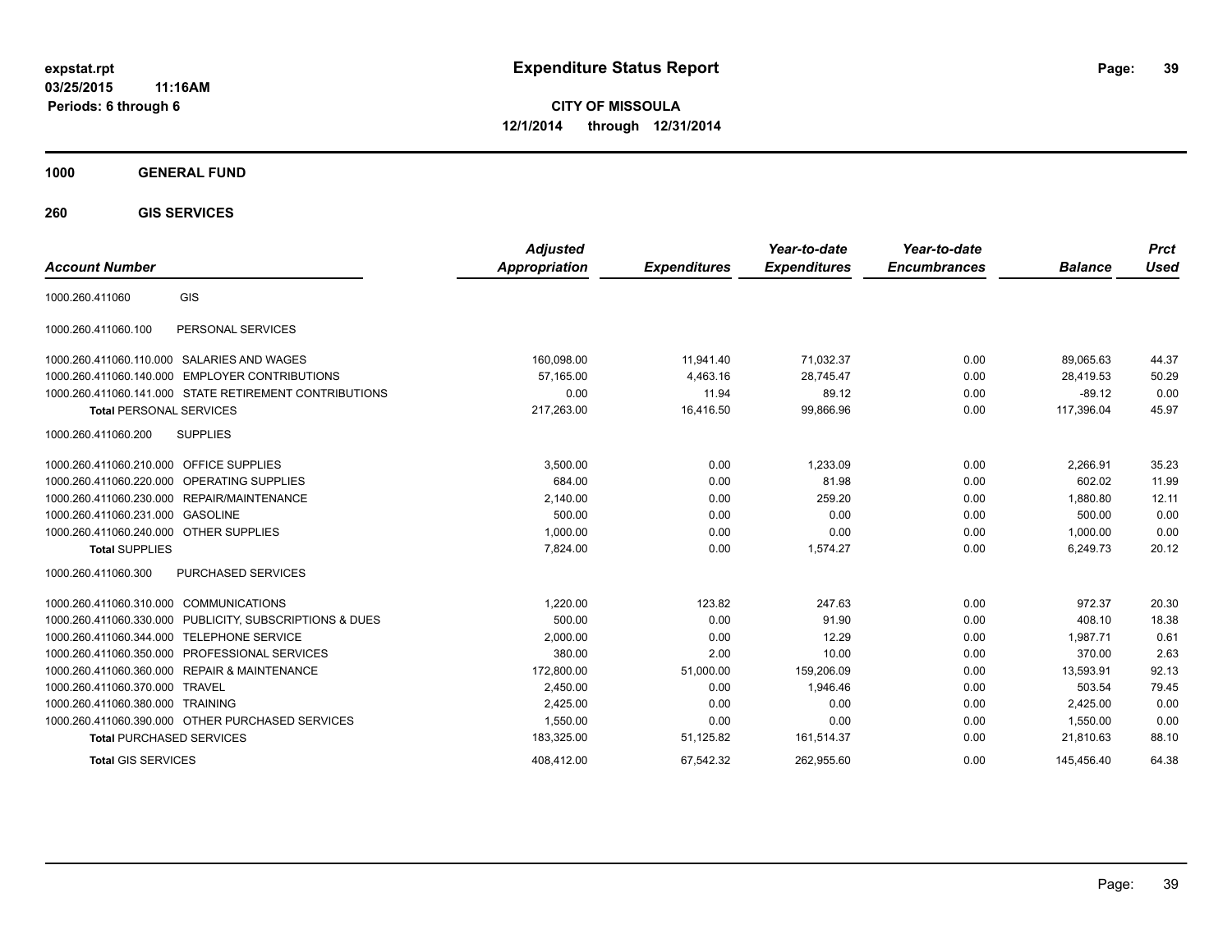**expstat.rpt**
**03/25/2015 11:16AM**
**Periods: 6 through 6**

# Expenditure Status Report

**CITY OF MISSOULA**
**12/1/2014 through 12/31/2014**

## 1000 GENERAL FUND

### 260 GIS SERVICES

| Account Number | | Adjusted Appropriation | Expenditures | Year-to-date Expenditures | Year-to-date Encumbrances | Balance | Prct Used |
|---|---|---|---|---|---|---|---|
| 1000.260.411060 | GIS | | | | | | |
| 1000.260.411060.100 | PERSONAL SERVICES | | | | | | |
| 1000.260.411060.110.000 | SALARIES AND WAGES | 160,098.00 | 11,941.40 | 71,032.37 | 0.00 | 89,065.63 | 44.37 |
| 1000.260.411060.140.000 | EMPLOYER CONTRIBUTIONS | 57,165.00 | 4,463.16 | 28,745.47 | 0.00 | 28,419.53 | 50.29 |
| 1000.260.411060.141.000 | STATE RETIREMENT CONTRIBUTIONS | 0.00 | 11.94 | 89.12 | 0.00 | -89.12 | 0.00 |
| **Total** PERSONAL SERVICES | | 217,263.00 | 16,416.50 | 99,866.96 | 0.00 | 117,396.04 | 45.97 |
| 1000.260.411060.200 | SUPPLIES | | | | | | |
| 1000.260.411060.210.000 | OFFICE SUPPLIES | 3,500.00 | 0.00 | 1,233.09 | 0.00 | 2,266.91 | 35.23 |
| 1000.260.411060.220.000 | OPERATING SUPPLIES | 684.00 | 0.00 | 81.98 | 0.00 | 602.02 | 11.99 |
| 1000.260.411060.230.000 | REPAIR/MAINTENANCE | 2,140.00 | 0.00 | 259.20 | 0.00 | 1,880.80 | 12.11 |
| 1000.260.411060.231.000 | GASOLINE | 500.00 | 0.00 | 0.00 | 0.00 | 500.00 | 0.00 |
| 1000.260.411060.240.000 | OTHER SUPPLIES | 1,000.00 | 0.00 | 0.00 | 0.00 | 1,000.00 | 0.00 |
| **Total** SUPPLIES | | 7,824.00 | 0.00 | 1,574.27 | 0.00 | 6,249.73 | 20.12 |
| 1000.260.411060.300 | PURCHASED SERVICES | | | | | | |
| 1000.260.411060.310.000 | COMMUNICATIONS | 1,220.00 | 123.82 | 247.63 | 0.00 | 972.37 | 20.30 |
| 1000.260.411060.330.000 | PUBLICITY, SUBSCRIPTIONS & DUES | 500.00 | 0.00 | 91.90 | 0.00 | 408.10 | 18.38 |
| 1000.260.411060.344.000 | TELEPHONE SERVICE | 2,000.00 | 0.00 | 12.29 | 0.00 | 1,987.71 | 0.61 |
| 1000.260.411060.350.000 | PROFESSIONAL SERVICES | 380.00 | 2.00 | 10.00 | 0.00 | 370.00 | 2.63 |
| 1000.260.411060.360.000 | REPAIR & MAINTENANCE | 172,800.00 | 51,000.00 | 159,206.09 | 0.00 | 13,593.91 | 92.13 |
| 1000.260.411060.370.000 | TRAVEL | 2,450.00 | 0.00 | 1,946.46 | 0.00 | 503.54 | 79.45 |
| 1000.260.411060.380.000 | TRAINING | 2,425.00 | 0.00 | 0.00 | 0.00 | 2,425.00 | 0.00 |
| 1000.260.411060.390.000 | OTHER PURCHASED SERVICES | 1,550.00 | 0.00 | 0.00 | 0.00 | 1,550.00 | 0.00 |
| **Total** PURCHASED SERVICES | | 183,325.00 | 51,125.82 | 161,514.37 | 0.00 | 21,810.63 | 88.10 |
| **Total** GIS SERVICES | | 408,412.00 | 67,542.32 | 262,955.60 | 0.00 | 145,456.40 | 64.38 |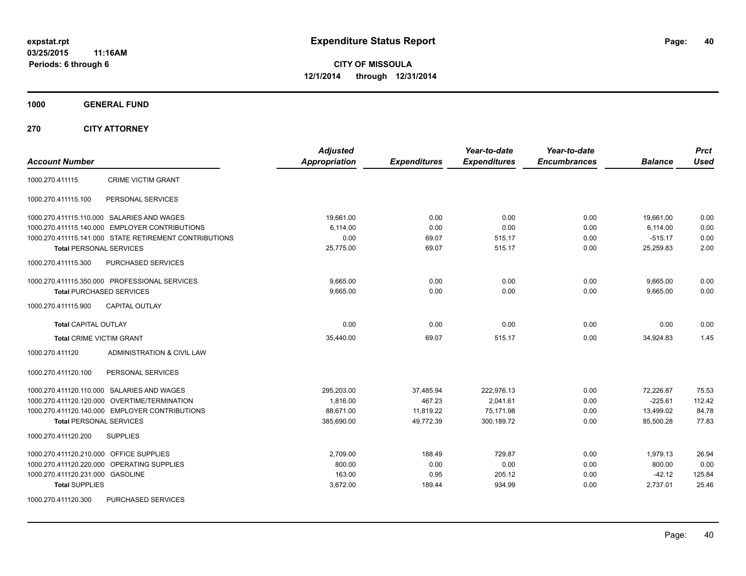# Expenditure Status Report

**expstat.rpt**
**03/25/2015 11:16AM**
**Periods: 6 through 6**

**CITY OF MISSOULA**
**12/1/2014 through 12/31/2014**

## 1000 GENERAL FUND

### 270 CITY ATTORNEY

| Account Number | | Adjusted Appropriation | Expenditures | Year-to-date Expenditures | Year-to-date Encumbrances | Balance | Prct Used |
|---|---|---|---|---|---|---|---|
| 1000.270.411115 | CRIME VICTIM GRANT | | | | | | |
| 1000.270.411115.100 | PERSONAL SERVICES | | | | | | |
| 1000.270.411115.110.000 | SALARIES AND WAGES | 19,661.00 | 0.00 | 0.00 | 0.00 | 19,661.00 | 0.00 |
| 1000.270.411115.140.000 | EMPLOYER CONTRIBUTIONS | 6,114.00 | 0.00 | 0.00 | 0.00 | 6,114.00 | 0.00 |
| 1000.270.411115.141.000 | STATE RETIREMENT CONTRIBUTIONS | 0.00 | 69.07 | 515.17 | 0.00 | -515.17 | 0.00 |
| **Total** PERSONAL SERVICES | | 25,775.00 | 69.07 | 515.17 | 0.00 | 25,259.83 | 2.00 |
| 1000.270.411115.300 | PURCHASED SERVICES | | | | | | |
| 1000.270.411115.350.000 | PROFESSIONAL SERVICES | 9,665.00 | 0.00 | 0.00 | 0.00 | 9,665.00 | 0.00 |
| **Total** PURCHASED SERVICES | | 9,665.00 | 0.00 | 0.00 | 0.00 | 9,665.00 | 0.00 |
| 1000.270.411115.900 | CAPITAL OUTLAY | | | | | | |
| **Total** CAPITAL OUTLAY | | 0.00 | 0.00 | 0.00 | 0.00 | 0.00 | 0.00 |
| **Total** CRIME VICTIM GRANT | | 35,440.00 | 69.07 | 515.17 | 0.00 | 34,924.83 | 1.45 |
| 1000.270.411120 | ADMINISTRATION & CIVIL LAW | | | | | | |
| 1000.270.411120.100 | PERSONAL SERVICES | | | | | | |
| 1000.270.411120.110.000 | SALARIES AND WAGES | 295,203.00 | 37,485.94 | 222,976.13 | 0.00 | 72,226.87 | 75.53 |
| 1000.270.411120.120.000 | OVERTIME/TERMINATION | 1,816.00 | 467.23 | 2,041.61 | 0.00 | -225.61 | 112.42 |
| 1000.270.411120.140.000 | EMPLOYER CONTRIBUTIONS | 88,671.00 | 11,819.22 | 75,171.98 | 0.00 | 13,499.02 | 84.78 |
| **Total** PERSONAL SERVICES | | 385,690.00 | 49,772.39 | 300,189.72 | 0.00 | 85,500.28 | 77.83 |
| 1000.270.411120.200 | SUPPLIES | | | | | | |
| 1000.270.411120.210.000 | OFFICE SUPPLIES | 2,709.00 | 188.49 | 729.87 | 0.00 | 1,979.13 | 26.94 |
| 1000.270.411120.220.000 | OPERATING SUPPLIES | 800.00 | 0.00 | 0.00 | 0.00 | 800.00 | 0.00 |
| 1000.270.411120.231.000 | GASOLINE | 163.00 | 0.95 | 205.12 | 0.00 | -42.12 | 125.84 |
| **Total** SUPPLIES | | 3,672.00 | 189.44 | 934.99 | 0.00 | 2,737.01 | 25.46 |
| 1000.270.411120.300 | PURCHASED SERVICES | | | | | | |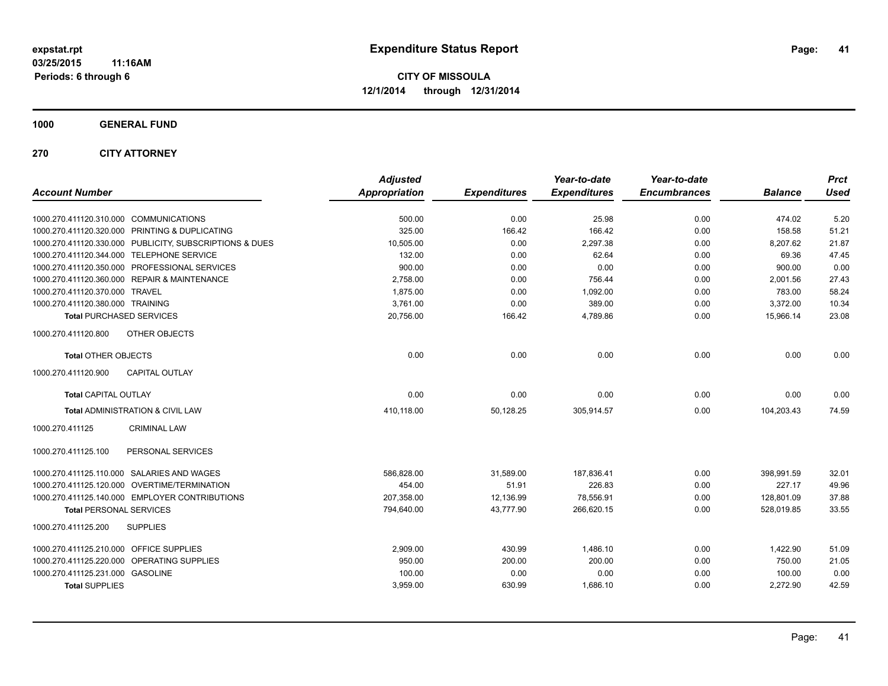**expstat.rpt**
**03/25/2015 11:16AM**
**Periods: 6 through 6**

# Expenditure Status Report

**CITY OF MISSOULA**
**12/1/2014 through 12/31/2014**

## 1000 GENERAL FUND

## 270 CITY ATTORNEY

| Account Number | Adjusted Appropriation | Expenditures | Year-to-date Expenditures | Year-to-date Encumbrances | Balance | Prct Used |
|---|---|---|---|---|---|---|
| 1000.270.411120.310.000 COMMUNICATIONS | 500.00 | 0.00 | 25.98 | 0.00 | 474.02 | 5.20 |
| 1000.270.411120.320.000 PRINTING & DUPLICATING | 325.00 | 166.42 | 166.42 | 0.00 | 158.58 | 51.21 |
| 1000.270.411120.330.000 PUBLICITY, SUBSCRIPTIONS & DUES | 10,505.00 | 0.00 | 2,297.38 | 0.00 | 8,207.62 | 21.87 |
| 1000.270.411120.344.000 TELEPHONE SERVICE | 132.00 | 0.00 | 62.64 | 0.00 | 69.36 | 47.45 |
| 1000.270.411120.350.000 PROFESSIONAL SERVICES | 900.00 | 0.00 | 0.00 | 0.00 | 900.00 | 0.00 |
| 1000.270.411120.360.000 REPAIR & MAINTENANCE | 2,758.00 | 0.00 | 756.44 | 0.00 | 2,001.56 | 27.43 |
| 1000.270.411120.370.000 TRAVEL | 1,875.00 | 0.00 | 1,092.00 | 0.00 | 783.00 | 58.24 |
| 1000.270.411120.380.000 TRAINING | 3,761.00 | 0.00 | 389.00 | 0.00 | 3,372.00 | 10.34 |
| **Total** PURCHASED SERVICES | 20,756.00 | 166.42 | 4,789.86 | 0.00 | 15,966.14 | 23.08 |
| 1000.270.411120.800 OTHER OBJECTS | | | | | | |
| **Total** OTHER OBJECTS | 0.00 | 0.00 | 0.00 | 0.00 | 0.00 | 0.00 |
| 1000.270.411120.900 CAPITAL OUTLAY | | | | | | |
| **Total** CAPITAL OUTLAY | 0.00 | 0.00 | 0.00 | 0.00 | 0.00 | 0.00 |
| **Total** ADMINISTRATION & CIVIL LAW | 410,118.00 | 50,128.25 | 305,914.57 | 0.00 | 104,203.43 | 74.59 |
| 1000.270.411125 CRIMINAL LAW | | | | | | |
| 1000.270.411125.100 PERSONAL SERVICES | | | | | | |
| 1000.270.411125.110.000 SALARIES AND WAGES | 586,828.00 | 31,589.00 | 187,836.41 | 0.00 | 398,991.59 | 32.01 |
| 1000.270.411125.120.000 OVERTIME/TERMINATION | 454.00 | 51.91 | 226.83 | 0.00 | 227.17 | 49.96 |
| 1000.270.411125.140.000 EMPLOYER CONTRIBUTIONS | 207,358.00 | 12,136.99 | 78,556.91 | 0.00 | 128,801.09 | 37.88 |
| **Total** PERSONAL SERVICES | 794,640.00 | 43,777.90 | 266,620.15 | 0.00 | 528,019.85 | 33.55 |
| 1000.270.411125.200 SUPPLIES | | | | | | |
| 1000.270.411125.210.000 OFFICE SUPPLIES | 2,909.00 | 430.99 | 1,486.10 | 0.00 | 1,422.90 | 51.09 |
| 1000.270.411125.220.000 OPERATING SUPPLIES | 950.00 | 200.00 | 200.00 | 0.00 | 750.00 | 21.05 |
| 1000.270.411125.231.000 GASOLINE | 100.00 | 0.00 | 0.00 | 0.00 | 100.00 | 0.00 |
| **Total** SUPPLIES | 3,959.00 | 630.99 | 1,686.10 | 0.00 | 2,272.90 | 42.59 |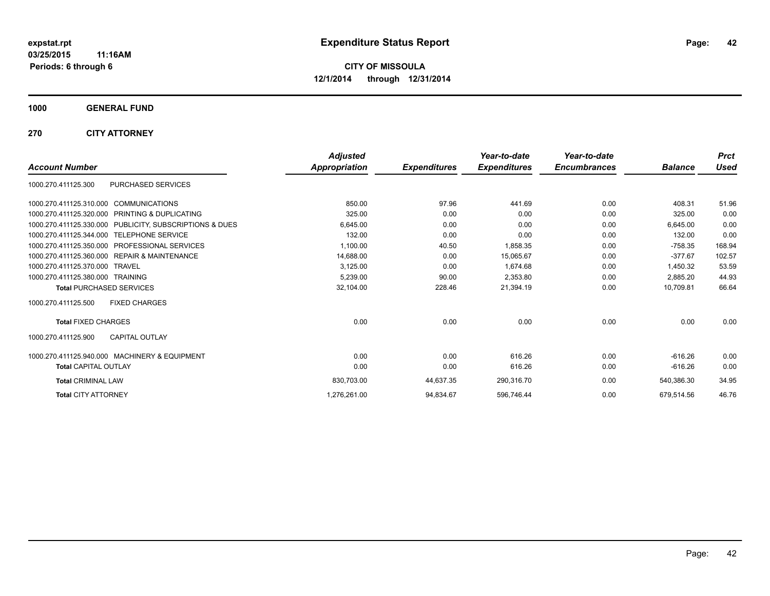# Expenditure Status Report

expstat.rpt
03/25/2015 11:16AM
Periods: 6 through 6

**CITY OF MISSOULA**
**12/1/2014 through 12/31/2014**

**1000 GENERAL FUND**

**270 CITY ATTORNEY**

| Account Number | | Adjusted Appropriation | Expenditures | Year-to-date Expenditures | Year-to-date Encumbrances | Balance | Prct Used |
|---|---|---|---|---|---|---|---|
| 1000.270.411125.300 | PURCHASED SERVICES | | | | | | |
| 1000.270.411125.310.000 | COMMUNICATIONS | 850.00 | 97.96 | 441.69 | 0.00 | 408.31 | 51.96 |
| 1000.270.411125.320.000 | PRINTING & DUPLICATING | 325.00 | 0.00 | 0.00 | 0.00 | 325.00 | 0.00 |
| 1000.270.411125.330.000 | PUBLICITY, SUBSCRIPTIONS & DUES | 6,645.00 | 0.00 | 0.00 | 0.00 | 6,645.00 | 0.00 |
| 1000.270.411125.344.000 | TELEPHONE SERVICE | 132.00 | 0.00 | 0.00 | 0.00 | 132.00 | 0.00 |
| 1000.270.411125.350.000 | PROFESSIONAL SERVICES | 1,100.00 | 40.50 | 1,858.35 | 0.00 | -758.35 | 168.94 |
| 1000.270.411125.360.000 | REPAIR & MAINTENANCE | 14,688.00 | 0.00 | 15,065.67 | 0.00 | -377.67 | 102.57 |
| 1000.270.411125.370.000 | TRAVEL | 3,125.00 | 0.00 | 1,674.68 | 0.00 | 1,450.32 | 53.59 |
| 1000.270.411125.380.000 | TRAINING | 5,239.00 | 90.00 | 2,353.80 | 0.00 | 2,885.20 | 44.93 |
| **Total** PURCHASED SERVICES | | 32,104.00 | 228.46 | 21,394.19 | 0.00 | 10,709.81 | 66.64 |
| 1000.270.411125.500 | FIXED CHARGES | | | | | | |
| **Total** FIXED CHARGES | | 0.00 | 0.00 | 0.00 | 0.00 | 0.00 | 0.00 |
| 1000.270.411125.900 | CAPITAL OUTLAY | | | | | | |
| 1000.270.411125.940.000 | MACHINERY & EQUIPMENT | 0.00 | 0.00 | 616.26 | 0.00 | -616.26 | 0.00 |
| **Total** CAPITAL OUTLAY | | 0.00 | 0.00 | 616.26 | 0.00 | -616.26 | 0.00 |
| **Total** CRIMINAL LAW | | 830,703.00 | 44,637.35 | 290,316.70 | 0.00 | 540,386.30 | 34.95 |
| **Total** CITY ATTORNEY | | 1,276,261.00 | 94,834.67 | 596,746.44 | 0.00 | 679,514.56 | 46.76 |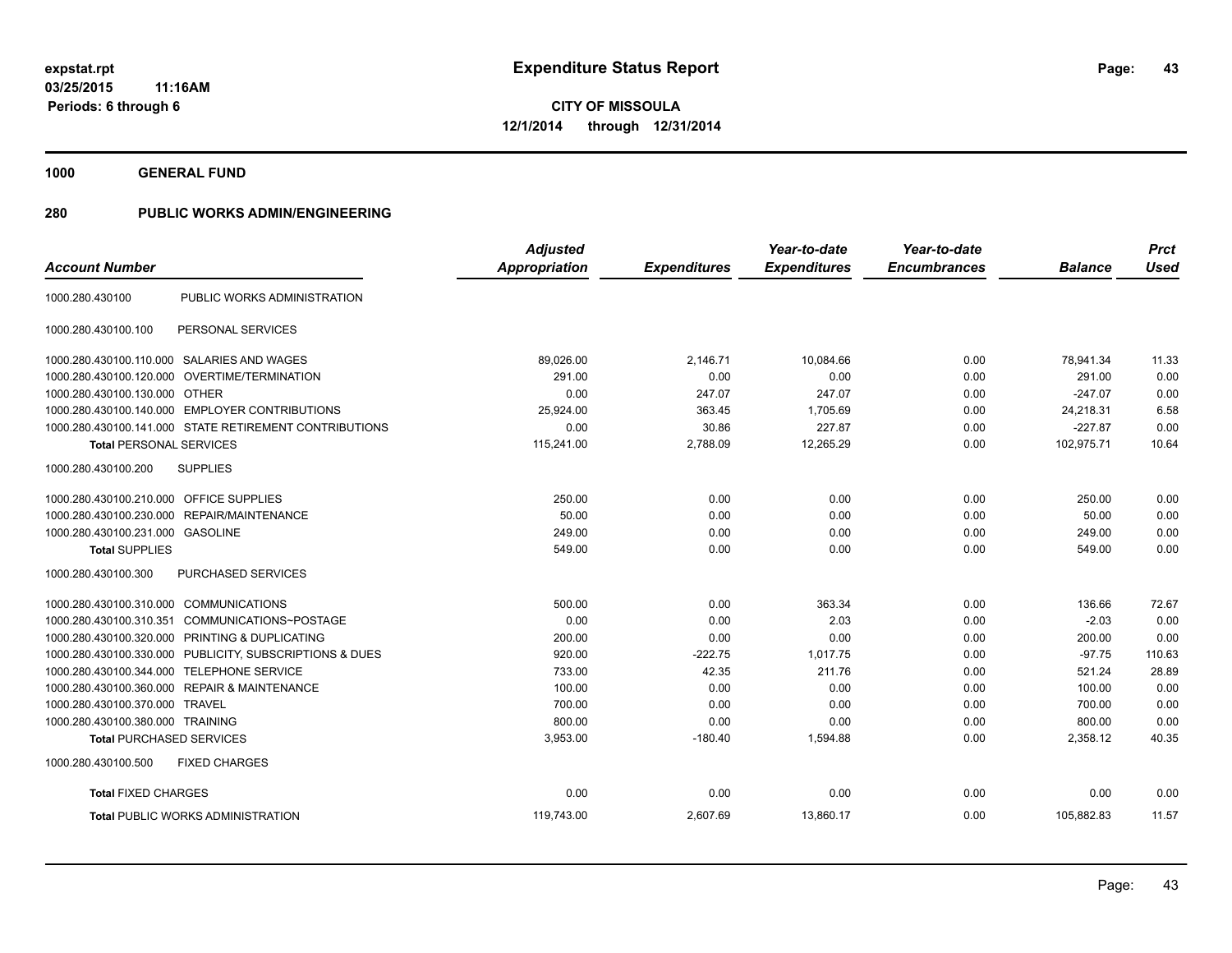expstat.rpt
03/25/2015 11:16AM
Periods: 6 through 6

# Expenditure Status Report

**CITY OF MISSOULA**
**12/1/2014 through 12/31/2014**

## 1000 GENERAL FUND

## 280 PUBLIC WORKS ADMIN/ENGINEERING

| Account Number | | Adjusted Appropriation | Expenditures | Year-to-date Expenditures | Year-to-date Encumbrances | Balance | Prct Used |
|---|---|---|---|---|---|---|---|
| 1000.280.430100 | PUBLIC WORKS ADMINISTRATION | | | | | | |
| 1000.280.430100.100 | PERSONAL SERVICES | | | | | | |
| 1000.280.430100.110.000 | SALARIES AND WAGES | 89,026.00 | 2,146.71 | 10,084.66 | 0.00 | 78,941.34 | 11.33 |
| 1000.280.430100.120.000 | OVERTIME/TERMINATION | 291.00 | 0.00 | 0.00 | 0.00 | 291.00 | 0.00 |
| 1000.280.430100.130.000 | OTHER | 0.00 | 247.07 | 247.07 | 0.00 | -247.07 | 0.00 |
| 1000.280.430100.140.000 | EMPLOYER CONTRIBUTIONS | 25,924.00 | 363.45 | 1,705.69 | 0.00 | 24,218.31 | 6.58 |
| 1000.280.430100.141.000 | STATE RETIREMENT CONTRIBUTIONS | 0.00 | 30.86 | 227.87 | 0.00 | -227.87 | 0.00 |
| **Total** PERSONAL SERVICES | | 115,241.00 | 2,788.09 | 12,265.29 | 0.00 | 102,975.71 | 10.64 |
| 1000.280.430100.200 | SUPPLIES | | | | | | |
| 1000.280.430100.210.000 | OFFICE SUPPLIES | 250.00 | 0.00 | 0.00 | 0.00 | 250.00 | 0.00 |
| 1000.280.430100.230.000 | REPAIR/MAINTENANCE | 50.00 | 0.00 | 0.00 | 0.00 | 50.00 | 0.00 |
| 1000.280.430100.231.000 | GASOLINE | 249.00 | 0.00 | 0.00 | 0.00 | 249.00 | 0.00 |
| **Total** SUPPLIES | | 549.00 | 0.00 | 0.00 | 0.00 | 549.00 | 0.00 |
| 1000.280.430100.300 | PURCHASED SERVICES | | | | | | |
| 1000.280.430100.310.000 | COMMUNICATIONS | 500.00 | 0.00 | 363.34 | 0.00 | 136.66 | 72.67 |
| 1000.280.430100.310.351 | COMMUNICATIONS~POSTAGE | 0.00 | 0.00 | 2.03 | 0.00 | -2.03 | 0.00 |
| 1000.280.430100.320.000 | PRINTING & DUPLICATING | 200.00 | 0.00 | 0.00 | 0.00 | 200.00 | 0.00 |
| 1000.280.430100.330.000 | PUBLICITY, SUBSCRIPTIONS & DUES | 920.00 | -222.75 | 1,017.75 | 0.00 | -97.75 | 110.63 |
| 1000.280.430100.344.000 | TELEPHONE SERVICE | 733.00 | 42.35 | 211.76 | 0.00 | 521.24 | 28.89 |
| 1000.280.430100.360.000 | REPAIR & MAINTENANCE | 100.00 | 0.00 | 0.00 | 0.00 | 100.00 | 0.00 |
| 1000.280.430100.370.000 | TRAVEL | 700.00 | 0.00 | 0.00 | 0.00 | 700.00 | 0.00 |
| 1000.280.430100.380.000 | TRAINING | 800.00 | 0.00 | 0.00 | 0.00 | 800.00 | 0.00 |
| **Total** PURCHASED SERVICES | | 3,953.00 | -180.40 | 1,594.88 | 0.00 | 2,358.12 | 40.35 |
| 1000.280.430100.500 | FIXED CHARGES | | | | | | |
| **Total** FIXED CHARGES | | 0.00 | 0.00 | 0.00 | 0.00 | 0.00 | 0.00 |
| **Total** PUBLIC WORKS ADMINISTRATION | | 119,743.00 | 2,607.69 | 13,860.17 | 0.00 | 105,882.83 | 11.57 |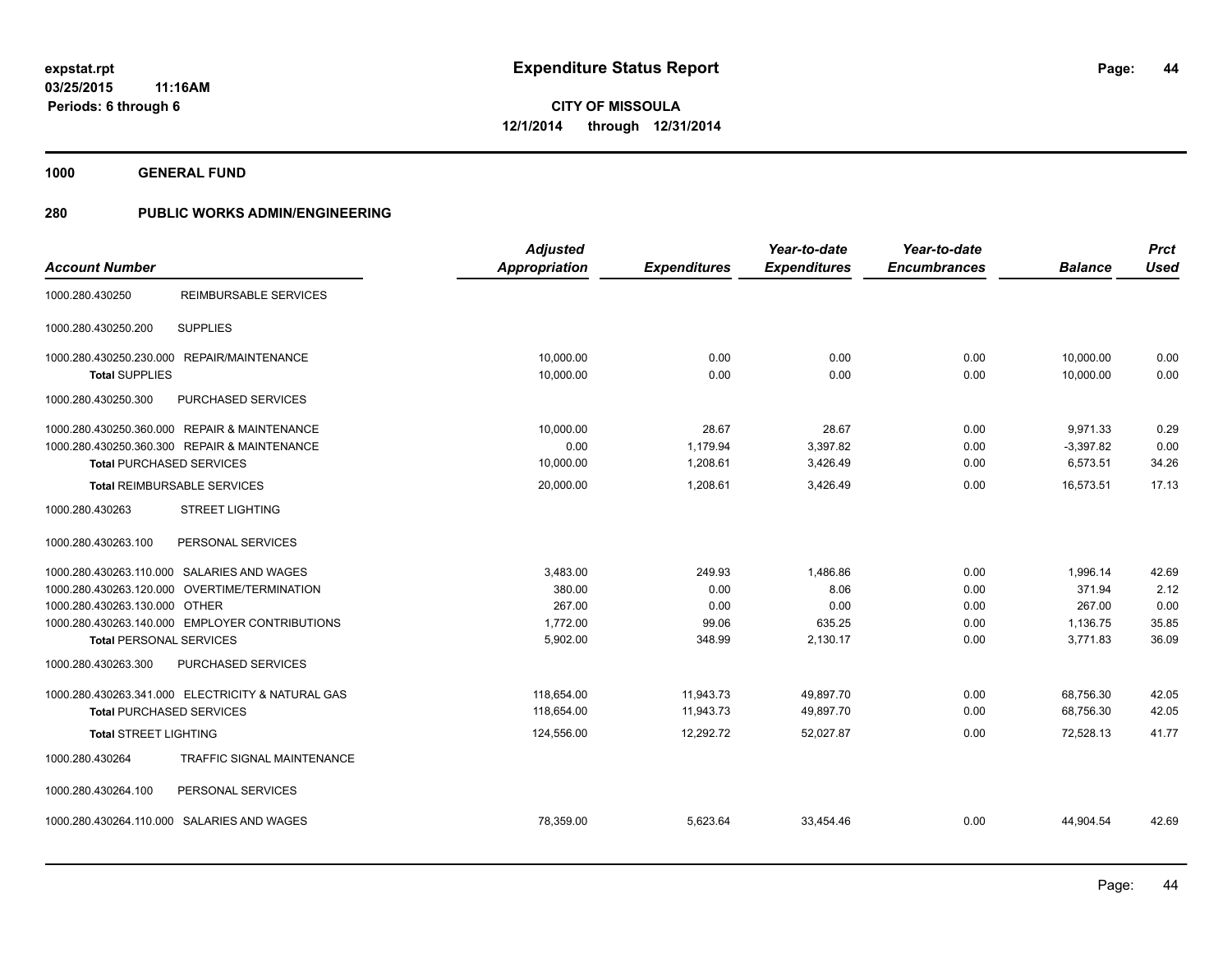**expstat.rpt**
**03/25/2015 11:16AM**
**Periods: 6 through 6**

# Expenditure Status Report

**CITY OF MISSOULA**
**12/1/2014 through 12/31/2014**

## 1000 GENERAL FUND

## 280 PUBLIC WORKS ADMIN/ENGINEERING

| Account Number | | Adjusted Appropriation | Expenditures | Year-to-date Expenditures | Year-to-date Encumbrances | Balance | Prct Used |
|---|---|---|---|---|---|---|---|
| 1000.280.430250 | REIMBURSABLE SERVICES | | | | | | |
| 1000.280.430250.200 | SUPPLIES | | | | | | |
| 1000.280.430250.230.000 | REPAIR/MAINTENANCE | 10,000.00 | 0.00 | 0.00 | 0.00 | 10,000.00 | 0.00 |
| **Total** SUPPLIES | | 10,000.00 | 0.00 | 0.00 | 0.00 | 10,000.00 | 0.00 |
| 1000.280.430250.300 | PURCHASED SERVICES | | | | | | |
| 1000.280.430250.360.000 | REPAIR & MAINTENANCE | 10,000.00 | 28.67 | 28.67 | 0.00 | 9,971.33 | 0.29 |
| 1000.280.430250.360.300 | REPAIR & MAINTENANCE | 0.00 | 1,179.94 | 3,397.82 | 0.00 | -3,397.82 | 0.00 |
| **Total** PURCHASED SERVICES | | 10,000.00 | 1,208.61 | 3,426.49 | 0.00 | 6,573.51 | 34.26 |
| **Total** REIMBURSABLE SERVICES | | 20,000.00 | 1,208.61 | 3,426.49 | 0.00 | 16,573.51 | 17.13 |
| 1000.280.430263 | STREET LIGHTING | | | | | | |
| 1000.280.430263.100 | PERSONAL SERVICES | | | | | | |
| 1000.280.430263.110.000 | SALARIES AND WAGES | 3,483.00 | 249.93 | 1,486.86 | 0.00 | 1,996.14 | 42.69 |
| 1000.280.430263.120.000 | OVERTIME/TERMINATION | 380.00 | 0.00 | 8.06 | 0.00 | 371.94 | 2.12 |
| 1000.280.430263.130.000 | OTHER | 267.00 | 0.00 | 0.00 | 0.00 | 267.00 | 0.00 |
| 1000.280.430263.140.000 | EMPLOYER CONTRIBUTIONS | 1,772.00 | 99.06 | 635.25 | 0.00 | 1,136.75 | 35.85 |
| **Total** PERSONAL SERVICES | | 5,902.00 | 348.99 | 2,130.17 | 0.00 | 3,771.83 | 36.09 |
| 1000.280.430263.300 | PURCHASED SERVICES | | | | | | |
| 1000.280.430263.341.000 | ELECTRICITY & NATURAL GAS | 118,654.00 | 11,943.73 | 49,897.70 | 0.00 | 68,756.30 | 42.05 |
| **Total** PURCHASED SERVICES | | 118,654.00 | 11,943.73 | 49,897.70 | 0.00 | 68,756.30 | 42.05 |
| **Total** STREET LIGHTING | | 124,556.00 | 12,292.72 | 52,027.87 | 0.00 | 72,528.13 | 41.77 |
| 1000.280.430264 | TRAFFIC SIGNAL MAINTENANCE | | | | | | |
| 1000.280.430264.100 | PERSONAL SERVICES | | | | | | |
| 1000.280.430264.110.000 | SALARIES AND WAGES | 78,359.00 | 5,623.64 | 33,454.46 | 0.00 | 44,904.54 | 42.69 |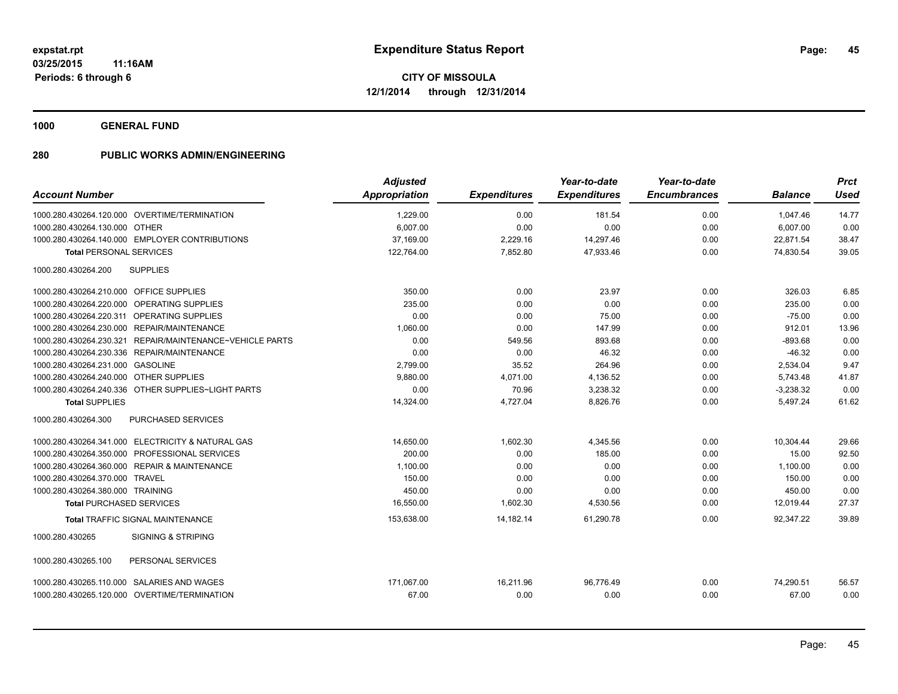**expstat.rpt**
**03/25/2015 11:16AM**
**Periods: 6 through 6**

# Expenditure Status Report

**CITY OF MISSOULA**
**12/1/2014 through 12/31/2014**

## 1000 GENERAL FUND

### 280 PUBLIC WORKS ADMIN/ENGINEERING

| Account Number | | Adjusted Appropriation | Expenditures | Year-to-date Expenditures | Year-to-date Encumbrances | Balance | Prct Used |
|---|---|---|---|---|---|---|---|
| 1000.280.430264.120.000 | OVERTIME/TERMINATION | 1,229.00 | 0.00 | 181.54 | 0.00 | 1,047.46 | 14.77 |
| 1000.280.430264.130.000 | OTHER | 6,007.00 | 0.00 | 0.00 | 0.00 | 6,007.00 | 0.00 |
| 1000.280.430264.140.000 | EMPLOYER CONTRIBUTIONS | 37,169.00 | 2,229.16 | 14,297.46 | 0.00 | 22,871.54 | 38.47 |
| **Total** PERSONAL SERVICES | | 122,764.00 | 7,852.80 | 47,933.46 | 0.00 | 74,830.54 | 39.05 |
| 1000.280.430264.200 | SUPPLIES | | | | | | |
| 1000.280.430264.210.000 | OFFICE SUPPLIES | 350.00 | 0.00 | 23.97 | 0.00 | 326.03 | 6.85 |
| 1000.280.430264.220.000 | OPERATING SUPPLIES | 235.00 | 0.00 | 0.00 | 0.00 | 235.00 | 0.00 |
| 1000.280.430264.220.311 | OPERATING SUPPLIES | 0.00 | 0.00 | 75.00 | 0.00 | -75.00 | 0.00 |
| 1000.280.430264.230.000 | REPAIR/MAINTENANCE | 1,060.00 | 0.00 | 147.99 | 0.00 | 912.01 | 13.96 |
| 1000.280.430264.230.321 | REPAIR/MAINTENANCE~VEHICLE PARTS | 0.00 | 549.56 | 893.68 | 0.00 | -893.68 | 0.00 |
| 1000.280.430264.230.336 | REPAIR/MAINTENANCE | 0.00 | 0.00 | 46.32 | 0.00 | -46.32 | 0.00 |
| 1000.280.430264.231.000 | GASOLINE | 2,799.00 | 35.52 | 264.96 | 0.00 | 2,534.04 | 9.47 |
| 1000.280.430264.240.000 | OTHER SUPPLIES | 9,880.00 | 4,071.00 | 4,136.52 | 0.00 | 5,743.48 | 41.87 |
| 1000.280.430264.240.336 | OTHER SUPPLIES~LIGHT PARTS | 0.00 | 70.96 | 3,238.32 | 0.00 | -3,238.32 | 0.00 |
| **Total** SUPPLIES | | 14,324.00 | 4,727.04 | 8,826.76 | 0.00 | 5,497.24 | 61.62 |
| 1000.280.430264.300 | PURCHASED SERVICES | | | | | | |
| 1000.280.430264.341.000 | ELECTRICITY & NATURAL GAS | 14,650.00 | 1,602.30 | 4,345.56 | 0.00 | 10,304.44 | 29.66 |
| 1000.280.430264.350.000 | PROFESSIONAL SERVICES | 200.00 | 0.00 | 185.00 | 0.00 | 15.00 | 92.50 |
| 1000.280.430264.360.000 | REPAIR & MAINTENANCE | 1,100.00 | 0.00 | 0.00 | 0.00 | 1,100.00 | 0.00 |
| 1000.280.430264.370.000 | TRAVEL | 150.00 | 0.00 | 0.00 | 0.00 | 150.00 | 0.00 |
| 1000.280.430264.380.000 | TRAINING | 450.00 | 0.00 | 0.00 | 0.00 | 450.00 | 0.00 |
| **Total** PURCHASED SERVICES | | 16,550.00 | 1,602.30 | 4,530.56 | 0.00 | 12,019.44 | 27.37 |
| **Total** TRAFFIC SIGNAL MAINTENANCE | | 153,638.00 | 14,182.14 | 61,290.78 | 0.00 | 92,347.22 | 39.89 |
| 1000.280.430265 | SIGNING & STRIPING | | | | | | |
| 1000.280.430265.100 | PERSONAL SERVICES | | | | | | |
| 1000.280.430265.110.000 | SALARIES AND WAGES | 171,067.00 | 16,211.96 | 96,776.49 | 0.00 | 74,290.51 | 56.57 |
| 1000.280.430265.120.000 | OVERTIME/TERMINATION | 67.00 | 0.00 | 0.00 | 0.00 | 67.00 | 0.00 |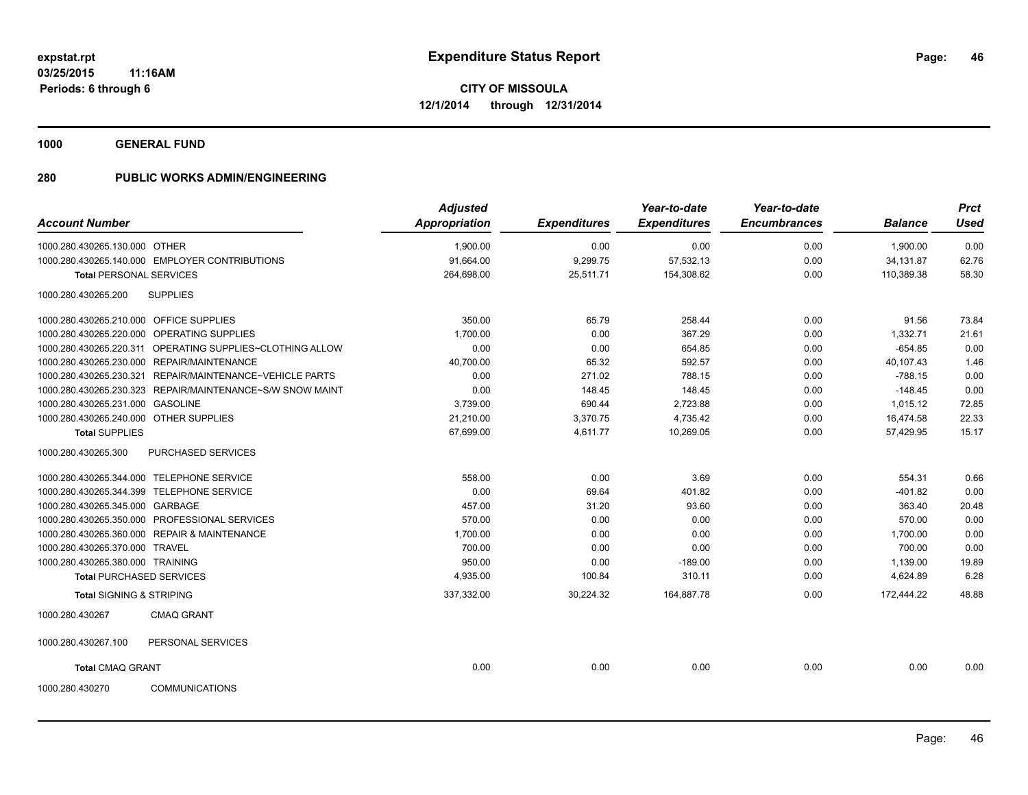# Expenditure Status Report

expstat.rpt
03/25/2015 11:16AM
Periods: 6 through 6

**CITY OF MISSOULA**
**12/1/2014 through 12/31/2014**

## 1000 GENERAL FUND

## 280 PUBLIC WORKS ADMIN/ENGINEERING

| Account Number | Adjusted Appropriation | Expenditures | Year-to-date Expenditures | Year-to-date Encumbrances | Balance | Prct Used |
|---|---|---|---|---|---|---|
| 1000.280.430265.130.000 OTHER | 1,900.00 | 0.00 | 0.00 | 0.00 | 1,900.00 | 0.00 |
| 1000.280.430265.140.000 EMPLOYER CONTRIBUTIONS | 91,664.00 | 9,299.75 | 57,532.13 | 0.00 | 34,131.87 | 62.76 |
| **Total** PERSONAL SERVICES | 264,698.00 | 25,511.71 | 154,308.62 | 0.00 | 110,389.38 | 58.30 |
| 1000.280.430265.200 SUPPLIES | | | | | | |
| 1000.280.430265.210.000 OFFICE SUPPLIES | 350.00 | 65.79 | 258.44 | 0.00 | 91.56 | 73.84 |
| 1000.280.430265.220.000 OPERATING SUPPLIES | 1,700.00 | 0.00 | 367.29 | 0.00 | 1,332.71 | 21.61 |
| 1000.280.430265.220.311 OPERATING SUPPLIES~CLOTHING ALLOW | 0.00 | 0.00 | 654.85 | 0.00 | -654.85 | 0.00 |
| 1000.280.430265.230.000 REPAIR/MAINTENANCE | 40,700.00 | 65.32 | 592.57 | 0.00 | 40,107.43 | 1.46 |
| 1000.280.430265.230.321 REPAIR/MAINTENANCE~VEHICLE PARTS | 0.00 | 271.02 | 788.15 | 0.00 | -788.15 | 0.00 |
| 1000.280.430265.230.323 REPAIR/MAINTENANCE~S/W SNOW MAINT | 0.00 | 148.45 | 148.45 | 0.00 | -148.45 | 0.00 |
| 1000.280.430265.231.000 GASOLINE | 3,739.00 | 690.44 | 2,723.88 | 0.00 | 1,015.12 | 72.85 |
| 1000.280.430265.240.000 OTHER SUPPLIES | 21,210.00 | 3,370.75 | 4,735.42 | 0.00 | 16,474.58 | 22.33 |
| **Total** SUPPLIES | 67,699.00 | 4,611.77 | 10,269.05 | 0.00 | 57,429.95 | 15.17 |
| 1000.280.430265.300 PURCHASED SERVICES | | | | | | |
| 1000.280.430265.344.000 TELEPHONE SERVICE | 558.00 | 0.00 | 3.69 | 0.00 | 554.31 | 0.66 |
| 1000.280.430265.344.399 TELEPHONE SERVICE | 0.00 | 69.64 | 401.82 | 0.00 | -401.82 | 0.00 |
| 1000.280.430265.345.000 GARBAGE | 457.00 | 31.20 | 93.60 | 0.00 | 363.40 | 20.48 |
| 1000.280.430265.350.000 PROFESSIONAL SERVICES | 570.00 | 0.00 | 0.00 | 0.00 | 570.00 | 0.00 |
| 1000.280.430265.360.000 REPAIR & MAINTENANCE | 1,700.00 | 0.00 | 0.00 | 0.00 | 1,700.00 | 0.00 |
| 1000.280.430265.370.000 TRAVEL | 700.00 | 0.00 | 0.00 | 0.00 | 700.00 | 0.00 |
| 1000.280.430265.380.000 TRAINING | 950.00 | 0.00 | -189.00 | 0.00 | 1,139.00 | 19.89 |
| **Total** PURCHASED SERVICES | 4,935.00 | 100.84 | 310.11 | 0.00 | 4,624.89 | 6.28 |
| **Total** SIGNING & STRIPING | 337,332.00 | 30,224.32 | 164,887.78 | 0.00 | 172,444.22 | 48.88 |
| 1000.280.430267 CMAQ GRANT | | | | | | |
| 1000.280.430267.100 PERSONAL SERVICES | | | | | | |
| **Total** CMAQ GRANT | 0.00 | 0.00 | 0.00 | 0.00 | 0.00 | 0.00 |
| 1000.280.430270 COMMUNICATIONS | | | | | | |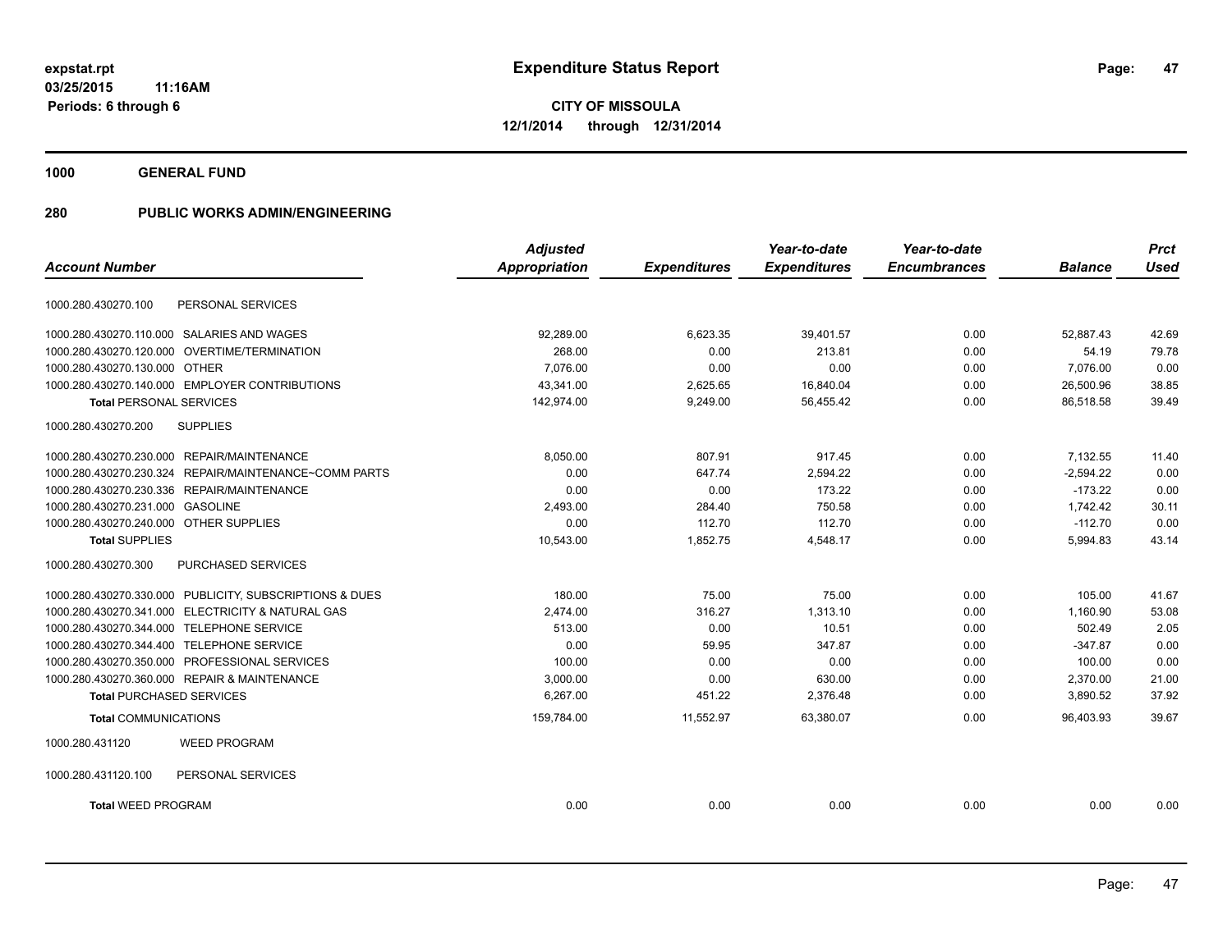**expstat.rpt**
**03/25/2015 11:16AM**
**Periods: 6 through 6**

# Expenditure Status Report

**CITY OF MISSOULA**
**12/1/2014 through 12/31/2014**

## 1000 GENERAL FUND

## 280 PUBLIC WORKS ADMIN/ENGINEERING

| Account Number | | Adjusted Appropriation | Expenditures | Year-to-date Expenditures | Year-to-date Encumbrances | Balance | Prct Used |
|---|---|---|---|---|---|---|---|
| 1000.280.430270.100 | PERSONAL SERVICES | | | | | | |
| 1000.280.430270.110.000 | SALARIES AND WAGES | 92,289.00 | 6,623.35 | 39,401.57 | 0.00 | 52,887.43 | 42.69 |
| 1000.280.430270.120.000 | OVERTIME/TERMINATION | 268.00 | 0.00 | 213.81 | 0.00 | 54.19 | 79.78 |
| 1000.280.430270.130.000 | OTHER | 7,076.00 | 0.00 | 0.00 | 0.00 | 7,076.00 | 0.00 |
| 1000.280.430270.140.000 | EMPLOYER CONTRIBUTIONS | 43,341.00 | 2,625.65 | 16,840.04 | 0.00 | 26,500.96 | 38.85 |
| **Total** PERSONAL SERVICES | | 142,974.00 | 9,249.00 | 56,455.42 | 0.00 | 86,518.58 | 39.49 |
| 1000.280.430270.200 | SUPPLIES | | | | | | |
| 1000.280.430270.230.000 | REPAIR/MAINTENANCE | 8,050.00 | 807.91 | 917.45 | 0.00 | 7,132.55 | 11.40 |
| 1000.280.430270.230.324 | REPAIR/MAINTENANCE~COMM PARTS | 0.00 | 647.74 | 2,594.22 | 0.00 | -2,594.22 | 0.00 |
| 1000.280.430270.230.336 | REPAIR/MAINTENANCE | 0.00 | 0.00 | 173.22 | 0.00 | -173.22 | 0.00 |
| 1000.280.430270.231.000 | GASOLINE | 2,493.00 | 284.40 | 750.58 | 0.00 | 1,742.42 | 30.11 |
| 1000.280.430270.240.000 | OTHER SUPPLIES | 0.00 | 112.70 | 112.70 | 0.00 | -112.70 | 0.00 |
| **Total** SUPPLIES | | 10,543.00 | 1,852.75 | 4,548.17 | 0.00 | 5,994.83 | 43.14 |
| 1000.280.430270.300 | PURCHASED SERVICES | | | | | | |
| 1000.280.430270.330.000 | PUBLICITY, SUBSCRIPTIONS & DUES | 180.00 | 75.00 | 75.00 | 0.00 | 105.00 | 41.67 |
| 1000.280.430270.341.000 | ELECTRICITY & NATURAL GAS | 2,474.00 | 316.27 | 1,313.10 | 0.00 | 1,160.90 | 53.08 |
| 1000.280.430270.344.000 | TELEPHONE SERVICE | 513.00 | 0.00 | 10.51 | 0.00 | 502.49 | 2.05 |
| 1000.280.430270.344.400 | TELEPHONE SERVICE | 0.00 | 59.95 | 347.87 | 0.00 | -347.87 | 0.00 |
| 1000.280.430270.350.000 | PROFESSIONAL SERVICES | 100.00 | 0.00 | 0.00 | 0.00 | 100.00 | 0.00 |
| 1000.280.430270.360.000 | REPAIR & MAINTENANCE | 3,000.00 | 0.00 | 630.00 | 0.00 | 2,370.00 | 21.00 |
| **Total** PURCHASED SERVICES | | 6,267.00 | 451.22 | 2,376.48 | 0.00 | 3,890.52 | 37.92 |
| **Total** COMMUNICATIONS | | 159,784.00 | 11,552.97 | 63,380.07 | 0.00 | 96,403.93 | 39.67 |
| 1000.280.431120 | WEED PROGRAM | | | | | | |
| 1000.280.431120.100 | PERSONAL SERVICES | | | | | | |
| **Total** WEED PROGRAM | | 0.00 | 0.00 | 0.00 | 0.00 | 0.00 | 0.00 |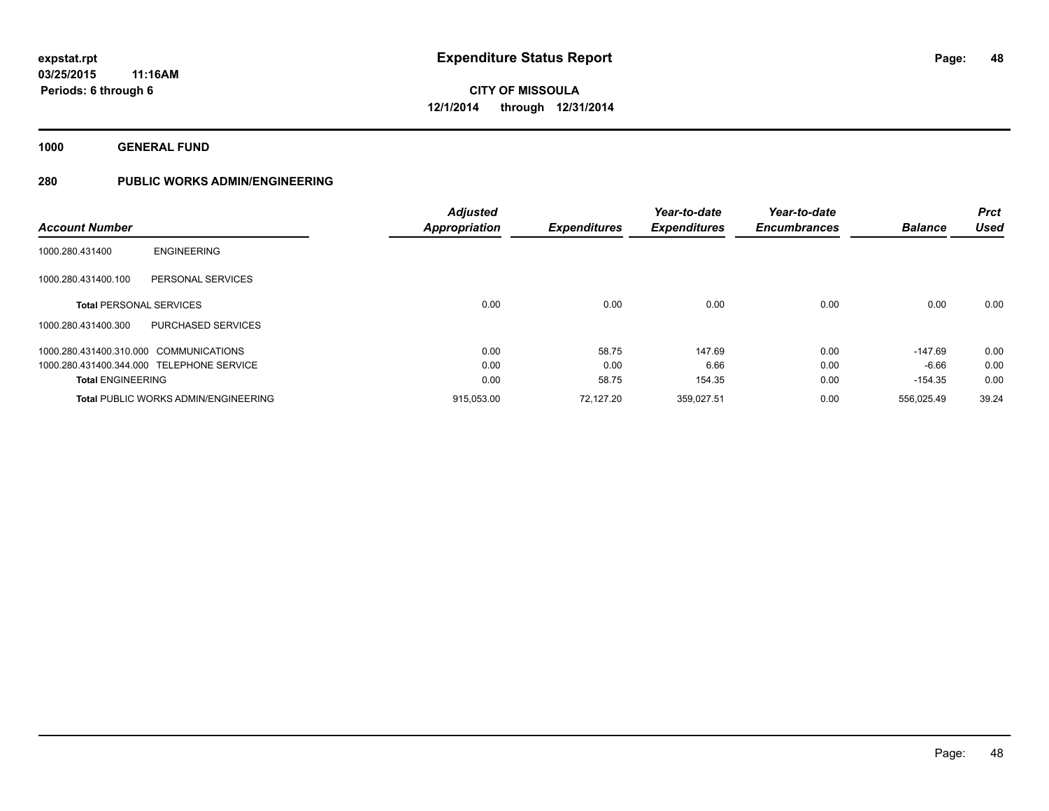**expstat.rpt**
**03/25/2015 11:16AM**
**Periods: 6 through 6**

# Expenditure Status Report

**CITY OF MISSOULA**
**12/1/2014 through 12/31/2014**

## 1000 GENERAL FUND

## 280 PUBLIC WORKS ADMIN/ENGINEERING

| Account Number | | Adjusted Appropriation | Expenditures | Year-to-date Expenditures | Year-to-date Encumbrances | Balance | Prct Used |
|---|---|---|---|---|---|---|---|
| 1000.280.431400 | ENGINEERING | | | | | | |
| 1000.280.431400.100 | PERSONAL SERVICES | | | | | | |
| **Total** PERSONAL SERVICES | | 0.00 | 0.00 | 0.00 | 0.00 | 0.00 | 0.00 |
| 1000.280.431400.300 | PURCHASED SERVICES | | | | | | |
| 1000.280.431400.310.000 | COMMUNICATIONS | 0.00 | 58.75 | 147.69 | 0.00 | -147.69 | 0.00 |
| 1000.280.431400.344.000 | TELEPHONE SERVICE | 0.00 | 0.00 | 6.66 | 0.00 | -6.66 | 0.00 |
| **Total** ENGINEERING | | 0.00 | 58.75 | 154.35 | 0.00 | -154.35 | 0.00 |
| **Total** PUBLIC WORKS ADMIN/ENGINEERING | | 915,053.00 | 72,127.20 | 359,027.51 | 0.00 | 556,025.49 | 39.24 |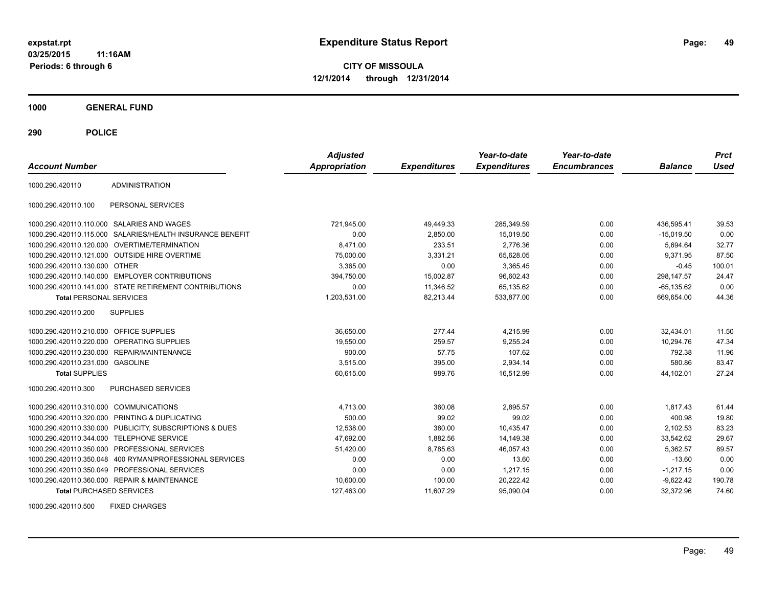expstat.rpt
03/25/2015 11:16AM
Periods: 6 through 6

# Expenditure Status Report

**CITY OF MISSOULA**
**12/1/2014 through 12/31/2014**

## 1000 GENERAL FUND

## 290 POLICE

| Account Number | | Adjusted Appropriation | Expenditures | Year-to-date Expenditures | Year-to-date Encumbrances | Balance | Prct Used |
|---|---|---|---|---|---|---|---|
| 1000.290.420110 | ADMINISTRATION | | | | | | |
| 1000.290.420110.100 | PERSONAL SERVICES | | | | | | |
| 1000.290.420110.110.000 | SALARIES AND WAGES | 721,945.00 | 49,449.33 | 285,349.59 | 0.00 | 436,595.41 | 39.53 |
| 1000.290.420110.115.000 | SALARIES/HEALTH INSURANCE BENEFIT | 0.00 | 2,850.00 | 15,019.50 | 0.00 | -15,019.50 | 0.00 |
| 1000.290.420110.120.000 | OVERTIME/TERMINATION | 8,471.00 | 233.51 | 2,776.36 | 0.00 | 5,694.64 | 32.77 |
| 1000.290.420110.121.000 | OUTSIDE HIRE OVERTIME | 75,000.00 | 3,331.21 | 65,628.05 | 0.00 | 9,371.95 | 87.50 |
| 1000.290.420110.130.000 | OTHER | 3,365.00 | 0.00 | 3,365.45 | 0.00 | -0.45 | 100.01 |
| 1000.290.420110.140.000 | EMPLOYER CONTRIBUTIONS | 394,750.00 | 15,002.87 | 96,602.43 | 0.00 | 298,147.57 | 24.47 |
| 1000.290.420110.141.000 | STATE RETIREMENT CONTRIBUTIONS | 0.00 | 11,346.52 | 65,135.62 | 0.00 | -65,135.62 | 0.00 |
| **Total** PERSONAL SERVICES | | 1,203,531.00 | 82,213.44 | 533,877.00 | 0.00 | 669,654.00 | 44.36 |
| 1000.290.420110.200 | SUPPLIES | | | | | | |
| 1000.290.420110.210.000 | OFFICE SUPPLIES | 36,650.00 | 277.44 | 4,215.99 | 0.00 | 32,434.01 | 11.50 |
| 1000.290.420110.220.000 | OPERATING SUPPLIES | 19,550.00 | 259.57 | 9,255.24 | 0.00 | 10,294.76 | 47.34 |
| 1000.290.420110.230.000 | REPAIR/MAINTENANCE | 900.00 | 57.75 | 107.62 | 0.00 | 792.38 | 11.96 |
| 1000.290.420110.231.000 | GASOLINE | 3,515.00 | 395.00 | 2,934.14 | 0.00 | 580.86 | 83.47 |
| **Total** SUPPLIES | | 60,615.00 | 989.76 | 16,512.99 | 0.00 | 44,102.01 | 27.24 |
| 1000.290.420110.300 | PURCHASED SERVICES | | | | | | |
| 1000.290.420110.310.000 | COMMUNICATIONS | 4,713.00 | 360.08 | 2,895.57 | 0.00 | 1,817.43 | 61.44 |
| 1000.290.420110.320.000 | PRINTING & DUPLICATING | 500.00 | 99.02 | 99.02 | 0.00 | 400.98 | 19.80 |
| 1000.290.420110.330.000 | PUBLICITY, SUBSCRIPTIONS & DUES | 12,538.00 | 380.00 | 10,435.47 | 0.00 | 2,102.53 | 83.23 |
| 1000.290.420110.344.000 | TELEPHONE SERVICE | 47,692.00 | 1,882.56 | 14,149.38 | 0.00 | 33,542.62 | 29.67 |
| 1000.290.420110.350.000 | PROFESSIONAL SERVICES | 51,420.00 | 8,785.63 | 46,057.43 | 0.00 | 5,362.57 | 89.57 |
| 1000.290.420110.350.048 | 400 RYMAN/PROFESSIONAL SERVICES | 0.00 | 0.00 | 13.60 | 0.00 | -13.60 | 0.00 |
| 1000.290.420110.350.049 | PROFESSIONAL SERVICES | 0.00 | 0.00 | 1,217.15 | 0.00 | -1,217.15 | 0.00 |
| 1000.290.420110.360.000 | REPAIR & MAINTENANCE | 10,600.00 | 100.00 | 20,222.42 | 0.00 | -9,622.42 | 190.78 |
| **Total** PURCHASED SERVICES | | 127,463.00 | 11,607.29 | 95,090.04 | 0.00 | 32,372.96 | 74.60 |
| 1000.290.420110.500 | FIXED CHARGES | | | | | | |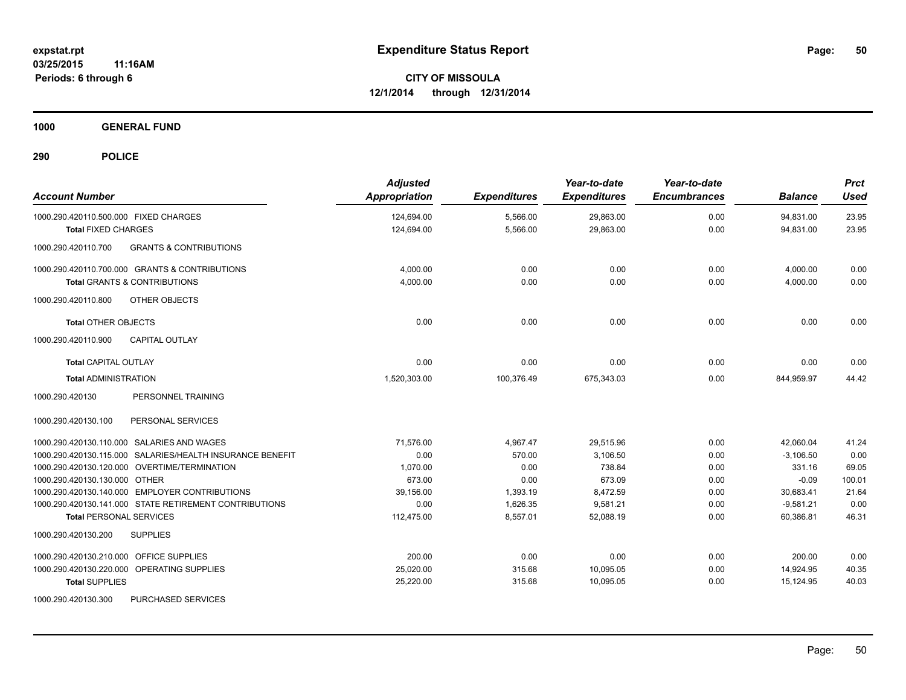# Expenditure Status Report

expstat.rpt
03/25/2015 11:16AM
Periods: 6 through 6

**CITY OF MISSOULA**
**12/1/2014 through 12/31/2014**

**1000 GENERAL FUND**

**290 POLICE**

| Account Number | | Adjusted Appropriation | Expenditures | Year-to-date Expenditures | Year-to-date Encumbrances | Balance | Prct Used |
|---|---|---|---|---|---|---|---|
| 1000.290.420110.500.000 | FIXED CHARGES | 124,694.00 | 5,566.00 | 29,863.00 | 0.00 | 94,831.00 | 23.95 |
| **Total** FIXED CHARGES | | 124,694.00 | 5,566.00 | 29,863.00 | 0.00 | 94,831.00 | 23.95 |
| 1000.290.420110.700 | GRANTS & CONTRIBUTIONS | | | | | | |
| 1000.290.420110.700.000 | GRANTS & CONTRIBUTIONS | 4,000.00 | 0.00 | 0.00 | 0.00 | 4,000.00 | 0.00 |
| **Total** GRANTS & CONTRIBUTIONS | | 4,000.00 | 0.00 | 0.00 | 0.00 | 4,000.00 | 0.00 |
| 1000.290.420110.800 | OTHER OBJECTS | | | | | | |
| **Total** OTHER OBJECTS | | 0.00 | 0.00 | 0.00 | 0.00 | 0.00 | 0.00 |
| 1000.290.420110.900 | CAPITAL OUTLAY | | | | | | |
| **Total** CAPITAL OUTLAY | | 0.00 | 0.00 | 0.00 | 0.00 | 0.00 | 0.00 |
| **Total** ADMINISTRATION | | 1,520,303.00 | 100,376.49 | 675,343.03 | 0.00 | 844,959.97 | 44.42 |
| 1000.290.420130 | PERSONNEL TRAINING | | | | | | |
| 1000.290.420130.100 | PERSONAL SERVICES | | | | | | |
| 1000.290.420130.110.000 | SALARIES AND WAGES | 71,576.00 | 4,967.47 | 29,515.96 | 0.00 | 42,060.04 | 41.24 |
| 1000.290.420130.115.000 | SALARIES/HEALTH INSURANCE BENEFIT | 0.00 | 570.00 | 3,106.50 | 0.00 | -3,106.50 | 0.00 |
| 1000.290.420130.120.000 | OVERTIME/TERMINATION | 1,070.00 | 0.00 | 738.84 | 0.00 | 331.16 | 69.05 |
| 1000.290.420130.130.000 | OTHER | 673.00 | 0.00 | 673.09 | 0.00 | -0.09 | 100.01 |
| 1000.290.420130.140.000 | EMPLOYER CONTRIBUTIONS | 39,156.00 | 1,393.19 | 8,472.59 | 0.00 | 30,683.41 | 21.64 |
| 1000.290.420130.141.000 | STATE RETIREMENT CONTRIBUTIONS | 0.00 | 1,626.35 | 9,581.21 | 0.00 | -9,581.21 | 0.00 |
| **Total** PERSONAL SERVICES | | 112,475.00 | 8,557.01 | 52,088.19 | 0.00 | 60,386.81 | 46.31 |
| 1000.290.420130.200 | SUPPLIES | | | | | | |
| 1000.290.420130.210.000 | OFFICE SUPPLIES | 200.00 | 0.00 | 0.00 | 0.00 | 200.00 | 0.00 |
| 1000.290.420130.220.000 | OPERATING SUPPLIES | 25,020.00 | 315.68 | 10,095.05 | 0.00 | 14,924.95 | 40.35 |
| **Total** SUPPLIES | | 25,220.00 | 315.68 | 10,095.05 | 0.00 | 15,124.95 | 40.03 |
| 1000.290.420130.300 | PURCHASED SERVICES | | | | | | |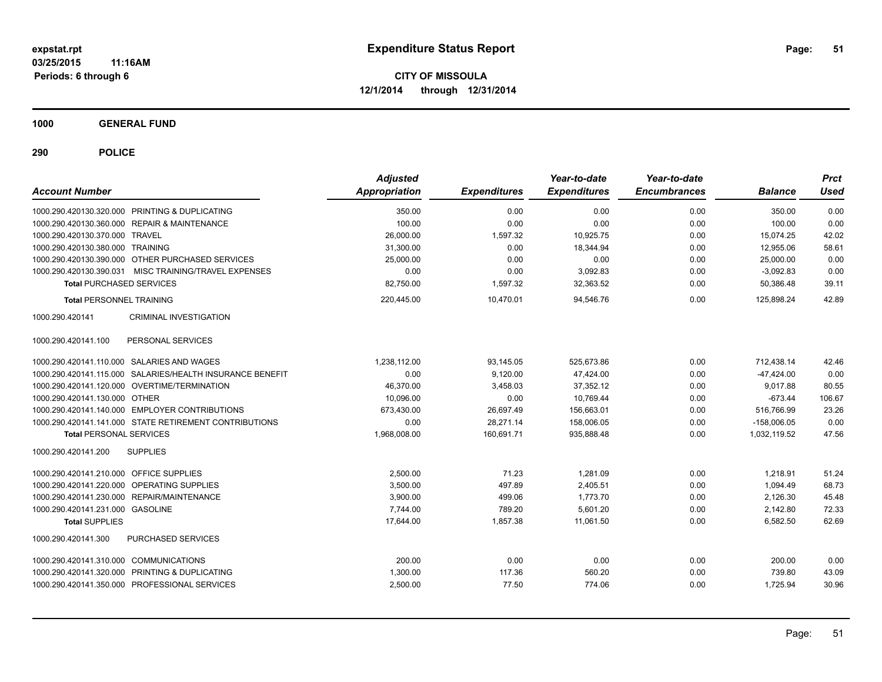**expstat.rpt**
**03/25/2015 11:16AM**
**Periods: 6 through 6**

# Expenditure Status Report

**CITY OF MISSOULA**
**12/1/2014 through 12/31/2014**

## 1000 GENERAL FUND

## 290 POLICE

| Account Number | | Adjusted Appropriation | Expenditures | Year-to-date Expenditures | Year-to-date Encumbrances | Balance | Prct Used |
|---|---|---|---|---|---|---|---|
| 1000.290.420130.320.000 | PRINTING & DUPLICATING | 350.00 | 0.00 | 0.00 | 0.00 | 350.00 | 0.00 |
| 1000.290.420130.360.000 | REPAIR & MAINTENANCE | 100.00 | 0.00 | 0.00 | 0.00 | 100.00 | 0.00 |
| 1000.290.420130.370.000 | TRAVEL | 26,000.00 | 1,597.32 | 10,925.75 | 0.00 | 15,074.25 | 42.02 |
| 1000.290.420130.380.000 | TRAINING | 31,300.00 | 0.00 | 18,344.94 | 0.00 | 12,955.06 | 58.61 |
| 1000.290.420130.390.000 | OTHER PURCHASED SERVICES | 25,000.00 | 0.00 | 0.00 | 0.00 | 25,000.00 | 0.00 |
| 1000.290.420130.390.031 | MISC TRAINING/TRAVEL EXPENSES | 0.00 | 0.00 | 3,092.83 | 0.00 | -3,092.83 | 0.00 |
| **Total** PURCHASED SERVICES | | 82,750.00 | 1,597.32 | 32,363.52 | 0.00 | 50,386.48 | 39.11 |
| **Total** PERSONNEL TRAINING | | 220,445.00 | 10,470.01 | 94,546.76 | 0.00 | 125,898.24 | 42.89 |
| 1000.290.420141 | CRIMINAL INVESTIGATION | | | | | | |
| 1000.290.420141.100 | PERSONAL SERVICES | | | | | | |
| 1000.290.420141.110.000 | SALARIES AND WAGES | 1,238,112.00 | 93,145.05 | 525,673.86 | 0.00 | 712,438.14 | 42.46 |
| 1000.290.420141.115.000 | SALARIES/HEALTH INSURANCE BENEFIT | 0.00 | 9,120.00 | 47,424.00 | 0.00 | -47,424.00 | 0.00 |
| 1000.290.420141.120.000 | OVERTIME/TERMINATION | 46,370.00 | 3,458.03 | 37,352.12 | 0.00 | 9,017.88 | 80.55 |
| 1000.290.420141.130.000 | OTHER | 10,096.00 | 0.00 | 10,769.44 | 0.00 | -673.44 | 106.67 |
| 1000.290.420141.140.000 | EMPLOYER CONTRIBUTIONS | 673,430.00 | 26,697.49 | 156,663.01 | 0.00 | 516,766.99 | 23.26 |
| 1000.290.420141.141.000 | STATE RETIREMENT CONTRIBUTIONS | 0.00 | 28,271.14 | 158,006.05 | 0.00 | -158,006.05 | 0.00 |
| **Total** PERSONAL SERVICES | | 1,968,008.00 | 160,691.71 | 935,888.48 | 0.00 | 1,032,119.52 | 47.56 |
| 1000.290.420141.200 | SUPPLIES | | | | | | |
| 1000.290.420141.210.000 | OFFICE SUPPLIES | 2,500.00 | 71.23 | 1,281.09 | 0.00 | 1,218.91 | 51.24 |
| 1000.290.420141.220.000 | OPERATING SUPPLIES | 3,500.00 | 497.89 | 2,405.51 | 0.00 | 1,094.49 | 68.73 |
| 1000.290.420141.230.000 | REPAIR/MAINTENANCE | 3,900.00 | 499.06 | 1,773.70 | 0.00 | 2,126.30 | 45.48 |
| 1000.290.420141.231.000 | GASOLINE | 7,744.00 | 789.20 | 5,601.20 | 0.00 | 2,142.80 | 72.33 |
| **Total** SUPPLIES | | 17,644.00 | 1,857.38 | 11,061.50 | 0.00 | 6,582.50 | 62.69 |
| 1000.290.420141.300 | PURCHASED SERVICES | | | | | | |
| 1000.290.420141.310.000 | COMMUNICATIONS | 200.00 | 0.00 | 0.00 | 0.00 | 200.00 | 0.00 |
| 1000.290.420141.320.000 | PRINTING & DUPLICATING | 1,300.00 | 117.36 | 560.20 | 0.00 | 739.80 | 43.09 |
| 1000.290.420141.350.000 | PROFESSIONAL SERVICES | 2,500.00 | 77.50 | 774.06 | 0.00 | 1,725.94 | 30.96 |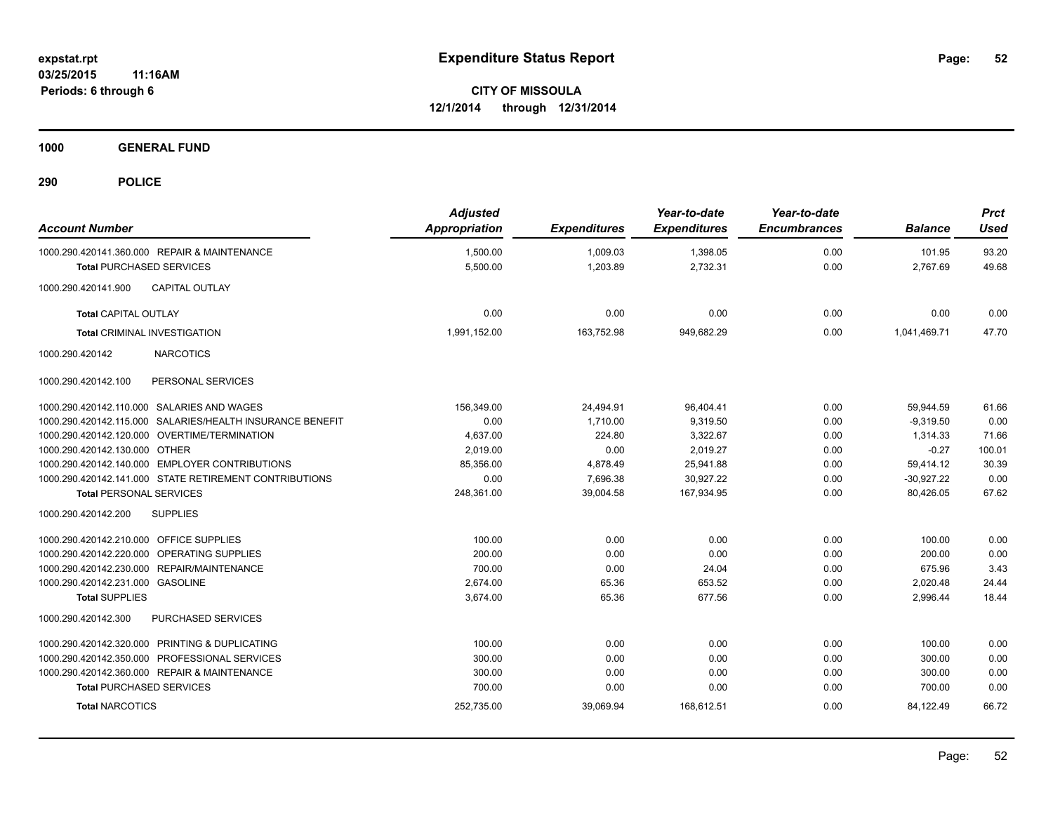**expstat.rpt**
**03/25/2015 11:16AM**
**Periods: 6 through 6**

# Expenditure Status Report

**CITY OF MISSOULA**
**12/1/2014 through 12/31/2014**

## 1000 GENERAL FUND

## 290 POLICE

| Account Number | Adjusted Appropriation | Expenditures | Year-to-date Expenditures | Year-to-date Encumbrances | Balance | Prct Used |
|---|---|---|---|---|---|---|
| 1000.290.420141.360.000 REPAIR & MAINTENANCE | 1,500.00 | 1,009.03 | 1,398.05 | 0.00 | 101.95 | 93.20 |
| **Total** PURCHASED SERVICES | 5,500.00 | 1,203.89 | 2,732.31 | 0.00 | 2,767.69 | 49.68 |
| 1000.290.420141.900 CAPITAL OUTLAY | | | | | | |
| **Total** CAPITAL OUTLAY | 0.00 | 0.00 | 0.00 | 0.00 | 0.00 | 0.00 |
| **Total** CRIMINAL INVESTIGATION | 1,991,152.00 | 163,752.98 | 949,682.29 | 0.00 | 1,041,469.71 | 47.70 |
| 1000.290.420142 NARCOTICS | | | | | | |
| 1000.290.420142.100 PERSONAL SERVICES | | | | | | |
| 1000.290.420142.110.000 SALARIES AND WAGES | 156,349.00 | 24,494.91 | 96,404.41 | 0.00 | 59,944.59 | 61.66 |
| 1000.290.420142.115.000 SALARIES/HEALTH INSURANCE BENEFIT | 0.00 | 1,710.00 | 9,319.50 | 0.00 | -9,319.50 | 0.00 |
| 1000.290.420142.120.000 OVERTIME/TERMINATION | 4,637.00 | 224.80 | 3,322.67 | 0.00 | 1,314.33 | 71.66 |
| 1000.290.420142.130.000 OTHER | 2,019.00 | 0.00 | 2,019.27 | 0.00 | -0.27 | 100.01 |
| 1000.290.420142.140.000 EMPLOYER CONTRIBUTIONS | 85,356.00 | 4,878.49 | 25,941.88 | 0.00 | 59,414.12 | 30.39 |
| 1000.290.420142.141.000 STATE RETIREMENT CONTRIBUTIONS | 0.00 | 7,696.38 | 30,927.22 | 0.00 | -30,927.22 | 0.00 |
| **Total** PERSONAL SERVICES | 248,361.00 | 39,004.58 | 167,934.95 | 0.00 | 80,426.05 | 67.62 |
| 1000.290.420142.200 SUPPLIES | | | | | | |
| 1000.290.420142.210.000 OFFICE SUPPLIES | 100.00 | 0.00 | 0.00 | 0.00 | 100.00 | 0.00 |
| 1000.290.420142.220.000 OPERATING SUPPLIES | 200.00 | 0.00 | 0.00 | 0.00 | 200.00 | 0.00 |
| 1000.290.420142.230.000 REPAIR/MAINTENANCE | 700.00 | 0.00 | 24.04 | 0.00 | 675.96 | 3.43 |
| 1000.290.420142.231.000 GASOLINE | 2,674.00 | 65.36 | 653.52 | 0.00 | 2,020.48 | 24.44 |
| **Total** SUPPLIES | 3,674.00 | 65.36 | 677.56 | 0.00 | 2,996.44 | 18.44 |
| 1000.290.420142.300 PURCHASED SERVICES | | | | | | |
| 1000.290.420142.320.000 PRINTING & DUPLICATING | 100.00 | 0.00 | 0.00 | 0.00 | 100.00 | 0.00 |
| 1000.290.420142.350.000 PROFESSIONAL SERVICES | 300.00 | 0.00 | 0.00 | 0.00 | 300.00 | 0.00 |
| 1000.290.420142.360.000 REPAIR & MAINTENANCE | 300.00 | 0.00 | 0.00 | 0.00 | 300.00 | 0.00 |
| **Total** PURCHASED SERVICES | 700.00 | 0.00 | 0.00 | 0.00 | 700.00 | 0.00 |
| **Total** NARCOTICS | 252,735.00 | 39,069.94 | 168,612.51 | 0.00 | 84,122.49 | 66.72 |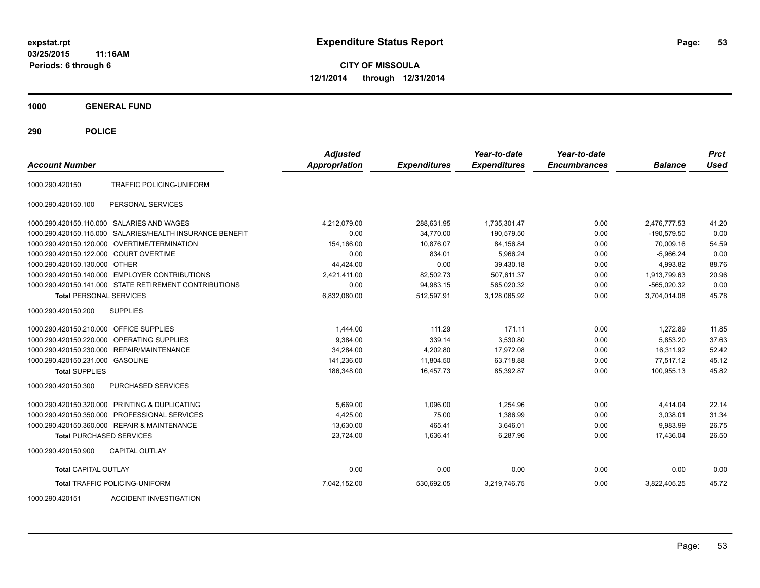**expstat.rpt**
**03/25/2015 11:16AM**
**Periods: 6 through 6**

# Expenditure Status Report

**CITY OF MISSOULA**
**12/1/2014 through 12/31/2014**

## 1000 GENERAL FUND

## 290 POLICE

| Account Number | | Adjusted Appropriation | Expenditures | Year-to-date Expenditures | Year-to-date Encumbrances | Balance | Prct Used |
|---|---|---|---|---|---|---|---|
| 1000.290.420150 | TRAFFIC POLICING-UNIFORM | | | | | | |
| 1000.290.420150.100 | PERSONAL SERVICES | | | | | | |
| 1000.290.420150.110.000 | SALARIES AND WAGES | 4,212,079.00 | 288,631.95 | 1,735,301.47 | 0.00 | 2,476,777.53 | 41.20 |
| 1000.290.420150.115.000 | SALARIES/HEALTH INSURANCE BENEFIT | 0.00 | 34,770.00 | 190,579.50 | 0.00 | -190,579.50 | 0.00 |
| 1000.290.420150.120.000 | OVERTIME/TERMINATION | 154,166.00 | 10,876.07 | 84,156.84 | 0.00 | 70,009.16 | 54.59 |
| 1000.290.420150.122.000 | COURT OVERTIME | 0.00 | 834.01 | 5,966.24 | 0.00 | -5,966.24 | 0.00 |
| 1000.290.420150.130.000 | OTHER | 44,424.00 | 0.00 | 39,430.18 | 0.00 | 4,993.82 | 88.76 |
| 1000.290.420150.140.000 | EMPLOYER CONTRIBUTIONS | 2,421,411.00 | 82,502.73 | 507,611.37 | 0.00 | 1,913,799.63 | 20.96 |
| 1000.290.420150.141.000 | STATE RETIREMENT CONTRIBUTIONS | 0.00 | 94,983.15 | 565,020.32 | 0.00 | -565,020.32 | 0.00 |
| **Total** PERSONAL SERVICES | | 6,832,080.00 | 512,597.91 | 3,128,065.92 | 0.00 | 3,704,014.08 | 45.78 |
| 1000.290.420150.200 | SUPPLIES | | | | | | |
| 1000.290.420150.210.000 | OFFICE SUPPLIES | 1,444.00 | 111.29 | 171.11 | 0.00 | 1,272.89 | 11.85 |
| 1000.290.420150.220.000 | OPERATING SUPPLIES | 9,384.00 | 339.14 | 3,530.80 | 0.00 | 5,853.20 | 37.63 |
| 1000.290.420150.230.000 | REPAIR/MAINTENANCE | 34,284.00 | 4,202.80 | 17,972.08 | 0.00 | 16,311.92 | 52.42 |
| 1000.290.420150.231.000 | GASOLINE | 141,236.00 | 11,804.50 | 63,718.88 | 0.00 | 77,517.12 | 45.12 |
| **Total** SUPPLIES | | 186,348.00 | 16,457.73 | 85,392.87 | 0.00 | 100,955.13 | 45.82 |
| 1000.290.420150.300 | PURCHASED SERVICES | | | | | | |
| 1000.290.420150.320.000 | PRINTING & DUPLICATING | 5,669.00 | 1,096.00 | 1,254.96 | 0.00 | 4,414.04 | 22.14 |
| 1000.290.420150.350.000 | PROFESSIONAL SERVICES | 4,425.00 | 75.00 | 1,386.99 | 0.00 | 3,038.01 | 31.34 |
| 1000.290.420150.360.000 | REPAIR & MAINTENANCE | 13,630.00 | 465.41 | 3,646.01 | 0.00 | 9,983.99 | 26.75 |
| **Total** PURCHASED SERVICES | | 23,724.00 | 1,636.41 | 6,287.96 | 0.00 | 17,436.04 | 26.50 |
| 1000.290.420150.900 | CAPITAL OUTLAY | | | | | | |
| **Total** CAPITAL OUTLAY | | 0.00 | 0.00 | 0.00 | 0.00 | 0.00 | 0.00 |
| **Total** TRAFFIC POLICING-UNIFORM | | 7,042,152.00 | 530,692.05 | 3,219,746.75 | 0.00 | 3,822,405.25 | 45.72 |
| 1000.290.420151 | ACCIDENT INVESTIGATION | | | | | | |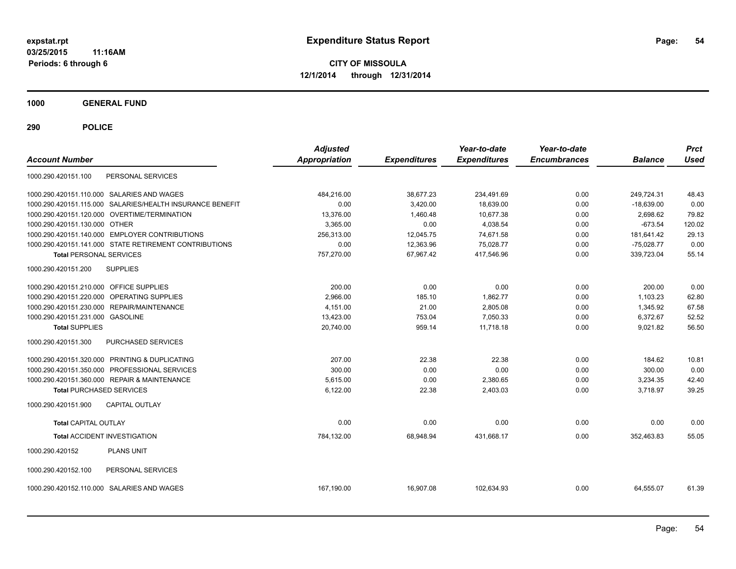# Expenditure Status Report

expstat.rpt
03/25/2015 11:16AM
Periods: 6 through 6

**CITY OF MISSOULA**
**12/1/2014 through 12/31/2014**

## 1000 GENERAL FUND

## 290 POLICE

| Account Number | | Adjusted Appropriation | Expenditures | Year-to-date Expenditures | Year-to-date Encumbrances | Balance | Prct Used |
|---|---|---|---|---|---|---|---|
| 1000.290.420151.100 | PERSONAL SERVICES | | | | | | |
| 1000.290.420151.110.000 | SALARIES AND WAGES | 484,216.00 | 38,677.23 | 234,491.69 | 0.00 | 249,724.31 | 48.43 |
| 1000.290.420151.115.000 | SALARIES/HEALTH INSURANCE BENEFIT | 0.00 | 3,420.00 | 18,639.00 | 0.00 | -18,639.00 | 0.00 |
| 1000.290.420151.120.000 | OVERTIME/TERMINATION | 13,376.00 | 1,460.48 | 10,677.38 | 0.00 | 2,698.62 | 79.82 |
| 1000.290.420151.130.000 | OTHER | 3,365.00 | 0.00 | 4,038.54 | 0.00 | -673.54 | 120.02 |
| 1000.290.420151.140.000 | EMPLOYER CONTRIBUTIONS | 256,313.00 | 12,045.75 | 74,671.58 | 0.00 | 181,641.42 | 29.13 |
| 1000.290.420151.141.000 | STATE RETIREMENT CONTRIBUTIONS | 0.00 | 12,363.96 | 75,028.77 | 0.00 | -75,028.77 | 0.00 |
| **Total** PERSONAL SERVICES | | 757,270.00 | 67,967.42 | 417,546.96 | 0.00 | 339,723.04 | 55.14 |
| 1000.290.420151.200 | SUPPLIES | | | | | | |
| 1000.290.420151.210.000 | OFFICE SUPPLIES | 200.00 | 0.00 | 0.00 | 0.00 | 200.00 | 0.00 |
| 1000.290.420151.220.000 | OPERATING SUPPLIES | 2,966.00 | 185.10 | 1,862.77 | 0.00 | 1,103.23 | 62.80 |
| 1000.290.420151.230.000 | REPAIR/MAINTENANCE | 4,151.00 | 21.00 | 2,805.08 | 0.00 | 1,345.92 | 67.58 |
| 1000.290.420151.231.000 | GASOLINE | 13,423.00 | 753.04 | 7,050.33 | 0.00 | 6,372.67 | 52.52 |
| **Total** SUPPLIES | | 20,740.00 | 959.14 | 11,718.18 | 0.00 | 9,021.82 | 56.50 |
| 1000.290.420151.300 | PURCHASED SERVICES | | | | | | |
| 1000.290.420151.320.000 | PRINTING & DUPLICATING | 207.00 | 22.38 | 22.38 | 0.00 | 184.62 | 10.81 |
| 1000.290.420151.350.000 | PROFESSIONAL SERVICES | 300.00 | 0.00 | 0.00 | 0.00 | 300.00 | 0.00 |
| 1000.290.420151.360.000 | REPAIR & MAINTENANCE | 5,615.00 | 0.00 | 2,380.65 | 0.00 | 3,234.35 | 42.40 |
| **Total** PURCHASED SERVICES | | 6,122.00 | 22.38 | 2,403.03 | 0.00 | 3,718.97 | 39.25 |
| 1000.290.420151.900 | CAPITAL OUTLAY | | | | | | |
| **Total** CAPITAL OUTLAY | | 0.00 | 0.00 | 0.00 | 0.00 | 0.00 | 0.00 |
| **Total** ACCIDENT INVESTIGATION | | 784,132.00 | 68,948.94 | 431,668.17 | 0.00 | 352,463.83 | 55.05 |
| 1000.290.420152 | PLANS UNIT | | | | | | |
| 1000.290.420152.100 | PERSONAL SERVICES | | | | | | |
| 1000.290.420152.110.000 | SALARIES AND WAGES | 167,190.00 | 16,907.08 | 102,634.93 | 0.00 | 64,555.07 | 61.39 |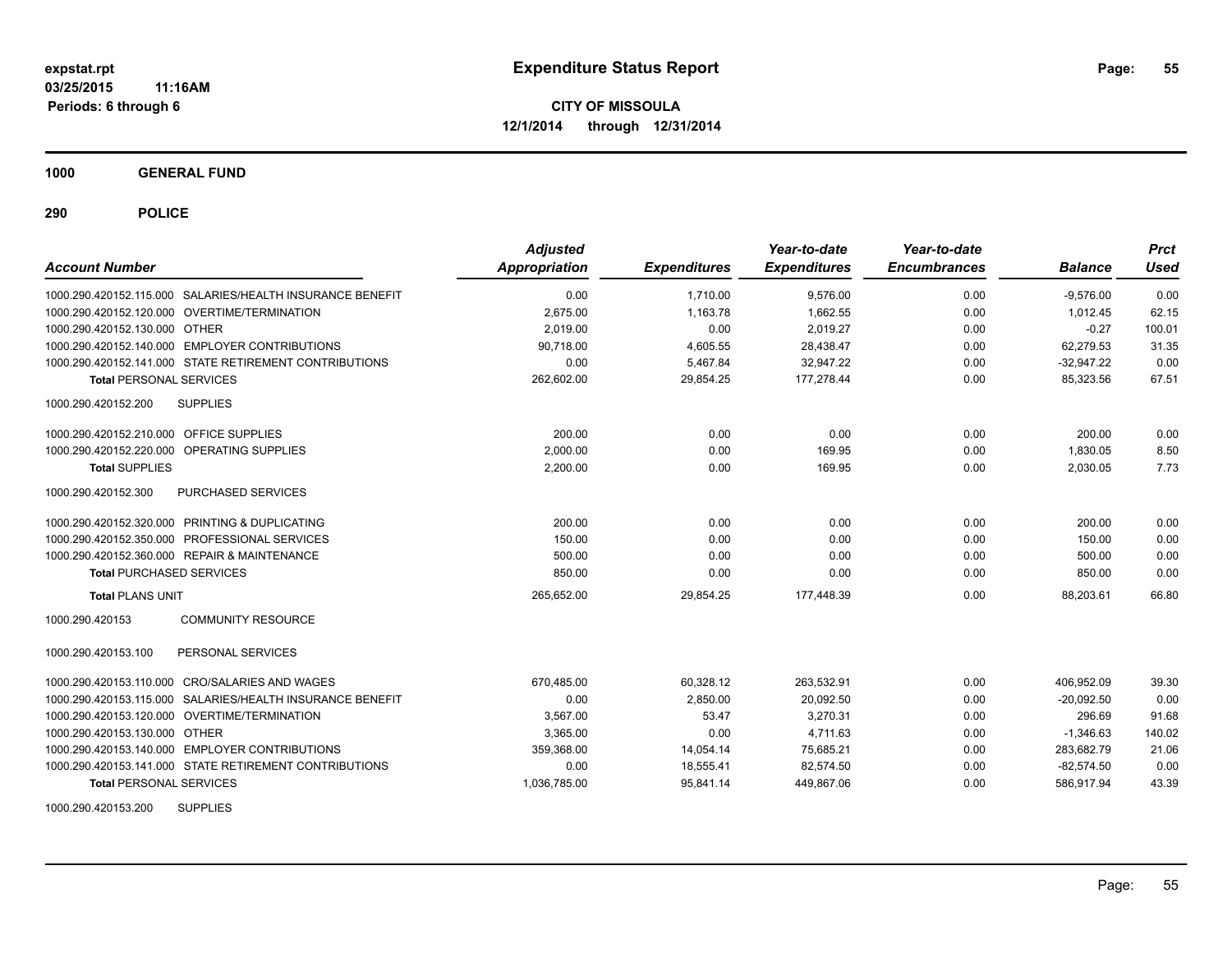**expstat.rpt**
**03/25/2015 11:16AM**
**Periods: 6 through 6**

# Expenditure Status Report

**CITY OF MISSOULA**
**12/1/2014 through 12/31/2014**

## 1000 GENERAL FUND

### 290 POLICE

| Account Number | | Adjusted Appropriation | Expenditures | Year-to-date Expenditures | Year-to-date Encumbrances | Balance | Prct Used |
|---|---|---|---|---|---|---|---|
| 1000.290.420152.115.000 | SALARIES/HEALTH INSURANCE BENEFIT | 0.00 | 1,710.00 | 9,576.00 | 0.00 | -9,576.00 | 0.00 |
| 1000.290.420152.120.000 | OVERTIME/TERMINATION | 2,675.00 | 1,163.78 | 1,662.55 | 0.00 | 1,012.45 | 62.15 |
| 1000.290.420152.130.000 | OTHER | 2,019.00 | 0.00 | 2,019.27 | 0.00 | -0.27 | 100.01 |
| 1000.290.420152.140.000 | EMPLOYER CONTRIBUTIONS | 90,718.00 | 4,605.55 | 28,438.47 | 0.00 | 62,279.53 | 31.35 |
| 1000.290.420152.141.000 | STATE RETIREMENT CONTRIBUTIONS | 0.00 | 5,467.84 | 32,947.22 | 0.00 | -32,947.22 | 0.00 |
| **Total** PERSONAL SERVICES | | 262,602.00 | 29,854.25 | 177,278.44 | 0.00 | 85,323.56 | 67.51 |
| 1000.290.420152.200 | SUPPLIES | | | | | | |
| 1000.290.420152.210.000 | OFFICE SUPPLIES | 200.00 | 0.00 | 0.00 | 0.00 | 200.00 | 0.00 |
| 1000.290.420152.220.000 | OPERATING SUPPLIES | 2,000.00 | 0.00 | 169.95 | 0.00 | 1,830.05 | 8.50 |
| **Total** SUPPLIES | | 2,200.00 | 0.00 | 169.95 | 0.00 | 2,030.05 | 7.73 |
| 1000.290.420152.300 | PURCHASED SERVICES | | | | | | |
| 1000.290.420152.320.000 | PRINTING & DUPLICATING | 200.00 | 0.00 | 0.00 | 0.00 | 200.00 | 0.00 |
| 1000.290.420152.350.000 | PROFESSIONAL SERVICES | 150.00 | 0.00 | 0.00 | 0.00 | 150.00 | 0.00 |
| 1000.290.420152.360.000 | REPAIR & MAINTENANCE | 500.00 | 0.00 | 0.00 | 0.00 | 500.00 | 0.00 |
| **Total** PURCHASED SERVICES | | 850.00 | 0.00 | 0.00 | 0.00 | 850.00 | 0.00 |
| **Total** PLANS UNIT | | 265,652.00 | 29,854.25 | 177,448.39 | 0.00 | 88,203.61 | 66.80 |
| 1000.290.420153 | COMMUNITY RESOURCE | | | | | | |
| 1000.290.420153.100 | PERSONAL SERVICES | | | | | | |
| 1000.290.420153.110.000 | CRO/SALARIES AND WAGES | 670,485.00 | 60,328.12 | 263,532.91 | 0.00 | 406,952.09 | 39.30 |
| 1000.290.420153.115.000 | SALARIES/HEALTH INSURANCE BENEFIT | 0.00 | 2,850.00 | 20,092.50 | 0.00 | -20,092.50 | 0.00 |
| 1000.290.420153.120.000 | OVERTIME/TERMINATION | 3,567.00 | 53.47 | 3,270.31 | 0.00 | 296.69 | 91.68 |
| 1000.290.420153.130.000 | OTHER | 3,365.00 | 0.00 | 4,711.63 | 0.00 | -1,346.63 | 140.02 |
| 1000.290.420153.140.000 | EMPLOYER CONTRIBUTIONS | 359,368.00 | 14,054.14 | 75,685.21 | 0.00 | 283,682.79 | 21.06 |
| 1000.290.420153.141.000 | STATE RETIREMENT CONTRIBUTIONS | 0.00 | 18,555.41 | 82,574.50 | 0.00 | -82,574.50 | 0.00 |
| **Total** PERSONAL SERVICES | | 1,036,785.00 | 95,841.14 | 449,867.06 | 0.00 | 586,917.94 | 43.39 |
| 1000.290.420153.200 | SUPPLIES | | | | | | |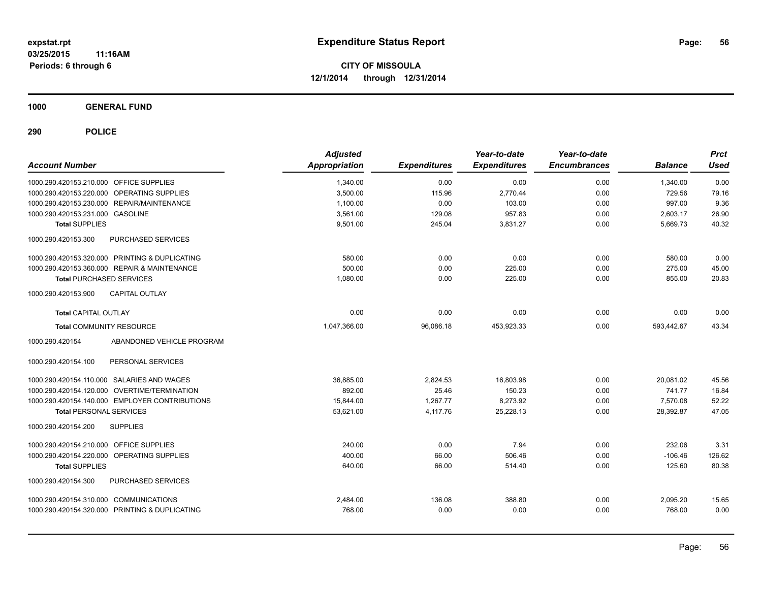**expstat.rpt**
**03/25/2015 11:16AM**
**Periods: 6 through 6**

# Expenditure Status Report

**CITY OF MISSOULA**
**12/1/2014 through 12/31/2014**

## 1000 GENERAL FUND

## 290 POLICE

| Account Number | | Adjusted Appropriation | Expenditures | Year-to-date Expenditures | Year-to-date Encumbrances | Balance | Prct Used |
|---|---|---|---|---|---|---|---|
| 1000.290.420153.210.000 | OFFICE SUPPLIES | 1,340.00 | 0.00 | 0.00 | 0.00 | 1,340.00 | 0.00 |
| 1000.290.420153.220.000 | OPERATING SUPPLIES | 3,500.00 | 115.96 | 2,770.44 | 0.00 | 729.56 | 79.16 |
| 1000.290.420153.230.000 | REPAIR/MAINTENANCE | 1,100.00 | 0.00 | 103.00 | 0.00 | 997.00 | 9.36 |
| 1000.290.420153.231.000 | GASOLINE | 3,561.00 | 129.08 | 957.83 | 0.00 | 2,603.17 | 26.90 |
| **Total SUPPLIES** | | 9,501.00 | 245.04 | 3,831.27 | 0.00 | 5,669.73 | 40.32 |
| 1000.290.420153.300 | PURCHASED SERVICES | | | | | | |
| 1000.290.420153.320.000 | PRINTING & DUPLICATING | 580.00 | 0.00 | 0.00 | 0.00 | 580.00 | 0.00 |
| 1000.290.420153.360.000 | REPAIR & MAINTENANCE | 500.00 | 0.00 | 225.00 | 0.00 | 275.00 | 45.00 |
| **Total PURCHASED SERVICES** | | 1,080.00 | 0.00 | 225.00 | 0.00 | 855.00 | 20.83 |
| 1000.290.420153.900 | CAPITAL OUTLAY | | | | | | |
| **Total CAPITAL OUTLAY** | | 0.00 | 0.00 | 0.00 | 0.00 | 0.00 | 0.00 |
| **Total COMMUNITY RESOURCE** | | 1,047,366.00 | 96,086.18 | 453,923.33 | 0.00 | 593,442.67 | 43.34 |
| 1000.290.420154 | ABANDONED VEHICLE PROGRAM | | | | | | |
| 1000.290.420154.100 | PERSONAL SERVICES | | | | | | |
| 1000.290.420154.110.000 | SALARIES AND WAGES | 36,885.00 | 2,824.53 | 16,803.98 | 0.00 | 20,081.02 | 45.56 |
| 1000.290.420154.120.000 | OVERTIME/TERMINATION | 892.00 | 25.46 | 150.23 | 0.00 | 741.77 | 16.84 |
| 1000.290.420154.140.000 | EMPLOYER CONTRIBUTIONS | 15,844.00 | 1,267.77 | 8,273.92 | 0.00 | 7,570.08 | 52.22 |
| **Total PERSONAL SERVICES** | | 53,621.00 | 4,117.76 | 25,228.13 | 0.00 | 28,392.87 | 47.05 |
| 1000.290.420154.200 | SUPPLIES | | | | | | |
| 1000.290.420154.210.000 | OFFICE SUPPLIES | 240.00 | 0.00 | 7.94 | 0.00 | 232.06 | 3.31 |
| 1000.290.420154.220.000 | OPERATING SUPPLIES | 400.00 | 66.00 | 506.46 | 0.00 | -106.46 | 126.62 |
| **Total SUPPLIES** | | 640.00 | 66.00 | 514.40 | 0.00 | 125.60 | 80.38 |
| 1000.290.420154.300 | PURCHASED SERVICES | | | | | | |
| 1000.290.420154.310.000 | COMMUNICATIONS | 2,484.00 | 136.08 | 388.80 | 0.00 | 2,095.20 | 15.65 |
| 1000.290.420154.320.000 | PRINTING & DUPLICATING | 768.00 | 0.00 | 0.00 | 0.00 | 768.00 | 0.00 |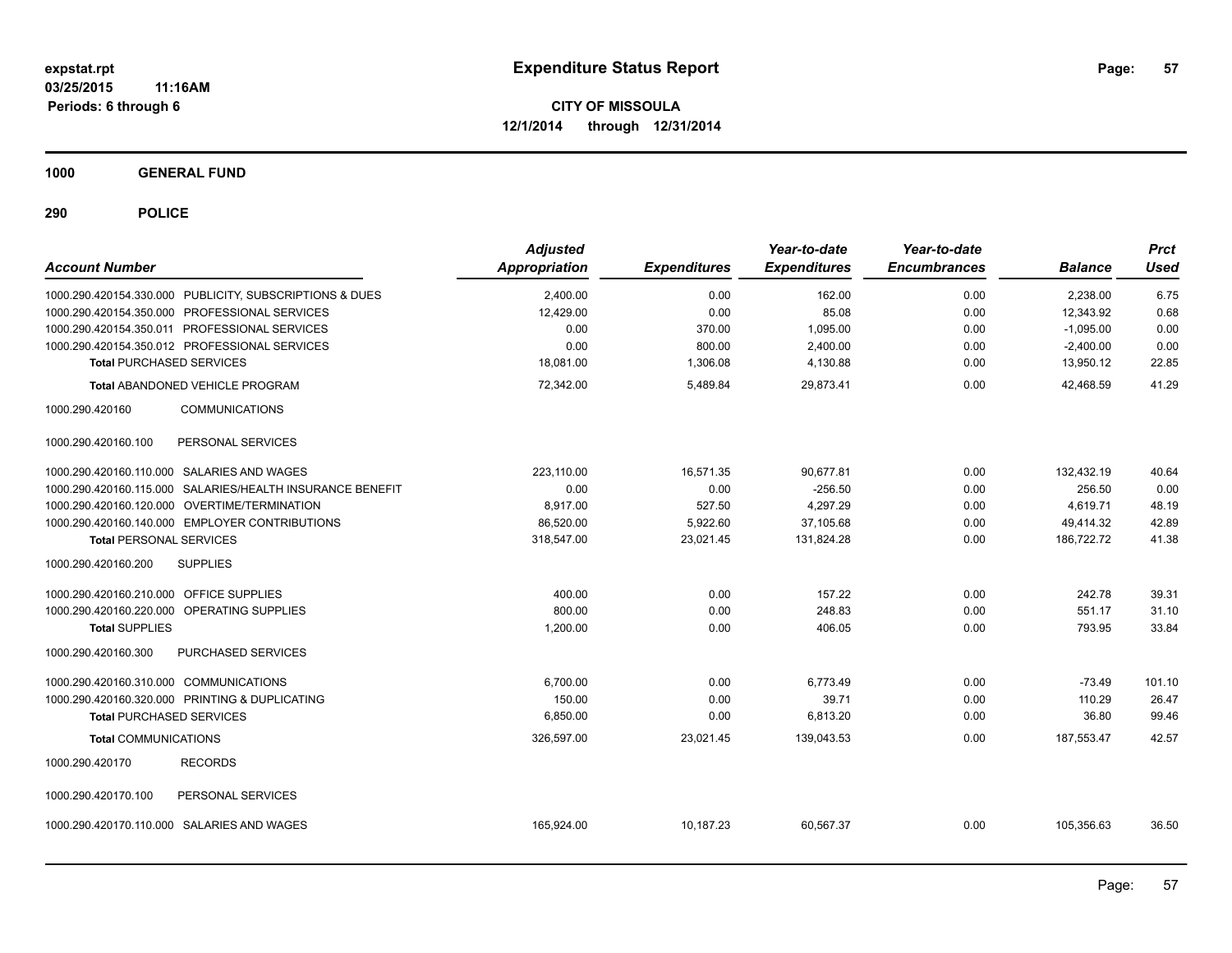**expstat.rpt**
**03/25/2015 11:16AM**
**Periods: 6 through 6**

# Expenditure Status Report

**CITY OF MISSOULA**
**12/1/2014 through 12/31/2014**

## 1000 GENERAL FUND

## 290 POLICE

| Account Number | Adjusted Appropriation | Expenditures | Year-to-date Expenditures | Year-to-date Encumbrances | Balance | Prct Used |
|---|---|---|---|---|---|---|
| 1000.290.420154.330.000 PUBLICITY, SUBSCRIPTIONS & DUES | 2,400.00 | 0.00 | 162.00 | 0.00 | 2,238.00 | 6.75 |
| 1000.290.420154.350.000 PROFESSIONAL SERVICES | 12,429.00 | 0.00 | 85.08 | 0.00 | 12,343.92 | 0.68 |
| 1000.290.420154.350.011 PROFESSIONAL SERVICES | 0.00 | 370.00 | 1,095.00 | 0.00 | -1,095.00 | 0.00 |
| 1000.290.420154.350.012 PROFESSIONAL SERVICES | 0.00 | 800.00 | 2,400.00 | 0.00 | -2,400.00 | 0.00 |
| **Total** PURCHASED SERVICES | 18,081.00 | 1,306.08 | 4,130.88 | 0.00 | 13,950.12 | 22.85 |
| **Total** ABANDONED VEHICLE PROGRAM | 72,342.00 | 5,489.84 | 29,873.41 | 0.00 | 42,468.59 | 41.29 |
| 1000.290.420160 COMMUNICATIONS | | | | | | |
| 1000.290.420160.100 PERSONAL SERVICES | | | | | | |
| 1000.290.420160.110.000 SALARIES AND WAGES | 223,110.00 | 16,571.35 | 90,677.81 | 0.00 | 132,432.19 | 40.64 |
| 1000.290.420160.115.000 SALARIES/HEALTH INSURANCE BENEFIT | 0.00 | 0.00 | -256.50 | 0.00 | 256.50 | 0.00 |
| 1000.290.420160.120.000 OVERTIME/TERMINATION | 8,917.00 | 527.50 | 4,297.29 | 0.00 | 4,619.71 | 48.19 |
| 1000.290.420160.140.000 EMPLOYER CONTRIBUTIONS | 86,520.00 | 5,922.60 | 37,105.68 | 0.00 | 49,414.32 | 42.89 |
| **Total** PERSONAL SERVICES | 318,547.00 | 23,021.45 | 131,824.28 | 0.00 | 186,722.72 | 41.38 |
| 1000.290.420160.200 SUPPLIES | | | | | | |
| 1000.290.420160.210.000 OFFICE SUPPLIES | 400.00 | 0.00 | 157.22 | 0.00 | 242.78 | 39.31 |
| 1000.290.420160.220.000 OPERATING SUPPLIES | 800.00 | 0.00 | 248.83 | 0.00 | 551.17 | 31.10 |
| **Total** SUPPLIES | 1,200.00 | 0.00 | 406.05 | 0.00 | 793.95 | 33.84 |
| 1000.290.420160.300 PURCHASED SERVICES | | | | | | |
| 1000.290.420160.310.000 COMMUNICATIONS | 6,700.00 | 0.00 | 6,773.49 | 0.00 | -73.49 | 101.10 |
| 1000.290.420160.320.000 PRINTING & DUPLICATING | 150.00 | 0.00 | 39.71 | 0.00 | 110.29 | 26.47 |
| **Total** PURCHASED SERVICES | 6,850.00 | 0.00 | 6,813.20 | 0.00 | 36.80 | 99.46 |
| **Total** COMMUNICATIONS | 326,597.00 | 23,021.45 | 139,043.53 | 0.00 | 187,553.47 | 42.57 |
| 1000.290.420170 RECORDS | | | | | | |
| 1000.290.420170.100 PERSONAL SERVICES | | | | | | |
| 1000.290.420170.110.000 SALARIES AND WAGES | 165,924.00 | 10,187.23 | 60,567.37 | 0.00 | 105,356.63 | 36.50 |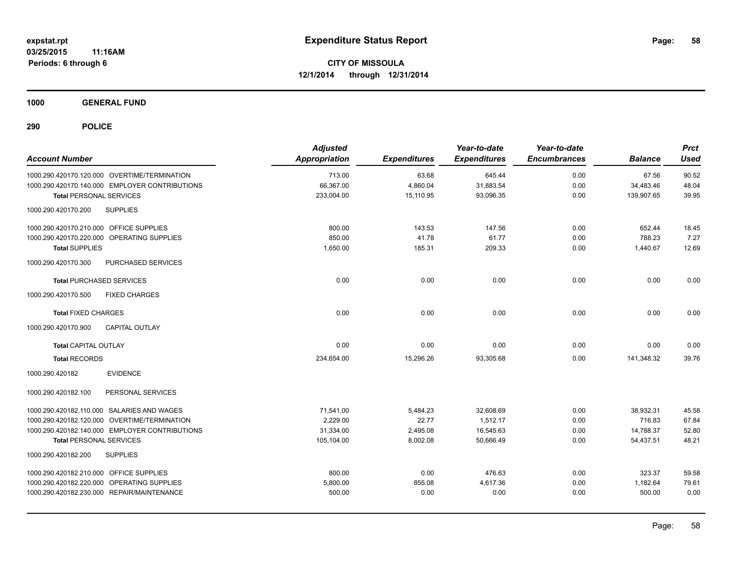**expstat.rpt**
**03/25/2015 11:16AM**
**Periods: 6 through 6**

# Expenditure Status Report

**CITY OF MISSOULA**
**12/1/2014 through 12/31/2014**

## 1000 GENERAL FUND

### 290 POLICE

| Account Number | Adjusted Appropriation | Expenditures | Year-to-date Expenditures | Year-to-date Encumbrances | Balance | Prct Used |
|---|---|---|---|---|---|---|
| 1000.290.420170.120.000 OVERTIME/TERMINATION | 713.00 | 63.68 | 645.44 | 0.00 | 67.56 | 90.52 |
| 1000.290.420170.140.000 EMPLOYER CONTRIBUTIONS | 66,367.00 | 4,860.04 | 31,883.54 | 0.00 | 34,483.46 | 48.04 |
| **Total** PERSONAL SERVICES | 233,004.00 | 15,110.95 | 93,096.35 | 0.00 | 139,907.65 | 39.95 |
| 1000.290.420170.200 SUPPLIES | | | | | | |
| 1000.290.420170.210.000 OFFICE SUPPLIES | 800.00 | 143.53 | 147.56 | 0.00 | 652.44 | 18.45 |
| 1000.290.420170.220.000 OPERATING SUPPLIES | 850.00 | 41.78 | 61.77 | 0.00 | 788.23 | 7.27 |
| **Total SUPPLIES** | 1,650.00 | 185.31 | 209.33 | 0.00 | 1,440.67 | 12.69 |
| 1000.290.420170.300 PURCHASED SERVICES | | | | | | |
| **Total** PURCHASED SERVICES | 0.00 | 0.00 | 0.00 | 0.00 | 0.00 | 0.00 |
| 1000.290.420170.500 FIXED CHARGES | | | | | | |
| **Total** FIXED CHARGES | 0.00 | 0.00 | 0.00 | 0.00 | 0.00 | 0.00 |
| 1000.290.420170.900 CAPITAL OUTLAY | | | | | | |
| **Total** CAPITAL OUTLAY | 0.00 | 0.00 | 0.00 | 0.00 | 0.00 | 0.00 |
| **Total** RECORDS | 234,654.00 | 15,296.26 | 93,305.68 | 0.00 | 141,348.32 | 39.76 |
| 1000.290.420182 EVIDENCE | | | | | | |
| 1000.290.420182.100 PERSONAL SERVICES | | | | | | |
| 1000.290.420182.110.000 SALARIES AND WAGES | 71,541.00 | 5,484.23 | 32,608.69 | 0.00 | 38,932.31 | 45.58 |
| 1000.290.420182.120.000 OVERTIME/TERMINATION | 2,229.00 | 22.77 | 1,512.17 | 0.00 | 716.83 | 67.84 |
| 1000.290.420182.140.000 EMPLOYER CONTRIBUTIONS | 31,334.00 | 2,495.08 | 16,545.63 | 0.00 | 14,788.37 | 52.80 |
| **Total** PERSONAL SERVICES | 105,104.00 | 8,002.08 | 50,666.49 | 0.00 | 54,437.51 | 48.21 |
| 1000.290.420182.200 SUPPLIES | | | | | | |
| 1000.290.420182.210.000 OFFICE SUPPLIES | 800.00 | 0.00 | 476.63 | 0.00 | 323.37 | 59.58 |
| 1000.290.420182.220.000 OPERATING SUPPLIES | 5,800.00 | 855.08 | 4,617.36 | 0.00 | 1,182.64 | 79.61 |
| 1000.290.420182.230.000 REPAIR/MAINTENANCE | 500.00 | 0.00 | 0.00 | 0.00 | 500.00 | 0.00 |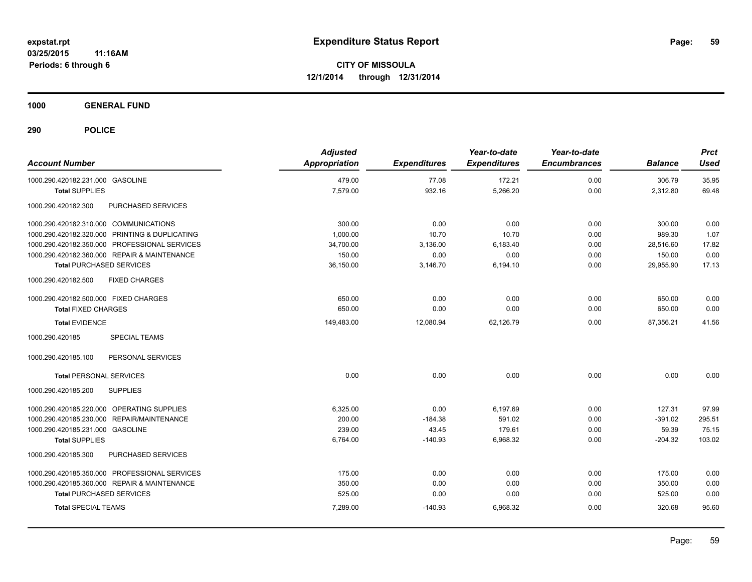**expstat.rpt**
**03/25/2015 11:16AM**
**Periods: 6 through 6**

# Expenditure Status Report

**CITY OF MISSOULA**
**12/1/2014 through 12/31/2014**

## 1000 GENERAL FUND

## 290 POLICE

| Account Number | Adjusted Appropriation | Expenditures | Year-to-date Expenditures | Year-to-date Encumbrances | Balance | Prct Used |
|---|---|---|---|---|---|---|
| 1000.290.420182.231.000 GASOLINE | 479.00 | 77.08 | 172.21 | 0.00 | 306.79 | 35.95 |
| **Total** SUPPLIES | 7,579.00 | 932.16 | 5,266.20 | 0.00 | 2,312.80 | 69.48 |
| 1000.290.420182.300 PURCHASED SERVICES | | | | | | |
| 1000.290.420182.310.000 COMMUNICATIONS | 300.00 | 0.00 | 0.00 | 0.00 | 300.00 | 0.00 |
| 1000.290.420182.320.000 PRINTING & DUPLICATING | 1,000.00 | 10.70 | 10.70 | 0.00 | 989.30 | 1.07 |
| 1000.290.420182.350.000 PROFESSIONAL SERVICES | 34,700.00 | 3,136.00 | 6,183.40 | 0.00 | 28,516.60 | 17.82 |
| 1000.290.420182.360.000 REPAIR & MAINTENANCE | 150.00 | 0.00 | 0.00 | 0.00 | 150.00 | 0.00 |
| **Total** PURCHASED SERVICES | 36,150.00 | 3,146.70 | 6,194.10 | 0.00 | 29,955.90 | 17.13 |
| 1000.290.420182.500 FIXED CHARGES | | | | | | |
| 1000.290.420182.500.000 FIXED CHARGES | 650.00 | 0.00 | 0.00 | 0.00 | 650.00 | 0.00 |
| **Total** FIXED CHARGES | 650.00 | 0.00 | 0.00 | 0.00 | 650.00 | 0.00 |
| **Total** EVIDENCE | 149,483.00 | 12,080.94 | 62,126.79 | 0.00 | 87,356.21 | 41.56 |
| 1000.290.420185 SPECIAL TEAMS | | | | | | |
| 1000.290.420185.100 PERSONAL SERVICES | | | | | | |
| **Total** PERSONAL SERVICES | 0.00 | 0.00 | 0.00 | 0.00 | 0.00 | 0.00 |
| 1000.290.420185.200 SUPPLIES | | | | | | |
| 1000.290.420185.220.000 OPERATING SUPPLIES | 6,325.00 | 0.00 | 6,197.69 | 0.00 | 127.31 | 97.99 |
| 1000.290.420185.230.000 REPAIR/MAINTENANCE | 200.00 | -184.38 | 591.02 | 0.00 | -391.02 | 295.51 |
| 1000.290.420185.231.000 GASOLINE | 239.00 | 43.45 | 179.61 | 0.00 | 59.39 | 75.15 |
| **Total** SUPPLIES | 6,764.00 | -140.93 | 6,968.32 | 0.00 | -204.32 | 103.02 |
| 1000.290.420185.300 PURCHASED SERVICES | | | | | | |
| 1000.290.420185.350.000 PROFESSIONAL SERVICES | 175.00 | 0.00 | 0.00 | 0.00 | 175.00 | 0.00 |
| 1000.290.420185.360.000 REPAIR & MAINTENANCE | 350.00 | 0.00 | 0.00 | 0.00 | 350.00 | 0.00 |
| **Total** PURCHASED SERVICES | 525.00 | 0.00 | 0.00 | 0.00 | 525.00 | 0.00 |
| **Total** SPECIAL TEAMS | 7,289.00 | -140.93 | 6,968.32 | 0.00 | 320.68 | 95.60 |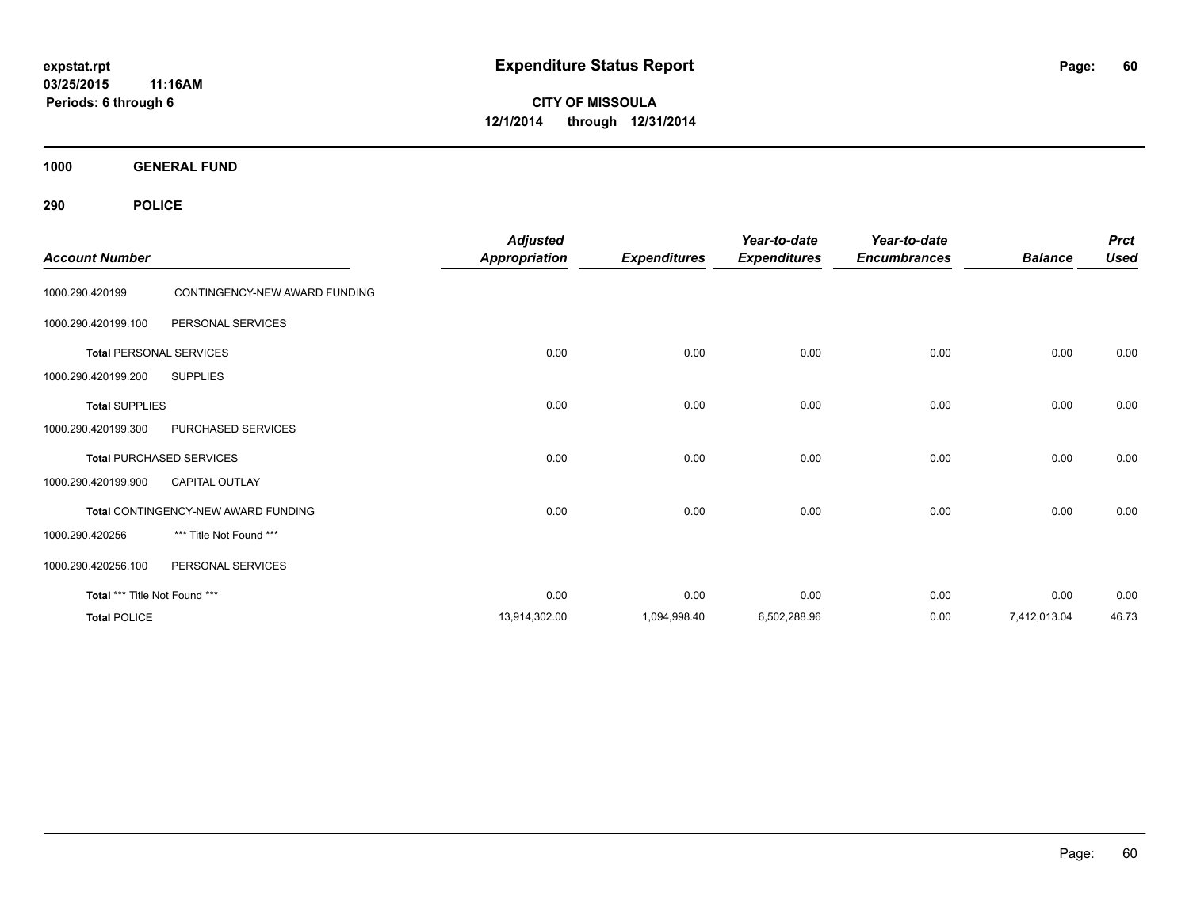# Expenditure Status Report

**expstat.rpt**
**03/25/2015 11:16AM**
**Periods: 6 through 6**

**CITY OF MISSOULA**
**12/1/2014 through 12/31/2014**

## 1000 GENERAL FUND

### 290 POLICE

| Account Number | | Adjusted Appropriation | Expenditures | Year-to-date Expenditures | Year-to-date Encumbrances | Balance | Prct Used |
|---|---|---|---|---|---|---|---|
| 1000.290.420199 | CONTINGENCY-NEW AWARD FUNDING | | | | | | |
| 1000.290.420199.100 | PERSONAL SERVICES | | | | | | |
| **Total** PERSONAL SERVICES | | 0.00 | 0.00 | 0.00 | 0.00 | 0.00 | 0.00 |
| 1000.290.420199.200 | SUPPLIES | | | | | | |
| **Total** SUPPLIES | | 0.00 | 0.00 | 0.00 | 0.00 | 0.00 | 0.00 |
| 1000.290.420199.300 | PURCHASED SERVICES | | | | | | |
| **Total** PURCHASED SERVICES | | 0.00 | 0.00 | 0.00 | 0.00 | 0.00 | 0.00 |
| 1000.290.420199.900 | CAPITAL OUTLAY | | | | | | |
| **Total** CONTINGENCY-NEW AWARD FUNDING | | 0.00 | 0.00 | 0.00 | 0.00 | 0.00 | 0.00 |
| 1000.290.420256 | *** Title Not Found *** | | | | | | |
| 1000.290.420256.100 | PERSONAL SERVICES | | | | | | |
| **Total** *** Title Not Found *** | | 0.00 | 0.00 | 0.00 | 0.00 | 0.00 | 0.00 |
| **Total** POLICE | | 13,914,302.00 | 1,094,998.40 | 6,502,288.96 | 0.00 | 7,412,013.04 | 46.73 |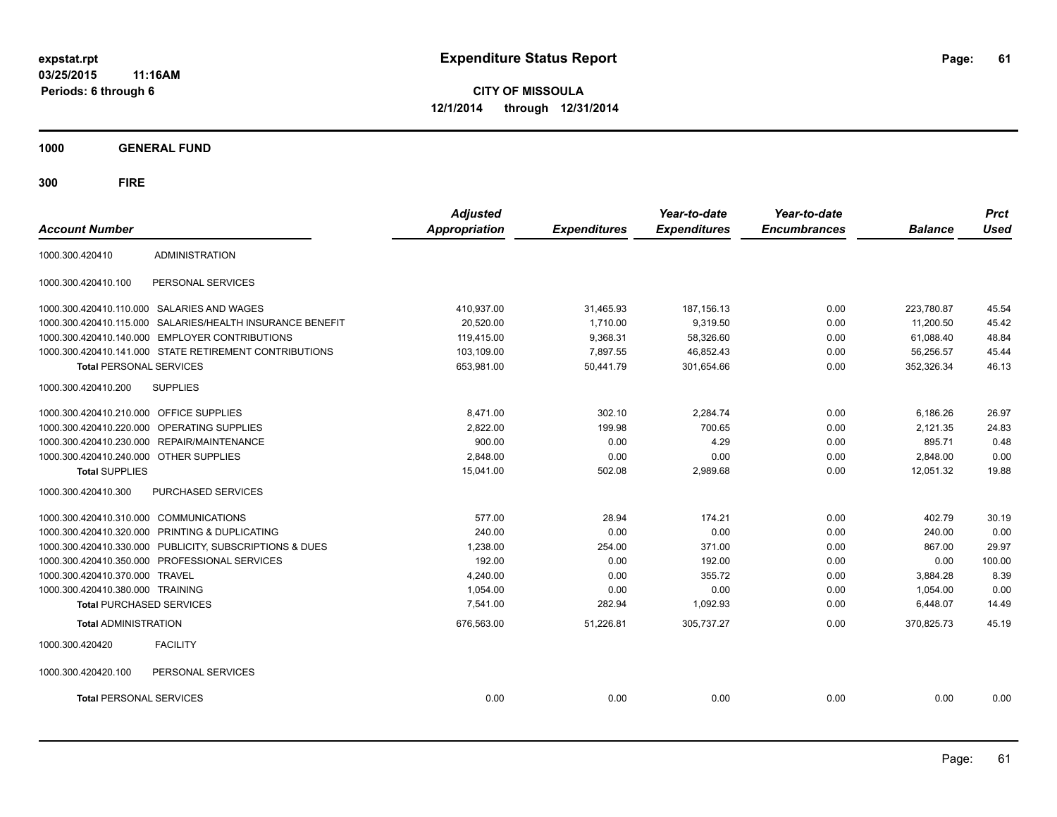expstat.rpt
03/25/2015 11:16AM
Periods: 6 through 6

# Expenditure Status Report

**CITY OF MISSOULA**
**12/1/2014 through 12/31/2014**

## 1000 GENERAL FUND

### 300 FIRE

| Account Number | | Adjusted Appropriation | Expenditures | Year-to-date Expenditures | Year-to-date Encumbrances | Balance | Prct Used |
|---|---|---|---|---|---|---|---|
| 1000.300.420410 | ADMINISTRATION | | | | | | |
| 1000.300.420410.100 | PERSONAL SERVICES | | | | | | |
| 1000.300.420410.110.000 | SALARIES AND WAGES | 410,937.00 | 31,465.93 | 187,156.13 | 0.00 | 223,780.87 | 45.54 |
| 1000.300.420410.115.000 | SALARIES/HEALTH INSURANCE BENEFIT | 20,520.00 | 1,710.00 | 9,319.50 | 0.00 | 11,200.50 | 45.42 |
| 1000.300.420410.140.000 | EMPLOYER CONTRIBUTIONS | 119,415.00 | 9,368.31 | 58,326.60 | 0.00 | 61,088.40 | 48.84 |
| 1000.300.420410.141.000 | STATE RETIREMENT CONTRIBUTIONS | 103,109.00 | 7,897.55 | 46,852.43 | 0.00 | 56,256.57 | 45.44 |
| **Total** PERSONAL SERVICES | | 653,981.00 | 50,441.79 | 301,654.66 | 0.00 | 352,326.34 | 46.13 |
| 1000.300.420410.200 | SUPPLIES | | | | | | |
| 1000.300.420410.210.000 | OFFICE SUPPLIES | 8,471.00 | 302.10 | 2,284.74 | 0.00 | 6,186.26 | 26.97 |
| 1000.300.420410.220.000 | OPERATING SUPPLIES | 2,822.00 | 199.98 | 700.65 | 0.00 | 2,121.35 | 24.83 |
| 1000.300.420410.230.000 | REPAIR/MAINTENANCE | 900.00 | 0.00 | 4.29 | 0.00 | 895.71 | 0.48 |
| 1000.300.420410.240.000 | OTHER SUPPLIES | 2,848.00 | 0.00 | 0.00 | 0.00 | 2,848.00 | 0.00 |
| **Total** SUPPLIES | | 15,041.00 | 502.08 | 2,989.68 | 0.00 | 12,051.32 | 19.88 |
| 1000.300.420410.300 | PURCHASED SERVICES | | | | | | |
| 1000.300.420410.310.000 | COMMUNICATIONS | 577.00 | 28.94 | 174.21 | 0.00 | 402.79 | 30.19 |
| 1000.300.420410.320.000 | PRINTING & DUPLICATING | 240.00 | 0.00 | 0.00 | 0.00 | 240.00 | 0.00 |
| 1000.300.420410.330.000 | PUBLICITY, SUBSCRIPTIONS & DUES | 1,238.00 | 254.00 | 371.00 | 0.00 | 867.00 | 29.97 |
| 1000.300.420410.350.000 | PROFESSIONAL SERVICES | 192.00 | 0.00 | 192.00 | 0.00 | 0.00 | 100.00 |
| 1000.300.420410.370.000 | TRAVEL | 4,240.00 | 0.00 | 355.72 | 0.00 | 3,884.28 | 8.39 |
| 1000.300.420410.380.000 | TRAINING | 1,054.00 | 0.00 | 0.00 | 0.00 | 1,054.00 | 0.00 |
| **Total** PURCHASED SERVICES | | 7,541.00 | 282.94 | 1,092.93 | 0.00 | 6,448.07 | 14.49 |
| **Total** ADMINISTRATION | | 676,563.00 | 51,226.81 | 305,737.27 | 0.00 | 370,825.73 | 45.19 |
| 1000.300.420420 | FACILITY | | | | | | |
| 1000.300.420420.100 | PERSONAL SERVICES | | | | | | |
| **Total** PERSONAL SERVICES | | 0.00 | 0.00 | 0.00 | 0.00 | 0.00 | 0.00 |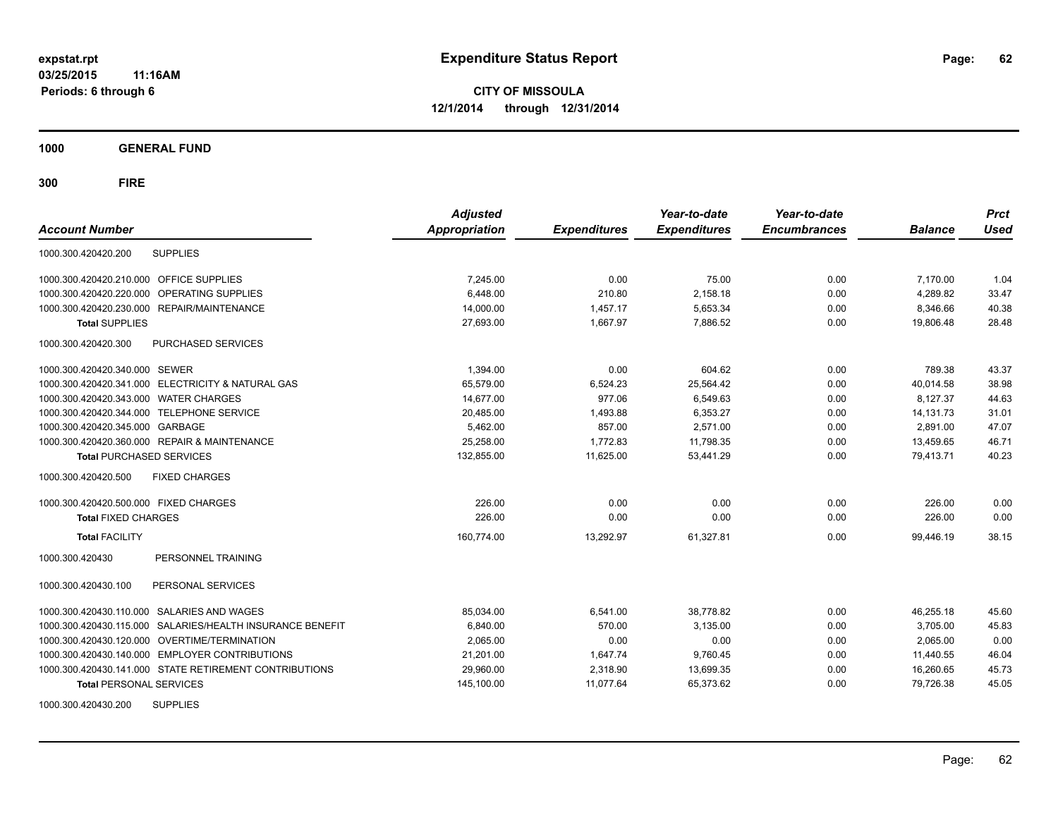**expstat.rpt**
**03/25/2015 11:16AM**
**Periods: 6 through 6**

# Expenditure Status Report

**CITY OF MISSOULA**
**12/1/2014 through 12/31/2014**

**1000 GENERAL FUND**

**300 FIRE**

| Account Number | | Adjusted Appropriation | Expenditures | Year-to-date Expenditures | Year-to-date Encumbrances | Balance | Prct Used |
|---|---|---|---|---|---|---|---|
| 1000.300.420420.200 | SUPPLIES | | | | | | |
| 1000.300.420420.210.000 | OFFICE SUPPLIES | 7,245.00 | 0.00 | 75.00 | 0.00 | 7,170.00 | 1.04 |
| 1000.300.420420.220.000 | OPERATING SUPPLIES | 6,448.00 | 210.80 | 2,158.18 | 0.00 | 4,289.82 | 33.47 |
| 1000.300.420420.230.000 | REPAIR/MAINTENANCE | 14,000.00 | 1,457.17 | 5,653.34 | 0.00 | 8,346.66 | 40.38 |
| **Total** SUPPLIES | | 27,693.00 | 1,667.97 | 7,886.52 | 0.00 | 19,806.48 | 28.48 |
| 1000.300.420420.300 | PURCHASED SERVICES | | | | | | |
| 1000.300.420420.340.000 | SEWER | 1,394.00 | 0.00 | 604.62 | 0.00 | 789.38 | 43.37 |
| 1000.300.420420.341.000 | ELECTRICITY & NATURAL GAS | 65,579.00 | 6,524.23 | 25,564.42 | 0.00 | 40,014.58 | 38.98 |
| 1000.300.420420.343.000 | WATER CHARGES | 14,677.00 | 977.06 | 6,549.63 | 0.00 | 8,127.37 | 44.63 |
| 1000.300.420420.344.000 | TELEPHONE SERVICE | 20,485.00 | 1,493.88 | 6,353.27 | 0.00 | 14,131.73 | 31.01 |
| 1000.300.420420.345.000 | GARBAGE | 5,462.00 | 857.00 | 2,571.00 | 0.00 | 2,891.00 | 47.07 |
| 1000.300.420420.360.000 | REPAIR & MAINTENANCE | 25,258.00 | 1,772.83 | 11,798.35 | 0.00 | 13,459.65 | 46.71 |
| **Total** PURCHASED SERVICES | | 132,855.00 | 11,625.00 | 53,441.29 | 0.00 | 79,413.71 | 40.23 |
| 1000.300.420420.500 | FIXED CHARGES | | | | | | |
| 1000.300.420420.500.000 | FIXED CHARGES | 226.00 | 0.00 | 0.00 | 0.00 | 226.00 | 0.00 |
| **Total** FIXED CHARGES | | 226.00 | 0.00 | 0.00 | 0.00 | 226.00 | 0.00 |
| **Total** FACILITY | | 160,774.00 | 13,292.97 | 61,327.81 | 0.00 | 99,446.19 | 38.15 |
| 1000.300.420430 | PERSONNEL TRAINING | | | | | | |
| 1000.300.420430.100 | PERSONAL SERVICES | | | | | | |
| 1000.300.420430.110.000 | SALARIES AND WAGES | 85,034.00 | 6,541.00 | 38,778.82 | 0.00 | 46,255.18 | 45.60 |
| 1000.300.420430.115.000 | SALARIES/HEALTH INSURANCE BENEFIT | 6,840.00 | 570.00 | 3,135.00 | 0.00 | 3,705.00 | 45.83 |
| 1000.300.420430.120.000 | OVERTIME/TERMINATION | 2,065.00 | 0.00 | 0.00 | 0.00 | 2,065.00 | 0.00 |
| 1000.300.420430.140.000 | EMPLOYER CONTRIBUTIONS | 21,201.00 | 1,647.74 | 9,760.45 | 0.00 | 11,440.55 | 46.04 |
| 1000.300.420430.141.000 | STATE RETIREMENT CONTRIBUTIONS | 29,960.00 | 2,318.90 | 13,699.35 | 0.00 | 16,260.65 | 45.73 |
| **Total** PERSONAL SERVICES | | 145,100.00 | 11,077.64 | 65,373.62 | 0.00 | 79,726.38 | 45.05 |
| 1000.300.420430.200 | SUPPLIES | | | | | | |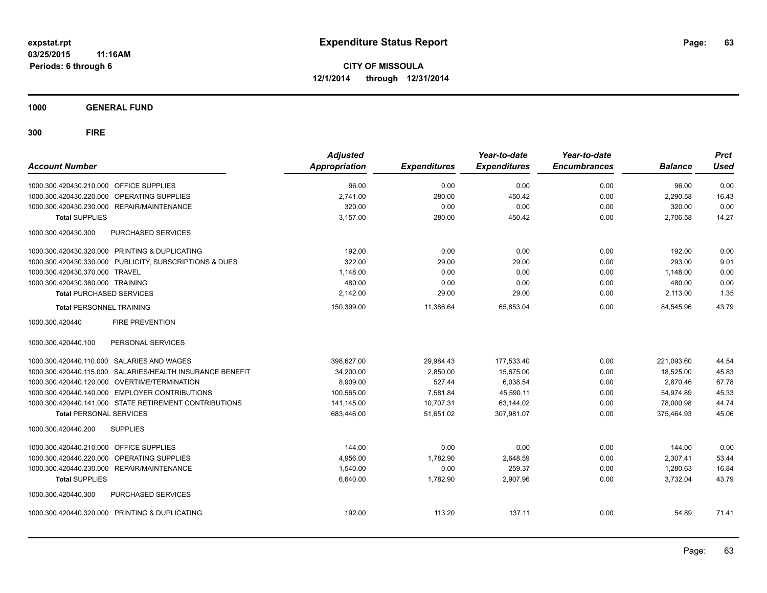# Expenditure Status Report

expstat.rpt
03/25/2015 11:16AM
Periods: 6 through 6

**CITY OF MISSOULA**
**12/1/2014 through 12/31/2014**

**1000 GENERAL FUND**

**300 FIRE**

| Account Number | | Adjusted Appropriation | Expenditures | Year-to-date Expenditures | Year-to-date Encumbrances | Balance | Prct Used |
|---|---|---|---|---|---|---|---|
| 1000.300.420430.210.000 | OFFICE SUPPLIES | 96.00 | 0.00 | 0.00 | 0.00 | 96.00 | 0.00 |
| 1000.300.420430.220.000 | OPERATING SUPPLIES | 2,741.00 | 280.00 | 450.42 | 0.00 | 2,290.58 | 16.43 |
| 1000.300.420430.230.000 | REPAIR/MAINTENANCE | 320.00 | 0.00 | 0.00 | 0.00 | 320.00 | 0.00 |
| **Total** SUPPLIES | | 3,157.00 | 280.00 | 450.42 | 0.00 | 2,706.58 | 14.27 |
| 1000.300.420430.300 | PURCHASED SERVICES | | | | | | |
| 1000.300.420430.320.000 | PRINTING & DUPLICATING | 192.00 | 0.00 | 0.00 | 0.00 | 192.00 | 0.00 |
| 1000.300.420430.330.000 | PUBLICITY, SUBSCRIPTIONS & DUES | 322.00 | 29.00 | 29.00 | 0.00 | 293.00 | 9.01 |
| 1000.300.420430.370.000 | TRAVEL | 1,148.00 | 0.00 | 0.00 | 0.00 | 1,148.00 | 0.00 |
| 1000.300.420430.380.000 | TRAINING | 480.00 | 0.00 | 0.00 | 0.00 | 480.00 | 0.00 |
| **Total** PURCHASED SERVICES | | 2,142.00 | 29.00 | 29.00 | 0.00 | 2,113.00 | 1.35 |
| **Total** PERSONNEL TRAINING | | 150,399.00 | 11,386.64 | 65,853.04 | 0.00 | 84,545.96 | 43.79 |
| 1000.300.420440 | FIRE PREVENTION | | | | | | |
| 1000.300.420440.100 | PERSONAL SERVICES | | | | | | |
| 1000.300.420440.110.000 | SALARIES AND WAGES | 398,627.00 | 29,984.43 | 177,533.40 | 0.00 | 221,093.60 | 44.54 |
| 1000.300.420440.115.000 | SALARIES/HEALTH INSURANCE BENEFIT | 34,200.00 | 2,850.00 | 15,675.00 | 0.00 | 18,525.00 | 45.83 |
| 1000.300.420440.120.000 | OVERTIME/TERMINATION | 8,909.00 | 527.44 | 6,038.54 | 0.00 | 2,870.46 | 67.78 |
| 1000.300.420440.140.000 | EMPLOYER CONTRIBUTIONS | 100,565.00 | 7,581.84 | 45,590.11 | 0.00 | 54,974.89 | 45.33 |
| 1000.300.420440.141.000 | STATE RETIREMENT CONTRIBUTIONS | 141,145.00 | 10,707.31 | 63,144.02 | 0.00 | 78,000.98 | 44.74 |
| **Total** PERSONAL SERVICES | | 683,446.00 | 51,651.02 | 307,981.07 | 0.00 | 375,464.93 | 45.06 |
| 1000.300.420440.200 | SUPPLIES | | | | | | |
| 1000.300.420440.210.000 | OFFICE SUPPLIES | 144.00 | 0.00 | 0.00 | 0.00 | 144.00 | 0.00 |
| 1000.300.420440.220.000 | OPERATING SUPPLIES | 4,956.00 | 1,782.90 | 2,648.59 | 0.00 | 2,307.41 | 53.44 |
| 1000.300.420440.230.000 | REPAIR/MAINTENANCE | 1,540.00 | 0.00 | 259.37 | 0.00 | 1,280.63 | 16.84 |
| **Total** SUPPLIES | | 6,640.00 | 1,782.90 | 2,907.96 | 0.00 | 3,732.04 | 43.79 |
| 1000.300.420440.300 | PURCHASED SERVICES | | | | | | |
| 1000.300.420440.320.000 | PRINTING & DUPLICATING | 192.00 | 113.20 | 137.11 | 0.00 | 54.89 | 71.41 |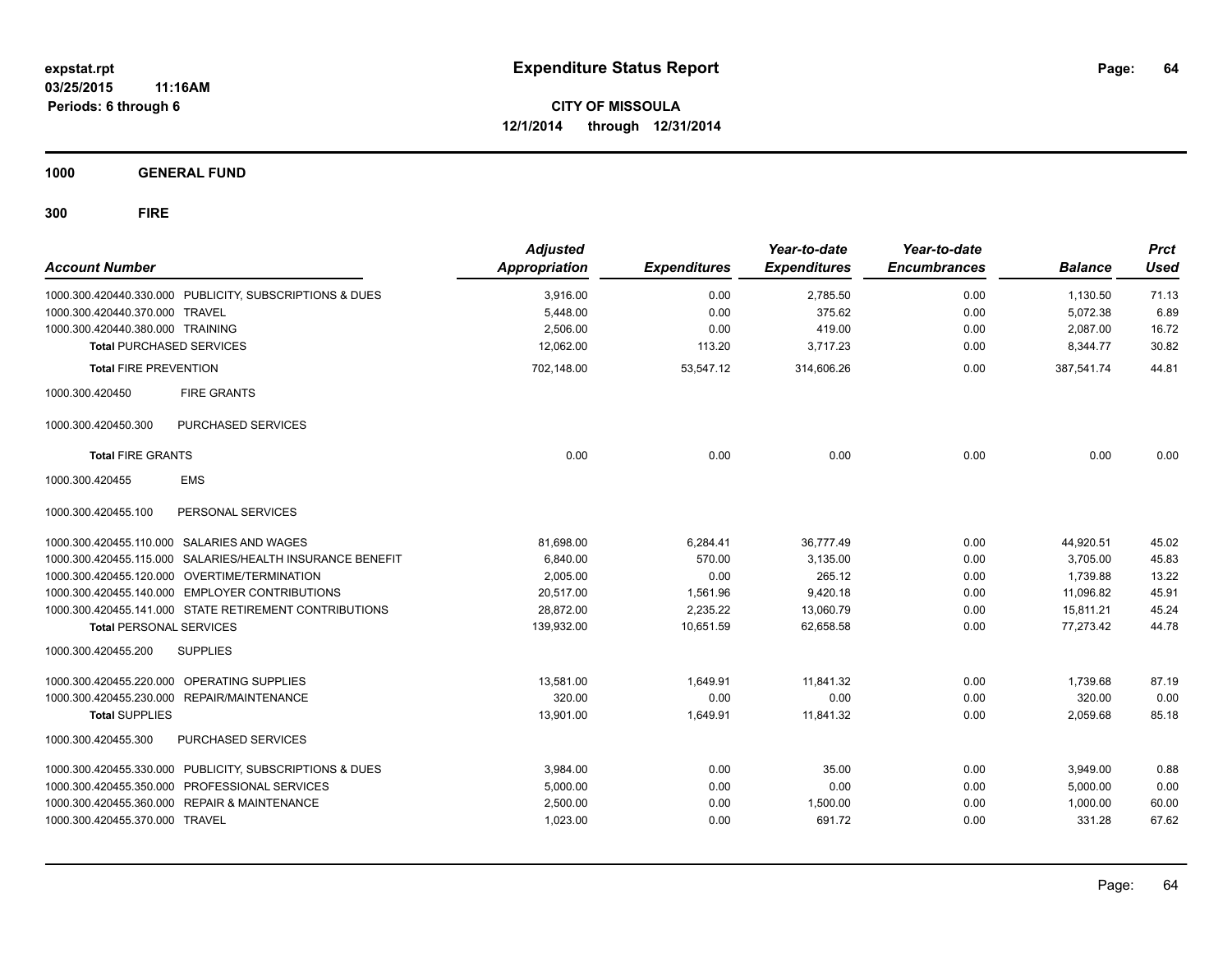**expstat.rpt**
**03/25/2015 11:16AM**
**Periods: 6 through 6**

# Expenditure Status Report

**CITY OF MISSOULA**
**12/1/2014 through 12/31/2014**

## 1000 GENERAL FUND

## 300 FIRE

| Account Number | Adjusted Appropriation | Expenditures | Year-to-date Expenditures | Year-to-date Encumbrances | Balance | Prct Used |
|---|---|---|---|---|---|---|
| 1000.300.420440.330.000 PUBLICITY, SUBSCRIPTIONS & DUES | 3,916.00 | 0.00 | 2,785.50 | 0.00 | 1,130.50 | 71.13 |
| 1000.300.420440.370.000 TRAVEL | 5,448.00 | 0.00 | 375.62 | 0.00 | 5,072.38 | 6.89 |
| 1000.300.420440.380.000 TRAINING | 2,506.00 | 0.00 | 419.00 | 0.00 | 2,087.00 | 16.72 |
| **Total** PURCHASED SERVICES | 12,062.00 | 113.20 | 3,717.23 | 0.00 | 8,344.77 | 30.82 |
| **Total** FIRE PREVENTION | 702,148.00 | 53,547.12 | 314,606.26 | 0.00 | 387,541.74 | 44.81 |
| 1000.300.420450 FIRE GRANTS | | | | | | |
| 1000.300.420450.300 PURCHASED SERVICES | | | | | | |
| **Total** FIRE GRANTS | 0.00 | 0.00 | 0.00 | 0.00 | 0.00 | 0.00 |
| 1000.300.420455 EMS | | | | | | |
| 1000.300.420455.100 PERSONAL SERVICES | | | | | | |
| 1000.300.420455.110.000 SALARIES AND WAGES | 81,698.00 | 6,284.41 | 36,777.49 | 0.00 | 44,920.51 | 45.02 |
| 1000.300.420455.115.000 SALARIES/HEALTH INSURANCE BENEFIT | 6,840.00 | 570.00 | 3,135.00 | 0.00 | 3,705.00 | 45.83 |
| 1000.300.420455.120.000 OVERTIME/TERMINATION | 2,005.00 | 0.00 | 265.12 | 0.00 | 1,739.88 | 13.22 |
| 1000.300.420455.140.000 EMPLOYER CONTRIBUTIONS | 20,517.00 | 1,561.96 | 9,420.18 | 0.00 | 11,096.82 | 45.91 |
| 1000.300.420455.141.000 STATE RETIREMENT CONTRIBUTIONS | 28,872.00 | 2,235.22 | 13,060.79 | 0.00 | 15,811.21 | 45.24 |
| **Total** PERSONAL SERVICES | 139,932.00 | 10,651.59 | 62,658.58 | 0.00 | 77,273.42 | 44.78 |
| 1000.300.420455.200 SUPPLIES | | | | | | |
| 1000.300.420455.220.000 OPERATING SUPPLIES | 13,581.00 | 1,649.91 | 11,841.32 | 0.00 | 1,739.68 | 87.19 |
| 1000.300.420455.230.000 REPAIR/MAINTENANCE | 320.00 | 0.00 | 0.00 | 0.00 | 320.00 | 0.00 |
| **Total** SUPPLIES | 13,901.00 | 1,649.91 | 11,841.32 | 0.00 | 2,059.68 | 85.18 |
| 1000.300.420455.300 PURCHASED SERVICES | | | | | | |
| 1000.300.420455.330.000 PUBLICITY, SUBSCRIPTIONS & DUES | 3,984.00 | 0.00 | 35.00 | 0.00 | 3,949.00 | 0.88 |
| 1000.300.420455.350.000 PROFESSIONAL SERVICES | 5,000.00 | 0.00 | 0.00 | 0.00 | 5,000.00 | 0.00 |
| 1000.300.420455.360.000 REPAIR & MAINTENANCE | 2,500.00 | 0.00 | 1,500.00 | 0.00 | 1,000.00 | 60.00 |
| 1000.300.420455.370.000 TRAVEL | 1,023.00 | 0.00 | 691.72 | 0.00 | 331.28 | 67.62 |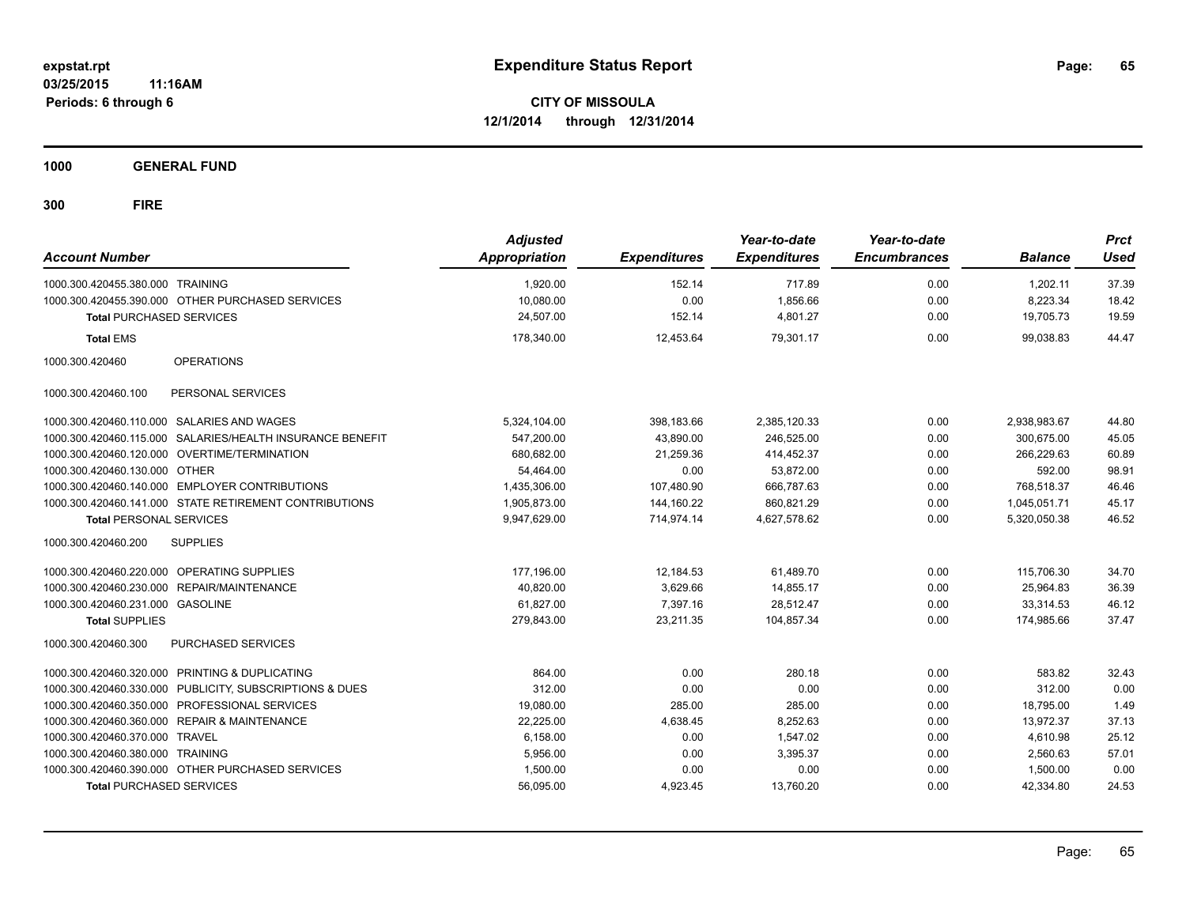**expstat.rpt**
**03/25/2015 11:16AM**
**Periods: 6 through 6**

# Expenditure Status Report

**CITY OF MISSOULA**
**12/1/2014 through 12/31/2014**

## 1000 GENERAL FUND

## 300 FIRE

| Account Number | Adjusted Appropriation | Expenditures | Year-to-date Expenditures | Year-to-date Encumbrances | Balance | Prct Used |
|---|---|---|---|---|---|---|
| 1000.300.420455.380.000 TRAINING | 1,920.00 | 152.14 | 717.89 | 0.00 | 1,202.11 | 37.39 |
| 1000.300.420455.390.000 OTHER PURCHASED SERVICES | 10,080.00 | 0.00 | 1,856.66 | 0.00 | 8,223.34 | 18.42 |
| **Total** PURCHASED SERVICES | 24,507.00 | 152.14 | 4,801.27 | 0.00 | 19,705.73 | 19.59 |
| **Total** EMS | 178,340.00 | 12,453.64 | 79,301.17 | 0.00 | 99,038.83 | 44.47 |
| 1000.300.420460 OPERATIONS | | | | | | |
| 1000.300.420460.100 PERSONAL SERVICES | | | | | | |
| 1000.300.420460.110.000 SALARIES AND WAGES | 5,324,104.00 | 398,183.66 | 2,385,120.33 | 0.00 | 2,938,983.67 | 44.80 |
| 1000.300.420460.115.000 SALARIES/HEALTH INSURANCE BENEFIT | 547,200.00 | 43,890.00 | 246,525.00 | 0.00 | 300,675.00 | 45.05 |
| 1000.300.420460.120.000 OVERTIME/TERMINATION | 680,682.00 | 21,259.36 | 414,452.37 | 0.00 | 266,229.63 | 60.89 |
| 1000.300.420460.130.000 OTHER | 54,464.00 | 0.00 | 53,872.00 | 0.00 | 592.00 | 98.91 |
| 1000.300.420460.140.000 EMPLOYER CONTRIBUTIONS | 1,435,306.00 | 107,480.90 | 666,787.63 | 0.00 | 768,518.37 | 46.46 |
| 1000.300.420460.141.000 STATE RETIREMENT CONTRIBUTIONS | 1,905,873.00 | 144,160.22 | 860,821.29 | 0.00 | 1,045,051.71 | 45.17 |
| **Total** PERSONAL SERVICES | 9,947,629.00 | 714,974.14 | 4,627,578.62 | 0.00 | 5,320,050.38 | 46.52 |
| 1000.300.420460.200 SUPPLIES | | | | | | |
| 1000.300.420460.220.000 OPERATING SUPPLIES | 177,196.00 | 12,184.53 | 61,489.70 | 0.00 | 115,706.30 | 34.70 |
| 1000.300.420460.230.000 REPAIR/MAINTENANCE | 40,820.00 | 3,629.66 | 14,855.17 | 0.00 | 25,964.83 | 36.39 |
| 1000.300.420460.231.000 GASOLINE | 61,827.00 | 7,397.16 | 28,512.47 | 0.00 | 33,314.53 | 46.12 |
| **Total** SUPPLIES | 279,843.00 | 23,211.35 | 104,857.34 | 0.00 | 174,985.66 | 37.47 |
| 1000.300.420460.300 PURCHASED SERVICES | | | | | | |
| 1000.300.420460.320.000 PRINTING & DUPLICATING | 864.00 | 0.00 | 280.18 | 0.00 | 583.82 | 32.43 |
| 1000.300.420460.330.000 PUBLICITY, SUBSCRIPTIONS & DUES | 312.00 | 0.00 | 0.00 | 0.00 | 312.00 | 0.00 |
| 1000.300.420460.350.000 PROFESSIONAL SERVICES | 19,080.00 | 285.00 | 285.00 | 0.00 | 18,795.00 | 1.49 |
| 1000.300.420460.360.000 REPAIR & MAINTENANCE | 22,225.00 | 4,638.45 | 8,252.63 | 0.00 | 13,972.37 | 37.13 |
| 1000.300.420460.370.000 TRAVEL | 6,158.00 | 0.00 | 1,547.02 | 0.00 | 4,610.98 | 25.12 |
| 1000.300.420460.380.000 TRAINING | 5,956.00 | 0.00 | 3,395.37 | 0.00 | 2,560.63 | 57.01 |
| 1000.300.420460.390.000 OTHER PURCHASED SERVICES | 1,500.00 | 0.00 | 0.00 | 0.00 | 1,500.00 | 0.00 |
| **Total** PURCHASED SERVICES | 56,095.00 | 4,923.45 | 13,760.20 | 0.00 | 42,334.80 | 24.53 |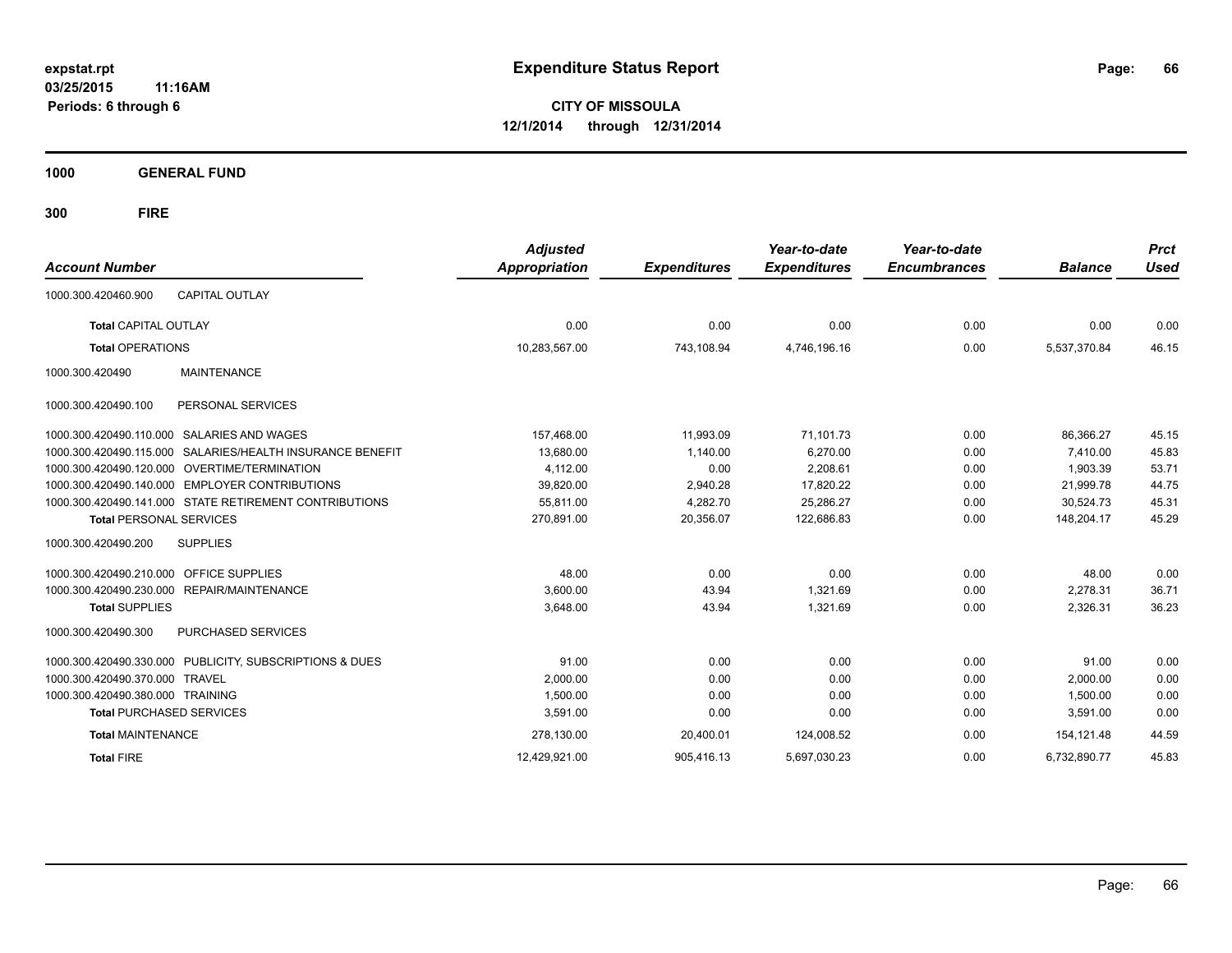# Expenditure Status Report

**CITY OF MISSOULA**

**12/1/2014 through 12/31/2014**

expstat.rpt
03/25/2015 11:16AM
Periods: 6 through 6

## 1000 GENERAL FUND

## 300 FIRE

| Account Number | | Adjusted Appropriation | Expenditures | Year-to-date Expenditures | Year-to-date Encumbrances | Balance | Prct Used |
|---|---|---|---|---|---|---|---|
| 1000.300.420460.900 | CAPITAL OUTLAY | | | | | | |
| **Total** CAPITAL OUTLAY | | 0.00 | 0.00 | 0.00 | 0.00 | 0.00 | 0.00 |
| **Total** OPERATIONS | | 10,283,567.00 | 743,108.94 | 4,746,196.16 | 0.00 | 5,537,370.84 | 46.15 |
| 1000.300.420490 | MAINTENANCE | | | | | | |
| 1000.300.420490.100 | PERSONAL SERVICES | | | | | | |
| 1000.300.420490.110.000 | SALARIES AND WAGES | 157,468.00 | 11,993.09 | 71,101.73 | 0.00 | 86,366.27 | 45.15 |
| 1000.300.420490.115.000 | SALARIES/HEALTH INSURANCE BENEFIT | 13,680.00 | 1,140.00 | 6,270.00 | 0.00 | 7,410.00 | 45.83 |
| 1000.300.420490.120.000 | OVERTIME/TERMINATION | 4,112.00 | 0.00 | 2,208.61 | 0.00 | 1,903.39 | 53.71 |
| 1000.300.420490.140.000 | EMPLOYER CONTRIBUTIONS | 39,820.00 | 2,940.28 | 17,820.22 | 0.00 | 21,999.78 | 44.75 |
| 1000.300.420490.141.000 | STATE RETIREMENT CONTRIBUTIONS | 55,811.00 | 4,282.70 | 25,286.27 | 0.00 | 30,524.73 | 45.31 |
| **Total** PERSONAL SERVICES | | 270,891.00 | 20,356.07 | 122,686.83 | 0.00 | 148,204.17 | 45.29 |
| 1000.300.420490.200 | SUPPLIES | | | | | | |
| 1000.300.420490.210.000 | OFFICE SUPPLIES | 48.00 | 0.00 | 0.00 | 0.00 | 48.00 | 0.00 |
| 1000.300.420490.230.000 | REPAIR/MAINTENANCE | 3,600.00 | 43.94 | 1,321.69 | 0.00 | 2,278.31 | 36.71 |
| **Total** SUPPLIES | | 3,648.00 | 43.94 | 1,321.69 | 0.00 | 2,326.31 | 36.23 |
| 1000.300.420490.300 | PURCHASED SERVICES | | | | | | |
| 1000.300.420490.330.000 | PUBLICITY, SUBSCRIPTIONS & DUES | 91.00 | 0.00 | 0.00 | 0.00 | 91.00 | 0.00 |
| 1000.300.420490.370.000 | TRAVEL | 2,000.00 | 0.00 | 0.00 | 0.00 | 2,000.00 | 0.00 |
| 1000.300.420490.380.000 | TRAINING | 1,500.00 | 0.00 | 0.00 | 0.00 | 1,500.00 | 0.00 |
| **Total** PURCHASED SERVICES | | 3,591.00 | 0.00 | 0.00 | 0.00 | 3,591.00 | 0.00 |
| **Total** MAINTENANCE | | 278,130.00 | 20,400.01 | 124,008.52 | 0.00 | 154,121.48 | 44.59 |
| **Total** FIRE | | 12,429,921.00 | 905,416.13 | 5,697,030.23 | 0.00 | 6,732,890.77 | 45.83 |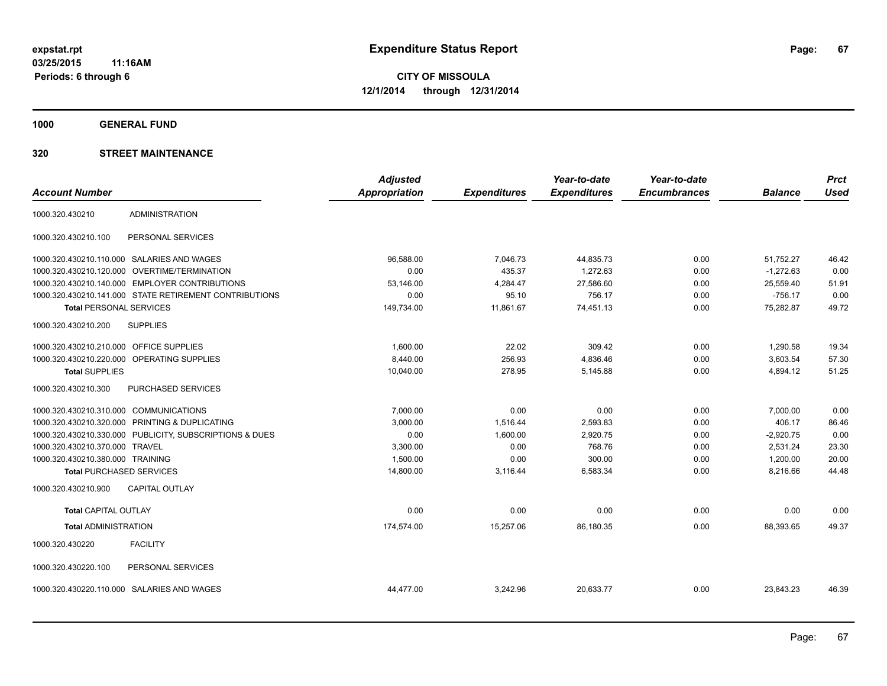**expstat.rpt**
**03/25/2015 11:16AM**
**Periods: 6 through 6**

# Expenditure Status Report

**CITY OF MISSOULA**
**12/1/2014 through 12/31/2014**

## 1000 GENERAL FUND

## 320 STREET MAINTENANCE

| Account Number | | Adjusted Appropriation | Expenditures | Year-to-date Expenditures | Year-to-date Encumbrances | Balance | Prct Used |
|---|---|---|---|---|---|---|---|
| 1000.320.430210 | ADMINISTRATION | | | | | | |
| 1000.320.430210.100 | PERSONAL SERVICES | | | | | | |
| 1000.320.430210.110.000 | SALARIES AND WAGES | 96,588.00 | 7,046.73 | 44,835.73 | 0.00 | 51,752.27 | 46.42 |
| 1000.320.430210.120.000 | OVERTIME/TERMINATION | 0.00 | 435.37 | 1,272.63 | 0.00 | -1,272.63 | 0.00 |
| 1000.320.430210.140.000 | EMPLOYER CONTRIBUTIONS | 53,146.00 | 4,284.47 | 27,586.60 | 0.00 | 25,559.40 | 51.91 |
| 1000.320.430210.141.000 | STATE RETIREMENT CONTRIBUTIONS | 0.00 | 95.10 | 756.17 | 0.00 | -756.17 | 0.00 |
| **Total** PERSONAL SERVICES | | 149,734.00 | 11,861.67 | 74,451.13 | 0.00 | 75,282.87 | 49.72 |
| 1000.320.430210.200 | SUPPLIES | | | | | | |
| 1000.320.430210.210.000 | OFFICE SUPPLIES | 1,600.00 | 22.02 | 309.42 | 0.00 | 1,290.58 | 19.34 |
| 1000.320.430210.220.000 | OPERATING SUPPLIES | 8,440.00 | 256.93 | 4,836.46 | 0.00 | 3,603.54 | 57.30 |
| **Total** SUPPLIES | | 10,040.00 | 278.95 | 5,145.88 | 0.00 | 4,894.12 | 51.25 |
| 1000.320.430210.300 | PURCHASED SERVICES | | | | | | |
| 1000.320.430210.310.000 | COMMUNICATIONS | 7,000.00 | 0.00 | 0.00 | 0.00 | 7,000.00 | 0.00 |
| 1000.320.430210.320.000 | PRINTING & DUPLICATING | 3,000.00 | 1,516.44 | 2,593.83 | 0.00 | 406.17 | 86.46 |
| 1000.320.430210.330.000 | PUBLICITY, SUBSCRIPTIONS & DUES | 0.00 | 1,600.00 | 2,920.75 | 0.00 | -2,920.75 | 0.00 |
| 1000.320.430210.370.000 | TRAVEL | 3,300.00 | 0.00 | 768.76 | 0.00 | 2,531.24 | 23.30 |
| 1000.320.430210.380.000 | TRAINING | 1,500.00 | 0.00 | 300.00 | 0.00 | 1,200.00 | 20.00 |
| **Total** PURCHASED SERVICES | | 14,800.00 | 3,116.44 | 6,583.34 | 0.00 | 8,216.66 | 44.48 |
| 1000.320.430210.900 | CAPITAL OUTLAY | | | | | | |
| **Total** CAPITAL OUTLAY | | 0.00 | 0.00 | 0.00 | 0.00 | 0.00 | 0.00 |
| **Total** ADMINISTRATION | | 174,574.00 | 15,257.06 | 86,180.35 | 0.00 | 88,393.65 | 49.37 |
| 1000.320.430220 | FACILITY | | | | | | |
| 1000.320.430220.100 | PERSONAL SERVICES | | | | | | |
| 1000.320.430220.110.000 | SALARIES AND WAGES | 44,477.00 | 3,242.96 | 20,633.77 | 0.00 | 23,843.23 | 46.39 |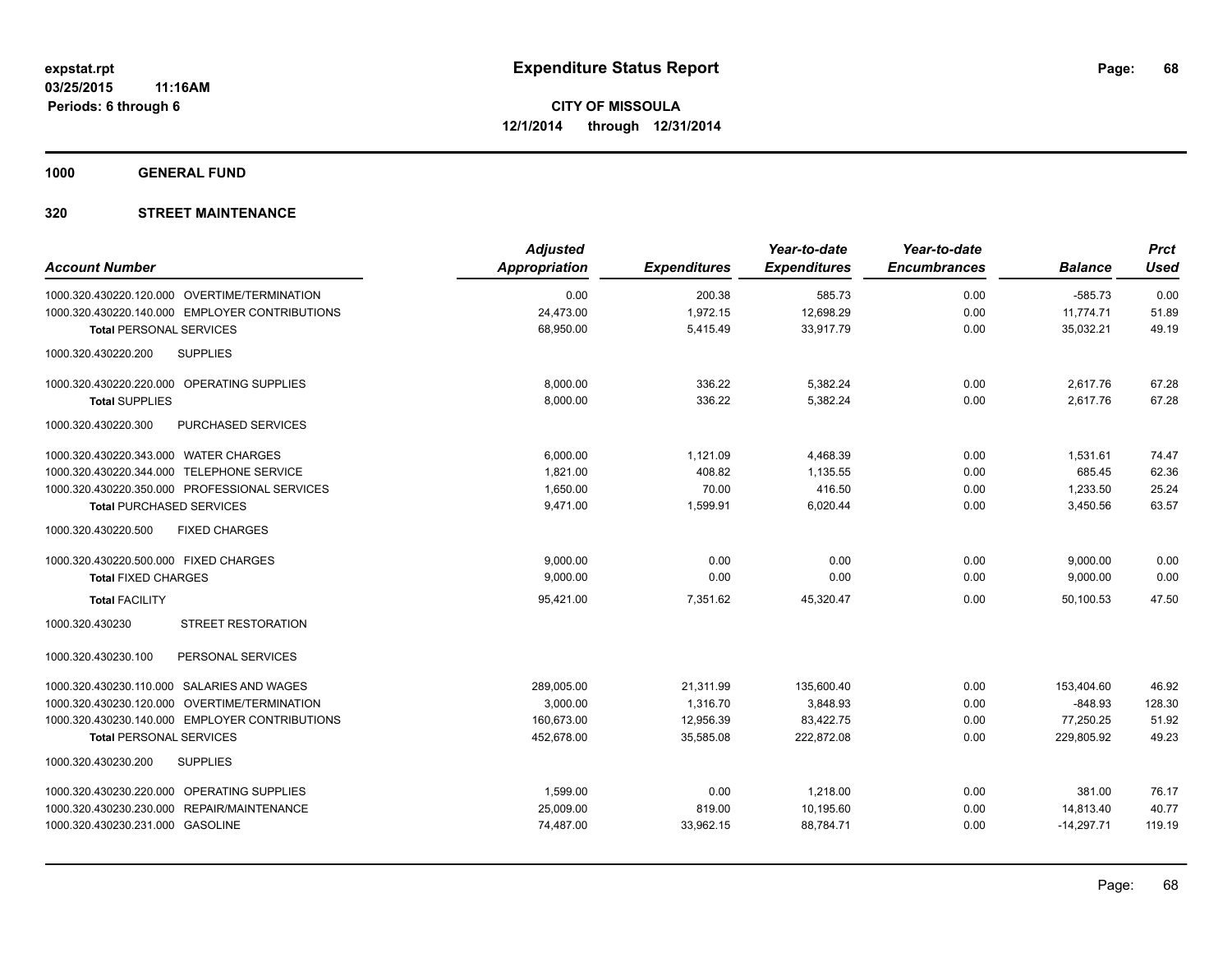# Expenditure Status Report

**CITY OF MISSOULA**
**12/1/2014 through 12/31/2014**

expstat.rpt
03/25/2015 11:16AM
Periods: 6 through 6

**1000 GENERAL FUND**

**320 STREET MAINTENANCE**

| Account Number | Adjusted Appropriation | Expenditures | Year-to-date Expenditures | Year-to-date Encumbrances | Balance | Prct Used |
|---|---|---|---|---|---|---|
| 1000.320.430220.120.000 OVERTIME/TERMINATION | 0.00 | 200.38 | 585.73 | 0.00 | -585.73 | 0.00 |
| 1000.320.430220.140.000 EMPLOYER CONTRIBUTIONS | 24,473.00 | 1,972.15 | 12,698.29 | 0.00 | 11,774.71 | 51.89 |
| **Total** PERSONAL SERVICES | 68,950.00 | 5,415.49 | 33,917.79 | 0.00 | 35,032.21 | 49.19 |
| 1000.320.430220.200 SUPPLIES | | | | | | |
| 1000.320.430220.220.000 OPERATING SUPPLIES | 8,000.00 | 336.22 | 5,382.24 | 0.00 | 2,617.76 | 67.28 |
| **Total** SUPPLIES | 8,000.00 | 336.22 | 5,382.24 | 0.00 | 2,617.76 | 67.28 |
| 1000.320.430220.300 PURCHASED SERVICES | | | | | | |
| 1000.320.430220.343.000 WATER CHARGES | 6,000.00 | 1,121.09 | 4,468.39 | 0.00 | 1,531.61 | 74.47 |
| 1000.320.430220.344.000 TELEPHONE SERVICE | 1,821.00 | 408.82 | 1,135.55 | 0.00 | 685.45 | 62.36 |
| 1000.320.430220.350.000 PROFESSIONAL SERVICES | 1,650.00 | 70.00 | 416.50 | 0.00 | 1,233.50 | 25.24 |
| **Total** PURCHASED SERVICES | 9,471.00 | 1,599.91 | 6,020.44 | 0.00 | 3,450.56 | 63.57 |
| 1000.320.430220.500 FIXED CHARGES | | | | | | |
| 1000.320.430220.500.000 FIXED CHARGES | 9,000.00 | 0.00 | 0.00 | 0.00 | 9,000.00 | 0.00 |
| **Total** FIXED CHARGES | 9,000.00 | 0.00 | 0.00 | 0.00 | 9,000.00 | 0.00 |
| **Total** FACILITY | 95,421.00 | 7,351.62 | 45,320.47 | 0.00 | 50,100.53 | 47.50 |
| 1000.320.430230 STREET RESTORATION | | | | | | |
| 1000.320.430230.100 PERSONAL SERVICES | | | | | | |
| 1000.320.430230.110.000 SALARIES AND WAGES | 289,005.00 | 21,311.99 | 135,600.40 | 0.00 | 153,404.60 | 46.92 |
| 1000.320.430230.120.000 OVERTIME/TERMINATION | 3,000.00 | 1,316.70 | 3,848.93 | 0.00 | -848.93 | 128.30 |
| 1000.320.430230.140.000 EMPLOYER CONTRIBUTIONS | 160,673.00 | 12,956.39 | 83,422.75 | 0.00 | 77,250.25 | 51.92 |
| **Total** PERSONAL SERVICES | 452,678.00 | 35,585.08 | 222,872.08 | 0.00 | 229,805.92 | 49.23 |
| 1000.320.430230.200 SUPPLIES | | | | | | |
| 1000.320.430230.220.000 OPERATING SUPPLIES | 1,599.00 | 0.00 | 1,218.00 | 0.00 | 381.00 | 76.17 |
| 1000.320.430230.230.000 REPAIR/MAINTENANCE | 25,009.00 | 819.00 | 10,195.60 | 0.00 | 14,813.40 | 40.77 |
| 1000.320.430230.231.000 GASOLINE | 74,487.00 | 33,962.15 | 88,784.71 | 0.00 | -14,297.71 | 119.19 |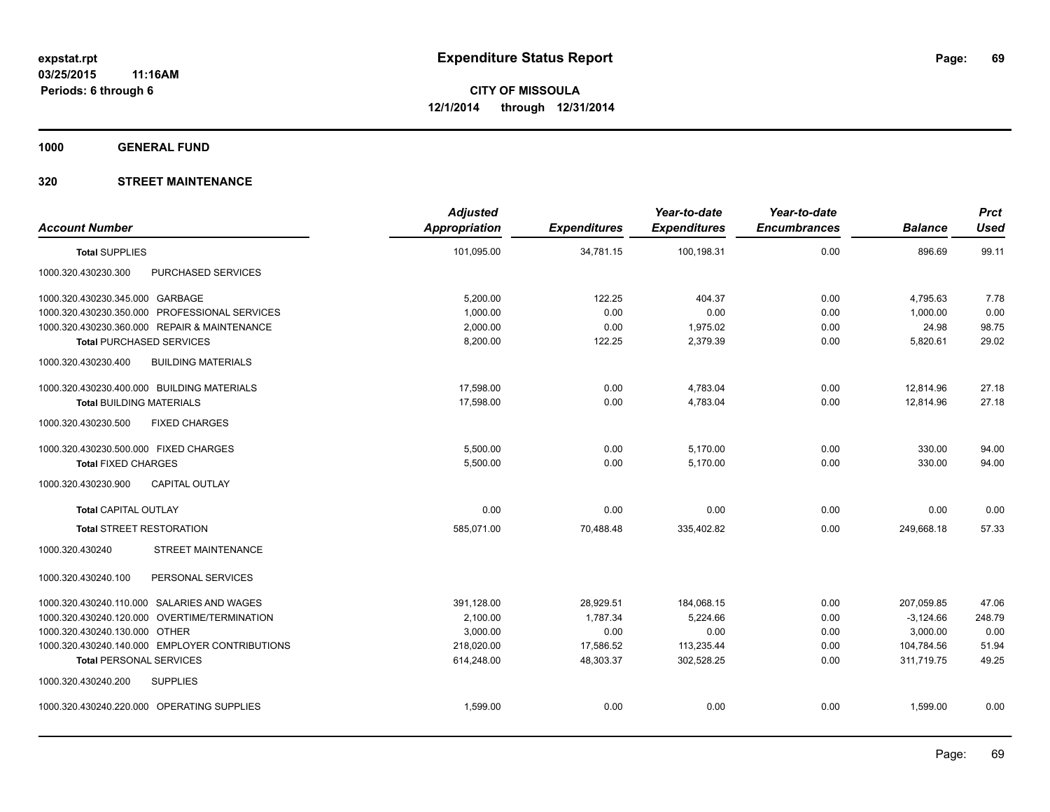**expstat.rpt**
**03/25/2015 11:16AM**
**Periods: 6 through 6**

# Expenditure Status Report

**CITY OF MISSOULA**
**12/1/2014 through 12/31/2014**

## 1000 GENERAL FUND

## 320 STREET MAINTENANCE

| Account Number | Adjusted Appropriation | Expenditures | Year-to-date Expenditures | Year-to-date Encumbrances | Balance | Prct Used |
|---|---|---|---|---|---|---|
| **Total SUPPLIES** | 101,095.00 | 34,781.15 | 100,198.31 | 0.00 | 896.69 | 99.11 |
| 1000.320.430230.300 PURCHASED SERVICES | | | | | | |
| 1000.320.430230.345.000 GARBAGE | 5,200.00 | 122.25 | 404.37 | 0.00 | 4,795.63 | 7.78 |
| 1000.320.430230.350.000 PROFESSIONAL SERVICES | 1,000.00 | 0.00 | 0.00 | 0.00 | 1,000.00 | 0.00 |
| 1000.320.430230.360.000 REPAIR & MAINTENANCE | 2,000.00 | 0.00 | 1,975.02 | 0.00 | 24.98 | 98.75 |
| **Total PURCHASED SERVICES** | 8,200.00 | 122.25 | 2,379.39 | 0.00 | 5,820.61 | 29.02 |
| 1000.320.430230.400 BUILDING MATERIALS | | | | | | |
| 1000.320.430230.400.000 BUILDING MATERIALS | 17,598.00 | 0.00 | 4,783.04 | 0.00 | 12,814.96 | 27.18 |
| **Total BUILDING MATERIALS** | 17,598.00 | 0.00 | 4,783.04 | 0.00 | 12,814.96 | 27.18 |
| 1000.320.430230.500 FIXED CHARGES | | | | | | |
| 1000.320.430230.500.000 FIXED CHARGES | 5,500.00 | 0.00 | 5,170.00 | 0.00 | 330.00 | 94.00 |
| **Total FIXED CHARGES** | 5,500.00 | 0.00 | 5,170.00 | 0.00 | 330.00 | 94.00 |
| 1000.320.430230.900 CAPITAL OUTLAY | | | | | | |
| **Total CAPITAL OUTLAY** | 0.00 | 0.00 | 0.00 | 0.00 | 0.00 | 0.00 |
| **Total STREET RESTORATION** | 585,071.00 | 70,488.48 | 335,402.82 | 0.00 | 249,668.18 | 57.33 |
| 1000.320.430240 STREET MAINTENANCE | | | | | | |
| 1000.320.430240.100 PERSONAL SERVICES | | | | | | |
| 1000.320.430240.110.000 SALARIES AND WAGES | 391,128.00 | 28,929.51 | 184,068.15 | 0.00 | 207,059.85 | 47.06 |
| 1000.320.430240.120.000 OVERTIME/TERMINATION | 2,100.00 | 1,787.34 | 5,224.66 | 0.00 | -3,124.66 | 248.79 |
| 1000.320.430240.130.000 OTHER | 3,000.00 | 0.00 | 0.00 | 0.00 | 3,000.00 | 0.00 |
| 1000.320.430240.140.000 EMPLOYER CONTRIBUTIONS | 218,020.00 | 17,586.52 | 113,235.44 | 0.00 | 104,784.56 | 51.94 |
| **Total PERSONAL SERVICES** | 614,248.00 | 48,303.37 | 302,528.25 | 0.00 | 311,719.75 | 49.25 |
| 1000.320.430240.200 SUPPLIES | | | | | | |
| 1000.320.430240.220.000 OPERATING SUPPLIES | 1,599.00 | 0.00 | 0.00 | 0.00 | 1,599.00 | 0.00 |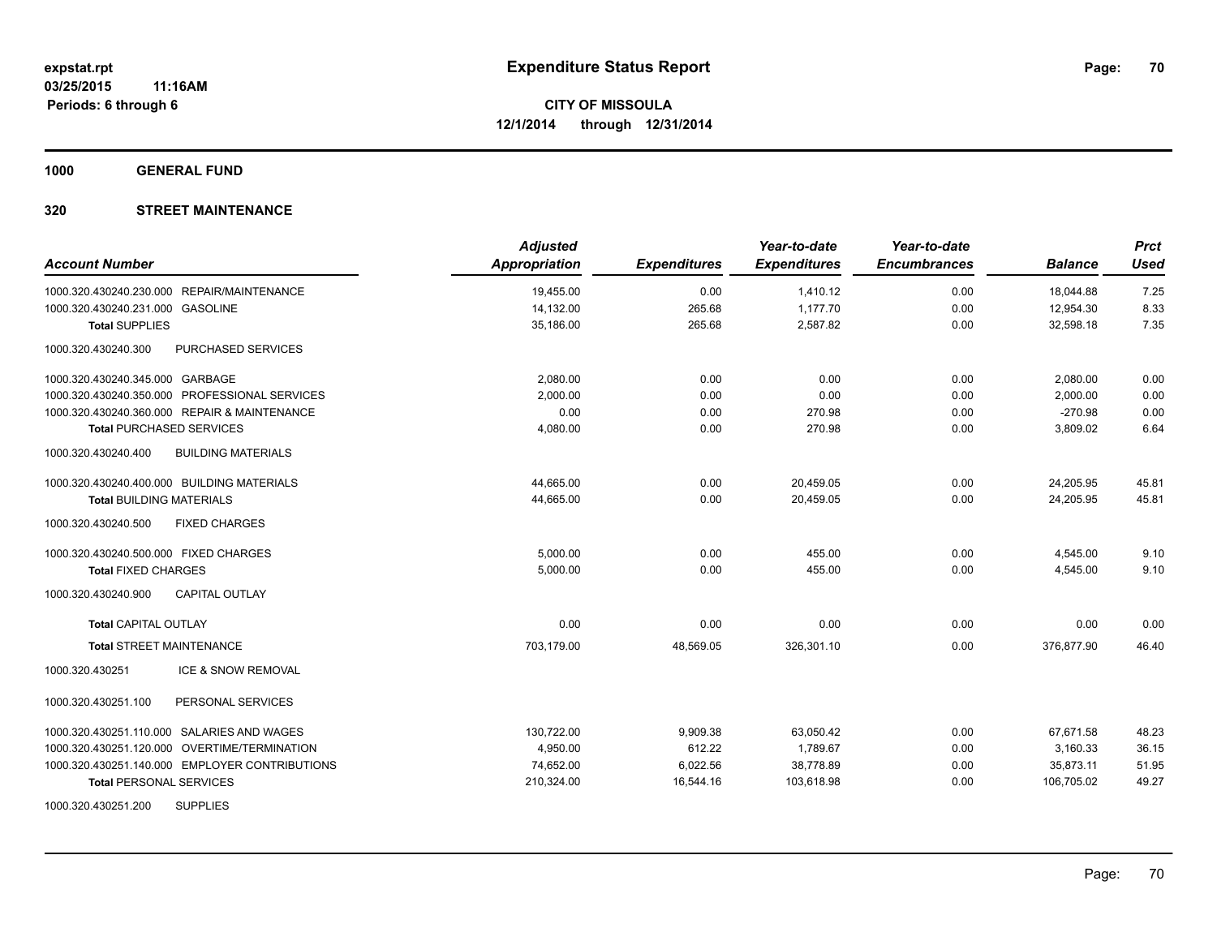# Expenditure Status Report

expstat.rpt
03/25/2015 11:16AM
Periods: 6 through 6

**CITY OF MISSOULA**
**12/1/2014 through 12/31/2014**

**1000 GENERAL FUND**

**320 STREET MAINTENANCE**

| Account Number | Adjusted Appropriation | Expenditures | Year-to-date Expenditures | Year-to-date Encumbrances | Balance | Prct Used |
|---|---|---|---|---|---|---|
| 1000.320.430240.230.000 REPAIR/MAINTENANCE | 19,455.00 | 0.00 | 1,410.12 | 0.00 | 18,044.88 | 7.25 |
| 1000.320.430240.231.000 GASOLINE | 14,132.00 | 265.68 | 1,177.70 | 0.00 | 12,954.30 | 8.33 |
| **Total** SUPPLIES | 35,186.00 | 265.68 | 2,587.82 | 0.00 | 32,598.18 | 7.35 |
| 1000.320.430240.300 PURCHASED SERVICES | | | | | | |
| 1000.320.430240.345.000 GARBAGE | 2,080.00 | 0.00 | 0.00 | 0.00 | 2,080.00 | 0.00 |
| 1000.320.430240.350.000 PROFESSIONAL SERVICES | 2,000.00 | 0.00 | 0.00 | 0.00 | 2,000.00 | 0.00 |
| 1000.320.430240.360.000 REPAIR & MAINTENANCE | 0.00 | 0.00 | 270.98 | 0.00 | -270.98 | 0.00 |
| **Total** PURCHASED SERVICES | 4,080.00 | 0.00 | 270.98 | 0.00 | 3,809.02 | 6.64 |
| 1000.320.430240.400 BUILDING MATERIALS | | | | | | |
| 1000.320.430240.400.000 BUILDING MATERIALS | 44,665.00 | 0.00 | 20,459.05 | 0.00 | 24,205.95 | 45.81 |
| **Total** BUILDING MATERIALS | 44,665.00 | 0.00 | 20,459.05 | 0.00 | 24,205.95 | 45.81 |
| 1000.320.430240.500 FIXED CHARGES | | | | | | |
| 1000.320.430240.500.000 FIXED CHARGES | 5,000.00 | 0.00 | 455.00 | 0.00 | 4,545.00 | 9.10 |
| **Total** FIXED CHARGES | 5,000.00 | 0.00 | 455.00 | 0.00 | 4,545.00 | 9.10 |
| 1000.320.430240.900 CAPITAL OUTLAY | | | | | | |
| **Total** CAPITAL OUTLAY | 0.00 | 0.00 | 0.00 | 0.00 | 0.00 | 0.00 |
| **Total** STREET MAINTENANCE | 703,179.00 | 48,569.05 | 326,301.10 | 0.00 | 376,877.90 | 46.40 |
| 1000.320.430251 ICE & SNOW REMOVAL | | | | | | |
| 1000.320.430251.100 PERSONAL SERVICES | | | | | | |
| 1000.320.430251.110.000 SALARIES AND WAGES | 130,722.00 | 9,909.38 | 63,050.42 | 0.00 | 67,671.58 | 48.23 |
| 1000.320.430251.120.000 OVERTIME/TERMINATION | 4,950.00 | 612.22 | 1,789.67 | 0.00 | 3,160.33 | 36.15 |
| 1000.320.430251.140.000 EMPLOYER CONTRIBUTIONS | 74,652.00 | 6,022.56 | 38,778.89 | 0.00 | 35,873.11 | 51.95 |
| **Total** PERSONAL SERVICES | 210,324.00 | 16,544.16 | 103,618.98 | 0.00 | 106,705.02 | 49.27 |
| 1000.320.430251.200 SUPPLIES | | | | | | |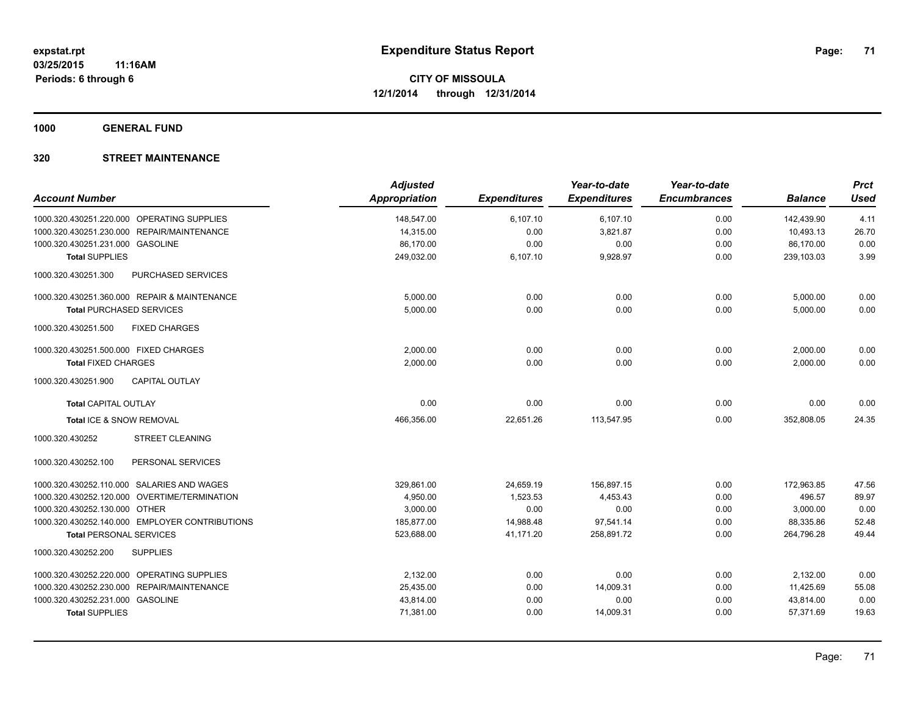**expstat.rpt**
**03/25/2015 11:16AM**
**Periods: 6 through 6**

# Expenditure Status Report

**CITY OF MISSOULA**
**12/1/2014 through 12/31/2014**

**1000 GENERAL FUND**

**320 STREET MAINTENANCE**

| Account Number | Adjusted Appropriation | Expenditures | Year-to-date Expenditures | Year-to-date Encumbrances | Balance | Prct Used |
|---|---|---|---|---|---|---|
| 1000.320.430251.220.000 OPERATING SUPPLIES | 148,547.00 | 6,107.10 | 6,107.10 | 0.00 | 142,439.90 | 4.11 |
| 1000.320.430251.230.000 REPAIR/MAINTENANCE | 14,315.00 | 0.00 | 3,821.87 | 0.00 | 10,493.13 | 26.70 |
| 1000.320.430251.231.000 GASOLINE | 86,170.00 | 0.00 | 0.00 | 0.00 | 86,170.00 | 0.00 |
| **Total** SUPPLIES | 249,032.00 | 6,107.10 | 9,928.97 | 0.00 | 239,103.03 | 3.99 |
| 1000.320.430251.300 PURCHASED SERVICES | | | | | | |
| 1000.320.430251.360.000 REPAIR & MAINTENANCE | 5,000.00 | 0.00 | 0.00 | 0.00 | 5,000.00 | 0.00 |
| **Total** PURCHASED SERVICES | 5,000.00 | 0.00 | 0.00 | 0.00 | 5,000.00 | 0.00 |
| 1000.320.430251.500 FIXED CHARGES | | | | | | |
| 1000.320.430251.500.000 FIXED CHARGES | 2,000.00 | 0.00 | 0.00 | 0.00 | 2,000.00 | 0.00 |
| **Total** FIXED CHARGES | 2,000.00 | 0.00 | 0.00 | 0.00 | 2,000.00 | 0.00 |
| 1000.320.430251.900 CAPITAL OUTLAY | | | | | | |
| **Total** CAPITAL OUTLAY | 0.00 | 0.00 | 0.00 | 0.00 | 0.00 | 0.00 |
| **Total** ICE & SNOW REMOVAL | 466,356.00 | 22,651.26 | 113,547.95 | 0.00 | 352,808.05 | 24.35 |
| 1000.320.430252 STREET CLEANING | | | | | | |
| 1000.320.430252.100 PERSONAL SERVICES | | | | | | |
| 1000.320.430252.110.000 SALARIES AND WAGES | 329,861.00 | 24,659.19 | 156,897.15 | 0.00 | 172,963.85 | 47.56 |
| 1000.320.430252.120.000 OVERTIME/TERMINATION | 4,950.00 | 1,523.53 | 4,453.43 | 0.00 | 496.57 | 89.97 |
| 1000.320.430252.130.000 OTHER | 3,000.00 | 0.00 | 0.00 | 0.00 | 3,000.00 | 0.00 |
| 1000.320.430252.140.000 EMPLOYER CONTRIBUTIONS | 185,877.00 | 14,988.48 | 97,541.14 | 0.00 | 88,335.86 | 52.48 |
| **Total** PERSONAL SERVICES | 523,688.00 | 41,171.20 | 258,891.72 | 0.00 | 264,796.28 | 49.44 |
| 1000.320.430252.200 SUPPLIES | | | | | | |
| 1000.320.430252.220.000 OPERATING SUPPLIES | 2,132.00 | 0.00 | 0.00 | 0.00 | 2,132.00 | 0.00 |
| 1000.320.430252.230.000 REPAIR/MAINTENANCE | 25,435.00 | 0.00 | 14,009.31 | 0.00 | 11,425.69 | 55.08 |
| 1000.320.430252.231.000 GASOLINE | 43,814.00 | 0.00 | 0.00 | 0.00 | 43,814.00 | 0.00 |
| **Total** SUPPLIES | 71,381.00 | 0.00 | 14,009.31 | 0.00 | 57,371.69 | 19.63 |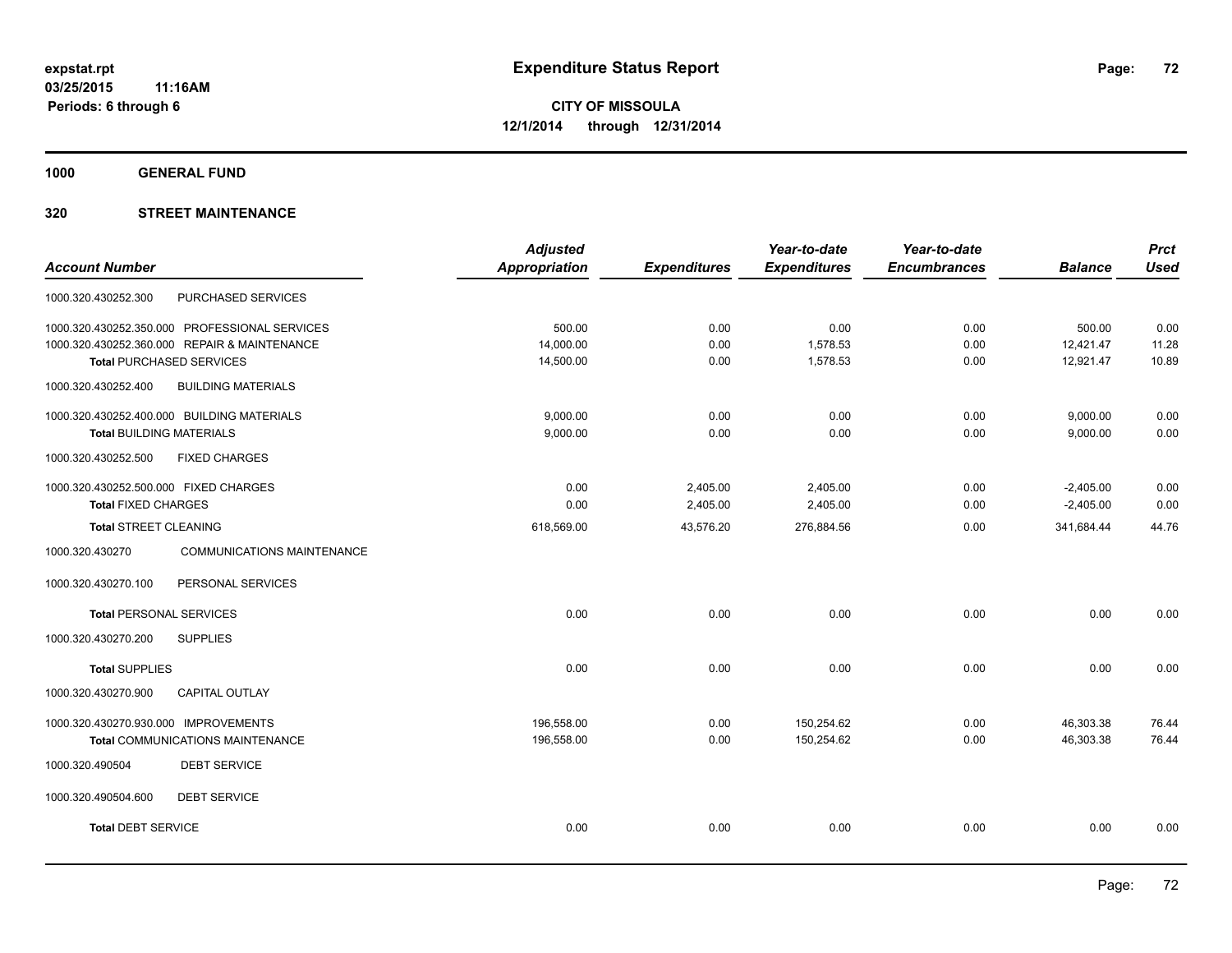**expstat.rpt**
**03/25/2015 11:16AM**
**Periods: 6 through 6**

# Expenditure Status Report

**CITY OF MISSOULA**
**12/1/2014 through 12/31/2014**

## 1000 GENERAL FUND

## 320 STREET MAINTENANCE

| Account Number | | Adjusted Appropriation | Expenditures | Year-to-date Expenditures | Year-to-date Encumbrances | Balance | Prct Used |
|---|---|---|---|---|---|---|---|
| 1000.320.430252.300 | PURCHASED SERVICES | | | | | | |
| 1000.320.430252.350.000 | PROFESSIONAL SERVICES | 500.00 | 0.00 | 0.00 | 0.00 | 500.00 | 0.00 |
| 1000.320.430252.360.000 | REPAIR & MAINTENANCE | 14,000.00 | 0.00 | 1,578.53 | 0.00 | 12,421.47 | 11.28 |
| **Total** PURCHASED SERVICES | | 14,500.00 | 0.00 | 1,578.53 | 0.00 | 12,921.47 | 10.89 |
| 1000.320.430252.400 | BUILDING MATERIALS | | | | | | |
| 1000.320.430252.400.000 | BUILDING MATERIALS | 9,000.00 | 0.00 | 0.00 | 0.00 | 9,000.00 | 0.00 |
| **Total** BUILDING MATERIALS | | 9,000.00 | 0.00 | 0.00 | 0.00 | 9,000.00 | 0.00 |
| 1000.320.430252.500 | FIXED CHARGES | | | | | | |
| 1000.320.430252.500.000 | FIXED CHARGES | 0.00 | 2,405.00 | 2,405.00 | 0.00 | -2,405.00 | 0.00 |
| **Total** FIXED CHARGES | | 0.00 | 2,405.00 | 2,405.00 | 0.00 | -2,405.00 | 0.00 |
| **Total** STREET CLEANING | | 618,569.00 | 43,576.20 | 276,884.56 | 0.00 | 341,684.44 | 44.76 |
| 1000.320.430270 | COMMUNICATIONS MAINTENANCE | | | | | | |
| 1000.320.430270.100 | PERSONAL SERVICES | | | | | | |
| **Total** PERSONAL SERVICES | | 0.00 | 0.00 | 0.00 | 0.00 | 0.00 | 0.00 |
| 1000.320.430270.200 | SUPPLIES | | | | | | |
| **Total** SUPPLIES | | 0.00 | 0.00 | 0.00 | 0.00 | 0.00 | 0.00 |
| 1000.320.430270.900 | CAPITAL OUTLAY | | | | | | |
| 1000.320.430270.930.000 | IMPROVEMENTS | 196,558.00 | 0.00 | 150,254.62 | 0.00 | 46,303.38 | 76.44 |
| **Total** COMMUNICATIONS MAINTENANCE | | 196,558.00 | 0.00 | 150,254.62 | 0.00 | 46,303.38 | 76.44 |
| 1000.320.490504 | DEBT SERVICE | | | | | | |
| 1000.320.490504.600 | DEBT SERVICE | | | | | | |
| **Total** DEBT SERVICE | | 0.00 | 0.00 | 0.00 | 0.00 | 0.00 | 0.00 |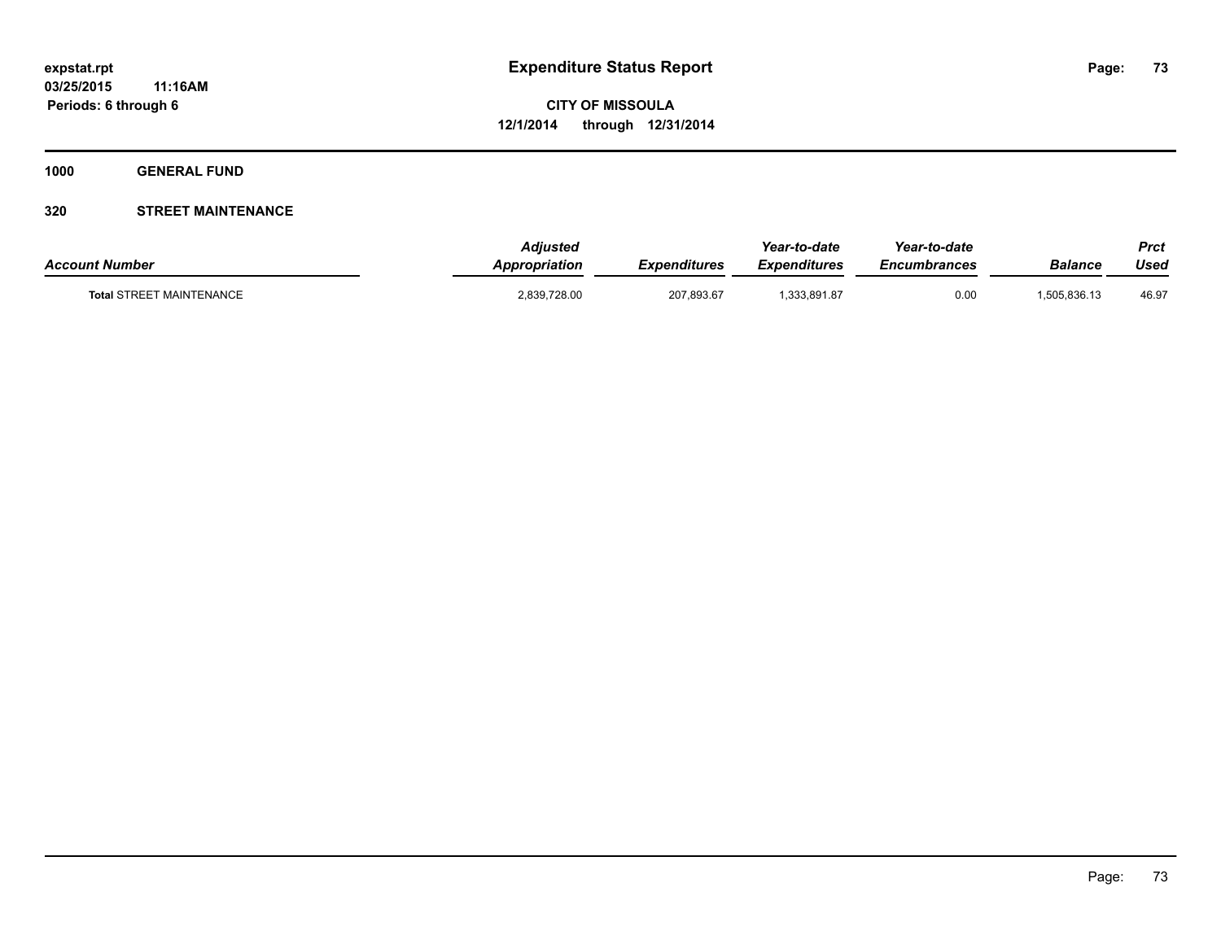# Expenditure Status Report

**expstat.rpt**
**03/25/2015 11:16AM**
**Periods: 6 through 6**

**CITY OF MISSOULA**
**12/1/2014 through 12/31/2014**

**1000 GENERAL FUND**

**320 STREET MAINTENANCE**

| *Account Number* | *Adjusted Appropriation* | *Expenditures* | *Year-to-date Expenditures* | *Year-to-date Encumbrances* | *Balance* | *Prct Used* |
|---|---|---|---|---|---|---|
| **Total** STREET MAINTENANCE | 2,839,728.00 | 207,893.67 | 1,333,891.87 | 0.00 | 1,505,836.13 | 46.97 |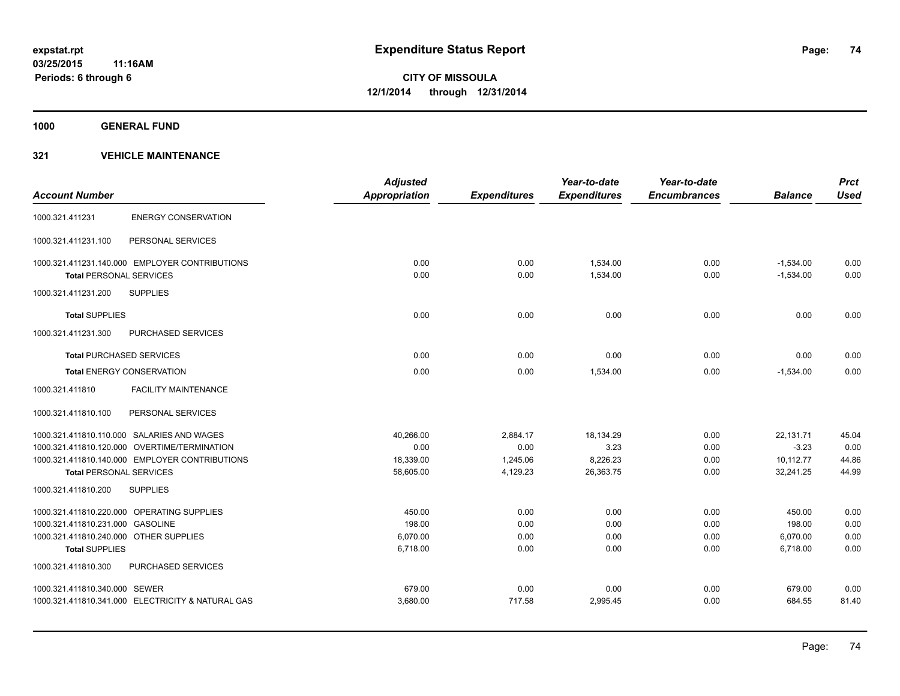expstat.rpt
03/25/2015 11:16AM
Periods: 6 through 6

# Expenditure Status Report

**CITY OF MISSOULA**
**12/1/2014 through 12/31/2014**

## 1000 GENERAL FUND

## 321 VEHICLE MAINTENANCE

| Account Number | | Adjusted Appropriation | Expenditures | Year-to-date Expenditures | Year-to-date Encumbrances | Balance | Prct Used |
|---|---|---|---|---|---|---|---|
| 1000.321.411231 | ENERGY CONSERVATION | | | | | | |
| 1000.321.411231.100 | PERSONAL SERVICES | | | | | | |
| 1000.321.411231.140.000 | EMPLOYER CONTRIBUTIONS | 0.00 | 0.00 | 1,534.00 | 0.00 | -1,534.00 | 0.00 |
| **Total** PERSONAL SERVICES | | 0.00 | 0.00 | 1,534.00 | 0.00 | -1,534.00 | 0.00 |
| 1000.321.411231.200 | SUPPLIES | | | | | | |
| **Total** SUPPLIES | | 0.00 | 0.00 | 0.00 | 0.00 | 0.00 | 0.00 |
| 1000.321.411231.300 | PURCHASED SERVICES | | | | | | |
| **Total** PURCHASED SERVICES | | 0.00 | 0.00 | 0.00 | 0.00 | 0.00 | 0.00 |
| **Total** ENERGY CONSERVATION | | 0.00 | 0.00 | 1,534.00 | 0.00 | -1,534.00 | 0.00 |
| 1000.321.411810 | FACILITY MAINTENANCE | | | | | | |
| 1000.321.411810.100 | PERSONAL SERVICES | | | | | | |
| 1000.321.411810.110.000 | SALARIES AND WAGES | 40,266.00 | 2,884.17 | 18,134.29 | 0.00 | 22,131.71 | 45.04 |
| 1000.321.411810.120.000 | OVERTIME/TERMINATION | 0.00 | 0.00 | 3.23 | 0.00 | -3.23 | 0.00 |
| 1000.321.411810.140.000 | EMPLOYER CONTRIBUTIONS | 18,339.00 | 1,245.06 | 8,226.23 | 0.00 | 10,112.77 | 44.86 |
| **Total** PERSONAL SERVICES | | 58,605.00 | 4,129.23 | 26,363.75 | 0.00 | 32,241.25 | 44.99 |
| 1000.321.411810.200 | SUPPLIES | | | | | | |
| 1000.321.411810.220.000 | OPERATING SUPPLIES | 450.00 | 0.00 | 0.00 | 0.00 | 450.00 | 0.00 |
| 1000.321.411810.231.000 | GASOLINE | 198.00 | 0.00 | 0.00 | 0.00 | 198.00 | 0.00 |
| 1000.321.411810.240.000 | OTHER SUPPLIES | 6,070.00 | 0.00 | 0.00 | 0.00 | 6,070.00 | 0.00 |
| **Total** SUPPLIES | | 6,718.00 | 0.00 | 0.00 | 0.00 | 6,718.00 | 0.00 |
| 1000.321.411810.300 | PURCHASED SERVICES | | | | | | |
| 1000.321.411810.340.000 | SEWER | 679.00 | 0.00 | 0.00 | 0.00 | 679.00 | 0.00 |
| 1000.321.411810.341.000 | ELECTRICITY & NATURAL GAS | 3,680.00 | 717.58 | 2,995.45 | 0.00 | 684.55 | 81.40 |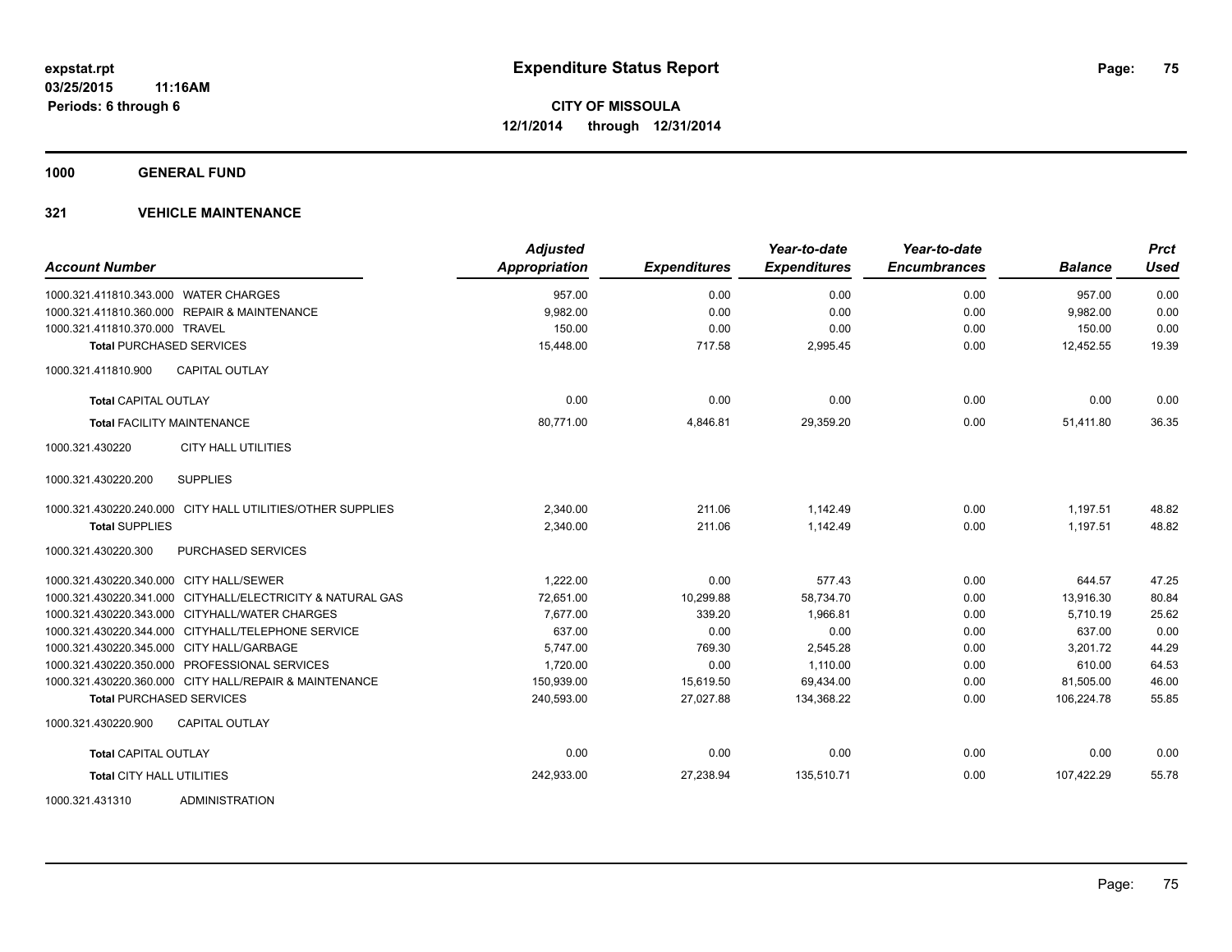# Expenditure Status Report

expstat.rpt
03/25/2015 11:16AM
Periods: 6 through 6

**CITY OF MISSOULA**
**12/1/2014 through 12/31/2014**

**1000 GENERAL FUND**

**321 VEHICLE MAINTENANCE**

| Account Number | Adjusted Appropriation | Expenditures | Year-to-date Expenditures | Year-to-date Encumbrances | Balance | Prct Used |
|---|---|---|---|---|---|---|
| 1000.321.411810.343.000 WATER CHARGES | 957.00 | 0.00 | 0.00 | 0.00 | 957.00 | 0.00 |
| 1000.321.411810.360.000 REPAIR & MAINTENANCE | 9,982.00 | 0.00 | 0.00 | 0.00 | 9,982.00 | 0.00 |
| 1000.321.411810.370.000 TRAVEL | 150.00 | 0.00 | 0.00 | 0.00 | 150.00 | 0.00 |
| **Total** PURCHASED SERVICES | 15,448.00 | 717.58 | 2,995.45 | 0.00 | 12,452.55 | 19.39 |
| 1000.321.411810.900 CAPITAL OUTLAY | | | | | | |
| **Total** CAPITAL OUTLAY | 0.00 | 0.00 | 0.00 | 0.00 | 0.00 | 0.00 |
| **Total** FACILITY MAINTENANCE | 80,771.00 | 4,846.81 | 29,359.20 | 0.00 | 51,411.80 | 36.35 |
| 1000.321.430220 CITY HALL UTILITIES | | | | | | |
| 1000.321.430220.200 SUPPLIES | | | | | | |
| 1000.321.430220.240.000 CITY HALL UTILITIES/OTHER SUPPLIES | 2,340.00 | 211.06 | 1,142.49 | 0.00 | 1,197.51 | 48.82 |
| **Total** SUPPLIES | 2,340.00 | 211.06 | 1,142.49 | 0.00 | 1,197.51 | 48.82 |
| 1000.321.430220.300 PURCHASED SERVICES | | | | | | |
| 1000.321.430220.340.000 CITY HALL/SEWER | 1,222.00 | 0.00 | 577.43 | 0.00 | 644.57 | 47.25 |
| 1000.321.430220.341.000 CITYHALL/ELECTRICITY & NATURAL GAS | 72,651.00 | 10,299.88 | 58,734.70 | 0.00 | 13,916.30 | 80.84 |
| 1000.321.430220.343.000 CITYHALL/WATER CHARGES | 7,677.00 | 339.20 | 1,966.81 | 0.00 | 5,710.19 | 25.62 |
| 1000.321.430220.344.000 CITYHALL/TELEPHONE SERVICE | 637.00 | 0.00 | 0.00 | 0.00 | 637.00 | 0.00 |
| 1000.321.430220.345.000 CITY HALL/GARBAGE | 5,747.00 | 769.30 | 2,545.28 | 0.00 | 3,201.72 | 44.29 |
| 1000.321.430220.350.000 PROFESSIONAL SERVICES | 1,720.00 | 0.00 | 1,110.00 | 0.00 | 610.00 | 64.53 |
| 1000.321.430220.360.000 CITY HALL/REPAIR & MAINTENANCE | 150,939.00 | 15,619.50 | 69,434.00 | 0.00 | 81,505.00 | 46.00 |
| **Total** PURCHASED SERVICES | 240,593.00 | 27,027.88 | 134,368.22 | 0.00 | 106,224.78 | 55.85 |
| 1000.321.430220.900 CAPITAL OUTLAY | | | | | | |
| **Total** CAPITAL OUTLAY | 0.00 | 0.00 | 0.00 | 0.00 | 0.00 | 0.00 |
| **Total** CITY HALL UTILITIES | 242,933.00 | 27,238.94 | 135,510.71 | 0.00 | 107,422.29 | 55.78 |
| 1000.321.431310 ADMINISTRATION | | | | | | |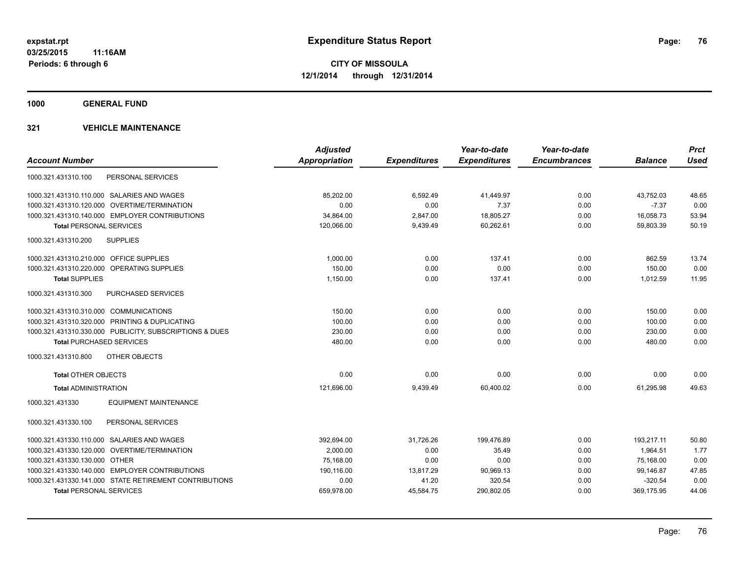expstat.rpt
03/25/2015 11:16AM
Periods: 6 through 6

# Expenditure Status Report

**CITY OF MISSOULA**
**12/1/2014 through 12/31/2014**

## 1000 GENERAL FUND

### 321 VEHICLE MAINTENANCE

| Account Number | | Adjusted Appropriation | Expenditures | Year-to-date Expenditures | Year-to-date Encumbrances | Balance | Prct Used |
|---|---|---|---|---|---|---|---|
| 1000.321.431310.100 | PERSONAL SERVICES | | | | | | |
| 1000.321.431310.110.000 | SALARIES AND WAGES | 85,202.00 | 6,592.49 | 41,449.97 | 0.00 | 43,752.03 | 48.65 |
| 1000.321.431310.120.000 | OVERTIME/TERMINATION | 0.00 | 0.00 | 7.37 | 0.00 | -7.37 | 0.00 |
| 1000.321.431310.140.000 | EMPLOYER CONTRIBUTIONS | 34,864.00 | 2,847.00 | 18,805.27 | 0.00 | 16,058.73 | 53.94 |
| **Total** PERSONAL SERVICES | | 120,066.00 | 9,439.49 | 60,262.61 | 0.00 | 59,803.39 | 50.19 |
| 1000.321.431310.200 | SUPPLIES | | | | | | |
| 1000.321.431310.210.000 | OFFICE SUPPLIES | 1,000.00 | 0.00 | 137.41 | 0.00 | 862.59 | 13.74 |
| 1000.321.431310.220.000 | OPERATING SUPPLIES | 150.00 | 0.00 | 0.00 | 0.00 | 150.00 | 0.00 |
| **Total SUPPLIES** | | 1,150.00 | 0.00 | 137.41 | 0.00 | 1,012.59 | 11.95 |
| 1000.321.431310.300 | PURCHASED SERVICES | | | | | | |
| 1000.321.431310.310.000 | COMMUNICATIONS | 150.00 | 0.00 | 0.00 | 0.00 | 150.00 | 0.00 |
| 1000.321.431310.320.000 | PRINTING & DUPLICATING | 100.00 | 0.00 | 0.00 | 0.00 | 100.00 | 0.00 |
| 1000.321.431310.330.000 | PUBLICITY, SUBSCRIPTIONS & DUES | 230.00 | 0.00 | 0.00 | 0.00 | 230.00 | 0.00 |
| **Total** PURCHASED SERVICES | | 480.00 | 0.00 | 0.00 | 0.00 | 480.00 | 0.00 |
| 1000.321.431310.800 | OTHER OBJECTS | | | | | | |
| **Total** OTHER OBJECTS | | 0.00 | 0.00 | 0.00 | 0.00 | 0.00 | 0.00 |
| **Total** ADMINISTRATION | | 121,696.00 | 9,439.49 | 60,400.02 | 0.00 | 61,295.98 | 49.63 |
| 1000.321.431330 | EQUIPMENT MAINTENANCE | | | | | | |
| 1000.321.431330.100 | PERSONAL SERVICES | | | | | | |
| 1000.321.431330.110.000 | SALARIES AND WAGES | 392,694.00 | 31,726.26 | 199,476.89 | 0.00 | 193,217.11 | 50.80 |
| 1000.321.431330.120.000 | OVERTIME/TERMINATION | 2,000.00 | 0.00 | 35.49 | 0.00 | 1,964.51 | 1.77 |
| 1000.321.431330.130.000 | OTHER | 75,168.00 | 0.00 | 0.00 | 0.00 | 75,168.00 | 0.00 |
| 1000.321.431330.140.000 | EMPLOYER CONTRIBUTIONS | 190,116.00 | 13,817.29 | 90,969.13 | 0.00 | 99,146.87 | 47.85 |
| 1000.321.431330.141.000 | STATE RETIREMENT CONTRIBUTIONS | 0.00 | 41.20 | 320.54 | 0.00 | -320.54 | 0.00 |
| **Total** PERSONAL SERVICES | | 659,978.00 | 45,584.75 | 290,802.05 | 0.00 | 369,175.95 | 44.06 |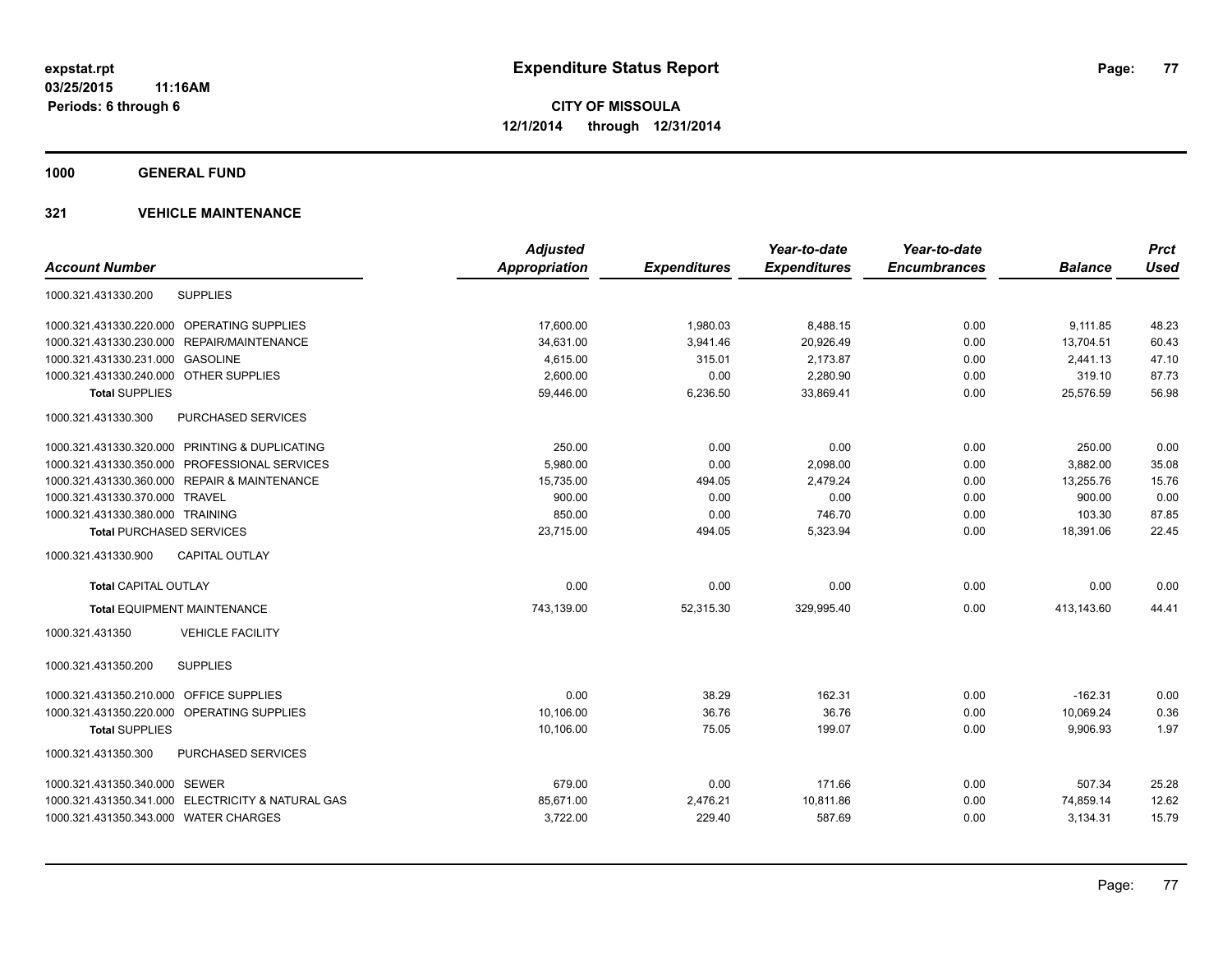# Expenditure Status Report

expstat.rpt
03/25/2015 11:16AM
Periods: 6 through 6

**CITY OF MISSOULA**
**12/1/2014 through 12/31/2014**

**1000 GENERAL FUND**

**321 VEHICLE MAINTENANCE**

| Account Number | | Adjusted Appropriation | Expenditures | Year-to-date Expenditures | Year-to-date Encumbrances | Balance | Prct Used |
|---|---|---|---|---|---|---|---|
| 1000.321.431330.200 | SUPPLIES | | | | | | |
| 1000.321.431330.220.000 | OPERATING SUPPLIES | 17,600.00 | 1,980.03 | 8,488.15 | 0.00 | 9,111.85 | 48.23 |
| 1000.321.431330.230.000 | REPAIR/MAINTENANCE | 34,631.00 | 3,941.46 | 20,926.49 | 0.00 | 13,704.51 | 60.43 |
| 1000.321.431330.231.000 | GASOLINE | 4,615.00 | 315.01 | 2,173.87 | 0.00 | 2,441.13 | 47.10 |
| 1000.321.431330.240.000 | OTHER SUPPLIES | 2,600.00 | 0.00 | 2,280.90 | 0.00 | 319.10 | 87.73 |
| **Total** SUPPLIES | | 59,446.00 | 6,236.50 | 33,869.41 | 0.00 | 25,576.59 | 56.98 |
| 1000.321.431330.300 | PURCHASED SERVICES | | | | | | |
| 1000.321.431330.320.000 | PRINTING & DUPLICATING | 250.00 | 0.00 | 0.00 | 0.00 | 250.00 | 0.00 |
| 1000.321.431330.350.000 | PROFESSIONAL SERVICES | 5,980.00 | 0.00 | 2,098.00 | 0.00 | 3,882.00 | 35.08 |
| 1000.321.431330.360.000 | REPAIR & MAINTENANCE | 15,735.00 | 494.05 | 2,479.24 | 0.00 | 13,255.76 | 15.76 |
| 1000.321.431330.370.000 | TRAVEL | 900.00 | 0.00 | 0.00 | 0.00 | 900.00 | 0.00 |
| 1000.321.431330.380.000 | TRAINING | 850.00 | 0.00 | 746.70 | 0.00 | 103.30 | 87.85 |
| **Total** PURCHASED SERVICES | | 23,715.00 | 494.05 | 5,323.94 | 0.00 | 18,391.06 | 22.45 |
| 1000.321.431330.900 | CAPITAL OUTLAY | | | | | | |
| **Total** CAPITAL OUTLAY | | 0.00 | 0.00 | 0.00 | 0.00 | 0.00 | 0.00 |
| **Total** EQUIPMENT MAINTENANCE | | 743,139.00 | 52,315.30 | 329,995.40 | 0.00 | 413,143.60 | 44.41 |
| 1000.321.431350 | VEHICLE FACILITY | | | | | | |
| 1000.321.431350.200 | SUPPLIES | | | | | | |
| 1000.321.431350.210.000 | OFFICE SUPPLIES | 0.00 | 38.29 | 162.31 | 0.00 | -162.31 | 0.00 |
| 1000.321.431350.220.000 | OPERATING SUPPLIES | 10,106.00 | 36.76 | 36.76 | 0.00 | 10,069.24 | 0.36 |
| **Total** SUPPLIES | | 10,106.00 | 75.05 | 199.07 | 0.00 | 9,906.93 | 1.97 |
| 1000.321.431350.300 | PURCHASED SERVICES | | | | | | |
| 1000.321.431350.340.000 | SEWER | 679.00 | 0.00 | 171.66 | 0.00 | 507.34 | 25.28 |
| 1000.321.431350.341.000 | ELECTRICITY & NATURAL GAS | 85,671.00 | 2,476.21 | 10,811.86 | 0.00 | 74,859.14 | 12.62 |
| 1000.321.431350.343.000 | WATER CHARGES | 3,722.00 | 229.40 | 587.69 | 0.00 | 3,134.31 | 15.79 |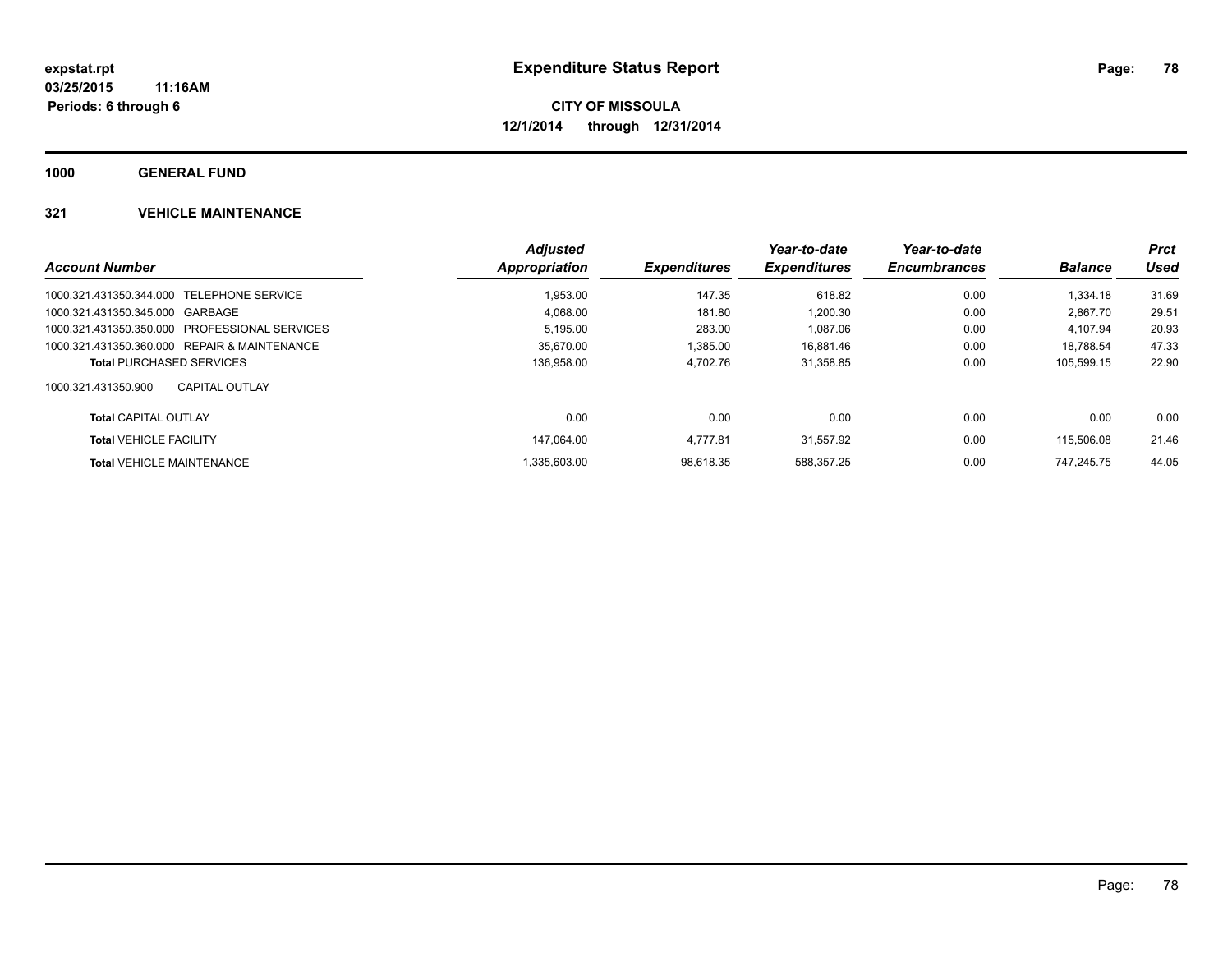# Expenditure Status Report

expstat.rpt
03/25/2015 11:16AM
Periods: 6 through 6

**CITY OF MISSOULA**
**12/1/2014 through 12/31/2014**

## 1000 GENERAL FUND

### 321 VEHICLE MAINTENANCE

| Account Number | Adjusted Appropriation | Expenditures | Year-to-date Expenditures | Year-to-date Encumbrances | Balance | Prct Used |
|---|---|---|---|---|---|---|
| 1000.321.431350.344.000 TELEPHONE SERVICE | 1,953.00 | 147.35 | 618.82 | 0.00 | 1,334.18 | 31.69 |
| 1000.321.431350.345.000 GARBAGE | 4,068.00 | 181.80 | 1,200.30 | 0.00 | 2,867.70 | 29.51 |
| 1000.321.431350.350.000 PROFESSIONAL SERVICES | 5,195.00 | 283.00 | 1,087.06 | 0.00 | 4,107.94 | 20.93 |
| 1000.321.431350.360.000 REPAIR & MAINTENANCE | 35,670.00 | 1,385.00 | 16,881.46 | 0.00 | 18,788.54 | 47.33 |
| **Total** PURCHASED SERVICES | 136,958.00 | 4,702.76 | 31,358.85 | 0.00 | 105,599.15 | 22.90 |
| 1000.321.431350.900 CAPITAL OUTLAY | | | | | | |
| **Total** CAPITAL OUTLAY | 0.00 | 0.00 | 0.00 | 0.00 | 0.00 | 0.00 |
| **Total** VEHICLE FACILITY | 147,064.00 | 4,777.81 | 31,557.92 | 0.00 | 115,506.08 | 21.46 |
| **Total** VEHICLE MAINTENANCE | 1,335,603.00 | 98,618.35 | 588,357.25 | 0.00 | 747,245.75 | 44.05 |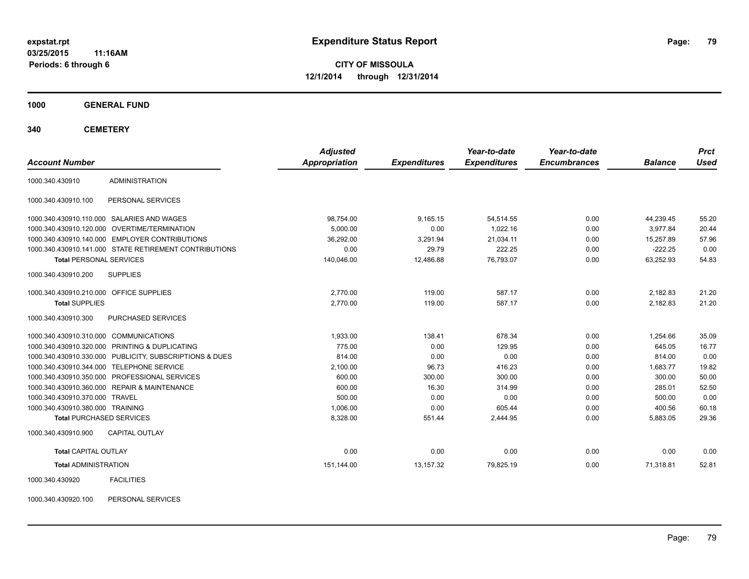**expstat.rpt**
**03/25/2015 11:16AM**
**Periods: 6 through 6**

# Expenditure Status Report

**CITY OF MISSOULA**
**12/1/2014 through 12/31/2014**

## 1000 GENERAL FUND

## 340 CEMETERY

| Account Number | | Adjusted Appropriation | Expenditures | Year-to-date Expenditures | Year-to-date Encumbrances | Balance | Prct Used |
|---|---|---|---|---|---|---|---|
| 1000.340.430910 | ADMINISTRATION | | | | | | |
| 1000.340.430910.100 | PERSONAL SERVICES | | | | | | |
| 1000.340.430910.110.000 | SALARIES AND WAGES | 98,754.00 | 9,165.15 | 54,514.55 | 0.00 | 44,239.45 | 55.20 |
| 1000.340.430910.120.000 | OVERTIME/TERMINATION | 5,000.00 | 0.00 | 1,022.16 | 0.00 | 3,977.84 | 20.44 |
| 1000.340.430910.140.000 | EMPLOYER CONTRIBUTIONS | 36,292.00 | 3,291.94 | 21,034.11 | 0.00 | 15,257.89 | 57.96 |
| 1000.340.430910.141.000 | STATE RETIREMENT CONTRIBUTIONS | 0.00 | 29.79 | 222.25 | 0.00 | -222.25 | 0.00 |
| **Total** PERSONAL SERVICES | | 140,046.00 | 12,486.88 | 76,793.07 | 0.00 | 63,252.93 | 54.83 |
| 1000.340.430910.200 | SUPPLIES | | | | | | |
| 1000.340.430910.210.000 | OFFICE SUPPLIES | 2,770.00 | 119.00 | 587.17 | 0.00 | 2,182.83 | 21.20 |
| **Total** SUPPLIES | | 2,770.00 | 119.00 | 587.17 | 0.00 | 2,182.83 | 21.20 |
| 1000.340.430910.300 | PURCHASED SERVICES | | | | | | |
| 1000.340.430910.310.000 | COMMUNICATIONS | 1,933.00 | 138.41 | 678.34 | 0.00 | 1,254.66 | 35.09 |
| 1000.340.430910.320.000 | PRINTING & DUPLICATING | 775.00 | 0.00 | 129.95 | 0.00 | 645.05 | 16.77 |
| 1000.340.430910.330.000 | PUBLICITY, SUBSCRIPTIONS & DUES | 814.00 | 0.00 | 0.00 | 0.00 | 814.00 | 0.00 |
| 1000.340.430910.344.000 | TELEPHONE SERVICE | 2,100.00 | 96.73 | 416.23 | 0.00 | 1,683.77 | 19.82 |
| 1000.340.430910.350.000 | PROFESSIONAL SERVICES | 600.00 | 300.00 | 300.00 | 0.00 | 300.00 | 50.00 |
| 1000.340.430910.360.000 | REPAIR & MAINTENANCE | 600.00 | 16.30 | 314.99 | 0.00 | 285.01 | 52.50 |
| 1000.340.430910.370.000 | TRAVEL | 500.00 | 0.00 | 0.00 | 0.00 | 500.00 | 0.00 |
| 1000.340.430910.380.000 | TRAINING | 1,006.00 | 0.00 | 605.44 | 0.00 | 400.56 | 60.18 |
| **Total** PURCHASED SERVICES | | 8,328.00 | 551.44 | 2,444.95 | 0.00 | 5,883.05 | 29.36 |
| 1000.340.430910.900 | CAPITAL OUTLAY | | | | | | |
| **Total** CAPITAL OUTLAY | | 0.00 | 0.00 | 0.00 | 0.00 | 0.00 | 0.00 |
| **Total** ADMINISTRATION | | 151,144.00 | 13,157.32 | 79,825.19 | 0.00 | 71,318.81 | 52.81 |
| 1000.340.430920 | FACILITIES | | | | | | |
| 1000.340.430920.100 | PERSONAL SERVICES | | | | | | |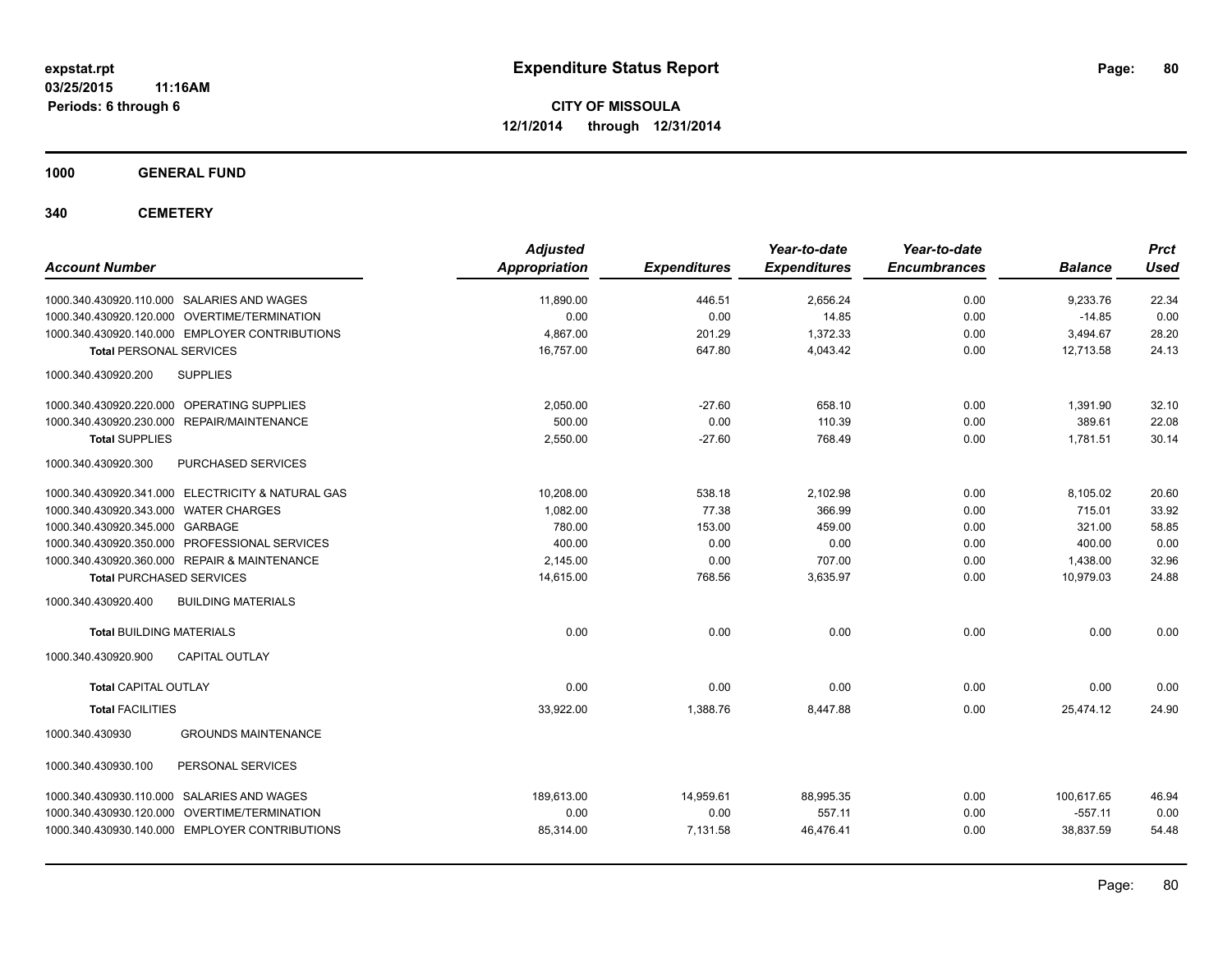# Expenditure Status Report

expstat.rpt
03/25/2015 11:16AM
Periods: 6 through 6

**CITY OF MISSOULA**
**12/1/2014 through 12/31/2014**

## 1000 GENERAL FUND

## 340 CEMETERY

| Account Number | Adjusted Appropriation | Expenditures | Year-to-date Expenditures | Year-to-date Encumbrances | Balance | Prct Used |
|---|---|---|---|---|---|---|
| 1000.340.430920.110.000 SALARIES AND WAGES | 11,890.00 | 446.51 | 2,656.24 | 0.00 | 9,233.76 | 22.34 |
| 1000.340.430920.120.000 OVERTIME/TERMINATION | 0.00 | 0.00 | 14.85 | 0.00 | -14.85 | 0.00 |
| 1000.340.430920.140.000 EMPLOYER CONTRIBUTIONS | 4,867.00 | 201.29 | 1,372.33 | 0.00 | 3,494.67 | 28.20 |
| **Total** PERSONAL SERVICES | 16,757.00 | 647.80 | 4,043.42 | 0.00 | 12,713.58 | 24.13 |
| 1000.340.430920.200 SUPPLIES | | | | | | |
| 1000.340.430920.220.000 OPERATING SUPPLIES | 2,050.00 | -27.60 | 658.10 | 0.00 | 1,391.90 | 32.10 |
| 1000.340.430920.230.000 REPAIR/MAINTENANCE | 500.00 | 0.00 | 110.39 | 0.00 | 389.61 | 22.08 |
| **Total** SUPPLIES | 2,550.00 | -27.60 | 768.49 | 0.00 | 1,781.51 | 30.14 |
| 1000.340.430920.300 PURCHASED SERVICES | | | | | | |
| 1000.340.430920.341.000 ELECTRICITY & NATURAL GAS | 10,208.00 | 538.18 | 2,102.98 | 0.00 | 8,105.02 | 20.60 |
| 1000.340.430920.343.000 WATER CHARGES | 1,082.00 | 77.38 | 366.99 | 0.00 | 715.01 | 33.92 |
| 1000.340.430920.345.000 GARBAGE | 780.00 | 153.00 | 459.00 | 0.00 | 321.00 | 58.85 |
| 1000.340.430920.350.000 PROFESSIONAL SERVICES | 400.00 | 0.00 | 0.00 | 0.00 | 400.00 | 0.00 |
| 1000.340.430920.360.000 REPAIR & MAINTENANCE | 2,145.00 | 0.00 | 707.00 | 0.00 | 1,438.00 | 32.96 |
| **Total** PURCHASED SERVICES | 14,615.00 | 768.56 | 3,635.97 | 0.00 | 10,979.03 | 24.88 |
| 1000.340.430920.400 BUILDING MATERIALS | | | | | | |
| **Total** BUILDING MATERIALS | 0.00 | 0.00 | 0.00 | 0.00 | 0.00 | 0.00 |
| 1000.340.430920.900 CAPITAL OUTLAY | | | | | | |
| **Total** CAPITAL OUTLAY | 0.00 | 0.00 | 0.00 | 0.00 | 0.00 | 0.00 |
| **Total** FACILITIES | 33,922.00 | 1,388.76 | 8,447.88 | 0.00 | 25,474.12 | 24.90 |
| 1000.340.430930 GROUNDS MAINTENANCE | | | | | | |
| 1000.340.430930.100 PERSONAL SERVICES | | | | | | |
| 1000.340.430930.110.000 SALARIES AND WAGES | 189,613.00 | 14,959.61 | 88,995.35 | 0.00 | 100,617.65 | 46.94 |
| 1000.340.430930.120.000 OVERTIME/TERMINATION | 0.00 | 0.00 | 557.11 | 0.00 | -557.11 | 0.00 |
| 1000.340.430930.140.000 EMPLOYER CONTRIBUTIONS | 85,314.00 | 7,131.58 | 46,476.41 | 0.00 | 38,837.59 | 54.48 |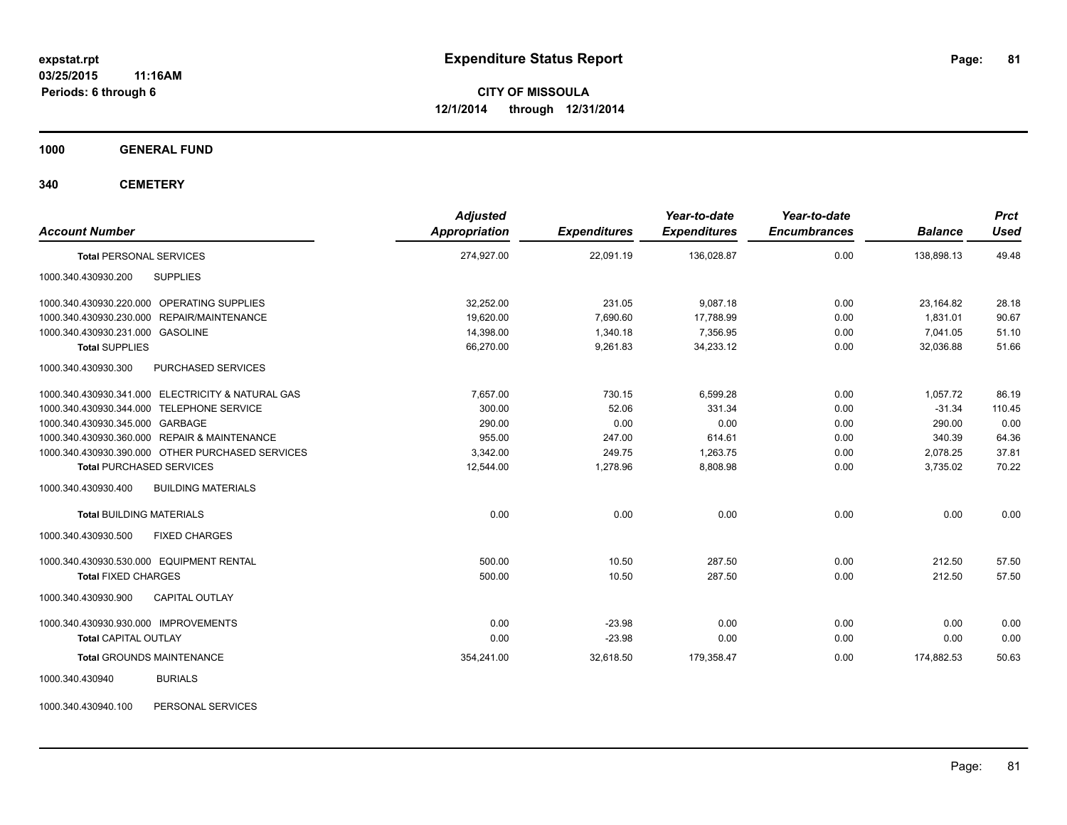# Expenditure Status Report

expstat.rpt
03/25/2015 11:16AM
Periods: 6 through 6

**CITY OF MISSOULA**
**12/1/2014 through 12/31/2014**

**1000 GENERAL FUND**

**340 CEMETERY**

| Account Number | Adjusted Appropriation | Expenditures | Year-to-date Expenditures | Year-to-date Encumbrances | Balance | Prct Used |
|---|---|---|---|---|---|---|
| **Total** PERSONAL SERVICES | 274,927.00 | 22,091.19 | 136,028.87 | 0.00 | 138,898.13 | 49.48 |
| 1000.340.430930.200 SUPPLIES | | | | | | |
| 1000.340.430930.220.000 OPERATING SUPPLIES | 32,252.00 | 231.05 | 9,087.18 | 0.00 | 23,164.82 | 28.18 |
| 1000.340.430930.230.000 REPAIR/MAINTENANCE | 19,620.00 | 7,690.60 | 17,788.99 | 0.00 | 1,831.01 | 90.67 |
| 1000.340.430930.231.000 GASOLINE | 14,398.00 | 1,340.18 | 7,356.95 | 0.00 | 7,041.05 | 51.10 |
| **Total** SUPPLIES | 66,270.00 | 9,261.83 | 34,233.12 | 0.00 | 32,036.88 | 51.66 |
| 1000.340.430930.300 PURCHASED SERVICES | | | | | | |
| 1000.340.430930.341.000 ELECTRICITY & NATURAL GAS | 7,657.00 | 730.15 | 6,599.28 | 0.00 | 1,057.72 | 86.19 |
| 1000.340.430930.344.000 TELEPHONE SERVICE | 300.00 | 52.06 | 331.34 | 0.00 | -31.34 | 110.45 |
| 1000.340.430930.345.000 GARBAGE | 290.00 | 0.00 | 0.00 | 0.00 | 290.00 | 0.00 |
| 1000.340.430930.360.000 REPAIR & MAINTENANCE | 955.00 | 247.00 | 614.61 | 0.00 | 340.39 | 64.36 |
| 1000.340.430930.390.000 OTHER PURCHASED SERVICES | 3,342.00 | 249.75 | 1,263.75 | 0.00 | 2,078.25 | 37.81 |
| **Total** PURCHASED SERVICES | 12,544.00 | 1,278.96 | 8,808.98 | 0.00 | 3,735.02 | 70.22 |
| 1000.340.430930.400 BUILDING MATERIALS | | | | | | |
| **Total** BUILDING MATERIALS | 0.00 | 0.00 | 0.00 | 0.00 | 0.00 | 0.00 |
| 1000.340.430930.500 FIXED CHARGES | | | | | | |
| 1000.340.430930.530.000 EQUIPMENT RENTAL | 500.00 | 10.50 | 287.50 | 0.00 | 212.50 | 57.50 |
| **Total** FIXED CHARGES | 500.00 | 10.50 | 287.50 | 0.00 | 212.50 | 57.50 |
| 1000.340.430930.900 CAPITAL OUTLAY | | | | | | |
| 1000.340.430930.930.000 IMPROVEMENTS | 0.00 | -23.98 | 0.00 | 0.00 | 0.00 | 0.00 |
| **Total** CAPITAL OUTLAY | 0.00 | -23.98 | 0.00 | 0.00 | 0.00 | 0.00 |
| **Total** GROUNDS MAINTENANCE | 354,241.00 | 32,618.50 | 179,358.47 | 0.00 | 174,882.53 | 50.63 |
| 1000.340.430940 BURIALS | | | | | | |
| 1000.340.430940.100 PERSONAL SERVICES | | | | | | |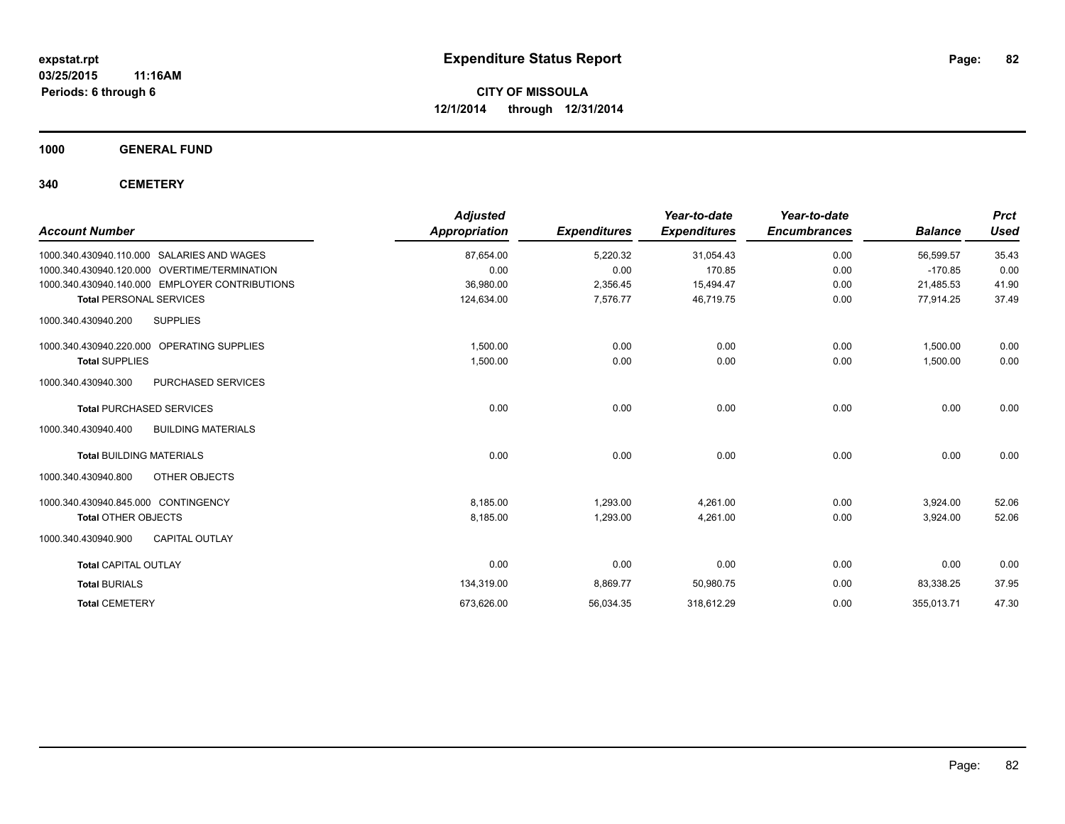**expstat.rpt**
**03/25/2015 11:16AM**
**Periods: 6 through 6**

# Expenditure Status Report

**CITY OF MISSOULA**
**12/1/2014 through 12/31/2014**

## 1000 GENERAL FUND

## 340 CEMETERY

| Account Number | | Adjusted Appropriation | Expenditures | Year-to-date Expenditures | Year-to-date Encumbrances | Balance | Prct Used |
|---|---|---|---|---|---|---|---|
| 1000.340.430940.110.000 | SALARIES AND WAGES | 87,654.00 | 5,220.32 | 31,054.43 | 0.00 | 56,599.57 | 35.43 |
| 1000.340.430940.120.000 | OVERTIME/TERMINATION | 0.00 | 0.00 | 170.85 | 0.00 | -170.85 | 0.00 |
| 1000.340.430940.140.000 | EMPLOYER CONTRIBUTIONS | 36,980.00 | 2,356.45 | 15,494.47 | 0.00 | 21,485.53 | 41.90 |
| **Total** PERSONAL SERVICES | | 124,634.00 | 7,576.77 | 46,719.75 | 0.00 | 77,914.25 | 37.49 |
| 1000.340.430940.200 | SUPPLIES | | | | | | |
| 1000.340.430940.220.000 | OPERATING SUPPLIES | 1,500.00 | 0.00 | 0.00 | 0.00 | 1,500.00 | 0.00 |
| **Total** SUPPLIES | | 1,500.00 | 0.00 | 0.00 | 0.00 | 1,500.00 | 0.00 |
| 1000.340.430940.300 | PURCHASED SERVICES | | | | | | |
| **Total** PURCHASED SERVICES | | 0.00 | 0.00 | 0.00 | 0.00 | 0.00 | 0.00 |
| 1000.340.430940.400 | BUILDING MATERIALS | | | | | | |
| **Total** BUILDING MATERIALS | | 0.00 | 0.00 | 0.00 | 0.00 | 0.00 | 0.00 |
| 1000.340.430940.800 | OTHER OBJECTS | | | | | | |
| 1000.340.430940.845.000 | CONTINGENCY | 8,185.00 | 1,293.00 | 4,261.00 | 0.00 | 3,924.00 | 52.06 |
| **Total** OTHER OBJECTS | | 8,185.00 | 1,293.00 | 4,261.00 | 0.00 | 3,924.00 | 52.06 |
| 1000.340.430940.900 | CAPITAL OUTLAY | | | | | | |
| **Total** CAPITAL OUTLAY | | 0.00 | 0.00 | 0.00 | 0.00 | 0.00 | 0.00 |
| **Total** BURIALS | | 134,319.00 | 8,869.77 | 50,980.75 | 0.00 | 83,338.25 | 37.95 |
| **Total** CEMETERY | | 673,626.00 | 56,034.35 | 318,612.29 | 0.00 | 355,013.71 | 47.30 |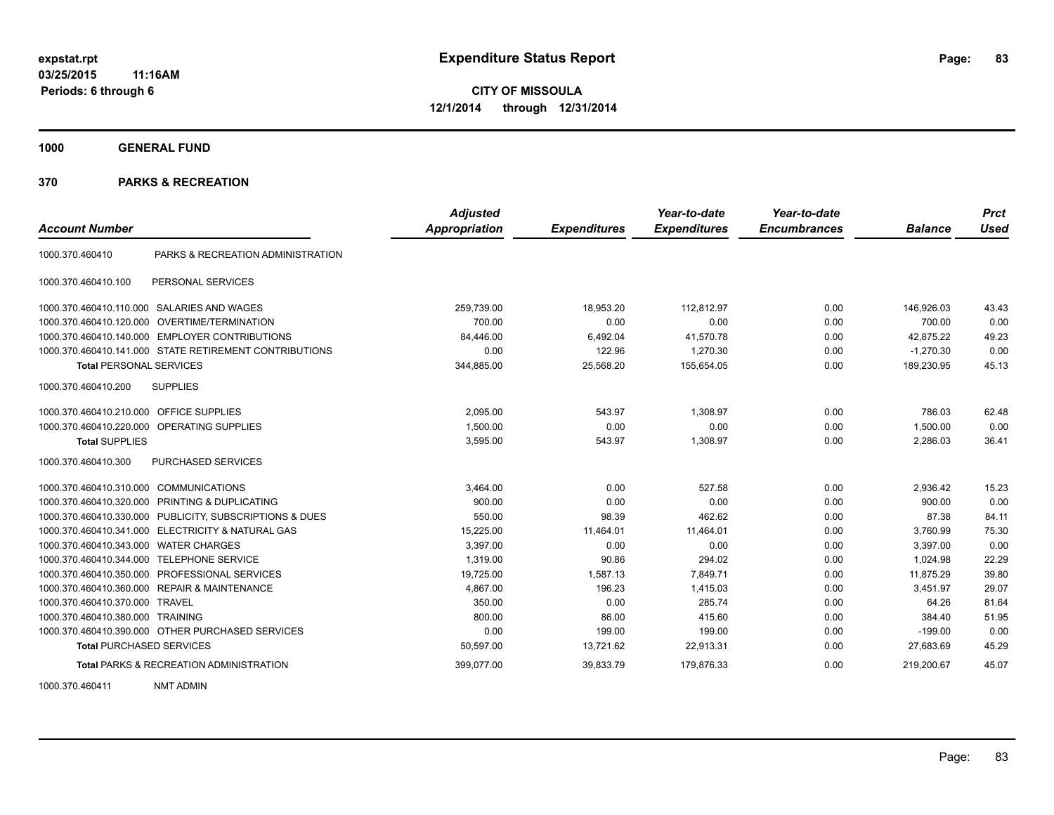# Expenditure Status Report

**CITY OF MISSOULA**
**12/1/2014 through 12/31/2014**

expstat.rpt
03/25/2015 11:16AM
Periods: 6 through 6

## 1000 GENERAL FUND

## 370 PARKS & RECREATION

| Account Number | | Adjusted Appropriation | Expenditures | Year-to-date Expenditures | Year-to-date Encumbrances | Balance | Prct Used |
|---|---|---|---|---|---|---|---|
| 1000.370.460410 | PARKS & RECREATION ADMINISTRATION | | | | | | |
| 1000.370.460410.100 | PERSONAL SERVICES | | | | | | |
| 1000.370.460410.110.000 | SALARIES AND WAGES | 259,739.00 | 18,953.20 | 112,812.97 | 0.00 | 146,926.03 | 43.43 |
| 1000.370.460410.120.000 | OVERTIME/TERMINATION | 700.00 | 0.00 | 0.00 | 0.00 | 700.00 | 0.00 |
| 1000.370.460410.140.000 | EMPLOYER CONTRIBUTIONS | 84,446.00 | 6,492.04 | 41,570.78 | 0.00 | 42,875.22 | 49.23 |
| 1000.370.460410.141.000 | STATE RETIREMENT CONTRIBUTIONS | 0.00 | 122.96 | 1,270.30 | 0.00 | -1,270.30 | 0.00 |
| **Total** PERSONAL SERVICES | | 344,885.00 | 25,568.20 | 155,654.05 | 0.00 | 189,230.95 | 45.13 |
| 1000.370.460410.200 | SUPPLIES | | | | | | |
| 1000.370.460410.210.000 | OFFICE SUPPLIES | 2,095.00 | 543.97 | 1,308.97 | 0.00 | 786.03 | 62.48 |
| 1000.370.460410.220.000 | OPERATING SUPPLIES | 1,500.00 | 0.00 | 0.00 | 0.00 | 1,500.00 | 0.00 |
| **Total** SUPPLIES | | 3,595.00 | 543.97 | 1,308.97 | 0.00 | 2,286.03 | 36.41 |
| 1000.370.460410.300 | PURCHASED SERVICES | | | | | | |
| 1000.370.460410.310.000 | COMMUNICATIONS | 3,464.00 | 0.00 | 527.58 | 0.00 | 2,936.42 | 15.23 |
| 1000.370.460410.320.000 | PRINTING & DUPLICATING | 900.00 | 0.00 | 0.00 | 0.00 | 900.00 | 0.00 |
| 1000.370.460410.330.000 | PUBLICITY, SUBSCRIPTIONS & DUES | 550.00 | 98.39 | 462.62 | 0.00 | 87.38 | 84.11 |
| 1000.370.460410.341.000 | ELECTRICITY & NATURAL GAS | 15,225.00 | 11,464.01 | 11,464.01 | 0.00 | 3,760.99 | 75.30 |
| 1000.370.460410.343.000 | WATER CHARGES | 3,397.00 | 0.00 | 0.00 | 0.00 | 3,397.00 | 0.00 |
| 1000.370.460410.344.000 | TELEPHONE SERVICE | 1,319.00 | 90.86 | 294.02 | 0.00 | 1,024.98 | 22.29 |
| 1000.370.460410.350.000 | PROFESSIONAL SERVICES | 19,725.00 | 1,587.13 | 7,849.71 | 0.00 | 11,875.29 | 39.80 |
| 1000.370.460410.360.000 | REPAIR & MAINTENANCE | 4,867.00 | 196.23 | 1,415.03 | 0.00 | 3,451.97 | 29.07 |
| 1000.370.460410.370.000 | TRAVEL | 350.00 | 0.00 | 285.74 | 0.00 | 64.26 | 81.64 |
| 1000.370.460410.380.000 | TRAINING | 800.00 | 86.00 | 415.60 | 0.00 | 384.40 | 51.95 |
| 1000.370.460410.390.000 | OTHER PURCHASED SERVICES | 0.00 | 199.00 | 199.00 | 0.00 | -199.00 | 0.00 |
| **Total** PURCHASED SERVICES | | 50,597.00 | 13,721.62 | 22,913.31 | 0.00 | 27,683.69 | 45.29 |
| **Total** PARKS & RECREATION ADMINISTRATION | | 399,077.00 | 39,833.79 | 179,876.33 | 0.00 | 219,200.67 | 45.07 |
| 1000.370.460411 | NMT ADMIN | | | | | | |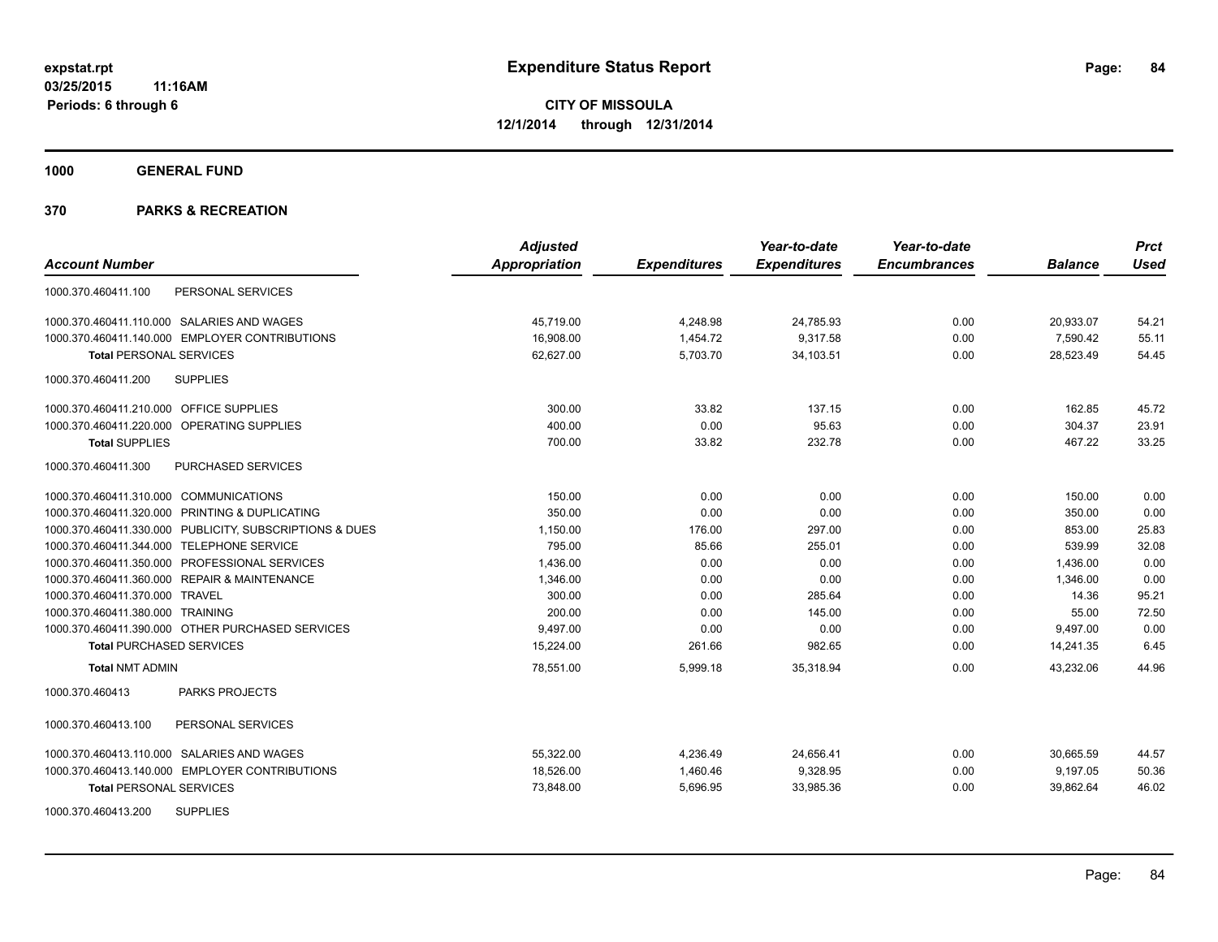# Expenditure Status Report

**CITY OF MISSOULA**
**12/1/2014 through 12/31/2014**

expstat.rpt
03/25/2015 11:16AM
Periods: 6 through 6

## 1000 GENERAL FUND

## 370 PARKS & RECREATION

| Account Number | | Adjusted Appropriation | Expenditures | Year-to-date Expenditures | Year-to-date Encumbrances | Balance | Prct Used |
|---|---|---|---|---|---|---|---|
| 1000.370.460411.100 | PERSONAL SERVICES | | | | | | |
| 1000.370.460411.110.000 | SALARIES AND WAGES | 45,719.00 | 4,248.98 | 24,785.93 | 0.00 | 20,933.07 | 54.21 |
| 1000.370.460411.140.000 | EMPLOYER CONTRIBUTIONS | 16,908.00 | 1,454.72 | 9,317.58 | 0.00 | 7,590.42 | 55.11 |
| **Total** PERSONAL SERVICES | | 62,627.00 | 5,703.70 | 34,103.51 | 0.00 | 28,523.49 | 54.45 |
| 1000.370.460411.200 | SUPPLIES | | | | | | |
| 1000.370.460411.210.000 | OFFICE SUPPLIES | 300.00 | 33.82 | 137.15 | 0.00 | 162.85 | 45.72 |
| 1000.370.460411.220.000 | OPERATING SUPPLIES | 400.00 | 0.00 | 95.63 | 0.00 | 304.37 | 23.91 |
| **Total** SUPPLIES | | 700.00 | 33.82 | 232.78 | 0.00 | 467.22 | 33.25 |
| 1000.370.460411.300 | PURCHASED SERVICES | | | | | | |
| 1000.370.460411.310.000 | COMMUNICATIONS | 150.00 | 0.00 | 0.00 | 0.00 | 150.00 | 0.00 |
| 1000.370.460411.320.000 | PRINTING & DUPLICATING | 350.00 | 0.00 | 0.00 | 0.00 | 350.00 | 0.00 |
| 1000.370.460411.330.000 | PUBLICITY, SUBSCRIPTIONS & DUES | 1,150.00 | 176.00 | 297.00 | 0.00 | 853.00 | 25.83 |
| 1000.370.460411.344.000 | TELEPHONE SERVICE | 795.00 | 85.66 | 255.01 | 0.00 | 539.99 | 32.08 |
| 1000.370.460411.350.000 | PROFESSIONAL SERVICES | 1,436.00 | 0.00 | 0.00 | 0.00 | 1,436.00 | 0.00 |
| 1000.370.460411.360.000 | REPAIR & MAINTENANCE | 1,346.00 | 0.00 | 0.00 | 0.00 | 1,346.00 | 0.00 |
| 1000.370.460411.370.000 | TRAVEL | 300.00 | 0.00 | 285.64 | 0.00 | 14.36 | 95.21 |
| 1000.370.460411.380.000 | TRAINING | 200.00 | 0.00 | 145.00 | 0.00 | 55.00 | 72.50 |
| 1000.370.460411.390.000 | OTHER PURCHASED SERVICES | 9,497.00 | 0.00 | 0.00 | 0.00 | 9,497.00 | 0.00 |
| **Total** PURCHASED SERVICES | | 15,224.00 | 261.66 | 982.65 | 0.00 | 14,241.35 | 6.45 |
| **Total** NMT ADMIN | | 78,551.00 | 5,999.18 | 35,318.94 | 0.00 | 43,232.06 | 44.96 |
| 1000.370.460413 | PARKS PROJECTS | | | | | | |
| 1000.370.460413.100 | PERSONAL SERVICES | | | | | | |
| 1000.370.460413.110.000 | SALARIES AND WAGES | 55,322.00 | 4,236.49 | 24,656.41 | 0.00 | 30,665.59 | 44.57 |
| 1000.370.460413.140.000 | EMPLOYER CONTRIBUTIONS | 18,526.00 | 1,460.46 | 9,328.95 | 0.00 | 9,197.05 | 50.36 |
| **Total** PERSONAL SERVICES | | 73,848.00 | 5,696.95 | 33,985.36 | 0.00 | 39,862.64 | 46.02 |
| 1000.370.460413.200 | SUPPLIES | | | | | | |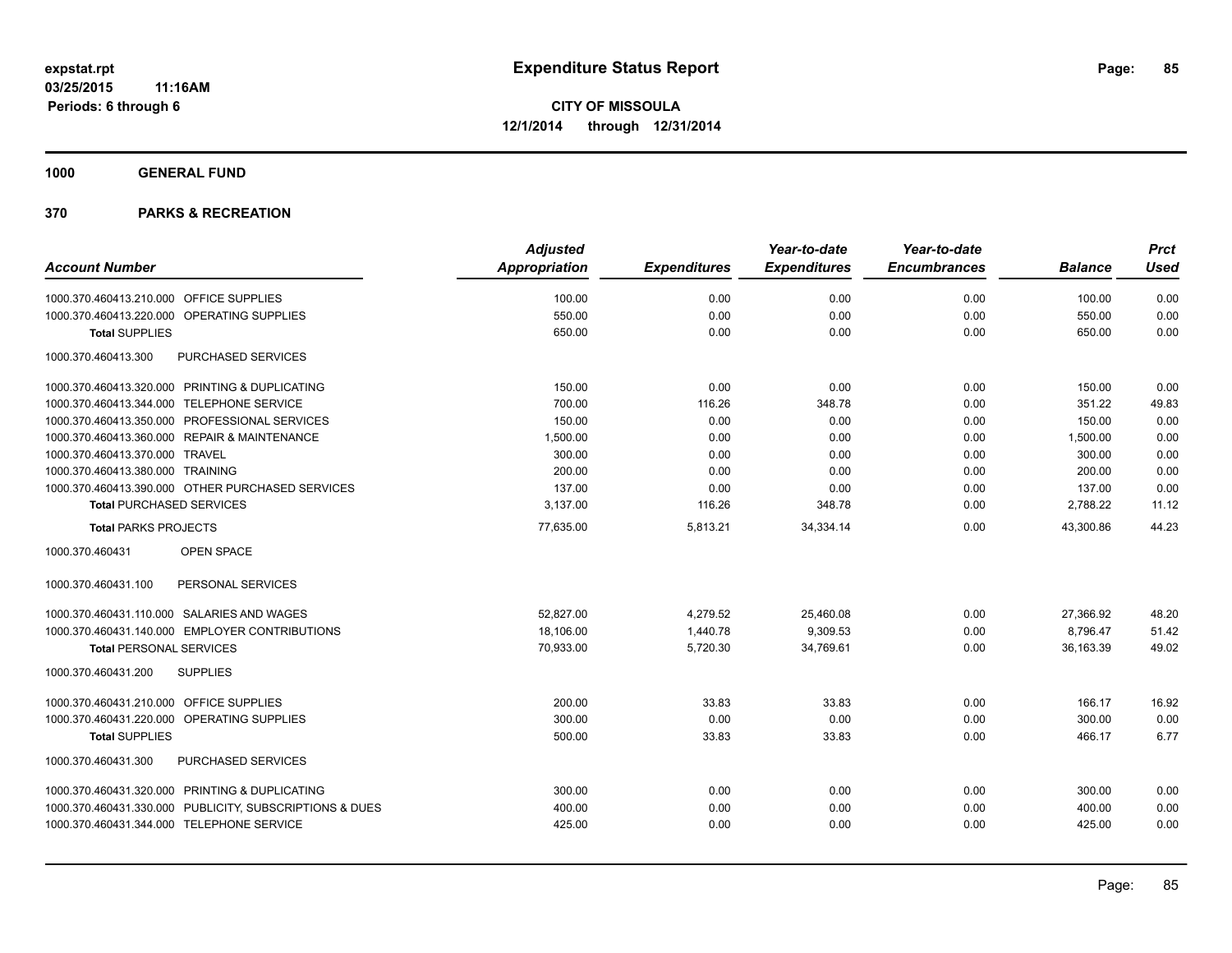**expstat.rpt**
**03/25/2015 11:16AM**
**Periods: 6 through 6**

# Expenditure Status Report

**CITY OF MISSOULA**
**12/1/2014 through 12/31/2014**

## 1000 GENERAL FUND

## 370 PARKS & RECREATION

| Account Number | | Adjusted Appropriation | Expenditures | Year-to-date Expenditures | Year-to-date Encumbrances | Balance | Prct Used |
|---|---|---|---|---|---|---|---|
| 1000.370.460413.210.000 | OFFICE SUPPLIES | 100.00 | 0.00 | 0.00 | 0.00 | 100.00 | 0.00 |
| 1000.370.460413.220.000 | OPERATING SUPPLIES | 550.00 | 0.00 | 0.00 | 0.00 | 550.00 | 0.00 |
| **Total** SUPPLIES | | 650.00 | 0.00 | 0.00 | 0.00 | 650.00 | 0.00 |
| 1000.370.460413.300 | PURCHASED SERVICES | | | | | | |
| 1000.370.460413.320.000 | PRINTING & DUPLICATING | 150.00 | 0.00 | 0.00 | 0.00 | 150.00 | 0.00 |
| 1000.370.460413.344.000 | TELEPHONE SERVICE | 700.00 | 116.26 | 348.78 | 0.00 | 351.22 | 49.83 |
| 1000.370.460413.350.000 | PROFESSIONAL SERVICES | 150.00 | 0.00 | 0.00 | 0.00 | 150.00 | 0.00 |
| 1000.370.460413.360.000 | REPAIR & MAINTENANCE | 1,500.00 | 0.00 | 0.00 | 0.00 | 1,500.00 | 0.00 |
| 1000.370.460413.370.000 | TRAVEL | 300.00 | 0.00 | 0.00 | 0.00 | 300.00 | 0.00 |
| 1000.370.460413.380.000 | TRAINING | 200.00 | 0.00 | 0.00 | 0.00 | 200.00 | 0.00 |
| 1000.370.460413.390.000 | OTHER PURCHASED SERVICES | 137.00 | 0.00 | 0.00 | 0.00 | 137.00 | 0.00 |
| **Total** PURCHASED SERVICES | | 3,137.00 | 116.26 | 348.78 | 0.00 | 2,788.22 | 11.12 |
| **Total** PARKS PROJECTS | | 77,635.00 | 5,813.21 | 34,334.14 | 0.00 | 43,300.86 | 44.23 |
| 1000.370.460431 | OPEN SPACE | | | | | | |
| 1000.370.460431.100 | PERSONAL SERVICES | | | | | | |
| 1000.370.460431.110.000 | SALARIES AND WAGES | 52,827.00 | 4,279.52 | 25,460.08 | 0.00 | 27,366.92 | 48.20 |
| 1000.370.460431.140.000 | EMPLOYER CONTRIBUTIONS | 18,106.00 | 1,440.78 | 9,309.53 | 0.00 | 8,796.47 | 51.42 |
| **Total** PERSONAL SERVICES | | 70,933.00 | 5,720.30 | 34,769.61 | 0.00 | 36,163.39 | 49.02 |
| 1000.370.460431.200 | SUPPLIES | | | | | | |
| 1000.370.460431.210.000 | OFFICE SUPPLIES | 200.00 | 33.83 | 33.83 | 0.00 | 166.17 | 16.92 |
| 1000.370.460431.220.000 | OPERATING SUPPLIES | 300.00 | 0.00 | 0.00 | 0.00 | 300.00 | 0.00 |
| **Total** SUPPLIES | | 500.00 | 33.83 | 33.83 | 0.00 | 466.17 | 6.77 |
| 1000.370.460431.300 | PURCHASED SERVICES | | | | | | |
| 1000.370.460431.320.000 | PRINTING & DUPLICATING | 300.00 | 0.00 | 0.00 | 0.00 | 300.00 | 0.00 |
| 1000.370.460431.330.000 | PUBLICITY, SUBSCRIPTIONS & DUES | 400.00 | 0.00 | 0.00 | 0.00 | 400.00 | 0.00 |
| 1000.370.460431.344.000 | TELEPHONE SERVICE | 425.00 | 0.00 | 0.00 | 0.00 | 425.00 | 0.00 |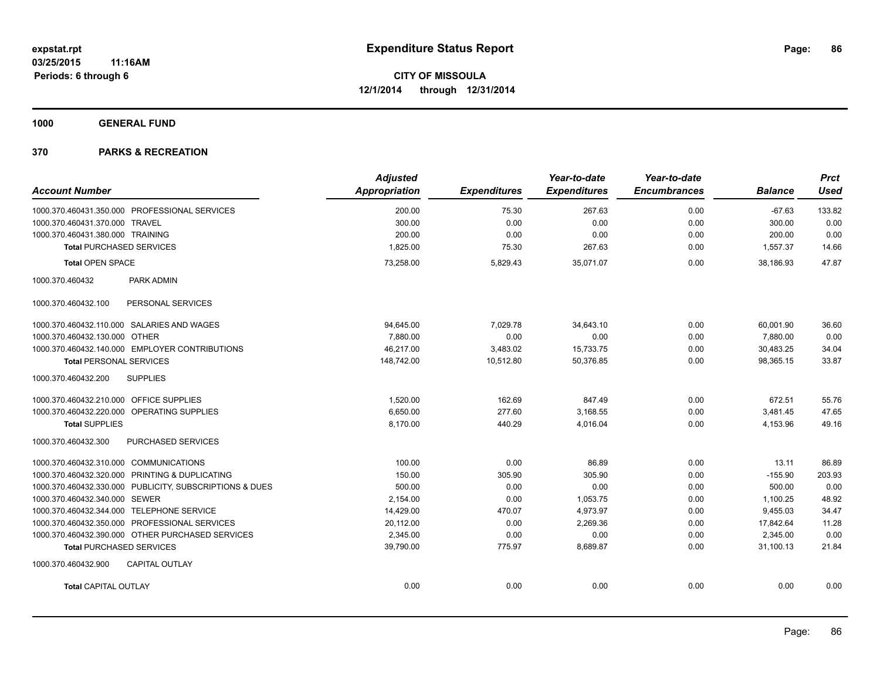expstat.rpt
03/25/2015 11:16AM
Periods: 6 through 6

# Expenditure Status Report

**CITY OF MISSOULA**
**12/1/2014 through 12/31/2014**

## 1000 GENERAL FUND

## 370 PARKS & RECREATION

| Account Number | Adjusted Appropriation | Expenditures | Year-to-date Expenditures | Year-to-date Encumbrances | Balance | Prct Used |
|---|---|---|---|---|---|---|
| 1000.370.460431.350.000 PROFESSIONAL SERVICES | 200.00 | 75.30 | 267.63 | 0.00 | -67.63 | 133.82 |
| 1000.370.460431.370.000 TRAVEL | 300.00 | 0.00 | 0.00 | 0.00 | 300.00 | 0.00 |
| 1000.370.460431.380.000 TRAINING | 200.00 | 0.00 | 0.00 | 0.00 | 200.00 | 0.00 |
| **Total** PURCHASED SERVICES | 1,825.00 | 75.30 | 267.63 | 0.00 | 1,557.37 | 14.66 |
| **Total** OPEN SPACE | 73,258.00 | 5,829.43 | 35,071.07 | 0.00 | 38,186.93 | 47.87 |
| 1000.370.460432 PARK ADMIN | | | | | | |
| 1000.370.460432.100 PERSONAL SERVICES | | | | | | |
| 1000.370.460432.110.000 SALARIES AND WAGES | 94,645.00 | 7,029.78 | 34,643.10 | 0.00 | 60,001.90 | 36.60 |
| 1000.370.460432.130.000 OTHER | 7,880.00 | 0.00 | 0.00 | 0.00 | 7,880.00 | 0.00 |
| 1000.370.460432.140.000 EMPLOYER CONTRIBUTIONS | 46,217.00 | 3,483.02 | 15,733.75 | 0.00 | 30,483.25 | 34.04 |
| **Total** PERSONAL SERVICES | 148,742.00 | 10,512.80 | 50,376.85 | 0.00 | 98,365.15 | 33.87 |
| 1000.370.460432.200 SUPPLIES | | | | | | |
| 1000.370.460432.210.000 OFFICE SUPPLIES | 1,520.00 | 162.69 | 847.49 | 0.00 | 672.51 | 55.76 |
| 1000.370.460432.220.000 OPERATING SUPPLIES | 6,650.00 | 277.60 | 3,168.55 | 0.00 | 3,481.45 | 47.65 |
| **Total** SUPPLIES | 8,170.00 | 440.29 | 4,016.04 | 0.00 | 4,153.96 | 49.16 |
| 1000.370.460432.300 PURCHASED SERVICES | | | | | | |
| 1000.370.460432.310.000 COMMUNICATIONS | 100.00 | 0.00 | 86.89 | 0.00 | 13.11 | 86.89 |
| 1000.370.460432.320.000 PRINTING & DUPLICATING | 150.00 | 305.90 | 305.90 | 0.00 | -155.90 | 203.93 |
| 1000.370.460432.330.000 PUBLICITY, SUBSCRIPTIONS & DUES | 500.00 | 0.00 | 0.00 | 0.00 | 500.00 | 0.00 |
| 1000.370.460432.340.000 SEWER | 2,154.00 | 0.00 | 1,053.75 | 0.00 | 1,100.25 | 48.92 |
| 1000.370.460432.344.000 TELEPHONE SERVICE | 14,429.00 | 470.07 | 4,973.97 | 0.00 | 9,455.03 | 34.47 |
| 1000.370.460432.350.000 PROFESSIONAL SERVICES | 20,112.00 | 0.00 | 2,269.36 | 0.00 | 17,842.64 | 11.28 |
| 1000.370.460432.390.000 OTHER PURCHASED SERVICES | 2,345.00 | 0.00 | 0.00 | 0.00 | 2,345.00 | 0.00 |
| **Total** PURCHASED SERVICES | 39,790.00 | 775.97 | 8,689.87 | 0.00 | 31,100.13 | 21.84 |
| 1000.370.460432.900 CAPITAL OUTLAY | | | | | | |
| **Total** CAPITAL OUTLAY | 0.00 | 0.00 | 0.00 | 0.00 | 0.00 | 0.00 |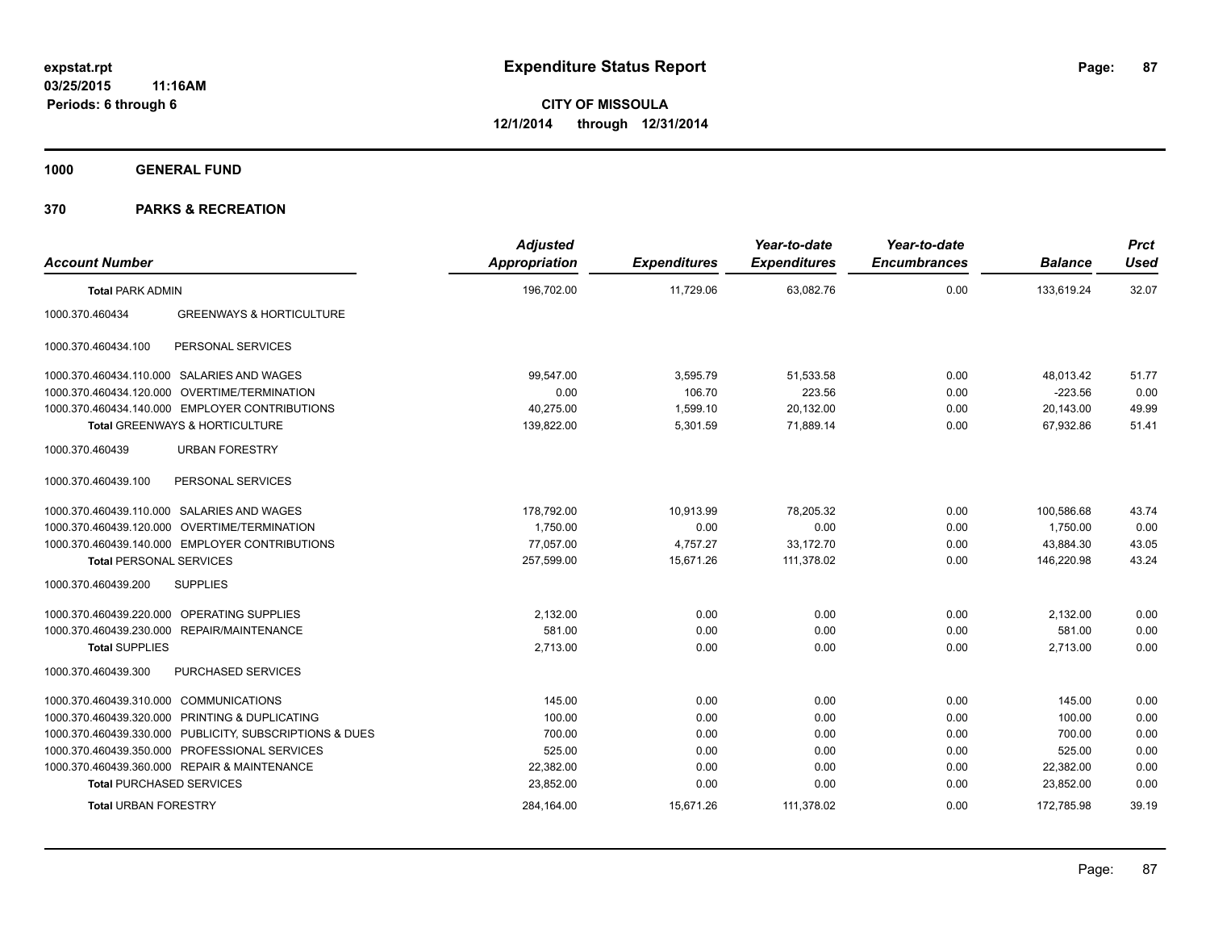**expstat.rpt**
**03/25/2015 11:16AM**
**Periods: 6 through 6**

# Expenditure Status Report

**CITY OF MISSOULA**
**12/1/2014 through 12/31/2014**

## 1000 GENERAL FUND

## 370 PARKS & RECREATION

| Account Number | | Adjusted Appropriation | Expenditures | Year-to-date Expenditures | Year-to-date Encumbrances | Balance | Prct Used |
|---|---|---|---|---|---|---|---|
| **Total** PARK ADMIN | | 196,702.00 | 11,729.06 | 63,082.76 | 0.00 | 133,619.24 | 32.07 |
| 1000.370.460434 | GREENWAYS & HORTICULTURE | | | | | | |
| 1000.370.460434.100 | PERSONAL SERVICES | | | | | | |
| 1000.370.460434.110.000 | SALARIES AND WAGES | 99,547.00 | 3,595.79 | 51,533.58 | 0.00 | 48,013.42 | 51.77 |
| 1000.370.460434.120.000 | OVERTIME/TERMINATION | 0.00 | 106.70 | 223.56 | 0.00 | -223.56 | 0.00 |
| 1000.370.460434.140.000 | EMPLOYER CONTRIBUTIONS | 40,275.00 | 1,599.10 | 20,132.00 | 0.00 | 20,143.00 | 49.99 |
| **Total** GREENWAYS & HORTICULTURE | | 139,822.00 | 5,301.59 | 71,889.14 | 0.00 | 67,932.86 | 51.41 |
| 1000.370.460439 | URBAN FORESTRY | | | | | | |
| 1000.370.460439.100 | PERSONAL SERVICES | | | | | | |
| 1000.370.460439.110.000 | SALARIES AND WAGES | 178,792.00 | 10,913.99 | 78,205.32 | 0.00 | 100,586.68 | 43.74 |
| 1000.370.460439.120.000 | OVERTIME/TERMINATION | 1,750.00 | 0.00 | 0.00 | 0.00 | 1,750.00 | 0.00 |
| 1000.370.460439.140.000 | EMPLOYER CONTRIBUTIONS | 77,057.00 | 4,757.27 | 33,172.70 | 0.00 | 43,884.30 | 43.05 |
| **Total** PERSONAL SERVICES | | 257,599.00 | 15,671.26 | 111,378.02 | 0.00 | 146,220.98 | 43.24 |
| 1000.370.460439.200 | SUPPLIES | | | | | | |
| 1000.370.460439.220.000 | OPERATING SUPPLIES | 2,132.00 | 0.00 | 0.00 | 0.00 | 2,132.00 | 0.00 |
| 1000.370.460439.230.000 | REPAIR/MAINTENANCE | 581.00 | 0.00 | 0.00 | 0.00 | 581.00 | 0.00 |
| **Total** SUPPLIES | | 2,713.00 | 0.00 | 0.00 | 0.00 | 2,713.00 | 0.00 |
| 1000.370.460439.300 | PURCHASED SERVICES | | | | | | |
| 1000.370.460439.310.000 | COMMUNICATIONS | 145.00 | 0.00 | 0.00 | 0.00 | 145.00 | 0.00 |
| 1000.370.460439.320.000 | PRINTING & DUPLICATING | 100.00 | 0.00 | 0.00 | 0.00 | 100.00 | 0.00 |
| 1000.370.460439.330.000 | PUBLICITY, SUBSCRIPTIONS & DUES | 700.00 | 0.00 | 0.00 | 0.00 | 700.00 | 0.00 |
| 1000.370.460439.350.000 | PROFESSIONAL SERVICES | 525.00 | 0.00 | 0.00 | 0.00 | 525.00 | 0.00 |
| 1000.370.460439.360.000 | REPAIR & MAINTENANCE | 22,382.00 | 0.00 | 0.00 | 0.00 | 22,382.00 | 0.00 |
| **Total** PURCHASED SERVICES | | 23,852.00 | 0.00 | 0.00 | 0.00 | 23,852.00 | 0.00 |
| **Total** URBAN FORESTRY | | 284,164.00 | 15,671.26 | 111,378.02 | 0.00 | 172,785.98 | 39.19 |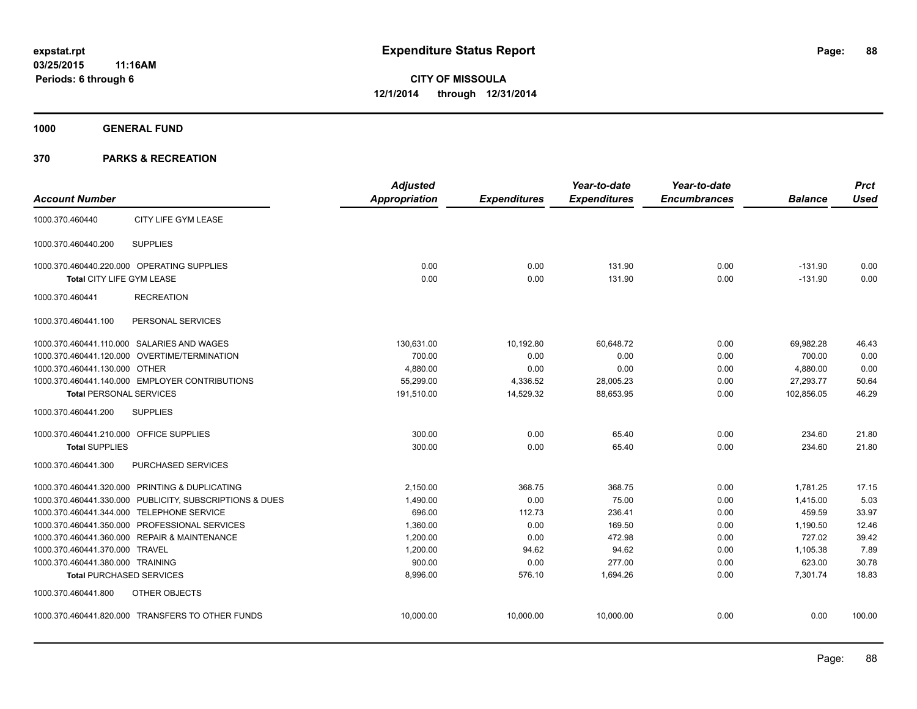# Expenditure Status Report

expstat.rpt
03/25/2015 11:16AM
Periods: 6 through 6

**CITY OF MISSOULA**
**12/1/2014 through 12/31/2014**

## 1000 GENERAL FUND

## 370 PARKS & RECREATION

| Account Number | | Adjusted Appropriation | Expenditures | Year-to-date Expenditures | Year-to-date Encumbrances | Balance | Prct Used |
|---|---|---|---|---|---|---|---|
| 1000.370.460440 | CITY LIFE GYM LEASE | | | | | | |
| 1000.370.460440.200 | SUPPLIES | | | | | | |
| 1000.370.460440.220.000 | OPERATING SUPPLIES | 0.00 | 0.00 | 131.90 | 0.00 | -131.90 | 0.00 |
| **Total** CITY LIFE GYM LEASE | | 0.00 | 0.00 | 131.90 | 0.00 | -131.90 | 0.00 |
| 1000.370.460441 | RECREATION | | | | | | |
| 1000.370.460441.100 | PERSONAL SERVICES | | | | | | |
| 1000.370.460441.110.000 | SALARIES AND WAGES | 130,631.00 | 10,192.80 | 60,648.72 | 0.00 | 69,982.28 | 46.43 |
| 1000.370.460441.120.000 | OVERTIME/TERMINATION | 700.00 | 0.00 | 0.00 | 0.00 | 700.00 | 0.00 |
| 1000.370.460441.130.000 | OTHER | 4,880.00 | 0.00 | 0.00 | 0.00 | 4,880.00 | 0.00 |
| 1000.370.460441.140.000 | EMPLOYER CONTRIBUTIONS | 55,299.00 | 4,336.52 | 28,005.23 | 0.00 | 27,293.77 | 50.64 |
| **Total** PERSONAL SERVICES | | 191,510.00 | 14,529.32 | 88,653.95 | 0.00 | 102,856.05 | 46.29 |
| 1000.370.460441.200 | SUPPLIES | | | | | | |
| 1000.370.460441.210.000 | OFFICE SUPPLIES | 300.00 | 0.00 | 65.40 | 0.00 | 234.60 | 21.80 |
| **Total** SUPPLIES | | 300.00 | 0.00 | 65.40 | 0.00 | 234.60 | 21.80 |
| 1000.370.460441.300 | PURCHASED SERVICES | | | | | | |
| 1000.370.460441.320.000 | PRINTING & DUPLICATING | 2,150.00 | 368.75 | 368.75 | 0.00 | 1,781.25 | 17.15 |
| 1000.370.460441.330.000 | PUBLICITY, SUBSCRIPTIONS & DUES | 1,490.00 | 0.00 | 75.00 | 0.00 | 1,415.00 | 5.03 |
| 1000.370.460441.344.000 | TELEPHONE SERVICE | 696.00 | 112.73 | 236.41 | 0.00 | 459.59 | 33.97 |
| 1000.370.460441.350.000 | PROFESSIONAL SERVICES | 1,360.00 | 0.00 | 169.50 | 0.00 | 1,190.50 | 12.46 |
| 1000.370.460441.360.000 | REPAIR & MAINTENANCE | 1,200.00 | 0.00 | 472.98 | 0.00 | 727.02 | 39.42 |
| 1000.370.460441.370.000 | TRAVEL | 1,200.00 | 94.62 | 94.62 | 0.00 | 1,105.38 | 7.89 |
| 1000.370.460441.380.000 | TRAINING | 900.00 | 0.00 | 277.00 | 0.00 | 623.00 | 30.78 |
| **Total** PURCHASED SERVICES | | 8,996.00 | 576.10 | 1,694.26 | 0.00 | 7,301.74 | 18.83 |
| 1000.370.460441.800 | OTHER OBJECTS | | | | | | |
| 1000.370.460441.820.000 | TRANSFERS TO OTHER FUNDS | 10,000.00 | 10,000.00 | 10,000.00 | 0.00 | 0.00 | 100.00 |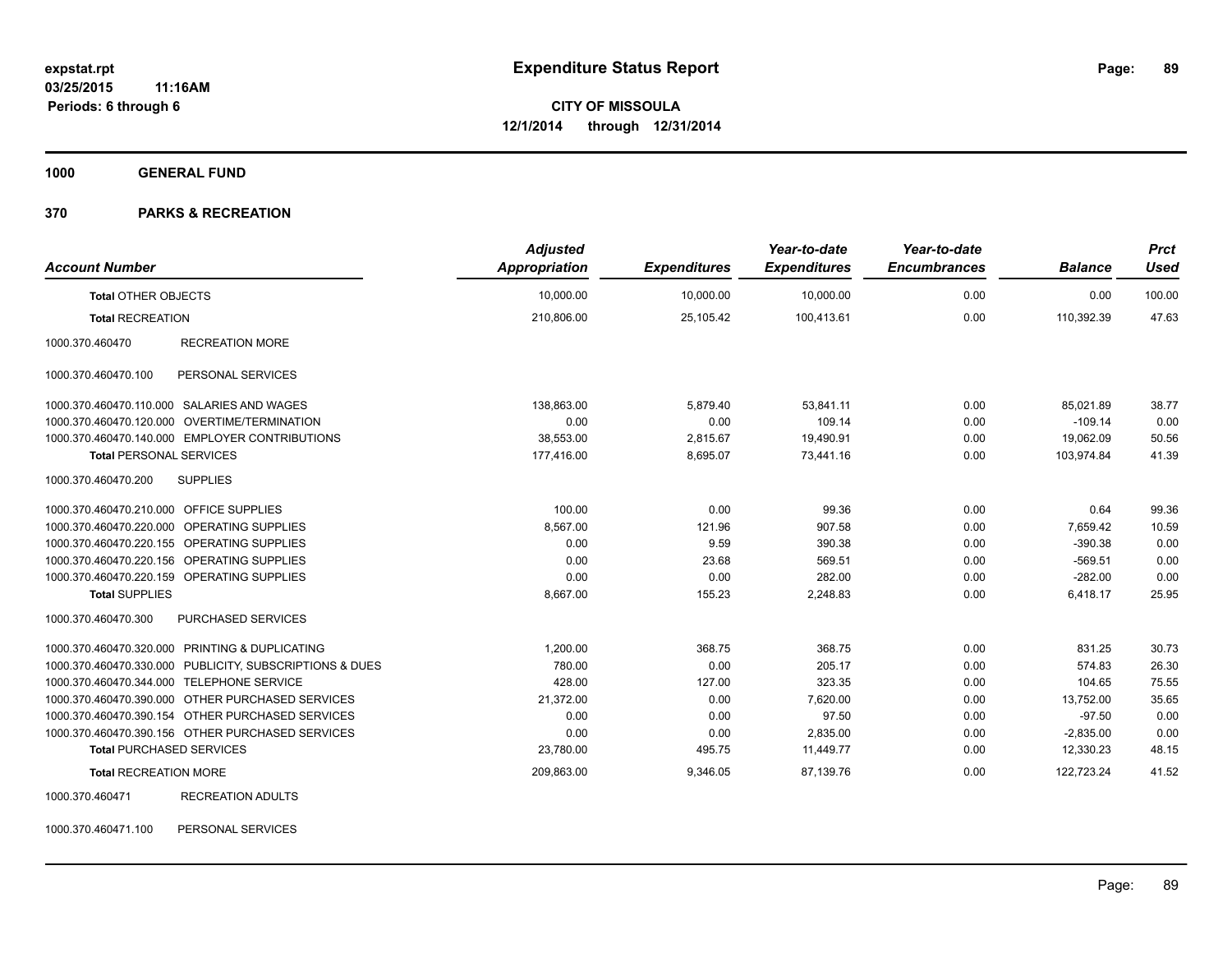**expstat.rpt**
**03/25/2015 11:16AM**
**Periods: 6 through 6**

# Expenditure Status Report

**CITY OF MISSOULA**
**12/1/2014 through 12/31/2014**

## 1000 GENERAL FUND

## 370 PARKS & RECREATION

| Account Number | | Adjusted Appropriation | Expenditures | Year-to-date Expenditures | Year-to-date Encumbrances | Balance | Prct Used |
|---|---|---|---|---|---|---|---|
| **Total** OTHER OBJECTS | | 10,000.00 | 10,000.00 | 10,000.00 | 0.00 | 0.00 | 100.00 |
| **Total** RECREATION | | 210,806.00 | 25,105.42 | 100,413.61 | 0.00 | 110,392.39 | 47.63 |
| 1000.370.460470 | RECREATION MORE | | | | | | |
| 1000.370.460470.100 | PERSONAL SERVICES | | | | | | |
| 1000.370.460470.110.000 | SALARIES AND WAGES | 138,863.00 | 5,879.40 | 53,841.11 | 0.00 | 85,021.89 | 38.77 |
| 1000.370.460470.120.000 | OVERTIME/TERMINATION | 0.00 | 0.00 | 109.14 | 0.00 | -109.14 | 0.00 |
| 1000.370.460470.140.000 | EMPLOYER CONTRIBUTIONS | 38,553.00 | 2,815.67 | 19,490.91 | 0.00 | 19,062.09 | 50.56 |
| **Total** PERSONAL SERVICES | | 177,416.00 | 8,695.07 | 73,441.16 | 0.00 | 103,974.84 | 41.39 |
| 1000.370.460470.200 | SUPPLIES | | | | | | |
| 1000.370.460470.210.000 | OFFICE SUPPLIES | 100.00 | 0.00 | 99.36 | 0.00 | 0.64 | 99.36 |
| 1000.370.460470.220.000 | OPERATING SUPPLIES | 8,567.00 | 121.96 | 907.58 | 0.00 | 7,659.42 | 10.59 |
| 1000.370.460470.220.155 | OPERATING SUPPLIES | 0.00 | 9.59 | 390.38 | 0.00 | -390.38 | 0.00 |
| 1000.370.460470.220.156 | OPERATING SUPPLIES | 0.00 | 23.68 | 569.51 | 0.00 | -569.51 | 0.00 |
| 1000.370.460470.220.159 | OPERATING SUPPLIES | 0.00 | 0.00 | 282.00 | 0.00 | -282.00 | 0.00 |
| **Total** SUPPLIES | | 8,667.00 | 155.23 | 2,248.83 | 0.00 | 6,418.17 | 25.95 |
| 1000.370.460470.300 | PURCHASED SERVICES | | | | | | |
| 1000.370.460470.320.000 | PRINTING & DUPLICATING | 1,200.00 | 368.75 | 368.75 | 0.00 | 831.25 | 30.73 |
| 1000.370.460470.330.000 | PUBLICITY, SUBSCRIPTIONS & DUES | 780.00 | 0.00 | 205.17 | 0.00 | 574.83 | 26.30 |
| 1000.370.460470.344.000 | TELEPHONE SERVICE | 428.00 | 127.00 | 323.35 | 0.00 | 104.65 | 75.55 |
| 1000.370.460470.390.000 | OTHER PURCHASED SERVICES | 21,372.00 | 0.00 | 7,620.00 | 0.00 | 13,752.00 | 35.65 |
| 1000.370.460470.390.154 | OTHER PURCHASED SERVICES | 0.00 | 0.00 | 97.50 | 0.00 | -97.50 | 0.00 |
| 1000.370.460470.390.156 | OTHER PURCHASED SERVICES | 0.00 | 0.00 | 2,835.00 | 0.00 | -2,835.00 | 0.00 |
| **Total** PURCHASED SERVICES | | 23,780.00 | 495.75 | 11,449.77 | 0.00 | 12,330.23 | 48.15 |
| **Total** RECREATION MORE | | 209,863.00 | 9,346.05 | 87,139.76 | 0.00 | 122,723.24 | 41.52 |
| 1000.370.460471 | RECREATION ADULTS | | | | | | |
| 1000.370.460471.100 | PERSONAL SERVICES | | | | | | |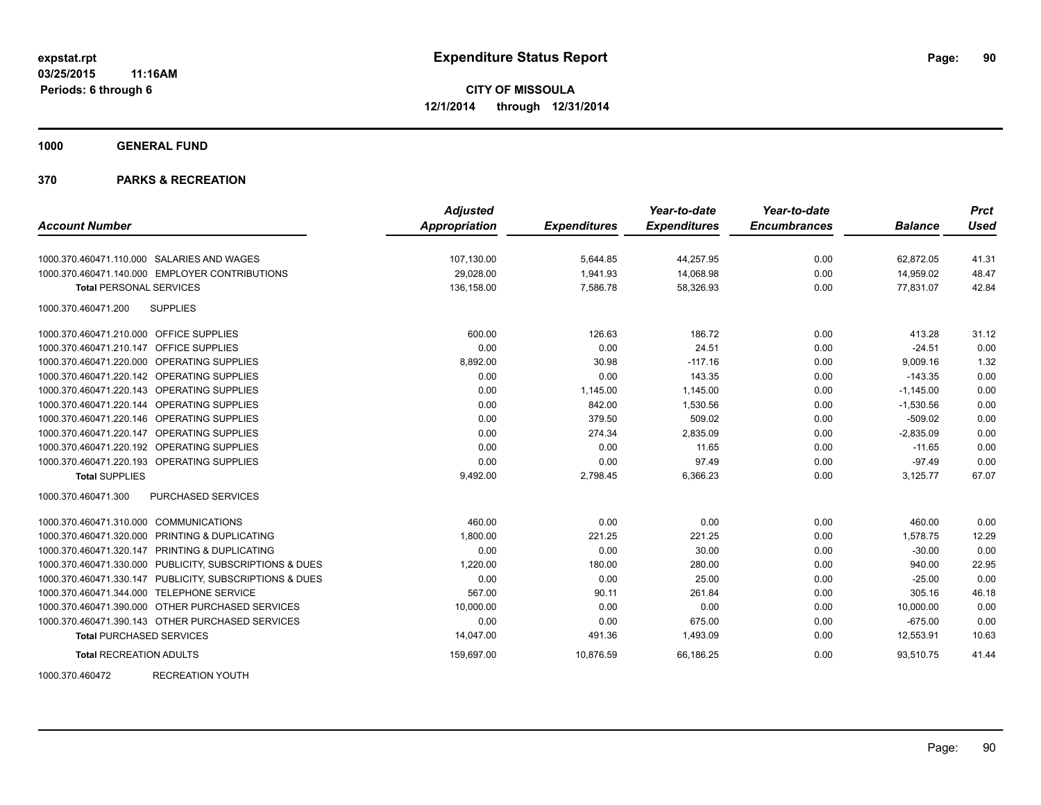# Expenditure Status Report

**CITY OF MISSOULA**
**12/1/2014 through 12/31/2014**

expstat.rpt
03/25/2015 11:16AM
Periods: 6 through 6

## 1000 GENERAL FUND

## 370 PARKS & RECREATION

| Account Number | | Adjusted Appropriation | Expenditures | Year-to-date Expenditures | Year-to-date Encumbrances | Balance | Prct Used |
|---|---|---|---|---|---|---|---|
| 1000.370.460471.110.000 | SALARIES AND WAGES | 107,130.00 | 5,644.85 | 44,257.95 | 0.00 | 62,872.05 | 41.31 |
| 1000.370.460471.140.000 | EMPLOYER CONTRIBUTIONS | 29,028.00 | 1,941.93 | 14,068.98 | 0.00 | 14,959.02 | 48.47 |
| **Total** PERSONAL SERVICES | | 136,158.00 | 7,586.78 | 58,326.93 | 0.00 | 77,831.07 | 42.84 |
| 1000.370.460471.200 | SUPPLIES | | | | | | |
| 1000.370.460471.210.000 | OFFICE SUPPLIES | 600.00 | 126.63 | 186.72 | 0.00 | 413.28 | 31.12 |
| 1000.370.460471.210.147 | OFFICE SUPPLIES | 0.00 | 0.00 | 24.51 | 0.00 | -24.51 | 0.00 |
| 1000.370.460471.220.000 | OPERATING SUPPLIES | 8,892.00 | 30.98 | -117.16 | 0.00 | 9,009.16 | 1.32 |
| 1000.370.460471.220.142 | OPERATING SUPPLIES | 0.00 | 0.00 | 143.35 | 0.00 | -143.35 | 0.00 |
| 1000.370.460471.220.143 | OPERATING SUPPLIES | 0.00 | 1,145.00 | 1,145.00 | 0.00 | -1,145.00 | 0.00 |
| 1000.370.460471.220.144 | OPERATING SUPPLIES | 0.00 | 842.00 | 1,530.56 | 0.00 | -1,530.56 | 0.00 |
| 1000.370.460471.220.146 | OPERATING SUPPLIES | 0.00 | 379.50 | 509.02 | 0.00 | -509.02 | 0.00 |
| 1000.370.460471.220.147 | OPERATING SUPPLIES | 0.00 | 274.34 | 2,835.09 | 0.00 | -2,835.09 | 0.00 |
| 1000.370.460471.220.192 | OPERATING SUPPLIES | 0.00 | 0.00 | 11.65 | 0.00 | -11.65 | 0.00 |
| 1000.370.460471.220.193 | OPERATING SUPPLIES | 0.00 | 0.00 | 97.49 | 0.00 | -97.49 | 0.00 |
| **Total** SUPPLIES | | 9,492.00 | 2,798.45 | 6,366.23 | 0.00 | 3,125.77 | 67.07 |
| 1000.370.460471.300 | PURCHASED SERVICES | | | | | | |
| 1000.370.460471.310.000 | COMMUNICATIONS | 460.00 | 0.00 | 0.00 | 0.00 | 460.00 | 0.00 |
| 1000.370.460471.320.000 | PRINTING & DUPLICATING | 1,800.00 | 221.25 | 221.25 | 0.00 | 1,578.75 | 12.29 |
| 1000.370.460471.320.147 | PRINTING & DUPLICATING | 0.00 | 0.00 | 30.00 | 0.00 | -30.00 | 0.00 |
| 1000.370.460471.330.000 | PUBLICITY, SUBSCRIPTIONS & DUES | 1,220.00 | 180.00 | 280.00 | 0.00 | 940.00 | 22.95 |
| 1000.370.460471.330.147 | PUBLICITY, SUBSCRIPTIONS & DUES | 0.00 | 0.00 | 25.00 | 0.00 | -25.00 | 0.00 |
| 1000.370.460471.344.000 | TELEPHONE SERVICE | 567.00 | 90.11 | 261.84 | 0.00 | 305.16 | 46.18 |
| 1000.370.460471.390.000 | OTHER PURCHASED SERVICES | 10,000.00 | 0.00 | 0.00 | 0.00 | 10,000.00 | 0.00 |
| 1000.370.460471.390.143 | OTHER PURCHASED SERVICES | 0.00 | 0.00 | 675.00 | 0.00 | -675.00 | 0.00 |
| **Total** PURCHASED SERVICES | | 14,047.00 | 491.36 | 1,493.09 | 0.00 | 12,553.91 | 10.63 |
| **Total** RECREATION ADULTS | | 159,697.00 | 10,876.59 | 66,186.25 | 0.00 | 93,510.75 | 41.44 |

1000.370.460472 RECREATION YOUTH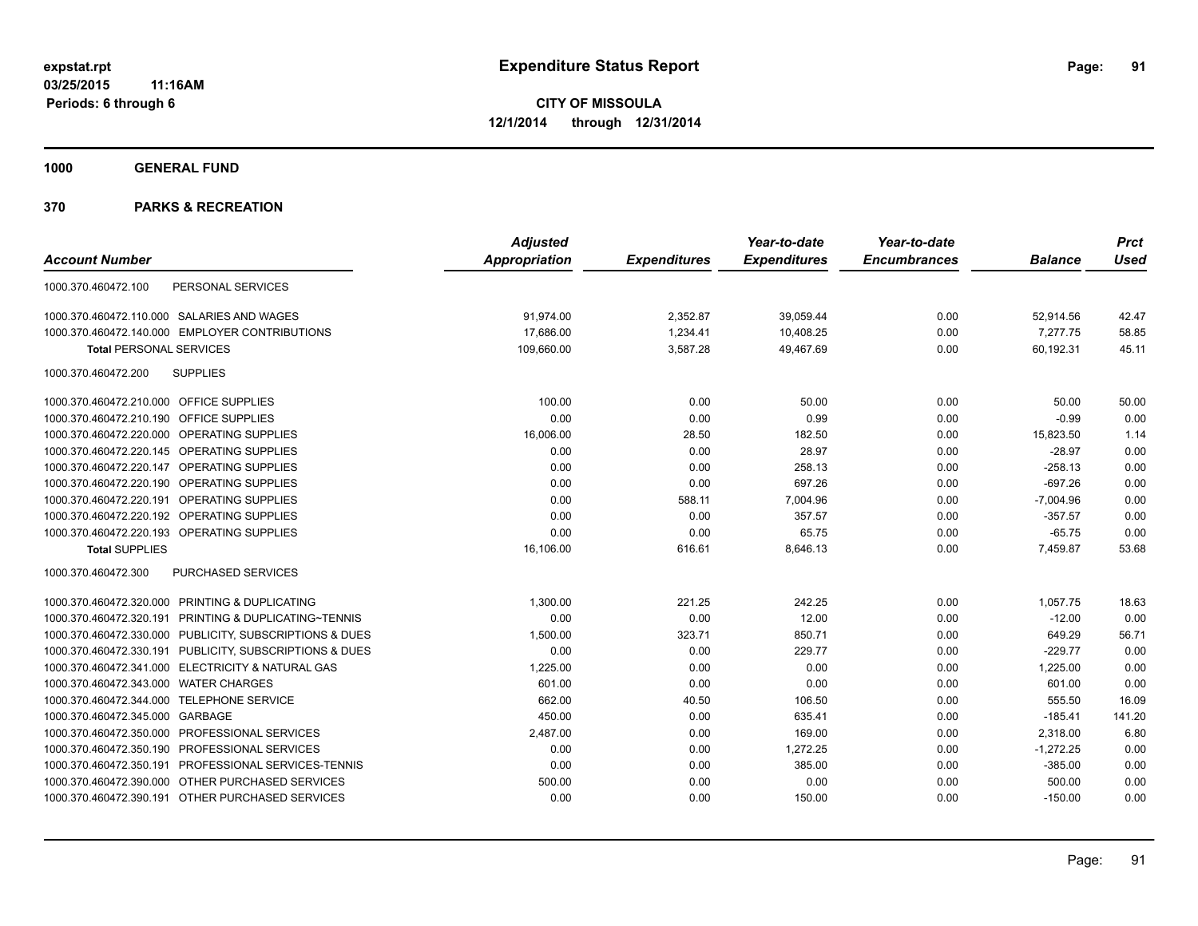**expstat.rpt**
**03/25/2015 11:16AM**
**Periods: 6 through 6**

# Expenditure Status Report

**CITY OF MISSOULA**
**12/1/2014 through 12/31/2014**

## 1000 GENERAL FUND

## 370 PARKS & RECREATION

| Account Number | | Adjusted Appropriation | Expenditures | Year-to-date Expenditures | Year-to-date Encumbrances | Balance | Prct Used |
|---|---|---|---|---|---|---|---|
| 1000.370.460472.100 | PERSONAL SERVICES | | | | | | |
| 1000.370.460472.110.000 | SALARIES AND WAGES | 91,974.00 | 2,352.87 | 39,059.44 | 0.00 | 52,914.56 | 42.47 |
| 1000.370.460472.140.000 | EMPLOYER CONTRIBUTIONS | 17,686.00 | 1,234.41 | 10,408.25 | 0.00 | 7,277.75 | 58.85 |
| **Total** PERSONAL SERVICES | | 109,660.00 | 3,587.28 | 49,467.69 | 0.00 | 60,192.31 | 45.11 |
| 1000.370.460472.200 | SUPPLIES | | | | | | |
| 1000.370.460472.210.000 | OFFICE SUPPLIES | 100.00 | 0.00 | 50.00 | 0.00 | 50.00 | 50.00 |
| 1000.370.460472.210.190 | OFFICE SUPPLIES | 0.00 | 0.00 | 0.99 | 0.00 | -0.99 | 0.00 |
| 1000.370.460472.220.000 | OPERATING SUPPLIES | 16,006.00 | 28.50 | 182.50 | 0.00 | 15,823.50 | 1.14 |
| 1000.370.460472.220.145 | OPERATING SUPPLIES | 0.00 | 0.00 | 28.97 | 0.00 | -28.97 | 0.00 |
| 1000.370.460472.220.147 | OPERATING SUPPLIES | 0.00 | 0.00 | 258.13 | 0.00 | -258.13 | 0.00 |
| 1000.370.460472.220.190 | OPERATING SUPPLIES | 0.00 | 0.00 | 697.26 | 0.00 | -697.26 | 0.00 |
| 1000.370.460472.220.191 | OPERATING SUPPLIES | 0.00 | 588.11 | 7,004.96 | 0.00 | -7,004.96 | 0.00 |
| 1000.370.460472.220.192 | OPERATING SUPPLIES | 0.00 | 0.00 | 357.57 | 0.00 | -357.57 | 0.00 |
| 1000.370.460472.220.193 | OPERATING SUPPLIES | 0.00 | 0.00 | 65.75 | 0.00 | -65.75 | 0.00 |
| **Total** SUPPLIES | | 16,106.00 | 616.61 | 8,646.13 | 0.00 | 7,459.87 | 53.68 |
| 1000.370.460472.300 | PURCHASED SERVICES | | | | | | |
| 1000.370.460472.320.000 | PRINTING & DUPLICATING | 1,300.00 | 221.25 | 242.25 | 0.00 | 1,057.75 | 18.63 |
| 1000.370.460472.320.191 | PRINTING & DUPLICATING~TENNIS | 0.00 | 0.00 | 12.00 | 0.00 | -12.00 | 0.00 |
| 1000.370.460472.330.000 | PUBLICITY, SUBSCRIPTIONS & DUES | 1,500.00 | 323.71 | 850.71 | 0.00 | 649.29 | 56.71 |
| 1000.370.460472.330.191 | PUBLICITY, SUBSCRIPTIONS & DUES | 0.00 | 0.00 | 229.77 | 0.00 | -229.77 | 0.00 |
| 1000.370.460472.341.000 | ELECTRICITY & NATURAL GAS | 1,225.00 | 0.00 | 0.00 | 0.00 | 1,225.00 | 0.00 |
| 1000.370.460472.343.000 | WATER CHARGES | 601.00 | 0.00 | 0.00 | 0.00 | 601.00 | 0.00 |
| 1000.370.460472.344.000 | TELEPHONE SERVICE | 662.00 | 40.50 | 106.50 | 0.00 | 555.50 | 16.09 |
| 1000.370.460472.345.000 | GARBAGE | 450.00 | 0.00 | 635.41 | 0.00 | -185.41 | 141.20 |
| 1000.370.460472.350.000 | PROFESSIONAL SERVICES | 2,487.00 | 0.00 | 169.00 | 0.00 | 2,318.00 | 6.80 |
| 1000.370.460472.350.190 | PROFESSIONAL SERVICES | 0.00 | 0.00 | 1,272.25 | 0.00 | -1,272.25 | 0.00 |
| 1000.370.460472.350.191 | PROFESSIONAL SERVICES-TENNIS | 0.00 | 0.00 | 385.00 | 0.00 | -385.00 | 0.00 |
| 1000.370.460472.390.000 | OTHER PURCHASED SERVICES | 500.00 | 0.00 | 0.00 | 0.00 | 500.00 | 0.00 |
| 1000.370.460472.390.191 | OTHER PURCHASED SERVICES | 0.00 | 0.00 | 150.00 | 0.00 | -150.00 | 0.00 |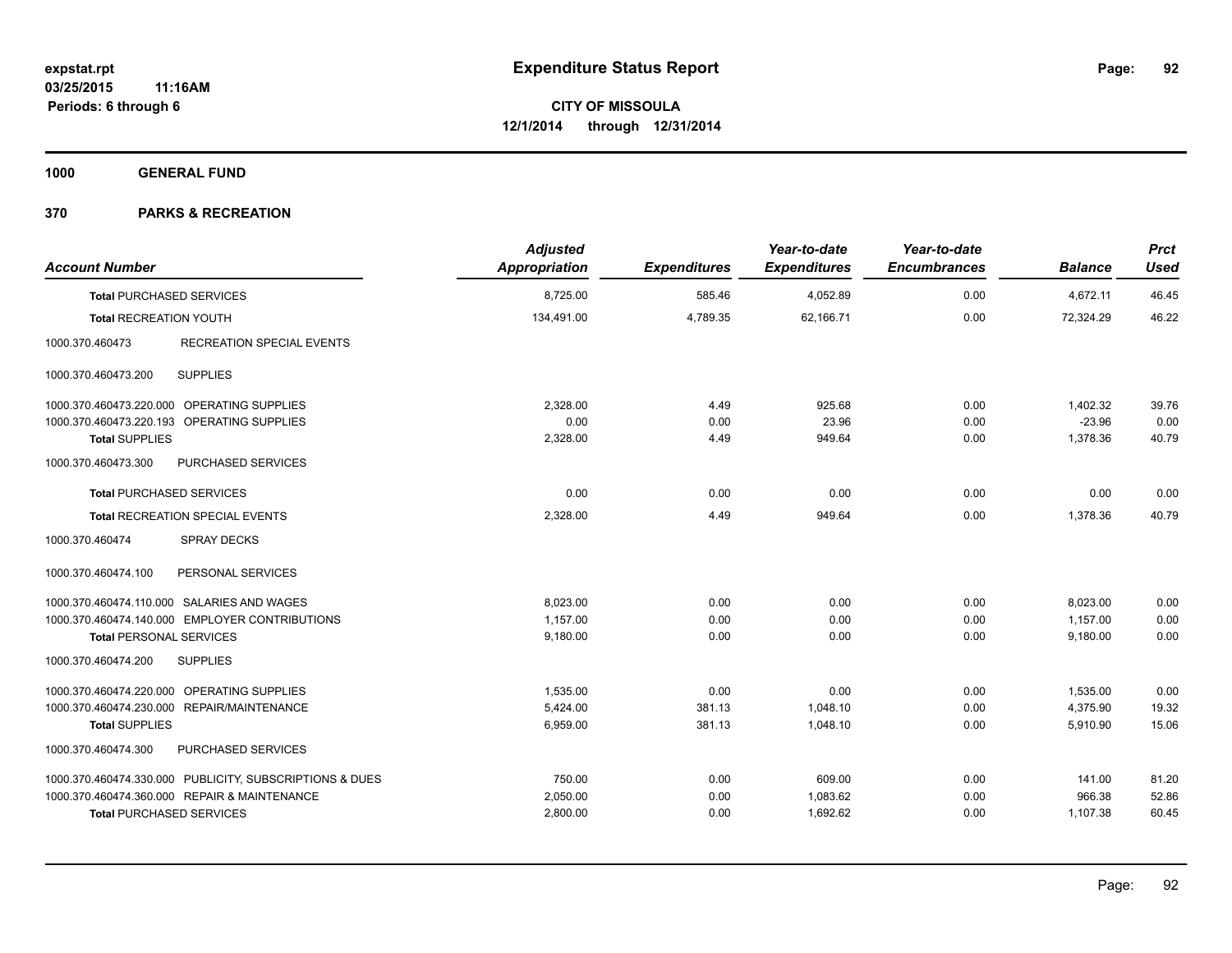# Expenditure Status Report

expstat.rpt
03/25/2015 11:16AM
Periods: 6 through 6

**CITY OF MISSOULA**
**12/1/2014 through 12/31/2014**

## 1000 GENERAL FUND

## 370 PARKS & RECREATION

| Account Number | | Adjusted Appropriation | Expenditures | Year-to-date Expenditures | Year-to-date Encumbrances | Balance | Prct Used |
|---|---|---|---|---|---|---|---|
| **Total** PURCHASED SERVICES | | 8,725.00 | 585.46 | 4,052.89 | 0.00 | 4,672.11 | 46.45 |
| **Total** RECREATION YOUTH | | 134,491.00 | 4,789.35 | 62,166.71 | 0.00 | 72,324.29 | 46.22 |
| 1000.370.460473 | RECREATION SPECIAL EVENTS | | | | | | |
| 1000.370.460473.200 | SUPPLIES | | | | | | |
| 1000.370.460473.220.000 | OPERATING SUPPLIES | 2,328.00 | 4.49 | 925.68 | 0.00 | 1,402.32 | 39.76 |
| 1000.370.460473.220.193 | OPERATING SUPPLIES | 0.00 | 0.00 | 23.96 | 0.00 | -23.96 | 0.00 |
| **Total** SUPPLIES | | 2,328.00 | 4.49 | 949.64 | 0.00 | 1,378.36 | 40.79 |
| 1000.370.460473.300 | PURCHASED SERVICES | | | | | | |
| **Total** PURCHASED SERVICES | | 0.00 | 0.00 | 0.00 | 0.00 | 0.00 | 0.00 |
| **Total** RECREATION SPECIAL EVENTS | | 2,328.00 | 4.49 | 949.64 | 0.00 | 1,378.36 | 40.79 |
| 1000.370.460474 | SPRAY DECKS | | | | | | |
| 1000.370.460474.100 | PERSONAL SERVICES | | | | | | |
| 1000.370.460474.110.000 | SALARIES AND WAGES | 8,023.00 | 0.00 | 0.00 | 0.00 | 8,023.00 | 0.00 |
| 1000.370.460474.140.000 | EMPLOYER CONTRIBUTIONS | 1,157.00 | 0.00 | 0.00 | 0.00 | 1,157.00 | 0.00 |
| **Total** PERSONAL SERVICES | | 9,180.00 | 0.00 | 0.00 | 0.00 | 9,180.00 | 0.00 |
| 1000.370.460474.200 | SUPPLIES | | | | | | |
| 1000.370.460474.220.000 | OPERATING SUPPLIES | 1,535.00 | 0.00 | 0.00 | 0.00 | 1,535.00 | 0.00 |
| 1000.370.460474.230.000 | REPAIR/MAINTENANCE | 5,424.00 | 381.13 | 1,048.10 | 0.00 | 4,375.90 | 19.32 |
| **Total** SUPPLIES | | 6,959.00 | 381.13 | 1,048.10 | 0.00 | 5,910.90 | 15.06 |
| 1000.370.460474.300 | PURCHASED SERVICES | | | | | | |
| 1000.370.460474.330.000 | PUBLICITY, SUBSCRIPTIONS & DUES | 750.00 | 0.00 | 609.00 | 0.00 | 141.00 | 81.20 |
| 1000.370.460474.360.000 | REPAIR & MAINTENANCE | 2,050.00 | 0.00 | 1,083.62 | 0.00 | 966.38 | 52.86 |
| **Total** PURCHASED SERVICES | | 2,800.00 | 0.00 | 1,692.62 | 0.00 | 1,107.38 | 60.45 |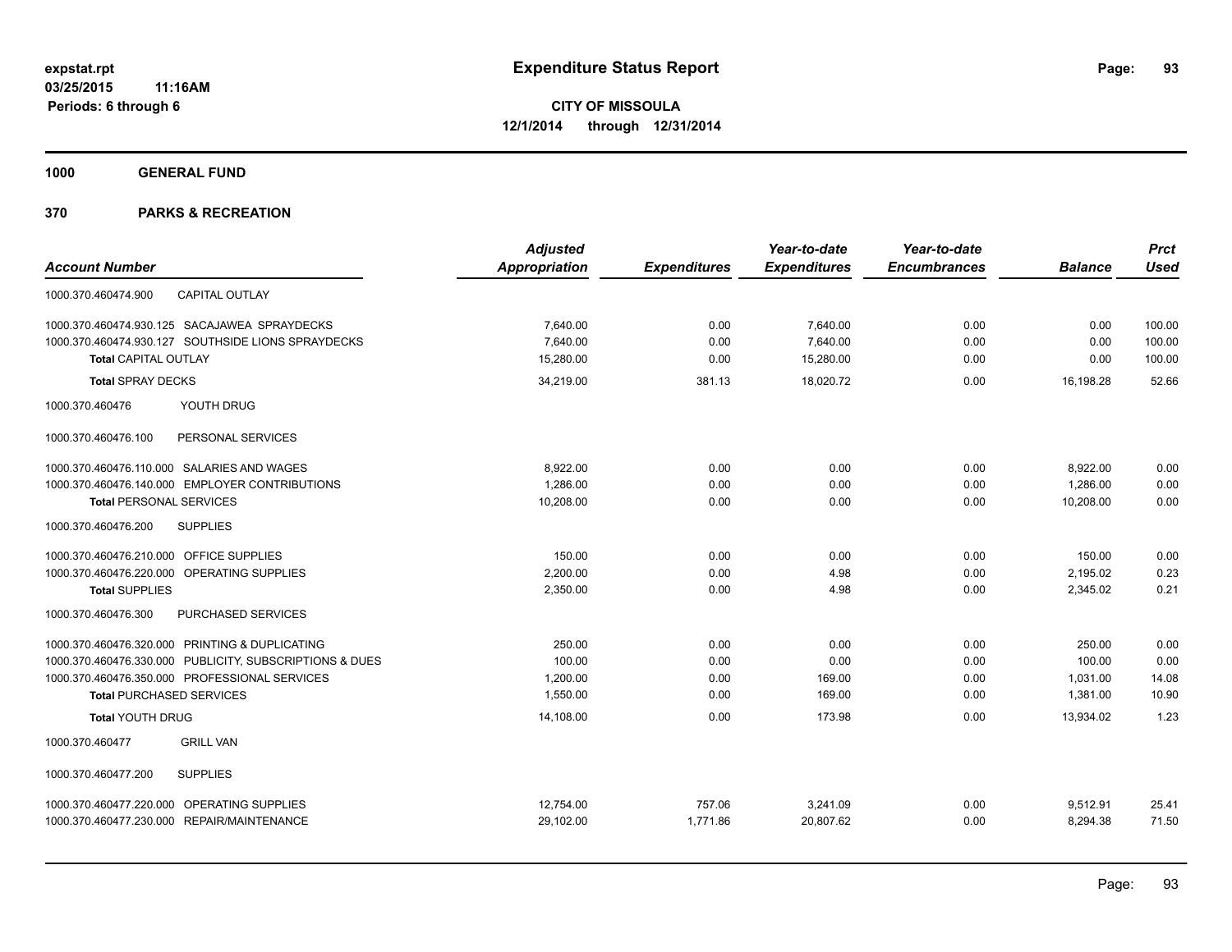# Expenditure Status Report

expstat.rpt
03/25/2015 11:16AM
Periods: 6 through 6

**CITY OF MISSOULA**
**12/1/2014 through 12/31/2014**

**1000 GENERAL FUND**

**370 PARKS & RECREATION**

| Account Number | Adjusted Appropriation | Expenditures | Year-to-date Expenditures | Year-to-date Encumbrances | Balance | Prct Used |
|---|---|---|---|---|---|---|
| 1000.370.460474.900 CAPITAL OUTLAY | | | | | | |
| 1000.370.460474.930.125 SACAJAWEA SPRAYDECKS | 7,640.00 | 0.00 | 7,640.00 | 0.00 | 0.00 | 100.00 |
| 1000.370.460474.930.127 SOUTHSIDE LIONS SPRAYDECKS | 7,640.00 | 0.00 | 7,640.00 | 0.00 | 0.00 | 100.00 |
| **Total** CAPITAL OUTLAY | 15,280.00 | 0.00 | 15,280.00 | 0.00 | 0.00 | 100.00 |
| **Total** SPRAY DECKS | 34,219.00 | 381.13 | 18,020.72 | 0.00 | 16,198.28 | 52.66 |
| 1000.370.460476 YOUTH DRUG | | | | | | |
| 1000.370.460476.100 PERSONAL SERVICES | | | | | | |
| 1000.370.460476.110.000 SALARIES AND WAGES | 8,922.00 | 0.00 | 0.00 | 0.00 | 8,922.00 | 0.00 |
| 1000.370.460476.140.000 EMPLOYER CONTRIBUTIONS | 1,286.00 | 0.00 | 0.00 | 0.00 | 1,286.00 | 0.00 |
| **Total** PERSONAL SERVICES | 10,208.00 | 0.00 | 0.00 | 0.00 | 10,208.00 | 0.00 |
| 1000.370.460476.200 SUPPLIES | | | | | | |
| 1000.370.460476.210.000 OFFICE SUPPLIES | 150.00 | 0.00 | 0.00 | 0.00 | 150.00 | 0.00 |
| 1000.370.460476.220.000 OPERATING SUPPLIES | 2,200.00 | 0.00 | 4.98 | 0.00 | 2,195.02 | 0.23 |
| **Total** SUPPLIES | 2,350.00 | 0.00 | 4.98 | 0.00 | 2,345.02 | 0.21 |
| 1000.370.460476.300 PURCHASED SERVICES | | | | | | |
| 1000.370.460476.320.000 PRINTING & DUPLICATING | 250.00 | 0.00 | 0.00 | 0.00 | 250.00 | 0.00 |
| 1000.370.460476.330.000 PUBLICITY, SUBSCRIPTIONS & DUES | 100.00 | 0.00 | 0.00 | 0.00 | 100.00 | 0.00 |
| 1000.370.460476.350.000 PROFESSIONAL SERVICES | 1,200.00 | 0.00 | 169.00 | 0.00 | 1,031.00 | 14.08 |
| **Total** PURCHASED SERVICES | 1,550.00 | 0.00 | 169.00 | 0.00 | 1,381.00 | 10.90 |
| **Total** YOUTH DRUG | 14,108.00 | 0.00 | 173.98 | 0.00 | 13,934.02 | 1.23 |
| 1000.370.460477 GRILL VAN | | | | | | |
| 1000.370.460477.200 SUPPLIES | | | | | | |
| 1000.370.460477.220.000 OPERATING SUPPLIES | 12,754.00 | 757.06 | 3,241.09 | 0.00 | 9,512.91 | 25.41 |
| 1000.370.460477.230.000 REPAIR/MAINTENANCE | 29,102.00 | 1,771.86 | 20,807.62 | 0.00 | 8,294.38 | 71.50 |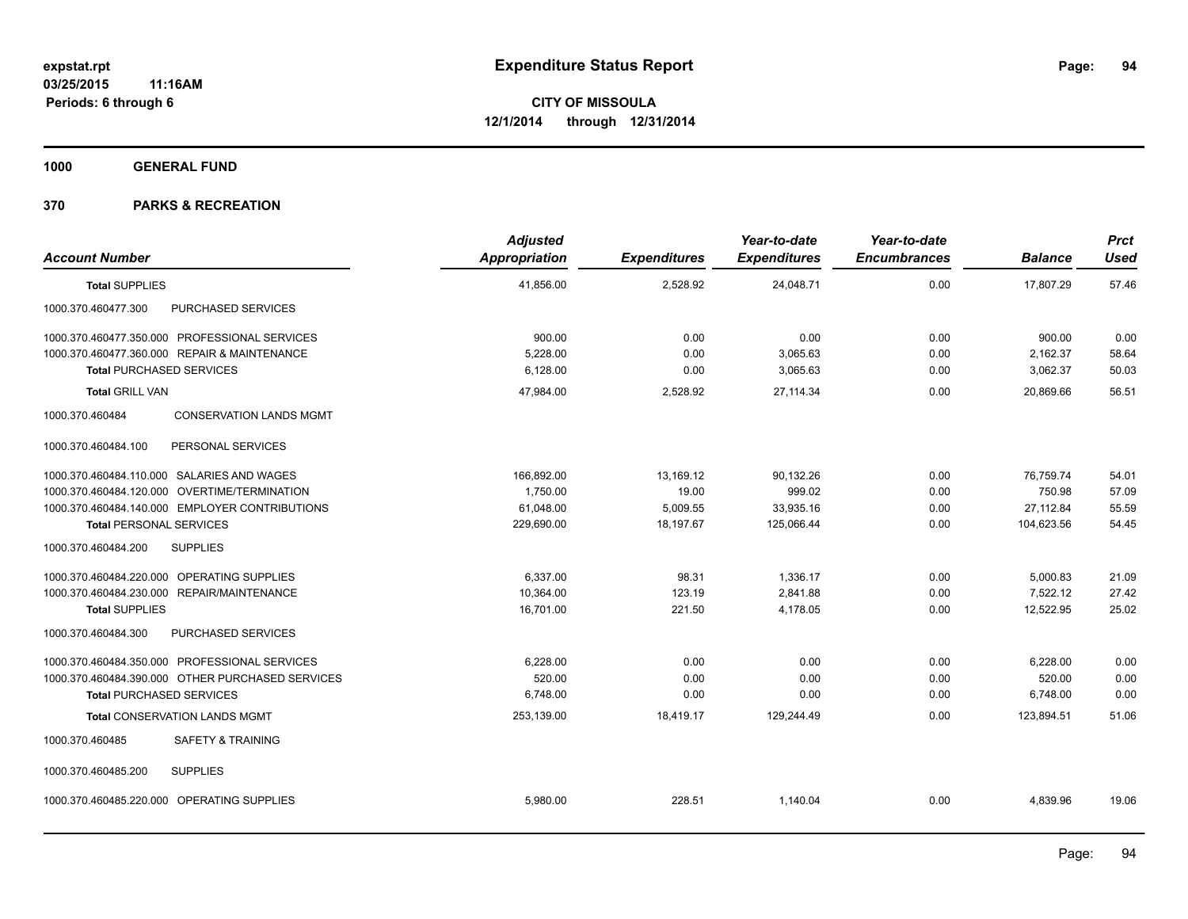**expstat.rpt**
**03/25/2015 11:16AM**
**Periods: 6 through 6**

# Expenditure Status Report

**CITY OF MISSOULA**
**12/1/2014 through 12/31/2014**

**1000 GENERAL FUND**

**370 PARKS & RECREATION**

| Account Number | Adjusted Appropriation | Expenditures | Year-to-date Expenditures | Year-to-date Encumbrances | Balance | Prct Used |
|---|---|---|---|---|---|---|
| **Total** SUPPLIES | 41,856.00 | 2,528.92 | 24,048.71 | 0.00 | 17,807.29 | 57.46 |
| 1000.370.460477.300 PURCHASED SERVICES | | | | | | |
| 1000.370.460477.350.000 PROFESSIONAL SERVICES | 900.00 | 0.00 | 0.00 | 0.00 | 900.00 | 0.00 |
| 1000.370.460477.360.000 REPAIR & MAINTENANCE | 5,228.00 | 0.00 | 3,065.63 | 0.00 | 2,162.37 | 58.64 |
| **Total** PURCHASED SERVICES | 6,128.00 | 0.00 | 3,065.63 | 0.00 | 3,062.37 | 50.03 |
| **Total** GRILL VAN | 47,984.00 | 2,528.92 | 27,114.34 | 0.00 | 20,869.66 | 56.51 |
| 1000.370.460484 CONSERVATION LANDS MGMT | | | | | | |
| 1000.370.460484.100 PERSONAL SERVICES | | | | | | |
| 1000.370.460484.110.000 SALARIES AND WAGES | 166,892.00 | 13,169.12 | 90,132.26 | 0.00 | 76,759.74 | 54.01 |
| 1000.370.460484.120.000 OVERTIME/TERMINATION | 1,750.00 | 19.00 | 999.02 | 0.00 | 750.98 | 57.09 |
| 1000.370.460484.140.000 EMPLOYER CONTRIBUTIONS | 61,048.00 | 5,009.55 | 33,935.16 | 0.00 | 27,112.84 | 55.59 |
| **Total** PERSONAL SERVICES | 229,690.00 | 18,197.67 | 125,066.44 | 0.00 | 104,623.56 | 54.45 |
| 1000.370.460484.200 SUPPLIES | | | | | | |
| 1000.370.460484.220.000 OPERATING SUPPLIES | 6,337.00 | 98.31 | 1,336.17 | 0.00 | 5,000.83 | 21.09 |
| 1000.370.460484.230.000 REPAIR/MAINTENANCE | 10,364.00 | 123.19 | 2,841.88 | 0.00 | 7,522.12 | 27.42 |
| **Total** SUPPLIES | 16,701.00 | 221.50 | 4,178.05 | 0.00 | 12,522.95 | 25.02 |
| 1000.370.460484.300 PURCHASED SERVICES | | | | | | |
| 1000.370.460484.350.000 PROFESSIONAL SERVICES | 6,228.00 | 0.00 | 0.00 | 0.00 | 6,228.00 | 0.00 |
| 1000.370.460484.390.000 OTHER PURCHASED SERVICES | 520.00 | 0.00 | 0.00 | 0.00 | 520.00 | 0.00 |
| **Total** PURCHASED SERVICES | 6,748.00 | 0.00 | 0.00 | 0.00 | 6,748.00 | 0.00 |
| **Total** CONSERVATION LANDS MGMT | 253,139.00 | 18,419.17 | 129,244.49 | 0.00 | 123,894.51 | 51.06 |
| 1000.370.460485 SAFETY & TRAINING | | | | | | |
| 1000.370.460485.200 SUPPLIES | | | | | | |
| 1000.370.460485.220.000 OPERATING SUPPLIES | 5,980.00 | 228.51 | 1,140.04 | 0.00 | 4,839.96 | 19.06 |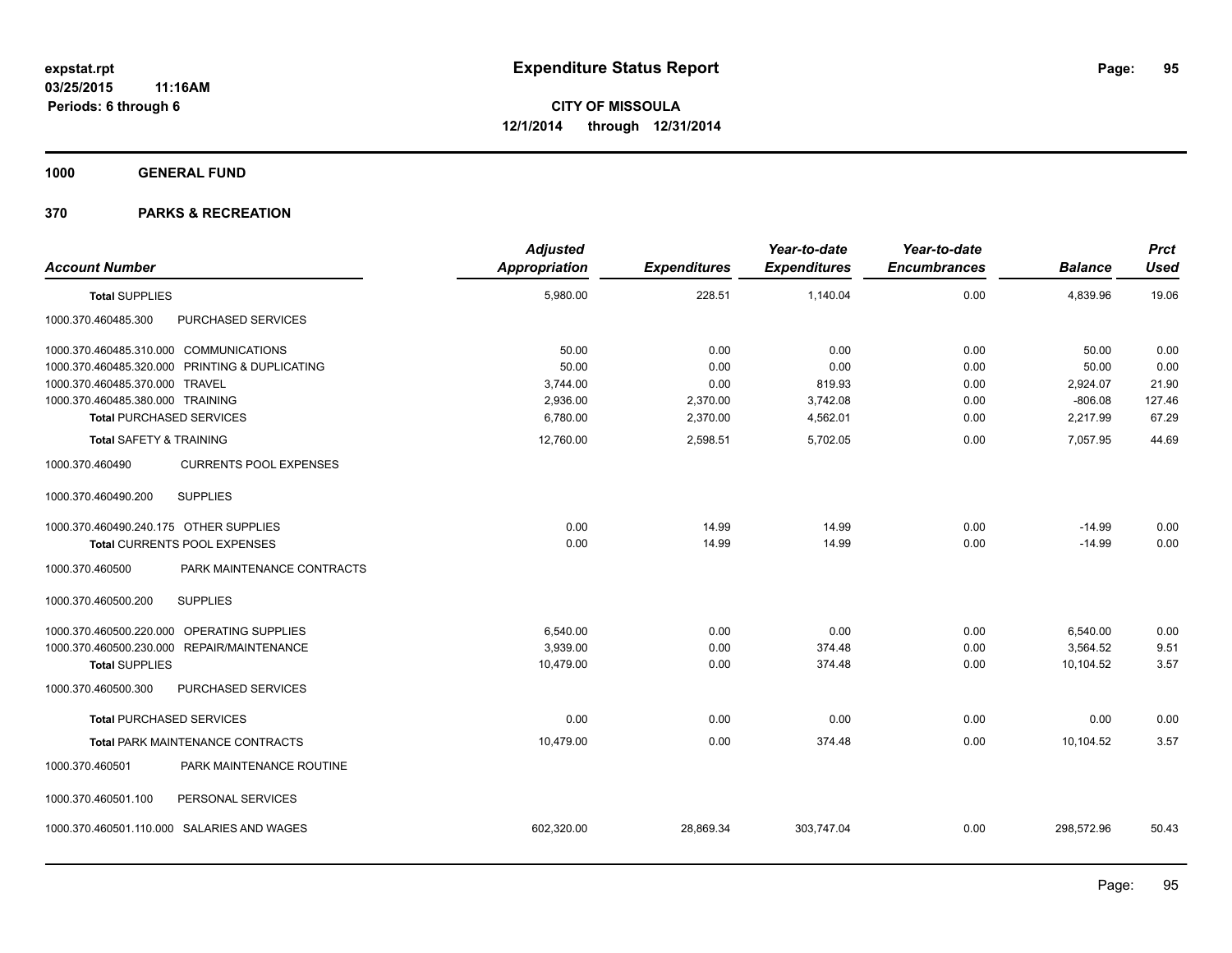**expstat.rpt**
**03/25/2015 11:16AM**
**Periods: 6 through 6**

# Expenditure Status Report

**CITY OF MISSOULA**
**12/1/2014 through 12/31/2014**

## 1000 GENERAL FUND

## 370 PARKS & RECREATION

| Account Number | | Adjusted Appropriation | Expenditures | Year-to-date Expenditures | Year-to-date Encumbrances | Balance | Prct Used |
|---|---|---|---|---|---|---|---|
| **Total** SUPPLIES | | 5,980.00 | 228.51 | 1,140.04 | 0.00 | 4,839.96 | 19.06 |
| 1000.370.460485.300 | PURCHASED SERVICES | | | | | | |
| 1000.370.460485.310.000 | COMMUNICATIONS | 50.00 | 0.00 | 0.00 | 0.00 | 50.00 | 0.00 |
| 1000.370.460485.320.000 | PRINTING & DUPLICATING | 50.00 | 0.00 | 0.00 | 0.00 | 50.00 | 0.00 |
| 1000.370.460485.370.000 | TRAVEL | 3,744.00 | 0.00 | 819.93 | 0.00 | 2,924.07 | 21.90 |
| 1000.370.460485.380.000 | TRAINING | 2,936.00 | 2,370.00 | 3,742.08 | 0.00 | -806.08 | 127.46 |
| **Total** PURCHASED SERVICES | | 6,780.00 | 2,370.00 | 4,562.01 | 0.00 | 2,217.99 | 67.29 |
| **Total** SAFETY & TRAINING | | 12,760.00 | 2,598.51 | 5,702.05 | 0.00 | 7,057.95 | 44.69 |
| 1000.370.460490 | CURRENTS POOL EXPENSES | | | | | | |
| 1000.370.460490.200 | SUPPLIES | | | | | | |
| 1000.370.460490.240.175 | OTHER SUPPLIES | 0.00 | 14.99 | 14.99 | 0.00 | -14.99 | 0.00 |
| **Total** CURRENTS POOL EXPENSES | | 0.00 | 14.99 | 14.99 | 0.00 | -14.99 | 0.00 |
| 1000.370.460500 | PARK MAINTENANCE CONTRACTS | | | | | | |
| 1000.370.460500.200 | SUPPLIES | | | | | | |
| 1000.370.460500.220.000 | OPERATING SUPPLIES | 6,540.00 | 0.00 | 0.00 | 0.00 | 6,540.00 | 0.00 |
| 1000.370.460500.230.000 | REPAIR/MAINTENANCE | 3,939.00 | 0.00 | 374.48 | 0.00 | 3,564.52 | 9.51 |
| **Total** SUPPLIES | | 10,479.00 | 0.00 | 374.48 | 0.00 | 10,104.52 | 3.57 |
| 1000.370.460500.300 | PURCHASED SERVICES | | | | | | |
| **Total** PURCHASED SERVICES | | 0.00 | 0.00 | 0.00 | 0.00 | 0.00 | 0.00 |
| **Total** PARK MAINTENANCE CONTRACTS | | 10,479.00 | 0.00 | 374.48 | 0.00 | 10,104.52 | 3.57 |
| 1000.370.460501 | PARK MAINTENANCE ROUTINE | | | | | | |
| 1000.370.460501.100 | PERSONAL SERVICES | | | | | | |
| 1000.370.460501.110.000 | SALARIES AND WAGES | 602,320.00 | 28,869.34 | 303,747.04 | 0.00 | 298,572.96 | 50.43 |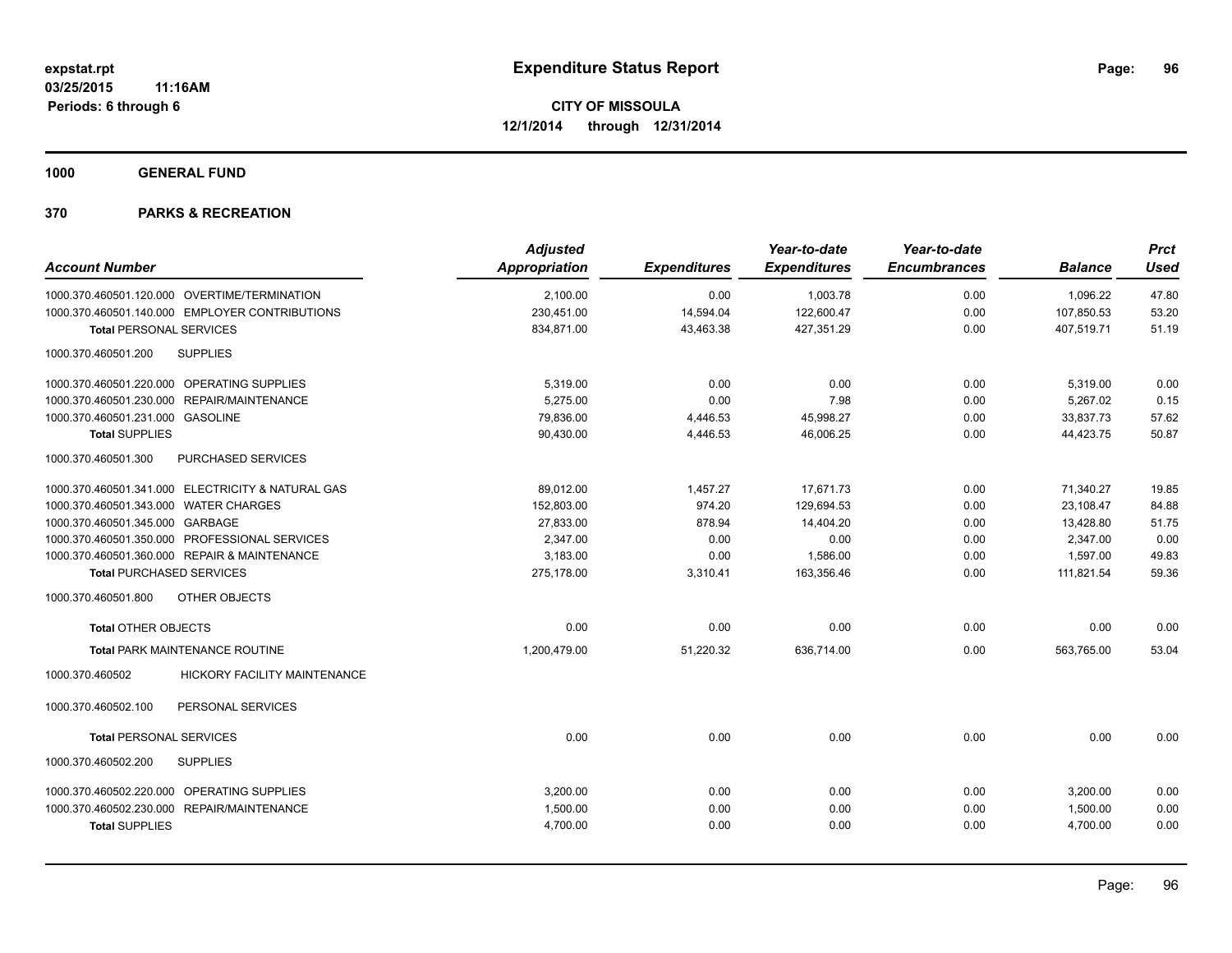expstat.rpt
03/25/2015 11:16AM
Periods: 6 through 6

# Expenditure Status Report

**CITY OF MISSOULA**
**12/1/2014 through 12/31/2014**

## 1000 GENERAL FUND

## 370 PARKS & RECREATION

| Account Number | Adjusted Appropriation | Expenditures | Year-to-date Expenditures | Year-to-date Encumbrances | Balance | Prct Used |
|---|---|---|---|---|---|---|
| 1000.370.460501.120.000 OVERTIME/TERMINATION | 2,100.00 | 0.00 | 1,003.78 | 0.00 | 1,096.22 | 47.80 |
| 1000.370.460501.140.000 EMPLOYER CONTRIBUTIONS | 230,451.00 | 14,594.04 | 122,600.47 | 0.00 | 107,850.53 | 53.20 |
| **Total** PERSONAL SERVICES | 834,871.00 | 43,463.38 | 427,351.29 | 0.00 | 407,519.71 | 51.19 |
| 1000.370.460501.200 SUPPLIES | | | | | | |
| 1000.370.460501.220.000 OPERATING SUPPLIES | 5,319.00 | 0.00 | 0.00 | 0.00 | 5,319.00 | 0.00 |
| 1000.370.460501.230.000 REPAIR/MAINTENANCE | 5,275.00 | 0.00 | 7.98 | 0.00 | 5,267.02 | 0.15 |
| 1000.370.460501.231.000 GASOLINE | 79,836.00 | 4,446.53 | 45,998.27 | 0.00 | 33,837.73 | 57.62 |
| **Total** SUPPLIES | 90,430.00 | 4,446.53 | 46,006.25 | 0.00 | 44,423.75 | 50.87 |
| 1000.370.460501.300 PURCHASED SERVICES | | | | | | |
| 1000.370.460501.341.000 ELECTRICITY & NATURAL GAS | 89,012.00 | 1,457.27 | 17,671.73 | 0.00 | 71,340.27 | 19.85 |
| 1000.370.460501.343.000 WATER CHARGES | 152,803.00 | 974.20 | 129,694.53 | 0.00 | 23,108.47 | 84.88 |
| 1000.370.460501.345.000 GARBAGE | 27,833.00 | 878.94 | 14,404.20 | 0.00 | 13,428.80 | 51.75 |
| 1000.370.460501.350.000 PROFESSIONAL SERVICES | 2,347.00 | 0.00 | 0.00 | 0.00 | 2,347.00 | 0.00 |
| 1000.370.460501.360.000 REPAIR & MAINTENANCE | 3,183.00 | 0.00 | 1,586.00 | 0.00 | 1,597.00 | 49.83 |
| **Total** PURCHASED SERVICES | 275,178.00 | 3,310.41 | 163,356.46 | 0.00 | 111,821.54 | 59.36 |
| 1000.370.460501.800 OTHER OBJECTS | | | | | | |
| **Total** OTHER OBJECTS | 0.00 | 0.00 | 0.00 | 0.00 | 0.00 | 0.00 |
| **Total** PARK MAINTENANCE ROUTINE | 1,200,479.00 | 51,220.32 | 636,714.00 | 0.00 | 563,765.00 | 53.04 |
| 1000.370.460502 HICKORY FACILITY MAINTENANCE | | | | | | |
| 1000.370.460502.100 PERSONAL SERVICES | | | | | | |
| **Total** PERSONAL SERVICES | 0.00 | 0.00 | 0.00 | 0.00 | 0.00 | 0.00 |
| 1000.370.460502.200 SUPPLIES | | | | | | |
| 1000.370.460502.220.000 OPERATING SUPPLIES | 3,200.00 | 0.00 | 0.00 | 0.00 | 3,200.00 | 0.00 |
| 1000.370.460502.230.000 REPAIR/MAINTENANCE | 1,500.00 | 0.00 | 0.00 | 0.00 | 1,500.00 | 0.00 |
| **Total** SUPPLIES | 4,700.00 | 0.00 | 0.00 | 0.00 | 4,700.00 | 0.00 |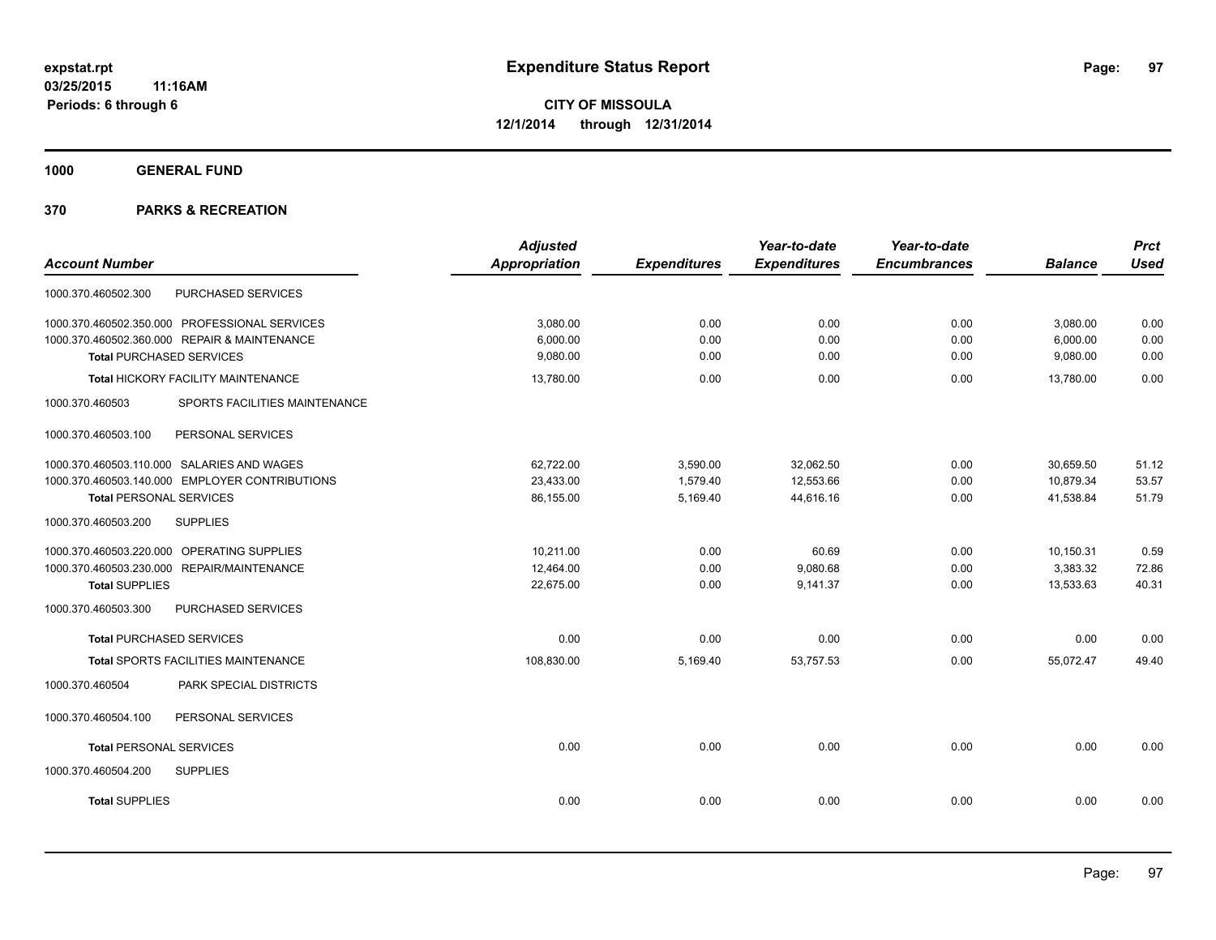**expstat.rpt**
**03/25/2015 11:16AM**
**Periods: 6 through 6**

# Expenditure Status Report

**CITY OF MISSOULA**
**12/1/2014 through 12/31/2014**

## 1000 GENERAL FUND

## 370 PARKS & RECREATION

| Account Number | | Adjusted Appropriation | Expenditures | Year-to-date Expenditures | Year-to-date Encumbrances | Balance | Prct Used |
|---|---|---|---|---|---|---|---|
| 1000.370.460502.300 | PURCHASED SERVICES | | | | | | |
| 1000.370.460502.350.000 | PROFESSIONAL SERVICES | 3,080.00 | 0.00 | 0.00 | 0.00 | 3,080.00 | 0.00 |
| 1000.370.460502.360.000 | REPAIR & MAINTENANCE | 6,000.00 | 0.00 | 0.00 | 0.00 | 6,000.00 | 0.00 |
| **Total** PURCHASED SERVICES | | 9,080.00 | 0.00 | 0.00 | 0.00 | 9,080.00 | 0.00 |
| **Total** HICKORY FACILITY MAINTENANCE | | 13,780.00 | 0.00 | 0.00 | 0.00 | 13,780.00 | 0.00 |
| 1000.370.460503 | SPORTS FACILITIES MAINTENANCE | | | | | | |
| 1000.370.460503.100 | PERSONAL SERVICES | | | | | | |
| 1000.370.460503.110.000 | SALARIES AND WAGES | 62,722.00 | 3,590.00 | 32,062.50 | 0.00 | 30,659.50 | 51.12 |
| 1000.370.460503.140.000 | EMPLOYER CONTRIBUTIONS | 23,433.00 | 1,579.40 | 12,553.66 | 0.00 | 10,879.34 | 53.57 |
| **Total** PERSONAL SERVICES | | 86,155.00 | 5,169.40 | 44,616.16 | 0.00 | 41,538.84 | 51.79 |
| 1000.370.460503.200 | SUPPLIES | | | | | | |
| 1000.370.460503.220.000 | OPERATING SUPPLIES | 10,211.00 | 0.00 | 60.69 | 0.00 | 10,150.31 | 0.59 |
| 1000.370.460503.230.000 | REPAIR/MAINTENANCE | 12,464.00 | 0.00 | 9,080.68 | 0.00 | 3,383.32 | 72.86 |
| **Total** SUPPLIES | | 22,675.00 | 0.00 | 9,141.37 | 0.00 | 13,533.63 | 40.31 |
| 1000.370.460503.300 | PURCHASED SERVICES | | | | | | |
| **Total** PURCHASED SERVICES | | 0.00 | 0.00 | 0.00 | 0.00 | 0.00 | 0.00 |
| **Total** SPORTS FACILITIES MAINTENANCE | | 108,830.00 | 5,169.40 | 53,757.53 | 0.00 | 55,072.47 | 49.40 |
| 1000.370.460504 | PARK SPECIAL DISTRICTS | | | | | | |
| 1000.370.460504.100 | PERSONAL SERVICES | | | | | | |
| **Total** PERSONAL SERVICES | | 0.00 | 0.00 | 0.00 | 0.00 | 0.00 | 0.00 |
| 1000.370.460504.200 | SUPPLIES | | | | | | |
| **Total** SUPPLIES | | 0.00 | 0.00 | 0.00 | 0.00 | 0.00 | 0.00 |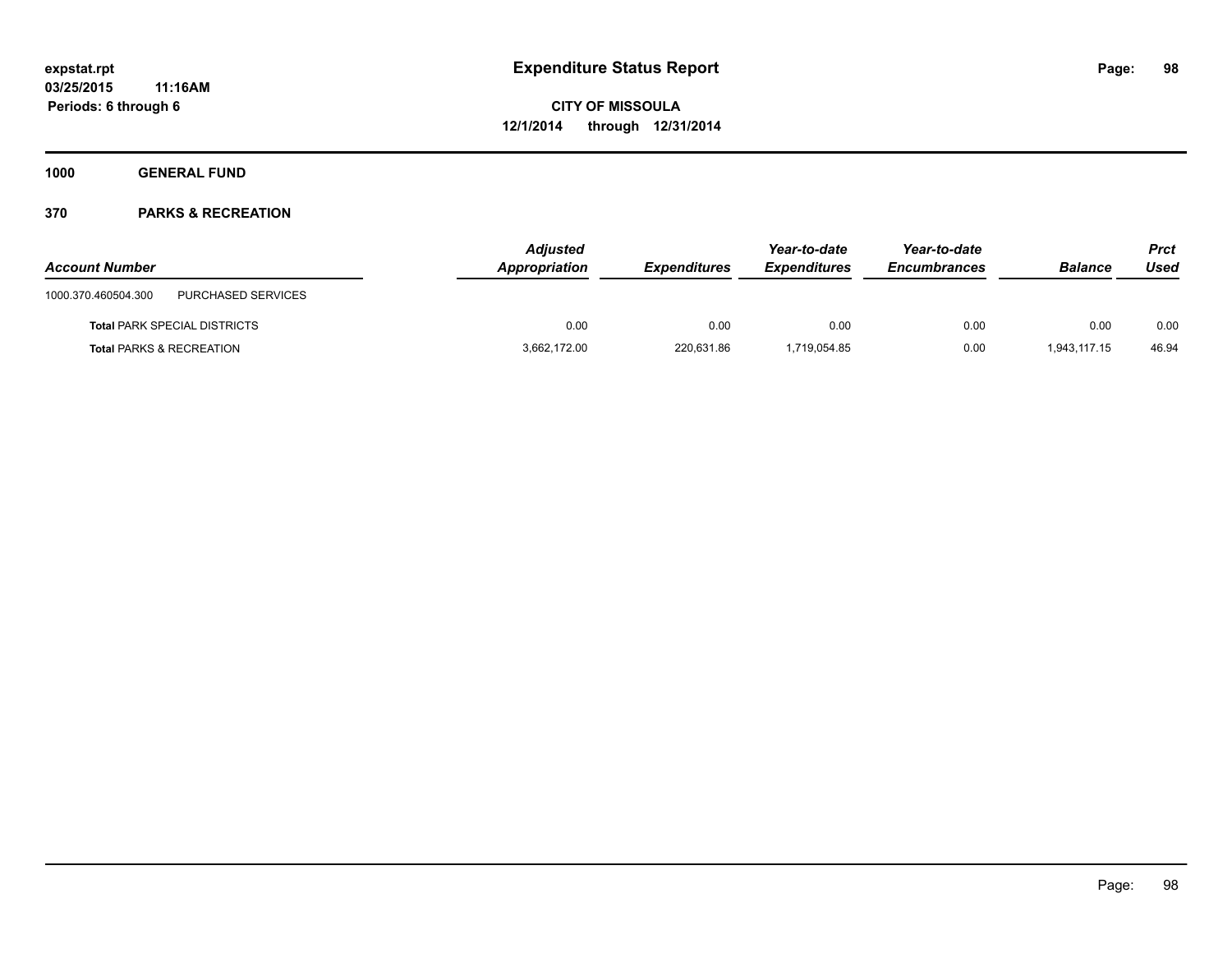**1000 GENERAL FUND**

**370 PARKS & RECREATION**

| Account Number | | Adjusted Appropriation | Expenditures | Year-to-date Expenditures | Year-to-date Encumbrances | Balance | Prct Used |
|---|---|---|---|---|---|---|---|
| 1000.370.460504.300 | PURCHASED SERVICES | | | | | | |
| **Total** PARK SPECIAL DISTRICTS | | 0.00 | 0.00 | 0.00 | 0.00 | 0.00 | 0.00 |
| **Total** PARKS & RECREATION | | 3,662,172.00 | 220,631.86 | 1,719,054.85 | 0.00 | 1,943,117.15 | 46.94 |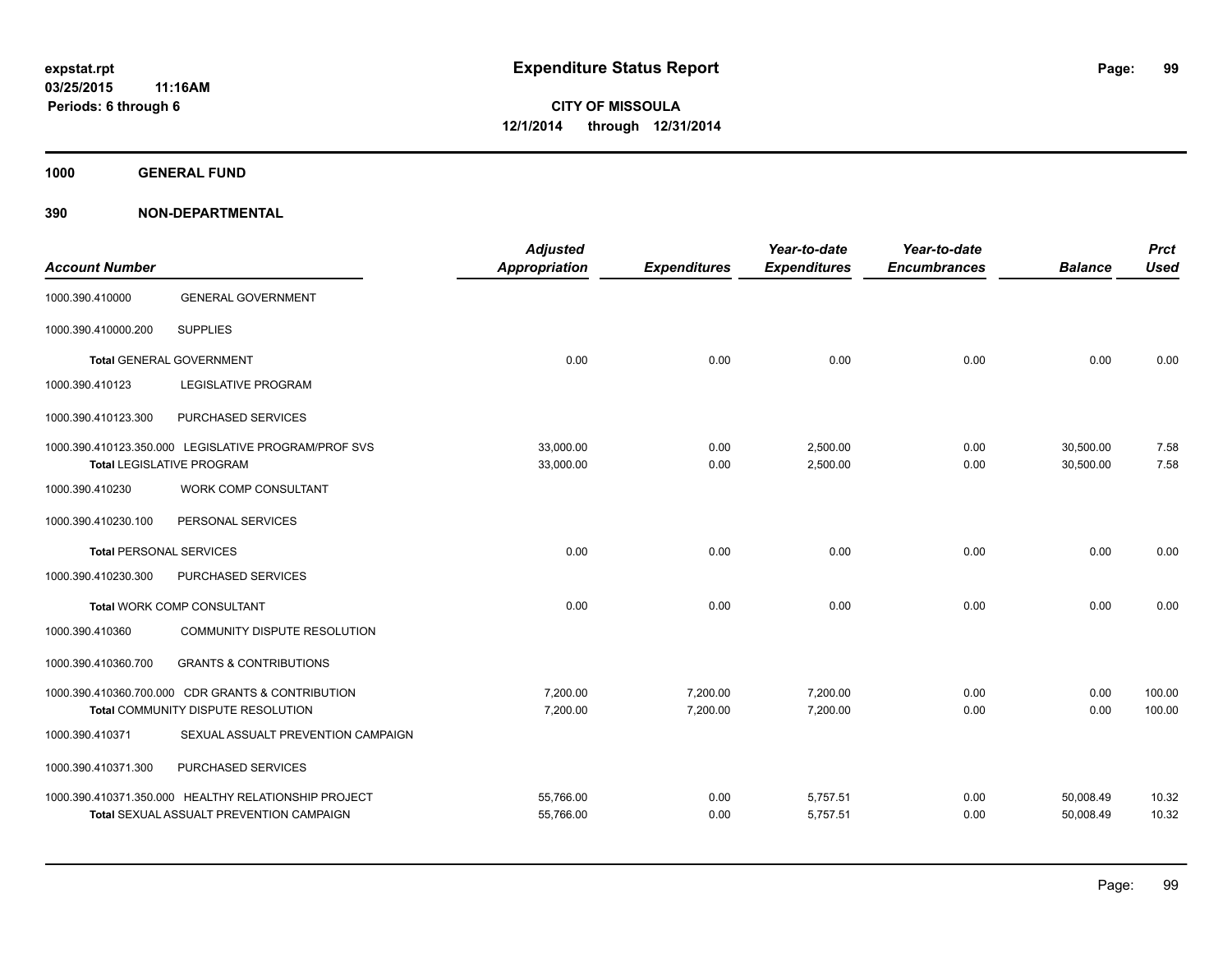**expstat.rpt**
**03/25/2015 11:16AM**
**Periods: 6 through 6**

# Expenditure Status Report

**CITY OF MISSOULA**
**12/1/2014 through 12/31/2014**

## 1000 GENERAL FUND

## 390 NON-DEPARTMENTAL

| Account Number | | Adjusted Appropriation | Expenditures | Year-to-date Expenditures | Year-to-date Encumbrances | Balance | Prct Used |
|---|---|---|---|---|---|---|---|
| 1000.390.410000 | GENERAL GOVERNMENT | | | | | | |
| 1000.390.410000.200 | SUPPLIES | | | | | | |
| **Total** GENERAL GOVERNMENT | | 0.00 | 0.00 | 0.00 | 0.00 | 0.00 | 0.00 |
| 1000.390.410123 | LEGISLATIVE PROGRAM | | | | | | |
| 1000.390.410123.300 | PURCHASED SERVICES | | | | | | |
| 1000.390.410123.350.000 | LEGISLATIVE PROGRAM/PROF SVS | 33,000.00 | 0.00 | 2,500.00 | 0.00 | 30,500.00 | 7.58 |
| **Total** LEGISLATIVE PROGRAM | | 33,000.00 | 0.00 | 2,500.00 | 0.00 | 30,500.00 | 7.58 |
| 1000.390.410230 | WORK COMP CONSULTANT | | | | | | |
| 1000.390.410230.100 | PERSONAL SERVICES | | | | | | |
| **Total** PERSONAL SERVICES | | 0.00 | 0.00 | 0.00 | 0.00 | 0.00 | 0.00 |
| 1000.390.410230.300 | PURCHASED SERVICES | | | | | | |
| **Total** WORK COMP CONSULTANT | | 0.00 | 0.00 | 0.00 | 0.00 | 0.00 | 0.00 |
| 1000.390.410360 | COMMUNITY DISPUTE RESOLUTION | | | | | | |
| 1000.390.410360.700 | GRANTS & CONTRIBUTIONS | | | | | | |
| 1000.390.410360.700.000 | CDR GRANTS & CONTRIBUTION | 7,200.00 | 7,200.00 | 7,200.00 | 0.00 | 0.00 | 100.00 |
| **Total** COMMUNITY DISPUTE RESOLUTION | | 7,200.00 | 7,200.00 | 7,200.00 | 0.00 | 0.00 | 100.00 |
| 1000.390.410371 | SEXUAL ASSUALT PREVENTION CAMPAIGN | | | | | | |
| 1000.390.410371.300 | PURCHASED SERVICES | | | | | | |
| 1000.390.410371.350.000 | HEALTHY RELATIONSHIP PROJECT | 55,766.00 | 0.00 | 5,757.51 | 0.00 | 50,008.49 | 10.32 |
| **Total** SEXUAL ASSUALT PREVENTION CAMPAIGN | | 55,766.00 | 0.00 | 5,757.51 | 0.00 | 50,008.49 | 10.32 |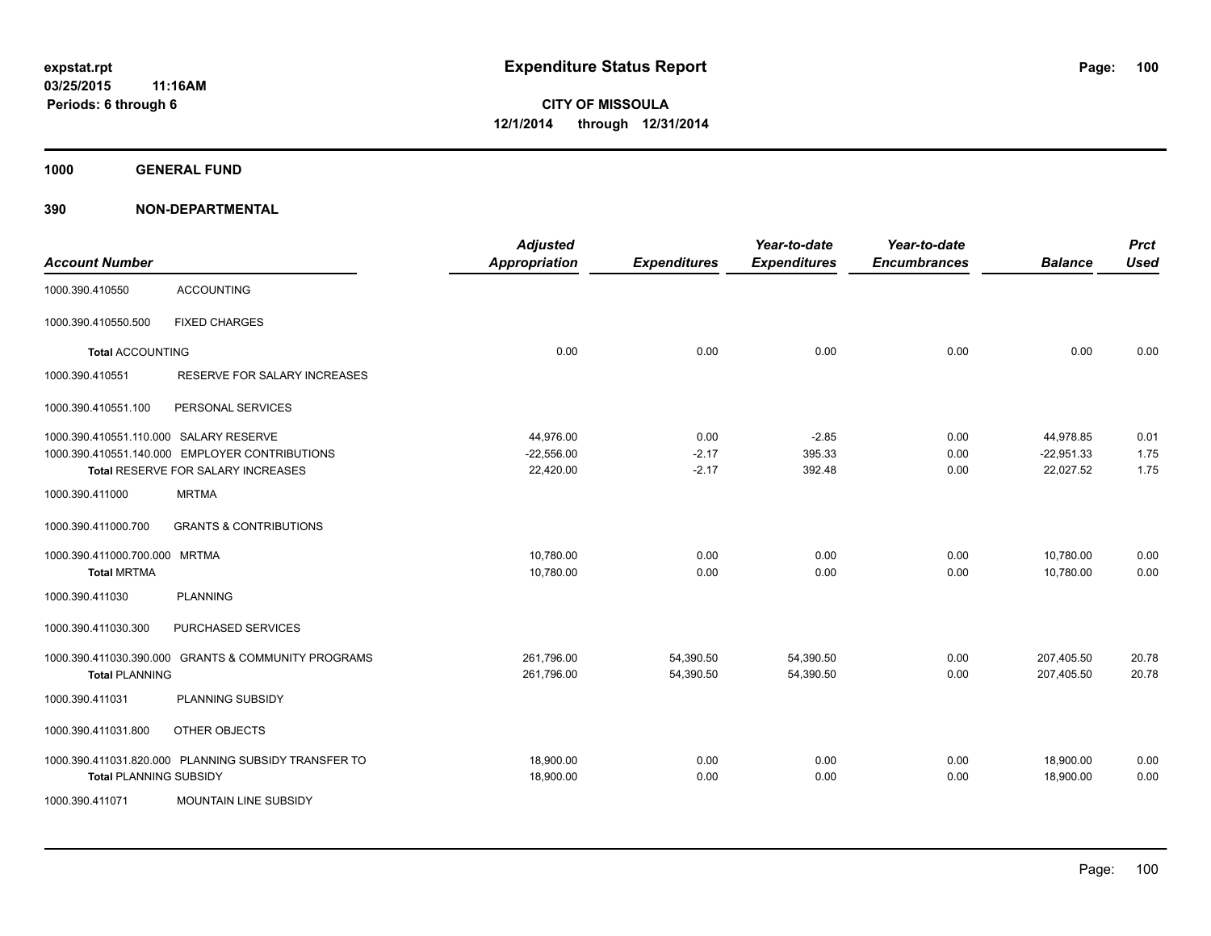# Expenditure Status Report

expstat.rpt
03/25/2015 11:16AM
Periods: 6 through 6

**CITY OF MISSOULA**
**12/1/2014 through 12/31/2014**

**1000 GENERAL FUND**

**390 NON-DEPARTMENTAL**

| Account Number | | Adjusted Appropriation | Expenditures | Year-to-date Expenditures | Year-to-date Encumbrances | Balance | Prct Used |
|---|---|---|---|---|---|---|---|
| 1000.390.410550 | ACCOUNTING | | | | | | |
| 1000.390.410550.500 | FIXED CHARGES | | | | | | |
| **Total** ACCOUNTING | | 0.00 | 0.00 | 0.00 | 0.00 | 0.00 | 0.00 |
| 1000.390.410551 | RESERVE FOR SALARY INCREASES | | | | | | |
| 1000.390.410551.100 | PERSONAL SERVICES | | | | | | |
| 1000.390.410551.110.000 | SALARY RESERVE | 44,976.00 | 0.00 | -2.85 | 0.00 | 44,978.85 | 0.01 |
| 1000.390.410551.140.000 | EMPLOYER CONTRIBUTIONS | -22,556.00 | -2.17 | 395.33 | 0.00 | -22,951.33 | 1.75 |
| **Total** RESERVE FOR SALARY INCREASES | | 22,420.00 | -2.17 | 392.48 | 0.00 | 22,027.52 | 1.75 |
| 1000.390.411000 | MRTMA | | | | | | |
| 1000.390.411000.700 | GRANTS & CONTRIBUTIONS | | | | | | |
| 1000.390.411000.700.000 | MRTMA | 10,780.00 | 0.00 | 0.00 | 0.00 | 10,780.00 | 0.00 |
| **Total** MRTMA | | 10,780.00 | 0.00 | 0.00 | 0.00 | 10,780.00 | 0.00 |
| 1000.390.411030 | PLANNING | | | | | | |
| 1000.390.411030.300 | PURCHASED SERVICES | | | | | | |
| 1000.390.411030.390.000 | GRANTS & COMMUNITY PROGRAMS | 261,796.00 | 54,390.50 | 54,390.50 | 0.00 | 207,405.50 | 20.78 |
| **Total** PLANNING | | 261,796.00 | 54,390.50 | 54,390.50 | 0.00 | 207,405.50 | 20.78 |
| 1000.390.411031 | PLANNING SUBSIDY | | | | | | |
| 1000.390.411031.800 | OTHER OBJECTS | | | | | | |
| 1000.390.411031.820.000 | PLANNING SUBSIDY TRANSFER TO | 18,900.00 | 0.00 | 0.00 | 0.00 | 18,900.00 | 0.00 |
| **Total** PLANNING SUBSIDY | | 18,900.00 | 0.00 | 0.00 | 0.00 | 18,900.00 | 0.00 |
| 1000.390.411071 | MOUNTAIN LINE SUBSIDY | | | | | | |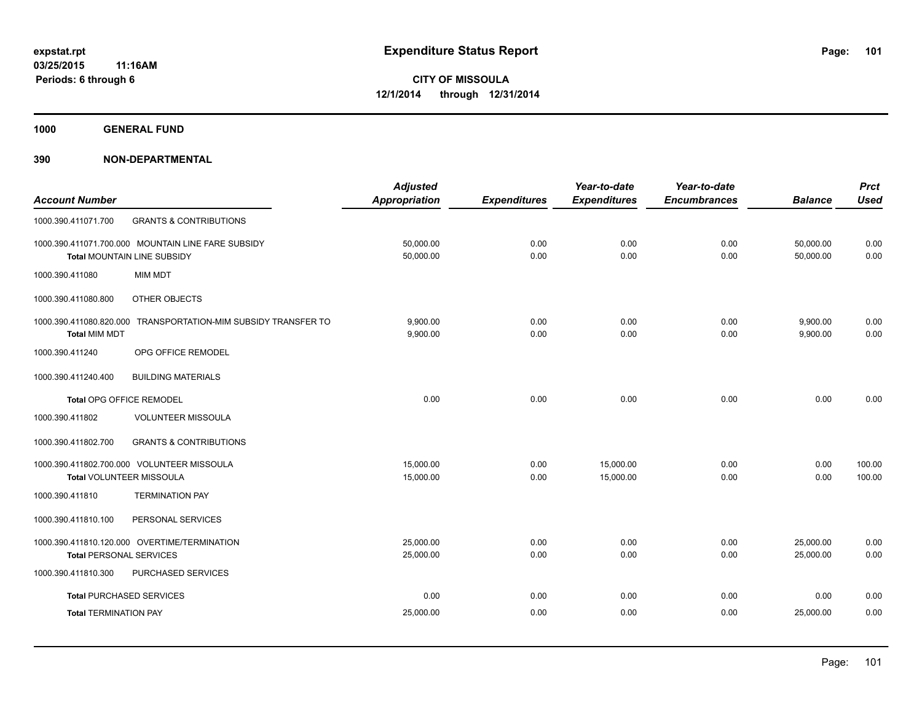expstat.rpt
03/25/2015 11:16AM
Periods: 6 through 6

# Expenditure Status Report

**CITY OF MISSOULA**
**12/1/2014 through 12/31/2014**

## 1000 GENERAL FUND

## 390 NON-DEPARTMENTAL

| Account Number | | Adjusted Appropriation | Expenditures | Year-to-date Expenditures | Year-to-date Encumbrances | Balance | Prct Used |
|---|---|---|---|---|---|---|---|
| 1000.390.411071.700 | GRANTS & CONTRIBUTIONS | | | | | | |
| 1000.390.411071.700.000 | MOUNTAIN LINE FARE SUBSIDY | 50,000.00 | 0.00 | 0.00 | 0.00 | 50,000.00 | 0.00 |
| Total MOUNTAIN LINE SUBSIDY | | 50,000.00 | 0.00 | 0.00 | 0.00 | 50,000.00 | 0.00 |
| 1000.390.411080 | MIM MDT | | | | | | |
| 1000.390.411080.800 | OTHER OBJECTS | | | | | | |
| 1000.390.411080.820.000 | TRANSPORTATION-MIM SUBSIDY TRANSFER TO | 9,900.00 | 0.00 | 0.00 | 0.00 | 9,900.00 | 0.00 |
| Total MIM MDT | | 9,900.00 | 0.00 | 0.00 | 0.00 | 9,900.00 | 0.00 |
| 1000.390.411240 | OPG OFFICE REMODEL | | | | | | |
| 1000.390.411240.400 | BUILDING MATERIALS | | | | | | |
| Total OPG OFFICE REMODEL | | 0.00 | 0.00 | 0.00 | 0.00 | 0.00 | 0.00 |
| 1000.390.411802 | VOLUNTEER MISSOULA | | | | | | |
| 1000.390.411802.700 | GRANTS & CONTRIBUTIONS | | | | | | |
| 1000.390.411802.700.000 | VOLUNTEER MISSOULA | 15,000.00 | 0.00 | 15,000.00 | 0.00 | 0.00 | 100.00 |
| Total VOLUNTEER MISSOULA | | 15,000.00 | 0.00 | 15,000.00 | 0.00 | 0.00 | 100.00 |
| 1000.390.411810 | TERMINATION PAY | | | | | | |
| 1000.390.411810.100 | PERSONAL SERVICES | | | | | | |
| 1000.390.411810.120.000 | OVERTIME/TERMINATION | 25,000.00 | 0.00 | 0.00 | 0.00 | 25,000.00 | 0.00 |
| Total PERSONAL SERVICES | | 25,000.00 | 0.00 | 0.00 | 0.00 | 25,000.00 | 0.00 |
| 1000.390.411810.300 | PURCHASED SERVICES | | | | | | |
| Total PURCHASED SERVICES | | 0.00 | 0.00 | 0.00 | 0.00 | 0.00 | 0.00 |
| Total TERMINATION PAY | | 25,000.00 | 0.00 | 0.00 | 0.00 | 25,000.00 | 0.00 |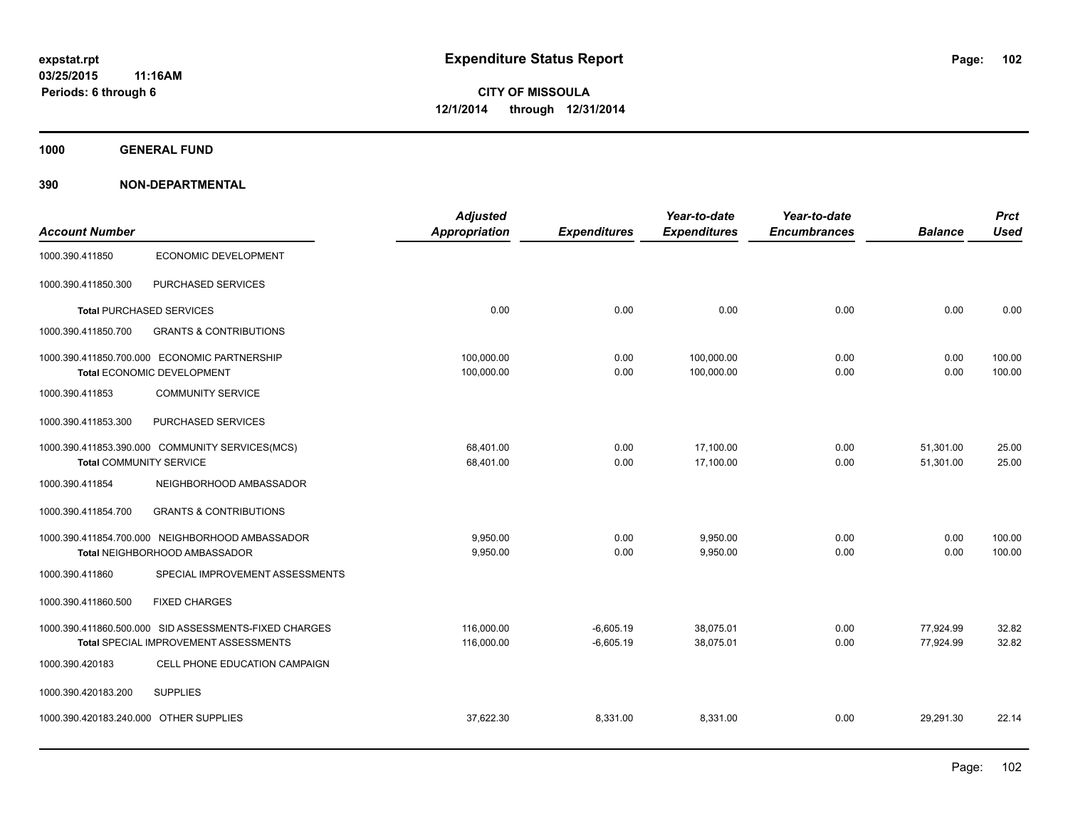**Expenditure Status Report**

**CITY OF MISSOULA**
**12/1/2014 through 12/31/2014**

expstat.rpt
03/25/2015 11:16AM
Periods: 6 through 6

**1000 GENERAL FUND**

**390 NON-DEPARTMENTAL**

| Account Number | | Adjusted Appropriation | Expenditures | Year-to-date Expenditures | Year-to-date Encumbrances | Balance | Prct Used |
|---|---|---|---|---|---|---|---|
| 1000.390.411850 | ECONOMIC DEVELOPMENT | | | | | | |
| 1000.390.411850.300 | PURCHASED SERVICES | | | | | | |
| **Total** PURCHASED SERVICES | | 0.00 | 0.00 | 0.00 | 0.00 | 0.00 | 0.00 |
| 1000.390.411850.700 | GRANTS & CONTRIBUTIONS | | | | | | |
| 1000.390.411850.700.000 | ECONOMIC PARTNERSHIP | 100,000.00 | 0.00 | 100,000.00 | 0.00 | 0.00 | 100.00 |
| **Total** ECONOMIC DEVELOPMENT | | 100,000.00 | 0.00 | 100,000.00 | 0.00 | 0.00 | 100.00 |
| 1000.390.411853 | COMMUNITY SERVICE | | | | | | |
| 1000.390.411853.300 | PURCHASED SERVICES | | | | | | |
| 1000.390.411853.390.000 | COMMUNITY SERVICES(MCS) | 68,401.00 | 0.00 | 17,100.00 | 0.00 | 51,301.00 | 25.00 |
| **Total** COMMUNITY SERVICE | | 68,401.00 | 0.00 | 17,100.00 | 0.00 | 51,301.00 | 25.00 |
| 1000.390.411854 | NEIGHBORHOOD AMBASSADOR | | | | | | |
| 1000.390.411854.700 | GRANTS & CONTRIBUTIONS | | | | | | |
| 1000.390.411854.700.000 | NEIGHBORHOOD AMBASSADOR | 9,950.00 | 0.00 | 9,950.00 | 0.00 | 0.00 | 100.00 |
| **Total** NEIGHBORHOOD AMBASSADOR | | 9,950.00 | 0.00 | 9,950.00 | 0.00 | 0.00 | 100.00 |
| 1000.390.411860 | SPECIAL IMPROVEMENT ASSESSMENTS | | | | | | |
| 1000.390.411860.500 | FIXED CHARGES | | | | | | |
| 1000.390.411860.500.000 | SID ASSESSMENTS-FIXED CHARGES | 116,000.00 | -6,605.19 | 38,075.01 | 0.00 | 77,924.99 | 32.82 |
| **Total** SPECIAL IMPROVEMENT ASSESSMENTS | | 116,000.00 | -6,605.19 | 38,075.01 | 0.00 | 77,924.99 | 32.82 |
| 1000.390.420183 | CELL PHONE EDUCATION CAMPAIGN | | | | | | |
| 1000.390.420183.200 | SUPPLIES | | | | | | |
| 1000.390.420183.240.000 | OTHER SUPPLIES | 37,622.30 | 8,331.00 | 8,331.00 | 0.00 | 29,291.30 | 22.14 |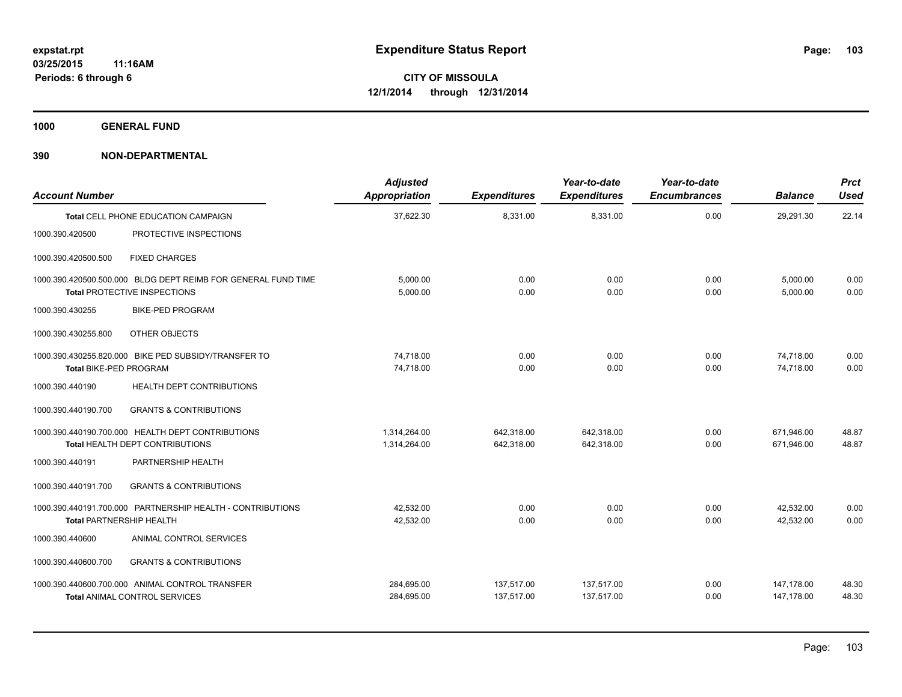**expstat.rpt**
**03/25/2015 11:16AM**
**Periods: 6 through 6**

# Expenditure Status Report

**CITY OF MISSOULA**
**12/1/2014 through 12/31/2014**

## 1000 GENERAL FUND

## 390 NON-DEPARTMENTAL

| Account Number | | Adjusted Appropriation | Expenditures | Year-to-date Expenditures | Year-to-date Encumbrances | Balance | Prct Used |
|---|---|---|---|---|---|---|---|
| **Total** CELL PHONE EDUCATION CAMPAIGN | | 37,622.30 | 8,331.00 | 8,331.00 | 0.00 | 29,291.30 | 22.14 |
| 1000.390.420500 | PROTECTIVE INSPECTIONS | | | | | | |
| 1000.390.420500.500 | FIXED CHARGES | | | | | | |
| 1000.390.420500.500.000 | BLDG DEPT REIMB FOR GENERAL FUND TIME | 5,000.00 | 0.00 | 0.00 | 0.00 | 5,000.00 | 0.00 |
| **Total** PROTECTIVE INSPECTIONS | | 5,000.00 | 0.00 | 0.00 | 0.00 | 5,000.00 | 0.00 |
| 1000.390.430255 | BIKE-PED PROGRAM | | | | | | |
| 1000.390.430255.800 | OTHER OBJECTS | | | | | | |
| 1000.390.430255.820.000 | BIKE PED SUBSIDY/TRANSFER TO | 74,718.00 | 0.00 | 0.00 | 0.00 | 74,718.00 | 0.00 |
| **Total** BIKE-PED PROGRAM | | 74,718.00 | 0.00 | 0.00 | 0.00 | 74,718.00 | 0.00 |
| 1000.390.440190 | HEALTH DEPT CONTRIBUTIONS | | | | | | |
| 1000.390.440190.700 | GRANTS & CONTRIBUTIONS | | | | | | |
| 1000.390.440190.700.000 | HEALTH DEPT CONTRIBUTIONS | 1,314,264.00 | 642,318.00 | 642,318.00 | 0.00 | 671,946.00 | 48.87 |
| **Total** HEALTH DEPT CONTRIBUTIONS | | 1,314,264.00 | 642,318.00 | 642,318.00 | 0.00 | 671,946.00 | 48.87 |
| 1000.390.440191 | PARTNERSHIP HEALTH | | | | | | |
| 1000.390.440191.700 | GRANTS & CONTRIBUTIONS | | | | | | |
| 1000.390.440191.700.000 | PARTNERSHIP HEALTH - CONTRIBUTIONS | 42,532.00 | 0.00 | 0.00 | 0.00 | 42,532.00 | 0.00 |
| **Total** PARTNERSHIP HEALTH | | 42,532.00 | 0.00 | 0.00 | 0.00 | 42,532.00 | 0.00 |
| 1000.390.440600 | ANIMAL CONTROL SERVICES | | | | | | |
| 1000.390.440600.700 | GRANTS & CONTRIBUTIONS | | | | | | |
| 1000.390.440600.700.000 | ANIMAL CONTROL TRANSFER | 284,695.00 | 137,517.00 | 137,517.00 | 0.00 | 147,178.00 | 48.30 |
| **Total** ANIMAL CONTROL SERVICES | | 284,695.00 | 137,517.00 | 137,517.00 | 0.00 | 147,178.00 | 48.30 |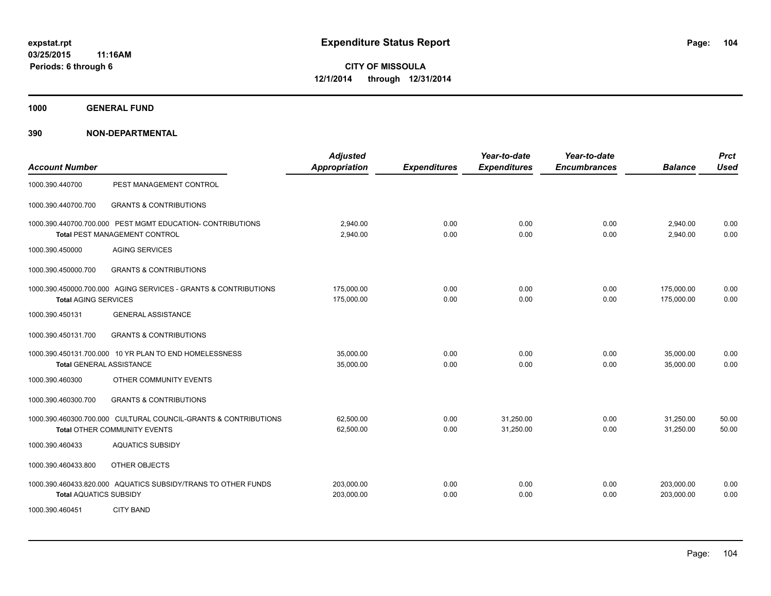**expstat.rpt**
**03/25/2015 11:16AM**
**Periods: 6 through 6**

# Expenditure Status Report

**CITY OF MISSOULA**
**12/1/2014 through 12/31/2014**

## 1000 GENERAL FUND

## 390 NON-DEPARTMENTAL

| Account Number | | Adjusted Appropriation | Expenditures | Year-to-date Expenditures | Year-to-date Encumbrances | Balance | Prct Used |
|---|---|---|---|---|---|---|---|
| 1000.390.440700 | PEST MANAGEMENT CONTROL | | | | | | |
| 1000.390.440700.700 | GRANTS & CONTRIBUTIONS | | | | | | |
| 1000.390.440700.700.000 | PEST MGMT EDUCATION- CONTRIBUTIONS | 2,940.00 | 0.00 | 0.00 | 0.00 | 2,940.00 | 0.00 |
| **Total** PEST MANAGEMENT CONTROL | | 2,940.00 | 0.00 | 0.00 | 0.00 | 2,940.00 | 0.00 |
| 1000.390.450000 | AGING SERVICES | | | | | | |
| 1000.390.450000.700 | GRANTS & CONTRIBUTIONS | | | | | | |
| 1000.390.450000.700.000 | AGING SERVICES - GRANTS & CONTRIBUTIONS | 175,000.00 | 0.00 | 0.00 | 0.00 | 175,000.00 | 0.00 |
| **Total** AGING SERVICES | | 175,000.00 | 0.00 | 0.00 | 0.00 | 175,000.00 | 0.00 |
| 1000.390.450131 | GENERAL ASSISTANCE | | | | | | |
| 1000.390.450131.700 | GRANTS & CONTRIBUTIONS | | | | | | |
| 1000.390.450131.700.000 | 10 YR PLAN TO END HOMELESSNESS | 35,000.00 | 0.00 | 0.00 | 0.00 | 35,000.00 | 0.00 |
| **Total** GENERAL ASSISTANCE | | 35,000.00 | 0.00 | 0.00 | 0.00 | 35,000.00 | 0.00 |
| 1000.390.460300 | OTHER COMMUNITY EVENTS | | | | | | |
| 1000.390.460300.700 | GRANTS & CONTRIBUTIONS | | | | | | |
| 1000.390.460300.700.000 | CULTURAL COUNCIL-GRANTS & CONTRIBUTIONS | 62,500.00 | 0.00 | 31,250.00 | 0.00 | 31,250.00 | 50.00 |
| **Total** OTHER COMMUNITY EVENTS | | 62,500.00 | 0.00 | 31,250.00 | 0.00 | 31,250.00 | 50.00 |
| 1000.390.460433 | AQUATICS SUBSIDY | | | | | | |
| 1000.390.460433.800 | OTHER OBJECTS | | | | | | |
| 1000.390.460433.820.000 | AQUATICS SUBSIDY/TRANS TO OTHER FUNDS | 203,000.00 | 0.00 | 0.00 | 0.00 | 203,000.00 | 0.00 |
| **Total** AQUATICS SUBSIDY | | 203,000.00 | 0.00 | 0.00 | 0.00 | 203,000.00 | 0.00 |
| 1000.390.460451 | CITY BAND | | | | | | |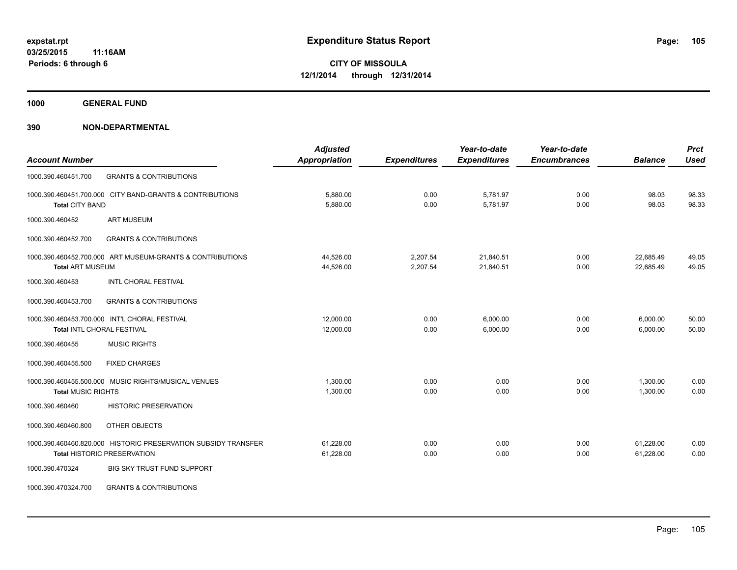# Expenditure Status Report

expstat.rpt
03/25/2015 11:16AM
Periods: 6 through 6

**CITY OF MISSOULA**
**12/1/2014 through 12/31/2014**

## 1000 GENERAL FUND

### 390 NON-DEPARTMENTAL

| Account Number | | Adjusted Appropriation | Expenditures | Year-to-date Expenditures | Year-to-date Encumbrances | Balance | Prct Used |
|---|---|---|---|---|---|---|---|
| 1000.390.460451.700 | GRANTS & CONTRIBUTIONS | | | | | | |
| 1000.390.460451.700.000 | CITY BAND-GRANTS & CONTRIBUTIONS | 5,880.00 | 0.00 | 5,781.97 | 0.00 | 98.03 | 98.33 |
| **Total CITY BAND** | | 5,880.00 | 0.00 | 5,781.97 | 0.00 | 98.03 | 98.33 |
| 1000.390.460452 | ART MUSEUM | | | | | | |
| 1000.390.460452.700 | GRANTS & CONTRIBUTIONS | | | | | | |
| 1000.390.460452.700.000 | ART MUSEUM-GRANTS & CONTRIBUTIONS | 44,526.00 | 2,207.54 | 21,840.51 | 0.00 | 22,685.49 | 49.05 |
| **Total ART MUSEUM** | | 44,526.00 | 2,207.54 | 21,840.51 | 0.00 | 22,685.49 | 49.05 |
| 1000.390.460453 | INTL CHORAL FESTIVAL | | | | | | |
| 1000.390.460453.700 | GRANTS & CONTRIBUTIONS | | | | | | |
| 1000.390.460453.700.000 | INT'L CHORAL FESTIVAL | 12,000.00 | 0.00 | 6,000.00 | 0.00 | 6,000.00 | 50.00 |
| **Total INTL CHORAL FESTIVAL** | | 12,000.00 | 0.00 | 6,000.00 | 0.00 | 6,000.00 | 50.00 |
| 1000.390.460455 | MUSIC RIGHTS | | | | | | |
| 1000.390.460455.500 | FIXED CHARGES | | | | | | |
| 1000.390.460455.500.000 | MUSIC RIGHTS/MUSICAL VENUES | 1,300.00 | 0.00 | 0.00 | 0.00 | 1,300.00 | 0.00 |
| **Total MUSIC RIGHTS** | | 1,300.00 | 0.00 | 0.00 | 0.00 | 1,300.00 | 0.00 |
| 1000.390.460460 | HISTORIC PRESERVATION | | | | | | |
| 1000.390.460460.800 | OTHER OBJECTS | | | | | | |
| 1000.390.460460.820.000 | HISTORIC PRESERVATION SUBSIDY TRANSFER | 61,228.00 | 0.00 | 0.00 | 0.00 | 61,228.00 | 0.00 |
| **Total HISTORIC PRESERVATION** | | 61,228.00 | 0.00 | 0.00 | 0.00 | 61,228.00 | 0.00 |
| 1000.390.470324 | BIG SKY TRUST FUND SUPPORT | | | | | | |
| 1000.390.470324.700 | GRANTS & CONTRIBUTIONS | | | | | | |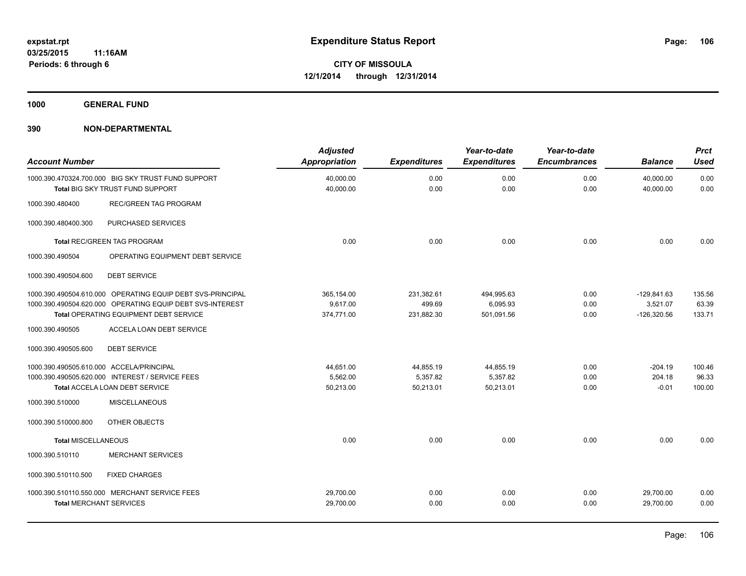# Expenditure Status Report

expstat.rpt
03/25/2015 11:16AM
Periods: 6 through 6

**CITY OF MISSOULA**
**12/1/2014 through 12/31/2014**

## 1000 GENERAL FUND

## 390 NON-DEPARTMENTAL

| Account Number | Adjusted Appropriation | Expenditures | Year-to-date Expenditures | Year-to-date Encumbrances | Balance | Prct Used |
|---|---|---|---|---|---|---|
| 1000.390.470324.700.000 BIG SKY TRUST FUND SUPPORT | 40,000.00 | 0.00 | 0.00 | 0.00 | 40,000.00 | 0.00 |
| **Total** BIG SKY TRUST FUND SUPPORT | 40,000.00 | 0.00 | 0.00 | 0.00 | 40,000.00 | 0.00 |
| 1000.390.480400 REC/GREEN TAG PROGRAM | | | | | | |
| 1000.390.480400.300 PURCHASED SERVICES | | | | | | |
| **Total** REC/GREEN TAG PROGRAM | 0.00 | 0.00 | 0.00 | 0.00 | 0.00 | 0.00 |
| 1000.390.490504 OPERATING EQUIPMENT DEBT SERVICE | | | | | | |
| 1000.390.490504.600 DEBT SERVICE | | | | | | |
| 1000.390.490504.610.000 OPERATING EQUIP DEBT SVS-PRINCIPAL | 365,154.00 | 231,382.61 | 494,995.63 | 0.00 | -129,841.63 | 135.56 |
| 1000.390.490504.620.000 OPERATING EQUIP DEBT SVS-INTEREST | 9,617.00 | 499.69 | 6,095.93 | 0.00 | 3,521.07 | 63.39 |
| **Total** OPERATING EQUIPMENT DEBT SERVICE | 374,771.00 | 231,882.30 | 501,091.56 | 0.00 | -126,320.56 | 133.71 |
| 1000.390.490505 ACCELA LOAN DEBT SERVICE | | | | | | |
| 1000.390.490505.600 DEBT SERVICE | | | | | | |
| 1000.390.490505.610.000 ACCELA/PRINCIPAL | 44,651.00 | 44,855.19 | 44,855.19 | 0.00 | -204.19 | 100.46 |
| 1000.390.490505.620.000 INTEREST / SERVICE FEES | 5,562.00 | 5,357.82 | 5,357.82 | 0.00 | 204.18 | 96.33 |
| **Total** ACCELA LOAN DEBT SERVICE | 50,213.00 | 50,213.01 | 50,213.01 | 0.00 | -0.01 | 100.00 |
| 1000.390.510000 MISCELLANEOUS | | | | | | |
| 1000.390.510000.800 OTHER OBJECTS | | | | | | |
| **Total** MISCELLANEOUS | 0.00 | 0.00 | 0.00 | 0.00 | 0.00 | 0.00 |
| 1000.390.510110 MERCHANT SERVICES | | | | | | |
| 1000.390.510110.500 FIXED CHARGES | | | | | | |
| 1000.390.510110.550.000 MERCHANT SERVICE FEES | 29,700.00 | 0.00 | 0.00 | 0.00 | 29,700.00 | 0.00 |
| **Total** MERCHANT SERVICES | 29,700.00 | 0.00 | 0.00 | 0.00 | 29,700.00 | 0.00 |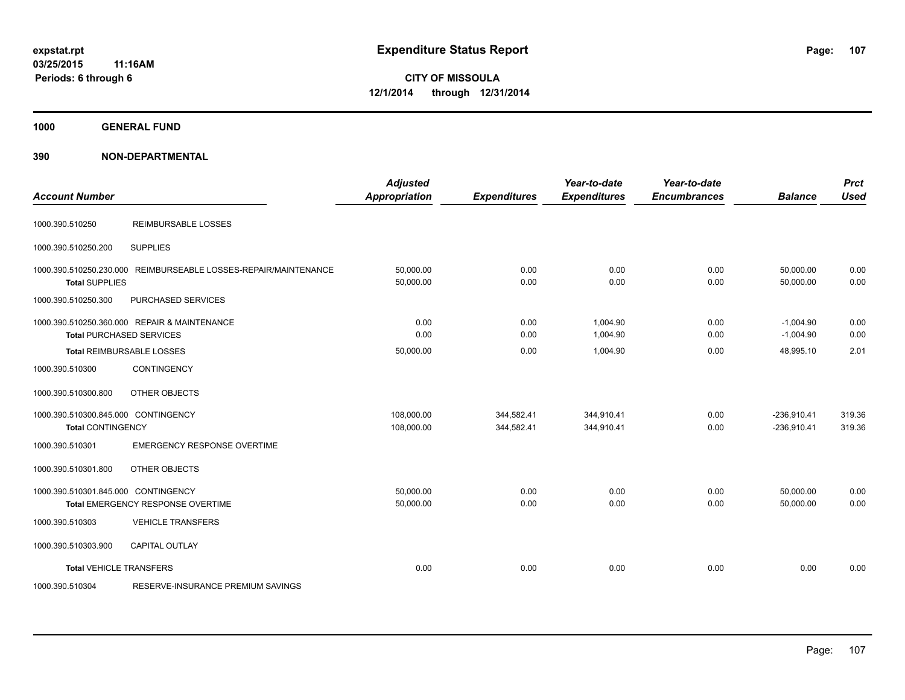# Expenditure Status Report

expstat.rpt
03/25/2015 11:16AM
Periods: 6 through 6

**CITY OF MISSOULA**
**12/1/2014 through 12/31/2014**

**1000 GENERAL FUND**

**390 NON-DEPARTMENTAL**

| Account Number | | Adjusted Appropriation | Expenditures | Year-to-date Expenditures | Year-to-date Encumbrances | Balance | Prct Used |
|---|---|---|---|---|---|---|---|
| 1000.390.510250 | REIMBURSABLE LOSSES | | | | | | |
| 1000.390.510250.200 | SUPPLIES | | | | | | |
| 1000.390.510250.230.000 | REIMBURSEABLE LOSSES-REPAIR/MAINTENANCE | 50,000.00 | 0.00 | 0.00 | 0.00 | 50,000.00 | 0.00 |
| **Total** SUPPLIES | | 50,000.00 | 0.00 | 0.00 | 0.00 | 50,000.00 | 0.00 |
| 1000.390.510250.300 | PURCHASED SERVICES | | | | | | |
| 1000.390.510250.360.000 | REPAIR & MAINTENANCE | 0.00 | 0.00 | 1,004.90 | 0.00 | -1,004.90 | 0.00 |
| **Total** PURCHASED SERVICES | | 0.00 | 0.00 | 1,004.90 | 0.00 | -1,004.90 | 0.00 |
| **Total** REIMBURSABLE LOSSES | | 50,000.00 | 0.00 | 1,004.90 | 0.00 | 48,995.10 | 2.01 |
| 1000.390.510300 | CONTINGENCY | | | | | | |
| 1000.390.510300.800 | OTHER OBJECTS | | | | | | |
| 1000.390.510300.845.000 | CONTINGENCY | 108,000.00 | 344,582.41 | 344,910.41 | 0.00 | -236,910.41 | 319.36 |
| **Total** CONTINGENCY | | 108,000.00 | 344,582.41 | 344,910.41 | 0.00 | -236,910.41 | 319.36 |
| 1000.390.510301 | EMERGENCY RESPONSE OVERTIME | | | | | | |
| 1000.390.510301.800 | OTHER OBJECTS | | | | | | |
| 1000.390.510301.845.000 | CONTINGENCY | 50,000.00 | 0.00 | 0.00 | 0.00 | 50,000.00 | 0.00 |
| **Total** EMERGENCY RESPONSE OVERTIME | | 50,000.00 | 0.00 | 0.00 | 0.00 | 50,000.00 | 0.00 |
| 1000.390.510303 | VEHICLE TRANSFERS | | | | | | |
| 1000.390.510303.900 | CAPITAL OUTLAY | | | | | | |
| **Total** VEHICLE TRANSFERS | | 0.00 | 0.00 | 0.00 | 0.00 | 0.00 | 0.00 |
| 1000.390.510304 | RESERVE-INSURANCE PREMIUM SAVINGS | | | | | | |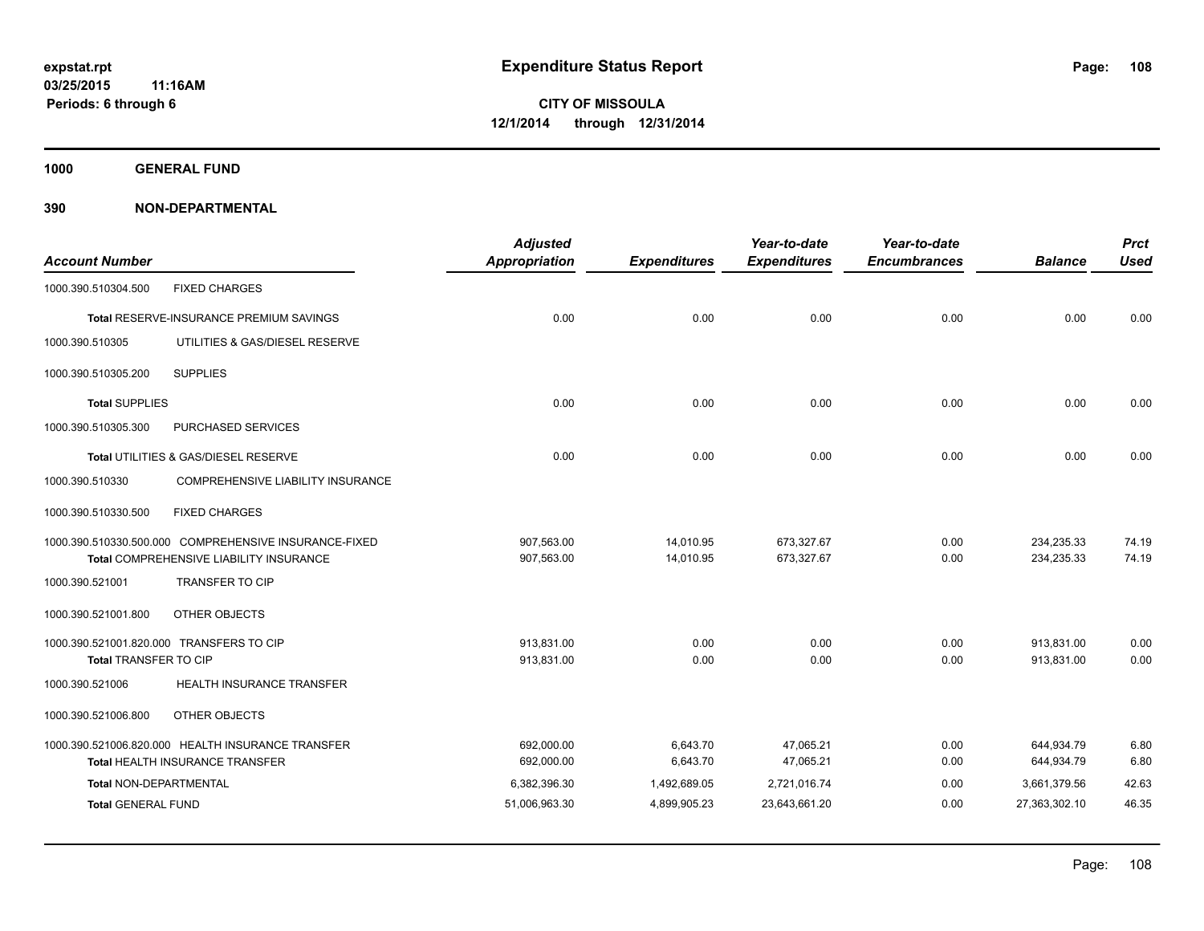# Expenditure Status Report

expstat.rpt
03/25/2015 11:16AM
Periods: 6 through 6

**CITY OF MISSOULA**
**12/1/2014 through 12/31/2014**

**1000 GENERAL FUND**

**390 NON-DEPARTMENTAL**

| Account Number | | Adjusted Appropriation | Expenditures | Year-to-date Expenditures | Year-to-date Encumbrances | Balance | Prct Used |
|---|---|---|---|---|---|---|---|
| 1000.390.510304.500 | FIXED CHARGES | | | | | | |
| **Total** RESERVE-INSURANCE PREMIUM SAVINGS | | 0.00 | 0.00 | 0.00 | 0.00 | 0.00 | 0.00 |
| 1000.390.510305 | UTILITIES & GAS/DIESEL RESERVE | | | | | | |
| 1000.390.510305.200 | SUPPLIES | | | | | | |
| **Total** SUPPLIES | | 0.00 | 0.00 | 0.00 | 0.00 | 0.00 | 0.00 |
| 1000.390.510305.300 | PURCHASED SERVICES | | | | | | |
| **Total** UTILITIES & GAS/DIESEL RESERVE | | 0.00 | 0.00 | 0.00 | 0.00 | 0.00 | 0.00 |
| 1000.390.510330 | COMPREHENSIVE LIABILITY INSURANCE | | | | | | |
| 1000.390.510330.500 | FIXED CHARGES | | | | | | |
| 1000.390.510330.500.000 | COMPREHENSIVE INSURANCE-FIXED | 907,563.00 | 14,010.95 | 673,327.67 | 0.00 | 234,235.33 | 74.19 |
| **Total** COMPREHENSIVE LIABILITY INSURANCE | | 907,563.00 | 14,010.95 | 673,327.67 | 0.00 | 234,235.33 | 74.19 |
| 1000.390.521001 | TRANSFER TO CIP | | | | | | |
| 1000.390.521001.800 | OTHER OBJECTS | | | | | | |
| 1000.390.521001.820.000 | TRANSFERS TO CIP | 913,831.00 | 0.00 | 0.00 | 0.00 | 913,831.00 | 0.00 |
| **Total** TRANSFER TO CIP | | 913,831.00 | 0.00 | 0.00 | 0.00 | 913,831.00 | 0.00 |
| 1000.390.521006 | HEALTH INSURANCE TRANSFER | | | | | | |
| 1000.390.521006.800 | OTHER OBJECTS | | | | | | |
| 1000.390.521006.820.000 | HEALTH INSURANCE TRANSFER | 692,000.00 | 6,643.70 | 47,065.21 | 0.00 | 644,934.79 | 6.80 |
| **Total** HEALTH INSURANCE TRANSFER | | 692,000.00 | 6,643.70 | 47,065.21 | 0.00 | 644,934.79 | 6.80 |
| **Total** NON-DEPARTMENTAL | | 6,382,396.30 | 1,492,689.05 | 2,721,016.74 | 0.00 | 3,661,379.56 | 42.63 |
| **Total** GENERAL FUND | | 51,006,963.30 | 4,899,905.23 | 23,643,661.20 | 0.00 | 27,363,302.10 | 46.35 |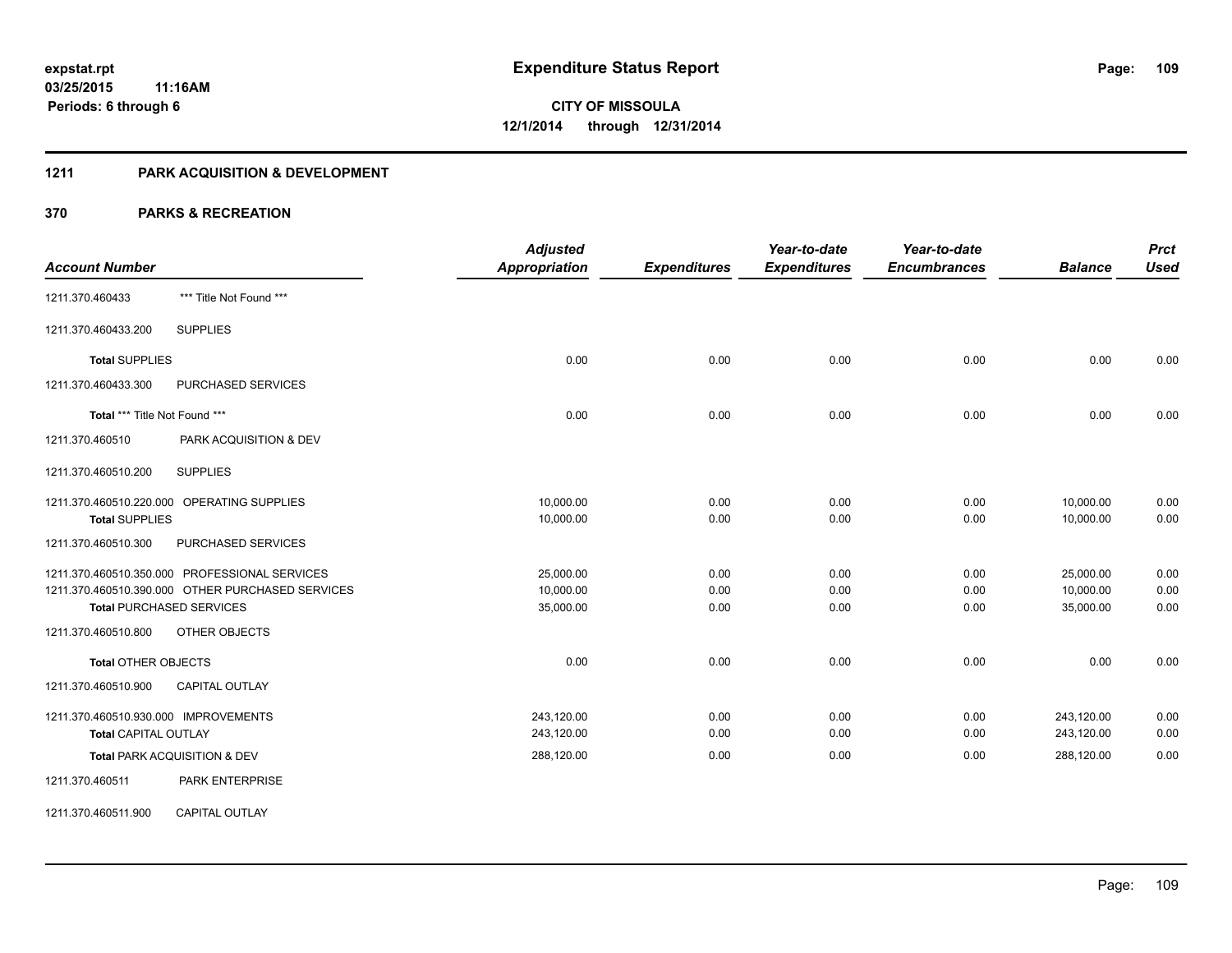**expstat.rpt**
**03/25/2015 11:16AM**
**Periods: 6 through 6**

# Expenditure Status Report

**CITY OF MISSOULA**
**12/1/2014 through 12/31/2014**

## 1211 PARK ACQUISITION & DEVELOPMENT

## 370 PARKS & RECREATION

| Account Number | | Adjusted Appropriation | Expenditures | Year-to-date Expenditures | Year-to-date Encumbrances | Balance | Prct Used |
|---|---|---|---|---|---|---|---|
| 1211.370.460433 | *** Title Not Found *** | | | | | | |
| 1211.370.460433.200 | SUPPLIES | | | | | | |
| **Total** SUPPLIES | | 0.00 | 0.00 | 0.00 | 0.00 | 0.00 | 0.00 |
| 1211.370.460433.300 | PURCHASED SERVICES | | | | | | |
| **Total** *** Title Not Found *** | | 0.00 | 0.00 | 0.00 | 0.00 | 0.00 | 0.00 |
| 1211.370.460510 | PARK ACQUISITION & DEV | | | | | | |
| 1211.370.460510.200 | SUPPLIES | | | | | | |
| 1211.370.460510.220.000 | OPERATING SUPPLIES | 10,000.00 | 0.00 | 0.00 | 0.00 | 10,000.00 | 0.00 |
| **Total** SUPPLIES | | 10,000.00 | 0.00 | 0.00 | 0.00 | 10,000.00 | 0.00 |
| 1211.370.460510.300 | PURCHASED SERVICES | | | | | | |
| 1211.370.460510.350.000 | PROFESSIONAL SERVICES | 25,000.00 | 0.00 | 0.00 | 0.00 | 25,000.00 | 0.00 |
| 1211.370.460510.390.000 | OTHER PURCHASED SERVICES | 10,000.00 | 0.00 | 0.00 | 0.00 | 10,000.00 | 0.00 |
| **Total** PURCHASED SERVICES | | 35,000.00 | 0.00 | 0.00 | 0.00 | 35,000.00 | 0.00 |
| 1211.370.460510.800 | OTHER OBJECTS | | | | | | |
| **Total** OTHER OBJECTS | | 0.00 | 0.00 | 0.00 | 0.00 | 0.00 | 0.00 |
| 1211.370.460510.900 | CAPITAL OUTLAY | | | | | | |
| 1211.370.460510.930.000 | IMPROVEMENTS | 243,120.00 | 0.00 | 0.00 | 0.00 | 243,120.00 | 0.00 |
| **Total** CAPITAL OUTLAY | | 243,120.00 | 0.00 | 0.00 | 0.00 | 243,120.00 | 0.00 |
| **Total** PARK ACQUISITION & DEV | | 288,120.00 | 0.00 | 0.00 | 0.00 | 288,120.00 | 0.00 |
| 1211.370.460511 | PARK ENTERPRISE | | | | | | |
| 1211.370.460511.900 | CAPITAL OUTLAY | | | | | | |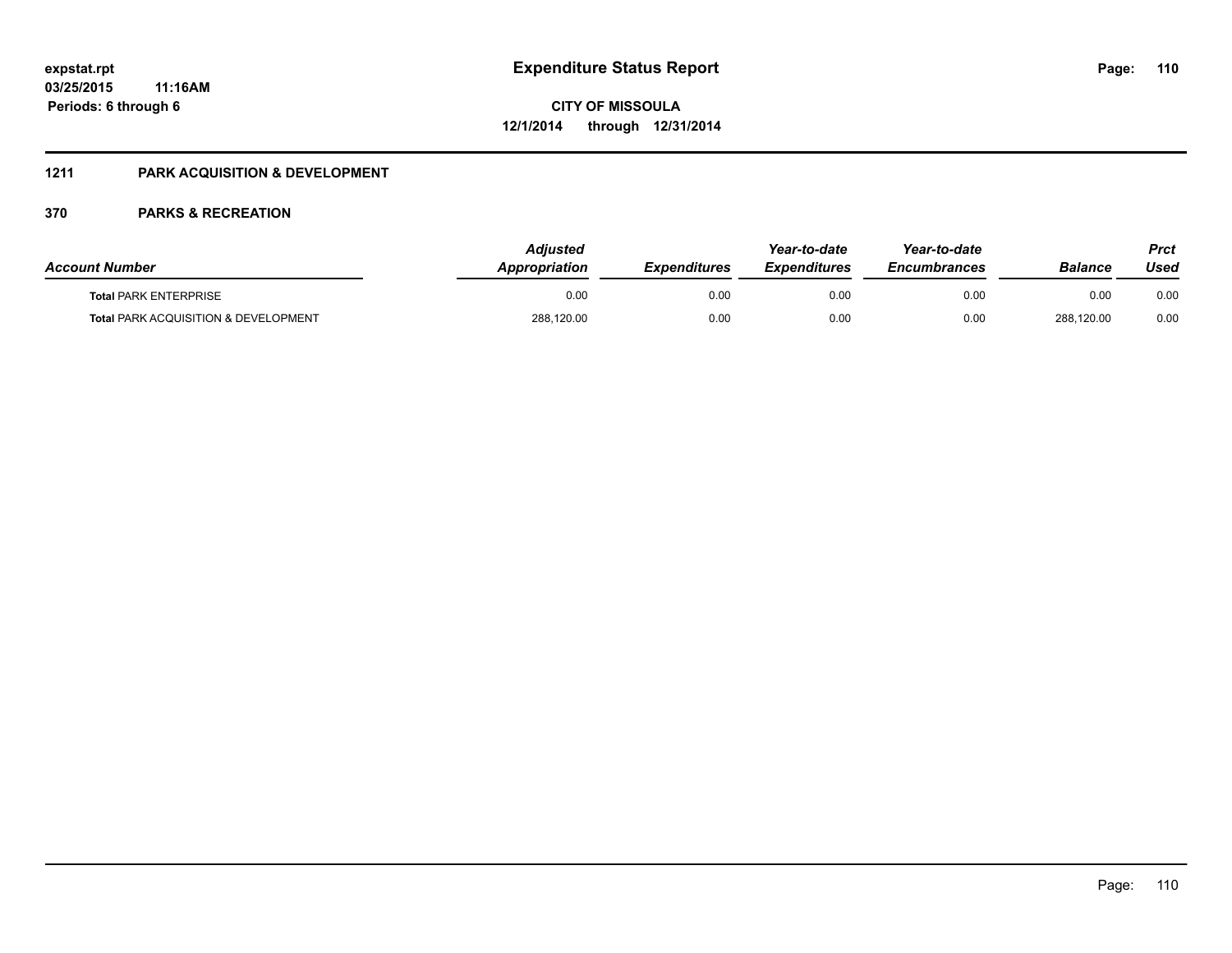**Expenditure Status Report**

**CITY OF MISSOULA**
**12/1/2014 through 12/31/2014**

expstat.rpt
03/25/2015 11:16AM
Periods: 6 through 6

## 1211 PARK ACQUISITION & DEVELOPMENT

## 370 PARKS & RECREATION

| Account Number | Adjusted Appropriation | Expenditures | Year-to-date Expenditures | Year-to-date Encumbrances | Balance | Prct Used |
|---|---|---|---|---|---|---|
| **Total** PARK ENTERPRISE | 0.00 | 0.00 | 0.00 | 0.00 | 0.00 | 0.00 |
| **Total** PARK ACQUISITION & DEVELOPMENT | 288,120.00 | 0.00 | 0.00 | 0.00 | 288,120.00 | 0.00 |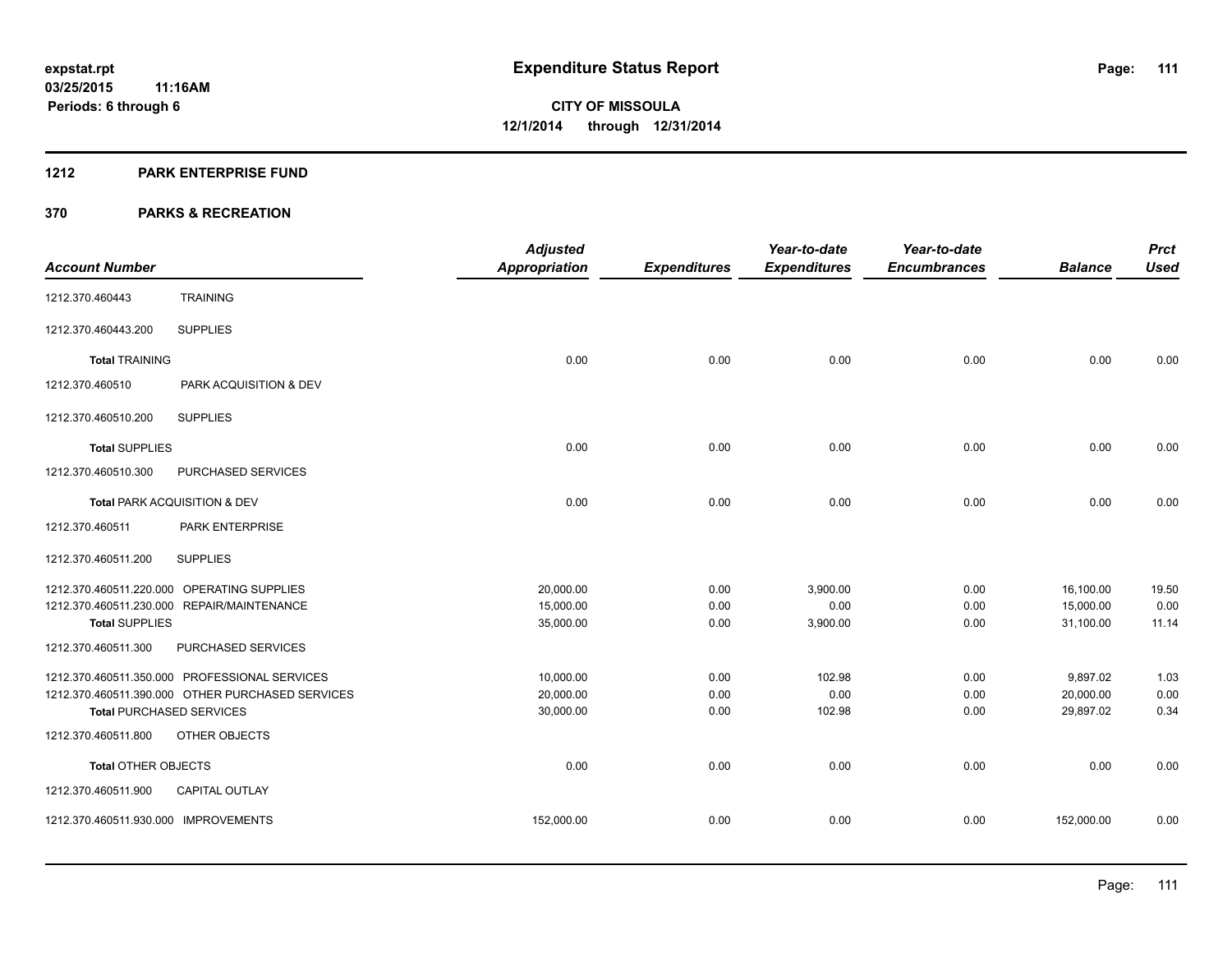# Expenditure Status Report

expstat.rpt
03/25/2015 11:16AM
Periods: 6 through 6

**CITY OF MISSOULA**
**12/1/2014 through 12/31/2014**

## 1212 PARK ENTERPRISE FUND

## 370 PARKS & RECREATION

| Account Number | | Adjusted Appropriation | Expenditures | Year-to-date Expenditures | Year-to-date Encumbrances | Balance | Prct Used |
|---|---|---|---|---|---|---|---|
| 1212.370.460443 | TRAINING | | | | | | |
| 1212.370.460443.200 | SUPPLIES | | | | | | |
| **Total** TRAINING | | 0.00 | 0.00 | 0.00 | 0.00 | 0.00 | 0.00 |
| 1212.370.460510 | PARK ACQUISITION & DEV | | | | | | |
| 1212.370.460510.200 | SUPPLIES | | | | | | |
| **Total** SUPPLIES | | 0.00 | 0.00 | 0.00 | 0.00 | 0.00 | 0.00 |
| 1212.370.460510.300 | PURCHASED SERVICES | | | | | | |
| **Total** PARK ACQUISITION & DEV | | 0.00 | 0.00 | 0.00 | 0.00 | 0.00 | 0.00 |
| 1212.370.460511 | PARK ENTERPRISE | | | | | | |
| 1212.370.460511.200 | SUPPLIES | | | | | | |
| 1212.370.460511.220.000 | OPERATING SUPPLIES | 20,000.00 | 0.00 | 3,900.00 | 0.00 | 16,100.00 | 19.50 |
| 1212.370.460511.230.000 | REPAIR/MAINTENANCE | 15,000.00 | 0.00 | 0.00 | 0.00 | 15,000.00 | 0.00 |
| **Total** SUPPLIES | | 35,000.00 | 0.00 | 3,900.00 | 0.00 | 31,100.00 | 11.14 |
| 1212.370.460511.300 | PURCHASED SERVICES | | | | | | |
| 1212.370.460511.350.000 | PROFESSIONAL SERVICES | 10,000.00 | 0.00 | 102.98 | 0.00 | 9,897.02 | 1.03 |
| 1212.370.460511.390.000 | OTHER PURCHASED SERVICES | 20,000.00 | 0.00 | 0.00 | 0.00 | 20,000.00 | 0.00 |
| **Total** PURCHASED SERVICES | | 30,000.00 | 0.00 | 102.98 | 0.00 | 29,897.02 | 0.34 |
| 1212.370.460511.800 | OTHER OBJECTS | | | | | | |
| **Total** OTHER OBJECTS | | 0.00 | 0.00 | 0.00 | 0.00 | 0.00 | 0.00 |
| 1212.370.460511.900 | CAPITAL OUTLAY | | | | | | |
| 1212.370.460511.930.000 | IMPROVEMENTS | 152,000.00 | 0.00 | 0.00 | 0.00 | 152,000.00 | 0.00 |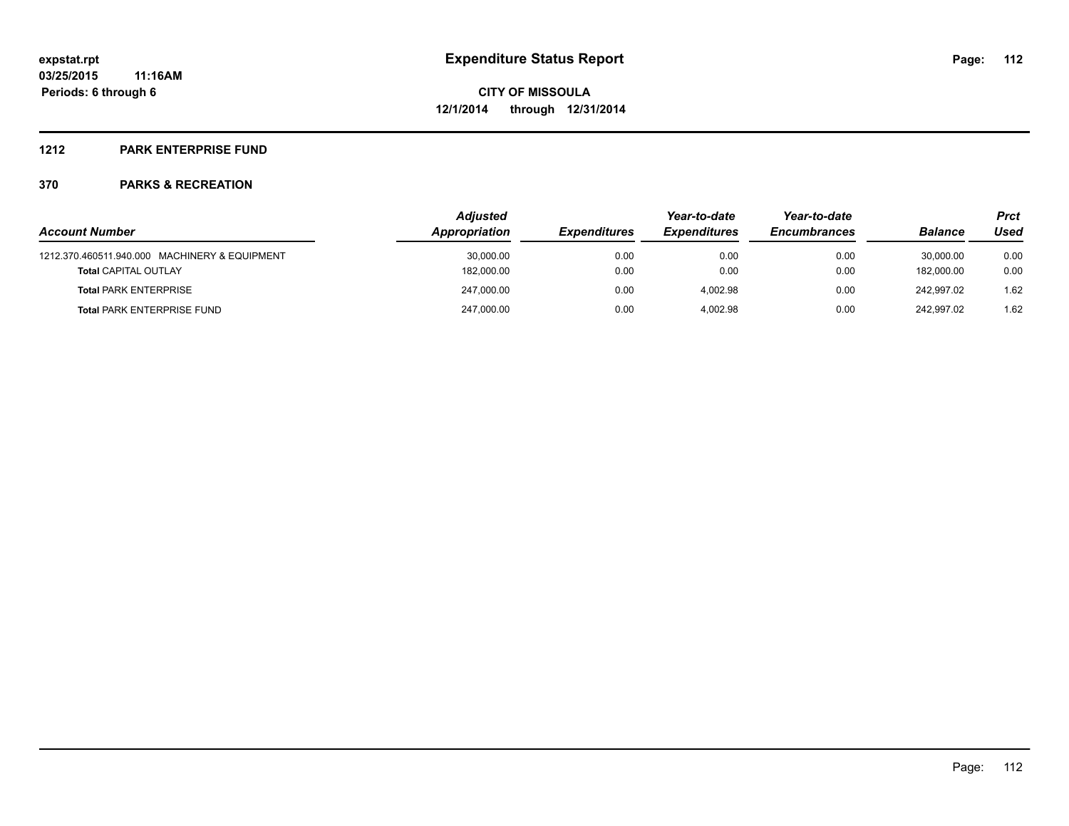**expstat.rpt**
**03/25/2015 11:16AM**
**Periods: 6 through 6**

# Expenditure Status Report

**CITY OF MISSOULA**
**12/1/2014 through 12/31/2014**

## 1212 PARK ENTERPRISE FUND

### 370 PARKS & RECREATION

| Account Number | Adjusted Appropriation | Expenditures | Year-to-date Expenditures | Year-to-date Encumbrances | Balance | Prct Used |
|---|---|---|---|---|---|---|
| 1212.370.460511.940.000 MACHINERY & EQUIPMENT | 30,000.00 | 0.00 | 0.00 | 0.00 | 30,000.00 | 0.00 |
| **Total** CAPITAL OUTLAY | 182,000.00 | 0.00 | 0.00 | 0.00 | 182,000.00 | 0.00 |
| **Total** PARK ENTERPRISE | 247,000.00 | 0.00 | 4,002.98 | 0.00 | 242,997.02 | 1.62 |
| **Total** PARK ENTERPRISE FUND | 247,000.00 | 0.00 | 4,002.98 | 0.00 | 242,997.02 | 1.62 |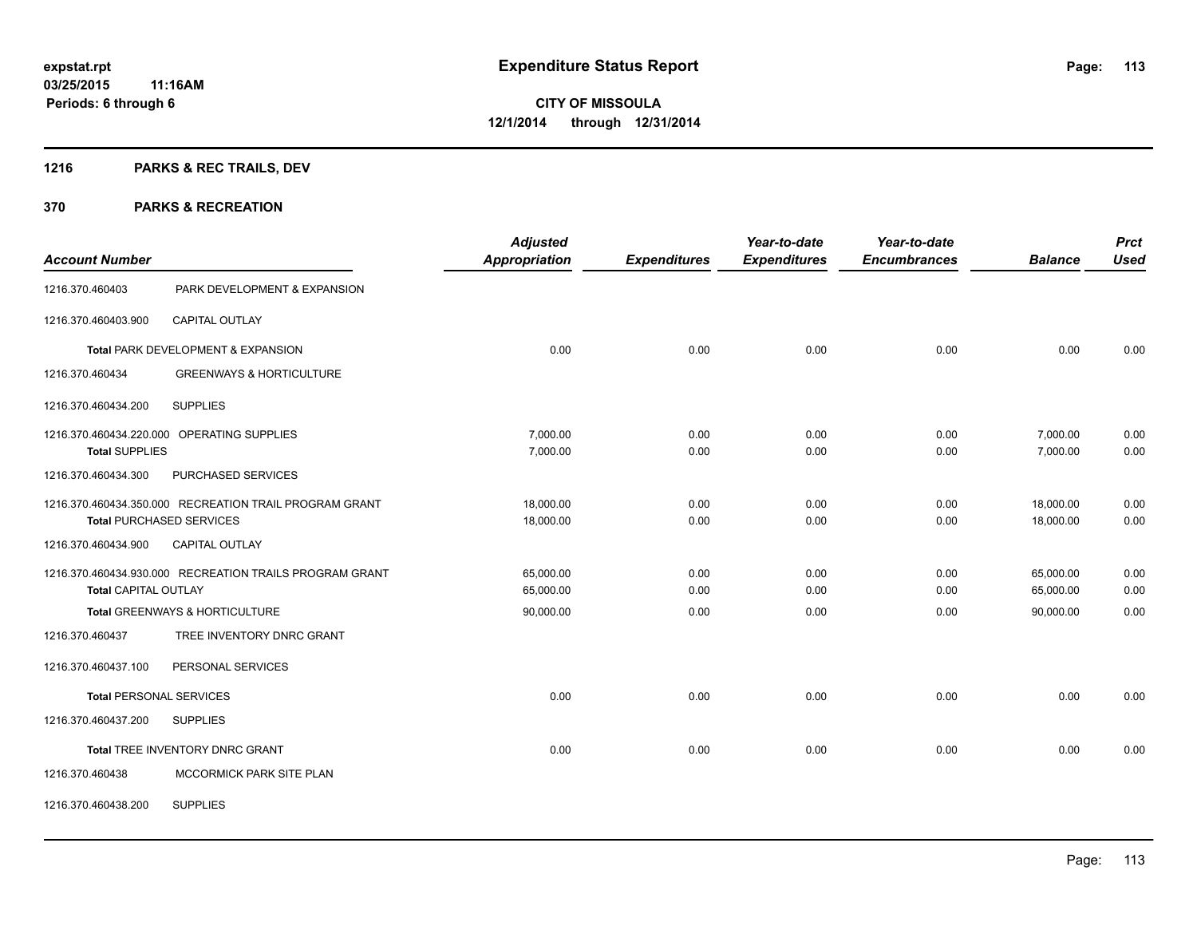# Expenditure Status Report

expstat.rpt
03/25/2015 11:16AM
Periods: 6 through 6

CITY OF MISSOULA
12/1/2014 through 12/31/2014

## 1216 PARKS & REC TRAILS, DEV

## 370 PARKS & RECREATION

| Account Number | | Adjusted Appropriation | Expenditures | Year-to-date Expenditures | Year-to-date Encumbrances | Balance | Prct Used |
|---|---|---|---|---|---|---|---|
| 1216.370.460403 | PARK DEVELOPMENT & EXPANSION | | | | | | |
| 1216.370.460403.900 | CAPITAL OUTLAY | | | | | | |
| Total PARK DEVELOPMENT & EXPANSION | | 0.00 | 0.00 | 0.00 | 0.00 | 0.00 | 0.00 |
| 1216.370.460434 | GREENWAYS & HORTICULTURE | | | | | | |
| 1216.370.460434.200 | SUPPLIES | | | | | | |
| 1216.370.460434.220.000 | OPERATING SUPPLIES | 7,000.00 | 0.00 | 0.00 | 0.00 | 7,000.00 | 0.00 |
| Total SUPPLIES | | 7,000.00 | 0.00 | 0.00 | 0.00 | 7,000.00 | 0.00 |
| 1216.370.460434.300 | PURCHASED SERVICES | | | | | | |
| 1216.370.460434.350.000 | RECREATION TRAIL PROGRAM GRANT | 18,000.00 | 0.00 | 0.00 | 0.00 | 18,000.00 | 0.00 |
| Total PURCHASED SERVICES | | 18,000.00 | 0.00 | 0.00 | 0.00 | 18,000.00 | 0.00 |
| 1216.370.460434.900 | CAPITAL OUTLAY | | | | | | |
| 1216.370.460434.930.000 | RECREATION TRAILS PROGRAM GRANT | 65,000.00 | 0.00 | 0.00 | 0.00 | 65,000.00 | 0.00 |
| Total CAPITAL OUTLAY | | 65,000.00 | 0.00 | 0.00 | 0.00 | 65,000.00 | 0.00 |
| Total GREENWAYS & HORTICULTURE | | 90,000.00 | 0.00 | 0.00 | 0.00 | 90,000.00 | 0.00 |
| 1216.370.460437 | TREE INVENTORY DNRC GRANT | | | | | | |
| 1216.370.460437.100 | PERSONAL SERVICES | | | | | | |
| Total PERSONAL SERVICES | | 0.00 | 0.00 | 0.00 | 0.00 | 0.00 | 0.00 |
| 1216.370.460437.200 | SUPPLIES | | | | | | |
| Total TREE INVENTORY DNRC GRANT | | 0.00 | 0.00 | 0.00 | 0.00 | 0.00 | 0.00 |
| 1216.370.460438 | MCCORMICK PARK SITE PLAN | | | | | | |
| 1216.370.460438.200 | SUPPLIES | | | | | | |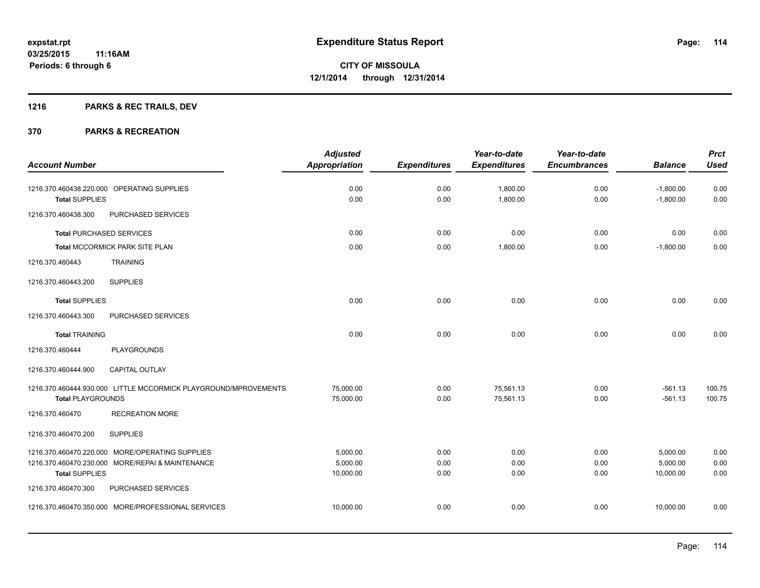# Expenditure Status Report

**CITY OF MISSOULA**
**12/1/2014 through 12/31/2014**

expstat.rpt
03/25/2015 11:16AM
Periods: 6 through 6

## 1216 PARKS & REC TRAILS, DEV

## 370 PARKS & RECREATION

| Account Number | Adjusted Appropriation | Expenditures | Year-to-date Expenditures | Year-to-date Encumbrances | Balance | Prct Used |
|---|---|---|---|---|---|---|
| 1216.370.460438.220.000 OPERATING SUPPLIES | 0.00 | 0.00 | 1,800.00 | 0.00 | -1,800.00 | 0.00 |
| **Total** SUPPLIES | 0.00 | 0.00 | 1,800.00 | 0.00 | -1,800.00 | 0.00 |
| 1216.370.460438.300 PURCHASED SERVICES | | | | | | |
| **Total** PURCHASED SERVICES | 0.00 | 0.00 | 0.00 | 0.00 | 0.00 | 0.00 |
| **Total** MCCORMICK PARK SITE PLAN | 0.00 | 0.00 | 1,800.00 | 0.00 | -1,800.00 | 0.00 |
| 1216.370.460443 TRAINING | | | | | | |
| 1216.370.460443.200 SUPPLIES | | | | | | |
| **Total** SUPPLIES | 0.00 | 0.00 | 0.00 | 0.00 | 0.00 | 0.00 |
| 1216.370.460443.300 PURCHASED SERVICES | | | | | | |
| **Total** TRAINING | 0.00 | 0.00 | 0.00 | 0.00 | 0.00 | 0.00 |
| 1216.370.460444 PLAYGROUNDS | | | | | | |
| 1216.370.460444.900 CAPITAL OUTLAY | | | | | | |
| 1216.370.460444.930.000 LITTLE MCCORMICK PLAYGROUND/MPROVEMENTS | 75,000.00 | 0.00 | 75,561.13 | 0.00 | -561.13 | 100.75 |
| **Total** PLAYGROUNDS | 75,000.00 | 0.00 | 75,561.13 | 0.00 | -561.13 | 100.75 |
| 1216.370.460470 RECREATION MORE | | | | | | |
| 1216.370.460470.200 SUPPLIES | | | | | | |
| 1216.370.460470.220.000 MORE/OPERATING SUPPLIES | 5,000.00 | 0.00 | 0.00 | 0.00 | 5,000.00 | 0.00 |
| 1216.370.460470.230.000 MORE/REPAI & MAINTENANCE | 5,000.00 | 0.00 | 0.00 | 0.00 | 5,000.00 | 0.00 |
| **Total** SUPPLIES | 10,000.00 | 0.00 | 0.00 | 0.00 | 10,000.00 | 0.00 |
| 1216.370.460470.300 PURCHASED SERVICES | | | | | | |
| 1216.370.460470.350.000 MORE/PROFESSIONAL SERVICES | 10,000.00 | 0.00 | 0.00 | 0.00 | 10,000.00 | 0.00 |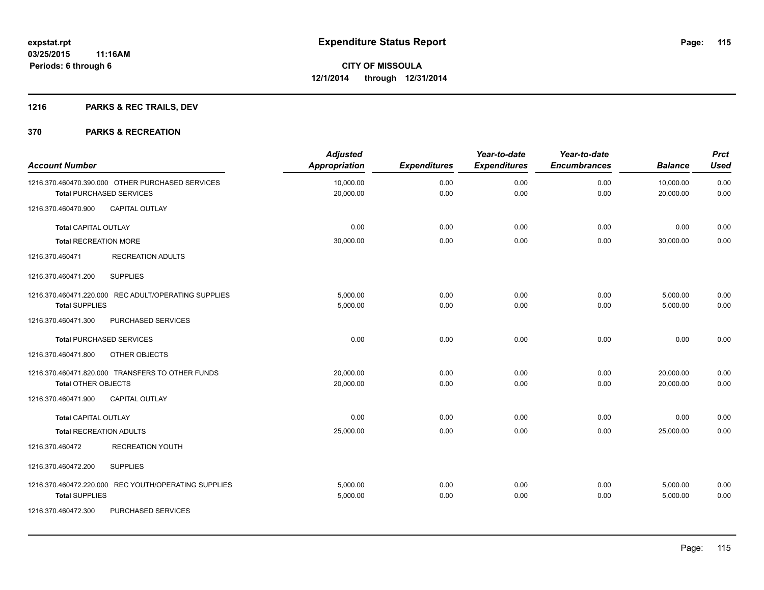**expstat.rpt**
**03/25/2015 11:16AM**
**Periods: 6 through 6**

# Expenditure Status Report

**CITY OF MISSOULA**
**12/1/2014 through 12/31/2014**

## 1216 PARKS & REC TRAILS, DEV

## 370 PARKS & RECREATION

| Account Number | | Adjusted Appropriation | Expenditures | Year-to-date Expenditures | Year-to-date Encumbrances | Balance | Prct Used |
|---|---|---|---|---|---|---|---|
| 1216.370.460470.390.000 | OTHER PURCHASED SERVICES | 10,000.00 | 0.00 | 0.00 | 0.00 | 10,000.00 | 0.00 |
| **Total** PURCHASED SERVICES | | 20,000.00 | 0.00 | 0.00 | 0.00 | 20,000.00 | 0.00 |
| 1216.370.460470.900 | CAPITAL OUTLAY | | | | | | |
| **Total** CAPITAL OUTLAY | | 0.00 | 0.00 | 0.00 | 0.00 | 0.00 | 0.00 |
| **Total** RECREATION MORE | | 30,000.00 | 0.00 | 0.00 | 0.00 | 30,000.00 | 0.00 |
| 1216.370.460471 | RECREATION ADULTS | | | | | | |
| 1216.370.460471.200 | SUPPLIES | | | | | | |
| 1216.370.460471.220.000 | REC ADULT/OPERATING SUPPLIES | 5,000.00 | 0.00 | 0.00 | 0.00 | 5,000.00 | 0.00 |
| **Total** SUPPLIES | | 5,000.00 | 0.00 | 0.00 | 0.00 | 5,000.00 | 0.00 |
| 1216.370.460471.300 | PURCHASED SERVICES | | | | | | |
| **Total** PURCHASED SERVICES | | 0.00 | 0.00 | 0.00 | 0.00 | 0.00 | 0.00 |
| 1216.370.460471.800 | OTHER OBJECTS | | | | | | |
| 1216.370.460471.820.000 | TRANSFERS TO OTHER FUNDS | 20,000.00 | 0.00 | 0.00 | 0.00 | 20,000.00 | 0.00 |
| **Total** OTHER OBJECTS | | 20,000.00 | 0.00 | 0.00 | 0.00 | 20,000.00 | 0.00 |
| 1216.370.460471.900 | CAPITAL OUTLAY | | | | | | |
| **Total** CAPITAL OUTLAY | | 0.00 | 0.00 | 0.00 | 0.00 | 0.00 | 0.00 |
| **Total** RECREATION ADULTS | | 25,000.00 | 0.00 | 0.00 | 0.00 | 25,000.00 | 0.00 |
| 1216.370.460472 | RECREATION YOUTH | | | | | | |
| 1216.370.460472.200 | SUPPLIES | | | | | | |
| 1216.370.460472.220.000 | REC YOUTH/OPERATING SUPPLIES | 5,000.00 | 0.00 | 0.00 | 0.00 | 5,000.00 | 0.00 |
| **Total** SUPPLIES | | 5,000.00 | 0.00 | 0.00 | 0.00 | 5,000.00 | 0.00 |
| 1216.370.460472.300 | PURCHASED SERVICES | | | | | | |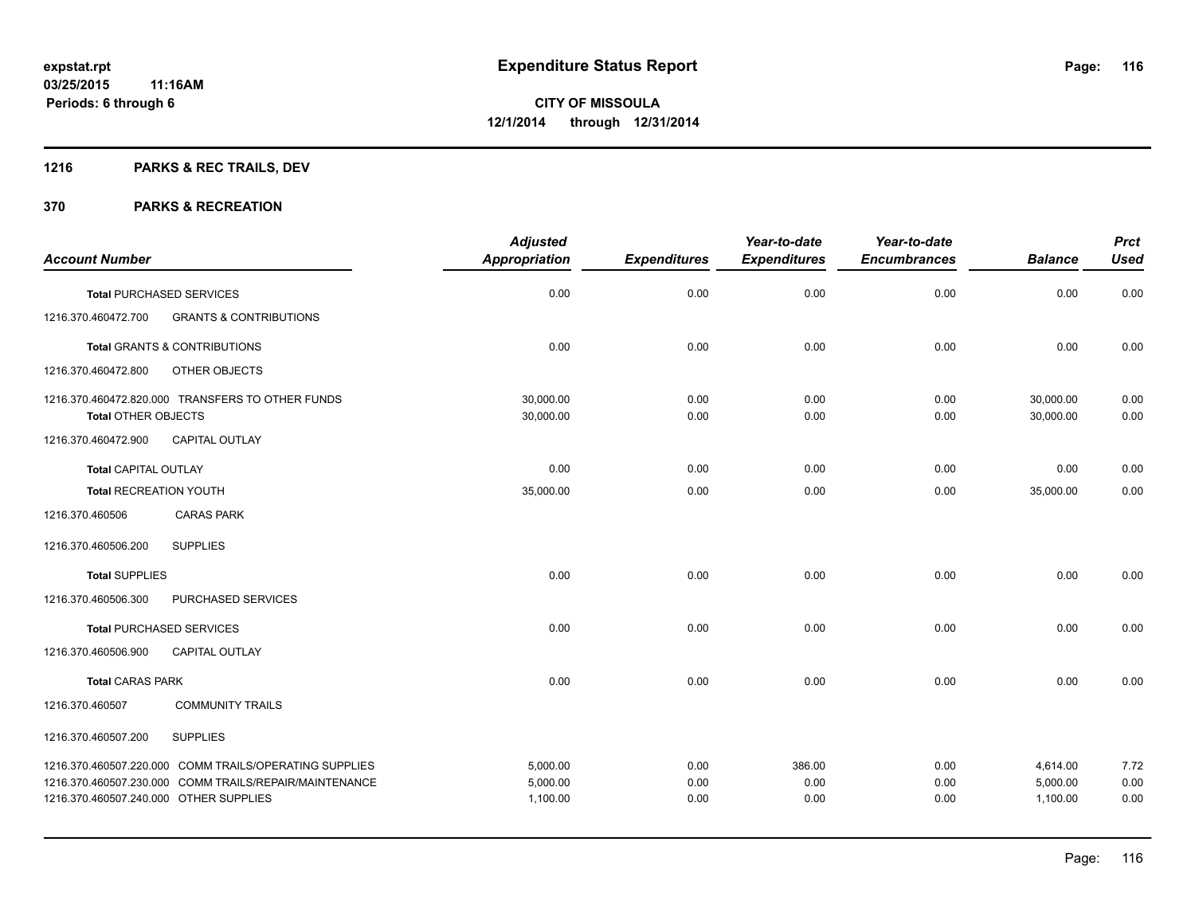**expstat.rpt**
**03/25/2015 11:16AM**
**Periods: 6 through 6**

# Expenditure Status Report

**CITY OF MISSOULA**
**12/1/2014 through 12/31/2014**

## 1216 PARKS & REC TRAILS, DEV

## 370 PARKS & RECREATION

| Account Number | | Adjusted Appropriation | Expenditures | Year-to-date Expenditures | Year-to-date Encumbrances | Balance | Prct Used |
|---|---|---|---|---|---|---|---|
| **Total** PURCHASED SERVICES | | 0.00 | 0.00 | 0.00 | 0.00 | 0.00 | 0.00 |
| 1216.370.460472.700 | GRANTS & CONTRIBUTIONS | | | | | | |
| **Total** GRANTS & CONTRIBUTIONS | | 0.00 | 0.00 | 0.00 | 0.00 | 0.00 | 0.00 |
| 1216.370.460472.800 | OTHER OBJECTS | | | | | | |
| 1216.370.460472.820.000 | TRANSFERS TO OTHER FUNDS | 30,000.00 | 0.00 | 0.00 | 0.00 | 30,000.00 | 0.00 |
| **Total** OTHER OBJECTS | | 30,000.00 | 0.00 | 0.00 | 0.00 | 30,000.00 | 0.00 |
| 1216.370.460472.900 | CAPITAL OUTLAY | | | | | | |
| **Total** CAPITAL OUTLAY | | 0.00 | 0.00 | 0.00 | 0.00 | 0.00 | 0.00 |
| **Total** RECREATION YOUTH | | 35,000.00 | 0.00 | 0.00 | 0.00 | 35,000.00 | 0.00 |
| 1216.370.460506 | CARAS PARK | | | | | | |
| 1216.370.460506.200 | SUPPLIES | | | | | | |
| **Total** SUPPLIES | | 0.00 | 0.00 | 0.00 | 0.00 | 0.00 | 0.00 |
| 1216.370.460506.300 | PURCHASED SERVICES | | | | | | |
| **Total** PURCHASED SERVICES | | 0.00 | 0.00 | 0.00 | 0.00 | 0.00 | 0.00 |
| 1216.370.460506.900 | CAPITAL OUTLAY | | | | | | |
| **Total** CARAS PARK | | 0.00 | 0.00 | 0.00 | 0.00 | 0.00 | 0.00 |
| 1216.370.460507 | COMMUNITY TRAILS | | | | | | |
| 1216.370.460507.200 | SUPPLIES | | | | | | |
| 1216.370.460507.220.000 | COMM TRAILS/OPERATING SUPPLIES | 5,000.00 | 0.00 | 386.00 | 0.00 | 4,614.00 | 7.72 |
| 1216.370.460507.230.000 | COMM TRAILS/REPAIR/MAINTENANCE | 5,000.00 | 0.00 | 0.00 | 0.00 | 5,000.00 | 0.00 |
| 1216.370.460507.240.000 | OTHER SUPPLIES | 1,100.00 | 0.00 | 0.00 | 0.00 | 1,100.00 | 0.00 |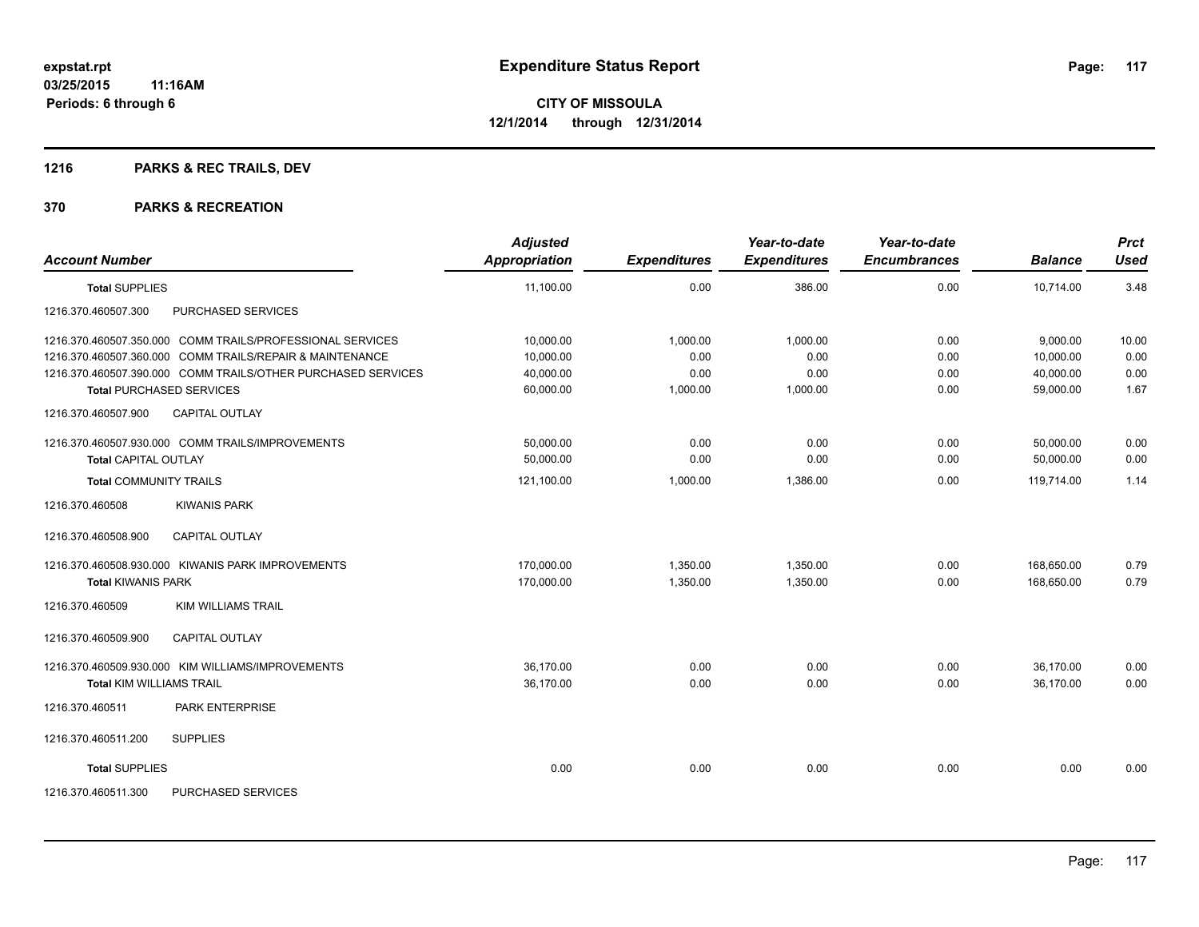# Expenditure Status Report

**CITY OF MISSOULA**
**12/1/2014 through 12/31/2014**

expstat.rpt
03/25/2015 11:16AM
Periods: 6 through 6

## 1216 PARKS & REC TRAILS, DEV

### 370 PARKS & RECREATION

| Account Number | Adjusted Appropriation | Expenditures | Year-to-date Expenditures | Year-to-date Encumbrances | Balance | Prct Used |
|---|---|---|---|---|---|---|
| **Total SUPPLIES** | 11,100.00 | 0.00 | 386.00 | 0.00 | 10,714.00 | 3.48 |
| 1216.370.460507.300 PURCHASED SERVICES | | | | | | |
| 1216.370.460507.350.000 COMM TRAILS/PROFESSIONAL SERVICES | 10,000.00 | 1,000.00 | 1,000.00 | 0.00 | 9,000.00 | 10.00 |
| 1216.370.460507.360.000 COMM TRAILS/REPAIR & MAINTENANCE | 10,000.00 | 0.00 | 0.00 | 0.00 | 10,000.00 | 0.00 |
| 1216.370.460507.390.000 COMM TRAILS/OTHER PURCHASED SERVICES | 40,000.00 | 0.00 | 0.00 | 0.00 | 40,000.00 | 0.00 |
| **Total PURCHASED SERVICES** | 60,000.00 | 1,000.00 | 1,000.00 | 0.00 | 59,000.00 | 1.67 |
| 1216.370.460507.900 CAPITAL OUTLAY | | | | | | |
| 1216.370.460507.930.000 COMM TRAILS/IMPROVEMENTS | 50,000.00 | 0.00 | 0.00 | 0.00 | 50,000.00 | 0.00 |
| **Total CAPITAL OUTLAY** | 50,000.00 | 0.00 | 0.00 | 0.00 | 50,000.00 | 0.00 |
| **Total COMMUNITY TRAILS** | 121,100.00 | 1,000.00 | 1,386.00 | 0.00 | 119,714.00 | 1.14 |
| 1216.370.460508 KIWANIS PARK | | | | | | |
| 1216.370.460508.900 CAPITAL OUTLAY | | | | | | |
| 1216.370.460508.930.000 KIWANIS PARK IMPROVEMENTS | 170,000.00 | 1,350.00 | 1,350.00 | 0.00 | 168,650.00 | 0.79 |
| **Total KIWANIS PARK** | 170,000.00 | 1,350.00 | 1,350.00 | 0.00 | 168,650.00 | 0.79 |
| 1216.370.460509 KIM WILLIAMS TRAIL | | | | | | |
| 1216.370.460509.900 CAPITAL OUTLAY | | | | | | |
| 1216.370.460509.930.000 KIM WILLIAMS/IMPROVEMENTS | 36,170.00 | 0.00 | 0.00 | 0.00 | 36,170.00 | 0.00 |
| **Total KIM WILLIAMS TRAIL** | 36,170.00 | 0.00 | 0.00 | 0.00 | 36,170.00 | 0.00 |
| 1216.370.460511 PARK ENTERPRISE | | | | | | |
| 1216.370.460511.200 SUPPLIES | | | | | | |
| **Total SUPPLIES** | 0.00 | 0.00 | 0.00 | 0.00 | 0.00 | 0.00 |
| 1216.370.460511.300 PURCHASED SERVICES | | | | | | |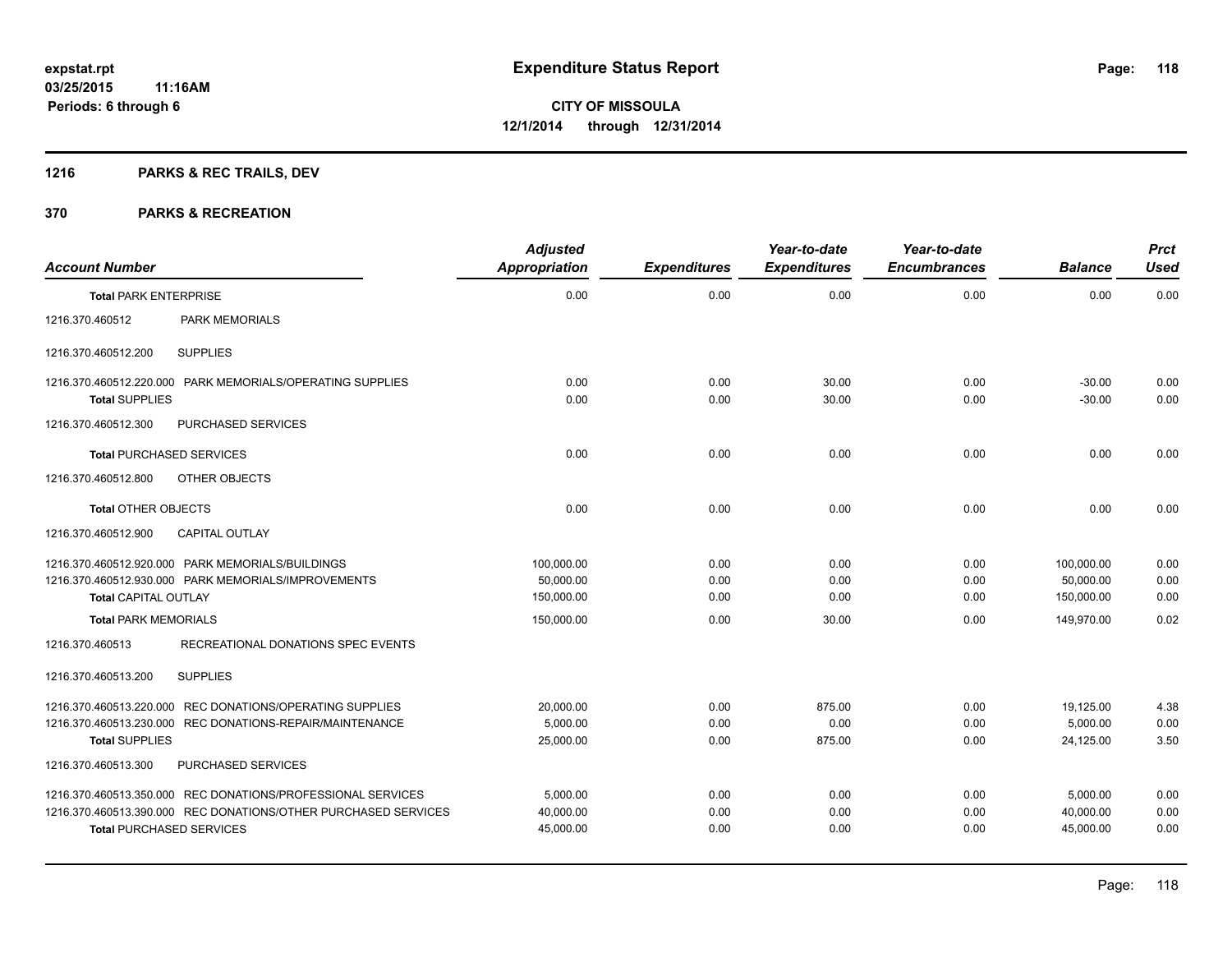# Expenditure Status Report

**CITY OF MISSOULA**
**12/1/2014 through 12/31/2014**

expstat.rpt
03/25/2015 11:16AM
Periods: 6 through 6

## 1216 PARKS & REC TRAILS, DEV

## 370 PARKS & RECREATION

| Account Number | | Adjusted Appropriation | Expenditures | Year-to-date Expenditures | Year-to-date Encumbrances | Balance | Prct Used |
|---|---|---|---|---|---|---|---|
| **Total** PARK ENTERPRISE | | 0.00 | 0.00 | 0.00 | 0.00 | 0.00 | 0.00 |
| 1216.370.460512 | PARK MEMORIALS | | | | | | |
| 1216.370.460512.200 | SUPPLIES | | | | | | |
| 1216.370.460512.220.000 | PARK MEMORIALS/OPERATING SUPPLIES | 0.00 | 0.00 | 30.00 | 0.00 | -30.00 | 0.00 |
| **Total** SUPPLIES | | 0.00 | 0.00 | 30.00 | 0.00 | -30.00 | 0.00 |
| 1216.370.460512.300 | PURCHASED SERVICES | | | | | | |
| **Total** PURCHASED SERVICES | | 0.00 | 0.00 | 0.00 | 0.00 | 0.00 | 0.00 |
| 1216.370.460512.800 | OTHER OBJECTS | | | | | | |
| **Total** OTHER OBJECTS | | 0.00 | 0.00 | 0.00 | 0.00 | 0.00 | 0.00 |
| 1216.370.460512.900 | CAPITAL OUTLAY | | | | | | |
| 1216.370.460512.920.000 | PARK MEMORIALS/BUILDINGS | 100,000.00 | 0.00 | 0.00 | 0.00 | 100,000.00 | 0.00 |
| 1216.370.460512.930.000 | PARK MEMORIALS/IMPROVEMENTS | 50,000.00 | 0.00 | 0.00 | 0.00 | 50,000.00 | 0.00 |
| **Total** CAPITAL OUTLAY | | 150,000.00 | 0.00 | 0.00 | 0.00 | 150,000.00 | 0.00 |
| **Total** PARK MEMORIALS | | 150,000.00 | 0.00 | 30.00 | 0.00 | 149,970.00 | 0.02 |
| 1216.370.460513 | RECREATIONAL DONATIONS SPEC EVENTS | | | | | | |
| 1216.370.460513.200 | SUPPLIES | | | | | | |
| 1216.370.460513.220.000 | REC DONATIONS/OPERATING SUPPLIES | 20,000.00 | 0.00 | 875.00 | 0.00 | 19,125.00 | 4.38 |
| 1216.370.460513.230.000 | REC DONATIONS-REPAIR/MAINTENANCE | 5,000.00 | 0.00 | 0.00 | 0.00 | 5,000.00 | 0.00 |
| **Total** SUPPLIES | | 25,000.00 | 0.00 | 875.00 | 0.00 | 24,125.00 | 3.50 |
| 1216.370.460513.300 | PURCHASED SERVICES | | | | | | |
| 1216.370.460513.350.000 | REC DONATIONS/PROFESSIONAL SERVICES | 5,000.00 | 0.00 | 0.00 | 0.00 | 5,000.00 | 0.00 |
| 1216.370.460513.390.000 | REC DONATIONS/OTHER PURCHASED SERVICES | 40,000.00 | 0.00 | 0.00 | 0.00 | 40,000.00 | 0.00 |
| **Total** PURCHASED SERVICES | | 45,000.00 | 0.00 | 0.00 | 0.00 | 45,000.00 | 0.00 |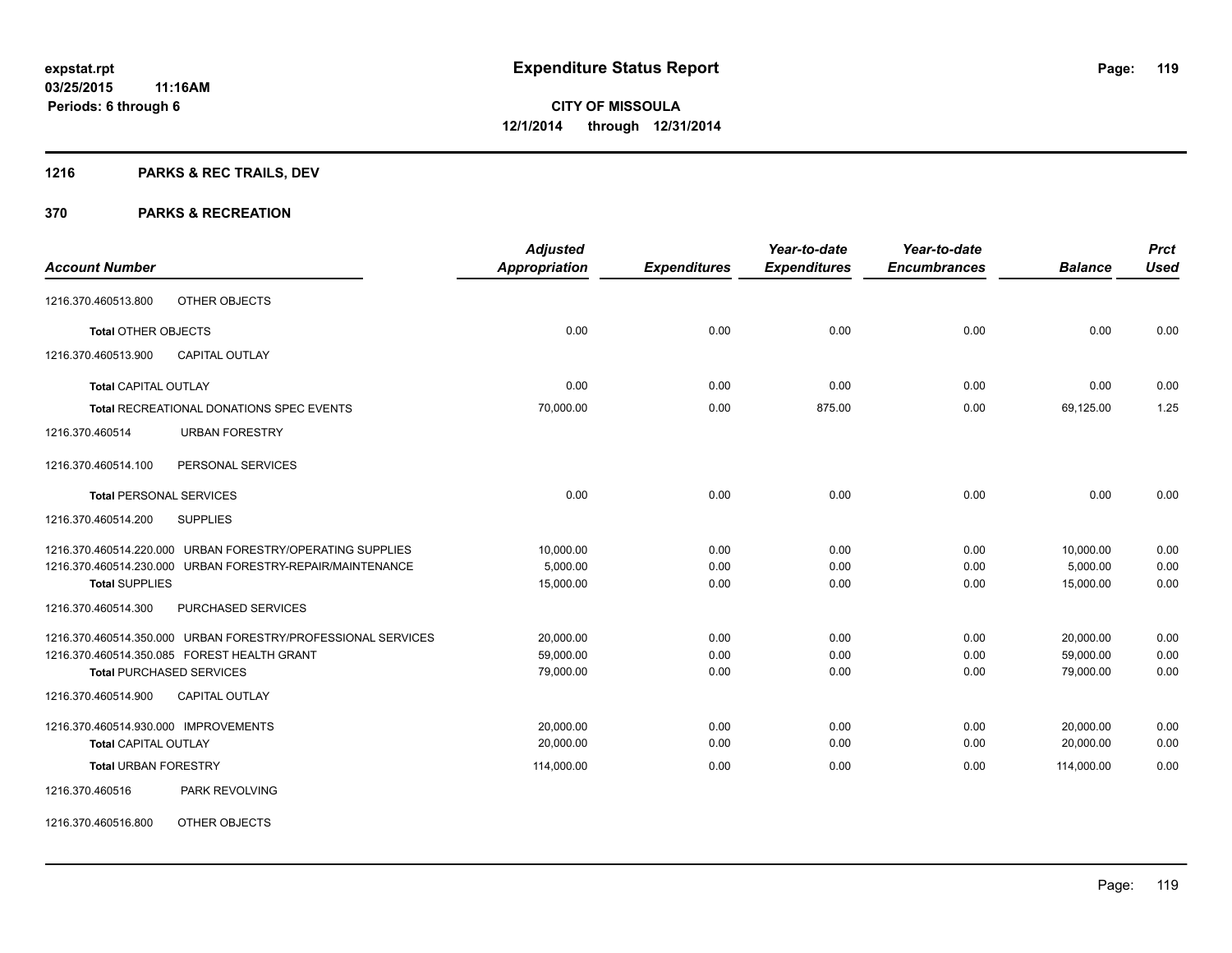expstat.rpt
03/25/2015 11:16AM
Periods: 6 through 6

# Expenditure Status Report

**CITY OF MISSOULA**
**12/1/2014 through 12/31/2014**

## 1216 PARKS & REC TRAILS, DEV

## 370 PARKS & RECREATION

| Account Number | | Adjusted Appropriation | Expenditures | Year-to-date Expenditures | Year-to-date Encumbrances | Balance | Prct Used |
|---|---|---|---|---|---|---|---|
| 1216.370.460513.800 | OTHER OBJECTS | | | | | | |
| **Total** OTHER OBJECTS | | 0.00 | 0.00 | 0.00 | 0.00 | 0.00 | 0.00 |
| 1216.370.460513.900 | CAPITAL OUTLAY | | | | | | |
| **Total** CAPITAL OUTLAY | | 0.00 | 0.00 | 0.00 | 0.00 | 0.00 | 0.00 |
| **Total** RECREATIONAL DONATIONS SPEC EVENTS | | 70,000.00 | 0.00 | 875.00 | 0.00 | 69,125.00 | 1.25 |
| 1216.370.460514 | URBAN FORESTRY | | | | | | |
| 1216.370.460514.100 | PERSONAL SERVICES | | | | | | |
| **Total** PERSONAL SERVICES | | 0.00 | 0.00 | 0.00 | 0.00 | 0.00 | 0.00 |
| 1216.370.460514.200 | SUPPLIES | | | | | | |
| 1216.370.460514.220.000 | URBAN FORESTRY/OPERATING SUPPLIES | 10,000.00 | 0.00 | 0.00 | 0.00 | 10,000.00 | 0.00 |
| 1216.370.460514.230.000 | URBAN FORESTRY-REPAIR/MAINTENANCE | 5,000.00 | 0.00 | 0.00 | 0.00 | 5,000.00 | 0.00 |
| **Total** SUPPLIES | | 15,000.00 | 0.00 | 0.00 | 0.00 | 15,000.00 | 0.00 |
| 1216.370.460514.300 | PURCHASED SERVICES | | | | | | |
| 1216.370.460514.350.000 | URBAN FORESTRY/PROFESSIONAL SERVICES | 20,000.00 | 0.00 | 0.00 | 0.00 | 20,000.00 | 0.00 |
| 1216.370.460514.350.085 | FOREST HEALTH GRANT | 59,000.00 | 0.00 | 0.00 | 0.00 | 59,000.00 | 0.00 |
| **Total** PURCHASED SERVICES | | 79,000.00 | 0.00 | 0.00 | 0.00 | 79,000.00 | 0.00 |
| 1216.370.460514.900 | CAPITAL OUTLAY | | | | | | |
| 1216.370.460514.930.000 | IMPROVEMENTS | 20,000.00 | 0.00 | 0.00 | 0.00 | 20,000.00 | 0.00 |
| **Total** CAPITAL OUTLAY | | 20,000.00 | 0.00 | 0.00 | 0.00 | 20,000.00 | 0.00 |
| **Total** URBAN FORESTRY | | 114,000.00 | 0.00 | 0.00 | 0.00 | 114,000.00 | 0.00 |
| 1216.370.460516 | PARK REVOLVING | | | | | | |
| 1216.370.460516.800 | OTHER OBJECTS | | | | | | |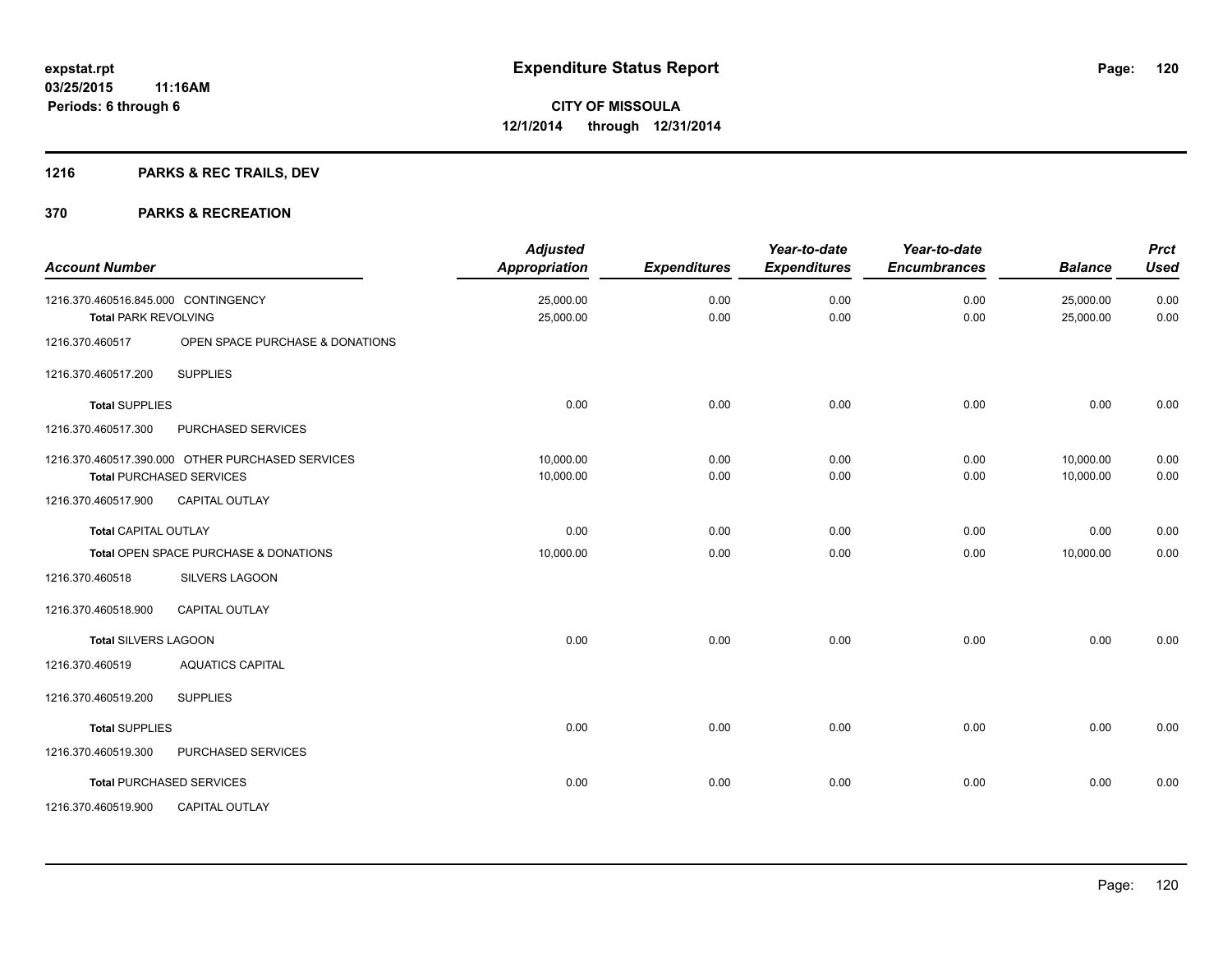**expstat.rpt**
**03/25/2015 11:16AM**
**Periods: 6 through 6**

# Expenditure Status Report

**CITY OF MISSOULA**
**12/1/2014 through 12/31/2014**

## 1216 PARKS & REC TRAILS, DEV

## 370 PARKS & RECREATION

| Account Number | | Adjusted Appropriation | Expenditures | Year-to-date Expenditures | Year-to-date Encumbrances | Balance | Prct Used |
|---|---|---|---|---|---|---|---|
| 1216.370.460516.845.000 | CONTINGENCY | 25,000.00 | 0.00 | 0.00 | 0.00 | 25,000.00 | 0.00 |
| **Total** PARK REVOLVING | | 25,000.00 | 0.00 | 0.00 | 0.00 | 25,000.00 | 0.00 |
| 1216.370.460517 | OPEN SPACE PURCHASE & DONATIONS | | | | | | |
| 1216.370.460517.200 | SUPPLIES | | | | | | |
| **Total** SUPPLIES | | 0.00 | 0.00 | 0.00 | 0.00 | 0.00 | 0.00 |
| 1216.370.460517.300 | PURCHASED SERVICES | | | | | | |
| 1216.370.460517.390.000 | OTHER PURCHASED SERVICES | 10,000.00 | 0.00 | 0.00 | 0.00 | 10,000.00 | 0.00 |
| **Total** PURCHASED SERVICES | | 10,000.00 | 0.00 | 0.00 | 0.00 | 10,000.00 | 0.00 |
| 1216.370.460517.900 | CAPITAL OUTLAY | | | | | | |
| **Total** CAPITAL OUTLAY | | 0.00 | 0.00 | 0.00 | 0.00 | 0.00 | 0.00 |
| **Total** OPEN SPACE PURCHASE & DONATIONS | | 10,000.00 | 0.00 | 0.00 | 0.00 | 10,000.00 | 0.00 |
| 1216.370.460518 | SILVERS LAGOON | | | | | | |
| 1216.370.460518.900 | CAPITAL OUTLAY | | | | | | |
| **Total** SILVERS LAGOON | | 0.00 | 0.00 | 0.00 | 0.00 | 0.00 | 0.00 |
| 1216.370.460519 | AQUATICS CAPITAL | | | | | | |
| 1216.370.460519.200 | SUPPLIES | | | | | | |
| **Total** SUPPLIES | | 0.00 | 0.00 | 0.00 | 0.00 | 0.00 | 0.00 |
| 1216.370.460519.300 | PURCHASED SERVICES | | | | | | |
| **Total** PURCHASED SERVICES | | 0.00 | 0.00 | 0.00 | 0.00 | 0.00 | 0.00 |
| 1216.370.460519.900 | CAPITAL OUTLAY | | | | | | |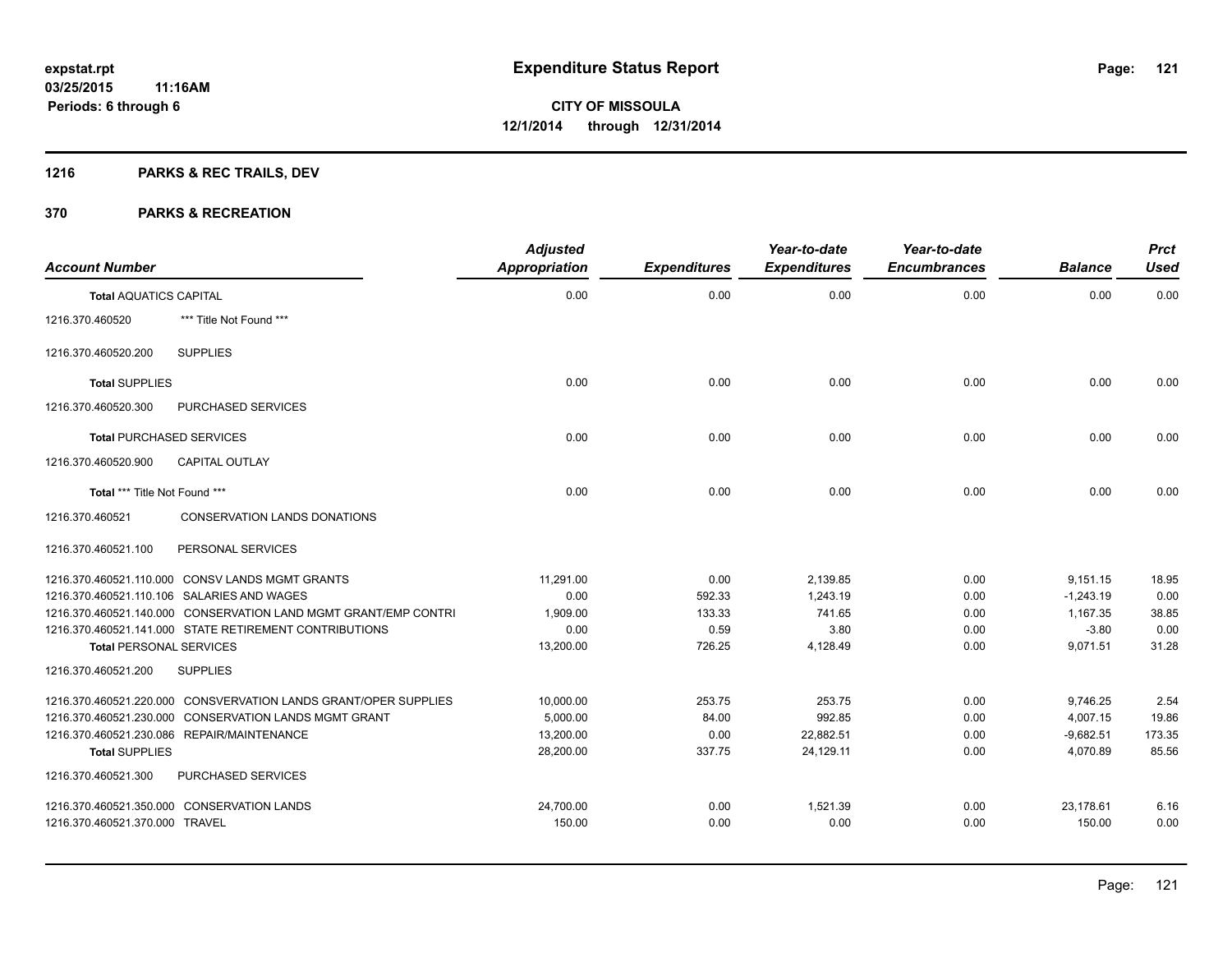**expstat.rpt**
**03/25/2015 11:16AM**
**Periods: 6 through 6**

# Expenditure Status Report

**CITY OF MISSOULA**
**12/1/2014 through 12/31/2014**

## 1216 PARKS & REC TRAILS, DEV

## 370 PARKS & RECREATION

| Account Number | | Adjusted Appropriation | Expenditures | Year-to-date Expenditures | Year-to-date Encumbrances | Balance | Prct Used |
|---|---|---|---|---|---|---|---|
| **Total** AQUATICS CAPITAL | | 0.00 | 0.00 | 0.00 | 0.00 | 0.00 | 0.00 |
| 1216.370.460520 | *** Title Not Found *** | | | | | | |
| 1216.370.460520.200 | SUPPLIES | | | | | | |
| **Total** SUPPLIES | | 0.00 | 0.00 | 0.00 | 0.00 | 0.00 | 0.00 |
| 1216.370.460520.300 | PURCHASED SERVICES | | | | | | |
| **Total** PURCHASED SERVICES | | 0.00 | 0.00 | 0.00 | 0.00 | 0.00 | 0.00 |
| 1216.370.460520.900 | CAPITAL OUTLAY | | | | | | |
| **Total** *** Title Not Found *** | | 0.00 | 0.00 | 0.00 | 0.00 | 0.00 | 0.00 |
| 1216.370.460521 | CONSERVATION LANDS DONATIONS | | | | | | |
| 1216.370.460521.100 | PERSONAL SERVICES | | | | | | |
| 1216.370.460521.110.000 | CONSV LANDS MGMT GRANTS | 11,291.00 | 0.00 | 2,139.85 | 0.00 | 9,151.15 | 18.95 |
| 1216.370.460521.110.106 | SALARIES AND WAGES | 0.00 | 592.33 | 1,243.19 | 0.00 | -1,243.19 | 0.00 |
| 1216.370.460521.140.000 | CONSERVATION LAND MGMT GRANT/EMP CONTRI | 1,909.00 | 133.33 | 741.65 | 0.00 | 1,167.35 | 38.85 |
| 1216.370.460521.141.000 | STATE RETIREMENT CONTRIBUTIONS | 0.00 | 0.59 | 3.80 | 0.00 | -3.80 | 0.00 |
| **Total** PERSONAL SERVICES | | 13,200.00 | 726.25 | 4,128.49 | 0.00 | 9,071.51 | 31.28 |
| 1216.370.460521.200 | SUPPLIES | | | | | | |
| 1216.370.460521.220.000 | CONSVERVATION LANDS GRANT/OPER SUPPLIES | 10,000.00 | 253.75 | 253.75 | 0.00 | 9,746.25 | 2.54 |
| 1216.370.460521.230.000 | CONSERVATION LANDS MGMT GRANT | 5,000.00 | 84.00 | 992.85 | 0.00 | 4,007.15 | 19.86 |
| 1216.370.460521.230.086 | REPAIR/MAINTENANCE | 13,200.00 | 0.00 | 22,882.51 | 0.00 | -9,682.51 | 173.35 |
| **Total** SUPPLIES | | 28,200.00 | 337.75 | 24,129.11 | 0.00 | 4,070.89 | 85.56 |
| 1216.370.460521.300 | PURCHASED SERVICES | | | | | | |
| 1216.370.460521.350.000 | CONSERVATION LANDS | 24,700.00 | 0.00 | 1,521.39 | 0.00 | 23,178.61 | 6.16 |
| 1216.370.460521.370.000 | TRAVEL | 150.00 | 0.00 | 0.00 | 0.00 | 150.00 | 0.00 |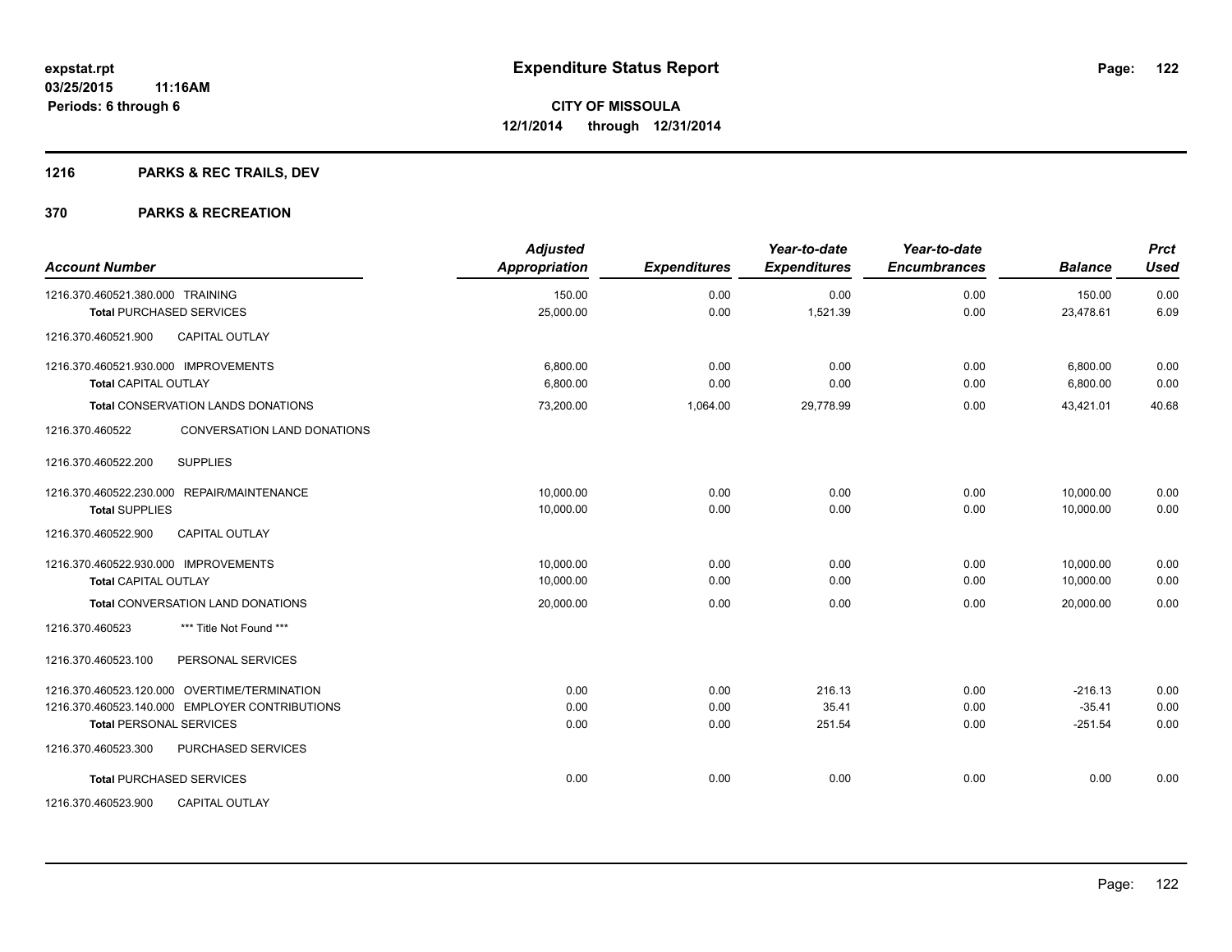**expstat.rpt**
**03/25/2015 11:16AM**
**Periods: 6 through 6**

# Expenditure Status Report

**CITY OF MISSOULA**
**12/1/2014 through 12/31/2014**

## 1216 PARKS & REC TRAILS, DEV

## 370 PARKS & RECREATION

| Account Number | Adjusted Appropriation | Expenditures | Year-to-date Expenditures | Year-to-date Encumbrances | Balance | Prct Used |
|---|---|---|---|---|---|---|
| 1216.370.460521.380.000 TRAINING | 150.00 | 0.00 | 0.00 | 0.00 | 150.00 | 0.00 |
| **Total** PURCHASED SERVICES | 25,000.00 | 0.00 | 1,521.39 | 0.00 | 23,478.61 | 6.09 |
| 1216.370.460521.900 CAPITAL OUTLAY | | | | | | |
| 1216.370.460521.930.000 IMPROVEMENTS | 6,800.00 | 0.00 | 0.00 | 0.00 | 6,800.00 | 0.00 |
| **Total** CAPITAL OUTLAY | 6,800.00 | 0.00 | 0.00 | 0.00 | 6,800.00 | 0.00 |
| **Total** CONSERVATION LANDS DONATIONS | 73,200.00 | 1,064.00 | 29,778.99 | 0.00 | 43,421.01 | 40.68 |
| 1216.370.460522 CONVERSATION LAND DONATIONS | | | | | | |
| 1216.370.460522.200 SUPPLIES | | | | | | |
| 1216.370.460522.230.000 REPAIR/MAINTENANCE | 10,000.00 | 0.00 | 0.00 | 0.00 | 10,000.00 | 0.00 |
| **Total** SUPPLIES | 10,000.00 | 0.00 | 0.00 | 0.00 | 10,000.00 | 0.00 |
| 1216.370.460522.900 CAPITAL OUTLAY | | | | | | |
| 1216.370.460522.930.000 IMPROVEMENTS | 10,000.00 | 0.00 | 0.00 | 0.00 | 10,000.00 | 0.00 |
| **Total** CAPITAL OUTLAY | 10,000.00 | 0.00 | 0.00 | 0.00 | 10,000.00 | 0.00 |
| **Total** CONVERSATION LAND DONATIONS | 20,000.00 | 0.00 | 0.00 | 0.00 | 20,000.00 | 0.00 |
| 1216.370.460523 *** Title Not Found *** | | | | | | |
| 1216.370.460523.100 PERSONAL SERVICES | | | | | | |
| 1216.370.460523.120.000 OVERTIME/TERMINATION | 0.00 | 0.00 | 216.13 | 0.00 | -216.13 | 0.00 |
| 1216.370.460523.140.000 EMPLOYER CONTRIBUTIONS | 0.00 | 0.00 | 35.41 | 0.00 | -35.41 | 0.00 |
| **Total** PERSONAL SERVICES | 0.00 | 0.00 | 251.54 | 0.00 | -251.54 | 0.00 |
| 1216.370.460523.300 PURCHASED SERVICES | | | | | | |
| **Total** PURCHASED SERVICES | 0.00 | 0.00 | 0.00 | 0.00 | 0.00 | 0.00 |
| 1216.370.460523.900 CAPITAL OUTLAY | | | | | | |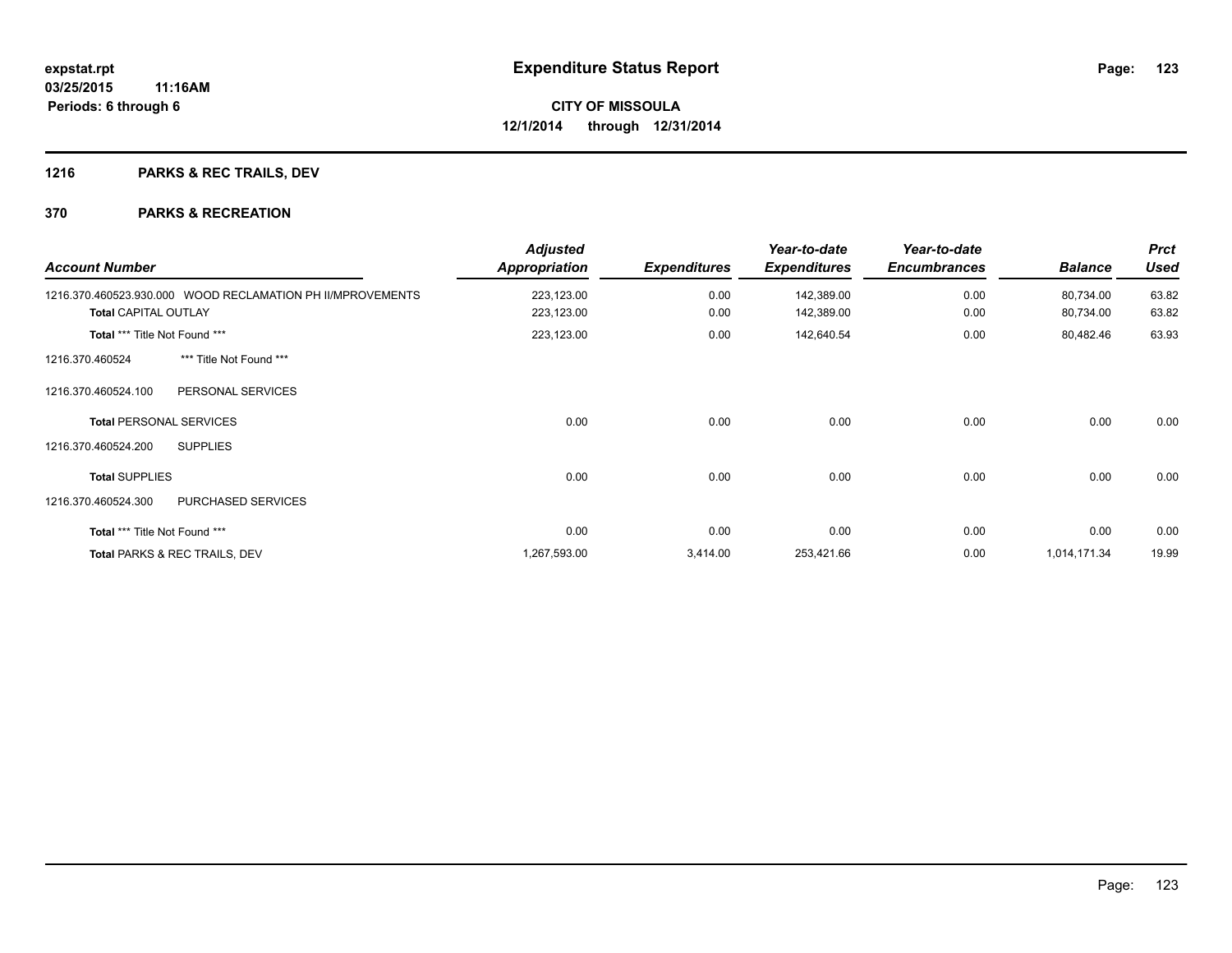# Expenditure Status Report

**expstat.rpt**
**03/25/2015 11:16AM**
**Periods: 6 through 6**

**CITY OF MISSOULA**
**12/1/2014 through 12/31/2014**

## 1216 PARKS & REC TRAILS, DEV

## 370 PARKS & RECREATION

| Account Number | | Adjusted Appropriation | Expenditures | Year-to-date Expenditures | Year-to-date Encumbrances | Balance | Prct Used |
|---|---|---|---|---|---|---|---|
| 1216.370.460523.930.000 | WOOD RECLAMATION PH II/MPROVEMENTS | 223,123.00 | 0.00 | 142,389.00 | 0.00 | 80,734.00 | 63.82 |
| **Total** CAPITAL OUTLAY | | 223,123.00 | 0.00 | 142,389.00 | 0.00 | 80,734.00 | 63.82 |
| **Total** *** Title Not Found *** | | 223,123.00 | 0.00 | 142,640.54 | 0.00 | 80,482.46 | 63.93 |
| 1216.370.460524 | *** Title Not Found *** | | | | | | |
| 1216.370.460524.100 | PERSONAL SERVICES | | | | | | |
| **Total** PERSONAL SERVICES | | 0.00 | 0.00 | 0.00 | 0.00 | 0.00 | 0.00 |
| 1216.370.460524.200 | SUPPLIES | | | | | | |
| **Total** SUPPLIES | | 0.00 | 0.00 | 0.00 | 0.00 | 0.00 | 0.00 |
| 1216.370.460524.300 | PURCHASED SERVICES | | | | | | |
| **Total** *** Title Not Found *** | | 0.00 | 0.00 | 0.00 | 0.00 | 0.00 | 0.00 |
| **Total** PARKS & REC TRAILS, DEV | | 1,267,593.00 | 3,414.00 | 253,421.66 | 0.00 | 1,014,171.34 | 19.99 |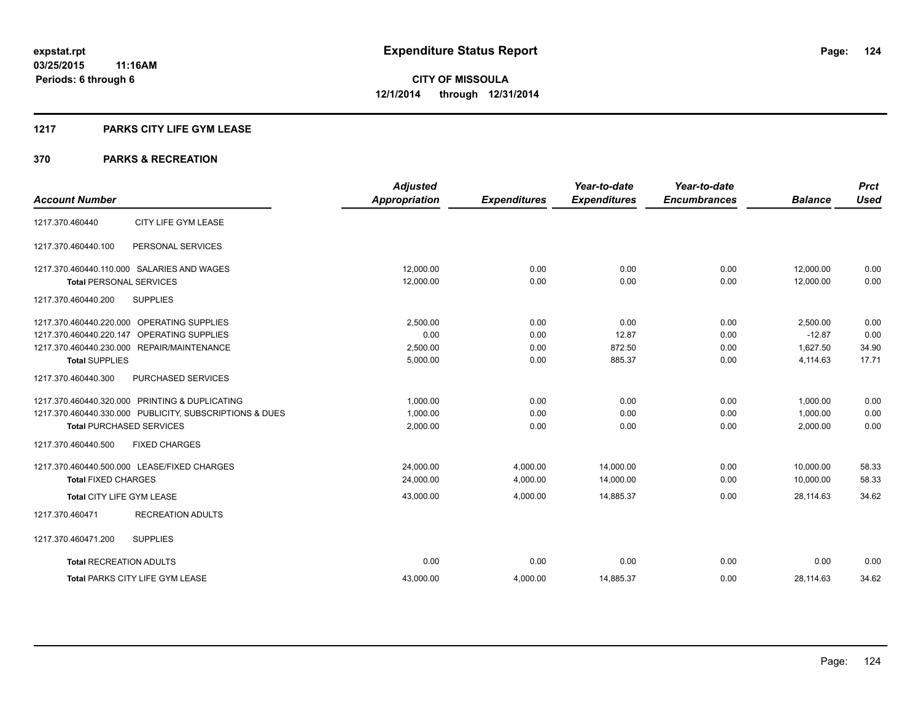expstat.rpt
03/25/2015 11:16AM
Periods: 6 through 6

# Expenditure Status Report

**CITY OF MISSOULA**
**12/1/2014 through 12/31/2014**

## 1217 PARKS CITY LIFE GYM LEASE

## 370 PARKS & RECREATION

| Account Number | | Adjusted Appropriation | Expenditures | Year-to-date Expenditures | Year-to-date Encumbrances | Balance | Prct Used |
|---|---|---|---|---|---|---|---|
| 1217.370.460440 | CITY LIFE GYM LEASE | | | | | | |
| 1217.370.460440.100 | PERSONAL SERVICES | | | | | | |
| 1217.370.460440.110.000 | SALARIES AND WAGES | 12,000.00 | 0.00 | 0.00 | 0.00 | 12,000.00 | 0.00 |
| **Total** PERSONAL SERVICES | | 12,000.00 | 0.00 | 0.00 | 0.00 | 12,000.00 | 0.00 |
| 1217.370.460440.200 | SUPPLIES | | | | | | |
| 1217.370.460440.220.000 | OPERATING SUPPLIES | 2,500.00 | 0.00 | 0.00 | 0.00 | 2,500.00 | 0.00 |
| 1217.370.460440.220.147 | OPERATING SUPPLIES | 0.00 | 0.00 | 12.87 | 0.00 | -12.87 | 0.00 |
| 1217.370.460440.230.000 | REPAIR/MAINTENANCE | 2,500.00 | 0.00 | 872.50 | 0.00 | 1,627.50 | 34.90 |
| **Total** SUPPLIES | | 5,000.00 | 0.00 | 885.37 | 0.00 | 4,114.63 | 17.71 |
| 1217.370.460440.300 | PURCHASED SERVICES | | | | | | |
| 1217.370.460440.320.000 | PRINTING & DUPLICATING | 1,000.00 | 0.00 | 0.00 | 0.00 | 1,000.00 | 0.00 |
| 1217.370.460440.330.000 | PUBLICITY, SUBSCRIPTIONS & DUES | 1,000.00 | 0.00 | 0.00 | 0.00 | 1,000.00 | 0.00 |
| **Total** PURCHASED SERVICES | | 2,000.00 | 0.00 | 0.00 | 0.00 | 2,000.00 | 0.00 |
| 1217.370.460440.500 | FIXED CHARGES | | | | | | |
| 1217.370.460440.500.000 | LEASE/FIXED CHARGES | 24,000.00 | 4,000.00 | 14,000.00 | 0.00 | 10,000.00 | 58.33 |
| **Total** FIXED CHARGES | | 24,000.00 | 4,000.00 | 14,000.00 | 0.00 | 10,000.00 | 58.33 |
| **Total** CITY LIFE GYM LEASE | | 43,000.00 | 4,000.00 | 14,885.37 | 0.00 | 28,114.63 | 34.62 |
| 1217.370.460471 | RECREATION ADULTS | | | | | | |
| 1217.370.460471.200 | SUPPLIES | | | | | | |
| **Total** RECREATION ADULTS | | 0.00 | 0.00 | 0.00 | 0.00 | 0.00 | 0.00 |
| **Total** PARKS CITY LIFE GYM LEASE | | 43,000.00 | 4,000.00 | 14,885.37 | 0.00 | 28,114.63 | 34.62 |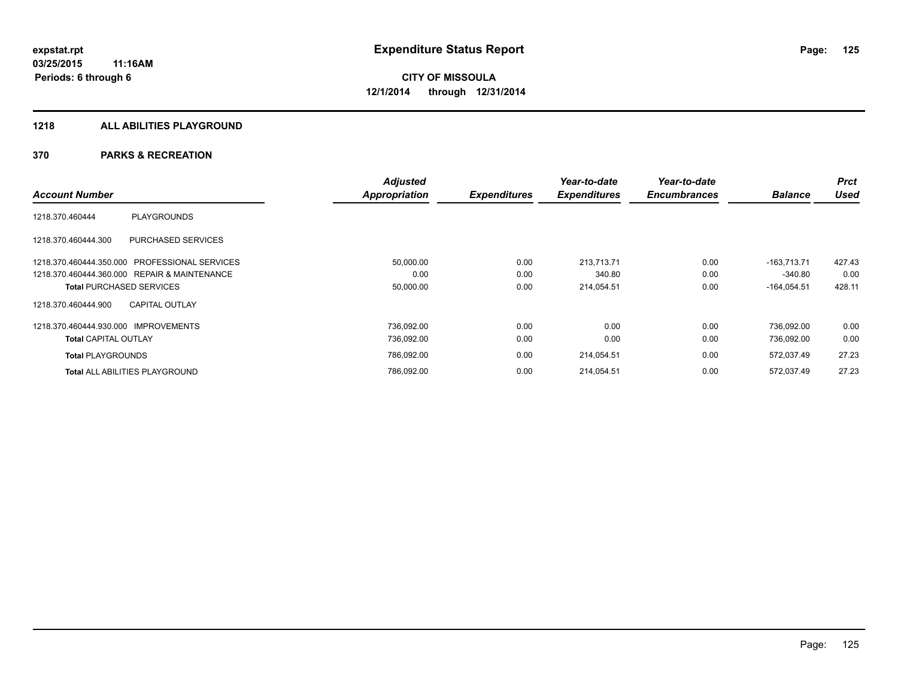**expstat.rpt**
**03/25/2015 11:16AM**
**Periods: 6 through 6**

# Expenditure Status Report

**CITY OF MISSOULA**
**12/1/2014 through 12/31/2014**

## 1218 ALL ABILITIES PLAYGROUND

### 370 PARKS & RECREATION

| Account Number | | Adjusted Appropriation | Expenditures | Year-to-date Expenditures | Year-to-date Encumbrances | Balance | Prct Used |
|---|---|---|---|---|---|---|---|
| 1218.370.460444 | PLAYGROUNDS | | | | | | |
| 1218.370.460444.300 | PURCHASED SERVICES | | | | | | |
| 1218.370.460444.350.000 | PROFESSIONAL SERVICES | 50,000.00 | 0.00 | 213,713.71 | 0.00 | -163,713.71 | 427.43 |
| 1218.370.460444.360.000 | REPAIR & MAINTENANCE | 0.00 | 0.00 | 340.80 | 0.00 | -340.80 | 0.00 |
| **Total** PURCHASED SERVICES | | 50,000.00 | 0.00 | 214,054.51 | 0.00 | -164,054.51 | 428.11 |
| 1218.370.460444.900 | CAPITAL OUTLAY | | | | | | |
| 1218.370.460444.930.000 | IMPROVEMENTS | 736,092.00 | 0.00 | 0.00 | 0.00 | 736,092.00 | 0.00 |
| **Total** CAPITAL OUTLAY | | 736,092.00 | 0.00 | 0.00 | 0.00 | 736,092.00 | 0.00 |
| **Total** PLAYGROUNDS | | 786,092.00 | 0.00 | 214,054.51 | 0.00 | 572,037.49 | 27.23 |
| **Total** ALL ABILITIES PLAYGROUND | | 786,092.00 | 0.00 | 214,054.51 | 0.00 | 572,037.49 | 27.23 |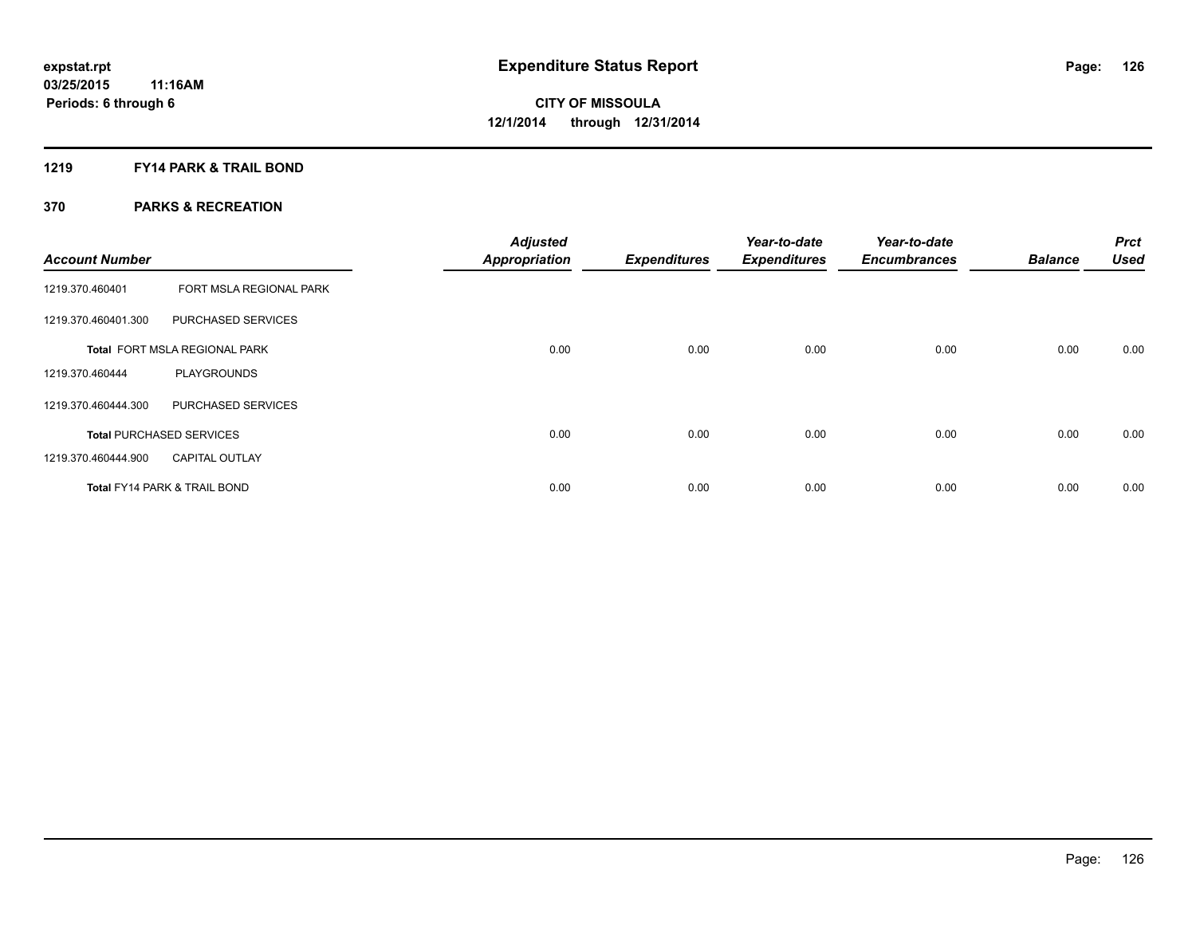# Expenditure Status Report

expstat.rpt
03/25/2015 11:16AM
Periods: 6 through 6

**CITY OF MISSOULA**
**12/1/2014 through 12/31/2014**

## 1219 FY14 PARK & TRAIL BOND

## 370 PARKS & RECREATION

| Account Number | | Adjusted Appropriation | Expenditures | Year-to-date Expenditures | Year-to-date Encumbrances | Balance | Prct Used |
|---|---|---|---|---|---|---|---|
| 1219.370.460401 | FORT MSLA REGIONAL PARK | | | | | | |
| 1219.370.460401.300 | PURCHASED SERVICES | | | | | | |
| **Total** FORT MSLA REGIONAL PARK | | 0.00 | 0.00 | 0.00 | 0.00 | 0.00 | 0.00 |
| 1219.370.460444 | PLAYGROUNDS | | | | | | |
| 1219.370.460444.300 | PURCHASED SERVICES | | | | | | |
| **Total** PURCHASED SERVICES | | 0.00 | 0.00 | 0.00 | 0.00 | 0.00 | 0.00 |
| 1219.370.460444.900 | CAPITAL OUTLAY | | | | | | |
| **Total** FY14 PARK & TRAIL BOND | | 0.00 | 0.00 | 0.00 | 0.00 | 0.00 | 0.00 |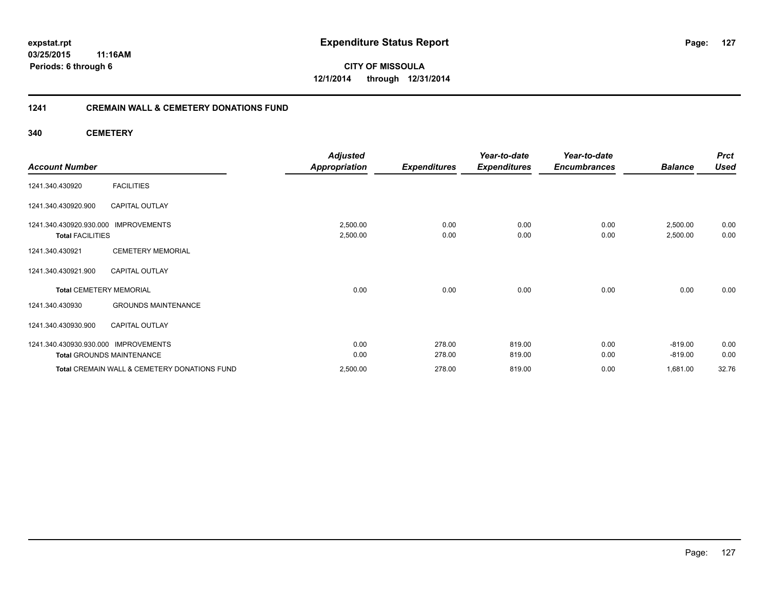**expstat.rpt**
**03/25/2015 11:16AM**
**Periods: 6 through 6**

# Expenditure Status Report

**CITY OF MISSOULA**
**12/1/2014 through 12/31/2014**

## 1241 CREMAIN WALL & CEMETERY DONATIONS FUND

### 340 CEMETERY

| Account Number | | Adjusted Appropriation | Expenditures | Year-to-date Expenditures | Year-to-date Encumbrances | Balance | Prct Used |
|---|---|---|---|---|---|---|---|
| 1241.340.430920 | FACILITIES | | | | | | |
| 1241.340.430920.900 | CAPITAL OUTLAY | | | | | | |
| 1241.340.430920.930.000 | IMPROVEMENTS | 2,500.00 | 0.00 | 0.00 | 0.00 | 2,500.00 | 0.00 |
| **Total** FACILITIES | | 2,500.00 | 0.00 | 0.00 | 0.00 | 2,500.00 | 0.00 |
| 1241.340.430921 | CEMETERY MEMORIAL | | | | | | |
| 1241.340.430921.900 | CAPITAL OUTLAY | | | | | | |
| **Total** CEMETERY MEMORIAL | | 0.00 | 0.00 | 0.00 | 0.00 | 0.00 | 0.00 |
| 1241.340.430930 | GROUNDS MAINTENANCE | | | | | | |
| 1241.340.430930.900 | CAPITAL OUTLAY | | | | | | |
| 1241.340.430930.930.000 | IMPROVEMENTS | 0.00 | 278.00 | 819.00 | 0.00 | -819.00 | 0.00 |
| **Total** GROUNDS MAINTENANCE | | 0.00 | 278.00 | 819.00 | 0.00 | -819.00 | 0.00 |
| **Total** CREMAIN WALL & CEMETERY DONATIONS FUND | | 2,500.00 | 278.00 | 819.00 | 0.00 | 1,681.00 | 32.76 |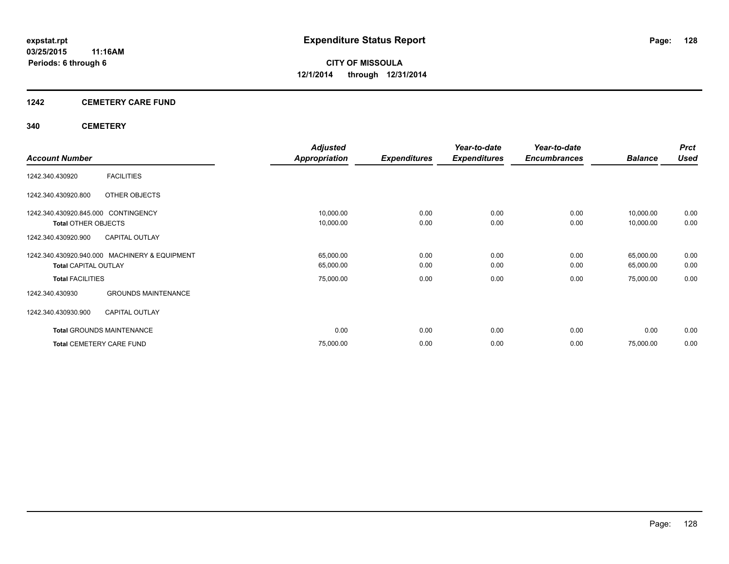# Expenditure Status Report

**CITY OF MISSOULA**
**12/1/2014 through 12/31/2014**

expstat.rpt
03/25/2015 11:16AM
Periods: 6 through 6

## 1242 CEMETERY CARE FUND

## 340 CEMETERY

| Account Number | | Adjusted Appropriation | Expenditures | Year-to-date Expenditures | Year-to-date Encumbrances | Balance | Prct Used |
|---|---|---|---|---|---|---|---|
| 1242.340.430920 | FACILITIES | | | | | | |
| 1242.340.430920.800 | OTHER OBJECTS | | | | | | |
| 1242.340.430920.845.000 | CONTINGENCY | 10,000.00 | 0.00 | 0.00 | 0.00 | 10,000.00 | 0.00 |
| **Total** OTHER OBJECTS | | 10,000.00 | 0.00 | 0.00 | 0.00 | 10,000.00 | 0.00 |
| 1242.340.430920.900 | CAPITAL OUTLAY | | | | | | |
| 1242.340.430920.940.000 | MACHINERY & EQUIPMENT | 65,000.00 | 0.00 | 0.00 | 0.00 | 65,000.00 | 0.00 |
| **Total** CAPITAL OUTLAY | | 65,000.00 | 0.00 | 0.00 | 0.00 | 65,000.00 | 0.00 |
| **Total** FACILITIES | | 75,000.00 | 0.00 | 0.00 | 0.00 | 75,000.00 | 0.00 |
| 1242.340.430930 | GROUNDS MAINTENANCE | | | | | | |
| 1242.340.430930.900 | CAPITAL OUTLAY | | | | | | |
| **Total** GROUNDS MAINTENANCE | | 0.00 | 0.00 | 0.00 | 0.00 | 0.00 | 0.00 |
| **Total** CEMETERY CARE FUND | | 75,000.00 | 0.00 | 0.00 | 0.00 | 75,000.00 | 0.00 |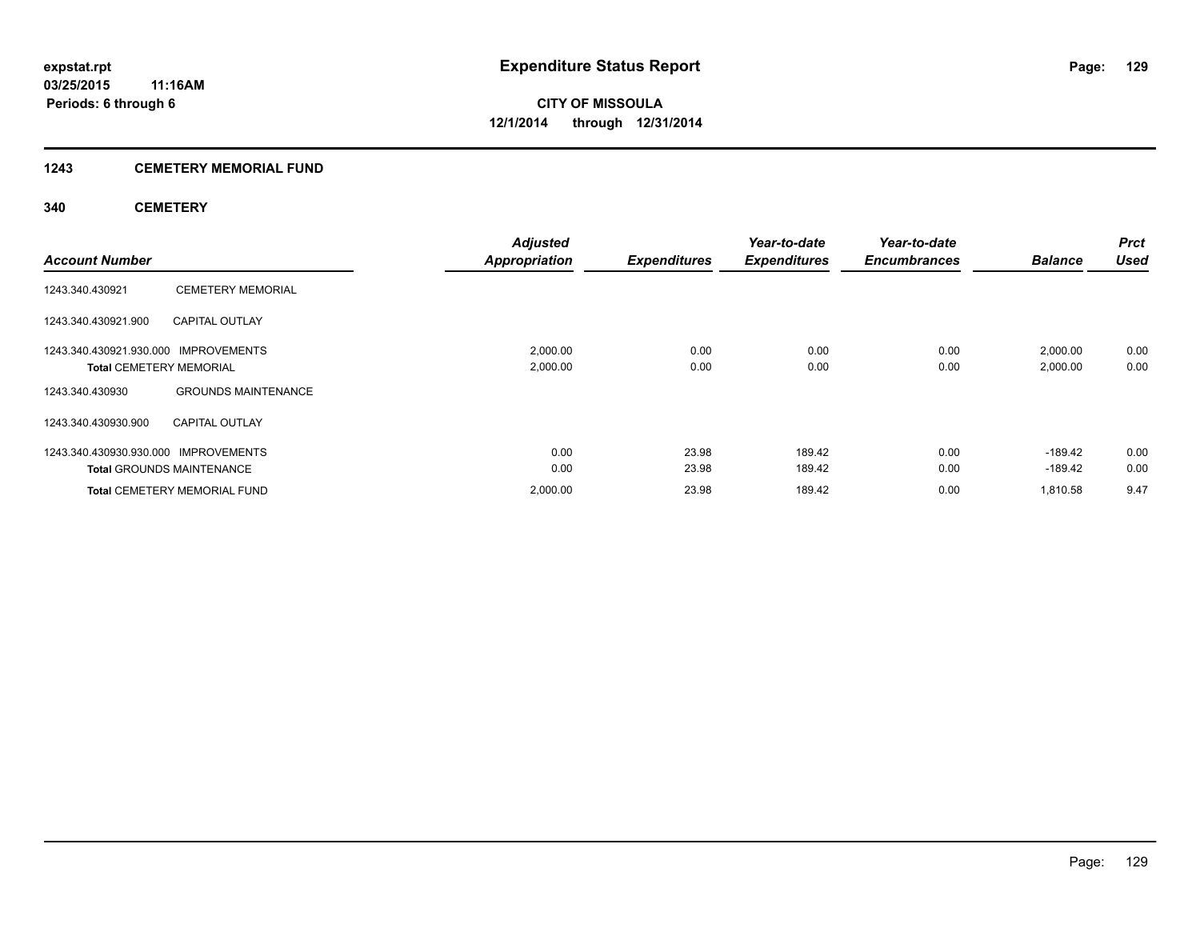**expstat.rpt**
**03/25/2015 11:16AM**
**Periods: 6 through 6**

# Expenditure Status Report

**CITY OF MISSOULA**
**12/1/2014 through 12/31/2014**

## 1243 CEMETERY MEMORIAL FUND

### 340 CEMETERY

| Account Number | | Adjusted Appropriation | Expenditures | Year-to-date Expenditures | Year-to-date Encumbrances | Balance | Prct Used |
|---|---|---|---|---|---|---|---|
| 1243.340.430921 | CEMETERY MEMORIAL | | | | | | |
| 1243.340.430921.900 | CAPITAL OUTLAY | | | | | | |
| 1243.340.430921.930.000 | IMPROVEMENTS | 2,000.00 | 0.00 | 0.00 | 0.00 | 2,000.00 | 0.00 |
| **Total** CEMETERY MEMORIAL | | 2,000.00 | 0.00 | 0.00 | 0.00 | 2,000.00 | 0.00 |
| 1243.340.430930 | GROUNDS MAINTENANCE | | | | | | |
| 1243.340.430930.900 | CAPITAL OUTLAY | | | | | | |
| 1243.340.430930.930.000 | IMPROVEMENTS | 0.00 | 23.98 | 189.42 | 0.00 | -189.42 | 0.00 |
| **Total** GROUNDS MAINTENANCE | | 0.00 | 23.98 | 189.42 | 0.00 | -189.42 | 0.00 |
| **Total** CEMETERY MEMORIAL FUND | | 2,000.00 | 23.98 | 189.42 | 0.00 | 1,810.58 | 9.47 |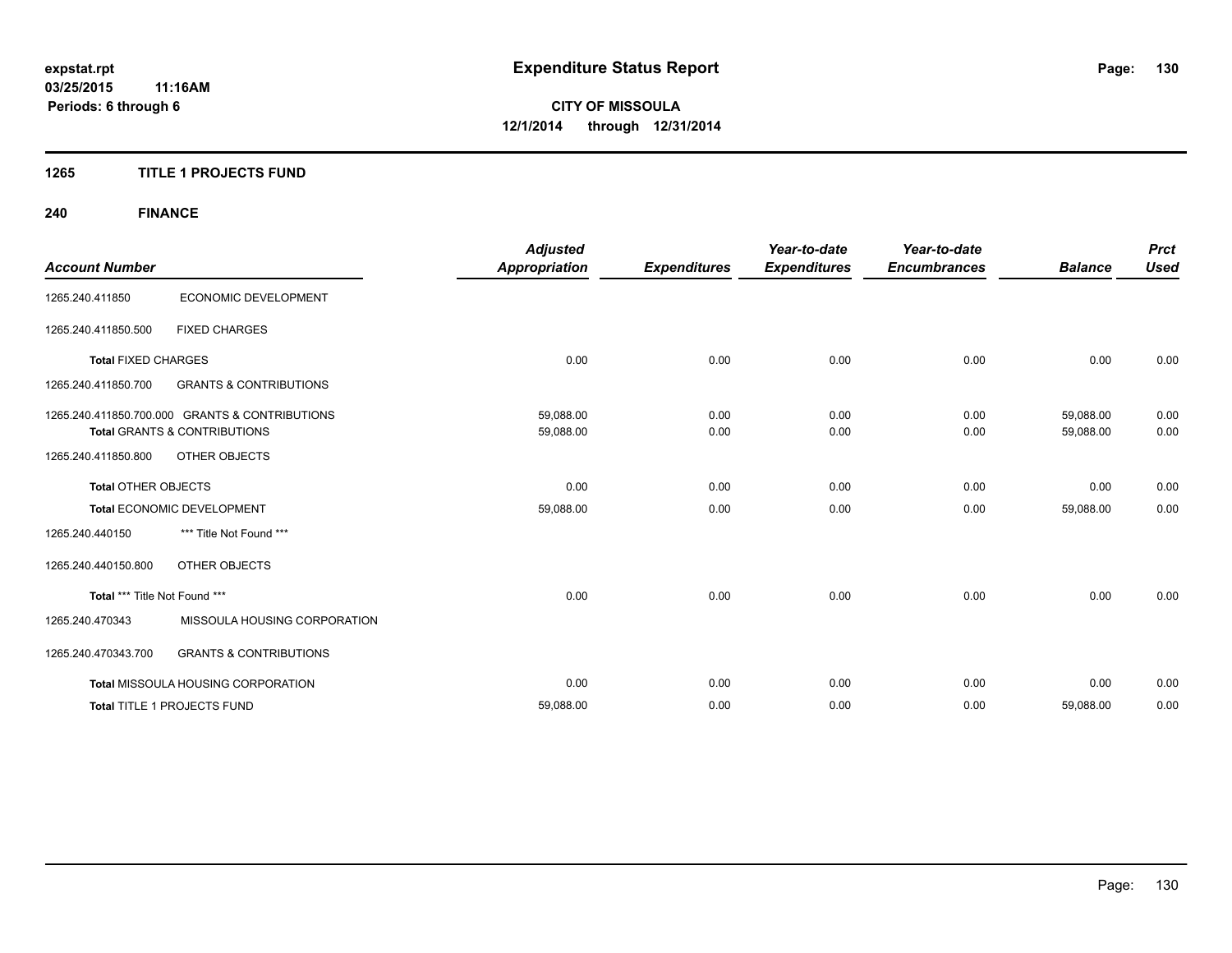# Expenditure Status Report

**CITY OF MISSOULA**
**12/1/2014 through 12/31/2014**

expstat.rpt
03/25/2015 11:16AM
Periods: 6 through 6

## 1265 TITLE 1 PROJECTS FUND

### 240 FINANCE

| Account Number | | Adjusted Appropriation | Expenditures | Year-to-date Expenditures | Year-to-date Encumbrances | Balance | Prct Used |
|---|---|---|---|---|---|---|---|
| 1265.240.411850 | ECONOMIC DEVELOPMENT | | | | | | |
| 1265.240.411850.500 | FIXED CHARGES | | | | | | |
| **Total** FIXED CHARGES | | 0.00 | 0.00 | 0.00 | 0.00 | 0.00 | 0.00 |
| 1265.240.411850.700 | GRANTS & CONTRIBUTIONS | | | | | | |
| 1265.240.411850.700.000 | GRANTS & CONTRIBUTIONS | 59,088.00 | 0.00 | 0.00 | 0.00 | 59,088.00 | 0.00 |
| **Total** GRANTS & CONTRIBUTIONS | | 59,088.00 | 0.00 | 0.00 | 0.00 | 59,088.00 | 0.00 |
| 1265.240.411850.800 | OTHER OBJECTS | | | | | | |
| **Total** OTHER OBJECTS | | 0.00 | 0.00 | 0.00 | 0.00 | 0.00 | 0.00 |
| **Total** ECONOMIC DEVELOPMENT | | 59,088.00 | 0.00 | 0.00 | 0.00 | 59,088.00 | 0.00 |
| 1265.240.440150 | *** Title Not Found *** | | | | | | |
| 1265.240.440150.800 | OTHER OBJECTS | | | | | | |
| **Total** *** Title Not Found *** | | 0.00 | 0.00 | 0.00 | 0.00 | 0.00 | 0.00 |
| 1265.240.470343 | MISSOULA HOUSING CORPORATION | | | | | | |
| 1265.240.470343.700 | GRANTS & CONTRIBUTIONS | | | | | | |
| **Total** MISSOULA HOUSING CORPORATION | | 0.00 | 0.00 | 0.00 | 0.00 | 0.00 | 0.00 |
| **Total** TITLE 1 PROJECTS FUND | | 59,088.00 | 0.00 | 0.00 | 0.00 | 59,088.00 | 0.00 |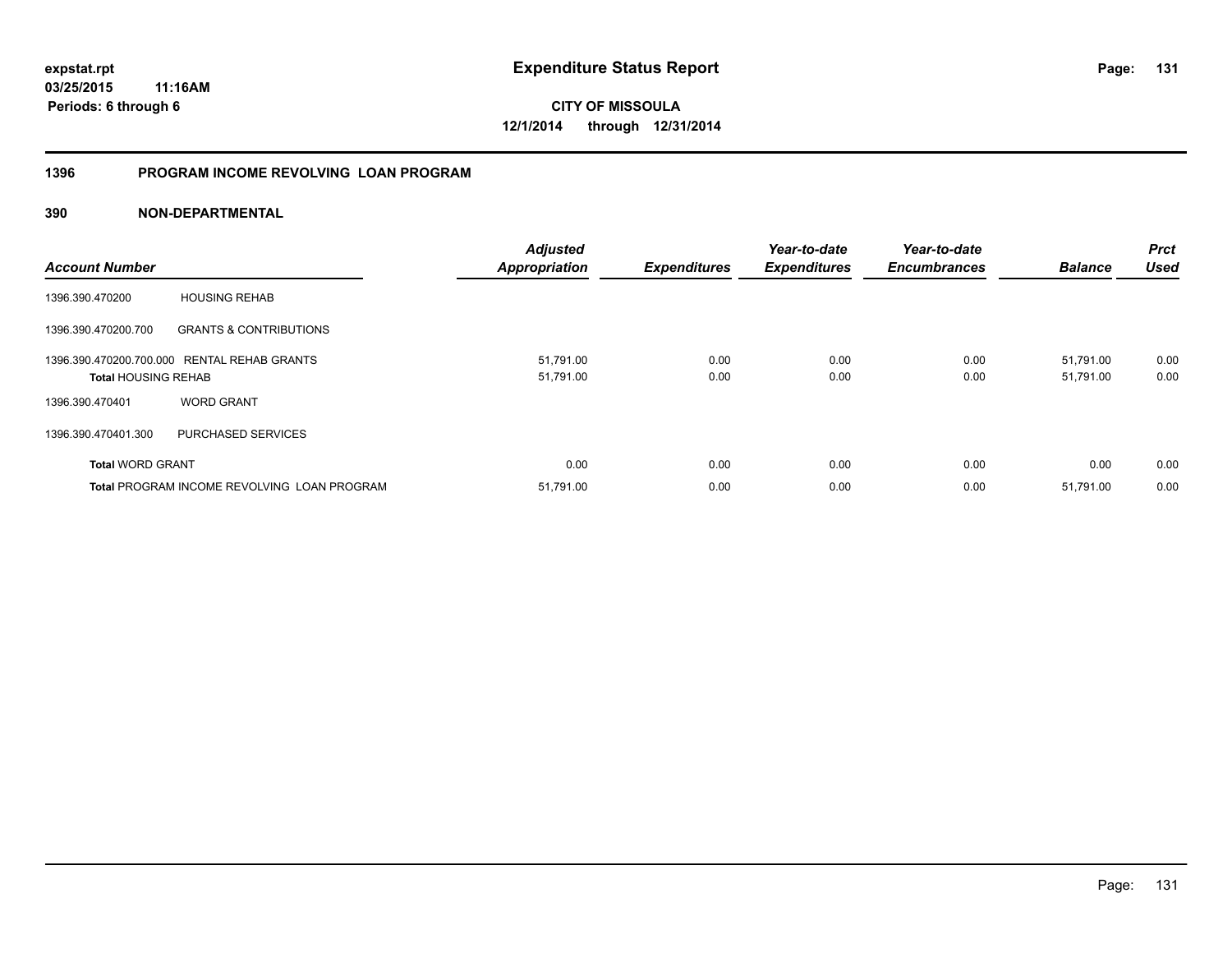**expstat.rpt**
**03/25/2015 11:16AM**
**Periods: 6 through 6**

# Expenditure Status Report

**CITY OF MISSOULA**
**12/1/2014 through 12/31/2014**

## 1396 PROGRAM INCOME REVOLVING LOAN PROGRAM

### 390 NON-DEPARTMENTAL

| Account Number | | Adjusted Appropriation | Expenditures | Year-to-date Expenditures | Year-to-date Encumbrances | Balance | Prct Used |
|---|---|---|---|---|---|---|---|
| 1396.390.470200 | HOUSING REHAB | | | | | | |
| 1396.390.470200.700 | GRANTS & CONTRIBUTIONS | | | | | | |
| 1396.390.470200.700.000 | RENTAL REHAB GRANTS | 51,791.00 | 0.00 | 0.00 | 0.00 | 51,791.00 | 0.00 |
| **Total** HOUSING REHAB | | 51,791.00 | 0.00 | 0.00 | 0.00 | 51,791.00 | 0.00 |
| 1396.390.470401 | WORD GRANT | | | | | | |
| 1396.390.470401.300 | PURCHASED SERVICES | | | | | | |
| **Total** WORD GRANT | | 0.00 | 0.00 | 0.00 | 0.00 | 0.00 | 0.00 |
| **Total** PROGRAM INCOME REVOLVING LOAN PROGRAM | | 51,791.00 | 0.00 | 0.00 | 0.00 | 51,791.00 | 0.00 |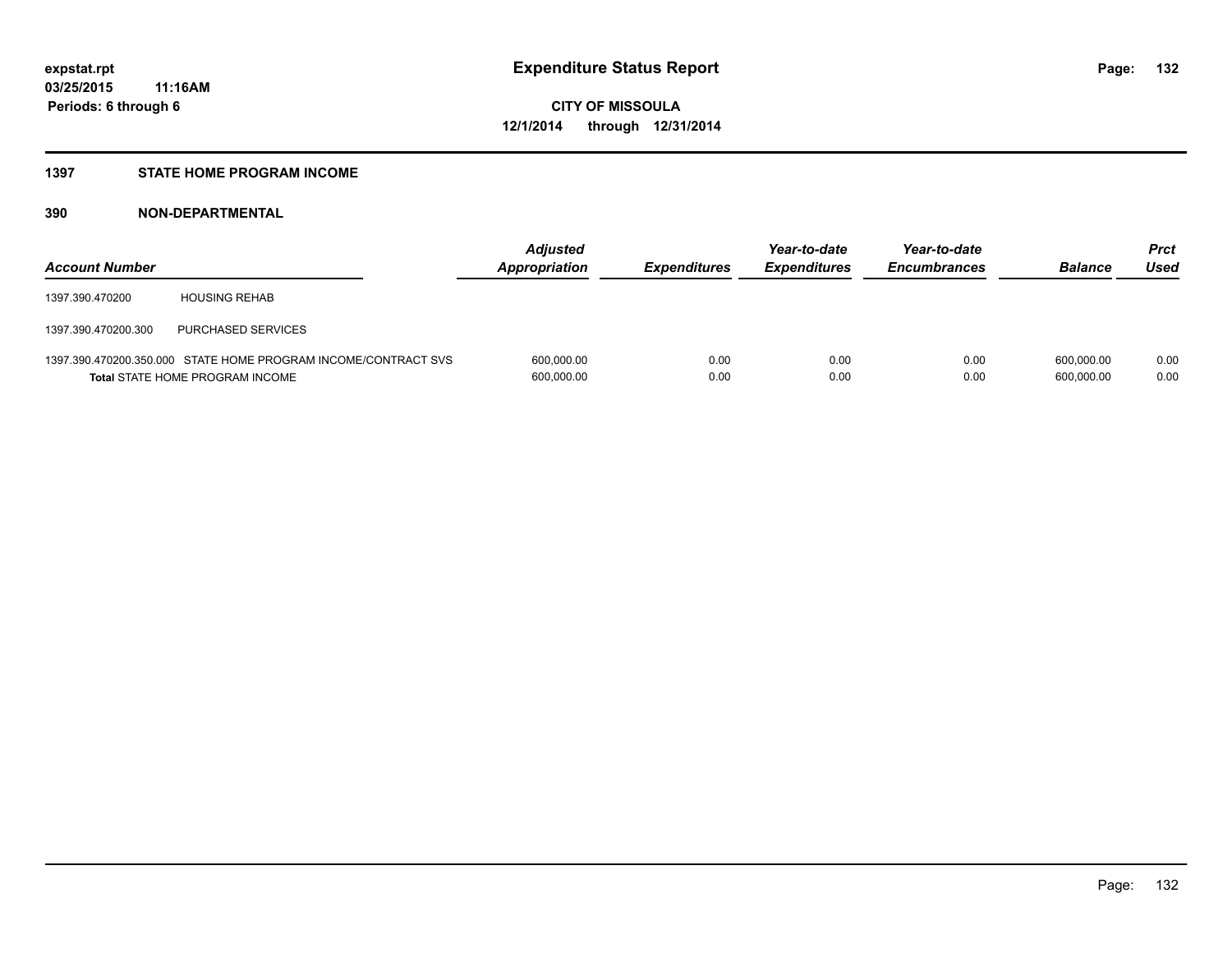expstat.rpt
03/25/2015 11:16AM
Periods: 6 through 6

# Expenditure Status Report

**CITY OF MISSOULA**
**12/1/2014 through 12/31/2014**

## 1397 STATE HOME PROGRAM INCOME

### 390 NON-DEPARTMENTAL

| Account Number | | Adjusted Appropriation | Expenditures | Year-to-date Expenditures | Year-to-date Encumbrances | Balance | Prct Used |
|---|---|---|---|---|---|---|---|
| 1397.390.470200 | HOUSING REHAB | | | | | | |
| 1397.390.470200.300 | PURCHASED SERVICES | | | | | | |
| 1397.390.470200.350.000 | STATE HOME PROGRAM INCOME/CONTRACT SVS | 600,000.00 | 0.00 | 0.00 | 0.00 | 600,000.00 | 0.00 |
| **Total** STATE HOME PROGRAM INCOME | | 600,000.00 | 0.00 | 0.00 | 0.00 | 600,000.00 | 0.00 |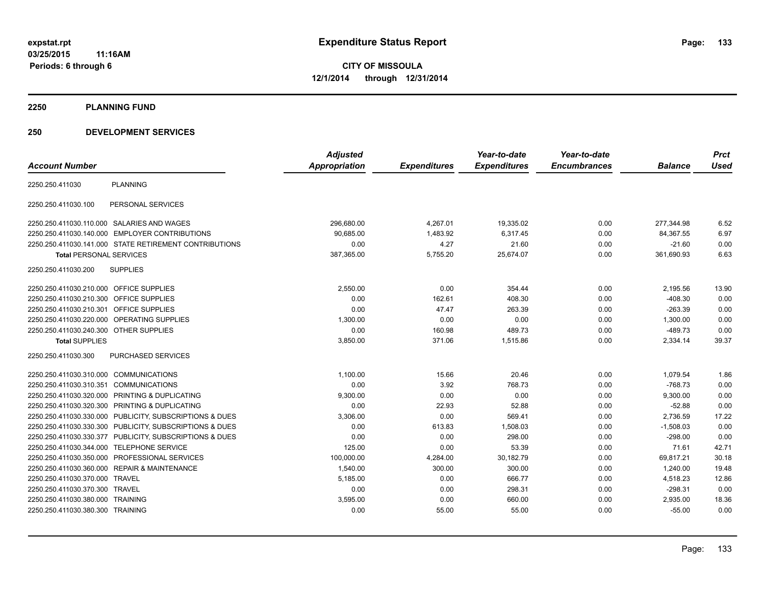expstat.rpt
03/25/2015 11:16AM
Periods: 6 through 6

# Expenditure Status Report

**CITY OF MISSOULA**
**12/1/2014 through 12/31/2014**

## 2250 PLANNING FUND

## 250 DEVELOPMENT SERVICES

| Account Number | | Adjusted Appropriation | Expenditures | Year-to-date Expenditures | Year-to-date Encumbrances | Balance | Prct Used |
|---|---|---|---|---|---|---|---|
| 2250.250.411030 | PLANNING | | | | | | |
| 2250.250.411030.100 | PERSONAL SERVICES | | | | | | |
| 2250.250.411030.110.000 | SALARIES AND WAGES | 296,680.00 | 4,267.01 | 19,335.02 | 0.00 | 277,344.98 | 6.52 |
| 2250.250.411030.140.000 | EMPLOYER CONTRIBUTIONS | 90,685.00 | 1,483.92 | 6,317.45 | 0.00 | 84,367.55 | 6.97 |
| 2250.250.411030.141.000 | STATE RETIREMENT CONTRIBUTIONS | 0.00 | 4.27 | 21.60 | 0.00 | -21.60 | 0.00 |
| **Total** PERSONAL SERVICES | | 387,365.00 | 5,755.20 | 25,674.07 | 0.00 | 361,690.93 | 6.63 |
| 2250.250.411030.200 | SUPPLIES | | | | | | |
| 2250.250.411030.210.000 | OFFICE SUPPLIES | 2,550.00 | 0.00 | 354.44 | 0.00 | 2,195.56 | 13.90 |
| 2250.250.411030.210.300 | OFFICE SUPPLIES | 0.00 | 162.61 | 408.30 | 0.00 | -408.30 | 0.00 |
| 2250.250.411030.210.301 | OFFICE SUPPLIES | 0.00 | 47.47 | 263.39 | 0.00 | -263.39 | 0.00 |
| 2250.250.411030.220.000 | OPERATING SUPPLIES | 1,300.00 | 0.00 | 0.00 | 0.00 | 1,300.00 | 0.00 |
| 2250.250.411030.240.300 | OTHER SUPPLIES | 0.00 | 160.98 | 489.73 | 0.00 | -489.73 | 0.00 |
| **Total** SUPPLIES | | 3,850.00 | 371.06 | 1,515.86 | 0.00 | 2,334.14 | 39.37 |
| 2250.250.411030.300 | PURCHASED SERVICES | | | | | | |
| 2250.250.411030.310.000 | COMMUNICATIONS | 1,100.00 | 15.66 | 20.46 | 0.00 | 1,079.54 | 1.86 |
| 2250.250.411030.310.351 | COMMUNICATIONS | 0.00 | 3.92 | 768.73 | 0.00 | -768.73 | 0.00 |
| 2250.250.411030.320.000 | PRINTING & DUPLICATING | 9,300.00 | 0.00 | 0.00 | 0.00 | 9,300.00 | 0.00 |
| 2250.250.411030.320.300 | PRINTING & DUPLICATING | 0.00 | 22.93 | 52.88 | 0.00 | -52.88 | 0.00 |
| 2250.250.411030.330.000 | PUBLICITY, SUBSCRIPTIONS & DUES | 3,306.00 | 0.00 | 569.41 | 0.00 | 2,736.59 | 17.22 |
| 2250.250.411030.330.300 | PUBLICITY, SUBSCRIPTIONS & DUES | 0.00 | 613.83 | 1,508.03 | 0.00 | -1,508.03 | 0.00 |
| 2250.250.411030.330.377 | PUBLICITY, SUBSCRIPTIONS & DUES | 0.00 | 0.00 | 298.00 | 0.00 | -298.00 | 0.00 |
| 2250.250.411030.344.000 | TELEPHONE SERVICE | 125.00 | 0.00 | 53.39 | 0.00 | 71.61 | 42.71 |
| 2250.250.411030.350.000 | PROFESSIONAL SERVICES | 100,000.00 | 4,284.00 | 30,182.79 | 0.00 | 69,817.21 | 30.18 |
| 2250.250.411030.360.000 | REPAIR & MAINTENANCE | 1,540.00 | 300.00 | 300.00 | 0.00 | 1,240.00 | 19.48 |
| 2250.250.411030.370.000 | TRAVEL | 5,185.00 | 0.00 | 666.77 | 0.00 | 4,518.23 | 12.86 |
| 2250.250.411030.370.300 | TRAVEL | 0.00 | 0.00 | 298.31 | 0.00 | -298.31 | 0.00 |
| 2250.250.411030.380.000 | TRAINING | 3,595.00 | 0.00 | 660.00 | 0.00 | 2,935.00 | 18.36 |
| 2250.250.411030.380.300 | TRAINING | 0.00 | 55.00 | 55.00 | 0.00 | -55.00 | 0.00 |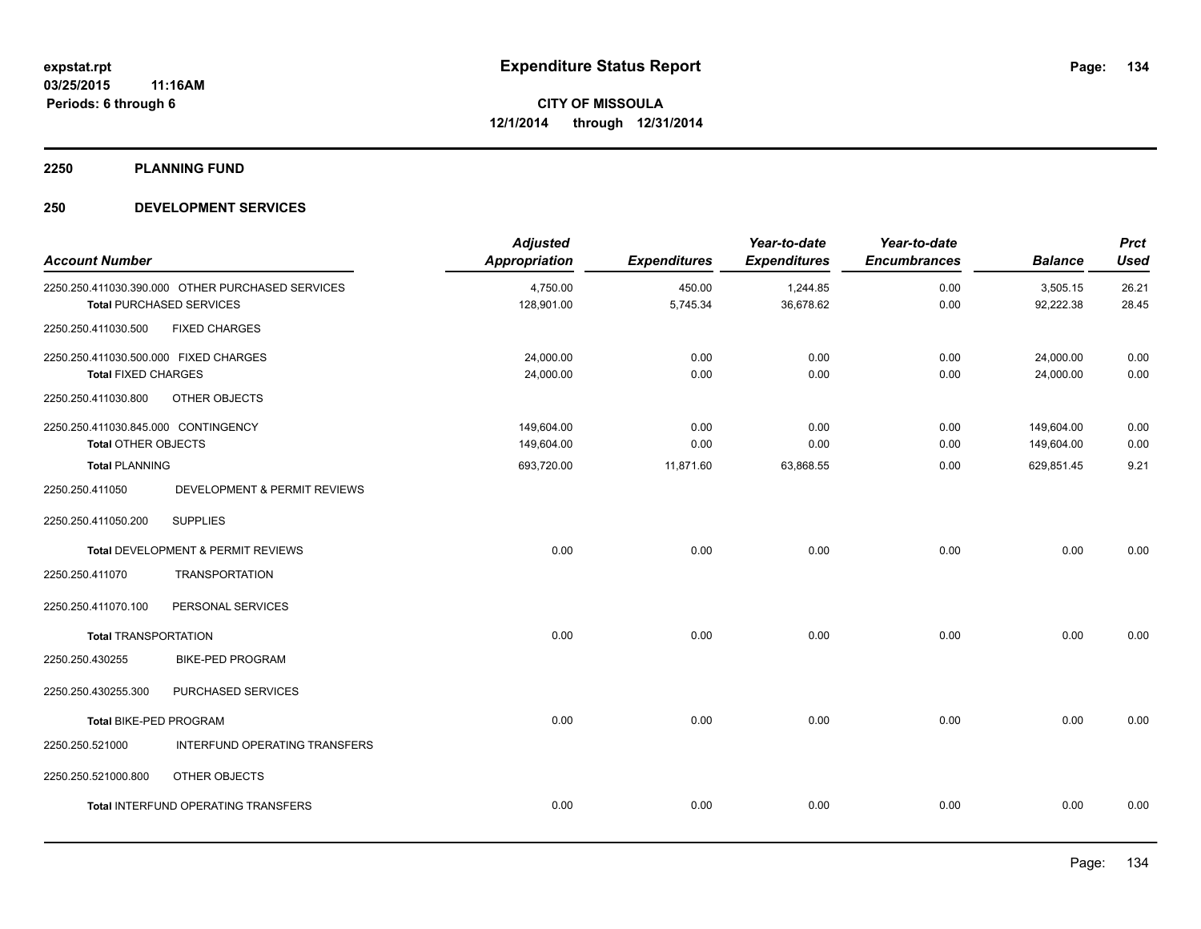# Expenditure Status Report

**CITY OF MISSOULA**
**12/1/2014 through 12/31/2014**

expstat.rpt
03/25/2015 11:16AM
Periods: 6 through 6

## 2250 PLANNING FUND

## 250 DEVELOPMENT SERVICES

| Account Number | Adjusted Appropriation | Expenditures | Year-to-date Expenditures | Year-to-date Encumbrances | Balance | Prct Used |
|---|---|---|---|---|---|---|
| 2250.250.411030.390.000 OTHER PURCHASED SERVICES | 4,750.00 | 450.00 | 1,244.85 | 0.00 | 3,505.15 | 26.21 |
| **Total** PURCHASED SERVICES | 128,901.00 | 5,745.34 | 36,678.62 | 0.00 | 92,222.38 | 28.45 |
| 2250.250.411030.500 FIXED CHARGES | | | | | | |
| 2250.250.411030.500.000 FIXED CHARGES | 24,000.00 | 0.00 | 0.00 | 0.00 | 24,000.00 | 0.00 |
| **Total** FIXED CHARGES | 24,000.00 | 0.00 | 0.00 | 0.00 | 24,000.00 | 0.00 |
| 2250.250.411030.800 OTHER OBJECTS | | | | | | |
| 2250.250.411030.845.000 CONTINGENCY | 149,604.00 | 0.00 | 0.00 | 0.00 | 149,604.00 | 0.00 |
| **Total** OTHER OBJECTS | 149,604.00 | 0.00 | 0.00 | 0.00 | 149,604.00 | 0.00 |
| **Total** PLANNING | 693,720.00 | 11,871.60 | 63,868.55 | 0.00 | 629,851.45 | 9.21 |
| 2250.250.411050 DEVELOPMENT & PERMIT REVIEWS | | | | | | |
| 2250.250.411050.200 SUPPLIES | | | | | | |
| **Total** DEVELOPMENT & PERMIT REVIEWS | 0.00 | 0.00 | 0.00 | 0.00 | 0.00 | 0.00 |
| 2250.250.411070 TRANSPORTATION | | | | | | |
| 2250.250.411070.100 PERSONAL SERVICES | | | | | | |
| **Total** TRANSPORTATION | 0.00 | 0.00 | 0.00 | 0.00 | 0.00 | 0.00 |
| 2250.250.430255 BIKE-PED PROGRAM | | | | | | |
| 2250.250.430255.300 PURCHASED SERVICES | | | | | | |
| **Total** BIKE-PED PROGRAM | 0.00 | 0.00 | 0.00 | 0.00 | 0.00 | 0.00 |
| 2250.250.521000 INTERFUND OPERATING TRANSFERS | | | | | | |
| 2250.250.521000.800 OTHER OBJECTS | | | | | | |
| **Total** INTERFUND OPERATING TRANSFERS | 0.00 | 0.00 | 0.00 | 0.00 | 0.00 | 0.00 |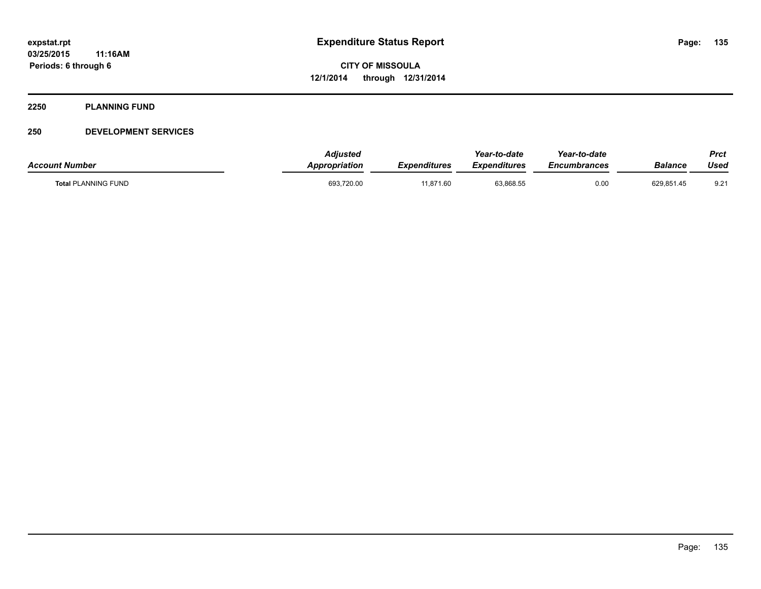# Expenditure Status Report

expstat.rpt
03/25/2015 11:16AM
Periods: 6 through 6

CITY OF MISSOULA
12/1/2014 through 12/31/2014

## 2250 PLANNING FUND

### 250 DEVELOPMENT SERVICES

| Account Number | Adjusted Appropriation | Expenditures | Year-to-date Expenditures | Year-to-date Encumbrances | Balance | Prct Used |
|---|---|---|---|---|---|---|
| **Total** PLANNING FUND | 693,720.00 | 11,871.60 | 63,868.55 | 0.00 | 629,851.45 | 9.21 |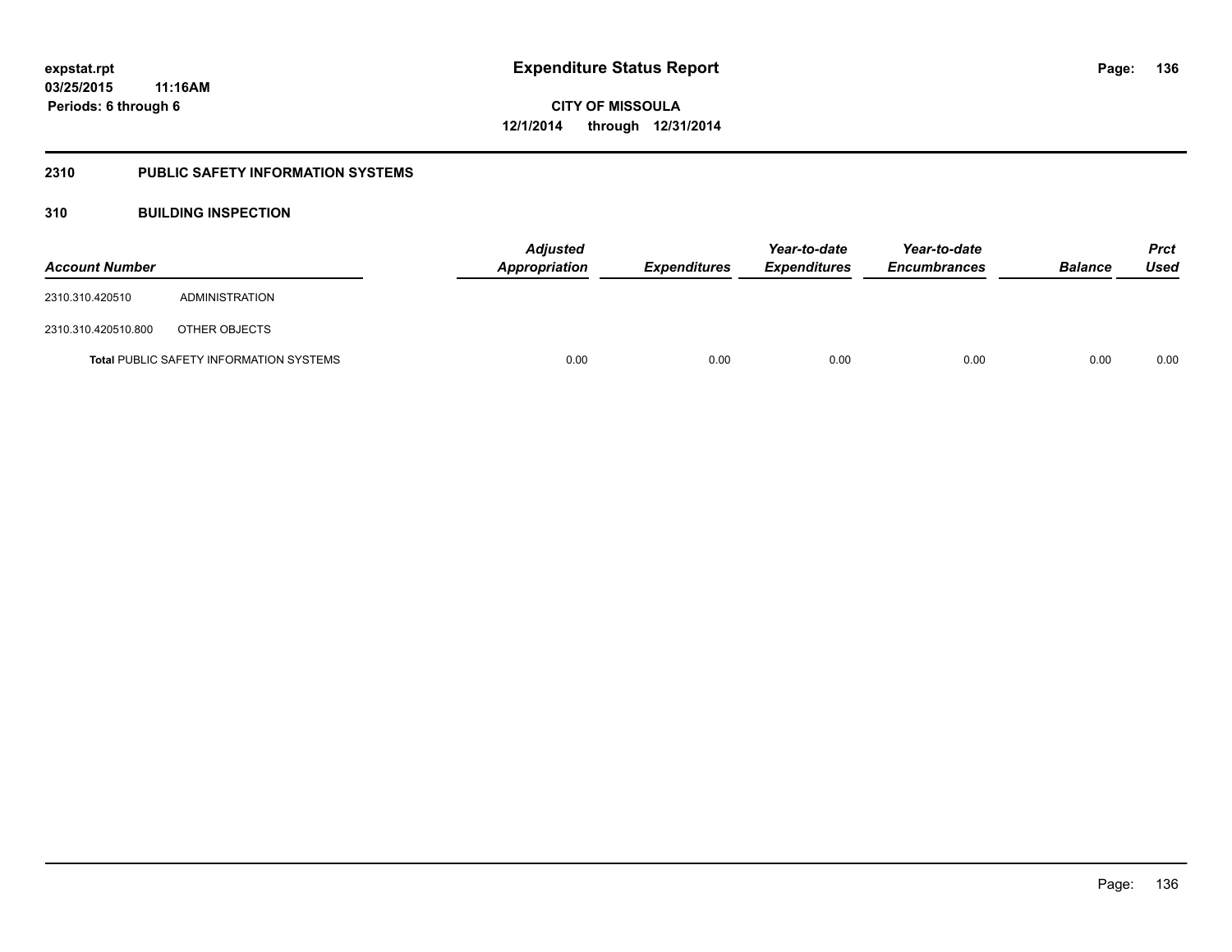# Expenditure Status Report

**expstat.rpt**
**03/25/2015 11:16AM**
**Periods: 6 through 6**

**CITY OF MISSOULA**
**12/1/2014 through 12/31/2014**

## 2310 PUBLIC SAFETY INFORMATION SYSTEMS

### 310 BUILDING INSPECTION

| Account Number | | Adjusted Appropriation | Expenditures | Year-to-date Expenditures | Year-to-date Encumbrances | Balance | Prct Used |
|---|---|---|---|---|---|---|---|
| 2310.310.420510 | ADMINISTRATION | | | | | | |
| 2310.310.420510.800 | OTHER OBJECTS | | | | | | |
| **Total** PUBLIC SAFETY INFORMATION SYSTEMS | | 0.00 | 0.00 | 0.00 | 0.00 | 0.00 | 0.00 |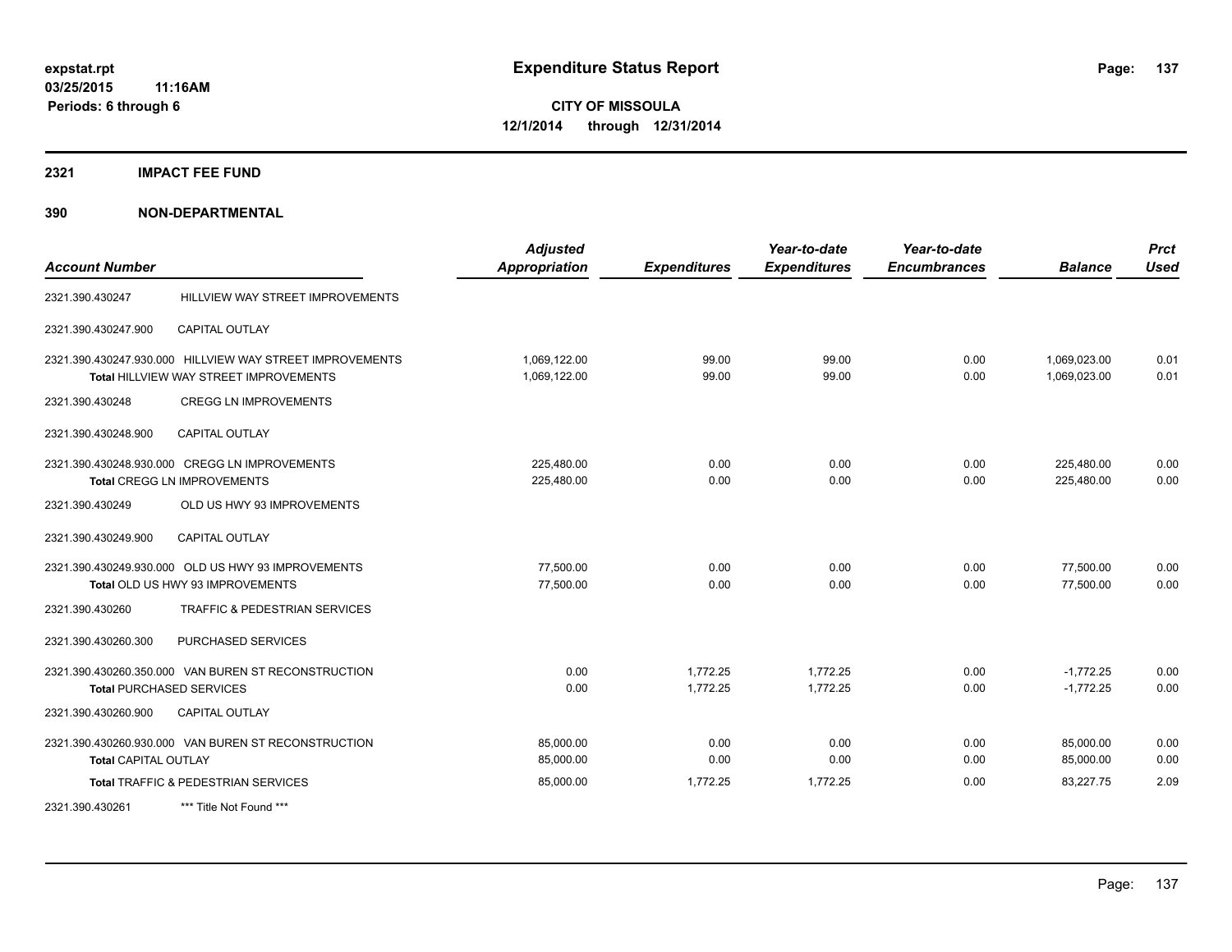**expstat.rpt**
**03/25/2015 11:16AM**
**Periods: 6 through 6**

# Expenditure Status Report

**CITY OF MISSOULA**
**12/1/2014 through 12/31/2014**

## 2321 IMPACT FEE FUND

## 390 NON-DEPARTMENTAL

| Account Number | | Adjusted Appropriation | Expenditures | Year-to-date Expenditures | Year-to-date Encumbrances | Balance | Prct Used |
|---|---|---|---|---|---|---|---|
| 2321.390.430247 | HILLVIEW WAY STREET IMPROVEMENTS | | | | | | |
| 2321.390.430247.900 | CAPITAL OUTLAY | | | | | | |
| 2321.390.430247.930.000 | HILLVIEW WAY STREET IMPROVEMENTS | 1,069,122.00 | 99.00 | 99.00 | 0.00 | 1,069,023.00 | 0.01 |
| | Total HILLVIEW WAY STREET IMPROVEMENTS | 1,069,122.00 | 99.00 | 99.00 | 0.00 | 1,069,023.00 | 0.01 |
| 2321.390.430248 | CREGG LN IMPROVEMENTS | | | | | | |
| 2321.390.430248.900 | CAPITAL OUTLAY | | | | | | |
| 2321.390.430248.930.000 | CREGG LN IMPROVEMENTS | 225,480.00 | 0.00 | 0.00 | 0.00 | 225,480.00 | 0.00 |
| | Total CREGG LN IMPROVEMENTS | 225,480.00 | 0.00 | 0.00 | 0.00 | 225,480.00 | 0.00 |
| 2321.390.430249 | OLD US HWY 93 IMPROVEMENTS | | | | | | |
| 2321.390.430249.900 | CAPITAL OUTLAY | | | | | | |
| 2321.390.430249.930.000 | OLD US HWY 93 IMPROVEMENTS | 77,500.00 | 0.00 | 0.00 | 0.00 | 77,500.00 | 0.00 |
| | Total OLD US HWY 93 IMPROVEMENTS | 77,500.00 | 0.00 | 0.00 | 0.00 | 77,500.00 | 0.00 |
| 2321.390.430260 | TRAFFIC & PEDESTRIAN SERVICES | | | | | | |
| 2321.390.430260.300 | PURCHASED SERVICES | | | | | | |
| 2321.390.430260.350.000 | VAN BUREN ST RECONSTRUCTION | 0.00 | 1,772.25 | 1,772.25 | 0.00 | -1,772.25 | 0.00 |
| | Total PURCHASED SERVICES | 0.00 | 1,772.25 | 1,772.25 | 0.00 | -1,772.25 | 0.00 |
| 2321.390.430260.900 | CAPITAL OUTLAY | | | | | | |
| 2321.390.430260.930.000 | VAN BUREN ST RECONSTRUCTION | 85,000.00 | 0.00 | 0.00 | 0.00 | 85,000.00 | 0.00 |
| | Total CAPITAL OUTLAY | 85,000.00 | 0.00 | 0.00 | 0.00 | 85,000.00 | 0.00 |
| | Total TRAFFIC & PEDESTRIAN SERVICES | 85,000.00 | 1,772.25 | 1,772.25 | 0.00 | 83,227.75 | 2.09 |
| 2321.390.430261 | *** Title Not Found *** | | | | | | |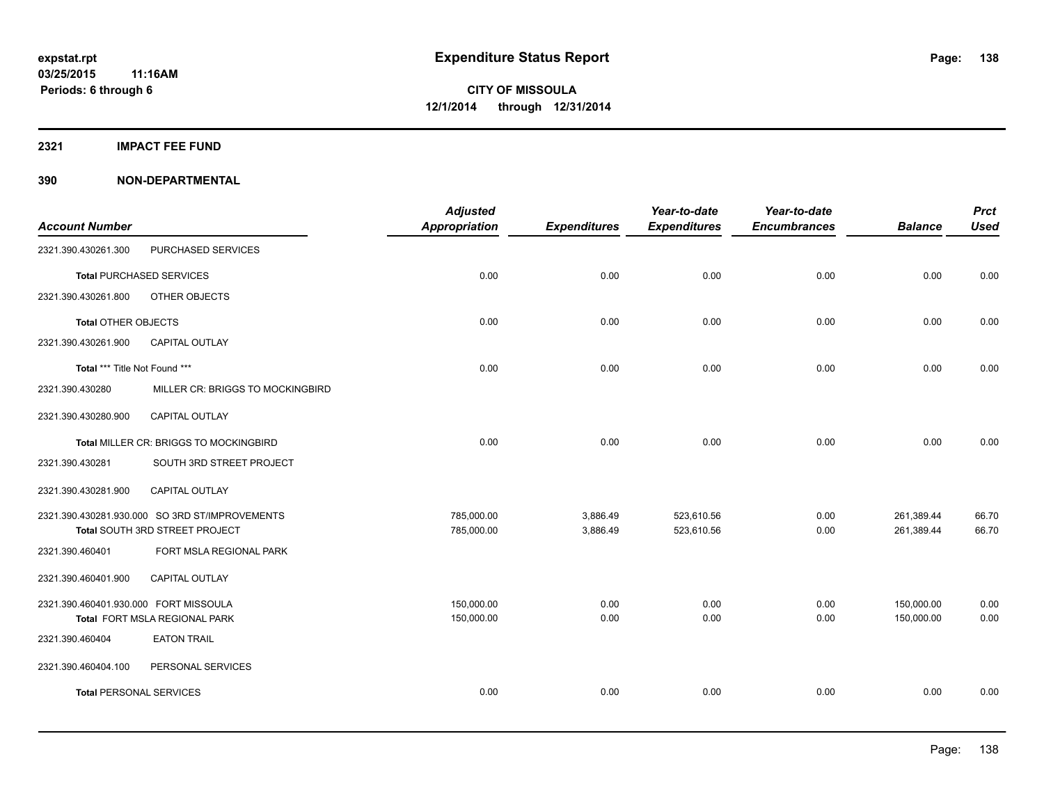# Expenditure Status Report

expstat.rpt
03/25/2015 11:16AM
Periods: 6 through 6

**CITY OF MISSOULA**
**12/1/2014 through 12/31/2014**

## 2321 IMPACT FEE FUND

## 390 NON-DEPARTMENTAL

| Account Number | | Adjusted Appropriation | Expenditures | Year-to-date Expenditures | Year-to-date Encumbrances | Balance | Prct Used |
|---|---|---|---|---|---|---|---|
| 2321.390.430261.300 | PURCHASED SERVICES | | | | | | |
| **Total** PURCHASED SERVICES | | 0.00 | 0.00 | 0.00 | 0.00 | 0.00 | 0.00 |
| 2321.390.430261.800 | OTHER OBJECTS | | | | | | |
| **Total** OTHER OBJECTS | | 0.00 | 0.00 | 0.00 | 0.00 | 0.00 | 0.00 |
| 2321.390.430261.900 | CAPITAL OUTLAY | | | | | | |
| **Total** *** Title Not Found *** | | 0.00 | 0.00 | 0.00 | 0.00 | 0.00 | 0.00 |
| 2321.390.430280 | MILLER CR: BRIGGS TO MOCKINGBIRD | | | | | | |
| 2321.390.430280.900 | CAPITAL OUTLAY | | | | | | |
| **Total** MILLER CR: BRIGGS TO MOCKINGBIRD | | 0.00 | 0.00 | 0.00 | 0.00 | 0.00 | 0.00 |
| 2321.390.430281 | SOUTH 3RD STREET PROJECT | | | | | | |
| 2321.390.430281.900 | CAPITAL OUTLAY | | | | | | |
| 2321.390.430281.930.000 | SO 3RD ST/IMPROVEMENTS | 785,000.00 | 3,886.49 | 523,610.56 | 0.00 | 261,389.44 | 66.70 |
| **Total** SOUTH 3RD STREET PROJECT | | 785,000.00 | 3,886.49 | 523,610.56 | 0.00 | 261,389.44 | 66.70 |
| 2321.390.460401 | FORT MSLA REGIONAL PARK | | | | | | |
| 2321.390.460401.900 | CAPITAL OUTLAY | | | | | | |
| 2321.390.460401.930.000 | FORT MISSOULA | 150,000.00 | 0.00 | 0.00 | 0.00 | 150,000.00 | 0.00 |
| **Total** FORT MSLA REGIONAL PARK | | 150,000.00 | 0.00 | 0.00 | 0.00 | 150,000.00 | 0.00 |
| 2321.390.460404 | EATON TRAIL | | | | | | |
| 2321.390.460404.100 | PERSONAL SERVICES | | | | | | |
| **Total** PERSONAL SERVICES | | 0.00 | 0.00 | 0.00 | 0.00 | 0.00 | 0.00 |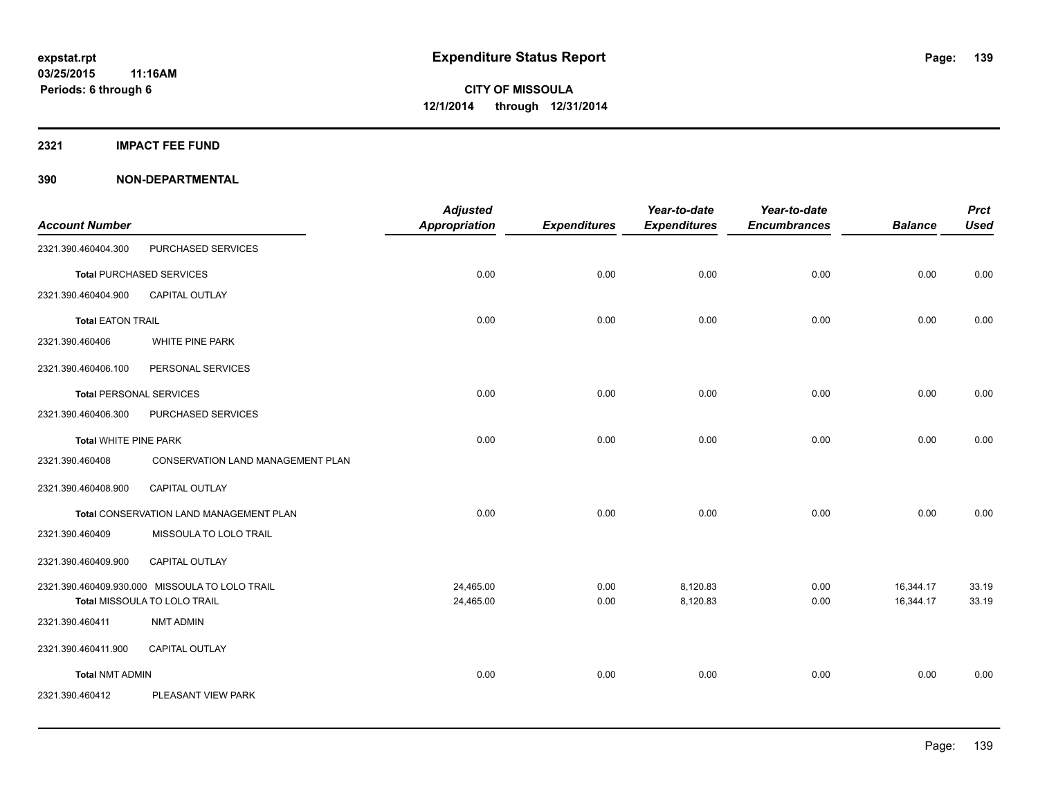**expstat.rpt**
**03/25/2015 11:16AM**
**Periods: 6 through 6**

# Expenditure Status Report

**CITY OF MISSOULA**
**12/1/2014 through 12/31/2014**

## 2321 IMPACT FEE FUND

## 390 NON-DEPARTMENTAL

| Account Number | | Adjusted Appropriation | Expenditures | Year-to-date Expenditures | Year-to-date Encumbrances | Balance | Prct Used |
|---|---|---|---|---|---|---|---|
| 2321.390.460404.300 | PURCHASED SERVICES | | | | | | |
| **Total** PURCHASED SERVICES | | 0.00 | 0.00 | 0.00 | 0.00 | 0.00 | 0.00 |
| 2321.390.460404.900 | CAPITAL OUTLAY | | | | | | |
| **Total** EATON TRAIL | | 0.00 | 0.00 | 0.00 | 0.00 | 0.00 | 0.00 |
| 2321.390.460406 | WHITE PINE PARK | | | | | | |
| 2321.390.460406.100 | PERSONAL SERVICES | | | | | | |
| **Total** PERSONAL SERVICES | | 0.00 | 0.00 | 0.00 | 0.00 | 0.00 | 0.00 |
| 2321.390.460406.300 | PURCHASED SERVICES | | | | | | |
| **Total** WHITE PINE PARK | | 0.00 | 0.00 | 0.00 | 0.00 | 0.00 | 0.00 |
| 2321.390.460408 | CONSERVATION LAND MANAGEMENT PLAN | | | | | | |
| 2321.390.460408.900 | CAPITAL OUTLAY | | | | | | |
| **Total** CONSERVATION LAND MANAGEMENT PLAN | | 0.00 | 0.00 | 0.00 | 0.00 | 0.00 | 0.00 |
| 2321.390.460409 | MISSOULA TO LOLO TRAIL | | | | | | |
| 2321.390.460409.900 | CAPITAL OUTLAY | | | | | | |
| 2321.390.460409.930.000 | MISSOULA TO LOLO TRAIL | 24,465.00 | 0.00 | 8,120.83 | 0.00 | 16,344.17 | 33.19 |
| **Total** MISSOULA TO LOLO TRAIL | | 24,465.00 | 0.00 | 8,120.83 | 0.00 | 16,344.17 | 33.19 |
| 2321.390.460411 | NMT ADMIN | | | | | | |
| 2321.390.460411.900 | CAPITAL OUTLAY | | | | | | |
| **Total** NMT ADMIN | | 0.00 | 0.00 | 0.00 | 0.00 | 0.00 | 0.00 |
| 2321.390.460412 | PLEASANT VIEW PARK | | | | | | |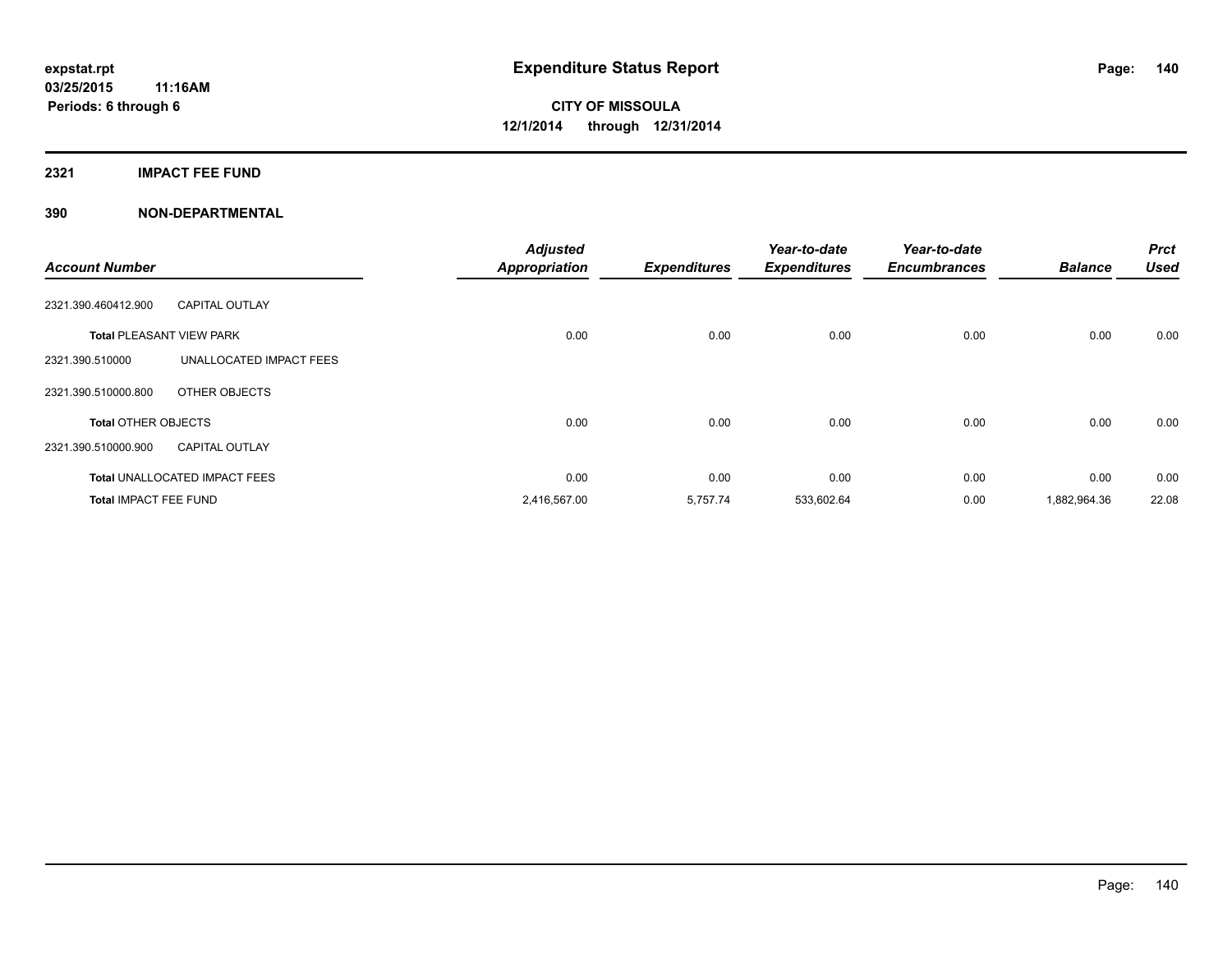# Expenditure Status Report

**CITY OF MISSOULA**
**12/1/2014 through 12/31/2014**

expstat.rpt
03/25/2015 11:16AM
Periods: 6 through 6

## 2321 IMPACT FEE FUND

## 390 NON-DEPARTMENTAL

| Account Number | | Adjusted Appropriation | Expenditures | Year-to-date Expenditures | Year-to-date Encumbrances | Balance | Prct Used |
|---|---|---|---|---|---|---|---|
| 2321.390.460412.900 | CAPITAL OUTLAY | | | | | | |
| **Total** PLEASANT VIEW PARK | | 0.00 | 0.00 | 0.00 | 0.00 | 0.00 | 0.00 |
| 2321.390.510000 | UNALLOCATED IMPACT FEES | | | | | | |
| 2321.390.510000.800 | OTHER OBJECTS | | | | | | |
| **Total** OTHER OBJECTS | | 0.00 | 0.00 | 0.00 | 0.00 | 0.00 | 0.00 |
| 2321.390.510000.900 | CAPITAL OUTLAY | | | | | | |
| **Total** UNALLOCATED IMPACT FEES | | 0.00 | 0.00 | 0.00 | 0.00 | 0.00 | 0.00 |
| **Total** IMPACT FEE FUND | | 2,416,567.00 | 5,757.74 | 533,602.64 | 0.00 | 1,882,964.36 | 22.08 |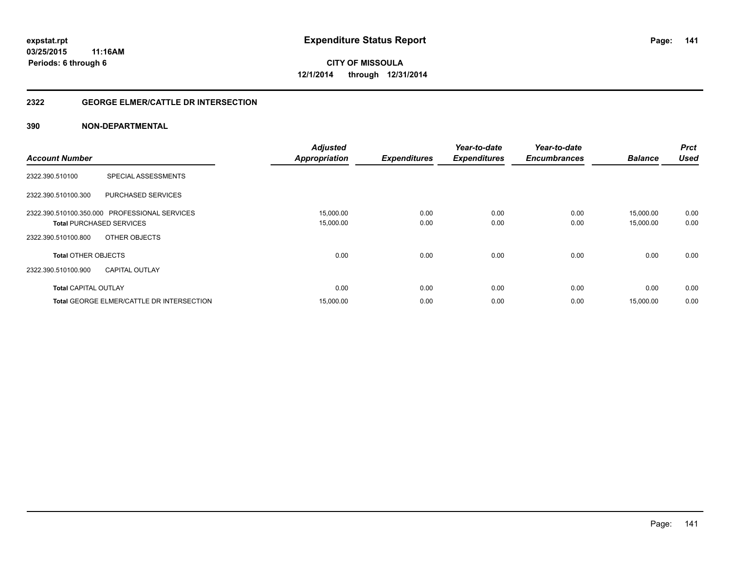**expstat.rpt**
**03/25/2015 11:16AM**
**Periods: 6 through 6**

# Expenditure Status Report

**CITY OF MISSOULA**
**12/1/2014 through 12/31/2014**

## 2322 GEORGE ELMER/CATTLE DR INTERSECTION

### 390 NON-DEPARTMENTAL

| Account Number | | Adjusted Appropriation | Expenditures | Year-to-date Expenditures | Year-to-date Encumbrances | Balance | Prct Used |
|---|---|---|---|---|---|---|---|
| 2322.390.510100 | SPECIAL ASSESSMENTS | | | | | | |
| 2322.390.510100.300 | PURCHASED SERVICES | | | | | | |
| 2322.390.510100.350.000 | PROFESSIONAL SERVICES | 15,000.00 | 0.00 | 0.00 | 0.00 | 15,000.00 | 0.00 |
| **Total** PURCHASED SERVICES | | 15,000.00 | 0.00 | 0.00 | 0.00 | 15,000.00 | 0.00 |
| 2322.390.510100.800 | OTHER OBJECTS | | | | | | |
| **Total** OTHER OBJECTS | | 0.00 | 0.00 | 0.00 | 0.00 | 0.00 | 0.00 |
| 2322.390.510100.900 | CAPITAL OUTLAY | | | | | | |
| **Total** CAPITAL OUTLAY | | 0.00 | 0.00 | 0.00 | 0.00 | 0.00 | 0.00 |
| **Total** GEORGE ELMER/CATTLE DR INTERSECTION | | 15,000.00 | 0.00 | 0.00 | 0.00 | 15,000.00 | 0.00 |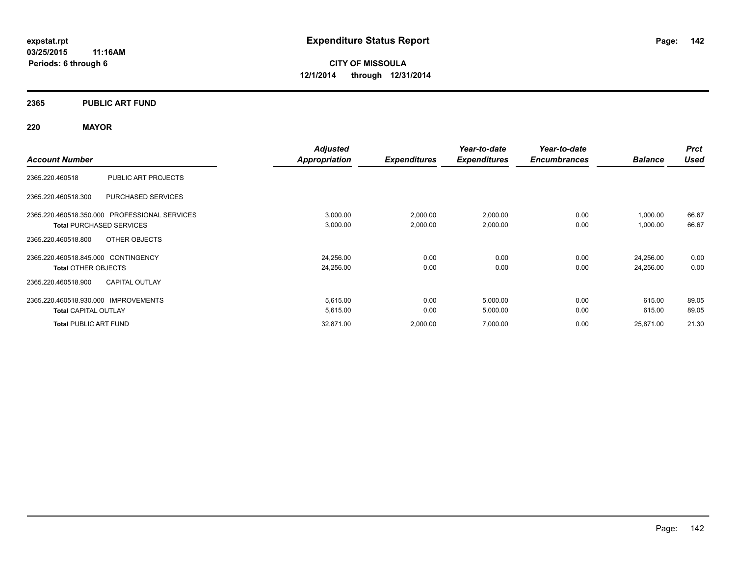# Expenditure Status Report

expstat.rpt
03/25/2015 11:16AM
Periods: 6 through 6

**CITY OF MISSOULA**
**12/1/2014 through 12/31/2014**

## 2365 PUBLIC ART FUND

### 220 MAYOR

| Account Number | | Adjusted Appropriation | Expenditures | Year-to-date Expenditures | Year-to-date Encumbrances | Balance | Prct Used |
|---|---|---|---|---|---|---|---|
| 2365.220.460518 | PUBLIC ART PROJECTS | | | | | | |
| 2365.220.460518.300 | PURCHASED SERVICES | | | | | | |
| 2365.220.460518.350.000 | PROFESSIONAL SERVICES | 3,000.00 | 2,000.00 | 2,000.00 | 0.00 | 1,000.00 | 66.67 |
| **Total** PURCHASED SERVICES | | 3,000.00 | 2,000.00 | 2,000.00 | 0.00 | 1,000.00 | 66.67 |
| 2365.220.460518.800 | OTHER OBJECTS | | | | | | |
| 2365.220.460518.845.000 | CONTINGENCY | 24,256.00 | 0.00 | 0.00 | 0.00 | 24,256.00 | 0.00 |
| **Total** OTHER OBJECTS | | 24,256.00 | 0.00 | 0.00 | 0.00 | 24,256.00 | 0.00 |
| 2365.220.460518.900 | CAPITAL OUTLAY | | | | | | |
| 2365.220.460518.930.000 | IMPROVEMENTS | 5,615.00 | 0.00 | 5,000.00 | 0.00 | 615.00 | 89.05 |
| **Total** CAPITAL OUTLAY | | 5,615.00 | 0.00 | 5,000.00 | 0.00 | 615.00 | 89.05 |
| **Total** PUBLIC ART FUND | | 32,871.00 | 2,000.00 | 7,000.00 | 0.00 | 25,871.00 | 21.30 |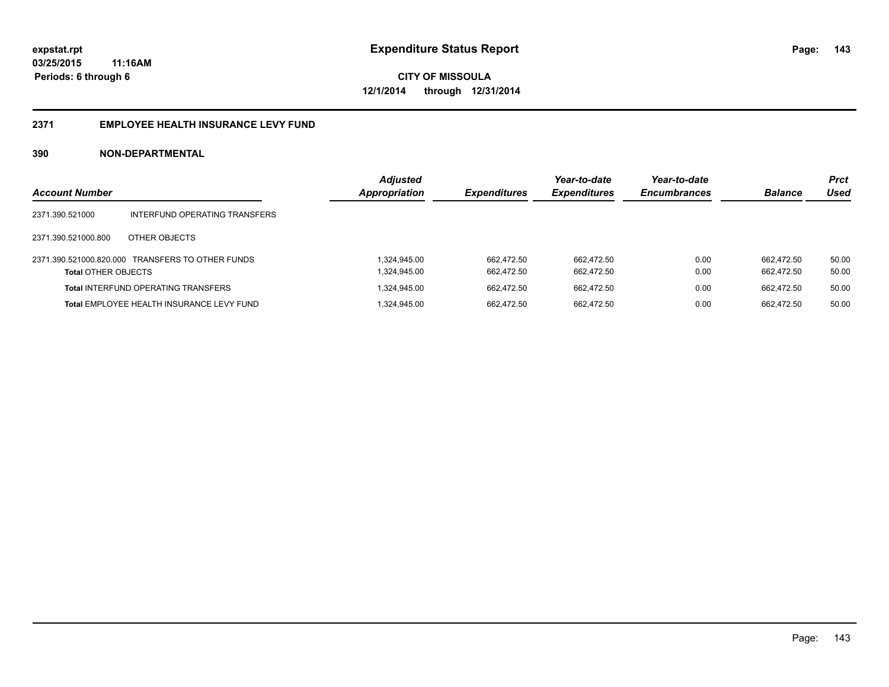**expstat.rpt**
**03/25/2015 11:16AM**
**Periods: 6 through 6**

# Expenditure Status Report

**CITY OF MISSOULA**
**12/1/2014 through 12/31/2014**

## 2371 EMPLOYEE HEALTH INSURANCE LEVY FUND

### 390 NON-DEPARTMENTAL

| Account Number | | Adjusted Appropriation | Expenditures | Year-to-date Expenditures | Year-to-date Encumbrances | Balance | Prct Used |
|---|---|---|---|---|---|---|---|
| 2371.390.521000 | INTERFUND OPERATING TRANSFERS | | | | | | |
| 2371.390.521000.800 | OTHER OBJECTS | | | | | | |
| 2371.390.521000.820.000 | TRANSFERS TO OTHER FUNDS | 1,324,945.00 | 662,472.50 | 662,472.50 | 0.00 | 662,472.50 | 50.00 |
| **Total** OTHER OBJECTS | | 1,324,945.00 | 662,472.50 | 662,472.50 | 0.00 | 662,472.50 | 50.00 |
| **Total** INTERFUND OPERATING TRANSFERS | | 1,324,945.00 | 662,472.50 | 662,472.50 | 0.00 | 662,472.50 | 50.00 |
| **Total** EMPLOYEE HEALTH INSURANCE LEVY FUND | | 1,324,945.00 | 662,472.50 | 662,472.50 | 0.00 | 662,472.50 | 50.00 |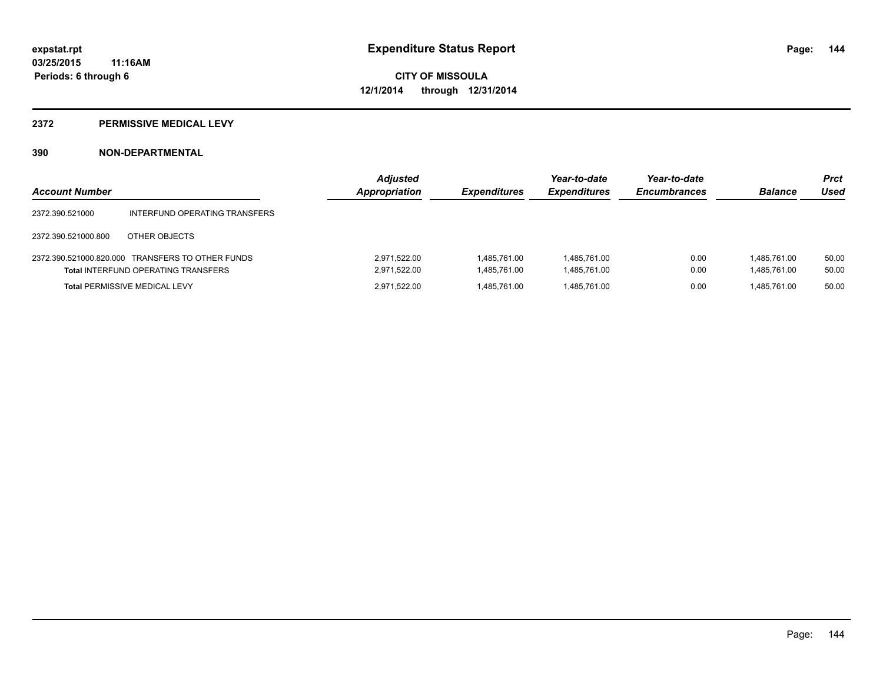# Expenditure Status Report

**CITY OF MISSOULA**
**12/1/2014 through 12/31/2014**

expstat.rpt
03/25/2015 11:16AM
Periods: 6 through 6

## 2372 PERMISSIVE MEDICAL LEVY

### 390 NON-DEPARTMENTAL

| Account Number | | Adjusted Appropriation | Expenditures | Year-to-date Expenditures | Year-to-date Encumbrances | Balance | Prct Used |
|---|---|---|---|---|---|---|---|
| 2372.390.521000 | INTERFUND OPERATING TRANSFERS | | | | | | |
| 2372.390.521000.800 | OTHER OBJECTS | | | | | | |
| 2372.390.521000.820.000 | TRANSFERS TO OTHER FUNDS | 2,971,522.00 | 1,485,761.00 | 1,485,761.00 | 0.00 | 1,485,761.00 | 50.00 |
| **Total** INTERFUND OPERATING TRANSFERS | | 2,971,522.00 | 1,485,761.00 | 1,485,761.00 | 0.00 | 1,485,761.00 | 50.00 |
| **Total** PERMISSIVE MEDICAL LEVY | | 2,971,522.00 | 1,485,761.00 | 1,485,761.00 | 0.00 | 1,485,761.00 | 50.00 |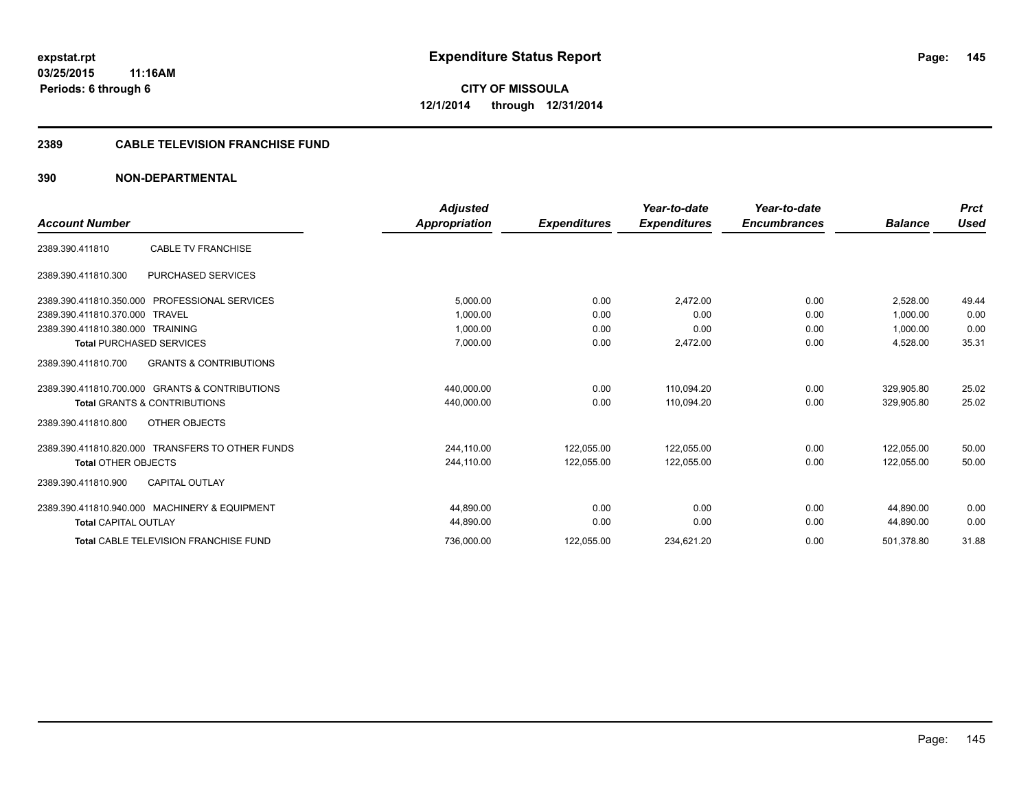**expstat.rpt**
**03/25/2015 11:16AM**
**Periods: 6 through 6**

# Expenditure Status Report

**CITY OF MISSOULA**
**12/1/2014 through 12/31/2014**

## 2389 CABLE TELEVISION FRANCHISE FUND

## 390 NON-DEPARTMENTAL

| Account Number | | Adjusted Appropriation | Expenditures | Year-to-date Expenditures | Year-to-date Encumbrances | Balance | Prct Used |
|---|---|---|---|---|---|---|---|
| 2389.390.411810 | CABLE TV FRANCHISE | | | | | | |
| 2389.390.411810.300 | PURCHASED SERVICES | | | | | | |
| 2389.390.411810.350.000 | PROFESSIONAL SERVICES | 5,000.00 | 0.00 | 2,472.00 | 0.00 | 2,528.00 | 49.44 |
| 2389.390.411810.370.000 | TRAVEL | 1,000.00 | 0.00 | 0.00 | 0.00 | 1,000.00 | 0.00 |
| 2389.390.411810.380.000 | TRAINING | 1,000.00 | 0.00 | 0.00 | 0.00 | 1,000.00 | 0.00 |
| **Total** PURCHASED SERVICES | | 7,000.00 | 0.00 | 2,472.00 | 0.00 | 4,528.00 | 35.31 |
| 2389.390.411810.700 | GRANTS & CONTRIBUTIONS | | | | | | |
| 2389.390.411810.700.000 | GRANTS & CONTRIBUTIONS | 440,000.00 | 0.00 | 110,094.20 | 0.00 | 329,905.80 | 25.02 |
| **Total** GRANTS & CONTRIBUTIONS | | 440,000.00 | 0.00 | 110,094.20 | 0.00 | 329,905.80 | 25.02 |
| 2389.390.411810.800 | OTHER OBJECTS | | | | | | |
| 2389.390.411810.820.000 | TRANSFERS TO OTHER FUNDS | 244,110.00 | 122,055.00 | 122,055.00 | 0.00 | 122,055.00 | 50.00 |
| **Total** OTHER OBJECTS | | 244,110.00 | 122,055.00 | 122,055.00 | 0.00 | 122,055.00 | 50.00 |
| 2389.390.411810.900 | CAPITAL OUTLAY | | | | | | |
| 2389.390.411810.940.000 | MACHINERY & EQUIPMENT | 44,890.00 | 0.00 | 0.00 | 0.00 | 44,890.00 | 0.00 |
| **Total** CAPITAL OUTLAY | | 44,890.00 | 0.00 | 0.00 | 0.00 | 44,890.00 | 0.00 |
| **Total** CABLE TELEVISION FRANCHISE FUND | | 736,000.00 | 122,055.00 | 234,621.20 | 0.00 | 501,378.80 | 31.88 |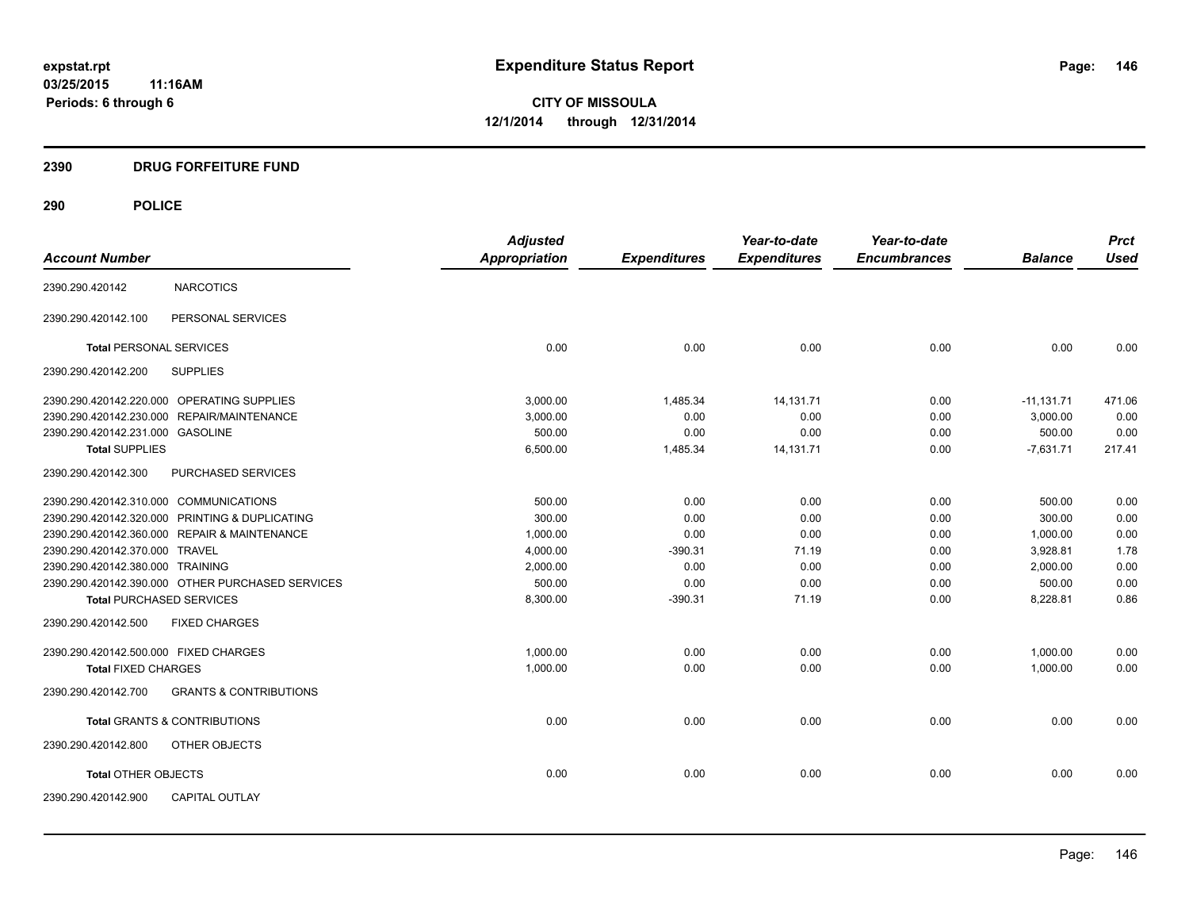# Expenditure Status Report

expstat.rpt
03/25/2015 11:16AM
Periods: 6 through 6

**CITY OF MISSOULA**
**12/1/2014 through 12/31/2014**

## 2390 DRUG FORFEITURE FUND

## 290 POLICE

| Account Number | | Adjusted Appropriation | Expenditures | Year-to-date Expenditures | Year-to-date Encumbrances | Balance | Prct Used |
|---|---|---|---|---|---|---|---|
| 2390.290.420142 | NARCOTICS | | | | | | |
| 2390.290.420142.100 | PERSONAL SERVICES | | | | | | |
| **Total** PERSONAL SERVICES | | 0.00 | 0.00 | 0.00 | 0.00 | 0.00 | 0.00 |
| 2390.290.420142.200 | SUPPLIES | | | | | | |
| 2390.290.420142.220.000 | OPERATING SUPPLIES | 3,000.00 | 1,485.34 | 14,131.71 | 0.00 | -11,131.71 | 471.06 |
| 2390.290.420142.230.000 | REPAIR/MAINTENANCE | 3,000.00 | 0.00 | 0.00 | 0.00 | 3,000.00 | 0.00 |
| 2390.290.420142.231.000 | GASOLINE | 500.00 | 0.00 | 0.00 | 0.00 | 500.00 | 0.00 |
| **Total SUPPLIES** | | 6,500.00 | 1,485.34 | 14,131.71 | 0.00 | -7,631.71 | 217.41 |
| 2390.290.420142.300 | PURCHASED SERVICES | | | | | | |
| 2390.290.420142.310.000 | COMMUNICATIONS | 500.00 | 0.00 | 0.00 | 0.00 | 500.00 | 0.00 |
| 2390.290.420142.320.000 | PRINTING & DUPLICATING | 300.00 | 0.00 | 0.00 | 0.00 | 300.00 | 0.00 |
| 2390.290.420142.360.000 | REPAIR & MAINTENANCE | 1,000.00 | 0.00 | 0.00 | 0.00 | 1,000.00 | 0.00 |
| 2390.290.420142.370.000 | TRAVEL | 4,000.00 | -390.31 | 71.19 | 0.00 | 3,928.81 | 1.78 |
| 2390.290.420142.380.000 | TRAINING | 2,000.00 | 0.00 | 0.00 | 0.00 | 2,000.00 | 0.00 |
| 2390.290.420142.390.000 | OTHER PURCHASED SERVICES | 500.00 | 0.00 | 0.00 | 0.00 | 500.00 | 0.00 |
| **Total PURCHASED SERVICES** | | 8,300.00 | -390.31 | 71.19 | 0.00 | 8,228.81 | 0.86 |
| 2390.290.420142.500 | FIXED CHARGES | | | | | | |
| 2390.290.420142.500.000 | FIXED CHARGES | 1,000.00 | 0.00 | 0.00 | 0.00 | 1,000.00 | 0.00 |
| **Total FIXED CHARGES** | | 1,000.00 | 0.00 | 0.00 | 0.00 | 1,000.00 | 0.00 |
| 2390.290.420142.700 | GRANTS & CONTRIBUTIONS | | | | | | |
| **Total** GRANTS & CONTRIBUTIONS | | 0.00 | 0.00 | 0.00 | 0.00 | 0.00 | 0.00 |
| 2390.290.420142.800 | OTHER OBJECTS | | | | | | |
| **Total** OTHER OBJECTS | | 0.00 | 0.00 | 0.00 | 0.00 | 0.00 | 0.00 |
| 2390.290.420142.900 | CAPITAL OUTLAY | | | | | | |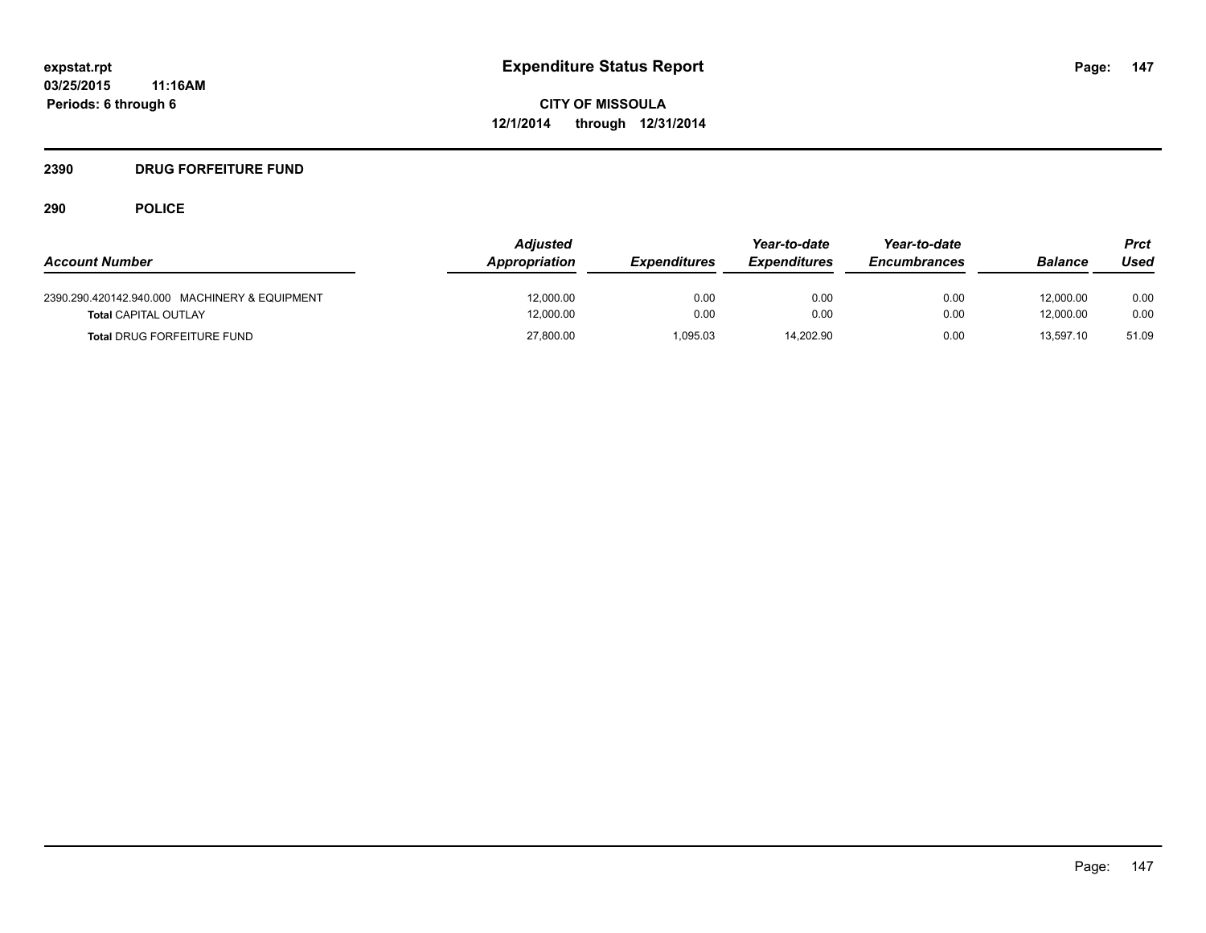# Expenditure Status Report

**expstat.rpt**
**03/25/2015 11:16AM**
**Periods: 6 through 6**

**CITY OF MISSOULA**
**12/1/2014 through 12/31/2014**

## 2390 DRUG FORFEITURE FUND

### 290 POLICE

| Account Number | Adjusted Appropriation | Expenditures | Year-to-date Expenditures | Year-to-date Encumbrances | Balance | Prct Used |
|---|---|---|---|---|---|---|
| 2390.290.420142.940.000 MACHINERY & EQUIPMENT | 12,000.00 | 0.00 | 0.00 | 0.00 | 12,000.00 | 0.00 |
| **Total** CAPITAL OUTLAY | 12,000.00 | 0.00 | 0.00 | 0.00 | 12,000.00 | 0.00 |
| **Total** DRUG FORFEITURE FUND | 27,800.00 | 1,095.03 | 14,202.90 | 0.00 | 13,597.10 | 51.09 |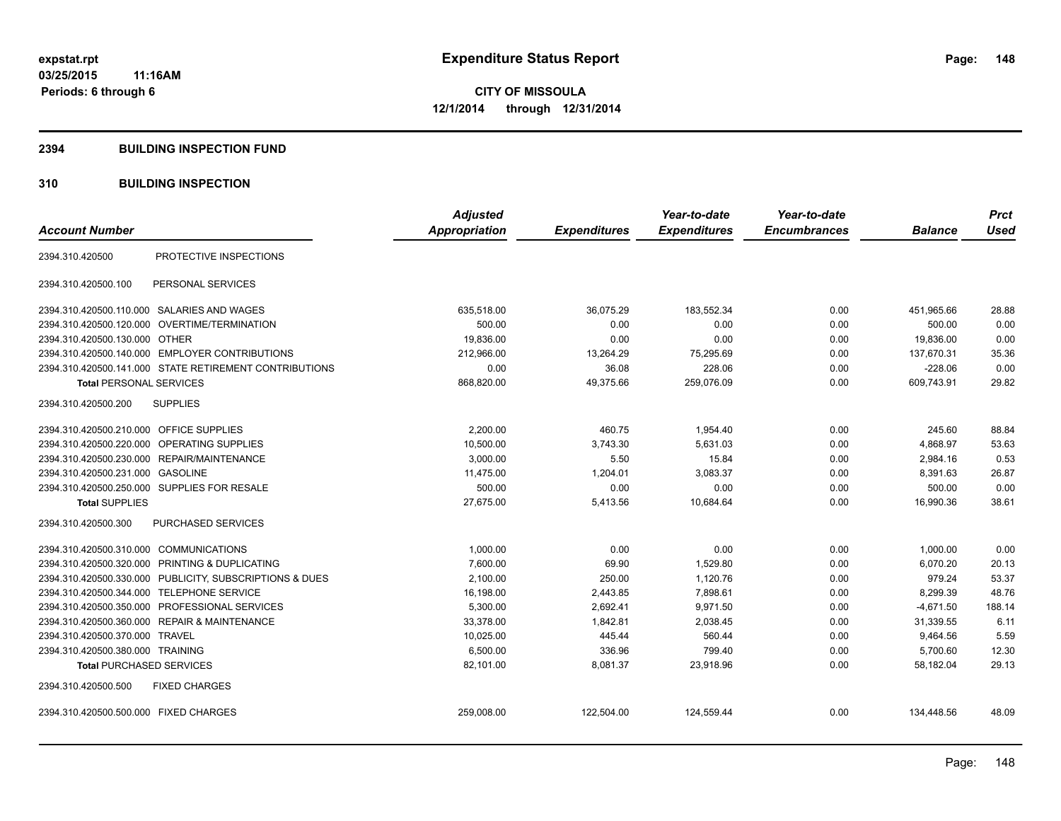**expstat.rpt**
**03/25/2015 11:16AM**
**Periods: 6 through 6**

# Expenditure Status Report

**CITY OF MISSOULA**
**12/1/2014 through 12/31/2014**

## 2394 BUILDING INSPECTION FUND

## 310 BUILDING INSPECTION

| Account Number | | Adjusted Appropriation | Expenditures | Year-to-date Expenditures | Year-to-date Encumbrances | Balance | Prct Used |
|---|---|---|---|---|---|---|---|
| 2394.310.420500 | PROTECTIVE INSPECTIONS | | | | | | |
| 2394.310.420500.100 | PERSONAL SERVICES | | | | | | |
| 2394.310.420500.110.000 | SALARIES AND WAGES | 635,518.00 | 36,075.29 | 183,552.34 | 0.00 | 451,965.66 | 28.88 |
| 2394.310.420500.120.000 | OVERTIME/TERMINATION | 500.00 | 0.00 | 0.00 | 0.00 | 500.00 | 0.00 |
| 2394.310.420500.130.000 | OTHER | 19,836.00 | 0.00 | 0.00 | 0.00 | 19,836.00 | 0.00 |
| 2394.310.420500.140.000 | EMPLOYER CONTRIBUTIONS | 212,966.00 | 13,264.29 | 75,295.69 | 0.00 | 137,670.31 | 35.36 |
| 2394.310.420500.141.000 | STATE RETIREMENT CONTRIBUTIONS | 0.00 | 36.08 | 228.06 | 0.00 | -228.06 | 0.00 |
| **Total** PERSONAL SERVICES | | 868,820.00 | 49,375.66 | 259,076.09 | 0.00 | 609,743.91 | 29.82 |
| 2394.310.420500.200 | SUPPLIES | | | | | | |
| 2394.310.420500.210.000 | OFFICE SUPPLIES | 2,200.00 | 460.75 | 1,954.40 | 0.00 | 245.60 | 88.84 |
| 2394.310.420500.220.000 | OPERATING SUPPLIES | 10,500.00 | 3,743.30 | 5,631.03 | 0.00 | 4,868.97 | 53.63 |
| 2394.310.420500.230.000 | REPAIR/MAINTENANCE | 3,000.00 | 5.50 | 15.84 | 0.00 | 2,984.16 | 0.53 |
| 2394.310.420500.231.000 | GASOLINE | 11,475.00 | 1,204.01 | 3,083.37 | 0.00 | 8,391.63 | 26.87 |
| 2394.310.420500.250.000 | SUPPLIES FOR RESALE | 500.00 | 0.00 | 0.00 | 0.00 | 500.00 | 0.00 |
| **Total** SUPPLIES | | 27,675.00 | 5,413.56 | 10,684.64 | 0.00 | 16,990.36 | 38.61 |
| 2394.310.420500.300 | PURCHASED SERVICES | | | | | | |
| 2394.310.420500.310.000 | COMMUNICATIONS | 1,000.00 | 0.00 | 0.00 | 0.00 | 1,000.00 | 0.00 |
| 2394.310.420500.320.000 | PRINTING & DUPLICATING | 7,600.00 | 69.90 | 1,529.80 | 0.00 | 6,070.20 | 20.13 |
| 2394.310.420500.330.000 | PUBLICITY, SUBSCRIPTIONS & DUES | 2,100.00 | 250.00 | 1,120.76 | 0.00 | 979.24 | 53.37 |
| 2394.310.420500.344.000 | TELEPHONE SERVICE | 16,198.00 | 2,443.85 | 7,898.61 | 0.00 | 8,299.39 | 48.76 |
| 2394.310.420500.350.000 | PROFESSIONAL SERVICES | 5,300.00 | 2,692.41 | 9,971.50 | 0.00 | -4,671.50 | 188.14 |
| 2394.310.420500.360.000 | REPAIR & MAINTENANCE | 33,378.00 | 1,842.81 | 2,038.45 | 0.00 | 31,339.55 | 6.11 |
| 2394.310.420500.370.000 | TRAVEL | 10,025.00 | 445.44 | 560.44 | 0.00 | 9,464.56 | 5.59 |
| 2394.310.420500.380.000 | TRAINING | 6,500.00 | 336.96 | 799.40 | 0.00 | 5,700.60 | 12.30 |
| **Total** PURCHASED SERVICES | | 82,101.00 | 8,081.37 | 23,918.96 | 0.00 | 58,182.04 | 29.13 |
| 2394.310.420500.500 | FIXED CHARGES | | | | | | |
| 2394.310.420500.500.000 | FIXED CHARGES | 259,008.00 | 122,504.00 | 124,559.44 | 0.00 | 134,448.56 | 48.09 |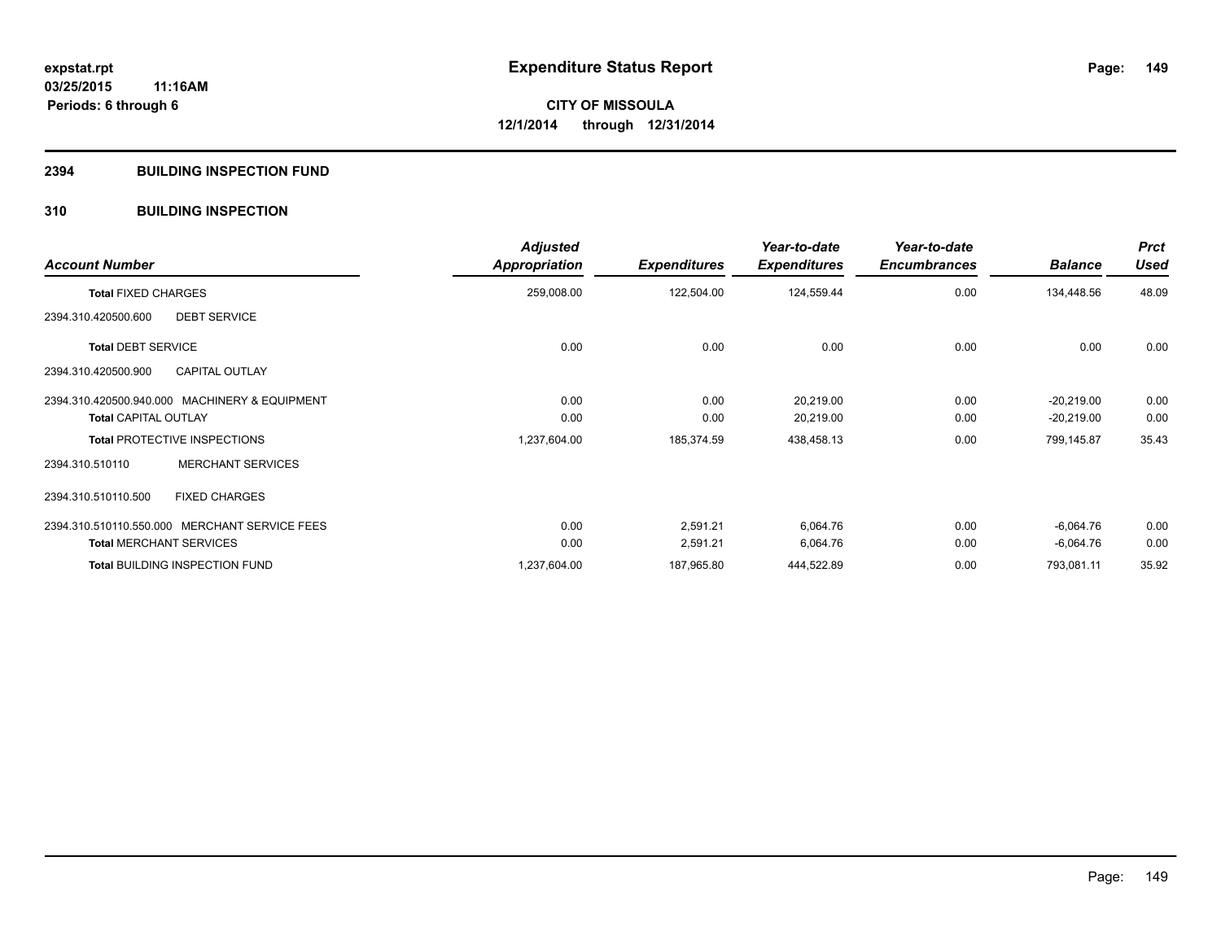# Expenditure Status Report

expstat.rpt
03/25/2015 11:16AM
Periods: 6 through 6

**CITY OF MISSOULA**
**12/1/2014 through 12/31/2014**

## 2394 BUILDING INSPECTION FUND

### 310 BUILDING INSPECTION

| Account Number | Adjusted Appropriation | Expenditures | Year-to-date Expenditures | Year-to-date Encumbrances | Balance | Prct Used |
|---|---|---|---|---|---|---|
| **Total** FIXED CHARGES | 259,008.00 | 122,504.00 | 124,559.44 | 0.00 | 134,448.56 | 48.09 |
| 2394.310.420500.600 DEBT SERVICE | | | | | | |
| **Total** DEBT SERVICE | 0.00 | 0.00 | 0.00 | 0.00 | 0.00 | 0.00 |
| 2394.310.420500.900 CAPITAL OUTLAY | | | | | | |
| 2394.310.420500.940.000 MACHINERY & EQUIPMENT | 0.00 | 0.00 | 20,219.00 | 0.00 | -20,219.00 | 0.00 |
| **Total** CAPITAL OUTLAY | 0.00 | 0.00 | 20,219.00 | 0.00 | -20,219.00 | 0.00 |
| **Total** PROTECTIVE INSPECTIONS | 1,237,604.00 | 185,374.59 | 438,458.13 | 0.00 | 799,145.87 | 35.43 |
| 2394.310.510110 MERCHANT SERVICES | | | | | | |
| 2394.310.510110.500 FIXED CHARGES | | | | | | |
| 2394.310.510110.550.000 MERCHANT SERVICE FEES | 0.00 | 2,591.21 | 6,064.76 | 0.00 | -6,064.76 | 0.00 |
| **Total** MERCHANT SERVICES | 0.00 | 2,591.21 | 6,064.76 | 0.00 | -6,064.76 | 0.00 |
| **Total** BUILDING INSPECTION FUND | 1,237,604.00 | 187,965.80 | 444,522.89 | 0.00 | 793,081.11 | 35.92 |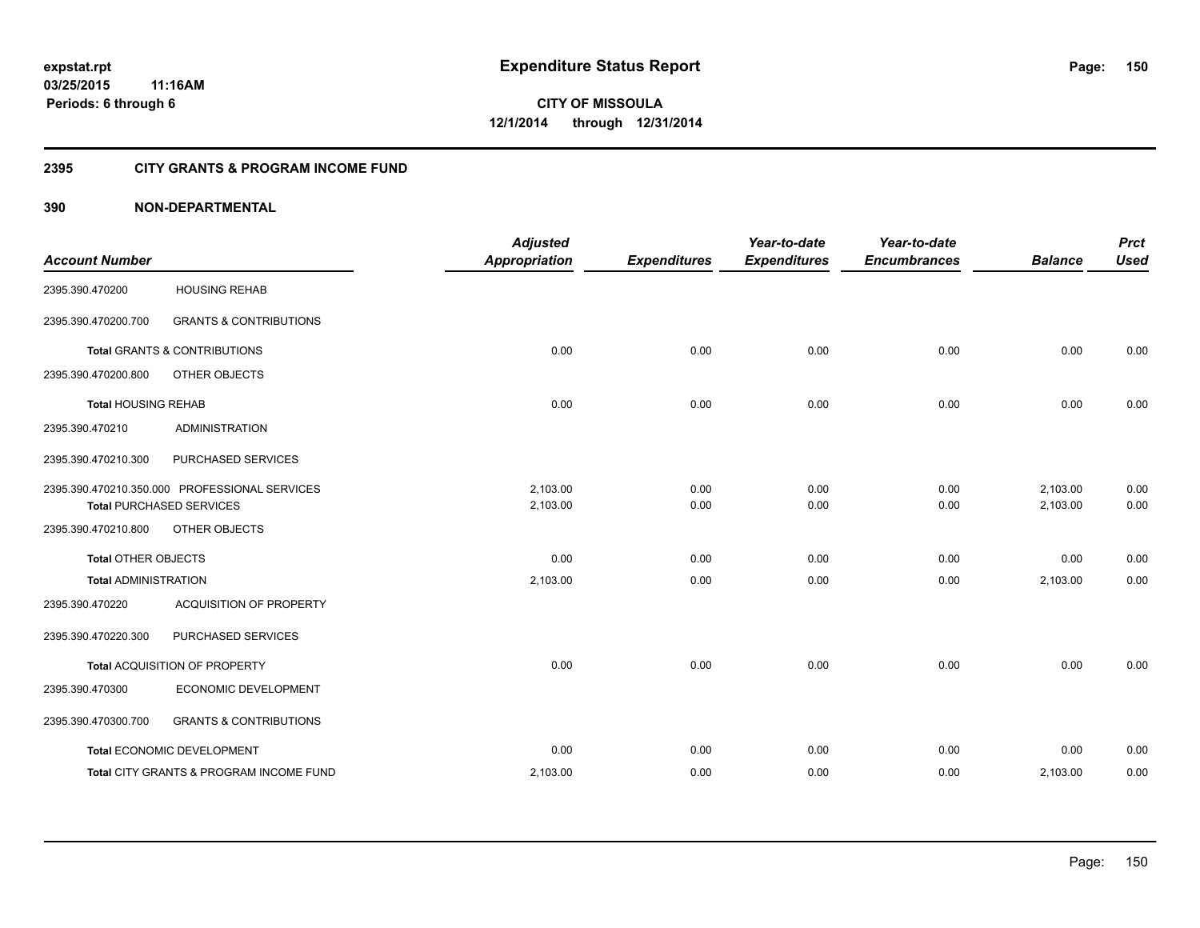**expstat.rpt**
**03/25/2015 11:16AM**
**Periods: 6 through 6**

# Expenditure Status Report

**CITY OF MISSOULA**
**12/1/2014 through 12/31/2014**

## 2395 CITY GRANTS & PROGRAM INCOME FUND

## 390 NON-DEPARTMENTAL

| Account Number | | Adjusted Appropriation | Expenditures | Year-to-date Expenditures | Year-to-date Encumbrances | Balance | Prct Used |
|---|---|---|---|---|---|---|---|
| 2395.390.470200 | HOUSING REHAB | | | | | | |
| 2395.390.470200.700 | GRANTS & CONTRIBUTIONS | | | | | | |
| **Total** GRANTS & CONTRIBUTIONS | | 0.00 | 0.00 | 0.00 | 0.00 | 0.00 | 0.00 |
| 2395.390.470200.800 | OTHER OBJECTS | | | | | | |
| **Total** HOUSING REHAB | | 0.00 | 0.00 | 0.00 | 0.00 | 0.00 | 0.00 |
| 2395.390.470210 | ADMINISTRATION | | | | | | |
| 2395.390.470210.300 | PURCHASED SERVICES | | | | | | |
| 2395.390.470210.350.000 | PROFESSIONAL SERVICES | 2,103.00 | 0.00 | 0.00 | 0.00 | 2,103.00 | 0.00 |
| **Total** PURCHASED SERVICES | | 2,103.00 | 0.00 | 0.00 | 0.00 | 2,103.00 | 0.00 |
| 2395.390.470210.800 | OTHER OBJECTS | | | | | | |
| **Total** OTHER OBJECTS | | 0.00 | 0.00 | 0.00 | 0.00 | 0.00 | 0.00 |
| **Total** ADMINISTRATION | | 2,103.00 | 0.00 | 0.00 | 0.00 | 2,103.00 | 0.00 |
| 2395.390.470220 | ACQUISITION OF PROPERTY | | | | | | |
| 2395.390.470220.300 | PURCHASED SERVICES | | | | | | |
| **Total** ACQUISITION OF PROPERTY | | 0.00 | 0.00 | 0.00 | 0.00 | 0.00 | 0.00 |
| 2395.390.470300 | ECONOMIC DEVELOPMENT | | | | | | |
| 2395.390.470300.700 | GRANTS & CONTRIBUTIONS | | | | | | |
| **Total** ECONOMIC DEVELOPMENT | | 0.00 | 0.00 | 0.00 | 0.00 | 0.00 | 0.00 |
| **Total** CITY GRANTS & PROGRAM INCOME FUND | | 2,103.00 | 0.00 | 0.00 | 0.00 | 2,103.00 | 0.00 |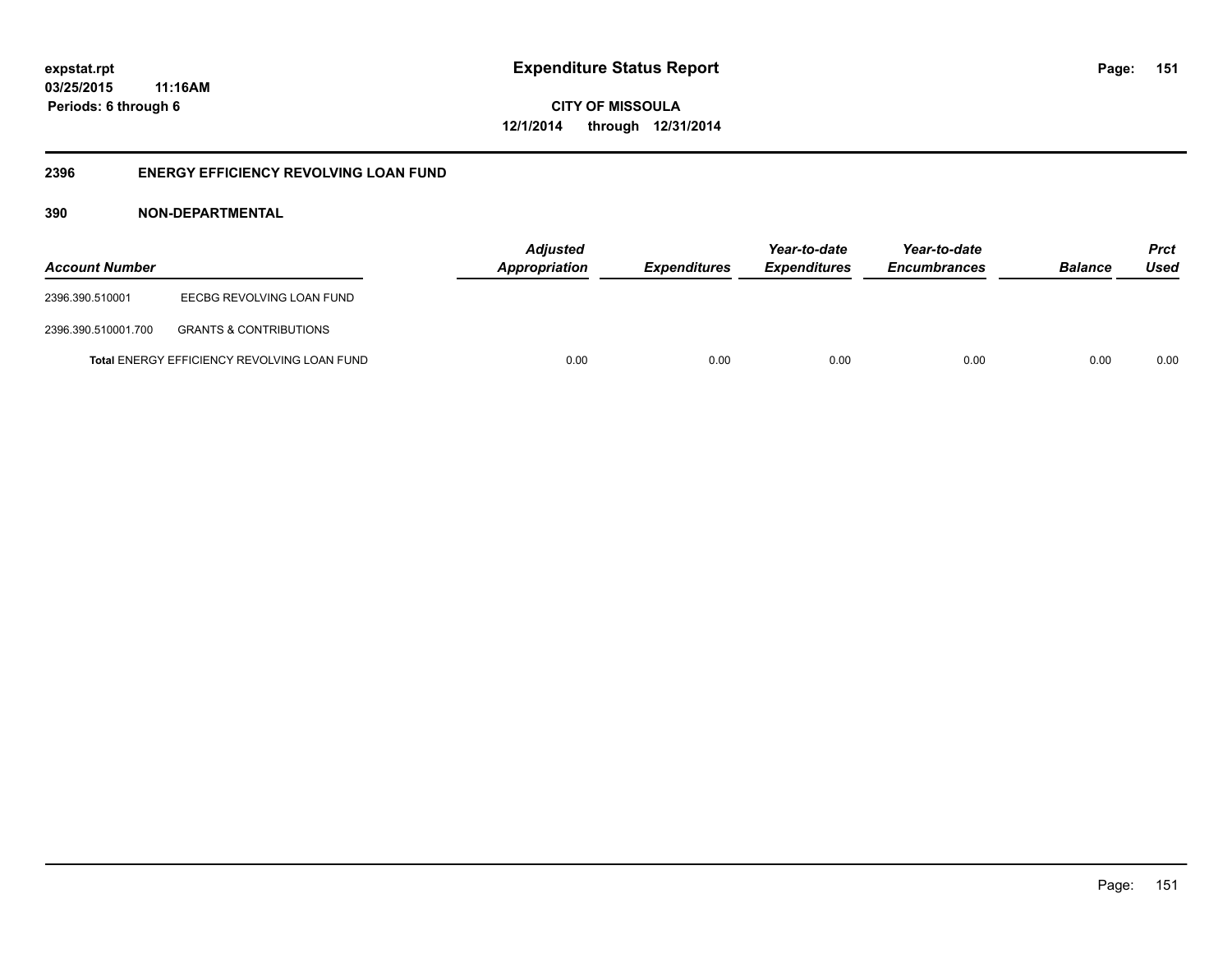# Expenditure Status Report

**CITY OF MISSOULA**
**12/1/2014 through 12/31/2014**

expstat.rpt
03/25/2015 11:16AM
Periods: 6 through 6

## 2396 ENERGY EFFICIENCY REVOLVING LOAN FUND

### 390 NON-DEPARTMENTAL

| Account Number | | Adjusted Appropriation | Expenditures | Year-to-date Expenditures | Year-to-date Encumbrances | Balance | Prct Used |
|---|---|---|---|---|---|---|---|
| 2396.390.510001 | EECBG REVOLVING LOAN FUND | | | | | | |
| 2396.390.510001.700 | GRANTS & CONTRIBUTIONS | | | | | | |
| **Total** ENERGY EFFICIENCY REVOLVING LOAN FUND | | 0.00 | 0.00 | 0.00 | 0.00 | 0.00 | 0.00 |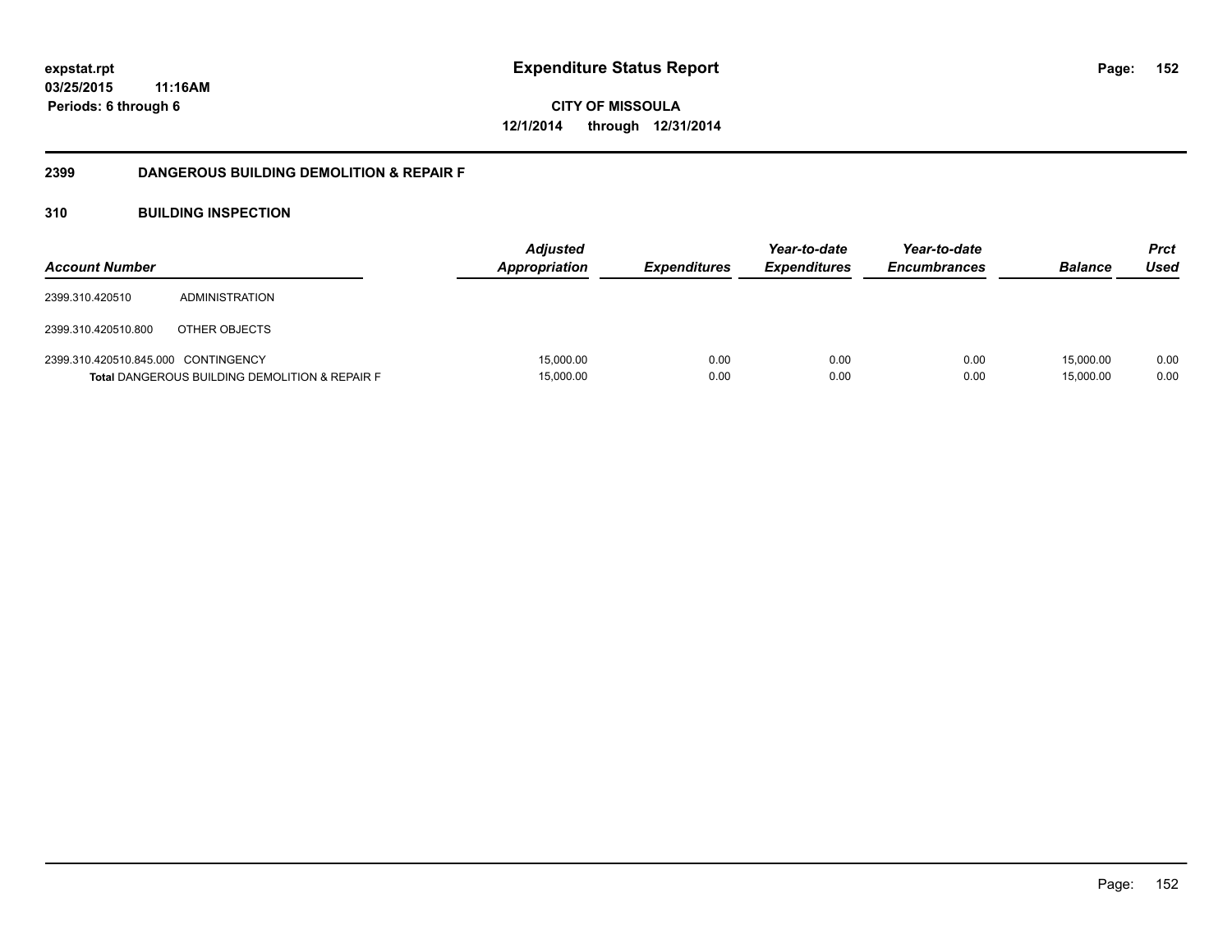expstat.rpt
03/25/2015 11:16AM
Periods: 6 through 6

# Expenditure Status Report

**CITY OF MISSOULA**
**12/1/2014 through 12/31/2014**

## 2399 DANGEROUS BUILDING DEMOLITION & REPAIR F

### 310 BUILDING INSPECTION

| Account Number | | Adjusted Appropriation | Expenditures | Year-to-date Expenditures | Year-to-date Encumbrances | Balance | Prct Used |
|---|---|---|---|---|---|---|---|
| 2399.310.420510 | ADMINISTRATION | | | | | | |
| 2399.310.420510.800 | OTHER OBJECTS | | | | | | |
| 2399.310.420510.845.000 | CONTINGENCY | 15,000.00 | 0.00 | 0.00 | 0.00 | 15,000.00 | 0.00 |
| **Total** DANGEROUS BUILDING DEMOLITION & REPAIR F | | 15,000.00 | 0.00 | 0.00 | 0.00 | 15,000.00 | 0.00 |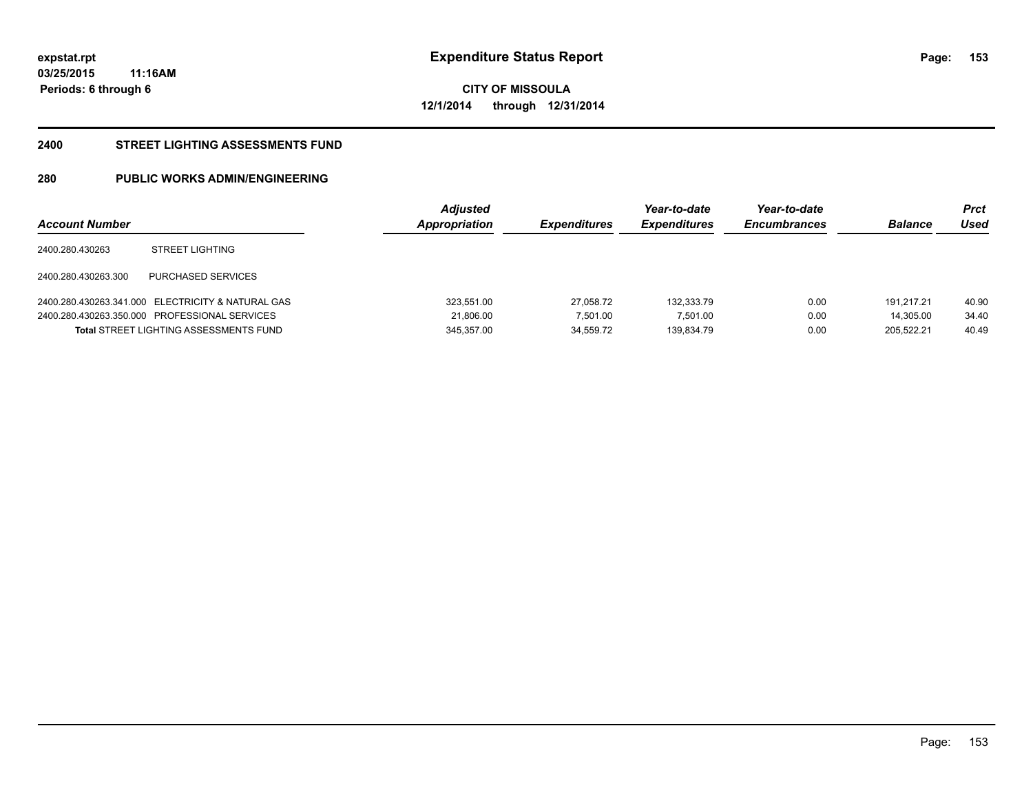**expstat.rpt**
**03/25/2015 11:16AM**
**Periods: 6 through 6**

# Expenditure Status Report

**CITY OF MISSOULA**
**12/1/2014 through 12/31/2014**

## 2400 STREET LIGHTING ASSESSMENTS FUND

## 280 PUBLIC WORKS ADMIN/ENGINEERING

| Account Number | | Adjusted Appropriation | Expenditures | Year-to-date Expenditures | Year-to-date Encumbrances | Balance | Prct Used |
|---|---|---|---|---|---|---|---|
| 2400.280.430263 | STREET LIGHTING | | | | | | |
| 2400.280.430263.300 | PURCHASED SERVICES | | | | | | |
| 2400.280.430263.341.000 | ELECTRICITY & NATURAL GAS | 323,551.00 | 27,058.72 | 132,333.79 | 0.00 | 191,217.21 | 40.90 |
| 2400.280.430263.350.000 | PROFESSIONAL SERVICES | 21,806.00 | 7,501.00 | 7,501.00 | 0.00 | 14,305.00 | 34.40 |
| **Total** STREET LIGHTING ASSESSMENTS FUND | | 345,357.00 | 34,559.72 | 139,834.79 | 0.00 | 205,522.21 | 40.49 |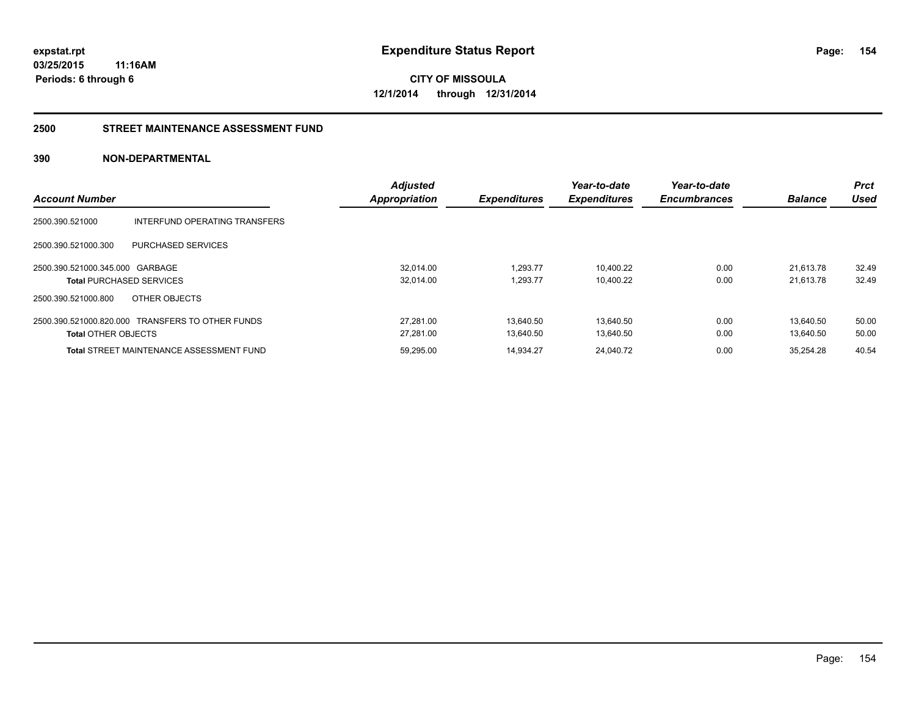**expstat.rpt**
**03/25/2015 11:16AM**
**Periods: 6 through 6**

# Expenditure Status Report

**CITY OF MISSOULA**
**12/1/2014 through 12/31/2014**

## 2500 STREET MAINTENANCE ASSESSMENT FUND

### 390 NON-DEPARTMENTAL

| Account Number | | Adjusted Appropriation | Expenditures | Year-to-date Expenditures | Year-to-date Encumbrances | Balance | Prct Used |
|---|---|---|---|---|---|---|---|
| 2500.390.521000 | INTERFUND OPERATING TRANSFERS | | | | | | |
| 2500.390.521000.300 | PURCHASED SERVICES | | | | | | |
| 2500.390.521000.345.000 | GARBAGE | 32,014.00 | 1,293.77 | 10,400.22 | 0.00 | 21,613.78 | 32.49 |
| **Total** PURCHASED SERVICES | | 32,014.00 | 1,293.77 | 10,400.22 | 0.00 | 21,613.78 | 32.49 |
| 2500.390.521000.800 | OTHER OBJECTS | | | | | | |
| 2500.390.521000.820.000 | TRANSFERS TO OTHER FUNDS | 27,281.00 | 13,640.50 | 13,640.50 | 0.00 | 13,640.50 | 50.00 |
| **Total** OTHER OBJECTS | | 27,281.00 | 13,640.50 | 13,640.50 | 0.00 | 13,640.50 | 50.00 |
| **Total** STREET MAINTENANCE ASSESSMENT FUND | | 59,295.00 | 14,934.27 | 24,040.72 | 0.00 | 35,254.28 | 40.54 |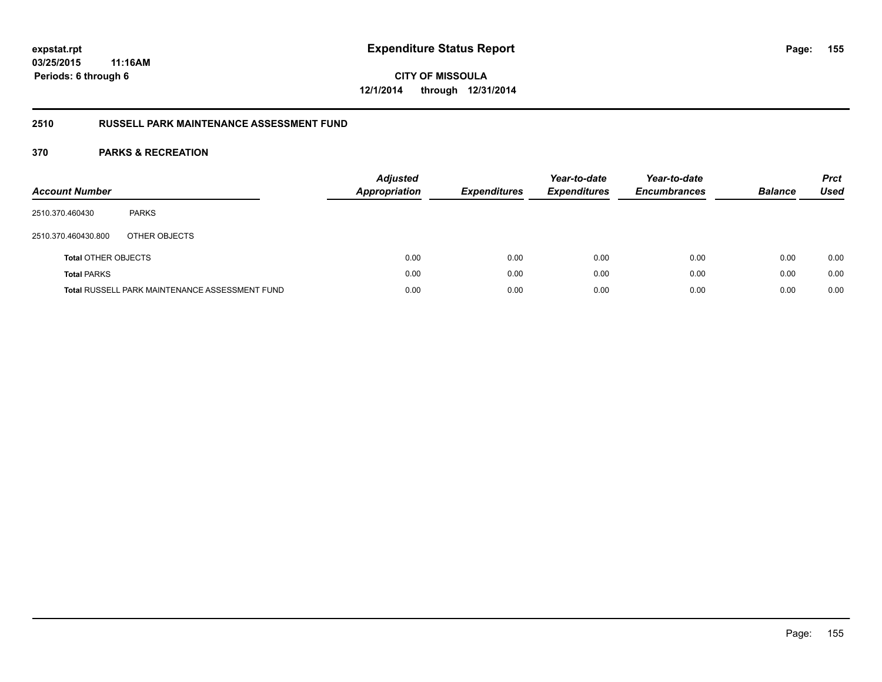**expstat.rpt**
**03/25/2015 11:16AM**
**Periods: 6 through 6**

# Expenditure Status Report

**CITY OF MISSOULA**
**12/1/2014 through 12/31/2014**

## 2510 RUSSELL PARK MAINTENANCE ASSESSMENT FUND

### 370 PARKS & RECREATION

| Account Number | | Adjusted Appropriation | Expenditures | Year-to-date Expenditures | Year-to-date Encumbrances | Balance | Prct Used |
|---|---|---|---|---|---|---|---|
| 2510.370.460430 | PARKS | | | | | | |
| 2510.370.460430.800 | OTHER OBJECTS | | | | | | |
| **Total** OTHER OBJECTS | | 0.00 | 0.00 | 0.00 | 0.00 | 0.00 | 0.00 |
| **Total** PARKS | | 0.00 | 0.00 | 0.00 | 0.00 | 0.00 | 0.00 |
| **Total** RUSSELL PARK MAINTENANCE ASSESSMENT FUND | | 0.00 | 0.00 | 0.00 | 0.00 | 0.00 | 0.00 |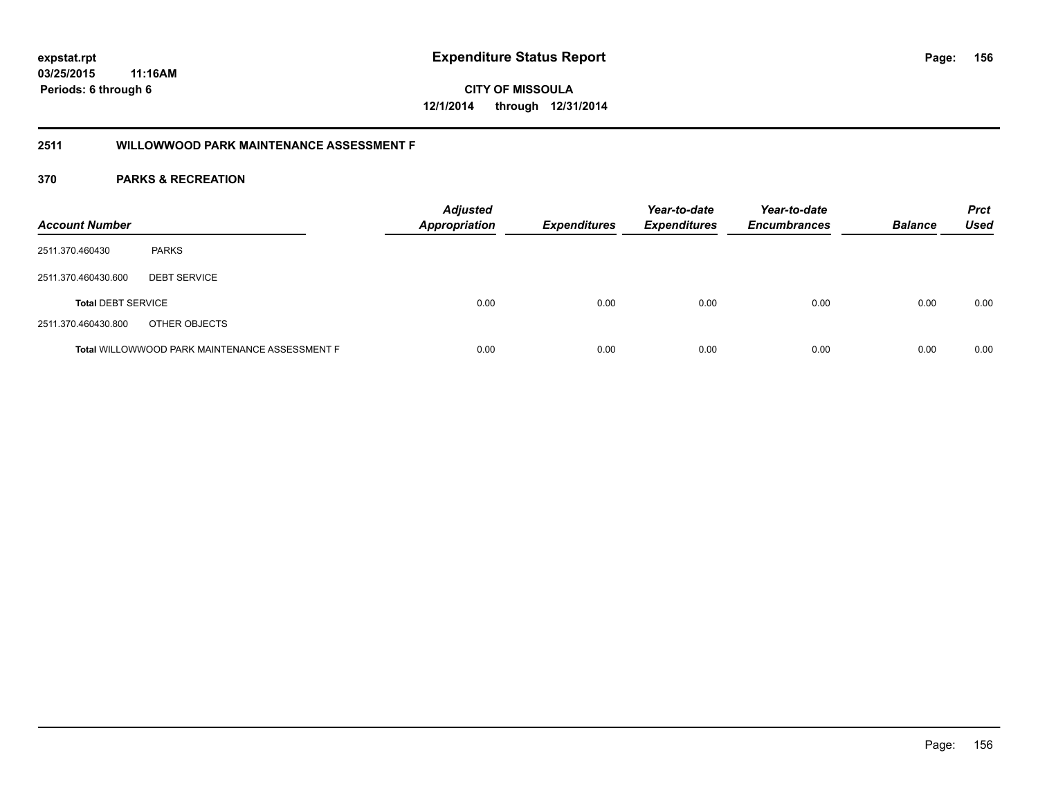# Expenditure Status Report

expstat.rpt
03/25/2015 11:16AM
Periods: 6 through 6

**CITY OF MISSOULA**
**12/1/2014 through 12/31/2014**

## 2511 WILLOWWOOD PARK MAINTENANCE ASSESSMENT F

## 370 PARKS & RECREATION

| Account Number | | Adjusted Appropriation | Expenditures | Year-to-date Expenditures | Year-to-date Encumbrances | Balance | Prct Used |
|---|---|---|---|---|---|---|---|
| 2511.370.460430 | PARKS | | | | | | |
| 2511.370.460430.600 | DEBT SERVICE | | | | | | |
| **Total** DEBT SERVICE | | 0.00 | 0.00 | 0.00 | 0.00 | 0.00 | 0.00 |
| 2511.370.460430.800 | OTHER OBJECTS | | | | | | |
| **Total** WILLOWWOOD PARK MAINTENANCE ASSESSMENT F | | 0.00 | 0.00 | 0.00 | 0.00 | 0.00 | 0.00 |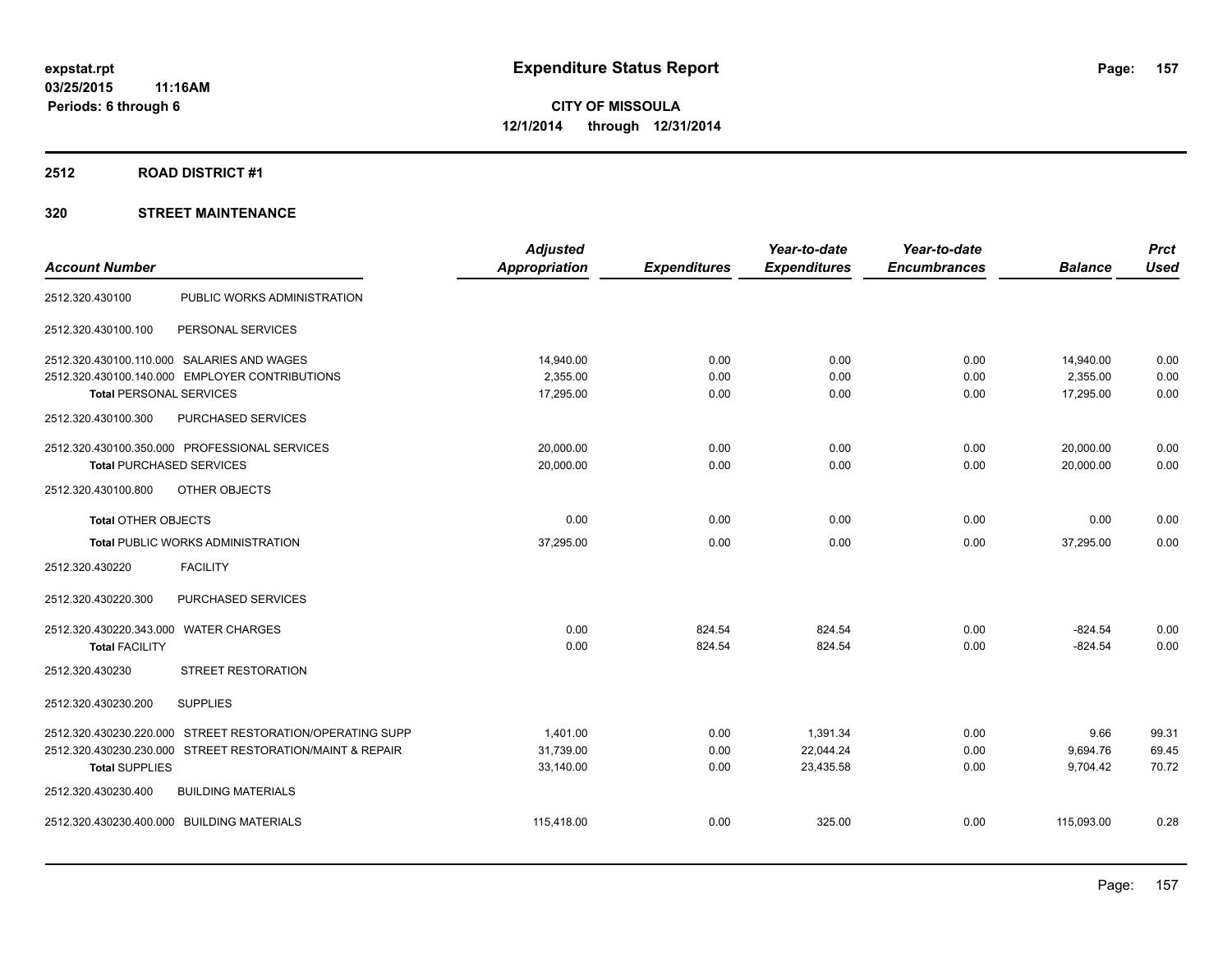# Expenditure Status Report

expstat.rpt
03/25/2015 11:16AM
Periods: 6 through 6

**CITY OF MISSOULA**
**12/1/2014 through 12/31/2014**

## 2512 ROAD DISTRICT #1

## 320 STREET MAINTENANCE

| Account Number | | Adjusted Appropriation | Expenditures | Year-to-date Expenditures | Year-to-date Encumbrances | Balance | Prct Used |
|---|---|---|---|---|---|---|---|
| 2512.320.430100 | PUBLIC WORKS ADMINISTRATION | | | | | | |
| 2512.320.430100.100 | PERSONAL SERVICES | | | | | | |
| 2512.320.430100.110.000 | SALARIES AND WAGES | 14,940.00 | 0.00 | 0.00 | 0.00 | 14,940.00 | 0.00 |
| 2512.320.430100.140.000 | EMPLOYER CONTRIBUTIONS | 2,355.00 | 0.00 | 0.00 | 0.00 | 2,355.00 | 0.00 |
| **Total** PERSONAL SERVICES | | 17,295.00 | 0.00 | 0.00 | 0.00 | 17,295.00 | 0.00 |
| 2512.320.430100.300 | PURCHASED SERVICES | | | | | | |
| 2512.320.430100.350.000 | PROFESSIONAL SERVICES | 20,000.00 | 0.00 | 0.00 | 0.00 | 20,000.00 | 0.00 |
| **Total** PURCHASED SERVICES | | 20,000.00 | 0.00 | 0.00 | 0.00 | 20,000.00 | 0.00 |
| 2512.320.430100.800 | OTHER OBJECTS | | | | | | |
| **Total** OTHER OBJECTS | | 0.00 | 0.00 | 0.00 | 0.00 | 0.00 | 0.00 |
| **Total** PUBLIC WORKS ADMINISTRATION | | 37,295.00 | 0.00 | 0.00 | 0.00 | 37,295.00 | 0.00 |
| 2512.320.430220 | FACILITY | | | | | | |
| 2512.320.430220.300 | PURCHASED SERVICES | | | | | | |
| 2512.320.430220.343.000 | WATER CHARGES | 0.00 | 824.54 | 824.54 | 0.00 | -824.54 | 0.00 |
| **Total** FACILITY | | 0.00 | 824.54 | 824.54 | 0.00 | -824.54 | 0.00 |
| 2512.320.430230 | STREET RESTORATION | | | | | | |
| 2512.320.430230.200 | SUPPLIES | | | | | | |
| 2512.320.430230.220.000 | STREET RESTORATION/OPERATING SUPP | 1,401.00 | 0.00 | 1,391.34 | 0.00 | 9.66 | 99.31 |
| 2512.320.430230.230.000 | STREET RESTORATION/MAINT & REPAIR | 31,739.00 | 0.00 | 22,044.24 | 0.00 | 9,694.76 | 69.45 |
| **Total** SUPPLIES | | 33,140.00 | 0.00 | 23,435.58 | 0.00 | 9,704.42 | 70.72 |
| 2512.320.430230.400 | BUILDING MATERIALS | | | | | | |
| 2512.320.430230.400.000 | BUILDING MATERIALS | 115,418.00 | 0.00 | 325.00 | 0.00 | 115,093.00 | 0.28 |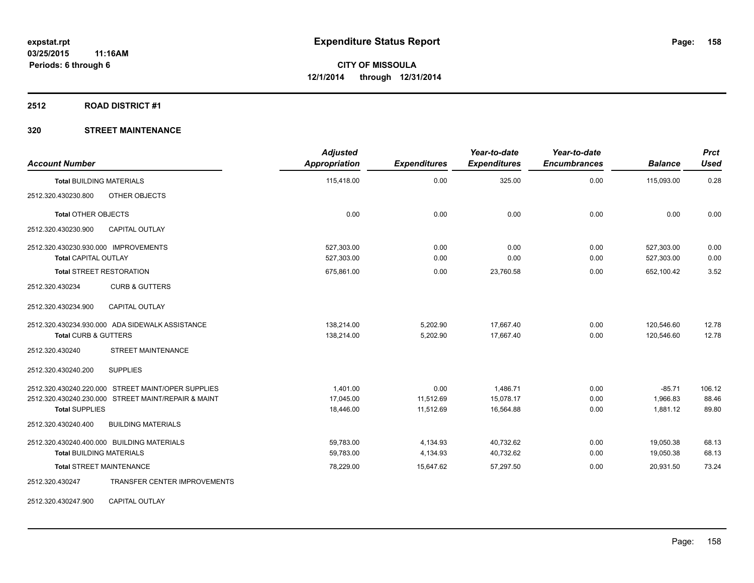**expstat.rpt**
**03/25/2015 11:16AM**
**Periods: 6 through 6**

# Expenditure Status Report

**CITY OF MISSOULA**
**12/1/2014 through 12/31/2014**

## 2512 ROAD DISTRICT #1

### 320 STREET MAINTENANCE

| Account Number | | Adjusted Appropriation | Expenditures | Year-to-date Expenditures | Year-to-date Encumbrances | Balance | Prct Used |
|---|---|---|---|---|---|---|---|
| **Total** BUILDING MATERIALS | | 115,418.00 | 0.00 | 325.00 | 0.00 | 115,093.00 | 0.28 |
| 2512.320.430230.800 | OTHER OBJECTS | | | | | | |
| **Total** OTHER OBJECTS | | 0.00 | 0.00 | 0.00 | 0.00 | 0.00 | 0.00 |
| 2512.320.430230.900 | CAPITAL OUTLAY | | | | | | |
| 2512.320.430230.930.000 | IMPROVEMENTS | 527,303.00 | 0.00 | 0.00 | 0.00 | 527,303.00 | 0.00 |
| **Total** CAPITAL OUTLAY | | 527,303.00 | 0.00 | 0.00 | 0.00 | 527,303.00 | 0.00 |
| **Total** STREET RESTORATION | | 675,861.00 | 0.00 | 23,760.58 | 0.00 | 652,100.42 | 3.52 |
| 2512.320.430234 | CURB & GUTTERS | | | | | | |
| 2512.320.430234.900 | CAPITAL OUTLAY | | | | | | |
| 2512.320.430234.930.000 | ADA SIDEWALK ASSISTANCE | 138,214.00 | 5,202.90 | 17,667.40 | 0.00 | 120,546.60 | 12.78 |
| **Total** CURB & GUTTERS | | 138,214.00 | 5,202.90 | 17,667.40 | 0.00 | 120,546.60 | 12.78 |
| 2512.320.430240 | STREET MAINTENANCE | | | | | | |
| 2512.320.430240.200 | SUPPLIES | | | | | | |
| 2512.320.430240.220.000 | STREET MAINT/OPER SUPPLIES | 1,401.00 | 0.00 | 1,486.71 | 0.00 | -85.71 | 106.12 |
| 2512.320.430240.230.000 | STREET MAINT/REPAIR & MAINT | 17,045.00 | 11,512.69 | 15,078.17 | 0.00 | 1,966.83 | 88.46 |
| **Total** SUPPLIES | | 18,446.00 | 11,512.69 | 16,564.88 | 0.00 | 1,881.12 | 89.80 |
| 2512.320.430240.400 | BUILDING MATERIALS | | | | | | |
| 2512.320.430240.400.000 | BUILDING MATERIALS | 59,783.00 | 4,134.93 | 40,732.62 | 0.00 | 19,050.38 | 68.13 |
| **Total** BUILDING MATERIALS | | 59,783.00 | 4,134.93 | 40,732.62 | 0.00 | 19,050.38 | 68.13 |
| **Total** STREET MAINTENANCE | | 78,229.00 | 15,647.62 | 57,297.50 | 0.00 | 20,931.50 | 73.24 |
| 2512.320.430247 | TRANSFER CENTER IMPROVEMENTS | | | | | | |
| 2512.320.430247.900 | CAPITAL OUTLAY | | | | | | |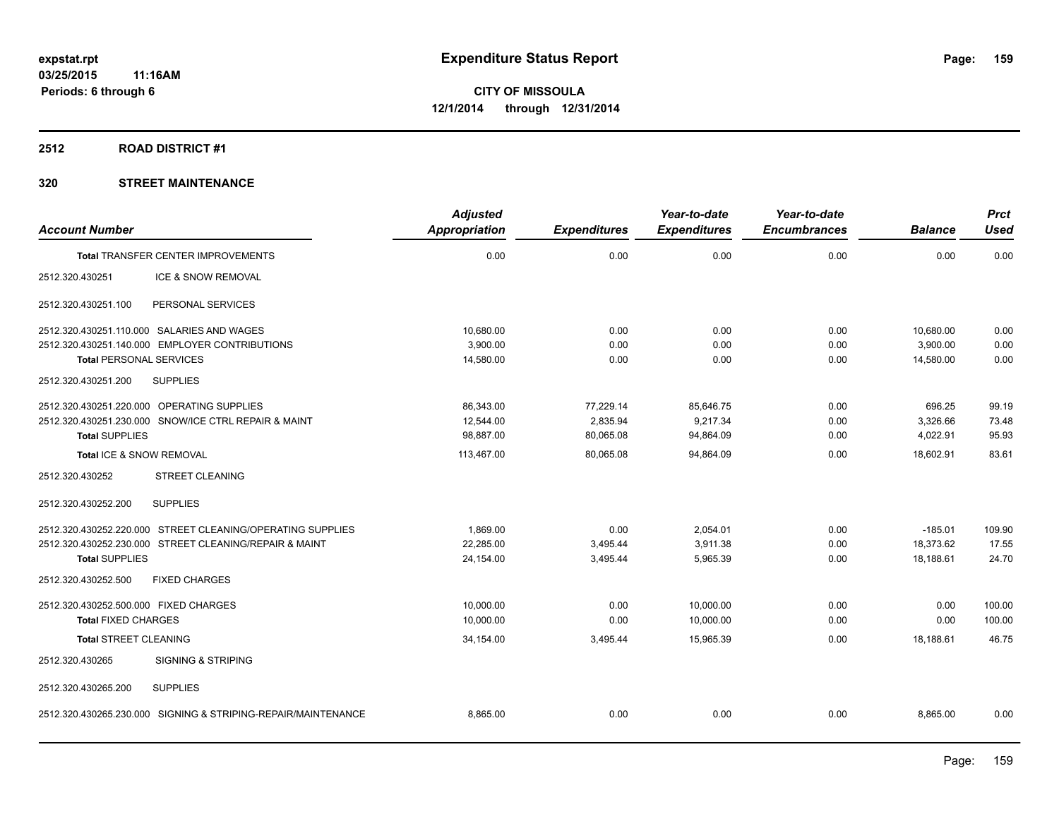**expstat.rpt**
**03/25/2015 11:16AM**
**Periods: 6 through 6**

# Expenditure Status Report

**CITY OF MISSOULA**
**12/1/2014 through 12/31/2014**

## 2512 ROAD DISTRICT #1

## 320 STREET MAINTENANCE

| Account Number | Adjusted Appropriation | Expenditures | Year-to-date Expenditures | Year-to-date Encumbrances | Balance | Prct Used |
|---|---|---|---|---|---|---|
| **Total** TRANSFER CENTER IMPROVEMENTS | 0.00 | 0.00 | 0.00 | 0.00 | 0.00 | 0.00 |
| 2512.320.430251 ICE & SNOW REMOVAL | | | | | | |
| 2512.320.430251.100 PERSONAL SERVICES | | | | | | |
| 2512.320.430251.110.000 SALARIES AND WAGES | 10,680.00 | 0.00 | 0.00 | 0.00 | 10,680.00 | 0.00 |
| 2512.320.430251.140.000 EMPLOYER CONTRIBUTIONS | 3,900.00 | 0.00 | 0.00 | 0.00 | 3,900.00 | 0.00 |
| **Total** PERSONAL SERVICES | 14,580.00 | 0.00 | 0.00 | 0.00 | 14,580.00 | 0.00 |
| 2512.320.430251.200 SUPPLIES | | | | | | |
| 2512.320.430251.220.000 OPERATING SUPPLIES | 86,343.00 | 77,229.14 | 85,646.75 | 0.00 | 696.25 | 99.19 |
| 2512.320.430251.230.000 SNOW/ICE CTRL REPAIR & MAINT | 12,544.00 | 2,835.94 | 9,217.34 | 0.00 | 3,326.66 | 73.48 |
| **Total** SUPPLIES | 98,887.00 | 80,065.08 | 94,864.09 | 0.00 | 4,022.91 | 95.93 |
| **Total** ICE & SNOW REMOVAL | 113,467.00 | 80,065.08 | 94,864.09 | 0.00 | 18,602.91 | 83.61 |
| 2512.320.430252 STREET CLEANING | | | | | | |
| 2512.320.430252.200 SUPPLIES | | | | | | |
| 2512.320.430252.220.000 STREET CLEANING/OPERATING SUPPLIES | 1,869.00 | 0.00 | 2,054.01 | 0.00 | -185.01 | 109.90 |
| 2512.320.430252.230.000 STREET CLEANING/REPAIR & MAINT | 22,285.00 | 3,495.44 | 3,911.38 | 0.00 | 18,373.62 | 17.55 |
| **Total** SUPPLIES | 24,154.00 | 3,495.44 | 5,965.39 | 0.00 | 18,188.61 | 24.70 |
| 2512.320.430252.500 FIXED CHARGES | | | | | | |
| 2512.320.430252.500.000 FIXED CHARGES | 10,000.00 | 0.00 | 10,000.00 | 0.00 | 0.00 | 100.00 |
| **Total** FIXED CHARGES | 10,000.00 | 0.00 | 10,000.00 | 0.00 | 0.00 | 100.00 |
| **Total** STREET CLEANING | 34,154.00 | 3,495.44 | 15,965.39 | 0.00 | 18,188.61 | 46.75 |
| 2512.320.430265 SIGNING & STRIPING | | | | | | |
| 2512.320.430265.200 SUPPLIES | | | | | | |
| 2512.320.430265.230.000 SIGNING & STRIPING-REPAIR/MAINTENANCE | 8,865.00 | 0.00 | 0.00 | 0.00 | 8,865.00 | 0.00 |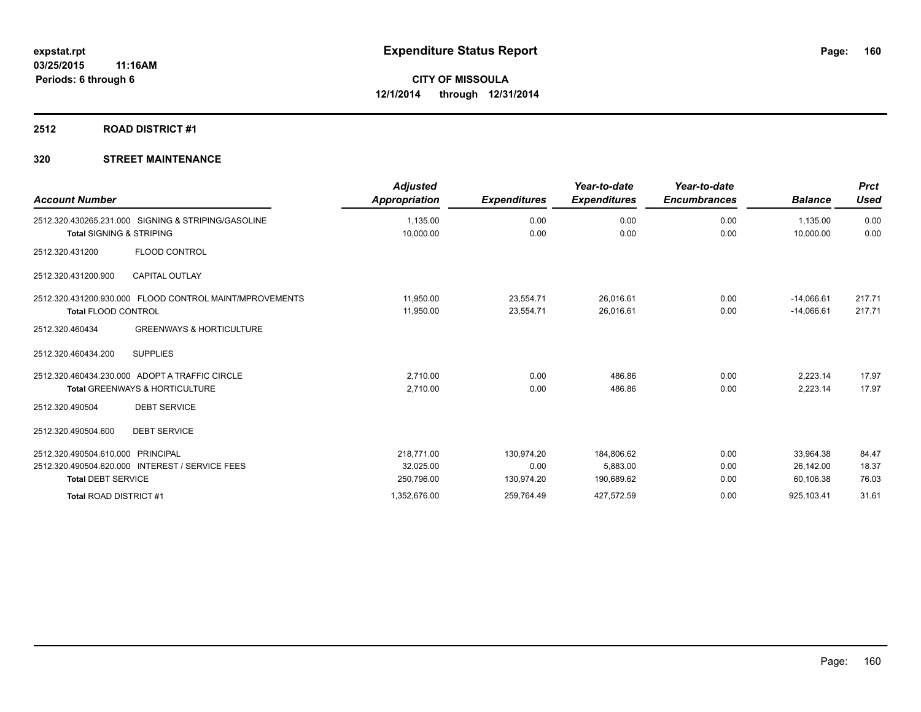**expstat.rpt**
**03/25/2015 11:16AM**
**Periods: 6 through 6**

# Expenditure Status Report

**CITY OF MISSOULA**
**12/1/2014 through 12/31/2014**

## 2512 ROAD DISTRICT #1

## 320 STREET MAINTENANCE

| Account Number | Adjusted Appropriation | Expenditures | Year-to-date Expenditures | Year-to-date Encumbrances | Balance | Prct Used |
|---|---|---|---|---|---|---|
| 2512.320.430265.231.000 SIGNING & STRIPING/GASOLINE | 1,135.00 | 0.00 | 0.00 | 0.00 | 1,135.00 | 0.00 |
| **Total** SIGNING & STRIPING | 10,000.00 | 0.00 | 0.00 | 0.00 | 10,000.00 | 0.00 |
| 2512.320.431200 FLOOD CONTROL | | | | | | |
| 2512.320.431200.900 CAPITAL OUTLAY | | | | | | |
| 2512.320.431200.930.000 FLOOD CONTROL MAINT/MPROVEMENTS | 11,950.00 | 23,554.71 | 26,016.61 | 0.00 | -14,066.61 | 217.71 |
| **Total** FLOOD CONTROL | 11,950.00 | 23,554.71 | 26,016.61 | 0.00 | -14,066.61 | 217.71 |
| 2512.320.460434 GREENWAYS & HORTICULTURE | | | | | | |
| 2512.320.460434.200 SUPPLIES | | | | | | |
| 2512.320.460434.230.000 ADOPT A TRAFFIC CIRCLE | 2,710.00 | 0.00 | 486.86 | 0.00 | 2,223.14 | 17.97 |
| **Total** GREENWAYS & HORTICULTURE | 2,710.00 | 0.00 | 486.86 | 0.00 | 2,223.14 | 17.97 |
| 2512.320.490504 DEBT SERVICE | | | | | | |
| 2512.320.490504.600 DEBT SERVICE | | | | | | |
| 2512.320.490504.610.000 PRINCIPAL | 218,771.00 | 130,974.20 | 184,806.62 | 0.00 | 33,964.38 | 84.47 |
| 2512.320.490504.620.000 INTEREST / SERVICE FEES | 32,025.00 | 0.00 | 5,883.00 | 0.00 | 26,142.00 | 18.37 |
| **Total** DEBT SERVICE | 250,796.00 | 130,974.20 | 190,689.62 | 0.00 | 60,106.38 | 76.03 |
| **Total** ROAD DISTRICT #1 | 1,352,676.00 | 259,764.49 | 427,572.59 | 0.00 | 925,103.41 | 31.61 |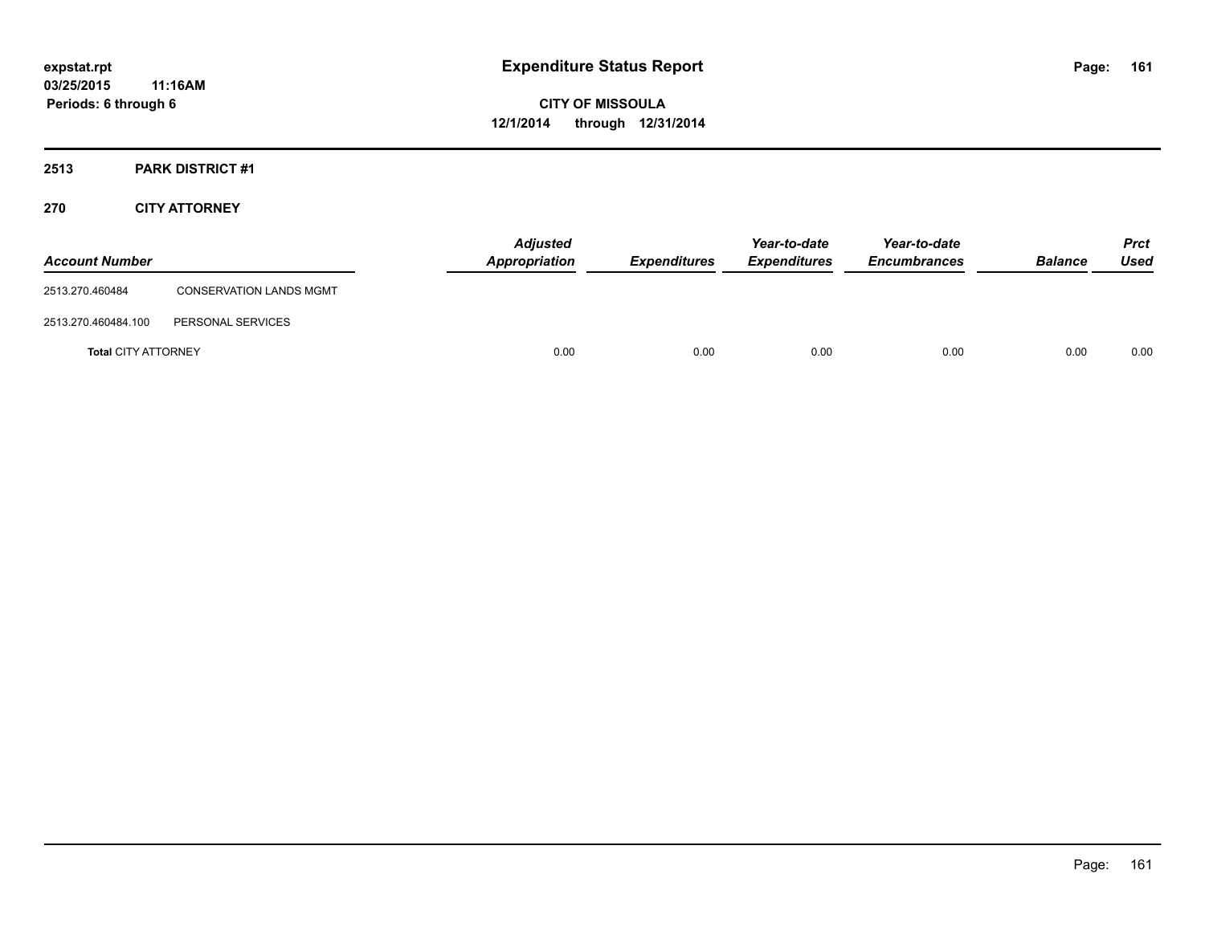# Expenditure Status Report

expstat.rpt
03/25/2015 11:16AM
Periods: 6 through 6

**CITY OF MISSOULA**
**12/1/2014 through 12/31/2014**

## 2513 PARK DISTRICT #1

### 270 CITY ATTORNEY

| Account Number | | Adjusted Appropriation | Expenditures | Year-to-date Expenditures | Year-to-date Encumbrances | Balance | Prct Used |
|---|---|---|---|---|---|---|---|
| 2513.270.460484 | CONSERVATION LANDS MGMT | | | | | | |
| 2513.270.460484.100 | PERSONAL SERVICES | | | | | | |
| **Total** CITY ATTORNEY | | 0.00 | 0.00 | 0.00 | 0.00 | 0.00 | 0.00 |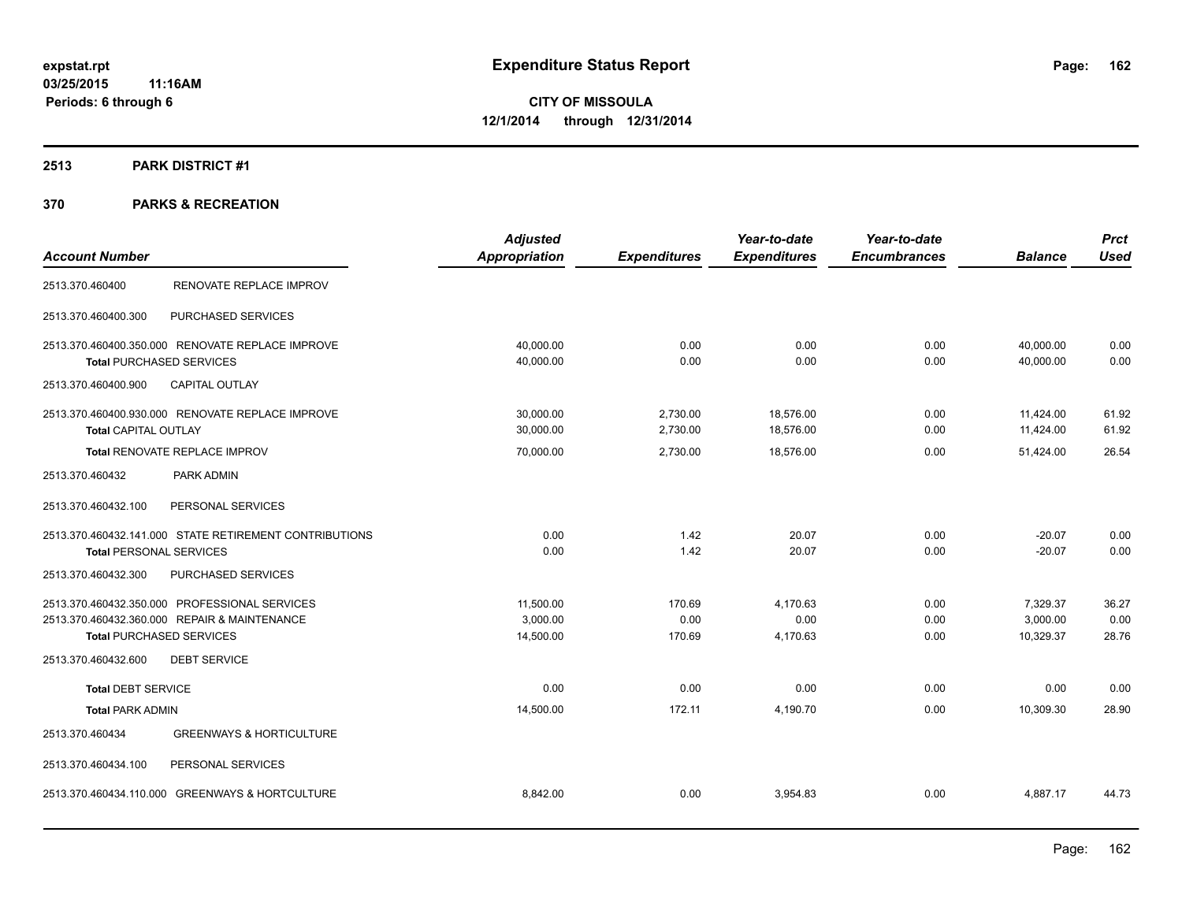# Expenditure Status Report

expstat.rpt
03/25/2015 11:16AM
Periods: 6 through 6

**CITY OF MISSOULA**
**12/1/2014 through 12/31/2014**

## 2513 PARK DISTRICT #1

## 370 PARKS & RECREATION

| Account Number | | Adjusted Appropriation | Expenditures | Year-to-date Expenditures | Year-to-date Encumbrances | Balance | Prct Used |
|---|---|---|---|---|---|---|---|
| 2513.370.460400 | RENOVATE REPLACE IMPROV | | | | | | |
| 2513.370.460400.300 | PURCHASED SERVICES | | | | | | |
| 2513.370.460400.350.000 | RENOVATE REPLACE IMPROVE | 40,000.00 | 0.00 | 0.00 | 0.00 | 40,000.00 | 0.00 |
| **Total** PURCHASED SERVICES | | 40,000.00 | 0.00 | 0.00 | 0.00 | 40,000.00 | 0.00 |
| 2513.370.460400.900 | CAPITAL OUTLAY | | | | | | |
| 2513.370.460400.930.000 | RENOVATE REPLACE IMPROVE | 30,000.00 | 2,730.00 | 18,576.00 | 0.00 | 11,424.00 | 61.92 |
| **Total** CAPITAL OUTLAY | | 30,000.00 | 2,730.00 | 18,576.00 | 0.00 | 11,424.00 | 61.92 |
| **Total** RENOVATE REPLACE IMPROV | | 70,000.00 | 2,730.00 | 18,576.00 | 0.00 | 51,424.00 | 26.54 |
| 2513.370.460432 | PARK ADMIN | | | | | | |
| 2513.370.460432.100 | PERSONAL SERVICES | | | | | | |
| 2513.370.460432.141.000 | STATE RETIREMENT CONTRIBUTIONS | 0.00 | 1.42 | 20.07 | 0.00 | -20.07 | 0.00 |
| **Total** PERSONAL SERVICES | | 0.00 | 1.42 | 20.07 | 0.00 | -20.07 | 0.00 |
| 2513.370.460432.300 | PURCHASED SERVICES | | | | | | |
| 2513.370.460432.350.000 | PROFESSIONAL SERVICES | 11,500.00 | 170.69 | 4,170.63 | 0.00 | 7,329.37 | 36.27 |
| 2513.370.460432.360.000 | REPAIR & MAINTENANCE | 3,000.00 | 0.00 | 0.00 | 0.00 | 3,000.00 | 0.00 |
| **Total** PURCHASED SERVICES | | 14,500.00 | 170.69 | 4,170.63 | 0.00 | 10,329.37 | 28.76 |
| 2513.370.460432.600 | DEBT SERVICE | | | | | | |
| **Total** DEBT SERVICE | | 0.00 | 0.00 | 0.00 | 0.00 | 0.00 | 0.00 |
| **Total** PARK ADMIN | | 14,500.00 | 172.11 | 4,190.70 | 0.00 | 10,309.30 | 28.90 |
| 2513.370.460434 | GREENWAYS & HORTICULTURE | | | | | | |
| 2513.370.460434.100 | PERSONAL SERVICES | | | | | | |
| 2513.370.460434.110.000 | GREENWAYS & HORTCULTURE | 8,842.00 | 0.00 | 3,954.83 | 0.00 | 4,887.17 | 44.73 |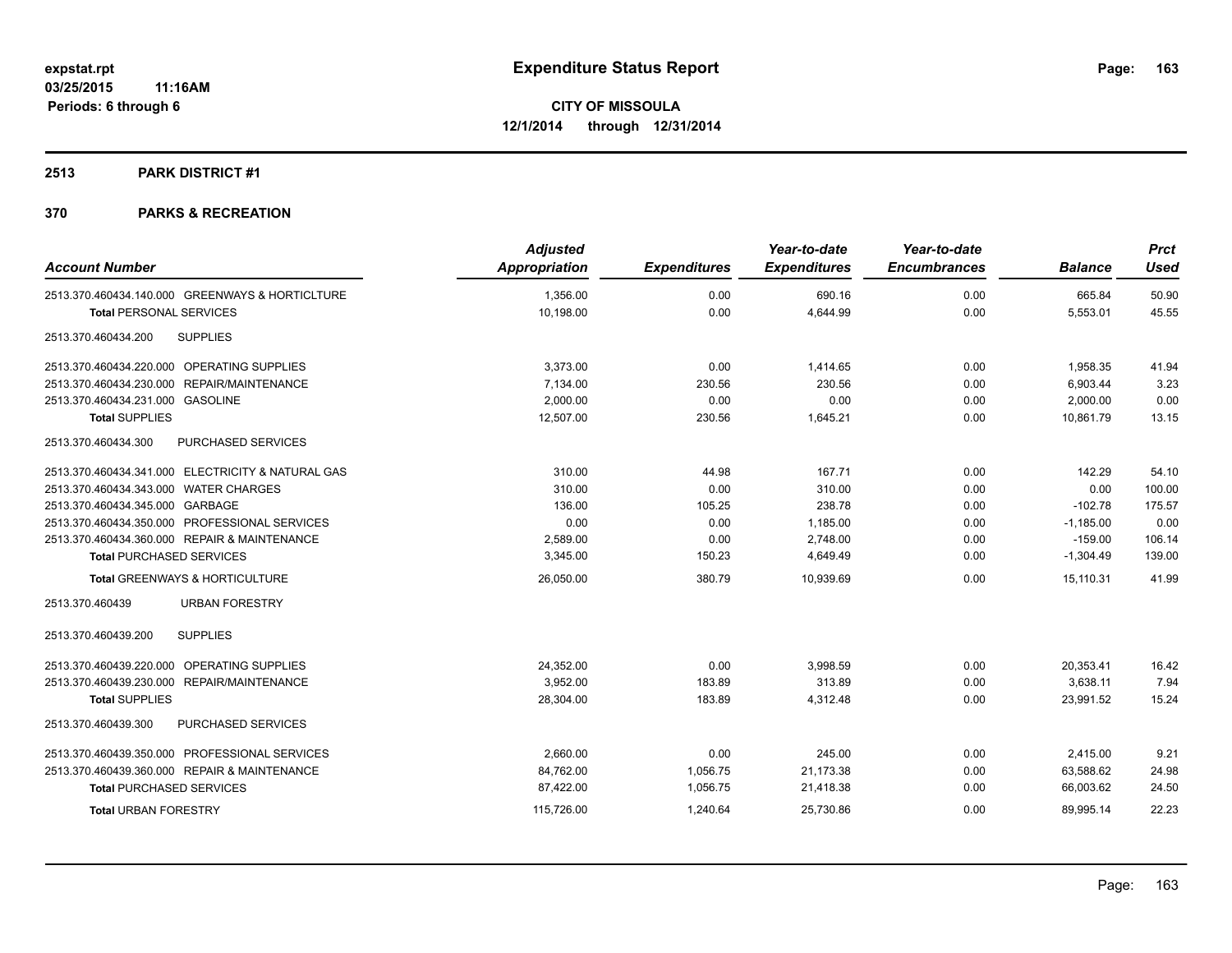# Expenditure Status Report

**CITY OF MISSOULA**
**12/1/2014 through 12/31/2014**

expstat.rpt
03/25/2015 11:16AM
Periods: 6 through 6

## 2513 PARK DISTRICT #1

### 370 PARKS & RECREATION

| Account Number | Adjusted Appropriation | Expenditures | Year-to-date Expenditures | Year-to-date Encumbrances | Balance | Prct Used |
|---|---|---|---|---|---|---|
| 2513.370.460434.140.000 GREENWAYS & HORTICLTURE | 1,356.00 | 0.00 | 690.16 | 0.00 | 665.84 | 50.90 |
| **Total** PERSONAL SERVICES | 10,198.00 | 0.00 | 4,644.99 | 0.00 | 5,553.01 | 45.55 |
| 2513.370.460434.200 SUPPLIES | | | | | | |
| 2513.370.460434.220.000 OPERATING SUPPLIES | 3,373.00 | 0.00 | 1,414.65 | 0.00 | 1,958.35 | 41.94 |
| 2513.370.460434.230.000 REPAIR/MAINTENANCE | 7,134.00 | 230.56 | 230.56 | 0.00 | 6,903.44 | 3.23 |
| 2513.370.460434.231.000 GASOLINE | 2,000.00 | 0.00 | 0.00 | 0.00 | 2,000.00 | 0.00 |
| **Total SUPPLIES** | 12,507.00 | 230.56 | 1,645.21 | 0.00 | 10,861.79 | 13.15 |
| 2513.370.460434.300 PURCHASED SERVICES | | | | | | |
| 2513.370.460434.341.000 ELECTRICITY & NATURAL GAS | 310.00 | 44.98 | 167.71 | 0.00 | 142.29 | 54.10 |
| 2513.370.460434.343.000 WATER CHARGES | 310.00 | 0.00 | 310.00 | 0.00 | 0.00 | 100.00 |
| 2513.370.460434.345.000 GARBAGE | 136.00 | 105.25 | 238.78 | 0.00 | -102.78 | 175.57 |
| 2513.370.460434.350.000 PROFESSIONAL SERVICES | 0.00 | 0.00 | 1,185.00 | 0.00 | -1,185.00 | 0.00 |
| 2513.370.460434.360.000 REPAIR & MAINTENANCE | 2,589.00 | 0.00 | 2,748.00 | 0.00 | -159.00 | 106.14 |
| **Total** PURCHASED SERVICES | 3,345.00 | 150.23 | 4,649.49 | 0.00 | -1,304.49 | 139.00 |
| **Total** GREENWAYS & HORTICULTURE | 26,050.00 | 380.79 | 10,939.69 | 0.00 | 15,110.31 | 41.99 |
| 2513.370.460439 URBAN FORESTRY | | | | | | |
| 2513.370.460439.200 SUPPLIES | | | | | | |
| 2513.370.460439.220.000 OPERATING SUPPLIES | 24,352.00 | 0.00 | 3,998.59 | 0.00 | 20,353.41 | 16.42 |
| 2513.370.460439.230.000 REPAIR/MAINTENANCE | 3,952.00 | 183.89 | 313.89 | 0.00 | 3,638.11 | 7.94 |
| **Total SUPPLIES** | 28,304.00 | 183.89 | 4,312.48 | 0.00 | 23,991.52 | 15.24 |
| 2513.370.460439.300 PURCHASED SERVICES | | | | | | |
| 2513.370.460439.350.000 PROFESSIONAL SERVICES | 2,660.00 | 0.00 | 245.00 | 0.00 | 2,415.00 | 9.21 |
| 2513.370.460439.360.000 REPAIR & MAINTENANCE | 84,762.00 | 1,056.75 | 21,173.38 | 0.00 | 63,588.62 | 24.98 |
| **Total** PURCHASED SERVICES | 87,422.00 | 1,056.75 | 21,418.38 | 0.00 | 66,003.62 | 24.50 |
| **Total** URBAN FORESTRY | 115,726.00 | 1,240.64 | 25,730.86 | 0.00 | 89,995.14 | 22.23 |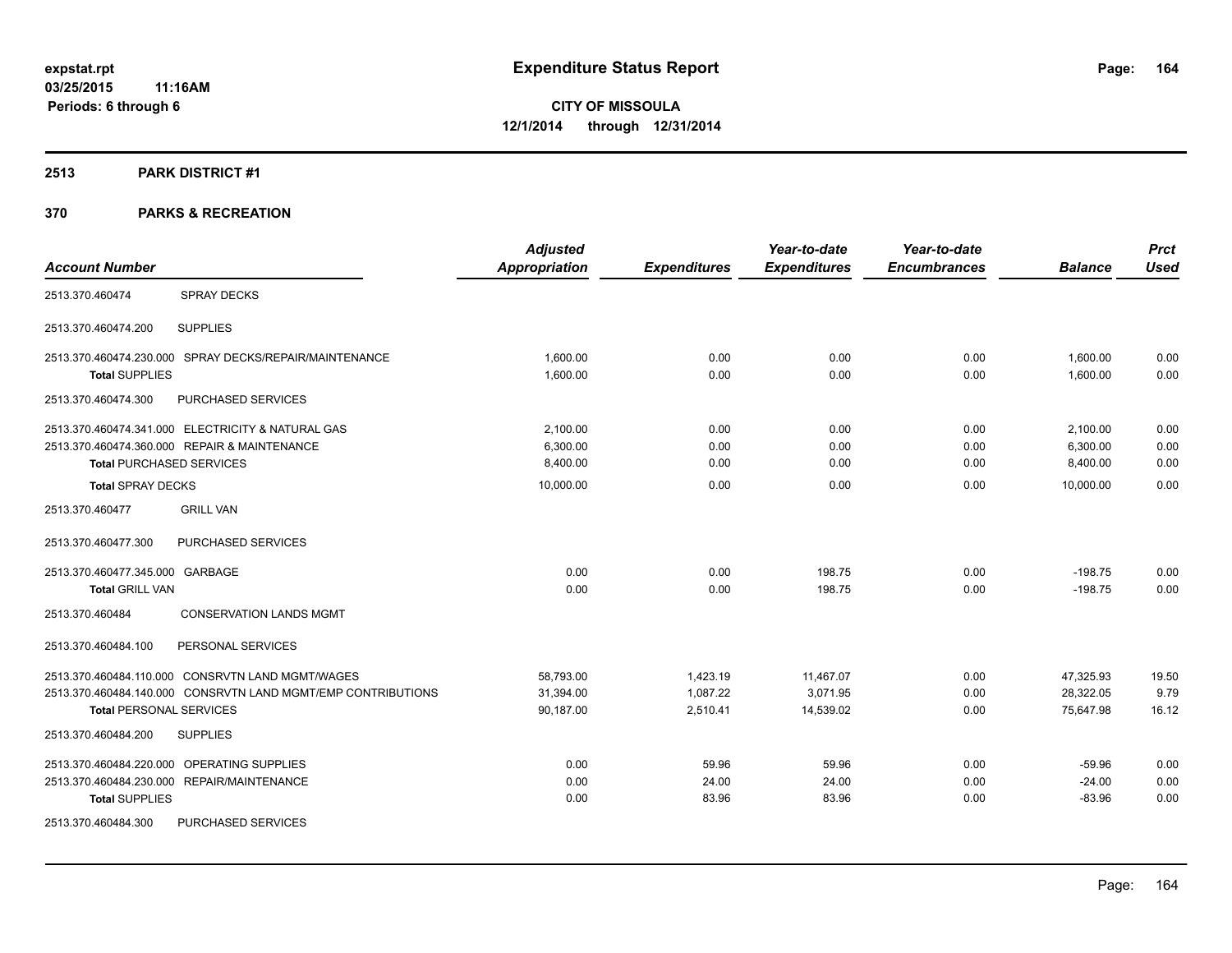# Expenditure Status Report

expstat.rpt
03/25/2015 11:16AM
Periods: 6 through 6

**CITY OF MISSOULA**
**12/1/2014 through 12/31/2014**

## 2513 PARK DISTRICT #1

## 370 PARKS & RECREATION

| Account Number | | Adjusted Appropriation | Expenditures | Year-to-date Expenditures | Year-to-date Encumbrances | Balance | Prct Used |
|---|---|---|---|---|---|---|---|
| 2513.370.460474 | SPRAY DECKS | | | | | | |
| 2513.370.460474.200 | SUPPLIES | | | | | | |
| 2513.370.460474.230.000 | SPRAY DECKS/REPAIR/MAINTENANCE | 1,600.00 | 0.00 | 0.00 | 0.00 | 1,600.00 | 0.00 |
| **Total SUPPLIES** | | 1,600.00 | 0.00 | 0.00 | 0.00 | 1,600.00 | 0.00 |
| 2513.370.460474.300 | PURCHASED SERVICES | | | | | | |
| 2513.370.460474.341.000 | ELECTRICITY & NATURAL GAS | 2,100.00 | 0.00 | 0.00 | 0.00 | 2,100.00 | 0.00 |
| 2513.370.460474.360.000 | REPAIR & MAINTENANCE | 6,300.00 | 0.00 | 0.00 | 0.00 | 6,300.00 | 0.00 |
| **Total PURCHASED SERVICES** | | 8,400.00 | 0.00 | 0.00 | 0.00 | 8,400.00 | 0.00 |
| **Total SPRAY DECKS** | | 10,000.00 | 0.00 | 0.00 | 0.00 | 10,000.00 | 0.00 |
| 2513.370.460477 | GRILL VAN | | | | | | |
| 2513.370.460477.300 | PURCHASED SERVICES | | | | | | |
| 2513.370.460477.345.000 | GARBAGE | 0.00 | 0.00 | 198.75 | 0.00 | -198.75 | 0.00 |
| **Total GRILL VAN** | | 0.00 | 0.00 | 198.75 | 0.00 | -198.75 | 0.00 |
| 2513.370.460484 | CONSERVATION LANDS MGMT | | | | | | |
| 2513.370.460484.100 | PERSONAL SERVICES | | | | | | |
| 2513.370.460484.110.000 | CONSRVTN LAND MGMT/WAGES | 58,793.00 | 1,423.19 | 11,467.07 | 0.00 | 47,325.93 | 19.50 |
| 2513.370.460484.140.000 | CONSRVTN LAND MGMT/EMP CONTRIBUTIONS | 31,394.00 | 1,087.22 | 3,071.95 | 0.00 | 28,322.05 | 9.79 |
| **Total PERSONAL SERVICES** | | 90,187.00 | 2,510.41 | 14,539.02 | 0.00 | 75,647.98 | 16.12 |
| 2513.370.460484.200 | SUPPLIES | | | | | | |
| 2513.370.460484.220.000 | OPERATING SUPPLIES | 0.00 | 59.96 | 59.96 | 0.00 | -59.96 | 0.00 |
| 2513.370.460484.230.000 | REPAIR/MAINTENANCE | 0.00 | 24.00 | 24.00 | 0.00 | -24.00 | 0.00 |
| **Total SUPPLIES** | | 0.00 | 83.96 | 83.96 | 0.00 | -83.96 | 0.00 |
| 2513.370.460484.300 | PURCHASED SERVICES | | | | | | |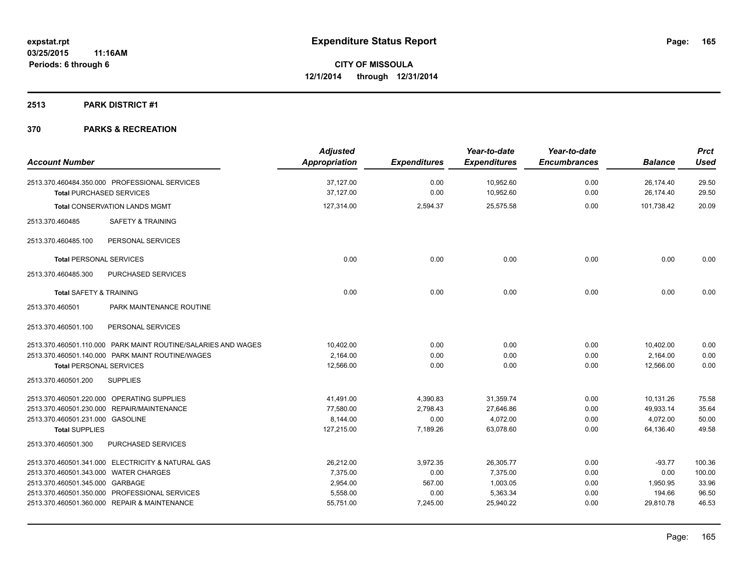**expstat.rpt**
**03/25/2015 11:16AM**
**Periods: 6 through 6**

# Expenditure Status Report

**CITY OF MISSOULA**
**12/1/2014 through 12/31/2014**

## 2513 PARK DISTRICT #1

## 370 PARKS & RECREATION

| Account Number | Adjusted Appropriation | Expenditures | Year-to-date Expenditures | Year-to-date Encumbrances | Balance | Prct Used |
|---|---|---|---|---|---|---|
| 2513.370.460484.350.000 PROFESSIONAL SERVICES | 37,127.00 | 0.00 | 10,952.60 | 0.00 | 26,174.40 | 29.50 |
| **Total** PURCHASED SERVICES | 37,127.00 | 0.00 | 10,952.60 | 0.00 | 26,174.40 | 29.50 |
| **Total** CONSERVATION LANDS MGMT | 127,314.00 | 2,594.37 | 25,575.58 | 0.00 | 101,738.42 | 20.09 |
| 2513.370.460485 SAFETY & TRAINING | | | | | | |
| 2513.370.460485.100 PERSONAL SERVICES | | | | | | |
| **Total** PERSONAL SERVICES | 0.00 | 0.00 | 0.00 | 0.00 | 0.00 | 0.00 |
| 2513.370.460485.300 PURCHASED SERVICES | | | | | | |
| **Total** SAFETY & TRAINING | 0.00 | 0.00 | 0.00 | 0.00 | 0.00 | 0.00 |
| 2513.370.460501 PARK MAINTENANCE ROUTINE | | | | | | |
| 2513.370.460501.100 PERSONAL SERVICES | | | | | | |
| 2513.370.460501.110.000 PARK MAINT ROUTINE/SALARIES AND WAGES | 10,402.00 | 0.00 | 0.00 | 0.00 | 10,402.00 | 0.00 |
| 2513.370.460501.140.000 PARK MAINT ROUTINE/WAGES | 2,164.00 | 0.00 | 0.00 | 0.00 | 2,164.00 | 0.00 |
| **Total** PERSONAL SERVICES | 12,566.00 | 0.00 | 0.00 | 0.00 | 12,566.00 | 0.00 |
| 2513.370.460501.200 SUPPLIES | | | | | | |
| 2513.370.460501.220.000 OPERATING SUPPLIES | 41,491.00 | 4,390.83 | 31,359.74 | 0.00 | 10,131.26 | 75.58 |
| 2513.370.460501.230.000 REPAIR/MAINTENANCE | 77,580.00 | 2,798.43 | 27,646.86 | 0.00 | 49,933.14 | 35.64 |
| 2513.370.460501.231.000 GASOLINE | 8,144.00 | 0.00 | 4,072.00 | 0.00 | 4,072.00 | 50.00 |
| **Total** SUPPLIES | 127,215.00 | 7,189.26 | 63,078.60 | 0.00 | 64,136.40 | 49.58 |
| 2513.370.460501.300 PURCHASED SERVICES | | | | | | |
| 2513.370.460501.341.000 ELECTRICITY & NATURAL GAS | 26,212.00 | 3,972.35 | 26,305.77 | 0.00 | -93.77 | 100.36 |
| 2513.370.460501.343.000 WATER CHARGES | 7,375.00 | 0.00 | 7,375.00 | 0.00 | 0.00 | 100.00 |
| 2513.370.460501.345.000 GARBAGE | 2,954.00 | 567.00 | 1,003.05 | 0.00 | 1,950.95 | 33.96 |
| 2513.370.460501.350.000 PROFESSIONAL SERVICES | 5,558.00 | 0.00 | 5,363.34 | 0.00 | 194.66 | 96.50 |
| 2513.370.460501.360.000 REPAIR & MAINTENANCE | 55,751.00 | 7,245.00 | 25,940.22 | 0.00 | 29,810.78 | 46.53 |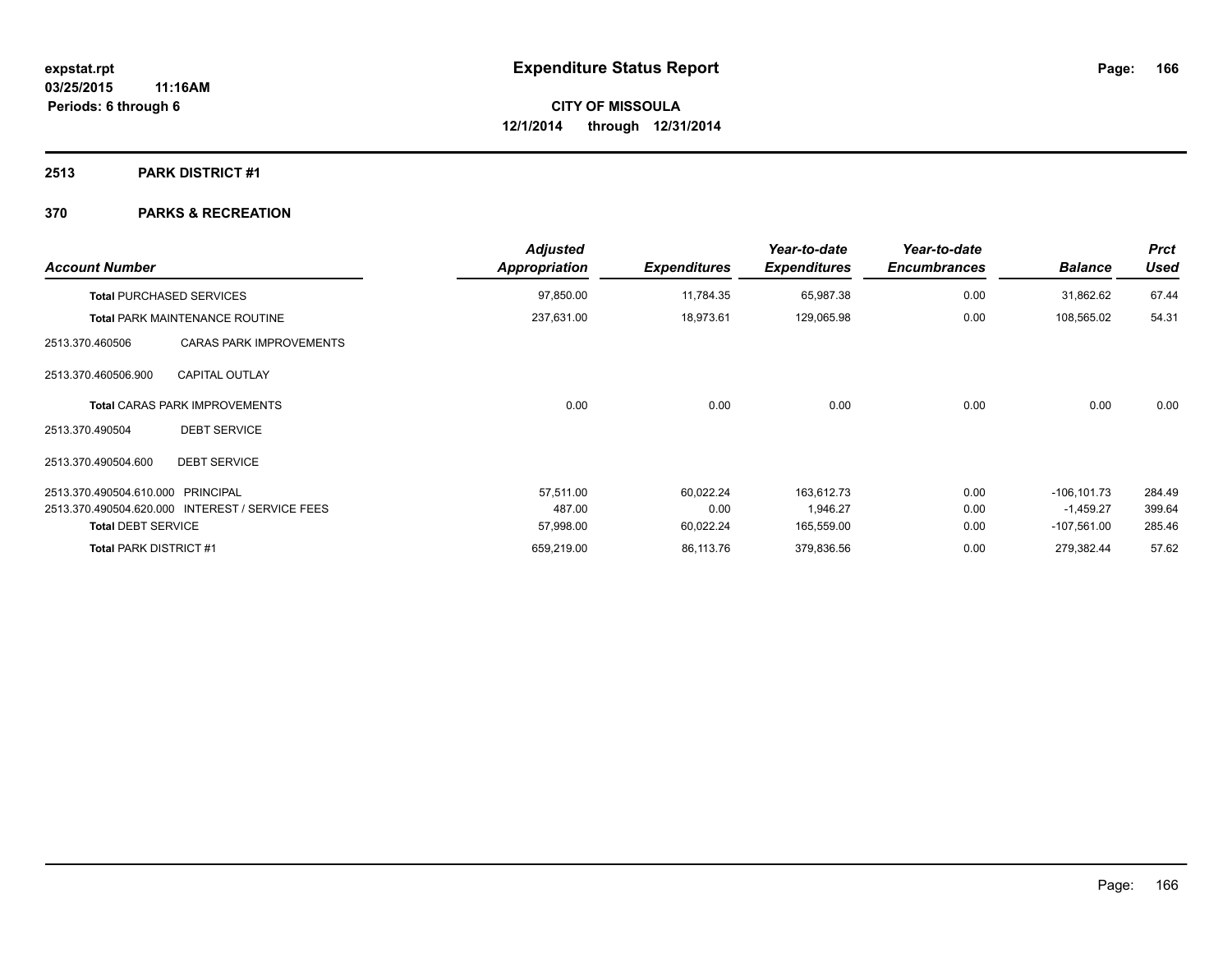**expstat.rpt**
**03/25/2015 11:16AM**
**Periods: 6 through 6**

# Expenditure Status Report

**CITY OF MISSOULA**
**12/1/2014 through 12/31/2014**

## 2513 PARK DISTRICT #1

## 370 PARKS & RECREATION

| Account Number | | Adjusted Appropriation | Expenditures | Year-to-date Expenditures | Year-to-date Encumbrances | Balance | Prct Used |
|---|---|---|---|---|---|---|---|
| **Total** PURCHASED SERVICES | | 97,850.00 | 11,784.35 | 65,987.38 | 0.00 | 31,862.62 | 67.44 |
| **Total** PARK MAINTENANCE ROUTINE | | 237,631.00 | 18,973.61 | 129,065.98 | 0.00 | 108,565.02 | 54.31 |
| 2513.370.460506 | CARAS PARK IMPROVEMENTS | | | | | | |
| 2513.370.460506.900 | CAPITAL OUTLAY | | | | | | |
| **Total** CARAS PARK IMPROVEMENTS | | 0.00 | 0.00 | 0.00 | 0.00 | 0.00 | 0.00 |
| 2513.370.490504 | DEBT SERVICE | | | | | | |
| 2513.370.490504.600 | DEBT SERVICE | | | | | | |
| 2513.370.490504.610.000 | PRINCIPAL | 57,511.00 | 60,022.24 | 163,612.73 | 0.00 | -106,101.73 | 284.49 |
| 2513.370.490504.620.000 | INTEREST / SERVICE FEES | 487.00 | 0.00 | 1,946.27 | 0.00 | -1,459.27 | 399.64 |
| **Total** DEBT SERVICE | | 57,998.00 | 60,022.24 | 165,559.00 | 0.00 | -107,561.00 | 285.46 |
| **Total** PARK DISTRICT #1 | | 659,219.00 | 86,113.76 | 379,836.56 | 0.00 | 279,382.44 | 57.62 |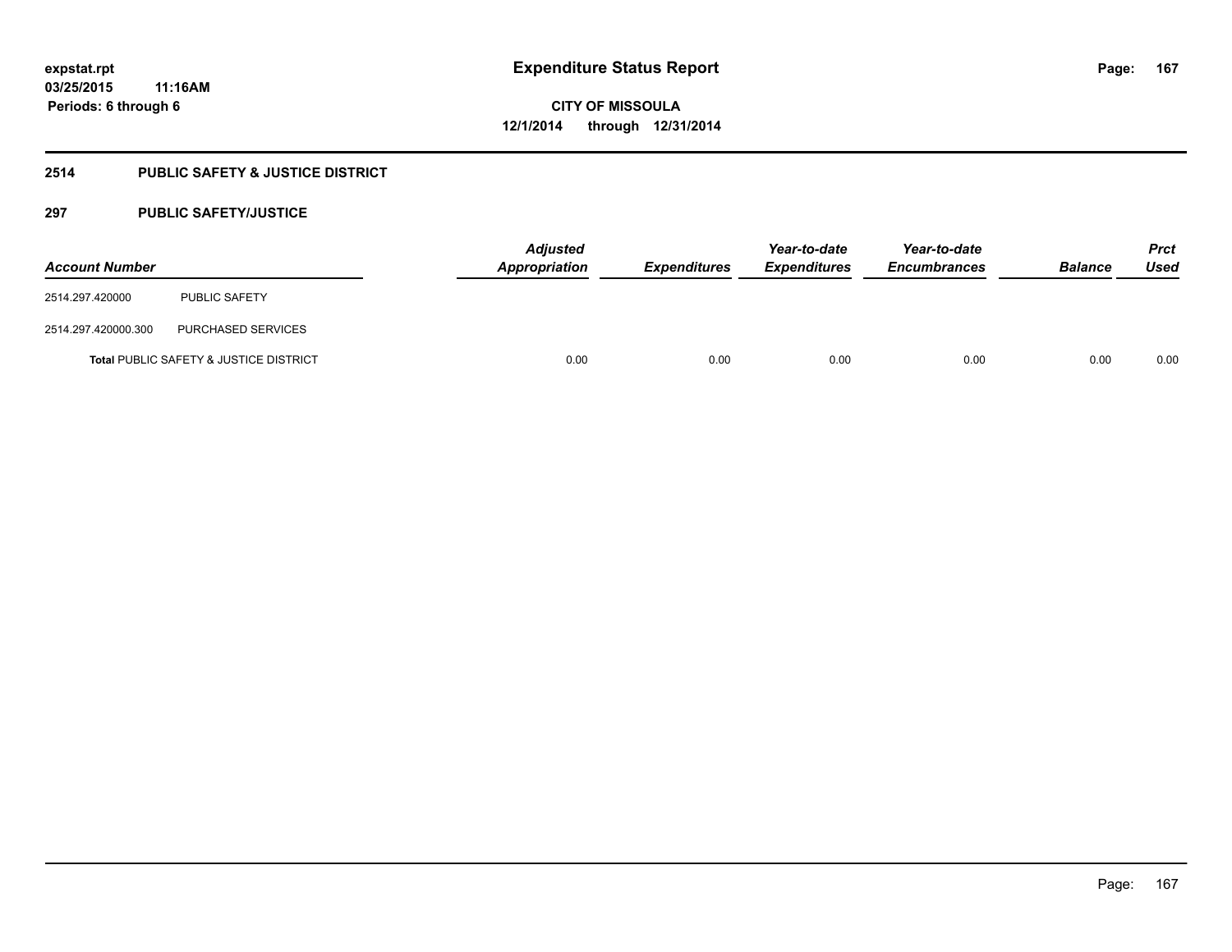expstat.rpt
03/25/2015 11:16AM
Periods: 6 through 6

# Expenditure Status Report

CITY OF MISSOULA
12/1/2014 through 12/31/2014

## 2514 PUBLIC SAFETY & JUSTICE DISTRICT

### 297 PUBLIC SAFETY/JUSTICE

| Account Number | | Adjusted Appropriation | Expenditures | Year-to-date Expenditures | Year-to-date Encumbrances | Balance | Prct Used |
|---|---|---|---|---|---|---|---|
| 2514.297.420000 | PUBLIC SAFETY | | | | | | |
| 2514.297.420000.300 | PURCHASED SERVICES | | | | | | |
| **Total** PUBLIC SAFETY & JUSTICE DISTRICT | | 0.00 | 0.00 | 0.00 | 0.00 | 0.00 | 0.00 |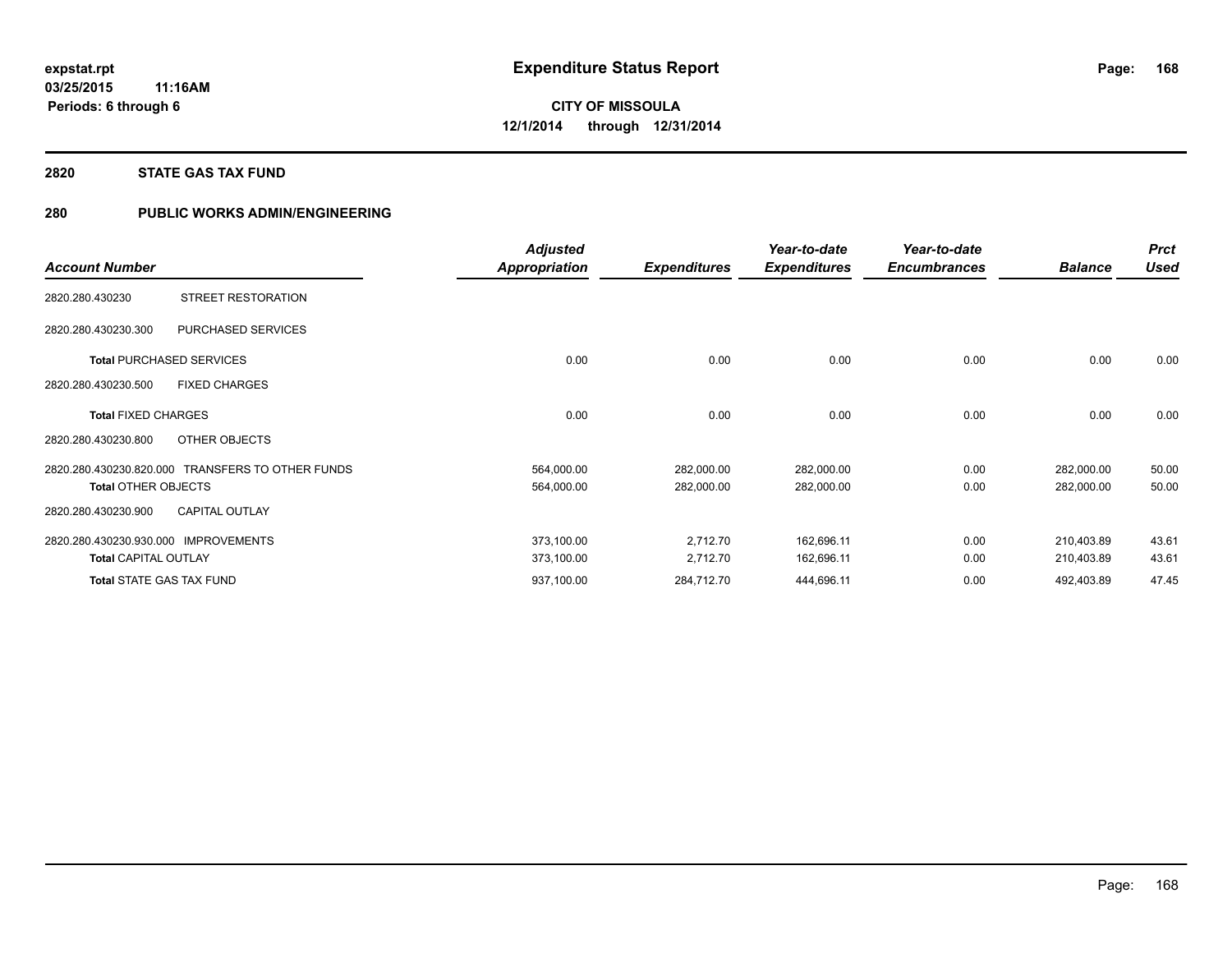**expstat.rpt**
**03/25/2015 11:16AM**
**Periods: 6 through 6**

# Expenditure Status Report

**CITY OF MISSOULA**
**12/1/2014 through 12/31/2014**

## 2820 STATE GAS TAX FUND

## 280 PUBLIC WORKS ADMIN/ENGINEERING

| Account Number | | Adjusted Appropriation | Expenditures | Year-to-date Expenditures | Year-to-date Encumbrances | Balance | Prct Used |
|---|---|---|---|---|---|---|---|
| 2820.280.430230 | STREET RESTORATION | | | | | | |
| 2820.280.430230.300 | PURCHASED SERVICES | | | | | | |
| **Total** PURCHASED SERVICES | | 0.00 | 0.00 | 0.00 | 0.00 | 0.00 | 0.00 |
| 2820.280.430230.500 | FIXED CHARGES | | | | | | |
| **Total** FIXED CHARGES | | 0.00 | 0.00 | 0.00 | 0.00 | 0.00 | 0.00 |
| 2820.280.430230.800 | OTHER OBJECTS | | | | | | |
| 2820.280.430230.820.000 | TRANSFERS TO OTHER FUNDS | 564,000.00 | 282,000.00 | 282,000.00 | 0.00 | 282,000.00 | 50.00 |
| **Total** OTHER OBJECTS | | 564,000.00 | 282,000.00 | 282,000.00 | 0.00 | 282,000.00 | 50.00 |
| 2820.280.430230.900 | CAPITAL OUTLAY | | | | | | |
| 2820.280.430230.930.000 | IMPROVEMENTS | 373,100.00 | 2,712.70 | 162,696.11 | 0.00 | 210,403.89 | 43.61 |
| **Total** CAPITAL OUTLAY | | 373,100.00 | 2,712.70 | 162,696.11 | 0.00 | 210,403.89 | 43.61 |
| **Total** STATE GAS TAX FUND | | 937,100.00 | 284,712.70 | 444,696.11 | 0.00 | 492,403.89 | 47.45 |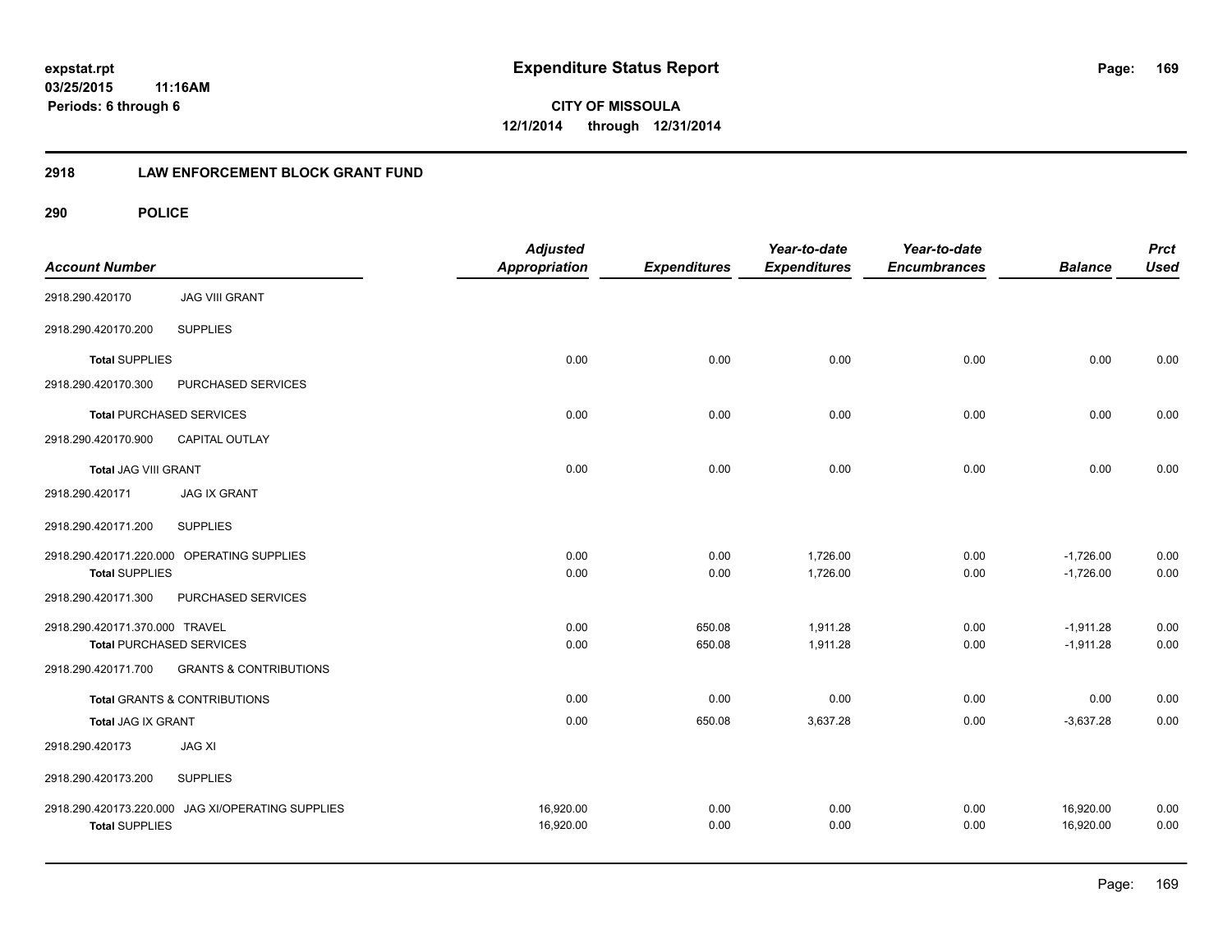**expstat.rpt**
**03/25/2015 11:16AM**
**Periods: 6 through 6**

# Expenditure Status Report

**CITY OF MISSOULA**
**12/1/2014 through 12/31/2014**

## 2918 LAW ENFORCEMENT BLOCK GRANT FUND

## 290 POLICE

| Account Number | | Adjusted Appropriation | Expenditures | Year-to-date Expenditures | Year-to-date Encumbrances | Balance | Prct Used |
|---|---|---|---|---|---|---|---|
| 2918.290.420170 | JAG VIII GRANT | | | | | | |
| 2918.290.420170.200 | SUPPLIES | | | | | | |
| **Total** SUPPLIES | | 0.00 | 0.00 | 0.00 | 0.00 | 0.00 | 0.00 |
| 2918.290.420170.300 | PURCHASED SERVICES | | | | | | |
| **Total** PURCHASED SERVICES | | 0.00 | 0.00 | 0.00 | 0.00 | 0.00 | 0.00 |
| 2918.290.420170.900 | CAPITAL OUTLAY | | | | | | |
| **Total** JAG VIII GRANT | | 0.00 | 0.00 | 0.00 | 0.00 | 0.00 | 0.00 |
| 2918.290.420171 | JAG IX GRANT | | | | | | |
| 2918.290.420171.200 | SUPPLIES | | | | | | |
| 2918.290.420171.220.000 | OPERATING SUPPLIES | 0.00 | 0.00 | 1,726.00 | 0.00 | -1,726.00 | 0.00 |
| **Total** SUPPLIES | | 0.00 | 0.00 | 1,726.00 | 0.00 | -1,726.00 | 0.00 |
| 2918.290.420171.300 | PURCHASED SERVICES | | | | | | |
| 2918.290.420171.370.000 | TRAVEL | 0.00 | 650.08 | 1,911.28 | 0.00 | -1,911.28 | 0.00 |
| **Total** PURCHASED SERVICES | | 0.00 | 650.08 | 1,911.28 | 0.00 | -1,911.28 | 0.00 |
| 2918.290.420171.700 | GRANTS & CONTRIBUTIONS | | | | | | |
| **Total** GRANTS & CONTRIBUTIONS | | 0.00 | 0.00 | 0.00 | 0.00 | 0.00 | 0.00 |
| **Total** JAG IX GRANT | | 0.00 | 650.08 | 3,637.28 | 0.00 | -3,637.28 | 0.00 |
| 2918.290.420173 | JAG XI | | | | | | |
| 2918.290.420173.200 | SUPPLIES | | | | | | |
| 2918.290.420173.220.000 | JAG XI/OPERATING SUPPLIES | 16,920.00 | 0.00 | 0.00 | 0.00 | 16,920.00 | 0.00 |
| **Total** SUPPLIES | | 16,920.00 | 0.00 | 0.00 | 0.00 | 16,920.00 | 0.00 |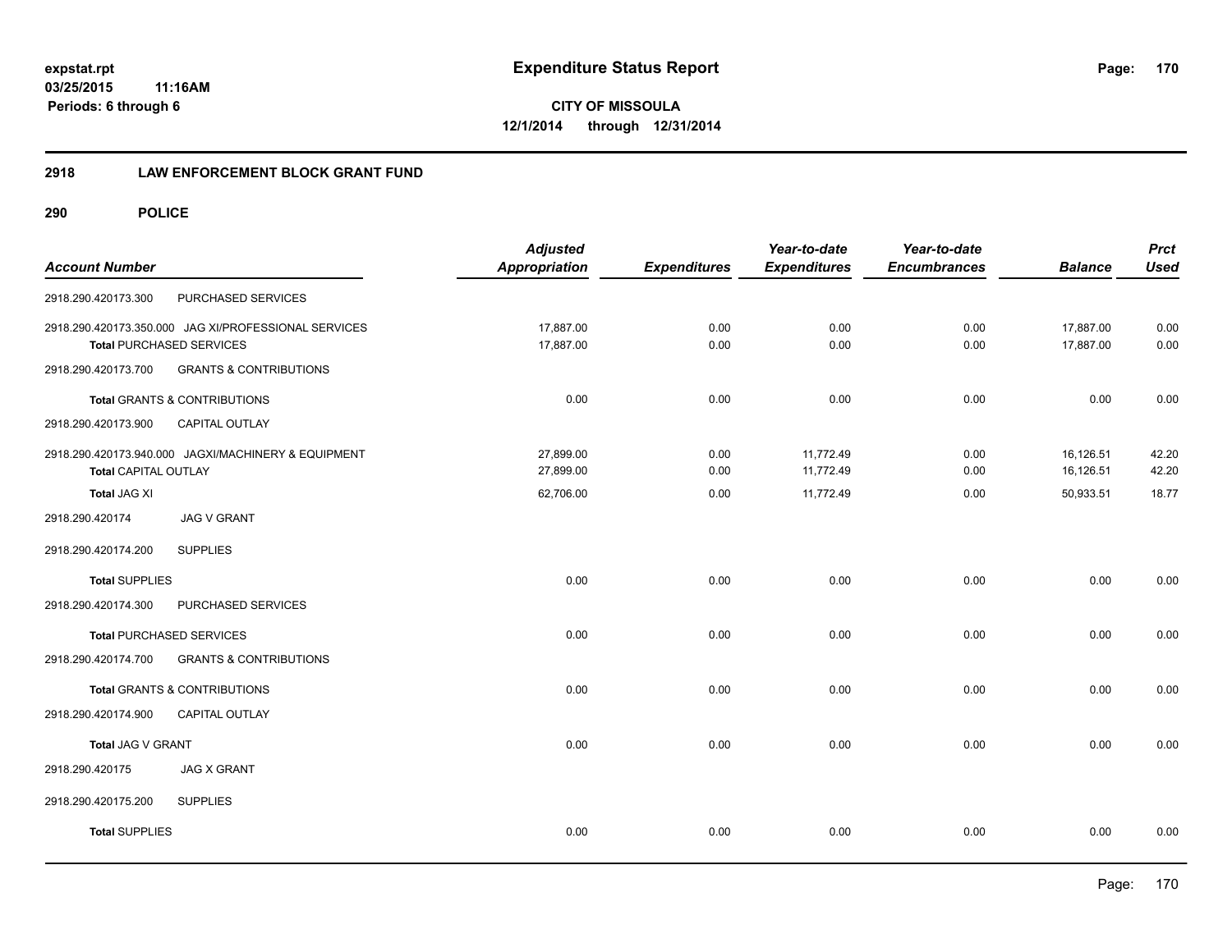**expstat.rpt**
**03/25/2015 11:16AM**
**Periods: 6 through 6**

# Expenditure Status Report

**CITY OF MISSOULA**
**12/1/2014 through 12/31/2014**

## 2918 LAW ENFORCEMENT BLOCK GRANT FUND

### 290 POLICE

| Account Number | Adjusted Appropriation | Expenditures | Year-to-date Expenditures | Year-to-date Encumbrances | Balance | Prct Used |
|---|---|---|---|---|---|---|
| 2918.290.420173.300 PURCHASED SERVICES | | | | | | |
| 2918.290.420173.350.000 JAG XI/PROFESSIONAL SERVICES | 17,887.00 | 0.00 | 0.00 | 0.00 | 17,887.00 | 0.00 |
| **Total** PURCHASED SERVICES | 17,887.00 | 0.00 | 0.00 | 0.00 | 17,887.00 | 0.00 |
| 2918.290.420173.700 GRANTS & CONTRIBUTIONS | | | | | | |
| **Total** GRANTS & CONTRIBUTIONS | 0.00 | 0.00 | 0.00 | 0.00 | 0.00 | 0.00 |
| 2918.290.420173.900 CAPITAL OUTLAY | | | | | | |
| 2918.290.420173.940.000 JAGXI/MACHINERY & EQUIPMENT | 27,899.00 | 0.00 | 11,772.49 | 0.00 | 16,126.51 | 42.20 |
| **Total** CAPITAL OUTLAY | 27,899.00 | 0.00 | 11,772.49 | 0.00 | 16,126.51 | 42.20 |
| **Total** JAG XI | 62,706.00 | 0.00 | 11,772.49 | 0.00 | 50,933.51 | 18.77 |
| 2918.290.420174 JAG V GRANT | | | | | | |
| 2918.290.420174.200 SUPPLIES | | | | | | |
| **Total** SUPPLIES | 0.00 | 0.00 | 0.00 | 0.00 | 0.00 | 0.00 |
| 2918.290.420174.300 PURCHASED SERVICES | | | | | | |
| **Total** PURCHASED SERVICES | 0.00 | 0.00 | 0.00 | 0.00 | 0.00 | 0.00 |
| 2918.290.420174.700 GRANTS & CONTRIBUTIONS | | | | | | |
| **Total** GRANTS & CONTRIBUTIONS | 0.00 | 0.00 | 0.00 | 0.00 | 0.00 | 0.00 |
| 2918.290.420174.900 CAPITAL OUTLAY | | | | | | |
| **Total** JAG V GRANT | 0.00 | 0.00 | 0.00 | 0.00 | 0.00 | 0.00 |
| 2918.290.420175 JAG X GRANT | | | | | | |
| 2918.290.420175.200 SUPPLIES | | | | | | |
| **Total** SUPPLIES | 0.00 | 0.00 | 0.00 | 0.00 | 0.00 | 0.00 |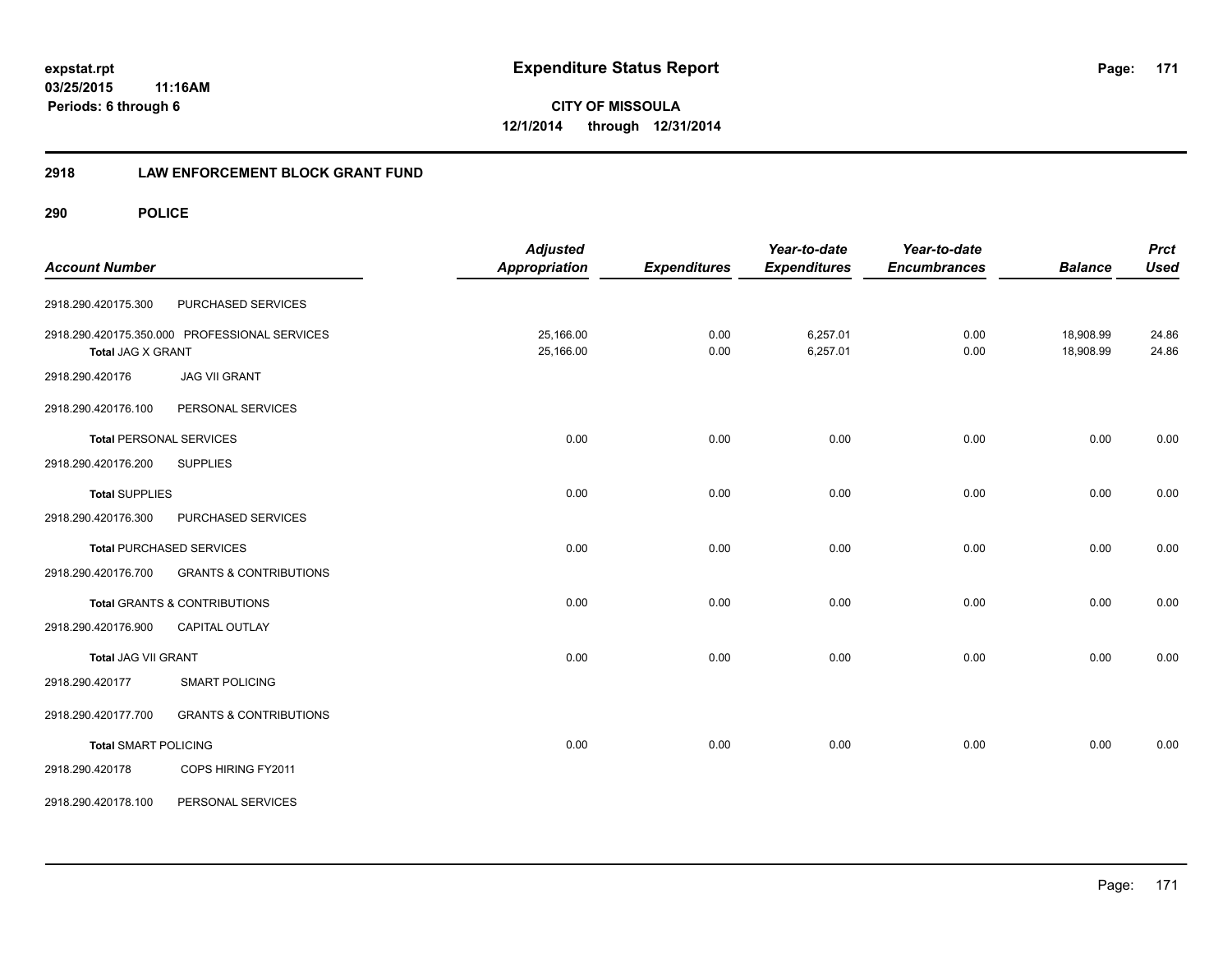# Expenditure Status Report

expstat.rpt
03/25/2015 11:16AM
Periods: 6 through 6

**CITY OF MISSOULA**
**12/1/2014 through 12/31/2014**

## 2918 LAW ENFORCEMENT BLOCK GRANT FUND

### 290 POLICE

| Account Number | | Adjusted Appropriation | Expenditures | Year-to-date Expenditures | Year-to-date Encumbrances | Balance | Prct Used |
|---|---|---|---|---|---|---|---|
| 2918.290.420175.300 | PURCHASED SERVICES | | | | | | |
| 2918.290.420175.350.000 | PROFESSIONAL SERVICES | 25,166.00 | 0.00 | 6,257.01 | 0.00 | 18,908.99 | 24.86 |
| **Total** JAG X GRANT | | 25,166.00 | 0.00 | 6,257.01 | 0.00 | 18,908.99 | 24.86 |
| 2918.290.420176 | JAG VII GRANT | | | | | | |
| 2918.290.420176.100 | PERSONAL SERVICES | | | | | | |
| **Total** PERSONAL SERVICES | | 0.00 | 0.00 | 0.00 | 0.00 | 0.00 | 0.00 |
| 2918.290.420176.200 | SUPPLIES | | | | | | |
| **Total** SUPPLIES | | 0.00 | 0.00 | 0.00 | 0.00 | 0.00 | 0.00 |
| 2918.290.420176.300 | PURCHASED SERVICES | | | | | | |
| **Total** PURCHASED SERVICES | | 0.00 | 0.00 | 0.00 | 0.00 | 0.00 | 0.00 |
| 2918.290.420176.700 | GRANTS & CONTRIBUTIONS | | | | | | |
| **Total** GRANTS & CONTRIBUTIONS | | 0.00 | 0.00 | 0.00 | 0.00 | 0.00 | 0.00 |
| 2918.290.420176.900 | CAPITAL OUTLAY | | | | | | |
| **Total** JAG VII GRANT | | 0.00 | 0.00 | 0.00 | 0.00 | 0.00 | 0.00 |
| 2918.290.420177 | SMART POLICING | | | | | | |
| 2918.290.420177.700 | GRANTS & CONTRIBUTIONS | | | | | | |
| **Total** SMART POLICING | | 0.00 | 0.00 | 0.00 | 0.00 | 0.00 | 0.00 |
| 2918.290.420178 | COPS HIRING FY2011 | | | | | | |
| 2918.290.420178.100 | PERSONAL SERVICES | | | | | | |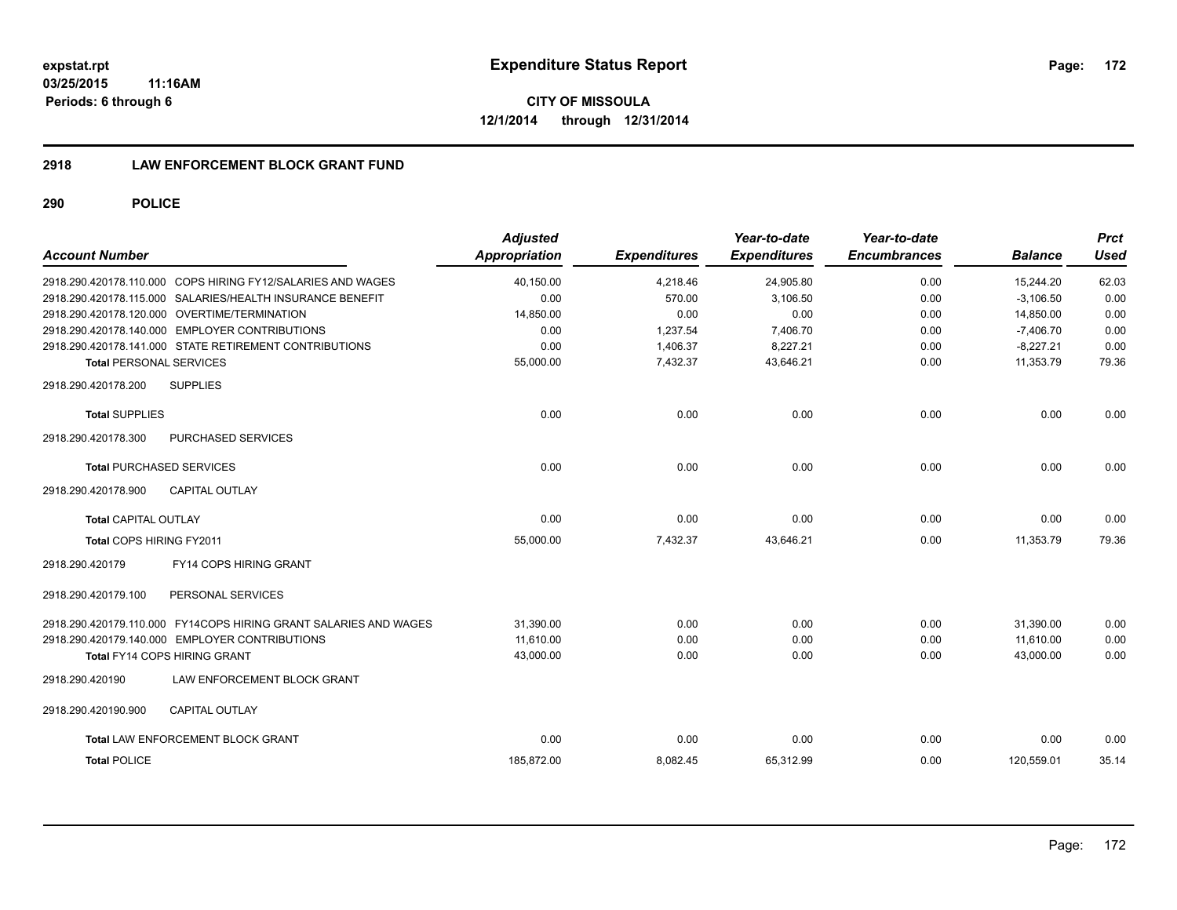**expstat.rpt**
**03/25/2015 11:16AM**
**Periods: 6 through 6**

# Expenditure Status Report

**CITY OF MISSOULA**
**12/1/2014 through 12/31/2014**

## 2918 LAW ENFORCEMENT BLOCK GRANT FUND

### 290 POLICE

| Account Number | Adjusted Appropriation | Expenditures | Year-to-date Expenditures | Year-to-date Encumbrances | Balance | Prct Used |
|---|---|---|---|---|---|---|
| 2918.290.420178.110.000 COPS HIRING FY12/SALARIES AND WAGES | 40,150.00 | 4,218.46 | 24,905.80 | 0.00 | 15,244.20 | 62.03 |
| 2918.290.420178.115.000 SALARIES/HEALTH INSURANCE BENEFIT | 0.00 | 570.00 | 3,106.50 | 0.00 | -3,106.50 | 0.00 |
| 2918.290.420178.120.000 OVERTIME/TERMINATION | 14,850.00 | 0.00 | 0.00 | 0.00 | 14,850.00 | 0.00 |
| 2918.290.420178.140.000 EMPLOYER CONTRIBUTIONS | 0.00 | 1,237.54 | 7,406.70 | 0.00 | -7,406.70 | 0.00 |
| 2918.290.420178.141.000 STATE RETIREMENT CONTRIBUTIONS | 0.00 | 1,406.37 | 8,227.21 | 0.00 | -8,227.21 | 0.00 |
| **Total** PERSONAL SERVICES | 55,000.00 | 7,432.37 | 43,646.21 | 0.00 | 11,353.79 | 79.36 |
| 2918.290.420178.200 SUPPLIES | | | | | | |
| **Total** SUPPLIES | 0.00 | 0.00 | 0.00 | 0.00 | 0.00 | 0.00 |
| 2918.290.420178.300 PURCHASED SERVICES | | | | | | |
| **Total** PURCHASED SERVICES | 0.00 | 0.00 | 0.00 | 0.00 | 0.00 | 0.00 |
| 2918.290.420178.900 CAPITAL OUTLAY | | | | | | |
| **Total** CAPITAL OUTLAY | 0.00 | 0.00 | 0.00 | 0.00 | 0.00 | 0.00 |
| **Total** COPS HIRING FY2011 | 55,000.00 | 7,432.37 | 43,646.21 | 0.00 | 11,353.79 | 79.36 |
| 2918.290.420179 FY14 COPS HIRING GRANT | | | | | | |
| 2918.290.420179.100 PERSONAL SERVICES | | | | | | |
| 2918.290.420179.110.000 FY14COPS HIRING GRANT SALARIES AND WAGES | 31,390.00 | 0.00 | 0.00 | 0.00 | 31,390.00 | 0.00 |
| 2918.290.420179.140.000 EMPLOYER CONTRIBUTIONS | 11,610.00 | 0.00 | 0.00 | 0.00 | 11,610.00 | 0.00 |
| **Total** FY14 COPS HIRING GRANT | 43,000.00 | 0.00 | 0.00 | 0.00 | 43,000.00 | 0.00 |
| 2918.290.420190 LAW ENFORCEMENT BLOCK GRANT | | | | | | |
| 2918.290.420190.900 CAPITAL OUTLAY | | | | | | |
| **Total** LAW ENFORCEMENT BLOCK GRANT | 0.00 | 0.00 | 0.00 | 0.00 | 0.00 | 0.00 |
| **Total POLICE** | 185,872.00 | 8,082.45 | 65,312.99 | 0.00 | 120,559.01 | 35.14 |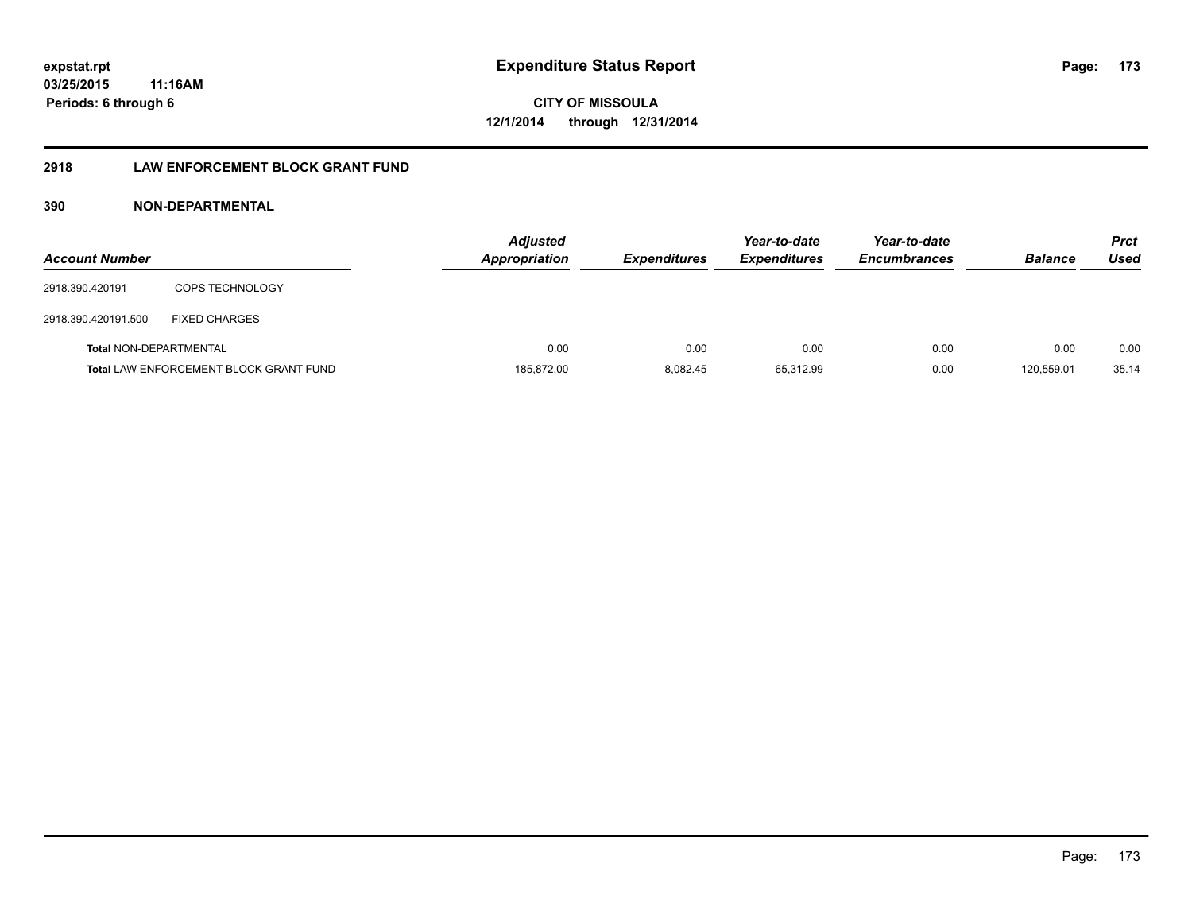# Expenditure Status Report

**expstat.rpt**
**03/25/2015 11:16AM**
**Periods: 6 through 6**

**CITY OF MISSOULA**
**12/1/2014 through 12/31/2014**

## 2918 LAW ENFORCEMENT BLOCK GRANT FUND

### 390 NON-DEPARTMENTAL

| Account Number | | Adjusted Appropriation | Expenditures | Year-to-date Expenditures | Year-to-date Encumbrances | Balance | Prct Used |
|---|---|---|---|---|---|---|---|
| 2918.390.420191 | COPS TECHNOLOGY | | | | | | |
| 2918.390.420191.500 | FIXED CHARGES | | | | | | |
| **Total** NON-DEPARTMENTAL | | 0.00 | 0.00 | 0.00 | 0.00 | 0.00 | 0.00 |
| **Total** LAW ENFORCEMENT BLOCK GRANT FUND | | 185,872.00 | 8,082.45 | 65,312.99 | 0.00 | 120,559.01 | 35.14 |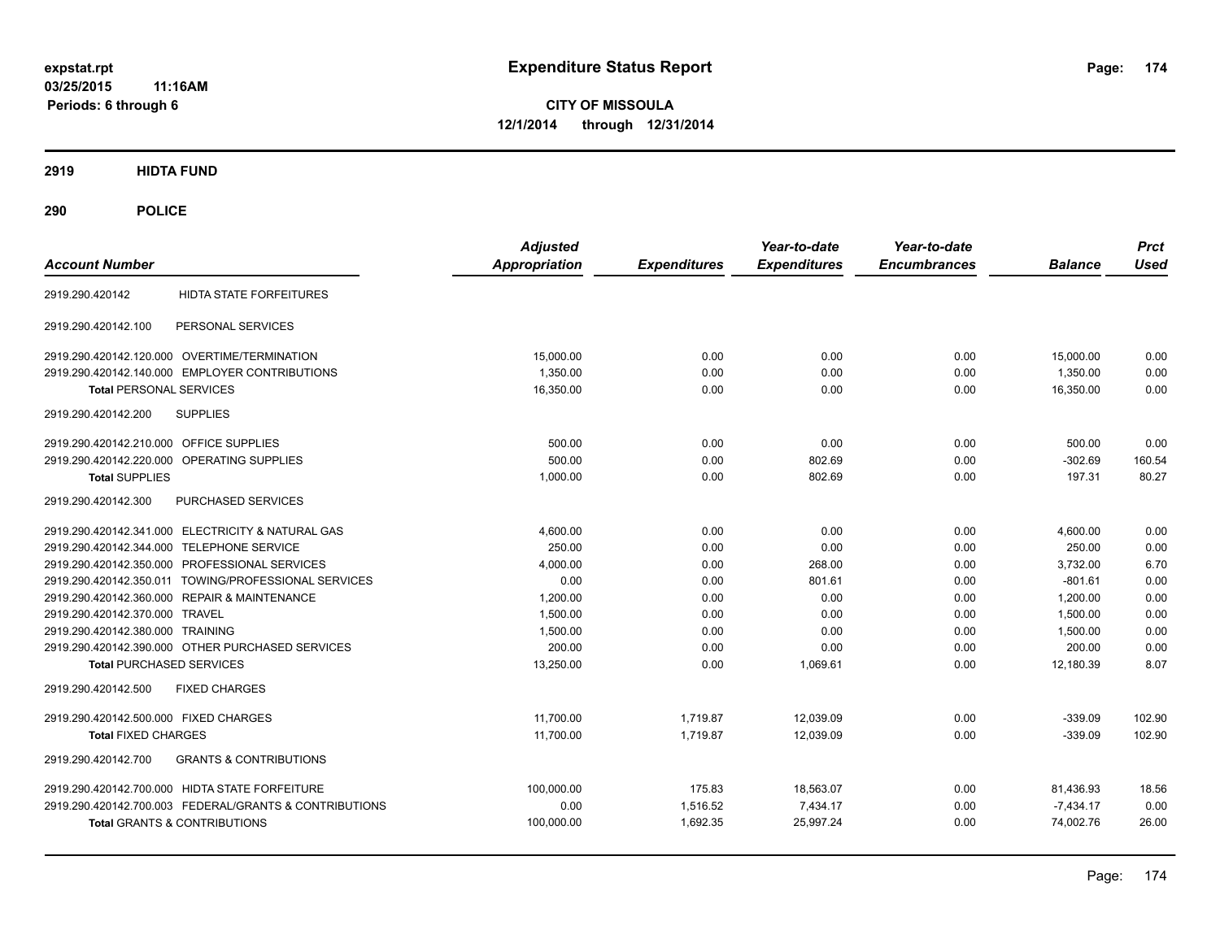expstat.rpt
03/25/2015 11:16AM
Periods: 6 through 6

# Expenditure Status Report

**CITY OF MISSOULA**
**12/1/2014 through 12/31/2014**

## 2919 HIDTA FUND

## 290 POLICE

| Account Number | | Adjusted Appropriation | Expenditures | Year-to-date Expenditures | Year-to-date Encumbrances | Balance | Prct Used |
|---|---|---|---|---|---|---|---|
| 2919.290.420142 | HIDTA STATE FORFEITURES | | | | | | |
| 2919.290.420142.100 | PERSONAL SERVICES | | | | | | |
| 2919.290.420142.120.000 | OVERTIME/TERMINATION | 15,000.00 | 0.00 | 0.00 | 0.00 | 15,000.00 | 0.00 |
| 2919.290.420142.140.000 | EMPLOYER CONTRIBUTIONS | 1,350.00 | 0.00 | 0.00 | 0.00 | 1,350.00 | 0.00 |
| **Total** PERSONAL SERVICES | | 16,350.00 | 0.00 | 0.00 | 0.00 | 16,350.00 | 0.00 |
| 2919.290.420142.200 | SUPPLIES | | | | | | |
| 2919.290.420142.210.000 | OFFICE SUPPLIES | 500.00 | 0.00 | 0.00 | 0.00 | 500.00 | 0.00 |
| 2919.290.420142.220.000 | OPERATING SUPPLIES | 500.00 | 0.00 | 802.69 | 0.00 | -302.69 | 160.54 |
| **Total** SUPPLIES | | 1,000.00 | 0.00 | 802.69 | 0.00 | 197.31 | 80.27 |
| 2919.290.420142.300 | PURCHASED SERVICES | | | | | | |
| 2919.290.420142.341.000 | ELECTRICITY & NATURAL GAS | 4,600.00 | 0.00 | 0.00 | 0.00 | 4,600.00 | 0.00 |
| 2919.290.420142.344.000 | TELEPHONE SERVICE | 250.00 | 0.00 | 0.00 | 0.00 | 250.00 | 0.00 |
| 2919.290.420142.350.000 | PROFESSIONAL SERVICES | 4,000.00 | 0.00 | 268.00 | 0.00 | 3,732.00 | 6.70 |
| 2919.290.420142.350.011 | TOWING/PROFESSIONAL SERVICES | 0.00 | 0.00 | 801.61 | 0.00 | -801.61 | 0.00 |
| 2919.290.420142.360.000 | REPAIR & MAINTENANCE | 1,200.00 | 0.00 | 0.00 | 0.00 | 1,200.00 | 0.00 |
| 2919.290.420142.370.000 | TRAVEL | 1,500.00 | 0.00 | 0.00 | 0.00 | 1,500.00 | 0.00 |
| 2919.290.420142.380.000 | TRAINING | 1,500.00 | 0.00 | 0.00 | 0.00 | 1,500.00 | 0.00 |
| 2919.290.420142.390.000 | OTHER PURCHASED SERVICES | 200.00 | 0.00 | 0.00 | 0.00 | 200.00 | 0.00 |
| **Total** PURCHASED SERVICES | | 13,250.00 | 0.00 | 1,069.61 | 0.00 | 12,180.39 | 8.07 |
| 2919.290.420142.500 | FIXED CHARGES | | | | | | |
| 2919.290.420142.500.000 | FIXED CHARGES | 11,700.00 | 1,719.87 | 12,039.09 | 0.00 | -339.09 | 102.90 |
| **Total** FIXED CHARGES | | 11,700.00 | 1,719.87 | 12,039.09 | 0.00 | -339.09 | 102.90 |
| 2919.290.420142.700 | GRANTS & CONTRIBUTIONS | | | | | | |
| 2919.290.420142.700.000 | HIDTA STATE FORFEITURE | 100,000.00 | 175.83 | 18,563.07 | 0.00 | 81,436.93 | 18.56 |
| 2919.290.420142.700.003 | FEDERAL/GRANTS & CONTRIBUTIONS | 0.00 | 1,516.52 | 7,434.17 | 0.00 | -7,434.17 | 0.00 |
| **Total** GRANTS & CONTRIBUTIONS | | 100,000.00 | 1,692.35 | 25,997.24 | 0.00 | 74,002.76 | 26.00 |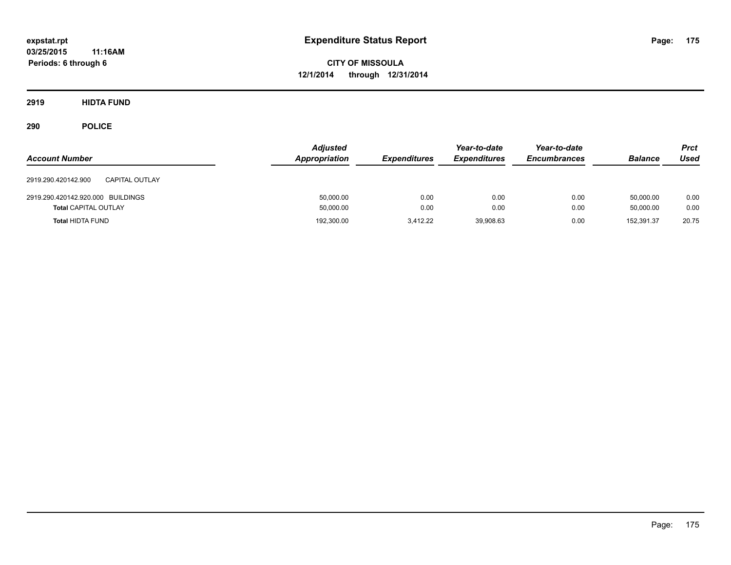**expstat.rpt**
**03/25/2015 11:16AM**
**Periods: 6 through 6**

# Expenditure Status Report

**CITY OF MISSOULA**
**12/1/2014 through 12/31/2014**

## 2919 HIDTA FUND

## 290 POLICE

| Account Number | | Adjusted Appropriation | Expenditures | Year-to-date Expenditures | Year-to-date Encumbrances | Balance | Prct Used |
|---|---|---|---|---|---|---|---|
| 2919.290.420142.900 | CAPITAL OUTLAY | | | | | | |
| 2919.290.420142.920.000 | BUILDINGS | 50,000.00 | 0.00 | 0.00 | 0.00 | 50,000.00 | 0.00 |
| **Total** CAPITAL OUTLAY | | 50,000.00 | 0.00 | 0.00 | 0.00 | 50,000.00 | 0.00 |
| **Total** HIDTA FUND | | 192,300.00 | 3,412.22 | 39,908.63 | 0.00 | 152,391.37 | 20.75 |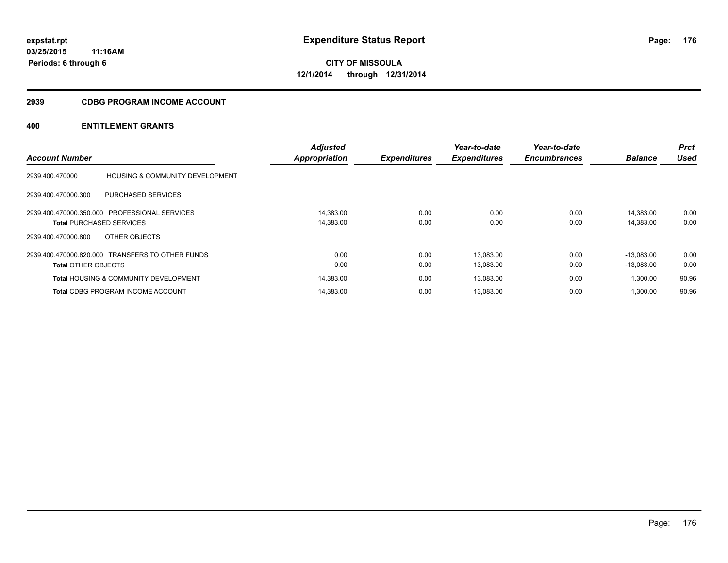**expstat.rpt**
**03/25/2015 11:16AM**
**Periods: 6 through 6**

# Expenditure Status Report

**CITY OF MISSOULA**
**12/1/2014 through 12/31/2014**

## 2939 CDBG PROGRAM INCOME ACCOUNT

## 400 ENTITLEMENT GRANTS

| Account Number | | Adjusted Appropriation | Expenditures | Year-to-date Expenditures | Year-to-date Encumbrances | Balance | Prct Used |
|---|---|---|---|---|---|---|---|
| 2939.400.470000 | HOUSING & COMMUNITY DEVELOPMENT | | | | | | |
| 2939.400.470000.300 | PURCHASED SERVICES | | | | | | |
| 2939.400.470000.350.000 | PROFESSIONAL SERVICES | 14,383.00 | 0.00 | 0.00 | 0.00 | 14,383.00 | 0.00 |
| **Total** PURCHASED SERVICES | | 14,383.00 | 0.00 | 0.00 | 0.00 | 14,383.00 | 0.00 |
| 2939.400.470000.800 | OTHER OBJECTS | | | | | | |
| 2939.400.470000.820.000 | TRANSFERS TO OTHER FUNDS | 0.00 | 0.00 | 13,083.00 | 0.00 | -13,083.00 | 0.00 |
| **Total** OTHER OBJECTS | | 0.00 | 0.00 | 13,083.00 | 0.00 | -13,083.00 | 0.00 |
| **Total** HOUSING & COMMUNITY DEVELOPMENT | | 14,383.00 | 0.00 | 13,083.00 | 0.00 | 1,300.00 | 90.96 |
| **Total** CDBG PROGRAM INCOME ACCOUNT | | 14,383.00 | 0.00 | 13,083.00 | 0.00 | 1,300.00 | 90.96 |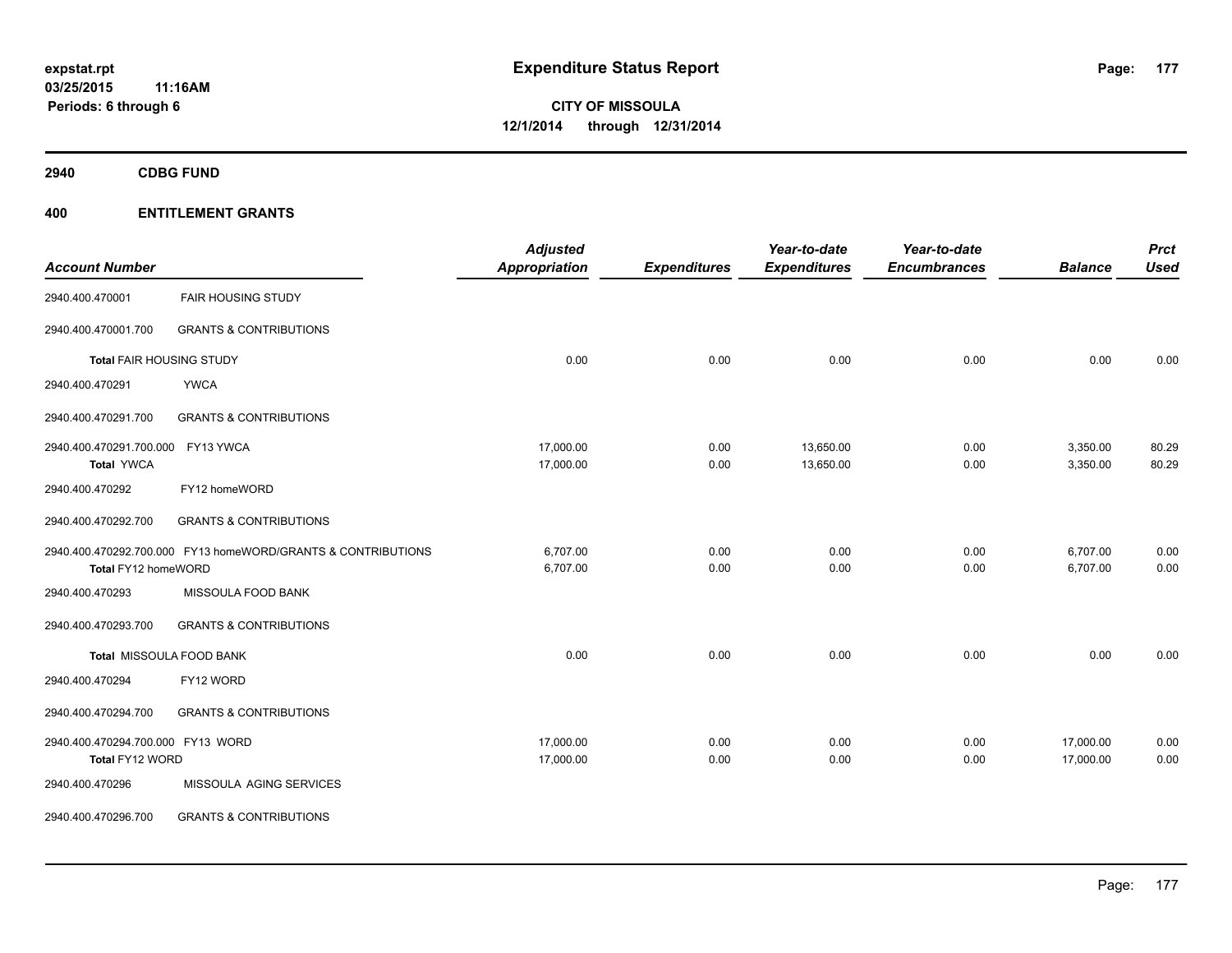**expstat.rpt**
**03/25/2015 11:16AM**
**Periods: 6 through 6**

# Expenditure Status Report

**CITY OF MISSOULA**
**12/1/2014 through 12/31/2014**

## 2940 CDBG FUND

## 400 ENTITLEMENT GRANTS

| Account Number | | Adjusted Appropriation | Expenditures | Year-to-date Expenditures | Year-to-date Encumbrances | Balance | Prct Used |
|---|---|---|---|---|---|---|---|
| 2940.400.470001 | FAIR HOUSING STUDY | | | | | | |
| 2940.400.470001.700 | GRANTS & CONTRIBUTIONS | | | | | | |
| **Total** FAIR HOUSING STUDY | | 0.00 | 0.00 | 0.00 | 0.00 | 0.00 | 0.00 |
| 2940.400.470291 | YWCA | | | | | | |
| 2940.400.470291.700 | GRANTS & CONTRIBUTIONS | | | | | | |
| 2940.400.470291.700.000 | FY13 YWCA | 17,000.00 | 0.00 | 13,650.00 | 0.00 | 3,350.00 | 80.29 |
| **Total** YWCA | | 17,000.00 | 0.00 | 13,650.00 | 0.00 | 3,350.00 | 80.29 |
| 2940.400.470292 | FY12 homeWORD | | | | | | |
| 2940.400.470292.700 | GRANTS & CONTRIBUTIONS | | | | | | |
| 2940.400.470292.700.000 | FY13 homeWORD/GRANTS & CONTRIBUTIONS | 6,707.00 | 0.00 | 0.00 | 0.00 | 6,707.00 | 0.00 |
| **Total** FY12 homeWORD | | 6,707.00 | 0.00 | 0.00 | 0.00 | 6,707.00 | 0.00 |
| 2940.400.470293 | MISSOULA FOOD BANK | | | | | | |
| 2940.400.470293.700 | GRANTS & CONTRIBUTIONS | | | | | | |
| **Total** MISSOULA FOOD BANK | | 0.00 | 0.00 | 0.00 | 0.00 | 0.00 | 0.00 |
| 2940.400.470294 | FY12 WORD | | | | | | |
| 2940.400.470294.700 | GRANTS & CONTRIBUTIONS | | | | | | |
| 2940.400.470294.700.000 | FY13 WORD | 17,000.00 | 0.00 | 0.00 | 0.00 | 17,000.00 | 0.00 |
| **Total** FY12 WORD | | 17,000.00 | 0.00 | 0.00 | 0.00 | 17,000.00 | 0.00 |
| 2940.400.470296 | MISSOULA AGING SERVICES | | | | | | |
| 2940.400.470296.700 | GRANTS & CONTRIBUTIONS | | | | | | |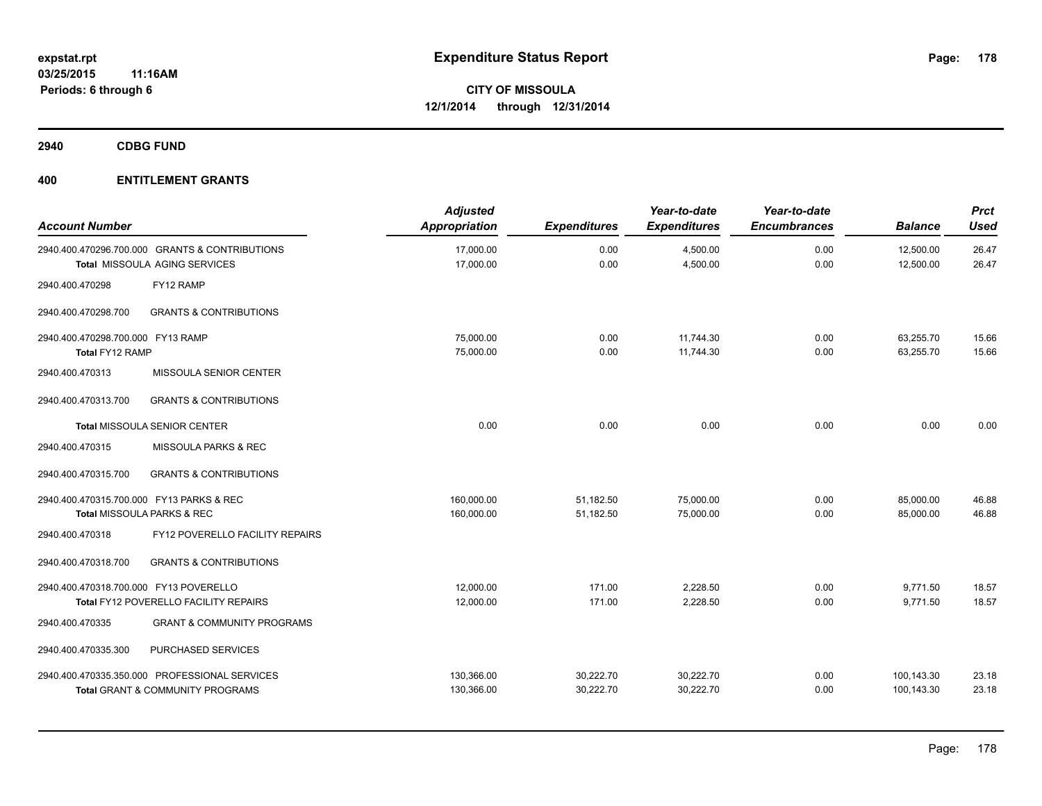expstat.rpt
03/25/2015 11:16AM
Periods: 6 through 6

# Expenditure Status Report

**CITY OF MISSOULA**
**12/1/2014 through 12/31/2014**

## 2940 CDBG FUND

## 400 ENTITLEMENT GRANTS

| Account Number | Adjusted Appropriation | Expenditures | Year-to-date Expenditures | Year-to-date Encumbrances | Balance | Prct Used |
|---|---|---|---|---|---|---|
| 2940.400.470296.700.000 GRANTS & CONTRIBUTIONS | 17,000.00 | 0.00 | 4,500.00 | 0.00 | 12,500.00 | 26.47 |
| **Total** MISSOULA AGING SERVICES | 17,000.00 | 0.00 | 4,500.00 | 0.00 | 12,500.00 | 26.47 |
| 2940.400.470298 FY12 RAMP | | | | | | |
| 2940.400.470298.700 GRANTS & CONTRIBUTIONS | | | | | | |
| 2940.400.470298.700.000 FY13 RAMP | 75,000.00 | 0.00 | 11,744.30 | 0.00 | 63,255.70 | 15.66 |
| **Total** FY12 RAMP | 75,000.00 | 0.00 | 11,744.30 | 0.00 | 63,255.70 | 15.66 |
| 2940.400.470313 MISSOULA SENIOR CENTER | | | | | | |
| 2940.400.470313.700 GRANTS & CONTRIBUTIONS | | | | | | |
| **Total** MISSOULA SENIOR CENTER | 0.00 | 0.00 | 0.00 | 0.00 | 0.00 | 0.00 |
| 2940.400.470315 MISSOULA PARKS & REC | | | | | | |
| 2940.400.470315.700 GRANTS & CONTRIBUTIONS | | | | | | |
| 2940.400.470315.700.000 FY13 PARKS & REC | 160,000.00 | 51,182.50 | 75,000.00 | 0.00 | 85,000.00 | 46.88 |
| **Total** MISSOULA PARKS & REC | 160,000.00 | 51,182.50 | 75,000.00 | 0.00 | 85,000.00 | 46.88 |
| 2940.400.470318 FY12 POVERELLO FACILITY REPAIRS | | | | | | |
| 2940.400.470318.700 GRANTS & CONTRIBUTIONS | | | | | | |
| 2940.400.470318.700.000 FY13 POVERELLO | 12,000.00 | 171.00 | 2,228.50 | 0.00 | 9,771.50 | 18.57 |
| **Total** FY12 POVERELLO FACILITY REPAIRS | 12,000.00 | 171.00 | 2,228.50 | 0.00 | 9,771.50 | 18.57 |
| 2940.400.470335 GRANT & COMMUNITY PROGRAMS | | | | | | |
| 2940.400.470335.300 PURCHASED SERVICES | | | | | | |
| 2940.400.470335.350.000 PROFESSIONAL SERVICES | 130,366.00 | 30,222.70 | 30,222.70 | 0.00 | 100,143.30 | 23.18 |
| **Total** GRANT & COMMUNITY PROGRAMS | 130,366.00 | 30,222.70 | 30,222.70 | 0.00 | 100,143.30 | 23.18 |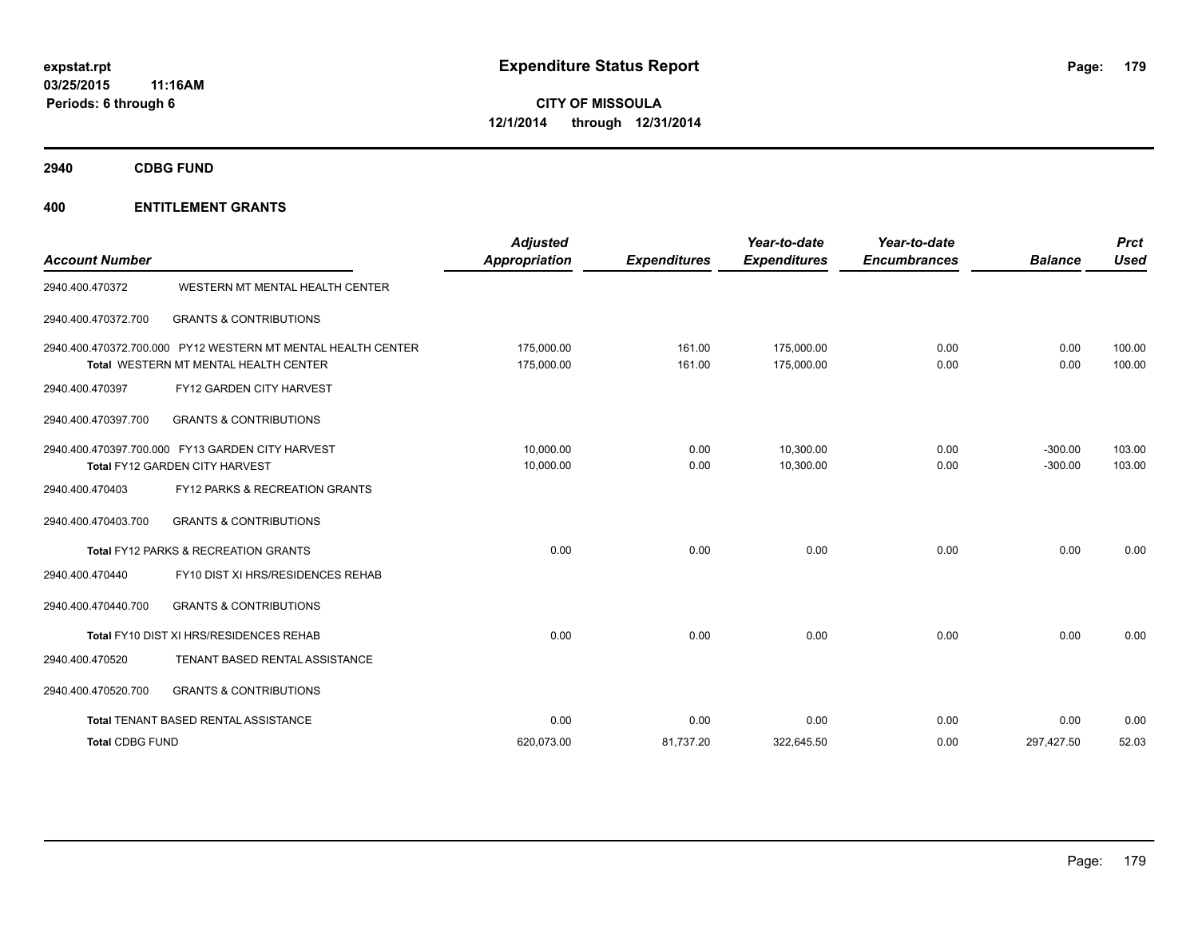# Expenditure Status Report

expstat.rpt
03/25/2015 11:16AM
Periods: 6 through 6

**CITY OF MISSOULA**
**12/1/2014 through 12/31/2014**

## 2940 CDBG FUND

## 400 ENTITLEMENT GRANTS

| Account Number | | Adjusted Appropriation | Expenditures | Year-to-date Expenditures | Year-to-date Encumbrances | Balance | Prct Used |
|---|---|---|---|---|---|---|---|
| 2940.400.470372 | WESTERN MT MENTAL HEALTH CENTER | | | | | | |
| 2940.400.470372.700 | GRANTS & CONTRIBUTIONS | | | | | | |
| 2940.400.470372.700.000 | PY12 WESTERN MT MENTAL HEALTH CENTER | 175,000.00 | 161.00 | 175,000.00 | 0.00 | 0.00 | 100.00 |
| **Total** WESTERN MT MENTAL HEALTH CENTER | | 175,000.00 | 161.00 | 175,000.00 | 0.00 | 0.00 | 100.00 |
| 2940.400.470397 | FY12 GARDEN CITY HARVEST | | | | | | |
| 2940.400.470397.700 | GRANTS & CONTRIBUTIONS | | | | | | |
| 2940.400.470397.700.000 | FY13 GARDEN CITY HARVEST | 10,000.00 | 0.00 | 10,300.00 | 0.00 | -300.00 | 103.00 |
| **Total** FY12 GARDEN CITY HARVEST | | 10,000.00 | 0.00 | 10,300.00 | 0.00 | -300.00 | 103.00 |
| 2940.400.470403 | FY12 PARKS & RECREATION GRANTS | | | | | | |
| 2940.400.470403.700 | GRANTS & CONTRIBUTIONS | | | | | | |
| **Total** FY12 PARKS & RECREATION GRANTS | | 0.00 | 0.00 | 0.00 | 0.00 | 0.00 | 0.00 |
| 2940.400.470440 | FY10 DIST XI HRS/RESIDENCES REHAB | | | | | | |
| 2940.400.470440.700 | GRANTS & CONTRIBUTIONS | | | | | | |
| **Total** FY10 DIST XI HRS/RESIDENCES REHAB | | 0.00 | 0.00 | 0.00 | 0.00 | 0.00 | 0.00 |
| 2940.400.470520 | TENANT BASED RENTAL ASSISTANCE | | | | | | |
| 2940.400.470520.700 | GRANTS & CONTRIBUTIONS | | | | | | |
| **Total** TENANT BASED RENTAL ASSISTANCE | | 0.00 | 0.00 | 0.00 | 0.00 | 0.00 | 0.00 |
| **Total CDBG FUND** | | 620,073.00 | 81,737.20 | 322,645.50 | 0.00 | 297,427.50 | 52.03 |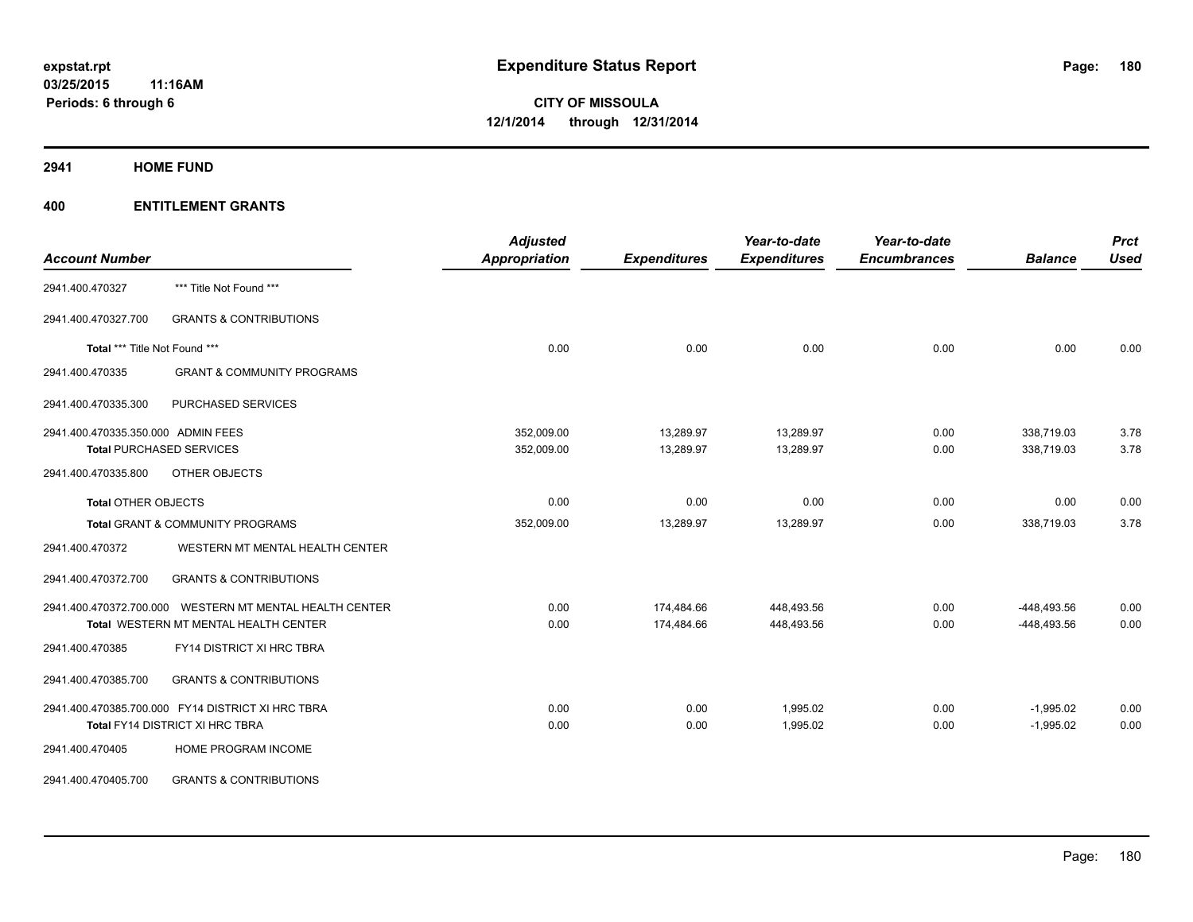# Expenditure Status Report

expstat.rpt
03/25/2015 11:16AM
Periods: 6 through 6

**CITY OF MISSOULA**
**12/1/2014 through 12/31/2014**

## 2941 HOME FUND

### 400 ENTITLEMENT GRANTS

| Account Number | | Adjusted Appropriation | Expenditures | Year-to-date Expenditures | Year-to-date Encumbrances | Balance | Prct Used |
|---|---|---|---|---|---|---|---|
| 2941.400.470327 | *** Title Not Found *** | | | | | | |
| 2941.400.470327.700 | GRANTS & CONTRIBUTIONS | | | | | | |
| **Total** *** Title Not Found *** | | 0.00 | 0.00 | 0.00 | 0.00 | 0.00 | 0.00 |
| 2941.400.470335 | GRANT & COMMUNITY PROGRAMS | | | | | | |
| 2941.400.470335.300 | PURCHASED SERVICES | | | | | | |
| 2941.400.470335.350.000 | ADMIN FEES | 352,009.00 | 13,289.97 | 13,289.97 | 0.00 | 338,719.03 | 3.78 |
| **Total** PURCHASED SERVICES | | 352,009.00 | 13,289.97 | 13,289.97 | 0.00 | 338,719.03 | 3.78 |
| 2941.400.470335.800 | OTHER OBJECTS | | | | | | |
| **Total** OTHER OBJECTS | | 0.00 | 0.00 | 0.00 | 0.00 | 0.00 | 0.00 |
| **Total** GRANT & COMMUNITY PROGRAMS | | 352,009.00 | 13,289.97 | 13,289.97 | 0.00 | 338,719.03 | 3.78 |
| 2941.400.470372 | WESTERN MT MENTAL HEALTH CENTER | | | | | | |
| 2941.400.470372.700 | GRANTS & CONTRIBUTIONS | | | | | | |
| 2941.400.470372.700.000 | WESTERN MT MENTAL HEALTH CENTER | 0.00 | 174,484.66 | 448,493.56 | 0.00 | -448,493.56 | 0.00 |
| **Total** WESTERN MT MENTAL HEALTH CENTER | | 0.00 | 174,484.66 | 448,493.56 | 0.00 | -448,493.56 | 0.00 |
| 2941.400.470385 | FY14 DISTRICT XI HRC TBRA | | | | | | |
| 2941.400.470385.700 | GRANTS & CONTRIBUTIONS | | | | | | |
| 2941.400.470385.700.000 | FY14 DISTRICT XI HRC TBRA | 0.00 | 0.00 | 1,995.02 | 0.00 | -1,995.02 | 0.00 |
| **Total** FY14 DISTRICT XI HRC TBRA | | 0.00 | 0.00 | 1,995.02 | 0.00 | -1,995.02 | 0.00 |
| 2941.400.470405 | HOME PROGRAM INCOME | | | | | | |
| 2941.400.470405.700 | GRANTS & CONTRIBUTIONS | | | | | | |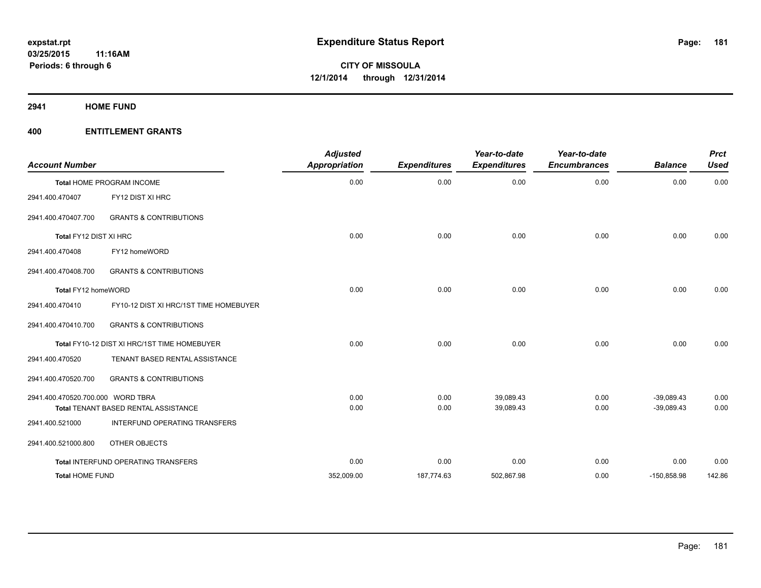**expstat.rpt**
**03/25/2015 11:16AM**
**Periods: 6 through 6**

# Expenditure Status Report

**CITY OF MISSOULA**
**12/1/2014 through 12/31/2014**

## 2941 HOME FUND

## 400 ENTITLEMENT GRANTS

| Account Number | | Adjusted Appropriation | Expenditures | Year-to-date Expenditures | Year-to-date Encumbrances | Balance | Prct Used |
|---|---|---|---|---|---|---|---|
| Total HOME PROGRAM INCOME | | 0.00 | 0.00 | 0.00 | 0.00 | 0.00 | 0.00 |
| 2941.400.470407 | FY12 DIST XI HRC | | | | | | |
| 2941.400.470407.700 | GRANTS & CONTRIBUTIONS | | | | | | |
| Total FY12 DIST XI HRC | | 0.00 | 0.00 | 0.00 | 0.00 | 0.00 | 0.00 |
| 2941.400.470408 | FY12 homeWORD | | | | | | |
| 2941.400.470408.700 | GRANTS & CONTRIBUTIONS | | | | | | |
| Total FY12 homeWORD | | 0.00 | 0.00 | 0.00 | 0.00 | 0.00 | 0.00 |
| 2941.400.470410 | FY10-12 DIST XI HRC/1ST TIME HOMEBUYER | | | | | | |
| 2941.400.470410.700 | GRANTS & CONTRIBUTIONS | | | | | | |
| Total FY10-12 DIST XI HRC/1ST TIME HOMEBUYER | | 0.00 | 0.00 | 0.00 | 0.00 | 0.00 | 0.00 |
| 2941.400.470520 | TENANT BASED RENTAL ASSISTANCE | | | | | | |
| 2941.400.470520.700 | GRANTS & CONTRIBUTIONS | | | | | | |
| 2941.400.470520.700.000 | WORD TBRA | 0.00 | 0.00 | 39,089.43 | 0.00 | -39,089.43 | 0.00 |
| Total TENANT BASED RENTAL ASSISTANCE | | 0.00 | 0.00 | 39,089.43 | 0.00 | -39,089.43 | 0.00 |
| 2941.400.521000 | INTERFUND OPERATING TRANSFERS | | | | | | |
| 2941.400.521000.800 | OTHER OBJECTS | | | | | | |
| Total INTERFUND OPERATING TRANSFERS | | 0.00 | 0.00 | 0.00 | 0.00 | 0.00 | 0.00 |
| **Total HOME FUND** | | 352,009.00 | 187,774.63 | 502,867.98 | 0.00 | -150,858.98 | 142.86 |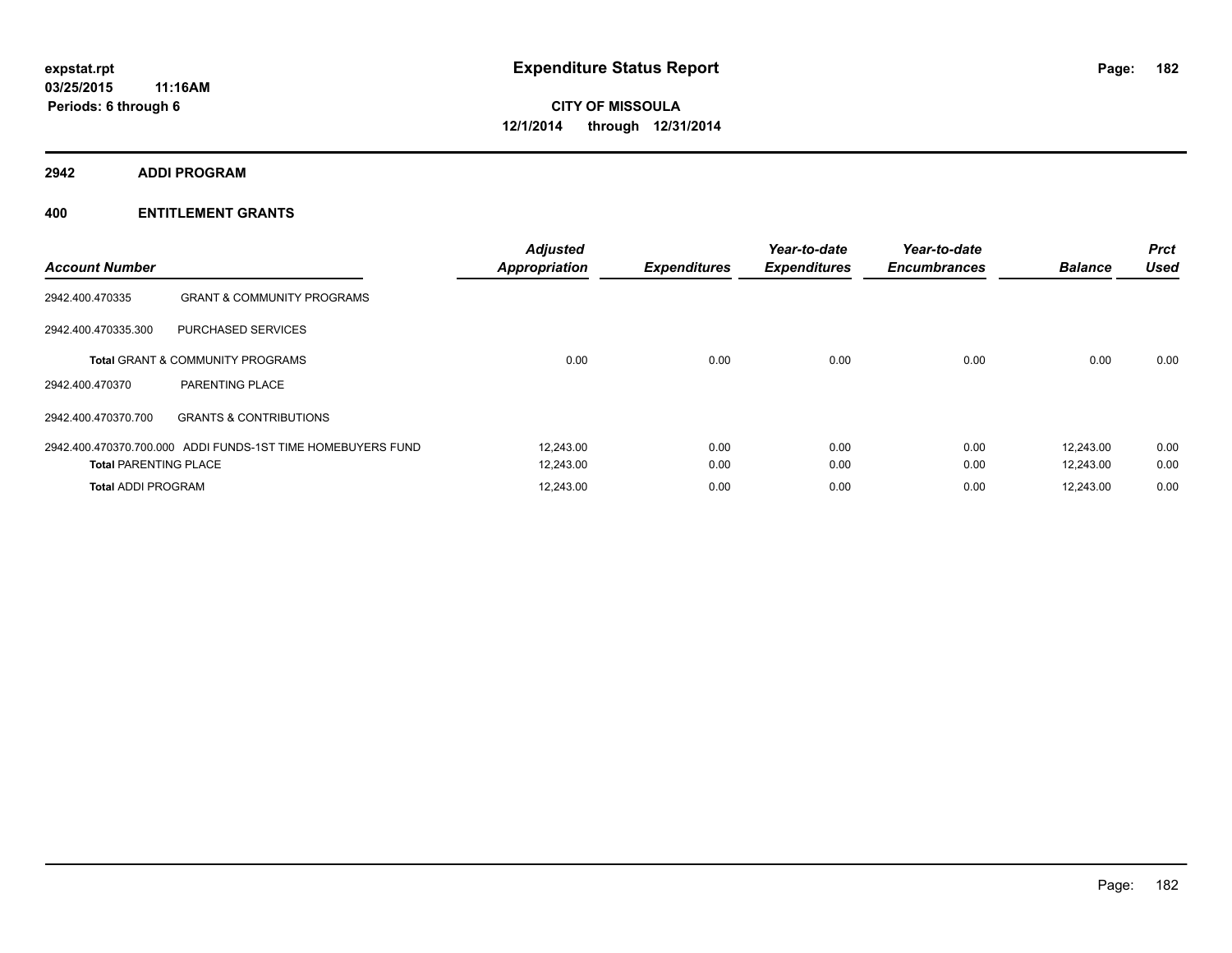# Expenditure Status Report

expstat.rpt
03/25/2015 11:16AM
Periods: 6 through 6

**CITY OF MISSOULA**
**12/1/2014 through 12/31/2014**

## 2942 ADDI PROGRAM

## 400 ENTITLEMENT GRANTS

| Account Number | | Adjusted Appropriation | Expenditures | Year-to-date Expenditures | Year-to-date Encumbrances | Balance | Prct Used |
|---|---|---|---|---|---|---|---|
| 2942.400.470335 | GRANT & COMMUNITY PROGRAMS | | | | | | |
| 2942.400.470335.300 | PURCHASED SERVICES | | | | | | |
| **Total** GRANT & COMMUNITY PROGRAMS | | 0.00 | 0.00 | 0.00 | 0.00 | 0.00 | 0.00 |
| 2942.400.470370 | PARENTING PLACE | | | | | | |
| 2942.400.470370.700 | GRANTS & CONTRIBUTIONS | | | | | | |
| 2942.400.470370.700.000 | ADDI FUNDS-1ST TIME HOMEBUYERS FUND | 12,243.00 | 0.00 | 0.00 | 0.00 | 12,243.00 | 0.00 |
| **Total** PARENTING PLACE | | 12,243.00 | 0.00 | 0.00 | 0.00 | 12,243.00 | 0.00 |
| **Total** ADDI PROGRAM | | 12,243.00 | 0.00 | 0.00 | 0.00 | 12,243.00 | 0.00 |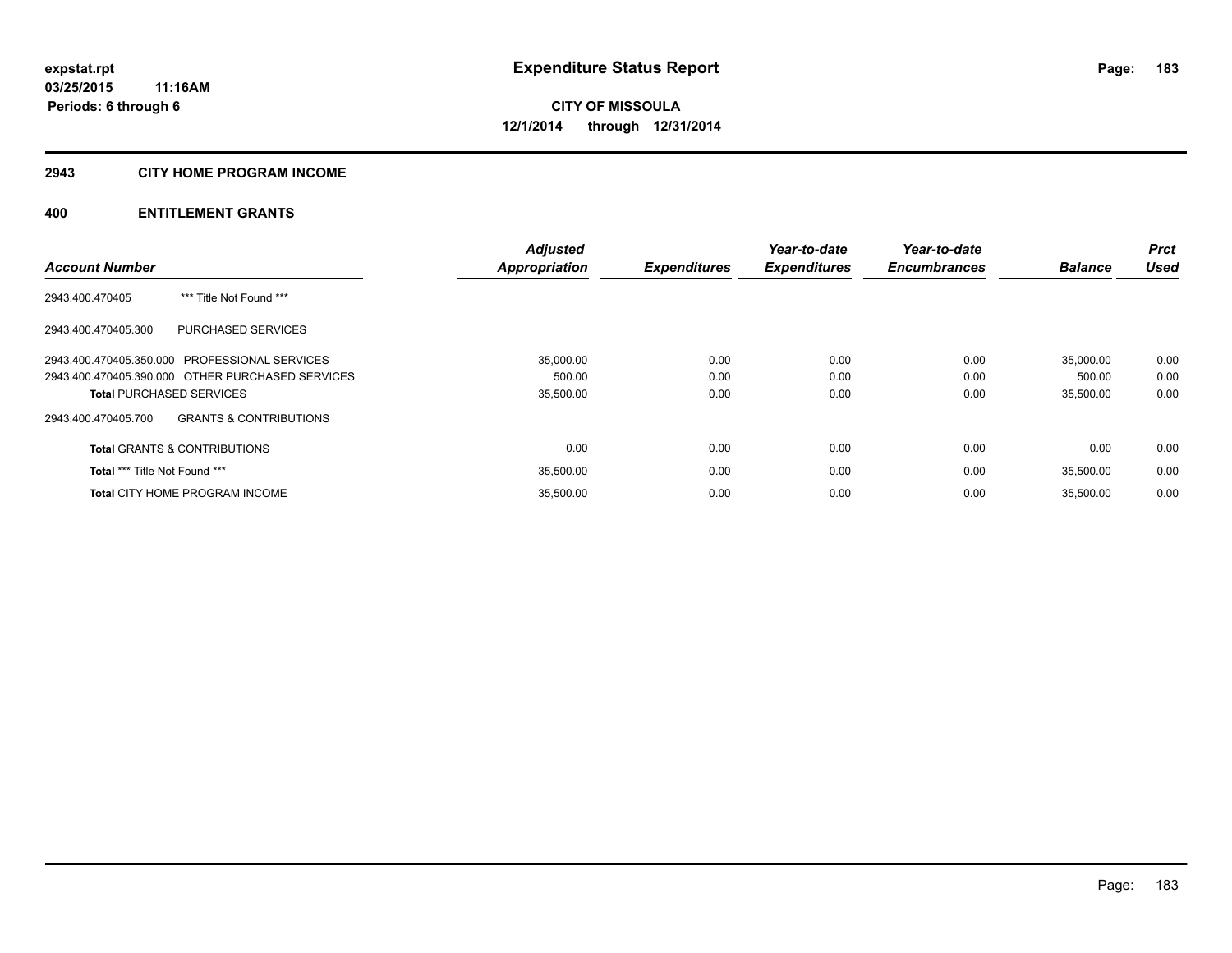**expstat.rpt**
**03/25/2015 11:16AM**
**Periods: 6 through 6**

# Expenditure Status Report

**CITY OF MISSOULA**
**12/1/2014 through 12/31/2014**

## 2943 CITY HOME PROGRAM INCOME

## 400 ENTITLEMENT GRANTS

| Account Number | | Adjusted Appropriation | Expenditures | Year-to-date Expenditures | Year-to-date Encumbrances | Balance | Prct Used |
|---|---|---|---|---|---|---|---|
| 2943.400.470405 | *** Title Not Found *** | | | | | | |
| 2943.400.470405.300 | PURCHASED SERVICES | | | | | | |
| 2943.400.470405.350.000 | PROFESSIONAL SERVICES | 35,000.00 | 0.00 | 0.00 | 0.00 | 35,000.00 | 0.00 |
| 2943.400.470405.390.000 | OTHER PURCHASED SERVICES | 500.00 | 0.00 | 0.00 | 0.00 | 500.00 | 0.00 |
| **Total** PURCHASED SERVICES | | 35,500.00 | 0.00 | 0.00 | 0.00 | 35,500.00 | 0.00 |
| 2943.400.470405.700 | GRANTS & CONTRIBUTIONS | | | | | | |
| **Total** GRANTS & CONTRIBUTIONS | | 0.00 | 0.00 | 0.00 | 0.00 | 0.00 | 0.00 |
| **Total** *** Title Not Found *** | | 35,500.00 | 0.00 | 0.00 | 0.00 | 35,500.00 | 0.00 |
| **Total** CITY HOME PROGRAM INCOME | | 35,500.00 | 0.00 | 0.00 | 0.00 | 35,500.00 | 0.00 |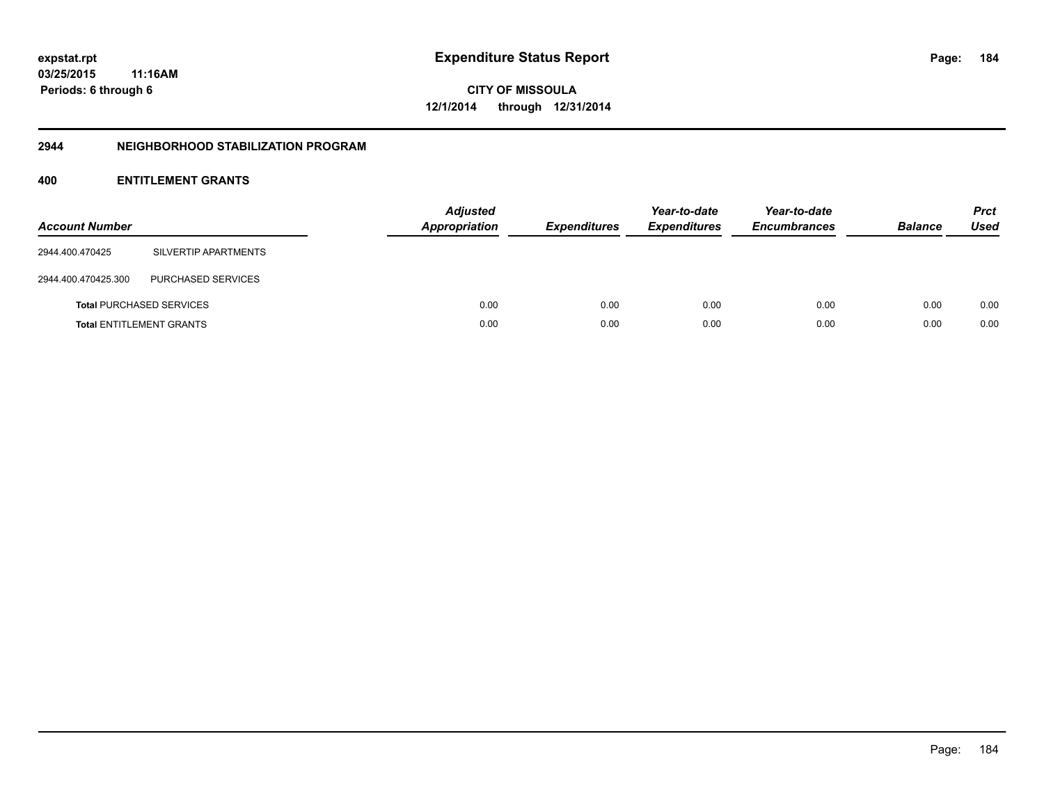# Expenditure Status Report

expstat.rpt
03/25/2015 11:16AM
Periods: 6 through 6

CITY OF MISSOULA
12/1/2014 through 12/31/2014

## 2944 NEIGHBORHOOD STABILIZATION PROGRAM

### 400 ENTITLEMENT GRANTS

| Account Number | | Adjusted Appropriation | Expenditures | Year-to-date Expenditures | Year-to-date Encumbrances | Balance | Prct Used |
|---|---|---|---|---|---|---|---|
| 2944.400.470425 | SILVERTIP APARTMENTS | | | | | | |
| 2944.400.470425.300 | PURCHASED SERVICES | | | | | | |
| **Total** PURCHASED SERVICES | | 0.00 | 0.00 | 0.00 | 0.00 | 0.00 | 0.00 |
| **Total** ENTITLEMENT GRANTS | | 0.00 | 0.00 | 0.00 | 0.00 | 0.00 | 0.00 |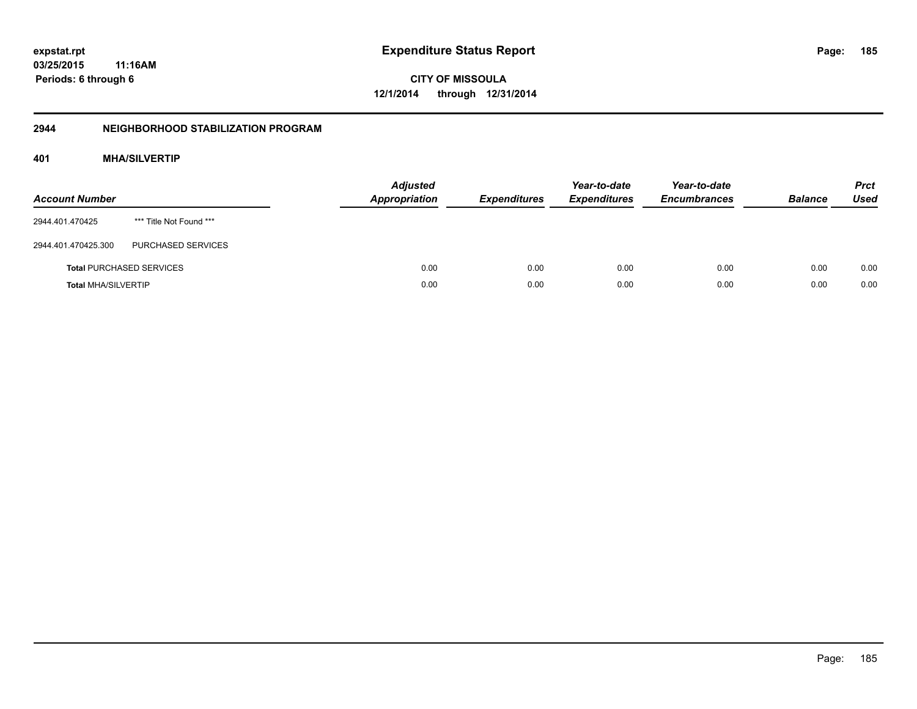expstat.rpt
03/25/2015 11:16AM
Periods: 6 through 6

# Expenditure Status Report

CITY OF MISSOULA
12/1/2014 through 12/31/2014

## 2944 NEIGHBORHOOD STABILIZATION PROGRAM

### 401 MHA/SILVERTIP

| Account Number | | Adjusted Appropriation | Expenditures | Year-to-date Expenditures | Year-to-date Encumbrances | Balance | Prct Used |
|---|---|---|---|---|---|---|---|
| 2944.401.470425 | *** Title Not Found *** | | | | | | |
| 2944.401.470425.300 | PURCHASED SERVICES | | | | | | |
| **Total** PURCHASED SERVICES | | 0.00 | 0.00 | 0.00 | 0.00 | 0.00 | 0.00 |
| **Total** MHA/SILVERTIP | | 0.00 | 0.00 | 0.00 | 0.00 | 0.00 | 0.00 |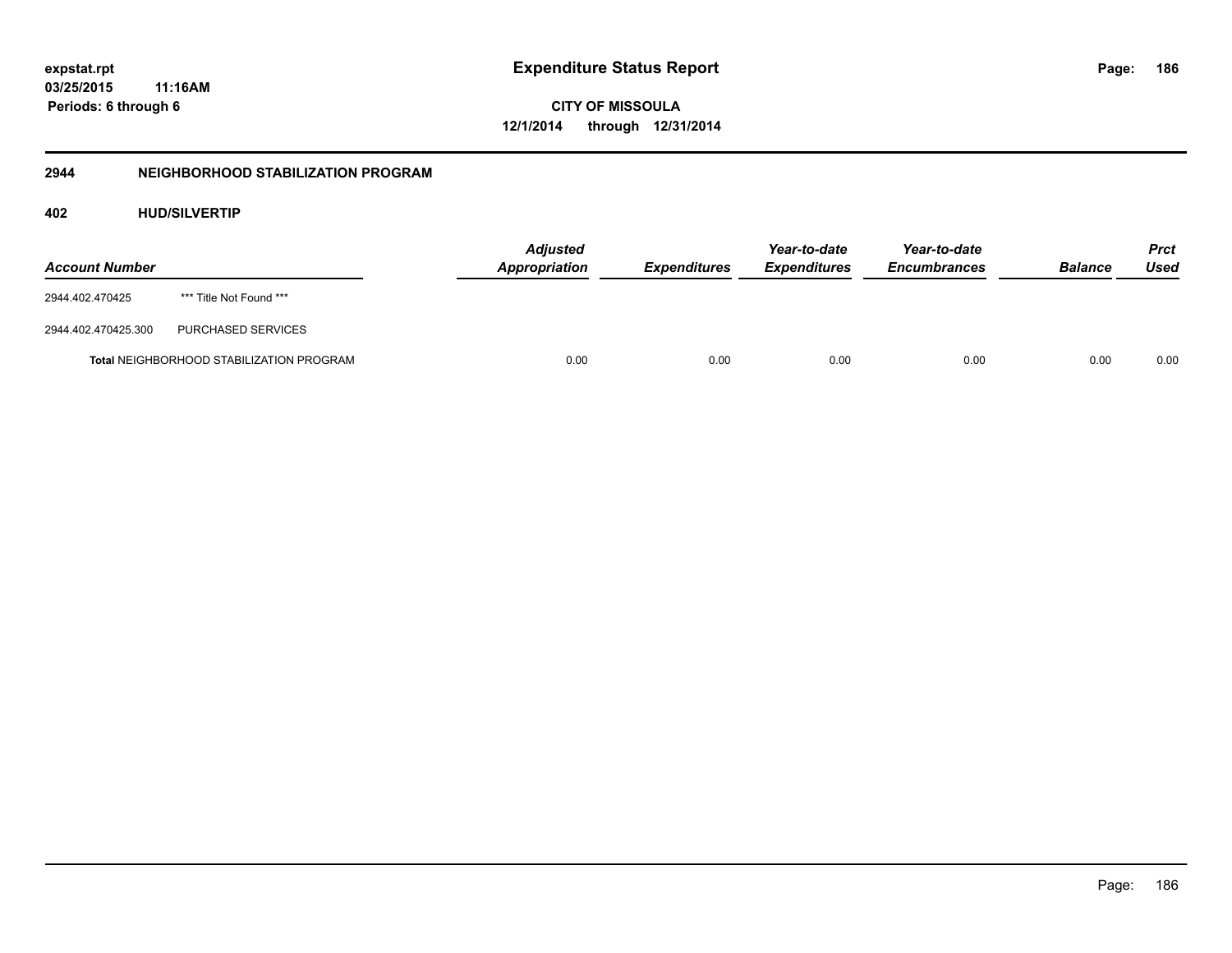**expstat.rpt**
**03/25/2015 11:16AM**
**Periods: 6 through 6**

# Expenditure Status Report

**CITY OF MISSOULA**
**12/1/2014 through 12/31/2014**

## 2944 NEIGHBORHOOD STABILIZATION PROGRAM

### 402 HUD/SILVERTIP

| Account Number | | Adjusted Appropriation | Expenditures | Year-to-date Expenditures | Year-to-date Encumbrances | Balance | Prct Used |
|---|---|---|---|---|---|---|---|
| 2944.402.470425 | *** Title Not Found *** | | | | | | |
| 2944.402.470425.300 | PURCHASED SERVICES | | | | | | |
| **Total** NEIGHBORHOOD STABILIZATION PROGRAM | | 0.00 | 0.00 | 0.00 | 0.00 | 0.00 | 0.00 |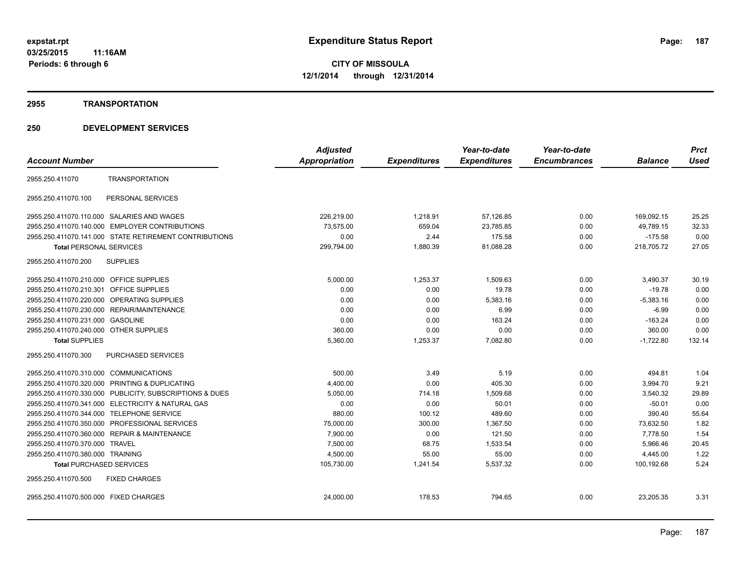**expstat.rpt**
**03/25/2015 11:16AM**
**Periods: 6 through 6**

# Expenditure Status Report

**CITY OF MISSOULA**
**12/1/2014 through 12/31/2014**

## 2955 TRANSPORTATION

## 250 DEVELOPMENT SERVICES

| Account Number | | Adjusted Appropriation | Expenditures | Year-to-date Expenditures | Year-to-date Encumbrances | Balance | Prct Used |
|---|---|---|---|---|---|---|---|
| 2955.250.411070 | TRANSPORTATION | | | | | | |
| 2955.250.411070.100 | PERSONAL SERVICES | | | | | | |
| 2955.250.411070.110.000 | SALARIES AND WAGES | 226,219.00 | 1,218.91 | 57,126.85 | 0.00 | 169,092.15 | 25.25 |
| 2955.250.411070.140.000 | EMPLOYER CONTRIBUTIONS | 73,575.00 | 659.04 | 23,785.85 | 0.00 | 49,789.15 | 32.33 |
| 2955.250.411070.141.000 | STATE RETIREMENT CONTRIBUTIONS | 0.00 | 2.44 | 175.58 | 0.00 | -175.58 | 0.00 |
| **Total** PERSONAL SERVICES | | 299,794.00 | 1,880.39 | 81,088.28 | 0.00 | 218,705.72 | 27.05 |
| 2955.250.411070.200 | SUPPLIES | | | | | | |
| 2955.250.411070.210.000 | OFFICE SUPPLIES | 5,000.00 | 1,253.37 | 1,509.63 | 0.00 | 3,490.37 | 30.19 |
| 2955.250.411070.210.301 | OFFICE SUPPLIES | 0.00 | 0.00 | 19.78 | 0.00 | -19.78 | 0.00 |
| 2955.250.411070.220.000 | OPERATING SUPPLIES | 0.00 | 0.00 | 5,383.16 | 0.00 | -5,383.16 | 0.00 |
| 2955.250.411070.230.000 | REPAIR/MAINTENANCE | 0.00 | 0.00 | 6.99 | 0.00 | -6.99 | 0.00 |
| 2955.250.411070.231.000 | GASOLINE | 0.00 | 0.00 | 163.24 | 0.00 | -163.24 | 0.00 |
| 2955.250.411070.240.000 | OTHER SUPPLIES | 360.00 | 0.00 | 0.00 | 0.00 | 360.00 | 0.00 |
| **Total** SUPPLIES | | 5,360.00 | 1,253.37 | 7,082.80 | 0.00 | -1,722.80 | 132.14 |
| 2955.250.411070.300 | PURCHASED SERVICES | | | | | | |
| 2955.250.411070.310.000 | COMMUNICATIONS | 500.00 | 3.49 | 5.19 | 0.00 | 494.81 | 1.04 |
| 2955.250.411070.320.000 | PRINTING & DUPLICATING | 4,400.00 | 0.00 | 405.30 | 0.00 | 3,994.70 | 9.21 |
| 2955.250.411070.330.000 | PUBLICITY, SUBSCRIPTIONS & DUES | 5,050.00 | 714.18 | 1,509.68 | 0.00 | 3,540.32 | 29.89 |
| 2955.250.411070.341.000 | ELECTRICITY & NATURAL GAS | 0.00 | 0.00 | 50.01 | 0.00 | -50.01 | 0.00 |
| 2955.250.411070.344.000 | TELEPHONE SERVICE | 880.00 | 100.12 | 489.60 | 0.00 | 390.40 | 55.64 |
| 2955.250.411070.350.000 | PROFESSIONAL SERVICES | 75,000.00 | 300.00 | 1,367.50 | 0.00 | 73,632.50 | 1.82 |
| 2955.250.411070.360.000 | REPAIR & MAINTENANCE | 7,900.00 | 0.00 | 121.50 | 0.00 | 7,778.50 | 1.54 |
| 2955.250.411070.370.000 | TRAVEL | 7,500.00 | 68.75 | 1,533.54 | 0.00 | 5,966.46 | 20.45 |
| 2955.250.411070.380.000 | TRAINING | 4,500.00 | 55.00 | 55.00 | 0.00 | 4,445.00 | 1.22 |
| **Total** PURCHASED SERVICES | | 105,730.00 | 1,241.54 | 5,537.32 | 0.00 | 100,192.68 | 5.24 |
| 2955.250.411070.500 | FIXED CHARGES | | | | | | |
| 2955.250.411070.500.000 | FIXED CHARGES | 24,000.00 | 178.53 | 794.65 | 0.00 | 23,205.35 | 3.31 |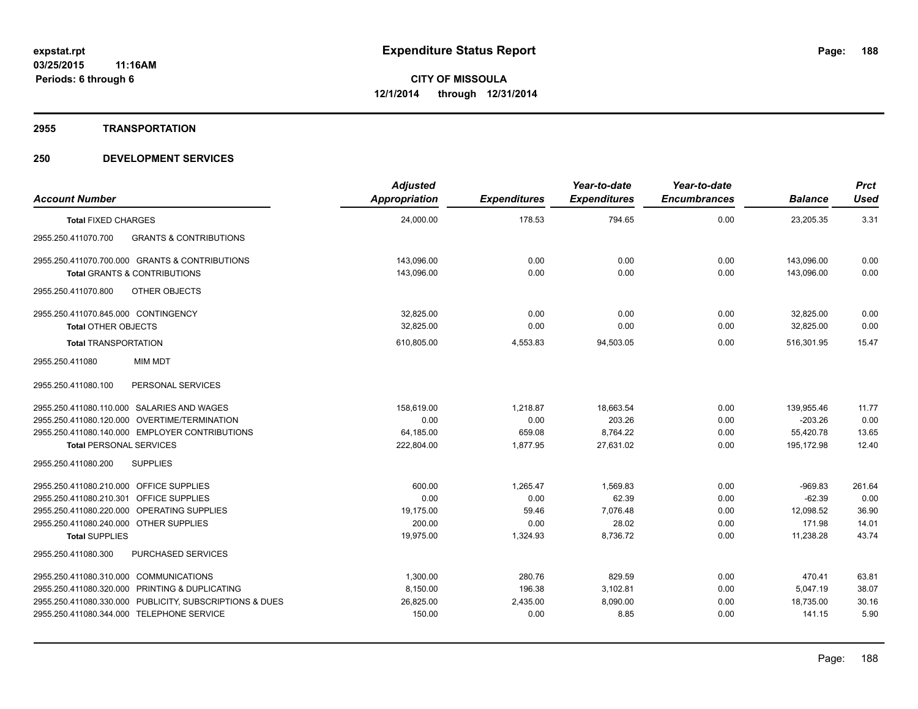# Expenditure Status Report

expstat.rpt
03/25/2015 11:16AM
Periods: 6 through 6

**CITY OF MISSOULA**
**12/1/2014 through 12/31/2014**

## 2955 TRANSPORTATION

## 250 DEVELOPMENT SERVICES

| Account Number | Adjusted Appropriation | Expenditures | Year-to-date Expenditures | Year-to-date Encumbrances | Balance | Prct Used |
|---|---|---|---|---|---|---|
| **Total** FIXED CHARGES | 24,000.00 | 178.53 | 794.65 | 0.00 | 23,205.35 | 3.31 |
| 2955.250.411070.700 GRANTS & CONTRIBUTIONS | | | | | | |
| 2955.250.411070.700.000 GRANTS & CONTRIBUTIONS | 143,096.00 | 0.00 | 0.00 | 0.00 | 143,096.00 | 0.00 |
| **Total** GRANTS & CONTRIBUTIONS | 143,096.00 | 0.00 | 0.00 | 0.00 | 143,096.00 | 0.00 |
| 2955.250.411070.800 OTHER OBJECTS | | | | | | |
| 2955.250.411070.845.000 CONTINGENCY | 32,825.00 | 0.00 | 0.00 | 0.00 | 32,825.00 | 0.00 |
| **Total** OTHER OBJECTS | 32,825.00 | 0.00 | 0.00 | 0.00 | 32,825.00 | 0.00 |
| **Total** TRANSPORTATION | 610,805.00 | 4,553.83 | 94,503.05 | 0.00 | 516,301.95 | 15.47 |
| 2955.250.411080 MIM MDT | | | | | | |
| 2955.250.411080.100 PERSONAL SERVICES | | | | | | |
| 2955.250.411080.110.000 SALARIES AND WAGES | 158,619.00 | 1,218.87 | 18,663.54 | 0.00 | 139,955.46 | 11.77 |
| 2955.250.411080.120.000 OVERTIME/TERMINATION | 0.00 | 0.00 | 203.26 | 0.00 | -203.26 | 0.00 |
| 2955.250.411080.140.000 EMPLOYER CONTRIBUTIONS | 64,185.00 | 659.08 | 8,764.22 | 0.00 | 55,420.78 | 13.65 |
| **Total** PERSONAL SERVICES | 222,804.00 | 1,877.95 | 27,631.02 | 0.00 | 195,172.98 | 12.40 |
| 2955.250.411080.200 SUPPLIES | | | | | | |
| 2955.250.411080.210.000 OFFICE SUPPLIES | 600.00 | 1,265.47 | 1,569.83 | 0.00 | -969.83 | 261.64 |
| 2955.250.411080.210.301 OFFICE SUPPLIES | 0.00 | 0.00 | 62.39 | 0.00 | -62.39 | 0.00 |
| 2955.250.411080.220.000 OPERATING SUPPLIES | 19,175.00 | 59.46 | 7,076.48 | 0.00 | 12,098.52 | 36.90 |
| 2955.250.411080.240.000 OTHER SUPPLIES | 200.00 | 0.00 | 28.02 | 0.00 | 171.98 | 14.01 |
| **Total** SUPPLIES | 19,975.00 | 1,324.93 | 8,736.72 | 0.00 | 11,238.28 | 43.74 |
| 2955.250.411080.300 PURCHASED SERVICES | | | | | | |
| 2955.250.411080.310.000 COMMUNICATIONS | 1,300.00 | 280.76 | 829.59 | 0.00 | 470.41 | 63.81 |
| 2955.250.411080.320.000 PRINTING & DUPLICATING | 8,150.00 | 196.38 | 3,102.81 | 0.00 | 5,047.19 | 38.07 |
| 2955.250.411080.330.000 PUBLICITY, SUBSCRIPTIONS & DUES | 26,825.00 | 2,435.00 | 8,090.00 | 0.00 | 18,735.00 | 30.16 |
| 2955.250.411080.344.000 TELEPHONE SERVICE | 150.00 | 0.00 | 8.85 | 0.00 | 141.15 | 5.90 |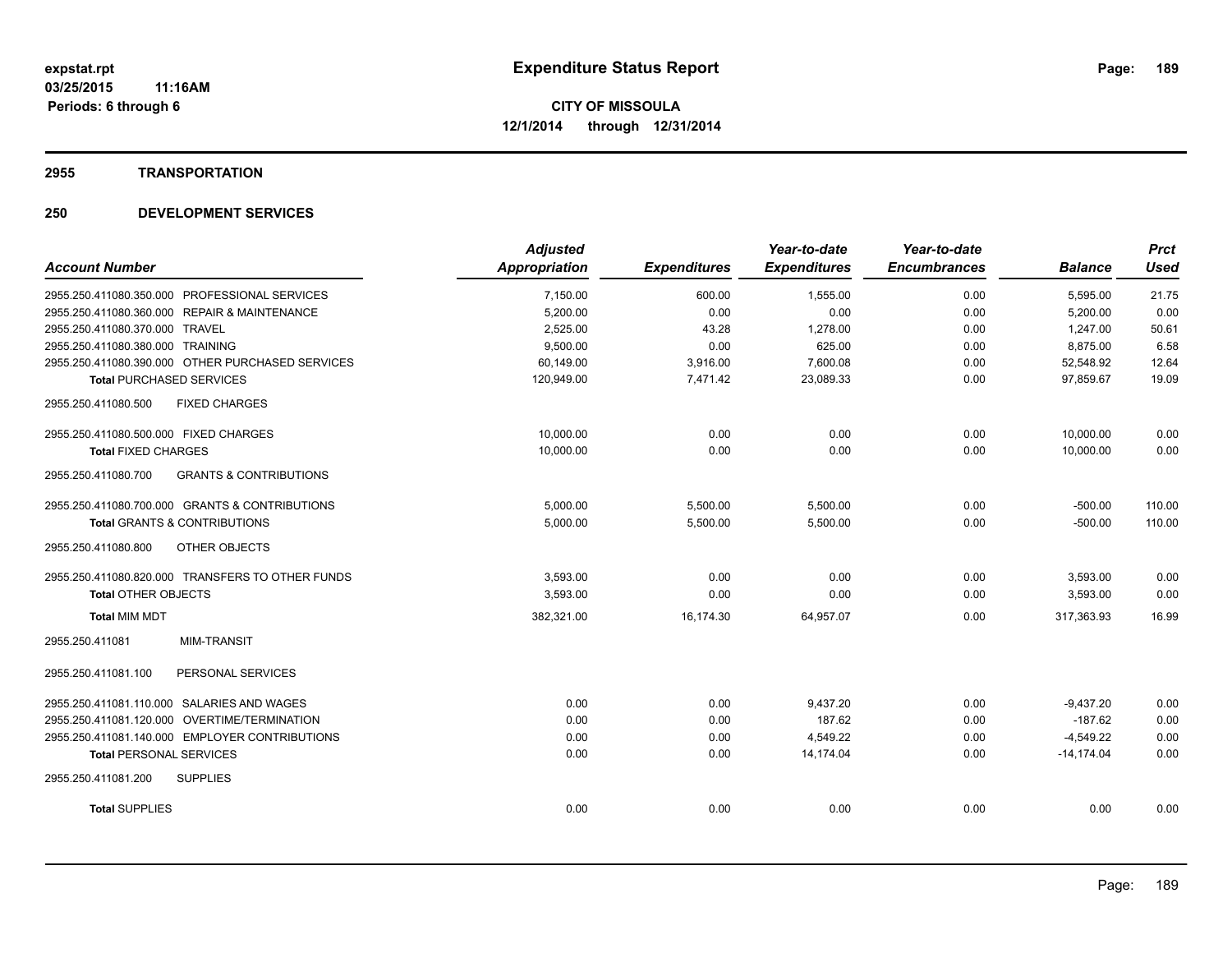**expstat.rpt**
**03/25/2015 11:16AM**
**Periods: 6 through 6**

# Expenditure Status Report

**CITY OF MISSOULA**
**12/1/2014 through 12/31/2014**

## 2955 TRANSPORTATION

## 250 DEVELOPMENT SERVICES

| Account Number | Adjusted Appropriation | Expenditures | Year-to-date Expenditures | Year-to-date Encumbrances | Balance | Prct Used |
|---|---|---|---|---|---|---|
| 2955.250.411080.350.000 PROFESSIONAL SERVICES | 7,150.00 | 600.00 | 1,555.00 | 0.00 | 5,595.00 | 21.75 |
| 2955.250.411080.360.000 REPAIR & MAINTENANCE | 5,200.00 | 0.00 | 0.00 | 0.00 | 5,200.00 | 0.00 |
| 2955.250.411080.370.000 TRAVEL | 2,525.00 | 43.28 | 1,278.00 | 0.00 | 1,247.00 | 50.61 |
| 2955.250.411080.380.000 TRAINING | 9,500.00 | 0.00 | 625.00 | 0.00 | 8,875.00 | 6.58 |
| 2955.250.411080.390.000 OTHER PURCHASED SERVICES | 60,149.00 | 3,916.00 | 7,600.08 | 0.00 | 52,548.92 | 12.64 |
| **Total** PURCHASED SERVICES | 120,949.00 | 7,471.42 | 23,089.33 | 0.00 | 97,859.67 | 19.09 |
| 2955.250.411080.500 FIXED CHARGES | | | | | | |
| 2955.250.411080.500.000 FIXED CHARGES | 10,000.00 | 0.00 | 0.00 | 0.00 | 10,000.00 | 0.00 |
| **Total** FIXED CHARGES | 10,000.00 | 0.00 | 0.00 | 0.00 | 10,000.00 | 0.00 |
| 2955.250.411080.700 GRANTS & CONTRIBUTIONS | | | | | | |
| 2955.250.411080.700.000 GRANTS & CONTRIBUTIONS | 5,000.00 | 5,500.00 | 5,500.00 | 0.00 | -500.00 | 110.00 |
| **Total** GRANTS & CONTRIBUTIONS | 5,000.00 | 5,500.00 | 5,500.00 | 0.00 | -500.00 | 110.00 |
| 2955.250.411080.800 OTHER OBJECTS | | | | | | |
| 2955.250.411080.820.000 TRANSFERS TO OTHER FUNDS | 3,593.00 | 0.00 | 0.00 | 0.00 | 3,593.00 | 0.00 |
| **Total** OTHER OBJECTS | 3,593.00 | 0.00 | 0.00 | 0.00 | 3,593.00 | 0.00 |
| **Total** MIM MDT | 382,321.00 | 16,174.30 | 64,957.07 | 0.00 | 317,363.93 | 16.99 |
| 2955.250.411081 MIM-TRANSIT | | | | | | |
| 2955.250.411081.100 PERSONAL SERVICES | | | | | | |
| 2955.250.411081.110.000 SALARIES AND WAGES | 0.00 | 0.00 | 9,437.20 | 0.00 | -9,437.20 | 0.00 |
| 2955.250.411081.120.000 OVERTIME/TERMINATION | 0.00 | 0.00 | 187.62 | 0.00 | -187.62 | 0.00 |
| 2955.250.411081.140.000 EMPLOYER CONTRIBUTIONS | 0.00 | 0.00 | 4,549.22 | 0.00 | -4,549.22 | 0.00 |
| **Total** PERSONAL SERVICES | 0.00 | 0.00 | 14,174.04 | 0.00 | -14,174.04 | 0.00 |
| 2955.250.411081.200 SUPPLIES | | | | | | |
| **Total** SUPPLIES | 0.00 | 0.00 | 0.00 | 0.00 | 0.00 | 0.00 |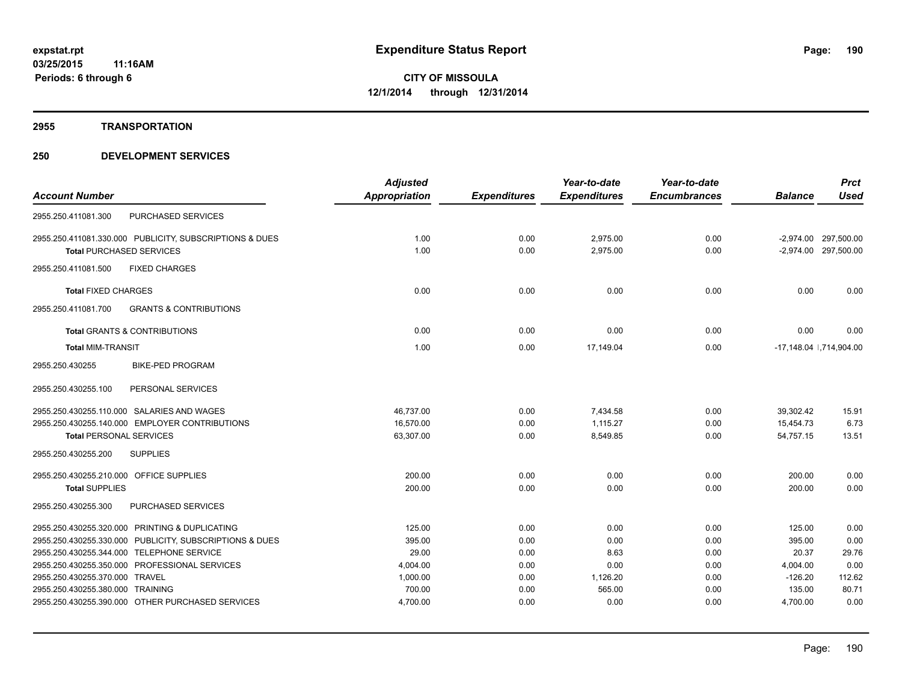# Expenditure Status Report

**expstat.rpt**
**03/25/2015 11:16AM**
**Periods: 6 through 6**

**CITY OF MISSOULA**
**12/1/2014 through 12/31/2014**

## 2955 TRANSPORTATION

## 250 DEVELOPMENT SERVICES

| Account Number | | Adjusted Appropriation | Expenditures | Year-to-date Expenditures | Year-to-date Encumbrances | Balance | Prct Used |
|---|---|---|---|---|---|---|---|
| 2955.250.411081.300 | PURCHASED SERVICES | | | | | | |
| 2955.250.411081.330.000 | PUBLICITY, SUBSCRIPTIONS & DUES | 1.00 | 0.00 | 2,975.00 | 0.00 | -2,974.00 | 297,500.00 |
| **Total** PURCHASED SERVICES | | 1.00 | 0.00 | 2,975.00 | 0.00 | -2,974.00 | 297,500.00 |
| 2955.250.411081.500 | FIXED CHARGES | | | | | | |
| **Total** FIXED CHARGES | | 0.00 | 0.00 | 0.00 | 0.00 | 0.00 | 0.00 |
| 2955.250.411081.700 | GRANTS & CONTRIBUTIONS | | | | | | |
| **Total** GRANTS & CONTRIBUTIONS | | 0.00 | 0.00 | 0.00 | 0.00 | 0.00 | 0.00 |
| **Total** MIM-TRANSIT | | 1.00 | 0.00 | 17,149.04 | 0.00 | -17,148.04 | 1,714,904.00 |
| 2955.250.430255 | BIKE-PED PROGRAM | | | | | | |
| 2955.250.430255.100 | PERSONAL SERVICES | | | | | | |
| 2955.250.430255.110.000 | SALARIES AND WAGES | 46,737.00 | 0.00 | 7,434.58 | 0.00 | 39,302.42 | 15.91 |
| 2955.250.430255.140.000 | EMPLOYER CONTRIBUTIONS | 16,570.00 | 0.00 | 1,115.27 | 0.00 | 15,454.73 | 6.73 |
| **Total** PERSONAL SERVICES | | 63,307.00 | 0.00 | 8,549.85 | 0.00 | 54,757.15 | 13.51 |
| 2955.250.430255.200 | SUPPLIES | | | | | | |
| 2955.250.430255.210.000 | OFFICE SUPPLIES | 200.00 | 0.00 | 0.00 | 0.00 | 200.00 | 0.00 |
| **Total** SUPPLIES | | 200.00 | 0.00 | 0.00 | 0.00 | 200.00 | 0.00 |
| 2955.250.430255.300 | PURCHASED SERVICES | | | | | | |
| 2955.250.430255.320.000 | PRINTING & DUPLICATING | 125.00 | 0.00 | 0.00 | 0.00 | 125.00 | 0.00 |
| 2955.250.430255.330.000 | PUBLICITY, SUBSCRIPTIONS & DUES | 395.00 | 0.00 | 0.00 | 0.00 | 395.00 | 0.00 |
| 2955.250.430255.344.000 | TELEPHONE SERVICE | 29.00 | 0.00 | 8.63 | 0.00 | 20.37 | 29.76 |
| 2955.250.430255.350.000 | PROFESSIONAL SERVICES | 4,004.00 | 0.00 | 0.00 | 0.00 | 4,004.00 | 0.00 |
| 2955.250.430255.370.000 | TRAVEL | 1,000.00 | 0.00 | 1,126.20 | 0.00 | -126.20 | 112.62 |
| 2955.250.430255.380.000 | TRAINING | 700.00 | 0.00 | 565.00 | 0.00 | 135.00 | 80.71 |
| 2955.250.430255.390.000 | OTHER PURCHASED SERVICES | 4,700.00 | 0.00 | 0.00 | 0.00 | 4,700.00 | 0.00 |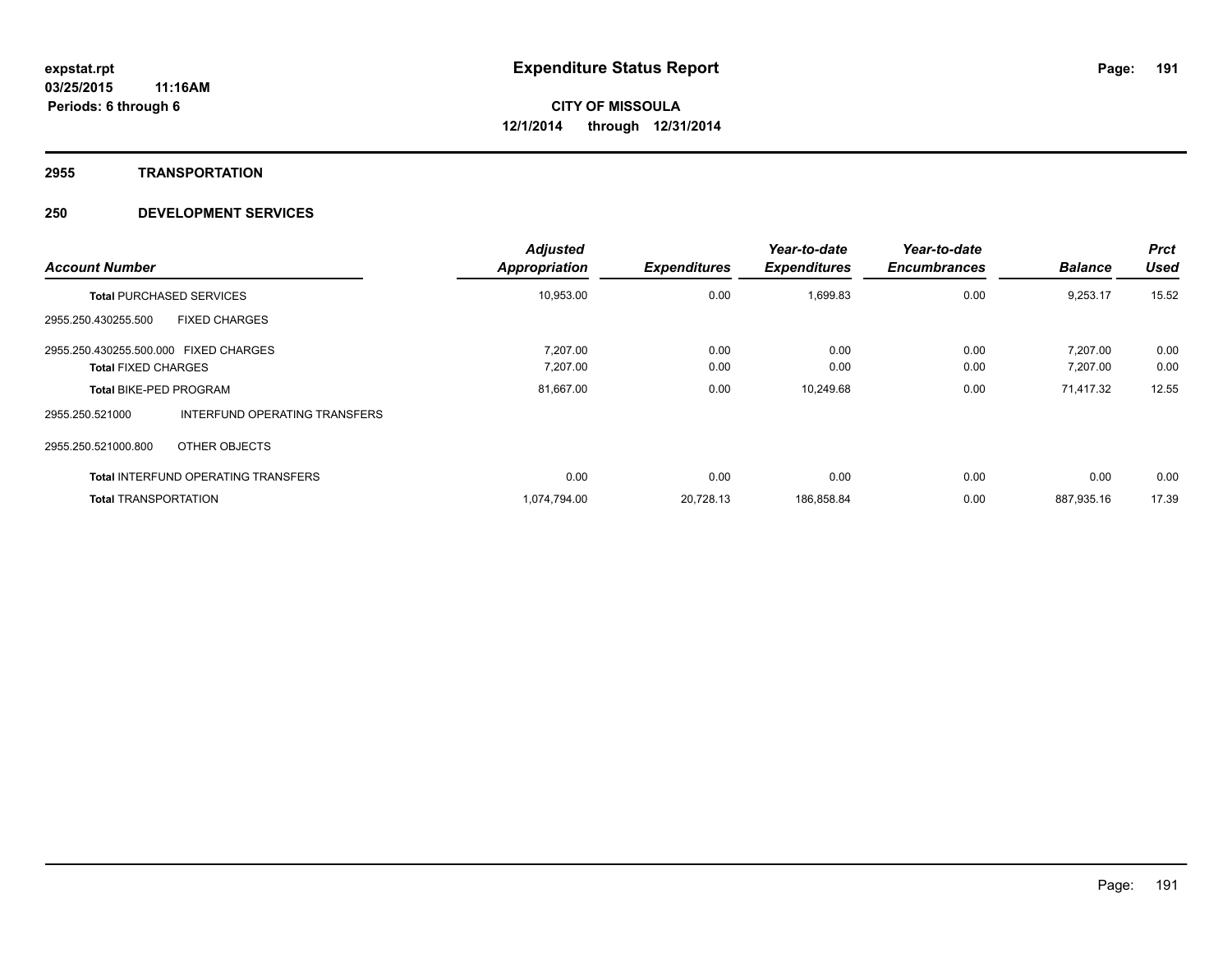**expstat.rpt**
**03/25/2015 11:16AM**
**Periods: 6 through 6**

# Expenditure Status Report

**CITY OF MISSOULA**
**12/1/2014 through 12/31/2014**

## 2955 TRANSPORTATION

## 250 DEVELOPMENT SERVICES

| Account Number | | Adjusted Appropriation | Expenditures | Year-to-date Expenditures | Year-to-date Encumbrances | Balance | Prct Used |
|---|---|---|---|---|---|---|---|
| **Total** PURCHASED SERVICES | | 10,953.00 | 0.00 | 1,699.83 | 0.00 | 9,253.17 | 15.52 |
| 2955.250.430255.500 | FIXED CHARGES | | | | | | |
| 2955.250.430255.500.000 FIXED CHARGES | | 7,207.00 | 0.00 | 0.00 | 0.00 | 7,207.00 | 0.00 |
| **Total** FIXED CHARGES | | 7,207.00 | 0.00 | 0.00 | 0.00 | 7,207.00 | 0.00 |
| **Total** BIKE-PED PROGRAM | | 81,667.00 | 0.00 | 10,249.68 | 0.00 | 71,417.32 | 12.55 |
| 2955.250.521000 | INTERFUND OPERATING TRANSFERS | | | | | | |
| 2955.250.521000.800 | OTHER OBJECTS | | | | | | |
| **Total** INTERFUND OPERATING TRANSFERS | | 0.00 | 0.00 | 0.00 | 0.00 | 0.00 | 0.00 |
| **Total** TRANSPORTATION | | 1,074,794.00 | 20,728.13 | 186,858.84 | 0.00 | 887,935.16 | 17.39 |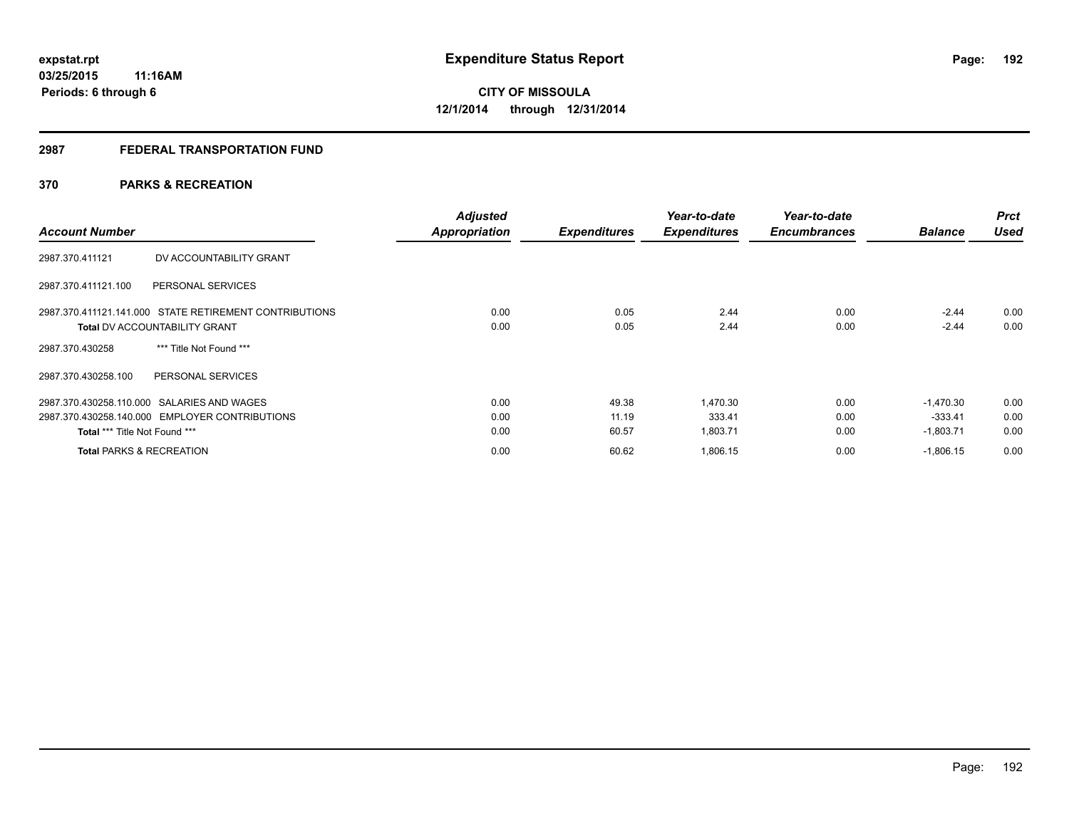# Expenditure Status Report

**expstat.rpt**
**03/25/2015 11:16AM**
**Periods: 6 through 6**

**CITY OF MISSOULA**
**12/1/2014 through 12/31/2014**

## 2987 FEDERAL TRANSPORTATION FUND

### 370 PARKS & RECREATION

| Account Number | | Adjusted Appropriation | Expenditures | Year-to-date Expenditures | Year-to-date Encumbrances | Balance | Prct Used |
|---|---|---|---|---|---|---|---|
| 2987.370.411121 | DV ACCOUNTABILITY GRANT | | | | | | |
| 2987.370.411121.100 | PERSONAL SERVICES | | | | | | |
| 2987.370.411121.141.000 | STATE RETIREMENT CONTRIBUTIONS | 0.00 | 0.05 | 2.44 | 0.00 | -2.44 | 0.00 |
| **Total** DV ACCOUNTABILITY GRANT | | 0.00 | 0.05 | 2.44 | 0.00 | -2.44 | 0.00 |
| 2987.370.430258 | *** Title Not Found *** | | | | | | |
| 2987.370.430258.100 | PERSONAL SERVICES | | | | | | |
| 2987.370.430258.110.000 | SALARIES AND WAGES | 0.00 | 49.38 | 1,470.30 | 0.00 | -1,470.30 | 0.00 |
| 2987.370.430258.140.000 | EMPLOYER CONTRIBUTIONS | 0.00 | 11.19 | 333.41 | 0.00 | -333.41 | 0.00 |
| **Total** *** Title Not Found *** | | 0.00 | 60.57 | 1,803.71 | 0.00 | -1,803.71 | 0.00 |
| **Total** PARKS & RECREATION | | 0.00 | 60.62 | 1,806.15 | 0.00 | -1,806.15 | 0.00 |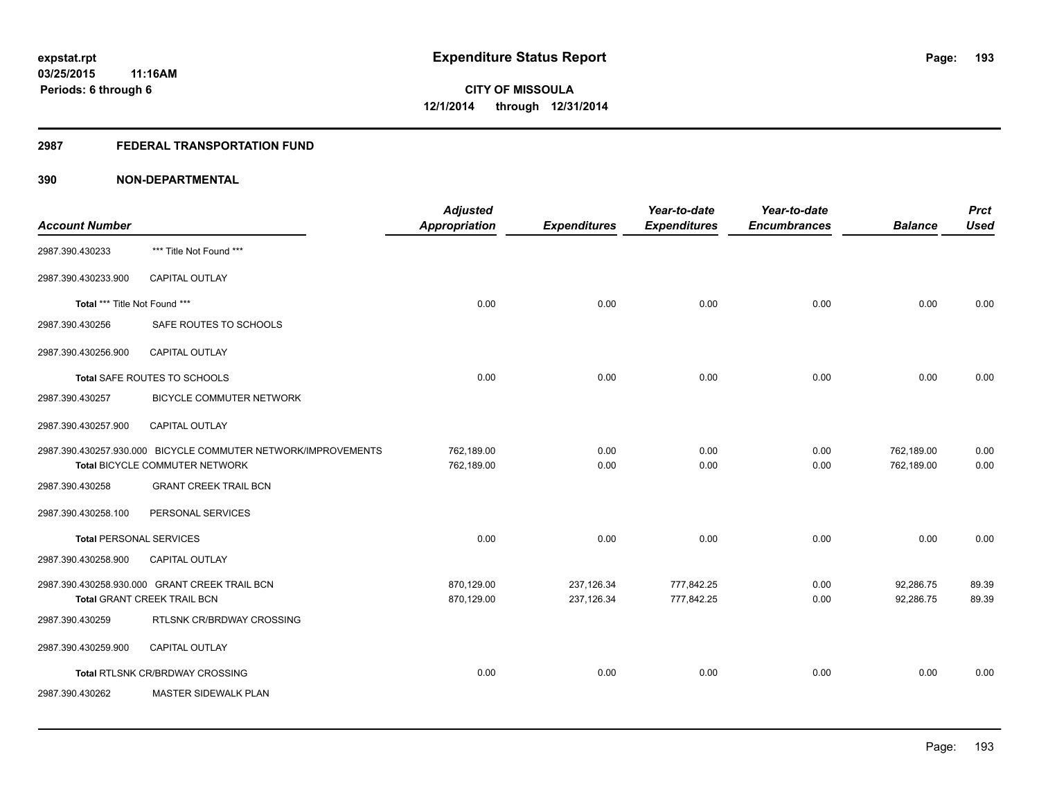**expstat.rpt**
**03/25/2015 11:16AM**
**Periods: 6 through 6**

# Expenditure Status Report

**CITY OF MISSOULA**
**12/1/2014 through 12/31/2014**

## 2987 FEDERAL TRANSPORTATION FUND

## 390 NON-DEPARTMENTAL

| Account Number | | Adjusted Appropriation | Expenditures | Year-to-date Expenditures | Year-to-date Encumbrances | Balance | Prct Used |
|---|---|---|---|---|---|---|---|
| 2987.390.430233 | *** Title Not Found *** | | | | | | |
| 2987.390.430233.900 | CAPITAL OUTLAY | | | | | | |
| **Total** *** Title Not Found *** | | 0.00 | 0.00 | 0.00 | 0.00 | 0.00 | 0.00 |
| 2987.390.430256 | SAFE ROUTES TO SCHOOLS | | | | | | |
| 2987.390.430256.900 | CAPITAL OUTLAY | | | | | | |
| **Total** SAFE ROUTES TO SCHOOLS | | 0.00 | 0.00 | 0.00 | 0.00 | 0.00 | 0.00 |
| 2987.390.430257 | BICYCLE COMMUTER NETWORK | | | | | | |
| 2987.390.430257.900 | CAPITAL OUTLAY | | | | | | |
| 2987.390.430257.930.000 | BICYCLE COMMUTER NETWORK/IMPROVEMENTS | 762,189.00 | 0.00 | 0.00 | 0.00 | 762,189.00 | 0.00 |
| **Total** BICYCLE COMMUTER NETWORK | | 762,189.00 | 0.00 | 0.00 | 0.00 | 762,189.00 | 0.00 |
| 2987.390.430258 | GRANT CREEK TRAIL BCN | | | | | | |
| 2987.390.430258.100 | PERSONAL SERVICES | | | | | | |
| **Total** PERSONAL SERVICES | | 0.00 | 0.00 | 0.00 | 0.00 | 0.00 | 0.00 |
| 2987.390.430258.900 | CAPITAL OUTLAY | | | | | | |
| 2987.390.430258.930.000 | GRANT CREEK TRAIL BCN | 870,129.00 | 237,126.34 | 777,842.25 | 0.00 | 92,286.75 | 89.39 |
| **Total** GRANT CREEK TRAIL BCN | | 870,129.00 | 237,126.34 | 777,842.25 | 0.00 | 92,286.75 | 89.39 |
| 2987.390.430259 | RTLSNK CR/BRDWAY CROSSING | | | | | | |
| 2987.390.430259.900 | CAPITAL OUTLAY | | | | | | |
| **Total** RTLSNK CR/BRDWAY CROSSING | | 0.00 | 0.00 | 0.00 | 0.00 | 0.00 | 0.00 |
| 2987.390.430262 | MASTER SIDEWALK PLAN | | | | | | |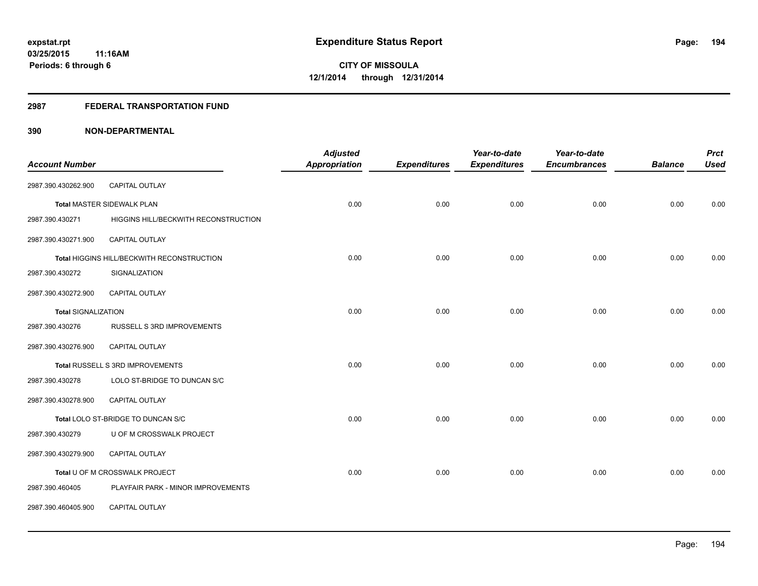**expstat.rpt**
**03/25/2015 11:16AM**
**Periods: 6 through 6**

# Expenditure Status Report

**CITY OF MISSOULA**
**12/1/2014 through 12/31/2014**

## 2987 FEDERAL TRANSPORTATION FUND

## 390 NON-DEPARTMENTAL

| Account Number | | Adjusted Appropriation | Expenditures | Year-to-date Expenditures | Year-to-date Encumbrances | Balance | Prct Used |
|---|---|---|---|---|---|---|---|
| 2987.390.430262.900 | CAPITAL OUTLAY | | | | | | |
| Total MASTER SIDEWALK PLAN | | 0.00 | 0.00 | 0.00 | 0.00 | 0.00 | 0.00 |
| 2987.390.430271 | HIGGINS HILL/BECKWITH RECONSTRUCTION | | | | | | |
| 2987.390.430271.900 | CAPITAL OUTLAY | | | | | | |
| Total HIGGINS HILL/BECKWITH RECONSTRUCTION | | 0.00 | 0.00 | 0.00 | 0.00 | 0.00 | 0.00 |
| 2987.390.430272 | SIGNALIZATION | | | | | | |
| 2987.390.430272.900 | CAPITAL OUTLAY | | | | | | |
| Total SIGNALIZATION | | 0.00 | 0.00 | 0.00 | 0.00 | 0.00 | 0.00 |
| 2987.390.430276 | RUSSELL S 3RD IMPROVEMENTS | | | | | | |
| 2987.390.430276.900 | CAPITAL OUTLAY | | | | | | |
| Total RUSSELL S 3RD IMPROVEMENTS | | 0.00 | 0.00 | 0.00 | 0.00 | 0.00 | 0.00 |
| 2987.390.430278 | LOLO ST-BRIDGE TO DUNCAN S/C | | | | | | |
| 2987.390.430278.900 | CAPITAL OUTLAY | | | | | | |
| Total LOLO ST-BRIDGE TO DUNCAN S/C | | 0.00 | 0.00 | 0.00 | 0.00 | 0.00 | 0.00 |
| 2987.390.430279 | U OF M CROSSWALK PROJECT | | | | | | |
| 2987.390.430279.900 | CAPITAL OUTLAY | | | | | | |
| Total U OF M CROSSWALK PROJECT | | 0.00 | 0.00 | 0.00 | 0.00 | 0.00 | 0.00 |
| 2987.390.460405 | PLAYFAIR PARK - MINOR IMPROVEMENTS | | | | | | |
| 2987.390.460405.900 | CAPITAL OUTLAY | | | | | | |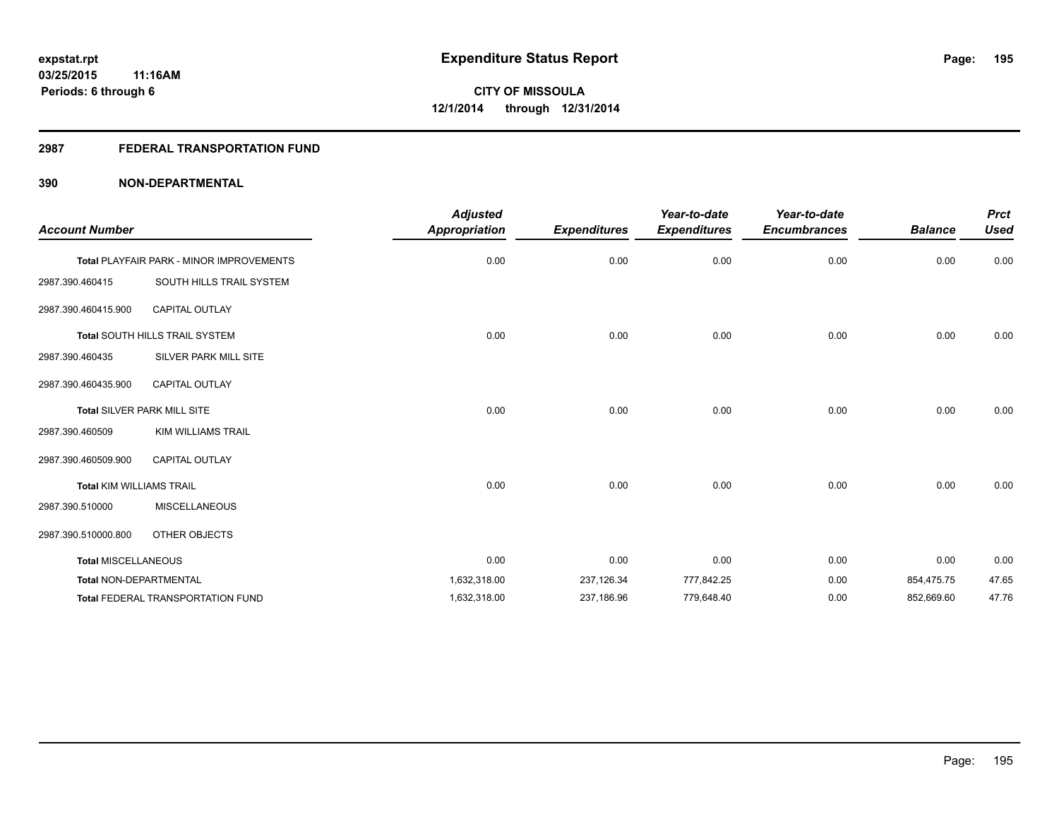**expstat.rpt**
**03/25/2015 11:16AM**
**Periods: 6 through 6**

# Expenditure Status Report

**CITY OF MISSOULA**
**12/1/2014 through 12/31/2014**

## 2987 FEDERAL TRANSPORTATION FUND

## 390 NON-DEPARTMENTAL

| Account Number | | Adjusted Appropriation | Expenditures | Year-to-date Expenditures | Year-to-date Encumbrances | Balance | Prct Used |
|---|---|---|---|---|---|---|---|
| Total PLAYFAIR PARK - MINOR IMPROVEMENTS | | 0.00 | 0.00 | 0.00 | 0.00 | 0.00 | 0.00 |
| 2987.390.460415 | SOUTH HILLS TRAIL SYSTEM | | | | | | |
| 2987.390.460415.900 | CAPITAL OUTLAY | | | | | | |
| Total SOUTH HILLS TRAIL SYSTEM | | 0.00 | 0.00 | 0.00 | 0.00 | 0.00 | 0.00 |
| 2987.390.460435 | SILVER PARK MILL SITE | | | | | | |
| 2987.390.460435.900 | CAPITAL OUTLAY | | | | | | |
| Total SILVER PARK MILL SITE | | 0.00 | 0.00 | 0.00 | 0.00 | 0.00 | 0.00 |
| 2987.390.460509 | KIM WILLIAMS TRAIL | | | | | | |
| 2987.390.460509.900 | CAPITAL OUTLAY | | | | | | |
| Total KIM WILLIAMS TRAIL | | 0.00 | 0.00 | 0.00 | 0.00 | 0.00 | 0.00 |
| 2987.390.510000 | MISCELLANEOUS | | | | | | |
| 2987.390.510000.800 | OTHER OBJECTS | | | | | | |
| Total MISCELLANEOUS | | 0.00 | 0.00 | 0.00 | 0.00 | 0.00 | 0.00 |
| Total NON-DEPARTMENTAL | | 1,632,318.00 | 237,126.34 | 777,842.25 | 0.00 | 854,475.75 | 47.65 |
| Total FEDERAL TRANSPORTATION FUND | | 1,632,318.00 | 237,186.96 | 779,648.40 | 0.00 | 852,669.60 | 47.76 |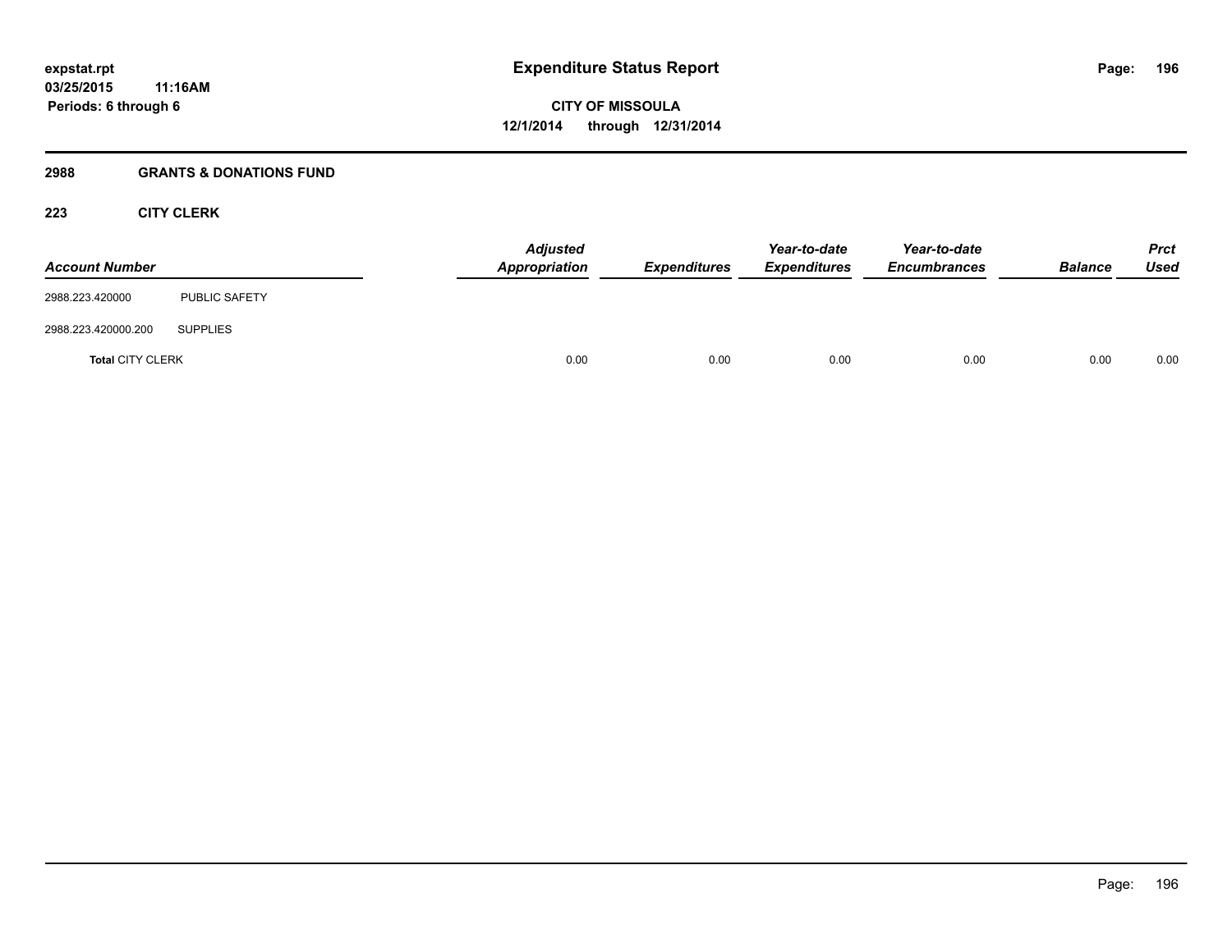## 2988 GRANTS & DONATIONS FUND

### 223 CITY CLERK

| Account Number | | Adjusted Appropriation | Expenditures | Year-to-date Expenditures | Year-to-date Encumbrances | Balance | Prct Used |
|---|---|---|---|---|---|---|---|
| 2988.223.420000 | PUBLIC SAFETY | | | | | | |
| 2988.223.420000.200 | SUPPLIES | | | | | | |
| **Total** CITY CLERK | | 0.00 | 0.00 | 0.00 | 0.00 | 0.00 | 0.00 |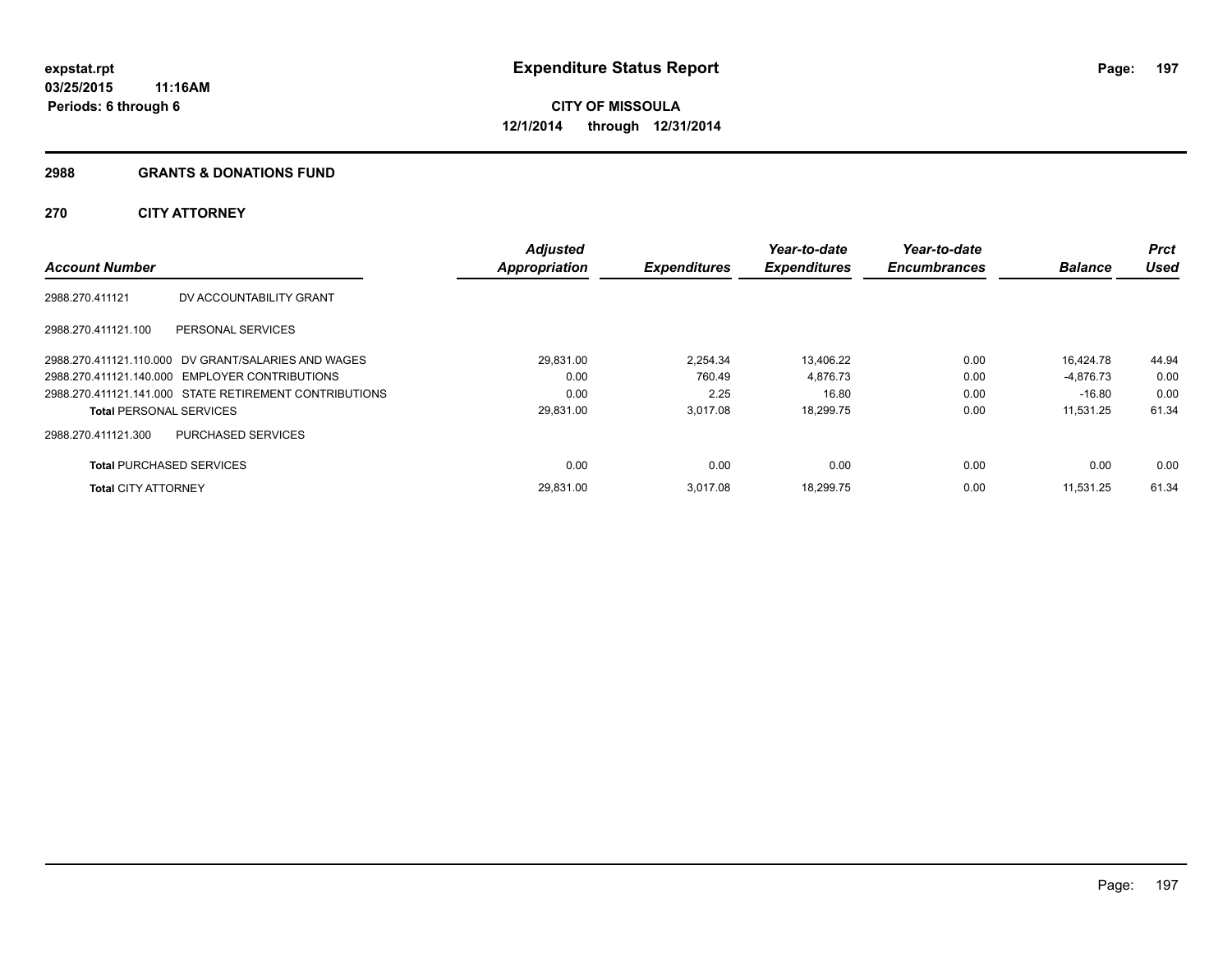**expstat.rpt**
**03/25/2015 11:16AM**
**Periods: 6 through 6**

# Expenditure Status Report

**CITY OF MISSOULA**
**12/1/2014 through 12/31/2014**

## 2988 GRANTS & DONATIONS FUND

## 270 CITY ATTORNEY

| Account Number | | Adjusted Appropriation | Expenditures | Year-to-date Expenditures | Year-to-date Encumbrances | Balance | Prct Used |
|---|---|---|---|---|---|---|---|
| 2988.270.411121 | DV ACCOUNTABILITY GRANT | | | | | | |
| 2988.270.411121.100 | PERSONAL SERVICES | | | | | | |
| 2988.270.411121.110.000 | DV GRANT/SALARIES AND WAGES | 29,831.00 | 2,254.34 | 13,406.22 | 0.00 | 16,424.78 | 44.94 |
| 2988.270.411121.140.000 | EMPLOYER CONTRIBUTIONS | 0.00 | 760.49 | 4,876.73 | 0.00 | -4,876.73 | 0.00 |
| 2988.270.411121.141.000 | STATE RETIREMENT CONTRIBUTIONS | 0.00 | 2.25 | 16.80 | 0.00 | -16.80 | 0.00 |
| **Total** PERSONAL SERVICES | | 29,831.00 | 3,017.08 | 18,299.75 | 0.00 | 11,531.25 | 61.34 |
| 2988.270.411121.300 | PURCHASED SERVICES | | | | | | |
| **Total** PURCHASED SERVICES | | 0.00 | 0.00 | 0.00 | 0.00 | 0.00 | 0.00 |
| **Total** CITY ATTORNEY | | 29,831.00 | 3,017.08 | 18,299.75 | 0.00 | 11,531.25 | 61.34 |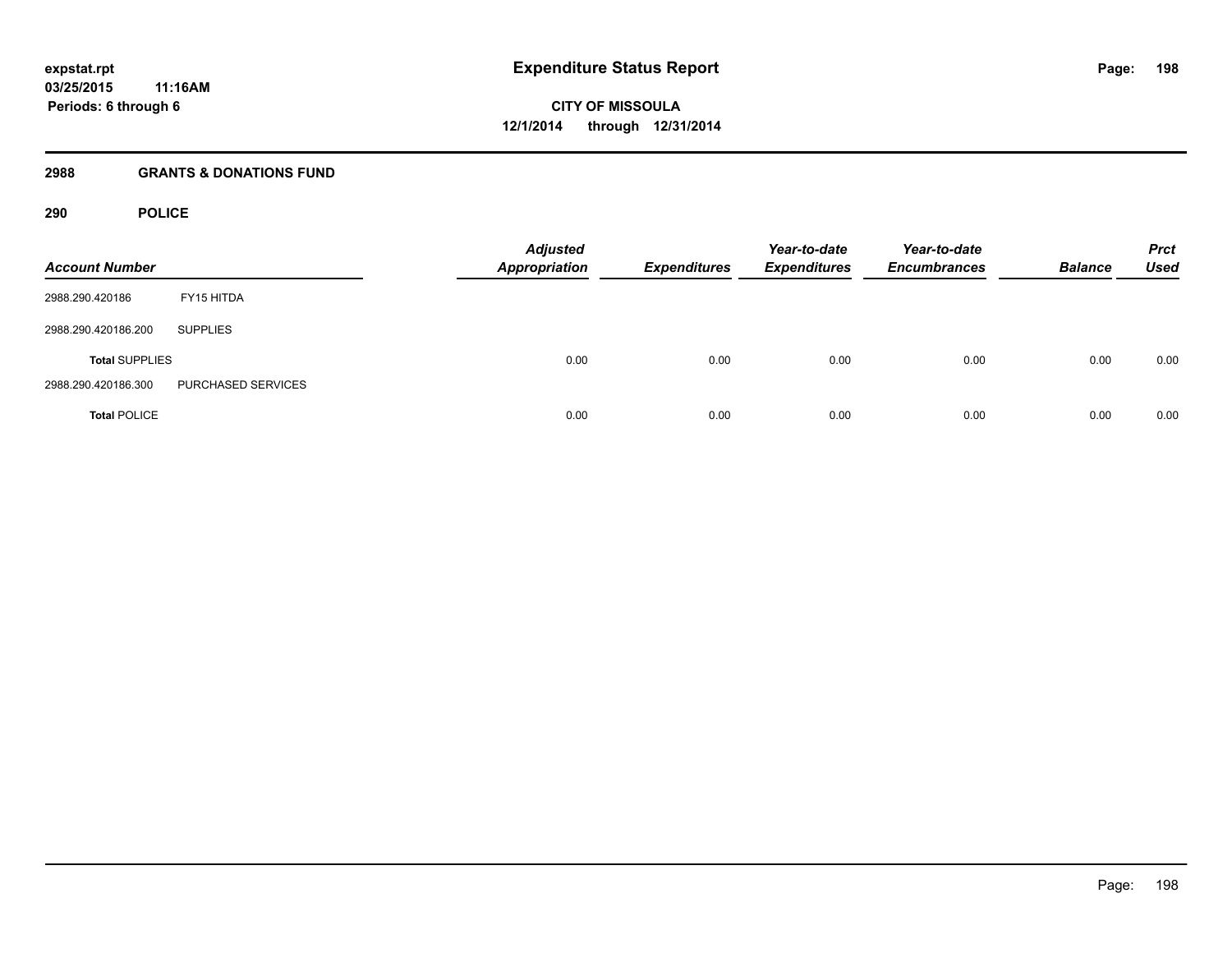**expstat.rpt**
**03/25/2015 11:16AM**
**Periods: 6 through 6**

# Expenditure Status Report

**CITY OF MISSOULA**
**12/1/2014 through 12/31/2014**

## 2988 GRANTS & DONATIONS FUND

## 290 POLICE

| Account Number | | Adjusted Appropriation | Expenditures | Year-to-date Expenditures | Year-to-date Encumbrances | Balance | Prct Used |
|---|---|---|---|---|---|---|---|
| 2988.290.420186 | FY15 HITDA | | | | | | |
| 2988.290.420186.200 | SUPPLIES | | | | | | |
| **Total** SUPPLIES | | 0.00 | 0.00 | 0.00 | 0.00 | 0.00 | 0.00 |
| 2988.290.420186.300 | PURCHASED SERVICES | | | | | | |
| **Total** POLICE | | 0.00 | 0.00 | 0.00 | 0.00 | 0.00 | 0.00 |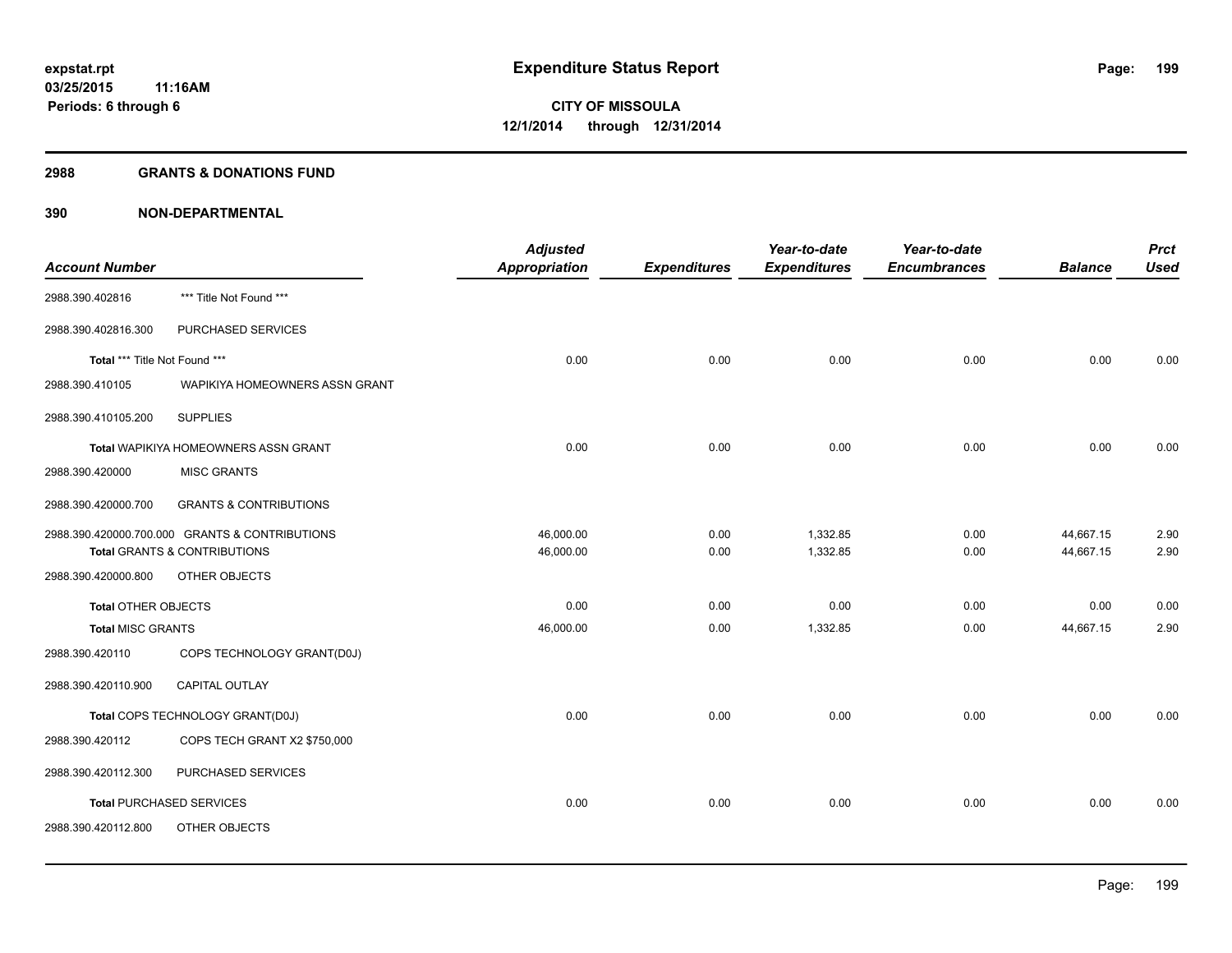# Expenditure Status Report

expstat.rpt
03/25/2015 11:16AM
Periods: 6 through 6

**CITY OF MISSOULA**
**12/1/2014 through 12/31/2014**

## 2988 GRANTS & DONATIONS FUND

### 390 NON-DEPARTMENTAL

| Account Number | | Adjusted Appropriation | Expenditures | Year-to-date Expenditures | Year-to-date Encumbrances | Balance | Prct Used |
|---|---|---|---|---|---|---|---|
| 2988.390.402816 | *** Title Not Found *** | | | | | | |
| 2988.390.402816.300 | PURCHASED SERVICES | | | | | | |
| Total *** Title Not Found *** | | 0.00 | 0.00 | 0.00 | 0.00 | 0.00 | 0.00 |
| 2988.390.410105 | WAPIKIYA HOMEOWNERS ASSN GRANT | | | | | | |
| 2988.390.410105.200 | SUPPLIES | | | | | | |
| Total WAPIKIYA HOMEOWNERS ASSN GRANT | | 0.00 | 0.00 | 0.00 | 0.00 | 0.00 | 0.00 |
| 2988.390.420000 | MISC GRANTS | | | | | | |
| 2988.390.420000.700 | GRANTS & CONTRIBUTIONS | | | | | | |
| 2988.390.420000.700.000 | GRANTS & CONTRIBUTIONS | 46,000.00 | 0.00 | 1,332.85 | 0.00 | 44,667.15 | 2.90 |
| **Total** GRANTS & CONTRIBUTIONS | | 46,000.00 | 0.00 | 1,332.85 | 0.00 | 44,667.15 | 2.90 |
| 2988.390.420000.800 | OTHER OBJECTS | | | | | | |
| **Total** OTHER OBJECTS | | 0.00 | 0.00 | 0.00 | 0.00 | 0.00 | 0.00 |
| **Total** MISC GRANTS | | 46,000.00 | 0.00 | 1,332.85 | 0.00 | 44,667.15 | 2.90 |
| 2988.390.420110 | COPS TECHNOLOGY GRANT(D0J) | | | | | | |
| 2988.390.420110.900 | CAPITAL OUTLAY | | | | | | |
| Total COPS TECHNOLOGY GRANT(D0J) | | 0.00 | 0.00 | 0.00 | 0.00 | 0.00 | 0.00 |
| 2988.390.420112 | COPS TECH GRANT X2 $750,000 | | | | | | |
| 2988.390.420112.300 | PURCHASED SERVICES | | | | | | |
| **Total** PURCHASED SERVICES | | 0.00 | 0.00 | 0.00 | 0.00 | 0.00 | 0.00 |
| 2988.390.420112.800 | OTHER OBJECTS | | | | | | |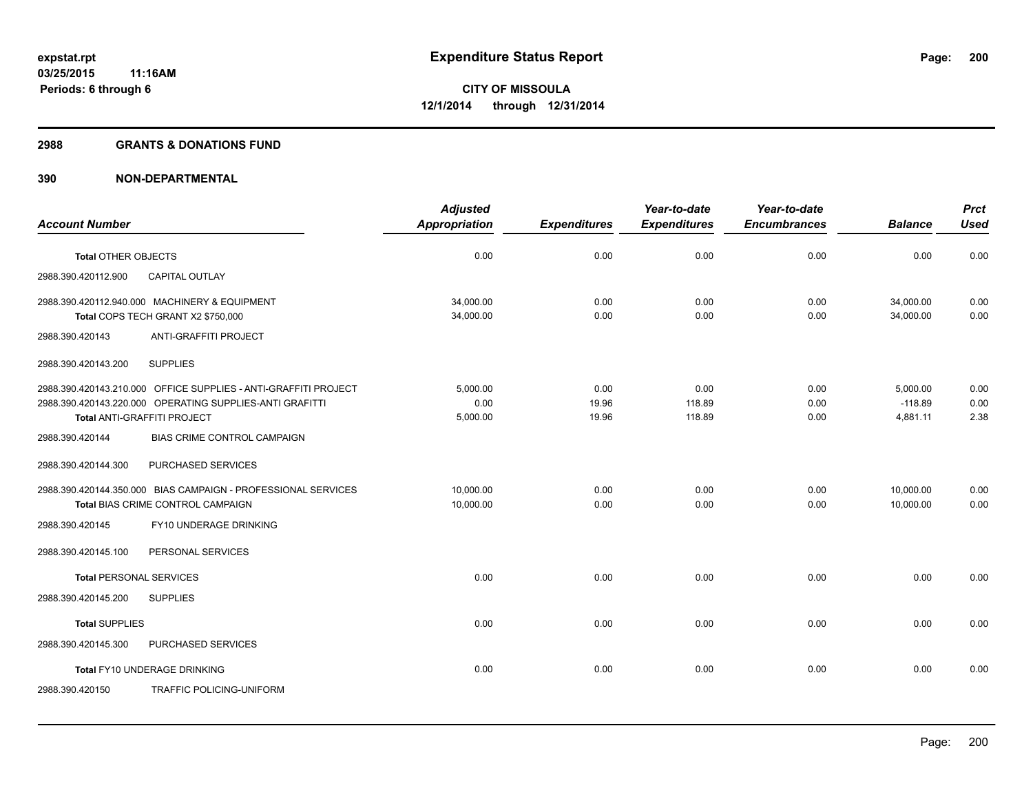expstat.rpt
03/25/2015 11:16AM
Periods: 6 through 6

# Expenditure Status Report

**CITY OF MISSOULA**
**12/1/2014 through 12/31/2014**

## 2988 GRANTS & DONATIONS FUND

## 390 NON-DEPARTMENTAL

| Account Number | Adjusted Appropriation | Expenditures | Year-to-date Expenditures | Year-to-date Encumbrances | Balance | Prct Used |
|---|---|---|---|---|---|---|
| Total OTHER OBJECTS | 0.00 | 0.00 | 0.00 | 0.00 | 0.00 | 0.00 |
| 2988.390.420112.900 CAPITAL OUTLAY | | | | | | |
| 2988.390.420112.940.000 MACHINERY & EQUIPMENT | 34,000.00 | 0.00 | 0.00 | 0.00 | 34,000.00 | 0.00 |
| Total COPS TECH GRANT X2 $750,000 | 34,000.00 | 0.00 | 0.00 | 0.00 | 34,000.00 | 0.00 |
| 2988.390.420143 ANTI-GRAFFITI PROJECT | | | | | | |
| 2988.390.420143.200 SUPPLIES | | | | | | |
| 2988.390.420143.210.000 OFFICE SUPPLIES - ANTI-GRAFFITI PROJECT | 5,000.00 | 0.00 | 0.00 | 0.00 | 5,000.00 | 0.00 |
| 2988.390.420143.220.000 OPERATING SUPPLIES-ANTI GRAFITTI | 0.00 | 19.96 | 118.89 | 0.00 | -118.89 | 0.00 |
| Total ANTI-GRAFFITI PROJECT | 5,000.00 | 19.96 | 118.89 | 0.00 | 4,881.11 | 2.38 |
| 2988.390.420144 BIAS CRIME CONTROL CAMPAIGN | | | | | | |
| 2988.390.420144.300 PURCHASED SERVICES | | | | | | |
| 2988.390.420144.350.000 BIAS CAMPAIGN - PROFESSIONAL SERVICES | 10,000.00 | 0.00 | 0.00 | 0.00 | 10,000.00 | 0.00 |
| Total BIAS CRIME CONTROL CAMPAIGN | 10,000.00 | 0.00 | 0.00 | 0.00 | 10,000.00 | 0.00 |
| 2988.390.420145 FY10 UNDERAGE DRINKING | | | | | | |
| 2988.390.420145.100 PERSONAL SERVICES | | | | | | |
| Total PERSONAL SERVICES | 0.00 | 0.00 | 0.00 | 0.00 | 0.00 | 0.00 |
| 2988.390.420145.200 SUPPLIES | | | | | | |
| Total SUPPLIES | 0.00 | 0.00 | 0.00 | 0.00 | 0.00 | 0.00 |
| 2988.390.420145.300 PURCHASED SERVICES | | | | | | |
| Total FY10 UNDERAGE DRINKING | 0.00 | 0.00 | 0.00 | 0.00 | 0.00 | 0.00 |
| 2988.390.420150 TRAFFIC POLICING-UNIFORM | | | | | | |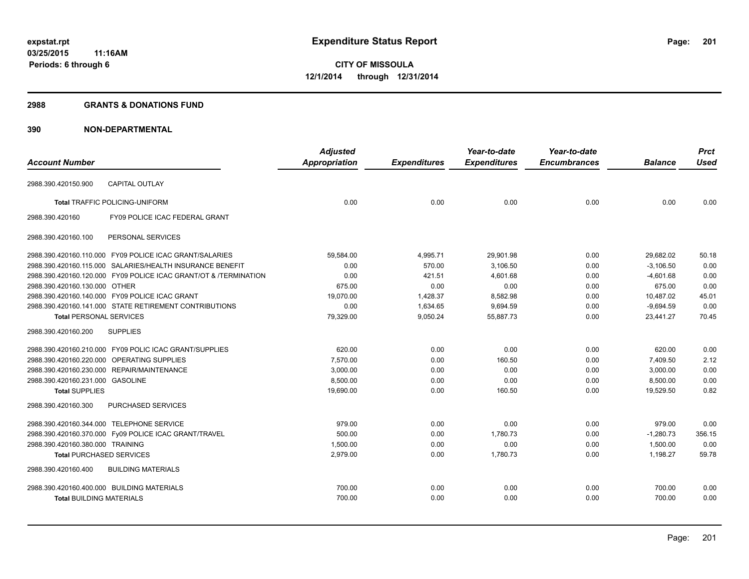# Expenditure Status Report

**CITY OF MISSOULA**
**12/1/2014 through 12/31/2014**

expstat.rpt
03/25/2015 11:16AM
Periods: 6 through 6

## 2988 GRANTS & DONATIONS FUND

## 390 NON-DEPARTMENTAL

| Account Number | | Adjusted Appropriation | Expenditures | Year-to-date Expenditures | Year-to-date Encumbrances | Balance | Prct Used |
|---|---|---|---|---|---|---|---|
| 2988.390.420150.900 | CAPITAL OUTLAY | | | | | | |
| **Total** TRAFFIC POLICING-UNIFORM | | 0.00 | 0.00 | 0.00 | 0.00 | 0.00 | 0.00 |
| 2988.390.420160 | FY09 POLICE ICAC FEDERAL GRANT | | | | | | |
| 2988.390.420160.100 | PERSONAL SERVICES | | | | | | |
| 2988.390.420160.110.000 | FY09 POLICE ICAC GRANT/SALARIES | 59,584.00 | 4,995.71 | 29,901.98 | 0.00 | 29,682.02 | 50.18 |
| 2988.390.420160.115.000 | SALARIES/HEALTH INSURANCE BENEFIT | 0.00 | 570.00 | 3,106.50 | 0.00 | -3,106.50 | 0.00 |
| 2988.390.420160.120.000 | FY09 POLICE ICAC GRANT/OT & /TERMINATION | 0.00 | 421.51 | 4,601.68 | 0.00 | -4,601.68 | 0.00 |
| 2988.390.420160.130.000 | OTHER | 675.00 | 0.00 | 0.00 | 0.00 | 675.00 | 0.00 |
| 2988.390.420160.140.000 | FY09 POLICE ICAC GRANT | 19,070.00 | 1,428.37 | 8,582.98 | 0.00 | 10,487.02 | 45.01 |
| 2988.390.420160.141.000 | STATE RETIREMENT CONTRIBUTIONS | 0.00 | 1,634.65 | 9,694.59 | 0.00 | -9,694.59 | 0.00 |
| **Total** PERSONAL SERVICES | | 79,329.00 | 9,050.24 | 55,887.73 | 0.00 | 23,441.27 | 70.45 |
| 2988.390.420160.200 | SUPPLIES | | | | | | |
| 2988.390.420160.210.000 | FY09 POLIC ICAC GRANT/SUPPLIES | 620.00 | 0.00 | 0.00 | 0.00 | 620.00 | 0.00 |
| 2988.390.420160.220.000 | OPERATING SUPPLIES | 7,570.00 | 0.00 | 160.50 | 0.00 | 7,409.50 | 2.12 |
| 2988.390.420160.230.000 | REPAIR/MAINTENANCE | 3,000.00 | 0.00 | 0.00 | 0.00 | 3,000.00 | 0.00 |
| 2988.390.420160.231.000 | GASOLINE | 8,500.00 | 0.00 | 0.00 | 0.00 | 8,500.00 | 0.00 |
| **Total** SUPPLIES | | 19,690.00 | 0.00 | 160.50 | 0.00 | 19,529.50 | 0.82 |
| 2988.390.420160.300 | PURCHASED SERVICES | | | | | | |
| 2988.390.420160.344.000 | TELEPHONE SERVICE | 979.00 | 0.00 | 0.00 | 0.00 | 979.00 | 0.00 |
| 2988.390.420160.370.000 | Fy09 POLICE ICAC GRANT/TRAVEL | 500.00 | 0.00 | 1,780.73 | 0.00 | -1,280.73 | 356.15 |
| 2988.390.420160.380.000 | TRAINING | 1,500.00 | 0.00 | 0.00 | 0.00 | 1,500.00 | 0.00 |
| **Total** PURCHASED SERVICES | | 2,979.00 | 0.00 | 1,780.73 | 0.00 | 1,198.27 | 59.78 |
| 2988.390.420160.400 | BUILDING MATERIALS | | | | | | |
| 2988.390.420160.400.000 | BUILDING MATERIALS | 700.00 | 0.00 | 0.00 | 0.00 | 700.00 | 0.00 |
| **Total** BUILDING MATERIALS | | 700.00 | 0.00 | 0.00 | 0.00 | 700.00 | 0.00 |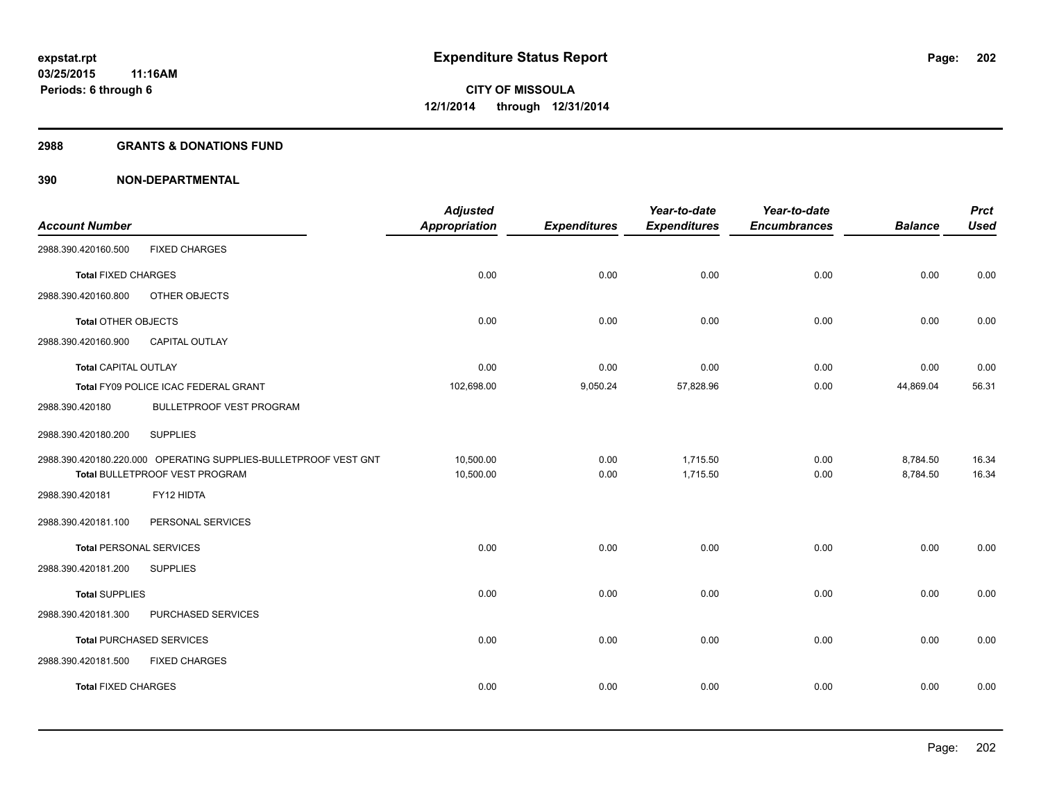**Expenditure Status Report**

**CITY OF MISSOULA**
**12/1/2014 through 12/31/2014**

expstat.rpt
03/25/2015 11:16AM
Periods: 6 through 6

## 2988 GRANTS & DONATIONS FUND

## 390 NON-DEPARTMENTAL

| Account Number | Adjusted Appropriation | Expenditures | Year-to-date Expenditures | Year-to-date Encumbrances | Balance | Prct Used |
|---|---|---|---|---|---|---|
| 2988.390.420160.500 FIXED CHARGES | | | | | | |
| **Total** FIXED CHARGES | 0.00 | 0.00 | 0.00 | 0.00 | 0.00 | 0.00 |
| 2988.390.420160.800 OTHER OBJECTS | | | | | | |
| **Total** OTHER OBJECTS | 0.00 | 0.00 | 0.00 | 0.00 | 0.00 | 0.00 |
| 2988.390.420160.900 CAPITAL OUTLAY | | | | | | |
| **Total** CAPITAL OUTLAY | 0.00 | 0.00 | 0.00 | 0.00 | 0.00 | 0.00 |
| **Total** FY09 POLICE ICAC FEDERAL GRANT | 102,698.00 | 9,050.24 | 57,828.96 | 0.00 | 44,869.04 | 56.31 |
| 2988.390.420180 BULLETPROOF VEST PROGRAM | | | | | | |
| 2988.390.420180.200 SUPPLIES | | | | | | |
| 2988.390.420180.220.000 OPERATING SUPPLIES-BULLETPROOF VEST GNT | 10,500.00 | 0.00 | 1,715.50 | 0.00 | 8,784.50 | 16.34 |
| **Total** BULLETPROOF VEST PROGRAM | 10,500.00 | 0.00 | 1,715.50 | 0.00 | 8,784.50 | 16.34 |
| 2988.390.420181 FY12 HIDTA | | | | | | |
| 2988.390.420181.100 PERSONAL SERVICES | | | | | | |
| **Total** PERSONAL SERVICES | 0.00 | 0.00 | 0.00 | 0.00 | 0.00 | 0.00 |
| 2988.390.420181.200 SUPPLIES | | | | | | |
| **Total** SUPPLIES | 0.00 | 0.00 | 0.00 | 0.00 | 0.00 | 0.00 |
| 2988.390.420181.300 PURCHASED SERVICES | | | | | | |
| **Total** PURCHASED SERVICES | 0.00 | 0.00 | 0.00 | 0.00 | 0.00 | 0.00 |
| 2988.390.420181.500 FIXED CHARGES | | | | | | |
| **Total** FIXED CHARGES | 0.00 | 0.00 | 0.00 | 0.00 | 0.00 | 0.00 |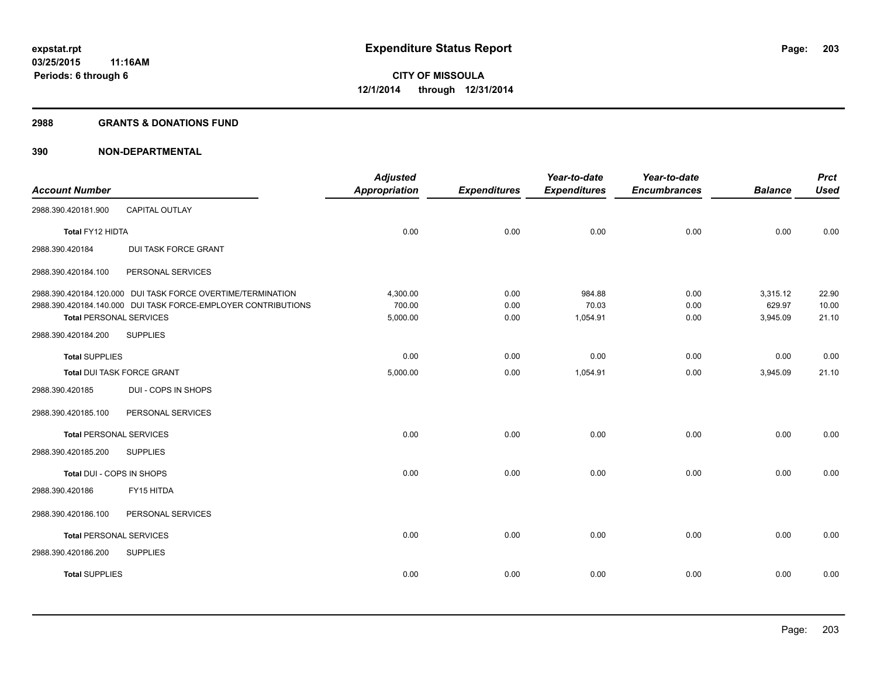**Expenditure Status Report**

**CITY OF MISSOULA**
**12/1/2014 through 12/31/2014**

expstat.rpt
03/25/2015 11:16AM
Periods: 6 through 6

## 2988 GRANTS & DONATIONS FUND

## 390 NON-DEPARTMENTAL

| Account Number | | Adjusted Appropriation | Expenditures | Year-to-date Expenditures | Year-to-date Encumbrances | Balance | Prct Used |
|---|---|---|---|---|---|---|---|
| 2988.390.420181.900 | CAPITAL OUTLAY | | | | | | |
| **Total** FY12 HIDTA | | 0.00 | 0.00 | 0.00 | 0.00 | 0.00 | 0.00 |
| 2988.390.420184 | DUI TASK FORCE GRANT | | | | | | |
| 2988.390.420184.100 | PERSONAL SERVICES | | | | | | |
| 2988.390.420184.120.000 | DUI TASK FORCE OVERTIME/TERMINATION | 4,300.00 | 0.00 | 984.88 | 0.00 | 3,315.12 | 22.90 |
| 2988.390.420184.140.000 | DUI TASK FORCE-EMPLOYER CONTRIBUTIONS | 700.00 | 0.00 | 70.03 | 0.00 | 629.97 | 10.00 |
| **Total** PERSONAL SERVICES | | 5,000.00 | 0.00 | 1,054.91 | 0.00 | 3,945.09 | 21.10 |
| 2988.390.420184.200 | SUPPLIES | | | | | | |
| **Total** SUPPLIES | | 0.00 | 0.00 | 0.00 | 0.00 | 0.00 | 0.00 |
| **Total** DUI TASK FORCE GRANT | | 5,000.00 | 0.00 | 1,054.91 | 0.00 | 3,945.09 | 21.10 |
| 2988.390.420185 | DUI - COPS IN SHOPS | | | | | | |
| 2988.390.420185.100 | PERSONAL SERVICES | | | | | | |
| **Total** PERSONAL SERVICES | | 0.00 | 0.00 | 0.00 | 0.00 | 0.00 | 0.00 |
| 2988.390.420185.200 | SUPPLIES | | | | | | |
| **Total** DUI - COPS IN SHOPS | | 0.00 | 0.00 | 0.00 | 0.00 | 0.00 | 0.00 |
| 2988.390.420186 | FY15 HITDA | | | | | | |
| 2988.390.420186.100 | PERSONAL SERVICES | | | | | | |
| **Total** PERSONAL SERVICES | | 0.00 | 0.00 | 0.00 | 0.00 | 0.00 | 0.00 |
| 2988.390.420186.200 | SUPPLIES | | | | | | |
| **Total** SUPPLIES | | 0.00 | 0.00 | 0.00 | 0.00 | 0.00 | 0.00 |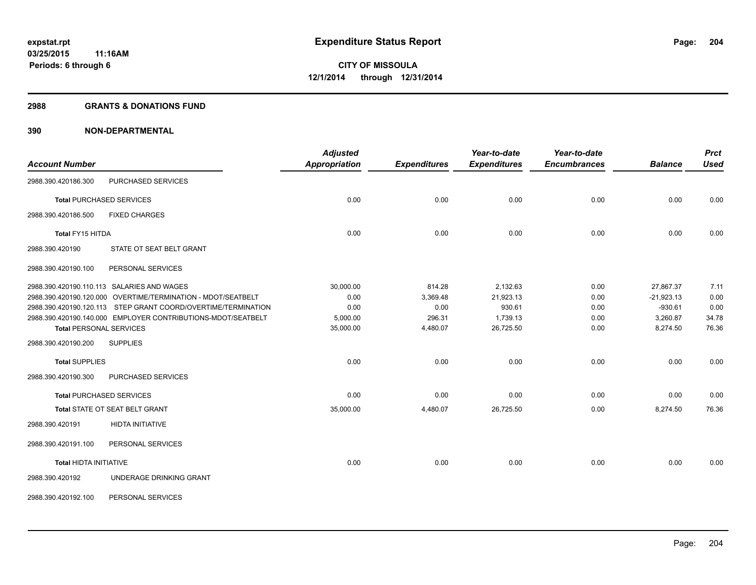**expstat.rpt**
**03/25/2015 11:16AM**
**Periods: 6 through 6**

# Expenditure Status Report

**CITY OF MISSOULA**
**12/1/2014 through 12/31/2014**

## 2988 GRANTS & DONATIONS FUND

## 390 NON-DEPARTMENTAL

| Account Number | | Adjusted Appropriation | Expenditures | Year-to-date Expenditures | Year-to-date Encumbrances | Balance | Prct Used |
|---|---|---|---|---|---|---|---|
| 2988.390.420186.300 | PURCHASED SERVICES | | | | | | |
| **Total** PURCHASED SERVICES | | 0.00 | 0.00 | 0.00 | 0.00 | 0.00 | 0.00 |
| 2988.390.420186.500 | FIXED CHARGES | | | | | | |
| **Total** FY15 HITDA | | 0.00 | 0.00 | 0.00 | 0.00 | 0.00 | 0.00 |
| 2988.390.420190 | STATE OT SEAT BELT GRANT | | | | | | |
| 2988.390.420190.100 | PERSONAL SERVICES | | | | | | |
| 2988.390.420190.110.113 | SALARIES AND WAGES | 30,000.00 | 814.28 | 2,132.63 | 0.00 | 27,867.37 | 7.11 |
| 2988.390.420190.120.000 | OVERTIME/TERMINATION - MDOT/SEATBELT | 0.00 | 3,369.48 | 21,923.13 | 0.00 | -21,923.13 | 0.00 |
| 2988.390.420190.120.113 | STEP GRANT COORD/OVERTIME/TERMINATION | 0.00 | 0.00 | 930.61 | 0.00 | -930.61 | 0.00 |
| 2988.390.420190.140.000 | EMPLOYER CONTRIBUTIONS-MDOT/SEATBELT | 5,000.00 | 296.31 | 1,739.13 | 0.00 | 3,260.87 | 34.78 |
| **Total** PERSONAL SERVICES | | 35,000.00 | 4,480.07 | 26,725.50 | 0.00 | 8,274.50 | 76.36 |
| 2988.390.420190.200 | SUPPLIES | | | | | | |
| **Total** SUPPLIES | | 0.00 | 0.00 | 0.00 | 0.00 | 0.00 | 0.00 |
| 2988.390.420190.300 | PURCHASED SERVICES | | | | | | |
| **Total** PURCHASED SERVICES | | 0.00 | 0.00 | 0.00 | 0.00 | 0.00 | 0.00 |
| **Total** STATE OT SEAT BELT GRANT | | 35,000.00 | 4,480.07 | 26,725.50 | 0.00 | 8,274.50 | 76.36 |
| 2988.390.420191 | HIDTA INITIATIVE | | | | | | |
| 2988.390.420191.100 | PERSONAL SERVICES | | | | | | |
| **Total** HIDTA INITIATIVE | | 0.00 | 0.00 | 0.00 | 0.00 | 0.00 | 0.00 |
| 2988.390.420192 | UNDERAGE DRINKING GRANT | | | | | | |
| 2988.390.420192.100 | PERSONAL SERVICES | | | | | | |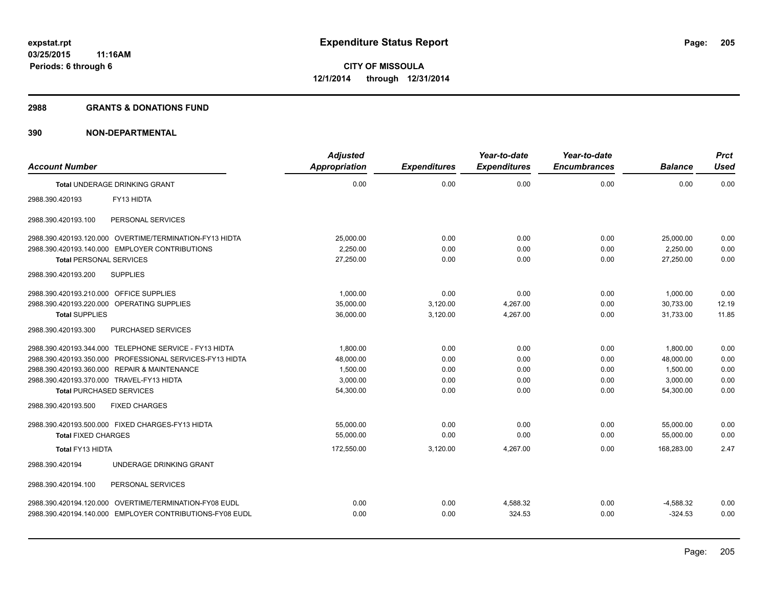# Expenditure Status Report

expstat.rpt
03/25/2015 11:16AM
Periods: 6 through 6

CITY OF MISSOULA
12/1/2014 through 12/31/2014

## 2988 GRANTS & DONATIONS FUND

## 390 NON-DEPARTMENTAL

| Account Number | Adjusted Appropriation | Expenditures | Year-to-date Expenditures | Year-to-date Encumbrances | Balance | Prct Used |
|---|---|---|---|---|---|---|
| **Total** UNDERAGE DRINKING GRANT | 0.00 | 0.00 | 0.00 | 0.00 | 0.00 | 0.00 |
| 2988.390.420193 FY13 HIDTA | | | | | | |
| 2988.390.420193.100 PERSONAL SERVICES | | | | | | |
| 2988.390.420193.120.000 OVERTIME/TERMINATION-FY13 HIDTA | 25,000.00 | 0.00 | 0.00 | 0.00 | 25,000.00 | 0.00 |
| 2988.390.420193.140.000 EMPLOYER CONTRIBUTIONS | 2,250.00 | 0.00 | 0.00 | 0.00 | 2,250.00 | 0.00 |
| **Total** PERSONAL SERVICES | 27,250.00 | 0.00 | 0.00 | 0.00 | 27,250.00 | 0.00 |
| 2988.390.420193.200 SUPPLIES | | | | | | |
| 2988.390.420193.210.000 OFFICE SUPPLIES | 1,000.00 | 0.00 | 0.00 | 0.00 | 1,000.00 | 0.00 |
| 2988.390.420193.220.000 OPERATING SUPPLIES | 35,000.00 | 3,120.00 | 4,267.00 | 0.00 | 30,733.00 | 12.19 |
| **Total** SUPPLIES | 36,000.00 | 3,120.00 | 4,267.00 | 0.00 | 31,733.00 | 11.85 |
| 2988.390.420193.300 PURCHASED SERVICES | | | | | | |
| 2988.390.420193.344.000 TELEPHONE SERVICE - FY13 HIDTA | 1,800.00 | 0.00 | 0.00 | 0.00 | 1,800.00 | 0.00 |
| 2988.390.420193.350.000 PROFESSIONAL SERVICES-FY13 HIDTA | 48,000.00 | 0.00 | 0.00 | 0.00 | 48,000.00 | 0.00 |
| 2988.390.420193.360.000 REPAIR & MAINTENANCE | 1,500.00 | 0.00 | 0.00 | 0.00 | 1,500.00 | 0.00 |
| 2988.390.420193.370.000 TRAVEL-FY13 HIDTA | 3,000.00 | 0.00 | 0.00 | 0.00 | 3,000.00 | 0.00 |
| **Total** PURCHASED SERVICES | 54,300.00 | 0.00 | 0.00 | 0.00 | 54,300.00 | 0.00 |
| 2988.390.420193.500 FIXED CHARGES | | | | | | |
| 2988.390.420193.500.000 FIXED CHARGES-FY13 HIDTA | 55,000.00 | 0.00 | 0.00 | 0.00 | 55,000.00 | 0.00 |
| **Total** FIXED CHARGES | 55,000.00 | 0.00 | 0.00 | 0.00 | 55,000.00 | 0.00 |
| **Total** FY13 HIDTA | 172,550.00 | 3,120.00 | 4,267.00 | 0.00 | 168,283.00 | 2.47 |
| 2988.390.420194 UNDERAGE DRINKING GRANT | | | | | | |
| 2988.390.420194.100 PERSONAL SERVICES | | | | | | |
| 2988.390.420194.120.000 OVERTIME/TERMINATION-FY08 EUDL | 0.00 | 0.00 | 4,588.32 | 0.00 | -4,588.32 | 0.00 |
| 2988.390.420194.140.000 EMPLOYER CONTRIBUTIONS-FY08 EUDL | 0.00 | 0.00 | 324.53 | 0.00 | -324.53 | 0.00 |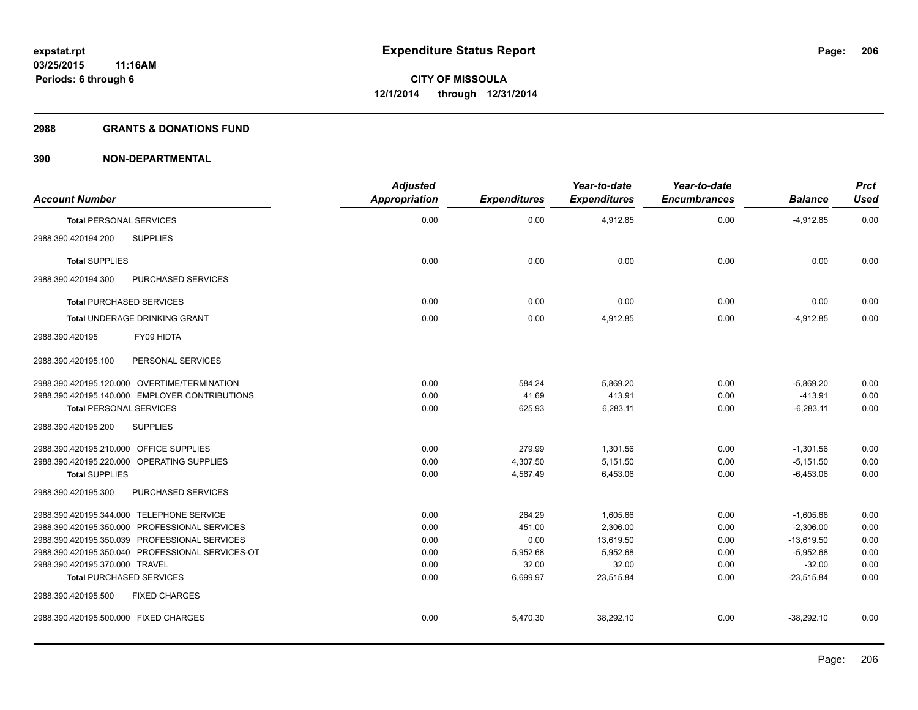**expstat.rpt**
**03/25/2015 11:16AM**
**Periods: 6 through 6**

# Expenditure Status Report

**CITY OF MISSOULA**
**12/1/2014 through 12/31/2014**

## 2988 GRANTS & DONATIONS FUND

## 390 NON-DEPARTMENTAL

| Account Number | Adjusted Appropriation | Expenditures | Year-to-date Expenditures | Year-to-date Encumbrances | Balance | Prct Used |
|---|---|---|---|---|---|---|
| **Total** PERSONAL SERVICES | 0.00 | 0.00 | 4,912.85 | 0.00 | -4,912.85 | 0.00 |
| 2988.390.420194.200 SUPPLIES | | | | | | |
| **Total** SUPPLIES | 0.00 | 0.00 | 0.00 | 0.00 | 0.00 | 0.00 |
| 2988.390.420194.300 PURCHASED SERVICES | | | | | | |
| **Total** PURCHASED SERVICES | 0.00 | 0.00 | 0.00 | 0.00 | 0.00 | 0.00 |
| **Total** UNDERAGE DRINKING GRANT | 0.00 | 0.00 | 4,912.85 | 0.00 | -4,912.85 | 0.00 |
| 2988.390.420195 FY09 HIDTA | | | | | | |
| 2988.390.420195.100 PERSONAL SERVICES | | | | | | |
| 2988.390.420195.120.000 OVERTIME/TERMINATION | 0.00 | 584.24 | 5,869.20 | 0.00 | -5,869.20 | 0.00 |
| 2988.390.420195.140.000 EMPLOYER CONTRIBUTIONS | 0.00 | 41.69 | 413.91 | 0.00 | -413.91 | 0.00 |
| **Total** PERSONAL SERVICES | 0.00 | 625.93 | 6,283.11 | 0.00 | -6,283.11 | 0.00 |
| 2988.390.420195.200 SUPPLIES | | | | | | |
| 2988.390.420195.210.000 OFFICE SUPPLIES | 0.00 | 279.99 | 1,301.56 | 0.00 | -1,301.56 | 0.00 |
| 2988.390.420195.220.000 OPERATING SUPPLIES | 0.00 | 4,307.50 | 5,151.50 | 0.00 | -5,151.50 | 0.00 |
| **Total** SUPPLIES | 0.00 | 4,587.49 | 6,453.06 | 0.00 | -6,453.06 | 0.00 |
| 2988.390.420195.300 PURCHASED SERVICES | | | | | | |
| 2988.390.420195.344.000 TELEPHONE SERVICE | 0.00 | 264.29 | 1,605.66 | 0.00 | -1,605.66 | 0.00 |
| 2988.390.420195.350.000 PROFESSIONAL SERVICES | 0.00 | 451.00 | 2,306.00 | 0.00 | -2,306.00 | 0.00 |
| 2988.390.420195.350.039 PROFESSIONAL SERVICES | 0.00 | 0.00 | 13,619.50 | 0.00 | -13,619.50 | 0.00 |
| 2988.390.420195.350.040 PROFESSIONAL SERVICES-OT | 0.00 | 5,952.68 | 5,952.68 | 0.00 | -5,952.68 | 0.00 |
| 2988.390.420195.370.000 TRAVEL | 0.00 | 32.00 | 32.00 | 0.00 | -32.00 | 0.00 |
| **Total** PURCHASED SERVICES | 0.00 | 6,699.97 | 23,515.84 | 0.00 | -23,515.84 | 0.00 |
| 2988.390.420195.500 FIXED CHARGES | | | | | | |
| 2988.390.420195.500.000 FIXED CHARGES | 0.00 | 5,470.30 | 38,292.10 | 0.00 | -38,292.10 | 0.00 |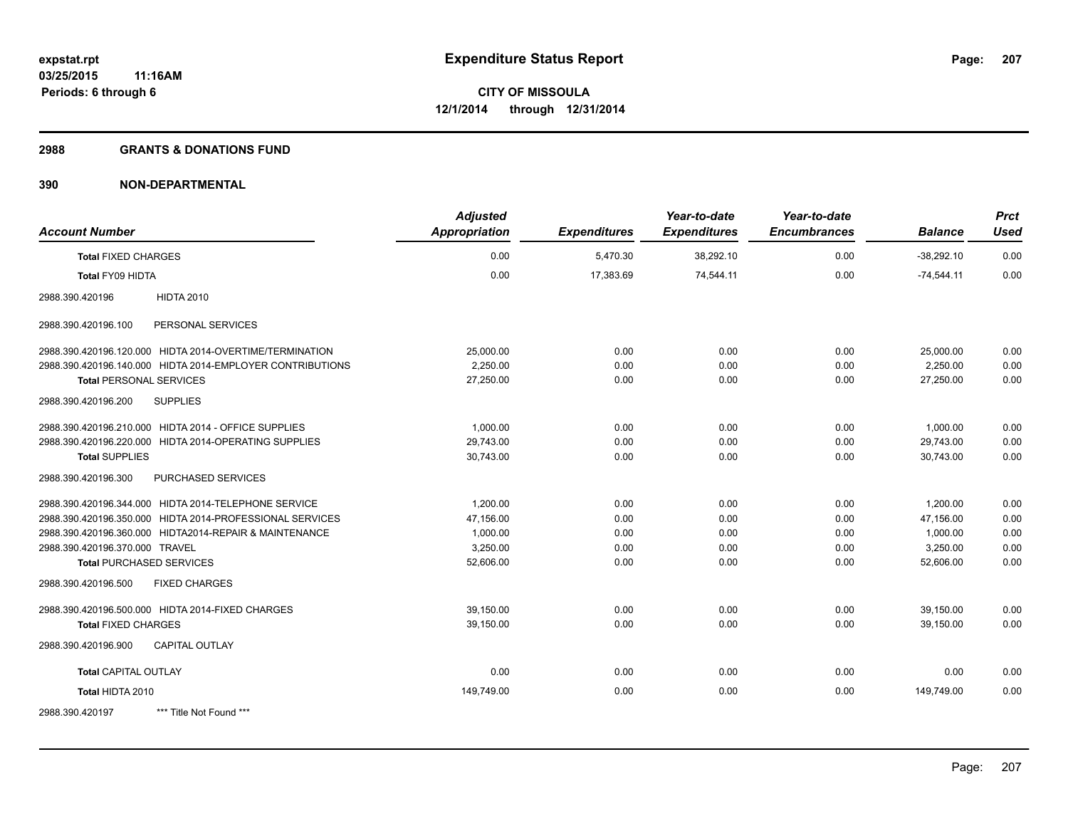**expstat.rpt**
**03/25/2015 11:16AM**
**Periods: 6 through 6**

# Expenditure Status Report

**CITY OF MISSOULA**
**12/1/2014 through 12/31/2014**

## 2988 GRANTS & DONATIONS FUND

## 390 NON-DEPARTMENTAL

| Account Number | Adjusted Appropriation | Expenditures | Year-to-date Expenditures | Year-to-date Encumbrances | Balance | Prct Used |
|---|---|---|---|---|---|---|
| **Total FIXED CHARGES** | 0.00 | 5,470.30 | 38,292.10 | 0.00 | -38,292.10 | 0.00 |
| **Total FY09 HIDTA** | 0.00 | 17,383.69 | 74,544.11 | 0.00 | -74,544.11 | 0.00 |
| 2988.390.420196 HIDTA 2010 | | | | | | |
| 2988.390.420196.100 PERSONAL SERVICES | | | | | | |
| 2988.390.420196.120.000 HIDTA 2014-OVERTIME/TERMINATION | 25,000.00 | 0.00 | 0.00 | 0.00 | 25,000.00 | 0.00 |
| 2988.390.420196.140.000 HIDTA 2014-EMPLOYER CONTRIBUTIONS | 2,250.00 | 0.00 | 0.00 | 0.00 | 2,250.00 | 0.00 |
| **Total PERSONAL SERVICES** | 27,250.00 | 0.00 | 0.00 | 0.00 | 27,250.00 | 0.00 |
| 2988.390.420196.200 SUPPLIES | | | | | | |
| 2988.390.420196.210.000 HIDTA 2014 - OFFICE SUPPLIES | 1,000.00 | 0.00 | 0.00 | 0.00 | 1,000.00 | 0.00 |
| 2988.390.420196.220.000 HIDTA 2014-OPERATING SUPPLIES | 29,743.00 | 0.00 | 0.00 | 0.00 | 29,743.00 | 0.00 |
| **Total SUPPLIES** | 30,743.00 | 0.00 | 0.00 | 0.00 | 30,743.00 | 0.00 |
| 2988.390.420196.300 PURCHASED SERVICES | | | | | | |
| 2988.390.420196.344.000 HIDTA 2014-TELEPHONE SERVICE | 1,200.00 | 0.00 | 0.00 | 0.00 | 1,200.00 | 0.00 |
| 2988.390.420196.350.000 HIDTA 2014-PROFESSIONAL SERVICES | 47,156.00 | 0.00 | 0.00 | 0.00 | 47,156.00 | 0.00 |
| 2988.390.420196.360.000 HIDTA2014-REPAIR & MAINTENANCE | 1,000.00 | 0.00 | 0.00 | 0.00 | 1,000.00 | 0.00 |
| 2988.390.420196.370.000 TRAVEL | 3,250.00 | 0.00 | 0.00 | 0.00 | 3,250.00 | 0.00 |
| **Total PURCHASED SERVICES** | 52,606.00 | 0.00 | 0.00 | 0.00 | 52,606.00 | 0.00 |
| 2988.390.420196.500 FIXED CHARGES | | | | | | |
| 2988.390.420196.500.000 HIDTA 2014-FIXED CHARGES | 39,150.00 | 0.00 | 0.00 | 0.00 | 39,150.00 | 0.00 |
| **Total FIXED CHARGES** | 39,150.00 | 0.00 | 0.00 | 0.00 | 39,150.00 | 0.00 |
| 2988.390.420196.900 CAPITAL OUTLAY | | | | | | |
| **Total CAPITAL OUTLAY** | 0.00 | 0.00 | 0.00 | 0.00 | 0.00 | 0.00 |
| **Total HIDTA 2010** | 149,749.00 | 0.00 | 0.00 | 0.00 | 149,749.00 | 0.00 |
| 2988.390.420197 *** Title Not Found *** | | | | | | |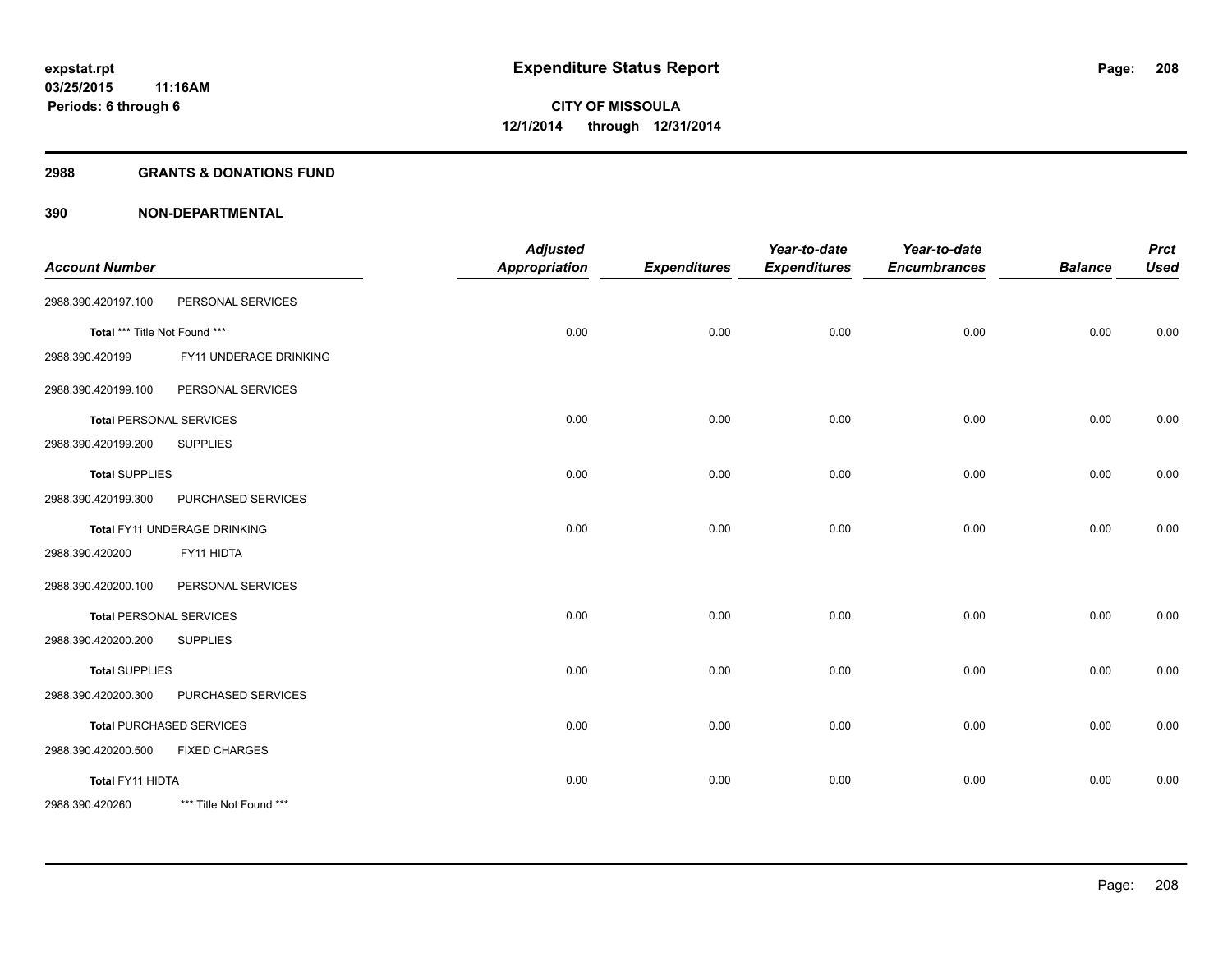**expstat.rpt**
**03/25/2015 11:16AM**
**Periods: 6 through 6**

# Expenditure Status Report

**CITY OF MISSOULA**
**12/1/2014 through 12/31/2014**

## 2988 GRANTS & DONATIONS FUND

## 390 NON-DEPARTMENTAL

| Account Number | | Adjusted Appropriation | Expenditures | Year-to-date Expenditures | Year-to-date Encumbrances | Balance | Prct Used |
|---|---|---|---|---|---|---|---|
| 2988.390.420197.100 | PERSONAL SERVICES | | | | | | |
| **Total** *** Title Not Found *** | | 0.00 | 0.00 | 0.00 | 0.00 | 0.00 | 0.00 |
| 2988.390.420199 | FY11 UNDERAGE DRINKING | | | | | | |
| 2988.390.420199.100 | PERSONAL SERVICES | | | | | | |
| **Total** PERSONAL SERVICES | | 0.00 | 0.00 | 0.00 | 0.00 | 0.00 | 0.00 |
| 2988.390.420199.200 | SUPPLIES | | | | | | |
| **Total** SUPPLIES | | 0.00 | 0.00 | 0.00 | 0.00 | 0.00 | 0.00 |
| 2988.390.420199.300 | PURCHASED SERVICES | | | | | | |
| **Total** FY11 UNDERAGE DRINKING | | 0.00 | 0.00 | 0.00 | 0.00 | 0.00 | 0.00 |
| 2988.390.420200 | FY11 HIDTA | | | | | | |
| 2988.390.420200.100 | PERSONAL SERVICES | | | | | | |
| **Total** PERSONAL SERVICES | | 0.00 | 0.00 | 0.00 | 0.00 | 0.00 | 0.00 |
| 2988.390.420200.200 | SUPPLIES | | | | | | |
| **Total** SUPPLIES | | 0.00 | 0.00 | 0.00 | 0.00 | 0.00 | 0.00 |
| 2988.390.420200.300 | PURCHASED SERVICES | | | | | | |
| **Total** PURCHASED SERVICES | | 0.00 | 0.00 | 0.00 | 0.00 | 0.00 | 0.00 |
| 2988.390.420200.500 | FIXED CHARGES | | | | | | |
| **Total** FY11 HIDTA | | 0.00 | 0.00 | 0.00 | 0.00 | 0.00 | 0.00 |
| 2988.390.420260 | *** Title Not Found *** | | | | | | |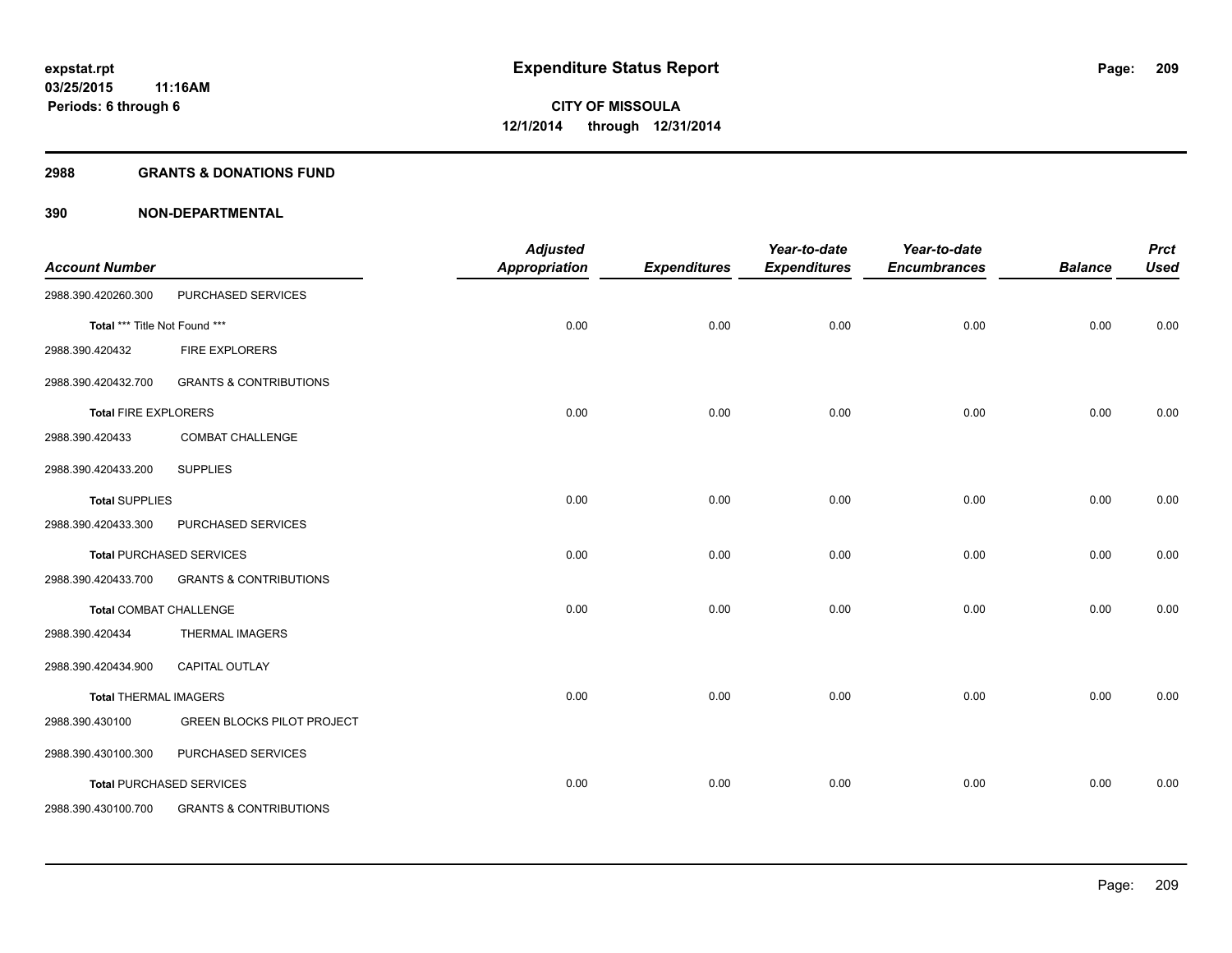# Expenditure Status Report

expstat.rpt
03/25/2015 11:16AM
Periods: 6 through 6

CITY OF MISSOULA
12/1/2014 through 12/31/2014

## 2988 GRANTS & DONATIONS FUND

### 390 NON-DEPARTMENTAL

| Account Number | | Adjusted Appropriation | Expenditures | Year-to-date Expenditures | Year-to-date Encumbrances | Balance | Prct Used |
|---|---|---|---|---|---|---|---|
| 2988.390.420260.300 | PURCHASED SERVICES | | | | | | |
| **Total** *** Title Not Found *** | | 0.00 | 0.00 | 0.00 | 0.00 | 0.00 | 0.00 |
| 2988.390.420432 | FIRE EXPLORERS | | | | | | |
| 2988.390.420432.700 | GRANTS & CONTRIBUTIONS | | | | | | |
| **Total** FIRE EXPLORERS | | 0.00 | 0.00 | 0.00 | 0.00 | 0.00 | 0.00 |
| 2988.390.420433 | COMBAT CHALLENGE | | | | | | |
| 2988.390.420433.200 | SUPPLIES | | | | | | |
| **Total** SUPPLIES | | 0.00 | 0.00 | 0.00 | 0.00 | 0.00 | 0.00 |
| 2988.390.420433.300 | PURCHASED SERVICES | | | | | | |
| **Total** PURCHASED SERVICES | | 0.00 | 0.00 | 0.00 | 0.00 | 0.00 | 0.00 |
| 2988.390.420433.700 | GRANTS & CONTRIBUTIONS | | | | | | |
| **Total** COMBAT CHALLENGE | | 0.00 | 0.00 | 0.00 | 0.00 | 0.00 | 0.00 |
| 2988.390.420434 | THERMAL IMAGERS | | | | | | |
| 2988.390.420434.900 | CAPITAL OUTLAY | | | | | | |
| **Total** THERMAL IMAGERS | | 0.00 | 0.00 | 0.00 | 0.00 | 0.00 | 0.00 |
| 2988.390.430100 | GREEN BLOCKS PILOT PROJECT | | | | | | |
| 2988.390.430100.300 | PURCHASED SERVICES | | | | | | |
| **Total** PURCHASED SERVICES | | 0.00 | 0.00 | 0.00 | 0.00 | 0.00 | 0.00 |
| 2988.390.430100.700 | GRANTS & CONTRIBUTIONS | | | | | | |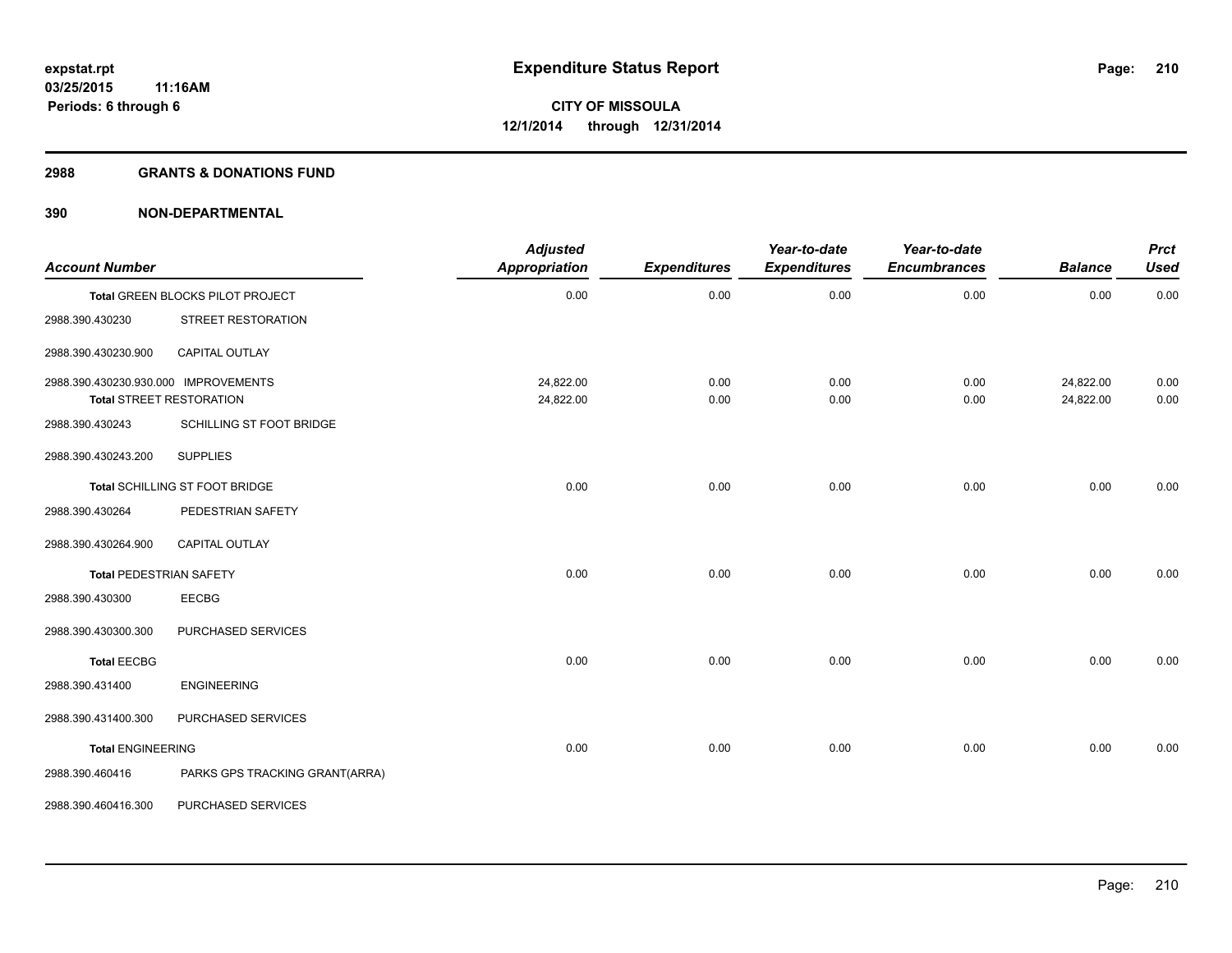expstat.rpt
03/25/2015 11:16AM
Periods: 6 through 6

# Expenditure Status Report

CITY OF MISSOULA
12/1/2014 through 12/31/2014

## 2988 GRANTS & DONATIONS FUND

## 390 NON-DEPARTMENTAL

| Account Number | | Adjusted Appropriation | Expenditures | Year-to-date Expenditures | Year-to-date Encumbrances | Balance | Prct Used |
|---|---|---|---|---|---|---|---|
| Total GREEN BLOCKS PILOT PROJECT | | 0.00 | 0.00 | 0.00 | 0.00 | 0.00 | 0.00 |
| 2988.390.430230 | STREET RESTORATION | | | | | | |
| 2988.390.430230.900 | CAPITAL OUTLAY | | | | | | |
| 2988.390.430230.930.000 | IMPROVEMENTS | 24,822.00 | 0.00 | 0.00 | 0.00 | 24,822.00 | 0.00 |
| Total STREET RESTORATION | | 24,822.00 | 0.00 | 0.00 | 0.00 | 24,822.00 | 0.00 |
| 2988.390.430243 | SCHILLING ST FOOT BRIDGE | | | | | | |
| 2988.390.430243.200 | SUPPLIES | | | | | | |
| Total SCHILLING ST FOOT BRIDGE | | 0.00 | 0.00 | 0.00 | 0.00 | 0.00 | 0.00 |
| 2988.390.430264 | PEDESTRIAN SAFETY | | | | | | |
| 2988.390.430264.900 | CAPITAL OUTLAY | | | | | | |
| Total PEDESTRIAN SAFETY | | 0.00 | 0.00 | 0.00 | 0.00 | 0.00 | 0.00 |
| 2988.390.430300 | EECBG | | | | | | |
| 2988.390.430300.300 | PURCHASED SERVICES | | | | | | |
| Total EECBG | | 0.00 | 0.00 | 0.00 | 0.00 | 0.00 | 0.00 |
| 2988.390.431400 | ENGINEERING | | | | | | |
| 2988.390.431400.300 | PURCHASED SERVICES | | | | | | |
| Total ENGINEERING | | 0.00 | 0.00 | 0.00 | 0.00 | 0.00 | 0.00 |
| 2988.390.460416 | PARKS GPS TRACKING GRANT(ARRA) | | | | | | |
| 2988.390.460416.300 | PURCHASED SERVICES | | | | | | |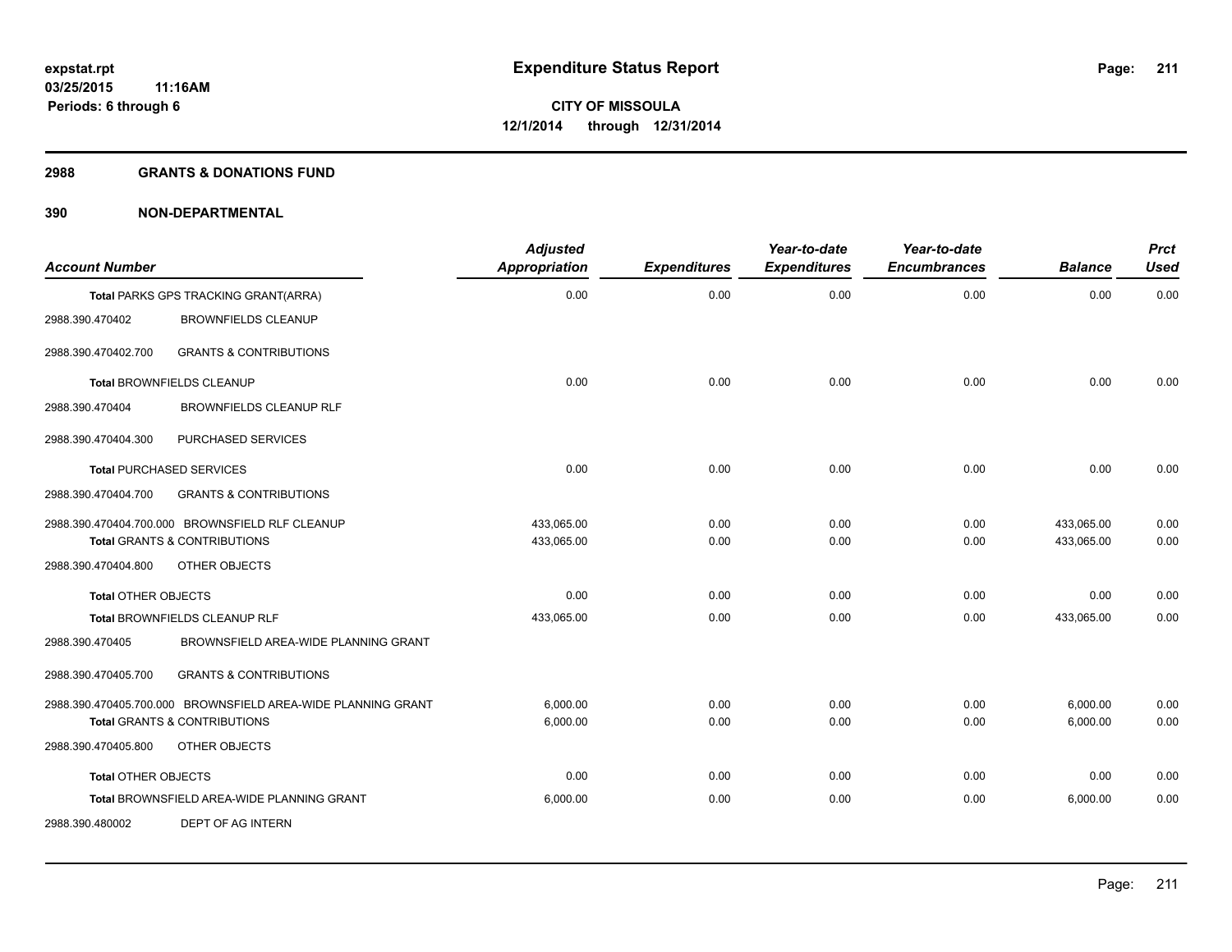# Expenditure Status Report

**CITY OF MISSOULA**
**12/1/2014 through 12/31/2014**

expstat.rpt
03/25/2015 11:16AM
Periods: 6 through 6

## 2988 GRANTS & DONATIONS FUND

## 390 NON-DEPARTMENTAL

| Account Number | | Adjusted Appropriation | Expenditures | Year-to-date Expenditures | Year-to-date Encumbrances | Balance | Prct Used |
|---|---|---|---|---|---|---|---|
| **Total** PARKS GPS TRACKING GRANT(ARRA) | | 0.00 | 0.00 | 0.00 | 0.00 | 0.00 | 0.00 |
| 2988.390.470402 | BROWNFIELDS CLEANUP | | | | | | |
| 2988.390.470402.700 | GRANTS & CONTRIBUTIONS | | | | | | |
| **Total** BROWNFIELDS CLEANUP | | 0.00 | 0.00 | 0.00 | 0.00 | 0.00 | 0.00 |
| 2988.390.470404 | BROWNFIELDS CLEANUP RLF | | | | | | |
| 2988.390.470404.300 | PURCHASED SERVICES | | | | | | |
| **Total** PURCHASED SERVICES | | 0.00 | 0.00 | 0.00 | 0.00 | 0.00 | 0.00 |
| 2988.390.470404.700 | GRANTS & CONTRIBUTIONS | | | | | | |
| 2988.390.470404.700.000 | BROWNSFIELD RLF CLEANUP | 433,065.00 | 0.00 | 0.00 | 0.00 | 433,065.00 | 0.00 |
| **Total** GRANTS & CONTRIBUTIONS | | 433,065.00 | 0.00 | 0.00 | 0.00 | 433,065.00 | 0.00 |
| 2988.390.470404.800 | OTHER OBJECTS | | | | | | |
| **Total** OTHER OBJECTS | | 0.00 | 0.00 | 0.00 | 0.00 | 0.00 | 0.00 |
| **Total** BROWNFIELDS CLEANUP RLF | | 433,065.00 | 0.00 | 0.00 | 0.00 | 433,065.00 | 0.00 |
| 2988.390.470405 | BROWNSFIELD AREA-WIDE PLANNING GRANT | | | | | | |
| 2988.390.470405.700 | GRANTS & CONTRIBUTIONS | | | | | | |
| 2988.390.470405.700.000 | BROWNSFIELD AREA-WIDE PLANNING GRANT | 6,000.00 | 0.00 | 0.00 | 0.00 | 6,000.00 | 0.00 |
| **Total** GRANTS & CONTRIBUTIONS | | 6,000.00 | 0.00 | 0.00 | 0.00 | 6,000.00 | 0.00 |
| 2988.390.470405.800 | OTHER OBJECTS | | | | | | |
| **Total** OTHER OBJECTS | | 0.00 | 0.00 | 0.00 | 0.00 | 0.00 | 0.00 |
| **Total** BROWNSFIELD AREA-WIDE PLANNING GRANT | | 6,000.00 | 0.00 | 0.00 | 0.00 | 6,000.00 | 0.00 |
| 2988.390.480002 | DEPT OF AG INTERN | | | | | | |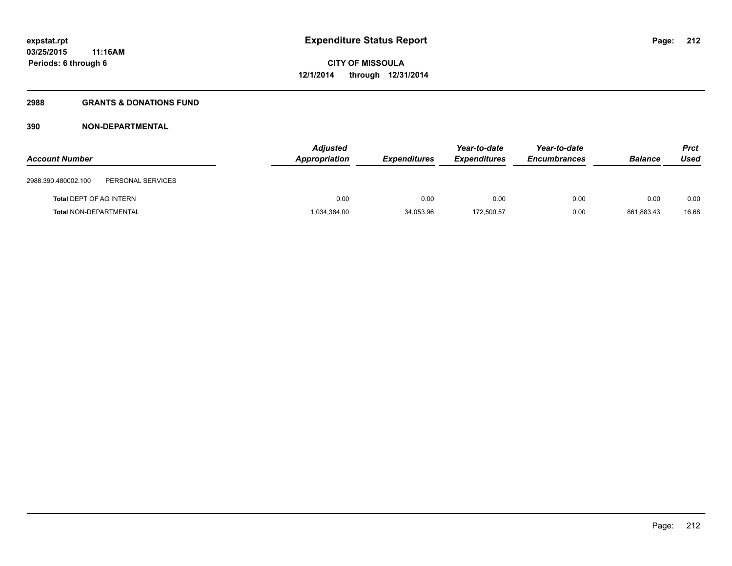# Expenditure Status Report

expstat.rpt
03/25/2015 11:16AM
Periods: 6 through 6

**CITY OF MISSOULA**
**12/1/2014 through 12/31/2014**

## 2988 GRANTS & DONATIONS FUND

### 390 NON-DEPARTMENTAL

| Account Number | | Adjusted Appropriation | Expenditures | Year-to-date Expenditures | Year-to-date Encumbrances | Balance | Prct Used |
|---|---|---|---|---|---|---|---|
| 2988.390.480002.100 | PERSONAL SERVICES | | | | | | |
| **Total** DEPT OF AG INTERN | | 0.00 | 0.00 | 0.00 | 0.00 | 0.00 | 0.00 |
| **Total** NON-DEPARTMENTAL | | 1,034,384.00 | 34,053.96 | 172,500.57 | 0.00 | 861,883.43 | 16.68 |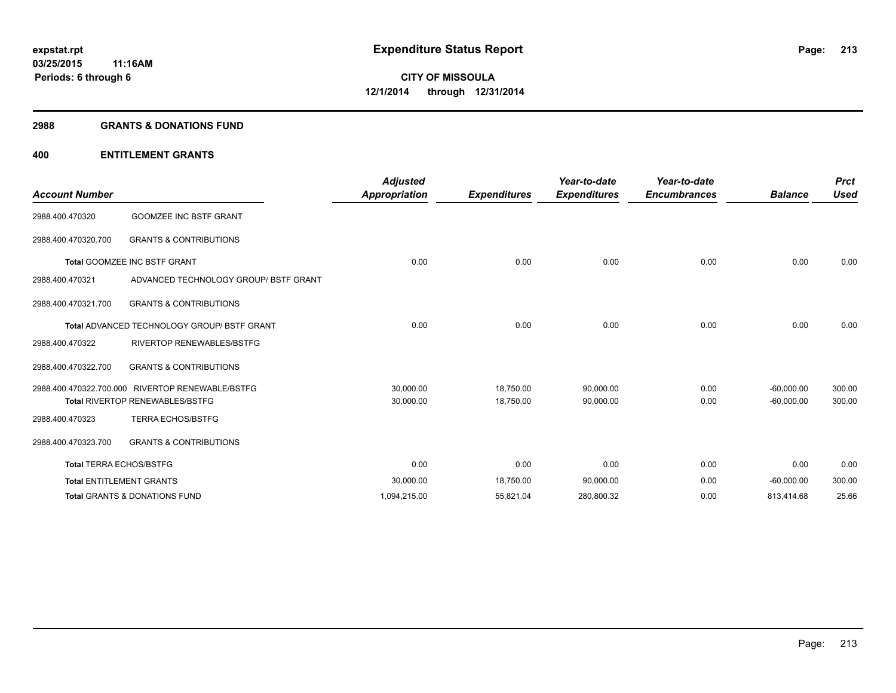# Expenditure Status Report

expstat.rpt
03/25/2015 11:16AM
Periods: 6 through 6

**CITY OF MISSOULA**
**12/1/2014 through 12/31/2014**

## 2988 GRANTS & DONATIONS FUND

## 400 ENTITLEMENT GRANTS

| Account Number | | Adjusted Appropriation | Expenditures | Year-to-date Expenditures | Year-to-date Encumbrances | Balance | Prct Used |
|---|---|---|---|---|---|---|---|
| 2988.400.470320 | GOOMZEE INC BSTF GRANT | | | | | | |
| 2988.400.470320.700 | GRANTS & CONTRIBUTIONS | | | | | | |
| **Total** GOOMZEE INC BSTF GRANT | | 0.00 | 0.00 | 0.00 | 0.00 | 0.00 | 0.00 |
| 2988.400.470321 | ADVANCED TECHNOLOGY GROUP/ BSTF GRANT | | | | | | |
| 2988.400.470321.700 | GRANTS & CONTRIBUTIONS | | | | | | |
| **Total** ADVANCED TECHNOLOGY GROUP/ BSTF GRANT | | 0.00 | 0.00 | 0.00 | 0.00 | 0.00 | 0.00 |
| 2988.400.470322 | RIVERTOP RENEWABLES/BSTFG | | | | | | |
| 2988.400.470322.700 | GRANTS & CONTRIBUTIONS | | | | | | |
| 2988.400.470322.700.000 | RIVERTOP RENEWABLE/BSTFG | 30,000.00 | 18,750.00 | 90,000.00 | 0.00 | -60,000.00 | 300.00 |
| **Total** RIVERTOP RENEWABLES/BSTFG | | 30,000.00 | 18,750.00 | 90,000.00 | 0.00 | -60,000.00 | 300.00 |
| 2988.400.470323 | TERRA ECHOS/BSTFG | | | | | | |
| 2988.400.470323.700 | GRANTS & CONTRIBUTIONS | | | | | | |
| **Total** TERRA ECHOS/BSTFG | | 0.00 | 0.00 | 0.00 | 0.00 | 0.00 | 0.00 |
| **Total** ENTITLEMENT GRANTS | | 30,000.00 | 18,750.00 | 90,000.00 | 0.00 | -60,000.00 | 300.00 |
| **Total** GRANTS & DONATIONS FUND | | 1,094,215.00 | 55,821.04 | 280,800.32 | 0.00 | 813,414.68 | 25.66 |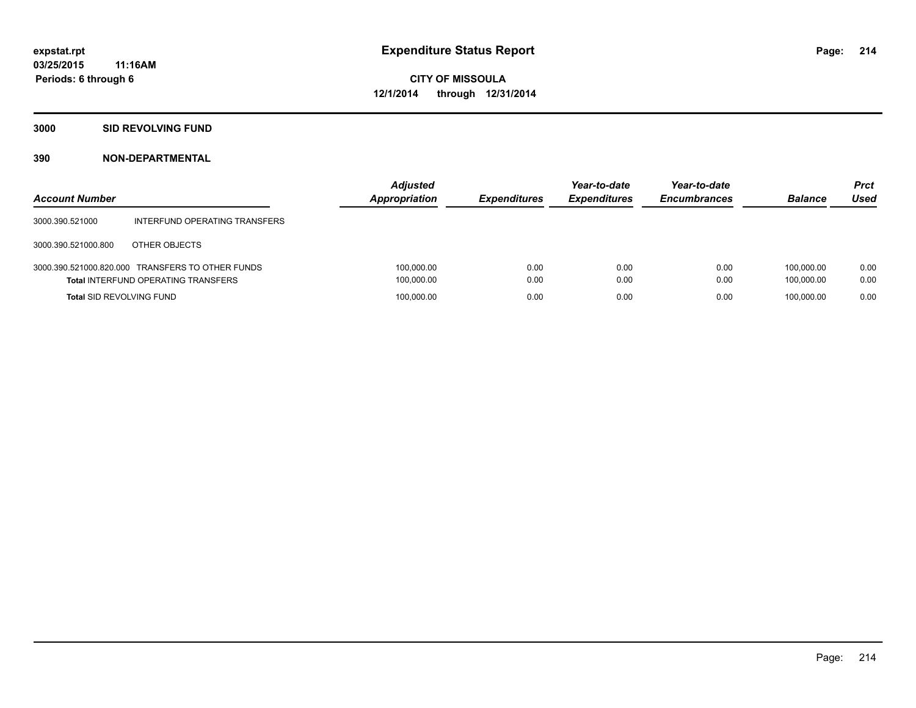**expstat.rpt**
**03/25/2015 11:16AM**
**Periods: 6 through 6**

# Expenditure Status Report

**CITY OF MISSOULA**
**12/1/2014 through 12/31/2014**

## 3000 SID REVOLVING FUND

### 390 NON-DEPARTMENTAL

| Account Number | | Adjusted Appropriation | Expenditures | Year-to-date Expenditures | Year-to-date Encumbrances | Balance | Prct Used |
|---|---|---|---|---|---|---|---|
| 3000.390.521000 | INTERFUND OPERATING TRANSFERS | | | | | | |
| 3000.390.521000.800 | OTHER OBJECTS | | | | | | |
| 3000.390.521000.820.000 | TRANSFERS TO OTHER FUNDS | 100,000.00 | 0.00 | 0.00 | 0.00 | 100,000.00 | 0.00 |
| **Total** INTERFUND OPERATING TRANSFERS | | 100,000.00 | 0.00 | 0.00 | 0.00 | 100,000.00 | 0.00 |
| **Total** SID REVOLVING FUND | | 100,000.00 | 0.00 | 0.00 | 0.00 | 100,000.00 | 0.00 |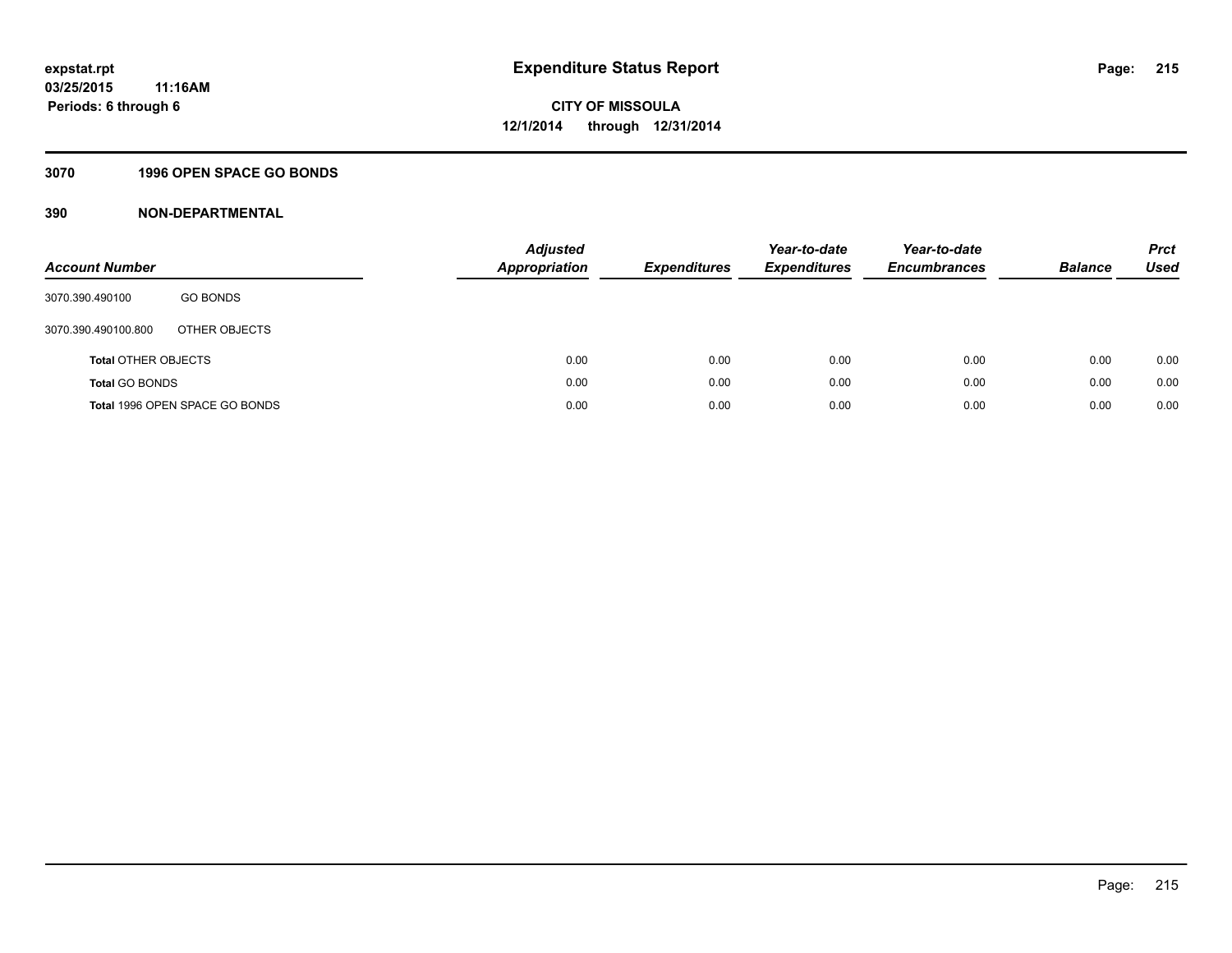# Expenditure Status Report

**expstat.rpt**
**03/25/2015 11:16AM**
**Periods: 6 through 6**

**CITY OF MISSOULA**
**12/1/2014 through 12/31/2014**

## 3070 1996 OPEN SPACE GO BONDS

### 390 NON-DEPARTMENTAL

| Account Number | | Adjusted Appropriation | Expenditures | Year-to-date Expenditures | Year-to-date Encumbrances | Balance | Prct Used |
|---|---|---|---|---|---|---|---|
| 3070.390.490100 | GO BONDS | | | | | | |
| 3070.390.490100.800 | OTHER OBJECTS | | | | | | |
| **Total** OTHER OBJECTS | | 0.00 | 0.00 | 0.00 | 0.00 | 0.00 | 0.00 |
| **Total** GO BONDS | | 0.00 | 0.00 | 0.00 | 0.00 | 0.00 | 0.00 |
| **Total** 1996 OPEN SPACE GO BONDS | | 0.00 | 0.00 | 0.00 | 0.00 | 0.00 | 0.00 |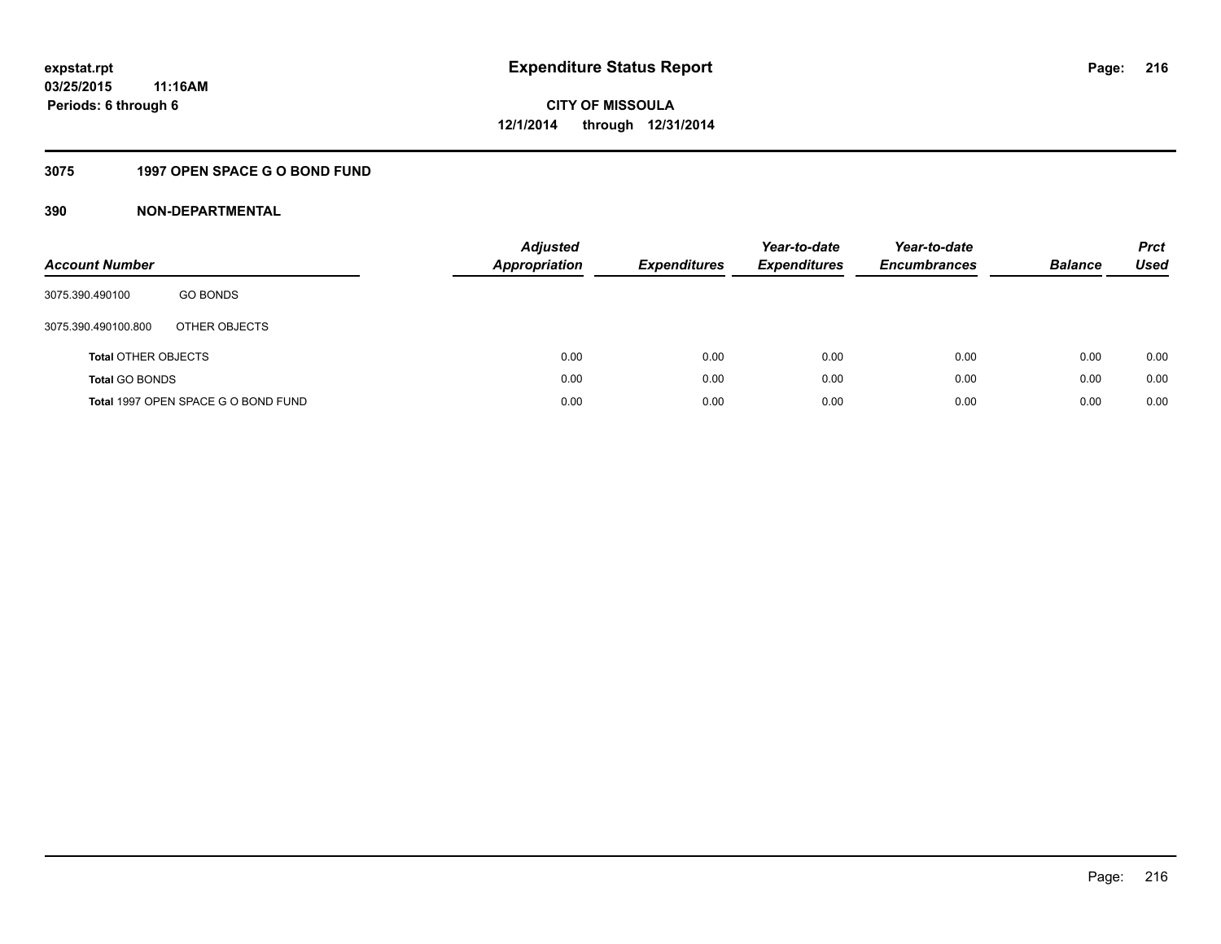expstat.rpt
03/25/2015 11:16AM
Periods: 6 through 6

# Expenditure Status Report

CITY OF MISSOULA
12/1/2014 through 12/31/2014

## 3075 1997 OPEN SPACE G O BOND FUND

## 390 NON-DEPARTMENTAL

| Account Number | | Adjusted Appropriation | Expenditures | Year-to-date Expenditures | Year-to-date Encumbrances | Balance | Prct Used |
|---|---|---|---|---|---|---|---|
| 3075.390.490100 | GO BONDS | | | | | | |
| 3075.390.490100.800 | OTHER OBJECTS | | | | | | |
| **Total** OTHER OBJECTS | | 0.00 | 0.00 | 0.00 | 0.00 | 0.00 | 0.00 |
| **Total** GO BONDS | | 0.00 | 0.00 | 0.00 | 0.00 | 0.00 | 0.00 |
| **Total** 1997 OPEN SPACE G O BOND FUND | | 0.00 | 0.00 | 0.00 | 0.00 | 0.00 | 0.00 |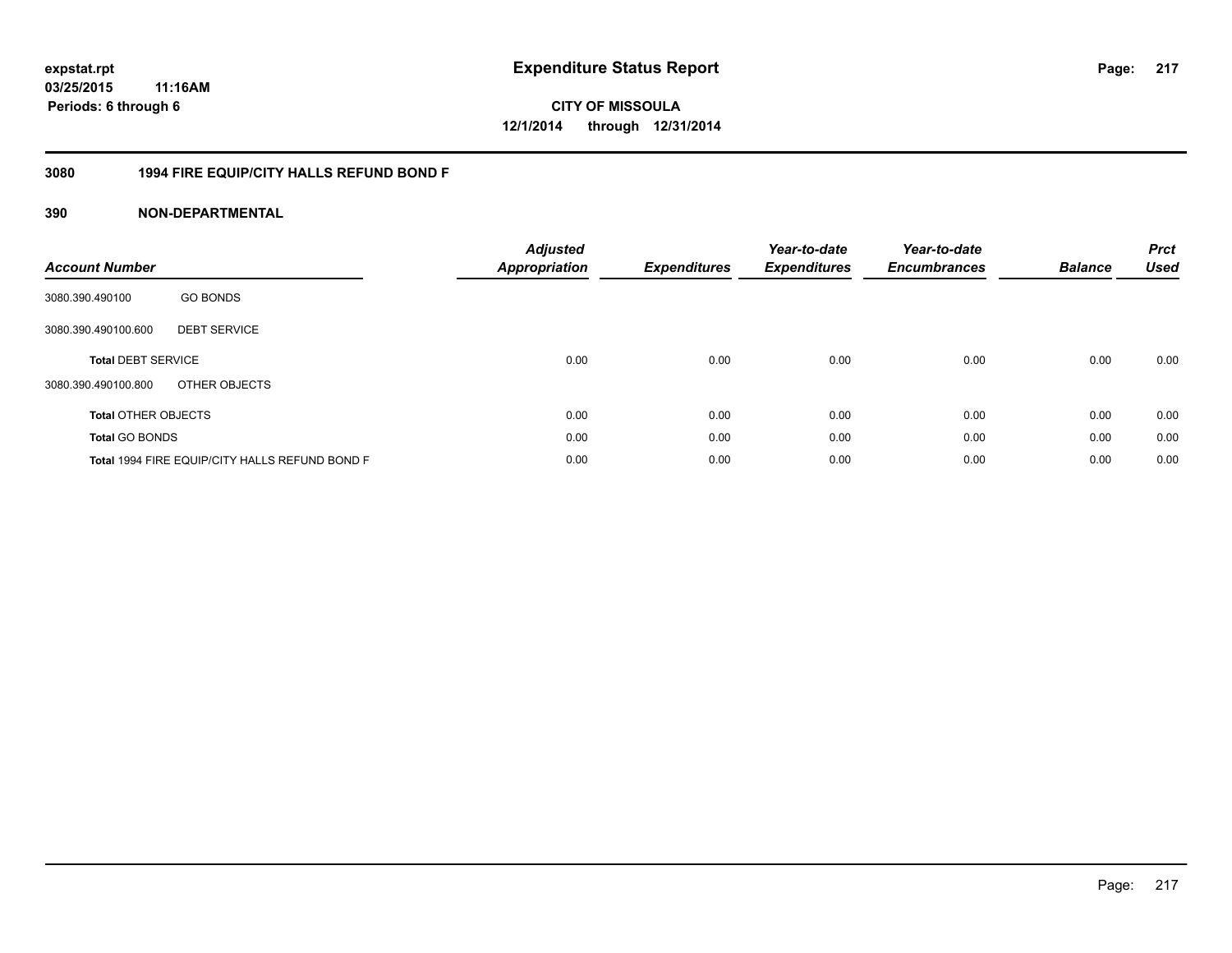# Expenditure Status Report

expstat.rpt
03/25/2015 11:16AM
Periods: 6 through 6

**CITY OF MISSOULA**
**12/1/2014 through 12/31/2014**

## 3080 1994 FIRE EQUIP/CITY HALLS REFUND BOND F

## 390 NON-DEPARTMENTAL

| Account Number | | Adjusted Appropriation | Expenditures | Year-to-date Expenditures | Year-to-date Encumbrances | Balance | Prct Used |
|---|---|---|---|---|---|---|---|
| 3080.390.490100 | GO BONDS | | | | | | |
| 3080.390.490100.600 | DEBT SERVICE | | | | | | |
| **Total** DEBT SERVICE | | 0.00 | 0.00 | 0.00 | 0.00 | 0.00 | 0.00 |
| 3080.390.490100.800 | OTHER OBJECTS | | | | | | |
| **Total** OTHER OBJECTS | | 0.00 | 0.00 | 0.00 | 0.00 | 0.00 | 0.00 |
| **Total** GO BONDS | | 0.00 | 0.00 | 0.00 | 0.00 | 0.00 | 0.00 |
| **Total** 1994 FIRE EQUIP/CITY HALLS REFUND BOND F | | 0.00 | 0.00 | 0.00 | 0.00 | 0.00 | 0.00 |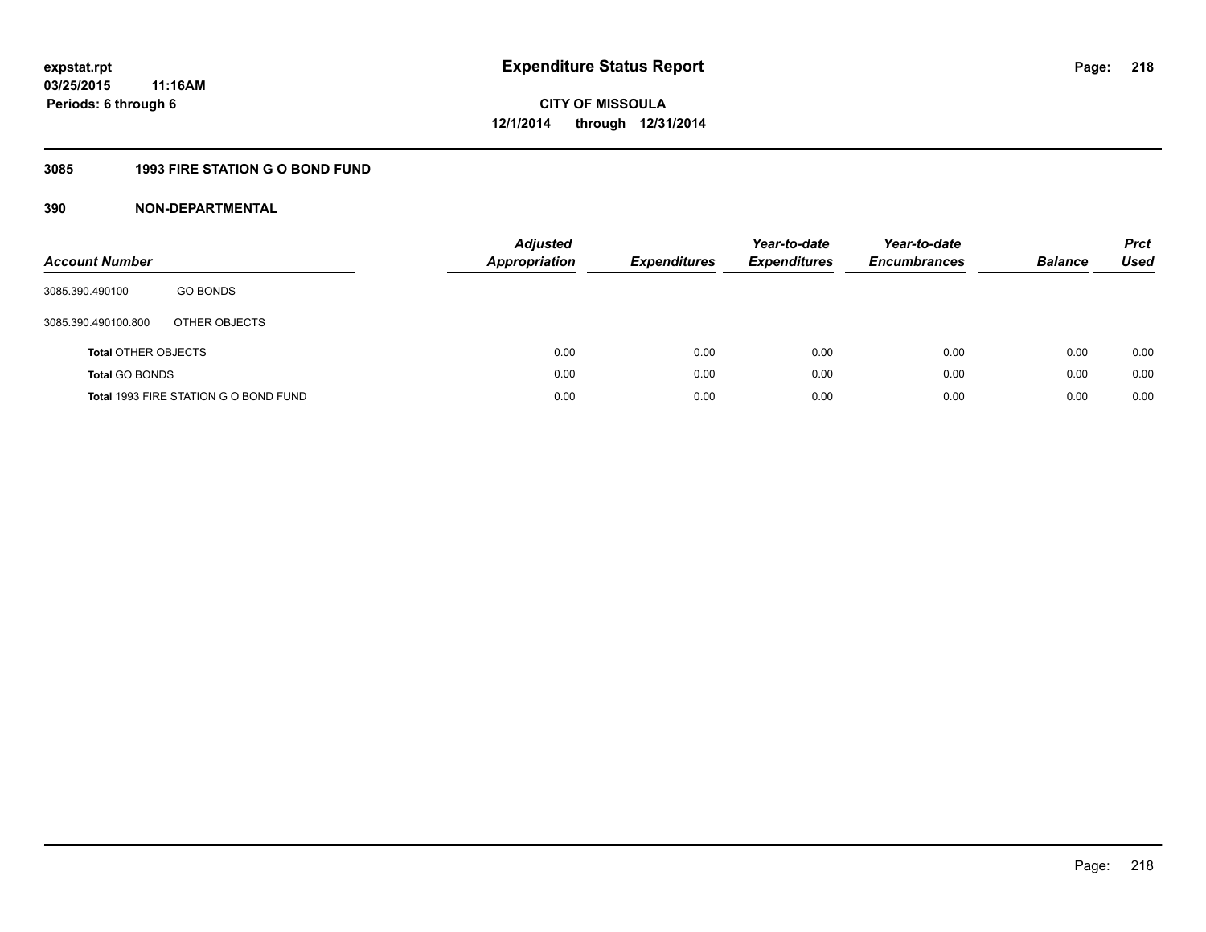**expstat.rpt**
**03/25/2015 11:16AM**
**Periods: 6 through 6**

# Expenditure Status Report

**CITY OF MISSOULA**
**12/1/2014 through 12/31/2014**

## 3085 1993 FIRE STATION G O BOND FUND

## 390 NON-DEPARTMENTAL

| Account Number | | Adjusted Appropriation | Expenditures | Year-to-date Expenditures | Year-to-date Encumbrances | Balance | Prct Used |
|---|---|---|---|---|---|---|---|
| 3085.390.490100 | GO BONDS | | | | | | |
| 3085.390.490100.800 | OTHER OBJECTS | | | | | | |
| **Total** OTHER OBJECTS | | 0.00 | 0.00 | 0.00 | 0.00 | 0.00 | 0.00 |
| **Total** GO BONDS | | 0.00 | 0.00 | 0.00 | 0.00 | 0.00 | 0.00 |
| **Total** 1993 FIRE STATION G O BOND FUND | | 0.00 | 0.00 | 0.00 | 0.00 | 0.00 | 0.00 |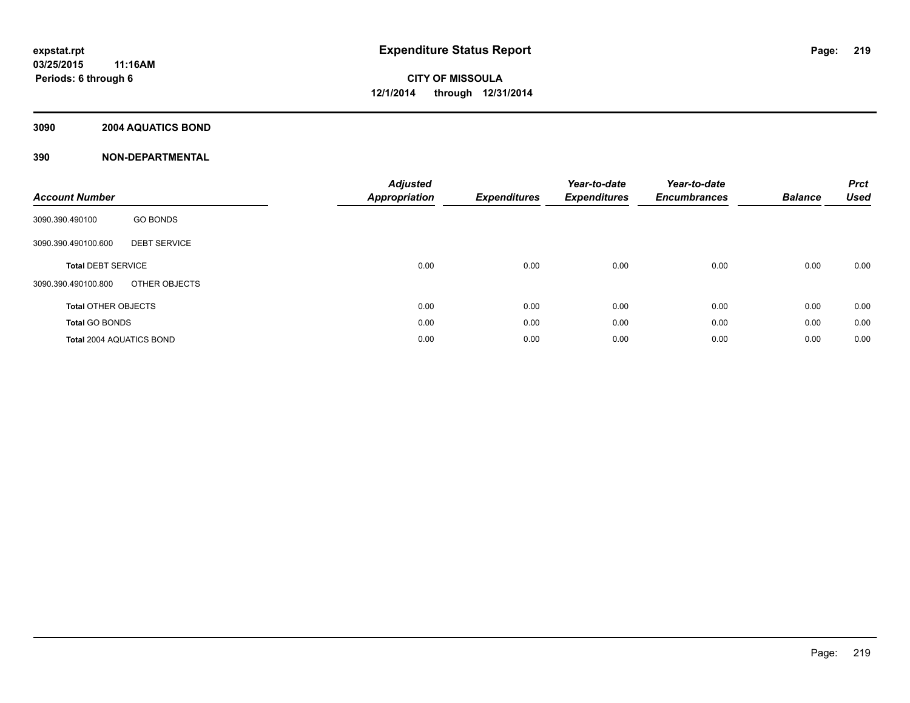expstat.rpt
03/25/2015 11:16AM
Periods: 6 through 6

# Expenditure Status Report

**CITY OF MISSOULA**
**12/1/2014 through 12/31/2014**

## 3090 2004 AQUATICS BOND

## 390 NON-DEPARTMENTAL

| Account Number | | Adjusted Appropriation | Expenditures | Year-to-date Expenditures | Year-to-date Encumbrances | Balance | Prct Used |
|---|---|---|---|---|---|---|---|
| 3090.390.490100 | GO BONDS | | | | | | |
| 3090.390.490100.600 | DEBT SERVICE | | | | | | |
| **Total** DEBT SERVICE | | 0.00 | 0.00 | 0.00 | 0.00 | 0.00 | 0.00 |
| 3090.390.490100.800 | OTHER OBJECTS | | | | | | |
| **Total** OTHER OBJECTS | | 0.00 | 0.00 | 0.00 | 0.00 | 0.00 | 0.00 |
| **Total** GO BONDS | | 0.00 | 0.00 | 0.00 | 0.00 | 0.00 | 0.00 |
| **Total** 2004 AQUATICS BOND | | 0.00 | 0.00 | 0.00 | 0.00 | 0.00 | 0.00 |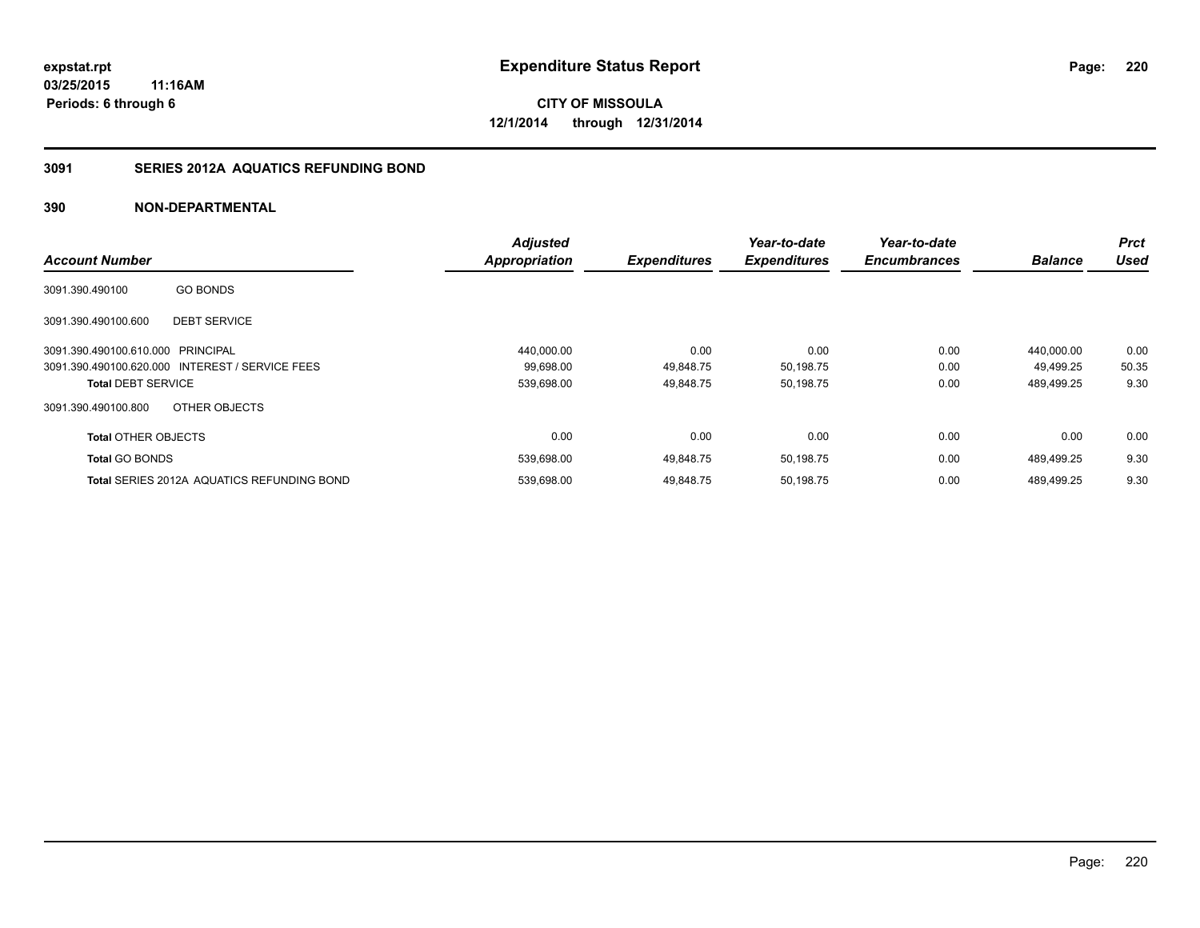# Expenditure Status Report

expstat.rpt
03/25/2015 11:16AM
Periods: 6 through 6

**CITY OF MISSOULA**
**12/1/2014 through 12/31/2014**

## 3091 SERIES 2012A AQUATICS REFUNDING BOND

### 390 NON-DEPARTMENTAL

| Account Number | | Adjusted Appropriation | Expenditures | Year-to-date Expenditures | Year-to-date Encumbrances | Balance | Prct Used |
|---|---|---|---|---|---|---|---|
| 3091.390.490100 | GO BONDS | | | | | | |
| 3091.390.490100.600 | DEBT SERVICE | | | | | | |
| 3091.390.490100.610.000 | PRINCIPAL | 440,000.00 | 0.00 | 0.00 | 0.00 | 440,000.00 | 0.00 |
| 3091.390.490100.620.000 | INTEREST / SERVICE FEES | 99,698.00 | 49,848.75 | 50,198.75 | 0.00 | 49,499.25 | 50.35 |
| **Total** DEBT SERVICE | | 539,698.00 | 49,848.75 | 50,198.75 | 0.00 | 489,499.25 | 9.30 |
| 3091.390.490100.800 | OTHER OBJECTS | | | | | | |
| **Total** OTHER OBJECTS | | 0.00 | 0.00 | 0.00 | 0.00 | 0.00 | 0.00 |
| **Total** GO BONDS | | 539,698.00 | 49,848.75 | 50,198.75 | 0.00 | 489,499.25 | 9.30 |
| **Total** SERIES 2012A AQUATICS REFUNDING BOND | | 539,698.00 | 49,848.75 | 50,198.75 | 0.00 | 489,499.25 | 9.30 |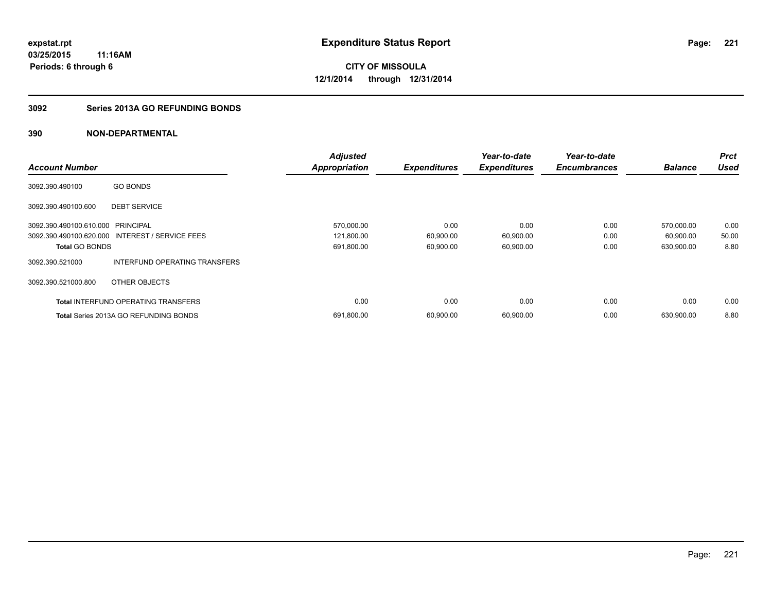**expstat.rpt**
**03/25/2015 11:16AM**
**Periods: 6 through 6**

# Expenditure Status Report

**CITY OF MISSOULA**
**12/1/2014 through 12/31/2014**

## 3092 Series 2013A GO REFUNDING BONDS

## 390 NON-DEPARTMENTAL

| Account Number | | Adjusted Appropriation | Expenditures | Year-to-date Expenditures | Year-to-date Encumbrances | Balance | Prct Used |
|---|---|---|---|---|---|---|---|
| 3092.390.490100 | GO BONDS | | | | | | |
| 3092.390.490100.600 | DEBT SERVICE | | | | | | |
| 3092.390.490100.610.000 | PRINCIPAL | 570,000.00 | 0.00 | 0.00 | 0.00 | 570,000.00 | 0.00 |
| 3092.390.490100.620.000 | INTEREST / SERVICE FEES | 121,800.00 | 60,900.00 | 60,900.00 | 0.00 | 60,900.00 | 50.00 |
| **Total** GO BONDS | | 691,800.00 | 60,900.00 | 60,900.00 | 0.00 | 630,900.00 | 8.80 |
| 3092.390.521000 | INTERFUND OPERATING TRANSFERS | | | | | | |
| 3092.390.521000.800 | OTHER OBJECTS | | | | | | |
| **Total** INTERFUND OPERATING TRANSFERS | | 0.00 | 0.00 | 0.00 | 0.00 | 0.00 | 0.00 |
| **Total** Series 2013A GO REFUNDING BONDS | | 691,800.00 | 60,900.00 | 60,900.00 | 0.00 | 630,900.00 | 8.80 |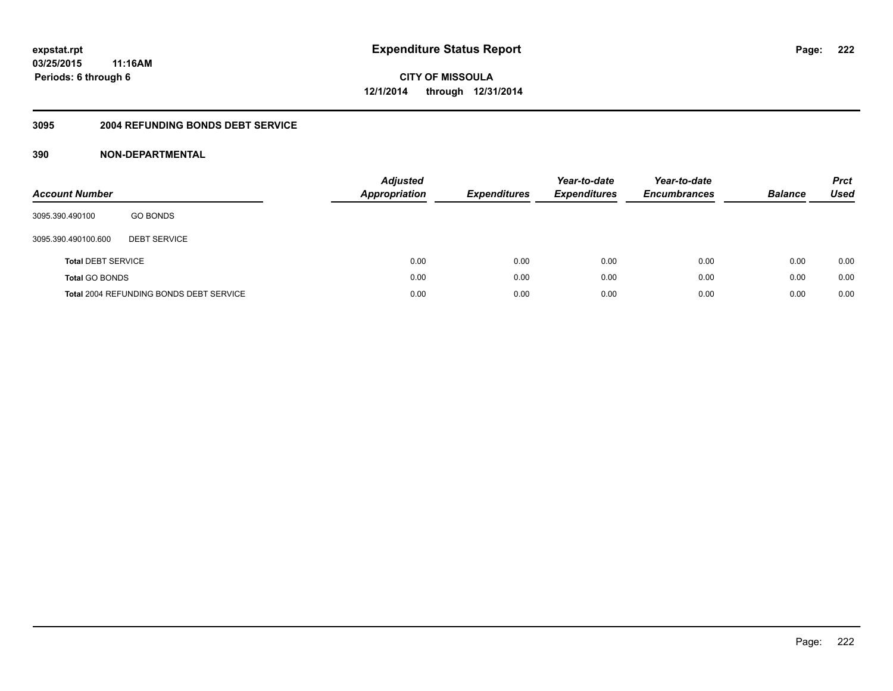# Expenditure Status Report

expstat.rpt
03/25/2015 11:16AM
Periods: 6 through 6

**CITY OF MISSOULA**
**12/1/2014 through 12/31/2014**

## 3095 2004 REFUNDING BONDS DEBT SERVICE

## 390 NON-DEPARTMENTAL

| Account Number | | Adjusted Appropriation | Expenditures | Year-to-date Expenditures | Year-to-date Encumbrances | Balance | Prct Used |
|---|---|---|---|---|---|---|---|
| 3095.390.490100 | GO BONDS | | | | | | |
| 3095.390.490100.600 | DEBT SERVICE | | | | | | |
| **Total** DEBT SERVICE | | 0.00 | 0.00 | 0.00 | 0.00 | 0.00 | 0.00 |
| **Total** GO BONDS | | 0.00 | 0.00 | 0.00 | 0.00 | 0.00 | 0.00 |
| **Total** 2004 REFUNDING BONDS DEBT SERVICE | | 0.00 | 0.00 | 0.00 | 0.00 | 0.00 | 0.00 |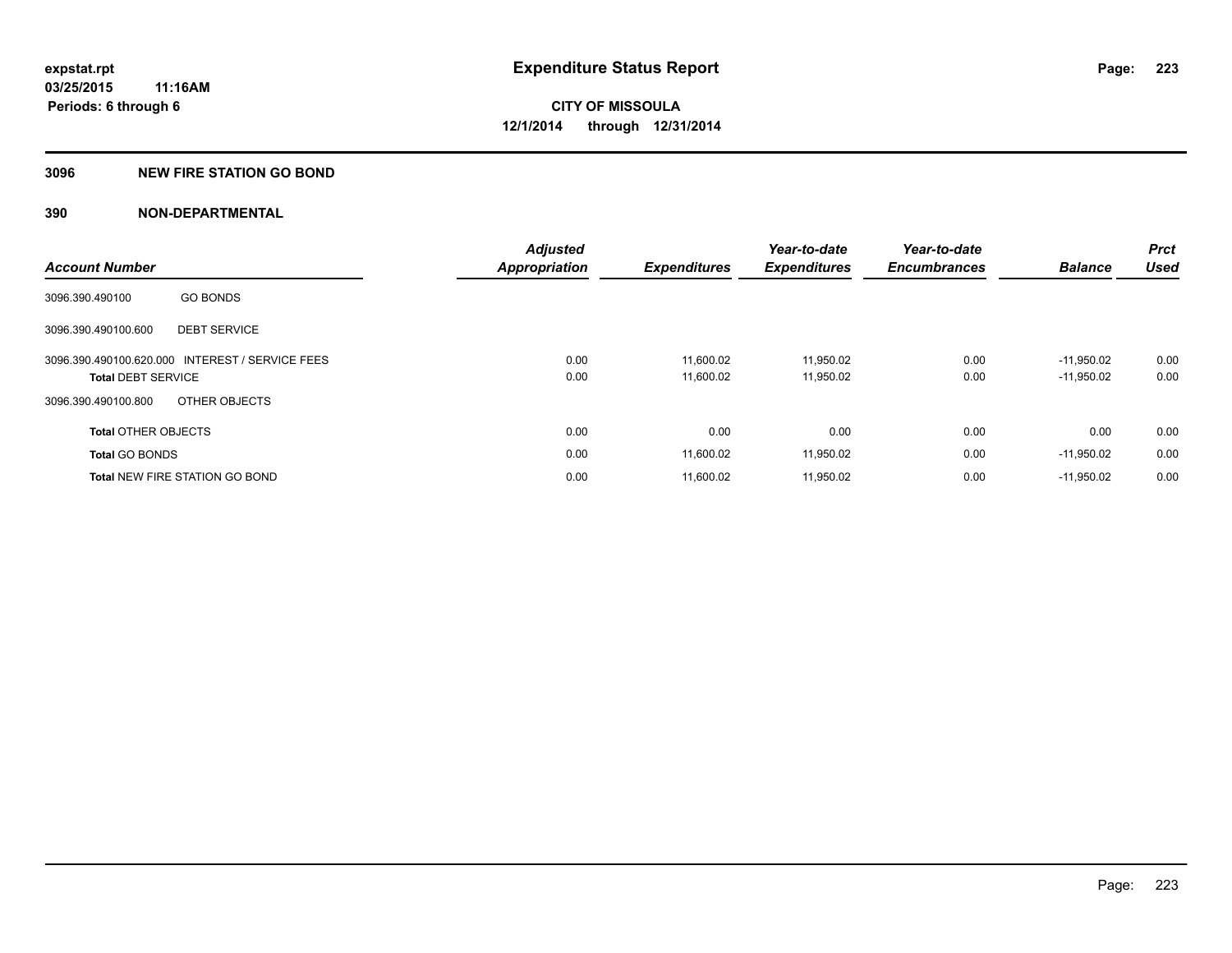# Expenditure Status Report

expstat.rpt
03/25/2015 11:16AM
Periods: 6 through 6

**CITY OF MISSOULA**
**12/1/2014 through 12/31/2014**

## 3096 NEW FIRE STATION GO BOND

## 390 NON-DEPARTMENTAL

| Account Number | | Adjusted Appropriation | Expenditures | Year-to-date Expenditures | Year-to-date Encumbrances | Balance | Prct Used |
|---|---|---|---|---|---|---|---|
| 3096.390.490100 | GO BONDS | | | | | | |
| 3096.390.490100.600 | DEBT SERVICE | | | | | | |
| 3096.390.490100.620.000 | INTEREST / SERVICE FEES | 0.00 | 11,600.02 | 11,950.02 | 0.00 | -11,950.02 | 0.00 |
| **Total** DEBT SERVICE | | 0.00 | 11,600.02 | 11,950.02 | 0.00 | -11,950.02 | 0.00 |
| 3096.390.490100.800 | OTHER OBJECTS | | | | | | |
| **Total** OTHER OBJECTS | | 0.00 | 0.00 | 0.00 | 0.00 | 0.00 | 0.00 |
| **Total** GO BONDS | | 0.00 | 11,600.02 | 11,950.02 | 0.00 | -11,950.02 | 0.00 |
| **Total** NEW FIRE STATION GO BOND | | 0.00 | 11,600.02 | 11,950.02 | 0.00 | -11,950.02 | 0.00 |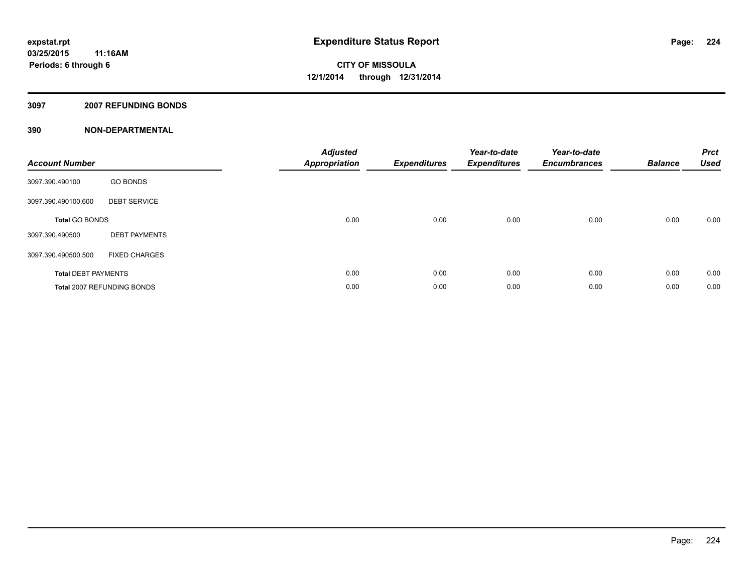# Expenditure Status Report

**CITY OF MISSOULA**
**12/1/2014 through 12/31/2014**

expstat.rpt
03/25/2015 11:16AM
Periods: 6 through 6

## 3097 2007 REFUNDING BONDS

## 390 NON-DEPARTMENTAL

| Account Number | | Adjusted Appropriation | Expenditures | Year-to-date Expenditures | Year-to-date Encumbrances | Balance | Prct Used |
|---|---|---|---|---|---|---|---|
| 3097.390.490100 | GO BONDS | | | | | | |
| 3097.390.490100.600 | DEBT SERVICE | | | | | | |
| **Total** GO BONDS | | 0.00 | 0.00 | 0.00 | 0.00 | 0.00 | 0.00 |
| 3097.390.490500 | DEBT PAYMENTS | | | | | | |
| 3097.390.490500.500 | FIXED CHARGES | | | | | | |
| **Total** DEBT PAYMENTS | | 0.00 | 0.00 | 0.00 | 0.00 | 0.00 | 0.00 |
| **Total** 2007 REFUNDING BONDS | | 0.00 | 0.00 | 0.00 | 0.00 | 0.00 | 0.00 |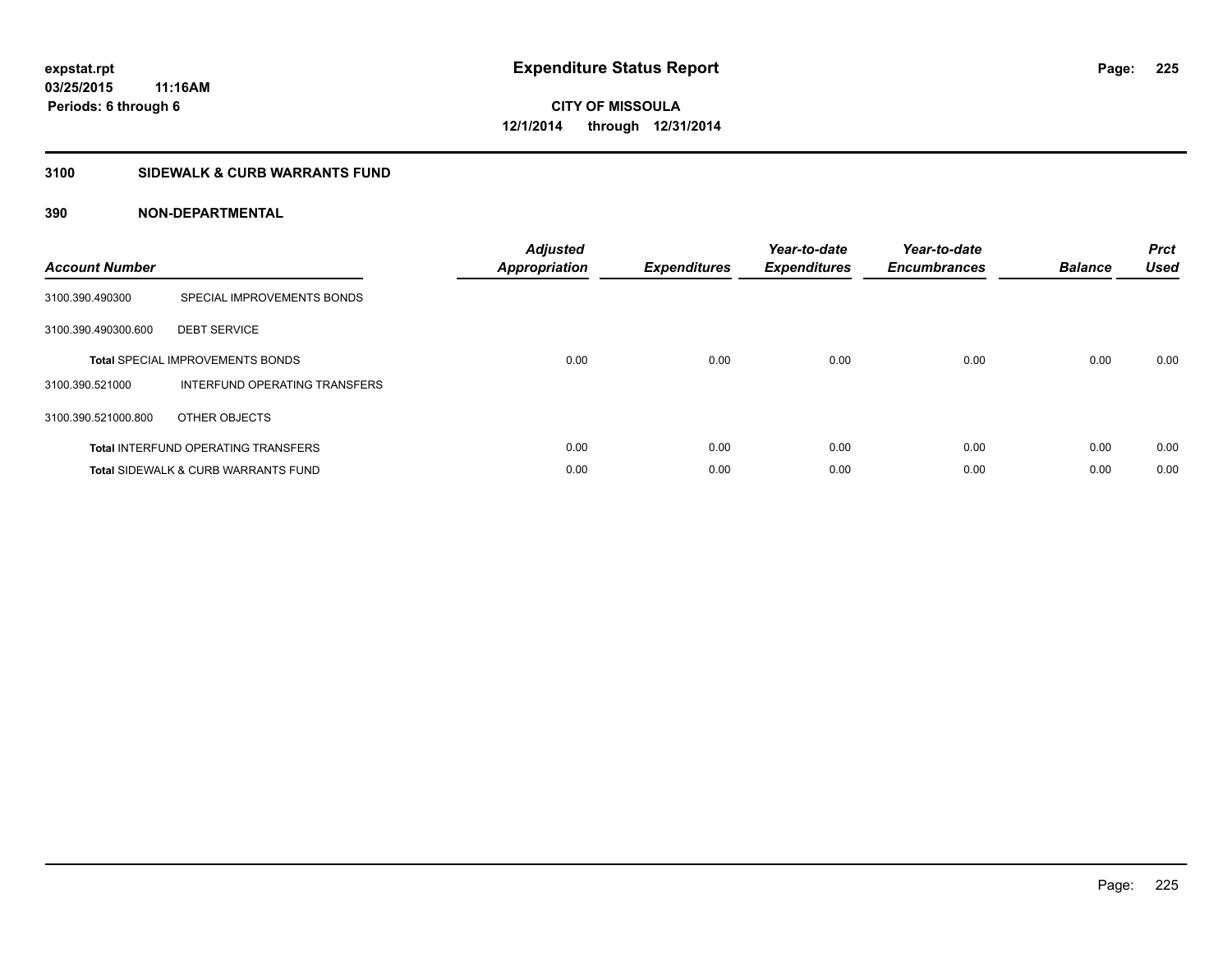# Expenditure Status Report

expstat.rpt
03/25/2015 11:16AM
Periods: 6 through 6

**CITY OF MISSOULA**
**12/1/2014 through 12/31/2014**

## 3100 SIDEWALK & CURB WARRANTS FUND

### 390 NON-DEPARTMENTAL

| Account Number | | Adjusted Appropriation | Expenditures | Year-to-date Expenditures | Year-to-date Encumbrances | Balance | Prct Used |
|---|---|---|---|---|---|---|---|
| 3100.390.490300 | SPECIAL IMPROVEMENTS BONDS | | | | | | |
| 3100.390.490300.600 | DEBT SERVICE | | | | | | |
| | **Total** SPECIAL IMPROVEMENTS BONDS | 0.00 | 0.00 | 0.00 | 0.00 | 0.00 | 0.00 |
| 3100.390.521000 | INTERFUND OPERATING TRANSFERS | | | | | | |
| 3100.390.521000.800 | OTHER OBJECTS | | | | | | |
| | **Total** INTERFUND OPERATING TRANSFERS | 0.00 | 0.00 | 0.00 | 0.00 | 0.00 | 0.00 |
| | **Total** SIDEWALK & CURB WARRANTS FUND | 0.00 | 0.00 | 0.00 | 0.00 | 0.00 | 0.00 |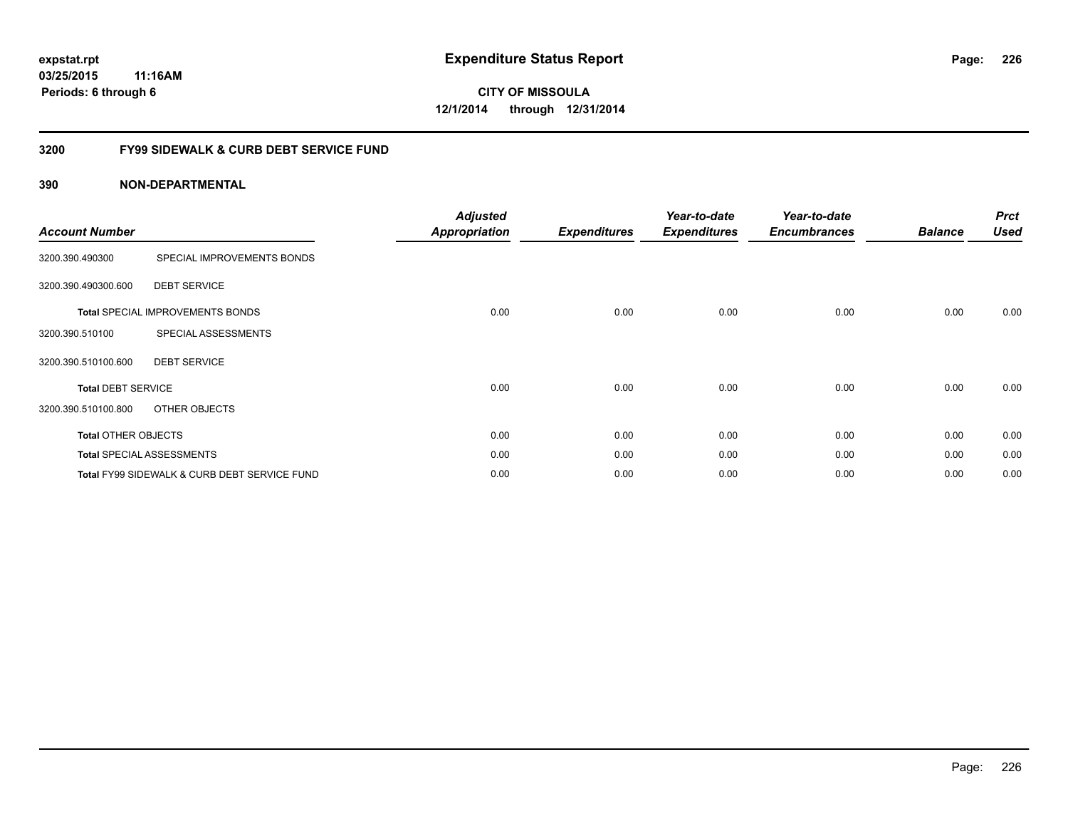# Expenditure Status Report

expstat.rpt
03/25/2015 11:16AM
Periods: 6 through 6

**CITY OF MISSOULA**
**12/1/2014 through 12/31/2014**

## 3200 FY99 SIDEWALK & CURB DEBT SERVICE FUND

### 390 NON-DEPARTMENTAL

| Account Number | | Adjusted Appropriation | Expenditures | Year-to-date Expenditures | Year-to-date Encumbrances | Balance | Prct Used |
|---|---|---|---|---|---|---|---|
| 3200.390.490300 | SPECIAL IMPROVEMENTS BONDS | | | | | | |
| 3200.390.490300.600 | DEBT SERVICE | | | | | | |
| **Total** SPECIAL IMPROVEMENTS BONDS | | 0.00 | 0.00 | 0.00 | 0.00 | 0.00 | 0.00 |
| 3200.390.510100 | SPECIAL ASSESSMENTS | | | | | | |
| 3200.390.510100.600 | DEBT SERVICE | | | | | | |
| **Total** DEBT SERVICE | | 0.00 | 0.00 | 0.00 | 0.00 | 0.00 | 0.00 |
| 3200.390.510100.800 | OTHER OBJECTS | | | | | | |
| **Total** OTHER OBJECTS | | 0.00 | 0.00 | 0.00 | 0.00 | 0.00 | 0.00 |
| **Total** SPECIAL ASSESSMENTS | | 0.00 | 0.00 | 0.00 | 0.00 | 0.00 | 0.00 |
| **Total** FY99 SIDEWALK & CURB DEBT SERVICE FUND | | 0.00 | 0.00 | 0.00 | 0.00 | 0.00 | 0.00 |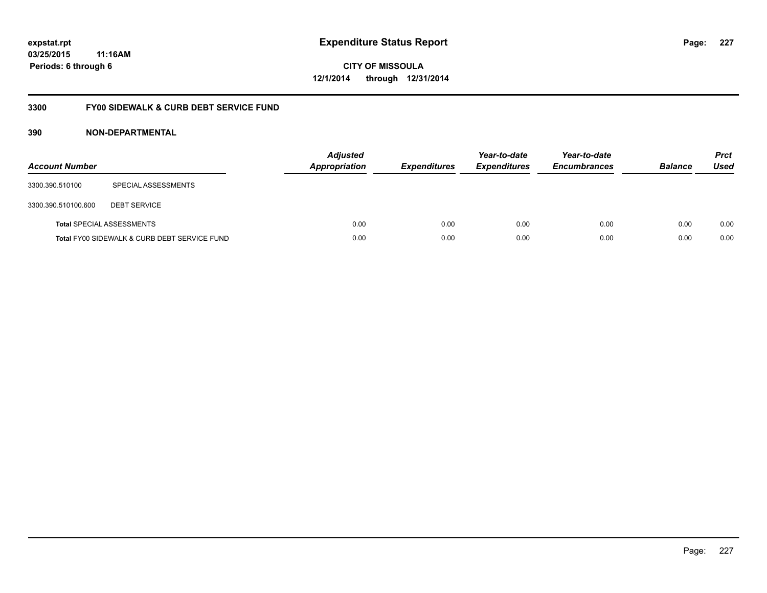# Expenditure Status Report

**expstat.rpt**
**03/25/2015 11:16AM**
**Periods: 6 through 6**

**CITY OF MISSOULA**
**12/1/2014 through 12/31/2014**

## 3300 FY00 SIDEWALK & CURB DEBT SERVICE FUND

### 390 NON-DEPARTMENTAL

| Account Number | | Adjusted Appropriation | Expenditures | Year-to-date Expenditures | Year-to-date Encumbrances | Balance | Prct Used |
|---|---|---|---|---|---|---|---|
| 3300.390.510100 | SPECIAL ASSESSMENTS | | | | | | |
| 3300.390.510100.600 | DEBT SERVICE | | | | | | |
| **Total** SPECIAL ASSESSMENTS | | 0.00 | 0.00 | 0.00 | 0.00 | 0.00 | 0.00 |
| **Total** FY00 SIDEWALK & CURB DEBT SERVICE FUND | | 0.00 | 0.00 | 0.00 | 0.00 | 0.00 | 0.00 |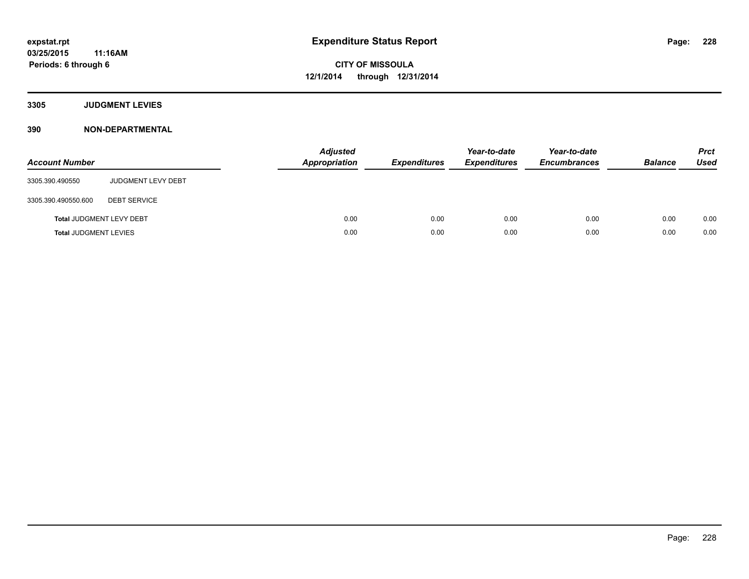# Expenditure Status Report

expstat.rpt
03/25/2015 11:16AM
Periods: 6 through 6

CITY OF MISSOULA
12/1/2014 through 12/31/2014

## 3305 JUDGMENT LEVIES

## 390 NON-DEPARTMENTAL

| Account Number | | Adjusted Appropriation | Expenditures | Year-to-date Expenditures | Year-to-date Encumbrances | Balance | Prct Used |
|---|---|---|---|---|---|---|---|
| 3305.390.490550 | JUDGMENT LEVY DEBT | | | | | | |
| 3305.390.490550.600 | DEBT SERVICE | | | | | | |
| **Total** JUDGMENT LEVY DEBT | | 0.00 | 0.00 | 0.00 | 0.00 | 0.00 | 0.00 |
| **Total** JUDGMENT LEVIES | | 0.00 | 0.00 | 0.00 | 0.00 | 0.00 | 0.00 |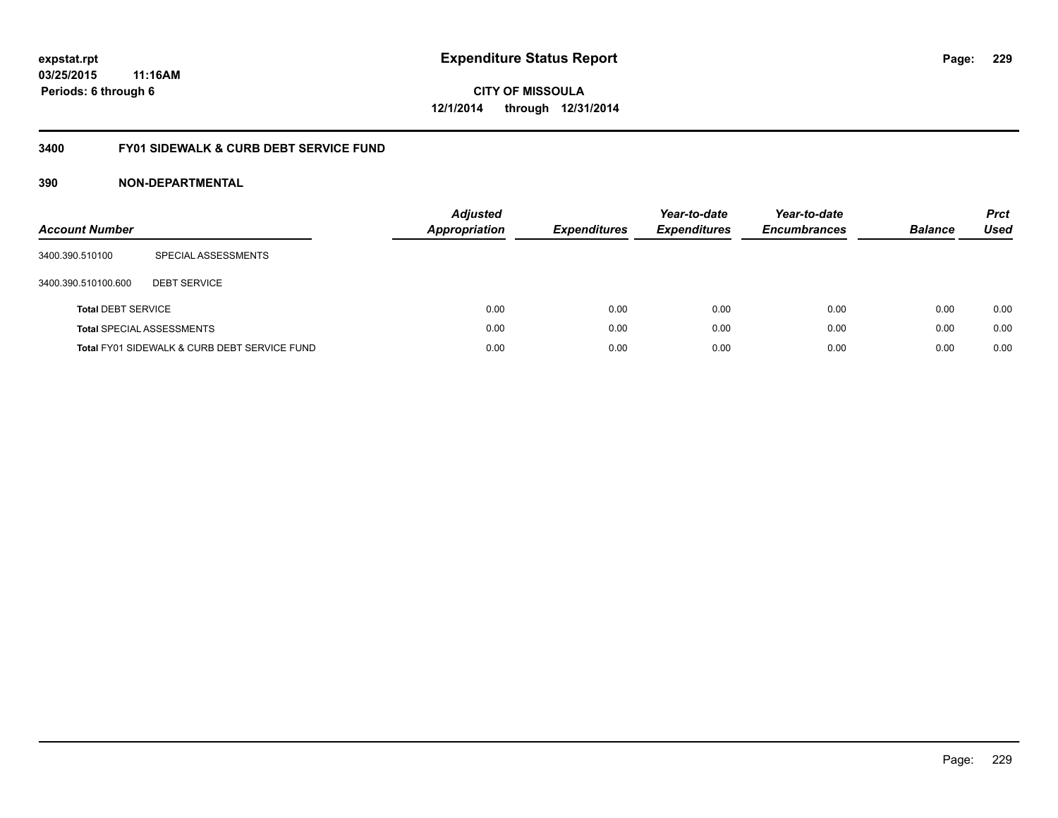# Expenditure Status Report

expstat.rpt
03/25/2015 11:16AM
Periods: 6 through 6

**CITY OF MISSOULA**
**12/1/2014 through 12/31/2014**

## 3400 FY01 SIDEWALK & CURB DEBT SERVICE FUND

### 390 NON-DEPARTMENTAL

| Account Number | | Adjusted Appropriation | Expenditures | Year-to-date Expenditures | Year-to-date Encumbrances | Balance | Prct Used |
|---|---|---|---|---|---|---|---|
| 3400.390.510100 | SPECIAL ASSESSMENTS | | | | | | |
| 3400.390.510100.600 | DEBT SERVICE | | | | | | |
| **Total** DEBT SERVICE | | 0.00 | 0.00 | 0.00 | 0.00 | 0.00 | 0.00 |
| **Total** SPECIAL ASSESSMENTS | | 0.00 | 0.00 | 0.00 | 0.00 | 0.00 | 0.00 |
| **Total** FY01 SIDEWALK & CURB DEBT SERVICE FUND | | 0.00 | 0.00 | 0.00 | 0.00 | 0.00 | 0.00 |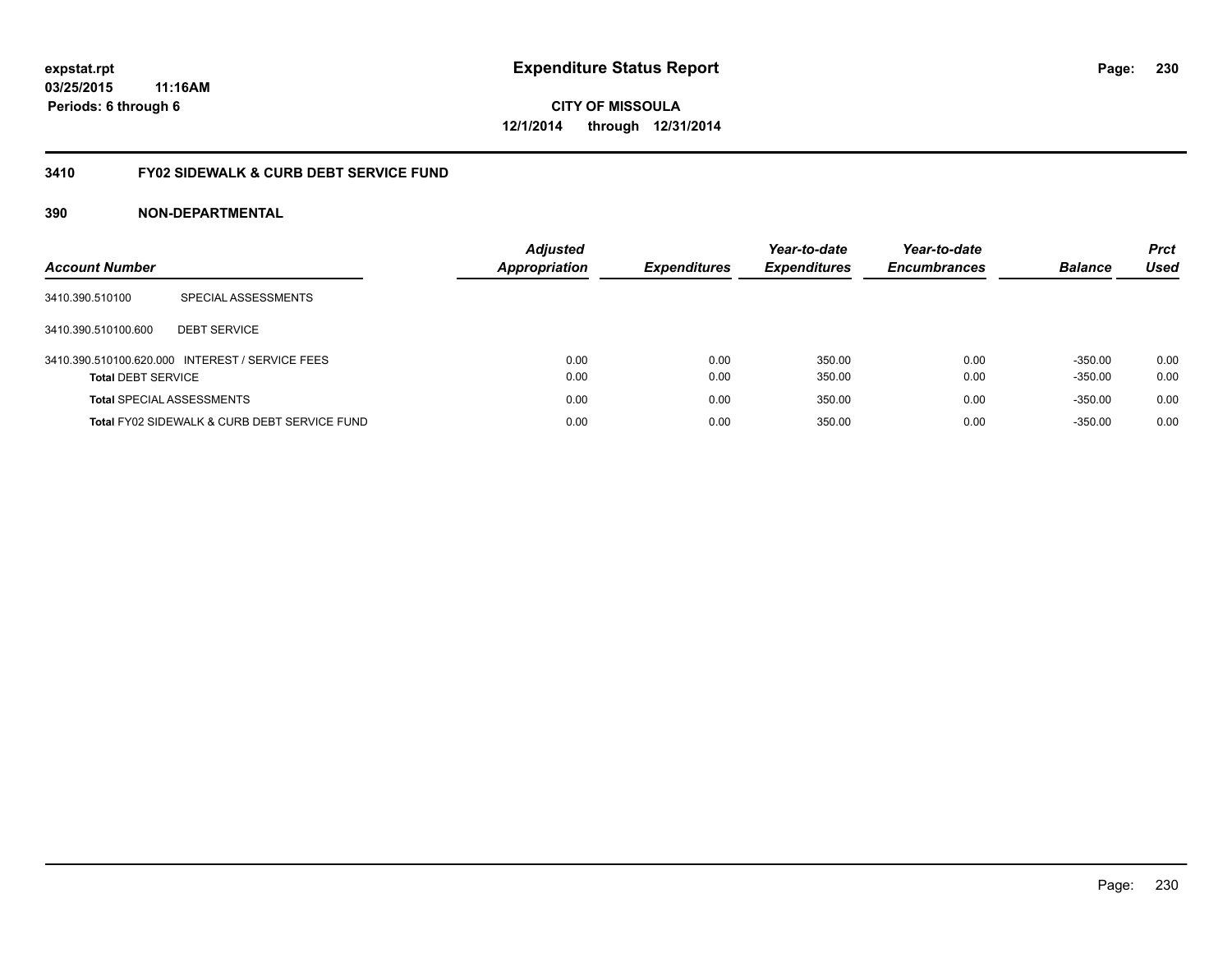# Expenditure Status Report

expstat.rpt
03/25/2015 11:16AM
Periods: 6 through 6

**CITY OF MISSOULA**
**12/1/2014 through 12/31/2014**

## 3410 FY02 SIDEWALK & CURB DEBT SERVICE FUND

### 390 NON-DEPARTMENTAL

| Account Number | | Adjusted Appropriation | Expenditures | Year-to-date Expenditures | Year-to-date Encumbrances | Balance | Prct Used |
|---|---|---|---|---|---|---|---|
| 3410.390.510100 | SPECIAL ASSESSMENTS | | | | | | |
| 3410.390.510100.600 | DEBT SERVICE | | | | | | |
| 3410.390.510100.620.000 | INTEREST / SERVICE FEES | 0.00 | 0.00 | 350.00 | 0.00 | -350.00 | 0.00 |
| **Total** DEBT SERVICE | | 0.00 | 0.00 | 350.00 | 0.00 | -350.00 | 0.00 |
| **Total** SPECIAL ASSESSMENTS | | 0.00 | 0.00 | 350.00 | 0.00 | -350.00 | 0.00 |
| **Total** FY02 SIDEWALK & CURB DEBT SERVICE FUND | | 0.00 | 0.00 | 350.00 | 0.00 | -350.00 | 0.00 |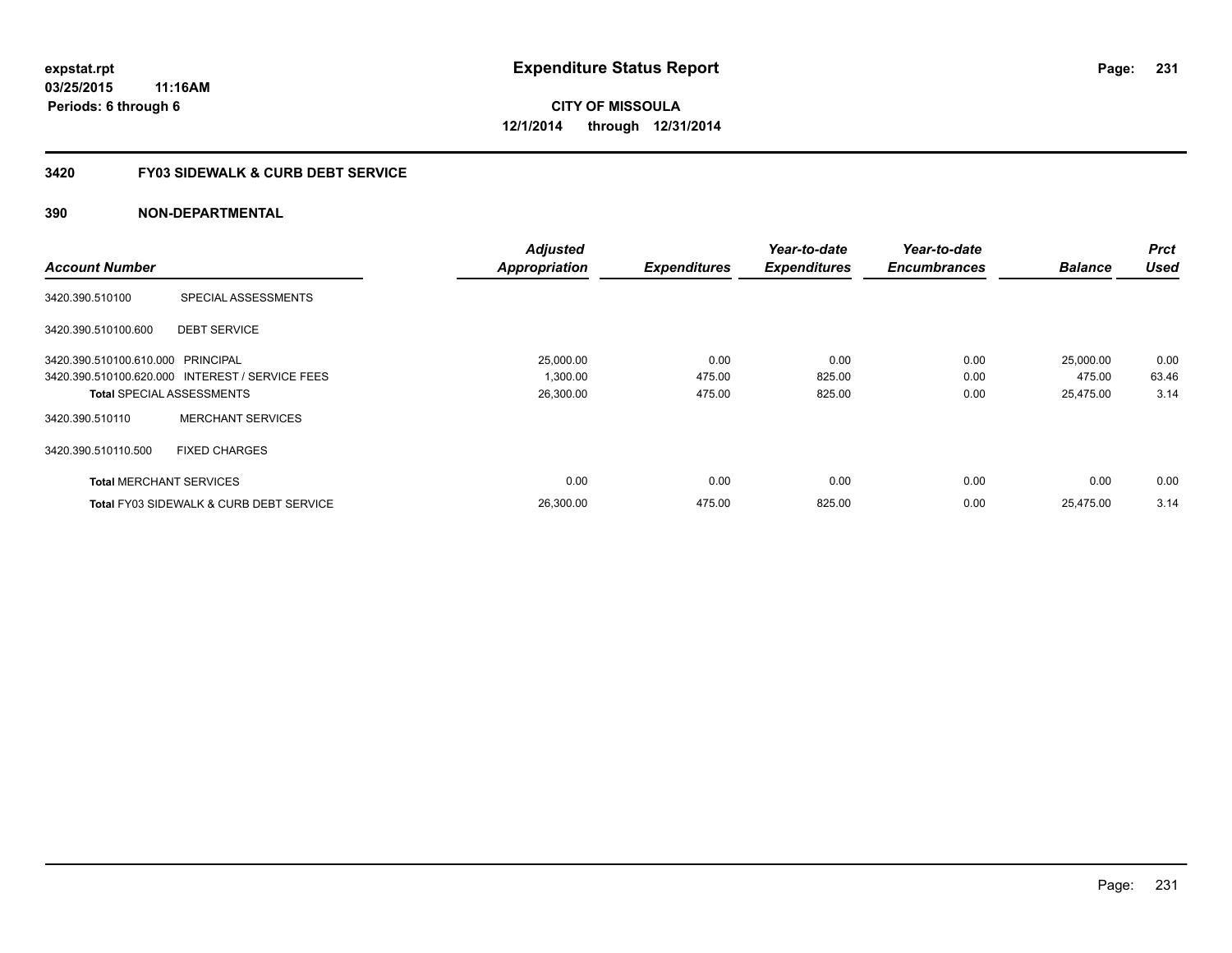expstat.rpt
03/25/2015 11:16AM
Periods: 6 through 6

# Expenditure Status Report

**CITY OF MISSOULA**
**12/1/2014 through 12/31/2014**

## 3420 FY03 SIDEWALK & CURB DEBT SERVICE

### 390 NON-DEPARTMENTAL

| Account Number | | Adjusted Appropriation | Expenditures | Year-to-date Expenditures | Year-to-date Encumbrances | Balance | Prct Used |
|---|---|---|---|---|---|---|---|
| 3420.390.510100 | SPECIAL ASSESSMENTS | | | | | | |
| 3420.390.510100.600 | DEBT SERVICE | | | | | | |
| 3420.390.510100.610.000 | PRINCIPAL | 25,000.00 | 0.00 | 0.00 | 0.00 | 25,000.00 | 0.00 |
| 3420.390.510100.620.000 | INTEREST / SERVICE FEES | 1,300.00 | 475.00 | 825.00 | 0.00 | 475.00 | 63.46 |
| **Total** SPECIAL ASSESSMENTS | | 26,300.00 | 475.00 | 825.00 | 0.00 | 25,475.00 | 3.14 |
| 3420.390.510110 | MERCHANT SERVICES | | | | | | |
| 3420.390.510110.500 | FIXED CHARGES | | | | | | |
| **Total** MERCHANT SERVICES | | 0.00 | 0.00 | 0.00 | 0.00 | 0.00 | 0.00 |
| **Total** FY03 SIDEWALK & CURB DEBT SERVICE | | 26,300.00 | 475.00 | 825.00 | 0.00 | 25,475.00 | 3.14 |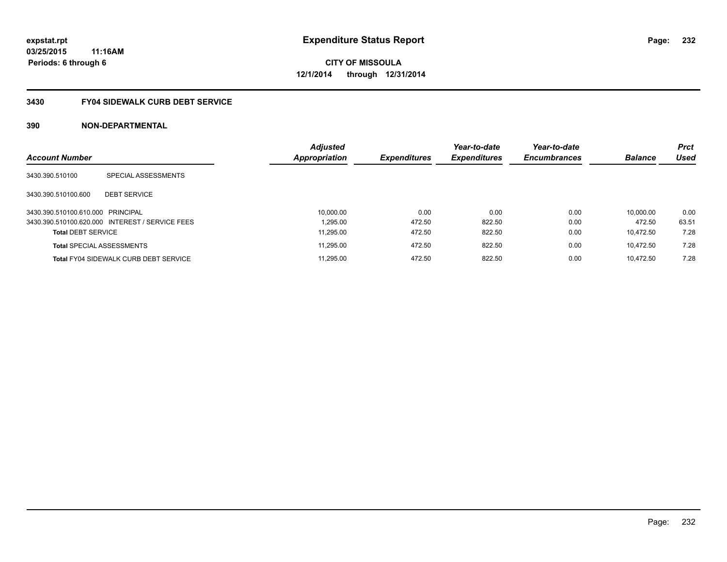**expstat.rpt**
**03/25/2015 11:16AM**
**Periods: 6 through 6**

# Expenditure Status Report

**CITY OF MISSOULA**
**12/1/2014 through 12/31/2014**

## 3430 FY04 SIDEWALK CURB DEBT SERVICE

## 390 NON-DEPARTMENTAL

| Account Number | | Adjusted Appropriation | Expenditures | Year-to-date Expenditures | Year-to-date Encumbrances | Balance | Prct Used |
|---|---|---|---|---|---|---|---|
| 3430.390.510100 | SPECIAL ASSESSMENTS | | | | | | |
| 3430.390.510100.600 | DEBT SERVICE | | | | | | |
| 3430.390.510100.610.000 | PRINCIPAL | 10,000.00 | 0.00 | 0.00 | 0.00 | 10,000.00 | 0.00 |
| 3430.390.510100.620.000 | INTEREST / SERVICE FEES | 1,295.00 | 472.50 | 822.50 | 0.00 | 472.50 | 63.51 |
| **Total** DEBT SERVICE | | 11,295.00 | 472.50 | 822.50 | 0.00 | 10,472.50 | 7.28 |
| **Total** SPECIAL ASSESSMENTS | | 11,295.00 | 472.50 | 822.50 | 0.00 | 10,472.50 | 7.28 |
| **Total** FY04 SIDEWALK CURB DEBT SERVICE | | 11,295.00 | 472.50 | 822.50 | 0.00 | 10,472.50 | 7.28 |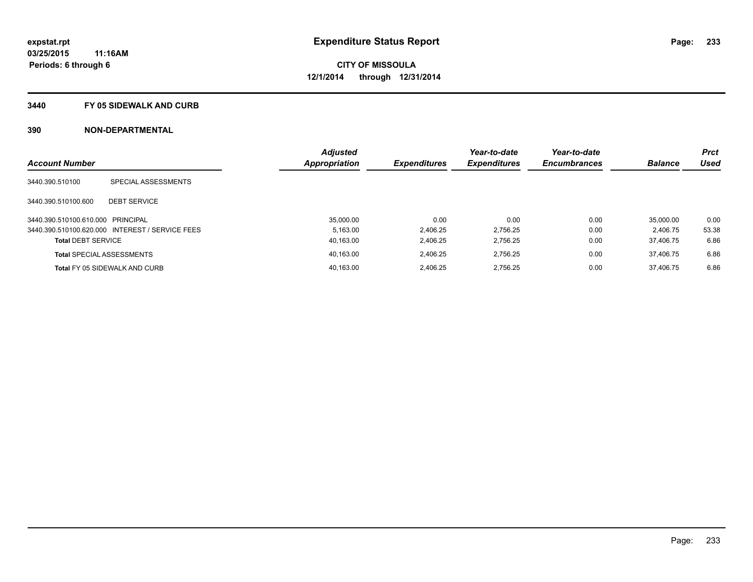# Expenditure Status Report

expstat.rpt
03/25/2015 11:16AM
Periods: 6 through 6

**CITY OF MISSOULA**
**12/1/2014 through 12/31/2014**

## 3440 FY 05 SIDEWALK AND CURB

## 390 NON-DEPARTMENTAL

| Account Number | | Adjusted Appropriation | Expenditures | Year-to-date Expenditures | Year-to-date Encumbrances | Balance | Prct Used |
|---|---|---|---|---|---|---|---|
| 3440.390.510100 | SPECIAL ASSESSMENTS | | | | | | |
| 3440.390.510100.600 | DEBT SERVICE | | | | | | |
| 3440.390.510100.610.000 | PRINCIPAL | 35,000.00 | 0.00 | 0.00 | 0.00 | 35,000.00 | 0.00 |
| 3440.390.510100.620.000 | INTEREST / SERVICE FEES | 5,163.00 | 2,406.25 | 2,756.25 | 0.00 | 2,406.75 | 53.38 |
| **Total** DEBT SERVICE | | 40,163.00 | 2,406.25 | 2,756.25 | 0.00 | 37,406.75 | 6.86 |
| **Total** SPECIAL ASSESSMENTS | | 40,163.00 | 2,406.25 | 2,756.25 | 0.00 | 37,406.75 | 6.86 |
| **Total** FY 05 SIDEWALK AND CURB | | 40,163.00 | 2,406.25 | 2,756.25 | 0.00 | 37,406.75 | 6.86 |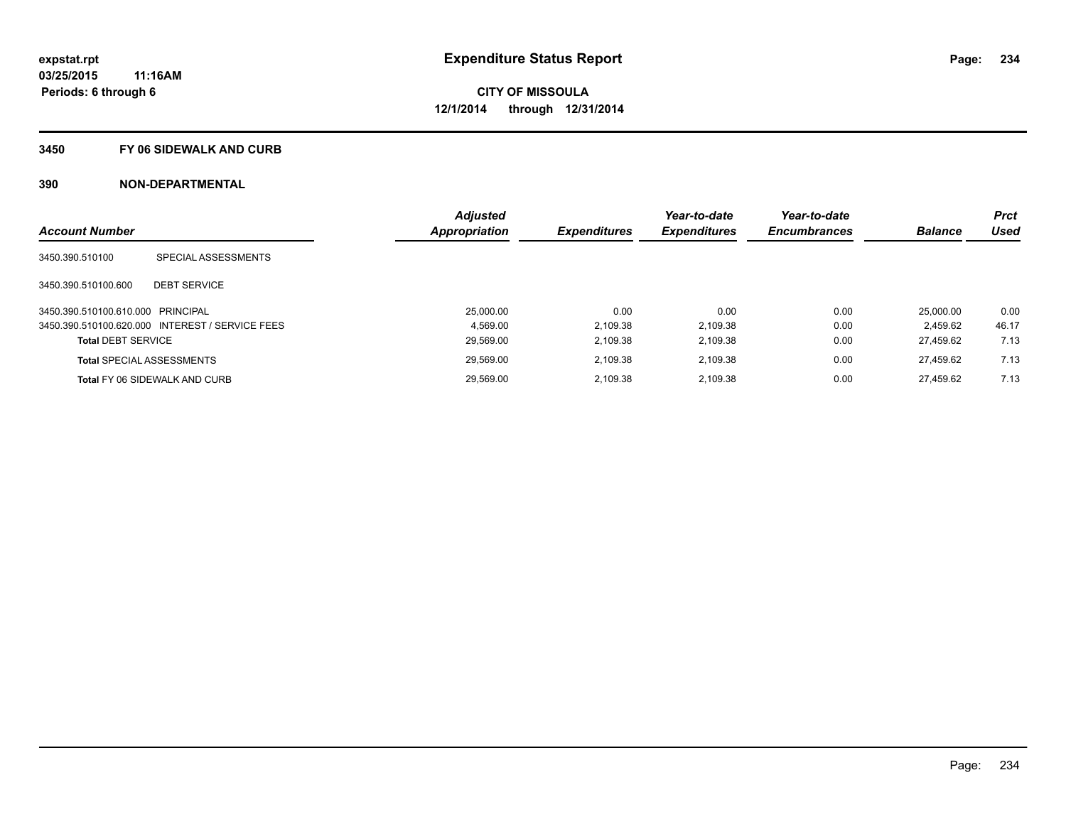**expstat.rpt**
**03/25/2015 11:16AM**
**Periods: 6 through 6**

# Expenditure Status Report

**CITY OF MISSOULA**
**12/1/2014 through 12/31/2014**

## 3450 FY 06 SIDEWALK AND CURB

## 390 NON-DEPARTMENTAL

| Account Number | | Adjusted Appropriation | Expenditures | Year-to-date Expenditures | Year-to-date Encumbrances | Balance | Prct Used |
|---|---|---|---|---|---|---|---|
| 3450.390.510100 | SPECIAL ASSESSMENTS | | | | | | |
| 3450.390.510100.600 | DEBT SERVICE | | | | | | |
| 3450.390.510100.610.000 | PRINCIPAL | 25,000.00 | 0.00 | 0.00 | 0.00 | 25,000.00 | 0.00 |
| 3450.390.510100.620.000 | INTEREST / SERVICE FEES | 4,569.00 | 2,109.38 | 2,109.38 | 0.00 | 2,459.62 | 46.17 |
| **Total** DEBT SERVICE | | 29,569.00 | 2,109.38 | 2,109.38 | 0.00 | 27,459.62 | 7.13 |
| **Total** SPECIAL ASSESSMENTS | | 29,569.00 | 2,109.38 | 2,109.38 | 0.00 | 27,459.62 | 7.13 |
| **Total** FY 06 SIDEWALK AND CURB | | 29,569.00 | 2,109.38 | 2,109.38 | 0.00 | 27,459.62 | 7.13 |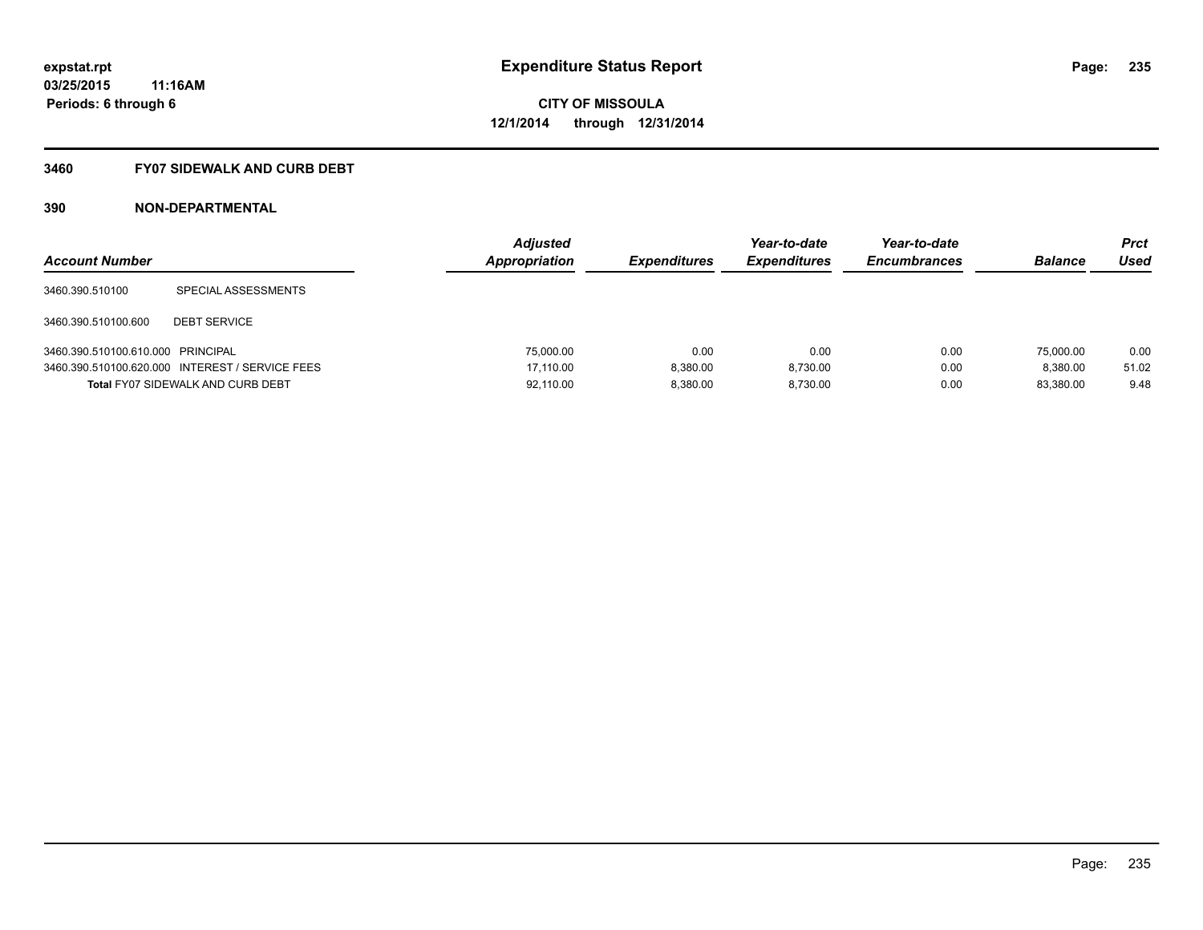**expstat.rpt**
**03/25/2015 11:16AM**
**Periods: 6 through 6**

# Expenditure Status Report

**CITY OF MISSOULA**
**12/1/2014 through 12/31/2014**

## 3460 FY07 SIDEWALK AND CURB DEBT

## 390 NON-DEPARTMENTAL

| Account Number | | Adjusted Appropriation | Expenditures | Year-to-date Expenditures | Year-to-date Encumbrances | Balance | Prct Used |
|---|---|---|---|---|---|---|---|
| 3460.390.510100 | SPECIAL ASSESSMENTS | | | | | | |
| 3460.390.510100.600 | DEBT SERVICE | | | | | | |
| 3460.390.510100.610.000 | PRINCIPAL | 75,000.00 | 0.00 | 0.00 | 0.00 | 75,000.00 | 0.00 |
| 3460.390.510100.620.000 | INTEREST / SERVICE FEES | 17,110.00 | 8,380.00 | 8,730.00 | 0.00 | 8,380.00 | 51.02 |
| **Total** FY07 SIDEWALK AND CURB DEBT | | 92,110.00 | 8,380.00 | 8,730.00 | 0.00 | 83,380.00 | 9.48 |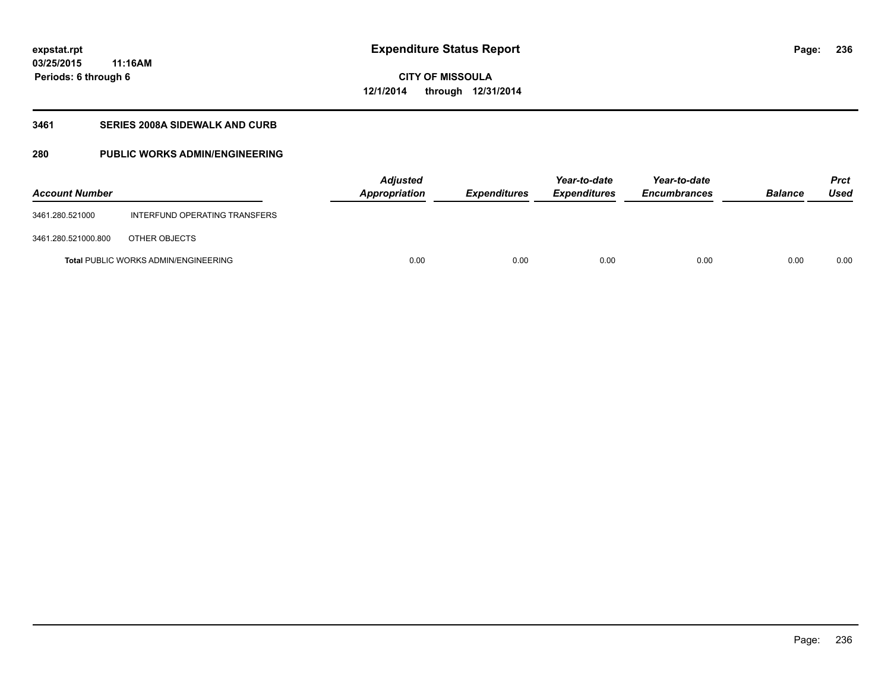**expstat.rpt**
**03/25/2015 11:16AM**
**Periods: 6 through 6**

# Expenditure Status Report

**CITY OF MISSOULA**
**12/1/2014 through 12/31/2014**

## 3461 SERIES 2008A SIDEWALK AND CURB

## 280 PUBLIC WORKS ADMIN/ENGINEERING

| Account Number | | *Adjusted Appropriation* | *Expenditures* | *Year-to-date Expenditures* | *Year-to-date Encumbrances* | *Balance* | *Prct Used* |
|---|---|---|---|---|---|---|---|
| 3461.280.521000 | INTERFUND OPERATING TRANSFERS | | | | | | |
| 3461.280.521000.800 | OTHER OBJECTS | | | | | | |
| **Total** PUBLIC WORKS ADMIN/ENGINEERING | | 0.00 | 0.00 | 0.00 | 0.00 | 0.00 | 0.00 |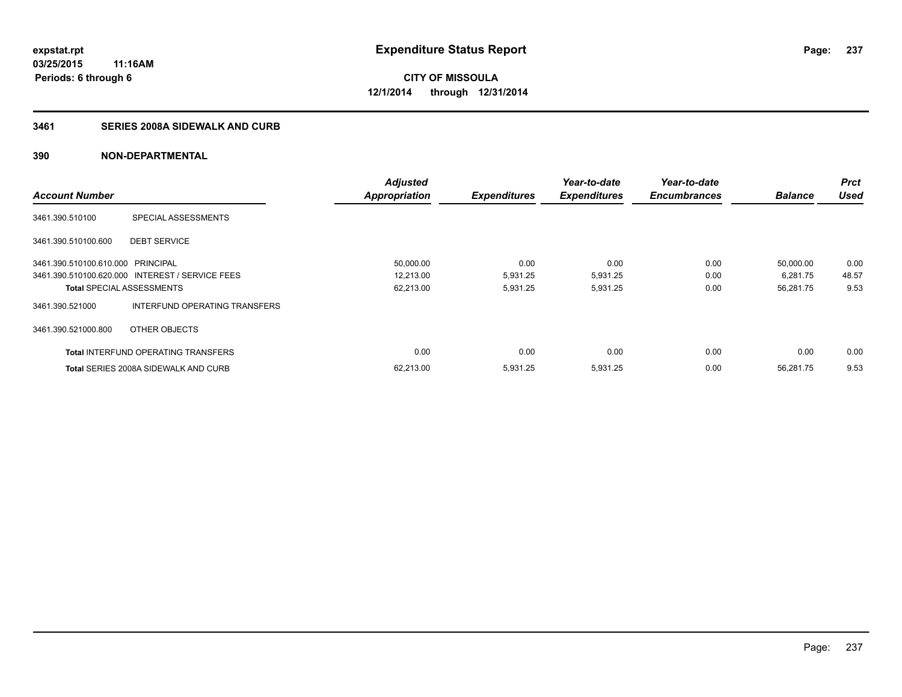# Expenditure Status Report

**CITY OF MISSOULA**

**12/1/2014 through 12/31/2014**

expstat.rpt
03/25/2015 11:16AM
Periods: 6 through 6

## 3461 SERIES 2008A SIDEWALK AND CURB

## 390 NON-DEPARTMENTAL

| Account Number | | Adjusted Appropriation | Expenditures | Year-to-date Expenditures | Year-to-date Encumbrances | Balance | Prct Used |
|---|---|---|---|---|---|---|---|
| 3461.390.510100 | SPECIAL ASSESSMENTS | | | | | | |
| 3461.390.510100.600 | DEBT SERVICE | | | | | | |
| 3461.390.510100.610.000 | PRINCIPAL | 50,000.00 | 0.00 | 0.00 | 0.00 | 50,000.00 | 0.00 |
| 3461.390.510100.620.000 | INTEREST / SERVICE FEES | 12,213.00 | 5,931.25 | 5,931.25 | 0.00 | 6,281.75 | 48.57 |
| **Total** SPECIAL ASSESSMENTS | | 62,213.00 | 5,931.25 | 5,931.25 | 0.00 | 56,281.75 | 9.53 |
| 3461.390.521000 | INTERFUND OPERATING TRANSFERS | | | | | | |
| 3461.390.521000.800 | OTHER OBJECTS | | | | | | |
| **Total** INTERFUND OPERATING TRANSFERS | | 0.00 | 0.00 | 0.00 | 0.00 | 0.00 | 0.00 |
| **Total** SERIES 2008A SIDEWALK AND CURB | | 62,213.00 | 5,931.25 | 5,931.25 | 0.00 | 56,281.75 | 9.53 |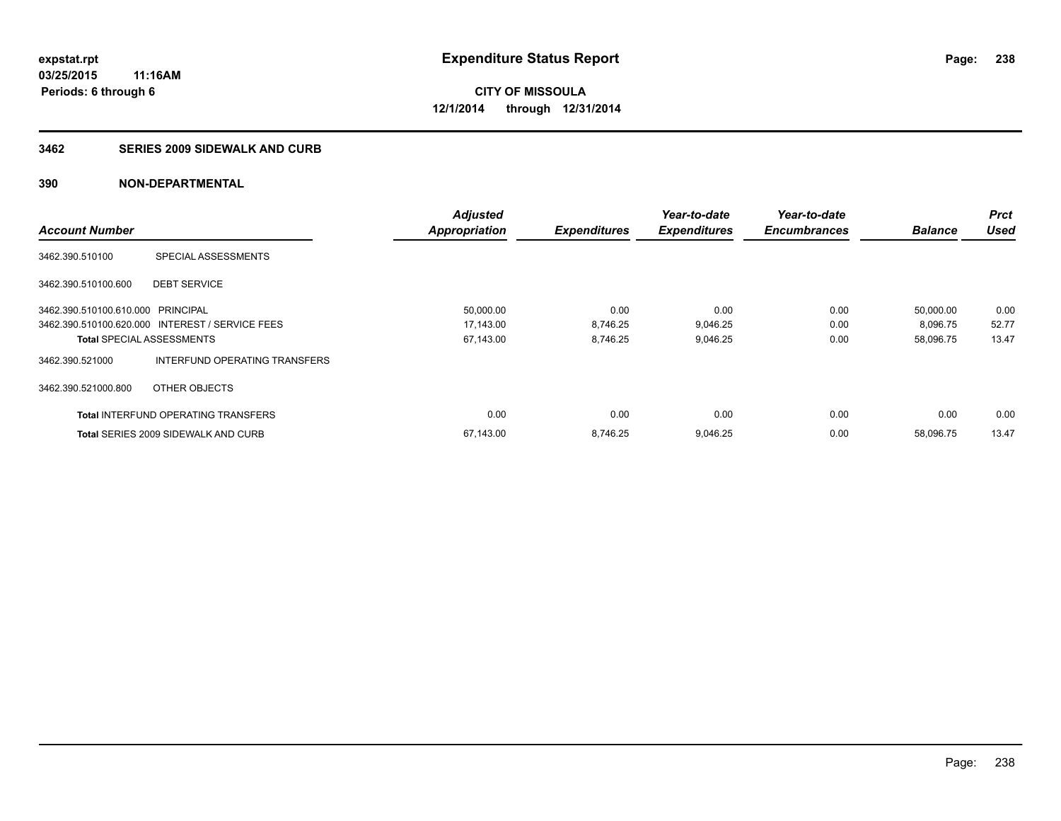**expstat.rpt**
**03/25/2015 11:16AM**
**Periods: 6 through 6**

# Expenditure Status Report

**CITY OF MISSOULA**
**12/1/2014 through 12/31/2014**

## 3462 SERIES 2009 SIDEWALK AND CURB

### 390 NON-DEPARTMENTAL

| Account Number | | Adjusted Appropriation | Expenditures | Year-to-date Expenditures | Year-to-date Encumbrances | Balance | Prct Used |
|---|---|---|---|---|---|---|---|
| 3462.390.510100 | SPECIAL ASSESSMENTS | | | | | | |
| 3462.390.510100.600 | DEBT SERVICE | | | | | | |
| 3462.390.510100.610.000 | PRINCIPAL | 50,000.00 | 0.00 | 0.00 | 0.00 | 50,000.00 | 0.00 |
| 3462.390.510100.620.000 | INTEREST / SERVICE FEES | 17,143.00 | 8,746.25 | 9,046.25 | 0.00 | 8,096.75 | 52.77 |
| **Total** SPECIAL ASSESSMENTS | | 67,143.00 | 8,746.25 | 9,046.25 | 0.00 | 58,096.75 | 13.47 |
| 3462.390.521000 | INTERFUND OPERATING TRANSFERS | | | | | | |
| 3462.390.521000.800 | OTHER OBJECTS | | | | | | |
| **Total** INTERFUND OPERATING TRANSFERS | | 0.00 | 0.00 | 0.00 | 0.00 | 0.00 | 0.00 |
| **Total** SERIES 2009 SIDEWALK AND CURB | | 67,143.00 | 8,746.25 | 9,046.25 | 0.00 | 58,096.75 | 13.47 |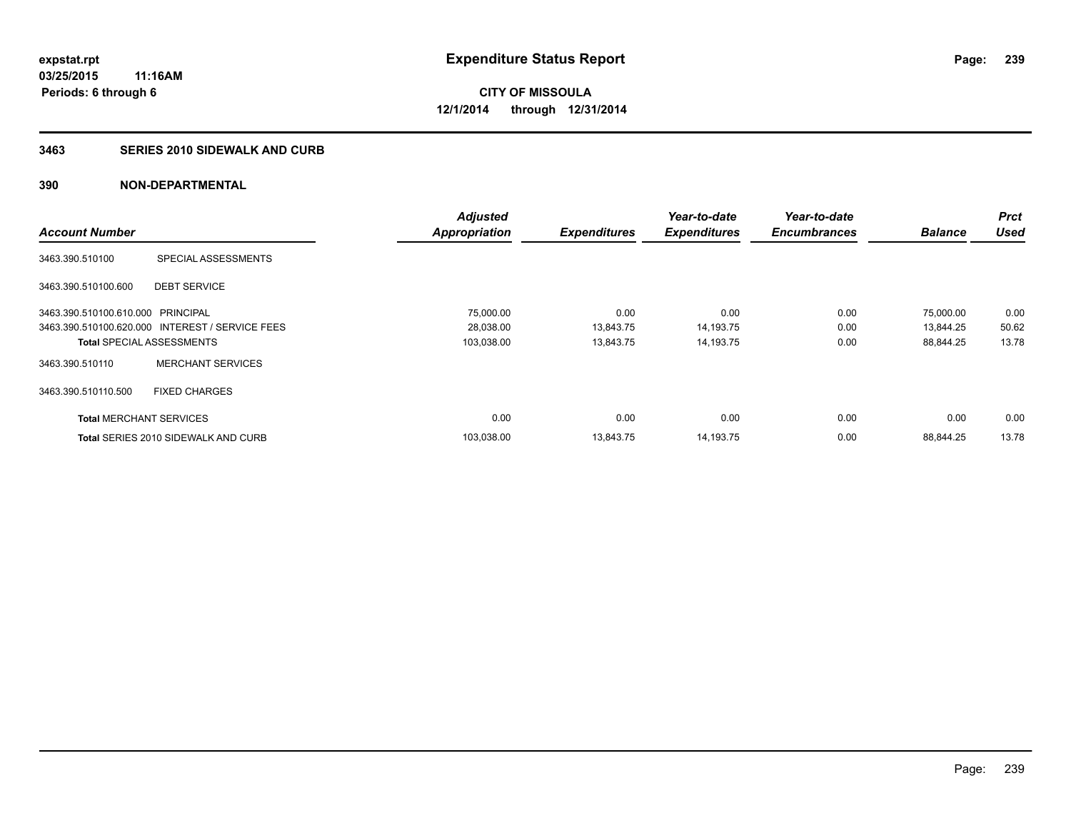**expstat.rpt**
**03/25/2015 11:16AM**
**Periods: 6 through 6**

# Expenditure Status Report

**CITY OF MISSOULA**
**12/1/2014 through 12/31/2014**

## 3463 SERIES 2010 SIDEWALK AND CURB

## 390 NON-DEPARTMENTAL

| Account Number | | Adjusted Appropriation | Expenditures | Year-to-date Expenditures | Year-to-date Encumbrances | Balance | Prct Used |
|---|---|---|---|---|---|---|---|
| 3463.390.510100 | SPECIAL ASSESSMENTS | | | | | | |
| 3463.390.510100.600 | DEBT SERVICE | | | | | | |
| 3463.390.510100.610.000 | PRINCIPAL | 75,000.00 | 0.00 | 0.00 | 0.00 | 75,000.00 | 0.00 |
| 3463.390.510100.620.000 | INTEREST / SERVICE FEES | 28,038.00 | 13,843.75 | 14,193.75 | 0.00 | 13,844.25 | 50.62 |
| **Total** SPECIAL ASSESSMENTS | | 103,038.00 | 13,843.75 | 14,193.75 | 0.00 | 88,844.25 | 13.78 |
| 3463.390.510110 | MERCHANT SERVICES | | | | | | |
| 3463.390.510110.500 | FIXED CHARGES | | | | | | |
| **Total** MERCHANT SERVICES | | 0.00 | 0.00 | 0.00 | 0.00 | 0.00 | 0.00 |
| **Total** SERIES 2010 SIDEWALK AND CURB | | 103,038.00 | 13,843.75 | 14,193.75 | 0.00 | 88,844.25 | 13.78 |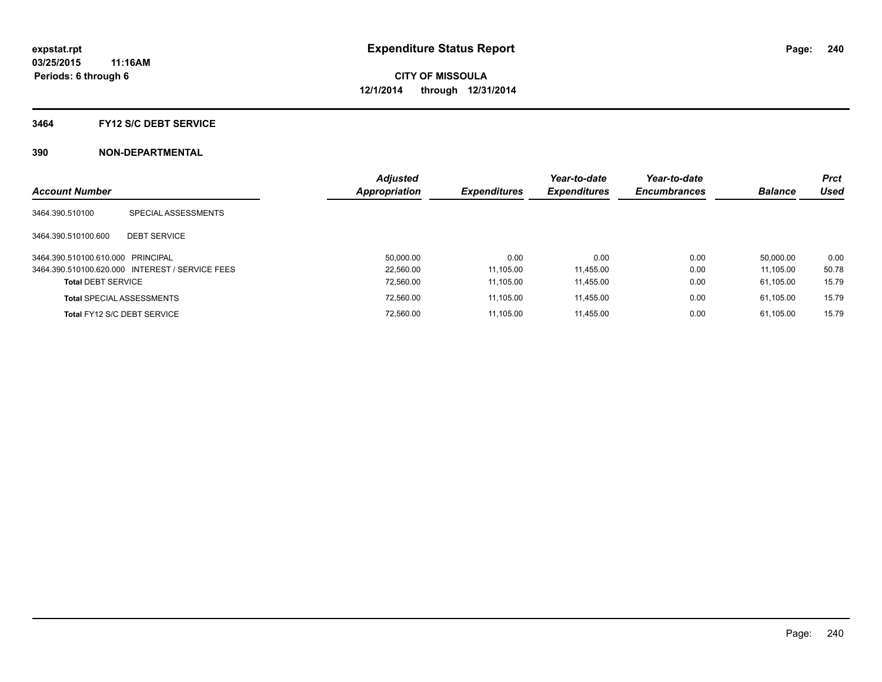# Expenditure Status Report

**expstat.rpt**
**03/25/2015 11:16AM**
**Periods: 6 through 6**

**CITY OF MISSOULA**
**12/1/2014 through 12/31/2014**

## 3464 FY12 S/C DEBT SERVICE

### 390 NON-DEPARTMENTAL

| Account Number | | Adjusted Appropriation | Expenditures | Year-to-date Expenditures | Year-to-date Encumbrances | Balance | Prct Used |
|---|---|---|---|---|---|---|---|
| 3464.390.510100 | SPECIAL ASSESSMENTS | | | | | | |
| 3464.390.510100.600 | DEBT SERVICE | | | | | | |
| 3464.390.510100.610.000 | PRINCIPAL | 50,000.00 | 0.00 | 0.00 | 0.00 | 50,000.00 | 0.00 |
| 3464.390.510100.620.000 | INTEREST / SERVICE FEES | 22,560.00 | 11,105.00 | 11,455.00 | 0.00 | 11,105.00 | 50.78 |
| **Total** DEBT SERVICE | | 72,560.00 | 11,105.00 | 11,455.00 | 0.00 | 61,105.00 | 15.79 |
| **Total** SPECIAL ASSESSMENTS | | 72,560.00 | 11,105.00 | 11,455.00 | 0.00 | 61,105.00 | 15.79 |
| **Total** FY12 S/C DEBT SERVICE | | 72,560.00 | 11,105.00 | 11,455.00 | 0.00 | 61,105.00 | 15.79 |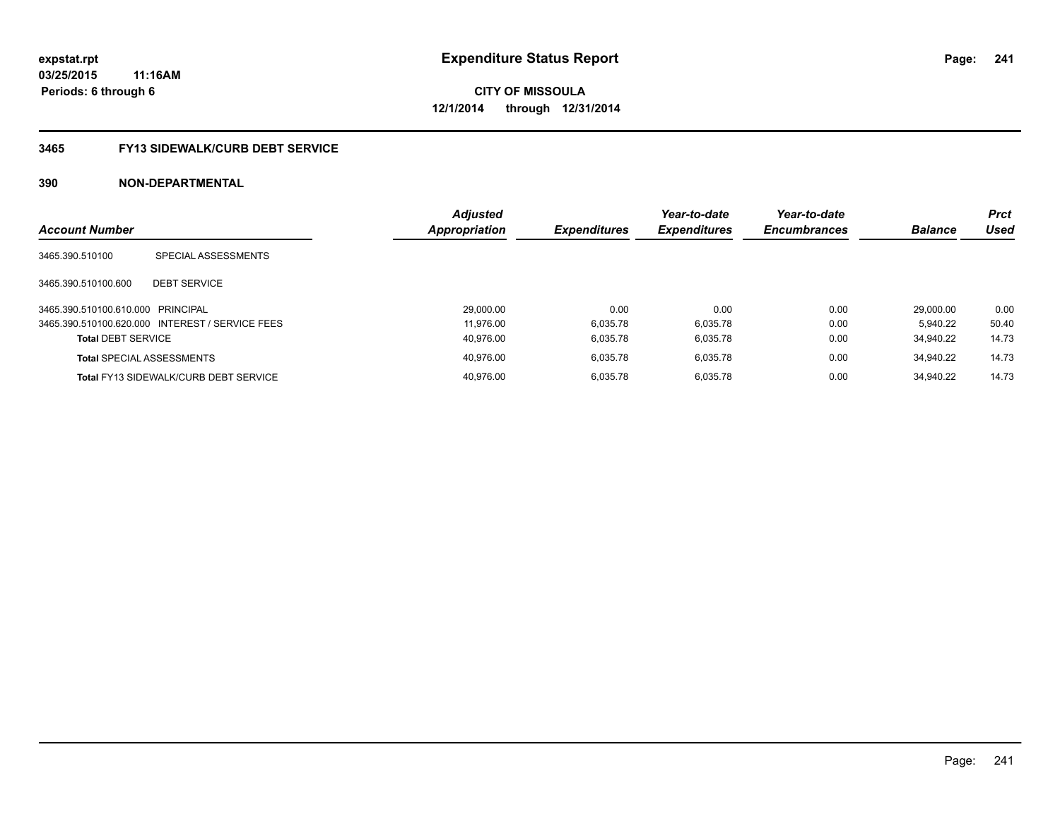**expstat.rpt**
**03/25/2015 11:16AM**
**Periods: 6 through 6**

# Expenditure Status Report

**CITY OF MISSOULA**
**12/1/2014 through 12/31/2014**

## 3465 FY13 SIDEWALK/CURB DEBT SERVICE

### 390 NON-DEPARTMENTAL

| Account Number | | Adjusted Appropriation | Expenditures | Year-to-date Expenditures | Year-to-date Encumbrances | Balance | Prct Used |
|---|---|---|---|---|---|---|---|
| 3465.390.510100 | SPECIAL ASSESSMENTS | | | | | | |
| 3465.390.510100.600 | DEBT SERVICE | | | | | | |
| 3465.390.510100.610.000 | PRINCIPAL | 29,000.00 | 0.00 | 0.00 | 0.00 | 29,000.00 | 0.00 |
| 3465.390.510100.620.000 | INTEREST / SERVICE FEES | 11,976.00 | 6,035.78 | 6,035.78 | 0.00 | 5,940.22 | 50.40 |
| **Total** DEBT SERVICE | | 40,976.00 | 6,035.78 | 6,035.78 | 0.00 | 34,940.22 | 14.73 |
| **Total** SPECIAL ASSESSMENTS | | 40,976.00 | 6,035.78 | 6,035.78 | 0.00 | 34,940.22 | 14.73 |
| **Total** FY13 SIDEWALK/CURB DEBT SERVICE | | 40,976.00 | 6,035.78 | 6,035.78 | 0.00 | 34,940.22 | 14.73 |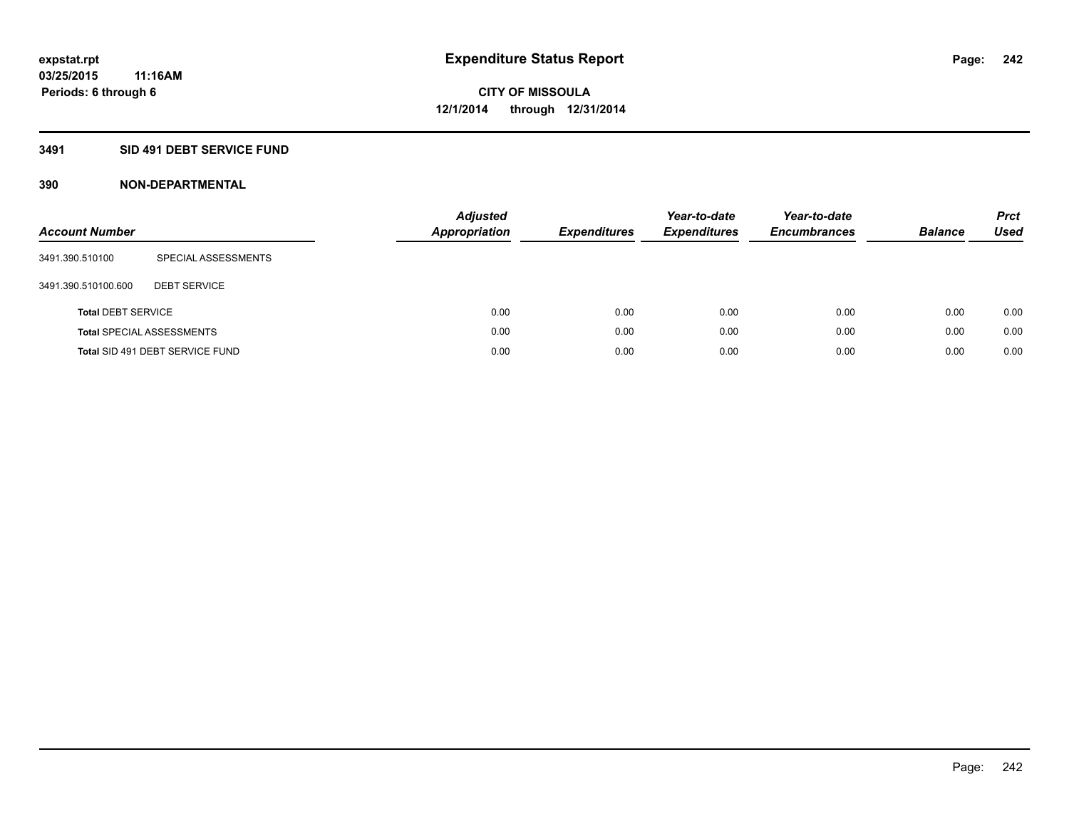# Expenditure Status Report

expstat.rpt
03/25/2015 11:16AM
Periods: 6 through 6

**CITY OF MISSOULA**
**12/1/2014 through 12/31/2014**

## 3491 SID 491 DEBT SERVICE FUND

## 390 NON-DEPARTMENTAL

| Account Number | | Adjusted Appropriation | Expenditures | Year-to-date Expenditures | Year-to-date Encumbrances | Balance | Prct Used |
|---|---|---|---|---|---|---|---|
| 3491.390.510100 | SPECIAL ASSESSMENTS | | | | | | |
| 3491.390.510100.600 | DEBT SERVICE | | | | | | |
| **Total** DEBT SERVICE | | 0.00 | 0.00 | 0.00 | 0.00 | 0.00 | 0.00 |
| **Total** SPECIAL ASSESSMENTS | | 0.00 | 0.00 | 0.00 | 0.00 | 0.00 | 0.00 |
| **Total** SID 491 DEBT SERVICE FUND | | 0.00 | 0.00 | 0.00 | 0.00 | 0.00 | 0.00 |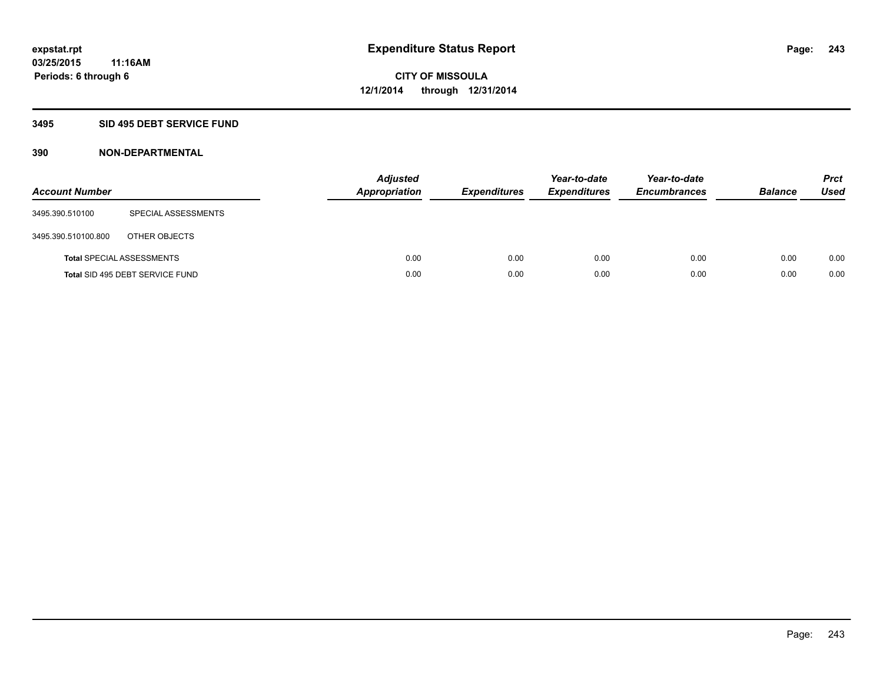**expstat.rpt**
**03/25/2015 11:16AM**
**Periods: 6 through 6**

# Expenditure Status Report

**CITY OF MISSOULA**
**12/1/2014 through 12/31/2014**

## 3495 SID 495 DEBT SERVICE FUND

### 390 NON-DEPARTMENTAL

| Account Number | | Adjusted Appropriation | Expenditures | Year-to-date Expenditures | Year-to-date Encumbrances | Balance | Prct Used |
|---|---|---|---|---|---|---|---|
| 3495.390.510100 | SPECIAL ASSESSMENTS | | | | | | |
| 3495.390.510100.800 | OTHER OBJECTS | | | | | | |
| **Total** SPECIAL ASSESSMENTS | | 0.00 | 0.00 | 0.00 | 0.00 | 0.00 | 0.00 |
| **Total** SID 495 DEBT SERVICE FUND | | 0.00 | 0.00 | 0.00 | 0.00 | 0.00 | 0.00 |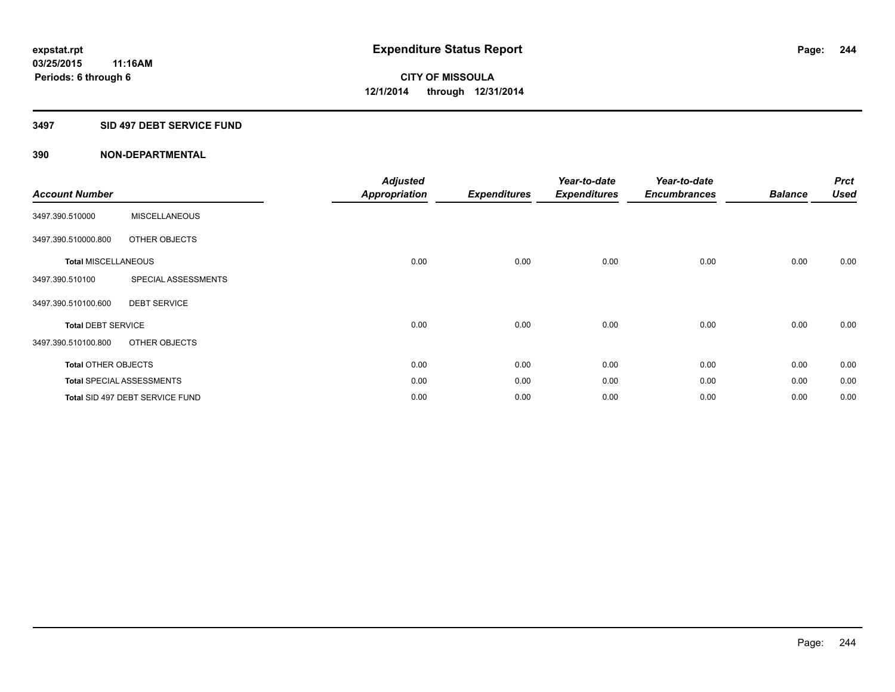# Expenditure Status Report

expstat.rpt
03/25/2015 11:16AM
Periods: 6 through 6

**CITY OF MISSOULA**
**12/1/2014 through 12/31/2014**

## 3497 SID 497 DEBT SERVICE FUND

### 390 NON-DEPARTMENTAL

| Account Number | | Adjusted Appropriation | Expenditures | Year-to-date Expenditures | Year-to-date Encumbrances | Balance | Prct Used |
|---|---|---|---|---|---|---|---|
| 3497.390.510000 | MISCELLANEOUS | | | | | | |
| 3497.390.510000.800 | OTHER OBJECTS | | | | | | |
| **Total** MISCELLANEOUS | | 0.00 | 0.00 | 0.00 | 0.00 | 0.00 | 0.00 |
| 3497.390.510100 | SPECIAL ASSESSMENTS | | | | | | |
| 3497.390.510100.600 | DEBT SERVICE | | | | | | |
| **Total** DEBT SERVICE | | 0.00 | 0.00 | 0.00 | 0.00 | 0.00 | 0.00 |
| 3497.390.510100.800 | OTHER OBJECTS | | | | | | |
| **Total** OTHER OBJECTS | | 0.00 | 0.00 | 0.00 | 0.00 | 0.00 | 0.00 |
| **Total** SPECIAL ASSESSMENTS | | 0.00 | 0.00 | 0.00 | 0.00 | 0.00 | 0.00 |
| **Total** SID 497 DEBT SERVICE FUND | | 0.00 | 0.00 | 0.00 | 0.00 | 0.00 | 0.00 |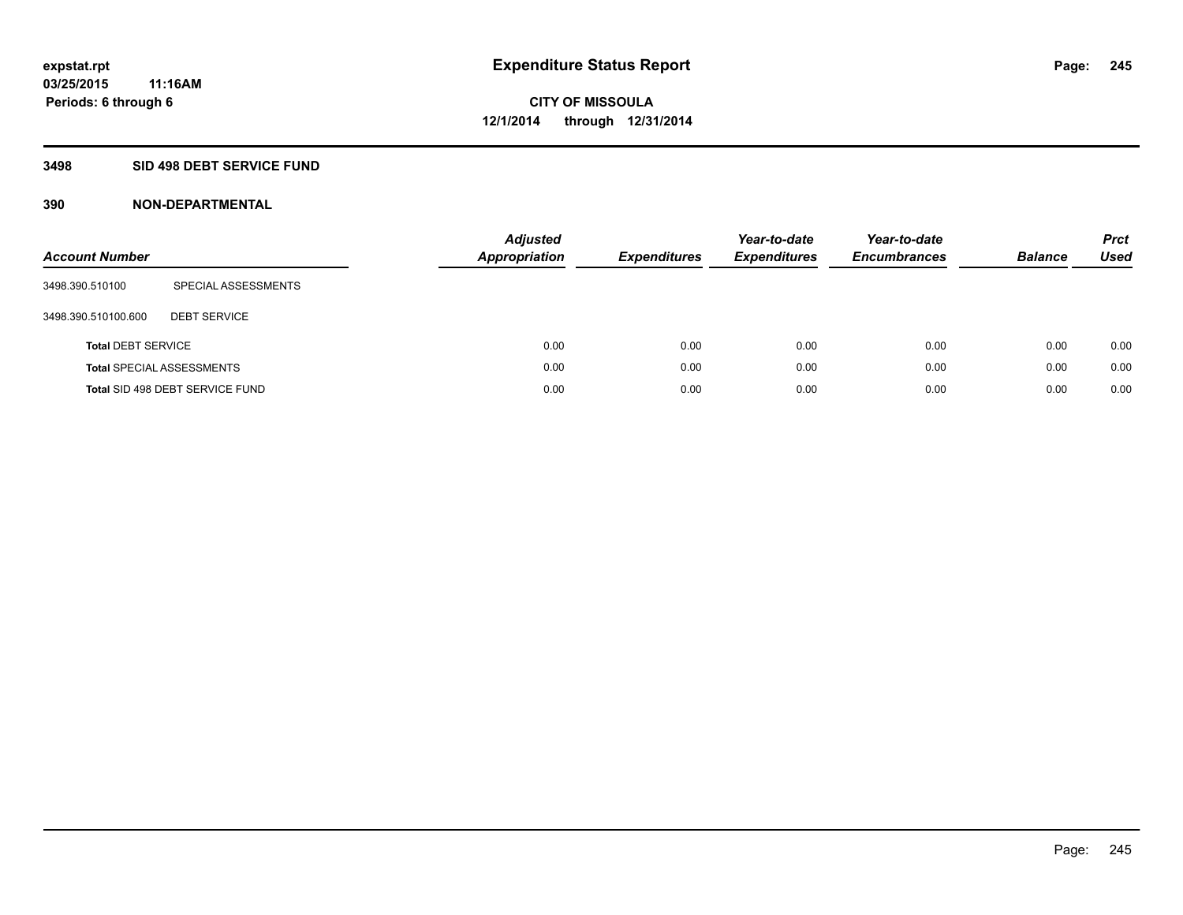**expstat.rpt**
**03/25/2015 11:16AM**
**Periods: 6 through 6**

# Expenditure Status Report

**CITY OF MISSOULA**
**12/1/2014 through 12/31/2014**

## 3498 SID 498 DEBT SERVICE FUND

### 390 NON-DEPARTMENTAL

| Account Number | | Adjusted Appropriation | Expenditures | Year-to-date Expenditures | Year-to-date Encumbrances | Balance | Prct Used |
|---|---|---|---|---|---|---|---|
| 3498.390.510100 | SPECIAL ASSESSMENTS | | | | | | |
| 3498.390.510100.600 | DEBT SERVICE | | | | | | |
| **Total** DEBT SERVICE | | 0.00 | 0.00 | 0.00 | 0.00 | 0.00 | 0.00 |
| **Total** SPECIAL ASSESSMENTS | | 0.00 | 0.00 | 0.00 | 0.00 | 0.00 | 0.00 |
| **Total** SID 498 DEBT SERVICE FUND | | 0.00 | 0.00 | 0.00 | 0.00 | 0.00 | 0.00 |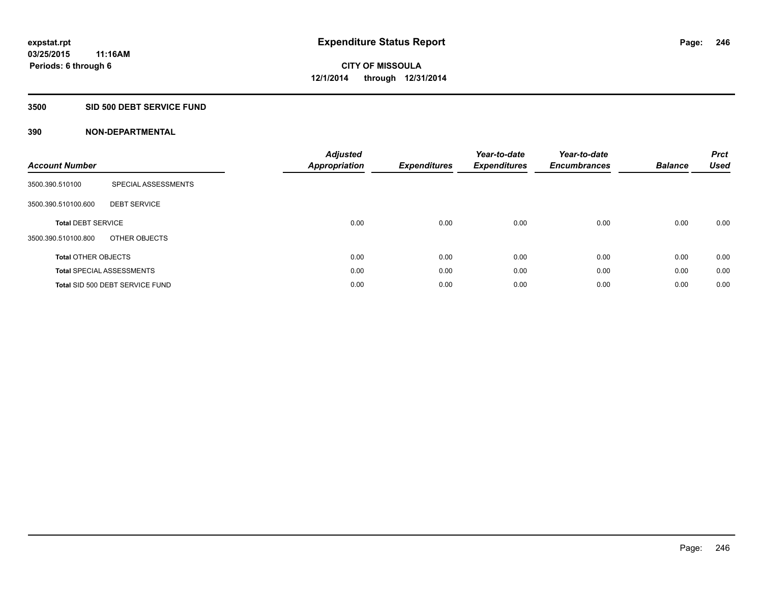expstat.rpt
03/25/2015 11:16AM
Periods: 6 through 6

# Expenditure Status Report

CITY OF MISSOULA
12/1/2014 through 12/31/2014

## 3500 SID 500 DEBT SERVICE FUND

## 390 NON-DEPARTMENTAL

| Account Number | | Adjusted Appropriation | Expenditures | Year-to-date Expenditures | Year-to-date Encumbrances | Balance | Prct Used |
|---|---|---|---|---|---|---|---|
| 3500.390.510100 | SPECIAL ASSESSMENTS | | | | | | |
| 3500.390.510100.600 | DEBT SERVICE | | | | | | |
| Total DEBT SERVICE | | 0.00 | 0.00 | 0.00 | 0.00 | 0.00 | 0.00 |
| 3500.390.510100.800 | OTHER OBJECTS | | | | | | |
| Total OTHER OBJECTS | | 0.00 | 0.00 | 0.00 | 0.00 | 0.00 | 0.00 |
| Total SPECIAL ASSESSMENTS | | 0.00 | 0.00 | 0.00 | 0.00 | 0.00 | 0.00 |
| Total SID 500 DEBT SERVICE FUND | | 0.00 | 0.00 | 0.00 | 0.00 | 0.00 | 0.00 |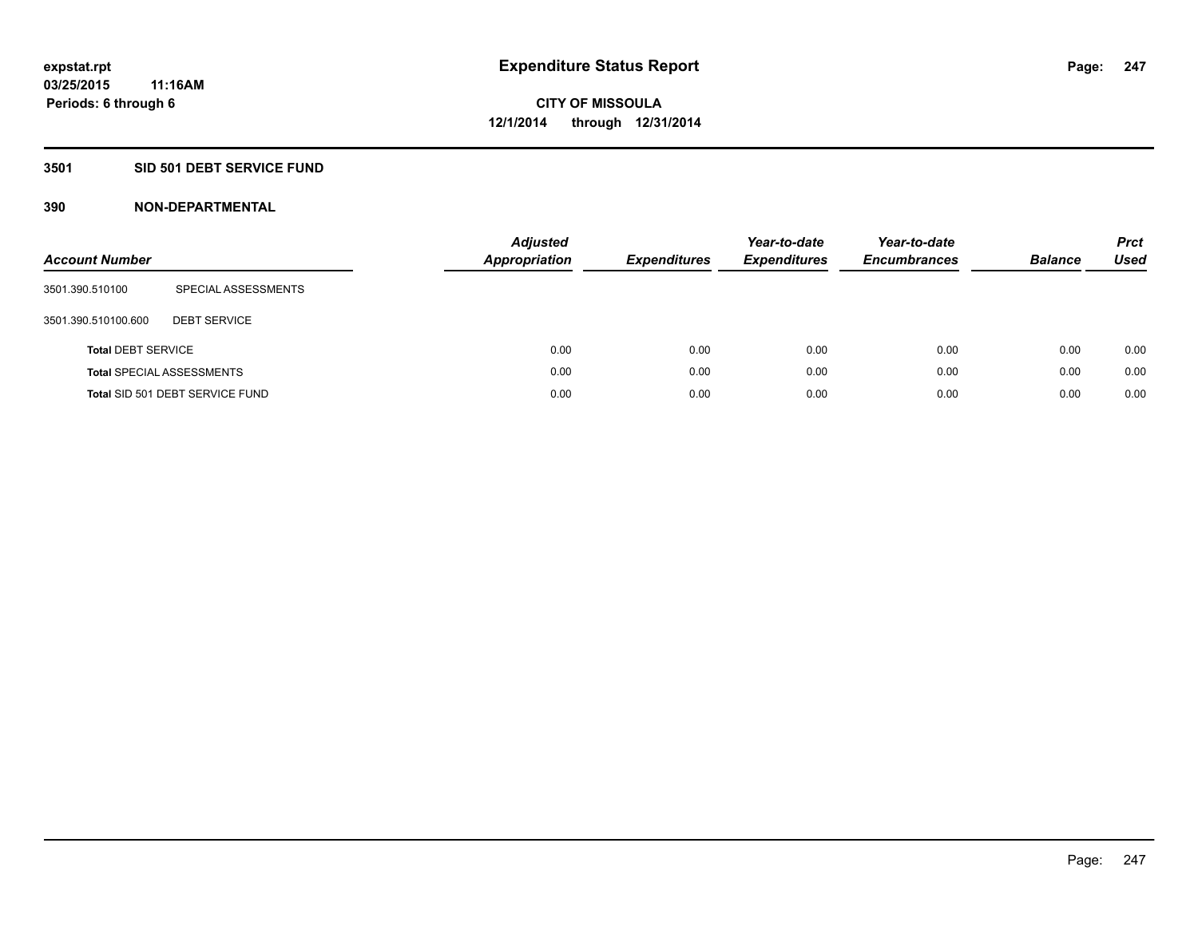**expstat.rpt**
**03/25/2015 11:16AM**
**Periods: 6 through 6**

# Expenditure Status Report

**CITY OF MISSOULA**
**12/1/2014 through 12/31/2014**

## 3501 SID 501 DEBT SERVICE FUND

### 390 NON-DEPARTMENTAL

| Account Number | | Adjusted Appropriation | Expenditures | Year-to-date Expenditures | Year-to-date Encumbrances | Balance | Prct Used |
|---|---|---|---|---|---|---|---|
| 3501.390.510100 | SPECIAL ASSESSMENTS | | | | | | |
| 3501.390.510100.600 | DEBT SERVICE | | | | | | |
| **Total** DEBT SERVICE | | 0.00 | 0.00 | 0.00 | 0.00 | 0.00 | 0.00 |
| **Total** SPECIAL ASSESSMENTS | | 0.00 | 0.00 | 0.00 | 0.00 | 0.00 | 0.00 |
| **Total** SID 501 DEBT SERVICE FUND | | 0.00 | 0.00 | 0.00 | 0.00 | 0.00 | 0.00 |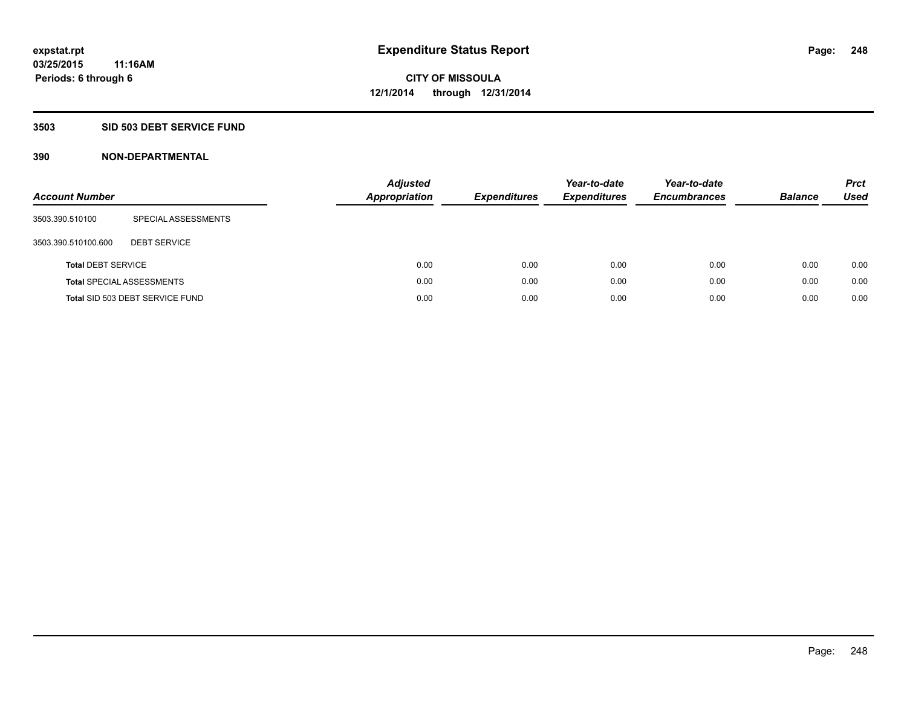expstat.rpt
03/25/2015 11:16AM
Periods: 6 through 6

# Expenditure Status Report

CITY OF MISSOULA
12/1/2014 through 12/31/2014

## 3503 SID 503 DEBT SERVICE FUND

## 390 NON-DEPARTMENTAL

| Account Number | | Adjusted Appropriation | Expenditures | Year-to-date Expenditures | Year-to-date Encumbrances | Balance | Prct Used |
|---|---|---|---|---|---|---|---|
| 3503.390.510100 | SPECIAL ASSESSMENTS | | | | | | |
| 3503.390.510100.600 | DEBT SERVICE | | | | | | |
| **Total** DEBT SERVICE | | 0.00 | 0.00 | 0.00 | 0.00 | 0.00 | 0.00 |
| **Total** SPECIAL ASSESSMENTS | | 0.00 | 0.00 | 0.00 | 0.00 | 0.00 | 0.00 |
| **Total** SID 503 DEBT SERVICE FUND | | 0.00 | 0.00 | 0.00 | 0.00 | 0.00 | 0.00 |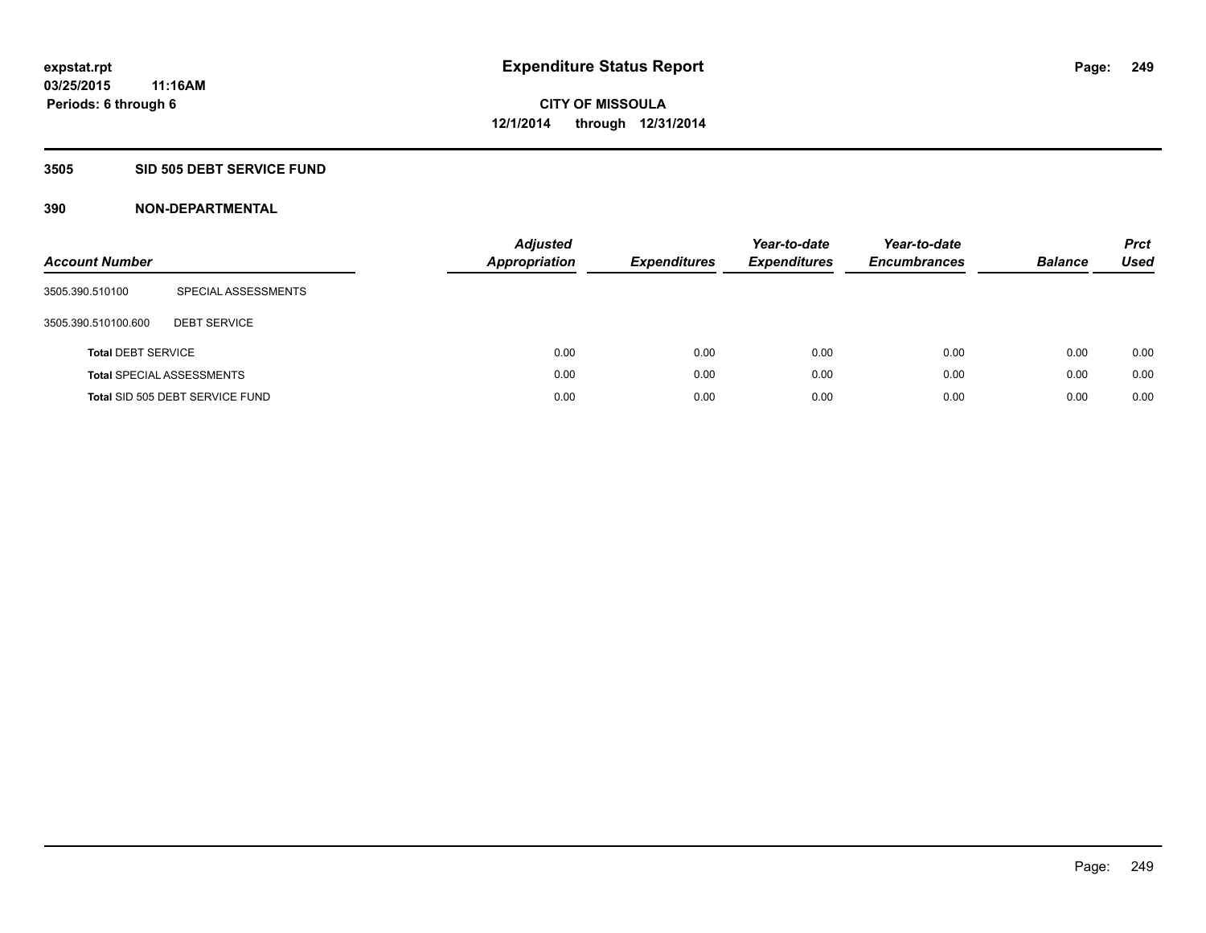# Expenditure Status Report

**expstat.rpt**
**03/25/2015 11:16AM**
**Periods: 6 through 6**

**CITY OF MISSOULA**
**12/1/2014 through 12/31/2014**

## 3505 SID 505 DEBT SERVICE FUND

### 390 NON-DEPARTMENTAL

| Account Number | | Adjusted Appropriation | Expenditures | Year-to-date Expenditures | Year-to-date Encumbrances | Balance | Prct Used |
|---|---|---|---|---|---|---|---|
| 3505.390.510100 | SPECIAL ASSESSMENTS | | | | | | |
| 3505.390.510100.600 | DEBT SERVICE | | | | | | |
| **Total** DEBT SERVICE | | 0.00 | 0.00 | 0.00 | 0.00 | 0.00 | 0.00 |
| **Total** SPECIAL ASSESSMENTS | | 0.00 | 0.00 | 0.00 | 0.00 | 0.00 | 0.00 |
| **Total** SID 505 DEBT SERVICE FUND | | 0.00 | 0.00 | 0.00 | 0.00 | 0.00 | 0.00 |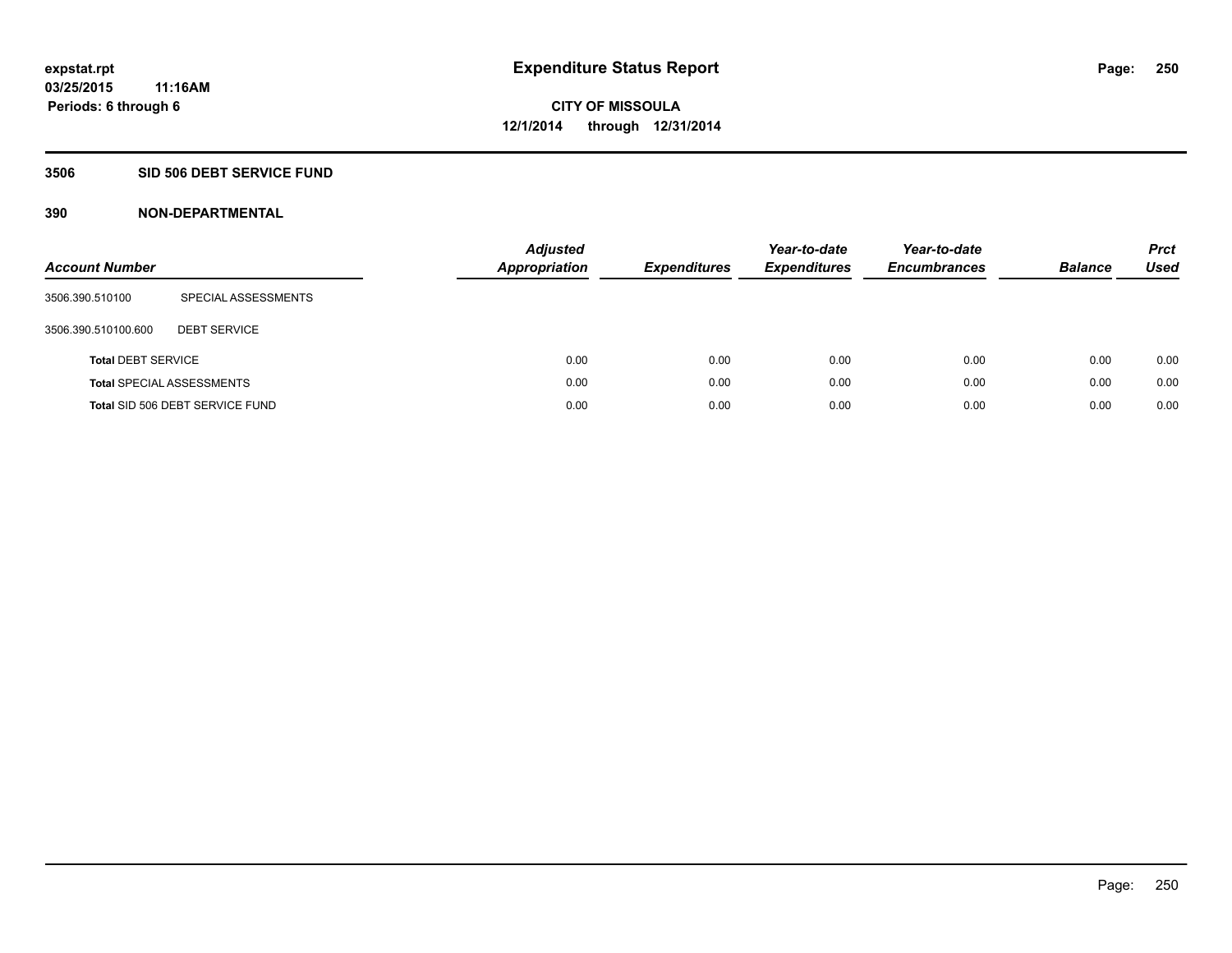# Expenditure Status Report

**CITY OF MISSOULA**
**12/1/2014 through 12/31/2014**

expstat.rpt
03/25/2015 11:16AM
Periods: 6 through 6

## 3506 SID 506 DEBT SERVICE FUND

## 390 NON-DEPARTMENTAL

| Account Number | | Adjusted Appropriation | Expenditures | Year-to-date Expenditures | Year-to-date Encumbrances | Balance | Prct Used |
|---|---|---|---|---|---|---|---|
| 3506.390.510100 | SPECIAL ASSESSMENTS | | | | | | |
| 3506.390.510100.600 | DEBT SERVICE | | | | | | |
| **Total** DEBT SERVICE | | 0.00 | 0.00 | 0.00 | 0.00 | 0.00 | 0.00 |
| **Total** SPECIAL ASSESSMENTS | | 0.00 | 0.00 | 0.00 | 0.00 | 0.00 | 0.00 |
| **Total** SID 506 DEBT SERVICE FUND | | 0.00 | 0.00 | 0.00 | 0.00 | 0.00 | 0.00 |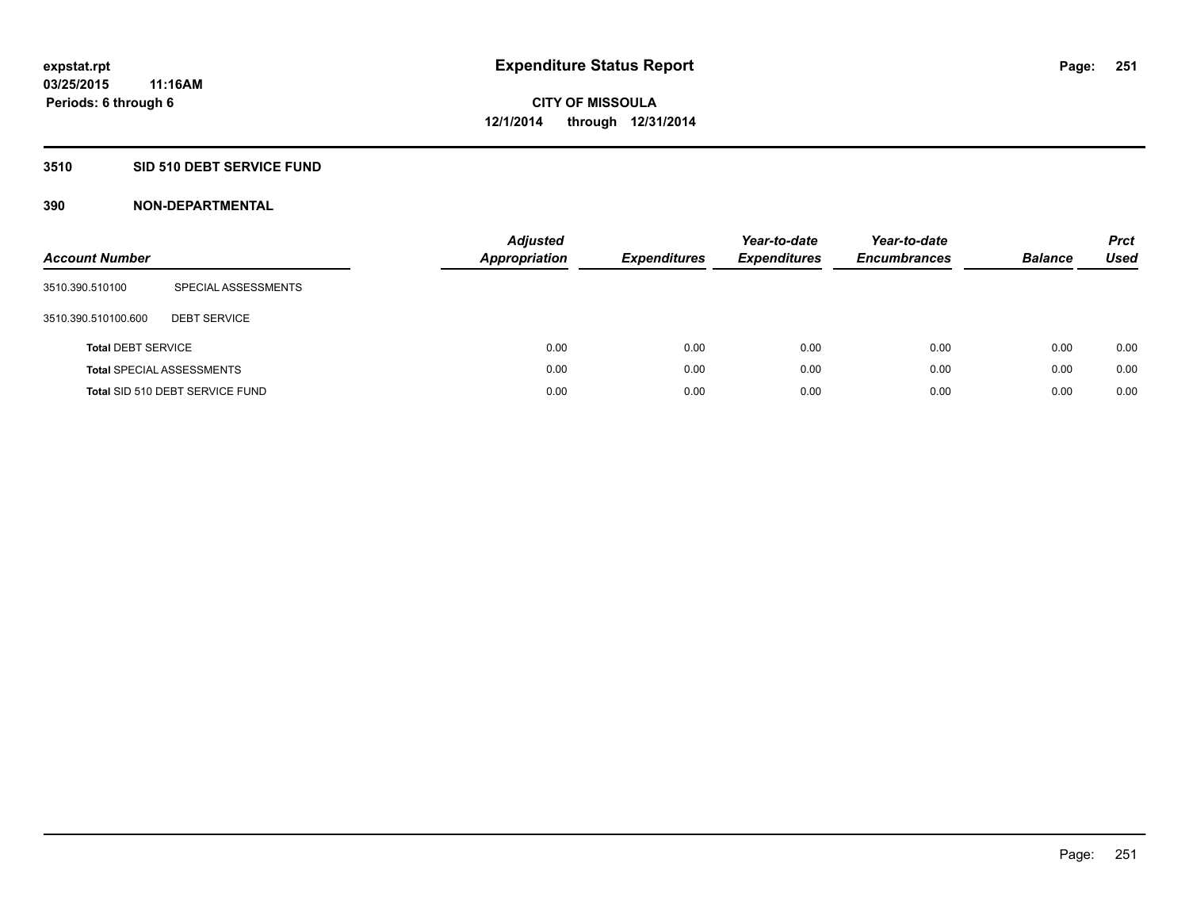expstat.rpt
03/25/2015 11:16AM
Periods: 6 through 6

# Expenditure Status Report

**CITY OF MISSOULA**
**12/1/2014 through 12/31/2014**

## 3510 SID 510 DEBT SERVICE FUND

### 390 NON-DEPARTMENTAL

| Account Number | | Adjusted Appropriation | Expenditures | Year-to-date Expenditures | Year-to-date Encumbrances | Balance | Prct Used |
|---|---|---|---|---|---|---|---|
| 3510.390.510100 | SPECIAL ASSESSMENTS | | | | | | |
| 3510.390.510100.600 | DEBT SERVICE | | | | | | |
| **Total** DEBT SERVICE | | 0.00 | 0.00 | 0.00 | 0.00 | 0.00 | 0.00 |
| **Total** SPECIAL ASSESSMENTS | | 0.00 | 0.00 | 0.00 | 0.00 | 0.00 | 0.00 |
| **Total** SID 510 DEBT SERVICE FUND | | 0.00 | 0.00 | 0.00 | 0.00 | 0.00 | 0.00 |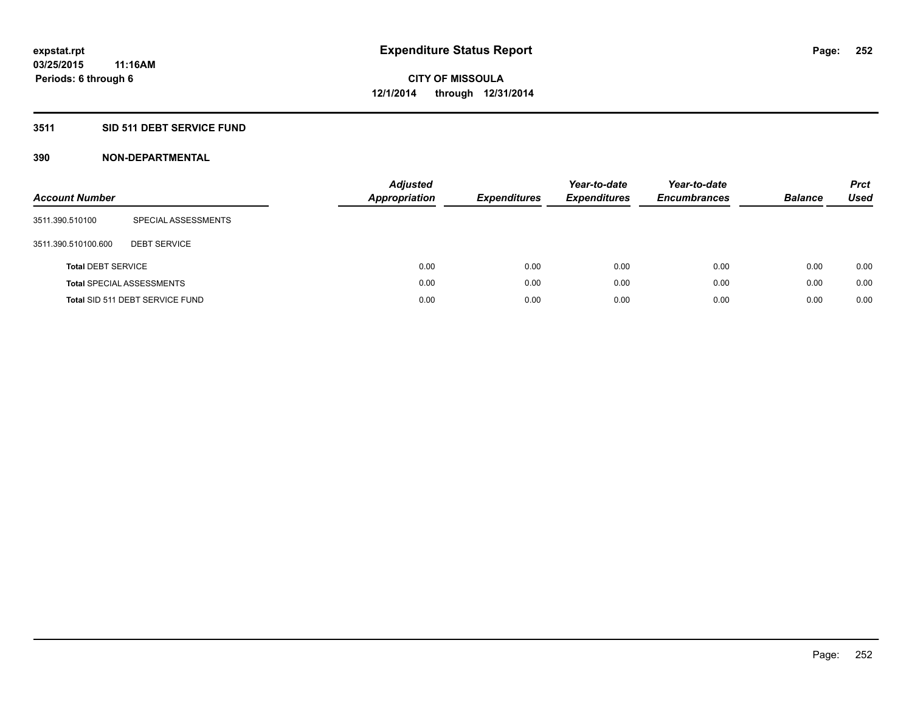# Expenditure Status Report

expstat.rpt
03/25/2015 11:16AM
Periods: 6 through 6

CITY OF MISSOULA
12/1/2014 through 12/31/2014

## 3511 SID 511 DEBT SERVICE FUND

### 390 NON-DEPARTMENTAL

| Account Number | | Adjusted Appropriation | Expenditures | Year-to-date Expenditures | Year-to-date Encumbrances | Balance | Prct Used |
|---|---|---|---|---|---|---|---|
| 3511.390.510100 | SPECIAL ASSESSMENTS | | | | | | |
| 3511.390.510100.600 | DEBT SERVICE | | | | | | |
| **Total** DEBT SERVICE | | 0.00 | 0.00 | 0.00 | 0.00 | 0.00 | 0.00 |
| **Total** SPECIAL ASSESSMENTS | | 0.00 | 0.00 | 0.00 | 0.00 | 0.00 | 0.00 |
| **Total** SID 511 DEBT SERVICE FUND | | 0.00 | 0.00 | 0.00 | 0.00 | 0.00 | 0.00 |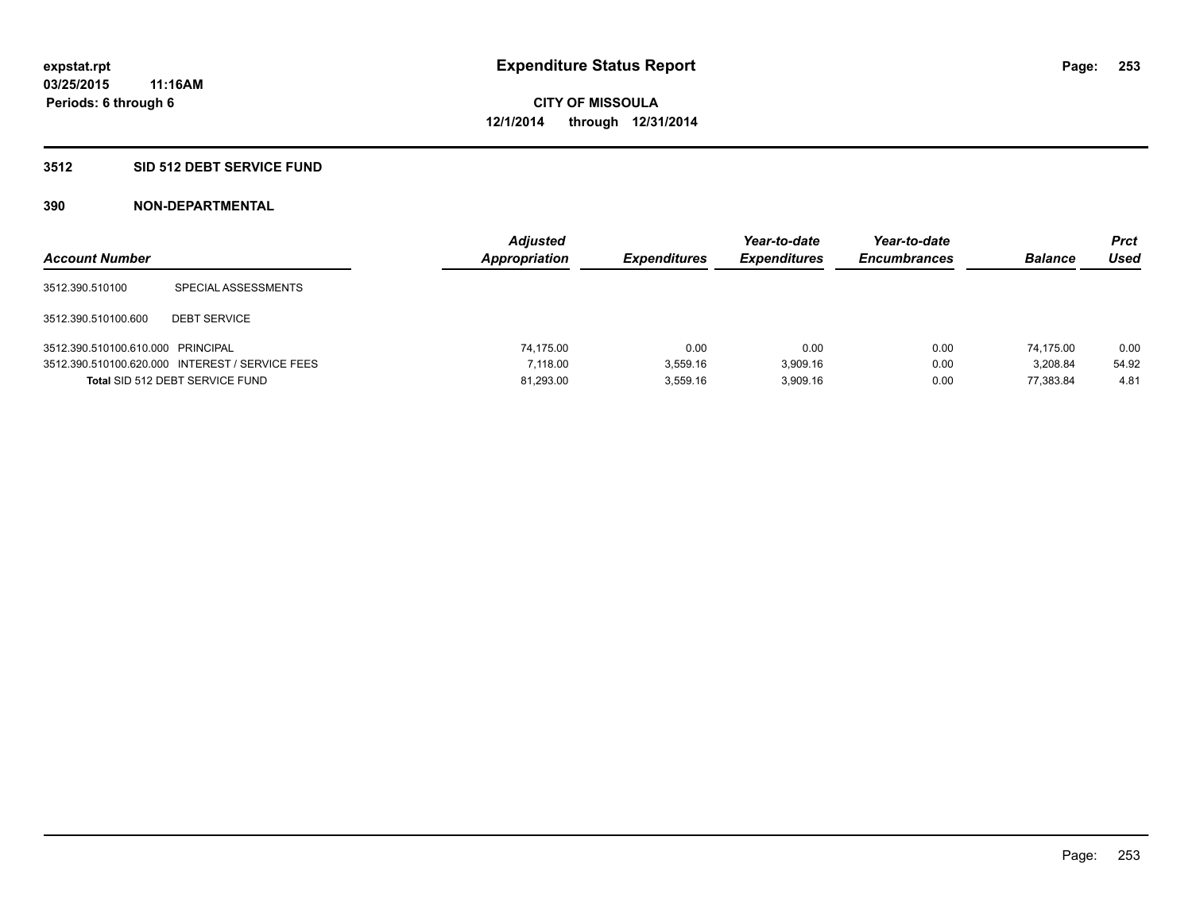**expstat.rpt**
**03/25/2015 11:16AM**
**Periods: 6 through 6**

# Expenditure Status Report

**CITY OF MISSOULA**
**12/1/2014 through 12/31/2014**

## 3512 SID 512 DEBT SERVICE FUND

### 390 NON-DEPARTMENTAL

| Account Number | | Adjusted Appropriation | Expenditures | Year-to-date Expenditures | Year-to-date Encumbrances | Balance | Prct Used |
|---|---|---|---|---|---|---|---|
| 3512.390.510100 | SPECIAL ASSESSMENTS | | | | | | |
| 3512.390.510100.600 | DEBT SERVICE | | | | | | |
| 3512.390.510100.610.000 | PRINCIPAL | 74,175.00 | 0.00 | 0.00 | 0.00 | 74,175.00 | 0.00 |
| 3512.390.510100.620.000 | INTEREST / SERVICE FEES | 7,118.00 | 3,559.16 | 3,909.16 | 0.00 | 3,208.84 | 54.92 |
| **Total** SID 512 DEBT SERVICE FUND | | 81,293.00 | 3,559.16 | 3,909.16 | 0.00 | 77,383.84 | 4.81 |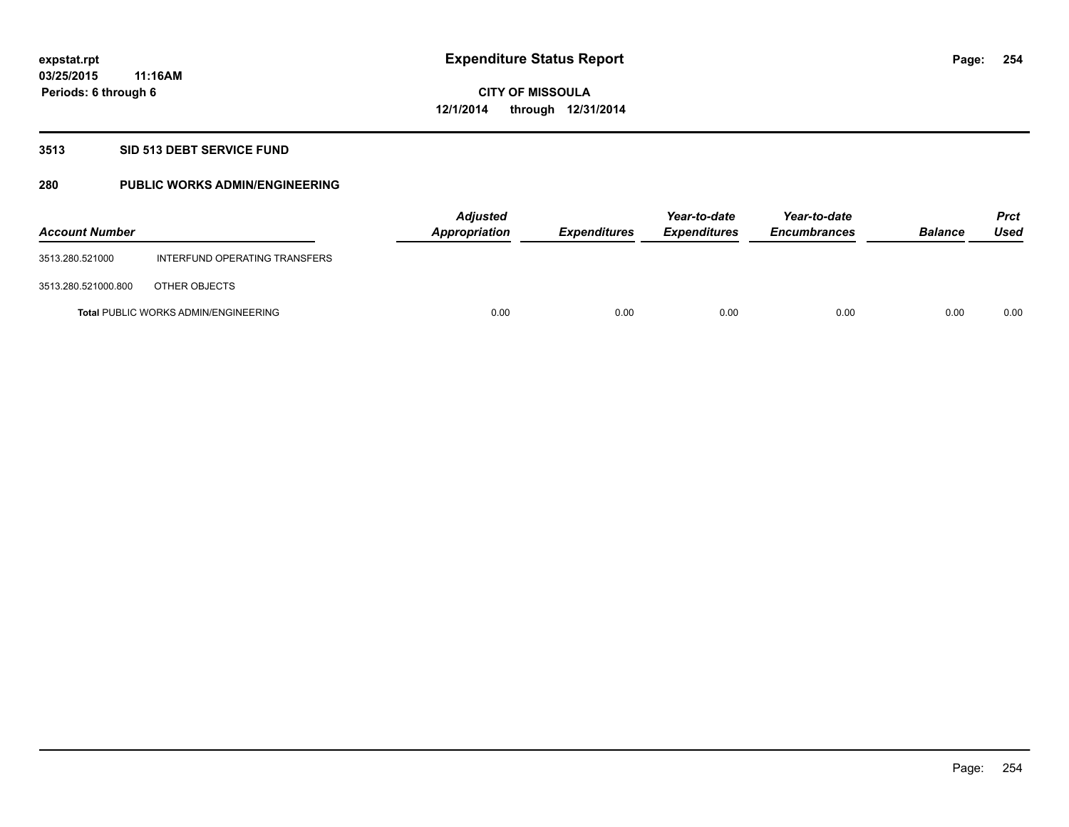# Expenditure Status Report

expstat.rpt
03/25/2015 11:16AM
Periods: 6 through 6

CITY OF MISSOULA
12/1/2014 through 12/31/2014

## 3513 SID 513 DEBT SERVICE FUND

### 280 PUBLIC WORKS ADMIN/ENGINEERING

| Account Number | | Adjusted Appropriation | Expenditures | Year-to-date Expenditures | Year-to-date Encumbrances | Balance | Prct Used |
|---|---|---|---|---|---|---|---|
| 3513.280.521000 | INTERFUND OPERATING TRANSFERS | | | | | | |
| 3513.280.521000.800 | OTHER OBJECTS | | | | | | |
| **Total** PUBLIC WORKS ADMIN/ENGINEERING | | 0.00 | 0.00 | 0.00 | 0.00 | 0.00 | 0.00 |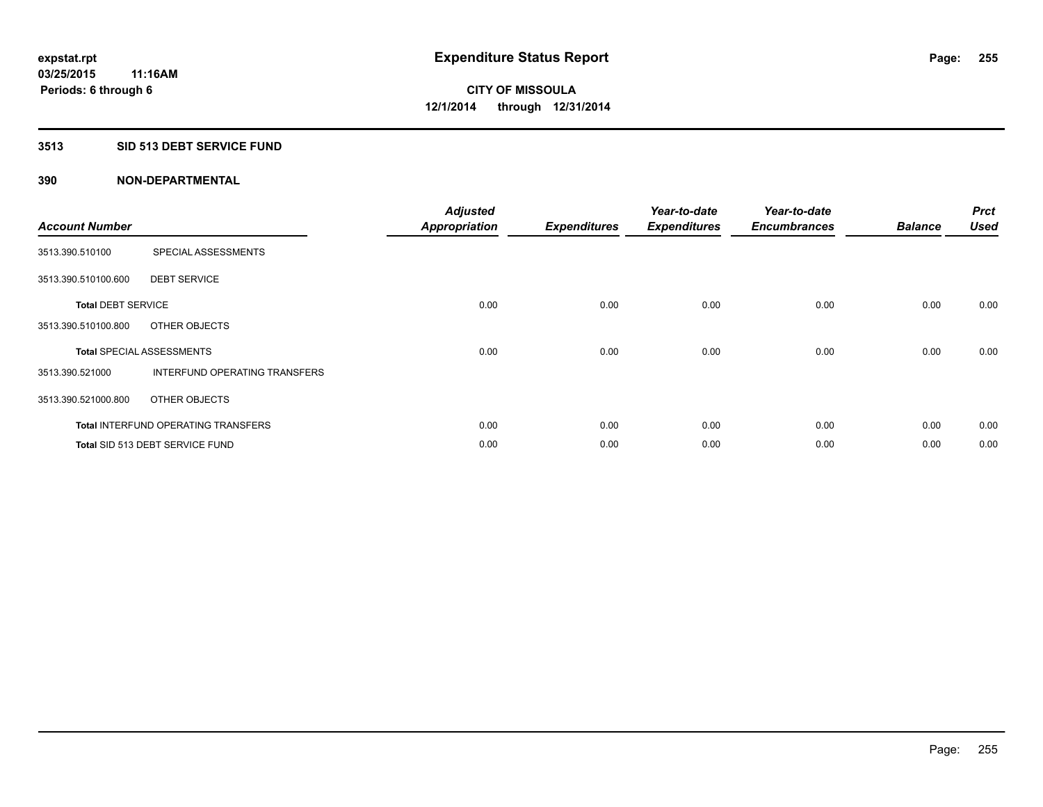# Expenditure Status Report

**CITY OF MISSOULA**
**12/1/2014 through 12/31/2014**

expstat.rpt
03/25/2015 11:16AM
Periods: 6 through 6

## 3513 SID 513 DEBT SERVICE FUND

## 390 NON-DEPARTMENTAL

| Account Number | | Adjusted Appropriation | Expenditures | Year-to-date Expenditures | Year-to-date Encumbrances | Balance | Prct Used |
|---|---|---|---|---|---|---|---|
| 3513.390.510100 | SPECIAL ASSESSMENTS | | | | | | |
| 3513.390.510100.600 | DEBT SERVICE | | | | | | |
| **Total** DEBT SERVICE | | 0.00 | 0.00 | 0.00 | 0.00 | 0.00 | 0.00 |
| 3513.390.510100.800 | OTHER OBJECTS | | | | | | |
| **Total** SPECIAL ASSESSMENTS | | 0.00 | 0.00 | 0.00 | 0.00 | 0.00 | 0.00 |
| 3513.390.521000 | INTERFUND OPERATING TRANSFERS | | | | | | |
| 3513.390.521000.800 | OTHER OBJECTS | | | | | | |
| **Total** INTERFUND OPERATING TRANSFERS | | 0.00 | 0.00 | 0.00 | 0.00 | 0.00 | 0.00 |
| **Total** SID 513 DEBT SERVICE FUND | | 0.00 | 0.00 | 0.00 | 0.00 | 0.00 | 0.00 |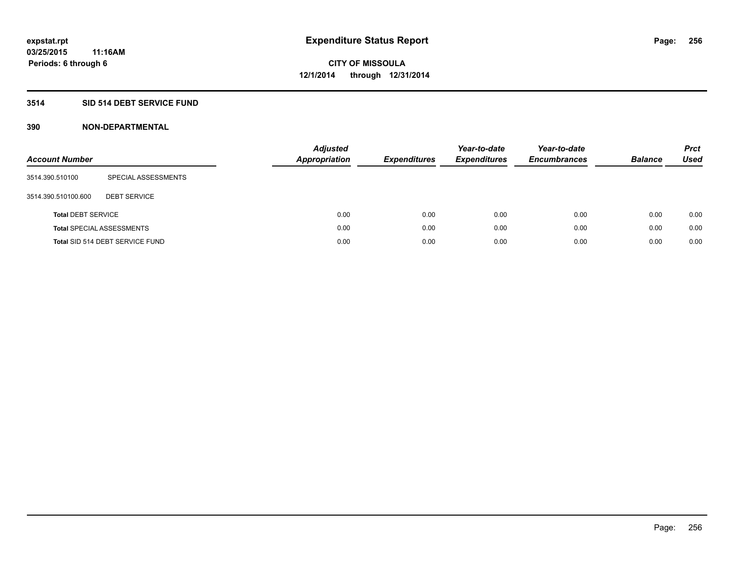expstat.rpt
03/25/2015 11:16AM
Periods: 6 through 6

# Expenditure Status Report

CITY OF MISSOULA
12/1/2014 through 12/31/2014

## 3514 SID 514 DEBT SERVICE FUND

## 390 NON-DEPARTMENTAL

| Account Number | | Adjusted Appropriation | Expenditures | Year-to-date Expenditures | Year-to-date Encumbrances | Balance | Prct Used |
|---|---|---|---|---|---|---|---|
| 3514.390.510100 | SPECIAL ASSESSMENTS | | | | | | |
| 3514.390.510100.600 | DEBT SERVICE | | | | | | |
| **Total** DEBT SERVICE | | 0.00 | 0.00 | 0.00 | 0.00 | 0.00 | 0.00 |
| **Total** SPECIAL ASSESSMENTS | | 0.00 | 0.00 | 0.00 | 0.00 | 0.00 | 0.00 |
| **Total** SID 514 DEBT SERVICE FUND | | 0.00 | 0.00 | 0.00 | 0.00 | 0.00 | 0.00 |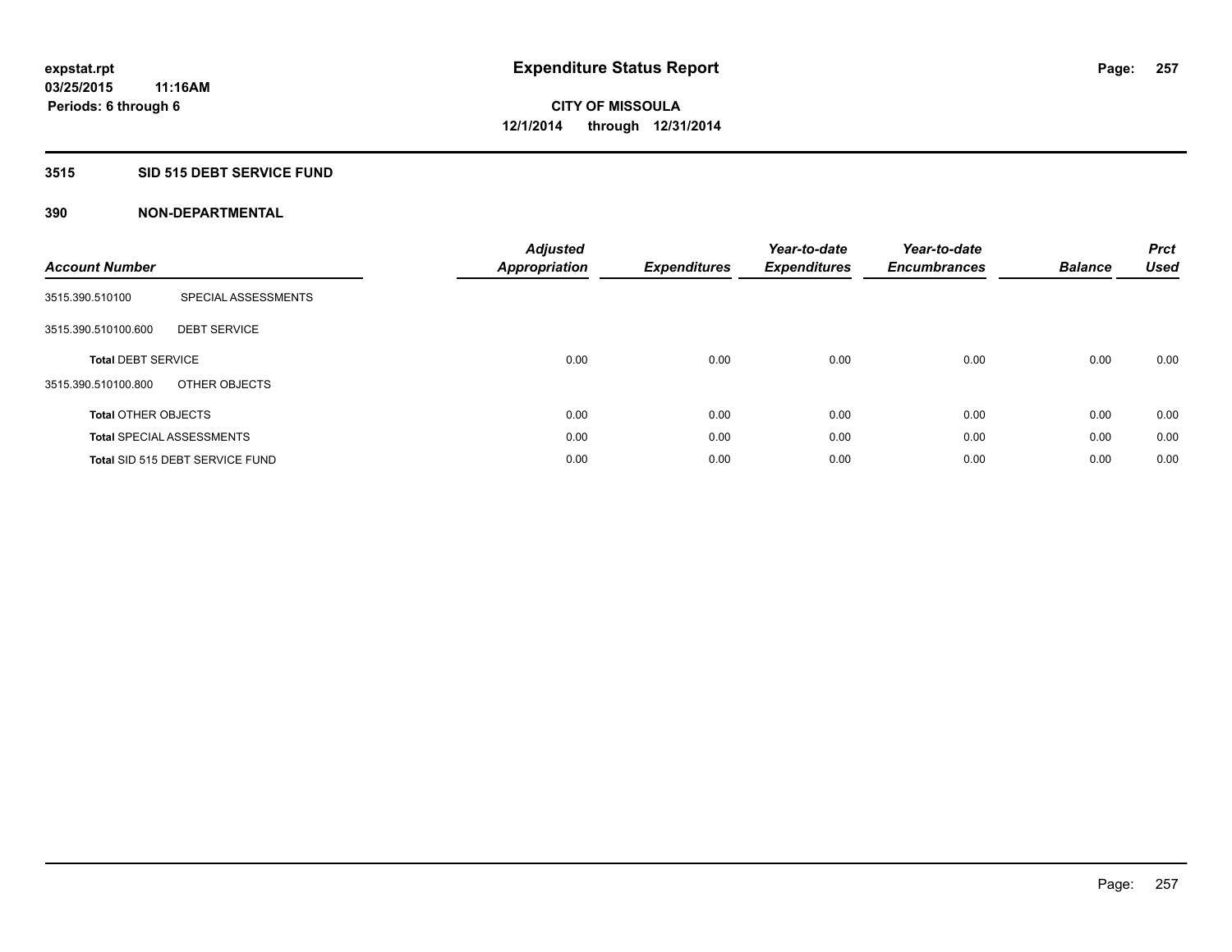# Expenditure Status Report

**expstat.rpt**
**03/25/2015 11:16AM**
**Periods: 6 through 6**

**CITY OF MISSOULA**
**12/1/2014 through 12/31/2014**

## 3515 SID 515 DEBT SERVICE FUND

### 390 NON-DEPARTMENTAL

| Account Number | | Adjusted Appropriation | Expenditures | Year-to-date Expenditures | Year-to-date Encumbrances | Balance | Prct Used |
|---|---|---|---|---|---|---|---|
| 3515.390.510100 | SPECIAL ASSESSMENTS | | | | | | |
| 3515.390.510100.600 | DEBT SERVICE | | | | | | |
| **Total** DEBT SERVICE | | 0.00 | 0.00 | 0.00 | 0.00 | 0.00 | 0.00 |
| 3515.390.510100.800 | OTHER OBJECTS | | | | | | |
| **Total** OTHER OBJECTS | | 0.00 | 0.00 | 0.00 | 0.00 | 0.00 | 0.00 |
| **Total** SPECIAL ASSESSMENTS | | 0.00 | 0.00 | 0.00 | 0.00 | 0.00 | 0.00 |
| **Total** SID 515 DEBT SERVICE FUND | | 0.00 | 0.00 | 0.00 | 0.00 | 0.00 | 0.00 |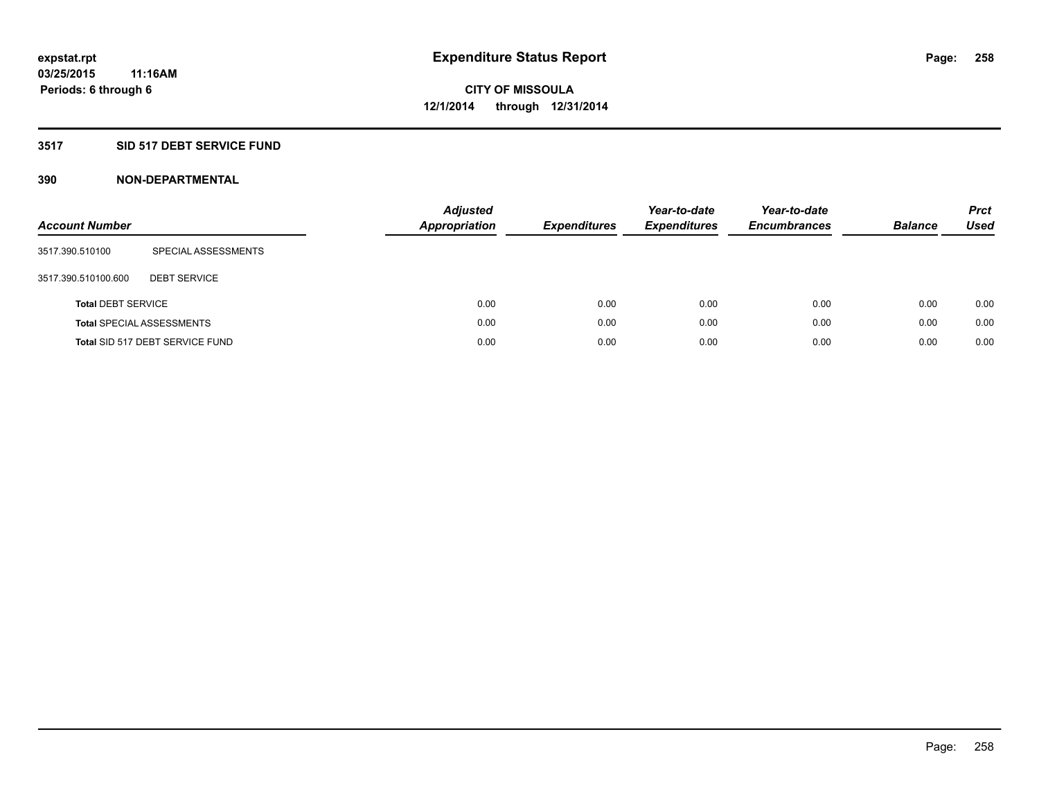**expstat.rpt**
**03/25/2015 11:16AM**
**Periods: 6 through 6**

# Expenditure Status Report

**CITY OF MISSOULA**
**12/1/2014 through 12/31/2014**

## 3517 SID 517 DEBT SERVICE FUND

## 390 NON-DEPARTMENTAL

| Account Number | | Adjusted Appropriation | Expenditures | Year-to-date Expenditures | Year-to-date Encumbrances | Balance | Prct Used |
|---|---|---|---|---|---|---|---|
| 3517.390.510100 | SPECIAL ASSESSMENTS | | | | | | |
| 3517.390.510100.600 | DEBT SERVICE | | | | | | |
| **Total** DEBT SERVICE | | 0.00 | 0.00 | 0.00 | 0.00 | 0.00 | 0.00 |
| **Total** SPECIAL ASSESSMENTS | | 0.00 | 0.00 | 0.00 | 0.00 | 0.00 | 0.00 |
| **Total** SID 517 DEBT SERVICE FUND | | 0.00 | 0.00 | 0.00 | 0.00 | 0.00 | 0.00 |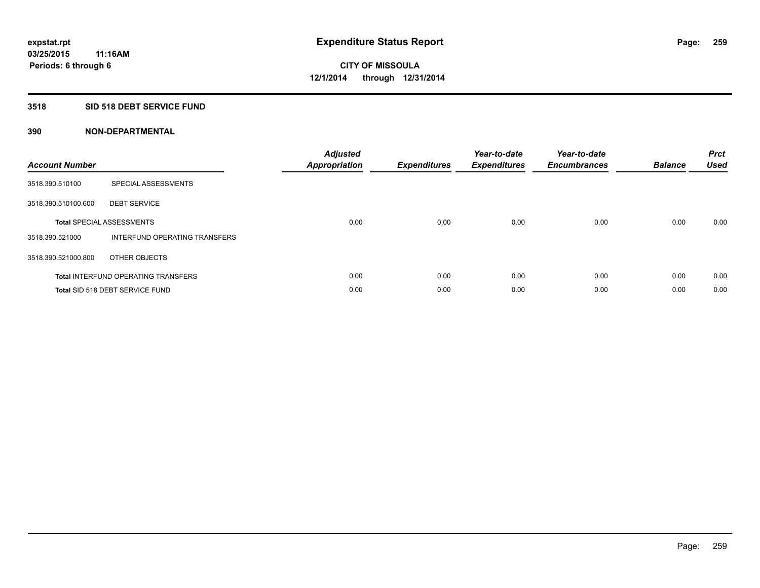# Expenditure Status Report

expstat.rpt
03/25/2015 11:16AM
Periods: 6 through 6

CITY OF MISSOULA
12/1/2014 through 12/31/2014

## 3518 SID 518 DEBT SERVICE FUND

### 390 NON-DEPARTMENTAL

| Account Number | | Adjusted Appropriation | Expenditures | Year-to-date Expenditures | Year-to-date Encumbrances | Balance | Prct Used |
|---|---|---|---|---|---|---|---|
| 3518.390.510100 | SPECIAL ASSESSMENTS | | | | | | |
| 3518.390.510100.600 | DEBT SERVICE | | | | | | |
| **Total** SPECIAL ASSESSMENTS | | 0.00 | 0.00 | 0.00 | 0.00 | 0.00 | 0.00 |
| 3518.390.521000 | INTERFUND OPERATING TRANSFERS | | | | | | |
| 3518.390.521000.800 | OTHER OBJECTS | | | | | | |
| **Total** INTERFUND OPERATING TRANSFERS | | 0.00 | 0.00 | 0.00 | 0.00 | 0.00 | 0.00 |
| **Total** SID 518 DEBT SERVICE FUND | | 0.00 | 0.00 | 0.00 | 0.00 | 0.00 | 0.00 |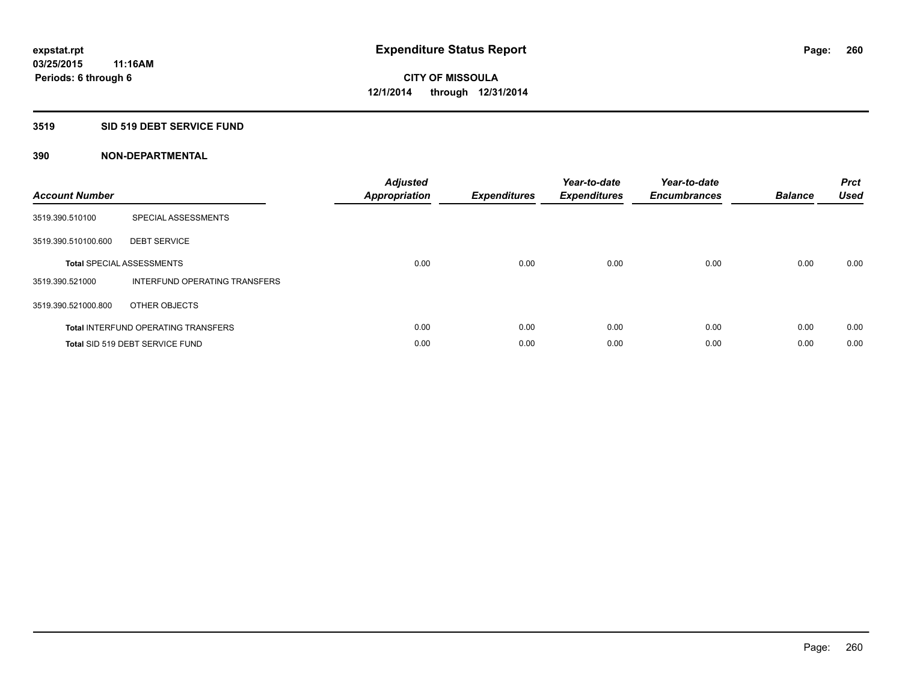# Expenditure Status Report

**expstat.rpt**
**03/25/2015 11:16AM**
**Periods: 6 through 6**

**CITY OF MISSOULA**
**12/1/2014 through 12/31/2014**

## 3519 SID 519 DEBT SERVICE FUND

### 390 NON-DEPARTMENTAL

| Account Number | | Adjusted Appropriation | Expenditures | Year-to-date Expenditures | Year-to-date Encumbrances | Balance | Prct Used |
|---|---|---|---|---|---|---|---|
| 3519.390.510100 | SPECIAL ASSESSMENTS | | | | | | |
| 3519.390.510100.600 | DEBT SERVICE | | | | | | |
| **Total** SPECIAL ASSESSMENTS | | 0.00 | 0.00 | 0.00 | 0.00 | 0.00 | 0.00 |
| 3519.390.521000 | INTERFUND OPERATING TRANSFERS | | | | | | |
| 3519.390.521000.800 | OTHER OBJECTS | | | | | | |
| **Total** INTERFUND OPERATING TRANSFERS | | 0.00 | 0.00 | 0.00 | 0.00 | 0.00 | 0.00 |
| **Total** SID 519 DEBT SERVICE FUND | | 0.00 | 0.00 | 0.00 | 0.00 | 0.00 | 0.00 |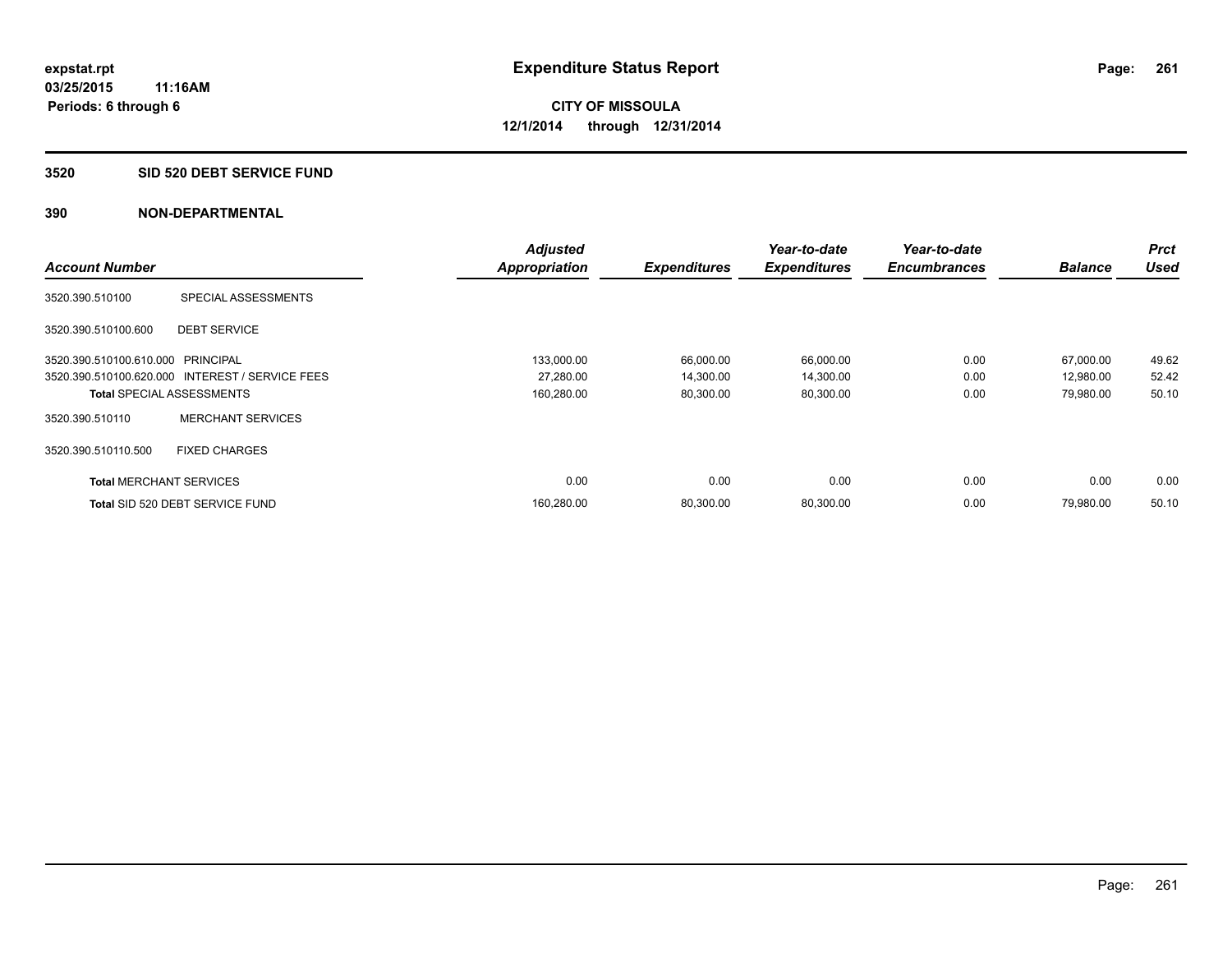**expstat.rpt**
**03/25/2015 11:16AM**
**Periods: 6 through 6**

# Expenditure Status Report

**CITY OF MISSOULA**
**12/1/2014 through 12/31/2014**

## 3520 SID 520 DEBT SERVICE FUND

## 390 NON-DEPARTMENTAL

| Account Number | | *Adjusted Appropriation* | *Expenditures* | *Year-to-date Expenditures* | *Year-to-date Encumbrances* | *Balance* | *Prct Used* |
|---|---|---|---|---|---|---|---|
| 3520.390.510100 | SPECIAL ASSESSMENTS | | | | | | |
| 3520.390.510100.600 | DEBT SERVICE | | | | | | |
| 3520.390.510100.610.000 | PRINCIPAL | 133,000.00 | 66,000.00 | 66,000.00 | 0.00 | 67,000.00 | 49.62 |
| 3520.390.510100.620.000 | INTEREST / SERVICE FEES | 27,280.00 | 14,300.00 | 14,300.00 | 0.00 | 12,980.00 | 52.42 |
| **Total** SPECIAL ASSESSMENTS | | 160,280.00 | 80,300.00 | 80,300.00 | 0.00 | 79,980.00 | 50.10 |
| 3520.390.510110 | MERCHANT SERVICES | | | | | | |
| 3520.390.510110.500 | FIXED CHARGES | | | | | | |
| **Total** MERCHANT SERVICES | | 0.00 | 0.00 | 0.00 | 0.00 | 0.00 | 0.00 |
| **Total** SID 520 DEBT SERVICE FUND | | 160,280.00 | 80,300.00 | 80,300.00 | 0.00 | 79,980.00 | 50.10 |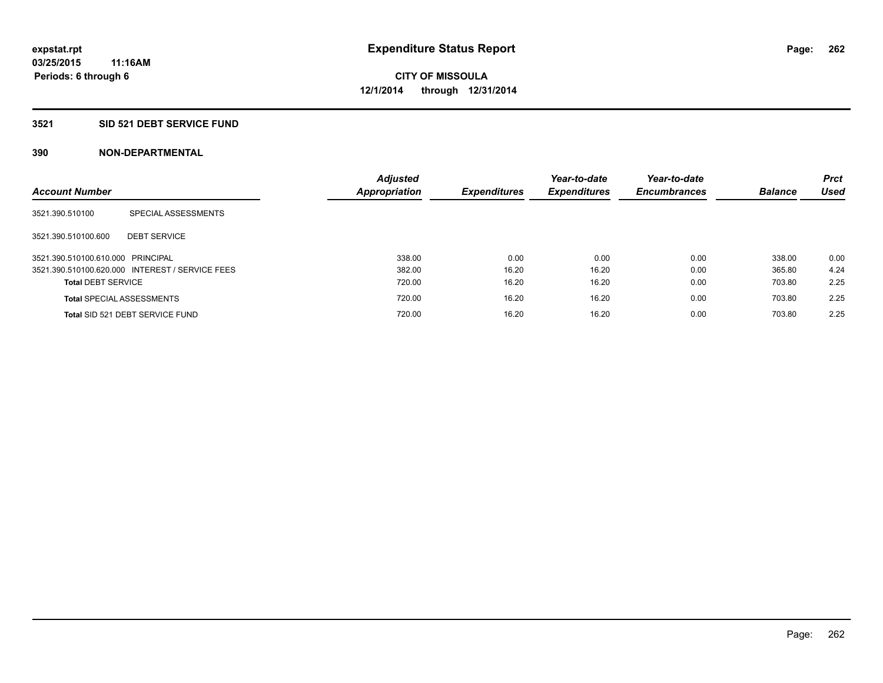**expstat.rpt**
**03/25/2015 11:16AM**
**Periods: 6 through 6**

# Expenditure Status Report

**CITY OF MISSOULA**
**12/1/2014 through 12/31/2014**

## 3521 SID 521 DEBT SERVICE FUND

### 390 NON-DEPARTMENTAL

| Account Number | | Adjusted Appropriation | Expenditures | Year-to-date Expenditures | Year-to-date Encumbrances | Balance | Prct Used |
|---|---|---|---|---|---|---|---|
| 3521.390.510100 | SPECIAL ASSESSMENTS | | | | | | |
| 3521.390.510100.600 | DEBT SERVICE | | | | | | |
| 3521.390.510100.610.000 | PRINCIPAL | 338.00 | 0.00 | 0.00 | 0.00 | 338.00 | 0.00 |
| 3521.390.510100.620.000 | INTEREST / SERVICE FEES | 382.00 | 16.20 | 16.20 | 0.00 | 365.80 | 4.24 |
| **Total** DEBT SERVICE | | 720.00 | 16.20 | 16.20 | 0.00 | 703.80 | 2.25 |
| **Total** SPECIAL ASSESSMENTS | | 720.00 | 16.20 | 16.20 | 0.00 | 703.80 | 2.25 |
| **Total** SID 521 DEBT SERVICE FUND | | 720.00 | 16.20 | 16.20 | 0.00 | 703.80 | 2.25 |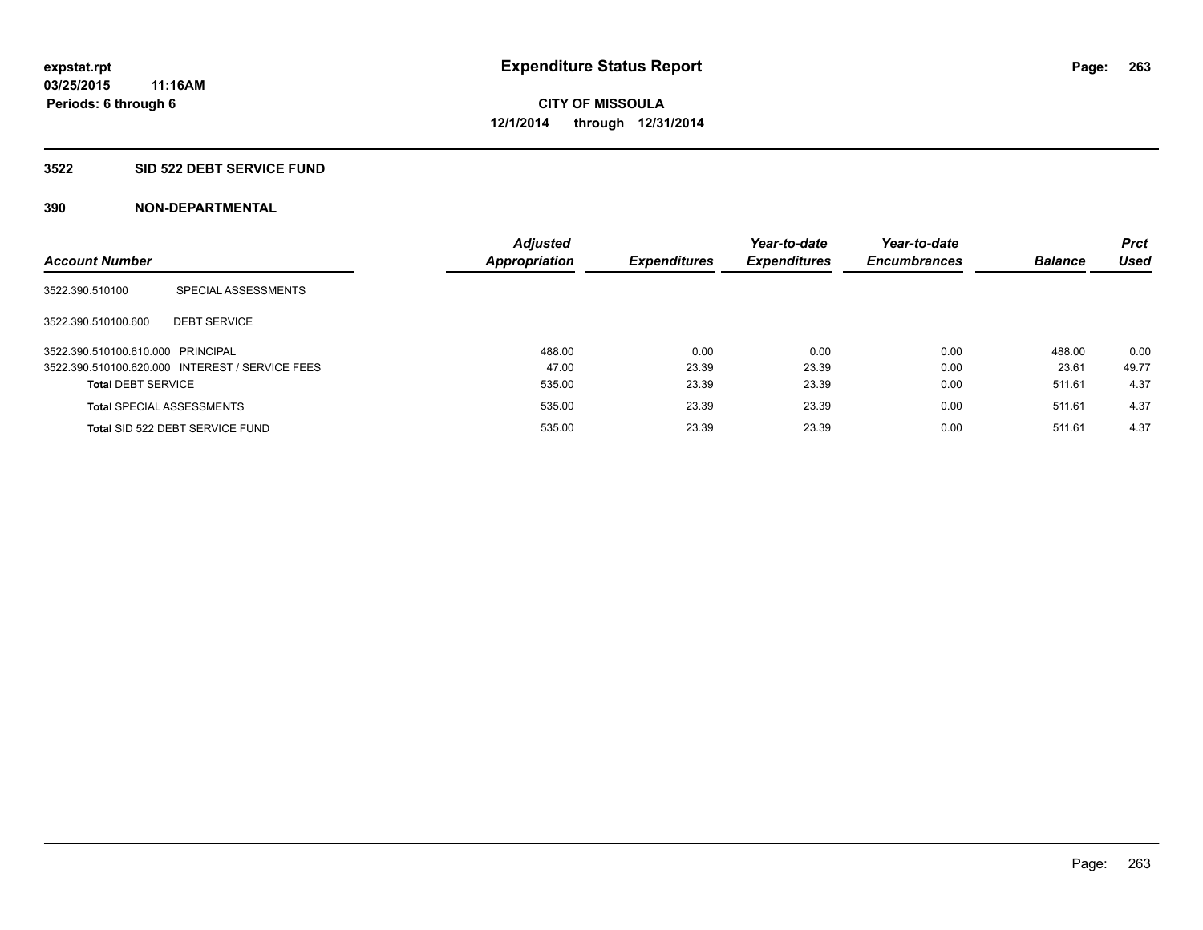# Expenditure Status Report

**CITY OF MISSOULA**

**12/1/2014 through 12/31/2014**

expstat.rpt
03/25/2015 11:16AM
Periods: 6 through 6

## 3522 SID 522 DEBT SERVICE FUND

### 390 NON-DEPARTMENTAL

| Account Number | | Adjusted Appropriation | Expenditures | Year-to-date Expenditures | Year-to-date Encumbrances | Balance | Prct Used |
|---|---|---|---|---|---|---|---|
| 3522.390.510100 | SPECIAL ASSESSMENTS | | | | | | |
| 3522.390.510100.600 | DEBT SERVICE | | | | | | |
| 3522.390.510100.610.000 | PRINCIPAL | 488.00 | 0.00 | 0.00 | 0.00 | 488.00 | 0.00 |
| 3522.390.510100.620.000 | INTEREST / SERVICE FEES | 47.00 | 23.39 | 23.39 | 0.00 | 23.61 | 49.77 |
| **Total** DEBT SERVICE | | 535.00 | 23.39 | 23.39 | 0.00 | 511.61 | 4.37 |
| **Total** SPECIAL ASSESSMENTS | | 535.00 | 23.39 | 23.39 | 0.00 | 511.61 | 4.37 |
| **Total** SID 522 DEBT SERVICE FUND | | 535.00 | 23.39 | 23.39 | 0.00 | 511.61 | 4.37 |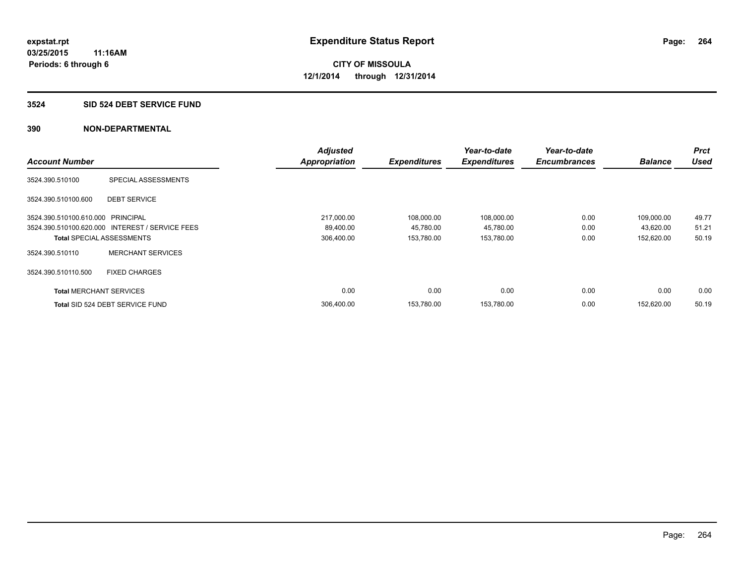**expstat.rpt**
**03/25/2015 11:16AM**
**Periods: 6 through 6**

# Expenditure Status Report

**CITY OF MISSOULA**
**12/1/2014 through 12/31/2014**

## 3524 SID 524 DEBT SERVICE FUND

### 390 NON-DEPARTMENTAL

| Account Number | | Adjusted Appropriation | Expenditures | Year-to-date Expenditures | Year-to-date Encumbrances | Balance | Prct Used |
|---|---|---|---|---|---|---|---|
| 3524.390.510100 | SPECIAL ASSESSMENTS | | | | | | |
| 3524.390.510100.600 | DEBT SERVICE | | | | | | |
| 3524.390.510100.610.000 | PRINCIPAL | 217,000.00 | 108,000.00 | 108,000.00 | 0.00 | 109,000.00 | 49.77 |
| 3524.390.510100.620.000 | INTEREST / SERVICE FEES | 89,400.00 | 45,780.00 | 45,780.00 | 0.00 | 43,620.00 | 51.21 |
| **Total** SPECIAL ASSESSMENTS | | 306,400.00 | 153,780.00 | 153,780.00 | 0.00 | 152,620.00 | 50.19 |
| 3524.390.510110 | MERCHANT SERVICES | | | | | | |
| 3524.390.510110.500 | FIXED CHARGES | | | | | | |
| **Total** MERCHANT SERVICES | | 0.00 | 0.00 | 0.00 | 0.00 | 0.00 | 0.00 |
| **Total** SID 524 DEBT SERVICE FUND | | 306,400.00 | 153,780.00 | 153,780.00 | 0.00 | 152,620.00 | 50.19 |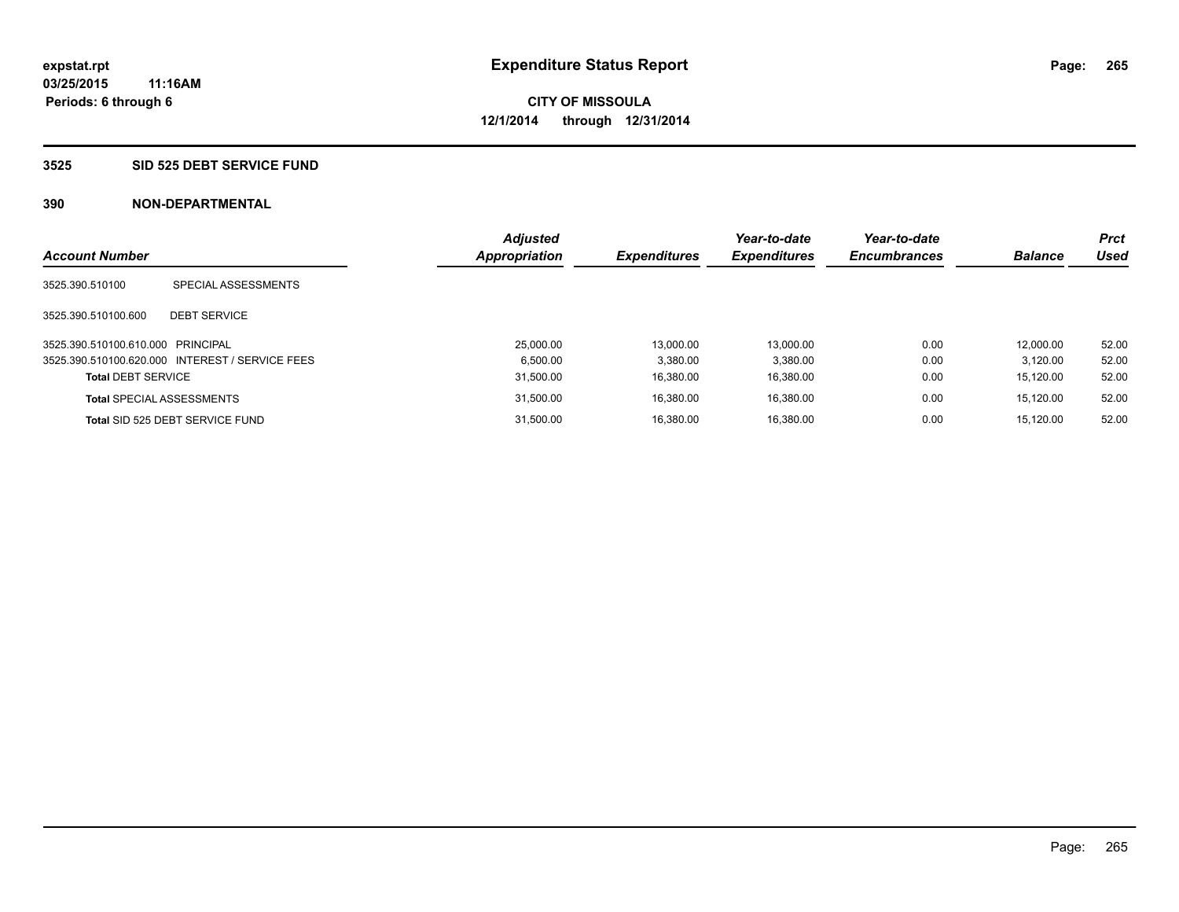**expstat.rpt**
**03/25/2015 11:16AM**
**Periods: 6 through 6**

# Expenditure Status Report

**CITY OF MISSOULA**
**12/1/2014 through 12/31/2014**

## 3525 SID 525 DEBT SERVICE FUND

### 390 NON-DEPARTMENTAL

| Account Number | | Adjusted Appropriation | Expenditures | Year-to-date Expenditures | Year-to-date Encumbrances | Balance | Prct Used |
|---|---|---|---|---|---|---|---|
| 3525.390.510100 | SPECIAL ASSESSMENTS | | | | | | |
| 3525.390.510100.600 | DEBT SERVICE | | | | | | |
| 3525.390.510100.610.000 | PRINCIPAL | 25,000.00 | 13,000.00 | 13,000.00 | 0.00 | 12,000.00 | 52.00 |
| 3525.390.510100.620.000 | INTEREST / SERVICE FEES | 6,500.00 | 3,380.00 | 3,380.00 | 0.00 | 3,120.00 | 52.00 |
| **Total** DEBT SERVICE | | 31,500.00 | 16,380.00 | 16,380.00 | 0.00 | 15,120.00 | 52.00 |
| **Total** SPECIAL ASSESSMENTS | | 31,500.00 | 16,380.00 | 16,380.00 | 0.00 | 15,120.00 | 52.00 |
| **Total** SID 525 DEBT SERVICE FUND | | 31,500.00 | 16,380.00 | 16,380.00 | 0.00 | 15,120.00 | 52.00 |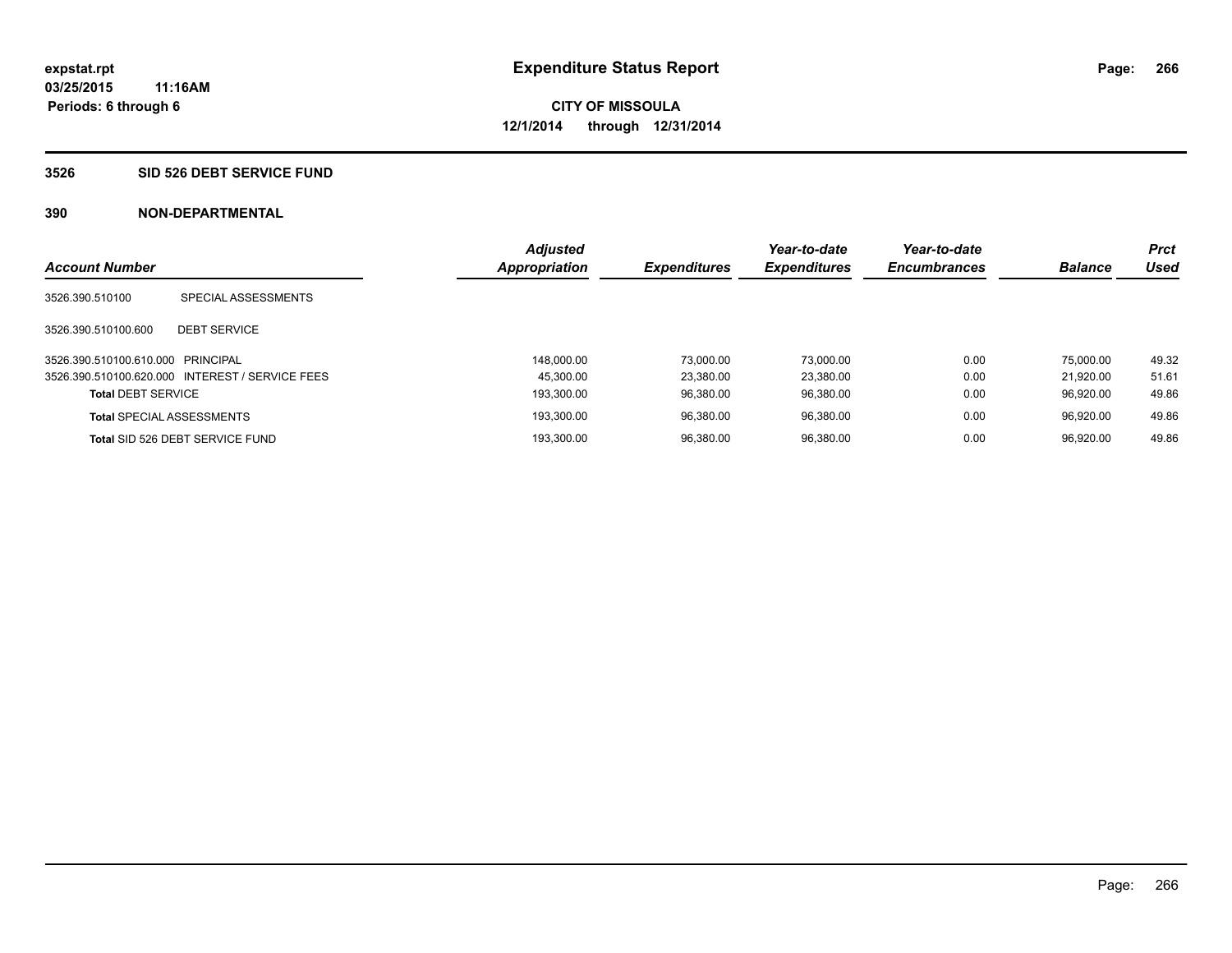expstat.rpt
03/25/2015 11:16AM
Periods: 6 through 6

# Expenditure Status Report

CITY OF MISSOULA
12/1/2014 through 12/31/2014

## 3526 SID 526 DEBT SERVICE FUND

## 390 NON-DEPARTMENTAL

| Account Number | | Adjusted Appropriation | Expenditures | Year-to-date Expenditures | Year-to-date Encumbrances | Balance | Prct Used |
|---|---|---|---|---|---|---|---|
| 3526.390.510100 | SPECIAL ASSESSMENTS | | | | | | |
| 3526.390.510100.600 | DEBT SERVICE | | | | | | |
| 3526.390.510100.610.000 | PRINCIPAL | 148,000.00 | 73,000.00 | 73,000.00 | 0.00 | 75,000.00 | 49.32 |
| 3526.390.510100.620.000 | INTEREST / SERVICE FEES | 45,300.00 | 23,380.00 | 23,380.00 | 0.00 | 21,920.00 | 51.61 |
| **Total** DEBT SERVICE | | 193,300.00 | 96,380.00 | 96,380.00 | 0.00 | 96,920.00 | 49.86 |
| **Total** SPECIAL ASSESSMENTS | | 193,300.00 | 96,380.00 | 96,380.00 | 0.00 | 96,920.00 | 49.86 |
| **Total** SID 526 DEBT SERVICE FUND | | 193,300.00 | 96,380.00 | 96,380.00 | 0.00 | 96,920.00 | 49.86 |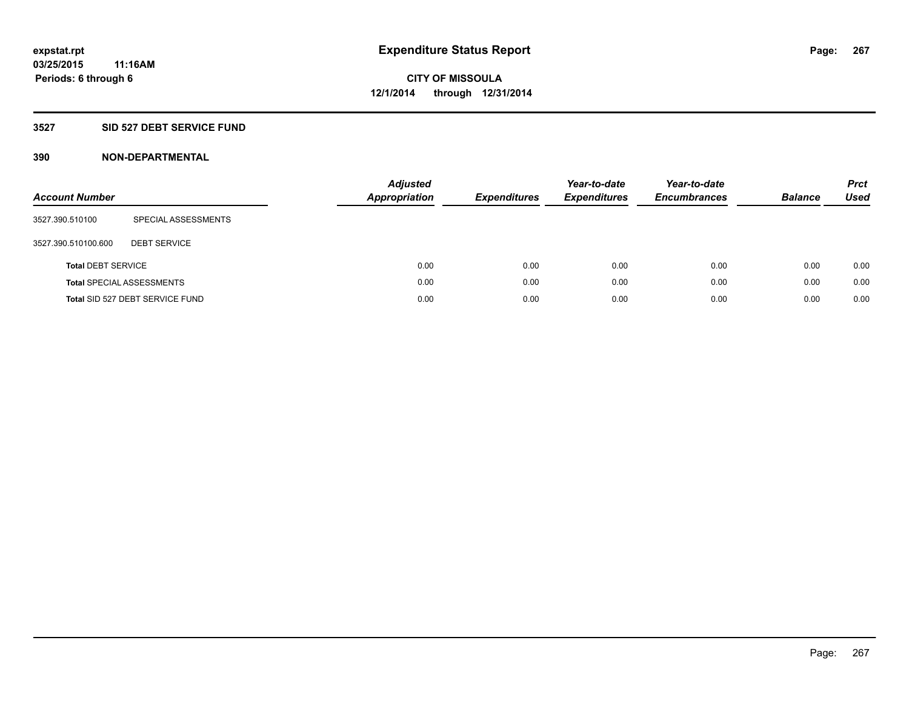# Expenditure Status Report

expstat.rpt
03/25/2015 11:16AM
Periods: 6 through 6

CITY OF MISSOULA
12/1/2014 through 12/31/2014

## 3527 SID 527 DEBT SERVICE FUND

### 390 NON-DEPARTMENTAL

| Account Number | | Adjusted Appropriation | Expenditures | Year-to-date Expenditures | Year-to-date Encumbrances | Balance | Prct Used |
|---|---|---|---|---|---|---|---|
| 3527.390.510100 | SPECIAL ASSESSMENTS | | | | | | |
| 3527.390.510100.600 | DEBT SERVICE | | | | | | |
| **Total** DEBT SERVICE | | 0.00 | 0.00 | 0.00 | 0.00 | 0.00 | 0.00 |
| **Total** SPECIAL ASSESSMENTS | | 0.00 | 0.00 | 0.00 | 0.00 | 0.00 | 0.00 |
| **Total** SID 527 DEBT SERVICE FUND | | 0.00 | 0.00 | 0.00 | 0.00 | 0.00 | 0.00 |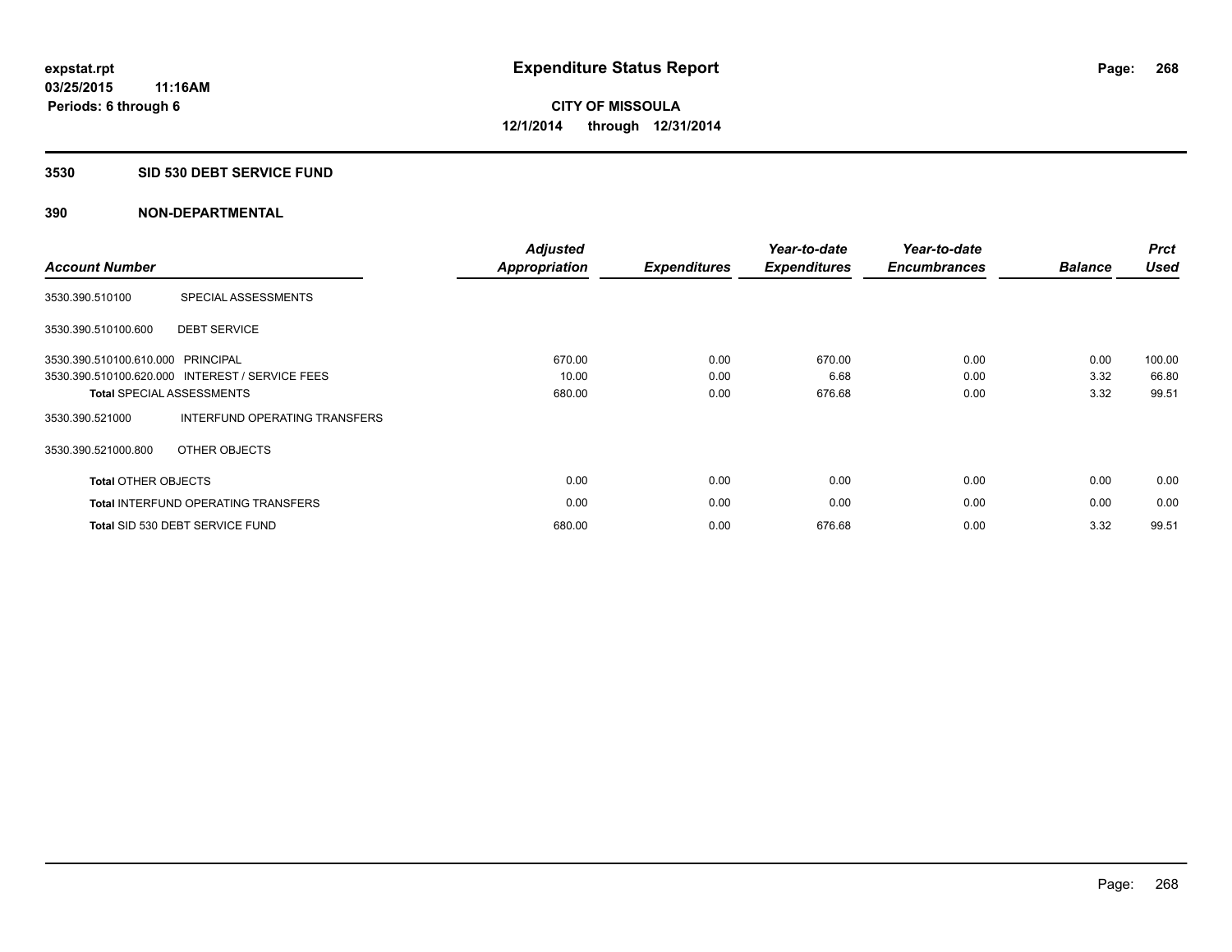# Expenditure Status Report

expstat.rpt
03/25/2015 11:16AM
Periods: 6 through 6

**CITY OF MISSOULA**
**12/1/2014 through 12/31/2014**

## 3530 SID 530 DEBT SERVICE FUND

## 390 NON-DEPARTMENTAL

| Account Number | | Adjusted Appropriation | Expenditures | Year-to-date Expenditures | Year-to-date Encumbrances | Balance | Prct Used |
|---|---|---|---|---|---|---|---|
| 3530.390.510100 | SPECIAL ASSESSMENTS | | | | | | |
| 3530.390.510100.600 | DEBT SERVICE | | | | | | |
| 3530.390.510100.610.000 | PRINCIPAL | 670.00 | 0.00 | 670.00 | 0.00 | 0.00 | 100.00 |
| 3530.390.510100.620.000 | INTEREST / SERVICE FEES | 10.00 | 0.00 | 6.68 | 0.00 | 3.32 | 66.80 |
| **Total** SPECIAL ASSESSMENTS | | 680.00 | 0.00 | 676.68 | 0.00 | 3.32 | 99.51 |
| 3530.390.521000 | INTERFUND OPERATING TRANSFERS | | | | | | |
| 3530.390.521000.800 | OTHER OBJECTS | | | | | | |
| **Total** OTHER OBJECTS | | 0.00 | 0.00 | 0.00 | 0.00 | 0.00 | 0.00 |
| **Total** INTERFUND OPERATING TRANSFERS | | 0.00 | 0.00 | 0.00 | 0.00 | 0.00 | 0.00 |
| **Total** SID 530 DEBT SERVICE FUND | | 680.00 | 0.00 | 676.68 | 0.00 | 3.32 | 99.51 |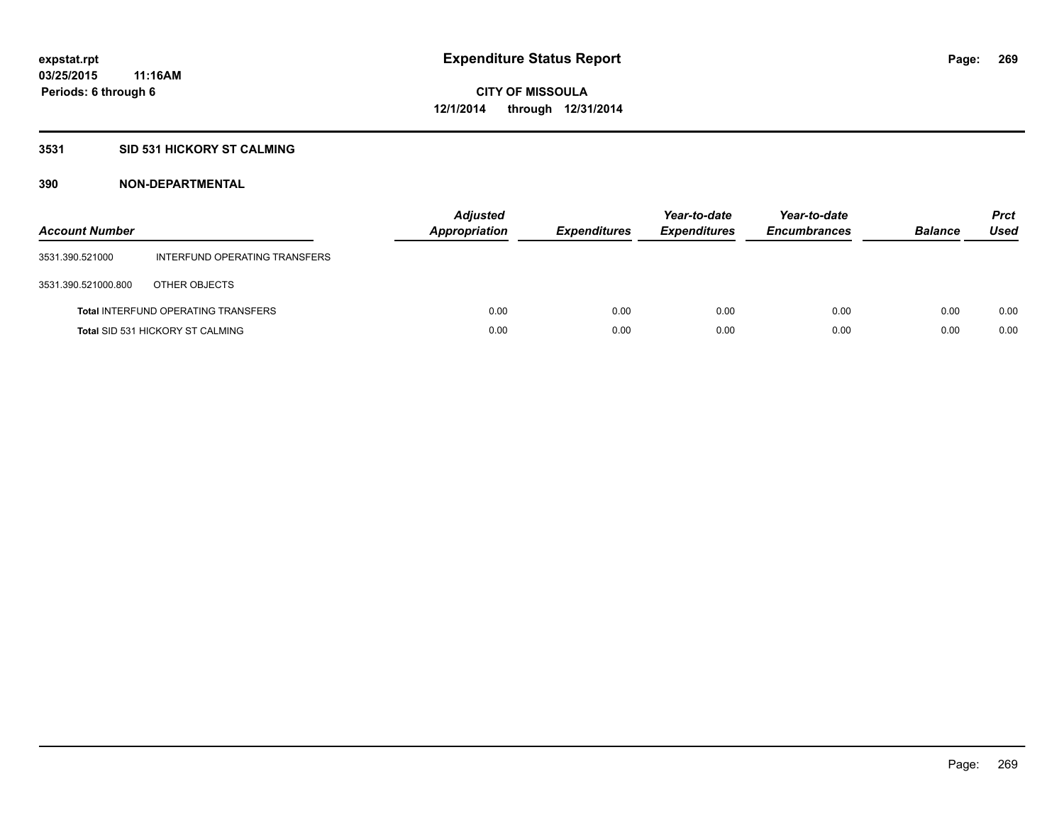expstat.rpt
03/25/2015 11:16AM
Periods: 6 through 6

# Expenditure Status Report

**CITY OF MISSOULA**
**12/1/2014 through 12/31/2014**

## 3531 SID 531 HICKORY ST CALMING

### 390 NON-DEPARTMENTAL

| Account Number | | Adjusted Appropriation | Expenditures | Year-to-date Expenditures | Year-to-date Encumbrances | Balance | Prct Used |
|---|---|---|---|---|---|---|---|
| 3531.390.521000 | INTERFUND OPERATING TRANSFERS | | | | | | |
| 3531.390.521000.800 | OTHER OBJECTS | | | | | | |
| **Total** INTERFUND OPERATING TRANSFERS | | 0.00 | 0.00 | 0.00 | 0.00 | 0.00 | 0.00 |
| **Total** SID 531 HICKORY ST CALMING | | 0.00 | 0.00 | 0.00 | 0.00 | 0.00 | 0.00 |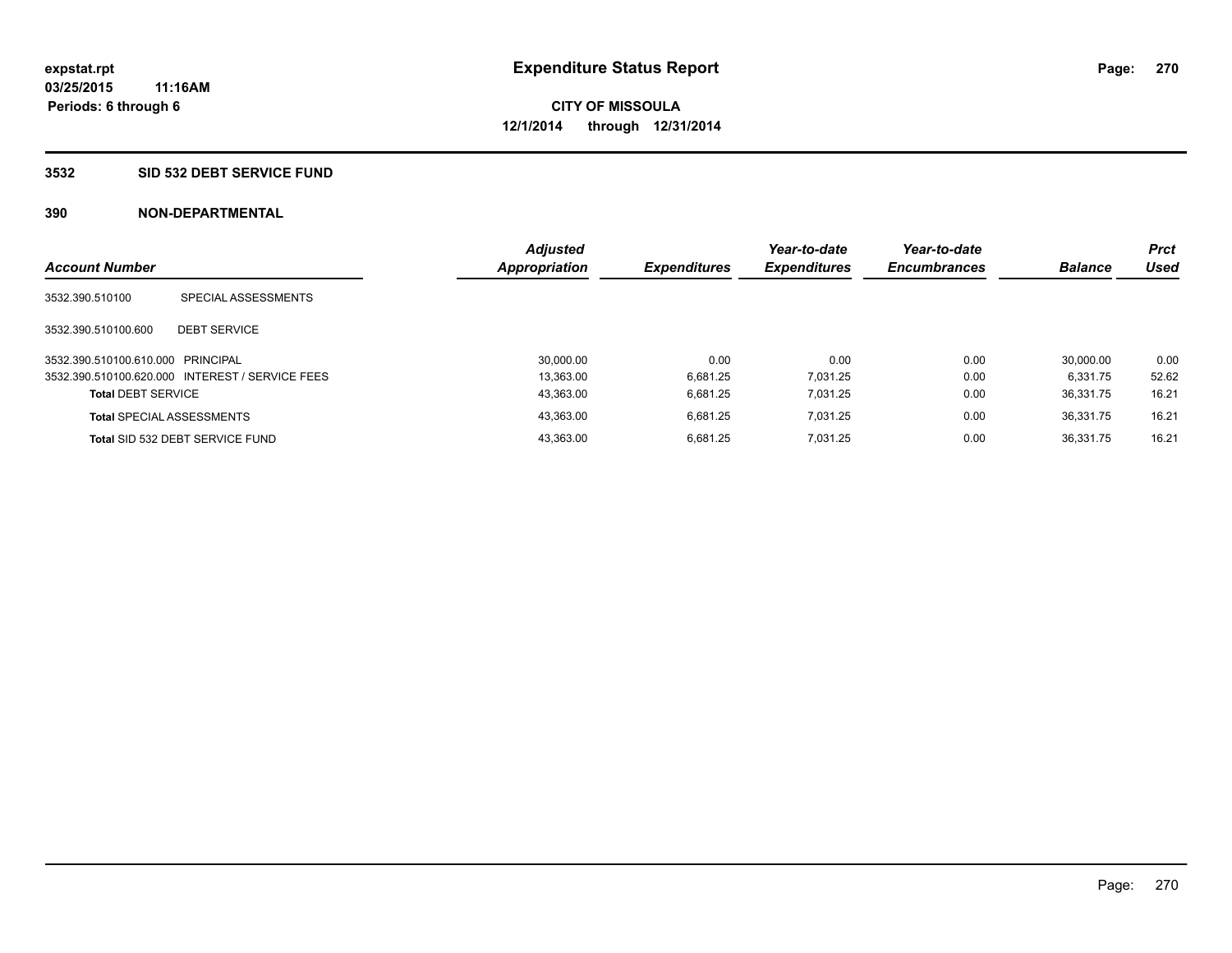**expstat.rpt**
**03/25/2015 11:16AM**
**Periods: 6 through 6**

# Expenditure Status Report

**CITY OF MISSOULA**
**12/1/2014 through 12/31/2014**

## 3532 SID 532 DEBT SERVICE FUND

### 390 NON-DEPARTMENTAL

| Account Number | | Adjusted Appropriation | Expenditures | Year-to-date Expenditures | Year-to-date Encumbrances | Balance | Prct Used |
|---|---|---|---|---|---|---|---|
| 3532.390.510100 | SPECIAL ASSESSMENTS | | | | | | |
| 3532.390.510100.600 | DEBT SERVICE | | | | | | |
| 3532.390.510100.610.000 | PRINCIPAL | 30,000.00 | 0.00 | 0.00 | 0.00 | 30,000.00 | 0.00 |
| 3532.390.510100.620.000 | INTEREST / SERVICE FEES | 13,363.00 | 6,681.25 | 7,031.25 | 0.00 | 6,331.75 | 52.62 |
| **Total** DEBT SERVICE | | 43,363.00 | 6,681.25 | 7,031.25 | 0.00 | 36,331.75 | 16.21 |
| **Total** SPECIAL ASSESSMENTS | | 43,363.00 | 6,681.25 | 7,031.25 | 0.00 | 36,331.75 | 16.21 |
| **Total** SID 532 DEBT SERVICE FUND | | 43,363.00 | 6,681.25 | 7,031.25 | 0.00 | 36,331.75 | 16.21 |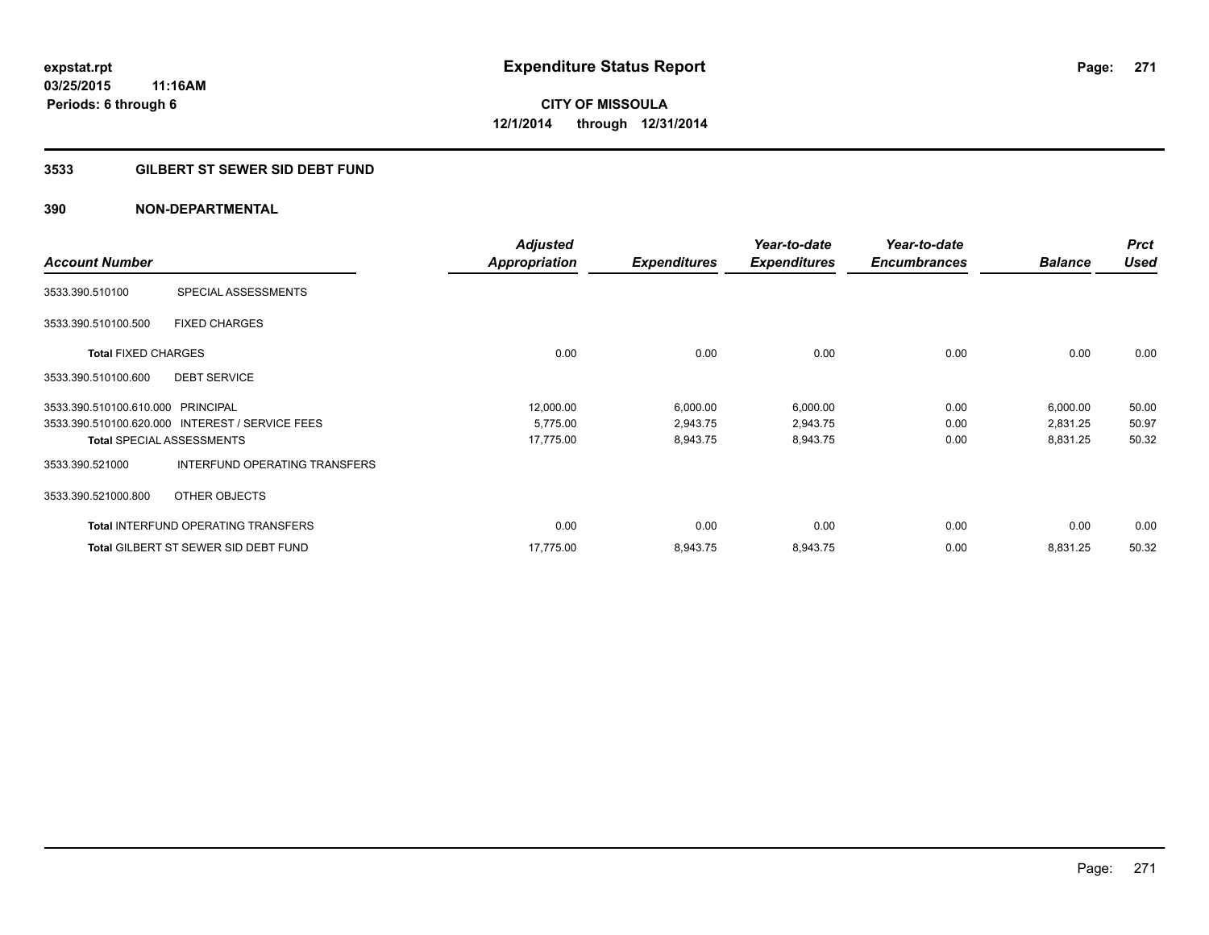**expstat.rpt**
**03/25/2015 11:16AM**
**Periods: 6 through 6**

# Expenditure Status Report

**CITY OF MISSOULA**
**12/1/2014 through 12/31/2014**

## 3533 GILBERT ST SEWER SID DEBT FUND

### 390 NON-DEPARTMENTAL

| Account Number | | Adjusted Appropriation | Expenditures | Year-to-date Expenditures | Year-to-date Encumbrances | Balance | Prct Used |
|---|---|---|---|---|---|---|---|
| 3533.390.510100 | SPECIAL ASSESSMENTS | | | | | | |
| 3533.390.510100.500 | FIXED CHARGES | | | | | | |
| **Total** FIXED CHARGES | | 0.00 | 0.00 | 0.00 | 0.00 | 0.00 | 0.00 |
| 3533.390.510100.600 | DEBT SERVICE | | | | | | |
| 3533.390.510100.610.000 | PRINCIPAL | 12,000.00 | 6,000.00 | 6,000.00 | 0.00 | 6,000.00 | 50.00 |
| 3533.390.510100.620.000 | INTEREST / SERVICE FEES | 5,775.00 | 2,943.75 | 2,943.75 | 0.00 | 2,831.25 | 50.97 |
| **Total** SPECIAL ASSESSMENTS | | 17,775.00 | 8,943.75 | 8,943.75 | 0.00 | 8,831.25 | 50.32 |
| 3533.390.521000 | INTERFUND OPERATING TRANSFERS | | | | | | |
| 3533.390.521000.800 | OTHER OBJECTS | | | | | | |
| **Total** INTERFUND OPERATING TRANSFERS | | 0.00 | 0.00 | 0.00 | 0.00 | 0.00 | 0.00 |
| **Total** GILBERT ST SEWER SID DEBT FUND | | 17,775.00 | 8,943.75 | 8,943.75 | 0.00 | 8,831.25 | 50.32 |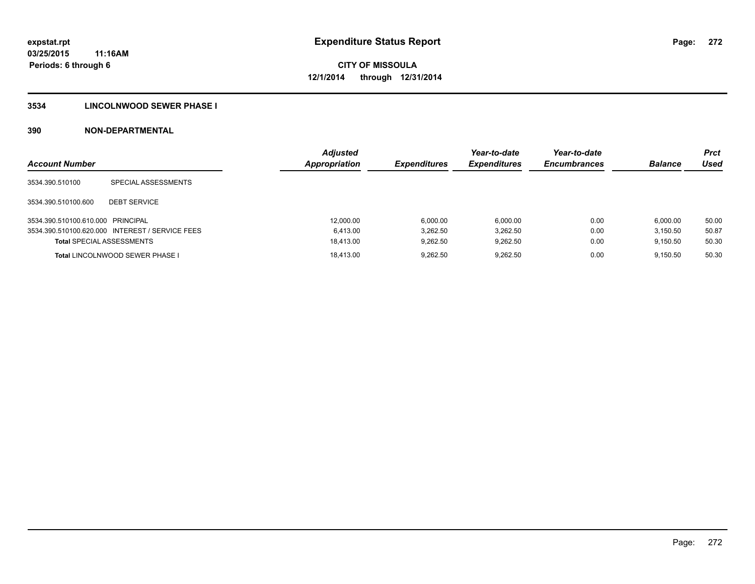# Expenditure Status Report

expstat.rpt
03/25/2015 11:16AM
Periods: 6 through 6

**CITY OF MISSOULA**
**12/1/2014 through 12/31/2014**

## 3534 LINCOLNWOOD SEWER PHASE I

## 390 NON-DEPARTMENTAL

| Account Number | | Adjusted Appropriation | Expenditures | Year-to-date Expenditures | Year-to-date Encumbrances | Balance | Prct Used |
|---|---|---|---|---|---|---|---|
| 3534.390.510100 | SPECIAL ASSESSMENTS | | | | | | |
| 3534.390.510100.600 | DEBT SERVICE | | | | | | |
| 3534.390.510100.610.000 | PRINCIPAL | 12,000.00 | 6,000.00 | 6,000.00 | 0.00 | 6,000.00 | 50.00 |
| 3534.390.510100.620.000 | INTEREST / SERVICE FEES | 6,413.00 | 3,262.50 | 3,262.50 | 0.00 | 3,150.50 | 50.87 |
| **Total** SPECIAL ASSESSMENTS | | 18,413.00 | 9,262.50 | 9,262.50 | 0.00 | 9,150.50 | 50.30 |
| **Total** LINCOLNWOOD SEWER PHASE I | | 18,413.00 | 9,262.50 | 9,262.50 | 0.00 | 9,150.50 | 50.30 |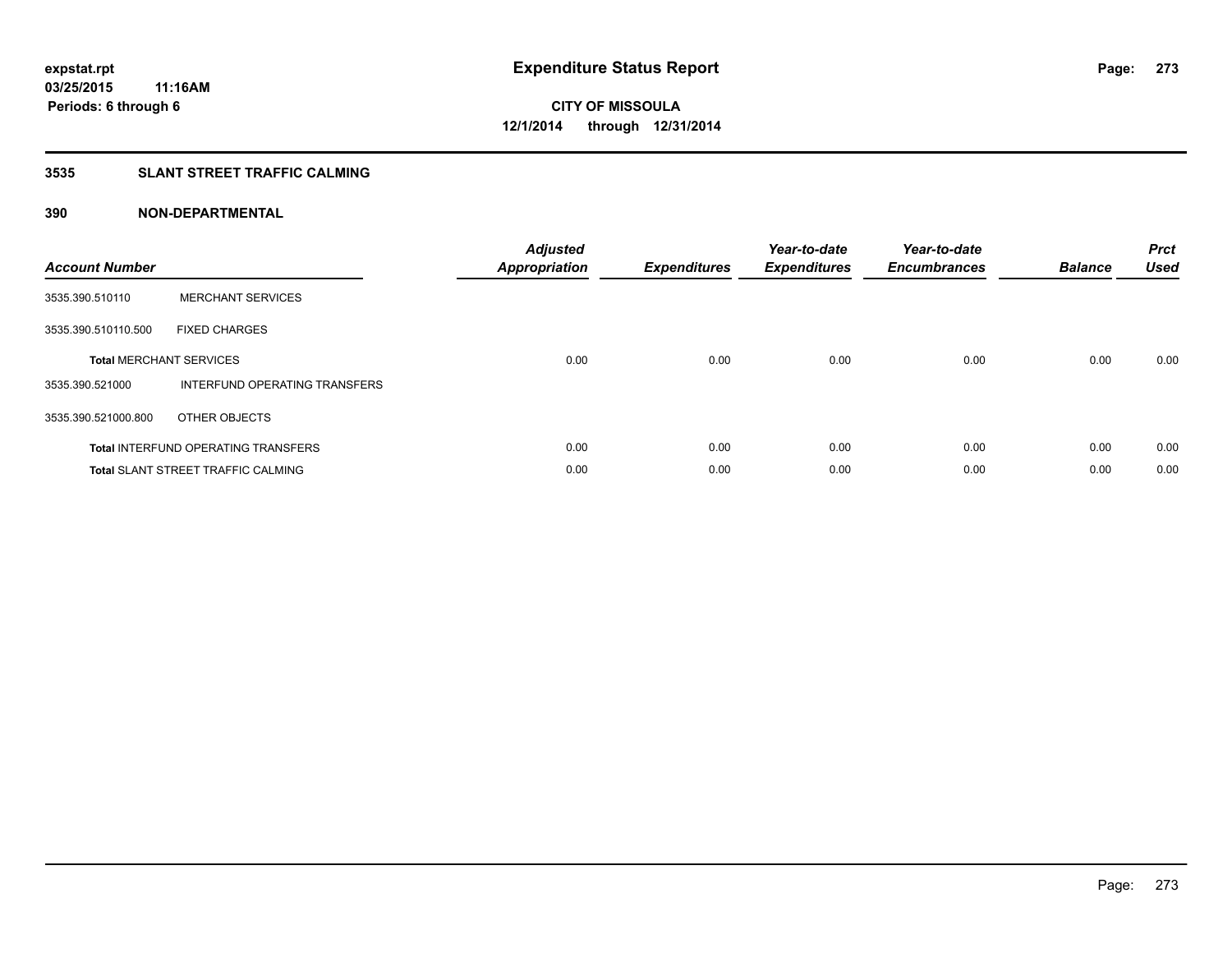expstat.rpt
03/25/2015 11:16AM
Periods: 6 through 6

# Expenditure Status Report

CITY OF MISSOULA
12/1/2014 through 12/31/2014

## 3535 SLANT STREET TRAFFIC CALMING

### 390 NON-DEPARTMENTAL

| Account Number | | Adjusted Appropriation | Expenditures | Year-to-date Expenditures | Year-to-date Encumbrances | Balance | Prct Used |
|---|---|---|---|---|---|---|---|
| 3535.390.510110 | MERCHANT SERVICES | | | | | | |
| 3535.390.510110.500 | FIXED CHARGES | | | | | | |
| **Total** MERCHANT SERVICES | | 0.00 | 0.00 | 0.00 | 0.00 | 0.00 | 0.00 |
| 3535.390.521000 | INTERFUND OPERATING TRANSFERS | | | | | | |
| 3535.390.521000.800 | OTHER OBJECTS | | | | | | |
| **Total** INTERFUND OPERATING TRANSFERS | | 0.00 | 0.00 | 0.00 | 0.00 | 0.00 | 0.00 |
| **Total** SLANT STREET TRAFFIC CALMING | | 0.00 | 0.00 | 0.00 | 0.00 | 0.00 | 0.00 |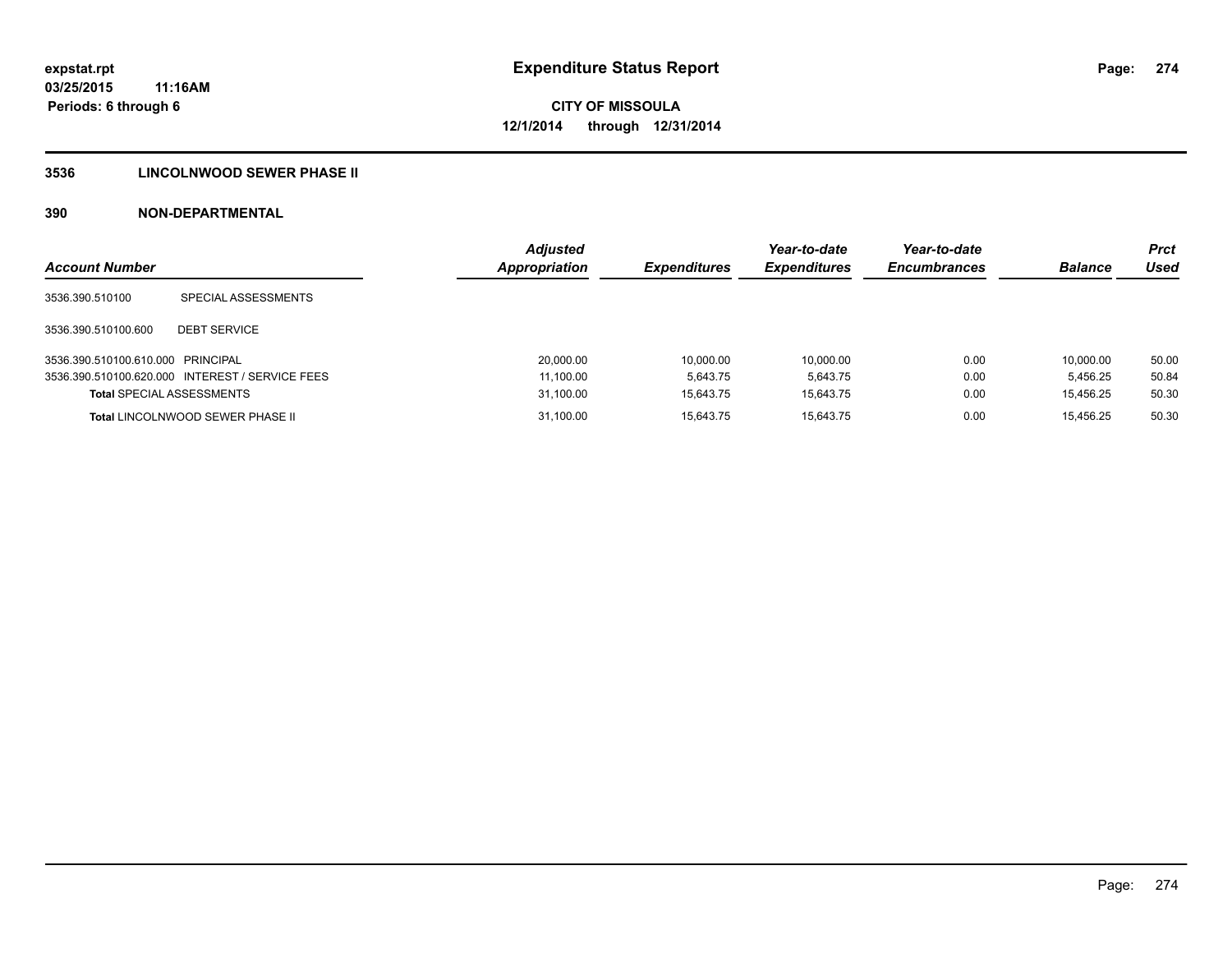expstat.rpt
03/25/2015 11:16AM
Periods: 6 through 6

# Expenditure Status Report

**CITY OF MISSOULA**
**12/1/2014 through 12/31/2014**

## 3536 LINCOLNWOOD SEWER PHASE II

## 390 NON-DEPARTMENTAL

| Account Number | | Adjusted Appropriation | Expenditures | Year-to-date Expenditures | Year-to-date Encumbrances | Balance | Prct Used |
|---|---|---|---|---|---|---|---|
| 3536.390.510100 | SPECIAL ASSESSMENTS | | | | | | |
| 3536.390.510100.600 | DEBT SERVICE | | | | | | |
| 3536.390.510100.610.000 | PRINCIPAL | 20,000.00 | 10,000.00 | 10,000.00 | 0.00 | 10,000.00 | 50.00 |
| 3536.390.510100.620.000 | INTEREST / SERVICE FEES | 11,100.00 | 5,643.75 | 5,643.75 | 0.00 | 5,456.25 | 50.84 |
| **Total** SPECIAL ASSESSMENTS | | 31,100.00 | 15,643.75 | 15,643.75 | 0.00 | 15,456.25 | 50.30 |
| **Total** LINCOLNWOOD SEWER PHASE II | | 31,100.00 | 15,643.75 | 15,643.75 | 0.00 | 15,456.25 | 50.30 |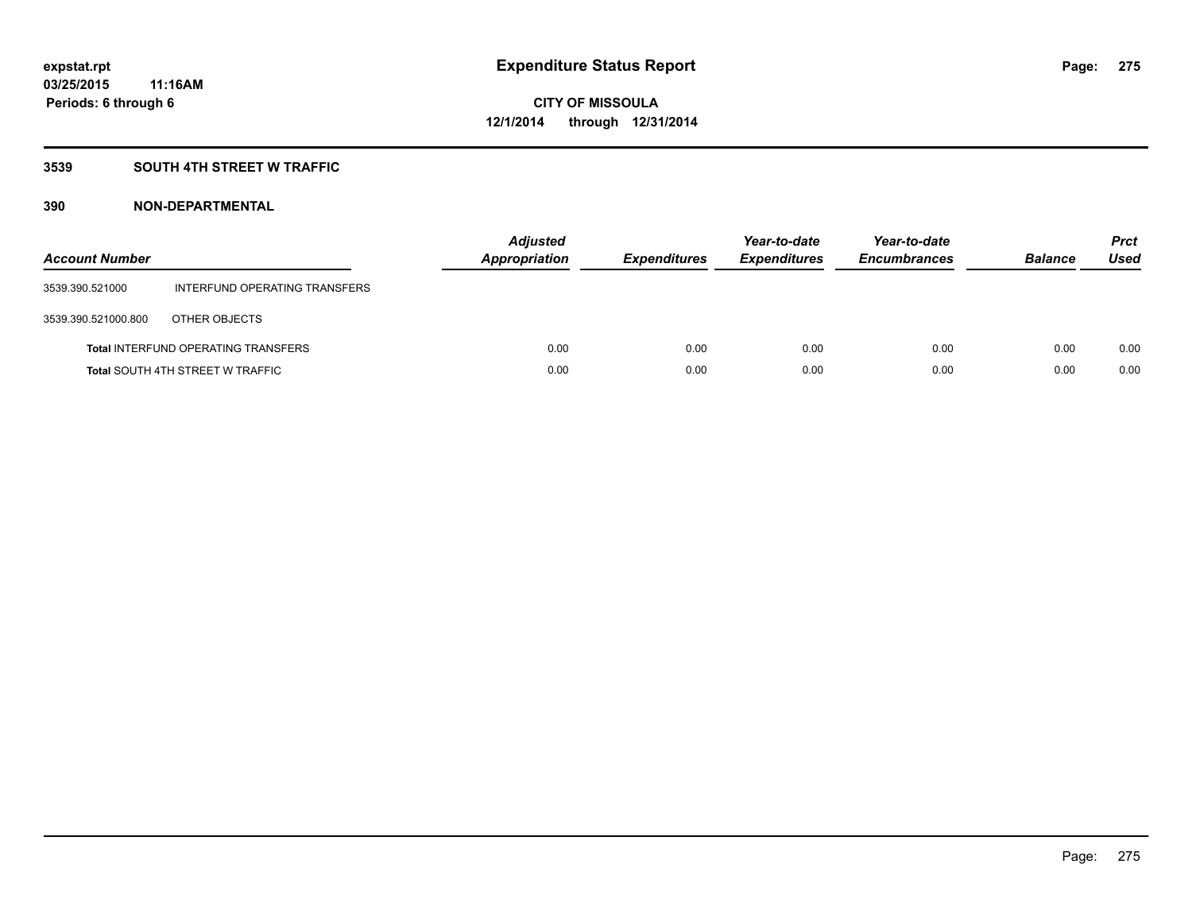expstat.rpt
03/25/2015 11:16AM
Periods: 6 through 6

# Expenditure Status Report

CITY OF MISSOULA
12/1/2014 through 12/31/2014

## 3539 SOUTH 4TH STREET W TRAFFIC

## 390 NON-DEPARTMENTAL

| Account Number | | Adjusted Appropriation | Expenditures | Year-to-date Expenditures | Year-to-date Encumbrances | Balance | Prct Used |
|---|---|---|---|---|---|---|---|
| 3539.390.521000 | INTERFUND OPERATING TRANSFERS | | | | | | |
| 3539.390.521000.800 | OTHER OBJECTS | | | | | | |
| **Total** INTERFUND OPERATING TRANSFERS | | 0.00 | 0.00 | 0.00 | 0.00 | 0.00 | 0.00 |
| **Total** SOUTH 4TH STREET W TRAFFIC | | 0.00 | 0.00 | 0.00 | 0.00 | 0.00 | 0.00 |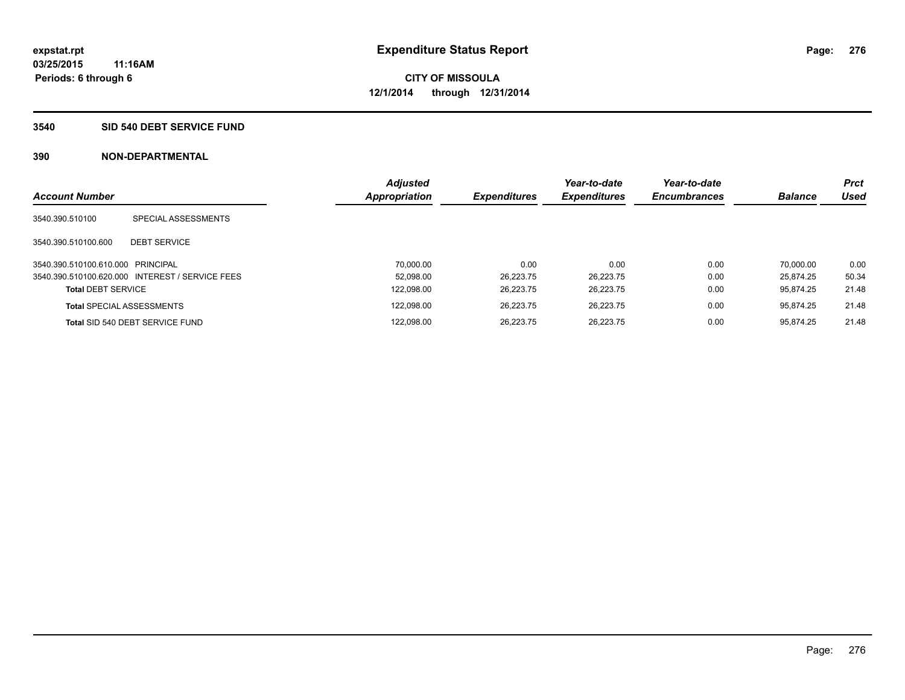**expstat.rpt**
**03/25/2015 11:16AM**
**Periods: 6 through 6**

# Expenditure Status Report

**CITY OF MISSOULA**
**12/1/2014 through 12/31/2014**

## 3540 SID 540 DEBT SERVICE FUND

### 390 NON-DEPARTMENTAL

| Account Number | | Adjusted Appropriation | Expenditures | Year-to-date Expenditures | Year-to-date Encumbrances | Balance | Prct Used |
|---|---|---|---|---|---|---|---|
| 3540.390.510100 | SPECIAL ASSESSMENTS | | | | | | |
| 3540.390.510100.600 | DEBT SERVICE | | | | | | |
| 3540.390.510100.610.000 | PRINCIPAL | 70,000.00 | 0.00 | 0.00 | 0.00 | 70,000.00 | 0.00 |
| 3540.390.510100.620.000 | INTEREST / SERVICE FEES | 52,098.00 | 26,223.75 | 26,223.75 | 0.00 | 25,874.25 | 50.34 |
| **Total** DEBT SERVICE | | 122,098.00 | 26,223.75 | 26,223.75 | 0.00 | 95,874.25 | 21.48 |
| **Total** SPECIAL ASSESSMENTS | | 122,098.00 | 26,223.75 | 26,223.75 | 0.00 | 95,874.25 | 21.48 |
| **Total** SID 540 DEBT SERVICE FUND | | 122,098.00 | 26,223.75 | 26,223.75 | 0.00 | 95,874.25 | 21.48 |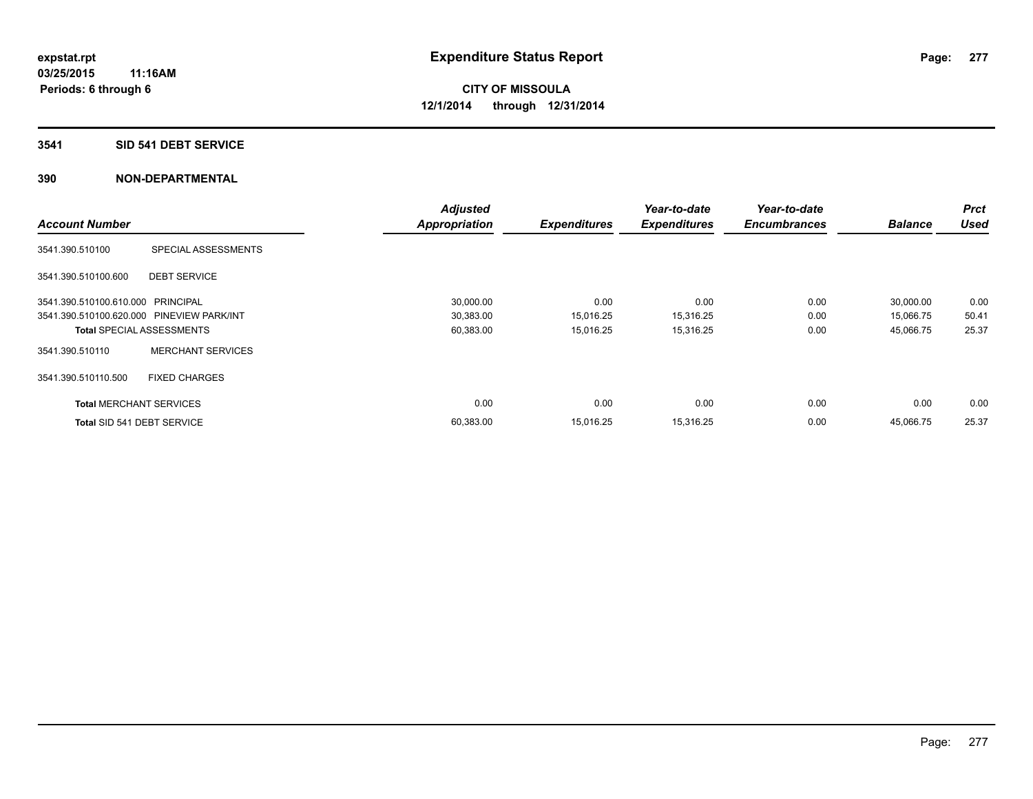**expstat.rpt**
**03/25/2015 11:16AM**
**Periods: 6 through 6**

# Expenditure Status Report

**CITY OF MISSOULA**
**12/1/2014 through 12/31/2014**

## 3541 SID 541 DEBT SERVICE

## 390 NON-DEPARTMENTAL

| Account Number | | Adjusted Appropriation | Expenditures | Year-to-date Expenditures | Year-to-date Encumbrances | Balance | Prct Used |
|---|---|---|---|---|---|---|---|
| 3541.390.510100 | SPECIAL ASSESSMENTS | | | | | | |
| 3541.390.510100.600 | DEBT SERVICE | | | | | | |
| 3541.390.510100.610.000 | PRINCIPAL | 30,000.00 | 0.00 | 0.00 | 0.00 | 30,000.00 | 0.00 |
| 3541.390.510100.620.000 | PINEVIEW PARK/INT | 30,383.00 | 15,016.25 | 15,316.25 | 0.00 | 15,066.75 | 50.41 |
| **Total** SPECIAL ASSESSMENTS | | 60,383.00 | 15,016.25 | 15,316.25 | 0.00 | 45,066.75 | 25.37 |
| 3541.390.510110 | MERCHANT SERVICES | | | | | | |
| 3541.390.510110.500 | FIXED CHARGES | | | | | | |
| **Total** MERCHANT SERVICES | | 0.00 | 0.00 | 0.00 | 0.00 | 0.00 | 0.00 |
| **Total** SID 541 DEBT SERVICE | | 60,383.00 | 15,016.25 | 15,316.25 | 0.00 | 45,066.75 | 25.37 |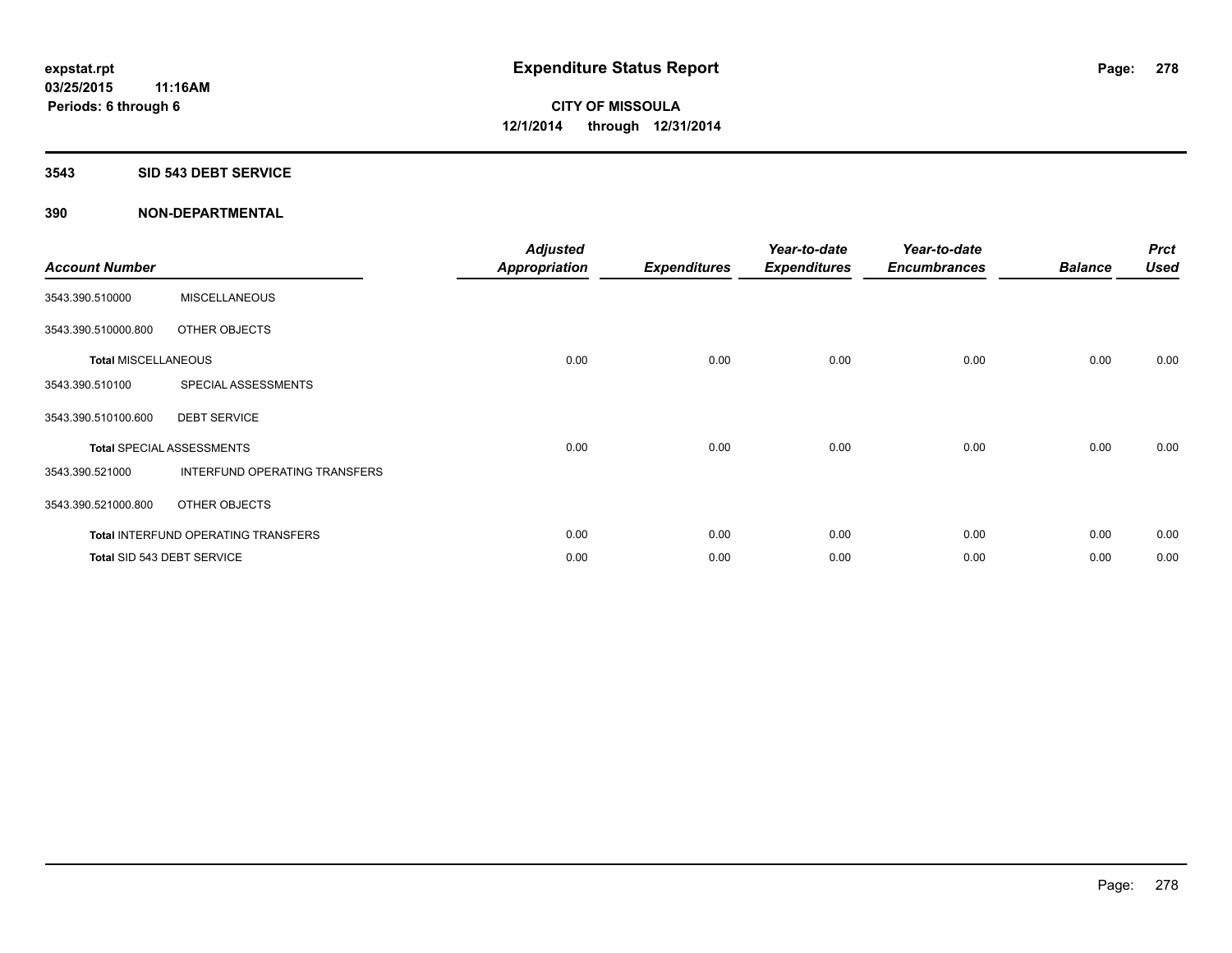# Expenditure Status Report

expstat.rpt
03/25/2015 11:16AM
Periods: 6 through 6

CITY OF MISSOULA
12/1/2014 through 12/31/2014

**3543 SID 543 DEBT SERVICE**

**390 NON-DEPARTMENTAL**

| Account Number | | Adjusted Appropriation | Expenditures | Year-to-date Expenditures | Year-to-date Encumbrances | Balance | Prct Used |
|---|---|---|---|---|---|---|---|
| 3543.390.510000 | MISCELLANEOUS | | | | | | |
| 3543.390.510000.800 | OTHER OBJECTS | | | | | | |
| **Total** MISCELLANEOUS | | 0.00 | 0.00 | 0.00 | 0.00 | 0.00 | 0.00 |
| 3543.390.510100 | SPECIAL ASSESSMENTS | | | | | | |
| 3543.390.510100.600 | DEBT SERVICE | | | | | | |
| **Total** SPECIAL ASSESSMENTS | | 0.00 | 0.00 | 0.00 | 0.00 | 0.00 | 0.00 |
| 3543.390.521000 | INTERFUND OPERATING TRANSFERS | | | | | | |
| 3543.390.521000.800 | OTHER OBJECTS | | | | | | |
| **Total** INTERFUND OPERATING TRANSFERS | | 0.00 | 0.00 | 0.00 | 0.00 | 0.00 | 0.00 |
| **Total** SID 543 DEBT SERVICE | | 0.00 | 0.00 | 0.00 | 0.00 | 0.00 | 0.00 |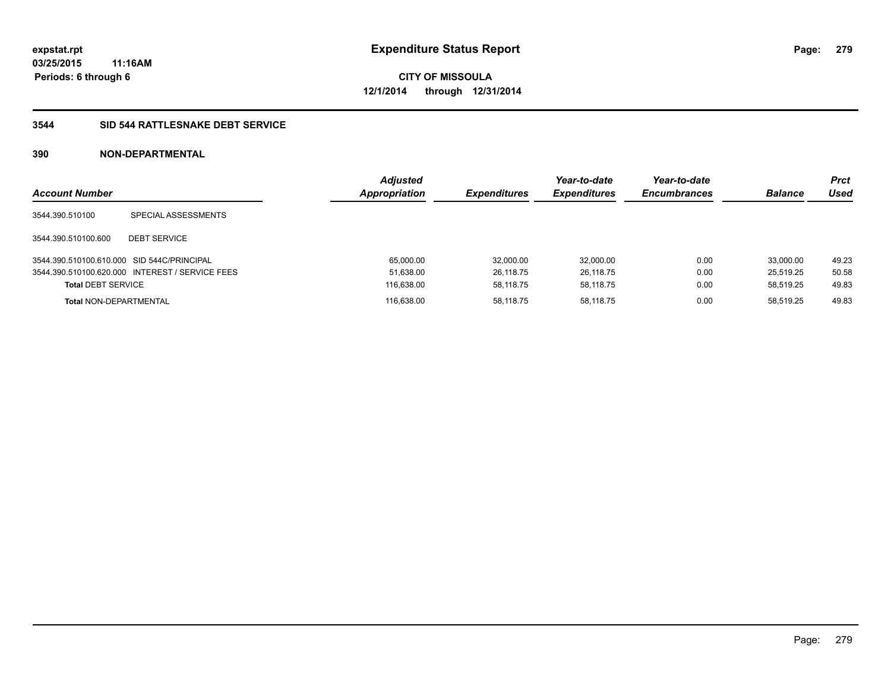expstat.rpt
03/25/2015 11:16AM
Periods: 6 through 6

# Expenditure Status Report

**CITY OF MISSOULA**
**12/1/2014 through 12/31/2014**

## 3544 SID 544 RATTLESNAKE DEBT SERVICE

### 390 NON-DEPARTMENTAL

| Account Number | | Adjusted Appropriation | Expenditures | Year-to-date Expenditures | Year-to-date Encumbrances | Balance | Prct Used |
|---|---|---|---|---|---|---|---|
| 3544.390.510100 | SPECIAL ASSESSMENTS | | | | | | |
| 3544.390.510100.600 | DEBT SERVICE | | | | | | |
| 3544.390.510100.610.000 | SID 544C/PRINCIPAL | 65,000.00 | 32,000.00 | 32,000.00 | 0.00 | 33,000.00 | 49.23 |
| 3544.390.510100.620.000 | INTEREST / SERVICE FEES | 51,638.00 | 26,118.75 | 26,118.75 | 0.00 | 25,519.25 | 50.58 |
| **Total** DEBT SERVICE | | 116,638.00 | 58,118.75 | 58,118.75 | 0.00 | 58,519.25 | 49.83 |
| **Total** NON-DEPARTMENTAL | | 116,638.00 | 58,118.75 | 58,118.75 | 0.00 | 58,519.25 | 49.83 |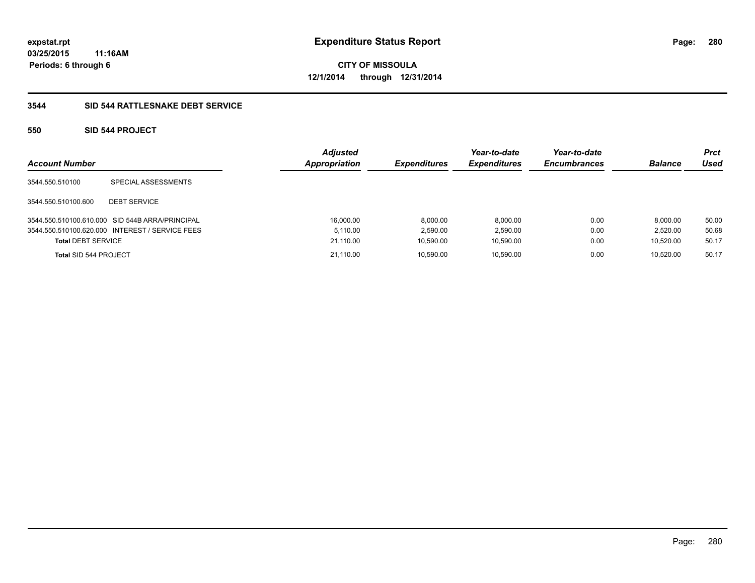**expstat.rpt**
**03/25/2015 11:16AM**
**Periods: 6 through 6**

# Expenditure Status Report

**CITY OF MISSOULA**
**12/1/2014 through 12/31/2014**

## 3544 SID 544 RATTLESNAKE DEBT SERVICE

### 550 SID 544 PROJECT

| Account Number | | Adjusted Appropriation | Expenditures | Year-to-date Expenditures | Year-to-date Encumbrances | Balance | Prct Used |
|---|---|---|---|---|---|---|---|
| 3544.550.510100 | SPECIAL ASSESSMENTS | | | | | | |
| 3544.550.510100.600 | DEBT SERVICE | | | | | | |
| 3544.550.510100.610.000 | SID 544B ARRA/PRINCIPAL | 16,000.00 | 8,000.00 | 8,000.00 | 0.00 | 8,000.00 | 50.00 |
| 3544.550.510100.620.000 | INTEREST / SERVICE FEES | 5,110.00 | 2,590.00 | 2,590.00 | 0.00 | 2,520.00 | 50.68 |
| **Total** DEBT SERVICE | | 21,110.00 | 10,590.00 | 10,590.00 | 0.00 | 10,520.00 | 50.17 |
| **Total** SID 544 PROJECT | | 21,110.00 | 10,590.00 | 10,590.00 | 0.00 | 10,520.00 | 50.17 |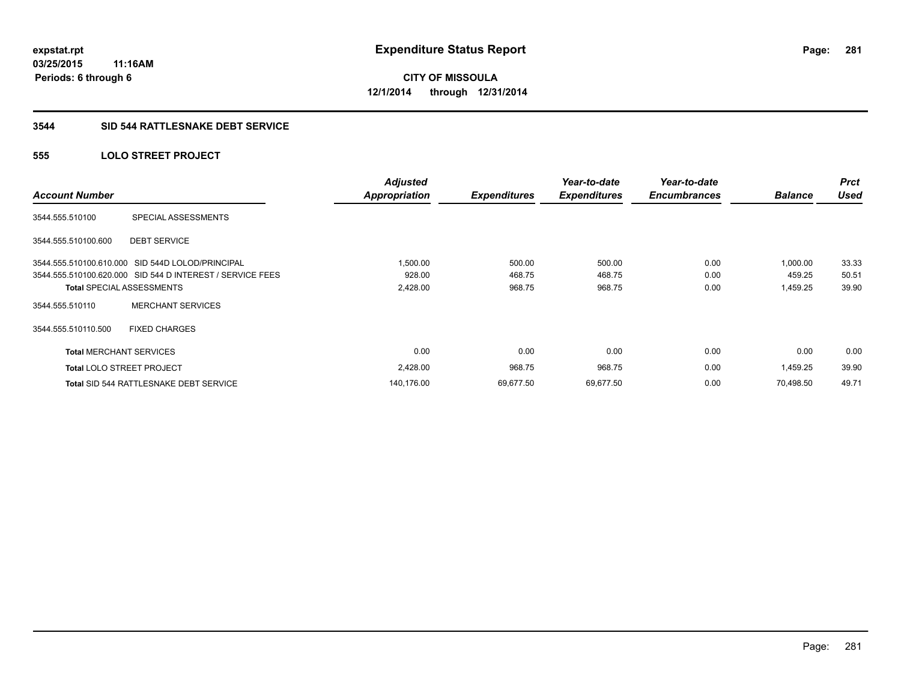**expstat.rpt**
**03/25/2015 11:16AM**
**Periods: 6 through 6**

# Expenditure Status Report

**CITY OF MISSOULA**
**12/1/2014 through 12/31/2014**

## 3544 SID 544 RATTLESNAKE DEBT SERVICE

### 555 LOLO STREET PROJECT

| Account Number | | Adjusted Appropriation | Expenditures | Year-to-date Expenditures | Year-to-date Encumbrances | Balance | Prct Used |
|---|---|---|---|---|---|---|---|
| 3544.555.510100 | SPECIAL ASSESSMENTS | | | | | | |
| 3544.555.510100.600 | DEBT SERVICE | | | | | | |
| 3544.555.510100.610.000 | SID 544D LOLOD/PRINCIPAL | 1,500.00 | 500.00 | 500.00 | 0.00 | 1,000.00 | 33.33 |
| 3544.555.510100.620.000 | SID 544 D INTEREST / SERVICE FEES | 928.00 | 468.75 | 468.75 | 0.00 | 459.25 | 50.51 |
| **Total** SPECIAL ASSESSMENTS | | 2,428.00 | 968.75 | 968.75 | 0.00 | 1,459.25 | 39.90 |
| 3544.555.510110 | MERCHANT SERVICES | | | | | | |
| 3544.555.510110.500 | FIXED CHARGES | | | | | | |
| **Total** MERCHANT SERVICES | | 0.00 | 0.00 | 0.00 | 0.00 | 0.00 | 0.00 |
| **Total** LOLO STREET PROJECT | | 2,428.00 | 968.75 | 968.75 | 0.00 | 1,459.25 | 39.90 |
| **Total** SID 544 RATTLESNAKE DEBT SERVICE | | 140,176.00 | 69,677.50 | 69,677.50 | 0.00 | 70,498.50 | 49.71 |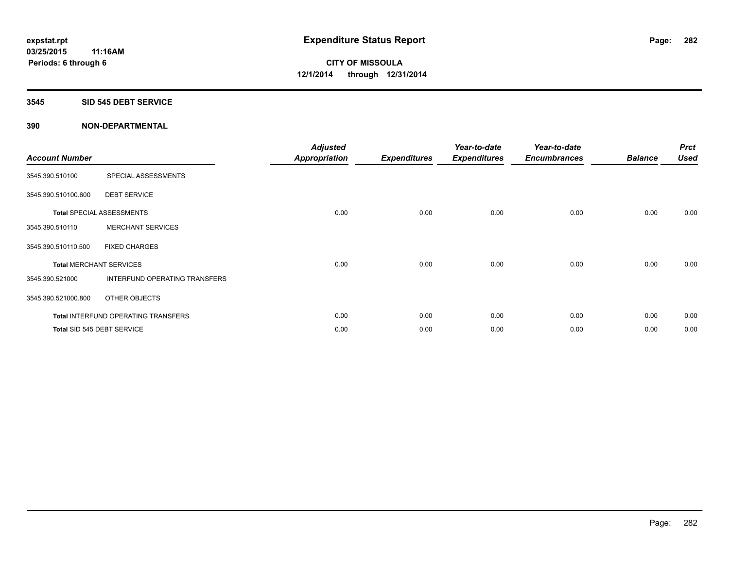**expstat.rpt**
**03/25/2015 11:16AM**
**Periods: 6 through 6**

# Expenditure Status Report

**CITY OF MISSOULA**
**12/1/2014 through 12/31/2014**

## 3545 SID 545 DEBT SERVICE

### 390 NON-DEPARTMENTAL

| Account Number | | Adjusted Appropriation | Expenditures | Year-to-date Expenditures | Year-to-date Encumbrances | Balance | Prct Used |
|---|---|---|---|---|---|---|---|
| 3545.390.510100 | SPECIAL ASSESSMENTS | | | | | | |
| 3545.390.510100.600 | DEBT SERVICE | | | | | | |
| **Total** SPECIAL ASSESSMENTS | | 0.00 | 0.00 | 0.00 | 0.00 | 0.00 | 0.00 |
| 3545.390.510110 | MERCHANT SERVICES | | | | | | |
| 3545.390.510110.500 | FIXED CHARGES | | | | | | |
| **Total** MERCHANT SERVICES | | 0.00 | 0.00 | 0.00 | 0.00 | 0.00 | 0.00 |
| 3545.390.521000 | INTERFUND OPERATING TRANSFERS | | | | | | |
| 3545.390.521000.800 | OTHER OBJECTS | | | | | | |
| **Total** INTERFUND OPERATING TRANSFERS | | 0.00 | 0.00 | 0.00 | 0.00 | 0.00 | 0.00 |
| **Total** SID 545 DEBT SERVICE | | 0.00 | 0.00 | 0.00 | 0.00 | 0.00 | 0.00 |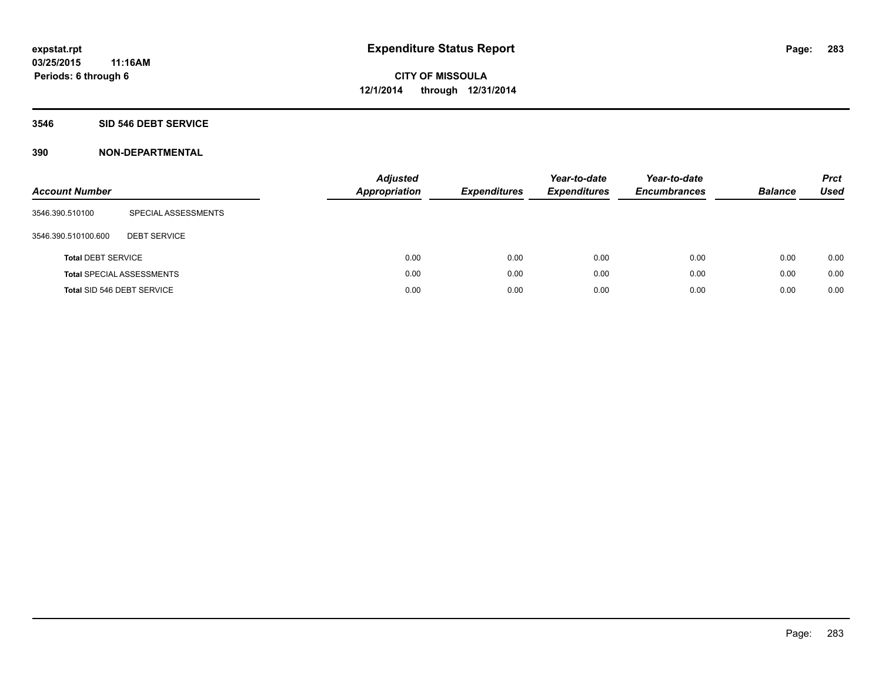# Expenditure Status Report

**CITY OF MISSOULA**
**12/1/2014 through 12/31/2014**

expstat.rpt
03/25/2015 11:16AM
Periods: 6 through 6

## 3546 SID 546 DEBT SERVICE

### 390 NON-DEPARTMENTAL

| Account Number | | Adjusted Appropriation | Expenditures | Year-to-date Expenditures | Year-to-date Encumbrances | Balance | Prct Used |
|---|---|---|---|---|---|---|---|
| 3546.390.510100 | SPECIAL ASSESSMENTS | | | | | | |
| 3546.390.510100.600 | DEBT SERVICE | | | | | | |
| **Total** DEBT SERVICE | | 0.00 | 0.00 | 0.00 | 0.00 | 0.00 | 0.00 |
| **Total** SPECIAL ASSESSMENTS | | 0.00 | 0.00 | 0.00 | 0.00 | 0.00 | 0.00 |
| **Total** SID 546 DEBT SERVICE | | 0.00 | 0.00 | 0.00 | 0.00 | 0.00 | 0.00 |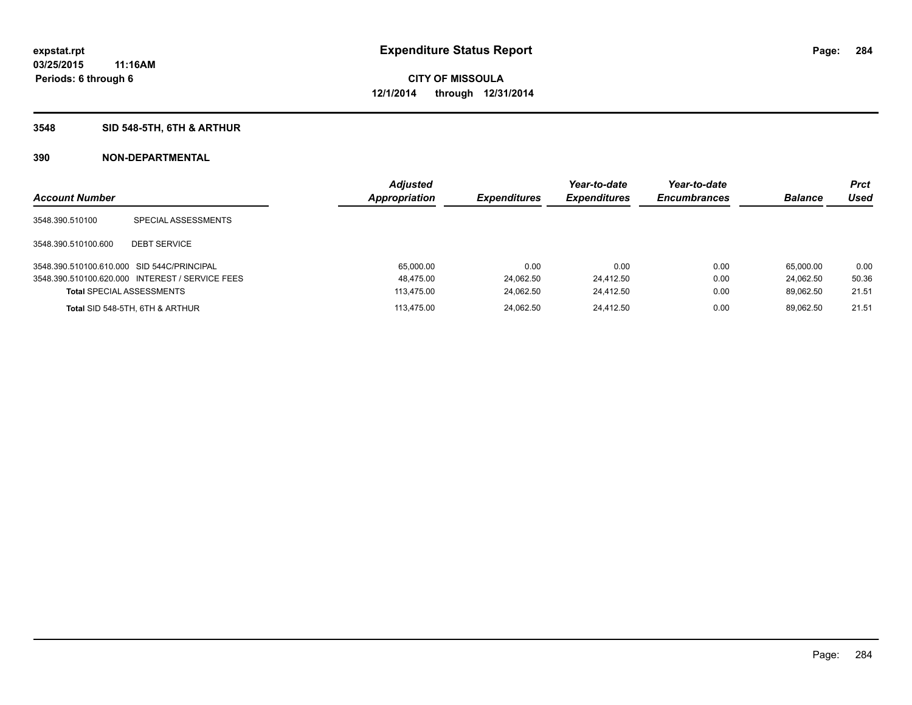# Expenditure Status Report

expstat.rpt
03/25/2015 11:16AM
Periods: 6 through 6

**CITY OF MISSOULA**
**12/1/2014 through 12/31/2014**

## 3548 SID 548-5TH, 6TH & ARTHUR

## 390 NON-DEPARTMENTAL

| Account Number | | Adjusted Appropriation | Expenditures | Year-to-date Expenditures | Year-to-date Encumbrances | Balance | Prct Used |
|---|---|---|---|---|---|---|---|
| 3548.390.510100 | SPECIAL ASSESSMENTS | | | | | | |
| 3548.390.510100.600 | DEBT SERVICE | | | | | | |
| 3548.390.510100.610.000 | SID 544C/PRINCIPAL | 65,000.00 | 0.00 | 0.00 | 0.00 | 65,000.00 | 0.00 |
| 3548.390.510100.620.000 | INTEREST / SERVICE FEES | 48,475.00 | 24,062.50 | 24,412.50 | 0.00 | 24,062.50 | 50.36 |
| **Total** SPECIAL ASSESSMENTS | | 113,475.00 | 24,062.50 | 24,412.50 | 0.00 | 89,062.50 | 21.51 |
| **Total** SID 548-5TH, 6TH & ARTHUR | | 113,475.00 | 24,062.50 | 24,412.50 | 0.00 | 89,062.50 | 21.51 |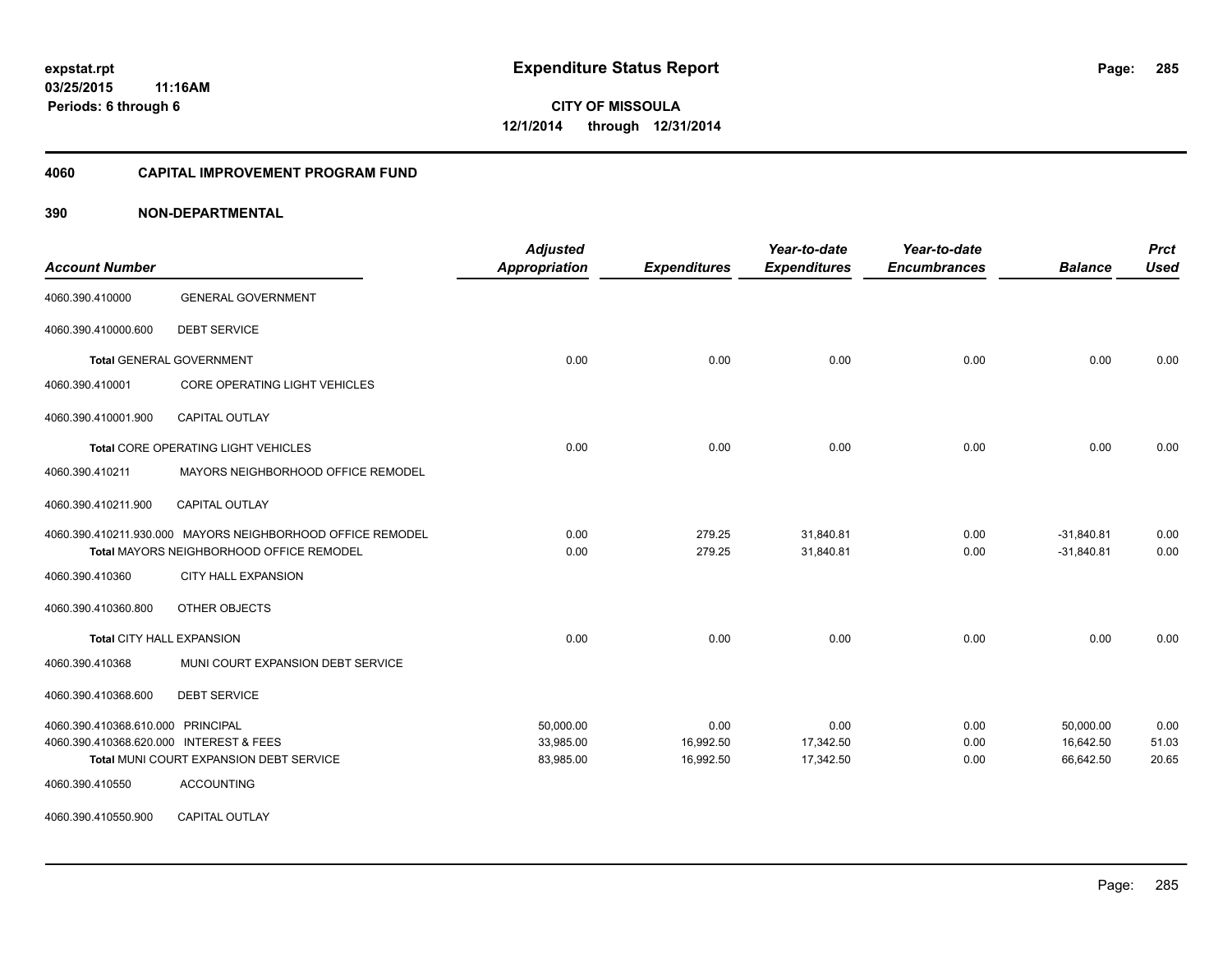**expstat.rpt**
**03/25/2015 11:16AM**
**Periods: 6 through 6**

# Expenditure Status Report

**CITY OF MISSOULA**
**12/1/2014 through 12/31/2014**

## 4060 CAPITAL IMPROVEMENT PROGRAM FUND

## 390 NON-DEPARTMENTAL

| Account Number | | Adjusted Appropriation | Expenditures | Year-to-date Expenditures | Year-to-date Encumbrances | Balance | Prct Used |
|---|---|---|---|---|---|---|---|
| 4060.390.410000 | GENERAL GOVERNMENT | | | | | | |
| 4060.390.410000.600 | DEBT SERVICE | | | | | | |
| **Total** GENERAL GOVERNMENT | | 0.00 | 0.00 | 0.00 | 0.00 | 0.00 | 0.00 |
| 4060.390.410001 | CORE OPERATING LIGHT VEHICLES | | | | | | |
| 4060.390.410001.900 | CAPITAL OUTLAY | | | | | | |
| **Total** CORE OPERATING LIGHT VEHICLES | | 0.00 | 0.00 | 0.00 | 0.00 | 0.00 | 0.00 |
| 4060.390.410211 | MAYORS NEIGHBORHOOD OFFICE REMODEL | | | | | | |
| 4060.390.410211.900 | CAPITAL OUTLAY | | | | | | |
| 4060.390.410211.930.000 | MAYORS NEIGHBORHOOD OFFICE REMODEL | 0.00 | 279.25 | 31,840.81 | 0.00 | -31,840.81 | 0.00 |
| **Total** MAYORS NEIGHBORHOOD OFFICE REMODEL | | 0.00 | 279.25 | 31,840.81 | 0.00 | -31,840.81 | 0.00 |
| 4060.390.410360 | CITY HALL EXPANSION | | | | | | |
| 4060.390.410360.800 | OTHER OBJECTS | | | | | | |
| **Total** CITY HALL EXPANSION | | 0.00 | 0.00 | 0.00 | 0.00 | 0.00 | 0.00 |
| 4060.390.410368 | MUNI COURT EXPANSION DEBT SERVICE | | | | | | |
| 4060.390.410368.600 | DEBT SERVICE | | | | | | |
| 4060.390.410368.610.000 | PRINCIPAL | 50,000.00 | 0.00 | 0.00 | 0.00 | 50,000.00 | 0.00 |
| 4060.390.410368.620.000 | INTEREST & FEES | 33,985.00 | 16,992.50 | 17,342.50 | 0.00 | 16,642.50 | 51.03 |
| **Total** MUNI COURT EXPANSION DEBT SERVICE | | 83,985.00 | 16,992.50 | 17,342.50 | 0.00 | 66,642.50 | 20.65 |
| 4060.390.410550 | ACCOUNTING | | | | | | |
| 4060.390.410550.900 | CAPITAL OUTLAY | | | | | | |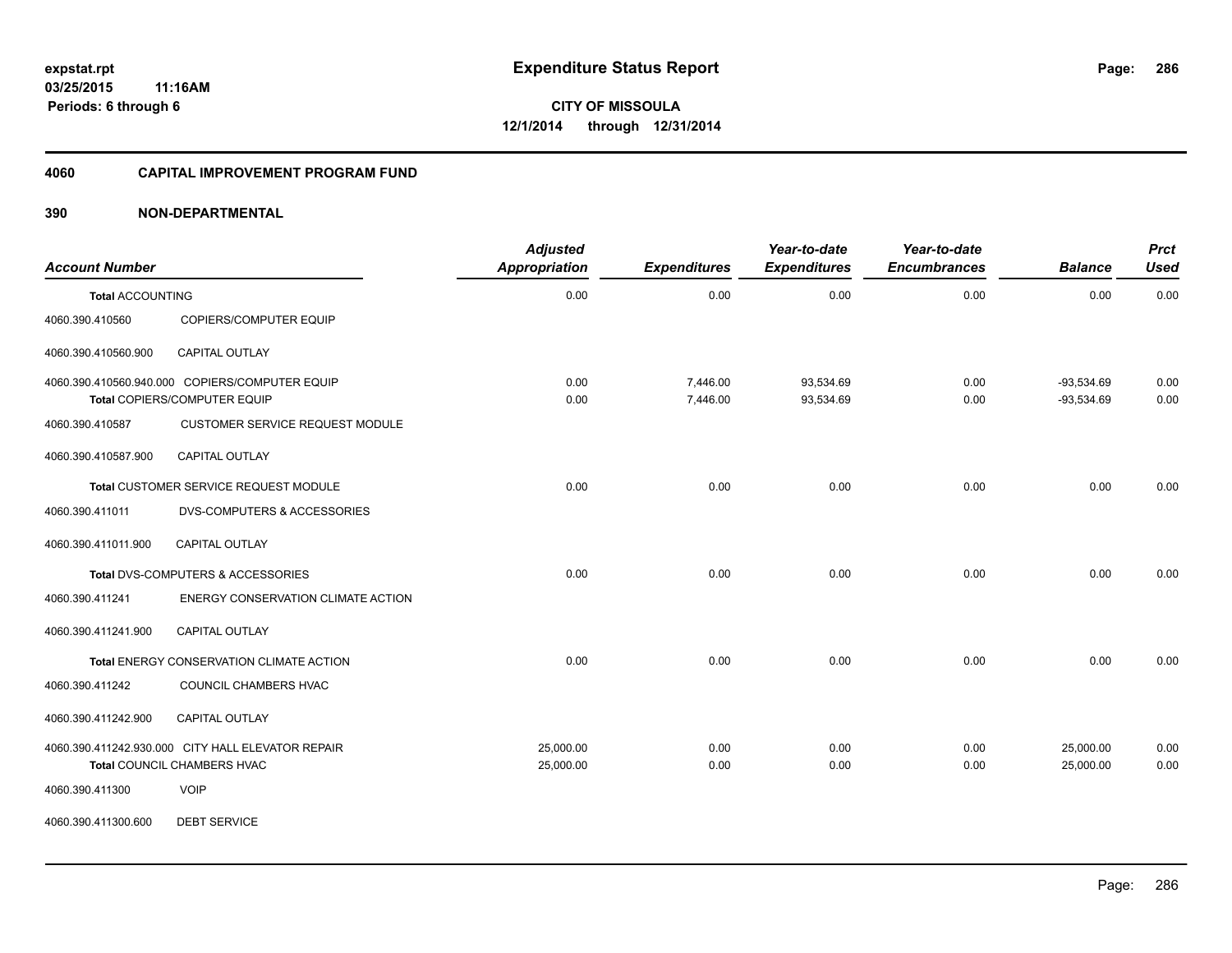# Expenditure Status Report

expstat.rpt
03/25/2015 11:16AM
Periods: 6 through 6

**CITY OF MISSOULA**
**12/1/2014 through 12/31/2014**

## 4060 CAPITAL IMPROVEMENT PROGRAM FUND

## 390 NON-DEPARTMENTAL

| Account Number | | Adjusted Appropriation | Expenditures | Year-to-date Expenditures | Year-to-date Encumbrances | Balance | Prct Used |
|---|---|---|---|---|---|---|---|
| **Total** ACCOUNTING | | 0.00 | 0.00 | 0.00 | 0.00 | 0.00 | 0.00 |
| 4060.390.410560 | COPIERS/COMPUTER EQUIP | | | | | | |
| 4060.390.410560.900 | CAPITAL OUTLAY | | | | | | |
| 4060.390.410560.940.000 | COPIERS/COMPUTER EQUIP | 0.00 | 7,446.00 | 93,534.69 | 0.00 | -93,534.69 | 0.00 |
| **Total** COPIERS/COMPUTER EQUIP | | 0.00 | 7,446.00 | 93,534.69 | 0.00 | -93,534.69 | 0.00 |
| 4060.390.410587 | CUSTOMER SERVICE REQUEST MODULE | | | | | | |
| 4060.390.410587.900 | CAPITAL OUTLAY | | | | | | |
| **Total** CUSTOMER SERVICE REQUEST MODULE | | 0.00 | 0.00 | 0.00 | 0.00 | 0.00 | 0.00 |
| 4060.390.411011 | DVS-COMPUTERS & ACCESSORIES | | | | | | |
| 4060.390.411011.900 | CAPITAL OUTLAY | | | | | | |
| **Total** DVS-COMPUTERS & ACCESSORIES | | 0.00 | 0.00 | 0.00 | 0.00 | 0.00 | 0.00 |
| 4060.390.411241 | ENERGY CONSERVATION CLIMATE ACTION | | | | | | |
| 4060.390.411241.900 | CAPITAL OUTLAY | | | | | | |
| **Total** ENERGY CONSERVATION CLIMATE ACTION | | 0.00 | 0.00 | 0.00 | 0.00 | 0.00 | 0.00 |
| 4060.390.411242 | COUNCIL CHAMBERS HVAC | | | | | | |
| 4060.390.411242.900 | CAPITAL OUTLAY | | | | | | |
| 4060.390.411242.930.000 | CITY HALL ELEVATOR REPAIR | 25,000.00 | 0.00 | 0.00 | 0.00 | 25,000.00 | 0.00 |
| **Total** COUNCIL CHAMBERS HVAC | | 25,000.00 | 0.00 | 0.00 | 0.00 | 25,000.00 | 0.00 |
| 4060.390.411300 | VOIP | | | | | | |
| 4060.390.411300.600 | DEBT SERVICE | | | | | | |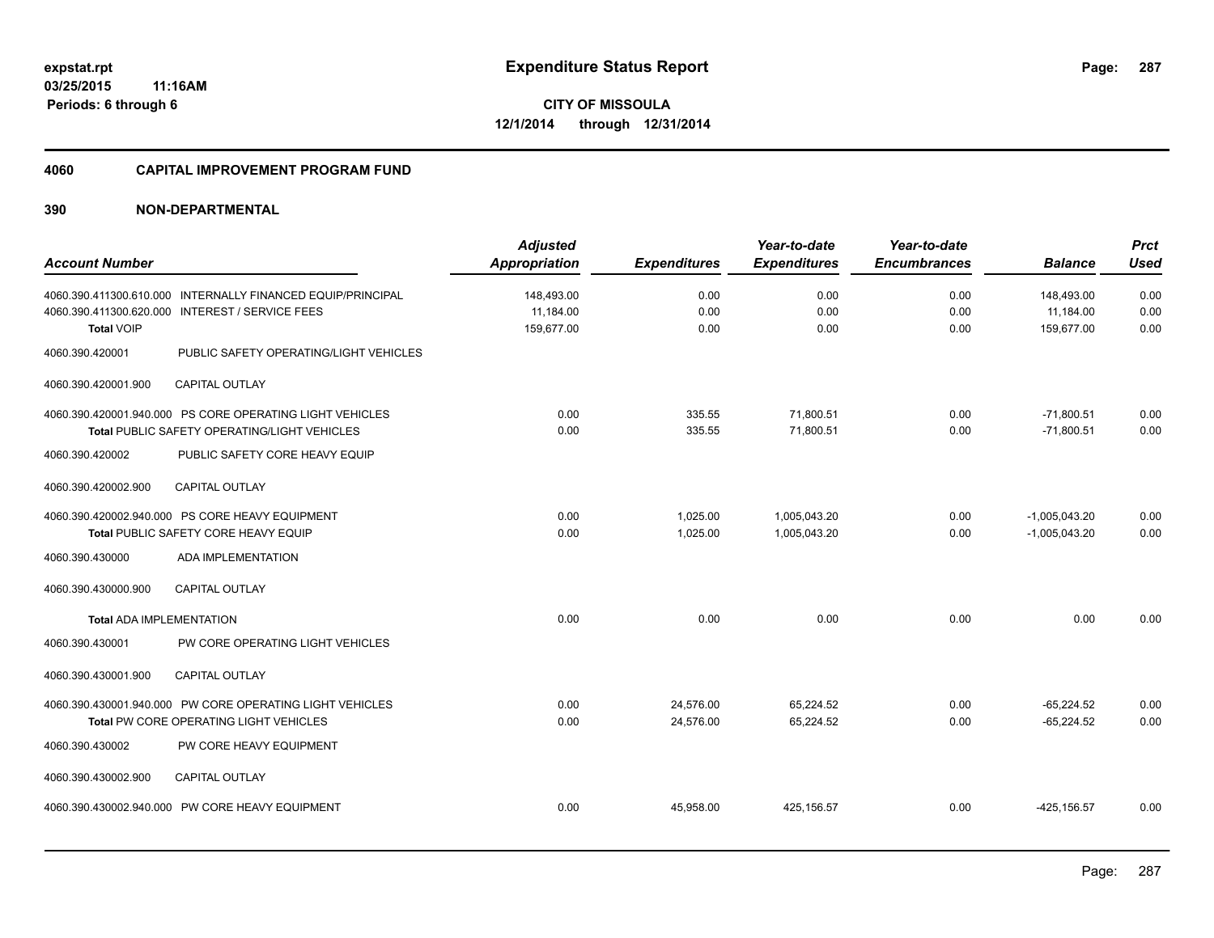**expstat.rpt**
**03/25/2015 11:16AM**
**Periods: 6 through 6**

# Expenditure Status Report

**CITY OF MISSOULA**
**12/1/2014 through 12/31/2014**

## 4060 CAPITAL IMPROVEMENT PROGRAM FUND

## 390 NON-DEPARTMENTAL

| Account Number | | Adjusted Appropriation | Expenditures | Year-to-date Expenditures | Year-to-date Encumbrances | Balance | Prct Used |
|---|---|---|---|---|---|---|---|
| 4060.390.411300.610.000 | INTERNALLY FINANCED EQUIP/PRINCIPAL | 148,493.00 | 0.00 | 0.00 | 0.00 | 148,493.00 | 0.00 |
| 4060.390.411300.620.000 | INTEREST / SERVICE FEES | 11,184.00 | 0.00 | 0.00 | 0.00 | 11,184.00 | 0.00 |
| **Total** VOIP | | 159,677.00 | 0.00 | 0.00 | 0.00 | 159,677.00 | 0.00 |
| 4060.390.420001 | PUBLIC SAFETY OPERATING/LIGHT VEHICLES | | | | | | |
| 4060.390.420001.900 | CAPITAL OUTLAY | | | | | | |
| 4060.390.420001.940.000 | PS CORE OPERATING LIGHT VEHICLES | 0.00 | 335.55 | 71,800.51 | 0.00 | -71,800.51 | 0.00 |
| **Total** PUBLIC SAFETY OPERATING/LIGHT VEHICLES | | 0.00 | 335.55 | 71,800.51 | 0.00 | -71,800.51 | 0.00 |
| 4060.390.420002 | PUBLIC SAFETY CORE HEAVY EQUIP | | | | | | |
| 4060.390.420002.900 | CAPITAL OUTLAY | | | | | | |
| 4060.390.420002.940.000 | PS CORE HEAVY EQUIPMENT | 0.00 | 1,025.00 | 1,005,043.20 | 0.00 | -1,005,043.20 | 0.00 |
| **Total** PUBLIC SAFETY CORE HEAVY EQUIP | | 0.00 | 1,025.00 | 1,005,043.20 | 0.00 | -1,005,043.20 | 0.00 |
| 4060.390.430000 | ADA IMPLEMENTATION | | | | | | |
| 4060.390.430000.900 | CAPITAL OUTLAY | | | | | | |
| **Total** ADA IMPLEMENTATION | | 0.00 | 0.00 | 0.00 | 0.00 | 0.00 | 0.00 |
| 4060.390.430001 | PW CORE OPERATING LIGHT VEHICLES | | | | | | |
| 4060.390.430001.900 | CAPITAL OUTLAY | | | | | | |
| 4060.390.430001.940.000 | PW CORE OPERATING LIGHT VEHICLES | 0.00 | 24,576.00 | 65,224.52 | 0.00 | -65,224.52 | 0.00 |
| **Total** PW CORE OPERATING LIGHT VEHICLES | | 0.00 | 24,576.00 | 65,224.52 | 0.00 | -65,224.52 | 0.00 |
| 4060.390.430002 | PW CORE HEAVY EQUIPMENT | | | | | | |
| 4060.390.430002.900 | CAPITAL OUTLAY | | | | | | |
| 4060.390.430002.940.000 | PW CORE HEAVY EQUIPMENT | 0.00 | 45,958.00 | 425,156.57 | 0.00 | -425,156.57 | 0.00 |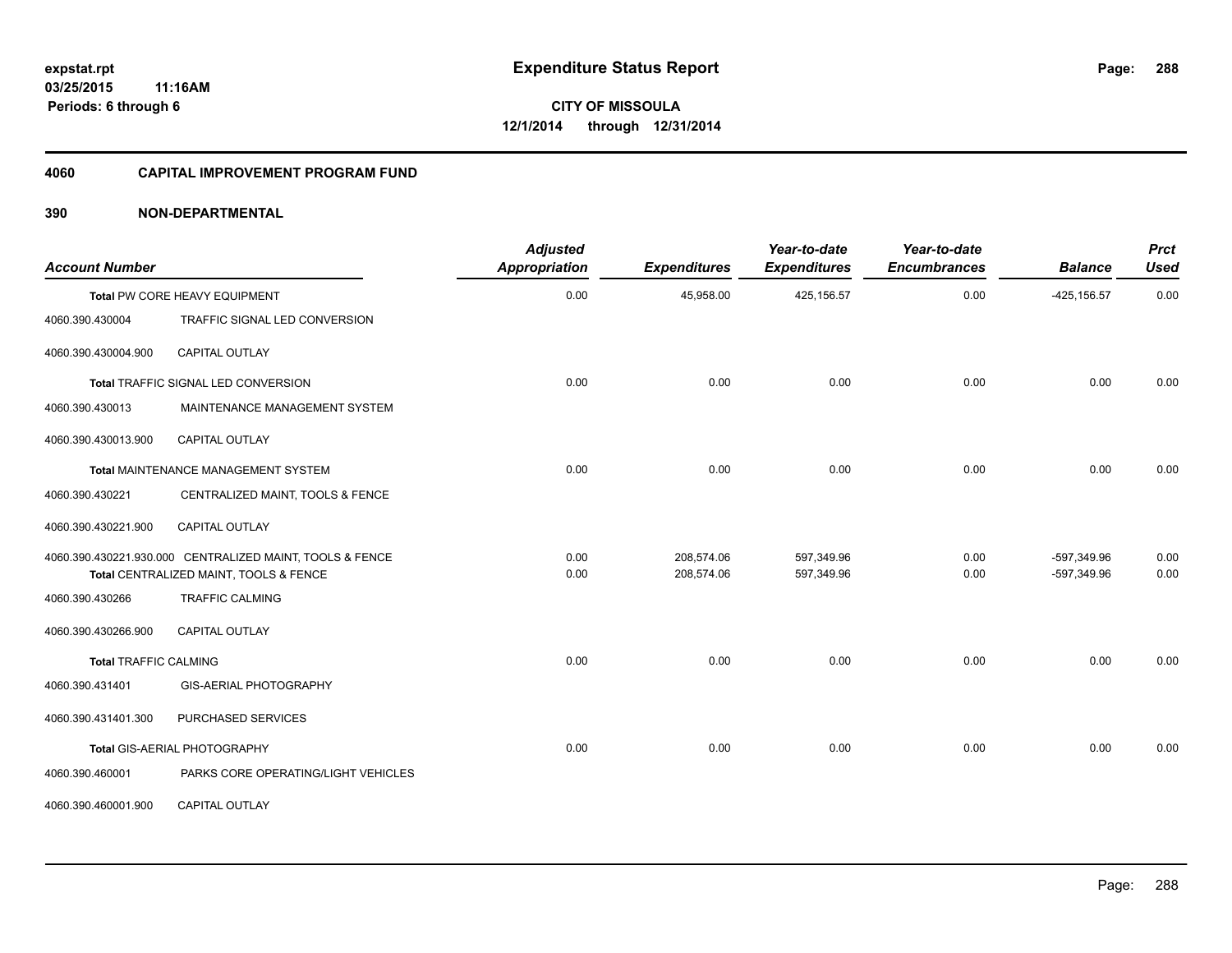**expstat.rpt**
**03/25/2015 11:16AM**
**Periods: 6 through 6**

# Expenditure Status Report

**CITY OF MISSOULA**
**12/1/2014 through 12/31/2014**

## 4060 CAPITAL IMPROVEMENT PROGRAM FUND

## 390 NON-DEPARTMENTAL

| Account Number | | Adjusted Appropriation | Expenditures | Year-to-date Expenditures | Year-to-date Encumbrances | Balance | Prct Used |
|---|---|---|---|---|---|---|---|
| **Total** PW CORE HEAVY EQUIPMENT | | 0.00 | 45,958.00 | 425,156.57 | 0.00 | -425,156.57 | 0.00 |
| 4060.390.430004 | TRAFFIC SIGNAL LED CONVERSION | | | | | | |
| 4060.390.430004.900 | CAPITAL OUTLAY | | | | | | |
| **Total** TRAFFIC SIGNAL LED CONVERSION | | 0.00 | 0.00 | 0.00 | 0.00 | 0.00 | 0.00 |
| 4060.390.430013 | MAINTENANCE MANAGEMENT SYSTEM | | | | | | |
| 4060.390.430013.900 | CAPITAL OUTLAY | | | | | | |
| **Total** MAINTENANCE MANAGEMENT SYSTEM | | 0.00 | 0.00 | 0.00 | 0.00 | 0.00 | 0.00 |
| 4060.390.430221 | CENTRALIZED MAINT, TOOLS & FENCE | | | | | | |
| 4060.390.430221.900 | CAPITAL OUTLAY | | | | | | |
| 4060.390.430221.930.000 | CENTRALIZED MAINT, TOOLS & FENCE | 0.00 | 208,574.06 | 597,349.96 | 0.00 | -597,349.96 | 0.00 |
| **Total** CENTRALIZED MAINT, TOOLS & FENCE | | 0.00 | 208,574.06 | 597,349.96 | 0.00 | -597,349.96 | 0.00 |
| 4060.390.430266 | TRAFFIC CALMING | | | | | | |
| 4060.390.430266.900 | CAPITAL OUTLAY | | | | | | |
| **Total** TRAFFIC CALMING | | 0.00 | 0.00 | 0.00 | 0.00 | 0.00 | 0.00 |
| 4060.390.431401 | GIS-AERIAL PHOTOGRAPHY | | | | | | |
| 4060.390.431401.300 | PURCHASED SERVICES | | | | | | |
| **Total** GIS-AERIAL PHOTOGRAPHY | | 0.00 | 0.00 | 0.00 | 0.00 | 0.00 | 0.00 |
| 4060.390.460001 | PARKS CORE OPERATING/LIGHT VEHICLES | | | | | | |
| 4060.390.460001.900 | CAPITAL OUTLAY | | | | | | |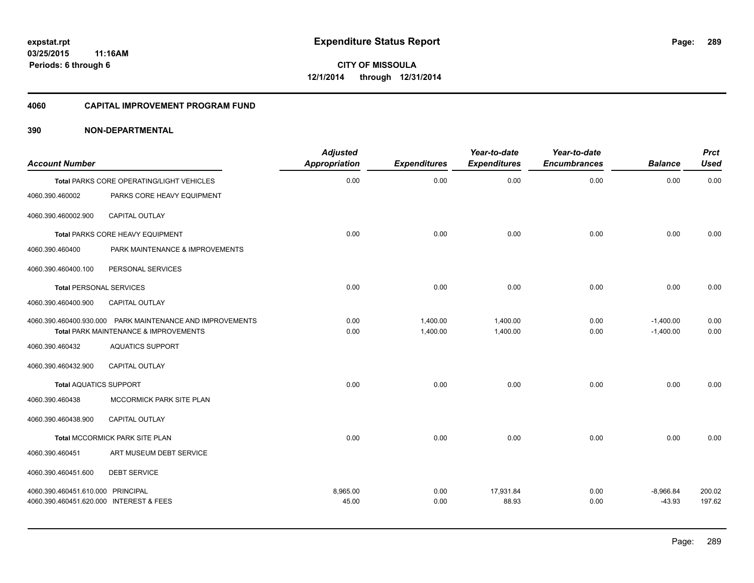expstat.rpt
03/25/2015 11:16AM
Periods: 6 through 6

# Expenditure Status Report

**CITY OF MISSOULA**
**12/1/2014 through 12/31/2014**

## 4060 CAPITAL IMPROVEMENT PROGRAM FUND

## 390 NON-DEPARTMENTAL

| Account Number | | Adjusted Appropriation | Expenditures | Year-to-date Expenditures | Year-to-date Encumbrances | Balance | Prct Used |
|---|---|---|---|---|---|---|---|
| Total PARKS CORE OPERATING/LIGHT VEHICLES | | 0.00 | 0.00 | 0.00 | 0.00 | 0.00 | 0.00 |
| 4060.390.460002 | PARKS CORE HEAVY EQUIPMENT | | | | | | |
| 4060.390.460002.900 | CAPITAL OUTLAY | | | | | | |
| Total PARKS CORE HEAVY EQUIPMENT | | 0.00 | 0.00 | 0.00 | 0.00 | 0.00 | 0.00 |
| 4060.390.460400 | PARK MAINTENANCE & IMPROVEMENTS | | | | | | |
| 4060.390.460400.100 | PERSONAL SERVICES | | | | | | |
| Total PERSONAL SERVICES | | 0.00 | 0.00 | 0.00 | 0.00 | 0.00 | 0.00 |
| 4060.390.460400.900 | CAPITAL OUTLAY | | | | | | |
| 4060.390.460400.930.000 | PARK MAINTENANCE AND IMPROVEMENTS | 0.00 | 1,400.00 | 1,400.00 | 0.00 | -1,400.00 | 0.00 |
| Total PARK MAINTENANCE & IMPROVEMENTS | | 0.00 | 1,400.00 | 1,400.00 | 0.00 | -1,400.00 | 0.00 |
| 4060.390.460432 | AQUATICS SUPPORT | | | | | | |
| 4060.390.460432.900 | CAPITAL OUTLAY | | | | | | |
| Total AQUATICS SUPPORT | | 0.00 | 0.00 | 0.00 | 0.00 | 0.00 | 0.00 |
| 4060.390.460438 | MCCORMICK PARK SITE PLAN | | | | | | |
| 4060.390.460438.900 | CAPITAL OUTLAY | | | | | | |
| Total MCCORMICK PARK SITE PLAN | | 0.00 | 0.00 | 0.00 | 0.00 | 0.00 | 0.00 |
| 4060.390.460451 | ART MUSEUM DEBT SERVICE | | | | | | |
| 4060.390.460451.600 | DEBT SERVICE | | | | | | |
| 4060.390.460451.610.000 | PRINCIPAL | 8,965.00 | 0.00 | 17,931.84 | 0.00 | -8,966.84 | 200.02 |
| 4060.390.460451.620.000 | INTEREST & FEES | 45.00 | 0.00 | 88.93 | 0.00 | -43.93 | 197.62 |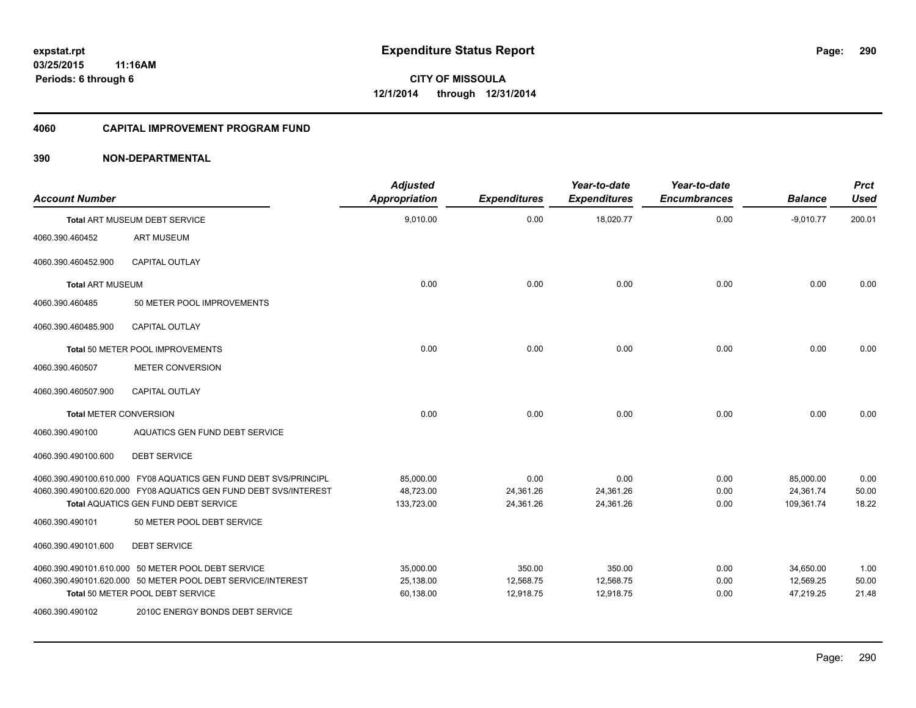**expstat.rpt**
**03/25/2015 11:16AM**
**Periods: 6 through 6**

# Expenditure Status Report

**CITY OF MISSOULA**
**12/1/2014 through 12/31/2014**

## 4060 CAPITAL IMPROVEMENT PROGRAM FUND

## 390 NON-DEPARTMENTAL

| Account Number | | Adjusted Appropriation | Expenditures | Year-to-date Expenditures | Year-to-date Encumbrances | Balance | Prct Used |
|---|---|---|---|---|---|---|---|
| Total ART MUSEUM DEBT SERVICE | | 9,010.00 | 0.00 | 18,020.77 | 0.00 | -9,010.77 | 200.01 |
| 4060.390.460452 | ART MUSEUM | | | | | | |
| 4060.390.460452.900 | CAPITAL OUTLAY | | | | | | |
| Total ART MUSEUM | | 0.00 | 0.00 | 0.00 | 0.00 | 0.00 | 0.00 |
| 4060.390.460485 | 50 METER POOL IMPROVEMENTS | | | | | | |
| 4060.390.460485.900 | CAPITAL OUTLAY | | | | | | |
| Total 50 METER POOL IMPROVEMENTS | | 0.00 | 0.00 | 0.00 | 0.00 | 0.00 | 0.00 |
| 4060.390.460507 | METER CONVERSION | | | | | | |
| 4060.390.460507.900 | CAPITAL OUTLAY | | | | | | |
| Total METER CONVERSION | | 0.00 | 0.00 | 0.00 | 0.00 | 0.00 | 0.00 |
| 4060.390.490100 | AQUATICS GEN FUND DEBT SERVICE | | | | | | |
| 4060.390.490100.600 | DEBT SERVICE | | | | | | |
| 4060.390.490100.610.000 | FY08 AQUATICS GEN FUND DEBT SVS/PRINCIPL | 85,000.00 | 0.00 | 0.00 | 0.00 | 85,000.00 | 0.00 |
| 4060.390.490100.620.000 | FY08 AQUATICS GEN FUND DEBT SVS/INTEREST | 48,723.00 | 24,361.26 | 24,361.26 | 0.00 | 24,361.74 | 50.00 |
| Total AQUATICS GEN FUND DEBT SERVICE | | 133,723.00 | 24,361.26 | 24,361.26 | 0.00 | 109,361.74 | 18.22 |
| 4060.390.490101 | 50 METER POOL DEBT SERVICE | | | | | | |
| 4060.390.490101.600 | DEBT SERVICE | | | | | | |
| 4060.390.490101.610.000 | 50 METER POOL DEBT SERVICE | 35,000.00 | 350.00 | 350.00 | 0.00 | 34,650.00 | 1.00 |
| 4060.390.490101.620.000 | 50 METER POOL DEBT SERVICE/INTEREST | 25,138.00 | 12,568.75 | 12,568.75 | 0.00 | 12,569.25 | 50.00 |
| Total 50 METER POOL DEBT SERVICE | | 60,138.00 | 12,918.75 | 12,918.75 | 0.00 | 47,219.25 | 21.48 |
| 4060.390.490102 | 2010C ENERGY BONDS DEBT SERVICE | | | | | | |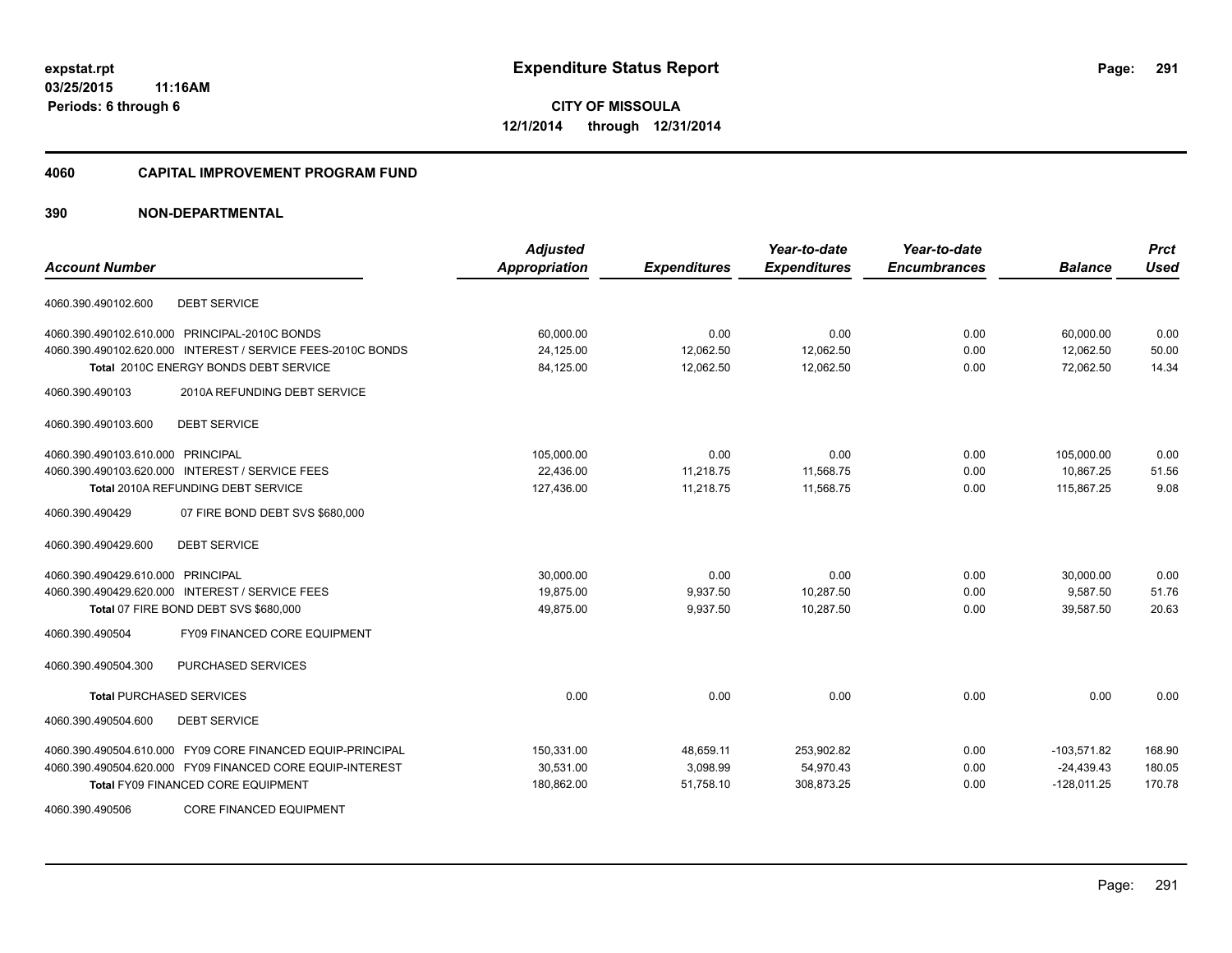**Expenditure Status Report**

**CITY OF MISSOULA**
**12/1/2014 through 12/31/2014**

expstat.rpt
03/25/2015 11:16AM
Periods: 6 through 6

## 4060 CAPITAL IMPROVEMENT PROGRAM FUND

## 390 NON-DEPARTMENTAL

| Account Number | | Adjusted Appropriation | Expenditures | Year-to-date Expenditures | Year-to-date Encumbrances | Balance | Prct Used |
|---|---|---|---|---|---|---|---|
| 4060.390.490102.600 | DEBT SERVICE | | | | | | |
| 4060.390.490102.610.000 | PRINCIPAL-2010C BONDS | 60,000.00 | 0.00 | 0.00 | 0.00 | 60,000.00 | 0.00 |
| 4060.390.490102.620.000 | INTEREST / SERVICE FEES-2010C BONDS | 24,125.00 | 12,062.50 | 12,062.50 | 0.00 | 12,062.50 | 50.00 |
| Total 2010C ENERGY BONDS DEBT SERVICE | | 84,125.00 | 12,062.50 | 12,062.50 | 0.00 | 72,062.50 | 14.34 |
| 4060.390.490103 | 2010A REFUNDING DEBT SERVICE | | | | | | |
| 4060.390.490103.600 | DEBT SERVICE | | | | | | |
| 4060.390.490103.610.000 | PRINCIPAL | 105,000.00 | 0.00 | 0.00 | 0.00 | 105,000.00 | 0.00 |
| 4060.390.490103.620.000 | INTEREST / SERVICE FEES | 22,436.00 | 11,218.75 | 11,568.75 | 0.00 | 10,867.25 | 51.56 |
| Total 2010A REFUNDING DEBT SERVICE | | 127,436.00 | 11,218.75 | 11,568.75 | 0.00 | 115,867.25 | 9.08 |
| 4060.390.490429 | 07 FIRE BOND DEBT SVS $680,000 | | | | | | |
| 4060.390.490429.600 | DEBT SERVICE | | | | | | |
| 4060.390.490429.610.000 | PRINCIPAL | 30,000.00 | 0.00 | 0.00 | 0.00 | 30,000.00 | 0.00 |
| 4060.390.490429.620.000 | INTEREST / SERVICE FEES | 19,875.00 | 9,937.50 | 10,287.50 | 0.00 | 9,587.50 | 51.76 |
| Total 07 FIRE BOND DEBT SVS $680,000 | | 49,875.00 | 9,937.50 | 10,287.50 | 0.00 | 39,587.50 | 20.63 |
| 4060.390.490504 | FY09 FINANCED CORE EQUIPMENT | | | | | | |
| 4060.390.490504.300 | PURCHASED SERVICES | | | | | | |
| Total PURCHASED SERVICES | | 0.00 | 0.00 | 0.00 | 0.00 | 0.00 | 0.00 |
| 4060.390.490504.600 | DEBT SERVICE | | | | | | |
| 4060.390.490504.610.000 | FY09 CORE FINANCED EQUIP-PRINCIPAL | 150,331.00 | 48,659.11 | 253,902.82 | 0.00 | -103,571.82 | 168.90 |
| 4060.390.490504.620.000 | FY09 FINANCED CORE EQUIP-INTEREST | 30,531.00 | 3,098.99 | 54,970.43 | 0.00 | -24,439.43 | 180.05 |
| Total FY09 FINANCED CORE EQUIPMENT | | 180,862.00 | 51,758.10 | 308,873.25 | 0.00 | -128,011.25 | 170.78 |
| 4060.390.490506 | CORE FINANCED EQUIPMENT | | | | | | |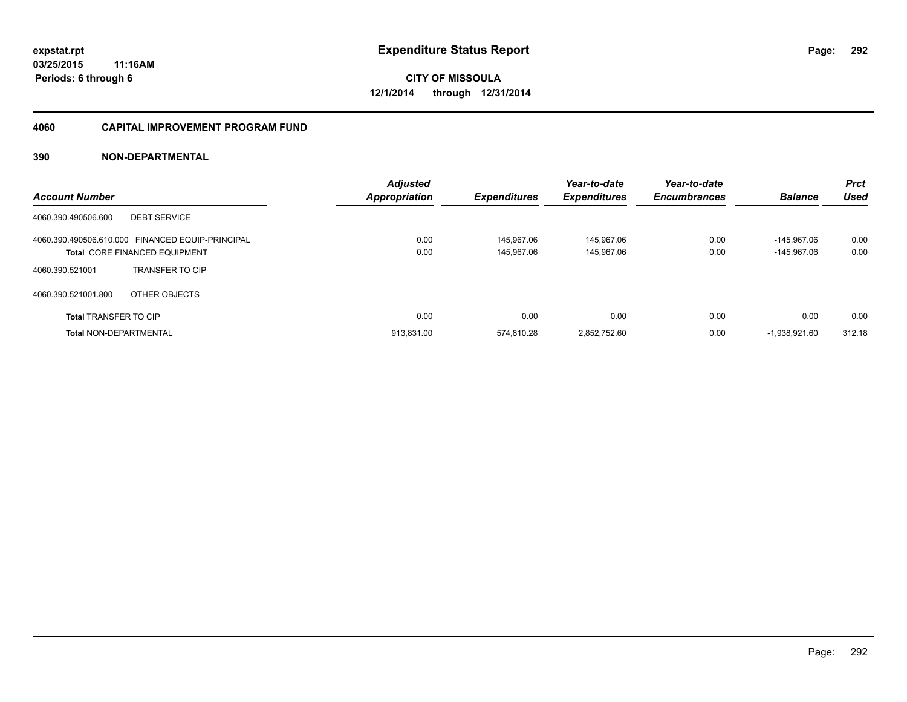**expstat.rpt**
**03/25/2015 11:16AM**
**Periods: 6 through 6**

# Expenditure Status Report

**CITY OF MISSOULA**
**12/1/2014 through 12/31/2014**

## 4060 CAPITAL IMPROVEMENT PROGRAM FUND

### 390 NON-DEPARTMENTAL

| Account Number | | Adjusted Appropriation | Expenditures | Year-to-date Expenditures | Year-to-date Encumbrances | Balance | Prct Used |
|---|---|---|---|---|---|---|---|
| 4060.390.490506.600 | DEBT SERVICE | | | | | | |
| 4060.390.490506.610.000 | FINANCED EQUIP-PRINCIPAL | 0.00 | 145,967.06 | 145,967.06 | 0.00 | -145,967.06 | 0.00 |
| **Total** CORE FINANCED EQUIPMENT | | 0.00 | 145,967.06 | 145,967.06 | 0.00 | -145,967.06 | 0.00 |
| 4060.390.521001 | TRANSFER TO CIP | | | | | | |
| 4060.390.521001.800 | OTHER OBJECTS | | | | | | |
| **Total** TRANSFER TO CIP | | 0.00 | 0.00 | 0.00 | 0.00 | 0.00 | 0.00 |
| **Total** NON-DEPARTMENTAL | | 913,831.00 | 574,810.28 | 2,852,752.60 | 0.00 | -1,938,921.60 | 312.18 |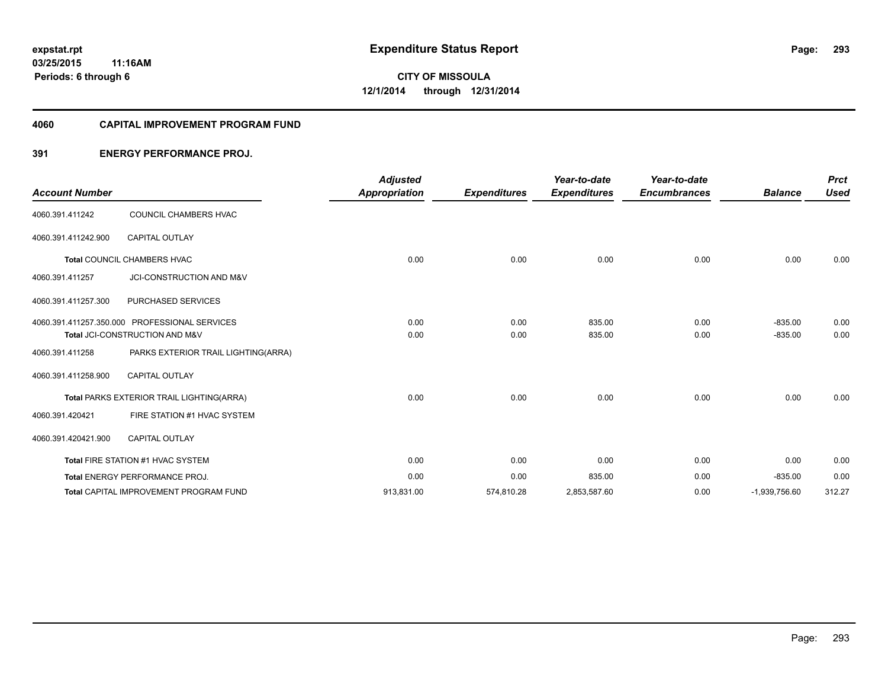# Expenditure Status Report

**CITY OF MISSOULA**
**12/1/2014 through 12/31/2014**

expstat.rpt
03/25/2015 11:16AM
Periods: 6 through 6

## 4060 CAPITAL IMPROVEMENT PROGRAM FUND

### 391 ENERGY PERFORMANCE PROJ.

| Account Number | | Adjusted Appropriation | Expenditures | Year-to-date Expenditures | Year-to-date Encumbrances | Balance | Prct Used |
|---|---|---|---|---|---|---|---|
| 4060.391.411242 | COUNCIL CHAMBERS HVAC | | | | | | |
| 4060.391.411242.900 | CAPITAL OUTLAY | | | | | | |
| **Total** COUNCIL CHAMBERS HVAC | | 0.00 | 0.00 | 0.00 | 0.00 | 0.00 | 0.00 |
| 4060.391.411257 | JCI-CONSTRUCTION AND M&V | | | | | | |
| 4060.391.411257.300 | PURCHASED SERVICES | | | | | | |
| 4060.391.411257.350.000 | PROFESSIONAL SERVICES | 0.00 | 0.00 | 835.00 | 0.00 | -835.00 | 0.00 |
| **Total** JCI-CONSTRUCTION AND M&V | | 0.00 | 0.00 | 835.00 | 0.00 | -835.00 | 0.00 |
| 4060.391.411258 | PARKS EXTERIOR TRAIL LIGHTING(ARRA) | | | | | | |
| 4060.391.411258.900 | CAPITAL OUTLAY | | | | | | |
| **Total** PARKS EXTERIOR TRAIL LIGHTING(ARRA) | | 0.00 | 0.00 | 0.00 | 0.00 | 0.00 | 0.00 |
| 4060.391.420421 | FIRE STATION #1 HVAC SYSTEM | | | | | | |
| 4060.391.420421.900 | CAPITAL OUTLAY | | | | | | |
| **Total** FIRE STATION #1 HVAC SYSTEM | | 0.00 | 0.00 | 0.00 | 0.00 | 0.00 | 0.00 |
| **Total** ENERGY PERFORMANCE PROJ. | | 0.00 | 0.00 | 835.00 | 0.00 | -835.00 | 0.00 |
| **Total** CAPITAL IMPROVEMENT PROGRAM FUND | | 913,831.00 | 574,810.28 | 2,853,587.60 | 0.00 | -1,939,756.60 | 312.27 |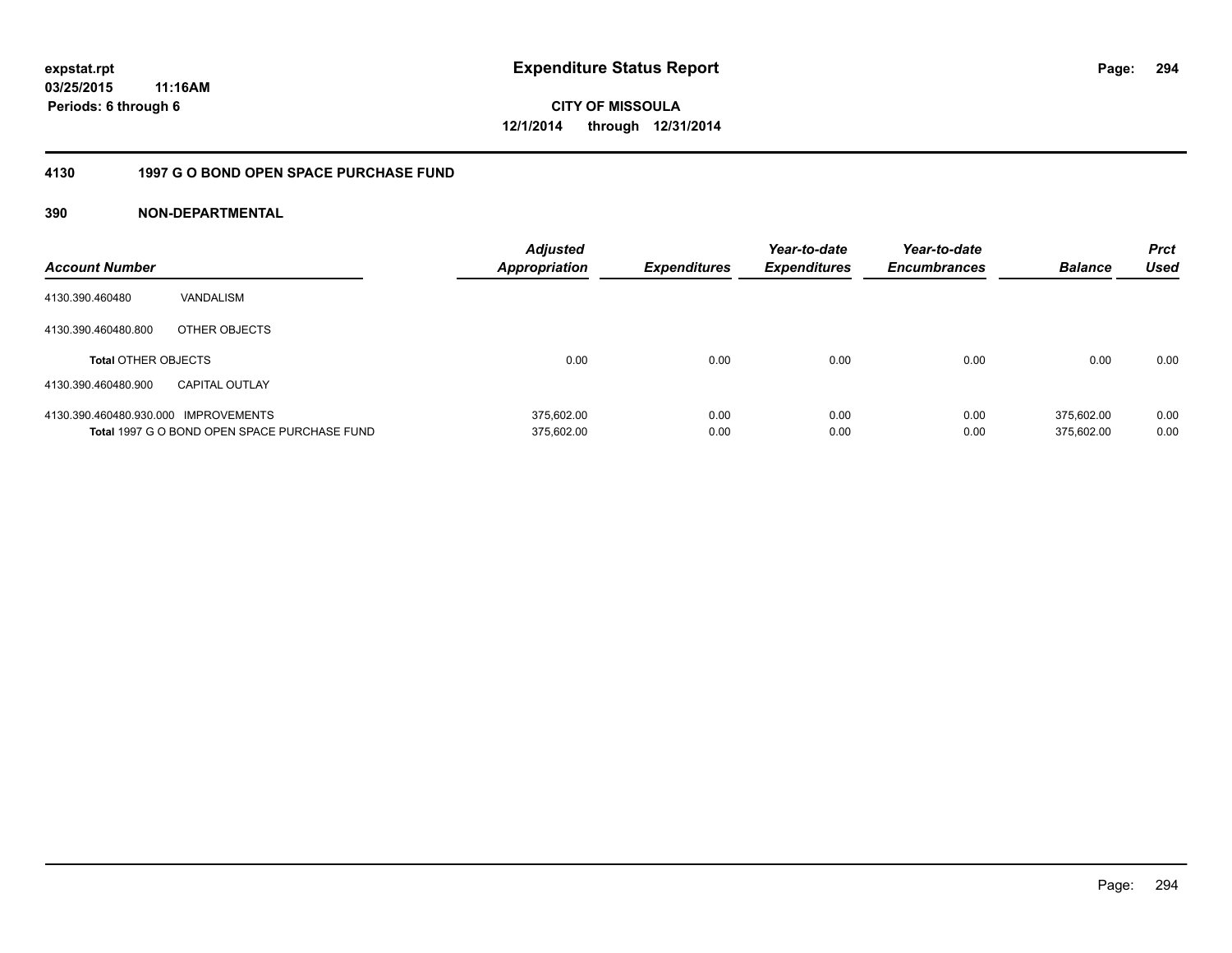# Expenditure Status Report

expstat.rpt
03/25/2015 11:16AM
Periods: 6 through 6

**CITY OF MISSOULA**
**12/1/2014 through 12/31/2014**

## 4130 1997 G O BOND OPEN SPACE PURCHASE FUND

### 390 NON-DEPARTMENTAL

| Account Number | | Adjusted Appropriation | Expenditures | Year-to-date Expenditures | Year-to-date Encumbrances | Balance | Prct Used |
|---|---|---|---|---|---|---|---|
| 4130.390.460480 | VANDALISM | | | | | | |
| 4130.390.460480.800 | OTHER OBJECTS | | | | | | |
| **Total** OTHER OBJECTS | | 0.00 | 0.00 | 0.00 | 0.00 | 0.00 | 0.00 |
| 4130.390.460480.900 | CAPITAL OUTLAY | | | | | | |
| 4130.390.460480.930.000 | IMPROVEMENTS | 375,602.00 | 0.00 | 0.00 | 0.00 | 375,602.00 | 0.00 |
| **Total** 1997 G O BOND OPEN SPACE PURCHASE FUND | | 375,602.00 | 0.00 | 0.00 | 0.00 | 375,602.00 | 0.00 |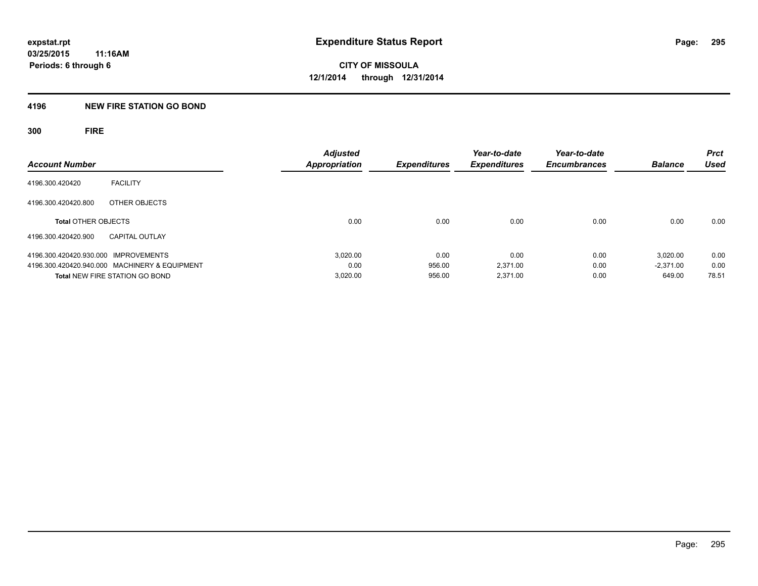expstat.rpt
03/25/2015 11:16AM
Periods: 6 through 6

# Expenditure Status Report

**CITY OF MISSOULA**
**12/1/2014 through 12/31/2014**

## 4196 NEW FIRE STATION GO BOND

### 300 FIRE

| Account Number | | Adjusted Appropriation | Expenditures | Year-to-date Expenditures | Year-to-date Encumbrances | Balance | Prct Used |
|---|---|---|---|---|---|---|---|
| 4196.300.420420 | FACILITY | | | | | | |
| 4196.300.420420.800 | OTHER OBJECTS | | | | | | |
| **Total** OTHER OBJECTS | | 0.00 | 0.00 | 0.00 | 0.00 | 0.00 | 0.00 |
| 4196.300.420420.900 | CAPITAL OUTLAY | | | | | | |
| 4196.300.420420.930.000 | IMPROVEMENTS | 3,020.00 | 0.00 | 0.00 | 0.00 | 3,020.00 | 0.00 |
| 4196.300.420420.940.000 | MACHINERY & EQUIPMENT | 0.00 | 956.00 | 2,371.00 | 0.00 | -2,371.00 | 0.00 |
| **Total** NEW FIRE STATION GO BOND | | 3,020.00 | 956.00 | 2,371.00 | 0.00 | 649.00 | 78.51 |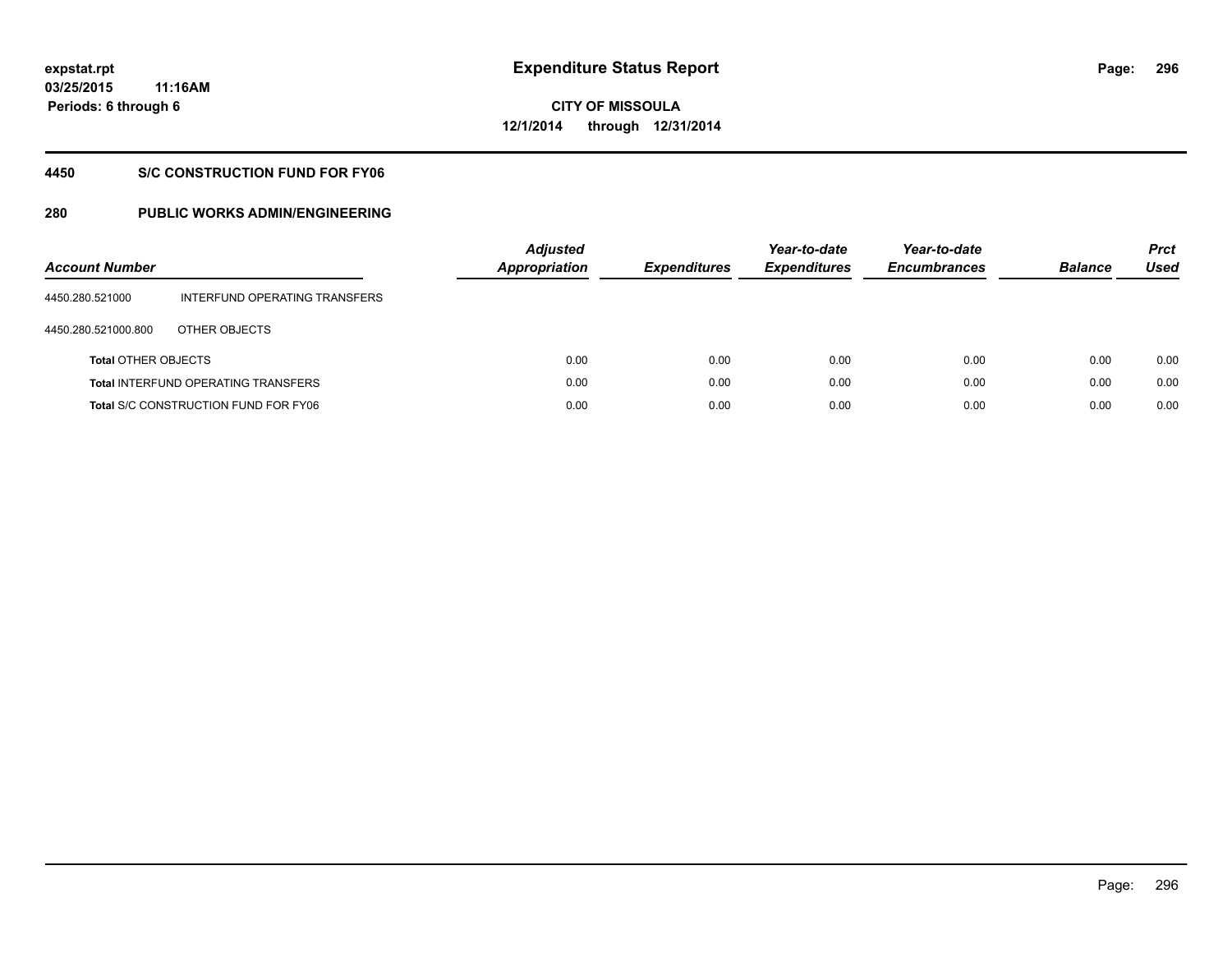# Expenditure Status Report

expstat.rpt
03/25/2015 11:16AM
Periods: 6 through 6

**CITY OF MISSOULA**
**12/1/2014 through 12/31/2014**

## 4450 S/C CONSTRUCTION FUND FOR FY06

## 280 PUBLIC WORKS ADMIN/ENGINEERING

| Account Number | | Adjusted Appropriation | Expenditures | Year-to-date Expenditures | Year-to-date Encumbrances | Balance | Prct Used |
|---|---|---|---|---|---|---|---|
| 4450.280.521000 | INTERFUND OPERATING TRANSFERS | | | | | | |
| 4450.280.521000.800 | OTHER OBJECTS | | | | | | |
| **Total** OTHER OBJECTS | | 0.00 | 0.00 | 0.00 | 0.00 | 0.00 | 0.00 |
| **Total** INTERFUND OPERATING TRANSFERS | | 0.00 | 0.00 | 0.00 | 0.00 | 0.00 | 0.00 |
| **Total** S/C CONSTRUCTION FUND FOR FY06 | | 0.00 | 0.00 | 0.00 | 0.00 | 0.00 | 0.00 |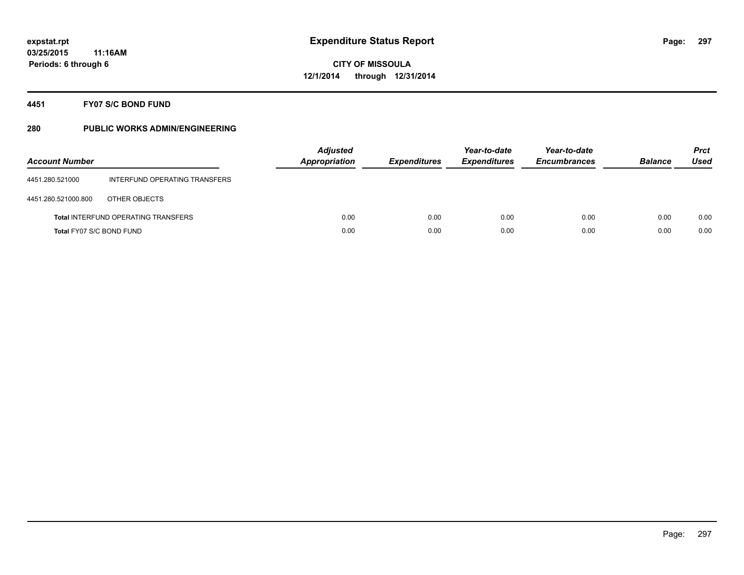# Expenditure Status Report

expstat.rpt
03/25/2015 11:16AM
Periods: 6 through 6

**CITY OF MISSOULA**
**12/1/2014 through 12/31/2014**

## 4451 FY07 S/C BOND FUND

### 280 PUBLIC WORKS ADMIN/ENGINEERING

| Account Number | | Adjusted Appropriation | Expenditures | Year-to-date Expenditures | Year-to-date Encumbrances | Balance | Prct Used |
|---|---|---|---|---|---|---|---|
| 4451.280.521000 | INTERFUND OPERATING TRANSFERS | | | | | | |
| 4451.280.521000.800 | OTHER OBJECTS | | | | | | |
| **Total** INTERFUND OPERATING TRANSFERS | | 0.00 | 0.00 | 0.00 | 0.00 | 0.00 | 0.00 |
| **Total** FY07 S/C BOND FUND | | 0.00 | 0.00 | 0.00 | 0.00 | 0.00 | 0.00 |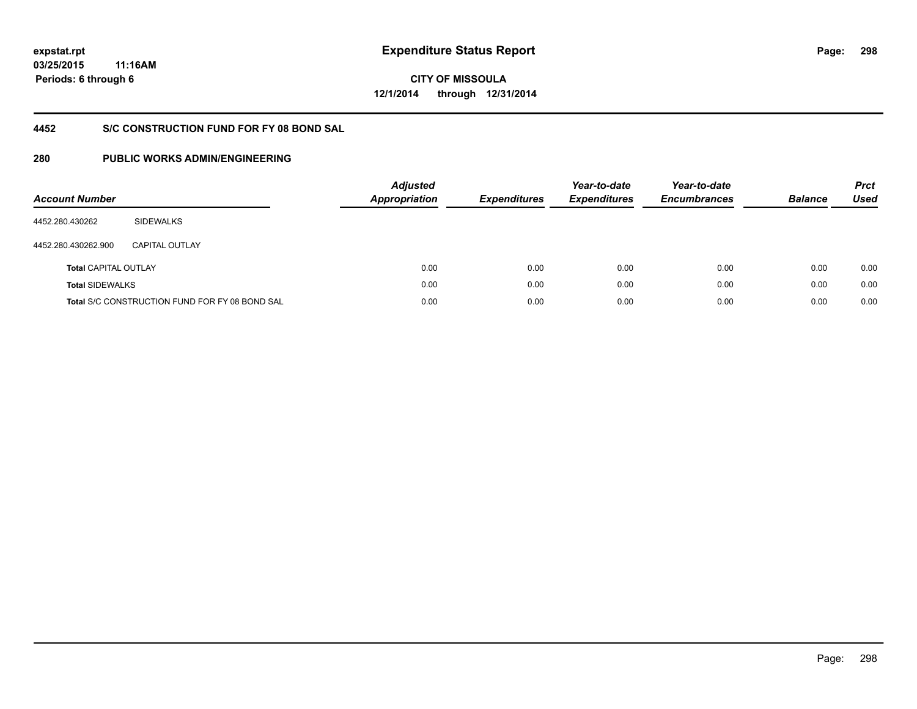**expstat.rpt**
**03/25/2015 11:16AM**
**Periods: 6 through 6**

# Expenditure Status Report

**CITY OF MISSOULA**
**12/1/2014 through 12/31/2014**

## 4452 S/C CONSTRUCTION FUND FOR FY 08 BOND SAL

## 280 PUBLIC WORKS ADMIN/ENGINEERING

| Account Number | | Adjusted Appropriation | Expenditures | Year-to-date Expenditures | Year-to-date Encumbrances | Balance | Prct Used |
|---|---|---|---|---|---|---|---|
| 4452.280.430262 | SIDEWALKS | | | | | | |
| 4452.280.430262.900 | CAPITAL OUTLAY | | | | | | |
| **Total** CAPITAL OUTLAY | | 0.00 | 0.00 | 0.00 | 0.00 | 0.00 | 0.00 |
| **Total** SIDEWALKS | | 0.00 | 0.00 | 0.00 | 0.00 | 0.00 | 0.00 |
| **Total** S/C CONSTRUCTION FUND FOR FY 08 BOND SAL | | 0.00 | 0.00 | 0.00 | 0.00 | 0.00 | 0.00 |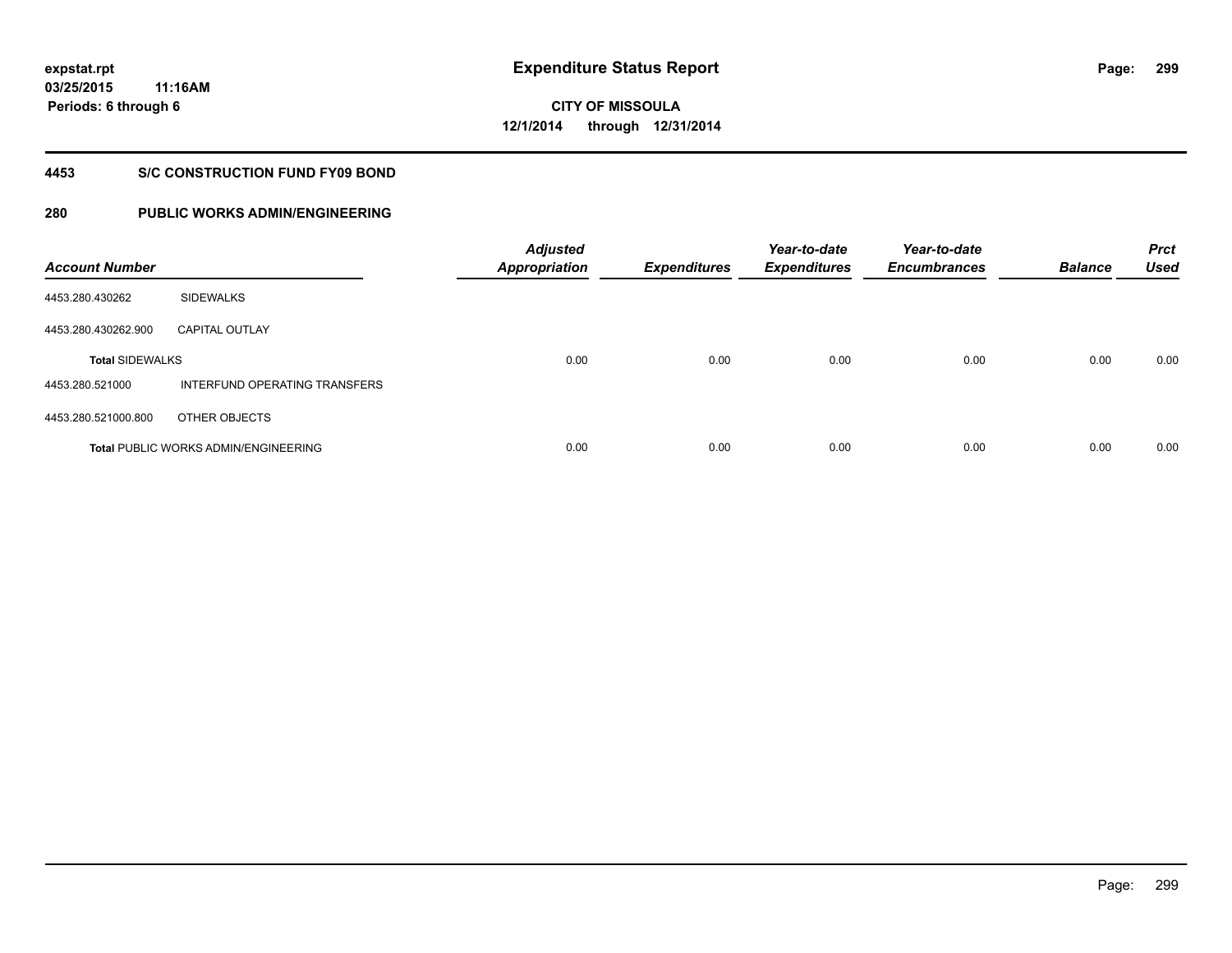# Expenditure Status Report

expstat.rpt
03/25/2015 11:16AM
Periods: 6 through 6

**CITY OF MISSOULA**
**12/1/2014 through 12/31/2014**

## 4453 S/C CONSTRUCTION FUND FY09 BOND

## 280 PUBLIC WORKS ADMIN/ENGINEERING

| Account Number | | Adjusted Appropriation | Expenditures | Year-to-date Expenditures | Year-to-date Encumbrances | Balance | Prct Used |
|---|---|---|---|---|---|---|---|
| 4453.280.430262 | SIDEWALKS | | | | | | |
| 4453.280.430262.900 | CAPITAL OUTLAY | | | | | | |
| **Total** SIDEWALKS | | 0.00 | 0.00 | 0.00 | 0.00 | 0.00 | 0.00 |
| 4453.280.521000 | INTERFUND OPERATING TRANSFERS | | | | | | |
| 4453.280.521000.800 | OTHER OBJECTS | | | | | | |
| **Total** PUBLIC WORKS ADMIN/ENGINEERING | | 0.00 | 0.00 | 0.00 | 0.00 | 0.00 | 0.00 |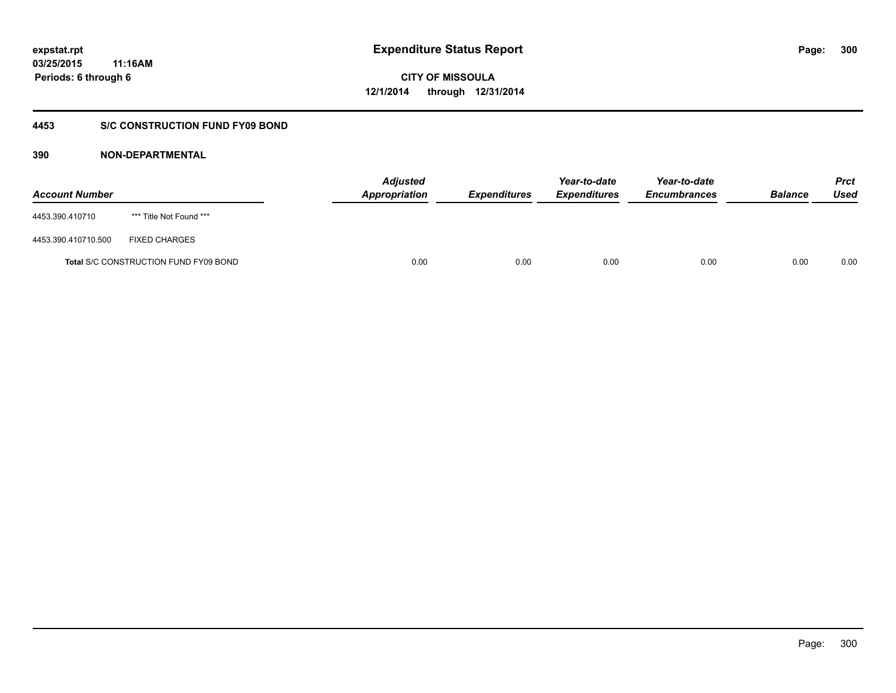**expstat.rpt**
**03/25/2015 11:16AM**
**Periods: 6 through 6**

# Expenditure Status Report

**CITY OF MISSOULA**
**12/1/2014 through 12/31/2014**

## 4453 S/C CONSTRUCTION FUND FY09 BOND

### 390 NON-DEPARTMENTAL

| Account Number | | Adjusted Appropriation | Expenditures | Year-to-date Expenditures | Year-to-date Encumbrances | Balance | Prct Used |
|---|---|---|---|---|---|---|---|
| 4453.390.410710 | *** Title Not Found *** | | | | | | |
| 4453.390.410710.500 | FIXED CHARGES | | | | | | |
| **Total** S/C CONSTRUCTION FUND FY09 BOND | | 0.00 | 0.00 | 0.00 | 0.00 | 0.00 | 0.00 |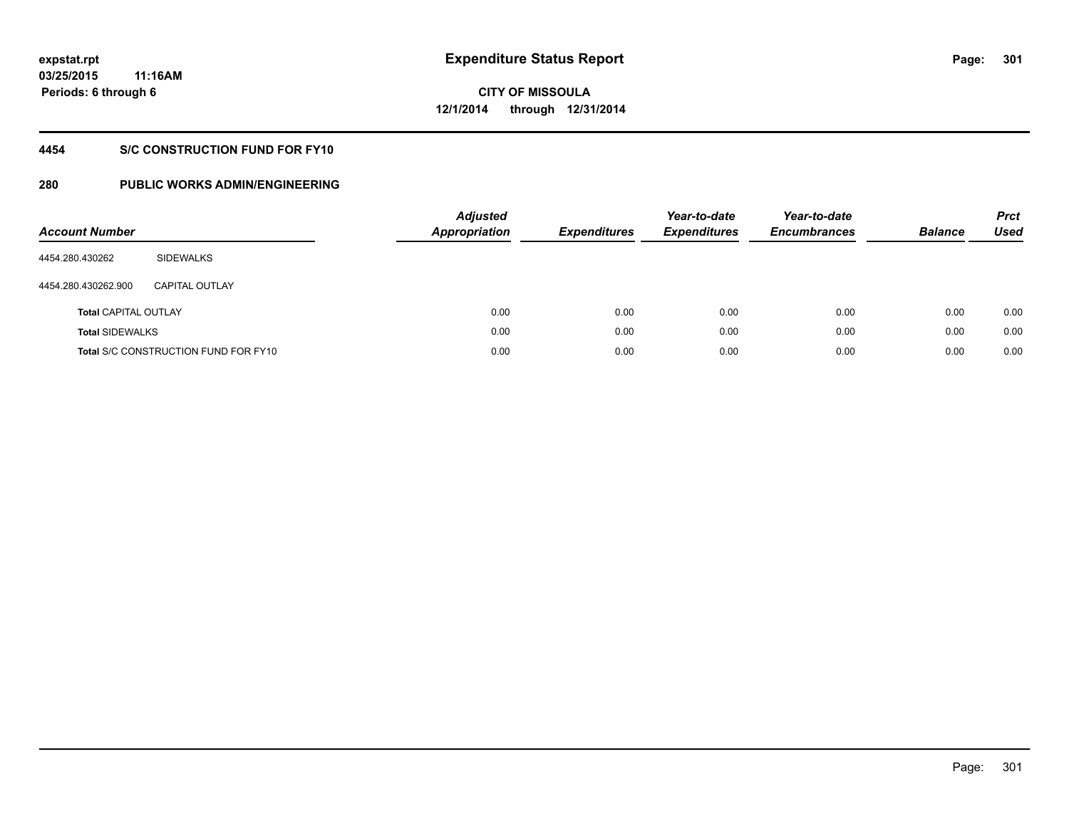**expstat.rpt**
**03/25/2015 11:16AM**
**Periods: 6 through 6**

# Expenditure Status Report

**CITY OF MISSOULA**
**12/1/2014 through 12/31/2014**

## 4454 S/C CONSTRUCTION FUND FOR FY10

## 280 PUBLIC WORKS ADMIN/ENGINEERING

| Account Number | | Adjusted Appropriation | Expenditures | Year-to-date Expenditures | Year-to-date Encumbrances | Balance | Prct Used |
|---|---|---|---|---|---|---|---|
| 4454.280.430262 | SIDEWALKS | | | | | | |
| 4454.280.430262.900 | CAPITAL OUTLAY | | | | | | |
| **Total** CAPITAL OUTLAY | | 0.00 | 0.00 | 0.00 | 0.00 | 0.00 | 0.00 |
| **Total** SIDEWALKS | | 0.00 | 0.00 | 0.00 | 0.00 | 0.00 | 0.00 |
| **Total** S/C CONSTRUCTION FUND FOR FY10 | | 0.00 | 0.00 | 0.00 | 0.00 | 0.00 | 0.00 |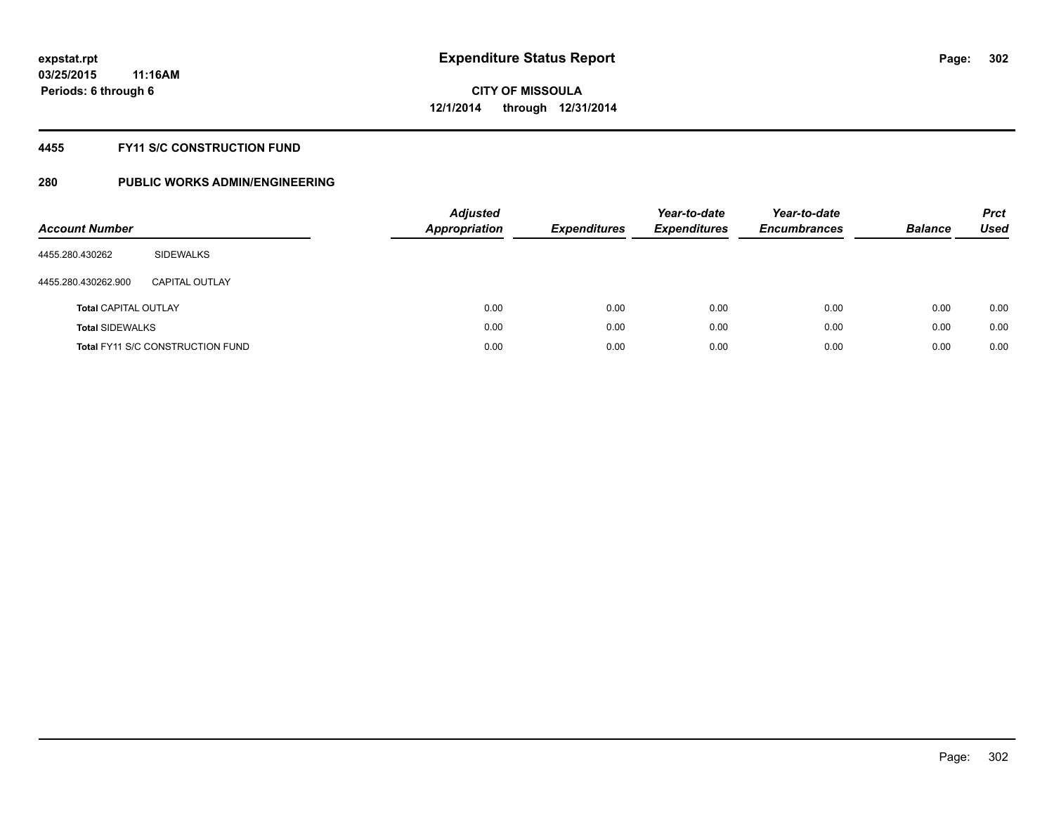# Expenditure Status Report

**CITY OF MISSOULA**
**12/1/2014 through 12/31/2014**

expstat.rpt
03/25/2015 11:16AM
Periods: 6 through 6

## 4455 FY11 S/C CONSTRUCTION FUND

## 280 PUBLIC WORKS ADMIN/ENGINEERING

| Account Number | | Adjusted Appropriation | Expenditures | Year-to-date Expenditures | Year-to-date Encumbrances | Balance | Prct Used |
|---|---|---|---|---|---|---|---|
| 4455.280.430262 | SIDEWALKS | | | | | | |
| 4455.280.430262.900 | CAPITAL OUTLAY | | | | | | |
| **Total** CAPITAL OUTLAY | | 0.00 | 0.00 | 0.00 | 0.00 | 0.00 | 0.00 |
| **Total** SIDEWALKS | | 0.00 | 0.00 | 0.00 | 0.00 | 0.00 | 0.00 |
| **Total** FY11 S/C CONSTRUCTION FUND | | 0.00 | 0.00 | 0.00 | 0.00 | 0.00 | 0.00 |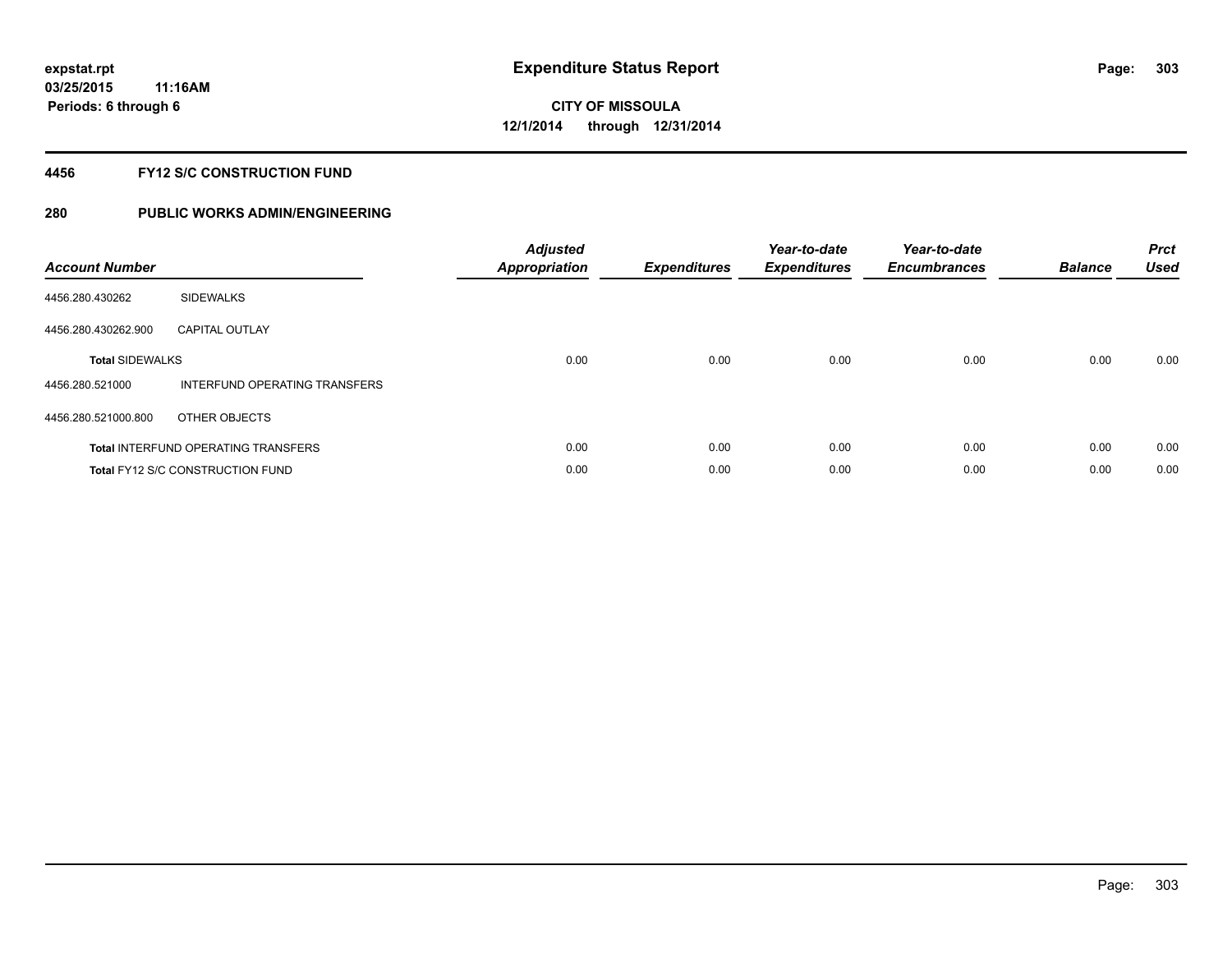# Expenditure Status Report

expstat.rpt
03/25/2015 11:16AM
Periods: 6 through 6

CITY OF MISSOULA
12/1/2014 through 12/31/2014

## 4456 FY12 S/C CONSTRUCTION FUND

## 280 PUBLIC WORKS ADMIN/ENGINEERING

| Account Number | | Adjusted Appropriation | Expenditures | Year-to-date Expenditures | Year-to-date Encumbrances | Balance | Prct Used |
|---|---|---|---|---|---|---|---|
| 4456.280.430262 | SIDEWALKS | | | | | | |
| 4456.280.430262.900 | CAPITAL OUTLAY | | | | | | |
| **Total** SIDEWALKS | | 0.00 | 0.00 | 0.00 | 0.00 | 0.00 | 0.00 |
| 4456.280.521000 | INTERFUND OPERATING TRANSFERS | | | | | | |
| 4456.280.521000.800 | OTHER OBJECTS | | | | | | |
| **Total** INTERFUND OPERATING TRANSFERS | | 0.00 | 0.00 | 0.00 | 0.00 | 0.00 | 0.00 |
| **Total** FY12 S/C CONSTRUCTION FUND | | 0.00 | 0.00 | 0.00 | 0.00 | 0.00 | 0.00 |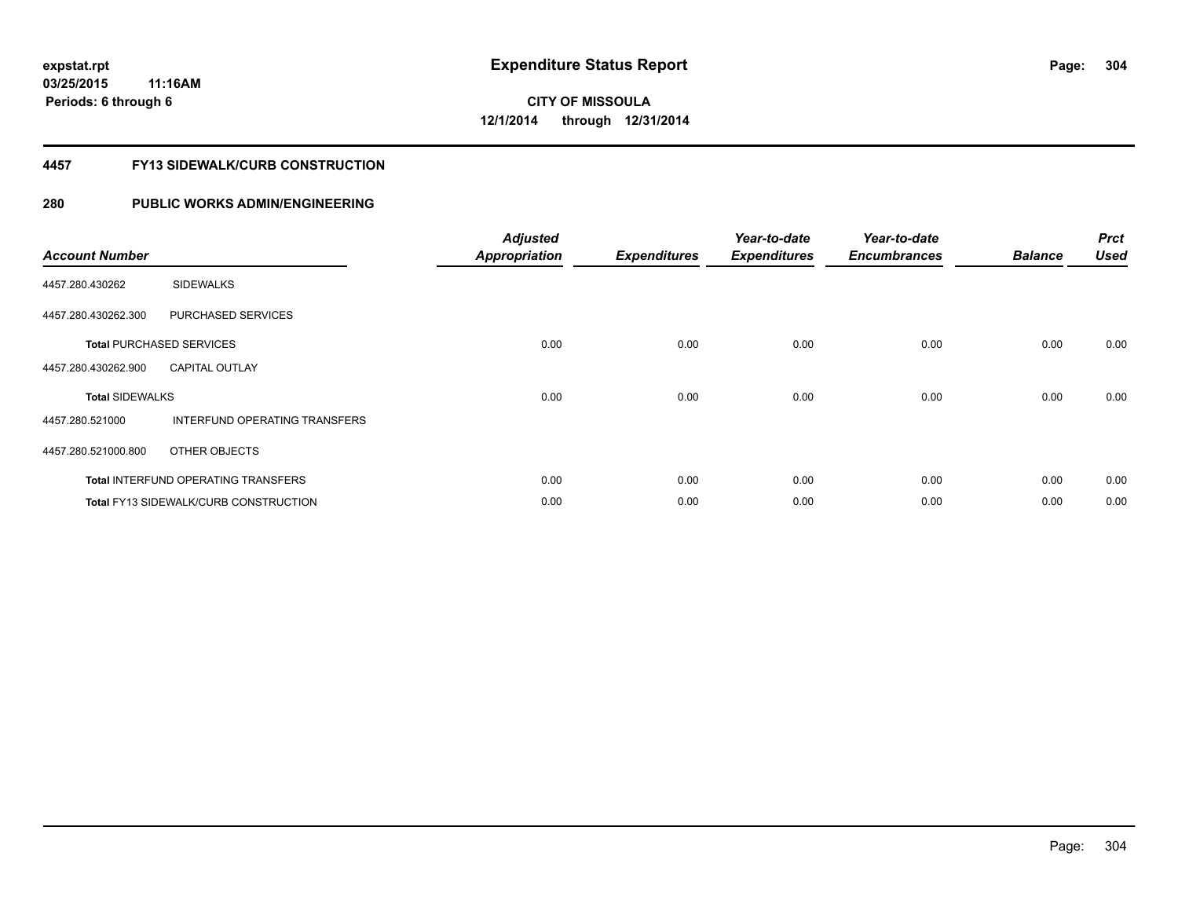**expstat.rpt**
**03/25/2015 11:16AM**
**Periods: 6 through 6**

# Expenditure Status Report

**CITY OF MISSOULA**
**12/1/2014 through 12/31/2014**

## 4457 FY13 SIDEWALK/CURB CONSTRUCTION

## 280 PUBLIC WORKS ADMIN/ENGINEERING

| Account Number | | Adjusted Appropriation | Expenditures | Year-to-date Expenditures | Year-to-date Encumbrances | Balance | Prct Used |
|---|---|---|---|---|---|---|---|
| 4457.280.430262 | SIDEWALKS | | | | | | |
| 4457.280.430262.300 | PURCHASED SERVICES | | | | | | |
| **Total** PURCHASED SERVICES | | 0.00 | 0.00 | 0.00 | 0.00 | 0.00 | 0.00 |
| 4457.280.430262.900 | CAPITAL OUTLAY | | | | | | |
| **Total** SIDEWALKS | | 0.00 | 0.00 | 0.00 | 0.00 | 0.00 | 0.00 |
| 4457.280.521000 | INTERFUND OPERATING TRANSFERS | | | | | | |
| 4457.280.521000.800 | OTHER OBJECTS | | | | | | |
| **Total** INTERFUND OPERATING TRANSFERS | | 0.00 | 0.00 | 0.00 | 0.00 | 0.00 | 0.00 |
| **Total** FY13 SIDEWALK/CURB CONSTRUCTION | | 0.00 | 0.00 | 0.00 | 0.00 | 0.00 | 0.00 |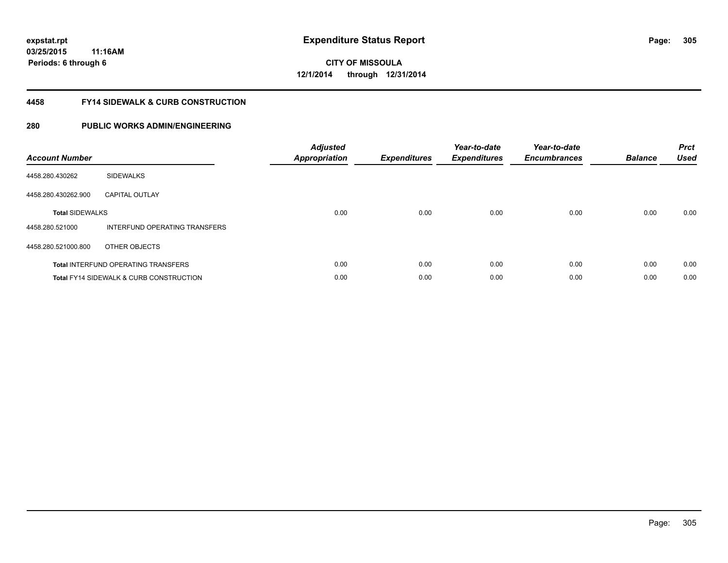**expstat.rpt**
**03/25/2015 11:16AM**
**Periods: 6 through 6**

# Expenditure Status Report

**CITY OF MISSOULA**
**12/1/2014 through 12/31/2014**

## 4458 FY14 SIDEWALK & CURB CONSTRUCTION

## 280 PUBLIC WORKS ADMIN/ENGINEERING

| Account Number | | Adjusted Appropriation | Expenditures | Year-to-date Expenditures | Year-to-date Encumbrances | Balance | Prct Used |
|---|---|---|---|---|---|---|---|
| 4458.280.430262 | SIDEWALKS | | | | | | |
| 4458.280.430262.900 | CAPITAL OUTLAY | | | | | | |
| **Total** SIDEWALKS | | 0.00 | 0.00 | 0.00 | 0.00 | 0.00 | 0.00 |
| 4458.280.521000 | INTERFUND OPERATING TRANSFERS | | | | | | |
| 4458.280.521000.800 | OTHER OBJECTS | | | | | | |
| **Total** INTERFUND OPERATING TRANSFERS | | 0.00 | 0.00 | 0.00 | 0.00 | 0.00 | 0.00 |
| **Total** FY14 SIDEWALK & CURB CONSTRUCTION | | 0.00 | 0.00 | 0.00 | 0.00 | 0.00 | 0.00 |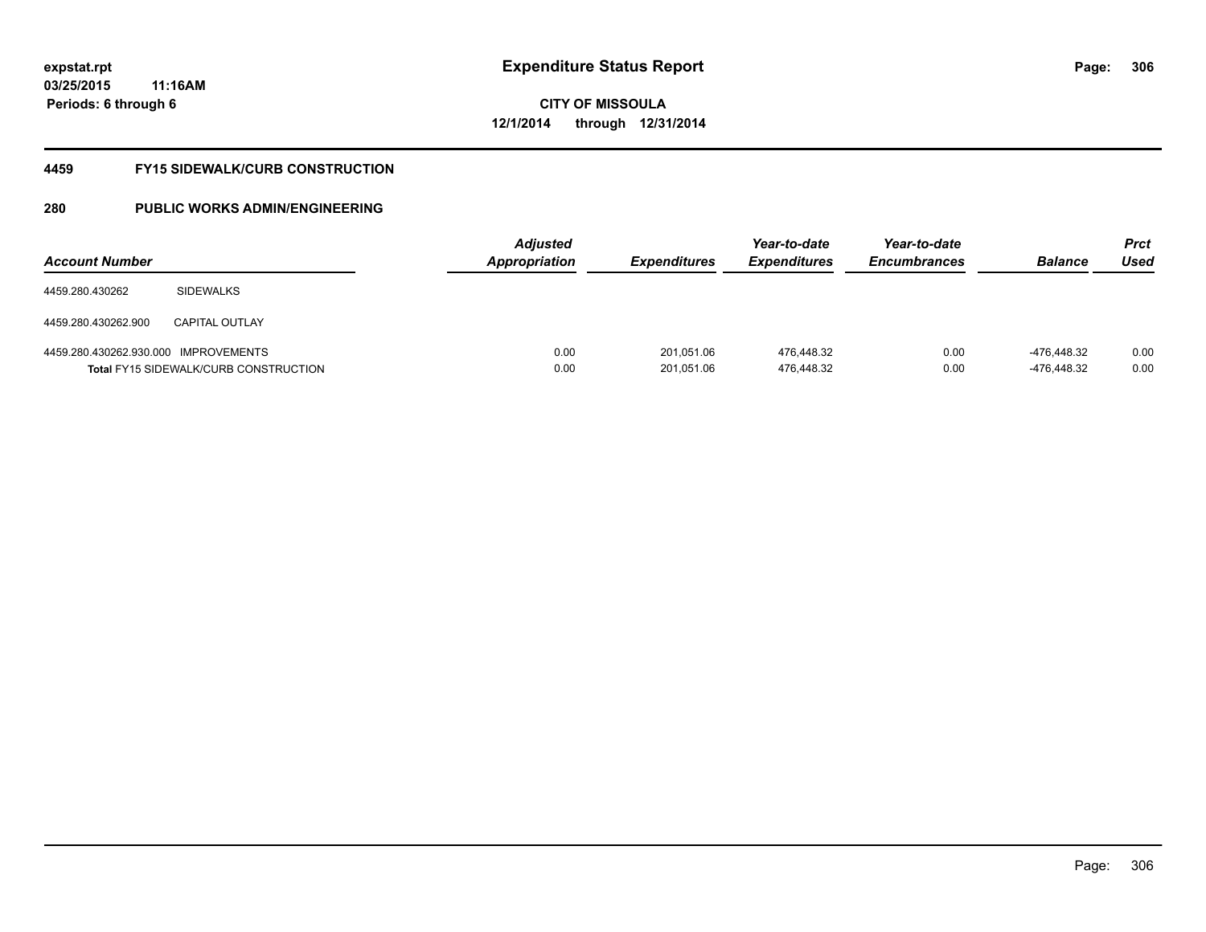# Expenditure Status Report

expstat.rpt
03/25/2015 11:16AM
Periods: 6 through 6

**CITY OF MISSOULA**
**12/1/2014 through 12/31/2014**

## 4459 FY15 SIDEWALK/CURB CONSTRUCTION

## 280 PUBLIC WORKS ADMIN/ENGINEERING

| Account Number | | Adjusted Appropriation | Expenditures | Year-to-date Expenditures | Year-to-date Encumbrances | Balance | Prct Used |
|---|---|---|---|---|---|---|---|
| 4459.280.430262 | SIDEWALKS | | | | | | |
| 4459.280.430262.900 | CAPITAL OUTLAY | | | | | | |
| 4459.280.430262.930.000 | IMPROVEMENTS | 0.00 | 201,051.06 | 476,448.32 | 0.00 | -476,448.32 | 0.00 |
| **Total** FY15 SIDEWALK/CURB CONSTRUCTION | | 0.00 | 201,051.06 | 476,448.32 | 0.00 | -476,448.32 | 0.00 |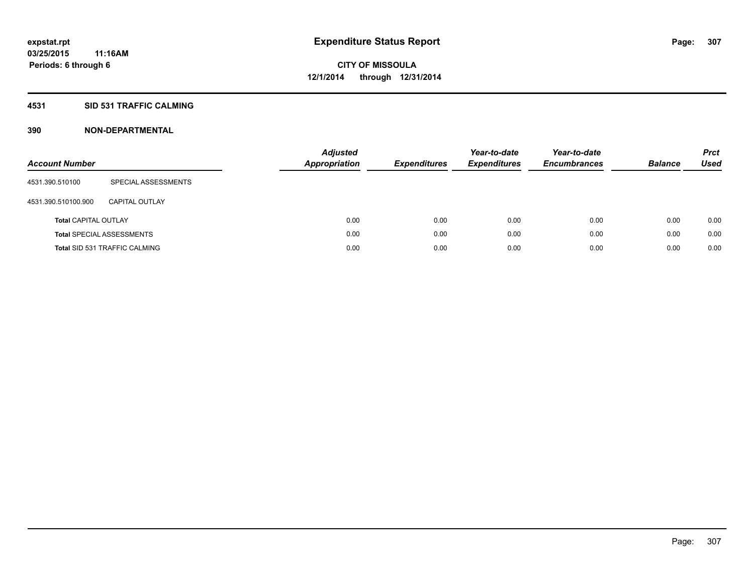**expstat.rpt**
**03/25/2015 11:16AM**
**Periods: 6 through 6**

# Expenditure Status Report

**CITY OF MISSOULA**
**12/1/2014 through 12/31/2014**

## 4531 SID 531 TRAFFIC CALMING

## 390 NON-DEPARTMENTAL

| Account Number | | Adjusted Appropriation | Expenditures | Year-to-date Expenditures | Year-to-date Encumbrances | Balance | Prct Used |
|---|---|---|---|---|---|---|---|
| 4531.390.510100 | SPECIAL ASSESSMENTS | | | | | | |
| 4531.390.510100.900 | CAPITAL OUTLAY | | | | | | |
| Total CAPITAL OUTLAY | | 0.00 | 0.00 | 0.00 | 0.00 | 0.00 | 0.00 |
| Total SPECIAL ASSESSMENTS | | 0.00 | 0.00 | 0.00 | 0.00 | 0.00 | 0.00 |
| Total SID 531 TRAFFIC CALMING | | 0.00 | 0.00 | 0.00 | 0.00 | 0.00 | 0.00 |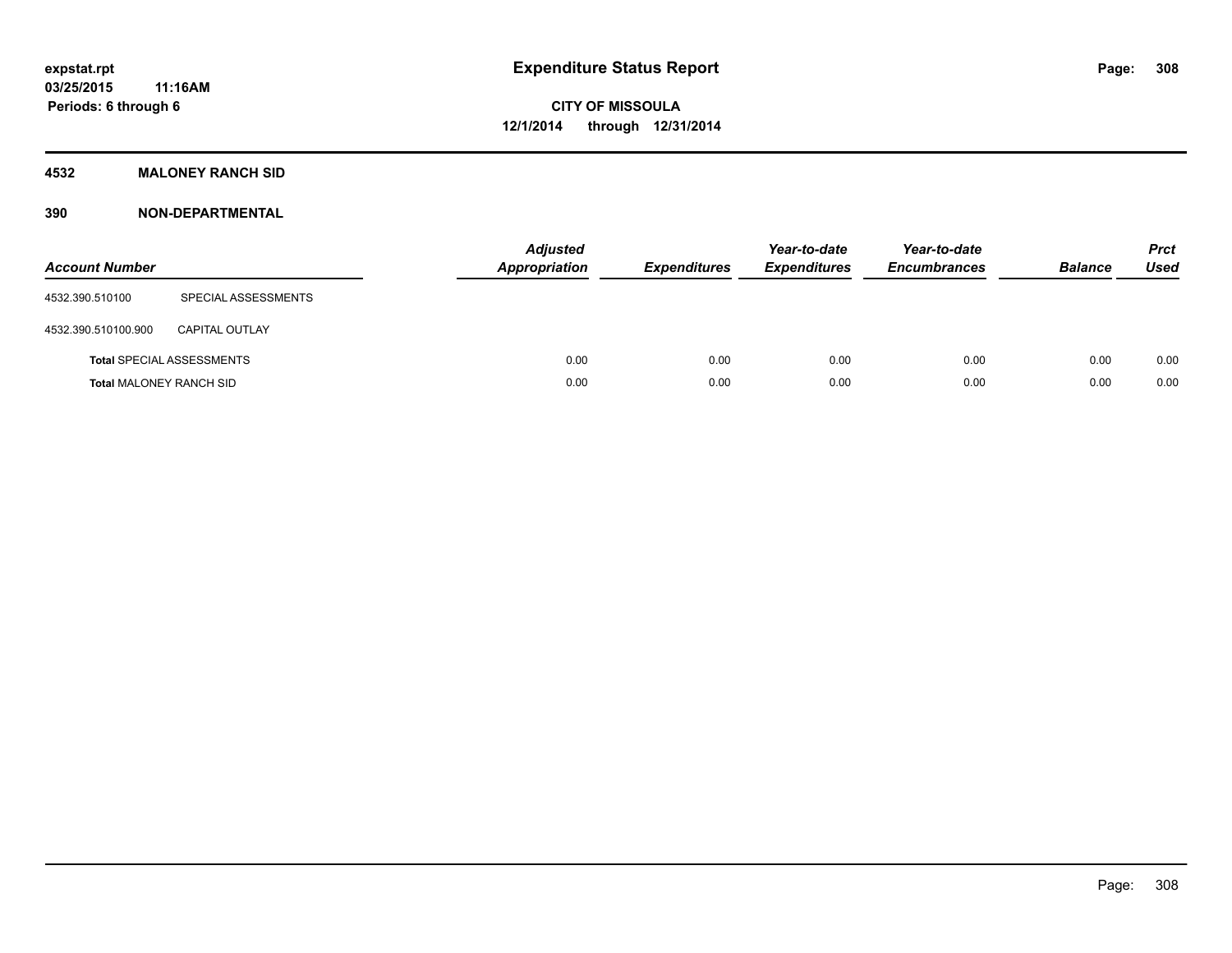**expstat.rpt**
**03/25/2015 11:16AM**
**Periods: 6 through 6**

# Expenditure Status Report

**CITY OF MISSOULA**
**12/1/2014 through 12/31/2014**

## 4532 MALONEY RANCH SID

## 390 NON-DEPARTMENTAL

| Account Number | | Adjusted Appropriation | Expenditures | Year-to-date Expenditures | Year-to-date Encumbrances | Balance | Prct Used |
|---|---|---|---|---|---|---|---|
| 4532.390.510100 | SPECIAL ASSESSMENTS | | | | | | |
| 4532.390.510100.900 | CAPITAL OUTLAY | | | | | | |
| **Total** SPECIAL ASSESSMENTS | | 0.00 | 0.00 | 0.00 | 0.00 | 0.00 | 0.00 |
| **Total** MALONEY RANCH SID | | 0.00 | 0.00 | 0.00 | 0.00 | 0.00 | 0.00 |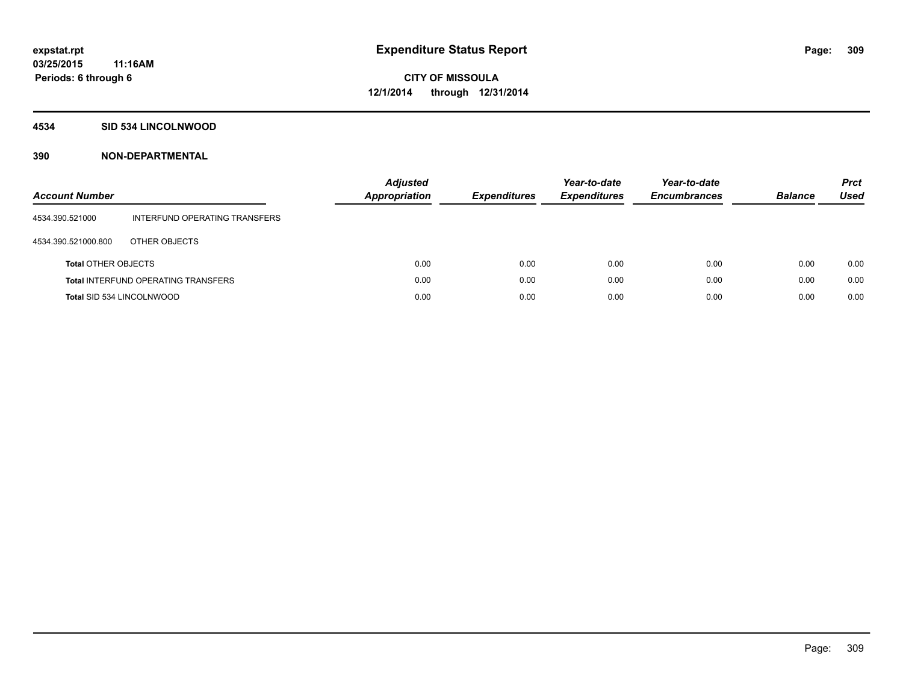# Expenditure Status Report

expstat.rpt
03/25/2015 11:16AM
Periods: 6 through 6

**CITY OF MISSOULA**
**12/1/2014 through 12/31/2014**

## 4534 SID 534 LINCOLNWOOD

## 390 NON-DEPARTMENTAL

| Account Number | | Adjusted Appropriation | Expenditures | Year-to-date Expenditures | Year-to-date Encumbrances | Balance | Prct Used |
|---|---|---|---|---|---|---|---|
| 4534.390.521000 | INTERFUND OPERATING TRANSFERS | | | | | | |
| 4534.390.521000.800 | OTHER OBJECTS | | | | | | |
| **Total** OTHER OBJECTS | | 0.00 | 0.00 | 0.00 | 0.00 | 0.00 | 0.00 |
| **Total** INTERFUND OPERATING TRANSFERS | | 0.00 | 0.00 | 0.00 | 0.00 | 0.00 | 0.00 |
| **Total** SID 534 LINCOLNWOOD | | 0.00 | 0.00 | 0.00 | 0.00 | 0.00 | 0.00 |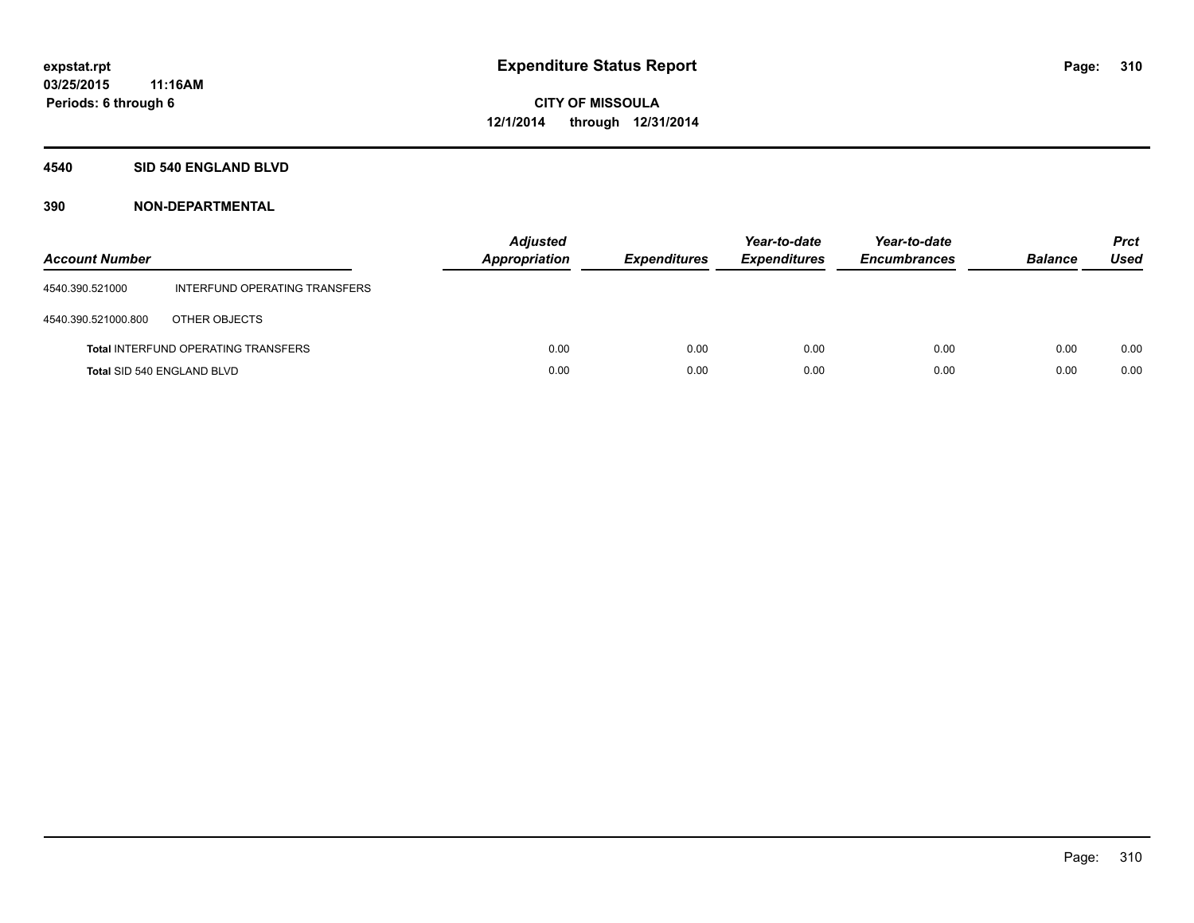**expstat.rpt**
**03/25/2015 11:16AM**
**Periods: 6 through 6**

# Expenditure Status Report

**CITY OF MISSOULA**
**12/1/2014 through 12/31/2014**

## 4540 SID 540 ENGLAND BLVD

## 390 NON-DEPARTMENTAL

| Account Number | | Adjusted Appropriation | Expenditures | Year-to-date Expenditures | Year-to-date Encumbrances | Balance | Prct Used |
|---|---|---|---|---|---|---|---|
| 4540.390.521000 | INTERFUND OPERATING TRANSFERS | | | | | | |
| 4540.390.521000.800 | OTHER OBJECTS | | | | | | |
| **Total** INTERFUND OPERATING TRANSFERS | | 0.00 | 0.00 | 0.00 | 0.00 | 0.00 | 0.00 |
| **Total** SID 540 ENGLAND BLVD | | 0.00 | 0.00 | 0.00 | 0.00 | 0.00 | 0.00 |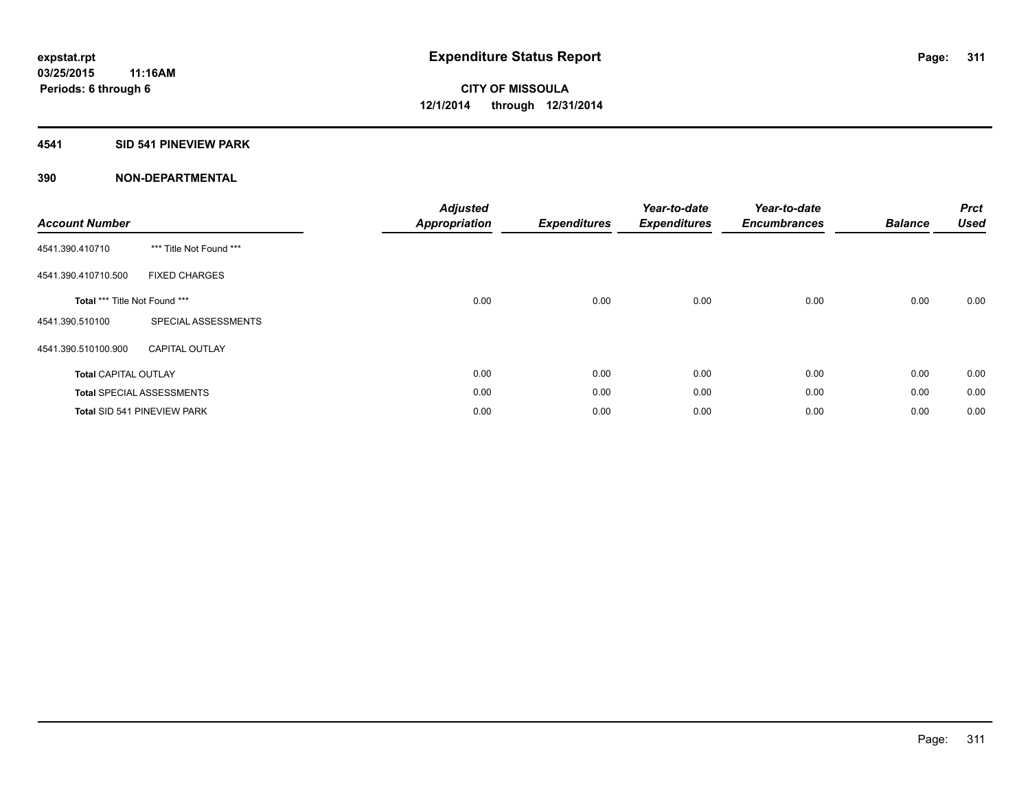**expstat.rpt**
**03/25/2015 11:16AM**
**Periods: 6 through 6**

# Expenditure Status Report

**CITY OF MISSOULA**
**12/1/2014 through 12/31/2014**

## 4541 SID 541 PINEVIEW PARK

## 390 NON-DEPARTMENTAL

| Account Number | | Adjusted Appropriation | Expenditures | Year-to-date Expenditures | Year-to-date Encumbrances | Balance | Prct Used |
|---|---|---|---|---|---|---|---|
| 4541.390.410710 | *** Title Not Found *** | | | | | | |
| 4541.390.410710.500 | FIXED CHARGES | | | | | | |
| **Total** *** Title Not Found *** | | 0.00 | 0.00 | 0.00 | 0.00 | 0.00 | 0.00 |
| 4541.390.510100 | SPECIAL ASSESSMENTS | | | | | | |
| 4541.390.510100.900 | CAPITAL OUTLAY | | | | | | |
| **Total** CAPITAL OUTLAY | | 0.00 | 0.00 | 0.00 | 0.00 | 0.00 | 0.00 |
| **Total** SPECIAL ASSESSMENTS | | 0.00 | 0.00 | 0.00 | 0.00 | 0.00 | 0.00 |
| **Total** SID 541 PINEVIEW PARK | | 0.00 | 0.00 | 0.00 | 0.00 | 0.00 | 0.00 |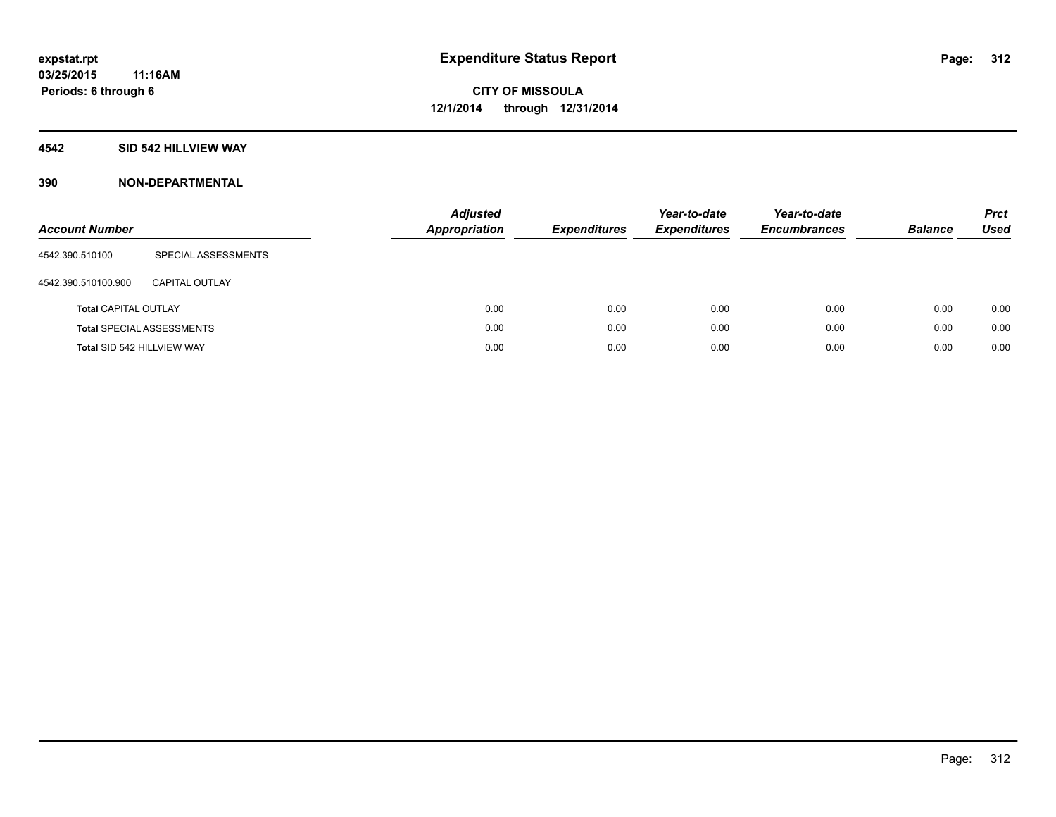# Expenditure Status Report

expstat.rpt
03/25/2015 11:16AM
Periods: 6 through 6

**CITY OF MISSOULA**
**12/1/2014 through 12/31/2014**

## 4542 SID 542 HILLVIEW WAY

## 390 NON-DEPARTMENTAL

| Account Number | | Adjusted Appropriation | Expenditures | Year-to-date Expenditures | Year-to-date Encumbrances | Balance | Prct Used |
|---|---|---|---|---|---|---|---|
| 4542.390.510100 | SPECIAL ASSESSMENTS | | | | | | |
| 4542.390.510100.900 | CAPITAL OUTLAY | | | | | | |
| Total CAPITAL OUTLAY | | 0.00 | 0.00 | 0.00 | 0.00 | 0.00 | 0.00 |
| Total SPECIAL ASSESSMENTS | | 0.00 | 0.00 | 0.00 | 0.00 | 0.00 | 0.00 |
| Total SID 542 HILLVIEW WAY | | 0.00 | 0.00 | 0.00 | 0.00 | 0.00 | 0.00 |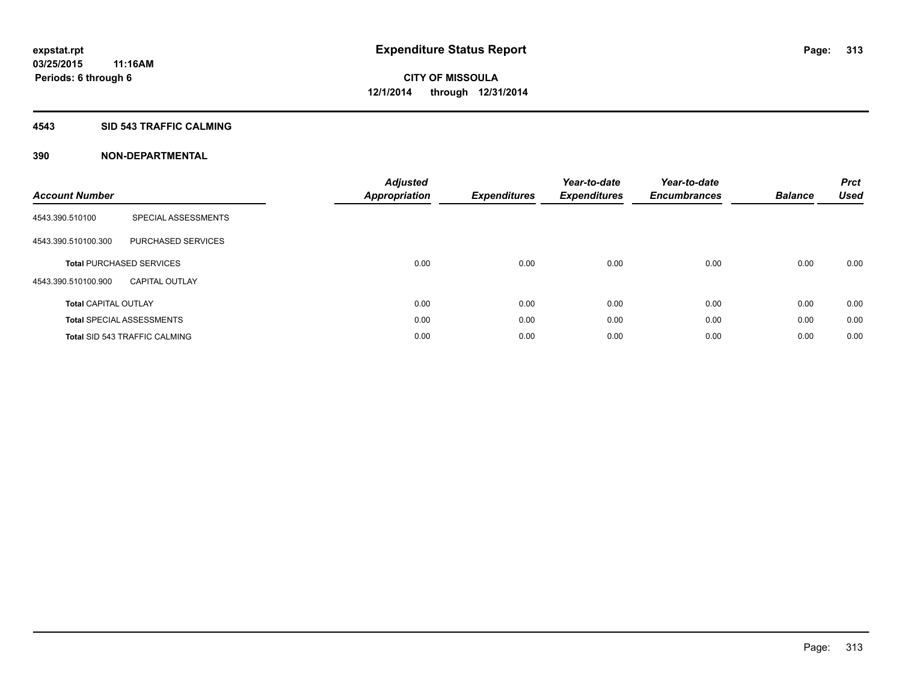expstat.rpt
03/25/2015 11:16AM
Periods: 6 through 6

# Expenditure Status Report

CITY OF MISSOULA
12/1/2014 through 12/31/2014

## 4543 SID 543 TRAFFIC CALMING

## 390 NON-DEPARTMENTAL

| Account Number | | Adjusted Appropriation | Expenditures | Year-to-date Expenditures | Year-to-date Encumbrances | Balance | Prct Used |
|---|---|---|---|---|---|---|---|
| 4543.390.510100 | SPECIAL ASSESSMENTS | | | | | | |
| 4543.390.510100.300 | PURCHASED SERVICES | | | | | | |
| **Total** PURCHASED SERVICES | | 0.00 | 0.00 | 0.00 | 0.00 | 0.00 | 0.00 |
| 4543.390.510100.900 | CAPITAL OUTLAY | | | | | | |
| **Total** CAPITAL OUTLAY | | 0.00 | 0.00 | 0.00 | 0.00 | 0.00 | 0.00 |
| **Total** SPECIAL ASSESSMENTS | | 0.00 | 0.00 | 0.00 | 0.00 | 0.00 | 0.00 |
| **Total** SID 543 TRAFFIC CALMING | | 0.00 | 0.00 | 0.00 | 0.00 | 0.00 | 0.00 |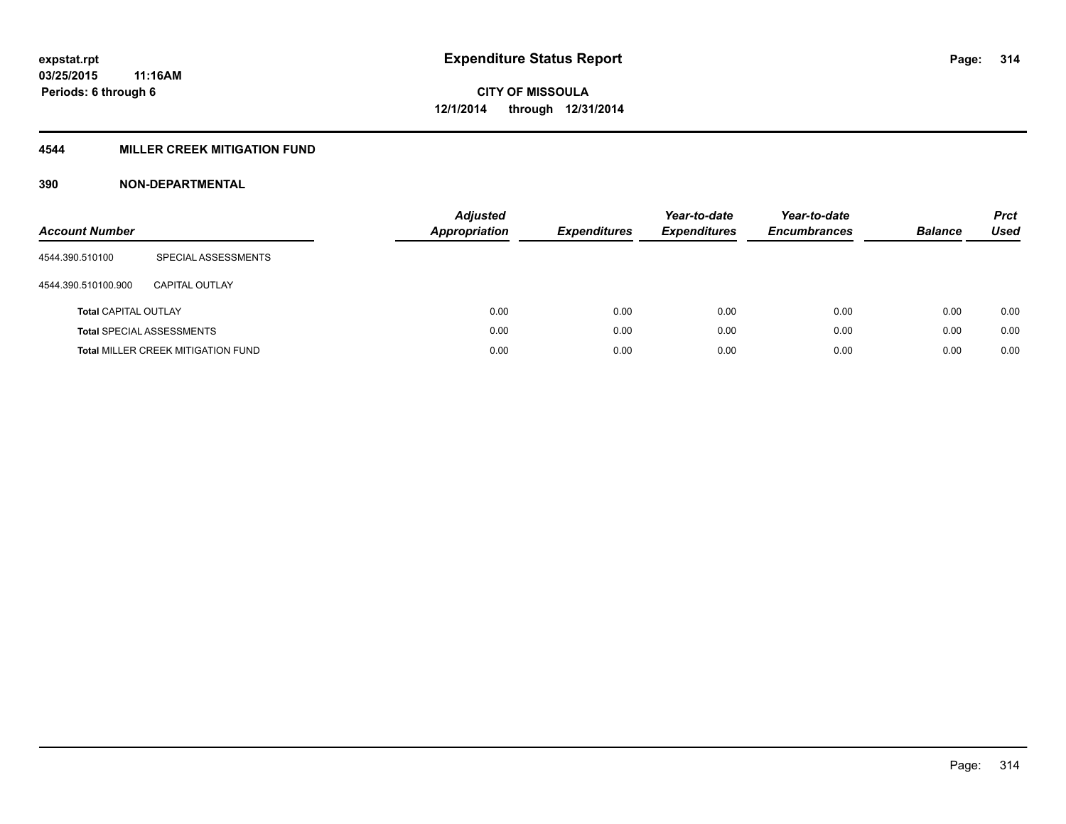# Expenditure Status Report

expstat.rpt
03/25/2015 11:16AM
Periods: 6 through 6

**CITY OF MISSOULA**
**12/1/2014 through 12/31/2014**

## 4544 MILLER CREEK MITIGATION FUND

### 390 NON-DEPARTMENTAL

| Account Number | | Adjusted Appropriation | Expenditures | Year-to-date Expenditures | Year-to-date Encumbrances | Balance | Prct Used |
|---|---|---|---|---|---|---|---|
| 4544.390.510100 | SPECIAL ASSESSMENTS | | | | | | |
| 4544.390.510100.900 | CAPITAL OUTLAY | | | | | | |
| **Total** CAPITAL OUTLAY | | 0.00 | 0.00 | 0.00 | 0.00 | 0.00 | 0.00 |
| **Total** SPECIAL ASSESSMENTS | | 0.00 | 0.00 | 0.00 | 0.00 | 0.00 | 0.00 |
| **Total** MILLER CREEK MITIGATION FUND | | 0.00 | 0.00 | 0.00 | 0.00 | 0.00 | 0.00 |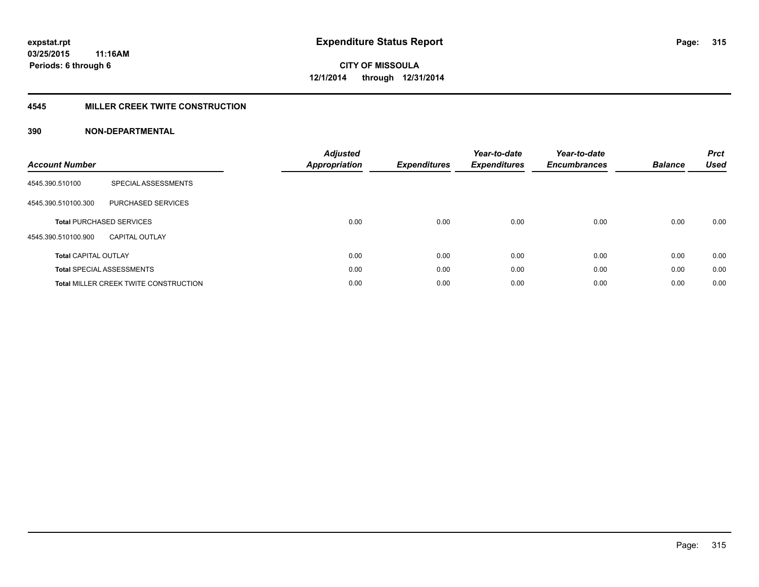# Expenditure Status Report

**expstat.rpt**
**03/25/2015 11:16AM**
**Periods: 6 through 6**

**CITY OF MISSOULA**
**12/1/2014 through 12/31/2014**

## 4545 MILLER CREEK TWITE CONSTRUCTION

### 390 NON-DEPARTMENTAL

| Account Number | | Adjusted Appropriation | Expenditures | Year-to-date Expenditures | Year-to-date Encumbrances | Balance | Prct Used |
|---|---|---|---|---|---|---|---|
| 4545.390.510100 | SPECIAL ASSESSMENTS | | | | | | |
| 4545.390.510100.300 | PURCHASED SERVICES | | | | | | |
| **Total** PURCHASED SERVICES | | 0.00 | 0.00 | 0.00 | 0.00 | 0.00 | 0.00 |
| 4545.390.510100.900 | CAPITAL OUTLAY | | | | | | |
| **Total** CAPITAL OUTLAY | | 0.00 | 0.00 | 0.00 | 0.00 | 0.00 | 0.00 |
| **Total** SPECIAL ASSESSMENTS | | 0.00 | 0.00 | 0.00 | 0.00 | 0.00 | 0.00 |
| **Total** MILLER CREEK TWITE CONSTRUCTION | | 0.00 | 0.00 | 0.00 | 0.00 | 0.00 | 0.00 |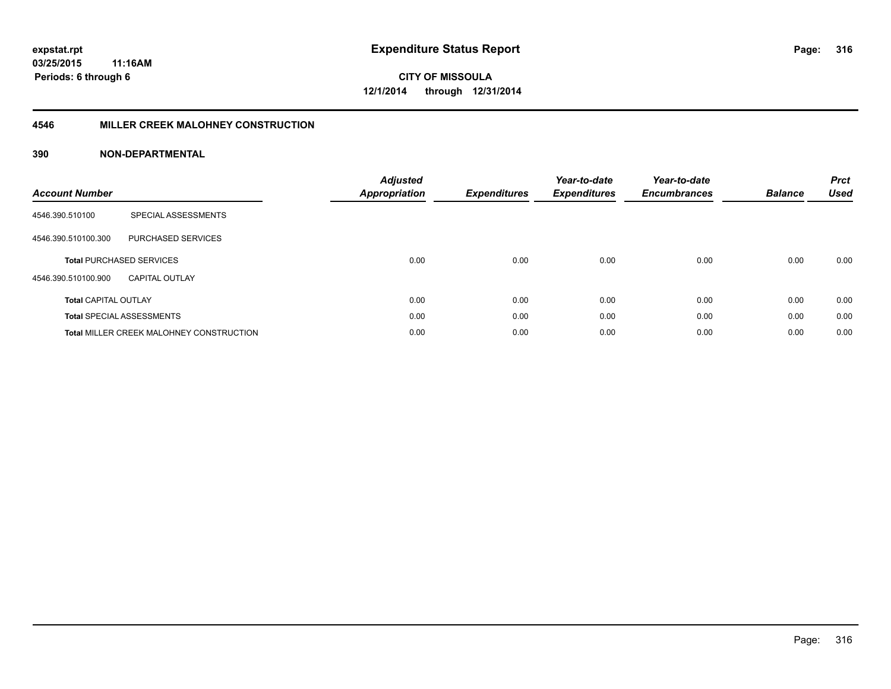# Expenditure Status Report

expstat.rpt
03/25/2015 11:16AM
Periods: 6 through 6

**CITY OF MISSOULA**
**12/1/2014 through 12/31/2014**

## 4546 MILLER CREEK MALOHNEY CONSTRUCTION

### 390 NON-DEPARTMENTAL

| Account Number | | Adjusted Appropriation | Expenditures | Year-to-date Expenditures | Year-to-date Encumbrances | Balance | Prct Used |
|---|---|---|---|---|---|---|---|
| 4546.390.510100 | SPECIAL ASSESSMENTS | | | | | | |
| 4546.390.510100.300 | PURCHASED SERVICES | | | | | | |
| **Total** PURCHASED SERVICES | | 0.00 | 0.00 | 0.00 | 0.00 | 0.00 | 0.00 |
| 4546.390.510100.900 | CAPITAL OUTLAY | | | | | | |
| **Total** CAPITAL OUTLAY | | 0.00 | 0.00 | 0.00 | 0.00 | 0.00 | 0.00 |
| **Total** SPECIAL ASSESSMENTS | | 0.00 | 0.00 | 0.00 | 0.00 | 0.00 | 0.00 |
| **Total** MILLER CREEK MALOHNEY CONSTRUCTION | | 0.00 | 0.00 | 0.00 | 0.00 | 0.00 | 0.00 |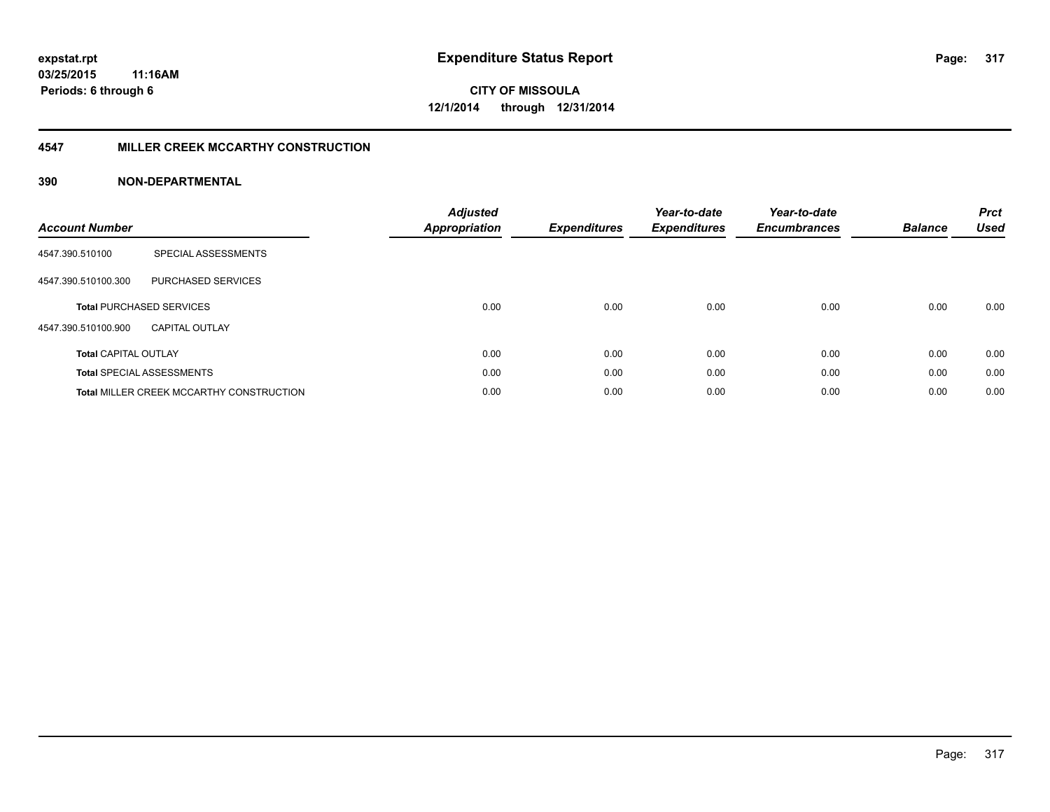expstat.rpt
03/25/2015 11:16AM
Periods: 6 through 6

# Expenditure Status Report

CITY OF MISSOULA
12/1/2014 through 12/31/2014

## 4547 MILLER CREEK MCCARTHY CONSTRUCTION

### 390 NON-DEPARTMENTAL

| Account Number | | Adjusted Appropriation | Expenditures | Year-to-date Expenditures | Year-to-date Encumbrances | Balance | Prct Used |
|---|---|---|---|---|---|---|---|
| 4547.390.510100 | SPECIAL ASSESSMENTS | | | | | | |
| 4547.390.510100.300 | PURCHASED SERVICES | | | | | | |
| **Total** PURCHASED SERVICES | | 0.00 | 0.00 | 0.00 | 0.00 | 0.00 | 0.00 |
| 4547.390.510100.900 | CAPITAL OUTLAY | | | | | | |
| **Total** CAPITAL OUTLAY | | 0.00 | 0.00 | 0.00 | 0.00 | 0.00 | 0.00 |
| **Total** SPECIAL ASSESSMENTS | | 0.00 | 0.00 | 0.00 | 0.00 | 0.00 | 0.00 |
| **Total** MILLER CREEK MCCARTHY CONSTRUCTION | | 0.00 | 0.00 | 0.00 | 0.00 | 0.00 | 0.00 |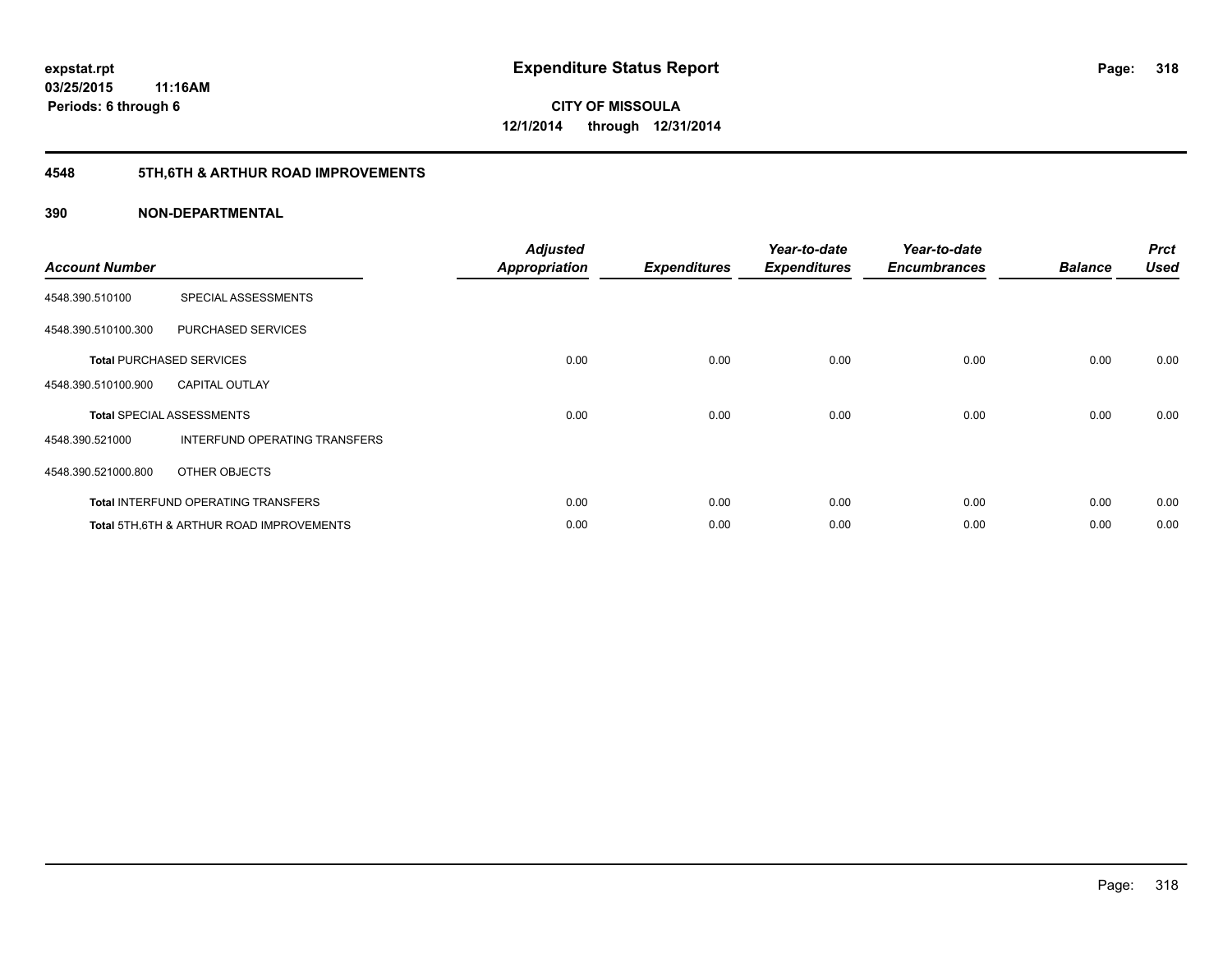# Expenditure Status Report

expstat.rpt
03/25/2015 11:16AM
Periods: 6 through 6

**CITY OF MISSOULA**
**12/1/2014 through 12/31/2014**

## 4548 5TH,6TH & ARTHUR ROAD IMPROVEMENTS

### 390 NON-DEPARTMENTAL

| Account Number | | Adjusted Appropriation | Expenditures | Year-to-date Expenditures | Year-to-date Encumbrances | Balance | Prct Used |
|---|---|---|---|---|---|---|---|
| 4548.390.510100 | SPECIAL ASSESSMENTS | | | | | | |
| 4548.390.510100.300 | PURCHASED SERVICES | | | | | | |
| **Total** PURCHASED SERVICES | | 0.00 | 0.00 | 0.00 | 0.00 | 0.00 | 0.00 |
| 4548.390.510100.900 | CAPITAL OUTLAY | | | | | | |
| **Total** SPECIAL ASSESSMENTS | | 0.00 | 0.00 | 0.00 | 0.00 | 0.00 | 0.00 |
| 4548.390.521000 | INTERFUND OPERATING TRANSFERS | | | | | | |
| 4548.390.521000.800 | OTHER OBJECTS | | | | | | |
| **Total** INTERFUND OPERATING TRANSFERS | | 0.00 | 0.00 | 0.00 | 0.00 | 0.00 | 0.00 |
| **Total** 5TH,6TH & ARTHUR ROAD IMPROVEMENTS | | 0.00 | 0.00 | 0.00 | 0.00 | 0.00 | 0.00 |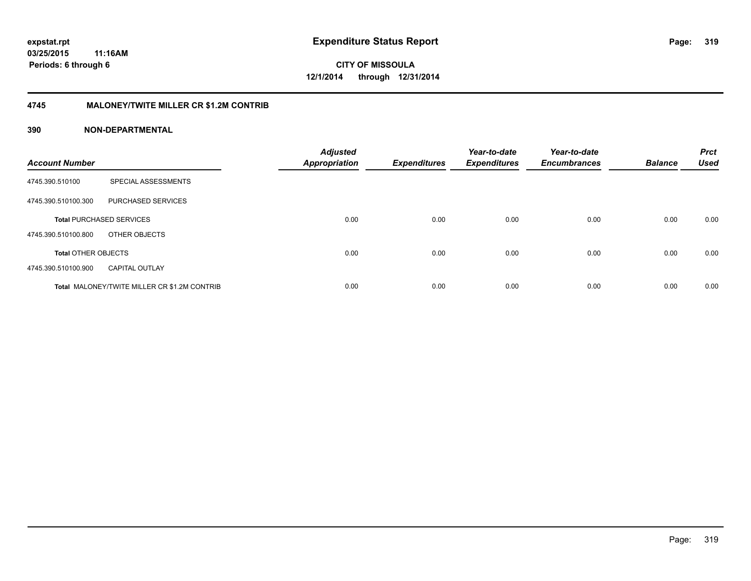# Expenditure Status Report

expstat.rpt
03/25/2015 11:16AM
Periods: 6 through 6

**CITY OF MISSOULA**
**12/1/2014 through 12/31/2014**

## 4745 MALONEY/TWITE MILLER CR $1.2M CONTRIB

### 390 NON-DEPARTMENTAL

| Account Number | | Adjusted Appropriation | Expenditures | Year-to-date Expenditures | Year-to-date Encumbrances | Balance | Prct Used |
|---|---|---|---|---|---|---|---|
| 4745.390.510100 | SPECIAL ASSESSMENTS | | | | | | |
| 4745.390.510100.300 | PURCHASED SERVICES | | | | | | |
| **Total** PURCHASED SERVICES | | 0.00 | 0.00 | 0.00 | 0.00 | 0.00 | 0.00 |
| 4745.390.510100.800 | OTHER OBJECTS | | | | | | |
| **Total** OTHER OBJECTS | | 0.00 | 0.00 | 0.00 | 0.00 | 0.00 | 0.00 |
| 4745.390.510100.900 | CAPITAL OUTLAY | | | | | | |
| **Total** MALONEY/TWITE MILLER CR $1.2M CONTRIB | | 0.00 | 0.00 | 0.00 | 0.00 | 0.00 | 0.00 |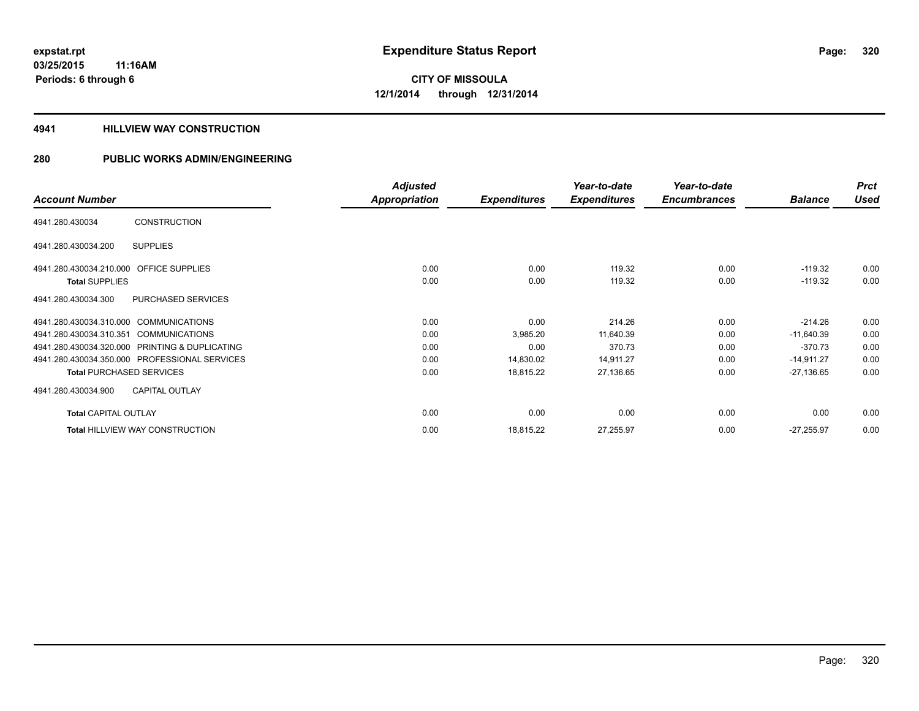**expstat.rpt**
**03/25/2015 11:16AM**
**Periods: 6 through 6**

# Expenditure Status Report

**CITY OF MISSOULA**
**12/1/2014 through 12/31/2014**

## 4941 HILLVIEW WAY CONSTRUCTION

## 280 PUBLIC WORKS ADMIN/ENGINEERING

| Account Number | | Adjusted Appropriation | Expenditures | Year-to-date Expenditures | Year-to-date Encumbrances | Balance | Prct Used |
|---|---|---|---|---|---|---|---|
| 4941.280.430034 | CONSTRUCTION | | | | | | |
| 4941.280.430034.200 | SUPPLIES | | | | | | |
| 4941.280.430034.210.000 | OFFICE SUPPLIES | 0.00 | 0.00 | 119.32 | 0.00 | -119.32 | 0.00 |
| **Total** SUPPLIES | | 0.00 | 0.00 | 119.32 | 0.00 | -119.32 | 0.00 |
| 4941.280.430034.300 | PURCHASED SERVICES | | | | | | |
| 4941.280.430034.310.000 | COMMUNICATIONS | 0.00 | 0.00 | 214.26 | 0.00 | -214.26 | 0.00 |
| 4941.280.430034.310.351 | COMMUNICATIONS | 0.00 | 3,985.20 | 11,640.39 | 0.00 | -11,640.39 | 0.00 |
| 4941.280.430034.320.000 | PRINTING & DUPLICATING | 0.00 | 0.00 | 370.73 | 0.00 | -370.73 | 0.00 |
| 4941.280.430034.350.000 | PROFESSIONAL SERVICES | 0.00 | 14,830.02 | 14,911.27 | 0.00 | -14,911.27 | 0.00 |
| **Total** PURCHASED SERVICES | | 0.00 | 18,815.22 | 27,136.65 | 0.00 | -27,136.65 | 0.00 |
| 4941.280.430034.900 | CAPITAL OUTLAY | | | | | | |
| **Total** CAPITAL OUTLAY | | 0.00 | 0.00 | 0.00 | 0.00 | 0.00 | 0.00 |
| **Total** HILLVIEW WAY CONSTRUCTION | | 0.00 | 18,815.22 | 27,255.97 | 0.00 | -27,255.97 | 0.00 |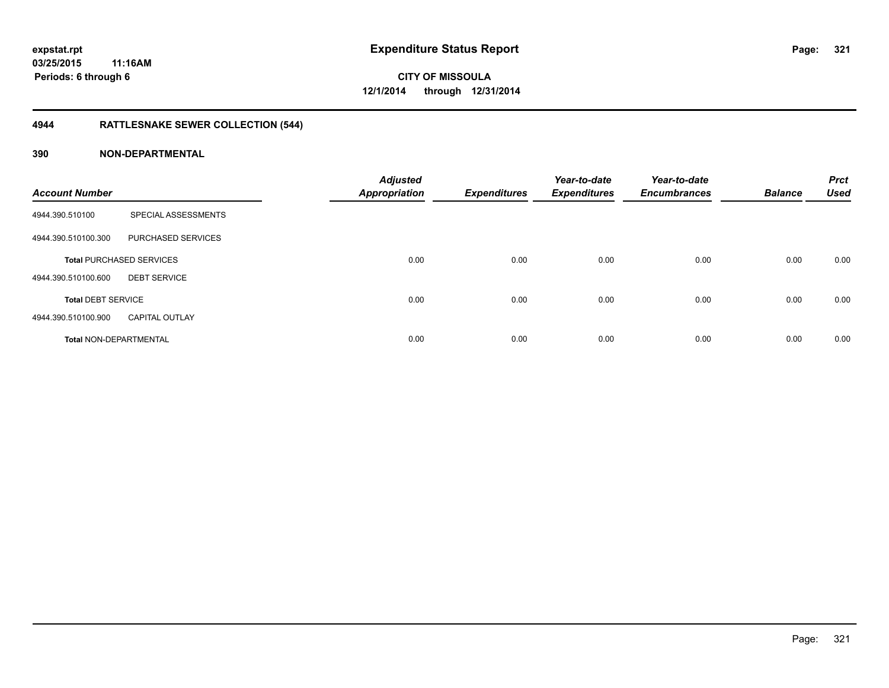# Expenditure Status Report

expstat.rpt
03/25/2015 11:16AM
Periods: 6 through 6

**CITY OF MISSOULA**
**12/1/2014 through 12/31/2014**

## 4944 RATTLESNAKE SEWER COLLECTION (544)

### 390 NON-DEPARTMENTAL

| Account Number | | Adjusted Appropriation | Expenditures | Year-to-date Expenditures | Year-to-date Encumbrances | Balance | Prct Used |
|---|---|---|---|---|---|---|---|
| 4944.390.510100 | SPECIAL ASSESSMENTS | | | | | | |
| 4944.390.510100.300 | PURCHASED SERVICES | | | | | | |
| **Total** PURCHASED SERVICES | | 0.00 | 0.00 | 0.00 | 0.00 | 0.00 | 0.00 |
| 4944.390.510100.600 | DEBT SERVICE | | | | | | |
| **Total** DEBT SERVICE | | 0.00 | 0.00 | 0.00 | 0.00 | 0.00 | 0.00 |
| 4944.390.510100.900 | CAPITAL OUTLAY | | | | | | |
| **Total** NON-DEPARTMENTAL | | 0.00 | 0.00 | 0.00 | 0.00 | 0.00 | 0.00 |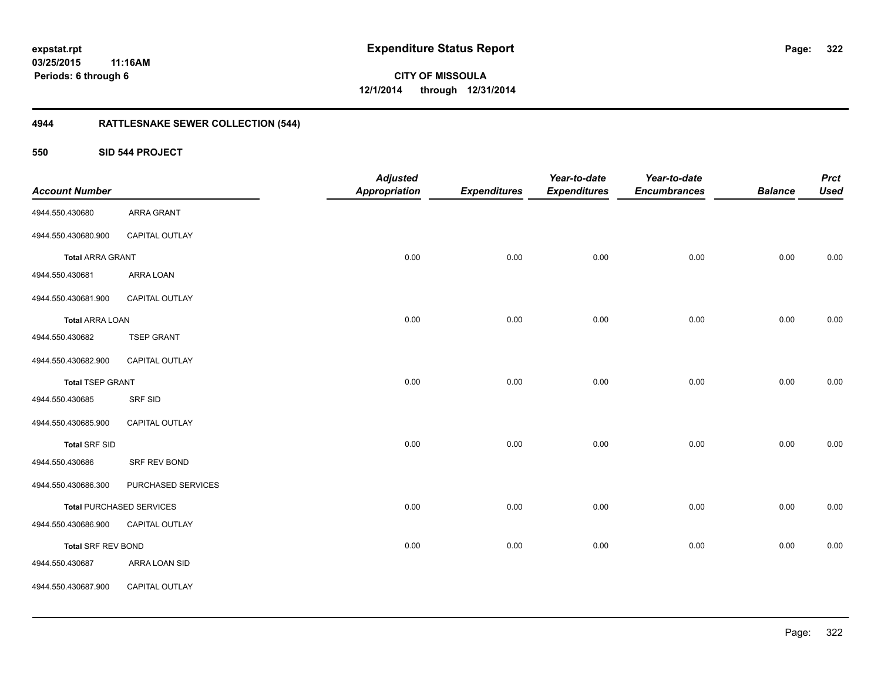expstat.rpt
03/25/2015 11:16AM
Periods: 6 through 6

# Expenditure Status Report

**CITY OF MISSOULA**
**12/1/2014 through 12/31/2014**

## 4944 RATTLESNAKE SEWER COLLECTION (544)

### 550 SID 544 PROJECT

| Account Number | | Adjusted Appropriation | Expenditures | Year-to-date Expenditures | Year-to-date Encumbrances | Balance | Prct Used |
|---|---|---|---|---|---|---|---|
| 4944.550.430680 | ARRA GRANT | | | | | | |
| 4944.550.430680.900 | CAPITAL OUTLAY | | | | | | |
| **Total** ARRA GRANT | | 0.00 | 0.00 | 0.00 | 0.00 | 0.00 | 0.00 |
| 4944.550.430681 | ARRA LOAN | | | | | | |
| 4944.550.430681.900 | CAPITAL OUTLAY | | | | | | |
| **Total** ARRA LOAN | | 0.00 | 0.00 | 0.00 | 0.00 | 0.00 | 0.00 |
| 4944.550.430682 | TSEP GRANT | | | | | | |
| 4944.550.430682.900 | CAPITAL OUTLAY | | | | | | |
| **Total** TSEP GRANT | | 0.00 | 0.00 | 0.00 | 0.00 | 0.00 | 0.00 |
| 4944.550.430685 | SRF SID | | | | | | |
| 4944.550.430685.900 | CAPITAL OUTLAY | | | | | | |
| **Total** SRF SID | | 0.00 | 0.00 | 0.00 | 0.00 | 0.00 | 0.00 |
| 4944.550.430686 | SRF REV BOND | | | | | | |
| 4944.550.430686.300 | PURCHASED SERVICES | | | | | | |
| **Total** PURCHASED SERVICES | | 0.00 | 0.00 | 0.00 | 0.00 | 0.00 | 0.00 |
| 4944.550.430686.900 | CAPITAL OUTLAY | | | | | | |
| **Total** SRF REV BOND | | 0.00 | 0.00 | 0.00 | 0.00 | 0.00 | 0.00 |
| 4944.550.430687 | ARRA LOAN SID | | | | | | |
| 4944.550.430687.900 | CAPITAL OUTLAY | | | | | | |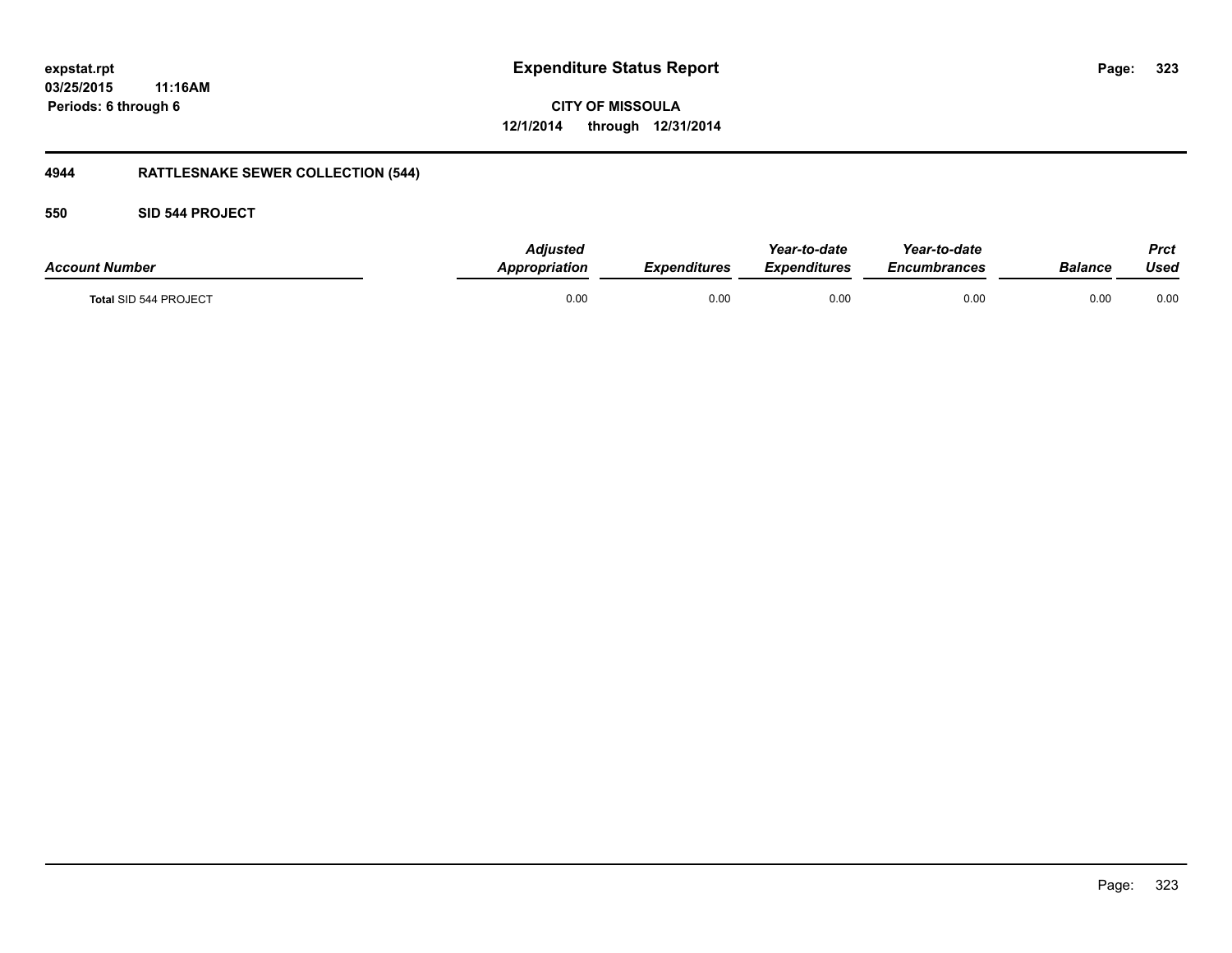# Expenditure Status Report

expstat.rpt
03/25/2015 11:16AM
Periods: 6 through 6

CITY OF MISSOULA
12/1/2014 through 12/31/2014

## 4944 RATTLESNAKE SEWER COLLECTION (544)

### 550 SID 544 PROJECT

| Account Number | Adjusted Appropriation | Expenditures | Year-to-date Expenditures | Year-to-date Encumbrances | Balance | Prct Used |
|---|---|---|---|---|---|---|
| Total SID 544 PROJECT | 0.00 | 0.00 | 0.00 | 0.00 | 0.00 | 0.00 |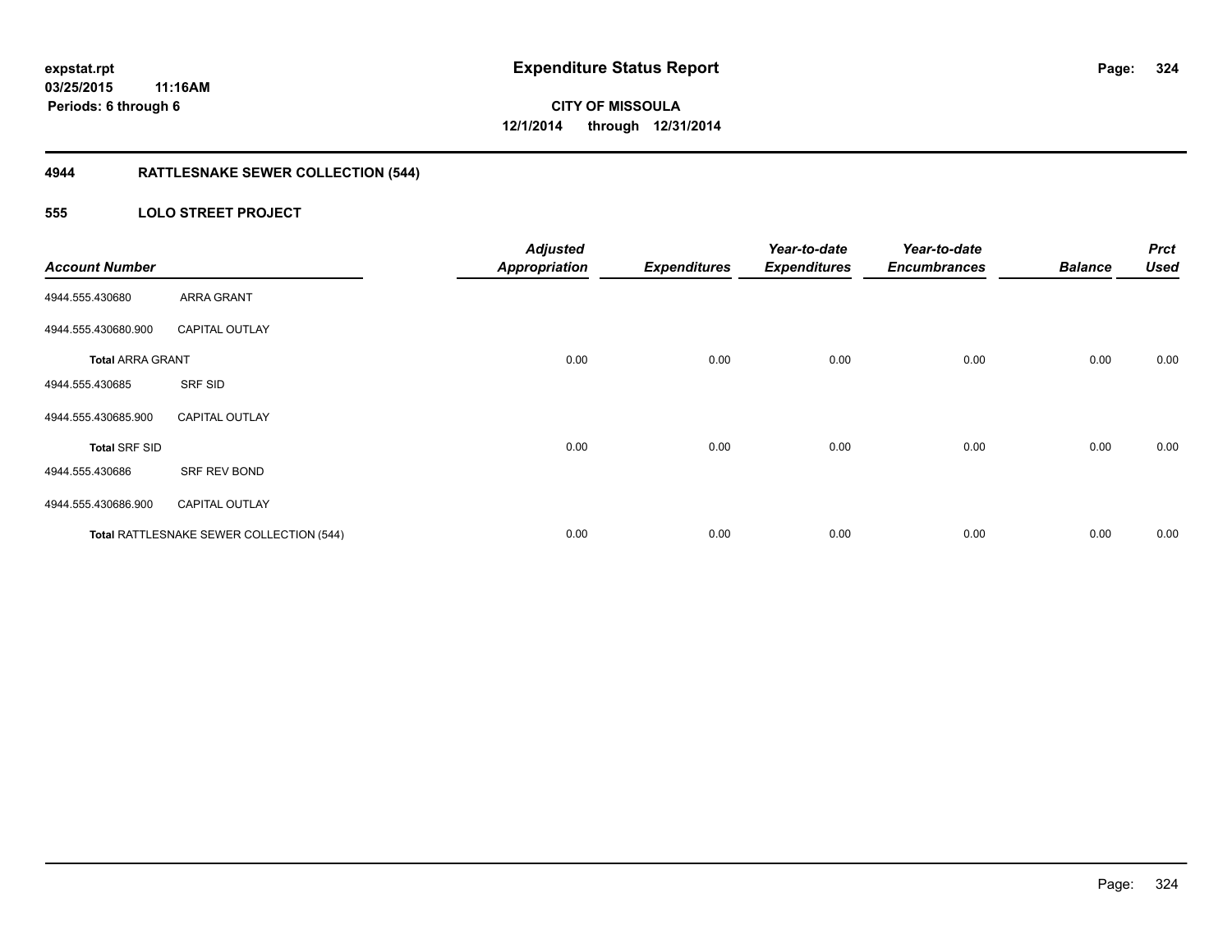**Expenditure Status Report**

**CITY OF MISSOULA**
**12/1/2014 through 12/31/2014**

expstat.rpt
03/25/2015 11:16AM
Periods: 6 through 6

## 4944 RATTLESNAKE SEWER COLLECTION (544)

### 555 LOLO STREET PROJECT

| Account Number | | Adjusted Appropriation | Expenditures | Year-to-date Expenditures | Year-to-date Encumbrances | Balance | Prct Used |
|---|---|---|---|---|---|---|---|
| 4944.555.430680 | ARRA GRANT | | | | | | |
| 4944.555.430680.900 | CAPITAL OUTLAY | | | | | | |
| **Total** ARRA GRANT | | 0.00 | 0.00 | 0.00 | 0.00 | 0.00 | 0.00 |
| 4944.555.430685 | SRF SID | | | | | | |
| 4944.555.430685.900 | CAPITAL OUTLAY | | | | | | |
| **Total** SRF SID | | 0.00 | 0.00 | 0.00 | 0.00 | 0.00 | 0.00 |
| 4944.555.430686 | SRF REV BOND | | | | | | |
| 4944.555.430686.900 | CAPITAL OUTLAY | | | | | | |
| **Total** RATTLESNAKE SEWER COLLECTION (544) | | 0.00 | 0.00 | 0.00 | 0.00 | 0.00 | 0.00 |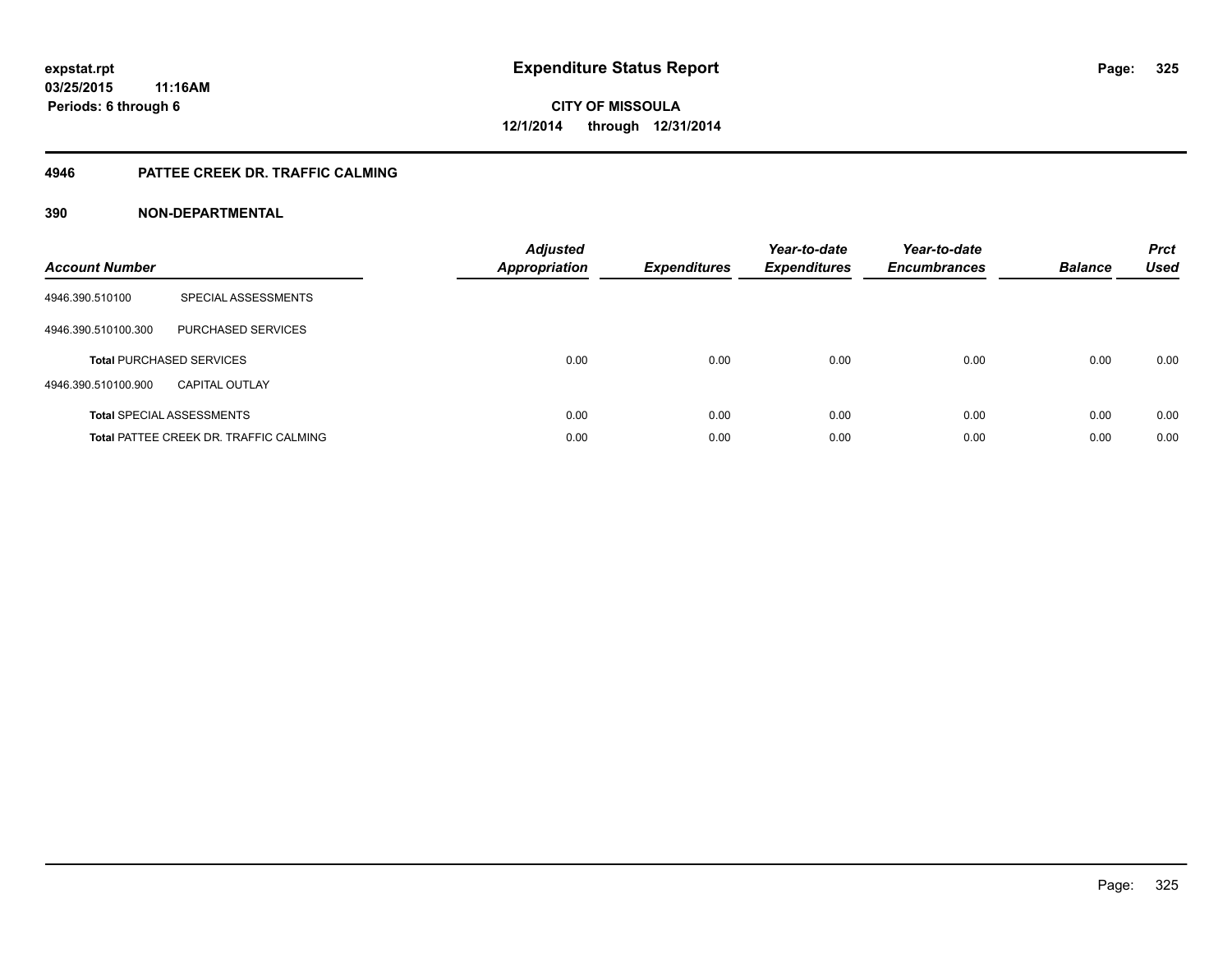**expstat.rpt**
**03/25/2015 11:16AM**
**Periods: 6 through 6**

# Expenditure Status Report

**CITY OF MISSOULA**
**12/1/2014 through 12/31/2014**

## 4946 PATTEE CREEK DR. TRAFFIC CALMING

### 390 NON-DEPARTMENTAL

| Account Number | | Adjusted Appropriation | Expenditures | Year-to-date Expenditures | Year-to-date Encumbrances | Balance | Prct Used |
|---|---|---|---|---|---|---|---|
| 4946.390.510100 | SPECIAL ASSESSMENTS | | | | | | |
| 4946.390.510100.300 | PURCHASED SERVICES | | | | | | |
| **Total** PURCHASED SERVICES | | 0.00 | 0.00 | 0.00 | 0.00 | 0.00 | 0.00 |
| 4946.390.510100.900 | CAPITAL OUTLAY | | | | | | |
| **Total** SPECIAL ASSESSMENTS | | 0.00 | 0.00 | 0.00 | 0.00 | 0.00 | 0.00 |
| **Total** PATTEE CREEK DR. TRAFFIC CALMING | | 0.00 | 0.00 | 0.00 | 0.00 | 0.00 | 0.00 |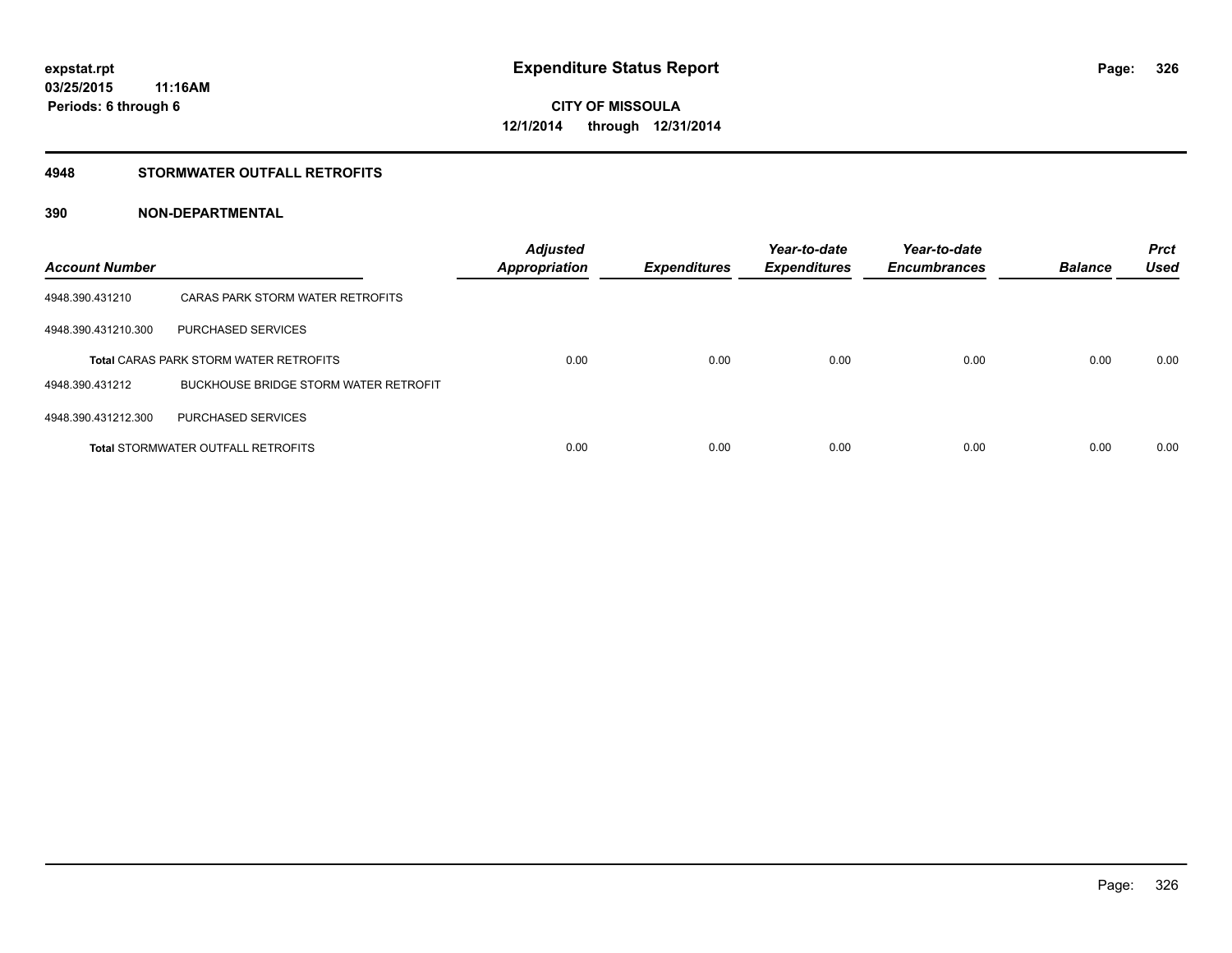# Expenditure Status Report

expstat.rpt
03/25/2015 11:16AM
Periods: 6 through 6

**CITY OF MISSOULA**
**12/1/2014 through 12/31/2014**

## 4948 STORMWATER OUTFALL RETROFITS

### 390 NON-DEPARTMENTAL

| Account Number | | Adjusted Appropriation | Expenditures | Year-to-date Expenditures | Year-to-date Encumbrances | Balance | Prct Used |
|---|---|---|---|---|---|---|---|
| 4948.390.431210 | CARAS PARK STORM WATER RETROFITS | | | | | | |
| 4948.390.431210.300 | PURCHASED SERVICES | | | | | | |
| **Total** CARAS PARK STORM WATER RETROFITS | | 0.00 | 0.00 | 0.00 | 0.00 | 0.00 | 0.00 |
| 4948.390.431212 | BUCKHOUSE BRIDGE STORM WATER RETROFIT | | | | | | |
| 4948.390.431212.300 | PURCHASED SERVICES | | | | | | |
| **Total** STORMWATER OUTFALL RETROFITS | | 0.00 | 0.00 | 0.00 | 0.00 | 0.00 | 0.00 |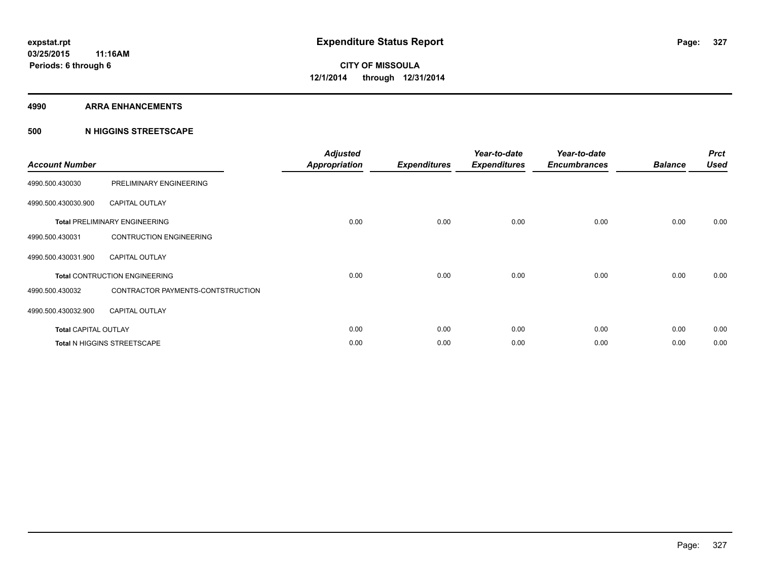# Expenditure Status Report

expstat.rpt
03/25/2015 11:16AM
Periods: 6 through 6

CITY OF MISSOULA
12/1/2014 through 12/31/2014

## 4990 ARRA ENHANCEMENTS

### 500 N HIGGINS STREETSCAPE

| Account Number | | Adjusted Appropriation | Expenditures | Year-to-date Expenditures | Year-to-date Encumbrances | Balance | Prct Used |
|---|---|---|---|---|---|---|---|
| 4990.500.430030 | PRELIMINARY ENGINEERING | | | | | | |
| 4990.500.430030.900 | CAPITAL OUTLAY | | | | | | |
| **Total** PRELIMINARY ENGINEERING | | 0.00 | 0.00 | 0.00 | 0.00 | 0.00 | 0.00 |
| 4990.500.430031 | CONTRUCTION ENGINEERING | | | | | | |
| 4990.500.430031.900 | CAPITAL OUTLAY | | | | | | |
| **Total** CONTRUCTION ENGINEERING | | 0.00 | 0.00 | 0.00 | 0.00 | 0.00 | 0.00 |
| 4990.500.430032 | CONTRACTOR PAYMENTS-CONTSTRUCTION | | | | | | |
| 4990.500.430032.900 | CAPITAL OUTLAY | | | | | | |
| **Total** CAPITAL OUTLAY | | 0.00 | 0.00 | 0.00 | 0.00 | 0.00 | 0.00 |
| **Total** N HIGGINS STREETSCAPE | | 0.00 | 0.00 | 0.00 | 0.00 | 0.00 | 0.00 |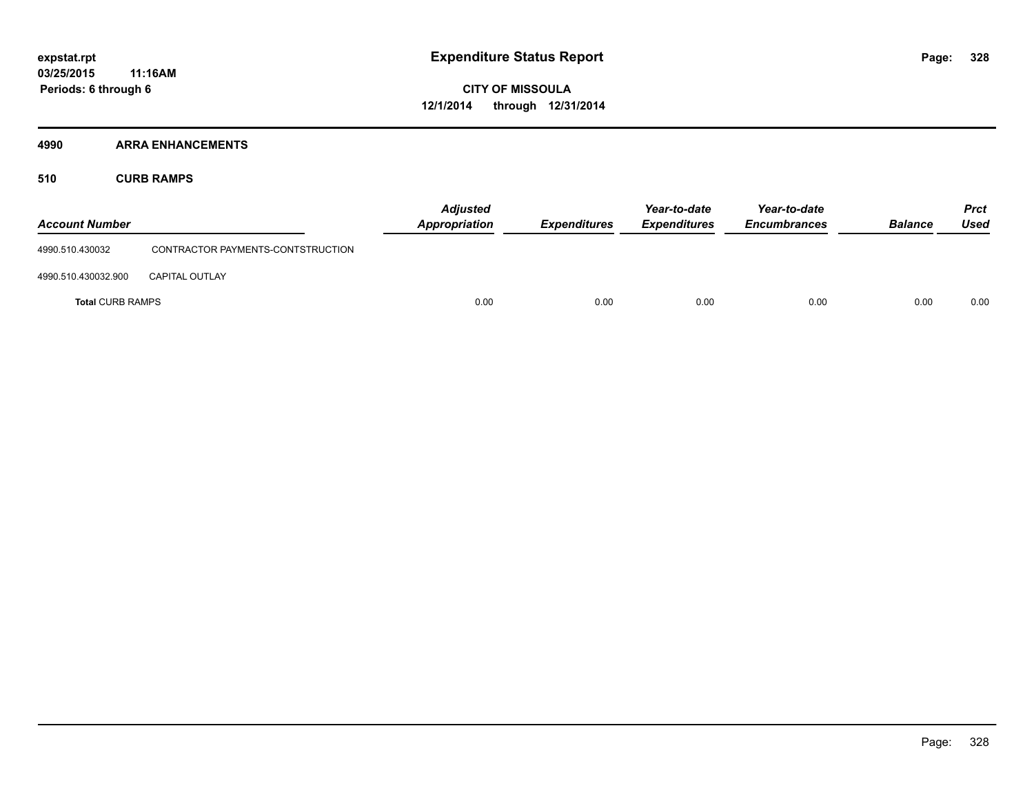**Expenditure Status Report**

**CITY OF MISSOULA**
**12/1/2014 through 12/31/2014**

expstat.rpt
03/25/2015 11:16AM
Periods: 6 through 6

## 4990 ARRA ENHANCEMENTS

### 510 CURB RAMPS

| Account Number | | Adjusted Appropriation | Expenditures | Year-to-date Expenditures | Year-to-date Encumbrances | Balance | Prct Used |
|---|---|---|---|---|---|---|---|
| 4990.510.430032 | CONTRACTOR PAYMENTS-CONTSTRUCTION | | | | | | |
| 4990.510.430032.900 | CAPITAL OUTLAY | | | | | | |
| **Total** CURB RAMPS | | 0.00 | 0.00 | 0.00 | 0.00 | 0.00 | 0.00 |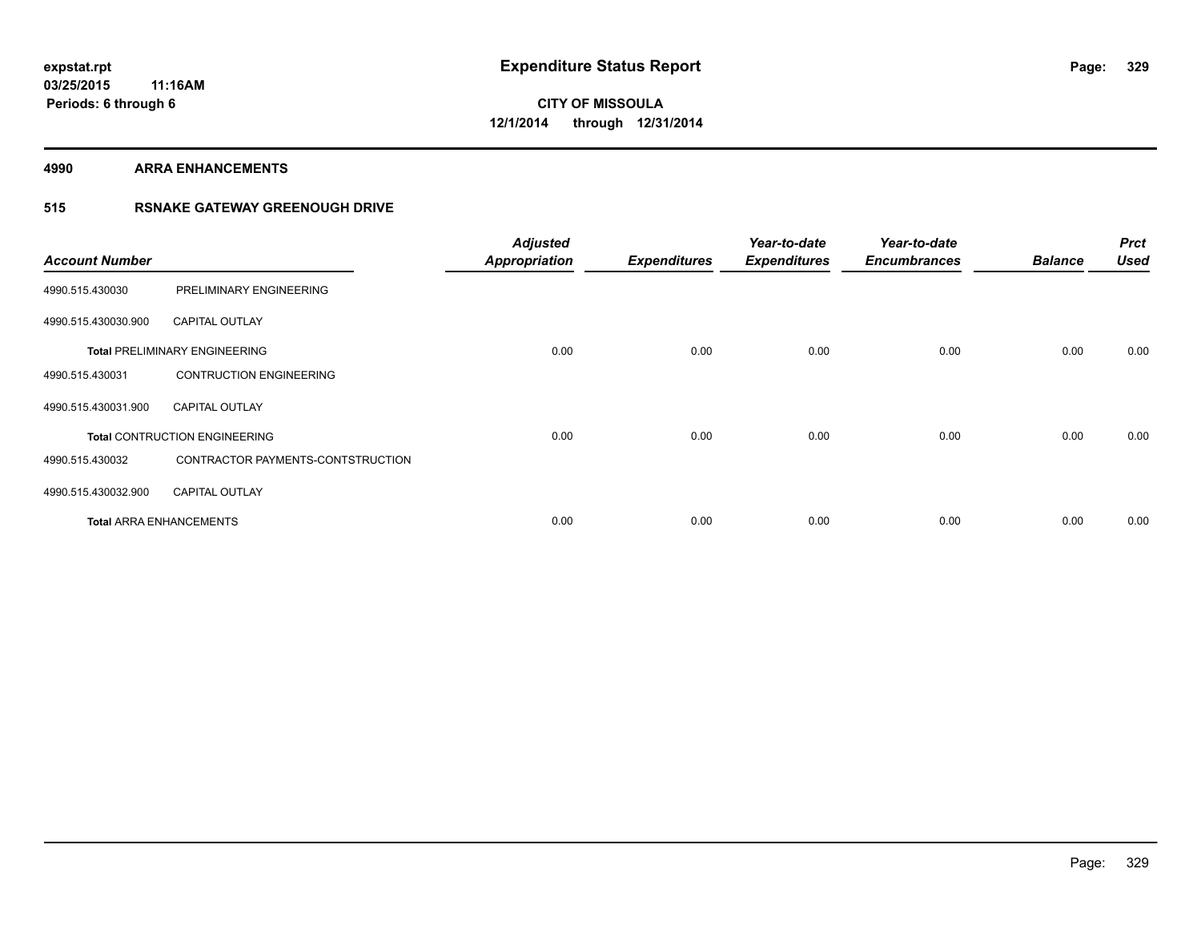# Expenditure Status Report

**CITY OF MISSOULA**
**12/1/2014 through 12/31/2014**

expstat.rpt
03/25/2015 11:16AM
Periods: 6 through 6

**4990 ARRA ENHANCEMENTS**

**515 RSNAKE GATEWAY GREENOUGH DRIVE**

| Account Number | | Adjusted Appropriation | Expenditures | Year-to-date Expenditures | Year-to-date Encumbrances | Balance | Prct Used |
|---|---|---|---|---|---|---|---|
| 4990.515.430030 | PRELIMINARY ENGINEERING | | | | | | |
| 4990.515.430030.900 | CAPITAL OUTLAY | | | | | | |
| **Total** PRELIMINARY ENGINEERING | | 0.00 | 0.00 | 0.00 | 0.00 | 0.00 | 0.00 |
| 4990.515.430031 | CONTRUCTION ENGINEERING | | | | | | |
| 4990.515.430031.900 | CAPITAL OUTLAY | | | | | | |
| **Total** CONTRUCTION ENGINEERING | | 0.00 | 0.00 | 0.00 | 0.00 | 0.00 | 0.00 |
| 4990.515.430032 | CONTRACTOR PAYMENTS-CONTSTRUCTION | | | | | | |
| 4990.515.430032.900 | CAPITAL OUTLAY | | | | | | |
| **Total** ARRA ENHANCEMENTS | | 0.00 | 0.00 | 0.00 | 0.00 | 0.00 | 0.00 |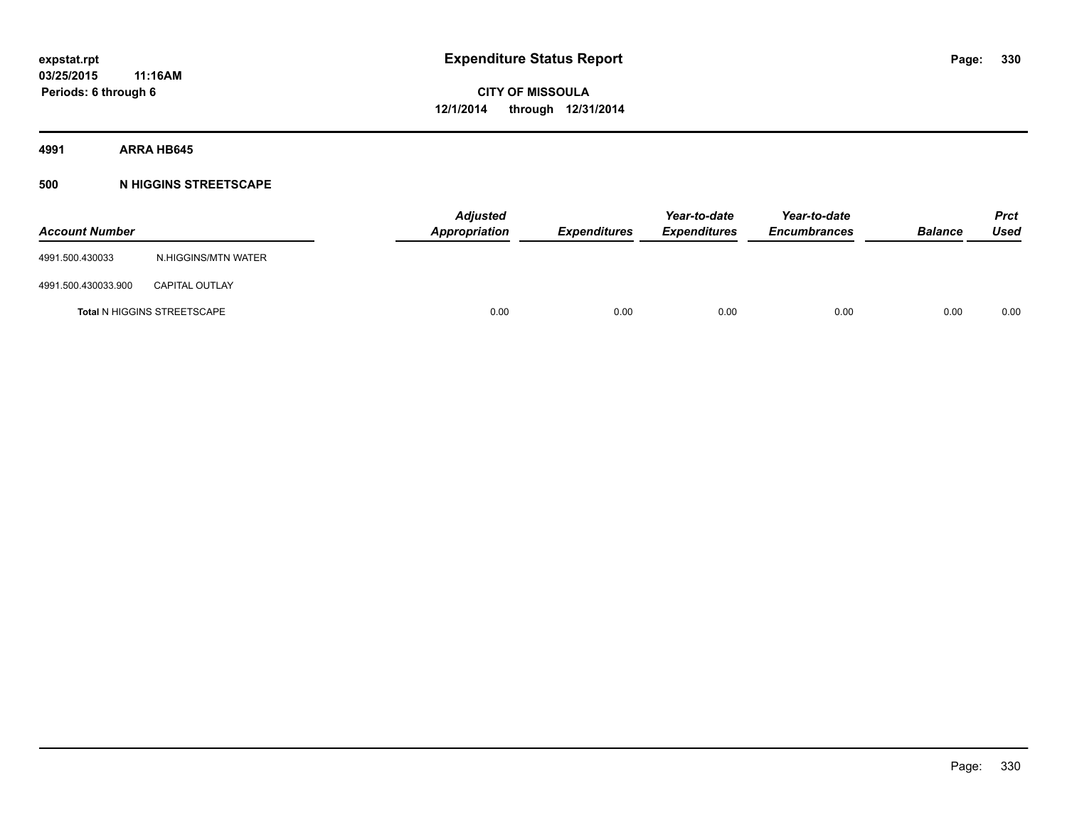# Expenditure Status Report

**CITY OF MISSOULA**
**12/1/2014 through 12/31/2014**

expstat.rpt
03/25/2015 11:16AM
Periods: 6 through 6

**4991 ARRA HB645**

**500 N HIGGINS STREETSCAPE**

| Account Number | | Adjusted Appropriation | Expenditures | Year-to-date Expenditures | Year-to-date Encumbrances | Balance | Prct Used |
|---|---|---|---|---|---|---|---|
| 4991.500.430033 | N.HIGGINS/MTN WATER | | | | | | |
| 4991.500.430033.900 | CAPITAL OUTLAY | | | | | | |
| **Total** N HIGGINS STREETSCAPE | | 0.00 | 0.00 | 0.00 | 0.00 | 0.00 | 0.00 |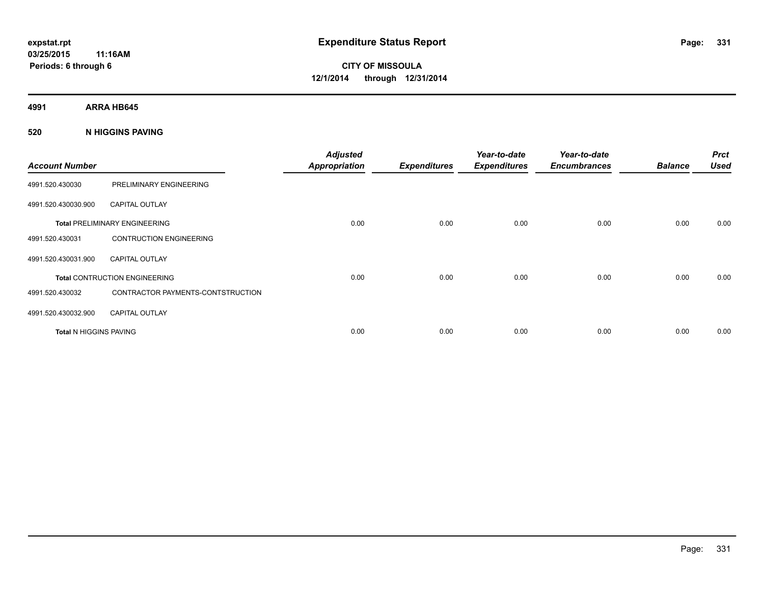**expstat.rpt**
**03/25/2015 11:16AM**
**Periods: 6 through 6**

# Expenditure Status Report

**CITY OF MISSOULA**
**12/1/2014 through 12/31/2014**

## 4991 ARRA HB645

### 520 N HIGGINS PAVING

| Account Number | | Adjusted Appropriation | Expenditures | Year-to-date Expenditures | Year-to-date Encumbrances | Balance | Prct Used |
|---|---|---|---|---|---|---|---|
| 4991.520.430030 | PRELIMINARY ENGINEERING | | | | | | |
| 4991.520.430030.900 | CAPITAL OUTLAY | | | | | | |
| **Total** PRELIMINARY ENGINEERING | | 0.00 | 0.00 | 0.00 | 0.00 | 0.00 | 0.00 |
| 4991.520.430031 | CONTRUCTION ENGINEERING | | | | | | |
| 4991.520.430031.900 | CAPITAL OUTLAY | | | | | | |
| **Total** CONTRUCTION ENGINEERING | | 0.00 | 0.00 | 0.00 | 0.00 | 0.00 | 0.00 |
| 4991.520.430032 | CONTRACTOR PAYMENTS-CONTSTRUCTION | | | | | | |
| 4991.520.430032.900 | CAPITAL OUTLAY | | | | | | |
| **Total** N HIGGINS PAVING | | 0.00 | 0.00 | 0.00 | 0.00 | 0.00 | 0.00 |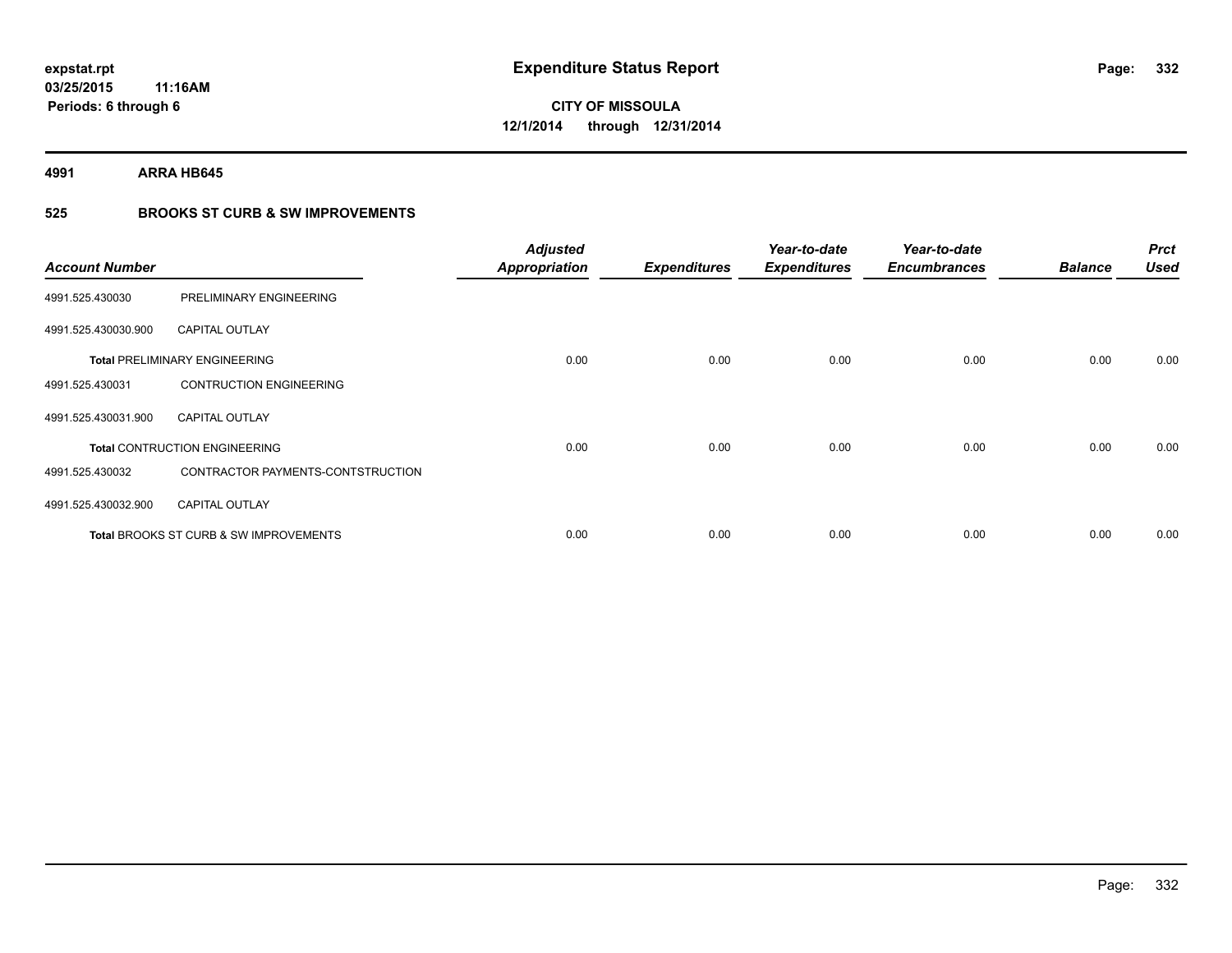**expstat.rpt**
**03/25/2015 11:16AM**
**Periods: 6 through 6**

# Expenditure Status Report

**CITY OF MISSOULA**
**12/1/2014 through 12/31/2014**

**4991 ARRA HB645**

## 525 BROOKS ST CURB & SW IMPROVEMENTS

| Account Number | | Adjusted Appropriation | Expenditures | Year-to-date Expenditures | Year-to-date Encumbrances | Balance | Prct Used |
|---|---|---|---|---|---|---|---|
| 4991.525.430030 | PRELIMINARY ENGINEERING | | | | | | |
| 4991.525.430030.900 | CAPITAL OUTLAY | | | | | | |
| **Total** PRELIMINARY ENGINEERING | | 0.00 | 0.00 | 0.00 | 0.00 | 0.00 | 0.00 |
| 4991.525.430031 | CONTRUCTION ENGINEERING | | | | | | |
| 4991.525.430031.900 | CAPITAL OUTLAY | | | | | | |
| **Total** CONTRUCTION ENGINEERING | | 0.00 | 0.00 | 0.00 | 0.00 | 0.00 | 0.00 |
| 4991.525.430032 | CONTRACTOR PAYMENTS-CONTSTRUCTION | | | | | | |
| 4991.525.430032.900 | CAPITAL OUTLAY | | | | | | |
| **Total** BROOKS ST CURB & SW IMPROVEMENTS | | 0.00 | 0.00 | 0.00 | 0.00 | 0.00 | 0.00 |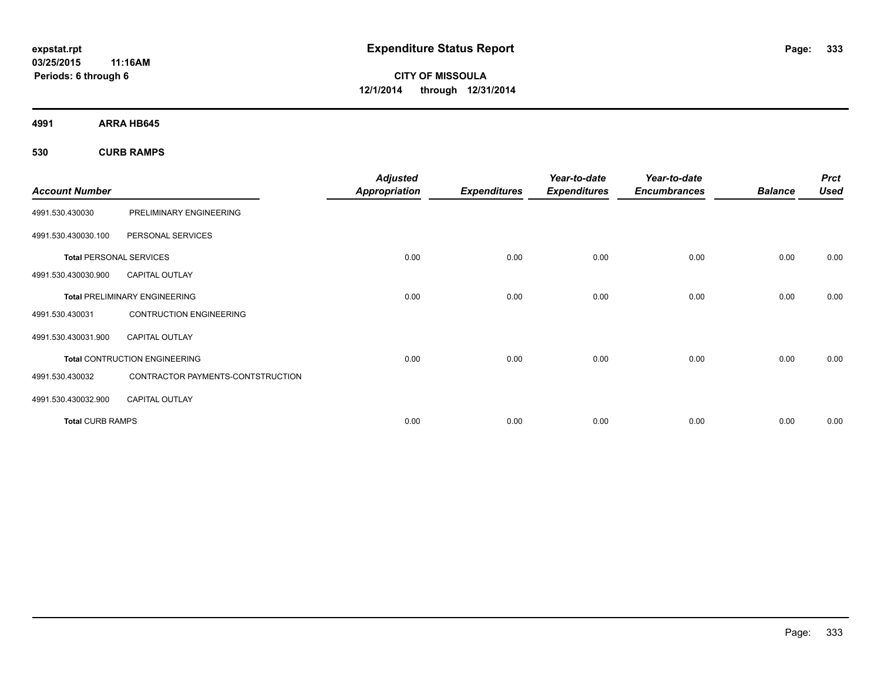**expstat.rpt**
**03/25/2015 11:16AM**
**Periods: 6 through 6**

# Expenditure Status Report

**CITY OF MISSOULA**
**12/1/2014 through 12/31/2014**

## 4991 ARRA HB645

### 530 CURB RAMPS

| Account Number | | Adjusted Appropriation | Expenditures | Year-to-date Expenditures | Year-to-date Encumbrances | Balance | Prct Used |
|---|---|---|---|---|---|---|---|
| 4991.530.430030 | PRELIMINARY ENGINEERING | | | | | | |
| 4991.530.430030.100 | PERSONAL SERVICES | | | | | | |
| **Total** PERSONAL SERVICES | | 0.00 | 0.00 | 0.00 | 0.00 | 0.00 | 0.00 |
| 4991.530.430030.900 | CAPITAL OUTLAY | | | | | | |
| **Total** PRELIMINARY ENGINEERING | | 0.00 | 0.00 | 0.00 | 0.00 | 0.00 | 0.00 |
| 4991.530.430031 | CONTRUCTION ENGINEERING | | | | | | |
| 4991.530.430031.900 | CAPITAL OUTLAY | | | | | | |
| **Total** CONTRUCTION ENGINEERING | | 0.00 | 0.00 | 0.00 | 0.00 | 0.00 | 0.00 |
| 4991.530.430032 | CONTRACTOR PAYMENTS-CONTSTRUCTION | | | | | | |
| 4991.530.430032.900 | CAPITAL OUTLAY | | | | | | |
| **Total** CURB RAMPS | | 0.00 | 0.00 | 0.00 | 0.00 | 0.00 | 0.00 |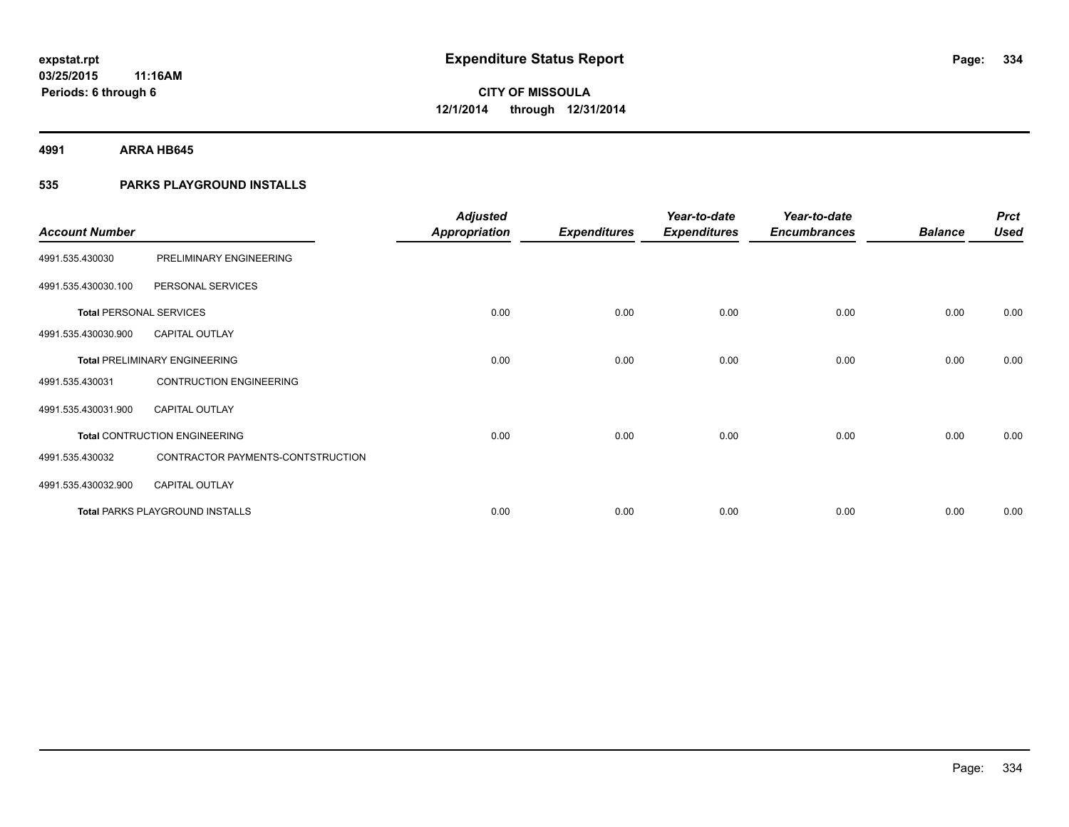**expstat.rpt**
**03/25/2015 11:16AM**
**Periods: 6 through 6**

# Expenditure Status Report

**CITY OF MISSOULA**
**12/1/2014 through 12/31/2014**

**4991 ARRA HB645**

**535 PARKS PLAYGROUND INSTALLS**

| Account Number | | Adjusted Appropriation | Expenditures | Year-to-date Expenditures | Year-to-date Encumbrances | Balance | Prct Used |
|---|---|---|---|---|---|---|---|
| 4991.535.430030 | PRELIMINARY ENGINEERING | | | | | | |
| 4991.535.430030.100 | PERSONAL SERVICES | | | | | | |
| **Total** PERSONAL SERVICES | | 0.00 | 0.00 | 0.00 | 0.00 | 0.00 | 0.00 |
| 4991.535.430030.900 | CAPITAL OUTLAY | | | | | | |
| **Total** PRELIMINARY ENGINEERING | | 0.00 | 0.00 | 0.00 | 0.00 | 0.00 | 0.00 |
| 4991.535.430031 | CONTRUCTION ENGINEERING | | | | | | |
| 4991.535.430031.900 | CAPITAL OUTLAY | | | | | | |
| **Total** CONTRUCTION ENGINEERING | | 0.00 | 0.00 | 0.00 | 0.00 | 0.00 | 0.00 |
| 4991.535.430032 | CONTRACTOR PAYMENTS-CONTSTRUCTION | | | | | | |
| 4991.535.430032.900 | CAPITAL OUTLAY | | | | | | |
| **Total** PARKS PLAYGROUND INSTALLS | | 0.00 | 0.00 | 0.00 | 0.00 | 0.00 | 0.00 |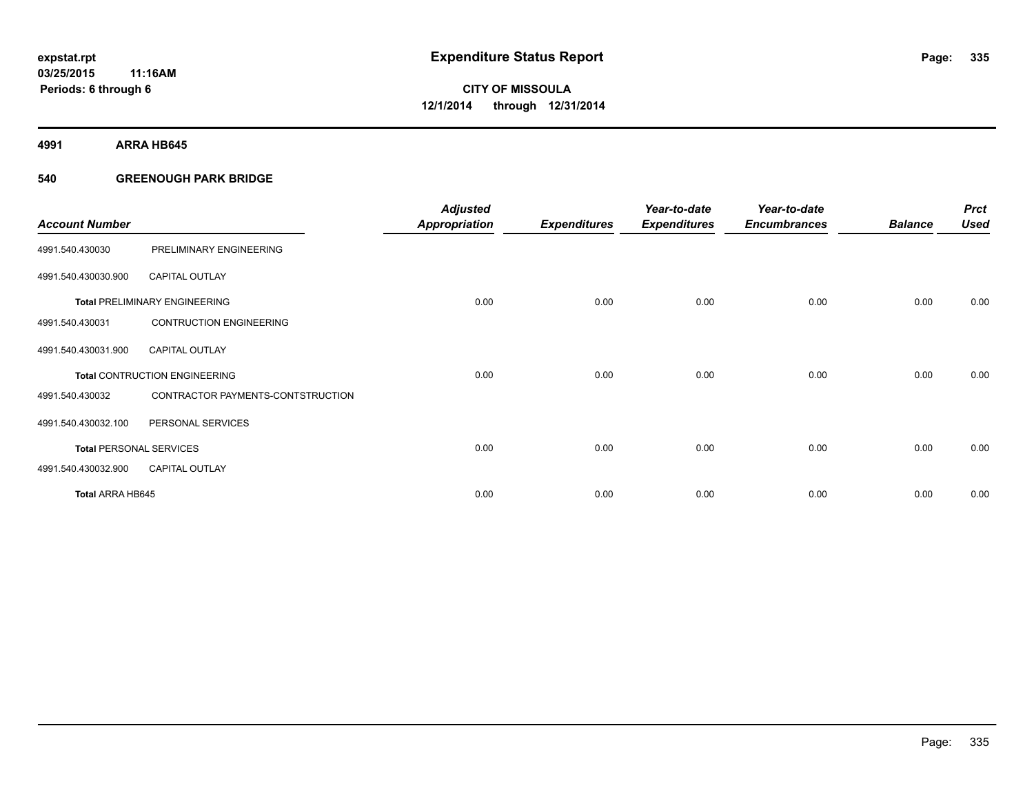# Expenditure Status Report

expstat.rpt
03/25/2015 11:16AM
Periods: 6 through 6

**CITY OF MISSOULA**
**12/1/2014 through 12/31/2014**

## 4991 ARRA HB645

### 540 GREENOUGH PARK BRIDGE

| Account Number | | Adjusted Appropriation | Expenditures | Year-to-date Expenditures | Year-to-date Encumbrances | Balance | Prct Used |
|---|---|---|---|---|---|---|---|
| 4991.540.430030 | PRELIMINARY ENGINEERING | | | | | | |
| 4991.540.430030.900 | CAPITAL OUTLAY | | | | | | |
| **Total** PRELIMINARY ENGINEERING | | 0.00 | 0.00 | 0.00 | 0.00 | 0.00 | 0.00 |
| 4991.540.430031 | CONTRUCTION ENGINEERING | | | | | | |
| 4991.540.430031.900 | CAPITAL OUTLAY | | | | | | |
| **Total** CONTRUCTION ENGINEERING | | 0.00 | 0.00 | 0.00 | 0.00 | 0.00 | 0.00 |
| 4991.540.430032 | CONTRACTOR PAYMENTS-CONTSTRUCTION | | | | | | |
| 4991.540.430032.100 | PERSONAL SERVICES | | | | | | |
| **Total** PERSONAL SERVICES | | 0.00 | 0.00 | 0.00 | 0.00 | 0.00 | 0.00 |
| 4991.540.430032.900 | CAPITAL OUTLAY | | | | | | |
| **Total** ARRA HB645 | | 0.00 | 0.00 | 0.00 | 0.00 | 0.00 | 0.00 |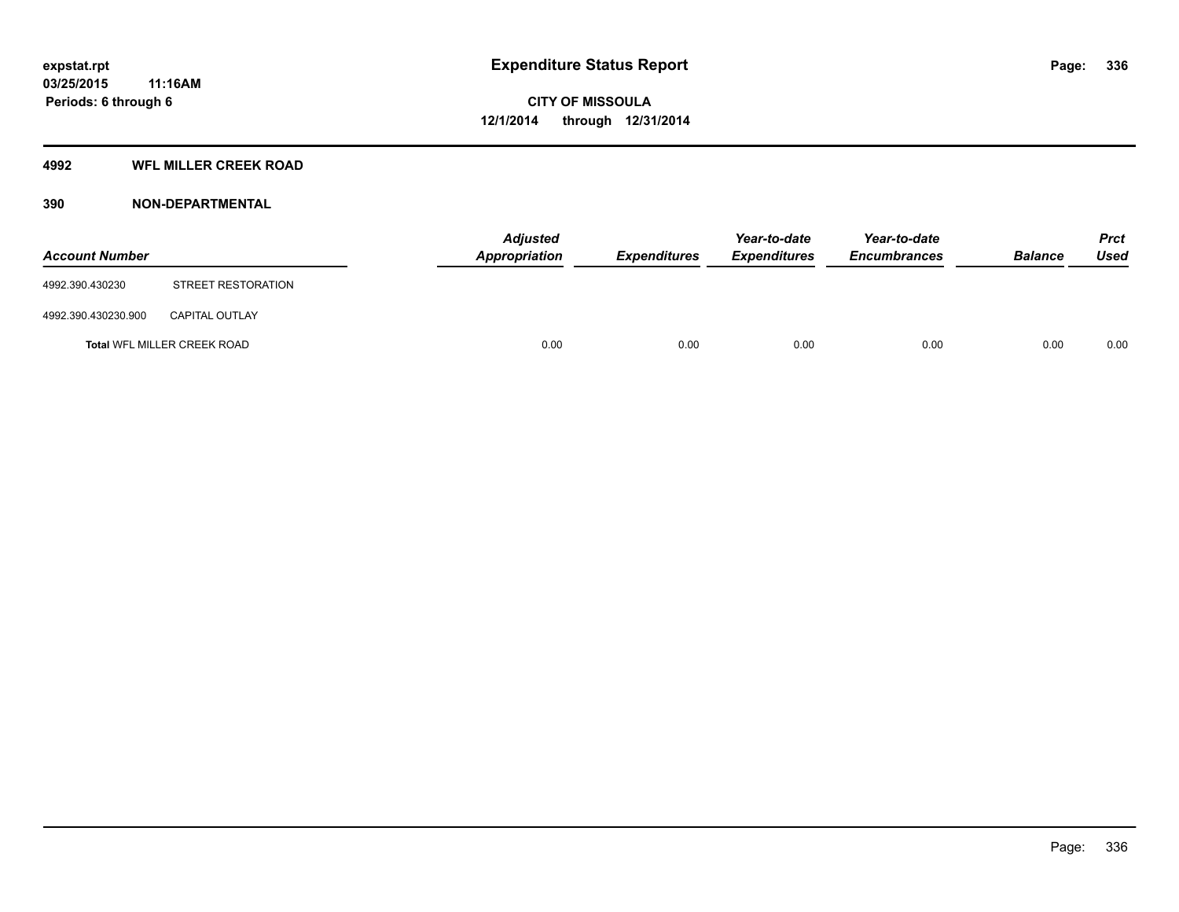# Expenditure Status Report

**expstat.rpt**
**03/25/2015 11:16AM**
**Periods: 6 through 6**

**CITY OF MISSOULA**
**12/1/2014 through 12/31/2014**

## 4992 WFL MILLER CREEK ROAD

## 390 NON-DEPARTMENTAL

| Account Number | | Adjusted Appropriation | Expenditures | Year-to-date Expenditures | Year-to-date Encumbrances | Balance | Prct Used |
|---|---|---|---|---|---|---|---|
| 4992.390.430230 | STREET RESTORATION | | | | | | |
| 4992.390.430230.900 | CAPITAL OUTLAY | | | | | | |
| **Total** WFL MILLER CREEK ROAD | | 0.00 | 0.00 | 0.00 | 0.00 | 0.00 | 0.00 |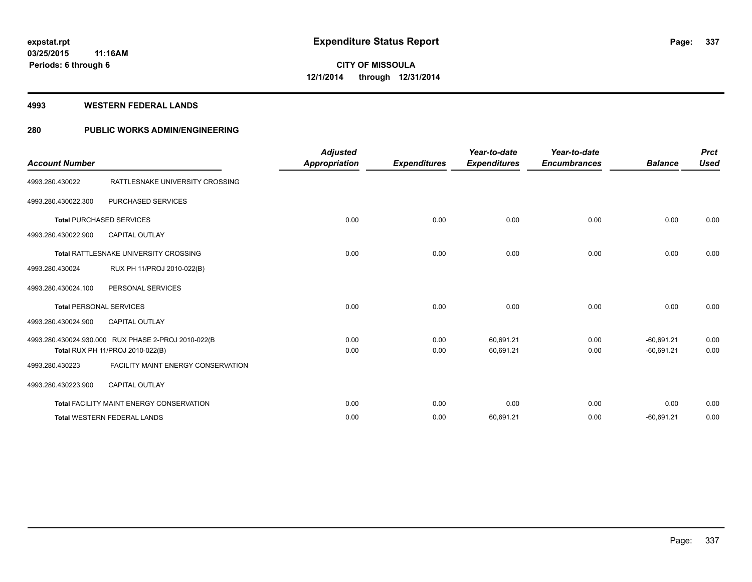**expstat.rpt**
**03/25/2015 11:16AM**
**Periods: 6 through 6**

# Expenditure Status Report

**CITY OF MISSOULA**
**12/1/2014 through 12/31/2014**

## 4993 WESTERN FEDERAL LANDS

## 280 PUBLIC WORKS ADMIN/ENGINEERING

| Account Number | | Adjusted Appropriation | Expenditures | Year-to-date Expenditures | Year-to-date Encumbrances | Balance | Prct Used |
|---|---|---|---|---|---|---|---|
| 4993.280.430022 | RATTLESNAKE UNIVERSITY CROSSING | | | | | | |
| 4993.280.430022.300 | PURCHASED SERVICES | | | | | | |
| **Total** PURCHASED SERVICES | | 0.00 | 0.00 | 0.00 | 0.00 | 0.00 | 0.00 |
| 4993.280.430022.900 | CAPITAL OUTLAY | | | | | | |
| **Total** RATTLESNAKE UNIVERSITY CROSSING | | 0.00 | 0.00 | 0.00 | 0.00 | 0.00 | 0.00 |
| 4993.280.430024 | RUX PH 11/PROJ 2010-022(B) | | | | | | |
| 4993.280.430024.100 | PERSONAL SERVICES | | | | | | |
| **Total** PERSONAL SERVICES | | 0.00 | 0.00 | 0.00 | 0.00 | 0.00 | 0.00 |
| 4993.280.430024.900 | CAPITAL OUTLAY | | | | | | |
| 4993.280.430024.930.000 | RUX PHASE 2-PROJ 2010-022(B | 0.00 | 0.00 | 60,691.21 | 0.00 | -60,691.21 | 0.00 |
| **Total** RUX PH 11/PROJ 2010-022(B) | | 0.00 | 0.00 | 60,691.21 | 0.00 | -60,691.21 | 0.00 |
| 4993.280.430223 | FACILITY MAINT ENERGY CONSERVATION | | | | | | |
| 4993.280.430223.900 | CAPITAL OUTLAY | | | | | | |
| **Total** FACILITY MAINT ENERGY CONSERVATION | | 0.00 | 0.00 | 0.00 | 0.00 | 0.00 | 0.00 |
| **Total** WESTERN FEDERAL LANDS | | 0.00 | 0.00 | 60,691.21 | 0.00 | -60,691.21 | 0.00 |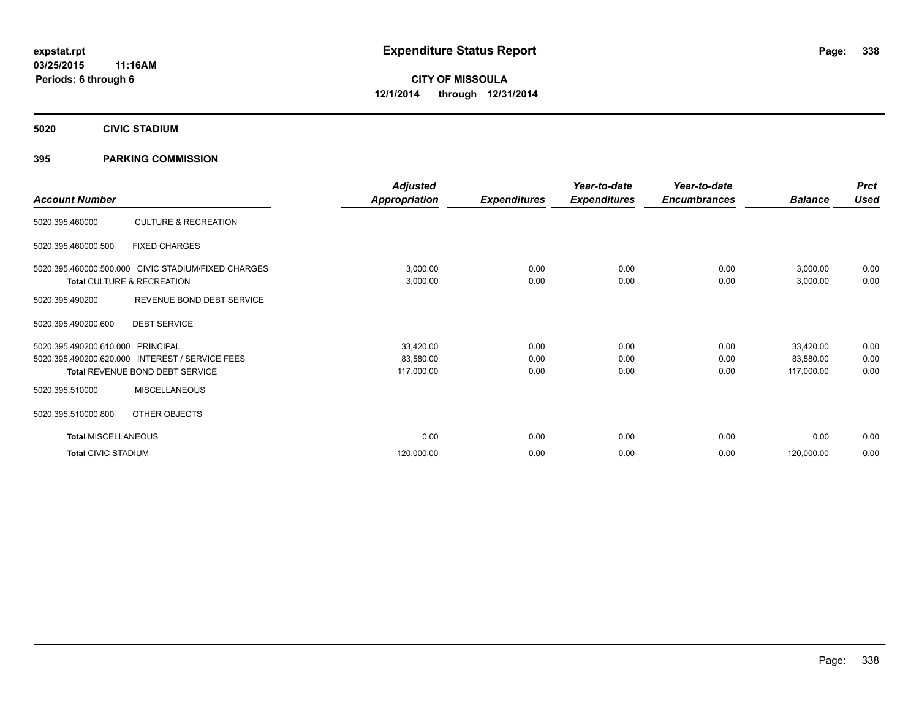# Expenditure Status Report

**expstat.rpt**
**03/25/2015 11:16AM**
**Periods: 6 through 6**

**CITY OF MISSOULA**
**12/1/2014 through 12/31/2014**

## 5020 CIVIC STADIUM

## 395 PARKING COMMISSION

| Account Number | | Adjusted Appropriation | Expenditures | Year-to-date Expenditures | Year-to-date Encumbrances | Balance | Prct Used |
|---|---|---|---|---|---|---|---|
| 5020.395.460000 | CULTURE & RECREATION | | | | | | |
| 5020.395.460000.500 | FIXED CHARGES | | | | | | |
| 5020.395.460000.500.000 | CIVIC STADIUM/FIXED CHARGES | 3,000.00 | 0.00 | 0.00 | 0.00 | 3,000.00 | 0.00 |
| **Total** CULTURE & RECREATION | | 3,000.00 | 0.00 | 0.00 | 0.00 | 3,000.00 | 0.00 |
| 5020.395.490200 | REVENUE BOND DEBT SERVICE | | | | | | |
| 5020.395.490200.600 | DEBT SERVICE | | | | | | |
| 5020.395.490200.610.000 | PRINCIPAL | 33,420.00 | 0.00 | 0.00 | 0.00 | 33,420.00 | 0.00 |
| 5020.395.490200.620.000 | INTEREST / SERVICE FEES | 83,580.00 | 0.00 | 0.00 | 0.00 | 83,580.00 | 0.00 |
| **Total** REVENUE BOND DEBT SERVICE | | 117,000.00 | 0.00 | 0.00 | 0.00 | 117,000.00 | 0.00 |
| 5020.395.510000 | MISCELLANEOUS | | | | | | |
| 5020.395.510000.800 | OTHER OBJECTS | | | | | | |
| **Total** MISCELLANEOUS | | 0.00 | 0.00 | 0.00 | 0.00 | 0.00 | 0.00 |
| **Total** CIVIC STADIUM | | 120,000.00 | 0.00 | 0.00 | 0.00 | 120,000.00 | 0.00 |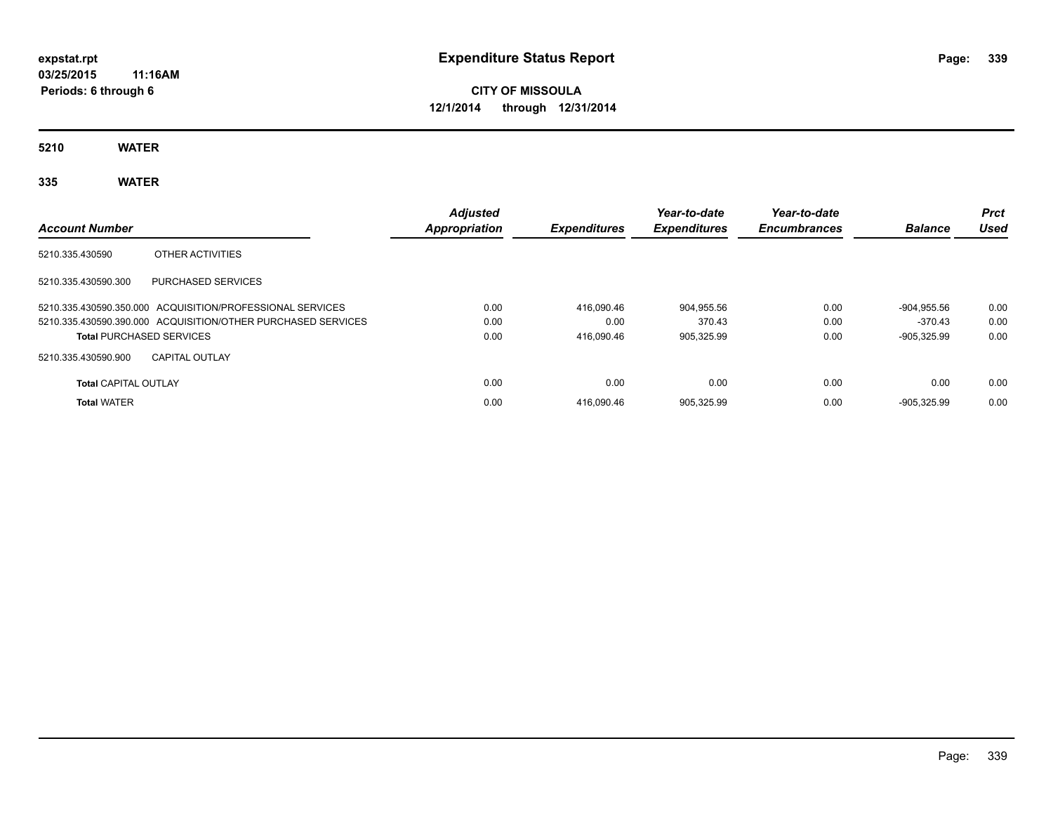**expstat.rpt**
**03/25/2015 11:16AM**
**Periods: 6 through 6**

# Expenditure Status Report

**CITY OF MISSOULA**
**12/1/2014 through 12/31/2014**

## 5210 WATER

## 335 WATER

| Account Number | | Adjusted Appropriation | Expenditures | Year-to-date Expenditures | Year-to-date Encumbrances | Balance | Prct Used |
|---|---|---|---|---|---|---|---|
| 5210.335.430590 | OTHER ACTIVITIES | | | | | | |
| 5210.335.430590.300 | PURCHASED SERVICES | | | | | | |
| 5210.335.430590.350.000 | ACQUISITION/PROFESSIONAL SERVICES | 0.00 | 416,090.46 | 904,955.56 | 0.00 | -904,955.56 | 0.00 |
| 5210.335.430590.390.000 | ACQUISITION/OTHER PURCHASED SERVICES | 0.00 | 0.00 | 370.43 | 0.00 | -370.43 | 0.00 |
| **Total** PURCHASED SERVICES | | 0.00 | 416,090.46 | 905,325.99 | 0.00 | -905,325.99 | 0.00 |
| 5210.335.430590.900 | CAPITAL OUTLAY | | | | | | |
| **Total** CAPITAL OUTLAY | | 0.00 | 0.00 | 0.00 | 0.00 | 0.00 | 0.00 |
| **Total** WATER | | 0.00 | 416,090.46 | 905,325.99 | 0.00 | -905,325.99 | 0.00 |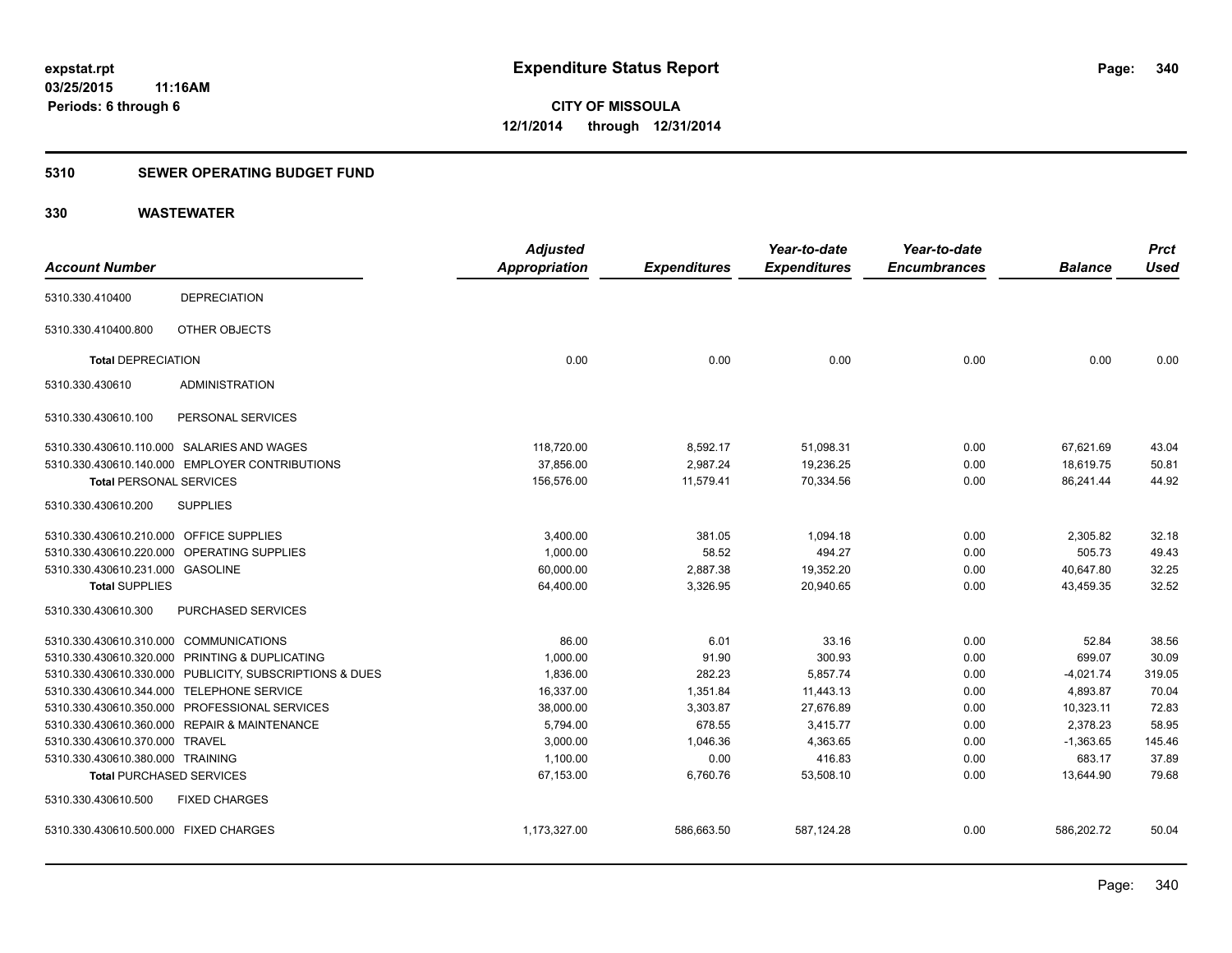expstat.rpt
03/25/2015 11:16AM
Periods: 6 through 6

# Expenditure Status Report

**CITY OF MISSOULA**
**12/1/2014 through 12/31/2014**

## 5310 SEWER OPERATING BUDGET FUND

## 330 WASTEWATER

| Account Number | | Adjusted Appropriation | Expenditures | Year-to-date Expenditures | Year-to-date Encumbrances | Balance | Prct Used |
|---|---|---|---|---|---|---|---|
| 5310.330.410400 | DEPRECIATION | | | | | | |
| 5310.330.410400.800 | OTHER OBJECTS | | | | | | |
| **Total** DEPRECIATION | | 0.00 | 0.00 | 0.00 | 0.00 | 0.00 | 0.00 |
| 5310.330.430610 | ADMINISTRATION | | | | | | |
| 5310.330.430610.100 | PERSONAL SERVICES | | | | | | |
| 5310.330.430610.110.000 | SALARIES AND WAGES | 118,720.00 | 8,592.17 | 51,098.31 | 0.00 | 67,621.69 | 43.04 |
| 5310.330.430610.140.000 | EMPLOYER CONTRIBUTIONS | 37,856.00 | 2,987.24 | 19,236.25 | 0.00 | 18,619.75 | 50.81 |
| **Total** PERSONAL SERVICES | | 156,576.00 | 11,579.41 | 70,334.56 | 0.00 | 86,241.44 | 44.92 |
| 5310.330.430610.200 | SUPPLIES | | | | | | |
| 5310.330.430610.210.000 | OFFICE SUPPLIES | 3,400.00 | 381.05 | 1,094.18 | 0.00 | 2,305.82 | 32.18 |
| 5310.330.430610.220.000 | OPERATING SUPPLIES | 1,000.00 | 58.52 | 494.27 | 0.00 | 505.73 | 49.43 |
| 5310.330.430610.231.000 | GASOLINE | 60,000.00 | 2,887.38 | 19,352.20 | 0.00 | 40,647.80 | 32.25 |
| **Total** SUPPLIES | | 64,400.00 | 3,326.95 | 20,940.65 | 0.00 | 43,459.35 | 32.52 |
| 5310.330.430610.300 | PURCHASED SERVICES | | | | | | |
| 5310.330.430610.310.000 | COMMUNICATIONS | 86.00 | 6.01 | 33.16 | 0.00 | 52.84 | 38.56 |
| 5310.330.430610.320.000 | PRINTING & DUPLICATING | 1,000.00 | 91.90 | 300.93 | 0.00 | 699.07 | 30.09 |
| 5310.330.430610.330.000 | PUBLICITY, SUBSCRIPTIONS & DUES | 1,836.00 | 282.23 | 5,857.74 | 0.00 | -4,021.74 | 319.05 |
| 5310.330.430610.344.000 | TELEPHONE SERVICE | 16,337.00 | 1,351.84 | 11,443.13 | 0.00 | 4,893.87 | 70.04 |
| 5310.330.430610.350.000 | PROFESSIONAL SERVICES | 38,000.00 | 3,303.87 | 27,676.89 | 0.00 | 10,323.11 | 72.83 |
| 5310.330.430610.360.000 | REPAIR & MAINTENANCE | 5,794.00 | 678.55 | 3,415.77 | 0.00 | 2,378.23 | 58.95 |
| 5310.330.430610.370.000 | TRAVEL | 3,000.00 | 1,046.36 | 4,363.65 | 0.00 | -1,363.65 | 145.46 |
| 5310.330.430610.380.000 | TRAINING | 1,100.00 | 0.00 | 416.83 | 0.00 | 683.17 | 37.89 |
| **Total** PURCHASED SERVICES | | 67,153.00 | 6,760.76 | 53,508.10 | 0.00 | 13,644.90 | 79.68 |
| 5310.330.430610.500 | FIXED CHARGES | | | | | | |
| 5310.330.430610.500.000 | FIXED CHARGES | 1,173,327.00 | 586,663.50 | 587,124.28 | 0.00 | 586,202.72 | 50.04 |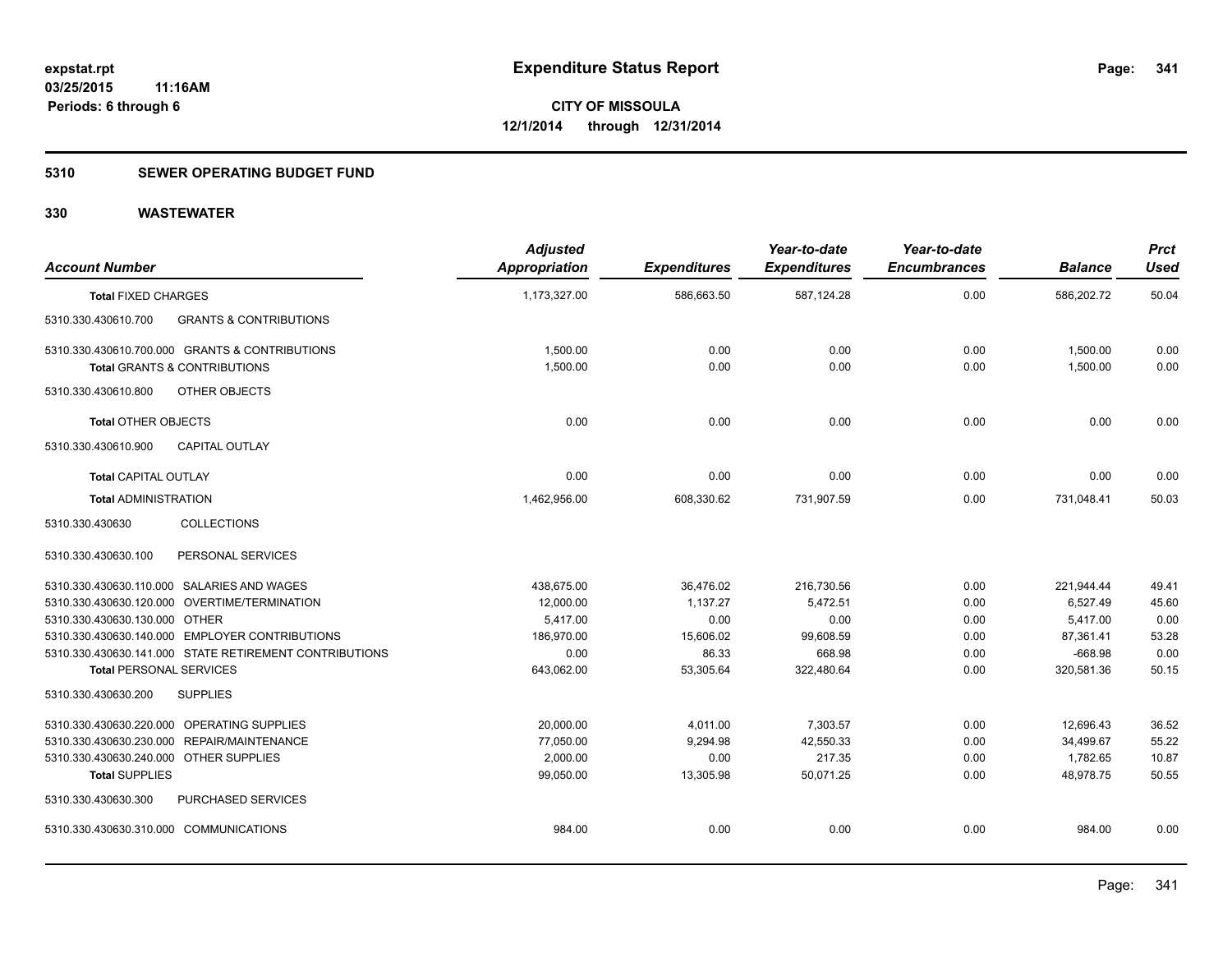# Expenditure Status Report

expstat.rpt
03/25/2015 11:16AM
Periods: 6 through 6

**CITY OF MISSOULA**
**12/1/2014 through 12/31/2014**

## 5310 SEWER OPERATING BUDGET FUND

## 330 WASTEWATER

| Account Number | Adjusted Appropriation | Expenditures | Year-to-date Expenditures | Year-to-date Encumbrances | Balance | Prct Used |
|---|---|---|---|---|---|---|
| **Total** FIXED CHARGES | 1,173,327.00 | 586,663.50 | 587,124.28 | 0.00 | 586,202.72 | 50.04 |
| 5310.330.430610.700 GRANTS & CONTRIBUTIONS | | | | | | |
| 5310.330.430610.700.000 GRANTS & CONTRIBUTIONS | 1,500.00 | 0.00 | 0.00 | 0.00 | 1,500.00 | 0.00 |
| **Total** GRANTS & CONTRIBUTIONS | 1,500.00 | 0.00 | 0.00 | 0.00 | 1,500.00 | 0.00 |
| 5310.330.430610.800 OTHER OBJECTS | | | | | | |
| **Total** OTHER OBJECTS | 0.00 | 0.00 | 0.00 | 0.00 | 0.00 | 0.00 |
| 5310.330.430610.900 CAPITAL OUTLAY | | | | | | |
| **Total** CAPITAL OUTLAY | 0.00 | 0.00 | 0.00 | 0.00 | 0.00 | 0.00 |
| **Total** ADMINISTRATION | 1,462,956.00 | 608,330.62 | 731,907.59 | 0.00 | 731,048.41 | 50.03 |
| 5310.330.430630 COLLECTIONS | | | | | | |
| 5310.330.430630.100 PERSONAL SERVICES | | | | | | |
| 5310.330.430630.110.000 SALARIES AND WAGES | 438,675.00 | 36,476.02 | 216,730.56 | 0.00 | 221,944.44 | 49.41 |
| 5310.330.430630.120.000 OVERTIME/TERMINATION | 12,000.00 | 1,137.27 | 5,472.51 | 0.00 | 6,527.49 | 45.60 |
| 5310.330.430630.130.000 OTHER | 5,417.00 | 0.00 | 0.00 | 0.00 | 5,417.00 | 0.00 |
| 5310.330.430630.140.000 EMPLOYER CONTRIBUTIONS | 186,970.00 | 15,606.02 | 99,608.59 | 0.00 | 87,361.41 | 53.28 |
| 5310.330.430630.141.000 STATE RETIREMENT CONTRIBUTIONS | 0.00 | 86.33 | 668.98 | 0.00 | -668.98 | 0.00 |
| **Total** PERSONAL SERVICES | 643,062.00 | 53,305.64 | 322,480.64 | 0.00 | 320,581.36 | 50.15 |
| 5310.330.430630.200 SUPPLIES | | | | | | |
| 5310.330.430630.220.000 OPERATING SUPPLIES | 20,000.00 | 4,011.00 | 7,303.57 | 0.00 | 12,696.43 | 36.52 |
| 5310.330.430630.230.000 REPAIR/MAINTENANCE | 77,050.00 | 9,294.98 | 42,550.33 | 0.00 | 34,499.67 | 55.22 |
| 5310.330.430630.240.000 OTHER SUPPLIES | 2,000.00 | 0.00 | 217.35 | 0.00 | 1,782.65 | 10.87 |
| **Total** SUPPLIES | 99,050.00 | 13,305.98 | 50,071.25 | 0.00 | 48,978.75 | 50.55 |
| 5310.330.430630.300 PURCHASED SERVICES | | | | | | |
| 5310.330.430630.310.000 COMMUNICATIONS | 984.00 | 0.00 | 0.00 | 0.00 | 984.00 | 0.00 |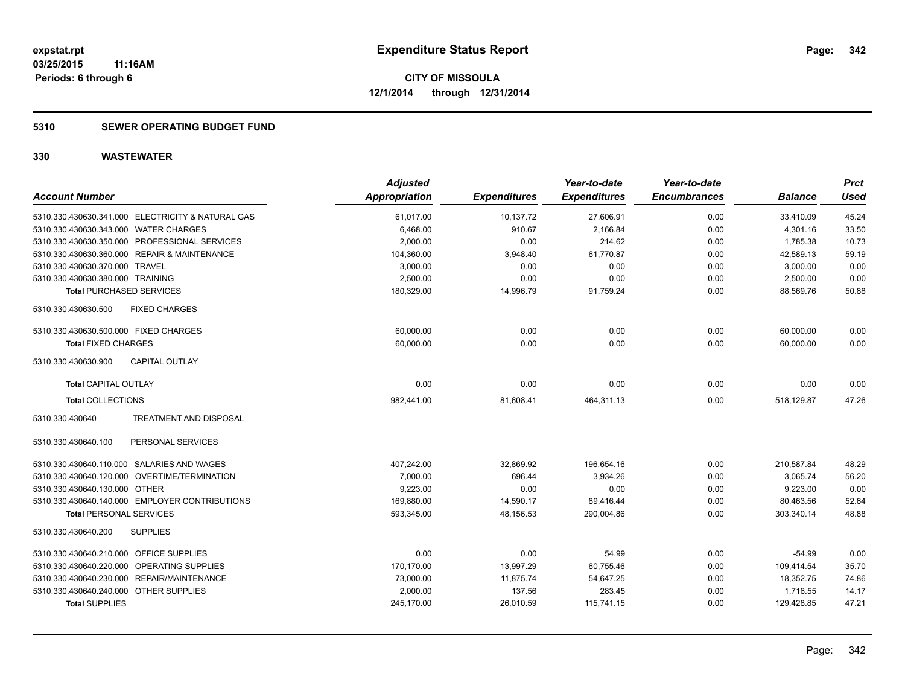**expstat.rpt**
**03/25/2015 11:16AM**
**Periods: 6 through 6**

# Expenditure Status Report

**CITY OF MISSOULA**
**12/1/2014 through 12/31/2014**

## 5310 SEWER OPERATING BUDGET FUND

## 330 WASTEWATER

| Account Number | Adjusted Appropriation | Expenditures | Year-to-date Expenditures | Year-to-date Encumbrances | Balance | Prct Used |
|---|---|---|---|---|---|---|
| 5310.330.430630.341.000 ELECTRICITY & NATURAL GAS | 61,017.00 | 10,137.72 | 27,606.91 | 0.00 | 33,410.09 | 45.24 |
| 5310.330.430630.343.000 WATER CHARGES | 6,468.00 | 910.67 | 2,166.84 | 0.00 | 4,301.16 | 33.50 |
| 5310.330.430630.350.000 PROFESSIONAL SERVICES | 2,000.00 | 0.00 | 214.62 | 0.00 | 1,785.38 | 10.73 |
| 5310.330.430630.360.000 REPAIR & MAINTENANCE | 104,360.00 | 3,948.40 | 61,770.87 | 0.00 | 42,589.13 | 59.19 |
| 5310.330.430630.370.000 TRAVEL | 3,000.00 | 0.00 | 0.00 | 0.00 | 3,000.00 | 0.00 |
| 5310.330.430630.380.000 TRAINING | 2,500.00 | 0.00 | 0.00 | 0.00 | 2,500.00 | 0.00 |
| **Total** PURCHASED SERVICES | 180,329.00 | 14,996.79 | 91,759.24 | 0.00 | 88,569.76 | 50.88 |
| 5310.330.430630.500 FIXED CHARGES | | | | | | |
| 5310.330.430630.500.000 FIXED CHARGES | 60,000.00 | 0.00 | 0.00 | 0.00 | 60,000.00 | 0.00 |
| **Total** FIXED CHARGES | 60,000.00 | 0.00 | 0.00 | 0.00 | 60,000.00 | 0.00 |
| 5310.330.430630.900 CAPITAL OUTLAY | | | | | | |
| **Total** CAPITAL OUTLAY | 0.00 | 0.00 | 0.00 | 0.00 | 0.00 | 0.00 |
| **Total** COLLECTIONS | 982,441.00 | 81,608.41 | 464,311.13 | 0.00 | 518,129.87 | 47.26 |
| 5310.330.430640 TREATMENT AND DISPOSAL | | | | | | |
| 5310.330.430640.100 PERSONAL SERVICES | | | | | | |
| 5310.330.430640.110.000 SALARIES AND WAGES | 407,242.00 | 32,869.92 | 196,654.16 | 0.00 | 210,587.84 | 48.29 |
| 5310.330.430640.120.000 OVERTIME/TERMINATION | 7,000.00 | 696.44 | 3,934.26 | 0.00 | 3,065.74 | 56.20 |
| 5310.330.430640.130.000 OTHER | 9,223.00 | 0.00 | 0.00 | 0.00 | 9,223.00 | 0.00 |
| 5310.330.430640.140.000 EMPLOYER CONTRIBUTIONS | 169,880.00 | 14,590.17 | 89,416.44 | 0.00 | 80,463.56 | 52.64 |
| **Total** PERSONAL SERVICES | 593,345.00 | 48,156.53 | 290,004.86 | 0.00 | 303,340.14 | 48.88 |
| 5310.330.430640.200 SUPPLIES | | | | | | |
| 5310.330.430640.210.000 OFFICE SUPPLIES | 0.00 | 0.00 | 54.99 | 0.00 | -54.99 | 0.00 |
| 5310.330.430640.220.000 OPERATING SUPPLIES | 170,170.00 | 13,997.29 | 60,755.46 | 0.00 | 109,414.54 | 35.70 |
| 5310.330.430640.230.000 REPAIR/MAINTENANCE | 73,000.00 | 11,875.74 | 54,647.25 | 0.00 | 18,352.75 | 74.86 |
| 5310.330.430640.240.000 OTHER SUPPLIES | 2,000.00 | 137.56 | 283.45 | 0.00 | 1,716.55 | 14.17 |
| **Total** SUPPLIES | 245,170.00 | 26,010.59 | 115,741.15 | 0.00 | 129,428.85 | 47.21 |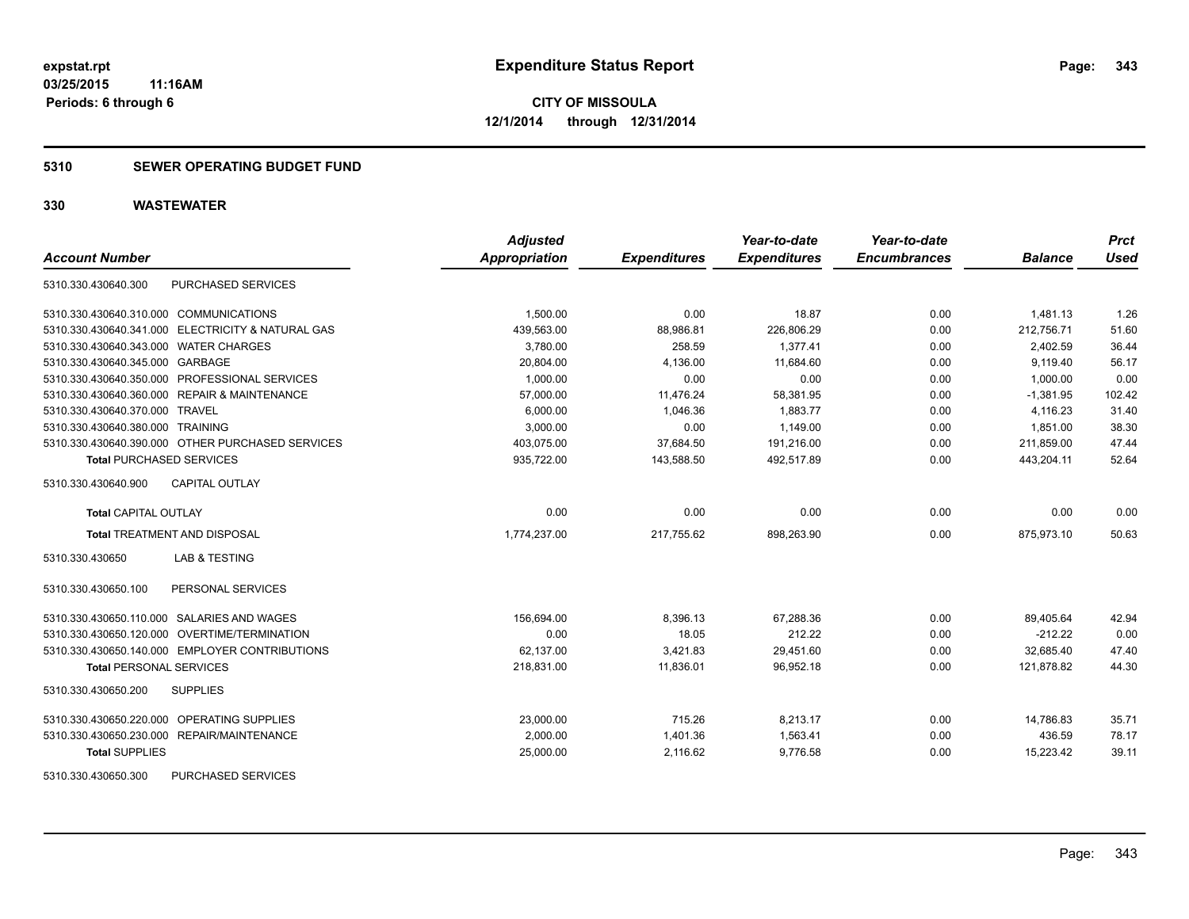# Expenditure Status Report

expstat.rpt
03/25/2015 11:16AM
Periods: 6 through 6

**CITY OF MISSOULA**
**12/1/2014 through 12/31/2014**

## 5310 SEWER OPERATING BUDGET FUND

## 330 WASTEWATER

| Account Number | | Adjusted Appropriation | Expenditures | Year-to-date Expenditures | Year-to-date Encumbrances | Balance | Prct Used |
|---|---|---|---|---|---|---|---|
| 5310.330.430640.300 | PURCHASED SERVICES | | | | | | |
| 5310.330.430640.310.000 | COMMUNICATIONS | 1,500.00 | 0.00 | 18.87 | 0.00 | 1,481.13 | 1.26 |
| 5310.330.430640.341.000 | ELECTRICITY & NATURAL GAS | 439,563.00 | 88,986.81 | 226,806.29 | 0.00 | 212,756.71 | 51.60 |
| 5310.330.430640.343.000 | WATER CHARGES | 3,780.00 | 258.59 | 1,377.41 | 0.00 | 2,402.59 | 36.44 |
| 5310.330.430640.345.000 | GARBAGE | 20,804.00 | 4,136.00 | 11,684.60 | 0.00 | 9,119.40 | 56.17 |
| 5310.330.430640.350.000 | PROFESSIONAL SERVICES | 1,000.00 | 0.00 | 0.00 | 0.00 | 1,000.00 | 0.00 |
| 5310.330.430640.360.000 | REPAIR & MAINTENANCE | 57,000.00 | 11,476.24 | 58,381.95 | 0.00 | -1,381.95 | 102.42 |
| 5310.330.430640.370.000 | TRAVEL | 6,000.00 | 1,046.36 | 1,883.77 | 0.00 | 4,116.23 | 31.40 |
| 5310.330.430640.380.000 | TRAINING | 3,000.00 | 0.00 | 1,149.00 | 0.00 | 1,851.00 | 38.30 |
| 5310.330.430640.390.000 | OTHER PURCHASED SERVICES | 403,075.00 | 37,684.50 | 191,216.00 | 0.00 | 211,859.00 | 47.44 |
| **Total** PURCHASED SERVICES | | 935,722.00 | 143,588.50 | 492,517.89 | 0.00 | 443,204.11 | 52.64 |
| 5310.330.430640.900 | CAPITAL OUTLAY | | | | | | |
| **Total** CAPITAL OUTLAY | | 0.00 | 0.00 | 0.00 | 0.00 | 0.00 | 0.00 |
| **Total** TREATMENT AND DISPOSAL | | 1,774,237.00 | 217,755.62 | 898,263.90 | 0.00 | 875,973.10 | 50.63 |
| 5310.330.430650 | LAB & TESTING | | | | | | |
| 5310.330.430650.100 | PERSONAL SERVICES | | | | | | |
| 5310.330.430650.110.000 | SALARIES AND WAGES | 156,694.00 | 8,396.13 | 67,288.36 | 0.00 | 89,405.64 | 42.94 |
| 5310.330.430650.120.000 | OVERTIME/TERMINATION | 0.00 | 18.05 | 212.22 | 0.00 | -212.22 | 0.00 |
| 5310.330.430650.140.000 | EMPLOYER CONTRIBUTIONS | 62,137.00 | 3,421.83 | 29,451.60 | 0.00 | 32,685.40 | 47.40 |
| **Total** PERSONAL SERVICES | | 218,831.00 | 11,836.01 | 96,952.18 | 0.00 | 121,878.82 | 44.30 |
| 5310.330.430650.200 | SUPPLIES | | | | | | |
| 5310.330.430650.220.000 | OPERATING SUPPLIES | 23,000.00 | 715.26 | 8,213.17 | 0.00 | 14,786.83 | 35.71 |
| 5310.330.430650.230.000 | REPAIR/MAINTENANCE | 2,000.00 | 1,401.36 | 1,563.41 | 0.00 | 436.59 | 78.17 |
| **Total** SUPPLIES | | 25,000.00 | 2,116.62 | 9,776.58 | 0.00 | 15,223.42 | 39.11 |
| 5310.330.430650.300 | PURCHASED SERVICES | | | | | | |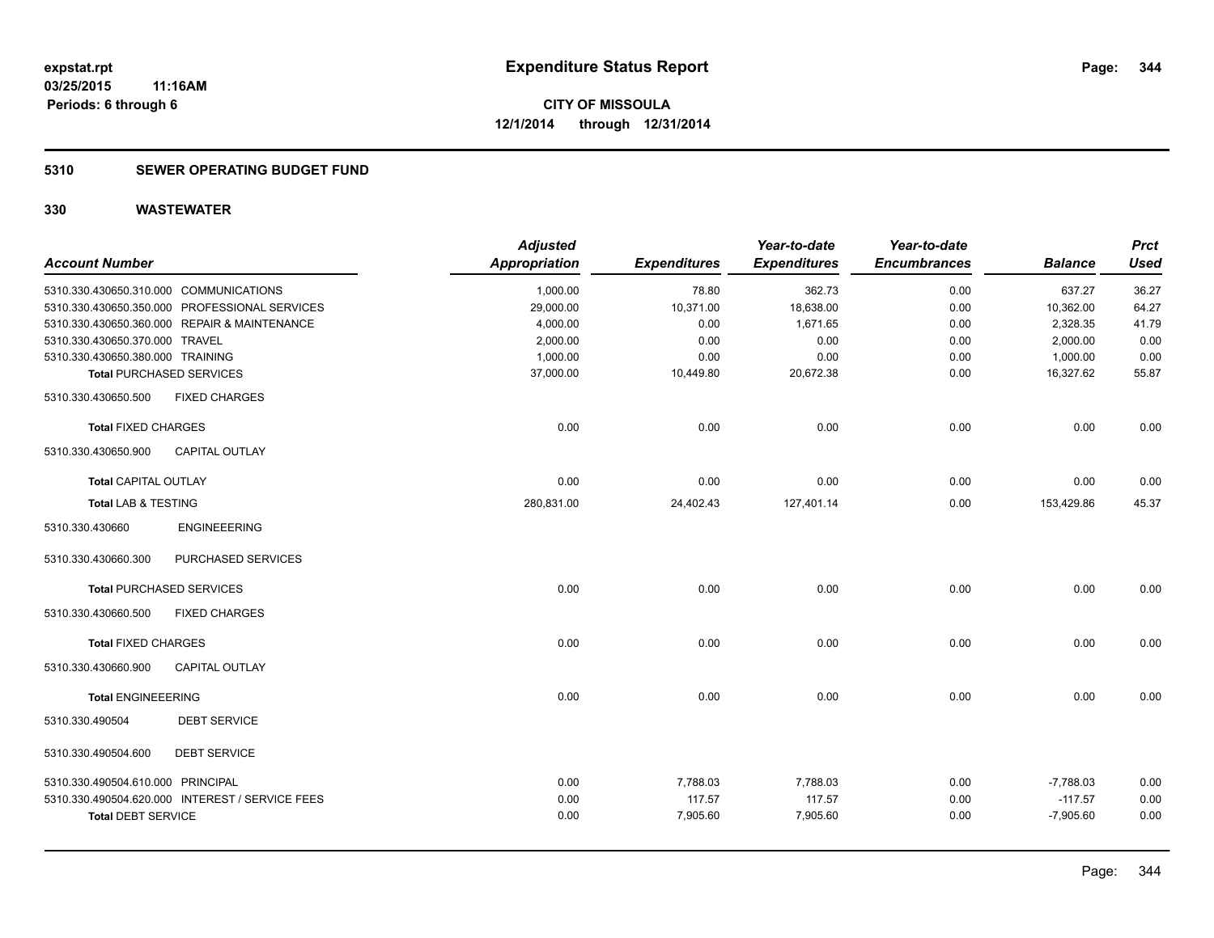**expstat.rpt**
**03/25/2015 11:16AM**
**Periods: 6 through 6**

# Expenditure Status Report

**CITY OF MISSOULA**
**12/1/2014 through 12/31/2014**

## 5310 SEWER OPERATING BUDGET FUND

## 330 WASTEWATER

| Account Number | Adjusted Appropriation | Expenditures | Year-to-date Expenditures | Year-to-date Encumbrances | Balance | Prct Used |
|---|---|---|---|---|---|---|
| 5310.330.430650.310.000 COMMUNICATIONS | 1,000.00 | 78.80 | 362.73 | 0.00 | 637.27 | 36.27 |
| 5310.330.430650.350.000 PROFESSIONAL SERVICES | 29,000.00 | 10,371.00 | 18,638.00 | 0.00 | 10,362.00 | 64.27 |
| 5310.330.430650.360.000 REPAIR & MAINTENANCE | 4,000.00 | 0.00 | 1,671.65 | 0.00 | 2,328.35 | 41.79 |
| 5310.330.430650.370.000 TRAVEL | 2,000.00 | 0.00 | 0.00 | 0.00 | 2,000.00 | 0.00 |
| 5310.330.430650.380.000 TRAINING | 1,000.00 | 0.00 | 0.00 | 0.00 | 1,000.00 | 0.00 |
| **Total** PURCHASED SERVICES | 37,000.00 | 10,449.80 | 20,672.38 | 0.00 | 16,327.62 | 55.87 |
| 5310.330.430650.500 FIXED CHARGES | | | | | | |
| **Total** FIXED CHARGES | 0.00 | 0.00 | 0.00 | 0.00 | 0.00 | 0.00 |
| 5310.330.430650.900 CAPITAL OUTLAY | | | | | | |
| **Total** CAPITAL OUTLAY | 0.00 | 0.00 | 0.00 | 0.00 | 0.00 | 0.00 |
| **Total** LAB & TESTING | 280,831.00 | 24,402.43 | 127,401.14 | 0.00 | 153,429.86 | 45.37 |
| 5310.330.430660 ENGINEEERING | | | | | | |
| 5310.330.430660.300 PURCHASED SERVICES | | | | | | |
| **Total** PURCHASED SERVICES | 0.00 | 0.00 | 0.00 | 0.00 | 0.00 | 0.00 |
| 5310.330.430660.500 FIXED CHARGES | | | | | | |
| **Total** FIXED CHARGES | 0.00 | 0.00 | 0.00 | 0.00 | 0.00 | 0.00 |
| 5310.330.430660.900 CAPITAL OUTLAY | | | | | | |
| **Total** ENGINEEERING | 0.00 | 0.00 | 0.00 | 0.00 | 0.00 | 0.00 |
| 5310.330.490504 DEBT SERVICE | | | | | | |
| 5310.330.490504.600 DEBT SERVICE | | | | | | |
| 5310.330.490504.610.000 PRINCIPAL | 0.00 | 7,788.03 | 7,788.03 | 0.00 | -7,788.03 | 0.00 |
| 5310.330.490504.620.000 INTEREST / SERVICE FEES | 0.00 | 117.57 | 117.57 | 0.00 | -117.57 | 0.00 |
| **Total** DEBT SERVICE | 0.00 | 7,905.60 | 7,905.60 | 0.00 | -7,905.60 | 0.00 |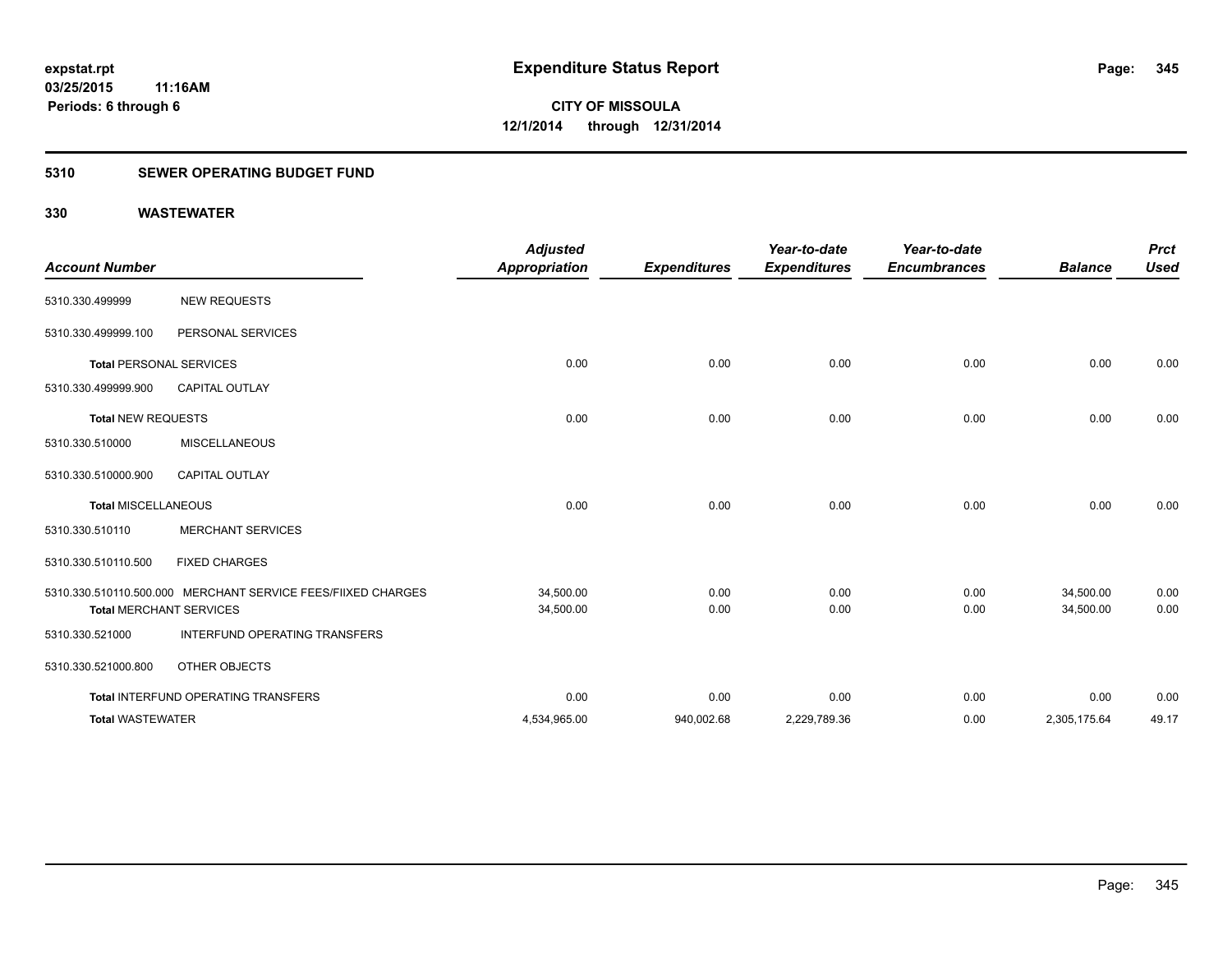expstat.rpt
03/25/2015 11:16AM
Periods: 6 through 6

# Expenditure Status Report

**CITY OF MISSOULA**
**12/1/2014 through 12/31/2014**

## 5310 SEWER OPERATING BUDGET FUND

## 330 WASTEWATER

| Account Number | | Adjusted Appropriation | Expenditures | Year-to-date Expenditures | Year-to-date Encumbrances | Balance | Prct Used |
|---|---|---|---|---|---|---|---|
| 5310.330.499999 | NEW REQUESTS | | | | | | |
| 5310.330.499999.100 | PERSONAL SERVICES | | | | | | |
| **Total** PERSONAL SERVICES | | 0.00 | 0.00 | 0.00 | 0.00 | 0.00 | 0.00 |
| 5310.330.499999.900 | CAPITAL OUTLAY | | | | | | |
| **Total NEW REQUESTS** | | 0.00 | 0.00 | 0.00 | 0.00 | 0.00 | 0.00 |
| 5310.330.510000 | MISCELLANEOUS | | | | | | |
| 5310.330.510000.900 | CAPITAL OUTLAY | | | | | | |
| **Total** MISCELLANEOUS | | 0.00 | 0.00 | 0.00 | 0.00 | 0.00 | 0.00 |
| 5310.330.510110 | MERCHANT SERVICES | | | | | | |
| 5310.330.510110.500 | FIXED CHARGES | | | | | | |
| 5310.330.510110.500.000 | MERCHANT SERVICE FEES/FIIXED CHARGES | 34,500.00 | 0.00 | 0.00 | 0.00 | 34,500.00 | 0.00 |
| **Total** MERCHANT SERVICES | | 34,500.00 | 0.00 | 0.00 | 0.00 | 34,500.00 | 0.00 |
| 5310.330.521000 | INTERFUND OPERATING TRANSFERS | | | | | | |
| 5310.330.521000.800 | OTHER OBJECTS | | | | | | |
| **Total** INTERFUND OPERATING TRANSFERS | | 0.00 | 0.00 | 0.00 | 0.00 | 0.00 | 0.00 |
| **Total** WASTEWATER | | 4,534,965.00 | 940,002.68 | 2,229,789.36 | 0.00 | 2,305,175.64 | 49.17 |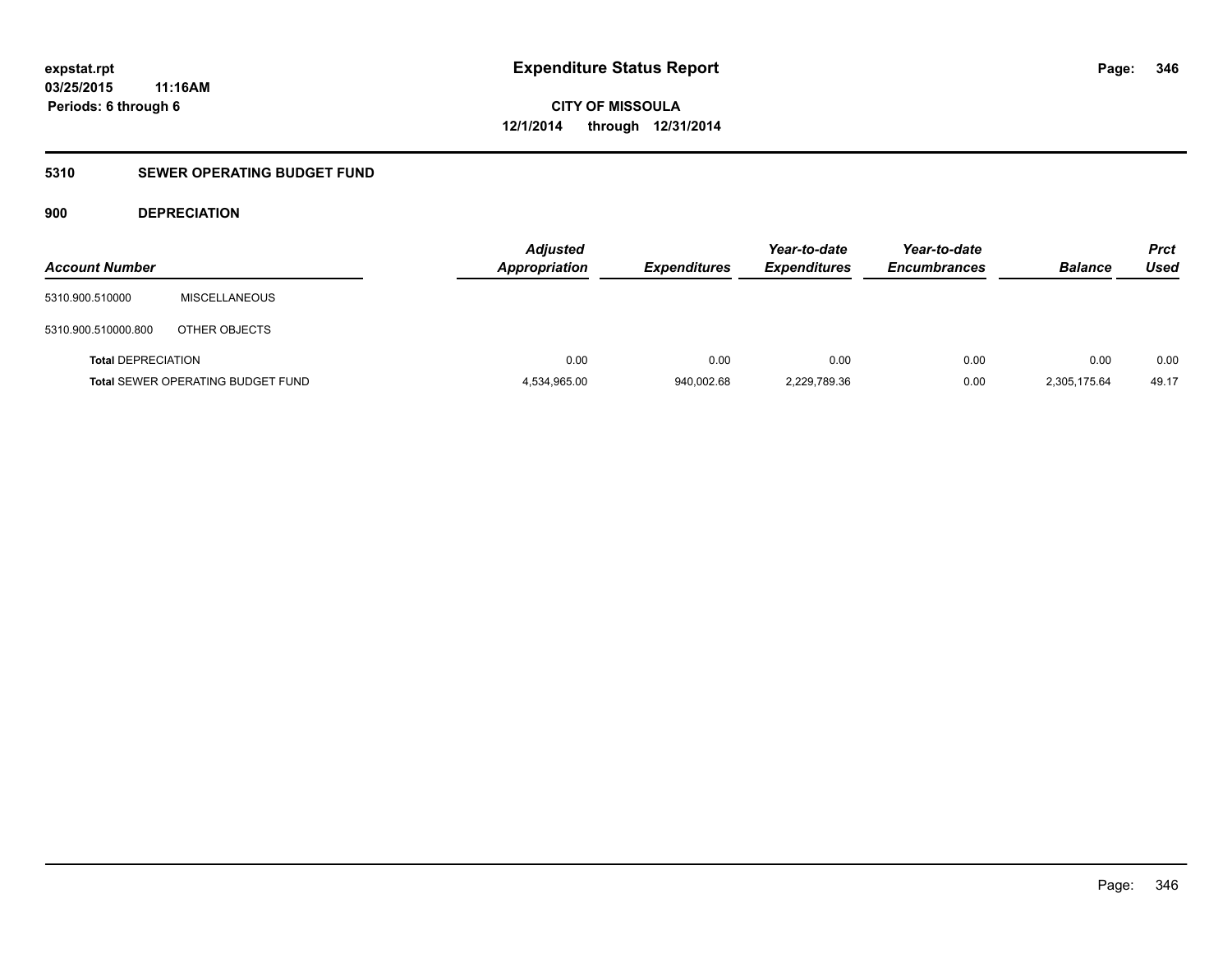# Expenditure Status Report

expstat.rpt
03/25/2015 11:16AM
Periods: 6 through 6

**CITY OF MISSOULA**
**12/1/2014 through 12/31/2014**

## 5310 SEWER OPERATING BUDGET FUND

### 900 DEPRECIATION

| Account Number | | Adjusted Appropriation | Expenditures | Year-to-date Expenditures | Year-to-date Encumbrances | Balance | Prct Used |
|---|---|---|---|---|---|---|---|
| 5310.900.510000 | MISCELLANEOUS | | | | | | |
| 5310.900.510000.800 | OTHER OBJECTS | | | | | | |
| **Total** DEPRECIATION | | 0.00 | 0.00 | 0.00 | 0.00 | 0.00 | 0.00 |
| **Total** SEWER OPERATING BUDGET FUND | | 4,534,965.00 | 940,002.68 | 2,229,789.36 | 0.00 | 2,305,175.64 | 49.17 |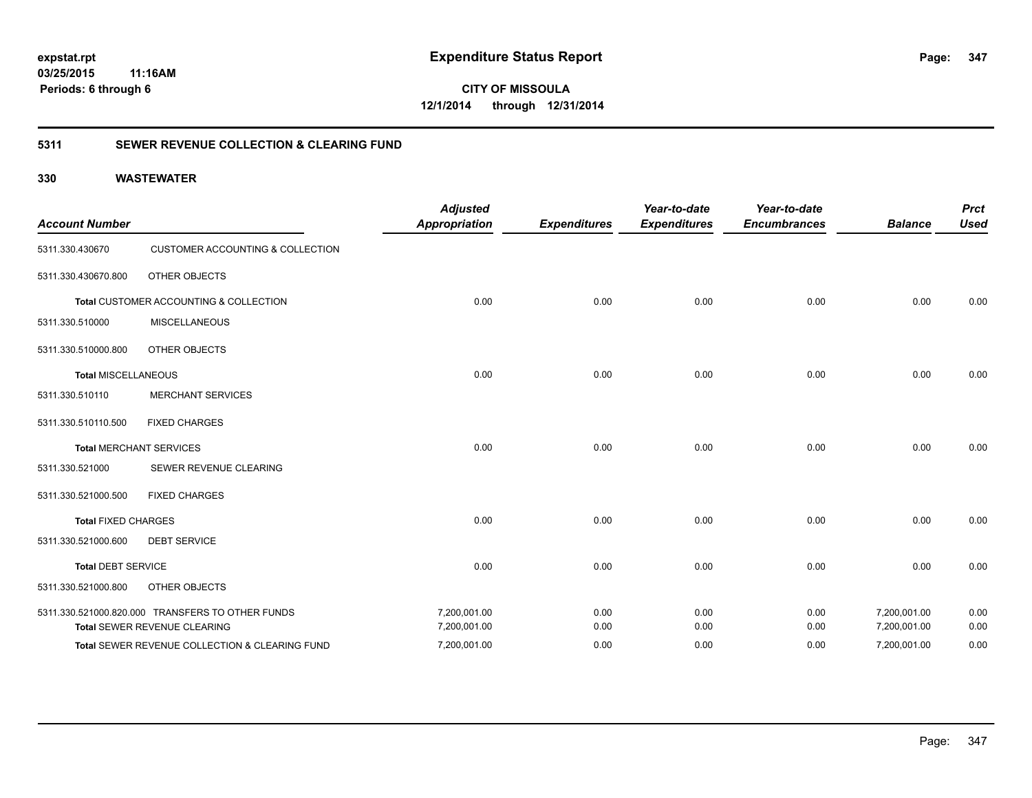**expstat.rpt**
**03/25/2015 11:16AM**
**Periods: 6 through 6**

# Expenditure Status Report

**CITY OF MISSOULA**
**12/1/2014 through 12/31/2014**

## 5311 SEWER REVENUE COLLECTION & CLEARING FUND

### 330 WASTEWATER

| Account Number | | Adjusted Appropriation | Expenditures | Year-to-date Expenditures | Year-to-date Encumbrances | Balance | Prct Used |
|---|---|---|---|---|---|---|---|
| 5311.330.430670 | CUSTOMER ACCOUNTING & COLLECTION | | | | | | |
| 5311.330.430670.800 | OTHER OBJECTS | | | | | | |
| **Total** CUSTOMER ACCOUNTING & COLLECTION | | 0.00 | 0.00 | 0.00 | 0.00 | 0.00 | 0.00 |
| 5311.330.510000 | MISCELLANEOUS | | | | | | |
| 5311.330.510000.800 | OTHER OBJECTS | | | | | | |
| **Total** MISCELLANEOUS | | 0.00 | 0.00 | 0.00 | 0.00 | 0.00 | 0.00 |
| 5311.330.510110 | MERCHANT SERVICES | | | | | | |
| 5311.330.510110.500 | FIXED CHARGES | | | | | | |
| **Total** MERCHANT SERVICES | | 0.00 | 0.00 | 0.00 | 0.00 | 0.00 | 0.00 |
| 5311.330.521000 | SEWER REVENUE CLEARING | | | | | | |
| 5311.330.521000.500 | FIXED CHARGES | | | | | | |
| **Total** FIXED CHARGES | | 0.00 | 0.00 | 0.00 | 0.00 | 0.00 | 0.00 |
| 5311.330.521000.600 | DEBT SERVICE | | | | | | |
| **Total** DEBT SERVICE | | 0.00 | 0.00 | 0.00 | 0.00 | 0.00 | 0.00 |
| 5311.330.521000.800 | OTHER OBJECTS | | | | | | |
| 5311.330.521000.820.000 | TRANSFERS TO OTHER FUNDS | 7,200,001.00 | 0.00 | 0.00 | 0.00 | 7,200,001.00 | 0.00 |
| **Total** SEWER REVENUE CLEARING | | 7,200,001.00 | 0.00 | 0.00 | 0.00 | 7,200,001.00 | 0.00 |
| **Total** SEWER REVENUE COLLECTION & CLEARING FUND | | 7,200,001.00 | 0.00 | 0.00 | 0.00 | 7,200,001.00 | 0.00 |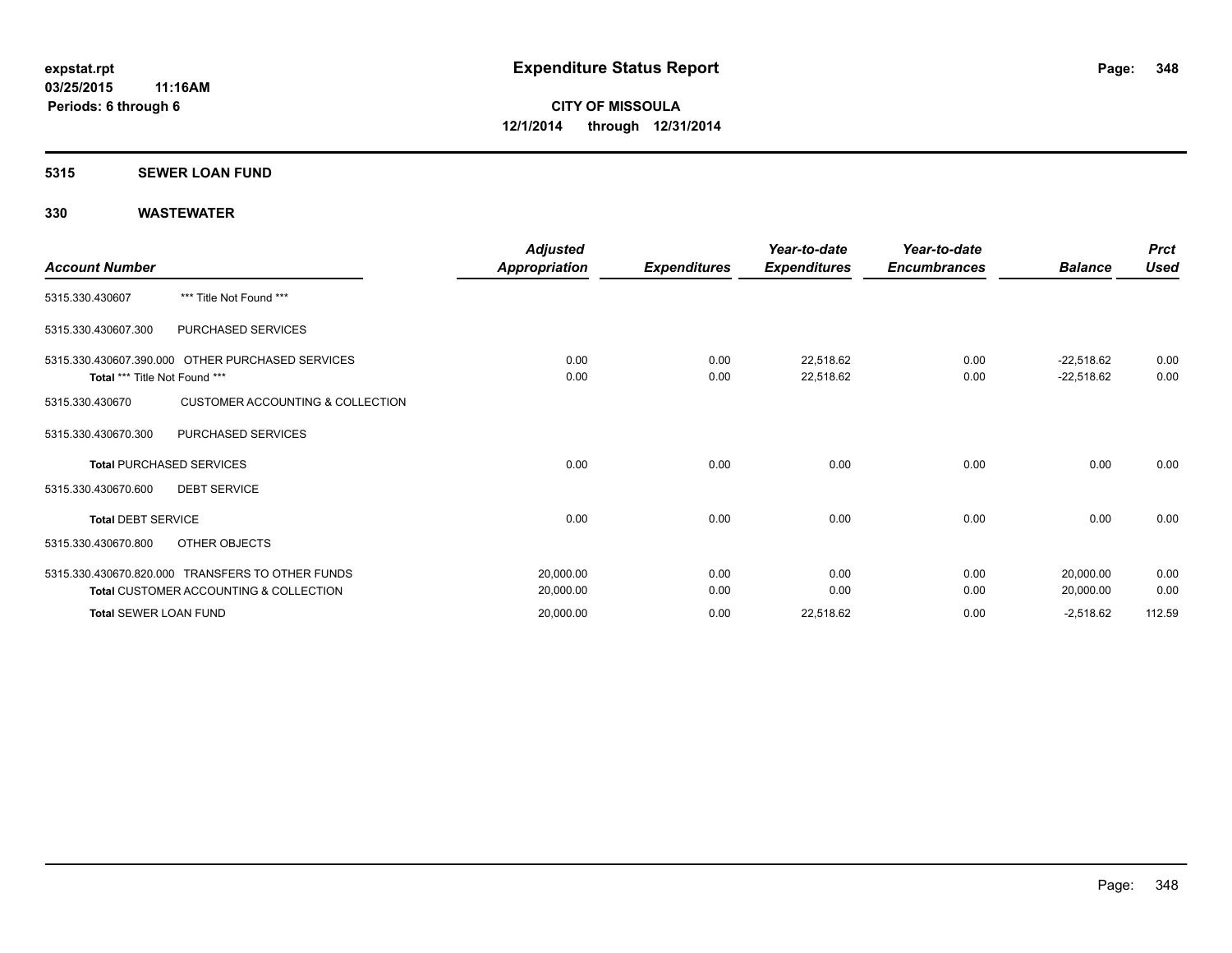**expstat.rpt**
**03/25/2015 11:16AM**
**Periods: 6 through 6**

# Expenditure Status Report

**CITY OF MISSOULA**
**12/1/2014 through 12/31/2014**

## 5315 SEWER LOAN FUND

## 330 WASTEWATER

| Account Number | | Adjusted Appropriation | Expenditures | Year-to-date Expenditures | Year-to-date Encumbrances | Balance | Prct Used |
|---|---|---|---|---|---|---|---|
| 5315.330.430607 | *** Title Not Found *** | | | | | | |
| 5315.330.430607.300 | PURCHASED SERVICES | | | | | | |
| 5315.330.430607.390.000 | OTHER PURCHASED SERVICES | 0.00 | 0.00 | 22,518.62 | 0.00 | -22,518.62 | 0.00 |
| **Total** *** Title Not Found *** | | 0.00 | 0.00 | 22,518.62 | 0.00 | -22,518.62 | 0.00 |
| 5315.330.430670 | CUSTOMER ACCOUNTING & COLLECTION | | | | | | |
| 5315.330.430670.300 | PURCHASED SERVICES | | | | | | |
| **Total** PURCHASED SERVICES | | 0.00 | 0.00 | 0.00 | 0.00 | 0.00 | 0.00 |
| 5315.330.430670.600 | DEBT SERVICE | | | | | | |
| **Total** DEBT SERVICE | | 0.00 | 0.00 | 0.00 | 0.00 | 0.00 | 0.00 |
| 5315.330.430670.800 | OTHER OBJECTS | | | | | | |
| 5315.330.430670.820.000 | TRANSFERS TO OTHER FUNDS | 20,000.00 | 0.00 | 0.00 | 0.00 | 20,000.00 | 0.00 |
| **Total** CUSTOMER ACCOUNTING & COLLECTION | | 20,000.00 | 0.00 | 0.00 | 0.00 | 20,000.00 | 0.00 |
| **Total** SEWER LOAN FUND | | 20,000.00 | 0.00 | 22,518.62 | 0.00 | -2,518.62 | 112.59 |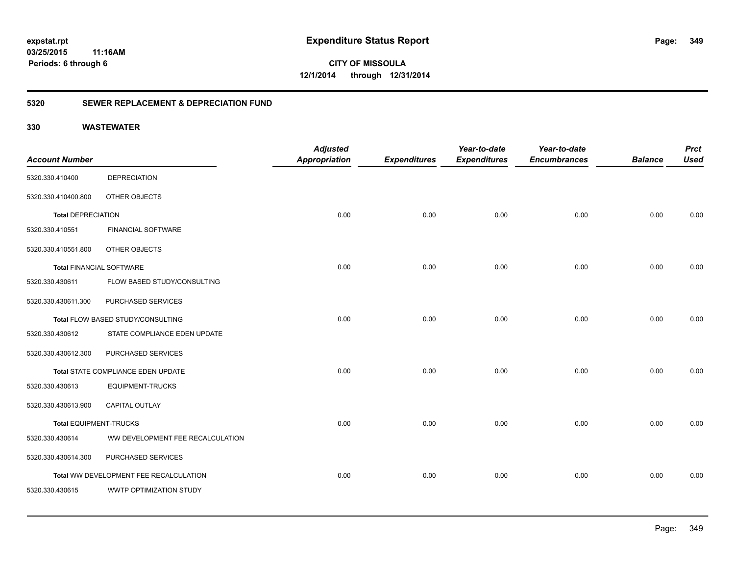**expstat.rpt**
**03/25/2015 11:16AM**
**Periods: 6 through 6**

# Expenditure Status Report

**CITY OF MISSOULA**
**12/1/2014 through 12/31/2014**

## 5320 SEWER REPLACEMENT & DEPRECIATION FUND

## 330 WASTEWATER

| Account Number | | Adjusted Appropriation | Expenditures | Year-to-date Expenditures | Year-to-date Encumbrances | Balance | Prct Used |
|---|---|---|---|---|---|---|---|
| 5320.330.410400 | DEPRECIATION | | | | | | |
| 5320.330.410400.800 | OTHER OBJECTS | | | | | | |
| **Total** DEPRECIATION | | 0.00 | 0.00 | 0.00 | 0.00 | 0.00 | 0.00 |
| 5320.330.410551 | FINANCIAL SOFTWARE | | | | | | |
| 5320.330.410551.800 | OTHER OBJECTS | | | | | | |
| **Total** FINANCIAL SOFTWARE | | 0.00 | 0.00 | 0.00 | 0.00 | 0.00 | 0.00 |
| 5320.330.430611 | FLOW BASED STUDY/CONSULTING | | | | | | |
| 5320.330.430611.300 | PURCHASED SERVICES | | | | | | |
| **Total** FLOW BASED STUDY/CONSULTING | | 0.00 | 0.00 | 0.00 | 0.00 | 0.00 | 0.00 |
| 5320.330.430612 | STATE COMPLIANCE EDEN UPDATE | | | | | | |
| 5320.330.430612.300 | PURCHASED SERVICES | | | | | | |
| **Total** STATE COMPLIANCE EDEN UPDATE | | 0.00 | 0.00 | 0.00 | 0.00 | 0.00 | 0.00 |
| 5320.330.430613 | EQUIPMENT-TRUCKS | | | | | | |
| 5320.330.430613.900 | CAPITAL OUTLAY | | | | | | |
| **Total** EQUIPMENT-TRUCKS | | 0.00 | 0.00 | 0.00 | 0.00 | 0.00 | 0.00 |
| 5320.330.430614 | WW DEVELOPMENT FEE RECALCULATION | | | | | | |
| 5320.330.430614.300 | PURCHASED SERVICES | | | | | | |
| **Total** WW DEVELOPMENT FEE RECALCULATION | | 0.00 | 0.00 | 0.00 | 0.00 | 0.00 | 0.00 |
| 5320.330.430615 | WWTP OPTIMIZATION STUDY | | | | | | |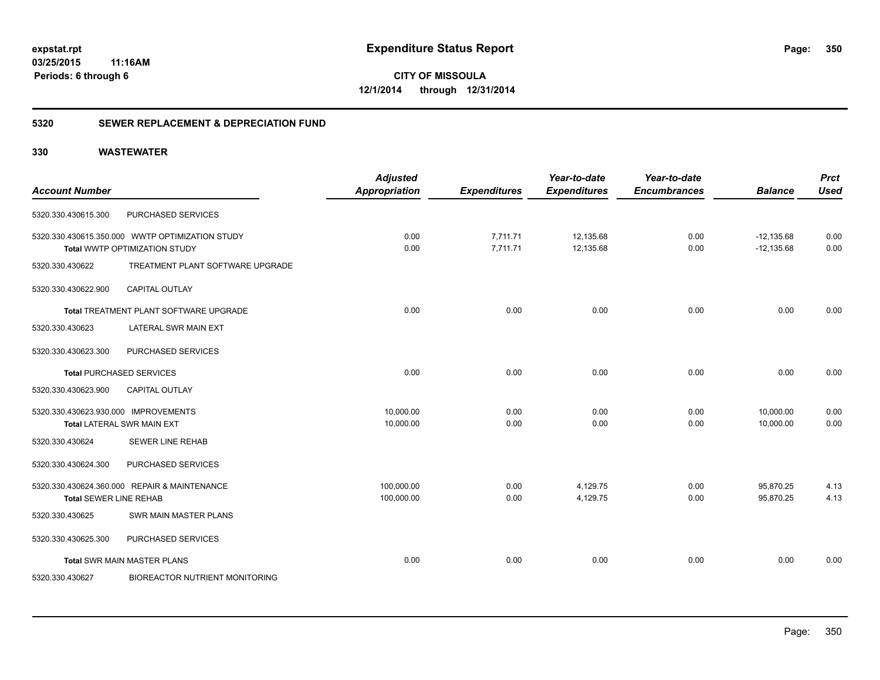# Expenditure Status Report

**CITY OF MISSOULA**
**12/1/2014 through 12/31/2014**

expstat.rpt
03/25/2015 11:16AM
Periods: 6 through 6

## 5320 SEWER REPLACEMENT & DEPRECIATION FUND

### 330 WASTEWATER

| Account Number | | Adjusted Appropriation | Expenditures | Year-to-date Expenditures | Year-to-date Encumbrances | Balance | Prct Used |
|---|---|---|---|---|---|---|---|
| 5320.330.430615.300 | PURCHASED SERVICES | | | | | | |
| 5320.330.430615.350.000 | WWTP OPTIMIZATION STUDY | 0.00 | 7,711.71 | 12,135.68 | 0.00 | -12,135.68 | 0.00 |
| **Total** WWTP OPTIMIZATION STUDY | | 0.00 | 7,711.71 | 12,135.68 | 0.00 | -12,135.68 | 0.00 |
| 5320.330.430622 | TREATMENT PLANT SOFTWARE UPGRADE | | | | | | |
| 5320.330.430622.900 | CAPITAL OUTLAY | | | | | | |
| **Total** TREATMENT PLANT SOFTWARE UPGRADE | | 0.00 | 0.00 | 0.00 | 0.00 | 0.00 | 0.00 |
| 5320.330.430623 | LATERAL SWR MAIN EXT | | | | | | |
| 5320.330.430623.300 | PURCHASED SERVICES | | | | | | |
| **Total** PURCHASED SERVICES | | 0.00 | 0.00 | 0.00 | 0.00 | 0.00 | 0.00 |
| 5320.330.430623.900 | CAPITAL OUTLAY | | | | | | |
| 5320.330.430623.930.000 | IMPROVEMENTS | 10,000.00 | 0.00 | 0.00 | 0.00 | 10,000.00 | 0.00 |
| **Total** LATERAL SWR MAIN EXT | | 10,000.00 | 0.00 | 0.00 | 0.00 | 10,000.00 | 0.00 |
| 5320.330.430624 | SEWER LINE REHAB | | | | | | |
| 5320.330.430624.300 | PURCHASED SERVICES | | | | | | |
| 5320.330.430624.360.000 | REPAIR & MAINTENANCE | 100,000.00 | 0.00 | 4,129.75 | 0.00 | 95,870.25 | 4.13 |
| **Total** SEWER LINE REHAB | | 100,000.00 | 0.00 | 4,129.75 | 0.00 | 95,870.25 | 4.13 |
| 5320.330.430625 | SWR MAIN MASTER PLANS | | | | | | |
| 5320.330.430625.300 | PURCHASED SERVICES | | | | | | |
| **Total** SWR MAIN MASTER PLANS | | 0.00 | 0.00 | 0.00 | 0.00 | 0.00 | 0.00 |
| 5320.330.430627 | BIOREACTOR NUTRIENT MONITORING | | | | | | |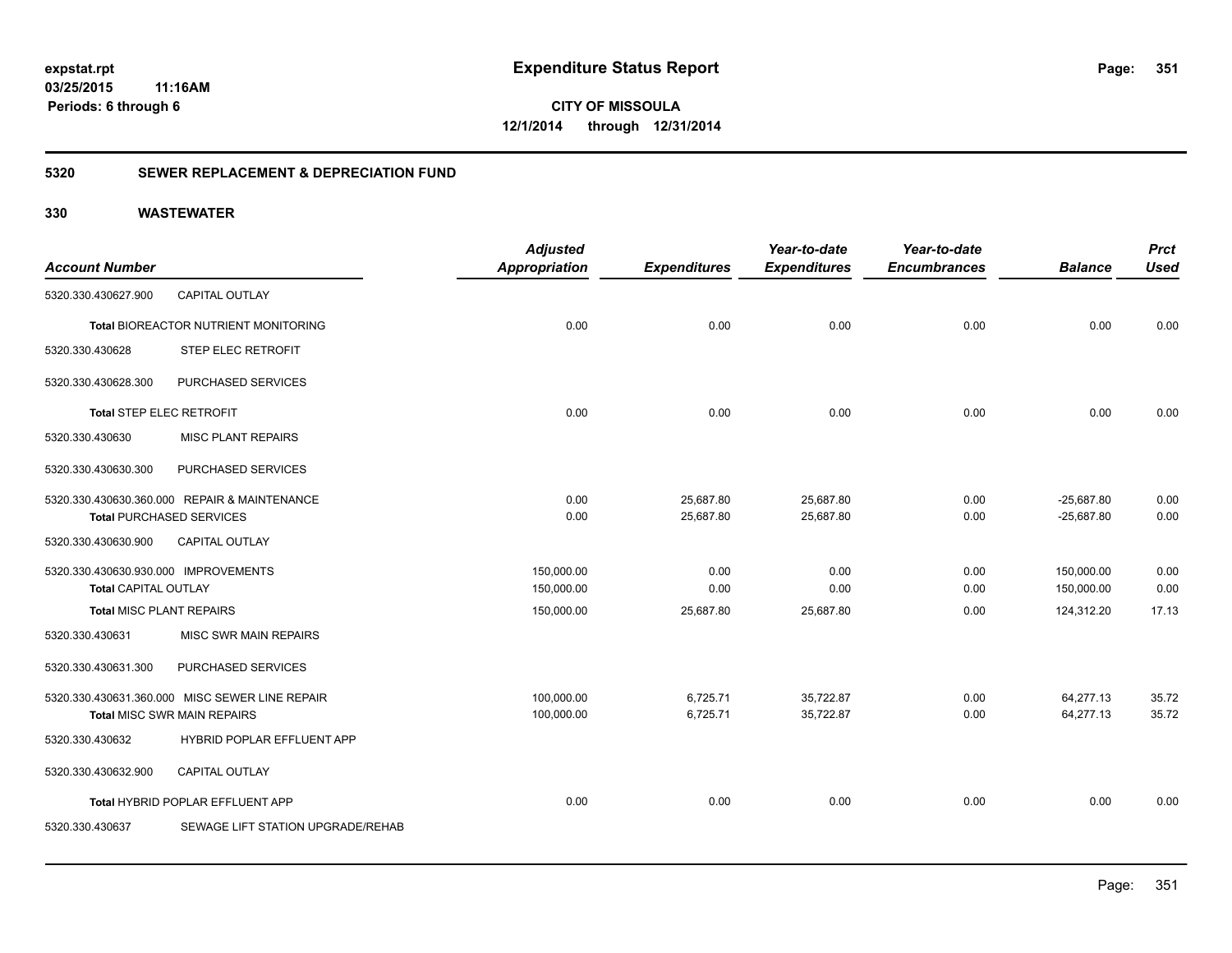**Expenditure Status Report**

expstat.rpt
03/25/2015 11:16AM
Periods: 6 through 6

**CITY OF MISSOULA**
**12/1/2014 through 12/31/2014**

## 5320 SEWER REPLACEMENT & DEPRECIATION FUND

## 330 WASTEWATER

| Account Number | | Adjusted Appropriation | Expenditures | Year-to-date Expenditures | Year-to-date Encumbrances | Balance | Prct Used |
|---|---|---|---|---|---|---|---|
| 5320.330.430627.900 | CAPITAL OUTLAY | | | | | | |
| Total BIOREACTOR NUTRIENT MONITORING | | 0.00 | 0.00 | 0.00 | 0.00 | 0.00 | 0.00 |
| 5320.330.430628 | STEP ELEC RETROFIT | | | | | | |
| 5320.330.430628.300 | PURCHASED SERVICES | | | | | | |
| Total STEP ELEC RETROFIT | | 0.00 | 0.00 | 0.00 | 0.00 | 0.00 | 0.00 |
| 5320.330.430630 | MISC PLANT REPAIRS | | | | | | |
| 5320.330.430630.300 | PURCHASED SERVICES | | | | | | |
| 5320.330.430630.360.000 | REPAIR & MAINTENANCE | 0.00 | 25,687.80 | 25,687.80 | 0.00 | -25,687.80 | 0.00 |
| Total PURCHASED SERVICES | | 0.00 | 25,687.80 | 25,687.80 | 0.00 | -25,687.80 | 0.00 |
| 5320.330.430630.900 | CAPITAL OUTLAY | | | | | | |
| 5320.330.430630.930.000 | IMPROVEMENTS | 150,000.00 | 0.00 | 0.00 | 0.00 | 150,000.00 | 0.00 |
| Total CAPITAL OUTLAY | | 150,000.00 | 0.00 | 0.00 | 0.00 | 150,000.00 | 0.00 |
| Total MISC PLANT REPAIRS | | 150,000.00 | 25,687.80 | 25,687.80 | 0.00 | 124,312.20 | 17.13 |
| 5320.330.430631 | MISC SWR MAIN REPAIRS | | | | | | |
| 5320.330.430631.300 | PURCHASED SERVICES | | | | | | |
| 5320.330.430631.360.000 | MISC SEWER LINE REPAIR | 100,000.00 | 6,725.71 | 35,722.87 | 0.00 | 64,277.13 | 35.72 |
| Total MISC SWR MAIN REPAIRS | | 100,000.00 | 6,725.71 | 35,722.87 | 0.00 | 64,277.13 | 35.72 |
| 5320.330.430632 | HYBRID POPLAR EFFLUENT APP | | | | | | |
| 5320.330.430632.900 | CAPITAL OUTLAY | | | | | | |
| Total HYBRID POPLAR EFFLUENT APP | | 0.00 | 0.00 | 0.00 | 0.00 | 0.00 | 0.00 |
| 5320.330.430637 | SEWAGE LIFT STATION UPGRADE/REHAB | | | | | | |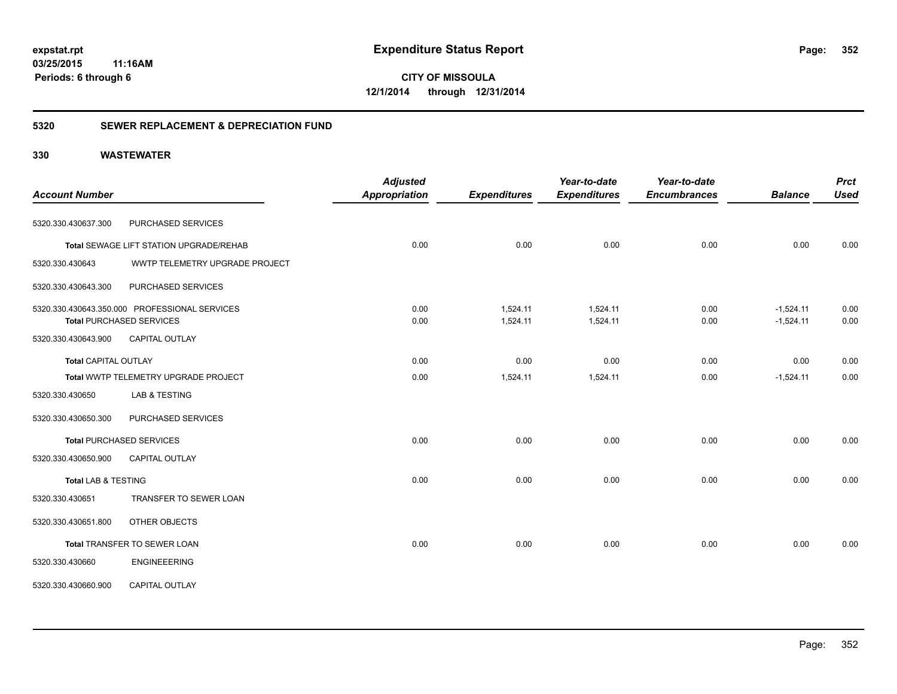**expstat.rpt**
**03/25/2015 11:16AM**
**Periods: 6 through 6**

# Expenditure Status Report

**CITY OF MISSOULA**
**12/1/2014 through 12/31/2014**

## 5320 SEWER REPLACEMENT & DEPRECIATION FUND

## 330 WASTEWATER

| Account Number | | Adjusted Appropriation | Expenditures | Year-to-date Expenditures | Year-to-date Encumbrances | Balance | Prct Used |
|---|---|---|---|---|---|---|---|
| 5320.330.430637.300 | PURCHASED SERVICES | | | | | | |
| Total SEWAGE LIFT STATION UPGRADE/REHAB | | 0.00 | 0.00 | 0.00 | 0.00 | 0.00 | 0.00 |
| 5320.330.430643 | WWTP TELEMETRY UPGRADE PROJECT | | | | | | |
| 5320.330.430643.300 | PURCHASED SERVICES | | | | | | |
| 5320.330.430643.350.000 | PROFESSIONAL SERVICES | 0.00 | 1,524.11 | 1,524.11 | 0.00 | -1,524.11 | 0.00 |
| Total PURCHASED SERVICES | | 0.00 | 1,524.11 | 1,524.11 | 0.00 | -1,524.11 | 0.00 |
| 5320.330.430643.900 | CAPITAL OUTLAY | | | | | | |
| Total CAPITAL OUTLAY | | 0.00 | 0.00 | 0.00 | 0.00 | 0.00 | 0.00 |
| Total WWTP TELEMETRY UPGRADE PROJECT | | 0.00 | 1,524.11 | 1,524.11 | 0.00 | -1,524.11 | 0.00 |
| 5320.330.430650 | LAB & TESTING | | | | | | |
| 5320.330.430650.300 | PURCHASED SERVICES | | | | | | |
| Total PURCHASED SERVICES | | 0.00 | 0.00 | 0.00 | 0.00 | 0.00 | 0.00 |
| 5320.330.430650.900 | CAPITAL OUTLAY | | | | | | |
| Total LAB & TESTING | | 0.00 | 0.00 | 0.00 | 0.00 | 0.00 | 0.00 |
| 5320.330.430651 | TRANSFER TO SEWER LOAN | | | | | | |
| 5320.330.430651.800 | OTHER OBJECTS | | | | | | |
| Total TRANSFER TO SEWER LOAN | | 0.00 | 0.00 | 0.00 | 0.00 | 0.00 | 0.00 |
| 5320.330.430660 | ENGINEEERING | | | | | | |
| 5320.330.430660.900 | CAPITAL OUTLAY | | | | | | |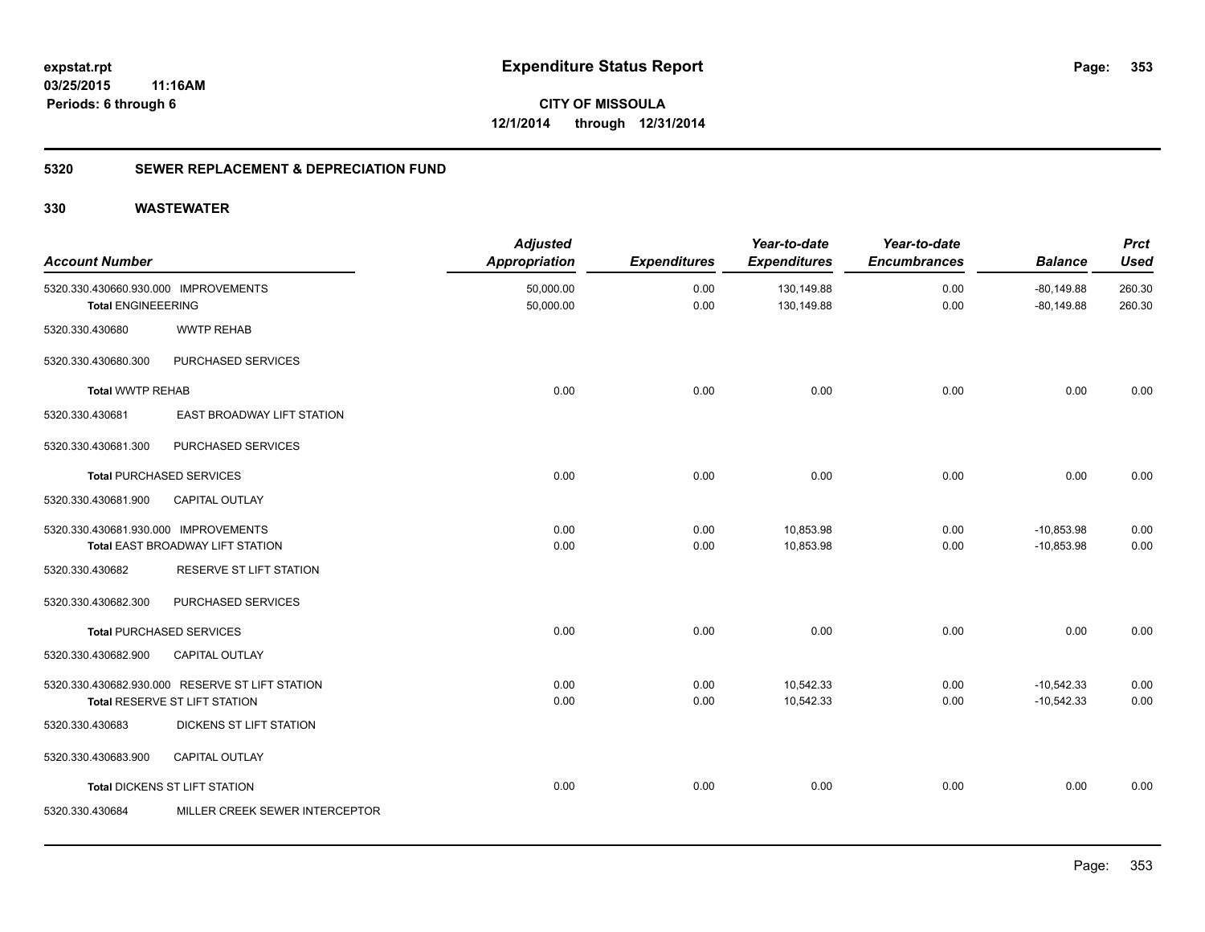**expstat.rpt**
**03/25/2015 11:16AM**
**Periods: 6 through 6**

# Expenditure Status Report

**CITY OF MISSOULA**
**12/1/2014 through 12/31/2014**

## 5320 SEWER REPLACEMENT & DEPRECIATION FUND

## 330 WASTEWATER

| Account Number | | Adjusted Appropriation | Expenditures | Year-to-date Expenditures | Year-to-date Encumbrances | Balance | Prct Used |
|---|---|---|---|---|---|---|---|
| 5320.330.430660.930.000 | IMPROVEMENTS | 50,000.00 | 0.00 | 130,149.88 | 0.00 | -80,149.88 | 260.30 |
| **Total ENGINEEERING** | | 50,000.00 | 0.00 | 130,149.88 | 0.00 | -80,149.88 | 260.30 |
| 5320.330.430680 | WWTP REHAB | | | | | | |
| 5320.330.430680.300 | PURCHASED SERVICES | | | | | | |
| **Total WWTP REHAB** | | 0.00 | 0.00 | 0.00 | 0.00 | 0.00 | 0.00 |
| 5320.330.430681 | EAST BROADWAY LIFT STATION | | | | | | |
| 5320.330.430681.300 | PURCHASED SERVICES | | | | | | |
| **Total PURCHASED SERVICES** | | 0.00 | 0.00 | 0.00 | 0.00 | 0.00 | 0.00 |
| 5320.330.430681.900 | CAPITAL OUTLAY | | | | | | |
| 5320.330.430681.930.000 | IMPROVEMENTS | 0.00 | 0.00 | 10,853.98 | 0.00 | -10,853.98 | 0.00 |
| **Total EAST BROADWAY LIFT STATION** | | 0.00 | 0.00 | 10,853.98 | 0.00 | -10,853.98 | 0.00 |
| 5320.330.430682 | RESERVE ST LIFT STATION | | | | | | |
| 5320.330.430682.300 | PURCHASED SERVICES | | | | | | |
| **Total PURCHASED SERVICES** | | 0.00 | 0.00 | 0.00 | 0.00 | 0.00 | 0.00 |
| 5320.330.430682.900 | CAPITAL OUTLAY | | | | | | |
| 5320.330.430682.930.000 | RESERVE ST LIFT STATION | 0.00 | 0.00 | 10,542.33 | 0.00 | -10,542.33 | 0.00 |
| **Total RESERVE ST LIFT STATION** | | 0.00 | 0.00 | 10,542.33 | 0.00 | -10,542.33 | 0.00 |
| 5320.330.430683 | DICKENS ST LIFT STATION | | | | | | |
| 5320.330.430683.900 | CAPITAL OUTLAY | | | | | | |
| **Total DICKENS ST LIFT STATION** | | 0.00 | 0.00 | 0.00 | 0.00 | 0.00 | 0.00 |
| 5320.330.430684 | MILLER CREEK SEWER INTERCEPTOR | | | | | | |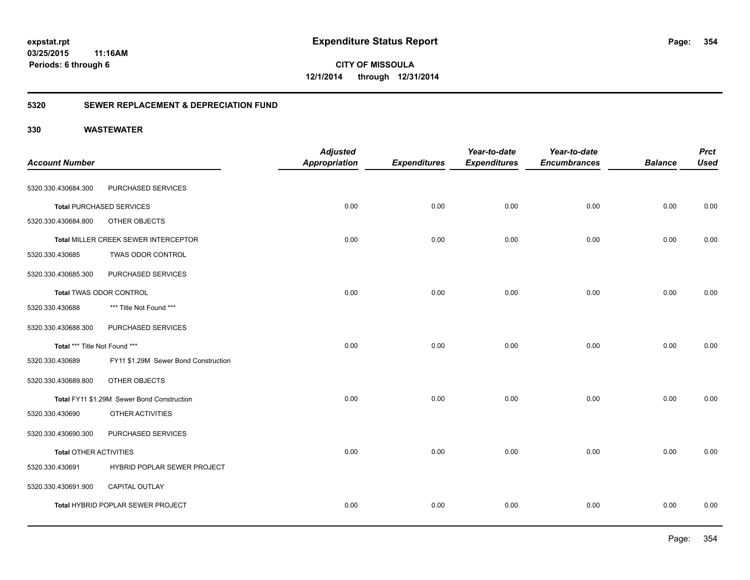# Expenditure Status Report

expstat.rpt
03/25/2015 11:16AM
Periods: 6 through 6

**CITY OF MISSOULA**
**12/1/2014 through 12/31/2014**

## 5320 SEWER REPLACEMENT & DEPRECIATION FUND

### 330 WASTEWATER

| Account Number | | Adjusted Appropriation | Expenditures | Year-to-date Expenditures | Year-to-date Encumbrances | Balance | Prct Used |
|---|---|---|---|---|---|---|---|
| 5320.330.430684.300 | PURCHASED SERVICES | | | | | | |
| **Total** PURCHASED SERVICES | | 0.00 | 0.00 | 0.00 | 0.00 | 0.00 | 0.00 |
| 5320.330.430684.800 | OTHER OBJECTS | | | | | | |
| **Total** MILLER CREEK SEWER INTERCEPTOR | | 0.00 | 0.00 | 0.00 | 0.00 | 0.00 | 0.00 |
| 5320.330.430685 | TWAS ODOR CONTROL | | | | | | |
| 5320.330.430685.300 | PURCHASED SERVICES | | | | | | |
| **Total** TWAS ODOR CONTROL | | 0.00 | 0.00 | 0.00 | 0.00 | 0.00 | 0.00 |
| 5320.330.430688 | *** Title Not Found *** | | | | | | |
| 5320.330.430688.300 | PURCHASED SERVICES | | | | | | |
| **Total** *** Title Not Found *** | | 0.00 | 0.00 | 0.00 | 0.00 | 0.00 | 0.00 |
| 5320.330.430689 | FY11 $1.29M Sewer Bond Construction | | | | | | |
| 5320.330.430689.800 | OTHER OBJECTS | | | | | | |
| **Total** FY11 $1.29M Sewer Bond Construction | | 0.00 | 0.00 | 0.00 | 0.00 | 0.00 | 0.00 |
| 5320.330.430690 | OTHER ACTIVITIES | | | | | | |
| 5320.330.430690.300 | PURCHASED SERVICES | | | | | | |
| **Total** OTHER ACTIVITIES | | 0.00 | 0.00 | 0.00 | 0.00 | 0.00 | 0.00 |
| 5320.330.430691 | HYBRID POPLAR SEWER PROJECT | | | | | | |
| 5320.330.430691.900 | CAPITAL OUTLAY | | | | | | |
| **Total** HYBRID POPLAR SEWER PROJECT | | 0.00 | 0.00 | 0.00 | 0.00 | 0.00 | 0.00 |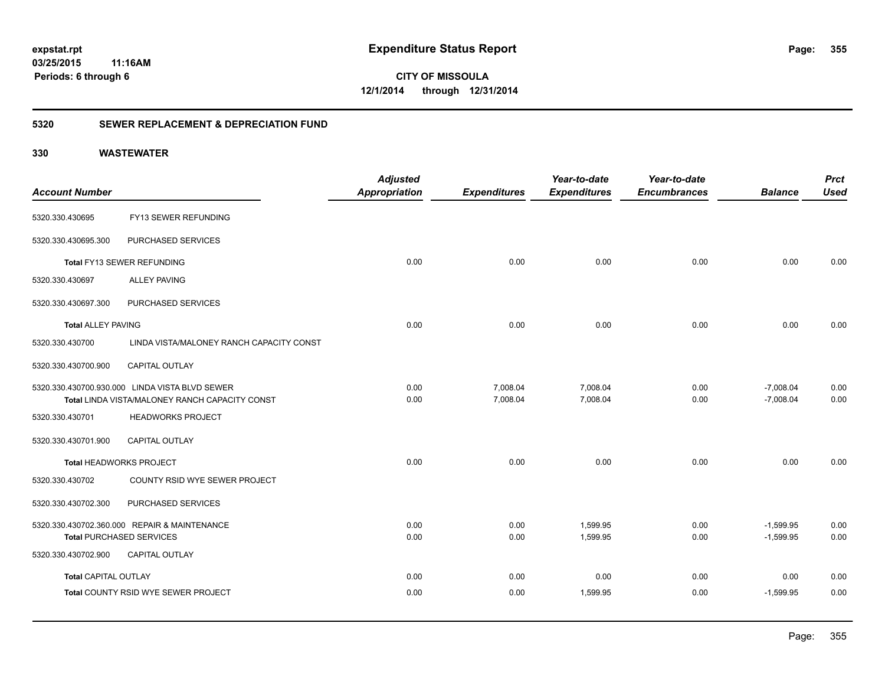# Expenditure Status Report

expstat.rpt
03/25/2015 11:16AM
Periods: 6 through 6

**CITY OF MISSOULA**
**12/1/2014 through 12/31/2014**

## 5320 SEWER REPLACEMENT & DEPRECIATION FUND

## 330 WASTEWATER

| Account Number | | Adjusted Appropriation | Expenditures | Year-to-date Expenditures | Year-to-date Encumbrances | Balance | Prct Used |
|---|---|---|---|---|---|---|---|
| 5320.330.430695 | FY13 SEWER REFUNDING | | | | | | |
| 5320.330.430695.300 | PURCHASED SERVICES | | | | | | |
| **Total** FY13 SEWER REFUNDING | | 0.00 | 0.00 | 0.00 | 0.00 | 0.00 | 0.00 |
| 5320.330.430697 | ALLEY PAVING | | | | | | |
| 5320.330.430697.300 | PURCHASED SERVICES | | | | | | |
| **Total** ALLEY PAVING | | 0.00 | 0.00 | 0.00 | 0.00 | 0.00 | 0.00 |
| 5320.330.430700 | LINDA VISTA/MALONEY RANCH CAPACITY CONST | | | | | | |
| 5320.330.430700.900 | CAPITAL OUTLAY | | | | | | |
| 5320.330.430700.930.000 | LINDA VISTA BLVD SEWER | 0.00 | 7,008.04 | 7,008.04 | 0.00 | -7,008.04 | 0.00 |
| **Total** LINDA VISTA/MALONEY RANCH CAPACITY CONST | | 0.00 | 7,008.04 | 7,008.04 | 0.00 | -7,008.04 | 0.00 |
| 5320.330.430701 | HEADWORKS PROJECT | | | | | | |
| 5320.330.430701.900 | CAPITAL OUTLAY | | | | | | |
| **Total** HEADWORKS PROJECT | | 0.00 | 0.00 | 0.00 | 0.00 | 0.00 | 0.00 |
| 5320.330.430702 | COUNTY RSID WYE SEWER PROJECT | | | | | | |
| 5320.330.430702.300 | PURCHASED SERVICES | | | | | | |
| 5320.330.430702.360.000 | REPAIR & MAINTENANCE | 0.00 | 0.00 | 1,599.95 | 0.00 | -1,599.95 | 0.00 |
| **Total** PURCHASED SERVICES | | 0.00 | 0.00 | 1,599.95 | 0.00 | -1,599.95 | 0.00 |
| 5320.330.430702.900 | CAPITAL OUTLAY | | | | | | |
| **Total** CAPITAL OUTLAY | | 0.00 | 0.00 | 0.00 | 0.00 | 0.00 | 0.00 |
| **Total** COUNTY RSID WYE SEWER PROJECT | | 0.00 | 0.00 | 1,599.95 | 0.00 | -1,599.95 | 0.00 |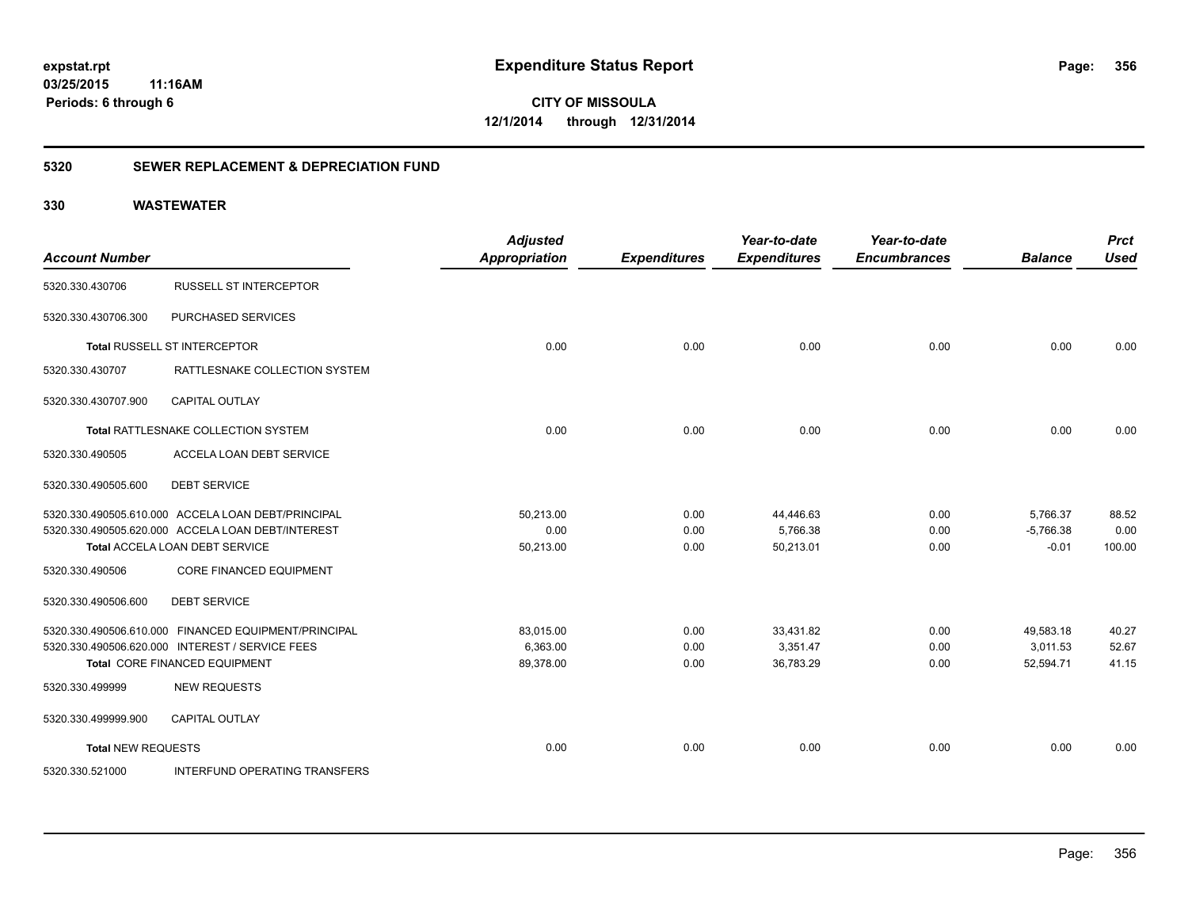**expstat.rpt**
**03/25/2015 11:16AM**
**Periods: 6 through 6**

# Expenditure Status Report

**CITY OF MISSOULA**
**12/1/2014 through 12/31/2014**

## 5320 SEWER REPLACEMENT & DEPRECIATION FUND

### 330 WASTEWATER

| Account Number | | Adjusted Appropriation | Expenditures | Year-to-date Expenditures | Year-to-date Encumbrances | Balance | Prct Used |
|---|---|---|---|---|---|---|---|
| 5320.330.430706 | RUSSELL ST INTERCEPTOR | | | | | | |
| 5320.330.430706.300 | PURCHASED SERVICES | | | | | | |
| **Total** RUSSELL ST INTERCEPTOR | | 0.00 | 0.00 | 0.00 | 0.00 | 0.00 | 0.00 |
| 5320.330.430707 | RATTLESNAKE COLLECTION SYSTEM | | | | | | |
| 5320.330.430707.900 | CAPITAL OUTLAY | | | | | | |
| **Total** RATTLESNAKE COLLECTION SYSTEM | | 0.00 | 0.00 | 0.00 | 0.00 | 0.00 | 0.00 |
| 5320.330.490505 | ACCELA LOAN DEBT SERVICE | | | | | | |
| 5320.330.490505.600 | DEBT SERVICE | | | | | | |
| 5320.330.490505.610.000 | ACCELA LOAN DEBT/PRINCIPAL | 50,213.00 | 0.00 | 44,446.63 | 0.00 | 5,766.37 | 88.52 |
| 5320.330.490505.620.000 | ACCELA LOAN DEBT/INTEREST | 0.00 | 0.00 | 5,766.38 | 0.00 | -5,766.38 | 0.00 |
| **Total** ACCELA LOAN DEBT SERVICE | | 50,213.00 | 0.00 | 50,213.01 | 0.00 | -0.01 | 100.00 |
| 5320.330.490506 | CORE FINANCED EQUIPMENT | | | | | | |
| 5320.330.490506.600 | DEBT SERVICE | | | | | | |
| 5320.330.490506.610.000 | FINANCED EQUIPMENT/PRINCIPAL | 83,015.00 | 0.00 | 33,431.82 | 0.00 | 49,583.18 | 40.27 |
| 5320.330.490506.620.000 | INTEREST / SERVICE FEES | 6,363.00 | 0.00 | 3,351.47 | 0.00 | 3,011.53 | 52.67 |
| **Total** CORE FINANCED EQUIPMENT | | 89,378.00 | 0.00 | 36,783.29 | 0.00 | 52,594.71 | 41.15 |
| 5320.330.499999 | NEW REQUESTS | | | | | | |
| 5320.330.499999.900 | CAPITAL OUTLAY | | | | | | |
| **Total** NEW REQUESTS | | 0.00 | 0.00 | 0.00 | 0.00 | 0.00 | 0.00 |
| 5320.330.521000 | INTERFUND OPERATING TRANSFERS | | | | | | |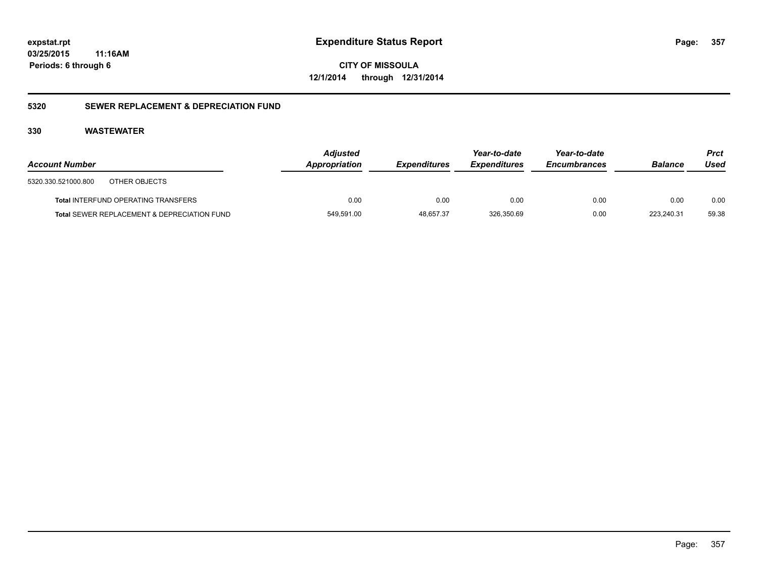**expstat.rpt**
**03/25/2015 11:16AM**
**Periods: 6 through 6**

# Expenditure Status Report

**CITY OF MISSOULA**
**12/1/2014 through 12/31/2014**

## 5320 SEWER REPLACEMENT & DEPRECIATION FUND

### 330 WASTEWATER

| Account Number | Adjusted Appropriation | Expenditures | Year-to-date Expenditures | Year-to-date Encumbrances | Balance | Prct Used |
|---|---|---|---|---|---|---|
| 5320.330.521000.800 OTHER OBJECTS | | | | | | |
| **Total** INTERFUND OPERATING TRANSFERS | 0.00 | 0.00 | 0.00 | 0.00 | 0.00 | 0.00 |
| **Total** SEWER REPLACEMENT & DEPRECIATION FUND | 549,591.00 | 48,657.37 | 326,350.69 | 0.00 | 223,240.31 | 59.38 |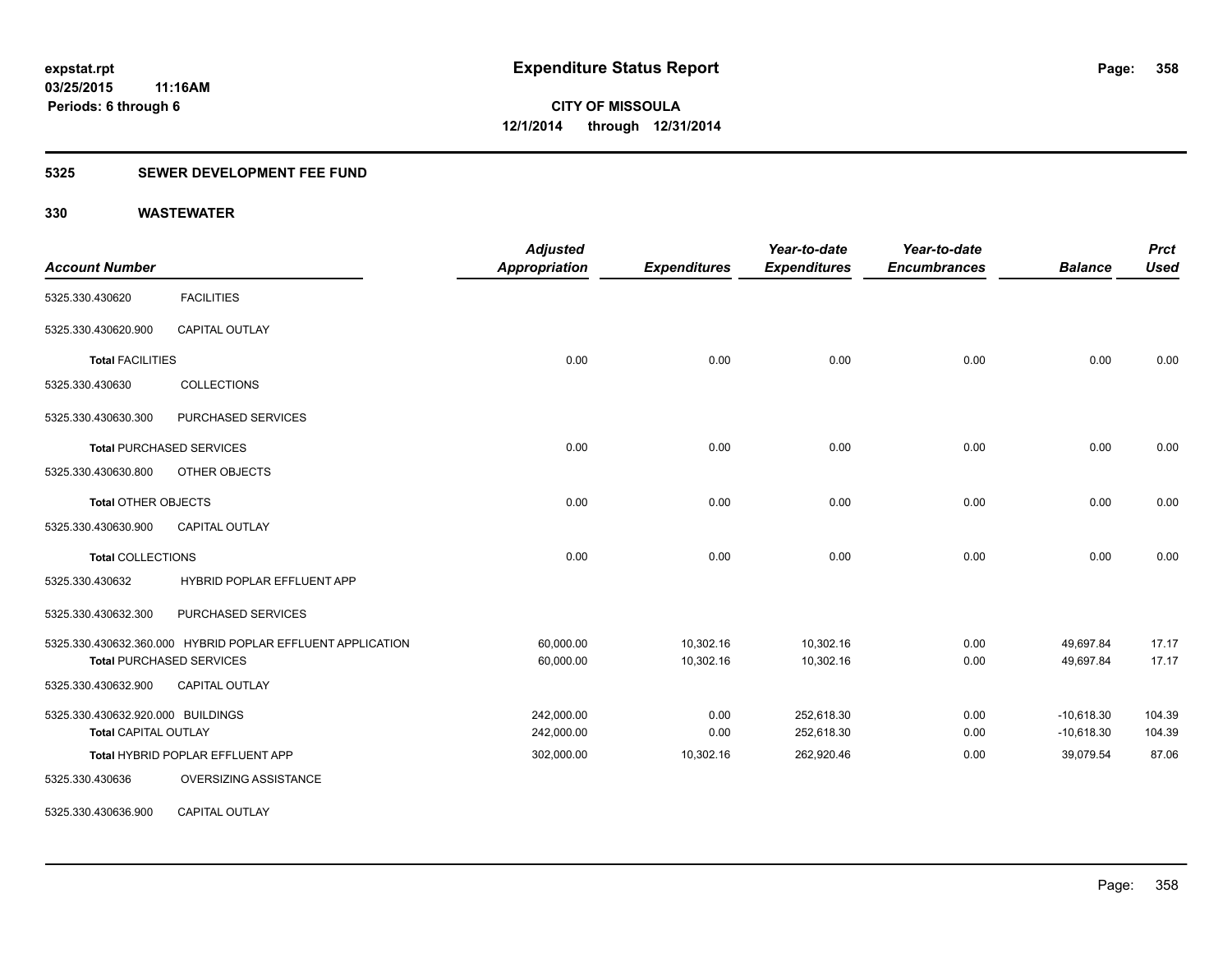# Expenditure Status Report

**CITY OF MISSOULA**
**12/1/2014 through 12/31/2014**

expstat.rpt
03/25/2015 11:16AM
Periods: 6 through 6

## 5325 SEWER DEVELOPMENT FEE FUND

### 330 WASTEWATER

| Account Number | | Adjusted Appropriation | Expenditures | Year-to-date Expenditures | Year-to-date Encumbrances | Balance | Prct Used |
|---|---|---|---|---|---|---|---|
| 5325.330.430620 | FACILITIES | | | | | | |
| 5325.330.430620.900 | CAPITAL OUTLAY | | | | | | |
| **Total** FACILITIES | | 0.00 | 0.00 | 0.00 | 0.00 | 0.00 | 0.00 |
| 5325.330.430630 | COLLECTIONS | | | | | | |
| 5325.330.430630.300 | PURCHASED SERVICES | | | | | | |
| **Total** PURCHASED SERVICES | | 0.00 | 0.00 | 0.00 | 0.00 | 0.00 | 0.00 |
| 5325.330.430630.800 | OTHER OBJECTS | | | | | | |
| **Total** OTHER OBJECTS | | 0.00 | 0.00 | 0.00 | 0.00 | 0.00 | 0.00 |
| 5325.330.430630.900 | CAPITAL OUTLAY | | | | | | |
| **Total** COLLECTIONS | | 0.00 | 0.00 | 0.00 | 0.00 | 0.00 | 0.00 |
| 5325.330.430632 | HYBRID POPLAR EFFLUENT APP | | | | | | |
| 5325.330.430632.300 | PURCHASED SERVICES | | | | | | |
| 5325.330.430632.360.000 | HYBRID POPLAR EFFLUENT APPLICATION | 60,000.00 | 10,302.16 | 10,302.16 | 0.00 | 49,697.84 | 17.17 |
| **Total** PURCHASED SERVICES | | 60,000.00 | 10,302.16 | 10,302.16 | 0.00 | 49,697.84 | 17.17 |
| 5325.330.430632.900 | CAPITAL OUTLAY | | | | | | |
| 5325.330.430632.920.000 | BUILDINGS | 242,000.00 | 0.00 | 252,618.30 | 0.00 | -10,618.30 | 104.39 |
| **Total** CAPITAL OUTLAY | | 242,000.00 | 0.00 | 252,618.30 | 0.00 | -10,618.30 | 104.39 |
| **Total** HYBRID POPLAR EFFLUENT APP | | 302,000.00 | 10,302.16 | 262,920.46 | 0.00 | 39,079.54 | 87.06 |
| 5325.330.430636 | OVERSIZING ASSISTANCE | | | | | | |
| 5325.330.430636.900 | CAPITAL OUTLAY | | | | | | |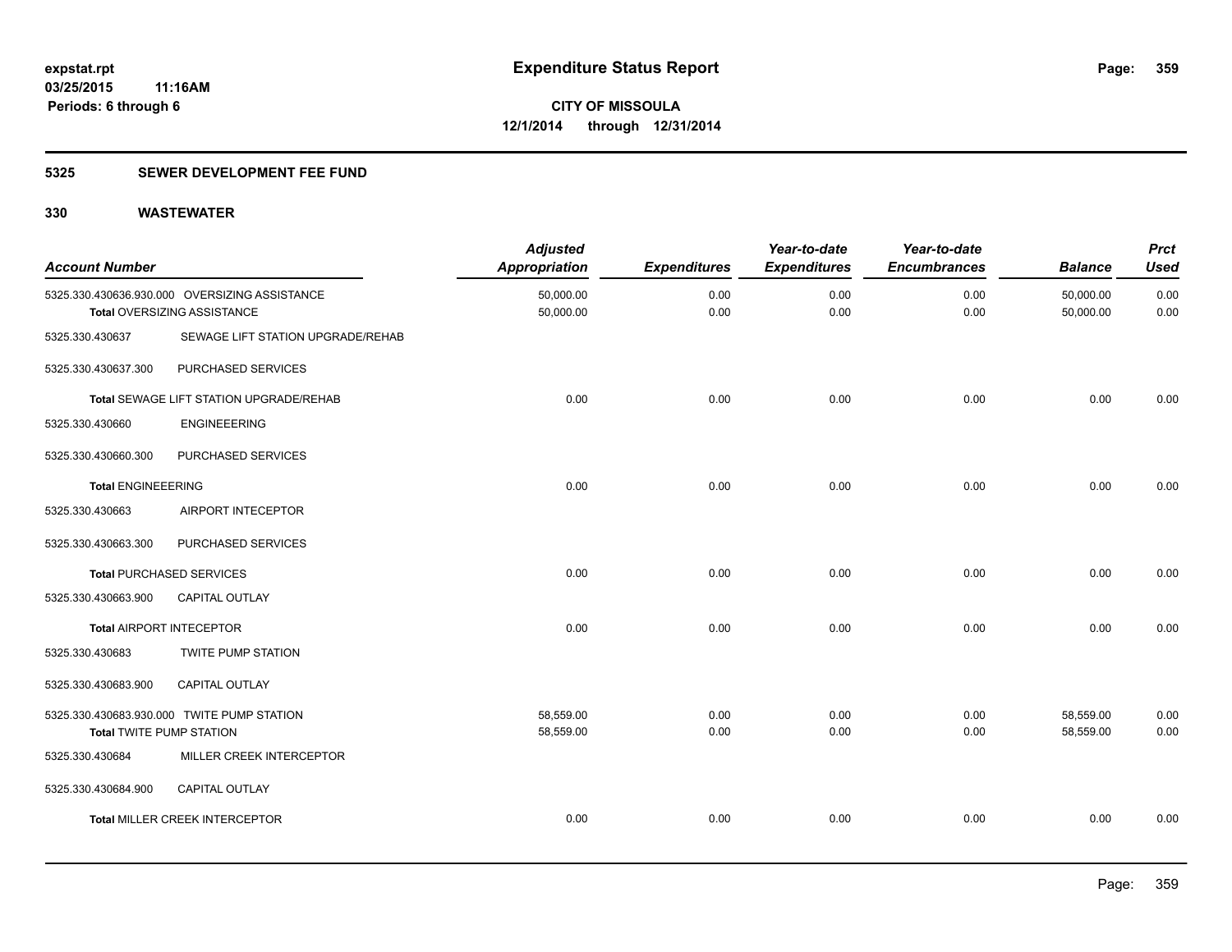**expstat.rpt**
**03/25/2015 11:16AM**
**Periods: 6 through 6**

# Expenditure Status Report

**CITY OF MISSOULA**
**12/1/2014 through 12/31/2014**

## 5325 SEWER DEVELOPMENT FEE FUND

## 330 WASTEWATER

| Account Number | | Adjusted Appropriation | Expenditures | Year-to-date Expenditures | Year-to-date Encumbrances | Balance | Prct Used |
|---|---|---|---|---|---|---|---|
| 5325.330.430636.930.000 | OVERSIZING ASSISTANCE | 50,000.00 | 0.00 | 0.00 | 0.00 | 50,000.00 | 0.00 |
| **Total** OVERSIZING ASSISTANCE | | 50,000.00 | 0.00 | 0.00 | 0.00 | 50,000.00 | 0.00 |
| 5325.330.430637 | SEWAGE LIFT STATION UPGRADE/REHAB | | | | | | |
| 5325.330.430637.300 | PURCHASED SERVICES | | | | | | |
| **Total** SEWAGE LIFT STATION UPGRADE/REHAB | | 0.00 | 0.00 | 0.00 | 0.00 | 0.00 | 0.00 |
| 5325.330.430660 | ENGINEEERING | | | | | | |
| 5325.330.430660.300 | PURCHASED SERVICES | | | | | | |
| **Total** ENGINEEERING | | 0.00 | 0.00 | 0.00 | 0.00 | 0.00 | 0.00 |
| 5325.330.430663 | AIRPORT INTECEPTOR | | | | | | |
| 5325.330.430663.300 | PURCHASED SERVICES | | | | | | |
| **Total** PURCHASED SERVICES | | 0.00 | 0.00 | 0.00 | 0.00 | 0.00 | 0.00 |
| 5325.330.430663.900 | CAPITAL OUTLAY | | | | | | |
| **Total** AIRPORT INTECEPTOR | | 0.00 | 0.00 | 0.00 | 0.00 | 0.00 | 0.00 |
| 5325.330.430683 | TWITE PUMP STATION | | | | | | |
| 5325.330.430683.900 | CAPITAL OUTLAY | | | | | | |
| 5325.330.430683.930.000 | TWITE PUMP STATION | 58,559.00 | 0.00 | 0.00 | 0.00 | 58,559.00 | 0.00 |
| **Total** TWITE PUMP STATION | | 58,559.00 | 0.00 | 0.00 | 0.00 | 58,559.00 | 0.00 |
| 5325.330.430684 | MILLER CREEK INTERCEPTOR | | | | | | |
| 5325.330.430684.900 | CAPITAL OUTLAY | | | | | | |
| **Total** MILLER CREEK INTERCEPTOR | | 0.00 | 0.00 | 0.00 | 0.00 | 0.00 | 0.00 |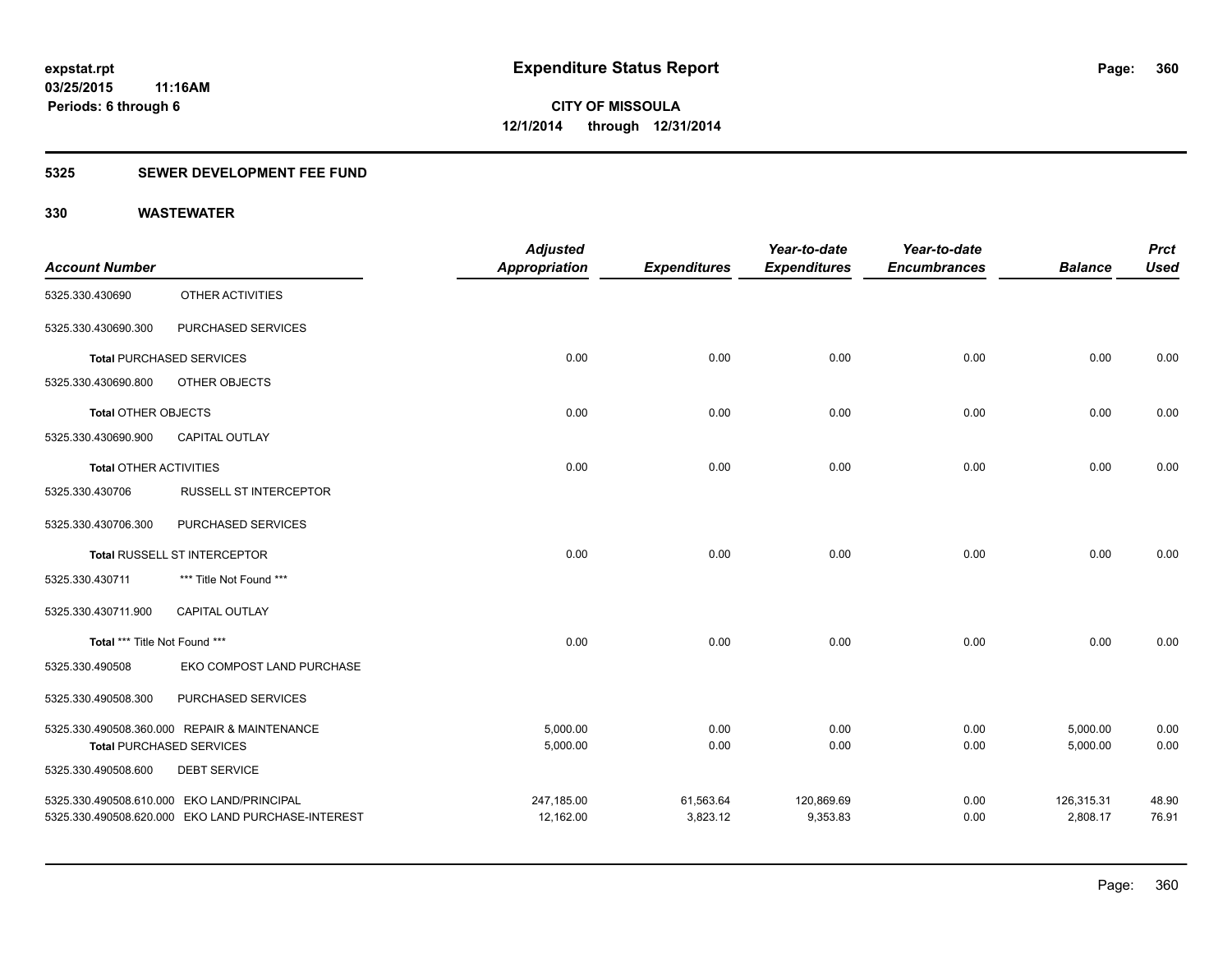**expstat.rpt**
**03/25/2015 11:16AM**
**Periods: 6 through 6**

# Expenditure Status Report

**CITY OF MISSOULA**
**12/1/2014 through 12/31/2014**

## 5325 SEWER DEVELOPMENT FEE FUND

### 330 WASTEWATER

| Account Number | | Adjusted Appropriation | Expenditures | Year-to-date Expenditures | Year-to-date Encumbrances | Balance | Prct Used |
|---|---|---|---|---|---|---|---|
| 5325.330.430690 | OTHER ACTIVITIES | | | | | | |
| 5325.330.430690.300 | PURCHASED SERVICES | | | | | | |
| **Total** PURCHASED SERVICES | | 0.00 | 0.00 | 0.00 | 0.00 | 0.00 | 0.00 |
| 5325.330.430690.800 | OTHER OBJECTS | | | | | | |
| **Total** OTHER OBJECTS | | 0.00 | 0.00 | 0.00 | 0.00 | 0.00 | 0.00 |
| 5325.330.430690.900 | CAPITAL OUTLAY | | | | | | |
| **Total** OTHER ACTIVITIES | | 0.00 | 0.00 | 0.00 | 0.00 | 0.00 | 0.00 |
| 5325.330.430706 | RUSSELL ST INTERCEPTOR | | | | | | |
| 5325.330.430706.300 | PURCHASED SERVICES | | | | | | |
| **Total** RUSSELL ST INTERCEPTOR | | 0.00 | 0.00 | 0.00 | 0.00 | 0.00 | 0.00 |
| 5325.330.430711 | *** Title Not Found *** | | | | | | |
| 5325.330.430711.900 | CAPITAL OUTLAY | | | | | | |
| **Total** *** Title Not Found *** | | 0.00 | 0.00 | 0.00 | 0.00 | 0.00 | 0.00 |
| 5325.330.490508 | EKO COMPOST LAND PURCHASE | | | | | | |
| 5325.330.490508.300 | PURCHASED SERVICES | | | | | | |
| 5325.330.490508.360.000 | REPAIR & MAINTENANCE | 5,000.00 | 0.00 | 0.00 | 0.00 | 5,000.00 | 0.00 |
| **Total** PURCHASED SERVICES | | 5,000.00 | 0.00 | 0.00 | 0.00 | 5,000.00 | 0.00 |
| 5325.330.490508.600 | DEBT SERVICE | | | | | | |
| 5325.330.490508.610.000 | EKO LAND/PRINCIPAL | 247,185.00 | 61,563.64 | 120,869.69 | 0.00 | 126,315.31 | 48.90 |
| 5325.330.490508.620.000 | EKO LAND PURCHASE-INTEREST | 12,162.00 | 3,823.12 | 9,353.83 | 0.00 | 2,808.17 | 76.91 |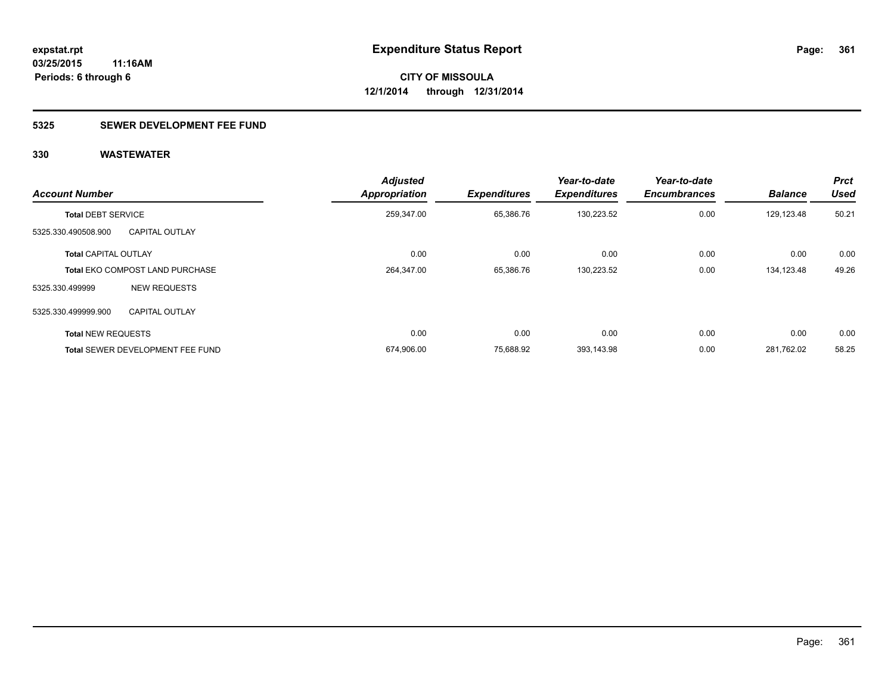**Expenditure Status Report**

expstat.rpt
03/25/2015 11:16AM
Periods: 6 through 6

**CITY OF MISSOULA**
**12/1/2014 through 12/31/2014**

## 5325 SEWER DEVELOPMENT FEE FUND

## 330 WASTEWATER

| Account Number | | Adjusted Appropriation | Expenditures | Year-to-date Expenditures | Year-to-date Encumbrances | Balance | Prct Used |
|---|---|---|---|---|---|---|---|
| **Total** DEBT SERVICE | | 259,347.00 | 65,386.76 | 130,223.52 | 0.00 | 129,123.48 | 50.21 |
| 5325.330.490508.900 | CAPITAL OUTLAY | | | | | | |
| **Total** CAPITAL OUTLAY | | 0.00 | 0.00 | 0.00 | 0.00 | 0.00 | 0.00 |
| **Total** EKO COMPOST LAND PURCHASE | | 264,347.00 | 65,386.76 | 130,223.52 | 0.00 | 134,123.48 | 49.26 |
| 5325.330.499999 | NEW REQUESTS | | | | | | |
| 5325.330.499999.900 | CAPITAL OUTLAY | | | | | | |
| **Total** NEW REQUESTS | | 0.00 | 0.00 | 0.00 | 0.00 | 0.00 | 0.00 |
| **Total** SEWER DEVELOPMENT FEE FUND | | 674,906.00 | 75,688.92 | 393,143.98 | 0.00 | 281,762.02 | 58.25 |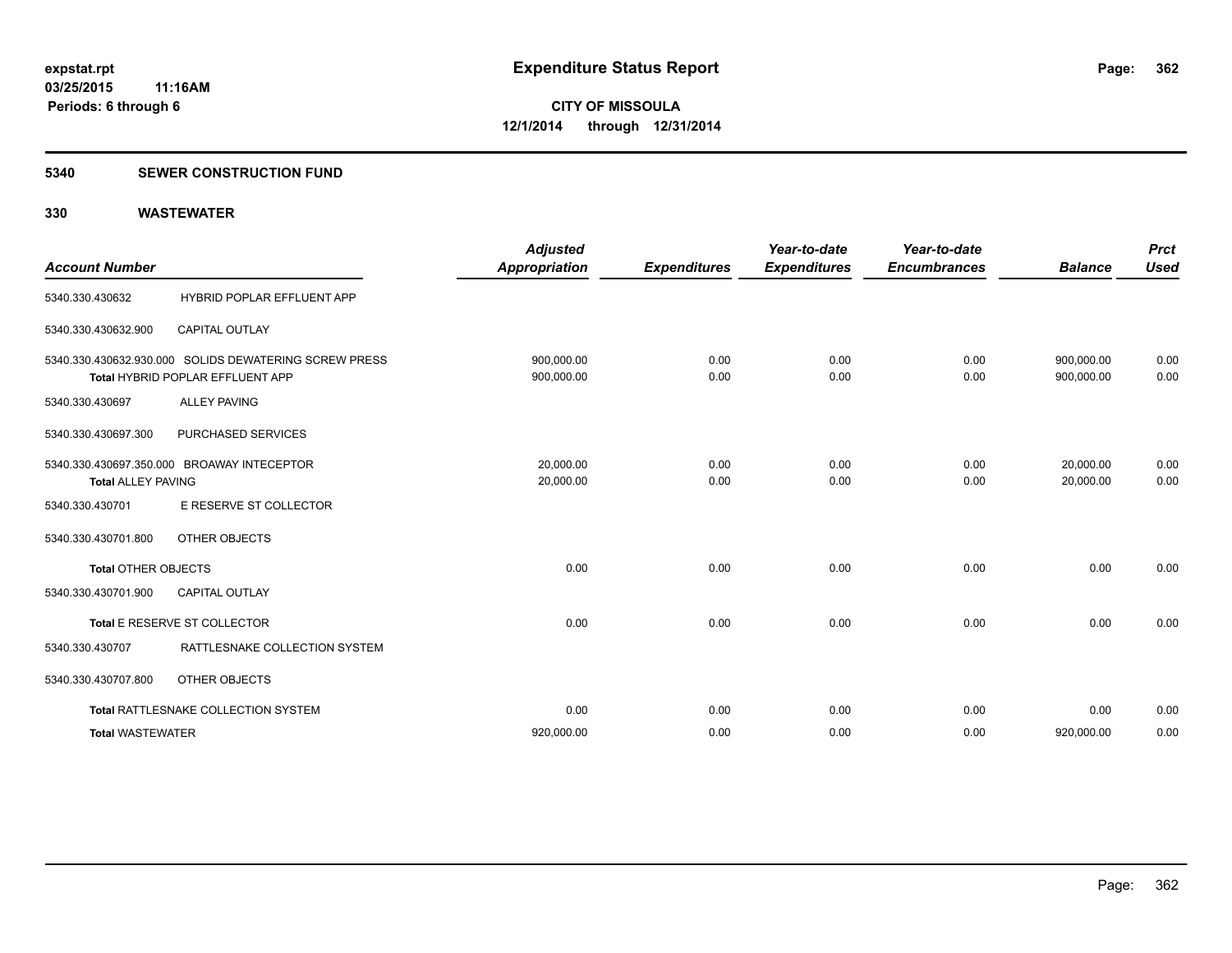expstat.rpt
03/25/2015 11:16AM
Periods: 6 through 6

# Expenditure Status Report

CITY OF MISSOULA
12/1/2014 through 12/31/2014

## 5340 SEWER CONSTRUCTION FUND

## 330 WASTEWATER

| Account Number | | Adjusted Appropriation | Expenditures | Year-to-date Expenditures | Year-to-date Encumbrances | Balance | Prct Used |
|---|---|---|---|---|---|---|---|
| 5340.330.430632 | HYBRID POPLAR EFFLUENT APP | | | | | | |
| 5340.330.430632.900 | CAPITAL OUTLAY | | | | | | |
| 5340.330.430632.930.000 | SOLIDS DEWATERING SCREW PRESS | 900,000.00 | 0.00 | 0.00 | 0.00 | 900,000.00 | 0.00 |
| Total HYBRID POPLAR EFFLUENT APP | | 900,000.00 | 0.00 | 0.00 | 0.00 | 900,000.00 | 0.00 |
| 5340.330.430697 | ALLEY PAVING | | | | | | |
| 5340.330.430697.300 | PURCHASED SERVICES | | | | | | |
| 5340.330.430697.350.000 | BROAWAY INTECEPTOR | 20,000.00 | 0.00 | 0.00 | 0.00 | 20,000.00 | 0.00 |
| Total ALLEY PAVING | | 20,000.00 | 0.00 | 0.00 | 0.00 | 20,000.00 | 0.00 |
| 5340.330.430701 | E RESERVE ST COLLECTOR | | | | | | |
| 5340.330.430701.800 | OTHER OBJECTS | | | | | | |
| Total OTHER OBJECTS | | 0.00 | 0.00 | 0.00 | 0.00 | 0.00 | 0.00 |
| 5340.330.430701.900 | CAPITAL OUTLAY | | | | | | |
| Total E RESERVE ST COLLECTOR | | 0.00 | 0.00 | 0.00 | 0.00 | 0.00 | 0.00 |
| 5340.330.430707 | RATTLESNAKE COLLECTION SYSTEM | | | | | | |
| 5340.330.430707.800 | OTHER OBJECTS | | | | | | |
| Total RATTLESNAKE COLLECTION SYSTEM | | 0.00 | 0.00 | 0.00 | 0.00 | 0.00 | 0.00 |
| Total WASTEWATER | | 920,000.00 | 0.00 | 0.00 | 0.00 | 920,000.00 | 0.00 |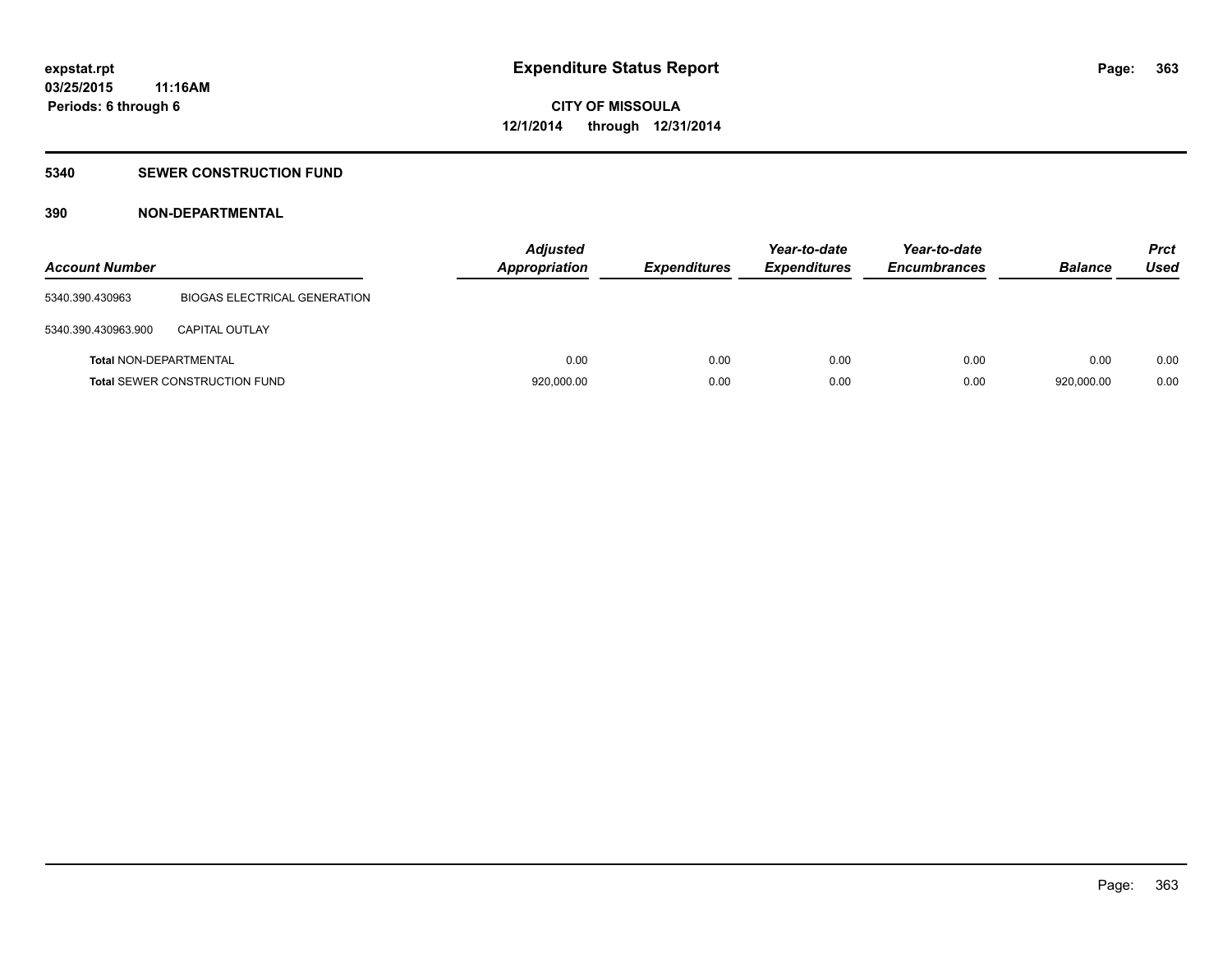**Expenditure Status Report**

expstat.rpt
03/25/2015 11:16AM
Periods: 6 through 6

**CITY OF MISSOULA**
**12/1/2014 through 12/31/2014**

## 5340 SEWER CONSTRUCTION FUND

### 390 NON-DEPARTMENTAL

| Account Number | | Adjusted Appropriation | Expenditures | Year-to-date Expenditures | Year-to-date Encumbrances | Balance | Prct Used |
|---|---|---|---|---|---|---|---|
| 5340.390.430963 | BIOGAS ELECTRICAL GENERATION | | | | | | |
| 5340.390.430963.900 | CAPITAL OUTLAY | | | | | | |
| **Total** NON-DEPARTMENTAL | | 0.00 | 0.00 | 0.00 | 0.00 | 0.00 | 0.00 |
| **Total** SEWER CONSTRUCTION FUND | | 920,000.00 | 0.00 | 0.00 | 0.00 | 920,000.00 | 0.00 |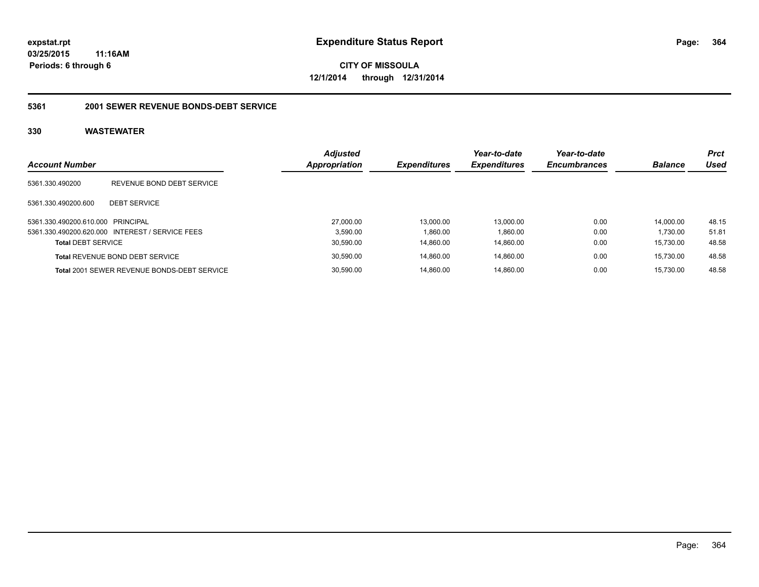**expstat.rpt**
**03/25/2015 11:16AM**
**Periods: 6 through 6**

# Expenditure Status Report

**CITY OF MISSOULA**
**12/1/2014 through 12/31/2014**

## 5361 2001 SEWER REVENUE BONDS-DEBT SERVICE

### 330 WASTEWATER

| Account Number | | Adjusted Appropriation | Expenditures | Year-to-date Expenditures | Year-to-date Encumbrances | Balance | Prct Used |
|---|---|---|---|---|---|---|---|
| 5361.330.490200 | REVENUE BOND DEBT SERVICE | | | | | | |
| 5361.330.490200.600 | DEBT SERVICE | | | | | | |
| 5361.330.490200.610.000 | PRINCIPAL | 27,000.00 | 13,000.00 | 13,000.00 | 0.00 | 14,000.00 | 48.15 |
| 5361.330.490200.620.000 | INTEREST / SERVICE FEES | 3,590.00 | 1,860.00 | 1,860.00 | 0.00 | 1,730.00 | 51.81 |
| **Total** DEBT SERVICE | | 30,590.00 | 14,860.00 | 14,860.00 | 0.00 | 15,730.00 | 48.58 |
| **Total** REVENUE BOND DEBT SERVICE | | 30,590.00 | 14,860.00 | 14,860.00 | 0.00 | 15,730.00 | 48.58 |
| **Total** 2001 SEWER REVENUE BONDS-DEBT SERVICE | | 30,590.00 | 14,860.00 | 14,860.00 | 0.00 | 15,730.00 | 48.58 |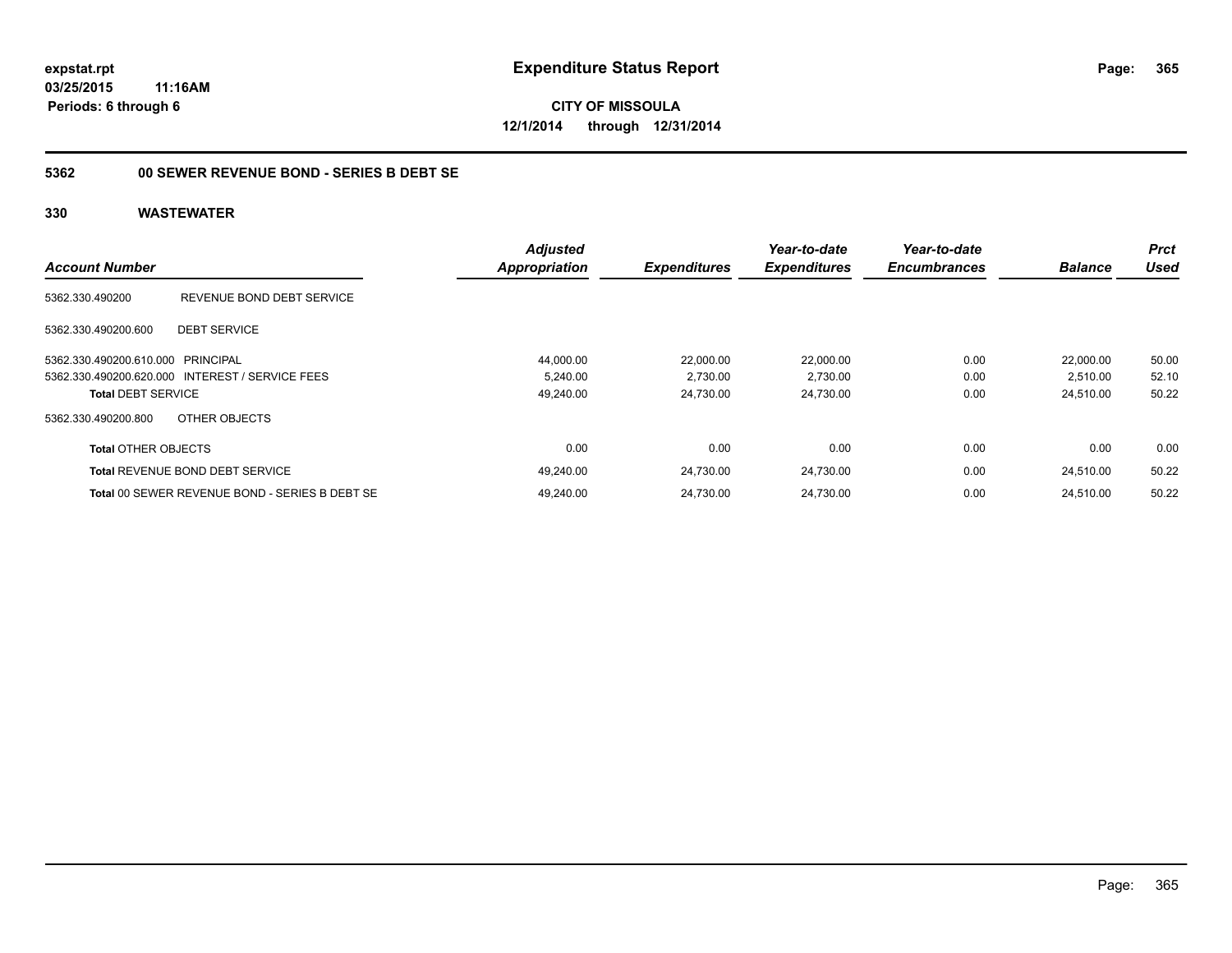**expstat.rpt**
**03/25/2015 11:16AM**
**Periods: 6 through 6**

# Expenditure Status Report

**CITY OF MISSOULA**
**12/1/2014 through 12/31/2014**

## 5362 00 SEWER REVENUE BOND - SERIES B DEBT SE

### 330 WASTEWATER

| Account Number | | Adjusted Appropriation | Expenditures | Year-to-date Expenditures | Year-to-date Encumbrances | Balance | Prct Used |
|---|---|---|---|---|---|---|---|
| 5362.330.490200 | REVENUE BOND DEBT SERVICE | | | | | | |
| 5362.330.490200.600 | DEBT SERVICE | | | | | | |
| 5362.330.490200.610.000 | PRINCIPAL | 44,000.00 | 22,000.00 | 22,000.00 | 0.00 | 22,000.00 | 50.00 |
| 5362.330.490200.620.000 | INTEREST / SERVICE FEES | 5,240.00 | 2,730.00 | 2,730.00 | 0.00 | 2,510.00 | 52.10 |
| **Total** DEBT SERVICE | | 49,240.00 | 24,730.00 | 24,730.00 | 0.00 | 24,510.00 | 50.22 |
| 5362.330.490200.800 | OTHER OBJECTS | | | | | | |
| **Total** OTHER OBJECTS | | 0.00 | 0.00 | 0.00 | 0.00 | 0.00 | 0.00 |
| **Total** REVENUE BOND DEBT SERVICE | | 49,240.00 | 24,730.00 | 24,730.00 | 0.00 | 24,510.00 | 50.22 |
| **Total** 00 SEWER REVENUE BOND - SERIES B DEBT SE | | 49,240.00 | 24,730.00 | 24,730.00 | 0.00 | 24,510.00 | 50.22 |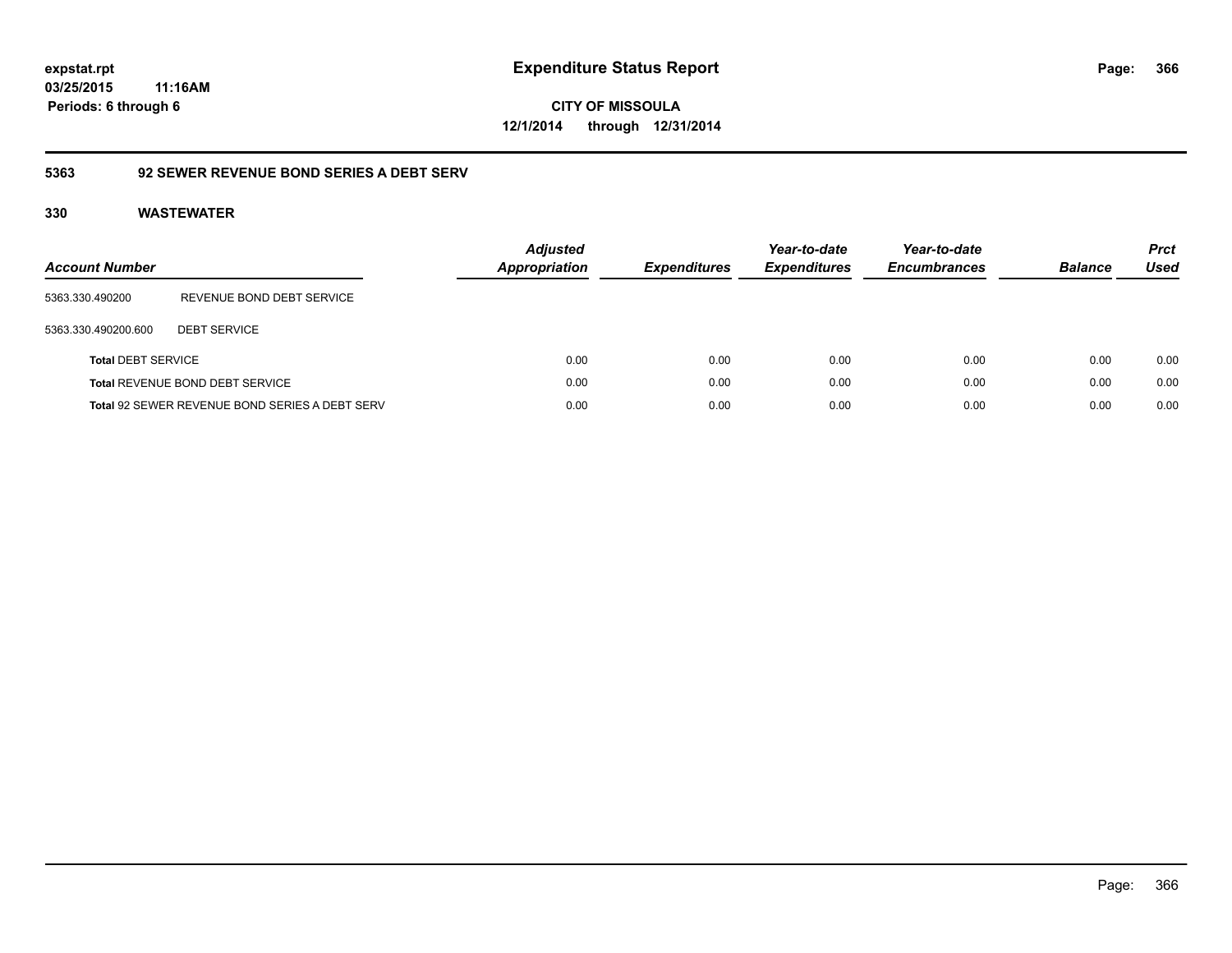# Expenditure Status Report

expstat.rpt
03/25/2015 11:16AM
Periods: 6 through 6

CITY OF MISSOULA
12/1/2014 through 12/31/2014

## 5363 92 SEWER REVENUE BOND SERIES A DEBT SERV

### 330 WASTEWATER

| Account Number | | Adjusted Appropriation | Expenditures | Year-to-date Expenditures | Year-to-date Encumbrances | Balance | Prct Used |
|---|---|---|---|---|---|---|---|
| 5363.330.490200 | REVENUE BOND DEBT SERVICE | | | | | | |
| 5363.330.490200.600 | DEBT SERVICE | | | | | | |
| **Total** DEBT SERVICE | | 0.00 | 0.00 | 0.00 | 0.00 | 0.00 | 0.00 |
| **Total** REVENUE BOND DEBT SERVICE | | 0.00 | 0.00 | 0.00 | 0.00 | 0.00 | 0.00 |
| **Total** 92 SEWER REVENUE BOND SERIES A DEBT SERV | | 0.00 | 0.00 | 0.00 | 0.00 | 0.00 | 0.00 |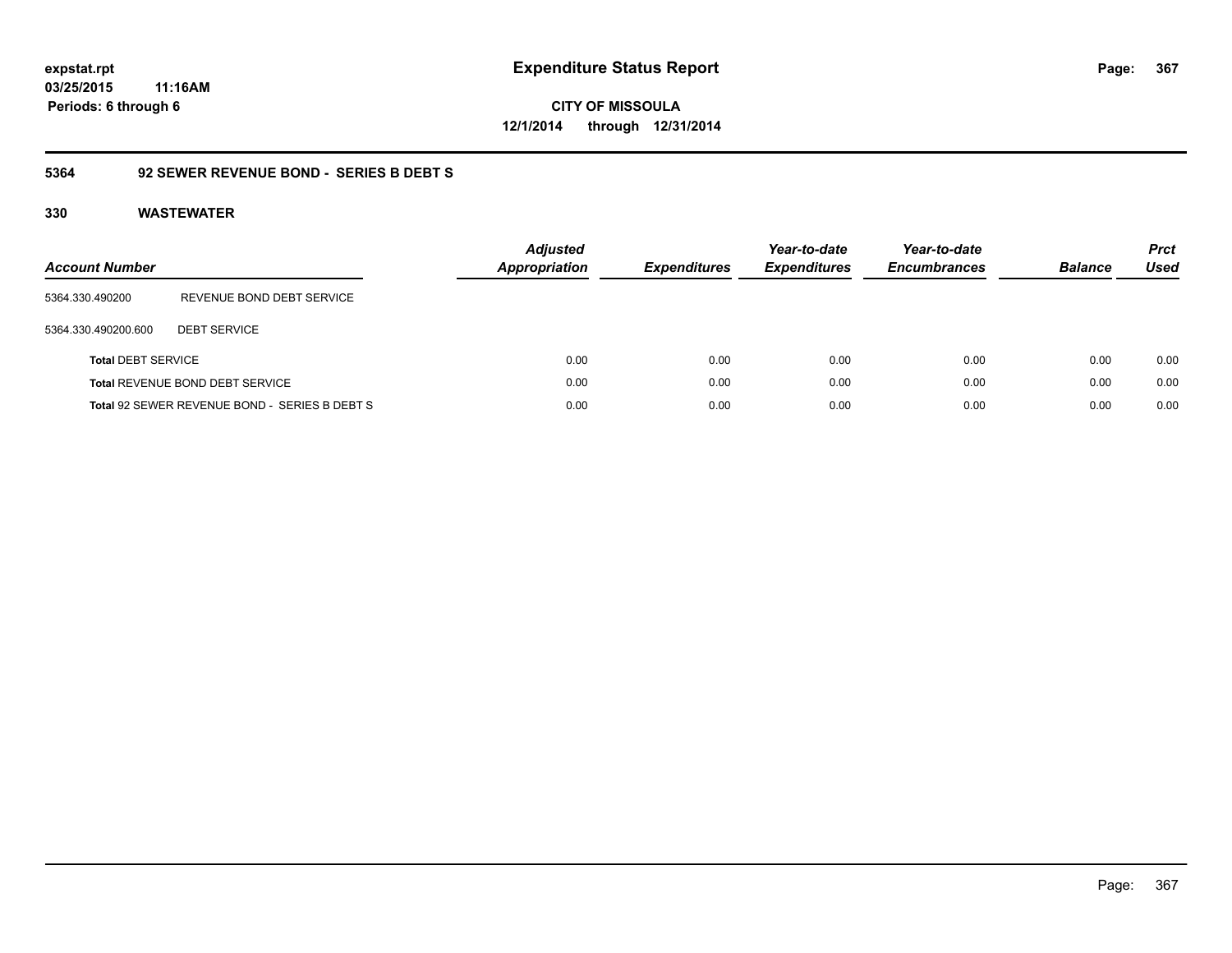# Expenditure Status Report

expstat.rpt
03/25/2015 11:16AM
Periods: 6 through 6

**CITY OF MISSOULA**
**12/1/2014 through 12/31/2014**

## 5364 92 SEWER REVENUE BOND - SERIES B DEBT S

### 330 WASTEWATER

| Account Number | | Adjusted Appropriation | Expenditures | Year-to-date Expenditures | Year-to-date Encumbrances | Balance | Prct Used |
|---|---|---|---|---|---|---|---|
| 5364.330.490200 | REVENUE BOND DEBT SERVICE | | | | | | |
| 5364.330.490200.600 | DEBT SERVICE | | | | | | |
| **Total** DEBT SERVICE | | 0.00 | 0.00 | 0.00 | 0.00 | 0.00 | 0.00 |
| **Total** REVENUE BOND DEBT SERVICE | | 0.00 | 0.00 | 0.00 | 0.00 | 0.00 | 0.00 |
| **Total** 92 SEWER REVENUE BOND - SERIES B DEBT S | | 0.00 | 0.00 | 0.00 | 0.00 | 0.00 | 0.00 |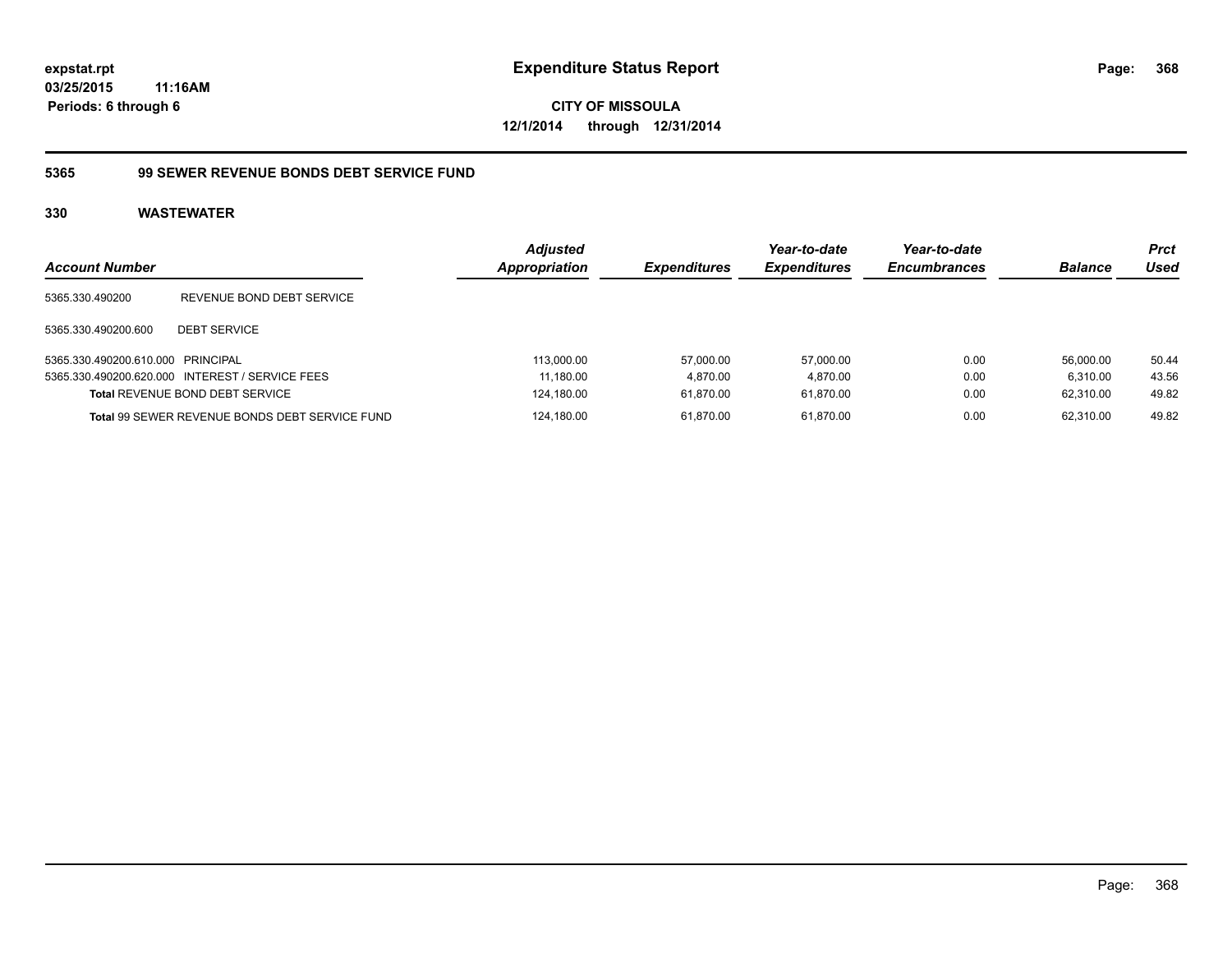**expstat.rpt**
**03/25/2015 11:16AM**
**Periods: 6 through 6**

# Expenditure Status Report

**CITY OF MISSOULA**
**12/1/2014 through 12/31/2014**

## 5365 99 SEWER REVENUE BONDS DEBT SERVICE FUND

### 330 WASTEWATER

| *Account Number* | | *Adjusted Appropriation* | *Expenditures* | *Year-to-date Expenditures* | *Year-to-date Encumbrances* | *Balance* | *Prct Used* |
|---|---|---|---|---|---|---|---|
| 5365.330.490200 | REVENUE BOND DEBT SERVICE | | | | | | |
| 5365.330.490200.600 | DEBT SERVICE | | | | | | |
| 5365.330.490200.610.000 | PRINCIPAL | 113,000.00 | 57,000.00 | 57,000.00 | 0.00 | 56,000.00 | 50.44 |
| 5365.330.490200.620.000 | INTEREST / SERVICE FEES | 11,180.00 | 4,870.00 | 4,870.00 | 0.00 | 6,310.00 | 43.56 |
| **Total** REVENUE BOND DEBT SERVICE | | 124,180.00 | 61,870.00 | 61,870.00 | 0.00 | 62,310.00 | 49.82 |
| **Total** 99 SEWER REVENUE BONDS DEBT SERVICE FUND | | 124,180.00 | 61,870.00 | 61,870.00 | 0.00 | 62,310.00 | 49.82 |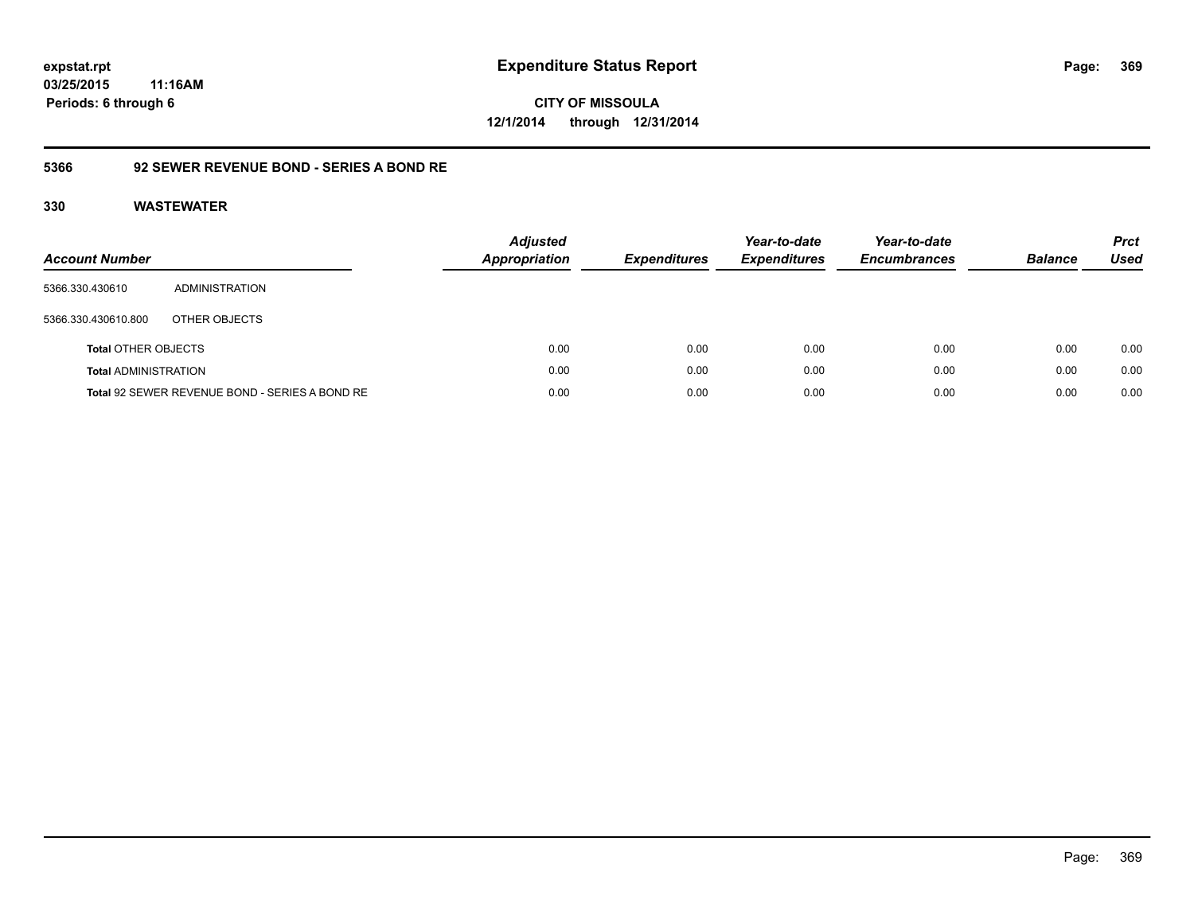**expstat.rpt**
**03/25/2015 11:16AM**
**Periods: 6 through 6**

# Expenditure Status Report

**CITY OF MISSOULA**
**12/1/2014 through 12/31/2014**

## 5366 92 SEWER REVENUE BOND - SERIES A BOND RE

### 330 WASTEWATER

| Account Number | | Adjusted Appropriation | Expenditures | Year-to-date Expenditures | Year-to-date Encumbrances | Balance | Prct Used |
|---|---|---|---|---|---|---|---|
| 5366.330.430610 | ADMINISTRATION | | | | | | |
| 5366.330.430610.800 | OTHER OBJECTS | | | | | | |
| **Total** OTHER OBJECTS | | 0.00 | 0.00 | 0.00 | 0.00 | 0.00 | 0.00 |
| **Total** ADMINISTRATION | | 0.00 | 0.00 | 0.00 | 0.00 | 0.00 | 0.00 |
| **Total** 92 SEWER REVENUE BOND - SERIES A BOND RE | | 0.00 | 0.00 | 0.00 | 0.00 | 0.00 | 0.00 |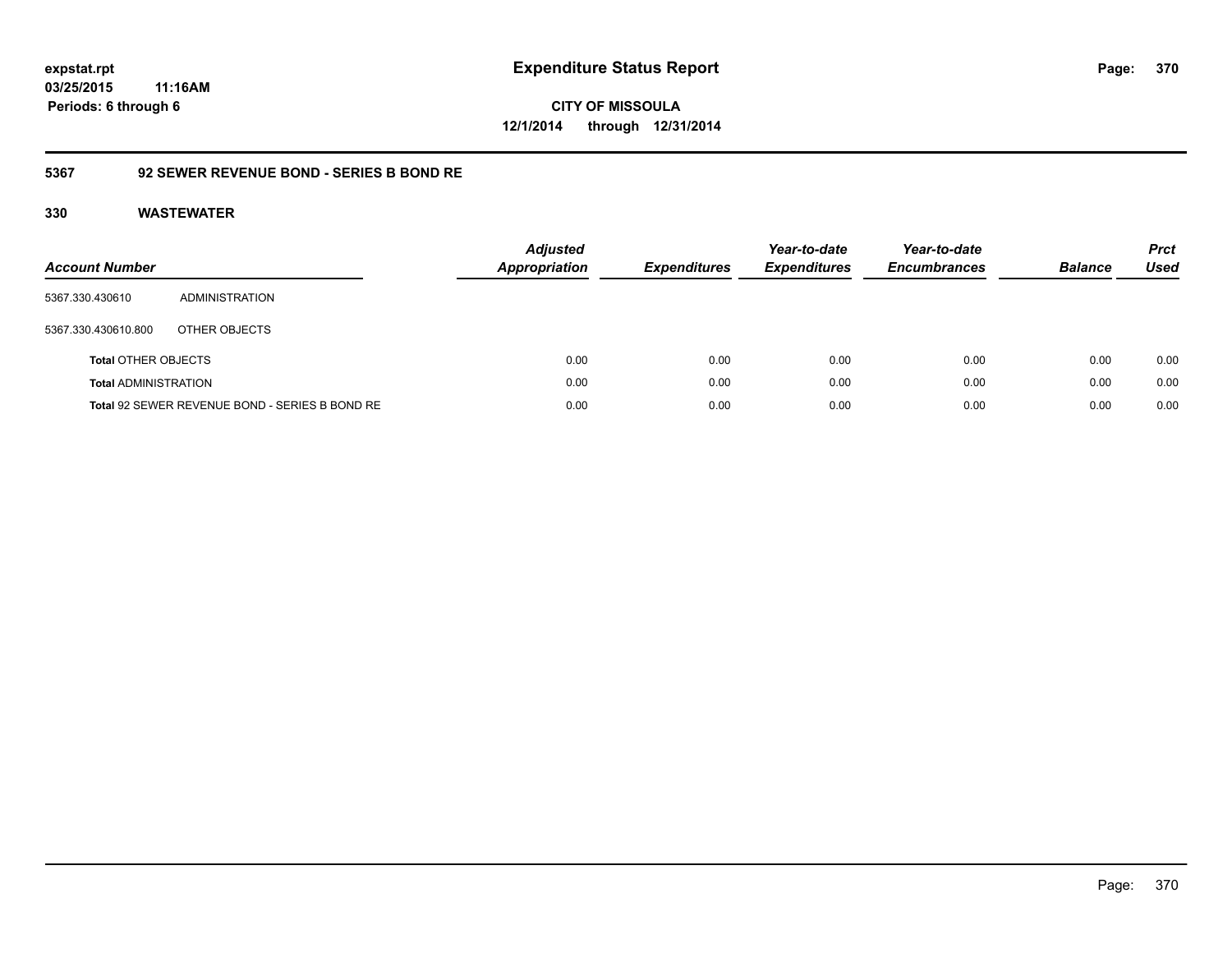expstat.rpt
03/25/2015 11:16AM
Periods: 6 through 6

# Expenditure Status Report

CITY OF MISSOULA
12/1/2014 through 12/31/2014

## 5367 92 SEWER REVENUE BOND - SERIES B BOND RE

## 330 WASTEWATER

| Account Number | | Adjusted Appropriation | Expenditures | Year-to-date Expenditures | Year-to-date Encumbrances | Balance | Prct Used |
|---|---|---|---|---|---|---|---|
| 5367.330.430610 | ADMINISTRATION | | | | | | |
| 5367.330.430610.800 | OTHER OBJECTS | | | | | | |
| **Total** OTHER OBJECTS | | 0.00 | 0.00 | 0.00 | 0.00 | 0.00 | 0.00 |
| **Total** ADMINISTRATION | | 0.00 | 0.00 | 0.00 | 0.00 | 0.00 | 0.00 |
| **Total** 92 SEWER REVENUE BOND - SERIES B BOND RE | | 0.00 | 0.00 | 0.00 | 0.00 | 0.00 | 0.00 |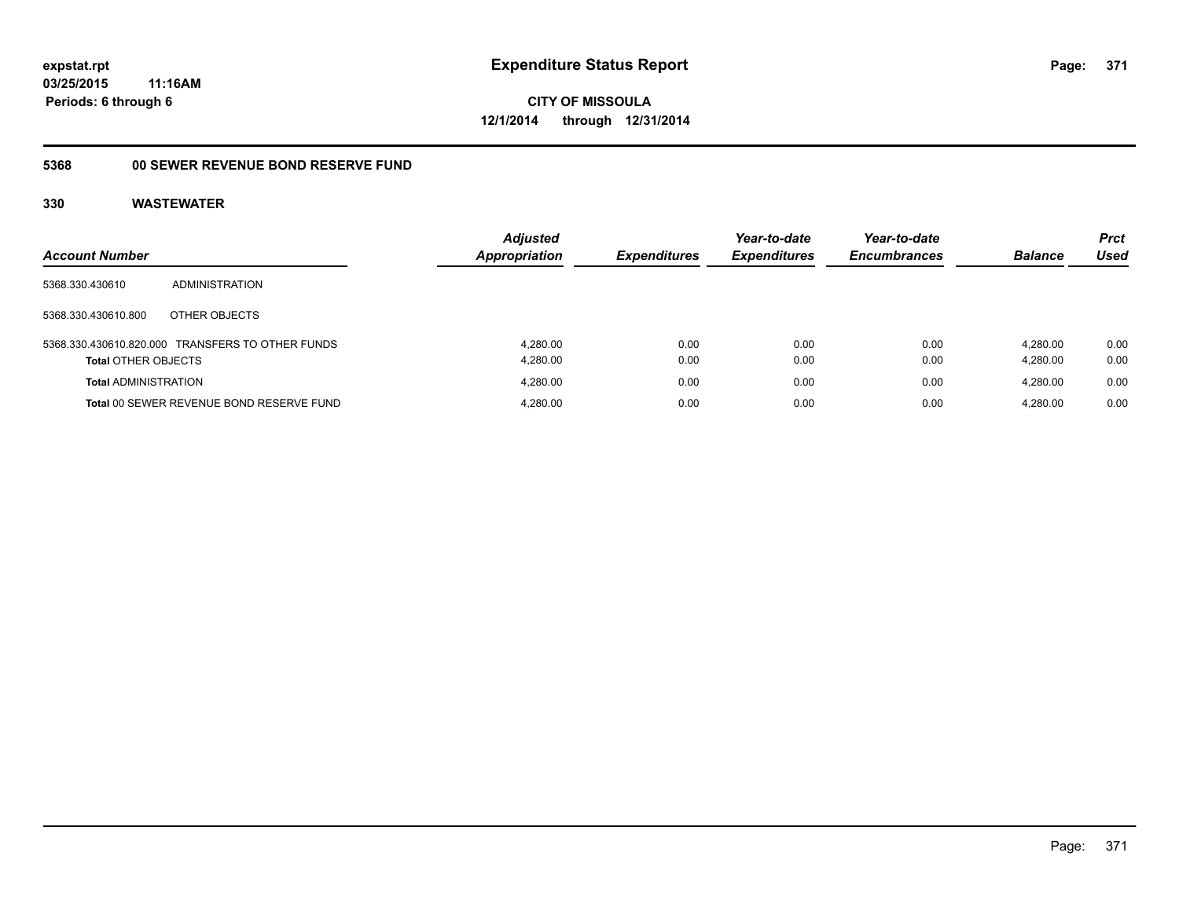expstat.rpt
03/25/2015 11:16AM
Periods: 6 through 6

# Expenditure Status Report

CITY OF MISSOULA
12/1/2014 through 12/31/2014

## 5368 00 SEWER REVENUE BOND RESERVE FUND

### 330 WASTEWATER

| Account Number | | Adjusted Appropriation | Expenditures | Year-to-date Expenditures | Year-to-date Encumbrances | Balance | Prct Used |
|---|---|---|---|---|---|---|---|
| 5368.330.430610 | ADMINISTRATION | | | | | | |
| 5368.330.430610.800 | OTHER OBJECTS | | | | | | |
| 5368.330.430610.820.000 | TRANSFERS TO OTHER FUNDS | 4,280.00 | 0.00 | 0.00 | 0.00 | 4,280.00 | 0.00 |
| **Total** OTHER OBJECTS | | 4,280.00 | 0.00 | 0.00 | 0.00 | 4,280.00 | 0.00 |
| **Total** ADMINISTRATION | | 4,280.00 | 0.00 | 0.00 | 0.00 | 4,280.00 | 0.00 |
| **Total** 00 SEWER REVENUE BOND RESERVE FUND | | 4,280.00 | 0.00 | 0.00 | 0.00 | 4,280.00 | 0.00 |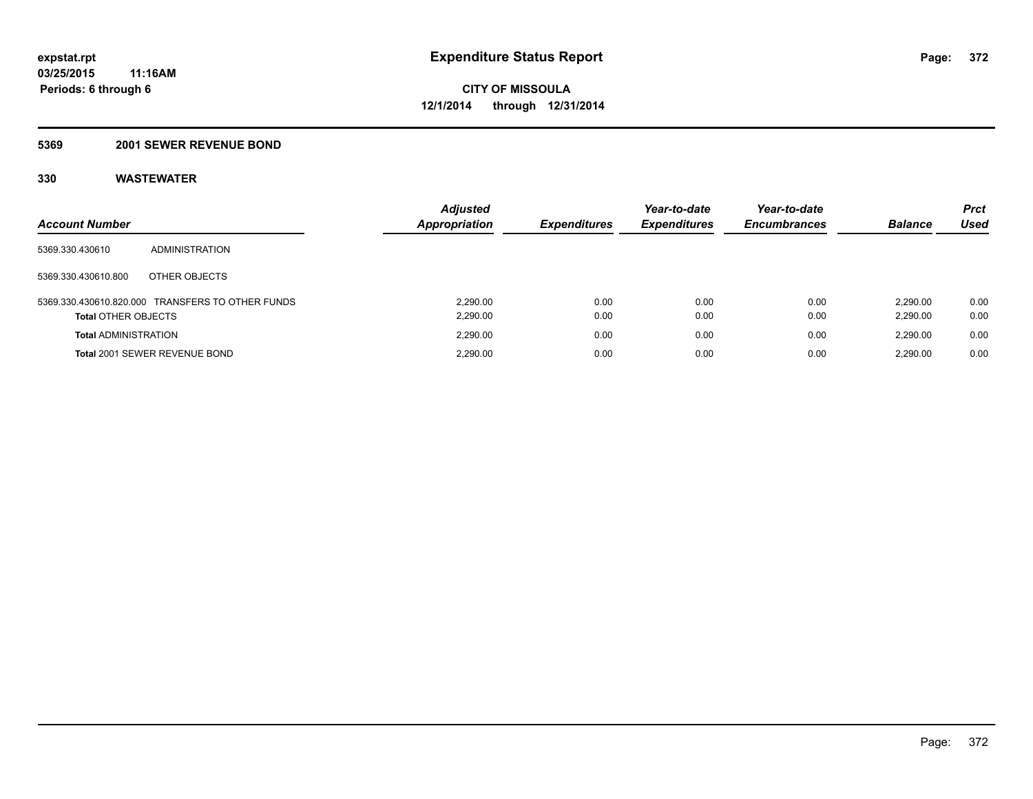**expstat.rpt**
**03/25/2015 11:16AM**
**Periods: 6 through 6**

# Expenditure Status Report

**CITY OF MISSOULA**
**12/1/2014 through 12/31/2014**

## 5369 2001 SEWER REVENUE BOND

### 330 WASTEWATER

| Account Number | | Adjusted Appropriation | Expenditures | Year-to-date Expenditures | Year-to-date Encumbrances | Balance | Prct Used |
|---|---|---|---|---|---|---|---|
| 5369.330.430610 | ADMINISTRATION | | | | | | |
| 5369.330.430610.800 | OTHER OBJECTS | | | | | | |
| 5369.330.430610.820.000 | TRANSFERS TO OTHER FUNDS | 2,290.00 | 0.00 | 0.00 | 0.00 | 2,290.00 | 0.00 |
| **Total** OTHER OBJECTS | | 2,290.00 | 0.00 | 0.00 | 0.00 | 2,290.00 | 0.00 |
| **Total** ADMINISTRATION | | 2,290.00 | 0.00 | 0.00 | 0.00 | 2,290.00 | 0.00 |
| **Total** 2001 SEWER REVENUE BOND | | 2,290.00 | 0.00 | 0.00 | 0.00 | 2,290.00 | 0.00 |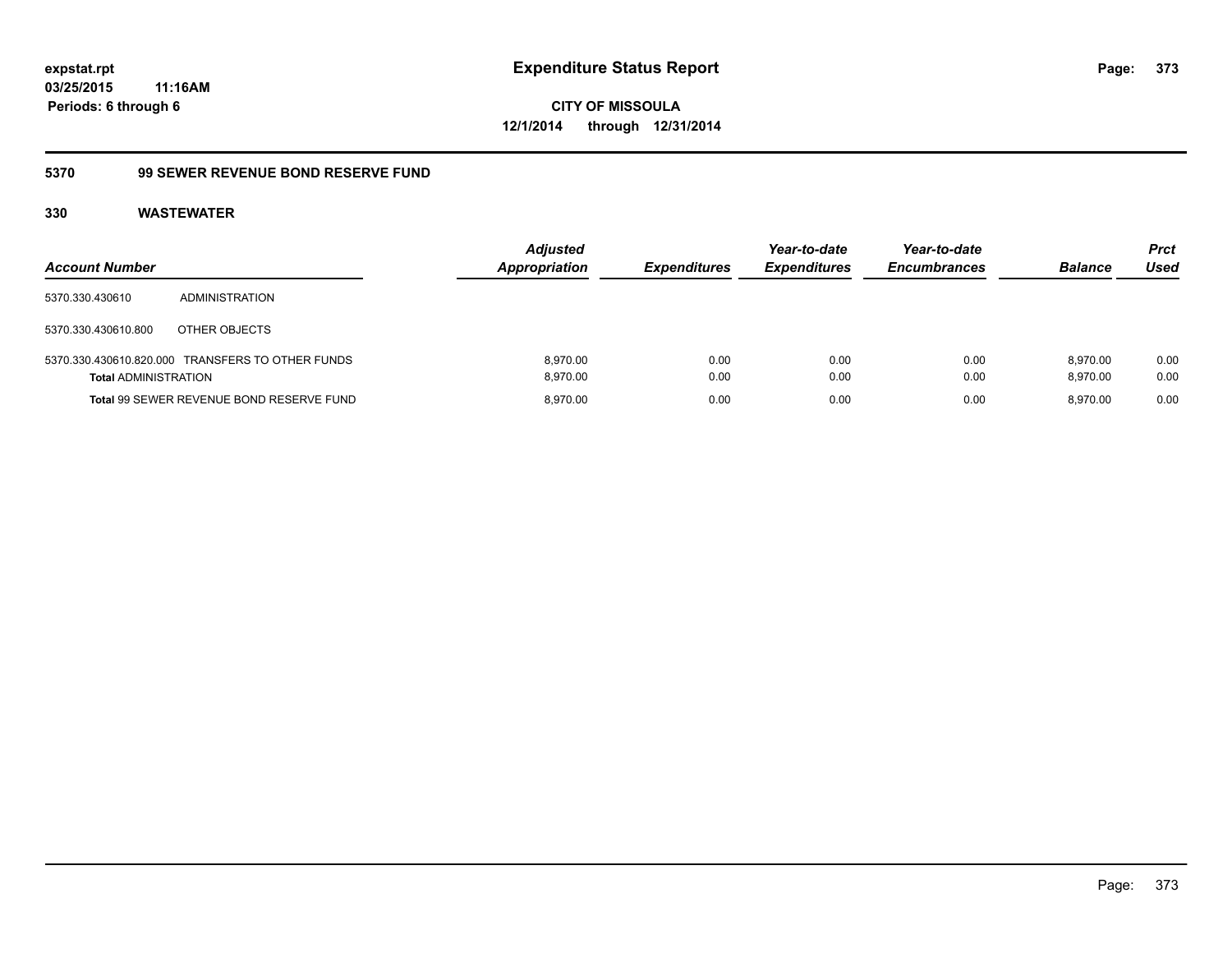**expstat.rpt**
**03/25/2015 11:16AM**
**Periods: 6 through 6**

# Expenditure Status Report

**CITY OF MISSOULA**
**12/1/2014 through 12/31/2014**

## 5370 99 SEWER REVENUE BOND RESERVE FUND

### 330 WASTEWATER

| Account Number | | Adjusted Appropriation | Expenditures | Year-to-date Expenditures | Year-to-date Encumbrances | Balance | Prct Used |
|---|---|---|---|---|---|---|---|
| 5370.330.430610 | ADMINISTRATION | | | | | | |
| 5370.330.430610.800 | OTHER OBJECTS | | | | | | |
| 5370.330.430610.820.000 | TRANSFERS TO OTHER FUNDS | 8,970.00 | 0.00 | 0.00 | 0.00 | 8,970.00 | 0.00 |
| **Total** ADMINISTRATION | | 8,970.00 | 0.00 | 0.00 | 0.00 | 8,970.00 | 0.00 |
| **Total** 99 SEWER REVENUE BOND RESERVE FUND | | 8,970.00 | 0.00 | 0.00 | 0.00 | 8,970.00 | 0.00 |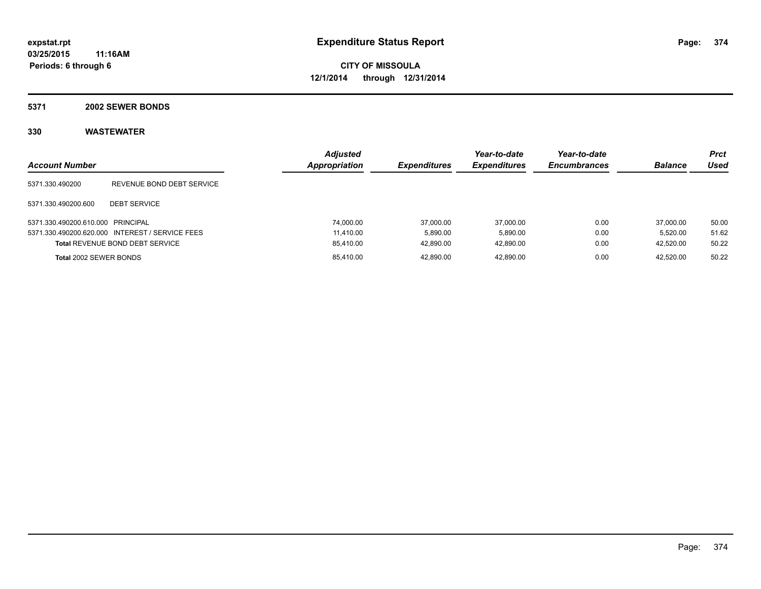**expstat.rpt**
**03/25/2015 11:16AM**
**Periods: 6 through 6**

# Expenditure Status Report

**CITY OF MISSOULA**
**12/1/2014 through 12/31/2014**

## 5371 2002 SEWER BONDS

## 330 WASTEWATER

| Account Number | | *Adjusted Appropriation* | *Expenditures* | *Year-to-date Expenditures* | *Year-to-date Encumbrances* | *Balance* | *Prct Used* |
|---|---|---|---|---|---|---|---|
| 5371.330.490200 | REVENUE BOND DEBT SERVICE | | | | | | |
| 5371.330.490200.600 | DEBT SERVICE | | | | | | |
| 5371.330.490200.610.000 | PRINCIPAL | 74,000.00 | 37,000.00 | 37,000.00 | 0.00 | 37,000.00 | 50.00 |
| 5371.330.490200.620.000 | INTEREST / SERVICE FEES | 11,410.00 | 5,890.00 | 5,890.00 | 0.00 | 5,520.00 | 51.62 |
| **Total** REVENUE BOND DEBT SERVICE | | 85,410.00 | 42,890.00 | 42,890.00 | 0.00 | 42,520.00 | 50.22 |
| **Total** 2002 SEWER BONDS | | 85,410.00 | 42,890.00 | 42,890.00 | 0.00 | 42,520.00 | 50.22 |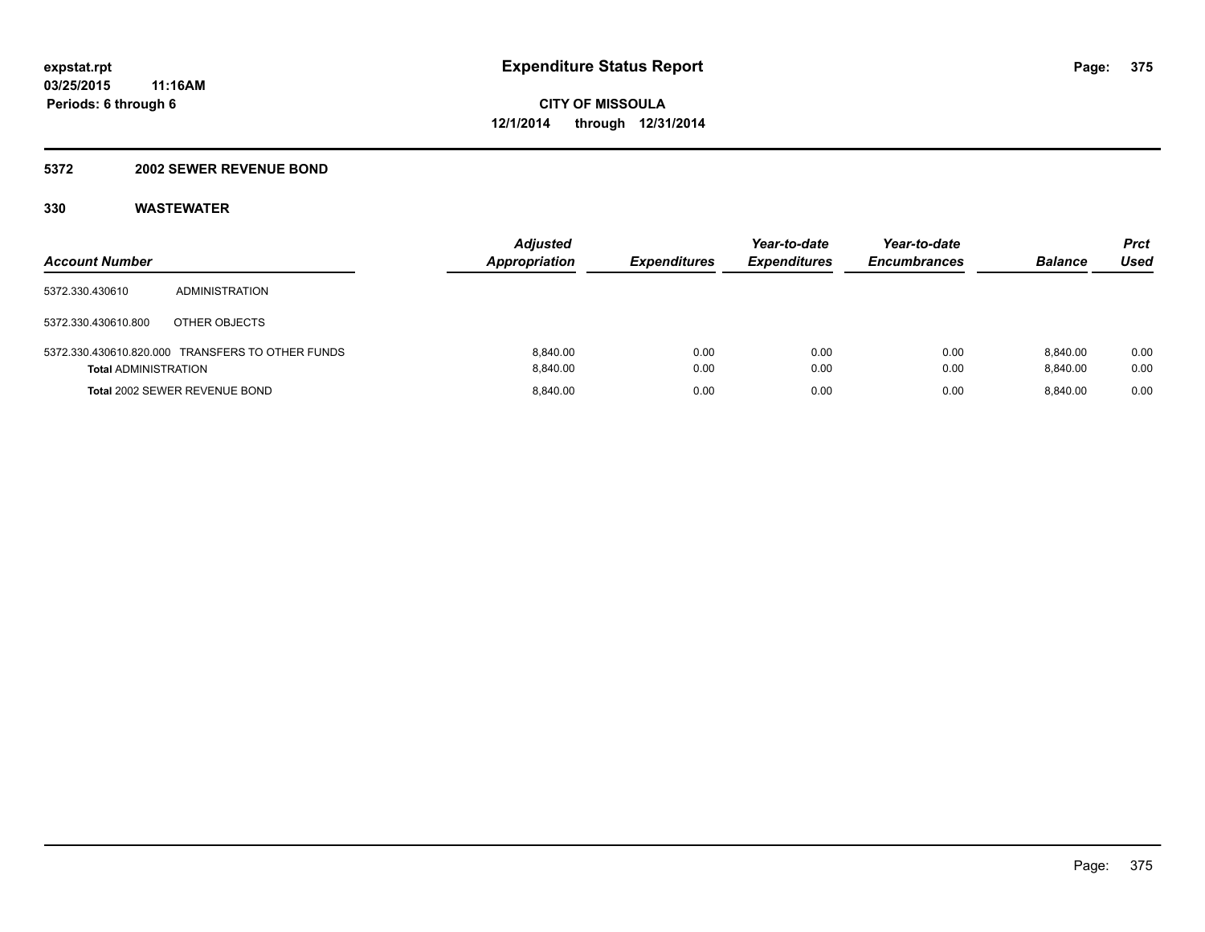expstat.rpt
03/25/2015 11:16AM
Periods: 6 through 6

# Expenditure Status Report

CITY OF MISSOULA
12/1/2014 through 12/31/2014

## 5372 2002 SEWER REVENUE BOND

## 330 WASTEWATER

| Account Number | | Adjusted Appropriation | Expenditures | Year-to-date Expenditures | Year-to-date Encumbrances | Balance | Prct Used |
|---|---|---|---|---|---|---|---|
| 5372.330.430610 | ADMINISTRATION | | | | | | |
| 5372.330.430610.800 | OTHER OBJECTS | | | | | | |
| 5372.330.430610.820.000 | TRANSFERS TO OTHER FUNDS | 8,840.00 | 0.00 | 0.00 | 0.00 | 8,840.00 | 0.00 |
| **Total** ADMINISTRATION | | 8,840.00 | 0.00 | 0.00 | 0.00 | 8,840.00 | 0.00 |
| **Total** 2002 SEWER REVENUE BOND | | 8,840.00 | 0.00 | 0.00 | 0.00 | 8,840.00 | 0.00 |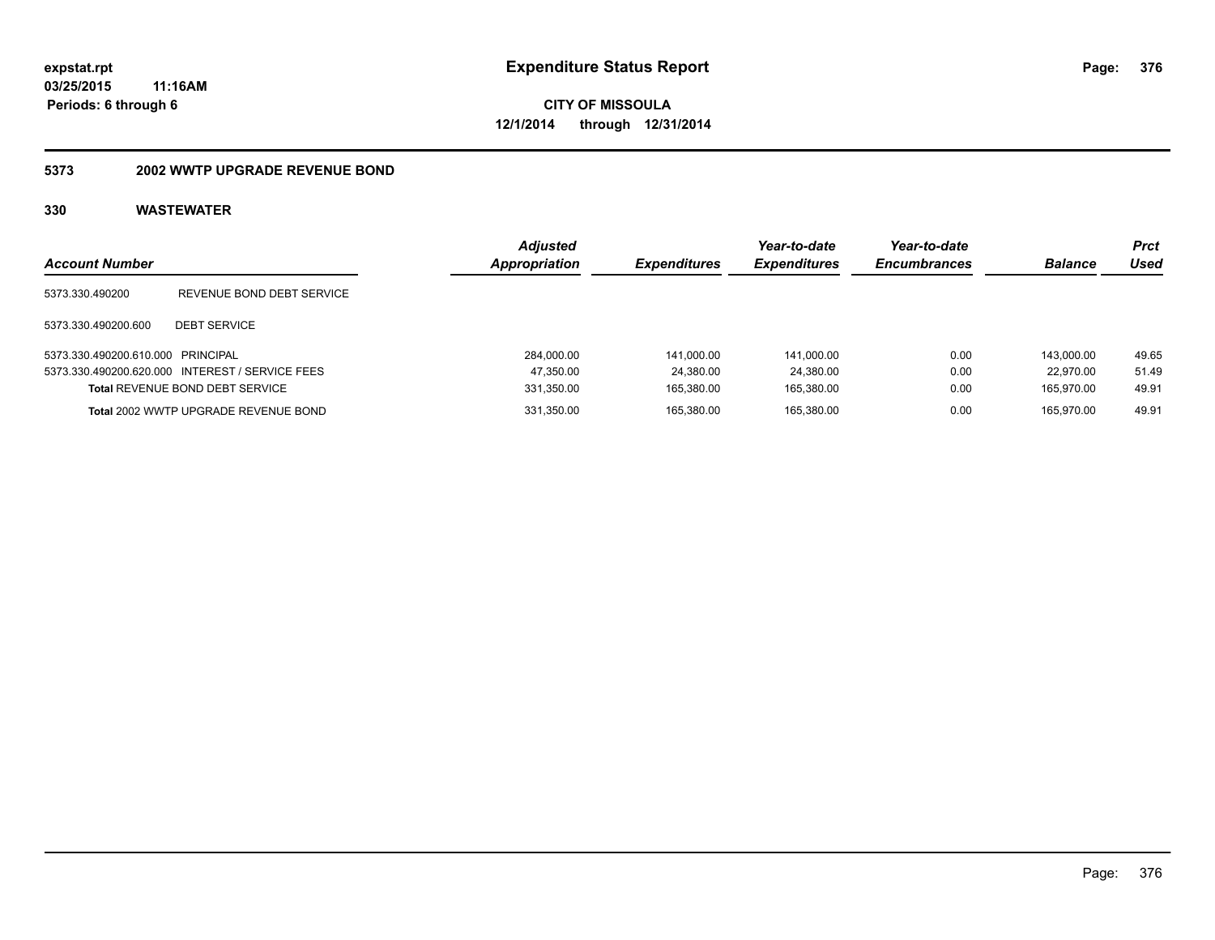# Expenditure Status Report

expstat.rpt
03/25/2015 11:16AM
Periods: 6 through 6

**CITY OF MISSOULA**
**12/1/2014 through 12/31/2014**

## 5373 2002 WWTP UPGRADE REVENUE BOND

### 330 WASTEWATER

| Account Number | | Adjusted Appropriation | Expenditures | Year-to-date Expenditures | Year-to-date Encumbrances | Balance | Prct Used |
|---|---|---|---|---|---|---|---|
| 5373.330.490200 | REVENUE BOND DEBT SERVICE | | | | | | |
| 5373.330.490200.600 | DEBT SERVICE | | | | | | |
| 5373.330.490200.610.000 | PRINCIPAL | 284,000.00 | 141,000.00 | 141,000.00 | 0.00 | 143,000.00 | 49.65 |
| 5373.330.490200.620.000 | INTEREST / SERVICE FEES | 47,350.00 | 24,380.00 | 24,380.00 | 0.00 | 22,970.00 | 51.49 |
| **Total** REVENUE BOND DEBT SERVICE | | 331,350.00 | 165,380.00 | 165,380.00 | 0.00 | 165,970.00 | 49.91 |
| **Total** 2002 WWTP UPGRADE REVENUE BOND | | 331,350.00 | 165,380.00 | 165,380.00 | 0.00 | 165,970.00 | 49.91 |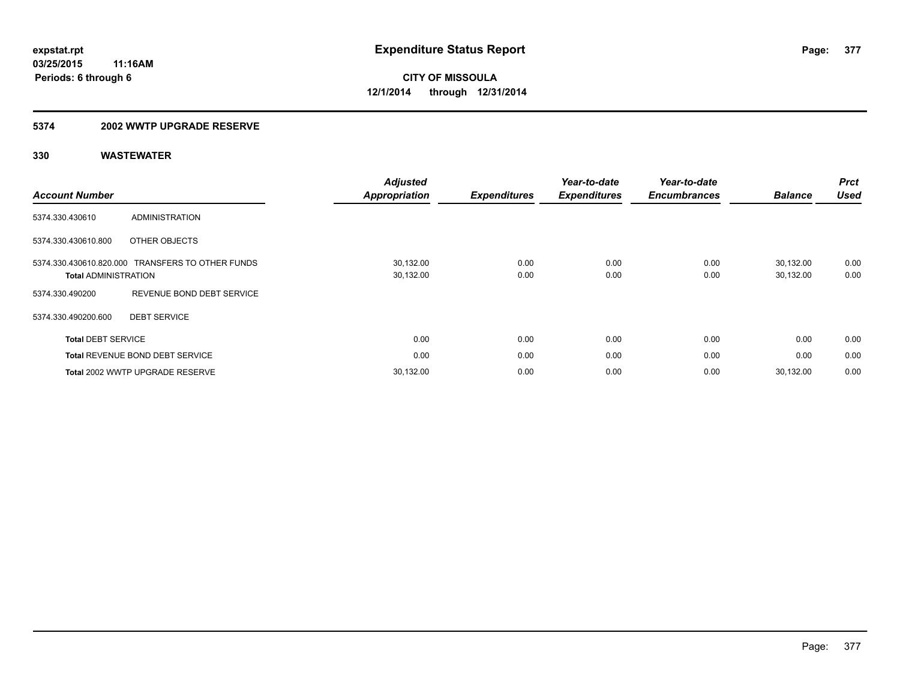**expstat.rpt**
**03/25/2015 11:16AM**
**Periods: 6 through 6**

# Expenditure Status Report

**CITY OF MISSOULA**
**12/1/2014 through 12/31/2014**

## 5374 2002 WWTP UPGRADE RESERVE

### 330 WASTEWATER

| Account Number | | Adjusted Appropriation | Expenditures | Year-to-date Expenditures | Year-to-date Encumbrances | Balance | Prct Used |
|---|---|---|---|---|---|---|---|
| 5374.330.430610 | ADMINISTRATION | | | | | | |
| 5374.330.430610.800 | OTHER OBJECTS | | | | | | |
| 5374.330.430610.820.000 | TRANSFERS TO OTHER FUNDS | 30,132.00 | 0.00 | 0.00 | 0.00 | 30,132.00 | 0.00 |
| **Total** ADMINISTRATION | | 30,132.00 | 0.00 | 0.00 | 0.00 | 30,132.00 | 0.00 |
| 5374.330.490200 | REVENUE BOND DEBT SERVICE | | | | | | |
| 5374.330.490200.600 | DEBT SERVICE | | | | | | |
| **Total** DEBT SERVICE | | 0.00 | 0.00 | 0.00 | 0.00 | 0.00 | 0.00 |
| **Total** REVENUE BOND DEBT SERVICE | | 0.00 | 0.00 | 0.00 | 0.00 | 0.00 | 0.00 |
| **Total** 2002 WWTP UPGRADE RESERVE | | 30,132.00 | 0.00 | 0.00 | 0.00 | 30,132.00 | 0.00 |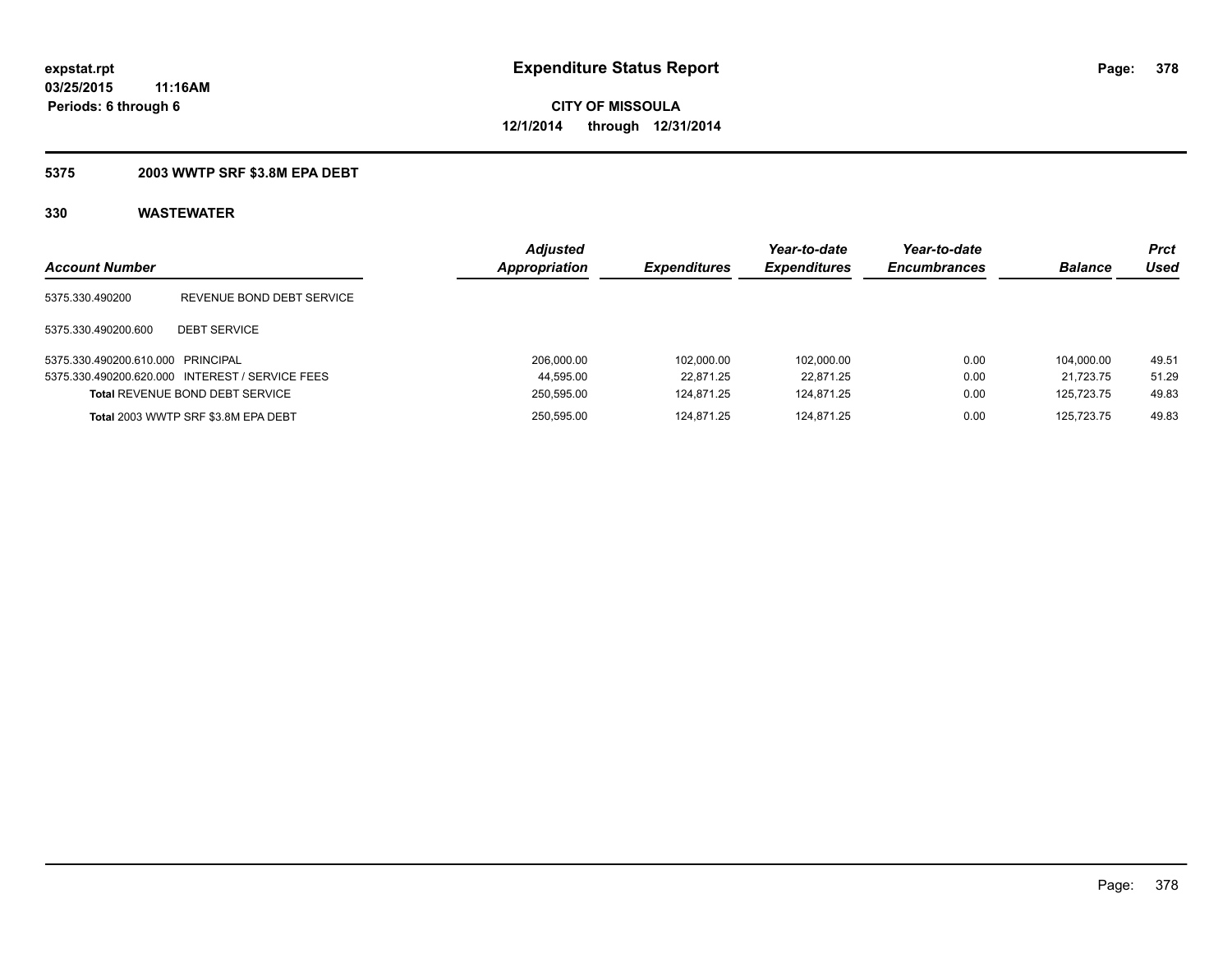# Expenditure Status Report

expstat.rpt
03/25/2015 11:16AM
Periods: 6 through 6

**CITY OF MISSOULA**
**12/1/2014 through 12/31/2014**

## 5375 2003 WWTP SRF $3.8M EPA DEBT

### 330 WASTEWATER

| Account Number | | Adjusted Appropriation | Expenditures | Year-to-date Expenditures | Year-to-date Encumbrances | Balance | Prct Used |
|---|---|---|---|---|---|---|---|
| 5375.330.490200 | REVENUE BOND DEBT SERVICE | | | | | | |
| 5375.330.490200.600 | DEBT SERVICE | | | | | | |
| 5375.330.490200.610.000 | PRINCIPAL | 206,000.00 | 102,000.00 | 102,000.00 | 0.00 | 104,000.00 | 49.51 |
| 5375.330.490200.620.000 | INTEREST / SERVICE FEES | 44,595.00 | 22,871.25 | 22,871.25 | 0.00 | 21,723.75 | 51.29 |
| **Total** REVENUE BOND DEBT SERVICE | | 250,595.00 | 124,871.25 | 124,871.25 | 0.00 | 125,723.75 | 49.83 |
| **Total** 2003 WWTP SRF $3.8M EPA DEBT | | 250,595.00 | 124,871.25 | 124,871.25 | 0.00 | 125,723.75 | 49.83 |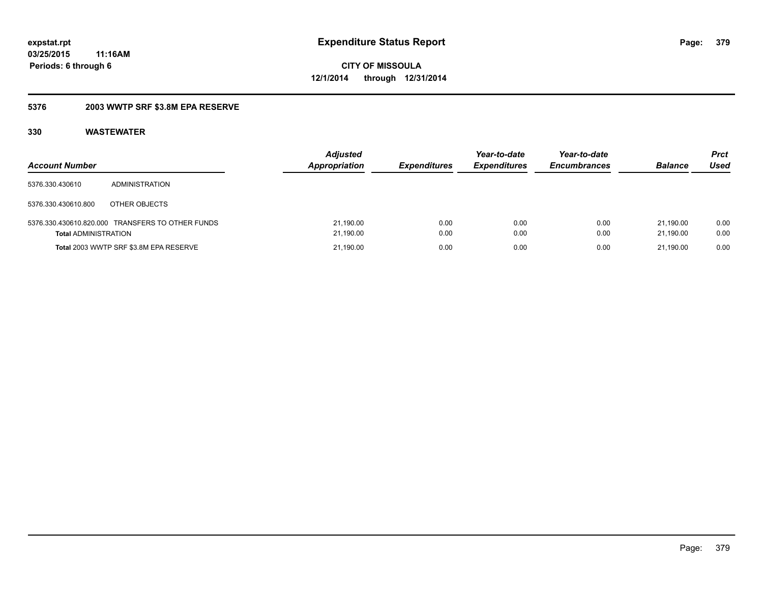**expstat.rpt**
**03/25/2015 11:16AM**
**Periods: 6 through 6**

# Expenditure Status Report

**CITY OF MISSOULA**
**12/1/2014 through 12/31/2014**

## 5376 2003 WWTP SRF $3.8M EPA RESERVE

### 330 WASTEWATER

| Account Number | | Adjusted Appropriation | Expenditures | Year-to-date Expenditures | Year-to-date Encumbrances | Balance | Prct Used |
|---|---|---|---|---|---|---|---|
| 5376.330.430610 | ADMINISTRATION | | | | | | |
| 5376.330.430610.800 | OTHER OBJECTS | | | | | | |
| 5376.330.430610.820.000 | TRANSFERS TO OTHER FUNDS | 21,190.00 | 0.00 | 0.00 | 0.00 | 21,190.00 | 0.00 |
| **Total** ADMINISTRATION | | 21,190.00 | 0.00 | 0.00 | 0.00 | 21,190.00 | 0.00 |
| **Total** 2003 WWTP SRF $3.8M EPA RESERVE | | 21,190.00 | 0.00 | 0.00 | 0.00 | 21,190.00 | 0.00 |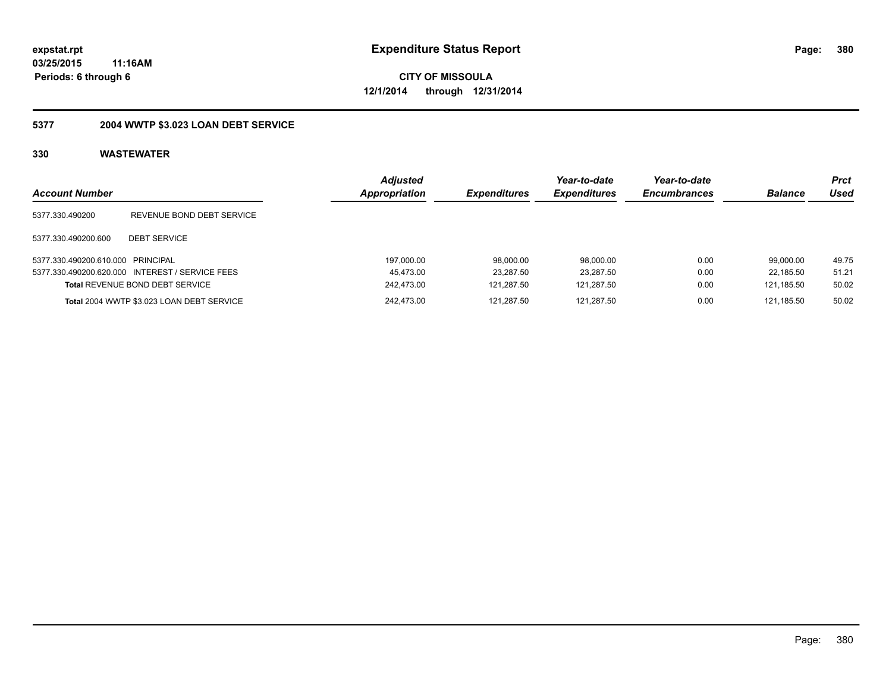**expstat.rpt**
**03/25/2015 11:16AM**
**Periods: 6 through 6**

# Expenditure Status Report

**CITY OF MISSOULA**
**12/1/2014 through 12/31/2014**

## 5377 2004 WWTP $3.023 LOAN DEBT SERVICE

### 330 WASTEWATER

| Account Number | | Adjusted Appropriation | Expenditures | Year-to-date Expenditures | Year-to-date Encumbrances | Balance | Prct Used |
|---|---|---|---|---|---|---|---|
| 5377.330.490200 | REVENUE BOND DEBT SERVICE | | | | | | |
| 5377.330.490200.600 | DEBT SERVICE | | | | | | |
| 5377.330.490200.610.000 | PRINCIPAL | 197,000.00 | 98,000.00 | 98,000.00 | 0.00 | 99,000.00 | 49.75 |
| 5377.330.490200.620.000 | INTEREST / SERVICE FEES | 45,473.00 | 23,287.50 | 23,287.50 | 0.00 | 22,185.50 | 51.21 |
| **Total** REVENUE BOND DEBT SERVICE | | 242,473.00 | 121,287.50 | 121,287.50 | 0.00 | 121,185.50 | 50.02 |
| **Total** 2004 WWTP $3.023 LOAN DEBT SERVICE | | 242,473.00 | 121,287.50 | 121,287.50 | 0.00 | 121,185.50 | 50.02 |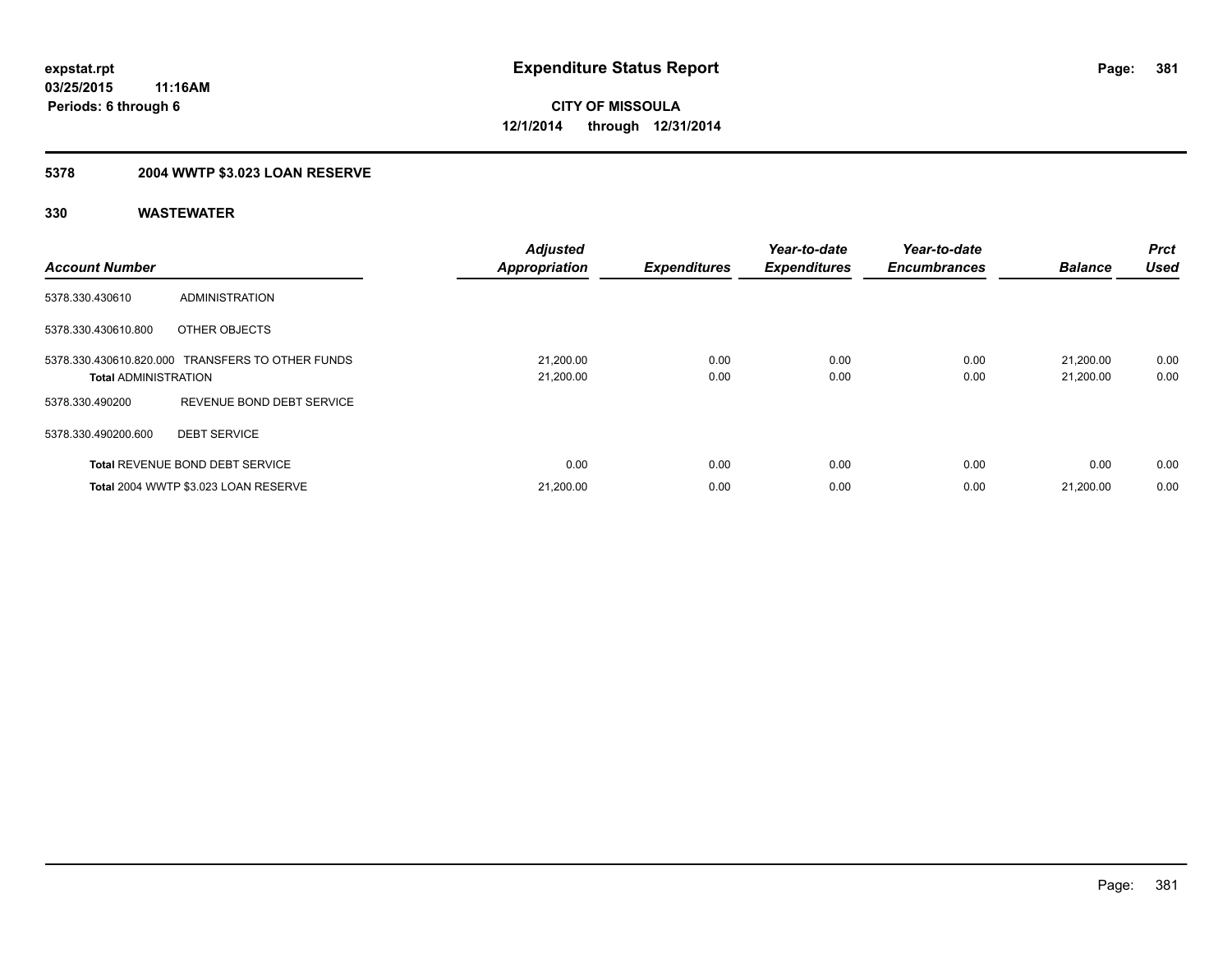# Expenditure Status Report

**CITY OF MISSOULA**
**12/1/2014 through 12/31/2014**

expstat.rpt
03/25/2015 11:16AM
Periods: 6 through 6

## 5378 2004 WWTP $3.023 LOAN RESERVE

### 330 WASTEWATER

| Account Number | | Adjusted Appropriation | Expenditures | Year-to-date Expenditures | Year-to-date Encumbrances | Balance | Prct Used |
|---|---|---|---|---|---|---|---|
| 5378.330.430610 | ADMINISTRATION | | | | | | |
| 5378.330.430610.800 | OTHER OBJECTS | | | | | | |
| 5378.330.430610.820.000 | TRANSFERS TO OTHER FUNDS | 21,200.00 | 0.00 | 0.00 | 0.00 | 21,200.00 | 0.00 |
| **Total** ADMINISTRATION | | 21,200.00 | 0.00 | 0.00 | 0.00 | 21,200.00 | 0.00 |
| 5378.330.490200 | REVENUE BOND DEBT SERVICE | | | | | | |
| 5378.330.490200.600 | DEBT SERVICE | | | | | | |
| **Total** REVENUE BOND DEBT SERVICE | | 0.00 | 0.00 | 0.00 | 0.00 | 0.00 | 0.00 |
| **Total** 2004 WWTP $3.023 LOAN RESERVE | | 21,200.00 | 0.00 | 0.00 | 0.00 | 21,200.00 | 0.00 |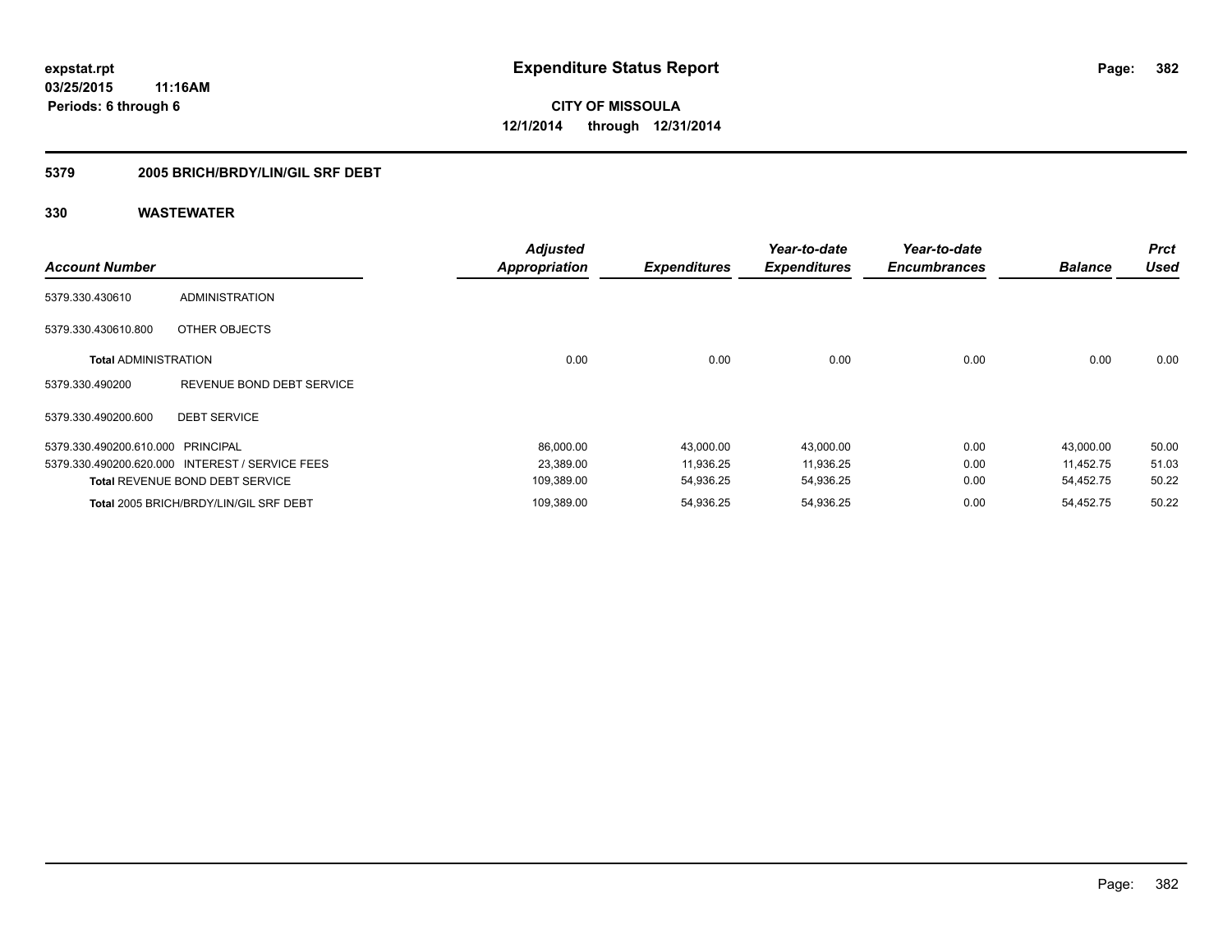**expstat.rpt**
**03/25/2015 11:16AM**
**Periods: 6 through 6**

# Expenditure Status Report

**CITY OF MISSOULA**
**12/1/2014 through 12/31/2014**

## 5379 2005 BRICH/BRDY/LIN/GIL SRF DEBT

## 330 WASTEWATER

| Account Number | | Adjusted Appropriation | Expenditures | Year-to-date Expenditures | Year-to-date Encumbrances | Balance | Prct Used |
|---|---|---|---|---|---|---|---|
| 5379.330.430610 | ADMINISTRATION | | | | | | |
| 5379.330.430610.800 | OTHER OBJECTS | | | | | | |
| **Total** ADMINISTRATION | | 0.00 | 0.00 | 0.00 | 0.00 | 0.00 | 0.00 |
| 5379.330.490200 | REVENUE BOND DEBT SERVICE | | | | | | |
| 5379.330.490200.600 | DEBT SERVICE | | | | | | |
| 5379.330.490200.610.000 | PRINCIPAL | 86,000.00 | 43,000.00 | 43,000.00 | 0.00 | 43,000.00 | 50.00 |
| 5379.330.490200.620.000 | INTEREST / SERVICE FEES | 23,389.00 | 11,936.25 | 11,936.25 | 0.00 | 11,452.75 | 51.03 |
| **Total** REVENUE BOND DEBT SERVICE | | 109,389.00 | 54,936.25 | 54,936.25 | 0.00 | 54,452.75 | 50.22 |
| **Total** 2005 BRICH/BRDY/LIN/GIL SRF DEBT | | 109,389.00 | 54,936.25 | 54,936.25 | 0.00 | 54,452.75 | 50.22 |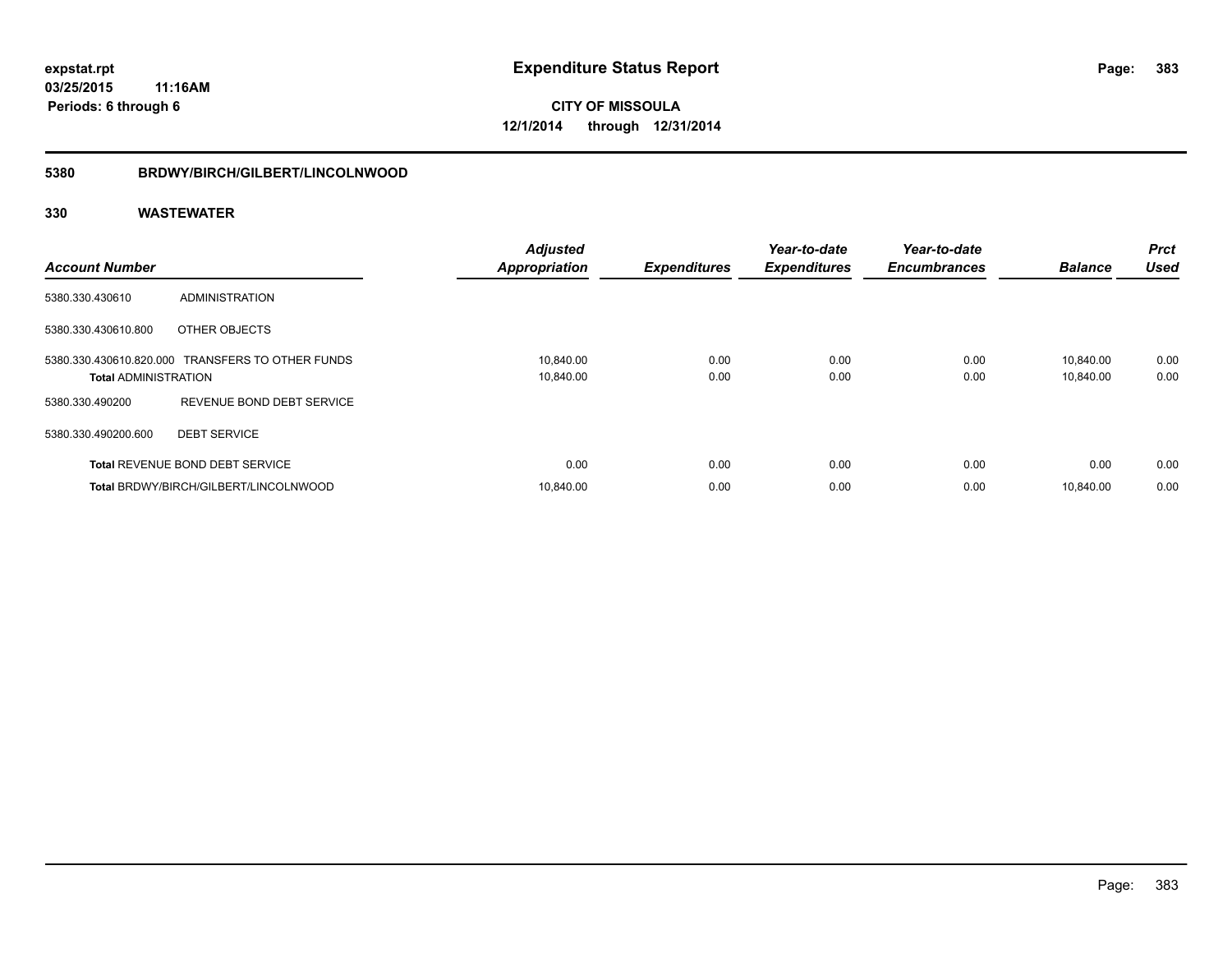# Expenditure Status Report

expstat.rpt
03/25/2015 11:16AM
Periods: 6 through 6

**CITY OF MISSOULA**
**12/1/2014 through 12/31/2014**

## 5380 BRDWY/BIRCH/GILBERT/LINCOLNWOOD

## 330 WASTEWATER

| Account Number | | Adjusted Appropriation | Expenditures | Year-to-date Expenditures | Year-to-date Encumbrances | Balance | Prct Used |
|---|---|---|---|---|---|---|---|
| 5380.330.430610 | ADMINISTRATION | | | | | | |
| 5380.330.430610.800 | OTHER OBJECTS | | | | | | |
| 5380.330.430610.820.000 | TRANSFERS TO OTHER FUNDS | 10,840.00 | 0.00 | 0.00 | 0.00 | 10,840.00 | 0.00 |
| **Total** ADMINISTRATION | | 10,840.00 | 0.00 | 0.00 | 0.00 | 10,840.00 | 0.00 |
| 5380.330.490200 | REVENUE BOND DEBT SERVICE | | | | | | |
| 5380.330.490200.600 | DEBT SERVICE | | | | | | |
| **Total** REVENUE BOND DEBT SERVICE | | 0.00 | 0.00 | 0.00 | 0.00 | 0.00 | 0.00 |
| **Total** BRDWY/BIRCH/GILBERT/LINCOLNWOOD | | 10,840.00 | 0.00 | 0.00 | 0.00 | 10,840.00 | 0.00 |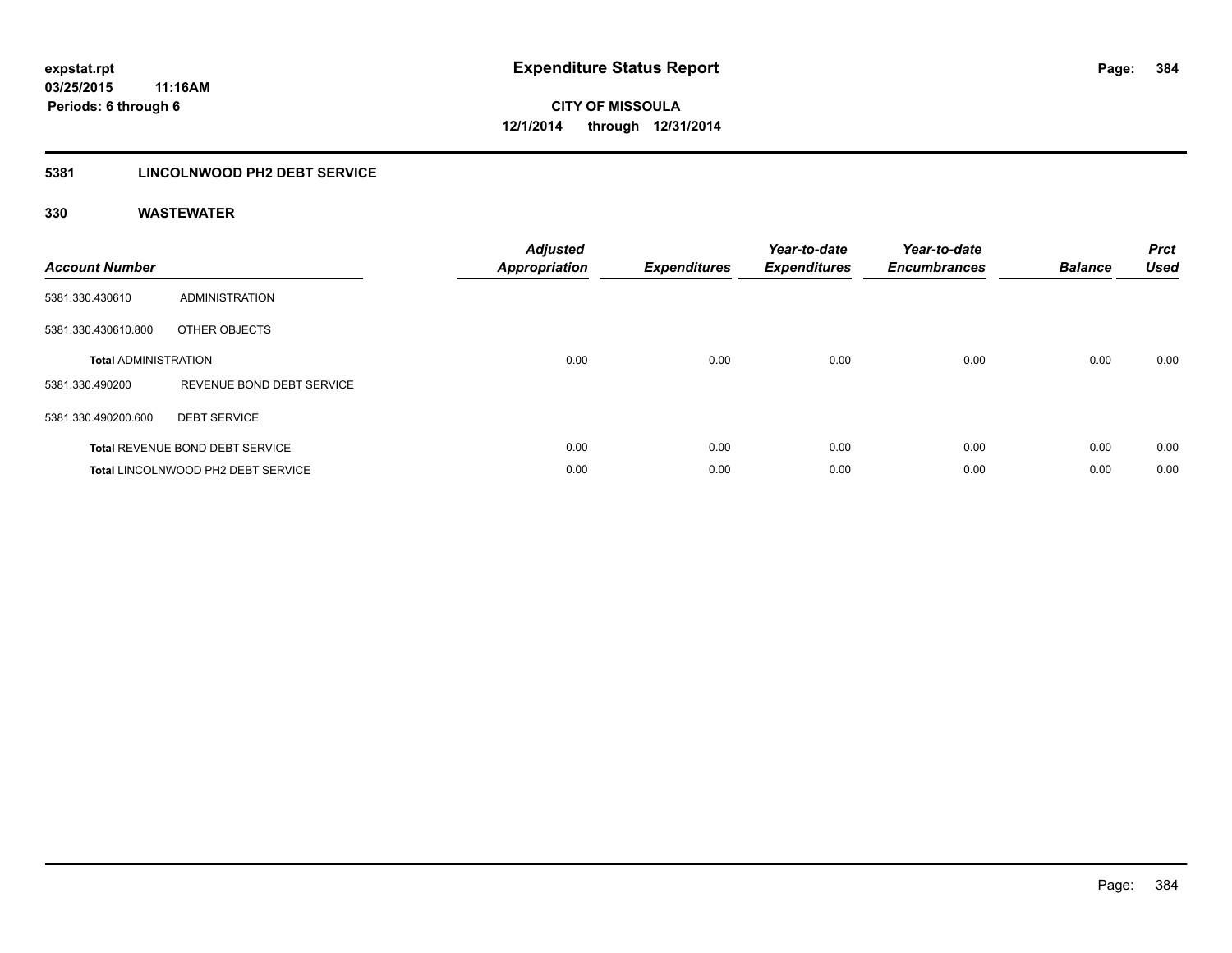**expstat.rpt**
**03/25/2015 11:16AM**
**Periods: 6 through 6**

# Expenditure Status Report

**CITY OF MISSOULA**
**12/1/2014 through 12/31/2014**

## 5381 LINCOLNWOOD PH2 DEBT SERVICE

### 330 WASTEWATER

| Account Number | | Adjusted Appropriation | Expenditures | Year-to-date Expenditures | Year-to-date Encumbrances | Balance | Prct Used |
|---|---|---|---|---|---|---|---|
| 5381.330.430610 | ADMINISTRATION | | | | | | |
| 5381.330.430610.800 | OTHER OBJECTS | | | | | | |
| **Total** ADMINISTRATION | | 0.00 | 0.00 | 0.00 | 0.00 | 0.00 | 0.00 |
| 5381.330.490200 | REVENUE BOND DEBT SERVICE | | | | | | |
| 5381.330.490200.600 | DEBT SERVICE | | | | | | |
| **Total** REVENUE BOND DEBT SERVICE | | 0.00 | 0.00 | 0.00 | 0.00 | 0.00 | 0.00 |
| **Total** LINCOLNWOOD PH2 DEBT SERVICE | | 0.00 | 0.00 | 0.00 | 0.00 | 0.00 | 0.00 |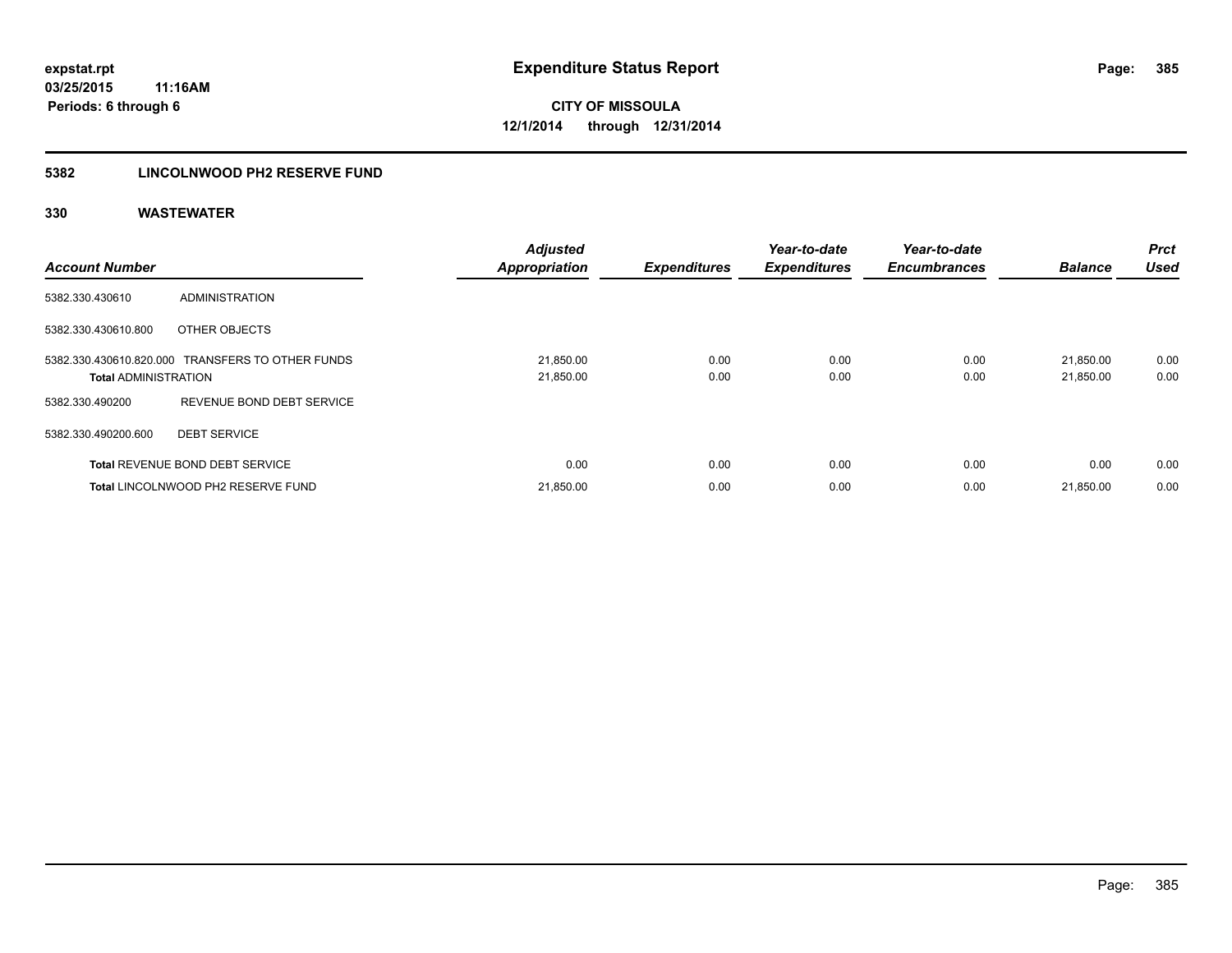**Expenditure Status Report**

**CITY OF MISSOULA**
**12/1/2014 through 12/31/2014**

expstat.rpt
03/25/2015 11:16AM
Periods: 6 through 6

## 5382 LINCOLNWOOD PH2 RESERVE FUND

## 330 WASTEWATER

| Account Number | | Adjusted Appropriation | Expenditures | Year-to-date Expenditures | Year-to-date Encumbrances | Balance | Prct Used |
|---|---|---|---|---|---|---|---|
| 5382.330.430610 | ADMINISTRATION | | | | | | |
| 5382.330.430610.800 | OTHER OBJECTS | | | | | | |
| 5382.330.430610.820.000 | TRANSFERS TO OTHER FUNDS | 21,850.00 | 0.00 | 0.00 | 0.00 | 21,850.00 | 0.00 |
| **Total** ADMINISTRATION | | 21,850.00 | 0.00 | 0.00 | 0.00 | 21,850.00 | 0.00 |
| 5382.330.490200 | REVENUE BOND DEBT SERVICE | | | | | | |
| 5382.330.490200.600 | DEBT SERVICE | | | | | | |
| **Total** REVENUE BOND DEBT SERVICE | | 0.00 | 0.00 | 0.00 | 0.00 | 0.00 | 0.00 |
| **Total** LINCOLNWOOD PH2 RESERVE FUND | | 21,850.00 | 0.00 | 0.00 | 0.00 | 21,850.00 | 0.00 |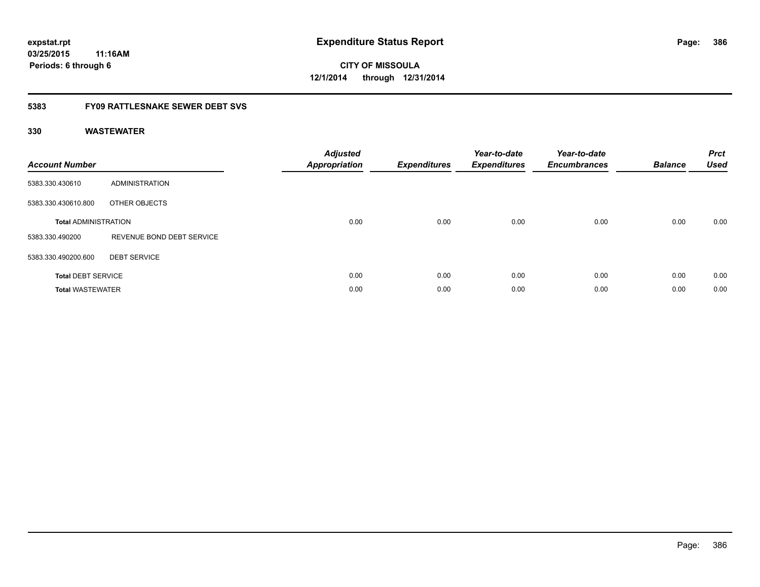# Expenditure Status Report

expstat.rpt
03/25/2015 11:16AM
Periods: 6 through 6

**CITY OF MISSOULA**
**12/1/2014 through 12/31/2014**

## 5383 FY09 RATTLESNAKE SEWER DEBT SVS

### 330 WASTEWATER

| Account Number | | Adjusted Appropriation | Expenditures | Year-to-date Expenditures | Year-to-date Encumbrances | Balance | Prct Used |
|---|---|---|---|---|---|---|---|
| 5383.330.430610 | ADMINISTRATION | | | | | | |
| 5383.330.430610.800 | OTHER OBJECTS | | | | | | |
| **Total** ADMINISTRATION | | 0.00 | 0.00 | 0.00 | 0.00 | 0.00 | 0.00 |
| 5383.330.490200 | REVENUE BOND DEBT SERVICE | | | | | | |
| 5383.330.490200.600 | DEBT SERVICE | | | | | | |
| **Total** DEBT SERVICE | | 0.00 | 0.00 | 0.00 | 0.00 | 0.00 | 0.00 |
| **Total** WASTEWATER | | 0.00 | 0.00 | 0.00 | 0.00 | 0.00 | 0.00 |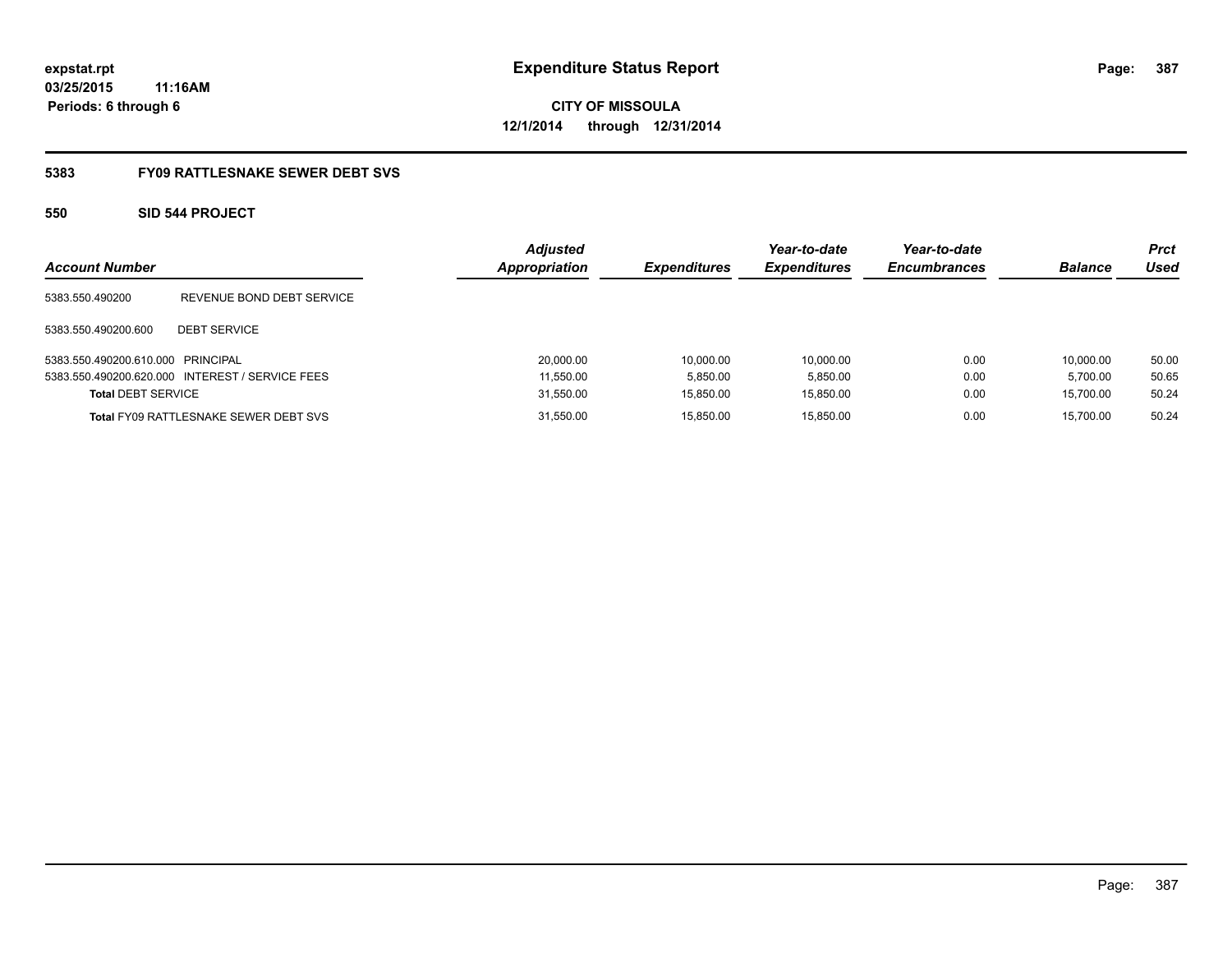# Expenditure Status Report

expstat.rpt
03/25/2015 11:16AM
Periods: 6 through 6

**CITY OF MISSOULA**
**12/1/2014 through 12/31/2014**

## 5383 FY09 RATTLESNAKE SEWER DEBT SVS

### 550 SID 544 PROJECT

| Account Number | | Adjusted Appropriation | Expenditures | Year-to-date Expenditures | Year-to-date Encumbrances | Balance | Prct Used |
|---|---|---|---|---|---|---|---|
| 5383.550.490200 | REVENUE BOND DEBT SERVICE | | | | | | |
| 5383.550.490200.600 | DEBT SERVICE | | | | | | |
| 5383.550.490200.610.000 | PRINCIPAL | 20,000.00 | 10,000.00 | 10,000.00 | 0.00 | 10,000.00 | 50.00 |
| 5383.550.490200.620.000 | INTEREST / SERVICE FEES | 11,550.00 | 5,850.00 | 5,850.00 | 0.00 | 5,700.00 | 50.65 |
| **Total** DEBT SERVICE | | 31,550.00 | 15,850.00 | 15,850.00 | 0.00 | 15,700.00 | 50.24 |
| **Total** FY09 RATTLESNAKE SEWER DEBT SVS | | 31,550.00 | 15,850.00 | 15,850.00 | 0.00 | 15,700.00 | 50.24 |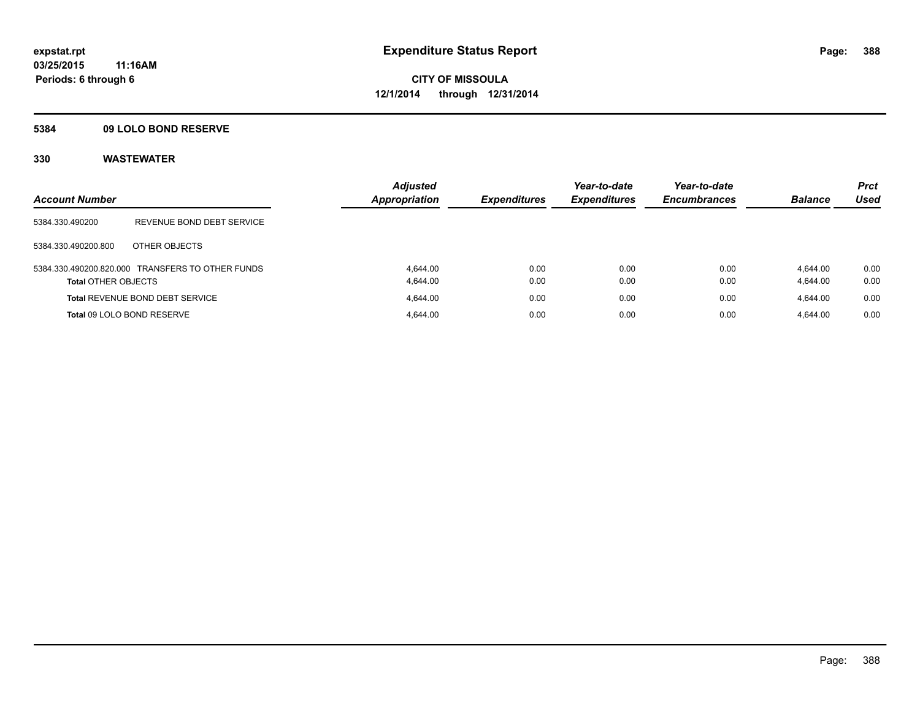**expstat.rpt**
**03/25/2015 11:16AM**
**Periods: 6 through 6**

# Expenditure Status Report

**CITY OF MISSOULA**
**12/1/2014 through 12/31/2014**

## 5384 09 LOLO BOND RESERVE

## 330 WASTEWATER

| Account Number | | Adjusted Appropriation | Expenditures | Year-to-date Expenditures | Year-to-date Encumbrances | Balance | Prct Used |
|---|---|---|---|---|---|---|---|
| 5384.330.490200 | REVENUE BOND DEBT SERVICE | | | | | | |
| 5384.330.490200.800 | OTHER OBJECTS | | | | | | |
| 5384.330.490200.820.000 | TRANSFERS TO OTHER FUNDS | 4,644.00 | 0.00 | 0.00 | 0.00 | 4,644.00 | 0.00 |
| **Total** OTHER OBJECTS | | 4,644.00 | 0.00 | 0.00 | 0.00 | 4,644.00 | 0.00 |
| **Total** REVENUE BOND DEBT SERVICE | | 4,644.00 | 0.00 | 0.00 | 0.00 | 4,644.00 | 0.00 |
| **Total** 09 LOLO BOND RESERVE | | 4,644.00 | 0.00 | 0.00 | 0.00 | 4,644.00 | 0.00 |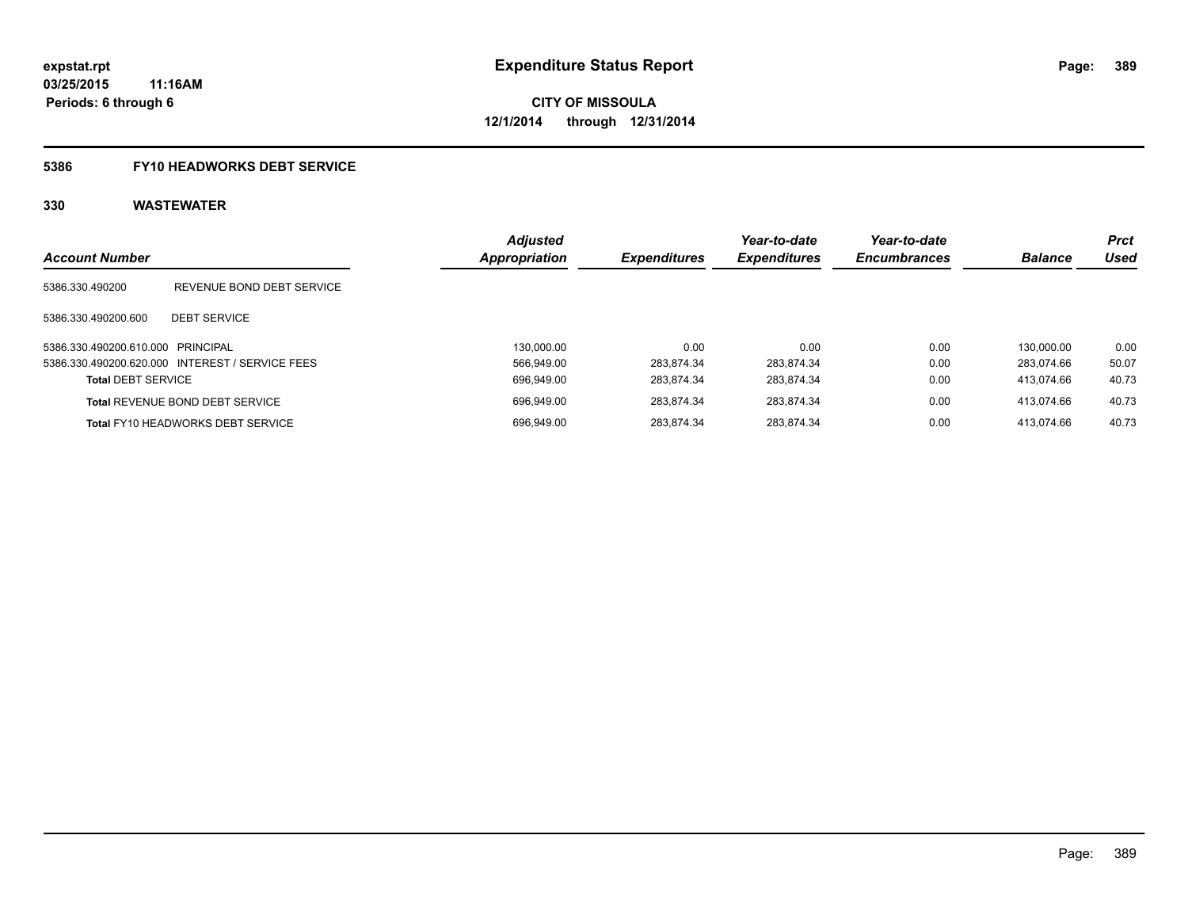expstat.rpt
03/25/2015 11:16AM
Periods: 6 through 6

# Expenditure Status Report

**CITY OF MISSOULA**
**12/1/2014 through 12/31/2014**

## 5386 FY10 HEADWORKS DEBT SERVICE

### 330 WASTEWATER

| Account Number | | Adjusted Appropriation | Expenditures | Year-to-date Expenditures | Year-to-date Encumbrances | Balance | Prct Used |
|---|---|---|---|---|---|---|---|
| 5386.330.490200 | REVENUE BOND DEBT SERVICE | | | | | | |
| 5386.330.490200.600 | DEBT SERVICE | | | | | | |
| 5386.330.490200.610.000 | PRINCIPAL | 130,000.00 | 0.00 | 0.00 | 0.00 | 130,000.00 | 0.00 |
| 5386.330.490200.620.000 | INTEREST / SERVICE FEES | 566,949.00 | 283,874.34 | 283,874.34 | 0.00 | 283,074.66 | 50.07 |
| **Total** DEBT SERVICE | | 696,949.00 | 283,874.34 | 283,874.34 | 0.00 | 413,074.66 | 40.73 |
| **Total** REVENUE BOND DEBT SERVICE | | 696,949.00 | 283,874.34 | 283,874.34 | 0.00 | 413,074.66 | 40.73 |
| **Total** FY10 HEADWORKS DEBT SERVICE | | 696,949.00 | 283,874.34 | 283,874.34 | 0.00 | 413,074.66 | 40.73 |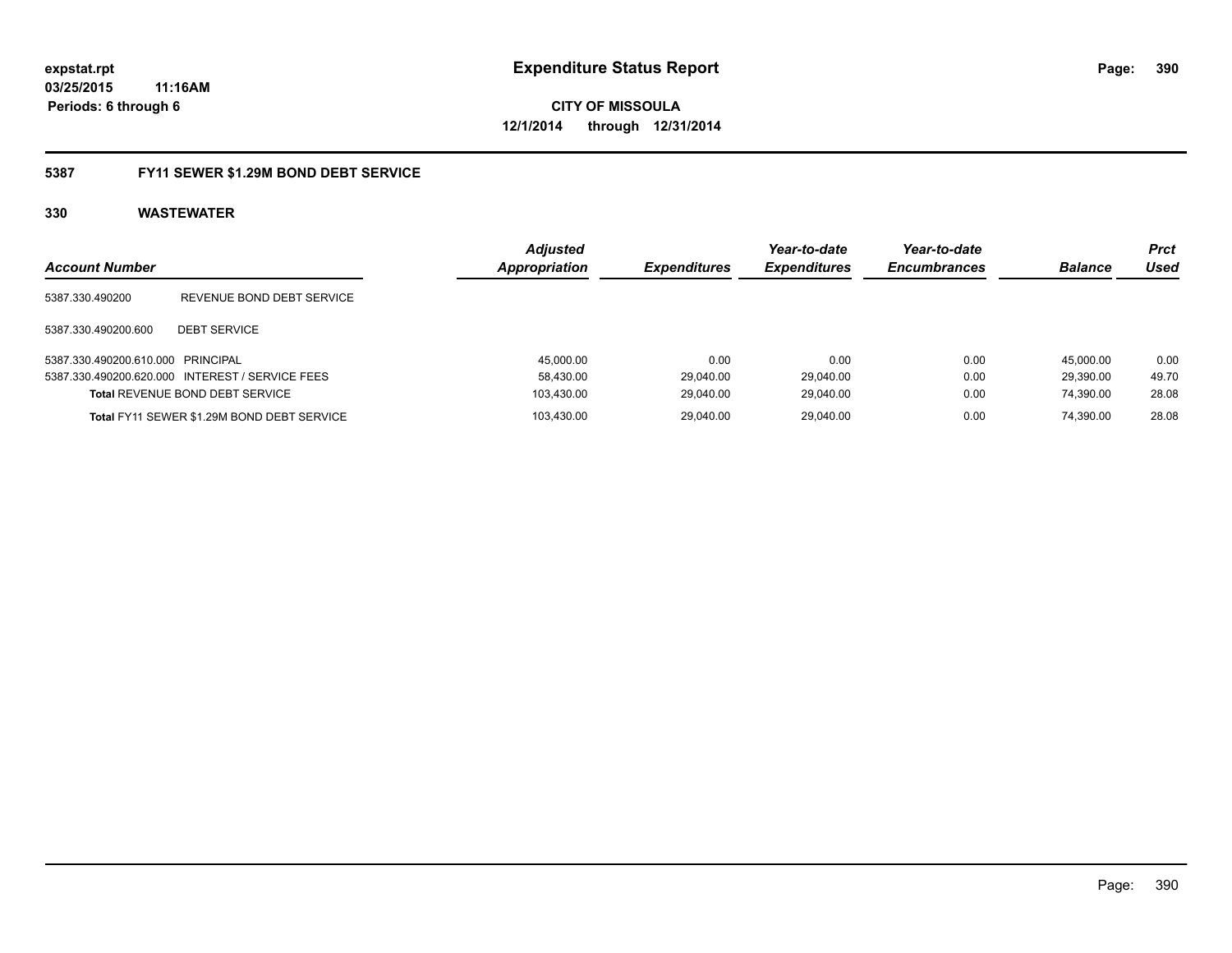**expstat.rpt**
**03/25/2015 11:16AM**
**Periods: 6 through 6**

# Expenditure Status Report

**CITY OF MISSOULA**
**12/1/2014 through 12/31/2014**

## 5387 FY11 SEWER $1.29M BOND DEBT SERVICE

### 330 WASTEWATER

| Account Number | | Adjusted Appropriation | Expenditures | Year-to-date Expenditures | Year-to-date Encumbrances | Balance | Prct Used |
|---|---|---|---|---|---|---|---|
| 5387.330.490200 | REVENUE BOND DEBT SERVICE | | | | | | |
| 5387.330.490200.600 | DEBT SERVICE | | | | | | |
| 5387.330.490200.610.000 | PRINCIPAL | 45,000.00 | 0.00 | 0.00 | 0.00 | 45,000.00 | 0.00 |
| 5387.330.490200.620.000 | INTEREST / SERVICE FEES | 58,430.00 | 29,040.00 | 29,040.00 | 0.00 | 29,390.00 | 49.70 |
| **Total** REVENUE BOND DEBT SERVICE | | 103,430.00 | 29,040.00 | 29,040.00 | 0.00 | 74,390.00 | 28.08 |
| **Total** FY11 SEWER $1.29M BOND DEBT SERVICE | | 103,430.00 | 29,040.00 | 29,040.00 | 0.00 | 74,390.00 | 28.08 |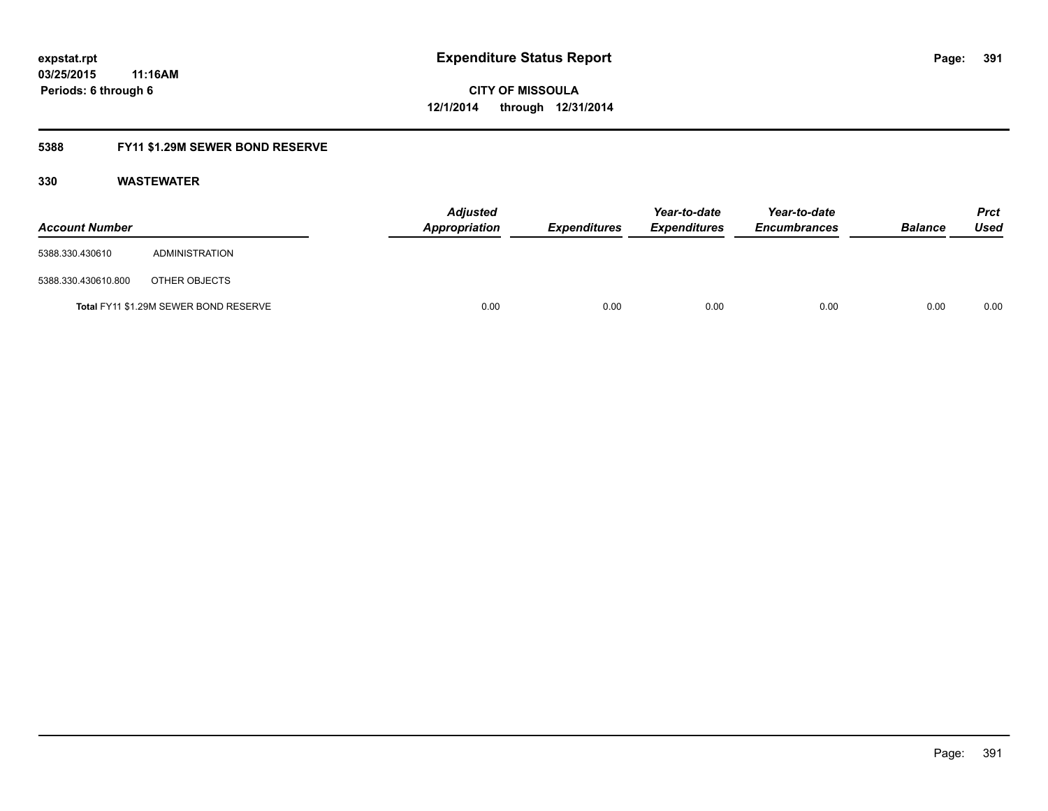# Expenditure Status Report

expstat.rpt
03/25/2015 11:16AM
Periods: 6 through 6

**CITY OF MISSOULA**
**12/1/2014 through 12/31/2014**

## 5388 FY11 $1.29M SEWER BOND RESERVE

### 330 WASTEWATER

| Account Number | | Adjusted Appropriation | Expenditures | Year-to-date Expenditures | Year-to-date Encumbrances | Balance | Prct Used |
|---|---|---|---|---|---|---|---|
| 5388.330.430610 | ADMINISTRATION | | | | | | |
| 5388.330.430610.800 | OTHER OBJECTS | | | | | | |
| Total FY11 $1.29M SEWER BOND RESERVE | | 0.00 | 0.00 | 0.00 | 0.00 | 0.00 | 0.00 |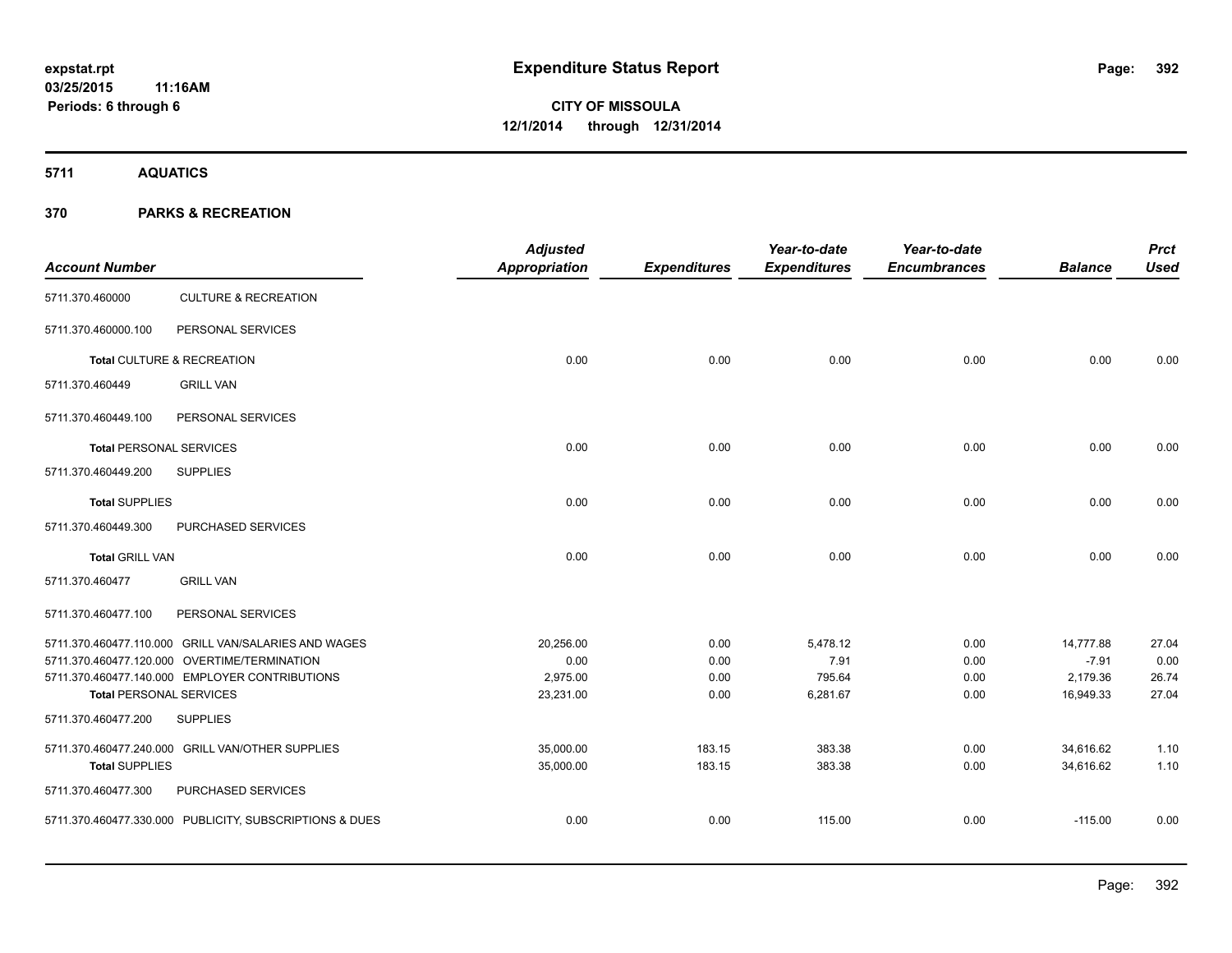**expstat.rpt**
**03/25/2015 11:16AM**
**Periods: 6 through 6**

# Expenditure Status Report

**CITY OF MISSOULA**
**12/1/2014 through 12/31/2014**

## 5711 AQUATICS

## 370 PARKS & RECREATION

| Account Number | | Adjusted Appropriation | Expenditures | Year-to-date Expenditures | Year-to-date Encumbrances | Balance | Prct Used |
|---|---|---|---|---|---|---|---|
| 5711.370.460000 | CULTURE & RECREATION | | | | | | |
| 5711.370.460000.100 | PERSONAL SERVICES | | | | | | |
| **Total** CULTURE & RECREATION | | 0.00 | 0.00 | 0.00 | 0.00 | 0.00 | 0.00 |
| 5711.370.460449 | GRILL VAN | | | | | | |
| 5711.370.460449.100 | PERSONAL SERVICES | | | | | | |
| **Total** PERSONAL SERVICES | | 0.00 | 0.00 | 0.00 | 0.00 | 0.00 | 0.00 |
| 5711.370.460449.200 | SUPPLIES | | | | | | |
| **Total** SUPPLIES | | 0.00 | 0.00 | 0.00 | 0.00 | 0.00 | 0.00 |
| 5711.370.460449.300 | PURCHASED SERVICES | | | | | | |
| **Total** GRILL VAN | | 0.00 | 0.00 | 0.00 | 0.00 | 0.00 | 0.00 |
| 5711.370.460477 | GRILL VAN | | | | | | |
| 5711.370.460477.100 | PERSONAL SERVICES | | | | | | |
| 5711.370.460477.110.000 | GRILL VAN/SALARIES AND WAGES | 20,256.00 | 0.00 | 5,478.12 | 0.00 | 14,777.88 | 27.04 |
| 5711.370.460477.120.000 | OVERTIME/TERMINATION | 0.00 | 0.00 | 7.91 | 0.00 | -7.91 | 0.00 |
| 5711.370.460477.140.000 | EMPLOYER CONTRIBUTIONS | 2,975.00 | 0.00 | 795.64 | 0.00 | 2,179.36 | 26.74 |
| **Total** PERSONAL SERVICES | | 23,231.00 | 0.00 | 6,281.67 | 0.00 | 16,949.33 | 27.04 |
| 5711.370.460477.200 | SUPPLIES | | | | | | |
| 5711.370.460477.240.000 | GRILL VAN/OTHER SUPPLIES | 35,000.00 | 183.15 | 383.38 | 0.00 | 34,616.62 | 1.10 |
| **Total** SUPPLIES | | 35,000.00 | 183.15 | 383.38 | 0.00 | 34,616.62 | 1.10 |
| 5711.370.460477.300 | PURCHASED SERVICES | | | | | | |
| 5711.370.460477.330.000 | PUBLICITY, SUBSCRIPTIONS & DUES | 0.00 | 0.00 | 115.00 | 0.00 | -115.00 | 0.00 |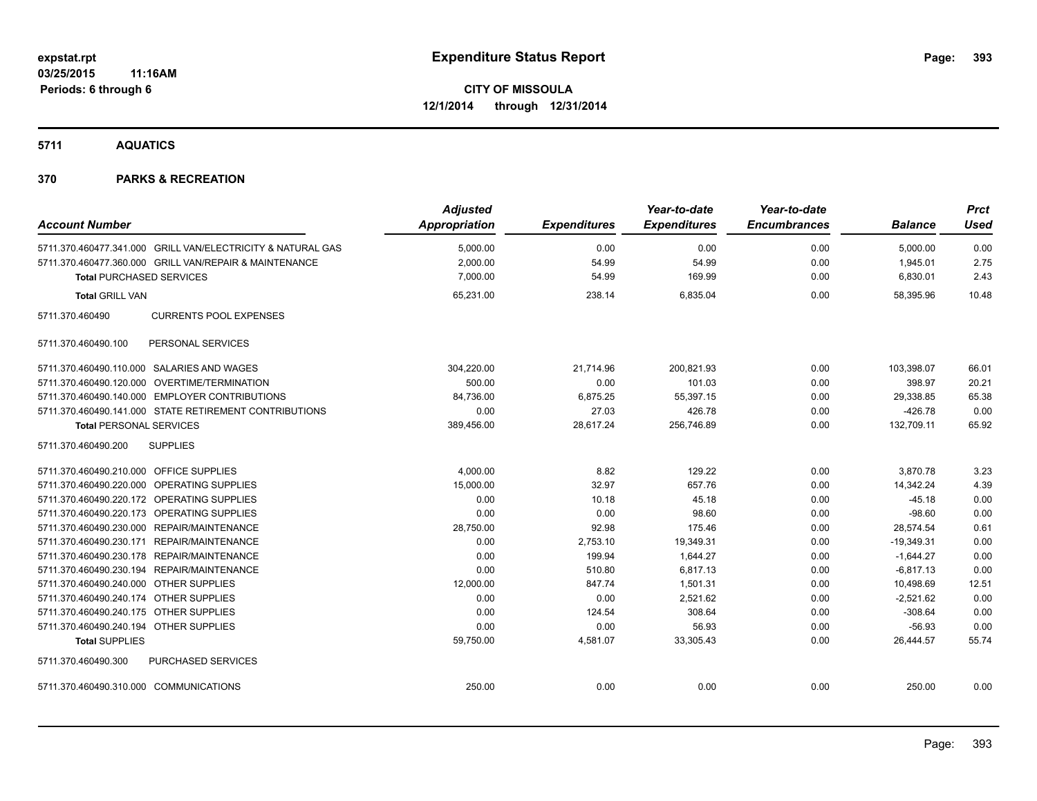**expstat.rpt**
**03/25/2015 11:16AM**
**Periods: 6 through 6**

# Expenditure Status Report

**CITY OF MISSOULA**
**12/1/2014 through 12/31/2014**

## 5711 AQUATICS

## 370 PARKS & RECREATION

| Account Number | | Adjusted Appropriation | Expenditures | Year-to-date Expenditures | Year-to-date Encumbrances | Balance | Prct Used |
|---|---|---|---|---|---|---|---|
| 5711.370.460477.341.000 | GRILL VAN/ELECTRICITY & NATURAL GAS | 5,000.00 | 0.00 | 0.00 | 0.00 | 5,000.00 | 0.00 |
| 5711.370.460477.360.000 | GRILL VAN/REPAIR & MAINTENANCE | 2,000.00 | 54.99 | 54.99 | 0.00 | 1,945.01 | 2.75 |
| **Total** PURCHASED SERVICES | | 7,000.00 | 54.99 | 169.99 | 0.00 | 6,830.01 | 2.43 |
| **Total** GRILL VAN | | 65,231.00 | 238.14 | 6,835.04 | 0.00 | 58,395.96 | 10.48 |
| 5711.370.460490 | CURRENTS POOL EXPENSES | | | | | | |
| 5711.370.460490.100 | PERSONAL SERVICES | | | | | | |
| 5711.370.460490.110.000 | SALARIES AND WAGES | 304,220.00 | 21,714.96 | 200,821.93 | 0.00 | 103,398.07 | 66.01 |
| 5711.370.460490.120.000 | OVERTIME/TERMINATION | 500.00 | 0.00 | 101.03 | 0.00 | 398.97 | 20.21 |
| 5711.370.460490.140.000 | EMPLOYER CONTRIBUTIONS | 84,736.00 | 6,875.25 | 55,397.15 | 0.00 | 29,338.85 | 65.38 |
| 5711.370.460490.141.000 | STATE RETIREMENT CONTRIBUTIONS | 0.00 | 27.03 | 426.78 | 0.00 | -426.78 | 0.00 |
| **Total** PERSONAL SERVICES | | 389,456.00 | 28,617.24 | 256,746.89 | 0.00 | 132,709.11 | 65.92 |
| 5711.370.460490.200 | SUPPLIES | | | | | | |
| 5711.370.460490.210.000 | OFFICE SUPPLIES | 4,000.00 | 8.82 | 129.22 | 0.00 | 3,870.78 | 3.23 |
| 5711.370.460490.220.000 | OPERATING SUPPLIES | 15,000.00 | 32.97 | 657.76 | 0.00 | 14,342.24 | 4.39 |
| 5711.370.460490.220.172 | OPERATING SUPPLIES | 0.00 | 10.18 | 45.18 | 0.00 | -45.18 | 0.00 |
| 5711.370.460490.220.173 | OPERATING SUPPLIES | 0.00 | 0.00 | 98.60 | 0.00 | -98.60 | 0.00 |
| 5711.370.460490.230.000 | REPAIR/MAINTENANCE | 28,750.00 | 92.98 | 175.46 | 0.00 | 28,574.54 | 0.61 |
| 5711.370.460490.230.171 | REPAIR/MAINTENANCE | 0.00 | 2,753.10 | 19,349.31 | 0.00 | -19,349.31 | 0.00 |
| 5711.370.460490.230.178 | REPAIR/MAINTENANCE | 0.00 | 199.94 | 1,644.27 | 0.00 | -1,644.27 | 0.00 |
| 5711.370.460490.230.194 | REPAIR/MAINTENANCE | 0.00 | 510.80 | 6,817.13 | 0.00 | -6,817.13 | 0.00 |
| 5711.370.460490.240.000 | OTHER SUPPLIES | 12,000.00 | 847.74 | 1,501.31 | 0.00 | 10,498.69 | 12.51 |
| 5711.370.460490.240.174 | OTHER SUPPLIES | 0.00 | 0.00 | 2,521.62 | 0.00 | -2,521.62 | 0.00 |
| 5711.370.460490.240.175 | OTHER SUPPLIES | 0.00 | 124.54 | 308.64 | 0.00 | -308.64 | 0.00 |
| 5711.370.460490.240.194 | OTHER SUPPLIES | 0.00 | 0.00 | 56.93 | 0.00 | -56.93 | 0.00 |
| **Total** SUPPLIES | | 59,750.00 | 4,581.07 | 33,305.43 | 0.00 | 26,444.57 | 55.74 |
| 5711.370.460490.300 | PURCHASED SERVICES | | | | | | |
| 5711.370.460490.310.000 | COMMUNICATIONS | 250.00 | 0.00 | 0.00 | 0.00 | 250.00 | 0.00 |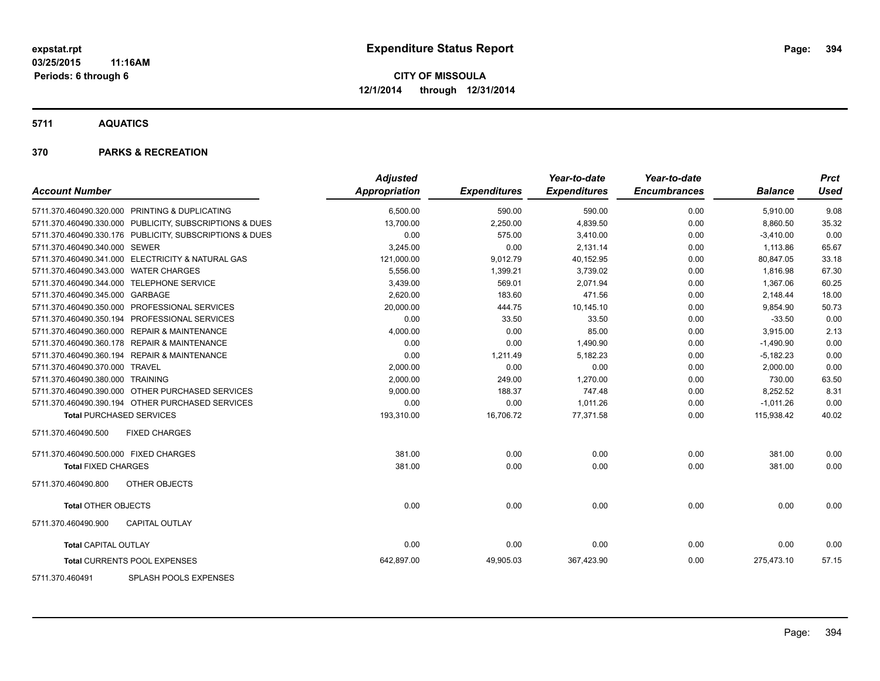**expstat.rpt**
**03/25/2015 11:16AM**
**Periods: 6 through 6**

# Expenditure Status Report

**CITY OF MISSOULA**
**12/1/2014 through 12/31/2014**

## 5711 AQUATICS

### 370 PARKS & RECREATION

| Account Number | | Adjusted Appropriation | Expenditures | Year-to-date Expenditures | Year-to-date Encumbrances | Balance | Prct Used |
|---|---|---|---|---|---|---|---|
| 5711.370.460490.320.000 | PRINTING & DUPLICATING | 6,500.00 | 590.00 | 590.00 | 0.00 | 5,910.00 | 9.08 |
| 5711.370.460490.330.000 | PUBLICITY, SUBSCRIPTIONS & DUES | 13,700.00 | 2,250.00 | 4,839.50 | 0.00 | 8,860.50 | 35.32 |
| 5711.370.460490.330.176 | PUBLICITY, SUBSCRIPTIONS & DUES | 0.00 | 575.00 | 3,410.00 | 0.00 | -3,410.00 | 0.00 |
| 5711.370.460490.340.000 | SEWER | 3,245.00 | 0.00 | 2,131.14 | 0.00 | 1,113.86 | 65.67 |
| 5711.370.460490.341.000 | ELECTRICITY & NATURAL GAS | 121,000.00 | 9,012.79 | 40,152.95 | 0.00 | 80,847.05 | 33.18 |
| 5711.370.460490.343.000 | WATER CHARGES | 5,556.00 | 1,399.21 | 3,739.02 | 0.00 | 1,816.98 | 67.30 |
| 5711.370.460490.344.000 | TELEPHONE SERVICE | 3,439.00 | 569.01 | 2,071.94 | 0.00 | 1,367.06 | 60.25 |
| 5711.370.460490.345.000 | GARBAGE | 2,620.00 | 183.60 | 471.56 | 0.00 | 2,148.44 | 18.00 |
| 5711.370.460490.350.000 | PROFESSIONAL SERVICES | 20,000.00 | 444.75 | 10,145.10 | 0.00 | 9,854.90 | 50.73 |
| 5711.370.460490.350.194 | PROFESSIONAL SERVICES | 0.00 | 33.50 | 33.50 | 0.00 | -33.50 | 0.00 |
| 5711.370.460490.360.000 | REPAIR & MAINTENANCE | 4,000.00 | 0.00 | 85.00 | 0.00 | 3,915.00 | 2.13 |
| 5711.370.460490.360.178 | REPAIR & MAINTENANCE | 0.00 | 0.00 | 1,490.90 | 0.00 | -1,490.90 | 0.00 |
| 5711.370.460490.360.194 | REPAIR & MAINTENANCE | 0.00 | 1,211.49 | 5,182.23 | 0.00 | -5,182.23 | 0.00 |
| 5711.370.460490.370.000 | TRAVEL | 2,000.00 | 0.00 | 0.00 | 0.00 | 2,000.00 | 0.00 |
| 5711.370.460490.380.000 | TRAINING | 2,000.00 | 249.00 | 1,270.00 | 0.00 | 730.00 | 63.50 |
| 5711.370.460490.390.000 | OTHER PURCHASED SERVICES | 9,000.00 | 188.37 | 747.48 | 0.00 | 8,252.52 | 8.31 |
| 5711.370.460490.390.194 | OTHER PURCHASED SERVICES | 0.00 | 0.00 | 1,011.26 | 0.00 | -1,011.26 | 0.00 |
| **Total** PURCHASED SERVICES | | 193,310.00 | 16,706.72 | 77,371.58 | 0.00 | 115,938.42 | 40.02 |
| 5711.370.460490.500 | FIXED CHARGES | | | | | | |
| 5711.370.460490.500.000 | FIXED CHARGES | 381.00 | 0.00 | 0.00 | 0.00 | 381.00 | 0.00 |
| **Total** FIXED CHARGES | | 381.00 | 0.00 | 0.00 | 0.00 | 381.00 | 0.00 |
| 5711.370.460490.800 | OTHER OBJECTS | | | | | | |
| **Total** OTHER OBJECTS | | 0.00 | 0.00 | 0.00 | 0.00 | 0.00 | 0.00 |
| 5711.370.460490.900 | CAPITAL OUTLAY | | | | | | |
| **Total** CAPITAL OUTLAY | | 0.00 | 0.00 | 0.00 | 0.00 | 0.00 | 0.00 |
| **Total** CURRENTS POOL EXPENSES | | 642,897.00 | 49,905.03 | 367,423.90 | 0.00 | 275,473.10 | 57.15 |
| 5711.370.460491 | SPLASH POOLS EXPENSES | | | | | | |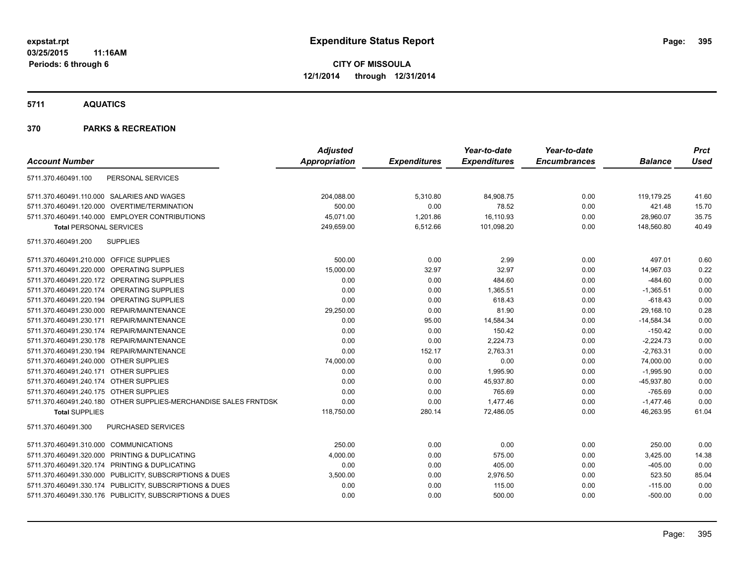expstat.rpt
03/25/2015 11:16AM
Periods: 6 through 6

# Expenditure Status Report

**CITY OF MISSOULA**
**12/1/2014 through 12/31/2014**

## 5711 AQUATICS

## 370 PARKS & RECREATION

| Account Number | | Adjusted Appropriation | Expenditures | Year-to-date Expenditures | Year-to-date Encumbrances | Balance | Prct Used |
|---|---|---|---|---|---|---|---|
| 5711.370.460491.100 | PERSONAL SERVICES | | | | | | |
| 5711.370.460491.110.000 | SALARIES AND WAGES | 204,088.00 | 5,310.80 | 84,908.75 | 0.00 | 119,179.25 | 41.60 |
| 5711.370.460491.120.000 | OVERTIME/TERMINATION | 500.00 | 0.00 | 78.52 | 0.00 | 421.48 | 15.70 |
| 5711.370.460491.140.000 | EMPLOYER CONTRIBUTIONS | 45,071.00 | 1,201.86 | 16,110.93 | 0.00 | 28,960.07 | 35.75 |
| **Total** PERSONAL SERVICES | | 249,659.00 | 6,512.66 | 101,098.20 | 0.00 | 148,560.80 | 40.49 |
| 5711.370.460491.200 | SUPPLIES | | | | | | |
| 5711.370.460491.210.000 | OFFICE SUPPLIES | 500.00 | 0.00 | 2.99 | 0.00 | 497.01 | 0.60 |
| 5711.370.460491.220.000 | OPERATING SUPPLIES | 15,000.00 | 32.97 | 32.97 | 0.00 | 14,967.03 | 0.22 |
| 5711.370.460491.220.172 | OPERATING SUPPLIES | 0.00 | 0.00 | 484.60 | 0.00 | -484.60 | 0.00 |
| 5711.370.460491.220.174 | OPERATING SUPPLIES | 0.00 | 0.00 | 1,365.51 | 0.00 | -1,365.51 | 0.00 |
| 5711.370.460491.220.194 | OPERATING SUPPLIES | 0.00 | 0.00 | 618.43 | 0.00 | -618.43 | 0.00 |
| 5711.370.460491.230.000 | REPAIR/MAINTENANCE | 29,250.00 | 0.00 | 81.90 | 0.00 | 29,168.10 | 0.28 |
| 5711.370.460491.230.171 | REPAIR/MAINTENANCE | 0.00 | 95.00 | 14,584.34 | 0.00 | -14,584.34 | 0.00 |
| 5711.370.460491.230.174 | REPAIR/MAINTENANCE | 0.00 | 0.00 | 150.42 | 0.00 | -150.42 | 0.00 |
| 5711.370.460491.230.178 | REPAIR/MAINTENANCE | 0.00 | 0.00 | 2,224.73 | 0.00 | -2,224.73 | 0.00 |
| 5711.370.460491.230.194 | REPAIR/MAINTENANCE | 0.00 | 152.17 | 2,763.31 | 0.00 | -2,763.31 | 0.00 |
| 5711.370.460491.240.000 | OTHER SUPPLIES | 74,000.00 | 0.00 | 0.00 | 0.00 | 74,000.00 | 0.00 |
| 5711.370.460491.240.171 | OTHER SUPPLIES | 0.00 | 0.00 | 1,995.90 | 0.00 | -1,995.90 | 0.00 |
| 5711.370.460491.240.174 | OTHER SUPPLIES | 0.00 | 0.00 | 45,937.80 | 0.00 | -45,937.80 | 0.00 |
| 5711.370.460491.240.175 | OTHER SUPPLIES | 0.00 | 0.00 | 765.69 | 0.00 | -765.69 | 0.00 |
| 5711.370.460491.240.180 | OTHER SUPPLIES-MERCHANDISE SALES FRNTDSK | 0.00 | 0.00 | 1,477.46 | 0.00 | -1,477.46 | 0.00 |
| **Total** SUPPLIES | | 118,750.00 | 280.14 | 72,486.05 | 0.00 | 46,263.95 | 61.04 |
| 5711.370.460491.300 | PURCHASED SERVICES | | | | | | |
| 5711.370.460491.310.000 | COMMUNICATIONS | 250.00 | 0.00 | 0.00 | 0.00 | 250.00 | 0.00 |
| 5711.370.460491.320.000 | PRINTING & DUPLICATING | 4,000.00 | 0.00 | 575.00 | 0.00 | 3,425.00 | 14.38 |
| 5711.370.460491.320.174 | PRINTING & DUPLICATING | 0.00 | 0.00 | 405.00 | 0.00 | -405.00 | 0.00 |
| 5711.370.460491.330.000 | PUBLICITY, SUBSCRIPTIONS & DUES | 3,500.00 | 0.00 | 2,976.50 | 0.00 | 523.50 | 85.04 |
| 5711.370.460491.330.174 | PUBLICITY, SUBSCRIPTIONS & DUES | 0.00 | 0.00 | 115.00 | 0.00 | -115.00 | 0.00 |
| 5711.370.460491.330.176 | PUBLICITY, SUBSCRIPTIONS & DUES | 0.00 | 0.00 | 500.00 | 0.00 | -500.00 | 0.00 |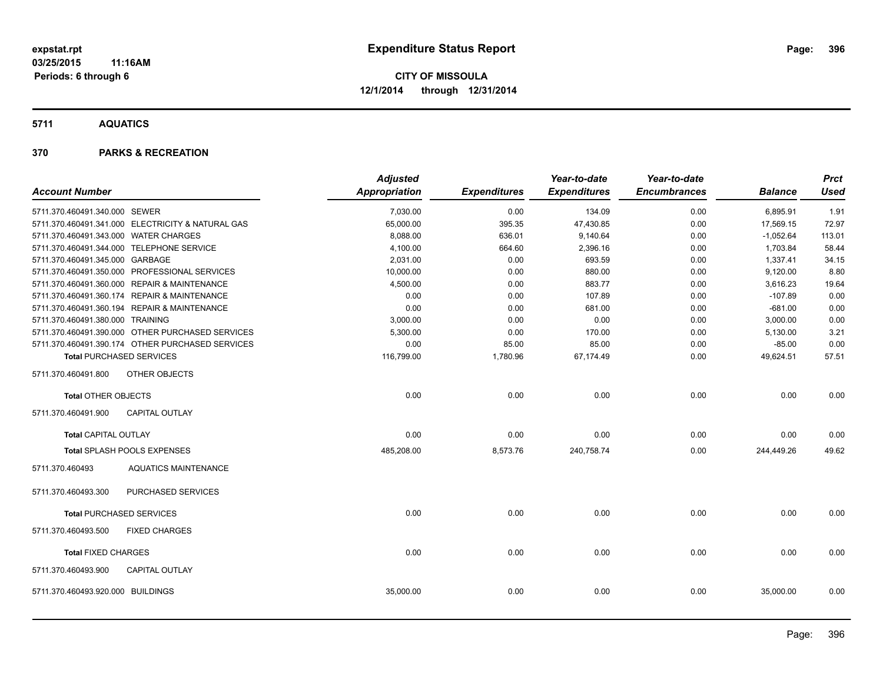**expstat.rpt**
**03/25/2015 11:16AM**
**Periods: 6 through 6**

# Expenditure Status Report

**CITY OF MISSOULA**
**12/1/2014 through 12/31/2014**

## 5711 AQUATICS

## 370 PARKS & RECREATION

| Account Number | | Adjusted Appropriation | Expenditures | Year-to-date Expenditures | Year-to-date Encumbrances | Balance | Prct Used |
|---|---|---|---|---|---|---|---|
| 5711.370.460491.340.000 | SEWER | 7,030.00 | 0.00 | 134.09 | 0.00 | 6,895.91 | 1.91 |
| 5711.370.460491.341.000 | ELECTRICITY & NATURAL GAS | 65,000.00 | 395.35 | 47,430.85 | 0.00 | 17,569.15 | 72.97 |
| 5711.370.460491.343.000 | WATER CHARGES | 8,088.00 | 636.01 | 9,140.64 | 0.00 | -1,052.64 | 113.01 |
| 5711.370.460491.344.000 | TELEPHONE SERVICE | 4,100.00 | 664.60 | 2,396.16 | 0.00 | 1,703.84 | 58.44 |
| 5711.370.460491.345.000 | GARBAGE | 2,031.00 | 0.00 | 693.59 | 0.00 | 1,337.41 | 34.15 |
| 5711.370.460491.350.000 | PROFESSIONAL SERVICES | 10,000.00 | 0.00 | 880.00 | 0.00 | 9,120.00 | 8.80 |
| 5711.370.460491.360.000 | REPAIR & MAINTENANCE | 4,500.00 | 0.00 | 883.77 | 0.00 | 3,616.23 | 19.64 |
| 5711.370.460491.360.174 | REPAIR & MAINTENANCE | 0.00 | 0.00 | 107.89 | 0.00 | -107.89 | 0.00 |
| 5711.370.460491.360.194 | REPAIR & MAINTENANCE | 0.00 | 0.00 | 681.00 | 0.00 | -681.00 | 0.00 |
| 5711.370.460491.380.000 | TRAINING | 3,000.00 | 0.00 | 0.00 | 0.00 | 3,000.00 | 0.00 |
| 5711.370.460491.390.000 | OTHER PURCHASED SERVICES | 5,300.00 | 0.00 | 170.00 | 0.00 | 5,130.00 | 3.21 |
| 5711.370.460491.390.174 | OTHER PURCHASED SERVICES | 0.00 | 85.00 | 85.00 | 0.00 | -85.00 | 0.00 |
| **Total** PURCHASED SERVICES | | 116,799.00 | 1,780.96 | 67,174.49 | 0.00 | 49,624.51 | 57.51 |
| 5711.370.460491.800 | OTHER OBJECTS | | | | | | |
| **Total** OTHER OBJECTS | | 0.00 | 0.00 | 0.00 | 0.00 | 0.00 | 0.00 |
| 5711.370.460491.900 | CAPITAL OUTLAY | | | | | | |
| **Total** CAPITAL OUTLAY | | 0.00 | 0.00 | 0.00 | 0.00 | 0.00 | 0.00 |
| **Total** SPLASH POOLS EXPENSES | | 485,208.00 | 8,573.76 | 240,758.74 | 0.00 | 244,449.26 | 49.62 |
| 5711.370.460493 | AQUATICS MAINTENANCE | | | | | | |
| 5711.370.460493.300 | PURCHASED SERVICES | | | | | | |
| **Total** PURCHASED SERVICES | | 0.00 | 0.00 | 0.00 | 0.00 | 0.00 | 0.00 |
| 5711.370.460493.500 | FIXED CHARGES | | | | | | |
| **Total** FIXED CHARGES | | 0.00 | 0.00 | 0.00 | 0.00 | 0.00 | 0.00 |
| 5711.370.460493.900 | CAPITAL OUTLAY | | | | | | |
| 5711.370.460493.920.000 | BUILDINGS | 35,000.00 | 0.00 | 0.00 | 0.00 | 35,000.00 | 0.00 |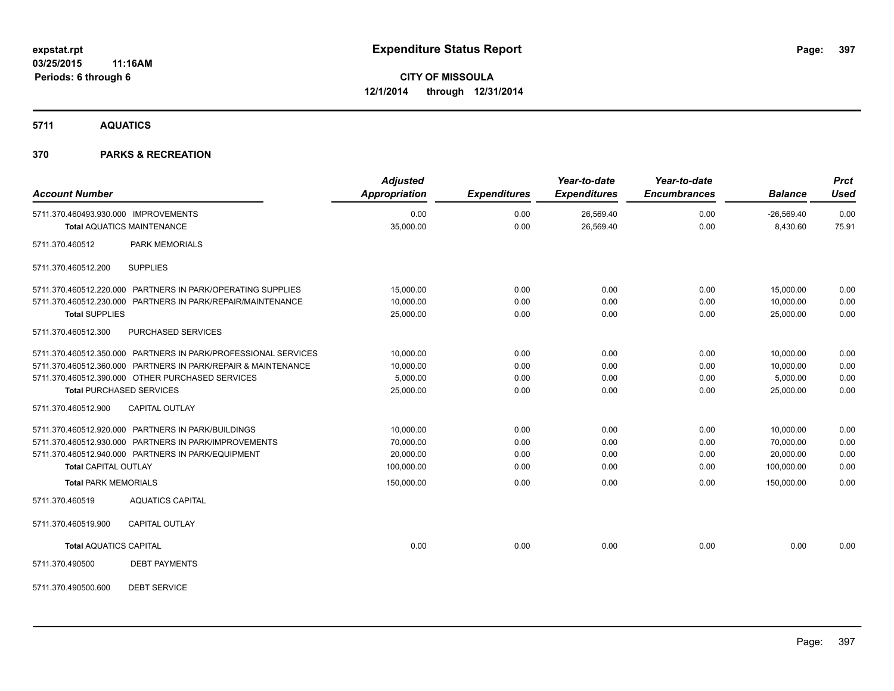**expstat.rpt**
**03/25/2015 11:16AM**
**Periods: 6 through 6**

# Expenditure Status Report

**CITY OF MISSOULA**
**12/1/2014 through 12/31/2014**

## 5711 AQUATICS

### 370 PARKS & RECREATION

| Account Number | Adjusted Appropriation | Expenditures | Year-to-date Expenditures | Year-to-date Encumbrances | Balance | Prct Used |
|---|---|---|---|---|---|---|
| 5711.370.460493.930.000 IMPROVEMENTS | 0.00 | 0.00 | 26,569.40 | 0.00 | -26,569.40 | 0.00 |
| **Total** AQUATICS MAINTENANCE | 35,000.00 | 0.00 | 26,569.40 | 0.00 | 8,430.60 | 75.91 |
| 5711.370.460512 PARK MEMORIALS | | | | | | |
| 5711.370.460512.200 SUPPLIES | | | | | | |
| 5711.370.460512.220.000 PARTNERS IN PARK/OPERATING SUPPLIES | 15,000.00 | 0.00 | 0.00 | 0.00 | 15,000.00 | 0.00 |
| 5711.370.460512.230.000 PARTNERS IN PARK/REPAIR/MAINTENANCE | 10,000.00 | 0.00 | 0.00 | 0.00 | 10,000.00 | 0.00 |
| **Total** SUPPLIES | 25,000.00 | 0.00 | 0.00 | 0.00 | 25,000.00 | 0.00 |
| 5711.370.460512.300 PURCHASED SERVICES | | | | | | |
| 5711.370.460512.350.000 PARTNERS IN PARK/PROFESSIONAL SERVICES | 10,000.00 | 0.00 | 0.00 | 0.00 | 10,000.00 | 0.00 |
| 5711.370.460512.360.000 PARTNERS IN PARK/REPAIR & MAINTENANCE | 10,000.00 | 0.00 | 0.00 | 0.00 | 10,000.00 | 0.00 |
| 5711.370.460512.390.000 OTHER PURCHASED SERVICES | 5,000.00 | 0.00 | 0.00 | 0.00 | 5,000.00 | 0.00 |
| **Total** PURCHASED SERVICES | 25,000.00 | 0.00 | 0.00 | 0.00 | 25,000.00 | 0.00 |
| 5711.370.460512.900 CAPITAL OUTLAY | | | | | | |
| 5711.370.460512.920.000 PARTNERS IN PARK/BUILDINGS | 10,000.00 | 0.00 | 0.00 | 0.00 | 10,000.00 | 0.00 |
| 5711.370.460512.930.000 PARTNERS IN PARK/IMPROVEMENTS | 70,000.00 | 0.00 | 0.00 | 0.00 | 70,000.00 | 0.00 |
| 5711.370.460512.940.000 PARTNERS IN PARK/EQUIPMENT | 20,000.00 | 0.00 | 0.00 | 0.00 | 20,000.00 | 0.00 |
| **Total** CAPITAL OUTLAY | 100,000.00 | 0.00 | 0.00 | 0.00 | 100,000.00 | 0.00 |
| **Total** PARK MEMORIALS | 150,000.00 | 0.00 | 0.00 | 0.00 | 150,000.00 | 0.00 |
| 5711.370.460519 AQUATICS CAPITAL | | | | | | |
| 5711.370.460519.900 CAPITAL OUTLAY | | | | | | |
| **Total** AQUATICS CAPITAL | 0.00 | 0.00 | 0.00 | 0.00 | 0.00 | 0.00 |
| 5711.370.490500 DEBT PAYMENTS | | | | | | |
| 5711.370.490500.600 DEBT SERVICE | | | | | | |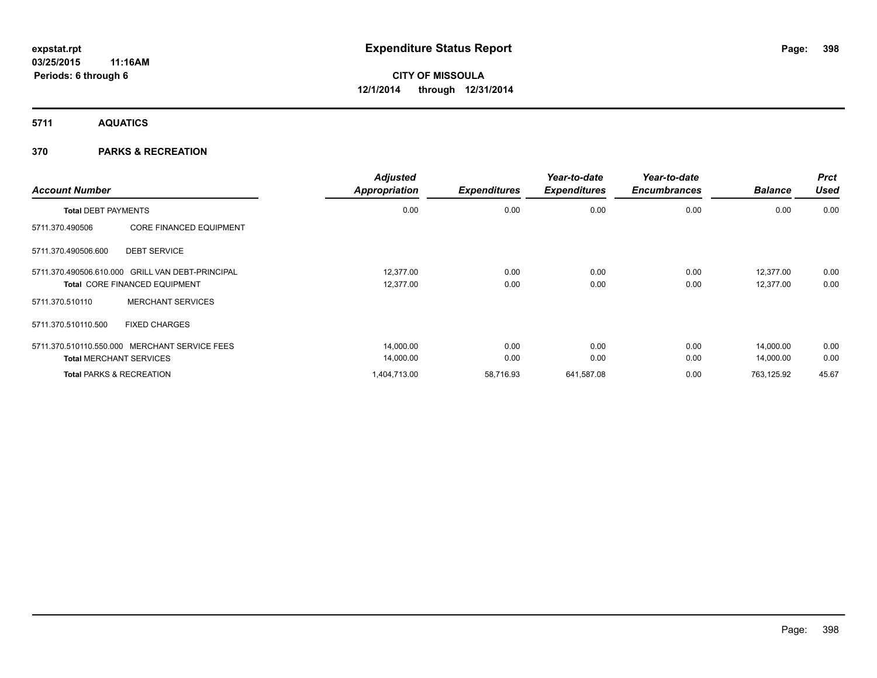expstat.rpt
03/25/2015 11:16AM
Periods: 6 through 6

# Expenditure Status Report

CITY OF MISSOULA
12/1/2014 through 12/31/2014

**5711 AQUATICS**

**370 PARKS & RECREATION**

| Account Number | | Adjusted Appropriation | Expenditures | Year-to-date Expenditures | Year-to-date Encumbrances | Balance | Prct Used |
|---|---|---|---|---|---|---|---|
| **Total DEBT PAYMENTS** | | 0.00 | 0.00 | 0.00 | 0.00 | 0.00 | 0.00 |
| 5711.370.490506 | CORE FINANCED EQUIPMENT | | | | | | |
| 5711.370.490506.600 | DEBT SERVICE | | | | | | |
| 5711.370.490506.610.000 | GRILL VAN DEBT-PRINCIPAL | 12,377.00 | 0.00 | 0.00 | 0.00 | 12,377.00 | 0.00 |
| **Total** CORE FINANCED EQUIPMENT | | 12,377.00 | 0.00 | 0.00 | 0.00 | 12,377.00 | 0.00 |
| 5711.370.510110 | MERCHANT SERVICES | | | | | | |
| 5711.370.510110.500 | FIXED CHARGES | | | | | | |
| 5711.370.510110.550.000 | MERCHANT SERVICE FEES | 14,000.00 | 0.00 | 0.00 | 0.00 | 14,000.00 | 0.00 |
| **Total** MERCHANT SERVICES | | 14,000.00 | 0.00 | 0.00 | 0.00 | 14,000.00 | 0.00 |
| **Total** PARKS & RECREATION | | 1,404,713.00 | 58,716.93 | 641,587.08 | 0.00 | 763,125.92 | 45.67 |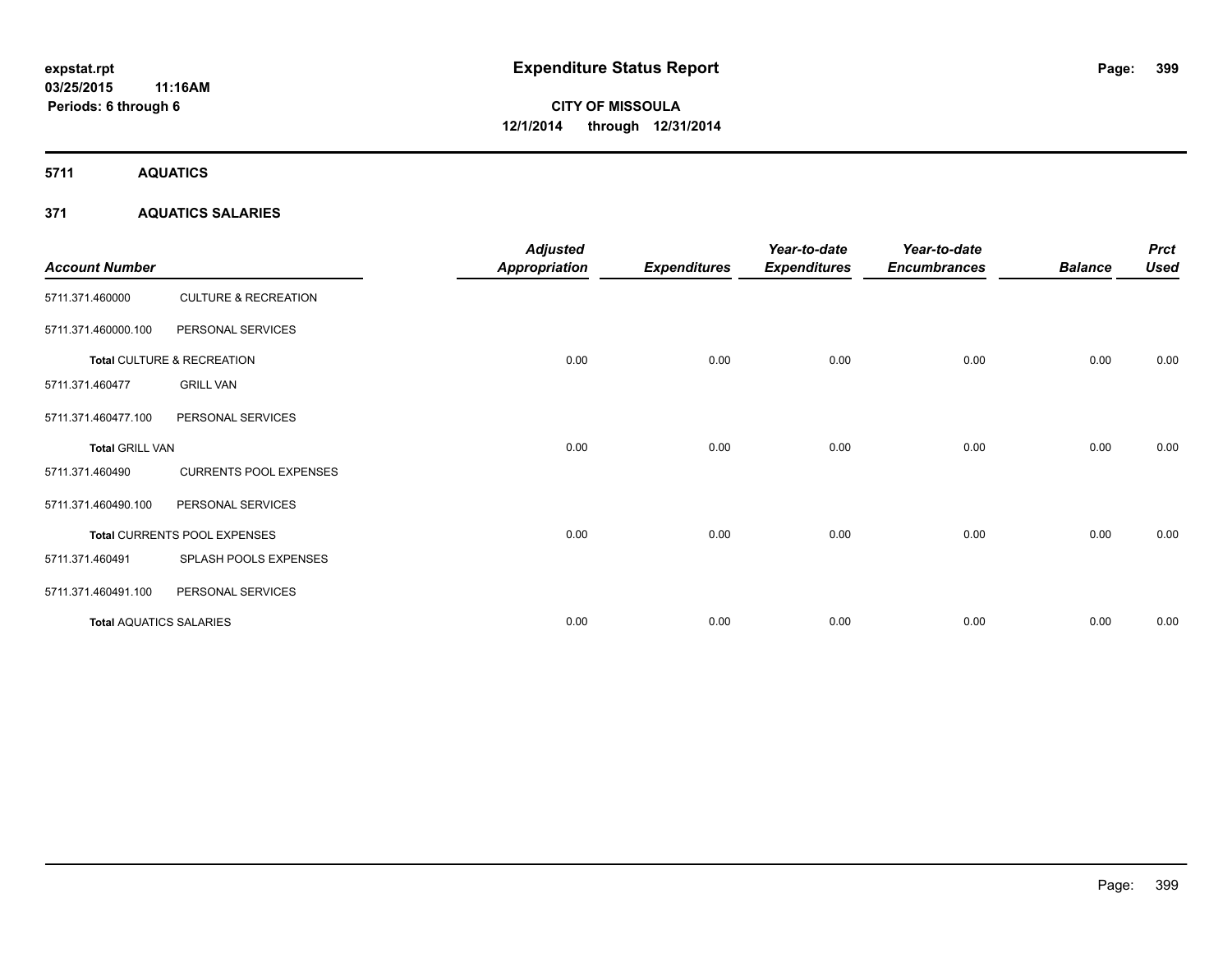# Expenditure Status Report

expstat.rpt
03/25/2015 11:16AM
Periods: 6 through 6

CITY OF MISSOULA
12/1/2014 through 12/31/2014

## 5711 AQUATICS

### 371 AQUATICS SALARIES

| Account Number | | Adjusted Appropriation | Expenditures | Year-to-date Expenditures | Year-to-date Encumbrances | Balance | Prct Used |
|---|---|---|---|---|---|---|---|
| 5711.371.460000 | CULTURE & RECREATION | | | | | | |
| 5711.371.460000.100 | PERSONAL SERVICES | | | | | | |
| **Total** CULTURE & RECREATION | | 0.00 | 0.00 | 0.00 | 0.00 | 0.00 | 0.00 |
| 5711.371.460477 | GRILL VAN | | | | | | |
| 5711.371.460477.100 | PERSONAL SERVICES | | | | | | |
| **Total** GRILL VAN | | 0.00 | 0.00 | 0.00 | 0.00 | 0.00 | 0.00 |
| 5711.371.460490 | CURRENTS POOL EXPENSES | | | | | | |
| 5711.371.460490.100 | PERSONAL SERVICES | | | | | | |
| **Total** CURRENTS POOL EXPENSES | | 0.00 | 0.00 | 0.00 | 0.00 | 0.00 | 0.00 |
| 5711.371.460491 | SPLASH POOLS EXPENSES | | | | | | |
| 5711.371.460491.100 | PERSONAL SERVICES | | | | | | |
| **Total** AQUATICS SALARIES | | 0.00 | 0.00 | 0.00 | 0.00 | 0.00 | 0.00 |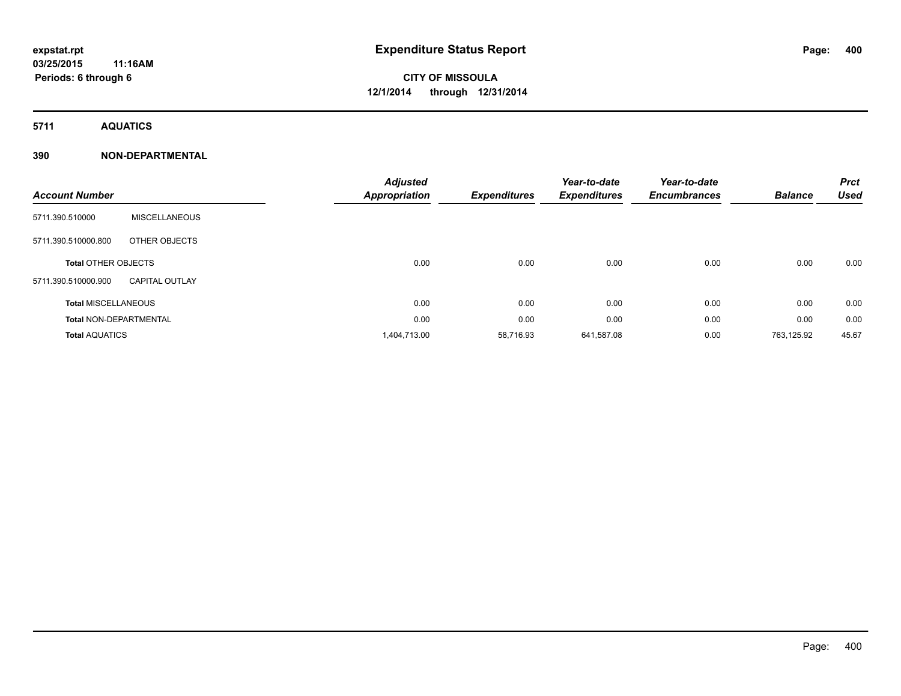**expstat.rpt**
**03/25/2015 11:16AM**
**Periods: 6 through 6**

# Expenditure Status Report

**CITY OF MISSOULA**
**12/1/2014 through 12/31/2014**

## 5711 AQUATICS

### 390 NON-DEPARTMENTAL

| Account Number | | Adjusted Appropriation | Expenditures | Year-to-date Expenditures | Year-to-date Encumbrances | Balance | Prct Used |
|---|---|---|---|---|---|---|---|
| 5711.390.510000 | MISCELLANEOUS | | | | | | |
| 5711.390.510000.800 | OTHER OBJECTS | | | | | | |
| **Total** OTHER OBJECTS | | 0.00 | 0.00 | 0.00 | 0.00 | 0.00 | 0.00 |
| 5711.390.510000.900 | CAPITAL OUTLAY | | | | | | |
| **Total** MISCELLANEOUS | | 0.00 | 0.00 | 0.00 | 0.00 | 0.00 | 0.00 |
| **Total** NON-DEPARTMENTAL | | 0.00 | 0.00 | 0.00 | 0.00 | 0.00 | 0.00 |
| **Total** AQUATICS | | 1,404,713.00 | 58,716.93 | 641,587.08 | 0.00 | 763,125.92 | 45.67 |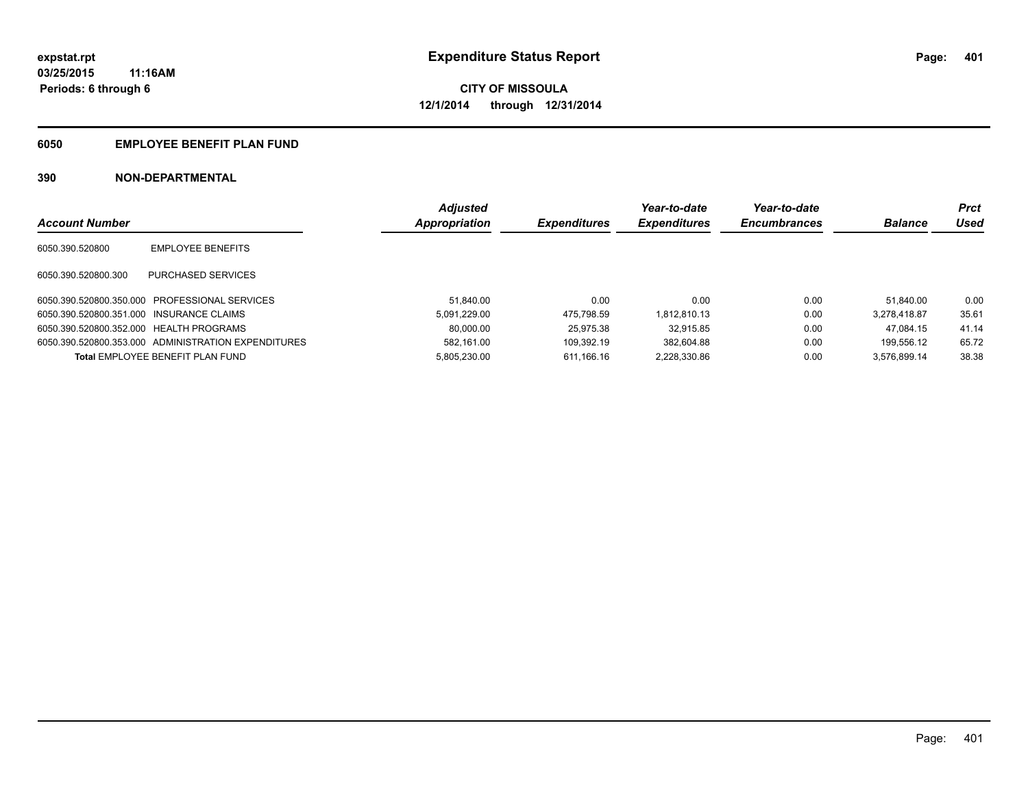expstat.rpt
03/25/2015 11:16AM
Periods: 6 through 6

# Expenditure Status Report

**CITY OF MISSOULA**
**12/1/2014 through 12/31/2014**

## 6050 EMPLOYEE BENEFIT PLAN FUND

### 390 NON-DEPARTMENTAL

| Account Number | | Adjusted Appropriation | Expenditures | Year-to-date Expenditures | Year-to-date Encumbrances | Balance | Prct Used |
|---|---|---|---|---|---|---|---|
| 6050.390.520800 | EMPLOYEE BENEFITS | | | | | | |
| 6050.390.520800.300 | PURCHASED SERVICES | | | | | | |
| 6050.390.520800.350.000 | PROFESSIONAL SERVICES | 51,840.00 | 0.00 | 0.00 | 0.00 | 51,840.00 | 0.00 |
| 6050.390.520800.351.000 | INSURANCE CLAIMS | 5,091,229.00 | 475,798.59 | 1,812,810.13 | 0.00 | 3,278,418.87 | 35.61 |
| 6050.390.520800.352.000 | HEALTH PROGRAMS | 80,000.00 | 25,975.38 | 32,915.85 | 0.00 | 47,084.15 | 41.14 |
| 6050.390.520800.353.000 | ADMINISTRATION EXPENDITURES | 582,161.00 | 109,392.19 | 382,604.88 | 0.00 | 199,556.12 | 65.72 |
| **Total** EMPLOYEE BENEFIT PLAN FUND | | 5,805,230.00 | 611,166.16 | 2,228,330.86 | 0.00 | 3,576,899.14 | 38.38 |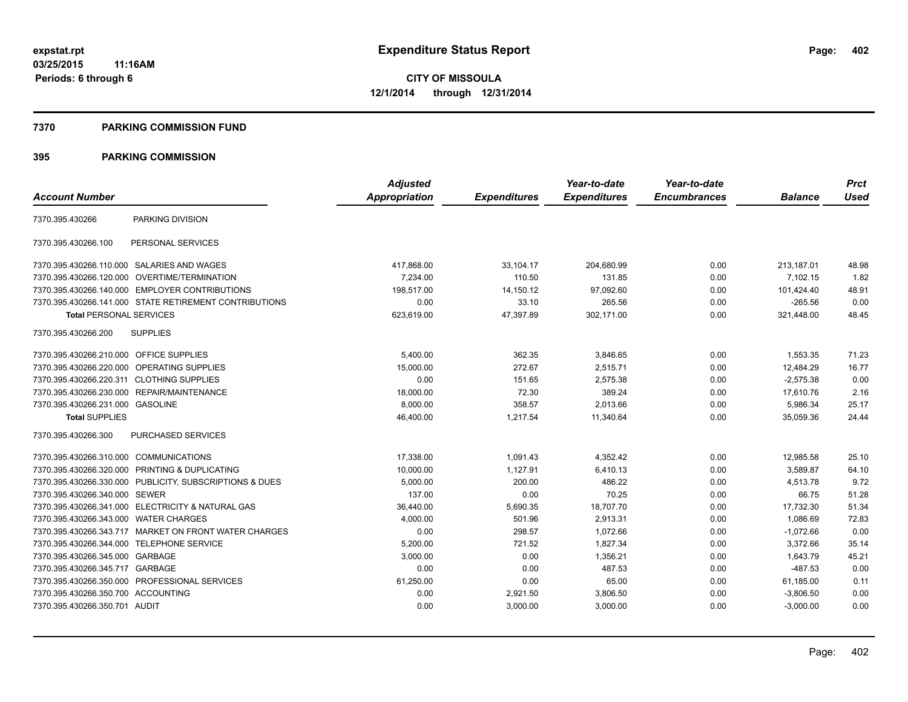expstat.rpt
03/25/2015 11:16AM
Periods: 6 through 6

# Expenditure Status Report

**CITY OF MISSOULA**
**12/1/2014 through 12/31/2014**

## 7370 PARKING COMMISSION FUND

## 395 PARKING COMMISSION

| Account Number | | Adjusted Appropriation | Expenditures | Year-to-date Expenditures | Year-to-date Encumbrances | Balance | Prct Used |
|---|---|---|---|---|---|---|---|
| 7370.395.430266 | PARKING DIVISION | | | | | | |
| 7370.395.430266.100 | PERSONAL SERVICES | | | | | | |
| 7370.395.430266.110.000 | SALARIES AND WAGES | 417,868.00 | 33,104.17 | 204,680.99 | 0.00 | 213,187.01 | 48.98 |
| 7370.395.430266.120.000 | OVERTIME/TERMINATION | 7,234.00 | 110.50 | 131.85 | 0.00 | 7,102.15 | 1.82 |
| 7370.395.430266.140.000 | EMPLOYER CONTRIBUTIONS | 198,517.00 | 14,150.12 | 97,092.60 | 0.00 | 101,424.40 | 48.91 |
| 7370.395.430266.141.000 | STATE RETIREMENT CONTRIBUTIONS | 0.00 | 33.10 | 265.56 | 0.00 | -265.56 | 0.00 |
| **Total** PERSONAL SERVICES | | 623,619.00 | 47,397.89 | 302,171.00 | 0.00 | 321,448.00 | 48.45 |
| 7370.395.430266.200 | SUPPLIES | | | | | | |
| 7370.395.430266.210.000 | OFFICE SUPPLIES | 5,400.00 | 362.35 | 3,846.65 | 0.00 | 1,553.35 | 71.23 |
| 7370.395.430266.220.000 | OPERATING SUPPLIES | 15,000.00 | 272.67 | 2,515.71 | 0.00 | 12,484.29 | 16.77 |
| 7370.395.430266.220.311 | CLOTHING SUPPLIES | 0.00 | 151.65 | 2,575.38 | 0.00 | -2,575.38 | 0.00 |
| 7370.395.430266.230.000 | REPAIR/MAINTENANCE | 18,000.00 | 72.30 | 389.24 | 0.00 | 17,610.76 | 2.16 |
| 7370.395.430266.231.000 | GASOLINE | 8,000.00 | 358.57 | 2,013.66 | 0.00 | 5,986.34 | 25.17 |
| **Total** SUPPLIES | | 46,400.00 | 1,217.54 | 11,340.64 | 0.00 | 35,059.36 | 24.44 |
| 7370.395.430266.300 | PURCHASED SERVICES | | | | | | |
| 7370.395.430266.310.000 | COMMUNICATIONS | 17,338.00 | 1,091.43 | 4,352.42 | 0.00 | 12,985.58 | 25.10 |
| 7370.395.430266.320.000 | PRINTING & DUPLICATING | 10,000.00 | 1,127.91 | 6,410.13 | 0.00 | 3,589.87 | 64.10 |
| 7370.395.430266.330.000 | PUBLICITY, SUBSCRIPTIONS & DUES | 5,000.00 | 200.00 | 486.22 | 0.00 | 4,513.78 | 9.72 |
| 7370.395.430266.340.000 | SEWER | 137.00 | 0.00 | 70.25 | 0.00 | 66.75 | 51.28 |
| 7370.395.430266.341.000 | ELECTRICITY & NATURAL GAS | 36,440.00 | 5,690.35 | 18,707.70 | 0.00 | 17,732.30 | 51.34 |
| 7370.395.430266.343.000 | WATER CHARGES | 4,000.00 | 501.96 | 2,913.31 | 0.00 | 1,086.69 | 72.83 |
| 7370.395.430266.343.717 | MARKET ON FRONT WATER CHARGES | 0.00 | 298.57 | 1,072.66 | 0.00 | -1,072.66 | 0.00 |
| 7370.395.430266.344.000 | TELEPHONE SERVICE | 5,200.00 | 721.52 | 1,827.34 | 0.00 | 3,372.66 | 35.14 |
| 7370.395.430266.345.000 | GARBAGE | 3,000.00 | 0.00 | 1,356.21 | 0.00 | 1,643.79 | 45.21 |
| 7370.395.430266.345.717 | GARBAGE | 0.00 | 0.00 | 487.53 | 0.00 | -487.53 | 0.00 |
| 7370.395.430266.350.000 | PROFESSIONAL SERVICES | 61,250.00 | 0.00 | 65.00 | 0.00 | 61,185.00 | 0.11 |
| 7370.395.430266.350.700 | ACCOUNTING | 0.00 | 2,921.50 | 3,806.50 | 0.00 | -3,806.50 | 0.00 |
| 7370.395.430266.350.701 | AUDIT | 0.00 | 3,000.00 | 3,000.00 | 0.00 | -3,000.00 | 0.00 |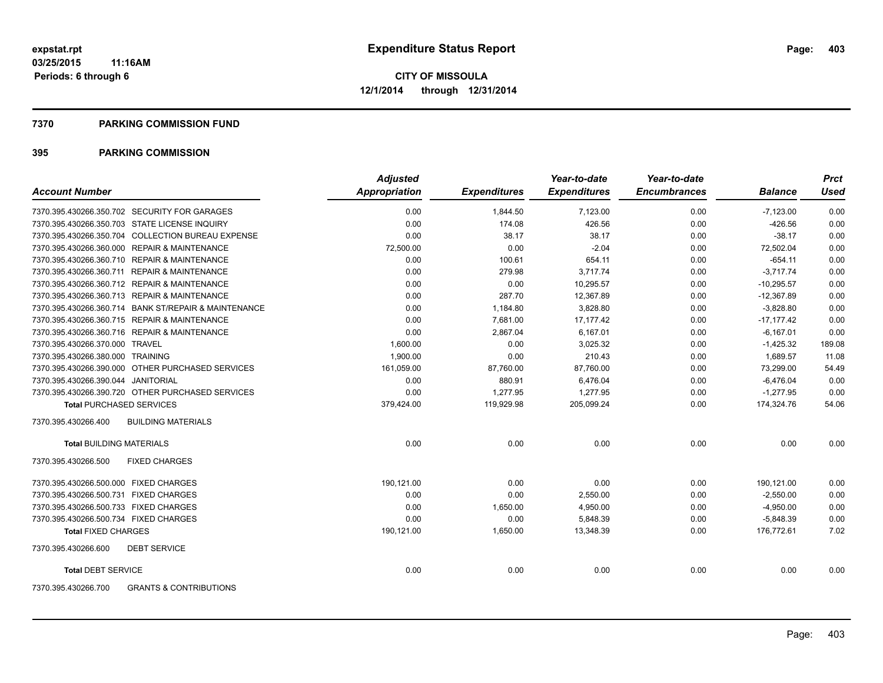# Expenditure Status Report

expstat.rpt
03/25/2015 11:16AM
Periods: 6 through 6

**CITY OF MISSOULA**
**12/1/2014 through 12/31/2014**

## 7370 PARKING COMMISSION FUND

### 395 PARKING COMMISSION

| Account Number | | Adjusted Appropriation | Expenditures | Year-to-date Expenditures | Year-to-date Encumbrances | Balance | Prct Used |
|---|---|---|---|---|---|---|---|
| 7370.395.430266.350.702 | SECURITY FOR GARAGES | 0.00 | 1,844.50 | 7,123.00 | 0.00 | -7,123.00 | 0.00 |
| 7370.395.430266.350.703 | STATE LICENSE INQUIRY | 0.00 | 174.08 | 426.56 | 0.00 | -426.56 | 0.00 |
| 7370.395.430266.350.704 | COLLECTION BUREAU EXPENSE | 0.00 | 38.17 | 38.17 | 0.00 | -38.17 | 0.00 |
| 7370.395.430266.360.000 | REPAIR & MAINTENANCE | 72,500.00 | 0.00 | -2.04 | 0.00 | 72,502.04 | 0.00 |
| 7370.395.430266.360.710 | REPAIR & MAINTENANCE | 0.00 | 100.61 | 654.11 | 0.00 | -654.11 | 0.00 |
| 7370.395.430266.360.711 | REPAIR & MAINTENANCE | 0.00 | 279.98 | 3,717.74 | 0.00 | -3,717.74 | 0.00 |
| 7370.395.430266.360.712 | REPAIR & MAINTENANCE | 0.00 | 0.00 | 10,295.57 | 0.00 | -10,295.57 | 0.00 |
| 7370.395.430266.360.713 | REPAIR & MAINTENANCE | 0.00 | 287.70 | 12,367.89 | 0.00 | -12,367.89 | 0.00 |
| 7370.395.430266.360.714 | BANK ST/REPAIR & MAINTENANCE | 0.00 | 1,184.80 | 3,828.80 | 0.00 | -3,828.80 | 0.00 |
| 7370.395.430266.360.715 | REPAIR & MAINTENANCE | 0.00 | 7,681.00 | 17,177.42 | 0.00 | -17,177.42 | 0.00 |
| 7370.395.430266.360.716 | REPAIR & MAINTENANCE | 0.00 | 2,867.04 | 6,167.01 | 0.00 | -6,167.01 | 0.00 |
| 7370.395.430266.370.000 | TRAVEL | 1,600.00 | 0.00 | 3,025.32 | 0.00 | -1,425.32 | 189.08 |
| 7370.395.430266.380.000 | TRAINING | 1,900.00 | 0.00 | 210.43 | 0.00 | 1,689.57 | 11.08 |
| 7370.395.430266.390.000 | OTHER PURCHASED SERVICES | 161,059.00 | 87,760.00 | 87,760.00 | 0.00 | 73,299.00 | 54.49 |
| 7370.395.430266.390.044 | JANITORIAL | 0.00 | 880.91 | 6,476.04 | 0.00 | -6,476.04 | 0.00 |
| 7370.395.430266.390.720 | OTHER PURCHASED SERVICES | 0.00 | 1,277.95 | 1,277.95 | 0.00 | -1,277.95 | 0.00 |
| **Total** PURCHASED SERVICES | | 379,424.00 | 119,929.98 | 205,099.24 | 0.00 | 174,324.76 | 54.06 |
| 7370.395.430266.400 | BUILDING MATERIALS | | | | | | |
| **Total** BUILDING MATERIALS | | 0.00 | 0.00 | 0.00 | 0.00 | 0.00 | 0.00 |
| 7370.395.430266.500 | FIXED CHARGES | | | | | | |
| 7370.395.430266.500.000 | FIXED CHARGES | 190,121.00 | 0.00 | 0.00 | 0.00 | 190,121.00 | 0.00 |
| 7370.395.430266.500.731 | FIXED CHARGES | 0.00 | 0.00 | 2,550.00 | 0.00 | -2,550.00 | 0.00 |
| 7370.395.430266.500.733 | FIXED CHARGES | 0.00 | 1,650.00 | 4,950.00 | 0.00 | -4,950.00 | 0.00 |
| 7370.395.430266.500.734 | FIXED CHARGES | 0.00 | 0.00 | 5,848.39 | 0.00 | -5,848.39 | 0.00 |
| **Total** FIXED CHARGES | | 190,121.00 | 1,650.00 | 13,348.39 | 0.00 | 176,772.61 | 7.02 |
| 7370.395.430266.600 | DEBT SERVICE | | | | | | |
| **Total** DEBT SERVICE | | 0.00 | 0.00 | 0.00 | 0.00 | 0.00 | 0.00 |
| 7370.395.430266.700 | GRANTS & CONTRIBUTIONS | | | | | | |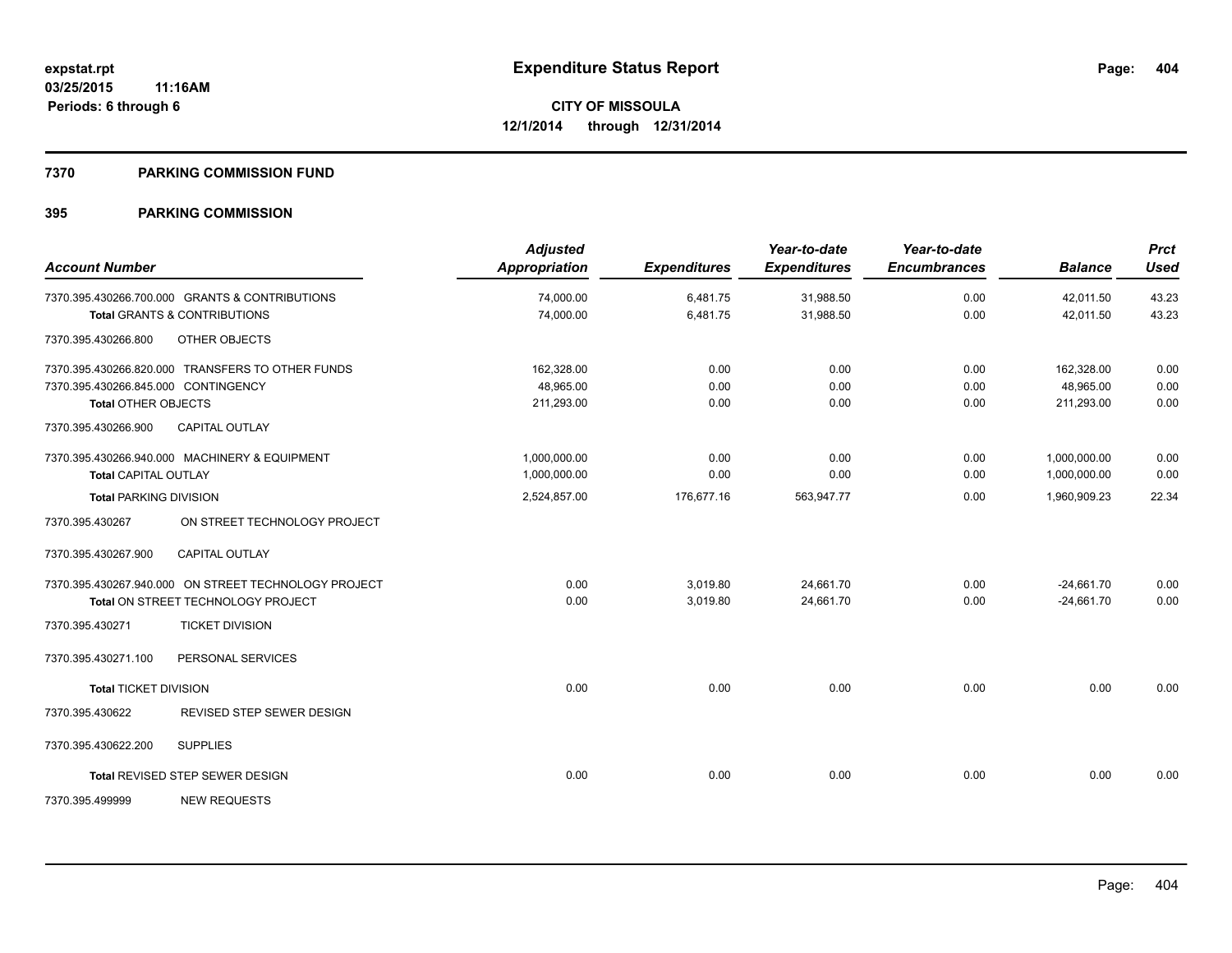**expstat.rpt**
**03/25/2015 11:16AM**
**Periods: 6 through 6**

# Expenditure Status Report

**CITY OF MISSOULA**
**12/1/2014 through 12/31/2014**

## 7370 PARKING COMMISSION FUND

## 395 PARKING COMMISSION

| Account Number | | Adjusted Appropriation | Expenditures | Year-to-date Expenditures | Year-to-date Encumbrances | Balance | Prct Used |
|---|---|---|---|---|---|---|---|
| 7370.395.430266.700.000 | GRANTS & CONTRIBUTIONS | 74,000.00 | 6,481.75 | 31,988.50 | 0.00 | 42,011.50 | 43.23 |
| **Total** GRANTS & CONTRIBUTIONS | | 74,000.00 | 6,481.75 | 31,988.50 | 0.00 | 42,011.50 | 43.23 |
| 7370.395.430266.800 | OTHER OBJECTS | | | | | | |
| 7370.395.430266.820.000 | TRANSFERS TO OTHER FUNDS | 162,328.00 | 0.00 | 0.00 | 0.00 | 162,328.00 | 0.00 |
| 7370.395.430266.845.000 | CONTINGENCY | 48,965.00 | 0.00 | 0.00 | 0.00 | 48,965.00 | 0.00 |
| **Total** OTHER OBJECTS | | 211,293.00 | 0.00 | 0.00 | 0.00 | 211,293.00 | 0.00 |
| 7370.395.430266.900 | CAPITAL OUTLAY | | | | | | |
| 7370.395.430266.940.000 | MACHINERY & EQUIPMENT | 1,000,000.00 | 0.00 | 0.00 | 0.00 | 1,000,000.00 | 0.00 |
| **Total** CAPITAL OUTLAY | | 1,000,000.00 | 0.00 | 0.00 | 0.00 | 1,000,000.00 | 0.00 |
| **Total** PARKING DIVISION | | 2,524,857.00 | 176,677.16 | 563,947.77 | 0.00 | 1,960,909.23 | 22.34 |
| 7370.395.430267 | ON STREET TECHNOLOGY PROJECT | | | | | | |
| 7370.395.430267.900 | CAPITAL OUTLAY | | | | | | |
| 7370.395.430267.940.000 | ON STREET TECHNOLOGY PROJECT | 0.00 | 3,019.80 | 24,661.70 | 0.00 | -24,661.70 | 0.00 |
| **Total** ON STREET TECHNOLOGY PROJECT | | 0.00 | 3,019.80 | 24,661.70 | 0.00 | -24,661.70 | 0.00 |
| 7370.395.430271 | TICKET DIVISION | | | | | | |
| 7370.395.430271.100 | PERSONAL SERVICES | | | | | | |
| **Total** TICKET DIVISION | | 0.00 | 0.00 | 0.00 | 0.00 | 0.00 | 0.00 |
| 7370.395.430622 | REVISED STEP SEWER DESIGN | | | | | | |
| 7370.395.430622.200 | SUPPLIES | | | | | | |
| **Total** REVISED STEP SEWER DESIGN | | 0.00 | 0.00 | 0.00 | 0.00 | 0.00 | 0.00 |
| 7370.395.499999 | NEW REQUESTS | | | | | | |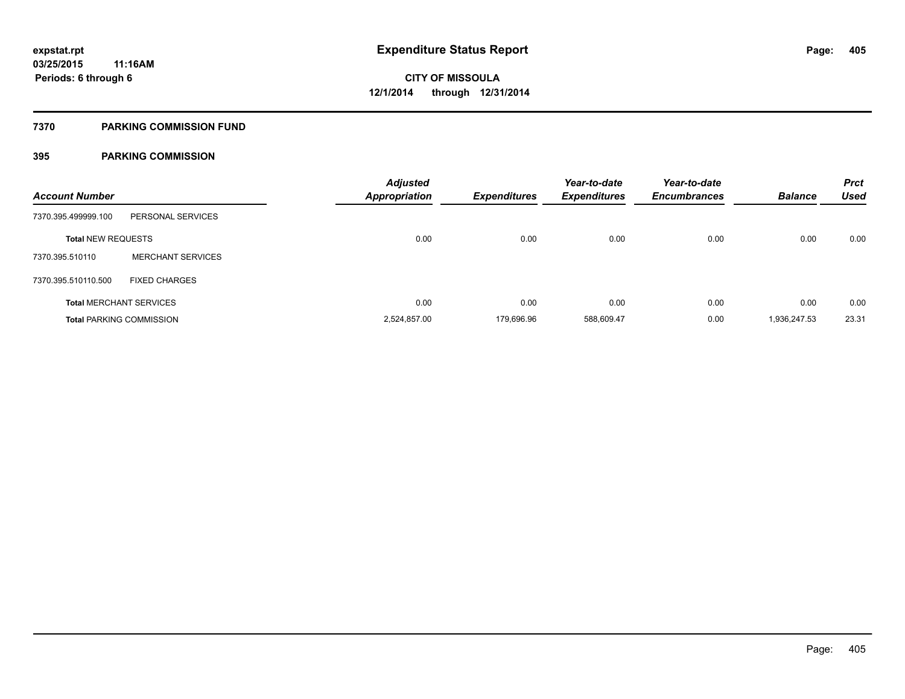# Expenditure Status Report

expstat.rpt
03/25/2015 11:16AM
Periods: 6 through 6

**CITY OF MISSOULA**
**12/1/2014 through 12/31/2014**

## 7370 PARKING COMMISSION FUND

## 395 PARKING COMMISSION

| Account Number | | Adjusted Appropriation | Expenditures | Year-to-date Expenditures | Year-to-date Encumbrances | Balance | Prct Used |
|---|---|---|---|---|---|---|---|
| 7370.395.499999.100 | PERSONAL SERVICES | | | | | | |
| **Total** NEW REQUESTS | | 0.00 | 0.00 | 0.00 | 0.00 | 0.00 | 0.00 |
| 7370.395.510110 | MERCHANT SERVICES | | | | | | |
| 7370.395.510110.500 | FIXED CHARGES | | | | | | |
| **Total** MERCHANT SERVICES | | 0.00 | 0.00 | 0.00 | 0.00 | 0.00 | 0.00 |
| **Total** PARKING COMMISSION | | 2,524,857.00 | 179,696.96 | 588,609.47 | 0.00 | 1,936,247.53 | 23.31 |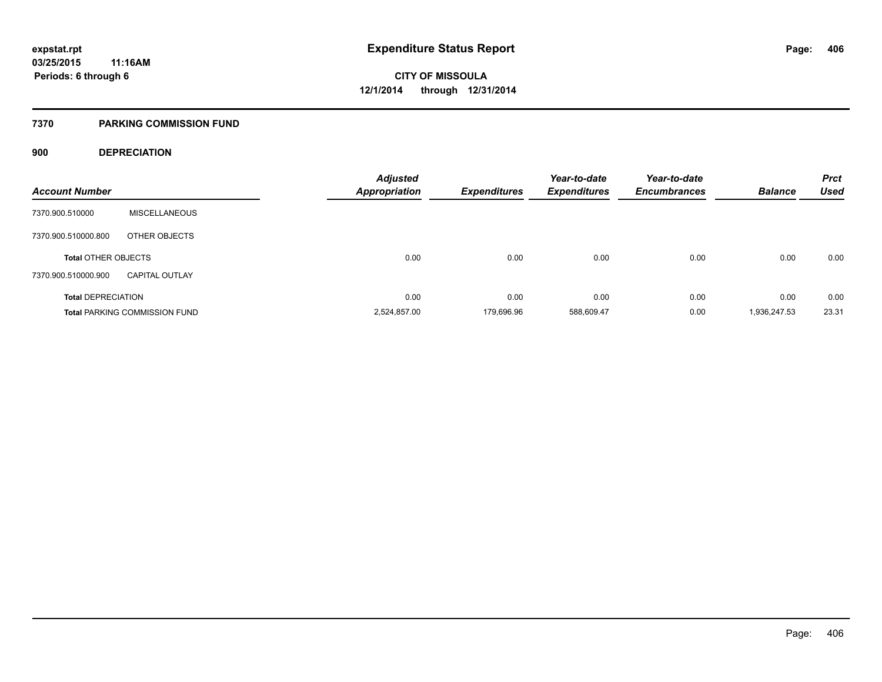# Expenditure Status Report

expstat.rpt
03/25/2015 11:16AM
Periods: 6 through 6

CITY OF MISSOULA
12/1/2014 through 12/31/2014

## 7370 PARKING COMMISSION FUND

### 900 DEPRECIATION

| Account Number | | Adjusted Appropriation | Expenditures | Year-to-date Expenditures | Year-to-date Encumbrances | Balance | Prct Used |
|---|---|---|---|---|---|---|---|
| 7370.900.510000 | MISCELLANEOUS | | | | | | |
| 7370.900.510000.800 | OTHER OBJECTS | | | | | | |
| **Total** OTHER OBJECTS | | 0.00 | 0.00 | 0.00 | 0.00 | 0.00 | 0.00 |
| 7370.900.510000.900 | CAPITAL OUTLAY | | | | | | |
| **Total** DEPRECIATION | | 0.00 | 0.00 | 0.00 | 0.00 | 0.00 | 0.00 |
| **Total** PARKING COMMISSION FUND | | 2,524,857.00 | 179,696.96 | 588,609.47 | 0.00 | 1,936,247.53 | 23.31 |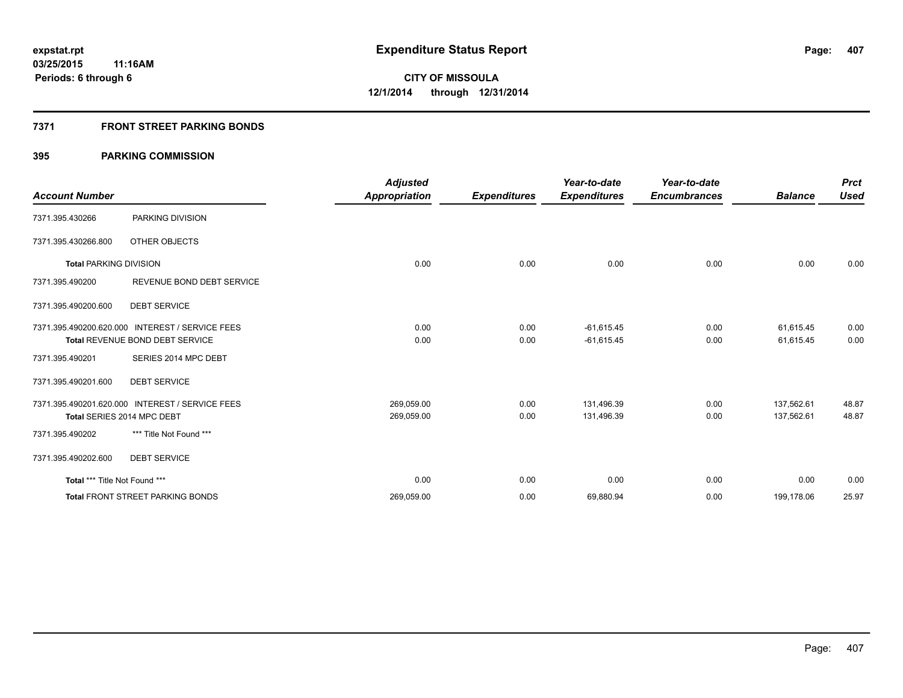# Expenditure Status Report

expstat.rpt
03/25/2015 11:16AM
Periods: 6 through 6

**CITY OF MISSOULA**
**12/1/2014 through 12/31/2014**

## 7371 FRONT STREET PARKING BONDS

### 395 PARKING COMMISSION

| Account Number | | Adjusted Appropriation | Expenditures | Year-to-date Expenditures | Year-to-date Encumbrances | Balance | Prct Used |
|---|---|---|---|---|---|---|---|
| 7371.395.430266 | PARKING DIVISION | | | | | | |
| 7371.395.430266.800 | OTHER OBJECTS | | | | | | |
| **Total** PARKING DIVISION | | 0.00 | 0.00 | 0.00 | 0.00 | 0.00 | 0.00 |
| 7371.395.490200 | REVENUE BOND DEBT SERVICE | | | | | | |
| 7371.395.490200.600 | DEBT SERVICE | | | | | | |
| 7371.395.490200.620.000 | INTEREST / SERVICE FEES | 0.00 | 0.00 | -61,615.45 | 0.00 | 61,615.45 | 0.00 |
| **Total** REVENUE BOND DEBT SERVICE | | 0.00 | 0.00 | -61,615.45 | 0.00 | 61,615.45 | 0.00 |
| 7371.395.490201 | SERIES 2014 MPC DEBT | | | | | | |
| 7371.395.490201.600 | DEBT SERVICE | | | | | | |
| 7371.395.490201.620.000 | INTEREST / SERVICE FEES | 269,059.00 | 0.00 | 131,496.39 | 0.00 | 137,562.61 | 48.87 |
| **Total** SERIES 2014 MPC DEBT | | 269,059.00 | 0.00 | 131,496.39 | 0.00 | 137,562.61 | 48.87 |
| 7371.395.490202 | *** Title Not Found *** | | | | | | |
| 7371.395.490202.600 | DEBT SERVICE | | | | | | |
| **Total** *** Title Not Found *** | | 0.00 | 0.00 | 0.00 | 0.00 | 0.00 | 0.00 |
| **Total** FRONT STREET PARKING BONDS | | 269,059.00 | 0.00 | 69,880.94 | 0.00 | 199,178.06 | 25.97 |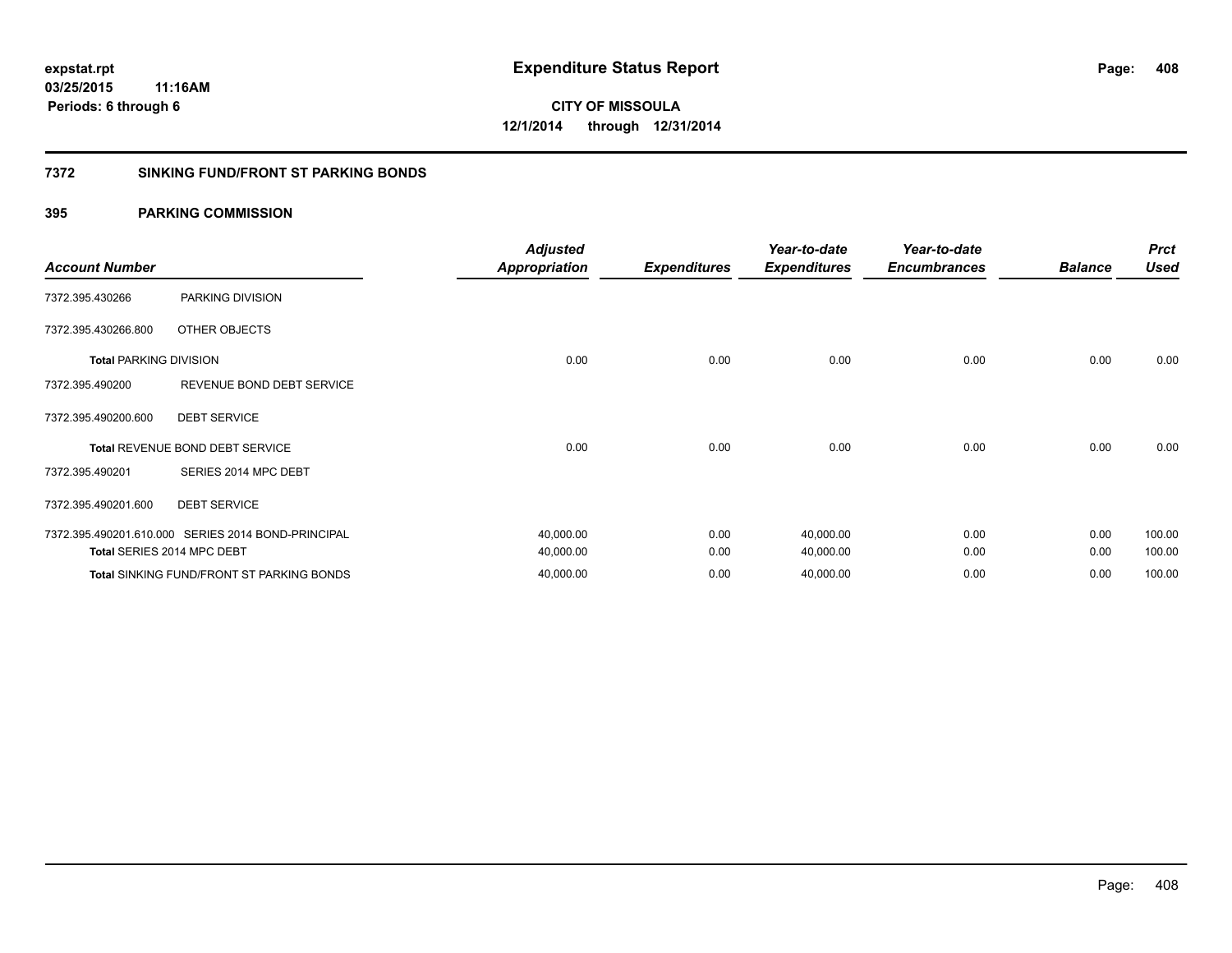# Expenditure Status Report

expstat.rpt
03/25/2015 11:16AM
Periods: 6 through 6

**CITY OF MISSOULA**
**12/1/2014 through 12/31/2014**

## 7372 SINKING FUND/FRONT ST PARKING BONDS

### 395 PARKING COMMISSION

| Account Number | | Adjusted Appropriation | Expenditures | Year-to-date Expenditures | Year-to-date Encumbrances | Balance | Prct Used |
|---|---|---|---|---|---|---|---|
| 7372.395.430266 | PARKING DIVISION | | | | | | |
| 7372.395.430266.800 | OTHER OBJECTS | | | | | | |
| **Total** PARKING DIVISION | | 0.00 | 0.00 | 0.00 | 0.00 | 0.00 | 0.00 |
| 7372.395.490200 | REVENUE BOND DEBT SERVICE | | | | | | |
| 7372.395.490200.600 | DEBT SERVICE | | | | | | |
| **Total** REVENUE BOND DEBT SERVICE | | 0.00 | 0.00 | 0.00 | 0.00 | 0.00 | 0.00 |
| 7372.395.490201 | SERIES 2014 MPC DEBT | | | | | | |
| 7372.395.490201.600 | DEBT SERVICE | | | | | | |
| 7372.395.490201.610.000 | SERIES 2014 BOND-PRINCIPAL | 40,000.00 | 0.00 | 40,000.00 | 0.00 | 0.00 | 100.00 |
| **Total** SERIES 2014 MPC DEBT | | 40,000.00 | 0.00 | 40,000.00 | 0.00 | 0.00 | 100.00 |
| **Total** SINKING FUND/FRONT ST PARKING BONDS | | 40,000.00 | 0.00 | 40,000.00 | 0.00 | 0.00 | 100.00 |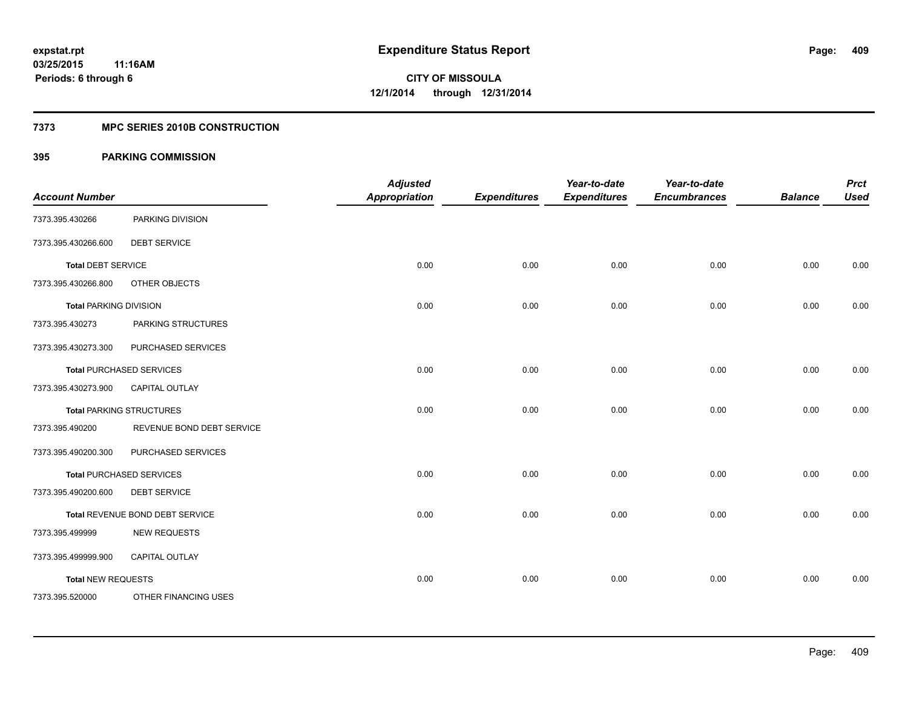# Expenditure Status Report

**expstat.rpt**
**03/25/2015 11:16AM**
**Periods: 6 through 6**

**CITY OF MISSOULA**
**12/1/2014 through 12/31/2014**

## 7373 MPC SERIES 2010B CONSTRUCTION

### 395 PARKING COMMISSION

| Account Number | | Adjusted Appropriation | Expenditures | Year-to-date Expenditures | Year-to-date Encumbrances | Balance | Prct Used |
|---|---|---|---|---|---|---|---|
| 7373.395.430266 | PARKING DIVISION | | | | | | |
| 7373.395.430266.600 | DEBT SERVICE | | | | | | |
| **Total** DEBT SERVICE | | 0.00 | 0.00 | 0.00 | 0.00 | 0.00 | 0.00 |
| 7373.395.430266.800 | OTHER OBJECTS | | | | | | |
| **Total** PARKING DIVISION | | 0.00 | 0.00 | 0.00 | 0.00 | 0.00 | 0.00 |
| 7373.395.430273 | PARKING STRUCTURES | | | | | | |
| 7373.395.430273.300 | PURCHASED SERVICES | | | | | | |
| **Total** PURCHASED SERVICES | | 0.00 | 0.00 | 0.00 | 0.00 | 0.00 | 0.00 |
| 7373.395.430273.900 | CAPITAL OUTLAY | | | | | | |
| **Total** PARKING STRUCTURES | | 0.00 | 0.00 | 0.00 | 0.00 | 0.00 | 0.00 |
| 7373.395.490200 | REVENUE BOND DEBT SERVICE | | | | | | |
| 7373.395.490200.300 | PURCHASED SERVICES | | | | | | |
| **Total** PURCHASED SERVICES | | 0.00 | 0.00 | 0.00 | 0.00 | 0.00 | 0.00 |
| 7373.395.490200.600 | DEBT SERVICE | | | | | | |
| **Total** REVENUE BOND DEBT SERVICE | | 0.00 | 0.00 | 0.00 | 0.00 | 0.00 | 0.00 |
| 7373.395.499999 | NEW REQUESTS | | | | | | |
| 7373.395.499999.900 | CAPITAL OUTLAY | | | | | | |
| **Total** NEW REQUESTS | | 0.00 | 0.00 | 0.00 | 0.00 | 0.00 | 0.00 |
| 7373.395.520000 | OTHER FINANCING USES | | | | | | |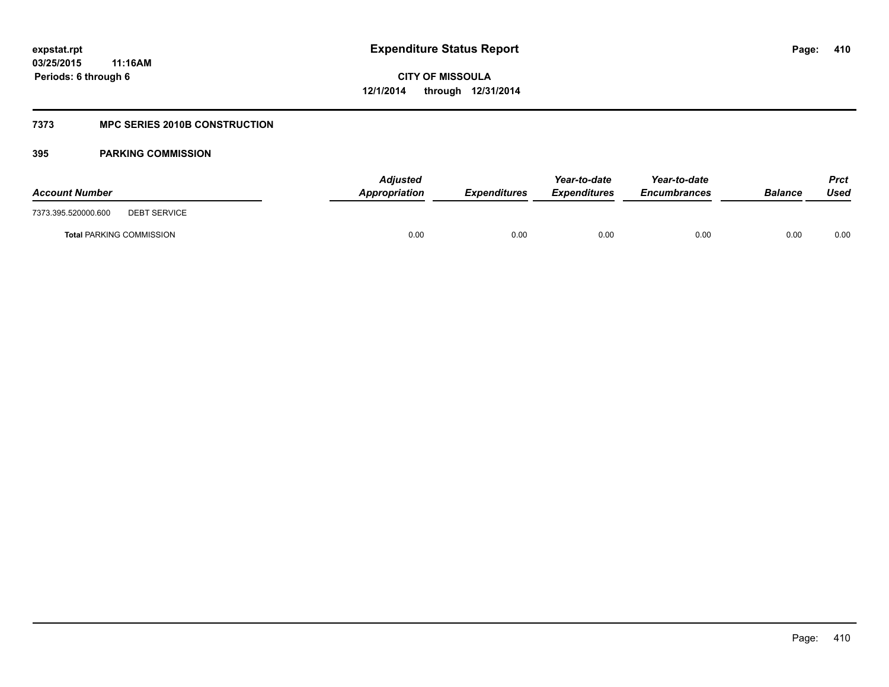# Expenditure Status Report

expstat.rpt
03/25/2015 11:16AM
Periods: 6 through 6

**CITY OF MISSOULA**
**12/1/2014 through 12/31/2014**

## 7373 MPC SERIES 2010B CONSTRUCTION

### 395 PARKING COMMISSION

| Account Number | | Adjusted Appropriation | Expenditures | Year-to-date Expenditures | Year-to-date Encumbrances | Balance | Prct Used |
|---|---|---|---|---|---|---|---|
| 7373.395.520000.600 | DEBT SERVICE | | | | | | |
| **Total** PARKING COMMISSION | | 0.00 | 0.00 | 0.00 | 0.00 | 0.00 | 0.00 |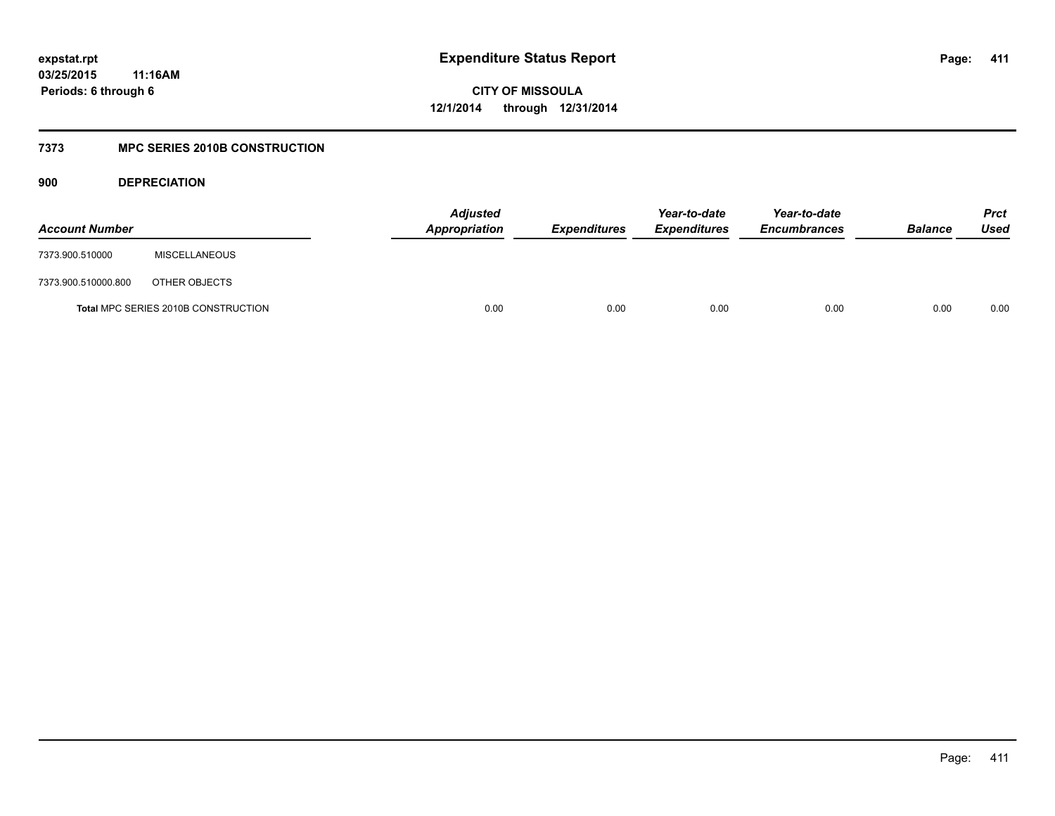**expstat.rpt**
**03/25/2015 11:16AM**
**Periods: 6 through 6**

# Expenditure Status Report

**CITY OF MISSOULA**
**12/1/2014 through 12/31/2014**

## 7373 MPC SERIES 2010B CONSTRUCTION

### 900 DEPRECIATION

| Account Number | | Adjusted Appropriation | Expenditures | Year-to-date Expenditures | Year-to-date Encumbrances | Balance | Prct Used |
|---|---|---|---|---|---|---|---|
| 7373.900.510000 | MISCELLANEOUS | | | | | | |
| 7373.900.510000.800 | OTHER OBJECTS | | | | | | |
| **Total** MPC SERIES 2010B CONSTRUCTION | | 0.00 | 0.00 | 0.00 | 0.00 | 0.00 | 0.00 |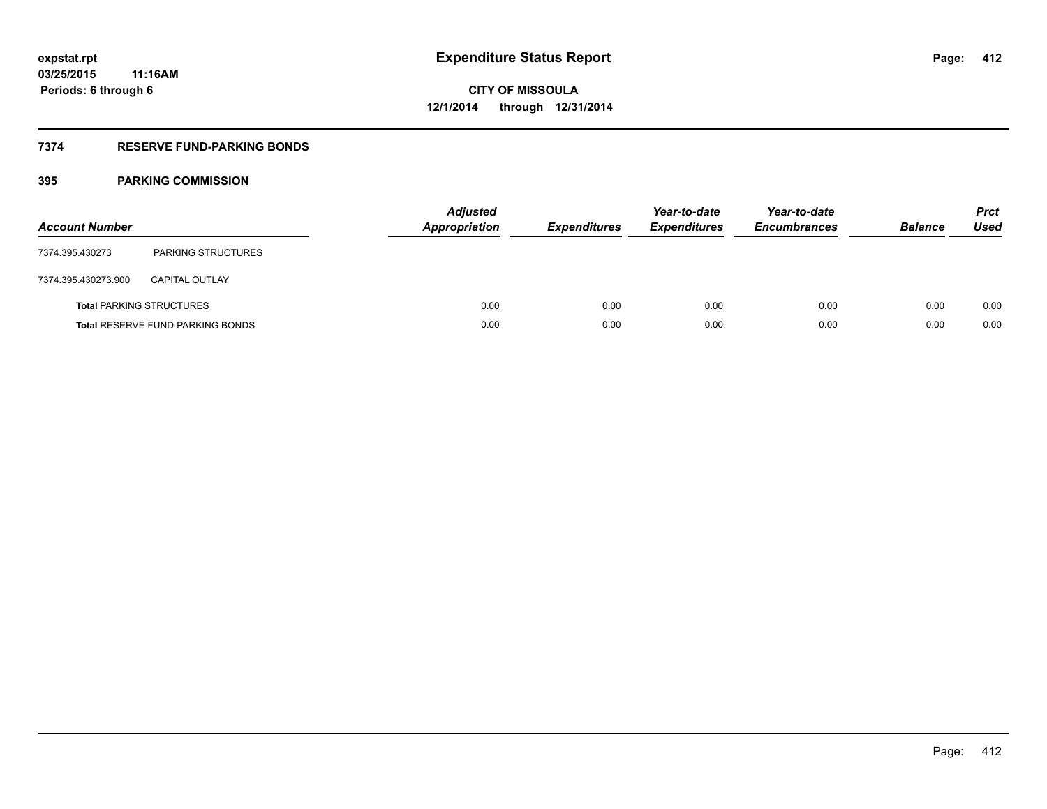# Expenditure Status Report

**CITY OF MISSOULA**
**12/1/2014 through 12/31/2014**

expstat.rpt
03/25/2015 11:16AM
Periods: 6 through 6

## 7374 RESERVE FUND-PARKING BONDS

### 395 PARKING COMMISSION

| Account Number | | Adjusted Appropriation | Expenditures | Year-to-date Expenditures | Year-to-date Encumbrances | Balance | Prct Used |
|---|---|---|---|---|---|---|---|
| 7374.395.430273 | PARKING STRUCTURES | | | | | | |
| 7374.395.430273.900 | CAPITAL OUTLAY | | | | | | |
| **Total** PARKING STRUCTURES | | 0.00 | 0.00 | 0.00 | 0.00 | 0.00 | 0.00 |
| **Total** RESERVE FUND-PARKING BONDS | | 0.00 | 0.00 | 0.00 | 0.00 | 0.00 | 0.00 |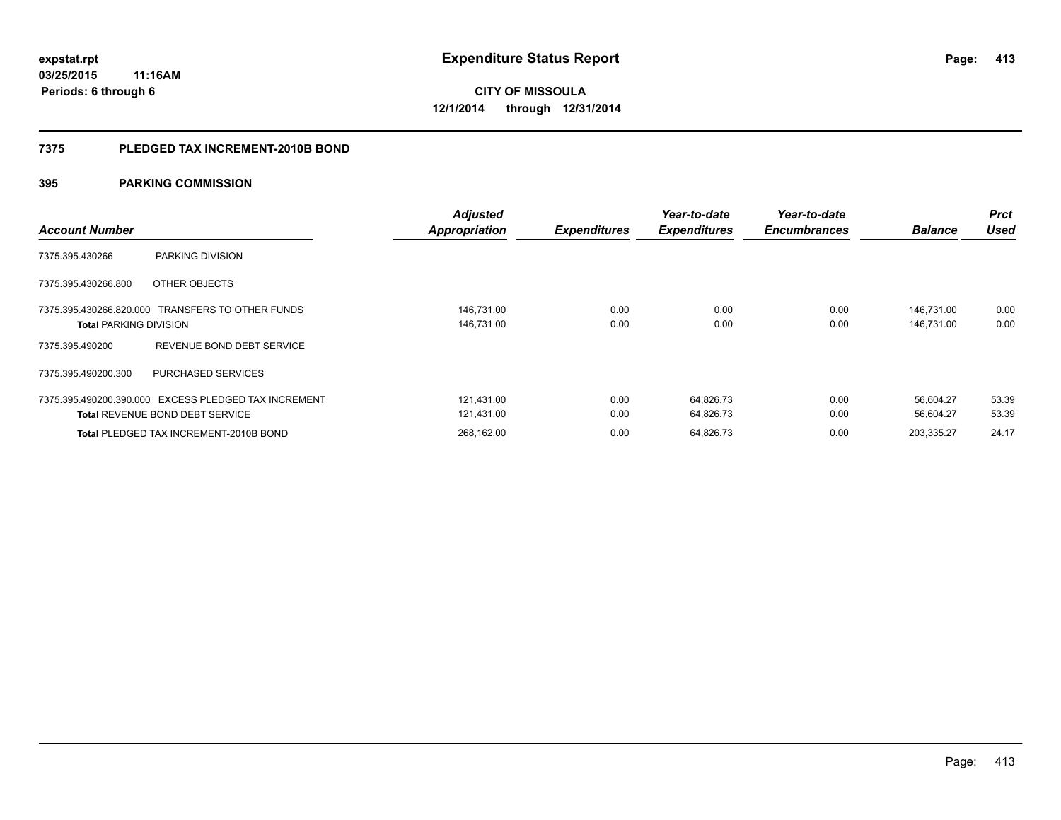# Expenditure Status Report

expstat.rpt
03/25/2015 11:16AM
Periods: 6 through 6

**CITY OF MISSOULA**
**12/1/2014 through 12/31/2014**

## 7375 PLEDGED TAX INCREMENT-2010B BOND

### 395 PARKING COMMISSION

| Account Number | | Adjusted Appropriation | Expenditures | Year-to-date Expenditures | Year-to-date Encumbrances | Balance | Prct Used |
|---|---|---|---|---|---|---|---|
| 7375.395.430266 | PARKING DIVISION | | | | | | |
| 7375.395.430266.800 | OTHER OBJECTS | | | | | | |
| 7375.395.430266.820.000 | TRANSFERS TO OTHER FUNDS | 146,731.00 | 0.00 | 0.00 | 0.00 | 146,731.00 | 0.00 |
| **Total** PARKING DIVISION | | 146,731.00 | 0.00 | 0.00 | 0.00 | 146,731.00 | 0.00 |
| 7375.395.490200 | REVENUE BOND DEBT SERVICE | | | | | | |
| 7375.395.490200.300 | PURCHASED SERVICES | | | | | | |
| 7375.395.490200.390.000 | EXCESS PLEDGED TAX INCREMENT | 121,431.00 | 0.00 | 64,826.73 | 0.00 | 56,604.27 | 53.39 |
| **Total** REVENUE BOND DEBT SERVICE | | 121,431.00 | 0.00 | 64,826.73 | 0.00 | 56,604.27 | 53.39 |
| **Total** PLEDGED TAX INCREMENT-2010B BOND | | 268,162.00 | 0.00 | 64,826.73 | 0.00 | 203,335.27 | 24.17 |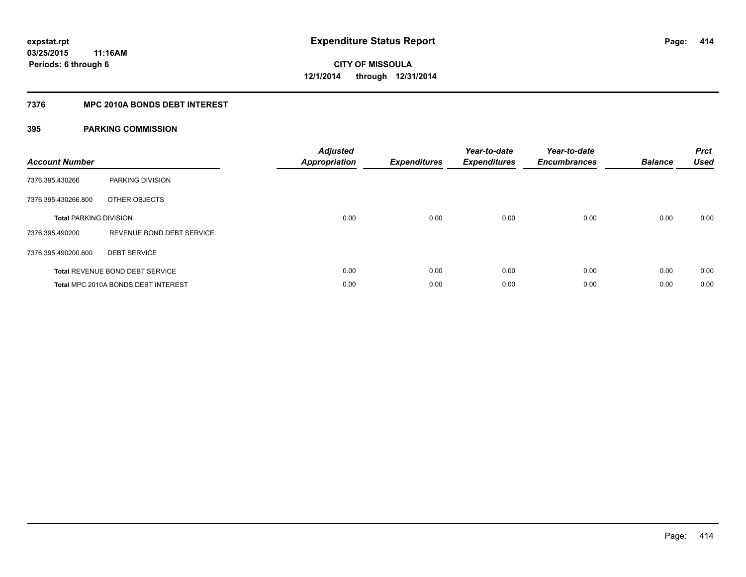# Expenditure Status Report

expstat.rpt
03/25/2015 11:16AM
Periods: 6 through 6

**CITY OF MISSOULA**
**12/1/2014 through 12/31/2014**

## 7376 MPC 2010A BONDS DEBT INTEREST

### 395 PARKING COMMISSION

| Account Number | | Adjusted Appropriation | Expenditures | Year-to-date Expenditures | Year-to-date Encumbrances | Balance | Prct Used |
|---|---|---|---|---|---|---|---|
| 7376.395.430266 | PARKING DIVISION | | | | | | |
| 7376.395.430266.800 | OTHER OBJECTS | | | | | | |
| **Total** PARKING DIVISION | | 0.00 | 0.00 | 0.00 | 0.00 | 0.00 | 0.00 |
| 7376.395.490200 | REVENUE BOND DEBT SERVICE | | | | | | |
| 7376.395.490200.600 | DEBT SERVICE | | | | | | |
| **Total** REVENUE BOND DEBT SERVICE | | 0.00 | 0.00 | 0.00 | 0.00 | 0.00 | 0.00 |
| **Total** MPC 2010A BONDS DEBT INTEREST | | 0.00 | 0.00 | 0.00 | 0.00 | 0.00 | 0.00 |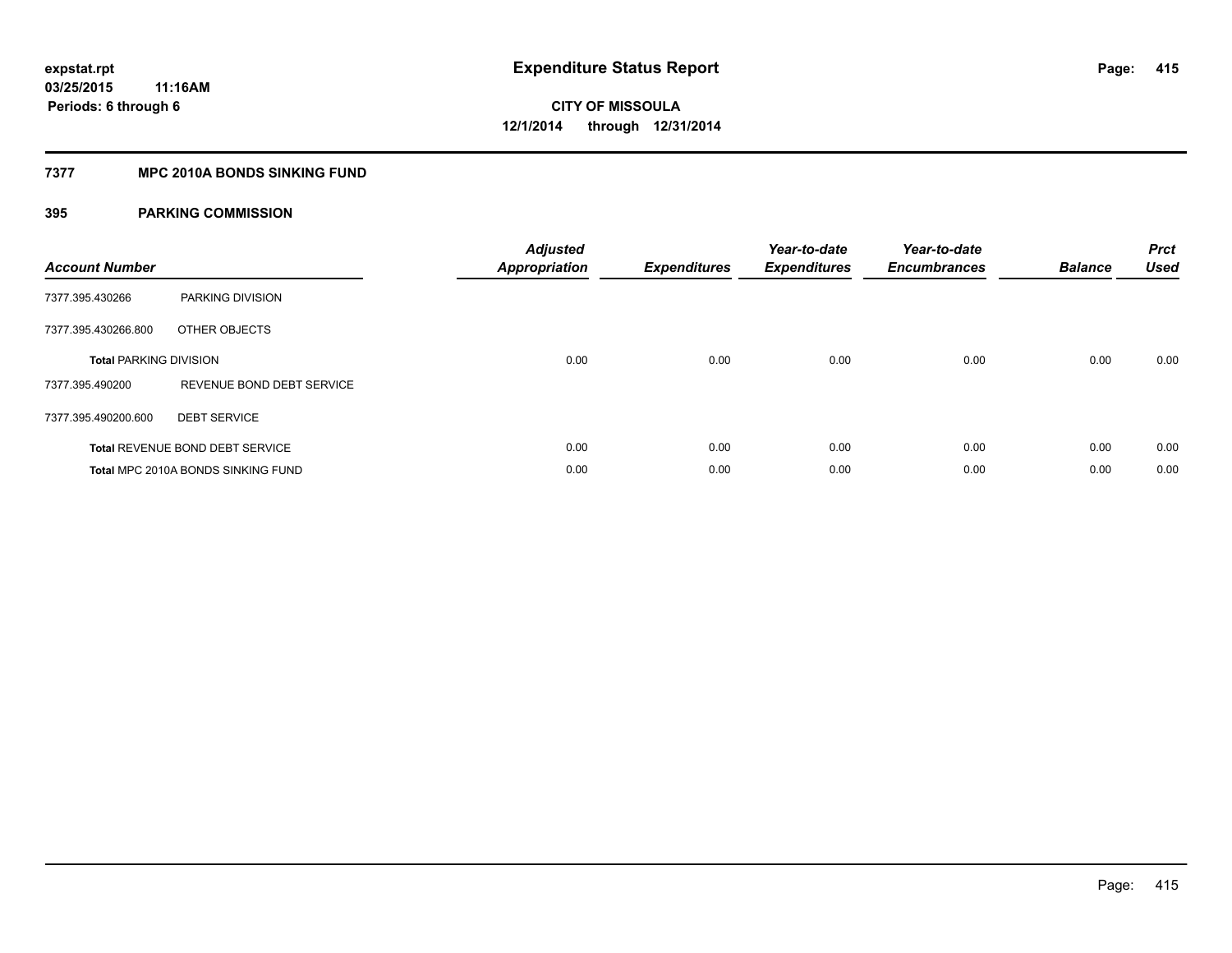expstat.rpt
03/25/2015 11:16AM
Periods: 6 through 6

# Expenditure Status Report

CITY OF MISSOULA
12/1/2014 through 12/31/2014

## 7377 MPC 2010A BONDS SINKING FUND

### 395 PARKING COMMISSION

| Account Number | | Adjusted Appropriation | Expenditures | Year-to-date Expenditures | Year-to-date Encumbrances | Balance | Prct Used |
|---|---|---|---|---|---|---|---|
| 7377.395.430266 | PARKING DIVISION | | | | | | |
| 7377.395.430266.800 | OTHER OBJECTS | | | | | | |
| **Total** PARKING DIVISION | | 0.00 | 0.00 | 0.00 | 0.00 | 0.00 | 0.00 |
| 7377.395.490200 | REVENUE BOND DEBT SERVICE | | | | | | |
| 7377.395.490200.600 | DEBT SERVICE | | | | | | |
| **Total** REVENUE BOND DEBT SERVICE | | 0.00 | 0.00 | 0.00 | 0.00 | 0.00 | 0.00 |
| **Total** MPC 2010A BONDS SINKING FUND | | 0.00 | 0.00 | 0.00 | 0.00 | 0.00 | 0.00 |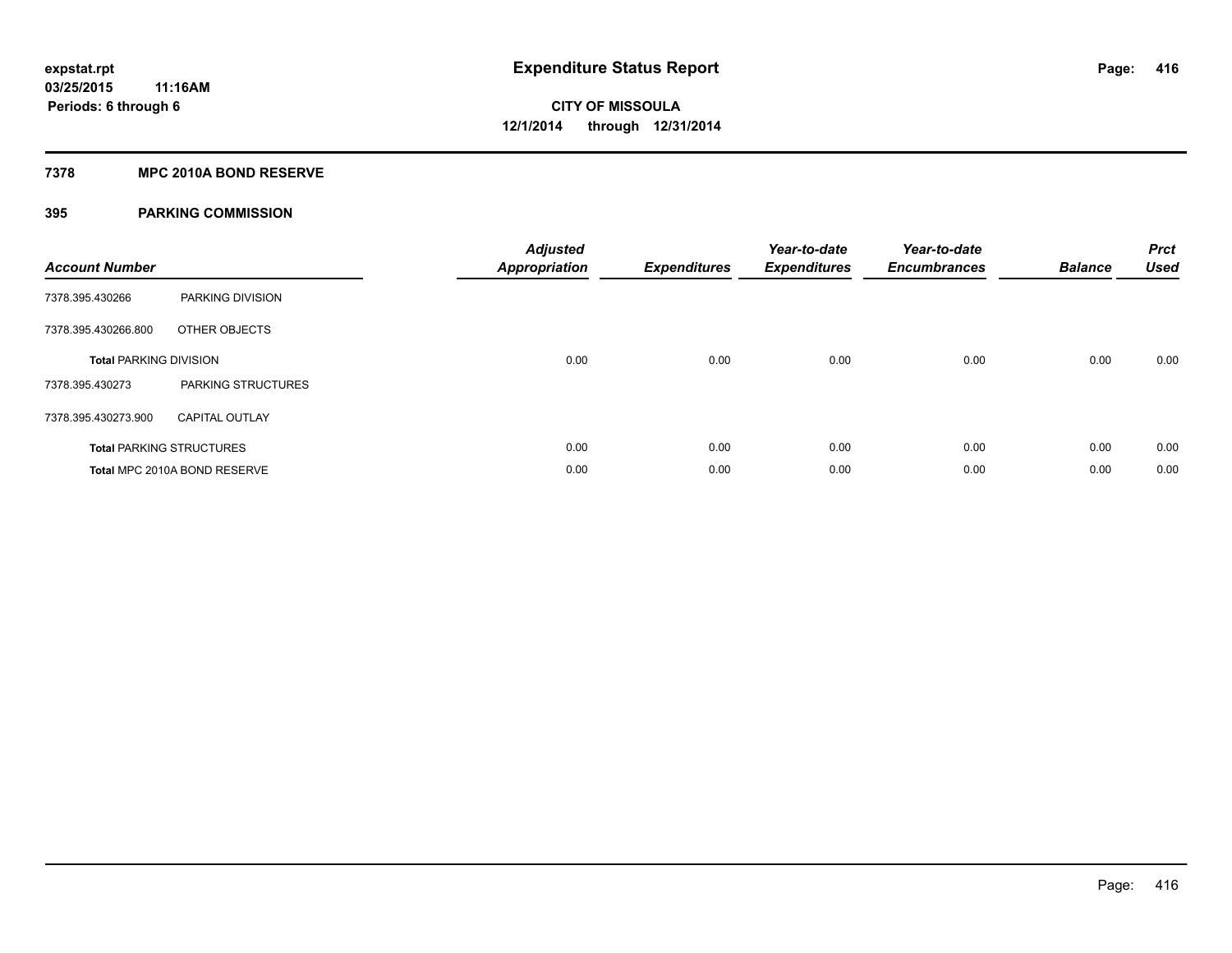# Expenditure Status Report

**expstat.rpt**
**03/25/2015 11:16AM**
**Periods: 6 through 6**

**CITY OF MISSOULA**
**12/1/2014 through 12/31/2014**

## 7378 MPC 2010A BOND RESERVE

### 395 PARKING COMMISSION

| Account Number | | Adjusted Appropriation | Expenditures | Year-to-date Expenditures | Year-to-date Encumbrances | Balance | Prct Used |
|---|---|---|---|---|---|---|---|
| 7378.395.430266 | PARKING DIVISION | | | | | | |
| 7378.395.430266.800 | OTHER OBJECTS | | | | | | |
| **Total** PARKING DIVISION | | 0.00 | 0.00 | 0.00 | 0.00 | 0.00 | 0.00 |
| 7378.395.430273 | PARKING STRUCTURES | | | | | | |
| 7378.395.430273.900 | CAPITAL OUTLAY | | | | | | |
| **Total** PARKING STRUCTURES | | 0.00 | 0.00 | 0.00 | 0.00 | 0.00 | 0.00 |
| **Total** MPC 2010A BOND RESERVE | | 0.00 | 0.00 | 0.00 | 0.00 | 0.00 | 0.00 |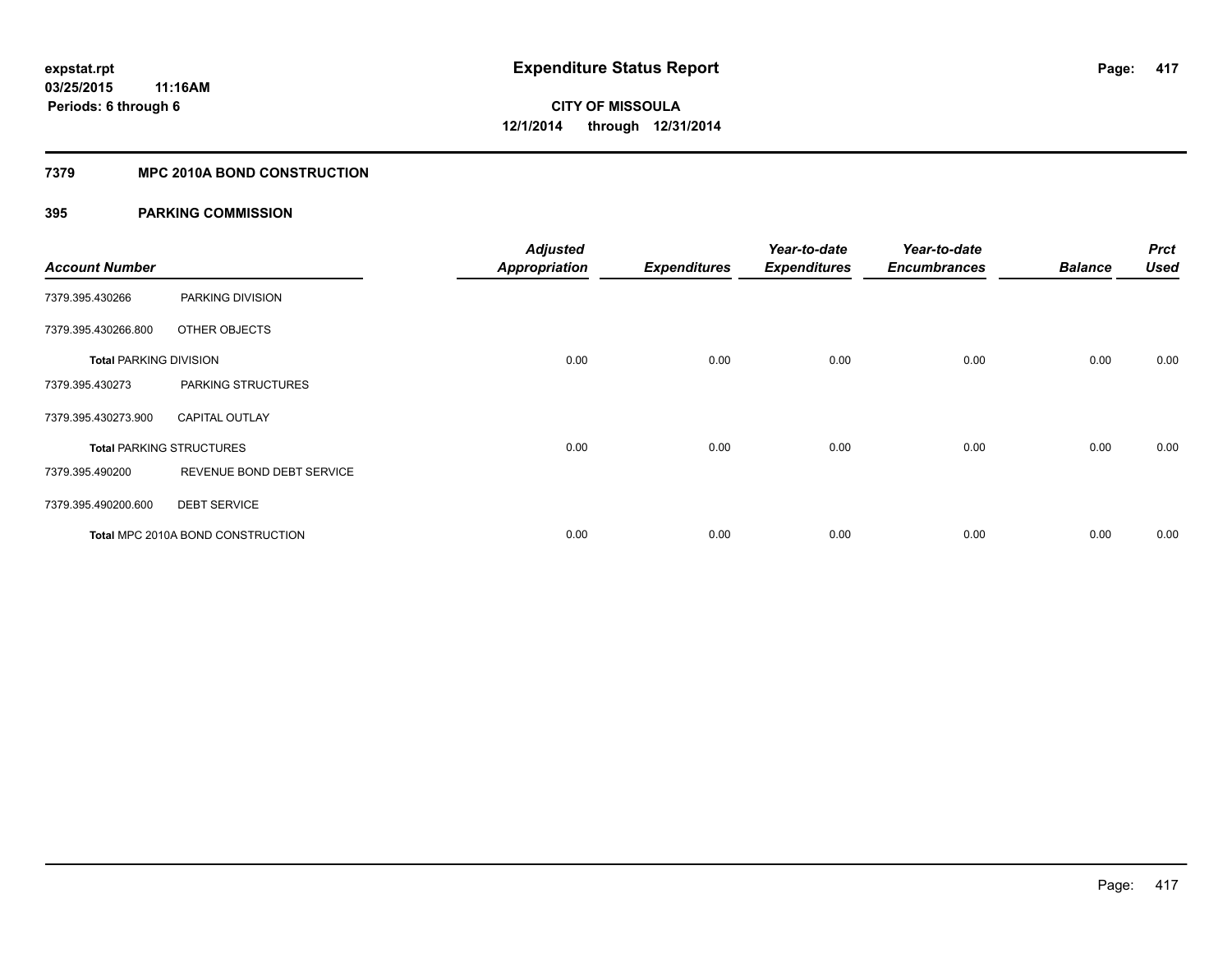**expstat.rpt**
**03/25/2015 11:16AM**
**Periods: 6 through 6**

# Expenditure Status Report

**CITY OF MISSOULA**
**12/1/2014 through 12/31/2014**

## 7379 MPC 2010A BOND CONSTRUCTION

## 395 PARKING COMMISSION

| Account Number | | Adjusted Appropriation | Expenditures | Year-to-date Expenditures | Year-to-date Encumbrances | Balance | Prct Used |
|---|---|---|---|---|---|---|---|
| 7379.395.430266 | PARKING DIVISION | | | | | | |
| 7379.395.430266.800 | OTHER OBJECTS | | | | | | |
| **Total** PARKING DIVISION | | 0.00 | 0.00 | 0.00 | 0.00 | 0.00 | 0.00 |
| 7379.395.430273 | PARKING STRUCTURES | | | | | | |
| 7379.395.430273.900 | CAPITAL OUTLAY | | | | | | |
| **Total** PARKING STRUCTURES | | 0.00 | 0.00 | 0.00 | 0.00 | 0.00 | 0.00 |
| 7379.395.490200 | REVENUE BOND DEBT SERVICE | | | | | | |
| 7379.395.490200.600 | DEBT SERVICE | | | | | | |
| **Total** MPC 2010A BOND CONSTRUCTION | | 0.00 | 0.00 | 0.00 | 0.00 | 0.00 | 0.00 |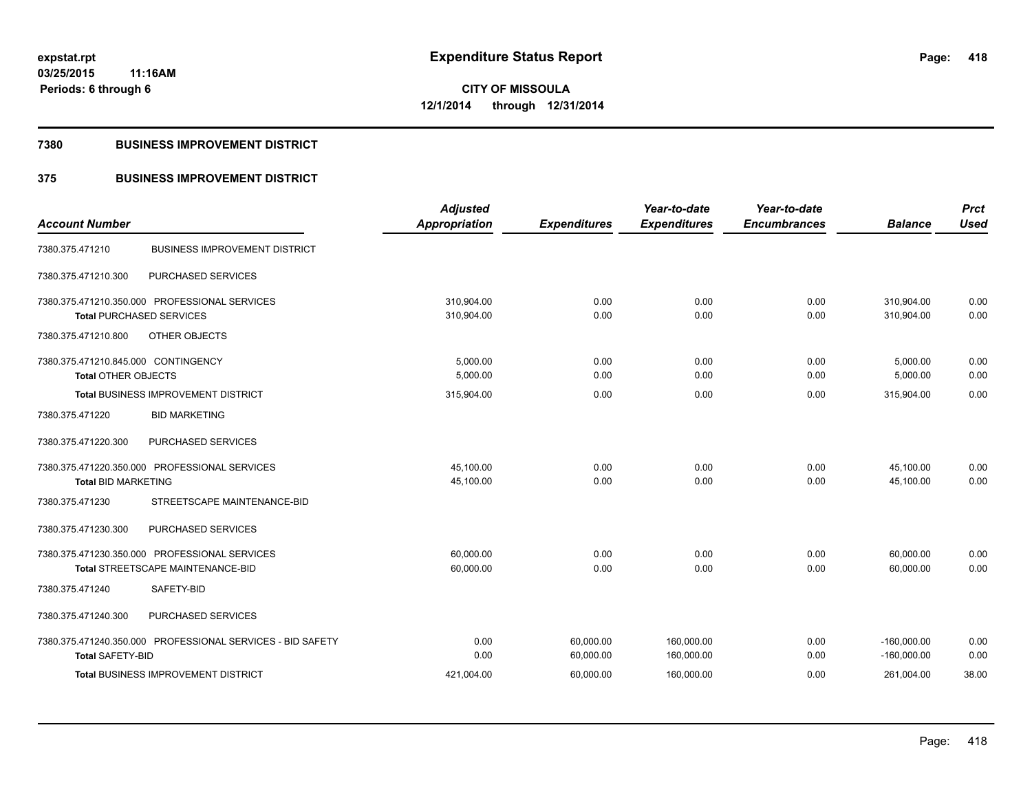# Expenditure Status Report

expstat.rpt
03/25/2015 11:16AM
Periods: 6 through 6

**CITY OF MISSOULA**
**12/1/2014 through 12/31/2014**

## 7380 BUSINESS IMPROVEMENT DISTRICT

## 375 BUSINESS IMPROVEMENT DISTRICT

| Account Number | | Adjusted Appropriation | Expenditures | Year-to-date Expenditures | Year-to-date Encumbrances | Balance | Prct Used |
|---|---|---|---|---|---|---|---|
| 7380.375.471210 | BUSINESS IMPROVEMENT DISTRICT | | | | | | |
| 7380.375.471210.300 | PURCHASED SERVICES | | | | | | |
| 7380.375.471210.350.000 | PROFESSIONAL SERVICES | 310,904.00 | 0.00 | 0.00 | 0.00 | 310,904.00 | 0.00 |
| Total PURCHASED SERVICES | | 310,904.00 | 0.00 | 0.00 | 0.00 | 310,904.00 | 0.00 |
| 7380.375.471210.800 | OTHER OBJECTS | | | | | | |
| 7380.375.471210.845.000 | CONTINGENCY | 5,000.00 | 0.00 | 0.00 | 0.00 | 5,000.00 | 0.00 |
| Total OTHER OBJECTS | | 5,000.00 | 0.00 | 0.00 | 0.00 | 5,000.00 | 0.00 |
| Total BUSINESS IMPROVEMENT DISTRICT | | 315,904.00 | 0.00 | 0.00 | 0.00 | 315,904.00 | 0.00 |
| 7380.375.471220 | BID MARKETING | | | | | | |
| 7380.375.471220.300 | PURCHASED SERVICES | | | | | | |
| 7380.375.471220.350.000 | PROFESSIONAL SERVICES | 45,100.00 | 0.00 | 0.00 | 0.00 | 45,100.00 | 0.00 |
| Total BID MARKETING | | 45,100.00 | 0.00 | 0.00 | 0.00 | 45,100.00 | 0.00 |
| 7380.375.471230 | STREETSCAPE MAINTENANCE-BID | | | | | | |
| 7380.375.471230.300 | PURCHASED SERVICES | | | | | | |
| 7380.375.471230.350.000 | PROFESSIONAL SERVICES | 60,000.00 | 0.00 | 0.00 | 0.00 | 60,000.00 | 0.00 |
| Total STREETSCAPE MAINTENANCE-BID | | 60,000.00 | 0.00 | 0.00 | 0.00 | 60,000.00 | 0.00 |
| 7380.375.471240 | SAFETY-BID | | | | | | |
| 7380.375.471240.300 | PURCHASED SERVICES | | | | | | |
| 7380.375.471240.350.000 | PROFESSIONAL SERVICES - BID SAFETY | 0.00 | 60,000.00 | 160,000.00 | 0.00 | -160,000.00 | 0.00 |
| Total SAFETY-BID | | 0.00 | 60,000.00 | 160,000.00 | 0.00 | -160,000.00 | 0.00 |
| Total BUSINESS IMPROVEMENT DISTRICT | | 421,004.00 | 60,000.00 | 160,000.00 | 0.00 | 261,004.00 | 38.00 |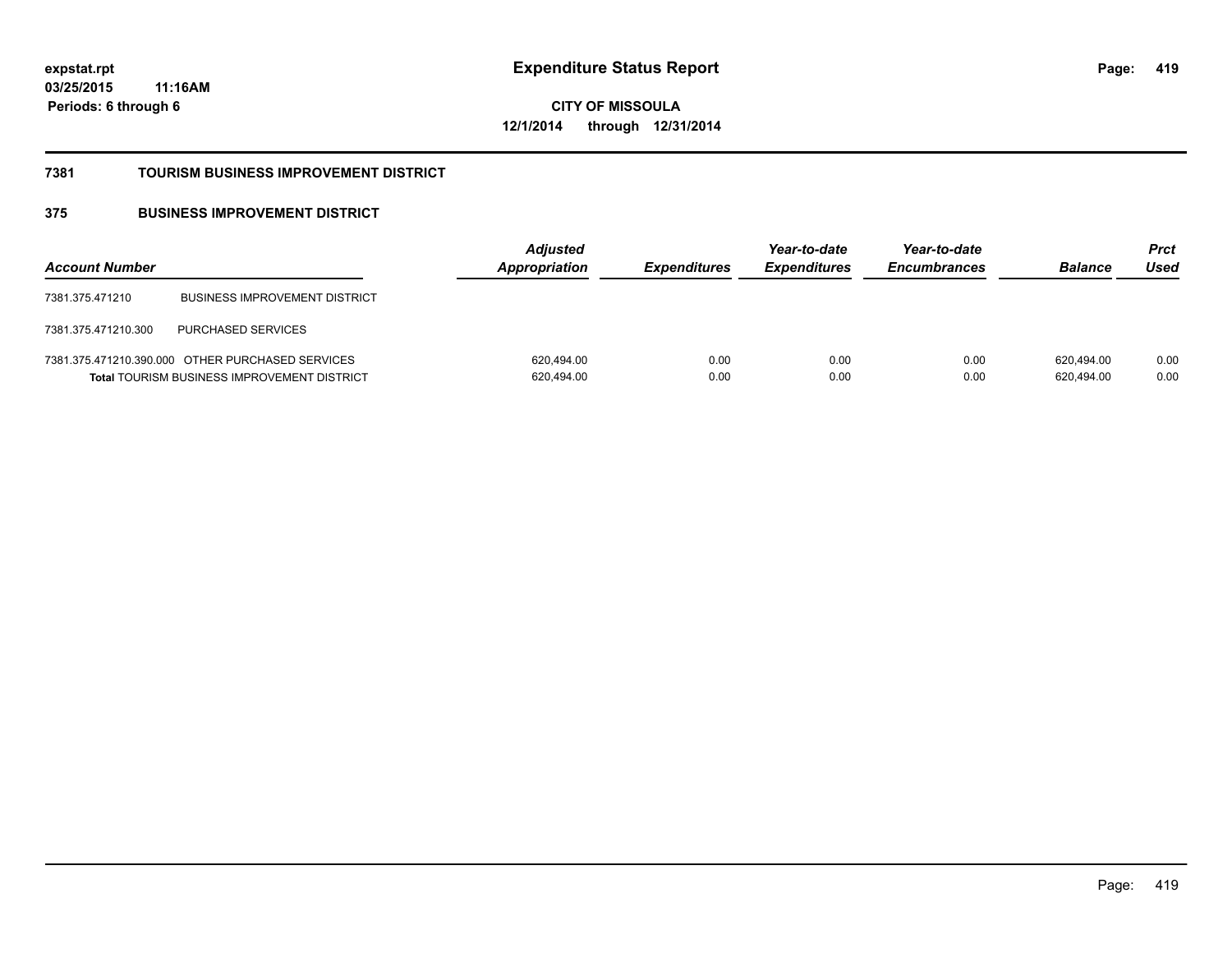# Expenditure Status Report

expstat.rpt
03/25/2015 11:16AM
Periods: 6 through 6

**CITY OF MISSOULA**
**12/1/2014 through 12/31/2014**

## 7381 TOURISM BUSINESS IMPROVEMENT DISTRICT

### 375 BUSINESS IMPROVEMENT DISTRICT

| Account Number | | Adjusted Appropriation | Expenditures | Year-to-date Expenditures | Year-to-date Encumbrances | Balance | Prct Used |
|---|---|---|---|---|---|---|---|
| 7381.375.471210 | BUSINESS IMPROVEMENT DISTRICT | | | | | | |
| 7381.375.471210.300 | PURCHASED SERVICES | | | | | | |
| 7381.375.471210.390.000 | OTHER PURCHASED SERVICES | 620,494.00 | 0.00 | 0.00 | 0.00 | 620,494.00 | 0.00 |
| **Total** TOURISM BUSINESS IMPROVEMENT DISTRICT | | 620,494.00 | 0.00 | 0.00 | 0.00 | 620,494.00 | 0.00 |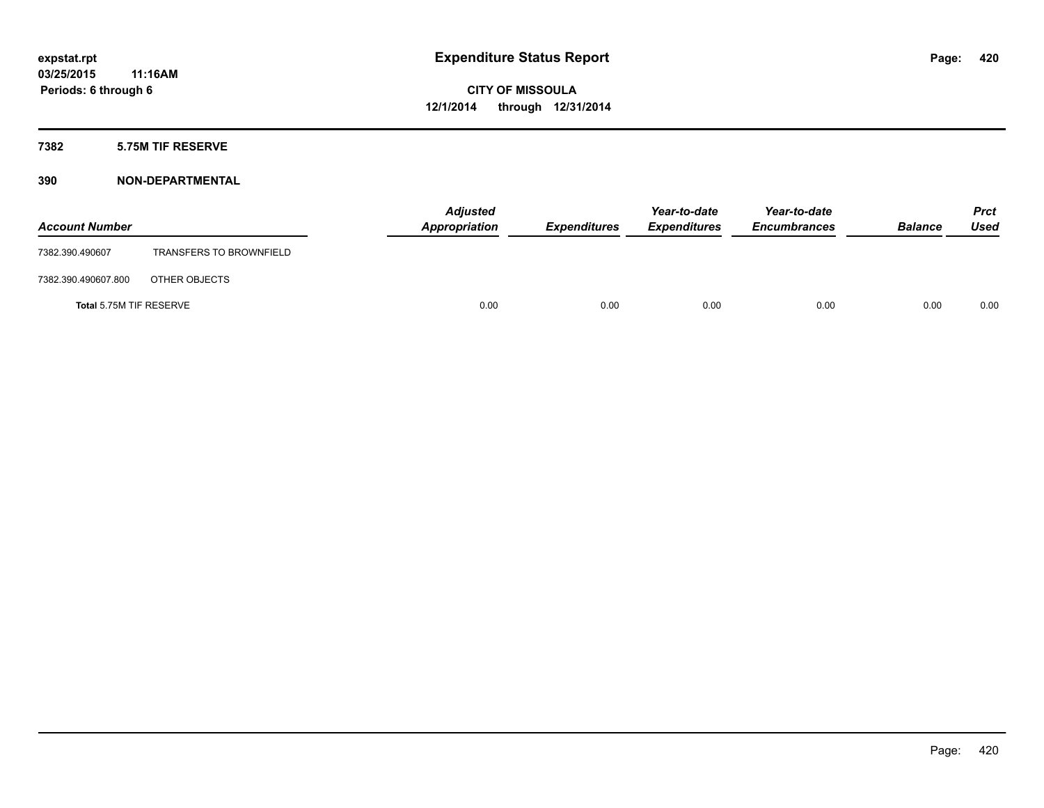# Expenditure Status Report

expstat.rpt
03/25/2015 11:16AM
Periods: 6 through 6

CITY OF MISSOULA
12/1/2014 through 12/31/2014

## 7382 5.75M TIF RESERVE

## 390 NON-DEPARTMENTAL

| Account Number | | Adjusted Appropriation | Expenditures | Year-to-date Expenditures | Year-to-date Encumbrances | Balance | Prct Used |
|---|---|---|---|---|---|---|---|
| 7382.390.490607 | TRANSFERS TO BROWNFIELD | | | | | | |
| 7382.390.490607.800 | OTHER OBJECTS | | | | | | |
| **Total** 5.75M TIF RESERVE | | 0.00 | 0.00 | 0.00 | 0.00 | 0.00 | 0.00 |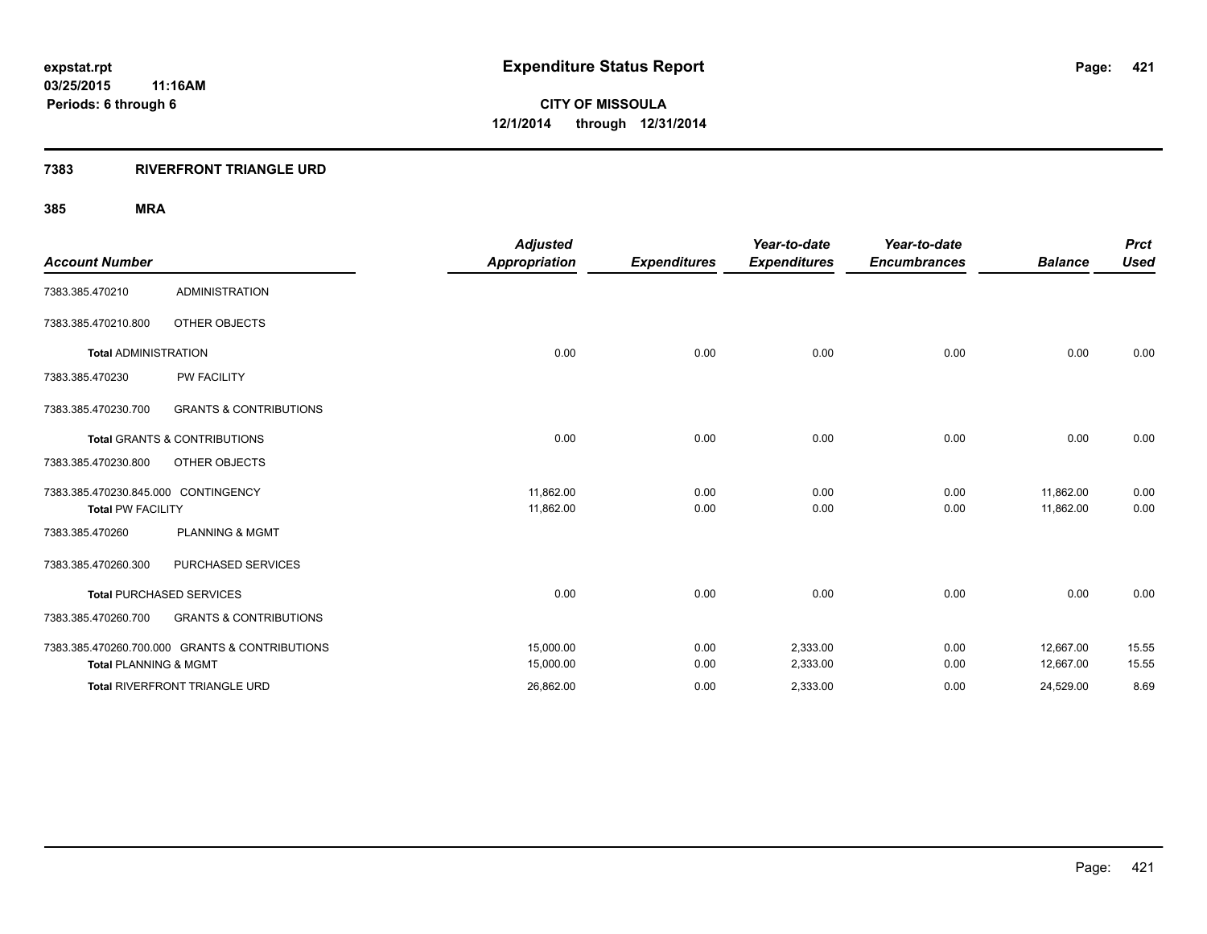# Expenditure Status Report

**expstat.rpt**
**03/25/2015 11:16AM**
**Periods: 6 through 6**

**CITY OF MISSOULA**
**12/1/2014 through 12/31/2014**

## 7383 RIVERFRONT TRIANGLE URD

### 385 MRA

| Account Number | | Adjusted Appropriation | Expenditures | Year-to-date Expenditures | Year-to-date Encumbrances | Balance | Prct Used |
|---|---|---|---|---|---|---|---|
| 7383.385.470210 | ADMINISTRATION | | | | | | |
| 7383.385.470210.800 | OTHER OBJECTS | | | | | | |
| **Total** ADMINISTRATION | | 0.00 | 0.00 | 0.00 | 0.00 | 0.00 | 0.00 |
| 7383.385.470230 | PW FACILITY | | | | | | |
| 7383.385.470230.700 | GRANTS & CONTRIBUTIONS | | | | | | |
| **Total** GRANTS & CONTRIBUTIONS | | 0.00 | 0.00 | 0.00 | 0.00 | 0.00 | 0.00 |
| 7383.385.470230.800 | OTHER OBJECTS | | | | | | |
| 7383.385.470230.845.000 | CONTINGENCY | 11,862.00 | 0.00 | 0.00 | 0.00 | 11,862.00 | 0.00 |
| **Total** PW FACILITY | | 11,862.00 | 0.00 | 0.00 | 0.00 | 11,862.00 | 0.00 |
| 7383.385.470260 | PLANNING & MGMT | | | | | | |
| 7383.385.470260.300 | PURCHASED SERVICES | | | | | | |
| **Total** PURCHASED SERVICES | | 0.00 | 0.00 | 0.00 | 0.00 | 0.00 | 0.00 |
| 7383.385.470260.700 | GRANTS & CONTRIBUTIONS | | | | | | |
| 7383.385.470260.700.000 | GRANTS & CONTRIBUTIONS | 15,000.00 | 0.00 | 2,333.00 | 0.00 | 12,667.00 | 15.55 |
| **Total** PLANNING & MGMT | | 15,000.00 | 0.00 | 2,333.00 | 0.00 | 12,667.00 | 15.55 |
| **Total** RIVERFRONT TRIANGLE URD | | 26,862.00 | 0.00 | 2,333.00 | 0.00 | 24,529.00 | 8.69 |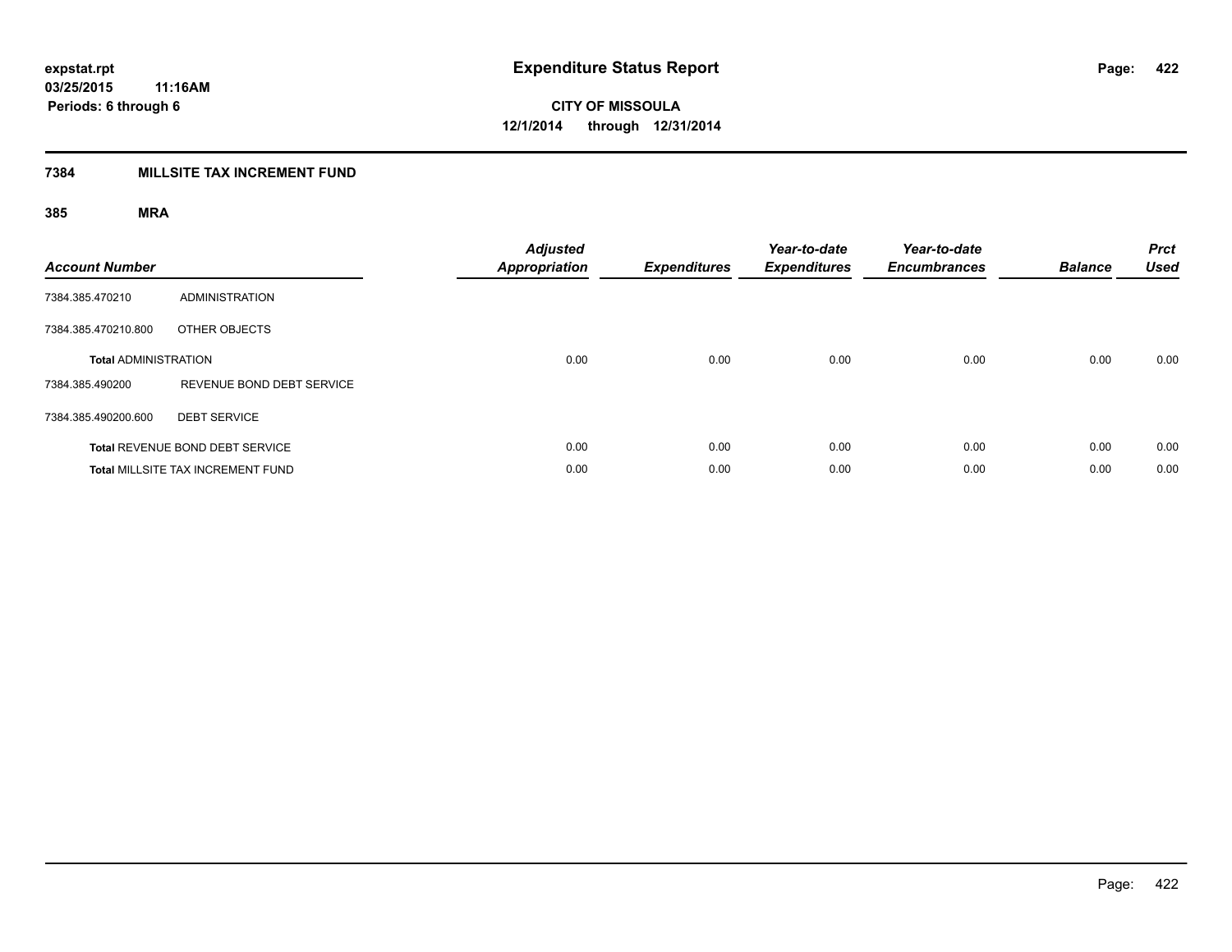# Expenditure Status Report

**expstat.rpt**
**03/25/2015 11:16AM**
**Periods: 6 through 6**

**CITY OF MISSOULA**
**12/1/2014 through 12/31/2014**

## 7384 MILLSITE TAX INCREMENT FUND

### 385 MRA

| Account Number | | Adjusted Appropriation | Expenditures | Year-to-date Expenditures | Year-to-date Encumbrances | Balance | Prct Used |
|---|---|---|---|---|---|---|---|
| 7384.385.470210 | ADMINISTRATION | | | | | | |
| 7384.385.470210.800 | OTHER OBJECTS | | | | | | |
| **Total** ADMINISTRATION | | 0.00 | 0.00 | 0.00 | 0.00 | 0.00 | 0.00 |
| 7384.385.490200 | REVENUE BOND DEBT SERVICE | | | | | | |
| 7384.385.490200.600 | DEBT SERVICE | | | | | | |
| **Total** REVENUE BOND DEBT SERVICE | | 0.00 | 0.00 | 0.00 | 0.00 | 0.00 | 0.00 |
| **Total** MILLSITE TAX INCREMENT FUND | | 0.00 | 0.00 | 0.00 | 0.00 | 0.00 | 0.00 |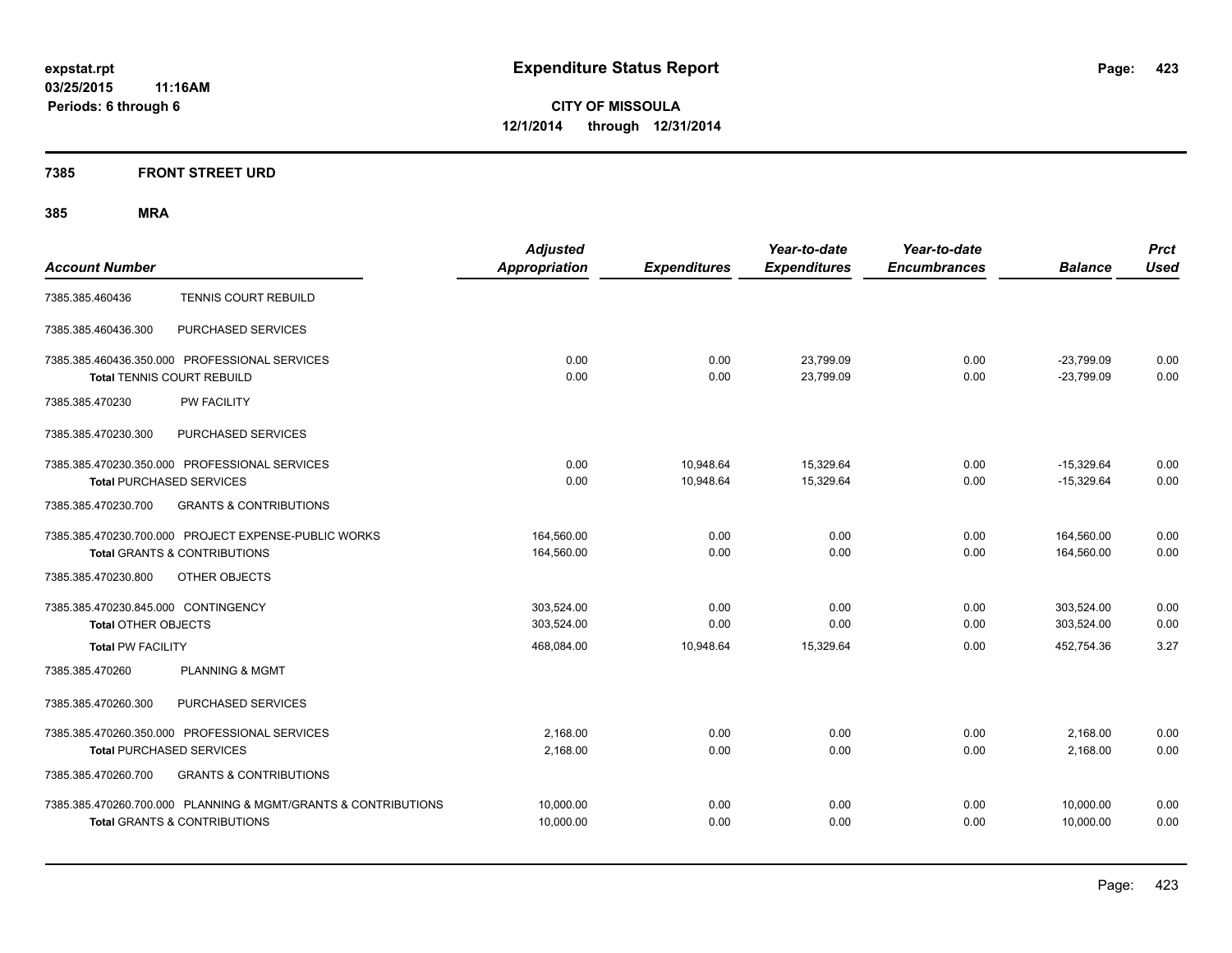**expstat.rpt**
**03/25/2015 11:16AM**
**Periods: 6 through 6**

# Expenditure Status Report

**CITY OF MISSOULA**
**12/1/2014 through 12/31/2014**

## 7385 FRONT STREET URD

### 385 MRA

| Account Number | | Adjusted Appropriation | Expenditures | Year-to-date Expenditures | Year-to-date Encumbrances | Balance | Prct Used |
|---|---|---|---|---|---|---|---|
| 7385.385.460436 | TENNIS COURT REBUILD | | | | | | |
| 7385.385.460436.300 | PURCHASED SERVICES | | | | | | |
| 7385.385.460436.350.000 PROFESSIONAL SERVICES | | 0.00 | 0.00 | 23,799.09 | 0.00 | -23,799.09 | 0.00 |
| **Total** TENNIS COURT REBUILD | | 0.00 | 0.00 | 23,799.09 | 0.00 | -23,799.09 | 0.00 |
| 7385.385.470230 | PW FACILITY | | | | | | |
| 7385.385.470230.300 | PURCHASED SERVICES | | | | | | |
| 7385.385.470230.350.000 PROFESSIONAL SERVICES | | 0.00 | 10,948.64 | 15,329.64 | 0.00 | -15,329.64 | 0.00 |
| **Total** PURCHASED SERVICES | | 0.00 | 10,948.64 | 15,329.64 | 0.00 | -15,329.64 | 0.00 |
| 7385.385.470230.700 | GRANTS & CONTRIBUTIONS | | | | | | |
| 7385.385.470230.700.000 PROJECT EXPENSE-PUBLIC WORKS | | 164,560.00 | 0.00 | 0.00 | 0.00 | 164,560.00 | 0.00 |
| **Total** GRANTS & CONTRIBUTIONS | | 164,560.00 | 0.00 | 0.00 | 0.00 | 164,560.00 | 0.00 |
| 7385.385.470230.800 | OTHER OBJECTS | | | | | | |
| 7385.385.470230.845.000 CONTINGENCY | | 303,524.00 | 0.00 | 0.00 | 0.00 | 303,524.00 | 0.00 |
| **Total** OTHER OBJECTS | | 303,524.00 | 0.00 | 0.00 | 0.00 | 303,524.00 | 0.00 |
| **Total** PW FACILITY | | 468,084.00 | 10,948.64 | 15,329.64 | 0.00 | 452,754.36 | 3.27 |
| 7385.385.470260 | PLANNING & MGMT | | | | | | |
| 7385.385.470260.300 | PURCHASED SERVICES | | | | | | |
| 7385.385.470260.350.000 PROFESSIONAL SERVICES | | 2,168.00 | 0.00 | 0.00 | 0.00 | 2,168.00 | 0.00 |
| **Total** PURCHASED SERVICES | | 2,168.00 | 0.00 | 0.00 | 0.00 | 2,168.00 | 0.00 |
| 7385.385.470260.700 | GRANTS & CONTRIBUTIONS | | | | | | |
| 7385.385.470260.700.000 PLANNING & MGMT/GRANTS & CONTRIBUTIONS | | 10,000.00 | 0.00 | 0.00 | 0.00 | 10,000.00 | 0.00 |
| **Total** GRANTS & CONTRIBUTIONS | | 10,000.00 | 0.00 | 0.00 | 0.00 | 10,000.00 | 0.00 |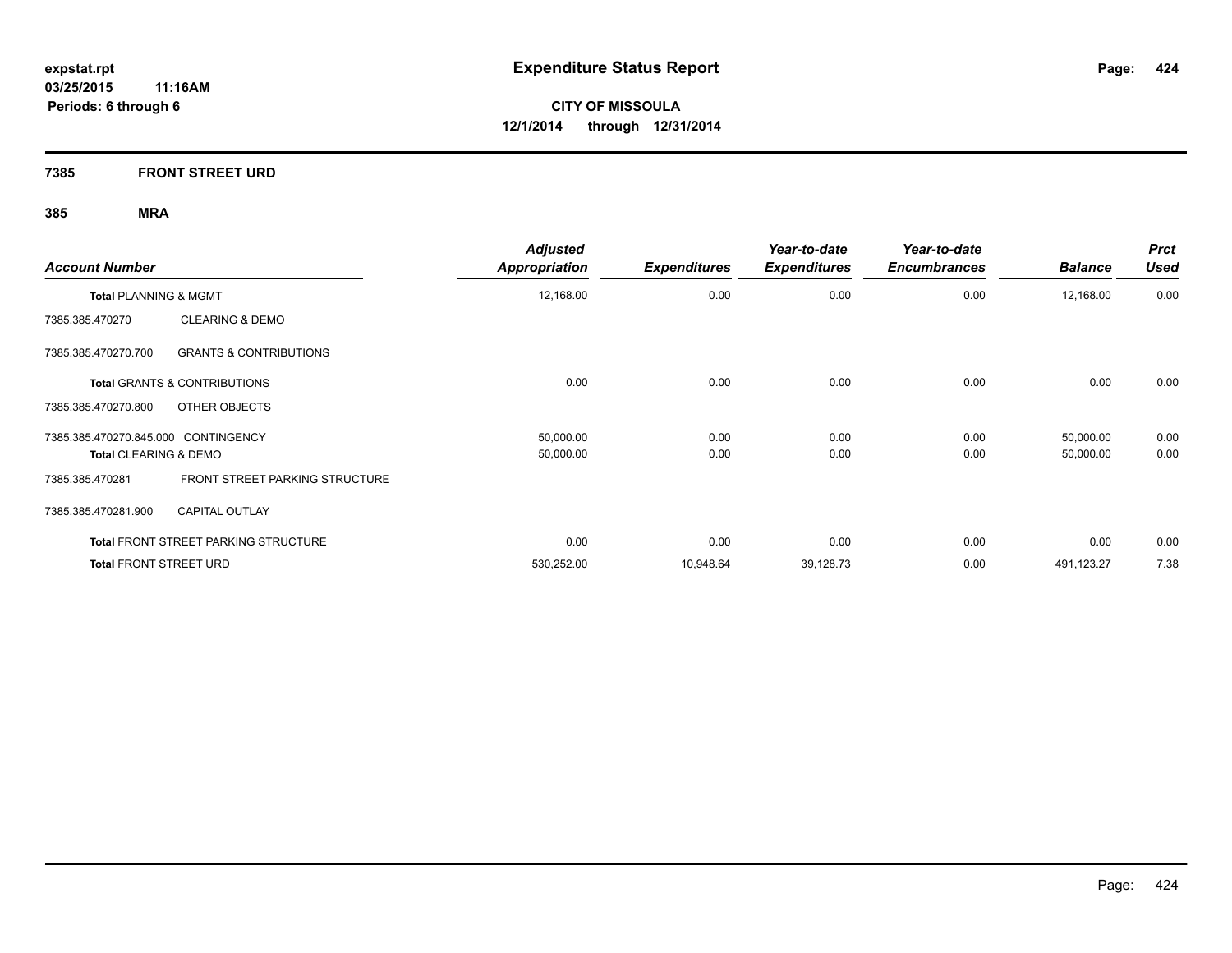**expstat.rpt**
**03/25/2015 11:16AM**
**Periods: 6 through 6**

# Expenditure Status Report

**CITY OF MISSOULA**
**12/1/2014 through 12/31/2014**

## 7385 FRONT STREET URD

### 385 MRA

| Account Number | | Adjusted Appropriation | Expenditures | Year-to-date Expenditures | Year-to-date Encumbrances | Balance | Prct Used |
|---|---|---|---|---|---|---|---|
| **Total** PLANNING & MGMT | | 12,168.00 | 0.00 | 0.00 | 0.00 | 12,168.00 | 0.00 |
| 7385.385.470270 | CLEARING & DEMO | | | | | | |
| 7385.385.470270.700 | GRANTS & CONTRIBUTIONS | | | | | | |
| **Total** GRANTS & CONTRIBUTIONS | | 0.00 | 0.00 | 0.00 | 0.00 | 0.00 | 0.00 |
| 7385.385.470270.800 | OTHER OBJECTS | | | | | | |
| 7385.385.470270.845.000 | CONTINGENCY | 50,000.00 | 0.00 | 0.00 | 0.00 | 50,000.00 | 0.00 |
| **Total** CLEARING & DEMO | | 50,000.00 | 0.00 | 0.00 | 0.00 | 50,000.00 | 0.00 |
| 7385.385.470281 | FRONT STREET PARKING STRUCTURE | | | | | | |
| 7385.385.470281.900 | CAPITAL OUTLAY | | | | | | |
| **Total** FRONT STREET PARKING STRUCTURE | | 0.00 | 0.00 | 0.00 | 0.00 | 0.00 | 0.00 |
| **Total** FRONT STREET URD | | 530,252.00 | 10,948.64 | 39,128.73 | 0.00 | 491,123.27 | 7.38 |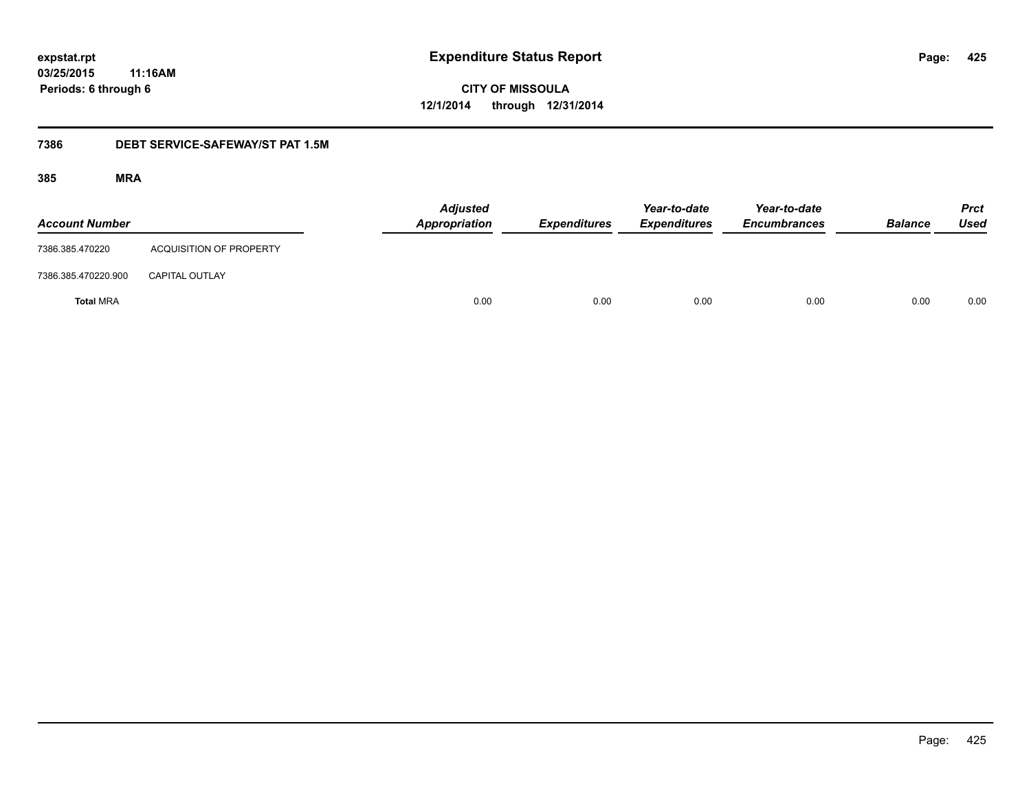**expstat.rpt**
**03/25/2015 11:16AM**
**Periods: 6 through 6**

# Expenditure Status Report

**CITY OF MISSOULA**
**12/1/2014 through 12/31/2014**

## 7386 DEBT SERVICE-SAFEWAY/ST PAT 1.5M

### 385 MRA

| Account Number | | Adjusted Appropriation | Expenditures | Year-to-date Expenditures | Year-to-date Encumbrances | Balance | Prct Used |
|---|---|---|---|---|---|---|---|
| 7386.385.470220 | ACQUISITION OF PROPERTY | | | | | | |
| 7386.385.470220.900 | CAPITAL OUTLAY | | | | | | |
| **Total** MRA | | 0.00 | 0.00 | 0.00 | 0.00 | 0.00 | 0.00 |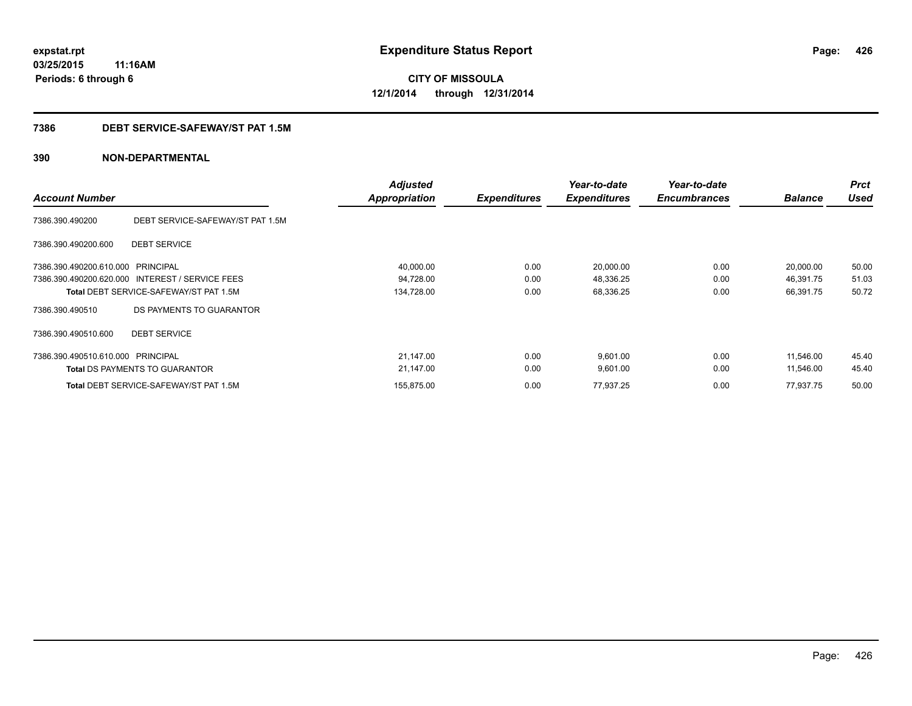**expstat.rpt**
**03/25/2015 11:16AM**
**Periods: 6 through 6**

# Expenditure Status Report

**CITY OF MISSOULA**
**12/1/2014 through 12/31/2014**

## 7386 DEBT SERVICE-SAFEWAY/ST PAT 1.5M

### 390 NON-DEPARTMENTAL

| Account Number | | Adjusted Appropriation | Expenditures | Year-to-date Expenditures | Year-to-date Encumbrances | Balance | Prct Used |
|---|---|---|---|---|---|---|---|
| 7386.390.490200 | DEBT SERVICE-SAFEWAY/ST PAT 1.5M | | | | | | |
| 7386.390.490200.600 | DEBT SERVICE | | | | | | |
| 7386.390.490200.610.000 | PRINCIPAL | 40,000.00 | 0.00 | 20,000.00 | 0.00 | 20,000.00 | 50.00 |
| 7386.390.490200.620.000 | INTEREST / SERVICE FEES | 94,728.00 | 0.00 | 48,336.25 | 0.00 | 46,391.75 | 51.03 |
| **Total** DEBT SERVICE-SAFEWAY/ST PAT 1.5M | | 134,728.00 | 0.00 | 68,336.25 | 0.00 | 66,391.75 | 50.72 |
| 7386.390.490510 | DS PAYMENTS TO GUARANTOR | | | | | | |
| 7386.390.490510.600 | DEBT SERVICE | | | | | | |
| 7386.390.490510.610.000 | PRINCIPAL | 21,147.00 | 0.00 | 9,601.00 | 0.00 | 11,546.00 | 45.40 |
| **Total** DS PAYMENTS TO GUARANTOR | | 21,147.00 | 0.00 | 9,601.00 | 0.00 | 11,546.00 | 45.40 |
| **Total** DEBT SERVICE-SAFEWAY/ST PAT 1.5M | | 155,875.00 | 0.00 | 77,937.25 | 0.00 | 77,937.75 | 50.00 |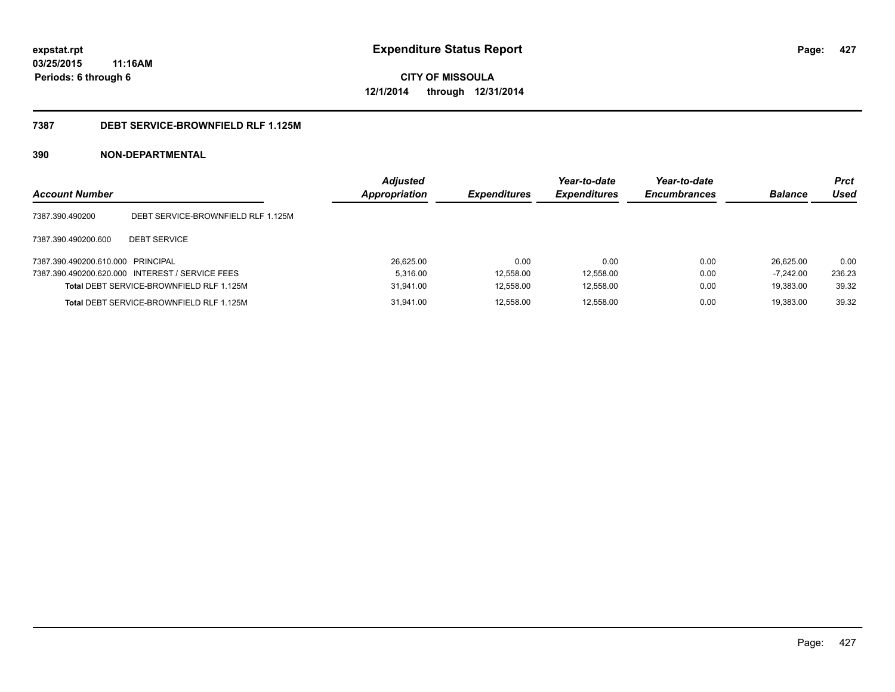**expstat.rpt**
**03/25/2015 11:16AM**
**Periods: 6 through 6**

# Expenditure Status Report

**CITY OF MISSOULA**
**12/1/2014 through 12/31/2014**

## 7387 DEBT SERVICE-BROWNFIELD RLF 1.125M

## 390 NON-DEPARTMENTAL

| Account Number | | Adjusted Appropriation | Expenditures | Year-to-date Expenditures | Year-to-date Encumbrances | Balance | Prct Used |
|---|---|---|---|---|---|---|---|
| 7387.390.490200 | DEBT SERVICE-BROWNFIELD RLF 1.125M | | | | | | |
| 7387.390.490200.600 | DEBT SERVICE | | | | | | |
| 7387.390.490200.610.000 | PRINCIPAL | 26,625.00 | 0.00 | 0.00 | 0.00 | 26,625.00 | 0.00 |
| 7387.390.490200.620.000 | INTEREST / SERVICE FEES | 5,316.00 | 12,558.00 | 12,558.00 | 0.00 | -7,242.00 | 236.23 |
| **Total** DEBT SERVICE-BROWNFIELD RLF 1.125M | | 31,941.00 | 12,558.00 | 12,558.00 | 0.00 | 19,383.00 | 39.32 |
| **Total** DEBT SERVICE-BROWNFIELD RLF 1.125M | | 31,941.00 | 12,558.00 | 12,558.00 | 0.00 | 19,383.00 | 39.32 |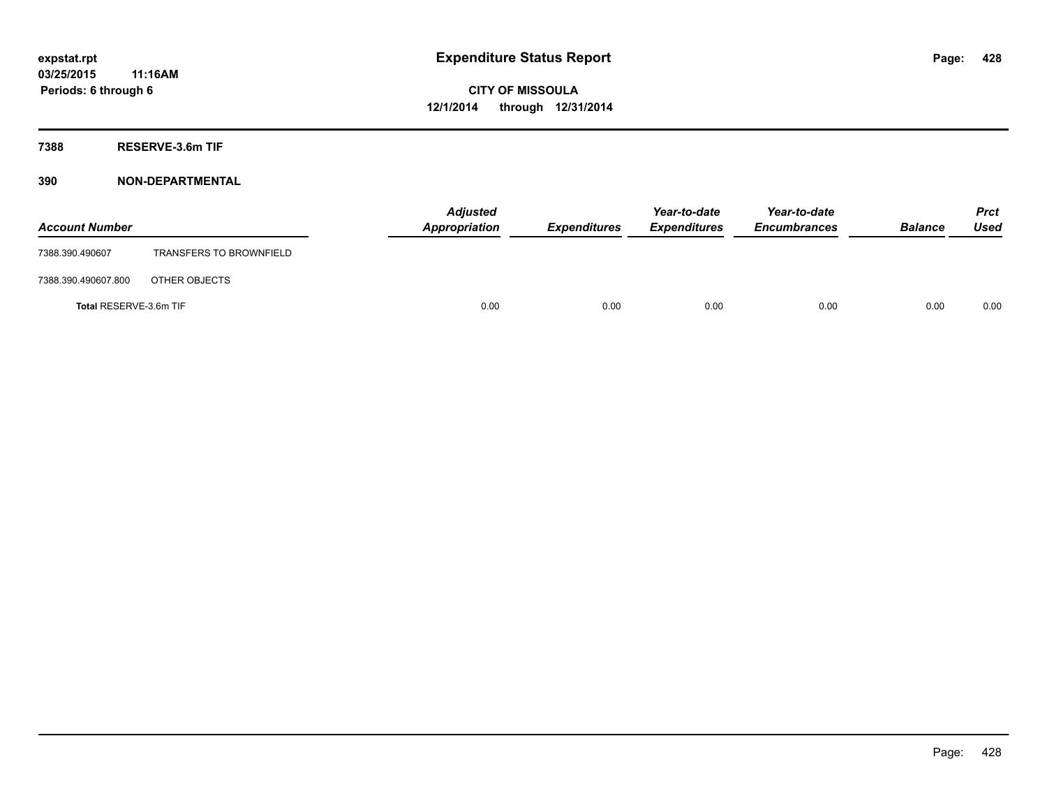# Expenditure Status Report

expstat.rpt
03/25/2015 11:16AM
Periods: 6 through 6

**CITY OF MISSOULA**
**12/1/2014 through 12/31/2014**

**7388 RESERVE-3.6m TIF**

**390 NON-DEPARTMENTAL**

| Account Number | | Adjusted Appropriation | Expenditures | Year-to-date Expenditures | Year-to-date Encumbrances | Balance | Prct Used |
|---|---|---|---|---|---|---|---|
| 7388.390.490607 | TRANSFERS TO BROWNFIELD | | | | | | |
| 7388.390.490607.800 | OTHER OBJECTS | | | | | | |
| **Total** RESERVE-3.6m TIF | | 0.00 | 0.00 | 0.00 | 0.00 | 0.00 | 0.00 |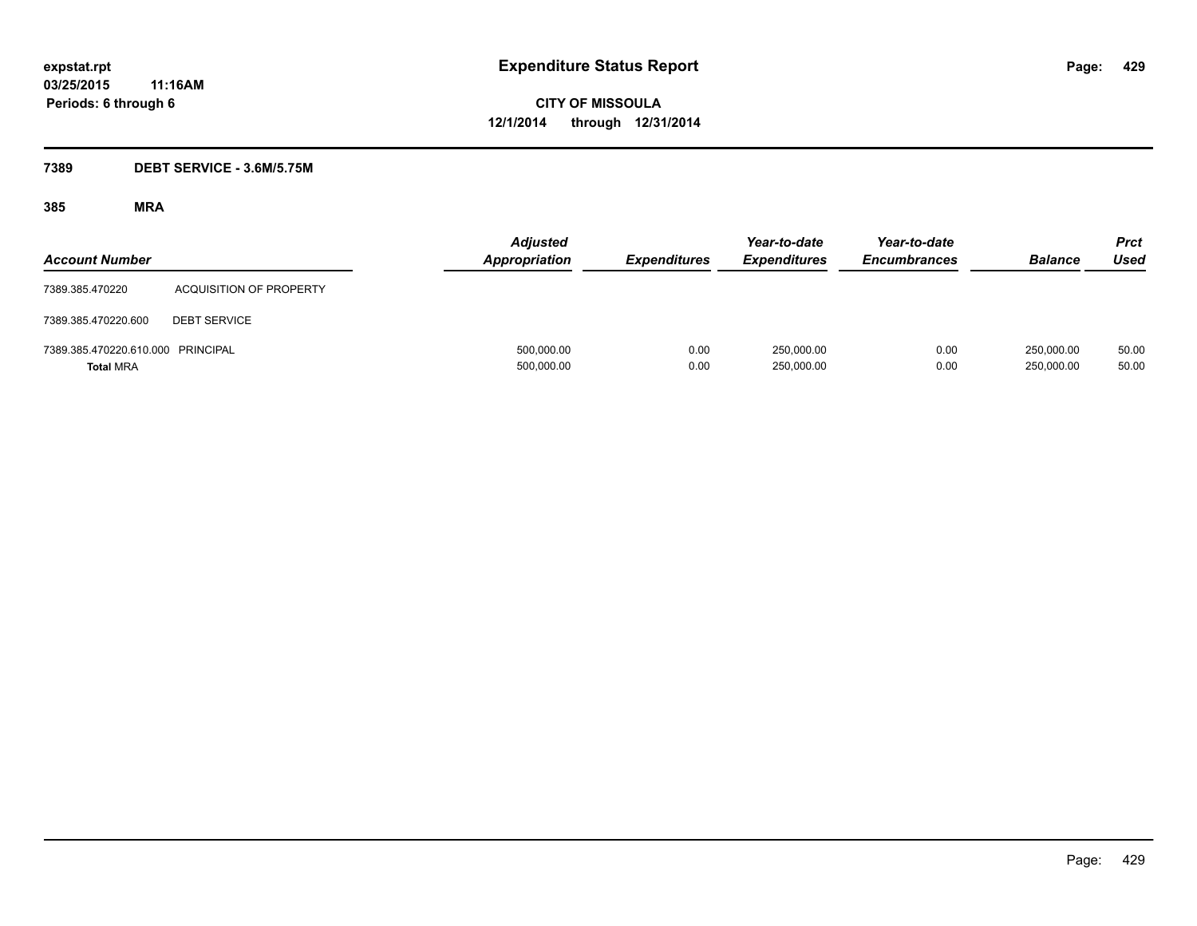**expstat.rpt**
**03/25/2015 11:16AM**
**Periods: 6 through 6**

# Expenditure Status Report

**CITY OF MISSOULA**
**12/1/2014 through 12/31/2014**

## 7389 DEBT SERVICE - 3.6M/5.75M

### 385 MRA

| Account Number | | Adjusted Appropriation | Expenditures | Year-to-date Expenditures | Year-to-date Encumbrances | Balance | Prct Used |
|---|---|---|---|---|---|---|---|
| 7389.385.470220 | ACQUISITION OF PROPERTY | | | | | | |
| 7389.385.470220.600 | DEBT SERVICE | | | | | | |
| 7389.385.470220.610.000 | PRINCIPAL | 500,000.00 | 0.00 | 250,000.00 | 0.00 | 250,000.00 | 50.00 |
| **Total** MRA | | 500,000.00 | 0.00 | 250,000.00 | 0.00 | 250,000.00 | 50.00 |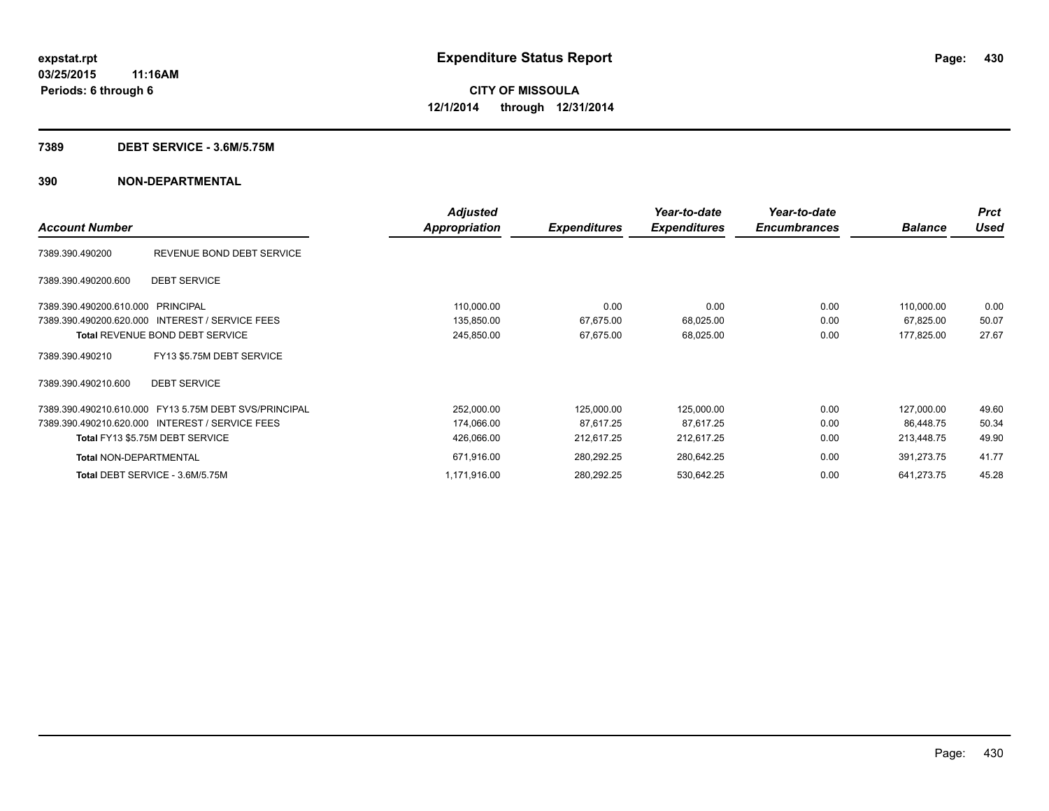**expstat.rpt**
**03/25/2015 11:16AM**
**Periods: 6 through 6**

# Expenditure Status Report

**CITY OF MISSOULA**
**12/1/2014 through 12/31/2014**

## 7389 DEBT SERVICE - 3.6M/5.75M

## 390 NON-DEPARTMENTAL

| Account Number | | Adjusted Appropriation | Expenditures | Year-to-date Expenditures | Year-to-date Encumbrances | Balance | Prct Used |
|---|---|---|---|---|---|---|---|
| 7389.390.490200 | REVENUE BOND DEBT SERVICE | | | | | | |
| 7389.390.490200.600 | DEBT SERVICE | | | | | | |
| 7389.390.490200.610.000 | PRINCIPAL | 110,000.00 | 0.00 | 0.00 | 0.00 | 110,000.00 | 0.00 |
| 7389.390.490200.620.000 | INTEREST / SERVICE FEES | 135,850.00 | 67,675.00 | 68,025.00 | 0.00 | 67,825.00 | 50.07 |
| **Total** REVENUE BOND DEBT SERVICE | | 245,850.00 | 67,675.00 | 68,025.00 | 0.00 | 177,825.00 | 27.67 |
| 7389.390.490210 | FY13 $5.75M DEBT SERVICE | | | | | | |
| 7389.390.490210.600 | DEBT SERVICE | | | | | | |
| 7389.390.490210.610.000 | FY13 5.75M DEBT SVS/PRINCIPAL | 252,000.00 | 125,000.00 | 125,000.00 | 0.00 | 127,000.00 | 49.60 |
| 7389.390.490210.620.000 | INTEREST / SERVICE FEES | 174,066.00 | 87,617.25 | 87,617.25 | 0.00 | 86,448.75 | 50.34 |
| **Total** FY13 $5.75M DEBT SERVICE | | 426,066.00 | 212,617.25 | 212,617.25 | 0.00 | 213,448.75 | 49.90 |
| **Total** NON-DEPARTMENTAL | | 671,916.00 | 280,292.25 | 280,642.25 | 0.00 | 391,273.75 | 41.77 |
| **Total** DEBT SERVICE - 3.6M/5.75M | | 1,171,916.00 | 280,292.25 | 530,642.25 | 0.00 | 641,273.75 | 45.28 |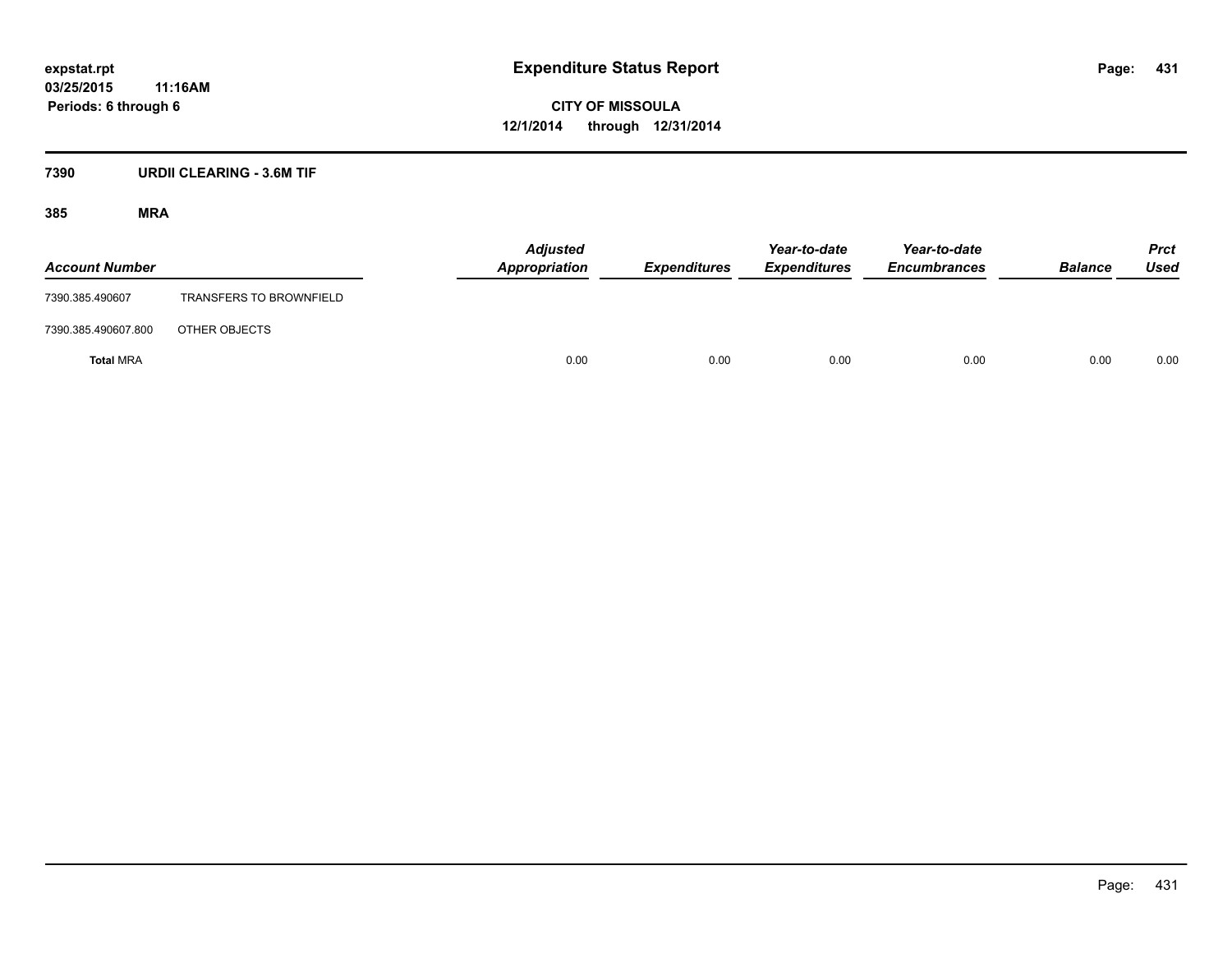# Expenditure Status Report

expstat.rpt
03/25/2015 11:16AM
Periods: 6 through 6

**CITY OF MISSOULA**
**12/1/2014 through 12/31/2014**

## 7390 URDII CLEARING - 3.6M TIF

### 385 MRA

| Account Number | | Adjusted Appropriation | Expenditures | Year-to-date Expenditures | Year-to-date Encumbrances | Balance | Prct Used |
|---|---|---|---|---|---|---|---|
| 7390.385.490607 | TRANSFERS TO BROWNFIELD | | | | | | |
| 7390.385.490607.800 | OTHER OBJECTS | | | | | | |
| **Total** MRA | | 0.00 | 0.00 | 0.00 | 0.00 | 0.00 | 0.00 |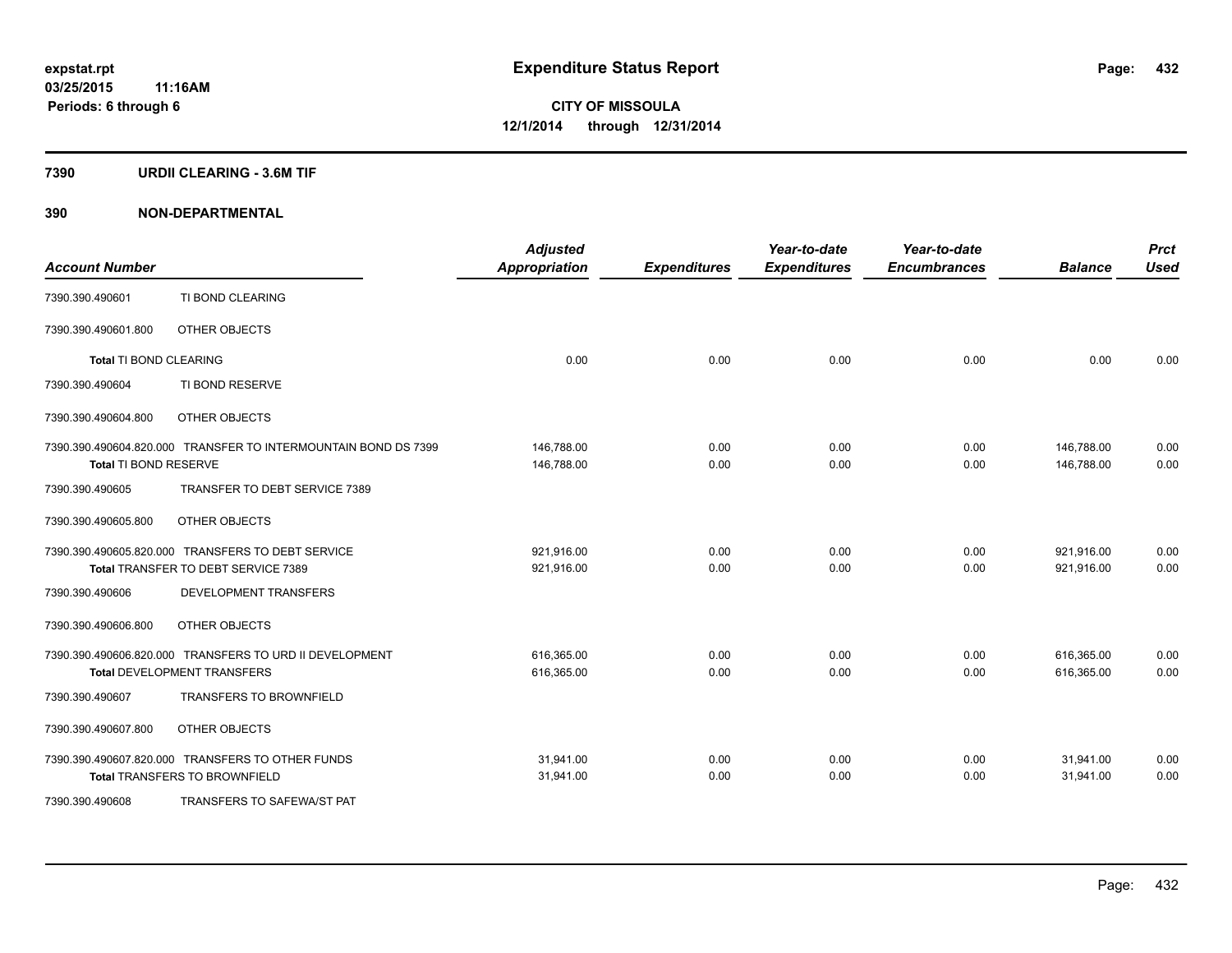expstat.rpt
03/25/2015 11:16AM
Periods: 6 through 6

# Expenditure Status Report

**CITY OF MISSOULA**
**12/1/2014 through 12/31/2014**

## 7390 URDII CLEARING - 3.6M TIF

## 390 NON-DEPARTMENTAL

| Account Number | | Adjusted Appropriation | Expenditures | Year-to-date Expenditures | Year-to-date Encumbrances | Balance | Prct Used |
|---|---|---|---|---|---|---|---|
| 7390.390.490601 | TI BOND CLEARING | | | | | | |
| 7390.390.490601.800 | OTHER OBJECTS | | | | | | |
| **Total** TI BOND CLEARING | | 0.00 | 0.00 | 0.00 | 0.00 | 0.00 | 0.00 |
| 7390.390.490604 | TI BOND RESERVE | | | | | | |
| 7390.390.490604.800 | OTHER OBJECTS | | | | | | |
| 7390.390.490604.820.000 | TRANSFER TO INTERMOUNTAIN BOND DS 7399 | 146,788.00 | 0.00 | 0.00 | 0.00 | 146,788.00 | 0.00 |
| **Total** TI BOND RESERVE | | 146,788.00 | 0.00 | 0.00 | 0.00 | 146,788.00 | 0.00 |
| 7390.390.490605 | TRANSFER TO DEBT SERVICE 7389 | | | | | | |
| 7390.390.490605.800 | OTHER OBJECTS | | | | | | |
| 7390.390.490605.820.000 | TRANSFERS TO DEBT SERVICE | 921,916.00 | 0.00 | 0.00 | 0.00 | 921,916.00 | 0.00 |
| **Total** TRANSFER TO DEBT SERVICE 7389 | | 921,916.00 | 0.00 | 0.00 | 0.00 | 921,916.00 | 0.00 |
| 7390.390.490606 | DEVELOPMENT TRANSFERS | | | | | | |
| 7390.390.490606.800 | OTHER OBJECTS | | | | | | |
| 7390.390.490606.820.000 | TRANSFERS TO URD II DEVELOPMENT | 616,365.00 | 0.00 | 0.00 | 0.00 | 616,365.00 | 0.00 |
| **Total** DEVELOPMENT TRANSFERS | | 616,365.00 | 0.00 | 0.00 | 0.00 | 616,365.00 | 0.00 |
| 7390.390.490607 | TRANSFERS TO BROWNFIELD | | | | | | |
| 7390.390.490607.800 | OTHER OBJECTS | | | | | | |
| 7390.390.490607.820.000 | TRANSFERS TO OTHER FUNDS | 31,941.00 | 0.00 | 0.00 | 0.00 | 31,941.00 | 0.00 |
| **Total** TRANSFERS TO BROWNFIELD | | 31,941.00 | 0.00 | 0.00 | 0.00 | 31,941.00 | 0.00 |
| 7390.390.490608 | TRANSFERS TO SAFEWA/ST PAT | | | | | | |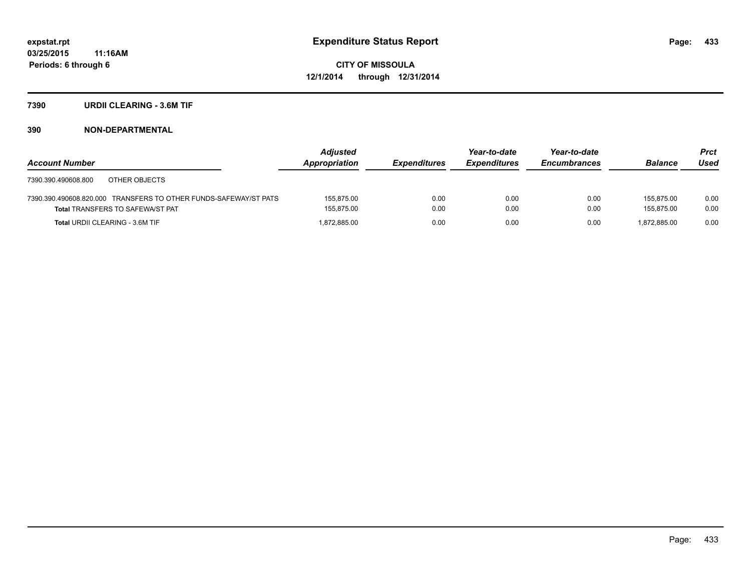# Expenditure Status Report

**CITY OF MISSOULA**

**12/1/2014 through 12/31/2014**

expstat.rpt
03/25/2015 11:16AM
Periods: 6 through 6

## 7390 URDII CLEARING - 3.6M TIF

## 390 NON-DEPARTMENTAL

| Account Number | Adjusted Appropriation | Expenditures | Year-to-date Expenditures | Year-to-date Encumbrances | Balance | Prct Used |
|---|---|---|---|---|---|---|
| 7390.390.490608.800 OTHER OBJECTS | | | | | | |
| 7390.390.490608.820.000 TRANSFERS TO OTHER FUNDS-SAFEWAY/ST PATS | 155,875.00 | 0.00 | 0.00 | 0.00 | 155,875.00 | 0.00 |
| **Total** TRANSFERS TO SAFEWA/ST PAT | 155,875.00 | 0.00 | 0.00 | 0.00 | 155,875.00 | 0.00 |
| **Total** URDII CLEARING - 3.6M TIF | 1,872,885.00 | 0.00 | 0.00 | 0.00 | 1,872,885.00 | 0.00 |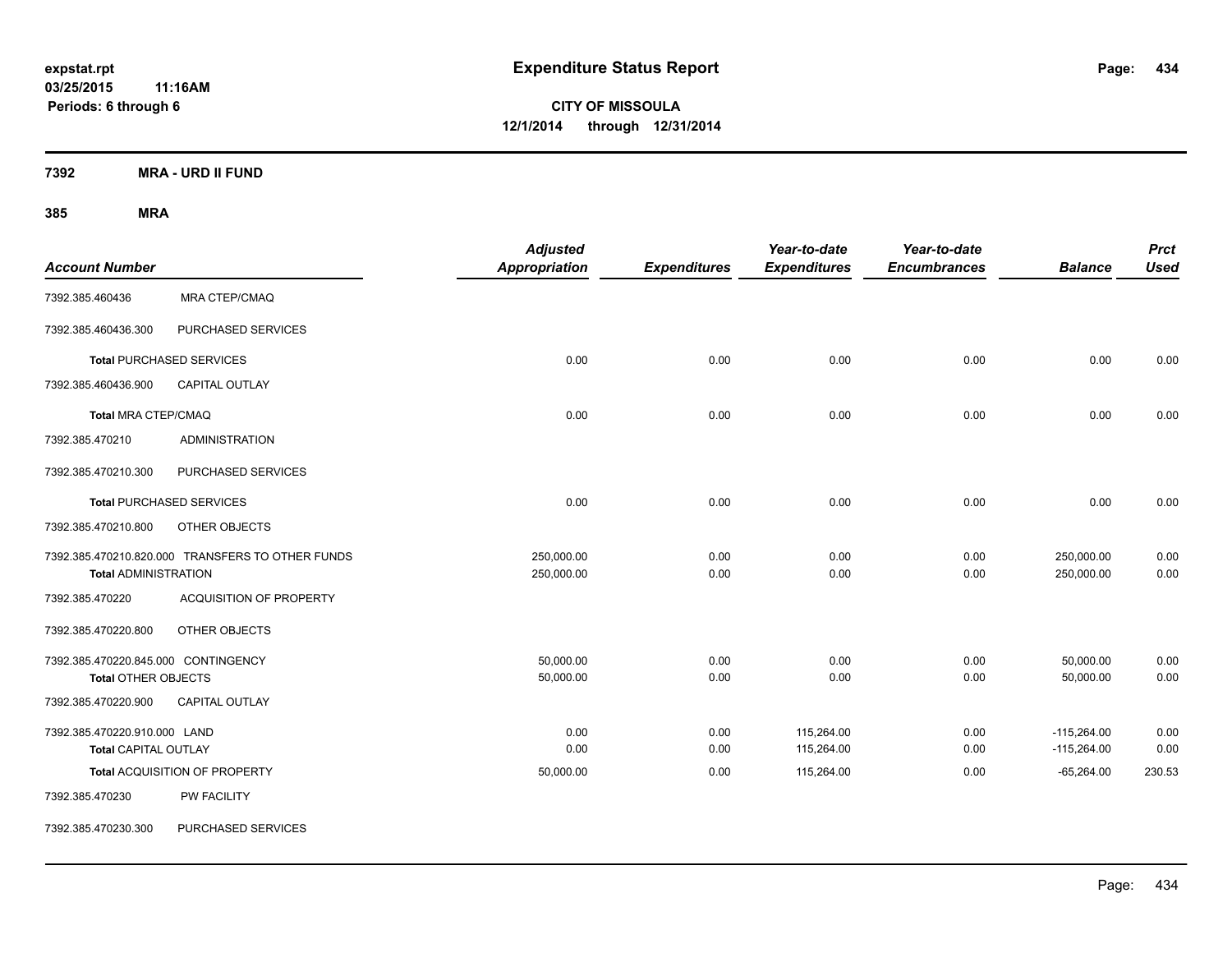# Expenditure Status Report

expstat.rpt
03/25/2015 11:16AM
Periods: 6 through 6

**CITY OF MISSOULA**
**12/1/2014 through 12/31/2014**

**7392 MRA - URD II FUND**

**385 MRA**

| Account Number | | Adjusted Appropriation | Expenditures | Year-to-date Expenditures | Year-to-date Encumbrances | Balance | Prct Used |
|---|---|---|---|---|---|---|---|
| 7392.385.460436 | MRA CTEP/CMAQ | | | | | | |
| 7392.385.460436.300 | PURCHASED SERVICES | | | | | | |
| **Total** PURCHASED SERVICES | | 0.00 | 0.00 | 0.00 | 0.00 | 0.00 | 0.00 |
| 7392.385.460436.900 | CAPITAL OUTLAY | | | | | | |
| **Total** MRA CTEP/CMAQ | | 0.00 | 0.00 | 0.00 | 0.00 | 0.00 | 0.00 |
| 7392.385.470210 | ADMINISTRATION | | | | | | |
| 7392.385.470210.300 | PURCHASED SERVICES | | | | | | |
| **Total** PURCHASED SERVICES | | 0.00 | 0.00 | 0.00 | 0.00 | 0.00 | 0.00 |
| 7392.385.470210.800 | OTHER OBJECTS | | | | | | |
| 7392.385.470210.820.000 | TRANSFERS TO OTHER FUNDS | 250,000.00 | 0.00 | 0.00 | 0.00 | 250,000.00 | 0.00 |
| **Total** ADMINISTRATION | | 250,000.00 | 0.00 | 0.00 | 0.00 | 250,000.00 | 0.00 |
| 7392.385.470220 | ACQUISITION OF PROPERTY | | | | | | |
| 7392.385.470220.800 | OTHER OBJECTS | | | | | | |
| 7392.385.470220.845.000 | CONTINGENCY | 50,000.00 | 0.00 | 0.00 | 0.00 | 50,000.00 | 0.00 |
| **Total** OTHER OBJECTS | | 50,000.00 | 0.00 | 0.00 | 0.00 | 50,000.00 | 0.00 |
| 7392.385.470220.900 | CAPITAL OUTLAY | | | | | | |
| 7392.385.470220.910.000 | LAND | 0.00 | 0.00 | 115,264.00 | 0.00 | -115,264.00 | 0.00 |
| **Total** CAPITAL OUTLAY | | 0.00 | 0.00 | 115,264.00 | 0.00 | -115,264.00 | 0.00 |
| **Total** ACQUISITION OF PROPERTY | | 50,000.00 | 0.00 | 115,264.00 | 0.00 | -65,264.00 | 230.53 |
| 7392.385.470230 | PW FACILITY | | | | | | |
| 7392.385.470230.300 | PURCHASED SERVICES | | | | | | |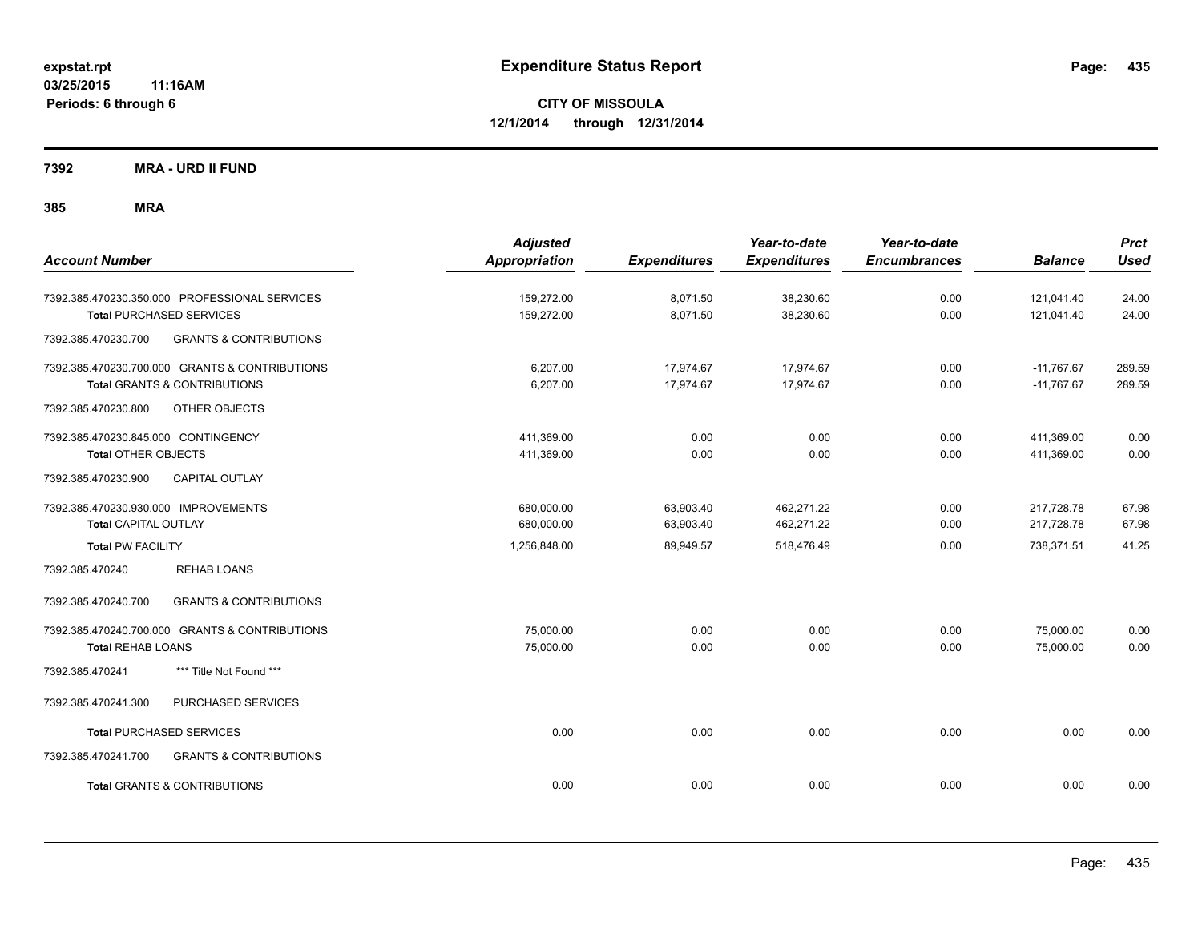**expstat.rpt**
**03/25/2015 11:16AM**
**Periods: 6 through 6**

# Expenditure Status Report

**CITY OF MISSOULA**
**12/1/2014 through 12/31/2014**

**7392 MRA - URD II FUND**

**385 MRA**

| Account Number | Adjusted Appropriation | Expenditures | Year-to-date Expenditures | Year-to-date Encumbrances | Balance | Prct Used |
|---|---|---|---|---|---|---|
| 7392.385.470230.350.000 PROFESSIONAL SERVICES | 159,272.00 | 8,071.50 | 38,230.60 | 0.00 | 121,041.40 | 24.00 |
| **Total** PURCHASED SERVICES | 159,272.00 | 8,071.50 | 38,230.60 | 0.00 | 121,041.40 | 24.00 |
| 7392.385.470230.700 GRANTS & CONTRIBUTIONS | | | | | | |
| 7392.385.470230.700.000 GRANTS & CONTRIBUTIONS | 6,207.00 | 17,974.67 | 17,974.67 | 0.00 | -11,767.67 | 289.59 |
| **Total** GRANTS & CONTRIBUTIONS | 6,207.00 | 17,974.67 | 17,974.67 | 0.00 | -11,767.67 | 289.59 |
| 7392.385.470230.800 OTHER OBJECTS | | | | | | |
| 7392.385.470230.845.000 CONTINGENCY | 411,369.00 | 0.00 | 0.00 | 0.00 | 411,369.00 | 0.00 |
| **Total** OTHER OBJECTS | 411,369.00 | 0.00 | 0.00 | 0.00 | 411,369.00 | 0.00 |
| 7392.385.470230.900 CAPITAL OUTLAY | | | | | | |
| 7392.385.470230.930.000 IMPROVEMENTS | 680,000.00 | 63,903.40 | 462,271.22 | 0.00 | 217,728.78 | 67.98 |
| **Total** CAPITAL OUTLAY | 680,000.00 | 63,903.40 | 462,271.22 | 0.00 | 217,728.78 | 67.98 |
| **Total** PW FACILITY | 1,256,848.00 | 89,949.57 | 518,476.49 | 0.00 | 738,371.51 | 41.25 |
| 7392.385.470240 REHAB LOANS | | | | | | |
| 7392.385.470240.700 GRANTS & CONTRIBUTIONS | | | | | | |
| 7392.385.470240.700.000 GRANTS & CONTRIBUTIONS | 75,000.00 | 0.00 | 0.00 | 0.00 | 75,000.00 | 0.00 |
| **Total** REHAB LOANS | 75,000.00 | 0.00 | 0.00 | 0.00 | 75,000.00 | 0.00 |
| 7392.385.470241 *** Title Not Found *** | | | | | | |
| 7392.385.470241.300 PURCHASED SERVICES | | | | | | |
| **Total** PURCHASED SERVICES | 0.00 | 0.00 | 0.00 | 0.00 | 0.00 | 0.00 |
| 7392.385.470241.700 GRANTS & CONTRIBUTIONS | | | | | | |
| **Total** GRANTS & CONTRIBUTIONS | 0.00 | 0.00 | 0.00 | 0.00 | 0.00 | 0.00 |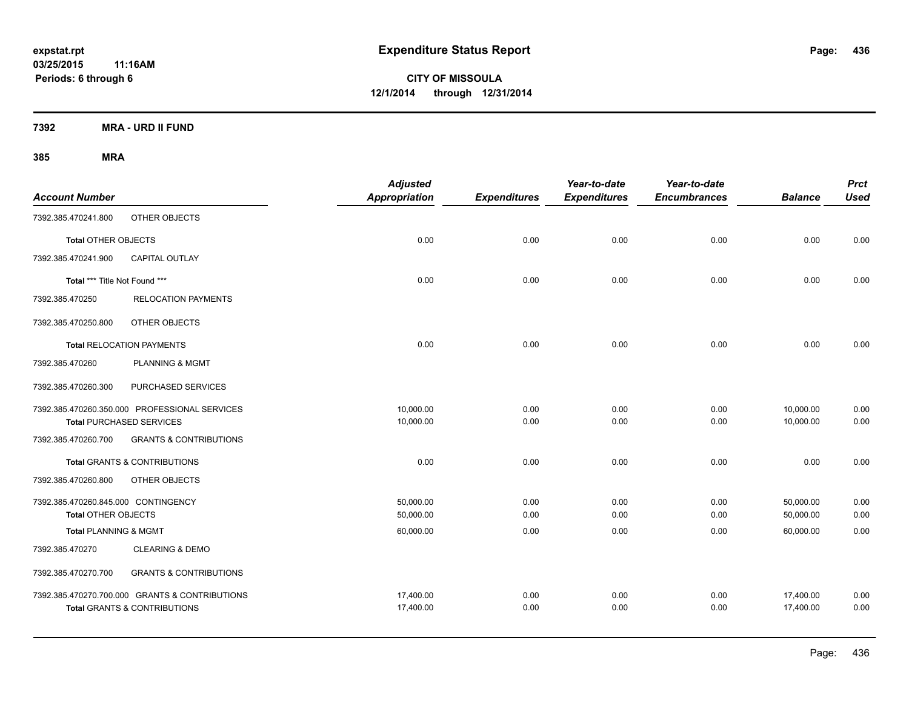# Expenditure Status Report

**CITY OF MISSOULA**
**12/1/2014 through 12/31/2014**

expstat.rpt
03/25/2015 11:16AM
Periods: 6 through 6

## 7392 MRA - URD II FUND

### 385 MRA

| Account Number | | Adjusted Appropriation | Expenditures | Year-to-date Expenditures | Year-to-date Encumbrances | Balance | Prct Used |
|---|---|---|---|---|---|---|---|
| 7392.385.470241.800 | OTHER OBJECTS | | | | | | |
| **Total** OTHER OBJECTS | | 0.00 | 0.00 | 0.00 | 0.00 | 0.00 | 0.00 |
| 7392.385.470241.900 | CAPITAL OUTLAY | | | | | | |
| **Total** *** Title Not Found *** | | 0.00 | 0.00 | 0.00 | 0.00 | 0.00 | 0.00 |
| 7392.385.470250 | RELOCATION PAYMENTS | | | | | | |
| 7392.385.470250.800 | OTHER OBJECTS | | | | | | |
| **Total** RELOCATION PAYMENTS | | 0.00 | 0.00 | 0.00 | 0.00 | 0.00 | 0.00 |
| 7392.385.470260 | PLANNING & MGMT | | | | | | |
| 7392.385.470260.300 | PURCHASED SERVICES | | | | | | |
| 7392.385.470260.350.000 | PROFESSIONAL SERVICES | 10,000.00 | 0.00 | 0.00 | 0.00 | 10,000.00 | 0.00 |
| **Total** PURCHASED SERVICES | | 10,000.00 | 0.00 | 0.00 | 0.00 | 10,000.00 | 0.00 |
| 7392.385.470260.700 | GRANTS & CONTRIBUTIONS | | | | | | |
| **Total** GRANTS & CONTRIBUTIONS | | 0.00 | 0.00 | 0.00 | 0.00 | 0.00 | 0.00 |
| 7392.385.470260.800 | OTHER OBJECTS | | | | | | |
| 7392.385.470260.845.000 | CONTINGENCY | 50,000.00 | 0.00 | 0.00 | 0.00 | 50,000.00 | 0.00 |
| **Total** OTHER OBJECTS | | 50,000.00 | 0.00 | 0.00 | 0.00 | 50,000.00 | 0.00 |
| **Total** PLANNING & MGMT | | 60,000.00 | 0.00 | 0.00 | 0.00 | 60,000.00 | 0.00 |
| 7392.385.470270 | CLEARING & DEMO | | | | | | |
| 7392.385.470270.700 | GRANTS & CONTRIBUTIONS | | | | | | |
| 7392.385.470270.700.000 | GRANTS & CONTRIBUTIONS | 17,400.00 | 0.00 | 0.00 | 0.00 | 17,400.00 | 0.00 |
| **Total** GRANTS & CONTRIBUTIONS | | 17,400.00 | 0.00 | 0.00 | 0.00 | 17,400.00 | 0.00 |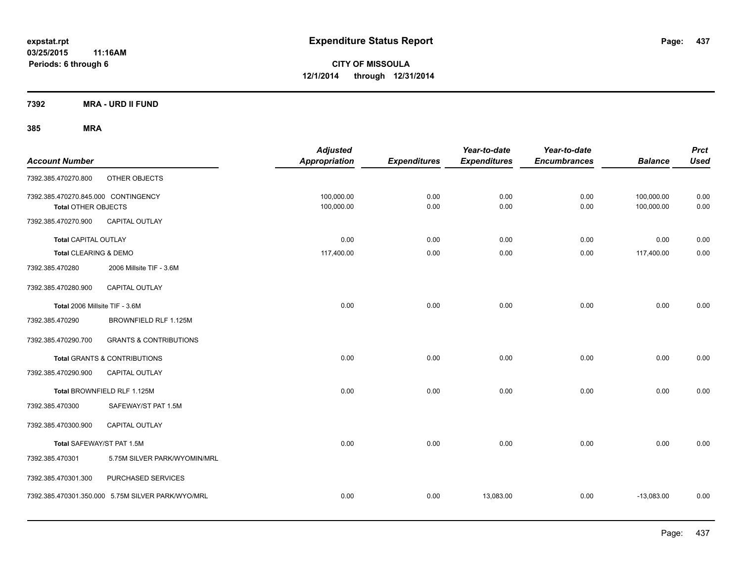**expstat.rpt**
**03/25/2015 11:16AM**
**Periods: 6 through 6**

# Expenditure Status Report

**CITY OF MISSOULA**
**12/1/2014 through 12/31/2014**

**7392 MRA - URD II FUND**

**385 MRA**

| Account Number | | Adjusted Appropriation | Expenditures | Year-to-date Expenditures | Year-to-date Encumbrances | Balance | Prct Used |
|---|---|---|---|---|---|---|---|
| 7392.385.470270.800 | OTHER OBJECTS | | | | | | |
| 7392.385.470270.845.000 CONTINGENCY | | 100,000.00 | 0.00 | 0.00 | 0.00 | 100,000.00 | 0.00 |
| **Total** OTHER OBJECTS | | 100,000.00 | 0.00 | 0.00 | 0.00 | 100,000.00 | 0.00 |
| 7392.385.470270.900 | CAPITAL OUTLAY | | | | | | |
| **Total** CAPITAL OUTLAY | | 0.00 | 0.00 | 0.00 | 0.00 | 0.00 | 0.00 |
| **Total** CLEARING & DEMO | | 117,400.00 | 0.00 | 0.00 | 0.00 | 117,400.00 | 0.00 |
| 7392.385.470280 | 2006 Millsite TIF - 3.6M | | | | | | |
| 7392.385.470280.900 | CAPITAL OUTLAY | | | | | | |
| **Total** 2006 Millsite TIF - 3.6M | | 0.00 | 0.00 | 0.00 | 0.00 | 0.00 | 0.00 |
| 7392.385.470290 | BROWNFIELD RLF 1.125M | | | | | | |
| 7392.385.470290.700 | GRANTS & CONTRIBUTIONS | | | | | | |
| **Total** GRANTS & CONTRIBUTIONS | | 0.00 | 0.00 | 0.00 | 0.00 | 0.00 | 0.00 |
| 7392.385.470290.900 | CAPITAL OUTLAY | | | | | | |
| **Total** BROWNFIELD RLF 1.125M | | 0.00 | 0.00 | 0.00 | 0.00 | 0.00 | 0.00 |
| 7392.385.470300 | SAFEWAY/ST PAT 1.5M | | | | | | |
| 7392.385.470300.900 | CAPITAL OUTLAY | | | | | | |
| **Total** SAFEWAY/ST PAT 1.5M | | 0.00 | 0.00 | 0.00 | 0.00 | 0.00 | 0.00 |
| 7392.385.470301 | 5.75M SILVER PARK/WYOMIN/MRL | | | | | | |
| 7392.385.470301.300 | PURCHASED SERVICES | | | | | | |
| 7392.385.470301.350.000 5.75M SILVER PARK/WYO/MRL | | 0.00 | 0.00 | 13,083.00 | 0.00 | -13,083.00 | 0.00 |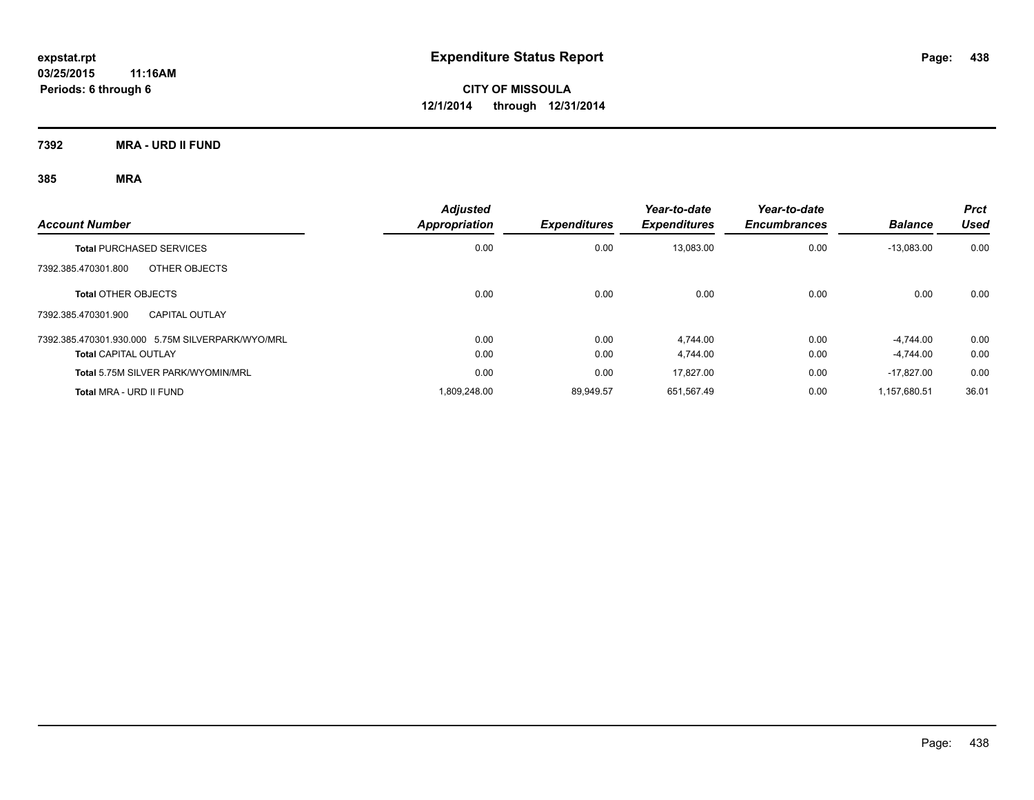# Expenditure Status Report

expstat.rpt
03/25/2015 11:16AM
Periods: 6 through 6

**CITY OF MISSOULA**
**12/1/2014 through 12/31/2014**

**7392 MRA - URD II FUND**

**385 MRA**

| Account Number | Adjusted Appropriation | Expenditures | Year-to-date Expenditures | Year-to-date Encumbrances | Balance | Prct Used |
|---|---|---|---|---|---|---|
| **Total** PURCHASED SERVICES | 0.00 | 0.00 | 13,083.00 | 0.00 | -13,083.00 | 0.00 |
| 7392.385.470301.800 OTHER OBJECTS | | | | | | |
| **Total** OTHER OBJECTS | 0.00 | 0.00 | 0.00 | 0.00 | 0.00 | 0.00 |
| 7392.385.470301.900 CAPITAL OUTLAY | | | | | | |
| 7392.385.470301.930.000 5.75M SILVERPARK/WYO/MRL | 0.00 | 0.00 | 4,744.00 | 0.00 | -4,744.00 | 0.00 |
| **Total** CAPITAL OUTLAY | 0.00 | 0.00 | 4,744.00 | 0.00 | -4,744.00 | 0.00 |
| **Total** 5.75M SILVER PARK/WYOMIN/MRL | 0.00 | 0.00 | 17,827.00 | 0.00 | -17,827.00 | 0.00 |
| **Total** MRA - URD II FUND | 1,809,248.00 | 89,949.57 | 651,567.49 | 0.00 | 1,157,680.51 | 36.01 |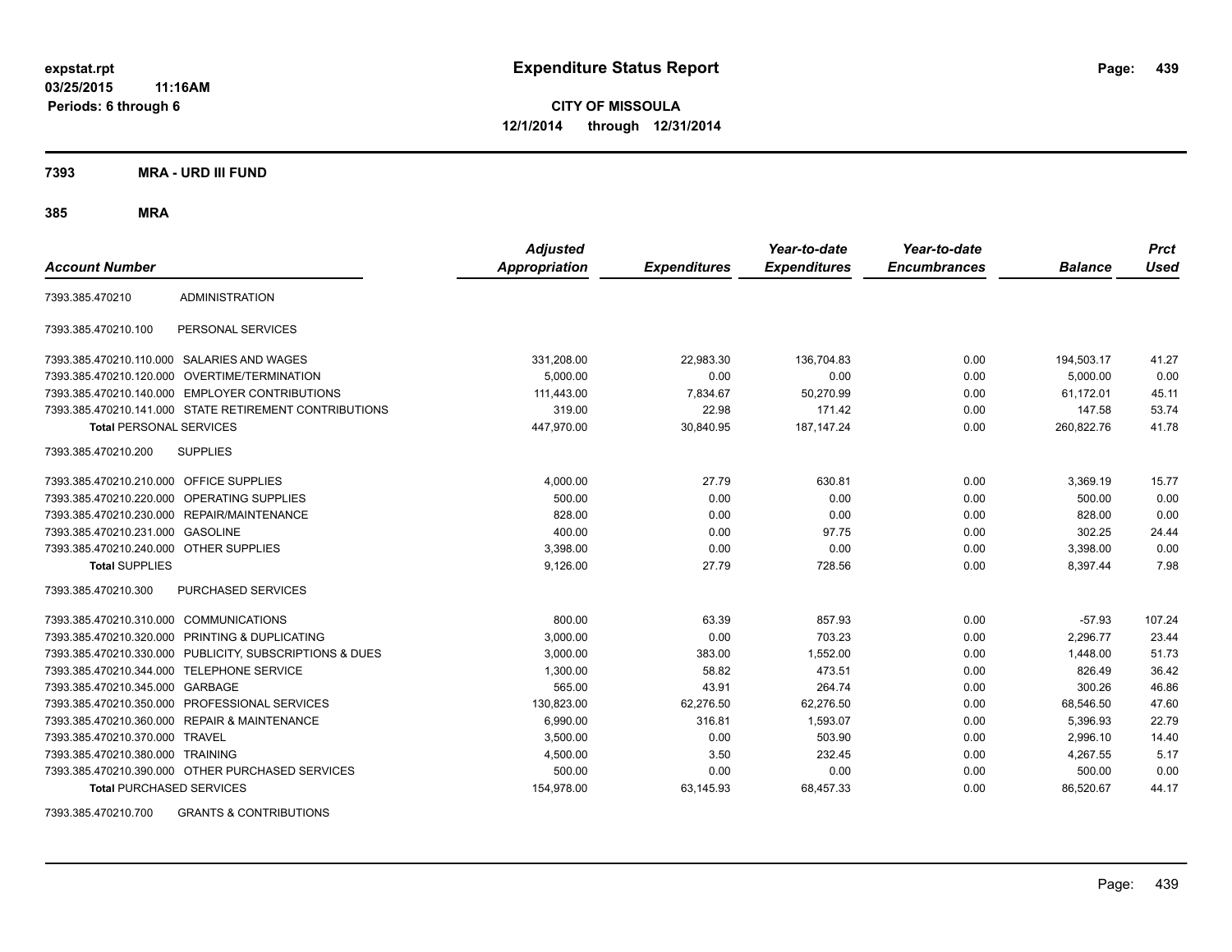**expstat.rpt**
**03/25/2015 11:16AM**
**Periods: 6 through 6**

# Expenditure Status Report

**CITY OF MISSOULA**
**12/1/2014 through 12/31/2014**

## 7393 MRA - URD III FUND

### 385 MRA

| Account Number | | Adjusted Appropriation | Expenditures | Year-to-date Expenditures | Year-to-date Encumbrances | Balance | Prct Used |
|---|---|---|---|---|---|---|---|
| 7393.385.470210 | ADMINISTRATION | | | | | | |
| 7393.385.470210.100 | PERSONAL SERVICES | | | | | | |
| 7393.385.470210.110.000 | SALARIES AND WAGES | 331,208.00 | 22,983.30 | 136,704.83 | 0.00 | 194,503.17 | 41.27 |
| 7393.385.470210.120.000 | OVERTIME/TERMINATION | 5,000.00 | 0.00 | 0.00 | 0.00 | 5,000.00 | 0.00 |
| 7393.385.470210.140.000 | EMPLOYER CONTRIBUTIONS | 111,443.00 | 7,834.67 | 50,270.99 | 0.00 | 61,172.01 | 45.11 |
| 7393.385.470210.141.000 | STATE RETIREMENT CONTRIBUTIONS | 319.00 | 22.98 | 171.42 | 0.00 | 147.58 | 53.74 |
| **Total** PERSONAL SERVICES | | 447,970.00 | 30,840.95 | 187,147.24 | 0.00 | 260,822.76 | 41.78 |
| 7393.385.470210.200 | SUPPLIES | | | | | | |
| 7393.385.470210.210.000 | OFFICE SUPPLIES | 4,000.00 | 27.79 | 630.81 | 0.00 | 3,369.19 | 15.77 |
| 7393.385.470210.220.000 | OPERATING SUPPLIES | 500.00 | 0.00 | 0.00 | 0.00 | 500.00 | 0.00 |
| 7393.385.470210.230.000 | REPAIR/MAINTENANCE | 828.00 | 0.00 | 0.00 | 0.00 | 828.00 | 0.00 |
| 7393.385.470210.231.000 | GASOLINE | 400.00 | 0.00 | 97.75 | 0.00 | 302.25 | 24.44 |
| 7393.385.470210.240.000 | OTHER SUPPLIES | 3,398.00 | 0.00 | 0.00 | 0.00 | 3,398.00 | 0.00 |
| **Total** SUPPLIES | | 9,126.00 | 27.79 | 728.56 | 0.00 | 8,397.44 | 7.98 |
| 7393.385.470210.300 | PURCHASED SERVICES | | | | | | |
| 7393.385.470210.310.000 | COMMUNICATIONS | 800.00 | 63.39 | 857.93 | 0.00 | -57.93 | 107.24 |
| 7393.385.470210.320.000 | PRINTING & DUPLICATING | 3,000.00 | 0.00 | 703.23 | 0.00 | 2,296.77 | 23.44 |
| 7393.385.470210.330.000 | PUBLICITY, SUBSCRIPTIONS & DUES | 3,000.00 | 383.00 | 1,552.00 | 0.00 | 1,448.00 | 51.73 |
| 7393.385.470210.344.000 | TELEPHONE SERVICE | 1,300.00 | 58.82 | 473.51 | 0.00 | 826.49 | 36.42 |
| 7393.385.470210.345.000 | GARBAGE | 565.00 | 43.91 | 264.74 | 0.00 | 300.26 | 46.86 |
| 7393.385.470210.350.000 | PROFESSIONAL SERVICES | 130,823.00 | 62,276.50 | 62,276.50 | 0.00 | 68,546.50 | 47.60 |
| 7393.385.470210.360.000 | REPAIR & MAINTENANCE | 6,990.00 | 316.81 | 1,593.07 | 0.00 | 5,396.93 | 22.79 |
| 7393.385.470210.370.000 | TRAVEL | 3,500.00 | 0.00 | 503.90 | 0.00 | 2,996.10 | 14.40 |
| 7393.385.470210.380.000 | TRAINING | 4,500.00 | 3.50 | 232.45 | 0.00 | 4,267.55 | 5.17 |
| 7393.385.470210.390.000 | OTHER PURCHASED SERVICES | 500.00 | 0.00 | 0.00 | 0.00 | 500.00 | 0.00 |
| **Total** PURCHASED SERVICES | | 154,978.00 | 63,145.93 | 68,457.33 | 0.00 | 86,520.67 | 44.17 |
| 7393.385.470210.700 | GRANTS & CONTRIBUTIONS | | | | | | |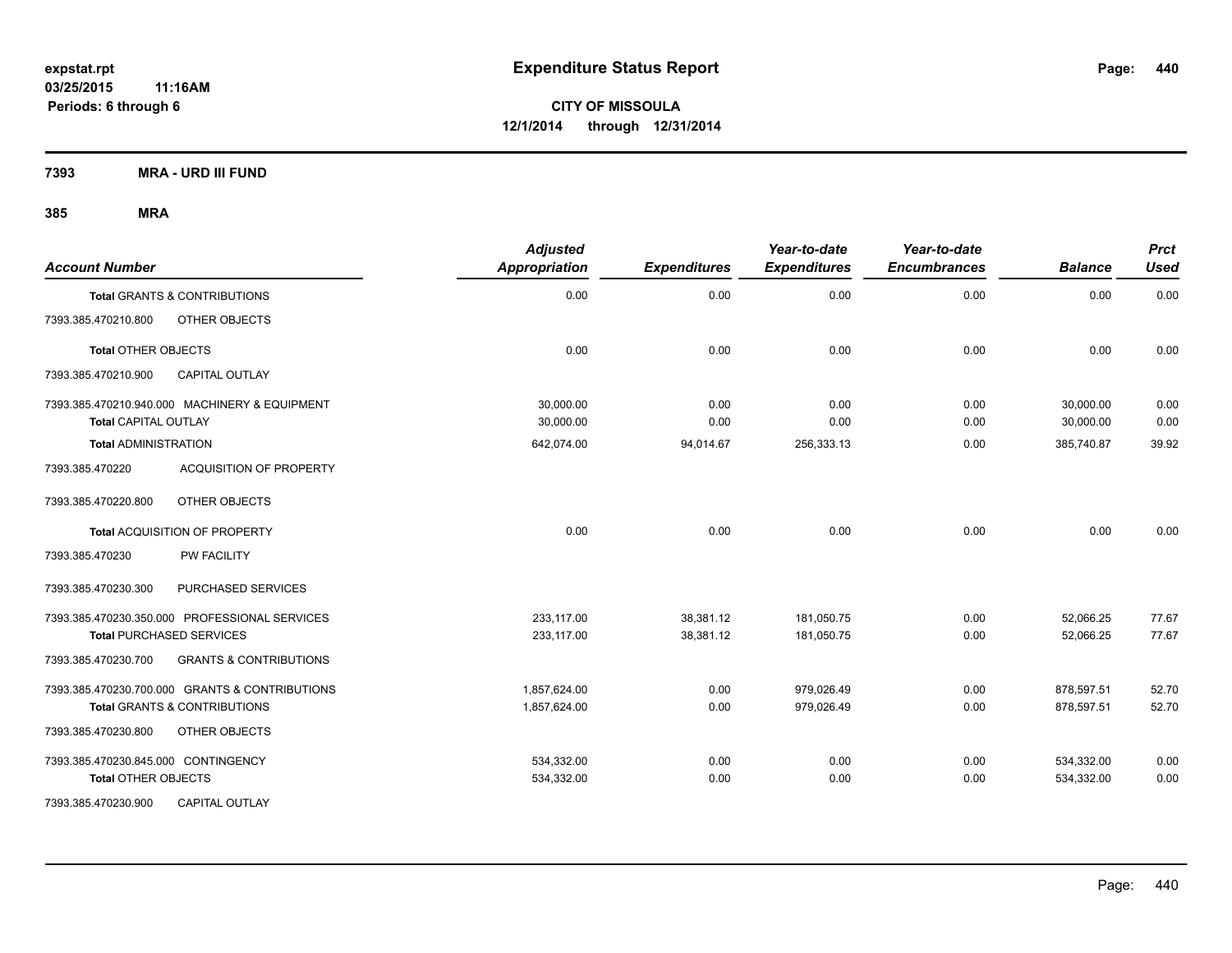**expstat.rpt**
**03/25/2015 11:16AM**
**Periods: 6 through 6**

# Expenditure Status Report

**CITY OF MISSOULA**
**12/1/2014 through 12/31/2014**

**7393 MRA - URD III FUND**

**385 MRA**

| Account Number | | Adjusted Appropriation | Expenditures | Year-to-date Expenditures | Year-to-date Encumbrances | Balance | Prct Used |
|---|---|---|---|---|---|---|---|
| **Total** GRANTS & CONTRIBUTIONS | | 0.00 | 0.00 | 0.00 | 0.00 | 0.00 | 0.00 |
| 7393.385.470210.800 | OTHER OBJECTS | | | | | | |
| **Total** OTHER OBJECTS | | 0.00 | 0.00 | 0.00 | 0.00 | 0.00 | 0.00 |
| 7393.385.470210.900 | CAPITAL OUTLAY | | | | | | |
| 7393.385.470210.940.000 | MACHINERY & EQUIPMENT | 30,000.00 | 0.00 | 0.00 | 0.00 | 30,000.00 | 0.00 |
| **Total** CAPITAL OUTLAY | | 30,000.00 | 0.00 | 0.00 | 0.00 | 30,000.00 | 0.00 |
| **Total** ADMINISTRATION | | 642,074.00 | 94,014.67 | 256,333.13 | 0.00 | 385,740.87 | 39.92 |
| 7393.385.470220 | ACQUISITION OF PROPERTY | | | | | | |
| 7393.385.470220.800 | OTHER OBJECTS | | | | | | |
| **Total** ACQUISITION OF PROPERTY | | 0.00 | 0.00 | 0.00 | 0.00 | 0.00 | 0.00 |
| 7393.385.470230 | PW FACILITY | | | | | | |
| 7393.385.470230.300 | PURCHASED SERVICES | | | | | | |
| 7393.385.470230.350.000 | PROFESSIONAL SERVICES | 233,117.00 | 38,381.12 | 181,050.75 | 0.00 | 52,066.25 | 77.67 |
| **Total** PURCHASED SERVICES | | 233,117.00 | 38,381.12 | 181,050.75 | 0.00 | 52,066.25 | 77.67 |
| 7393.385.470230.700 | GRANTS & CONTRIBUTIONS | | | | | | |
| 7393.385.470230.700.000 | GRANTS & CONTRIBUTIONS | 1,857,624.00 | 0.00 | 979,026.49 | 0.00 | 878,597.51 | 52.70 |
| **Total** GRANTS & CONTRIBUTIONS | | 1,857,624.00 | 0.00 | 979,026.49 | 0.00 | 878,597.51 | 52.70 |
| 7393.385.470230.800 | OTHER OBJECTS | | | | | | |
| 7393.385.470230.845.000 | CONTINGENCY | 534,332.00 | 0.00 | 0.00 | 0.00 | 534,332.00 | 0.00 |
| **Total** OTHER OBJECTS | | 534,332.00 | 0.00 | 0.00 | 0.00 | 534,332.00 | 0.00 |
| 7393.385.470230.900 | CAPITAL OUTLAY | | | | | | |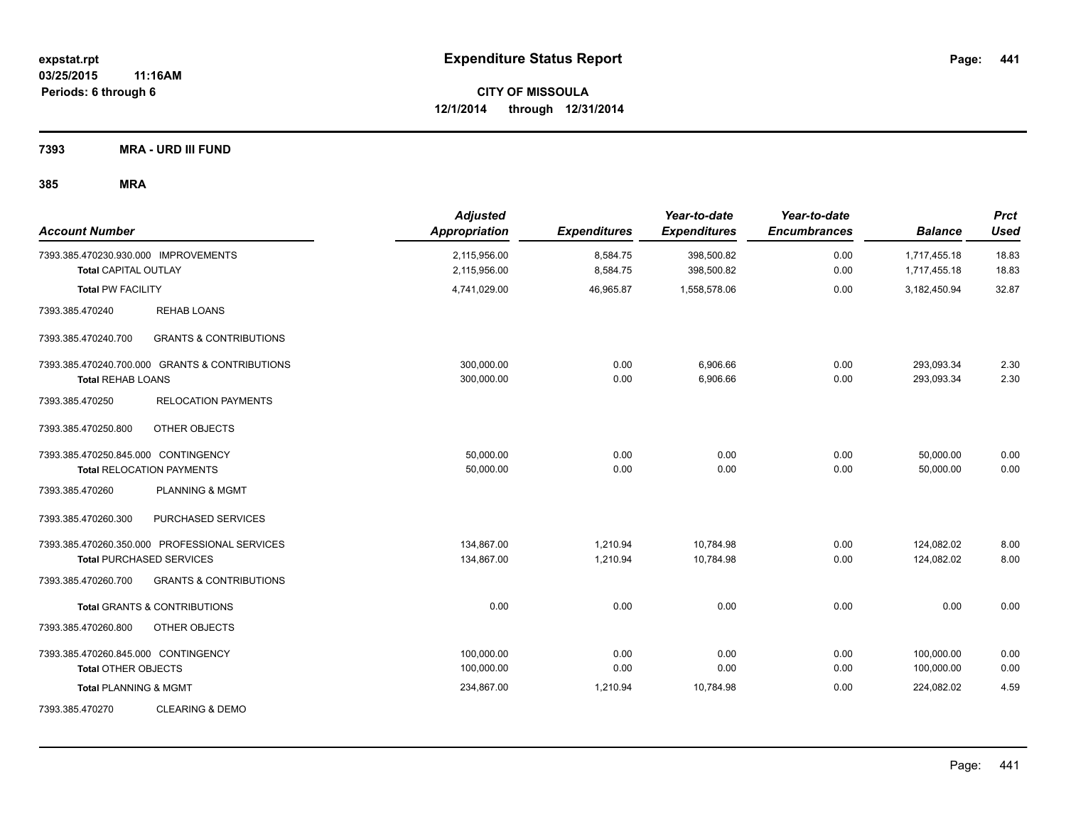**expstat.rpt**
**03/25/2015 11:16AM**
**Periods: 6 through 6**

# Expenditure Status Report

**CITY OF MISSOULA**
**12/1/2014 through 12/31/2014**

## 7393 MRA - URD III FUND

### 385 MRA

| Account Number | | Adjusted Appropriation | Expenditures | Year-to-date Expenditures | Year-to-date Encumbrances | Balance | Prct Used |
|---|---|---|---|---|---|---|---|
| 7393.385.470230.930.000 IMPROVEMENTS | | 2,115,956.00 | 8,584.75 | 398,500.82 | 0.00 | 1,717,455.18 | 18.83 |
| **Total** CAPITAL OUTLAY | | 2,115,956.00 | 8,584.75 | 398,500.82 | 0.00 | 1,717,455.18 | 18.83 |
| **Total** PW FACILITY | | 4,741,029.00 | 46,965.87 | 1,558,578.06 | 0.00 | 3,182,450.94 | 32.87 |
| 7393.385.470240 | REHAB LOANS | | | | | | |
| 7393.385.470240.700 | GRANTS & CONTRIBUTIONS | | | | | | |
| 7393.385.470240.700.000 GRANTS & CONTRIBUTIONS | | 300,000.00 | 0.00 | 6,906.66 | 0.00 | 293,093.34 | 2.30 |
| **Total** REHAB LOANS | | 300,000.00 | 0.00 | 6,906.66 | 0.00 | 293,093.34 | 2.30 |
| 7393.385.470250 | RELOCATION PAYMENTS | | | | | | |
| 7393.385.470250.800 | OTHER OBJECTS | | | | | | |
| 7393.385.470250.845.000 CONTINGENCY | | 50,000.00 | 0.00 | 0.00 | 0.00 | 50,000.00 | 0.00 |
| **Total** RELOCATION PAYMENTS | | 50,000.00 | 0.00 | 0.00 | 0.00 | 50,000.00 | 0.00 |
| 7393.385.470260 | PLANNING & MGMT | | | | | | |
| 7393.385.470260.300 | PURCHASED SERVICES | | | | | | |
| 7393.385.470260.350.000 PROFESSIONAL SERVICES | | 134,867.00 | 1,210.94 | 10,784.98 | 0.00 | 124,082.02 | 8.00 |
| **Total** PURCHASED SERVICES | | 134,867.00 | 1,210.94 | 10,784.98 | 0.00 | 124,082.02 | 8.00 |
| 7393.385.470260.700 | GRANTS & CONTRIBUTIONS | | | | | | |
| **Total** GRANTS & CONTRIBUTIONS | | 0.00 | 0.00 | 0.00 | 0.00 | 0.00 | 0.00 |
| 7393.385.470260.800 | OTHER OBJECTS | | | | | | |
| 7393.385.470260.845.000 CONTINGENCY | | 100,000.00 | 0.00 | 0.00 | 0.00 | 100,000.00 | 0.00 |
| **Total** OTHER OBJECTS | | 100,000.00 | 0.00 | 0.00 | 0.00 | 100,000.00 | 0.00 |
| **Total** PLANNING & MGMT | | 234,867.00 | 1,210.94 | 10,784.98 | 0.00 | 224,082.02 | 4.59 |
| 7393.385.470270 | CLEARING & DEMO | | | | | | |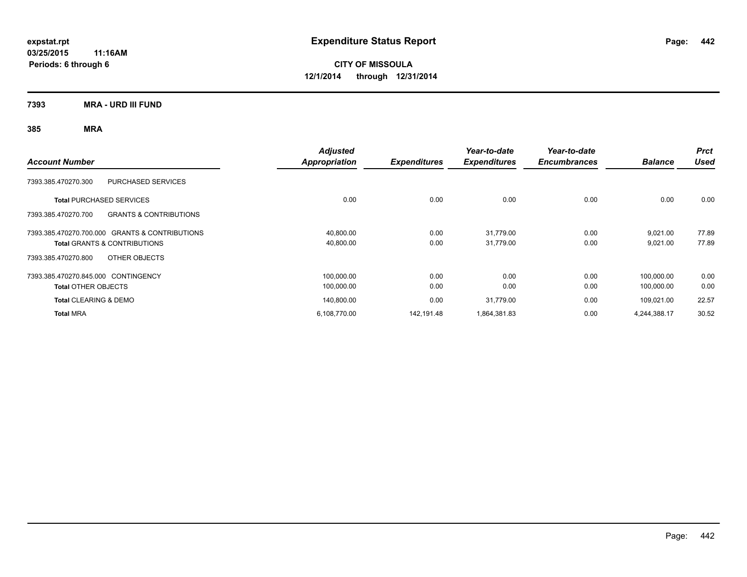**expstat.rpt**
**03/25/2015 11:16AM**
**Periods: 6 through 6**

# Expenditure Status Report

**CITY OF MISSOULA**
**12/1/2014 through 12/31/2014**

## 7393 MRA - URD III FUND

### 385 MRA

| Account Number | Adjusted Appropriation | Expenditures | Year-to-date Expenditures | Year-to-date Encumbrances | Balance | Prct Used |
|---|---|---|---|---|---|---|
| 7393.385.470270.300 PURCHASED SERVICES | | | | | | |
| **Total** PURCHASED SERVICES | 0.00 | 0.00 | 0.00 | 0.00 | 0.00 | 0.00 |
| 7393.385.470270.700 GRANTS & CONTRIBUTIONS | | | | | | |
| 7393.385.470270.700.000 GRANTS & CONTRIBUTIONS | 40,800.00 | 0.00 | 31,779.00 | 0.00 | 9,021.00 | 77.89 |
| **Total** GRANTS & CONTRIBUTIONS | 40,800.00 | 0.00 | 31,779.00 | 0.00 | 9,021.00 | 77.89 |
| 7393.385.470270.800 OTHER OBJECTS | | | | | | |
| 7393.385.470270.845.000 CONTINGENCY | 100,000.00 | 0.00 | 0.00 | 0.00 | 100,000.00 | 0.00 |
| **Total** OTHER OBJECTS | 100,000.00 | 0.00 | 0.00 | 0.00 | 100,000.00 | 0.00 |
| **Total** CLEARING & DEMO | 140,800.00 | 0.00 | 31,779.00 | 0.00 | 109,021.00 | 22.57 |
| **Total** MRA | 6,108,770.00 | 142,191.48 | 1,864,381.83 | 0.00 | 4,244,388.17 | 30.52 |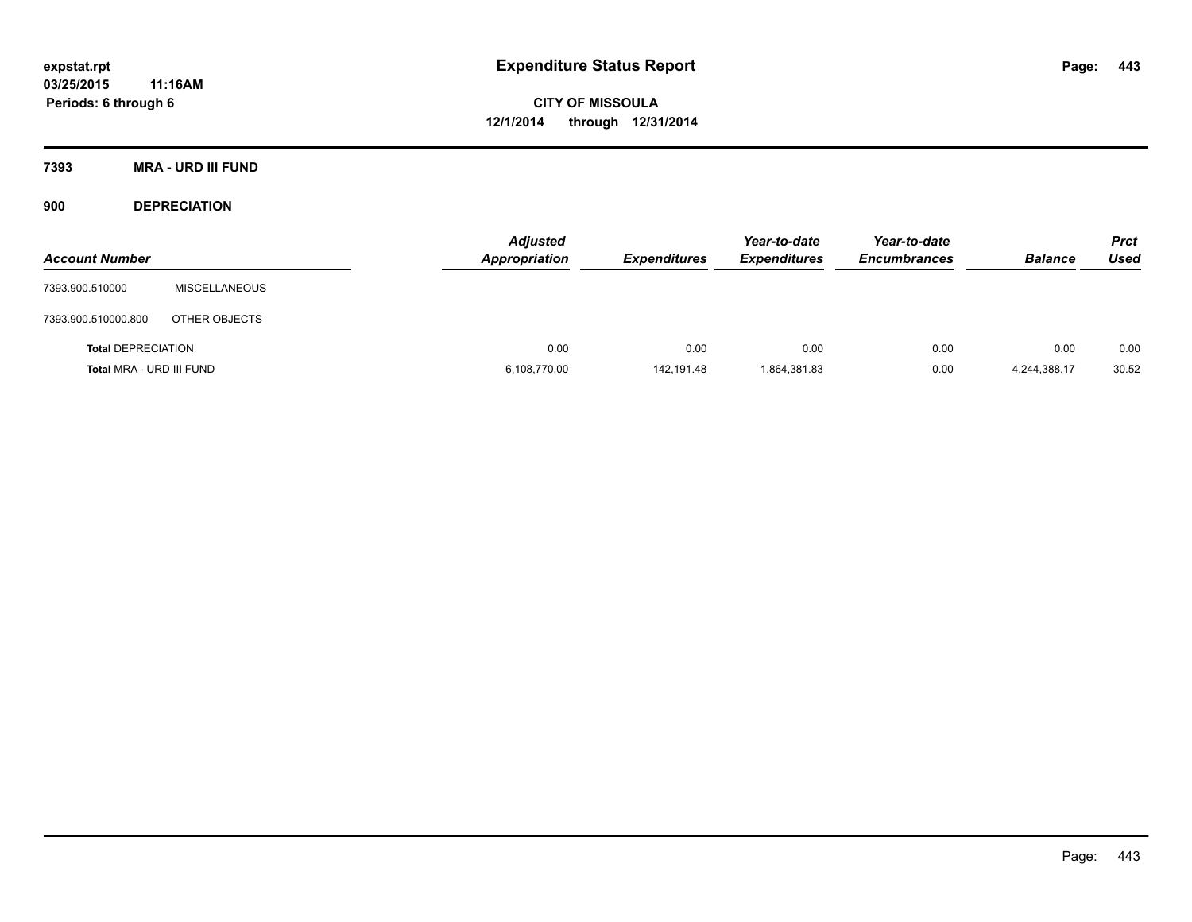**expstat.rpt**
**03/25/2015 11:16AM**
**Periods: 6 through 6**

# Expenditure Status Report

**CITY OF MISSOULA**
**12/1/2014 through 12/31/2014**

## 7393 MRA - URD III FUND

### 900 DEPRECIATION

| Account Number | | Adjusted Appropriation | Expenditures | Year-to-date Expenditures | Year-to-date Encumbrances | Balance | Prct Used |
|---|---|---|---|---|---|---|---|
| 7393.900.510000 | MISCELLANEOUS | | | | | | |
| 7393.900.510000.800 | OTHER OBJECTS | | | | | | |
| **Total DEPRECIATION** | | 0.00 | 0.00 | 0.00 | 0.00 | 0.00 | 0.00 |
| **Total MRA - URD III FUND** | | 6,108,770.00 | 142,191.48 | 1,864,381.83 | 0.00 | 4,244,388.17 | 30.52 |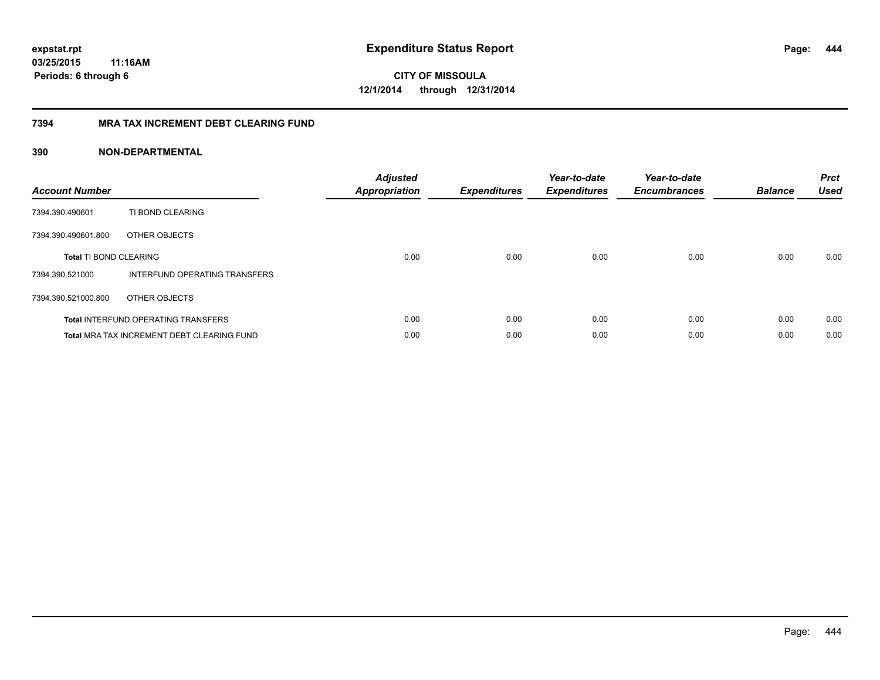**expstat.rpt**
**03/25/2015 11:16AM**
**Periods: 6 through 6**

# Expenditure Status Report

**CITY OF MISSOULA**
**12/1/2014 through 12/31/2014**

## 7394 MRA TAX INCREMENT DEBT CLEARING FUND

### 390 NON-DEPARTMENTAL

| Account Number | | Adjusted Appropriation | Expenditures | Year-to-date Expenditures | Year-to-date Encumbrances | Balance | Prct Used |
|---|---|---|---|---|---|---|---|
| 7394.390.490601 | TI BOND CLEARING | | | | | | |
| 7394.390.490601.800 | OTHER OBJECTS | | | | | | |
| **Total** TI BOND CLEARING | | 0.00 | 0.00 | 0.00 | 0.00 | 0.00 | 0.00 |
| 7394.390.521000 | INTERFUND OPERATING TRANSFERS | | | | | | |
| 7394.390.521000.800 | OTHER OBJECTS | | | | | | |
| **Total** INTERFUND OPERATING TRANSFERS | | 0.00 | 0.00 | 0.00 | 0.00 | 0.00 | 0.00 |
| **Total** MRA TAX INCREMENT DEBT CLEARING FUND | | 0.00 | 0.00 | 0.00 | 0.00 | 0.00 | 0.00 |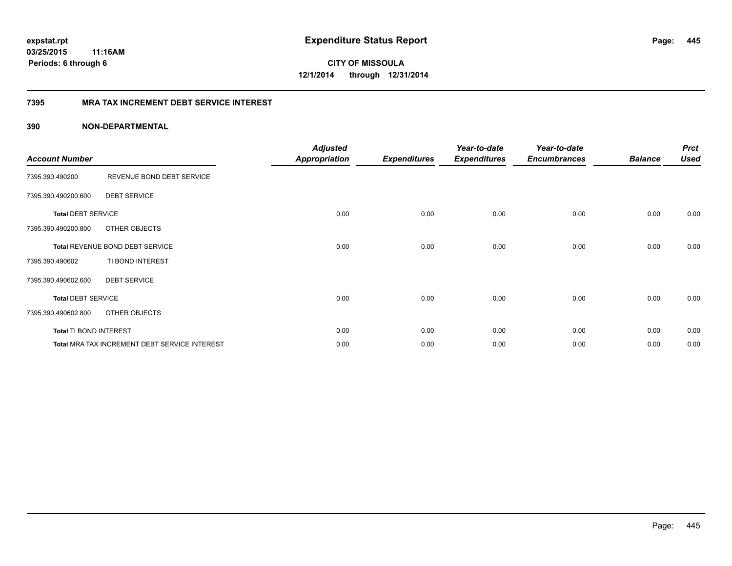**expstat.rpt**
**03/25/2015 11:16AM**
**Periods: 6 through 6**

# Expenditure Status Report

**CITY OF MISSOULA**
**12/1/2014 through 12/31/2014**

## 7395 MRA TAX INCREMENT DEBT SERVICE INTEREST

### 390 NON-DEPARTMENTAL

| Account Number | | Adjusted Appropriation | Expenditures | Year-to-date Expenditures | Year-to-date Encumbrances | Balance | Prct Used |
|---|---|---|---|---|---|---|---|
| 7395.390.490200 | REVENUE BOND DEBT SERVICE | | | | | | |
| 7395.390.490200.600 | DEBT SERVICE | | | | | | |
| **Total** DEBT SERVICE | | 0.00 | 0.00 | 0.00 | 0.00 | 0.00 | 0.00 |
| 7395.390.490200.800 | OTHER OBJECTS | | | | | | |
| **Total** REVENUE BOND DEBT SERVICE | | 0.00 | 0.00 | 0.00 | 0.00 | 0.00 | 0.00 |
| 7395.390.490602 | TI BOND INTEREST | | | | | | |
| 7395.390.490602.600 | DEBT SERVICE | | | | | | |
| **Total** DEBT SERVICE | | 0.00 | 0.00 | 0.00 | 0.00 | 0.00 | 0.00 |
| 7395.390.490602.800 | OTHER OBJECTS | | | | | | |
| **Total** TI BOND INTEREST | | 0.00 | 0.00 | 0.00 | 0.00 | 0.00 | 0.00 |
| **Total** MRA TAX INCREMENT DEBT SERVICE INTEREST | | 0.00 | 0.00 | 0.00 | 0.00 | 0.00 | 0.00 |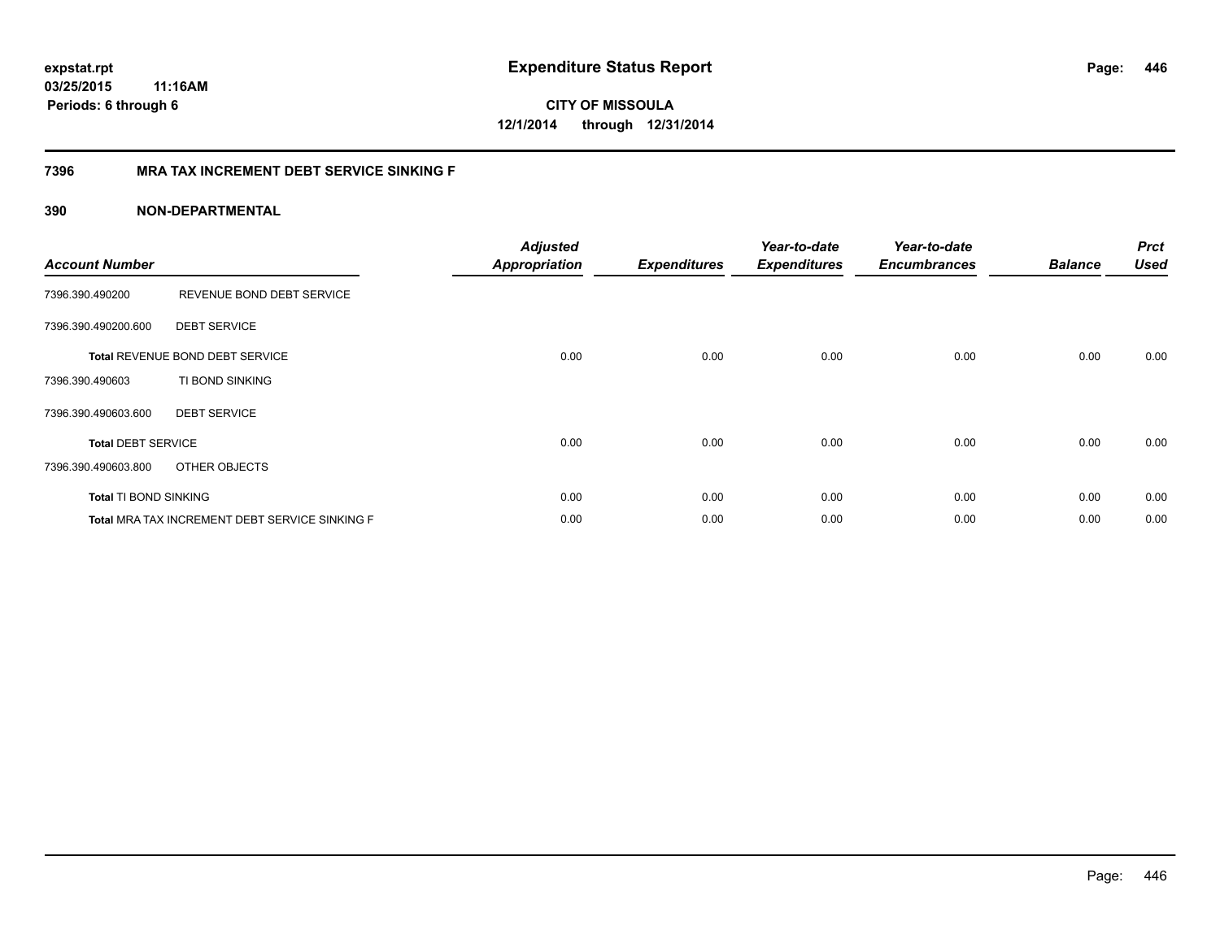# Expenditure Status Report

expstat.rpt
03/25/2015 11:16AM
Periods: 6 through 6

**CITY OF MISSOULA**
**12/1/2014 through 12/31/2014**

## 7396 MRA TAX INCREMENT DEBT SERVICE SINKING F

### 390 NON-DEPARTMENTAL

| Account Number | | Adjusted Appropriation | Expenditures | Year-to-date Expenditures | Year-to-date Encumbrances | Balance | Prct Used |
|---|---|---|---|---|---|---|---|
| 7396.390.490200 | REVENUE BOND DEBT SERVICE | | | | | | |
| 7396.390.490200.600 | DEBT SERVICE | | | | | | |
| **Total** REVENUE BOND DEBT SERVICE | | 0.00 | 0.00 | 0.00 | 0.00 | 0.00 | 0.00 |
| 7396.390.490603 | TI BOND SINKING | | | | | | |
| 7396.390.490603.600 | DEBT SERVICE | | | | | | |
| **Total** DEBT SERVICE | | 0.00 | 0.00 | 0.00 | 0.00 | 0.00 | 0.00 |
| 7396.390.490603.800 | OTHER OBJECTS | | | | | | |
| **Total** TI BOND SINKING | | 0.00 | 0.00 | 0.00 | 0.00 | 0.00 | 0.00 |
| **Total** MRA TAX INCREMENT DEBT SERVICE SINKING F | | 0.00 | 0.00 | 0.00 | 0.00 | 0.00 | 0.00 |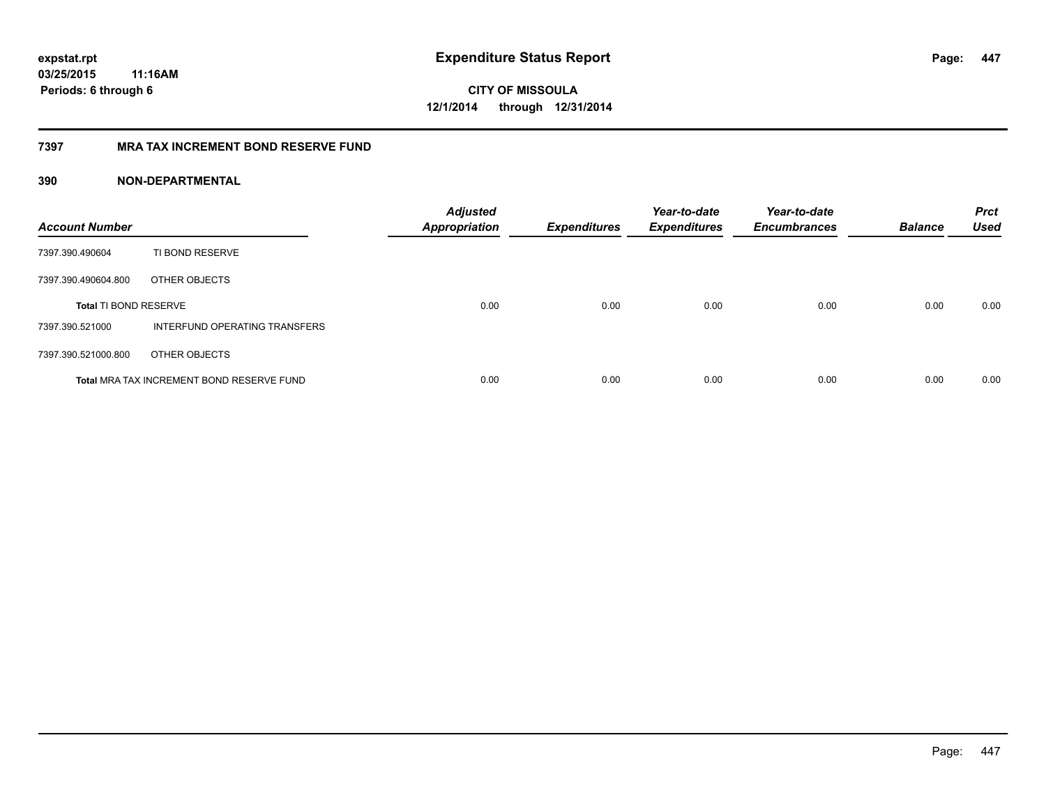**expstat.rpt**
**03/25/2015 11:16AM**
**Periods: 6 through 6**

# Expenditure Status Report

**CITY OF MISSOULA**
**12/1/2014 through 12/31/2014**

## 7397 MRA TAX INCREMENT BOND RESERVE FUND

### 390 NON-DEPARTMENTAL

| Account Number | | Adjusted Appropriation | Expenditures | Year-to-date Expenditures | Year-to-date Encumbrances | Balance | Prct Used |
|---|---|---|---|---|---|---|---|
| 7397.390.490604 | TI BOND RESERVE | | | | | | |
| 7397.390.490604.800 | OTHER OBJECTS | | | | | | |
| **Total** TI BOND RESERVE | | 0.00 | 0.00 | 0.00 | 0.00 | 0.00 | 0.00 |
| 7397.390.521000 | INTERFUND OPERATING TRANSFERS | | | | | | |
| 7397.390.521000.800 | OTHER OBJECTS | | | | | | |
| **Total** MRA TAX INCREMENT BOND RESERVE FUND | | 0.00 | 0.00 | 0.00 | 0.00 | 0.00 | 0.00 |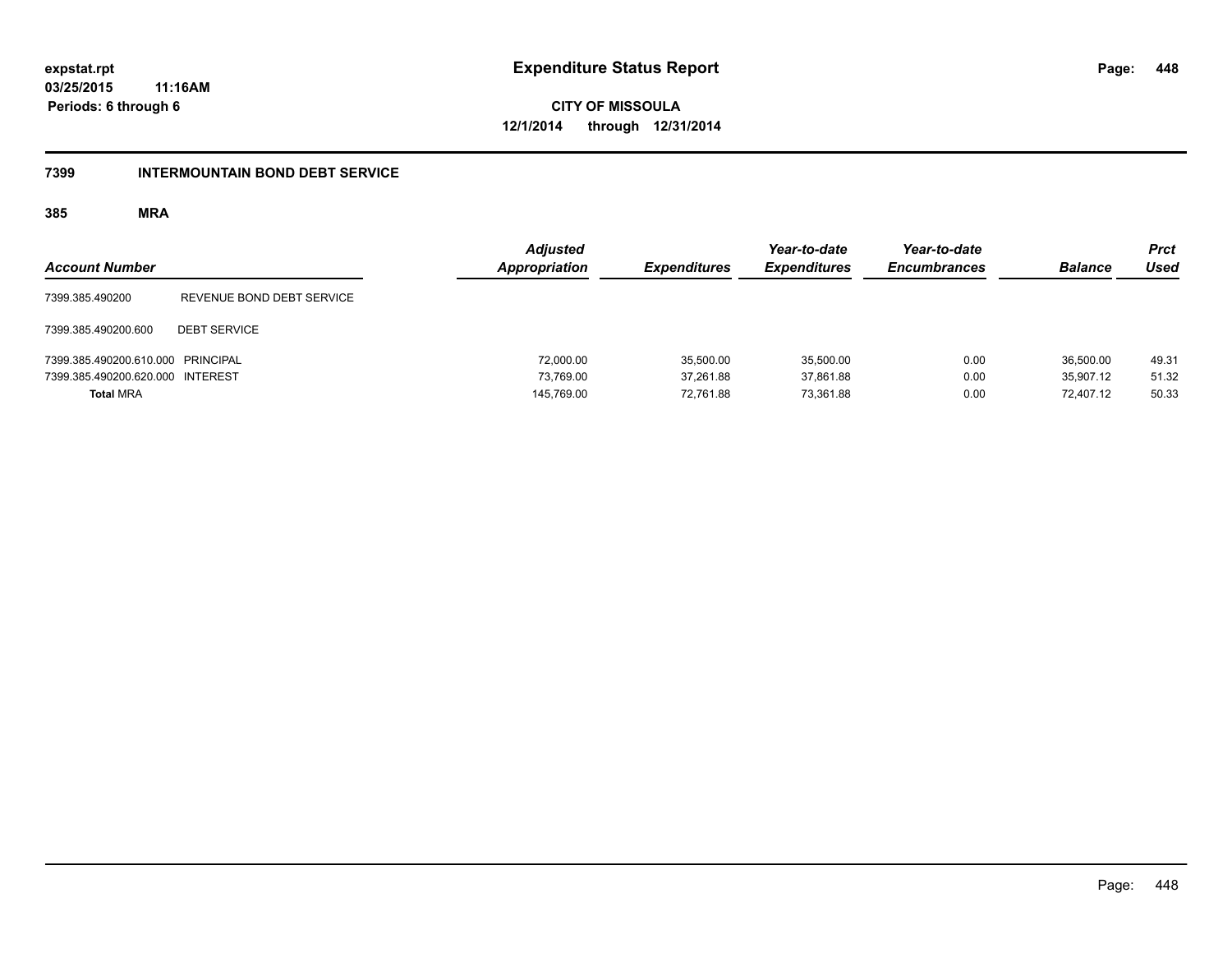**expstat.rpt**
**03/25/2015 11:16AM**
**Periods: 6 through 6**

# Expenditure Status Report

**CITY OF MISSOULA**
**12/1/2014 through 12/31/2014**

## 7399 INTERMOUNTAIN BOND DEBT SERVICE

### 385 MRA

| Account Number | | Adjusted Appropriation | Expenditures | Year-to-date Expenditures | Year-to-date Encumbrances | Balance | Prct Used |
|---|---|---|---|---|---|---|---|
| 7399.385.490200 | REVENUE BOND DEBT SERVICE | | | | | | |
| 7399.385.490200.600 | DEBT SERVICE | | | | | | |
| 7399.385.490200.610.000 | PRINCIPAL | 72,000.00 | 35,500.00 | 35,500.00 | 0.00 | 36,500.00 | 49.31 |
| 7399.385.490200.620.000 | INTEREST | 73,769.00 | 37,261.88 | 37,861.88 | 0.00 | 35,907.12 | 51.32 |
| **Total** MRA | | 145,769.00 | 72,761.88 | 73,361.88 | 0.00 | 72,407.12 | 50.33 |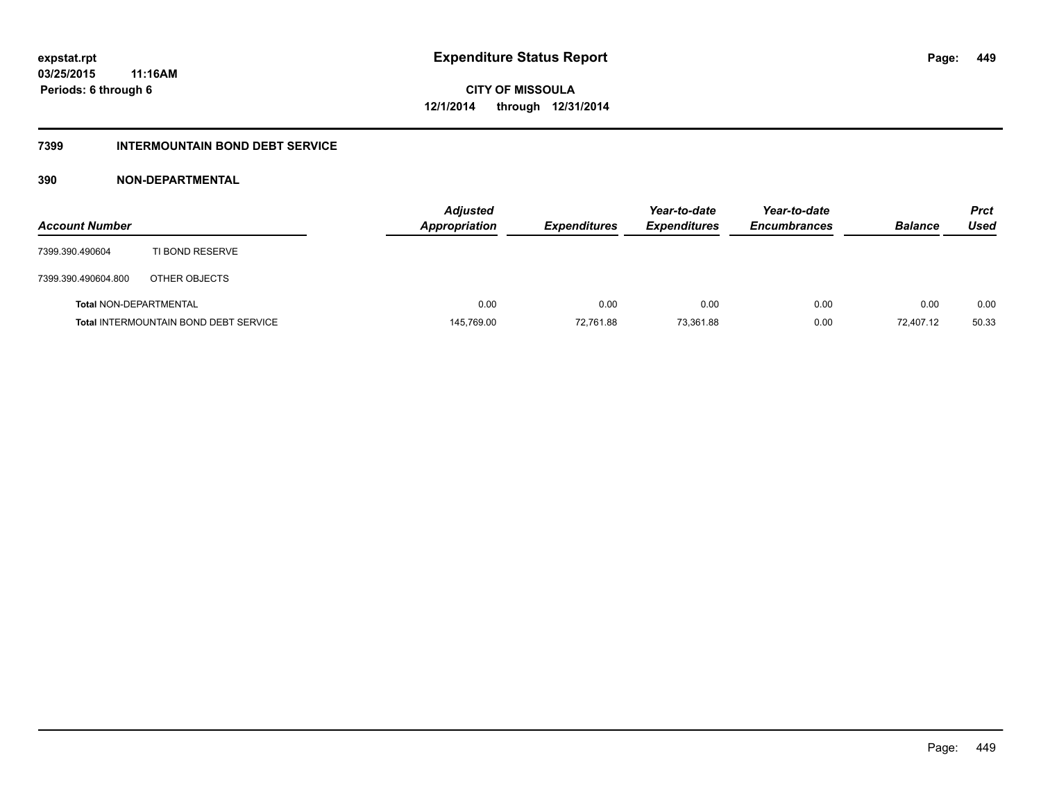**expstat.rpt**
**03/25/2015 11:16AM**
**Periods: 6 through 6**

# Expenditure Status Report

**CITY OF MISSOULA**
**12/1/2014 through 12/31/2014**

## 7399 INTERMOUNTAIN BOND DEBT SERVICE

## 390 NON-DEPARTMENTAL

| Account Number | | Adjusted Appropriation | Expenditures | Year-to-date Expenditures | Year-to-date Encumbrances | Balance | Prct Used |
|---|---|---|---|---|---|---|---|
| 7399.390.490604 | TI BOND RESERVE | | | | | | |
| 7399.390.490604.800 | OTHER OBJECTS | | | | | | |
| **Total** NON-DEPARTMENTAL | | 0.00 | 0.00 | 0.00 | 0.00 | 0.00 | 0.00 |
| **Total** INTERMOUNTAIN BOND DEBT SERVICE | | 145,769.00 | 72,761.88 | 73,361.88 | 0.00 | 72,407.12 | 50.33 |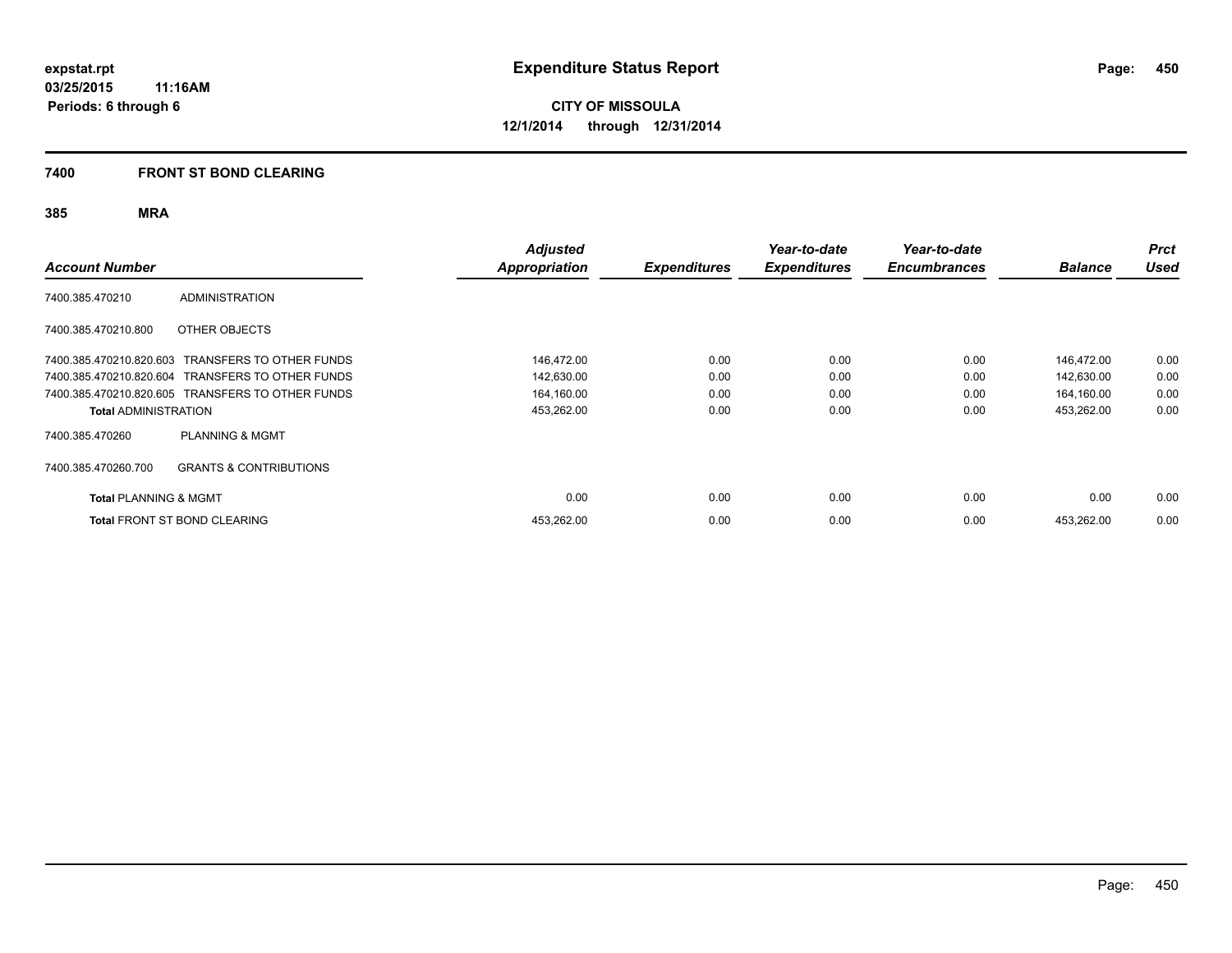**expstat.rpt**
**03/25/2015 11:16AM**
**Periods: 6 through 6**

# Expenditure Status Report

**CITY OF MISSOULA**
**12/1/2014 through 12/31/2014**

## 7400 FRONT ST BOND CLEARING

### 385 MRA

| Account Number | | Adjusted Appropriation | Expenditures | Year-to-date Expenditures | Year-to-date Encumbrances | Balance | Prct Used |
|---|---|---|---|---|---|---|---|
| 7400.385.470210 | ADMINISTRATION | | | | | | |
| 7400.385.470210.800 | OTHER OBJECTS | | | | | | |
| 7400.385.470210.820.603 | TRANSFERS TO OTHER FUNDS | 146,472.00 | 0.00 | 0.00 | 0.00 | 146,472.00 | 0.00 |
| 7400.385.470210.820.604 | TRANSFERS TO OTHER FUNDS | 142,630.00 | 0.00 | 0.00 | 0.00 | 142,630.00 | 0.00 |
| 7400.385.470210.820.605 | TRANSFERS TO OTHER FUNDS | 164,160.00 | 0.00 | 0.00 | 0.00 | 164,160.00 | 0.00 |
| **Total** ADMINISTRATION | | 453,262.00 | 0.00 | 0.00 | 0.00 | 453,262.00 | 0.00 |
| 7400.385.470260 | PLANNING & MGMT | | | | | | |
| 7400.385.470260.700 | GRANTS & CONTRIBUTIONS | | | | | | |
| **Total** PLANNING & MGMT | | 0.00 | 0.00 | 0.00 | 0.00 | 0.00 | 0.00 |
| **Total** FRONT ST BOND CLEARING | | 453,262.00 | 0.00 | 0.00 | 0.00 | 453,262.00 | 0.00 |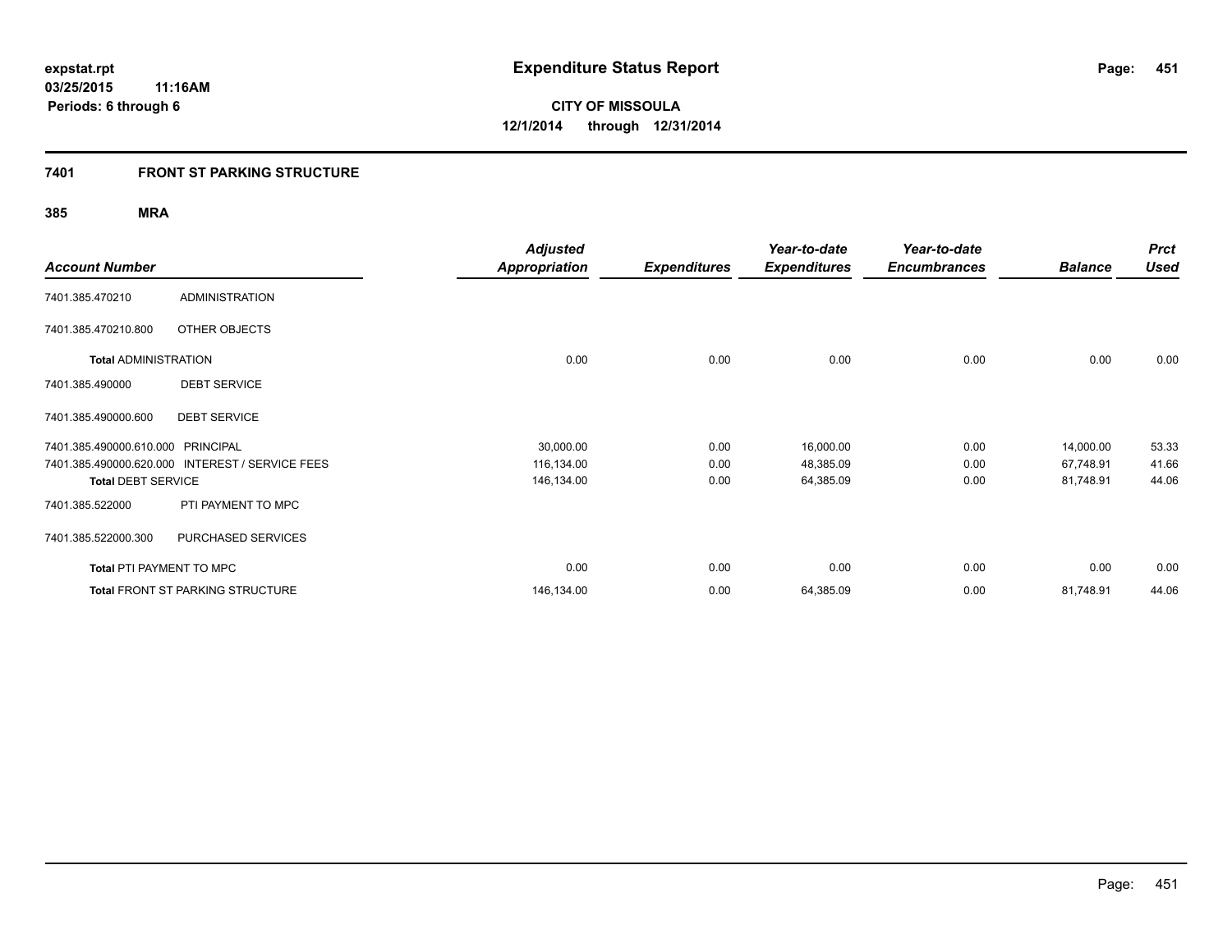**expstat.rpt**
**03/25/2015 11:16AM**
**Periods: 6 through 6**

# Expenditure Status Report

**CITY OF MISSOULA**
**12/1/2014 through 12/31/2014**

## 7401 FRONT ST PARKING STRUCTURE

### 385 MRA

| Account Number | | Adjusted Appropriation | Expenditures | Year-to-date Expenditures | Year-to-date Encumbrances | Balance | Prct Used |
|---|---|---|---|---|---|---|---|
| 7401.385.470210 | ADMINISTRATION | | | | | | |
| 7401.385.470210.800 | OTHER OBJECTS | | | | | | |
| **Total** ADMINISTRATION | | 0.00 | 0.00 | 0.00 | 0.00 | 0.00 | 0.00 |
| 7401.385.490000 | DEBT SERVICE | | | | | | |
| 7401.385.490000.600 | DEBT SERVICE | | | | | | |
| 7401.385.490000.610.000 | PRINCIPAL | 30,000.00 | 0.00 | 16,000.00 | 0.00 | 14,000.00 | 53.33 |
| 7401.385.490000.620.000 | INTEREST / SERVICE FEES | 116,134.00 | 0.00 | 48,385.09 | 0.00 | 67,748.91 | 41.66 |
| **Total** DEBT SERVICE | | 146,134.00 | 0.00 | 64,385.09 | 0.00 | 81,748.91 | 44.06 |
| 7401.385.522000 | PTI PAYMENT TO MPC | | | | | | |
| 7401.385.522000.300 | PURCHASED SERVICES | | | | | | |
| **Total** PTI PAYMENT TO MPC | | 0.00 | 0.00 | 0.00 | 0.00 | 0.00 | 0.00 |
| **Total** FRONT ST PARKING STRUCTURE | | 146,134.00 | 0.00 | 64,385.09 | 0.00 | 81,748.91 | 44.06 |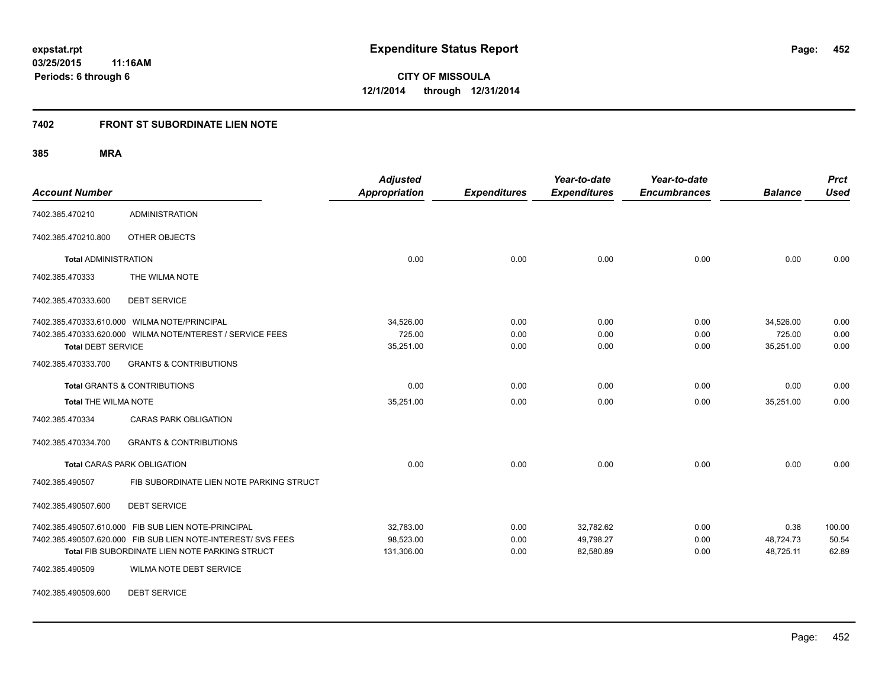**expstat.rpt**
**03/25/2015 11:16AM**
**Periods: 6 through 6**

# Expenditure Status Report

**CITY OF MISSOULA**
**12/1/2014 through 12/31/2014**

## 7402 FRONT ST SUBORDINATE LIEN NOTE

### 385 MRA

| Account Number | | Adjusted Appropriation | Expenditures | Year-to-date Expenditures | Year-to-date Encumbrances | Balance | Prct Used |
|---|---|---|---|---|---|---|---|
| 7402.385.470210 | ADMINISTRATION | | | | | | |
| 7402.385.470210.800 | OTHER OBJECTS | | | | | | |
| **Total** ADMINISTRATION | | 0.00 | 0.00 | 0.00 | 0.00 | 0.00 | 0.00 |
| 7402.385.470333 | THE WILMA NOTE | | | | | | |
| 7402.385.470333.600 | DEBT SERVICE | | | | | | |
| 7402.385.470333.610.000 | WILMA NOTE/PRINCIPAL | 34,526.00 | 0.00 | 0.00 | 0.00 | 34,526.00 | 0.00 |
| 7402.385.470333.620.000 | WILMA NOTE/NTEREST / SERVICE FEES | 725.00 | 0.00 | 0.00 | 0.00 | 725.00 | 0.00 |
| **Total** DEBT SERVICE | | 35,251.00 | 0.00 | 0.00 | 0.00 | 35,251.00 | 0.00 |
| 7402.385.470333.700 | GRANTS & CONTRIBUTIONS | | | | | | |
| **Total** GRANTS & CONTRIBUTIONS | | 0.00 | 0.00 | 0.00 | 0.00 | 0.00 | 0.00 |
| **Total** THE WILMA NOTE | | 35,251.00 | 0.00 | 0.00 | 0.00 | 35,251.00 | 0.00 |
| 7402.385.470334 | CARAS PARK OBLIGATION | | | | | | |
| 7402.385.470334.700 | GRANTS & CONTRIBUTIONS | | | | | | |
| **Total** CARAS PARK OBLIGATION | | 0.00 | 0.00 | 0.00 | 0.00 | 0.00 | 0.00 |
| 7402.385.490507 | FIB SUBORDINATE LIEN NOTE PARKING STRUCT | | | | | | |
| 7402.385.490507.600 | DEBT SERVICE | | | | | | |
| 7402.385.490507.610.000 | FIB SUB LIEN NOTE-PRINCIPAL | 32,783.00 | 0.00 | 32,782.62 | 0.00 | 0.38 | 100.00 |
| 7402.385.490507.620.000 | FIB SUB LIEN NOTE-INTEREST/ SVS FEES | 98,523.00 | 0.00 | 49,798.27 | 0.00 | 48,724.73 | 50.54 |
| **Total** FIB SUBORDINATE LIEN NOTE PARKING STRUCT | | 131,306.00 | 0.00 | 82,580.89 | 0.00 | 48,725.11 | 62.89 |
| 7402.385.490509 | WILMA NOTE DEBT SERVICE | | | | | | |
| 7402.385.490509.600 | DEBT SERVICE | | | | | | |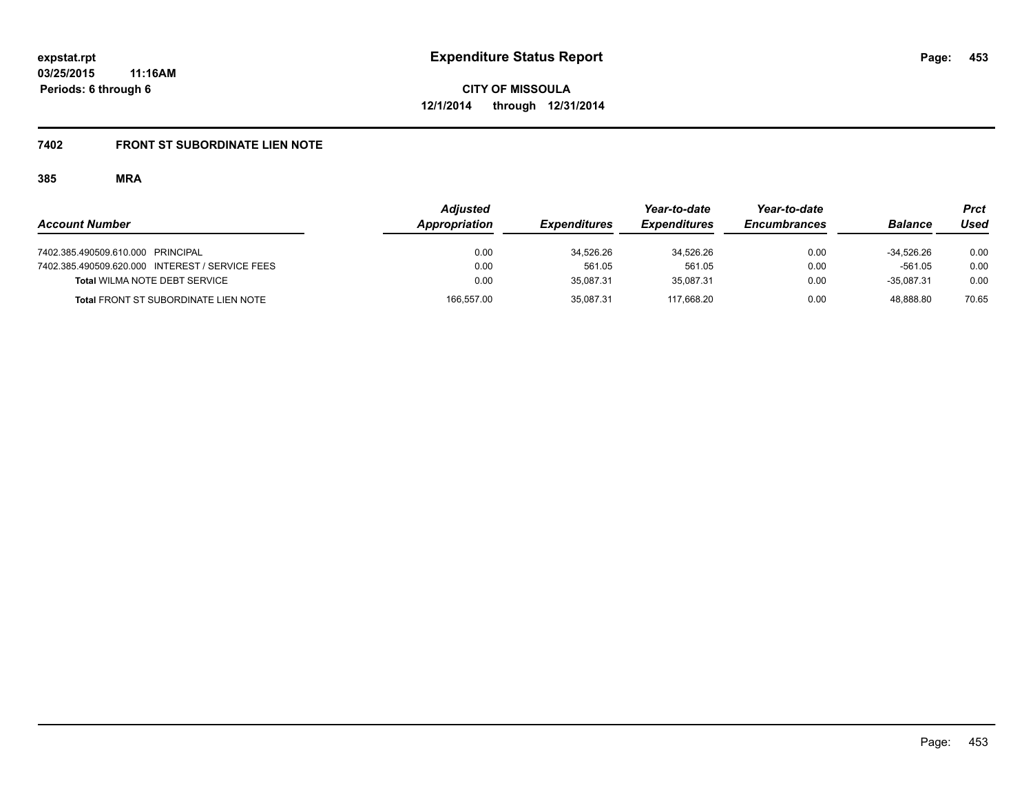expstat.rpt
03/25/2015 11:16AM
Periods: 6 through 6

# Expenditure Status Report

**CITY OF MISSOULA**
**12/1/2014 through 12/31/2014**

## 7402 FRONT ST SUBORDINATE LIEN NOTE

### 385 MRA

| Account Number | Adjusted Appropriation | Expenditures | Year-to-date Expenditures | Year-to-date Encumbrances | Balance | Prct Used |
|---|---|---|---|---|---|---|
| 7402.385.490509.610.000 PRINCIPAL | 0.00 | 34,526.26 | 34,526.26 | 0.00 | -34,526.26 | 0.00 |
| 7402.385.490509.620.000 INTEREST / SERVICE FEES | 0.00 | 561.05 | 561.05 | 0.00 | -561.05 | 0.00 |
| **Total** WILMA NOTE DEBT SERVICE | 0.00 | 35,087.31 | 35,087.31 | 0.00 | -35,087.31 | 0.00 |
| **Total** FRONT ST SUBORDINATE LIEN NOTE | 166,557.00 | 35,087.31 | 117,668.20 | 0.00 | 48,888.80 | 70.65 |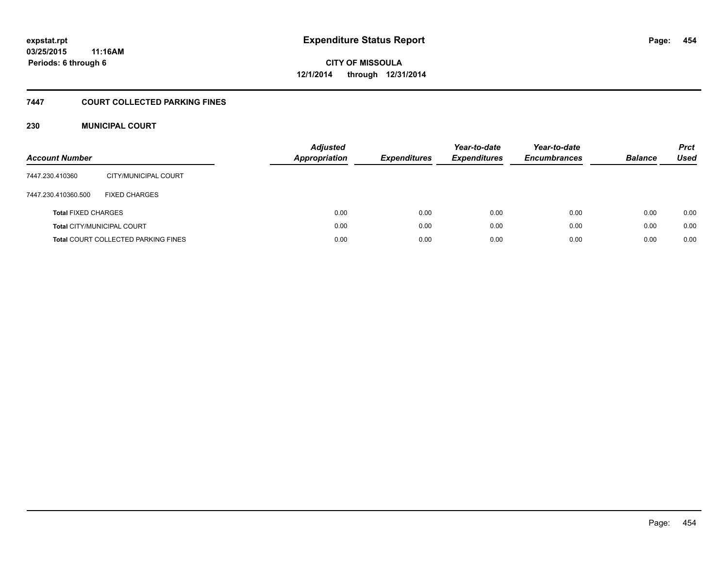expstat.rpt
03/25/2015 11:16AM
Periods: 6 through 6

# Expenditure Status Report

CITY OF MISSOULA
12/1/2014 through 12/31/2014

## 7447 COURT COLLECTED PARKING FINES

### 230 MUNICIPAL COURT

| Account Number | | Adjusted Appropriation | Expenditures | Year-to-date Expenditures | Year-to-date Encumbrances | Balance | Prct Used |
|---|---|---|---|---|---|---|---|
| 7447.230.410360 | CITY/MUNICIPAL COURT | | | | | | |
| 7447.230.410360.500 | FIXED CHARGES | | | | | | |
| **Total** FIXED CHARGES | | 0.00 | 0.00 | 0.00 | 0.00 | 0.00 | 0.00 |
| **Total** CITY/MUNICIPAL COURT | | 0.00 | 0.00 | 0.00 | 0.00 | 0.00 | 0.00 |
| **Total** COURT COLLECTED PARKING FINES | | 0.00 | 0.00 | 0.00 | 0.00 | 0.00 | 0.00 |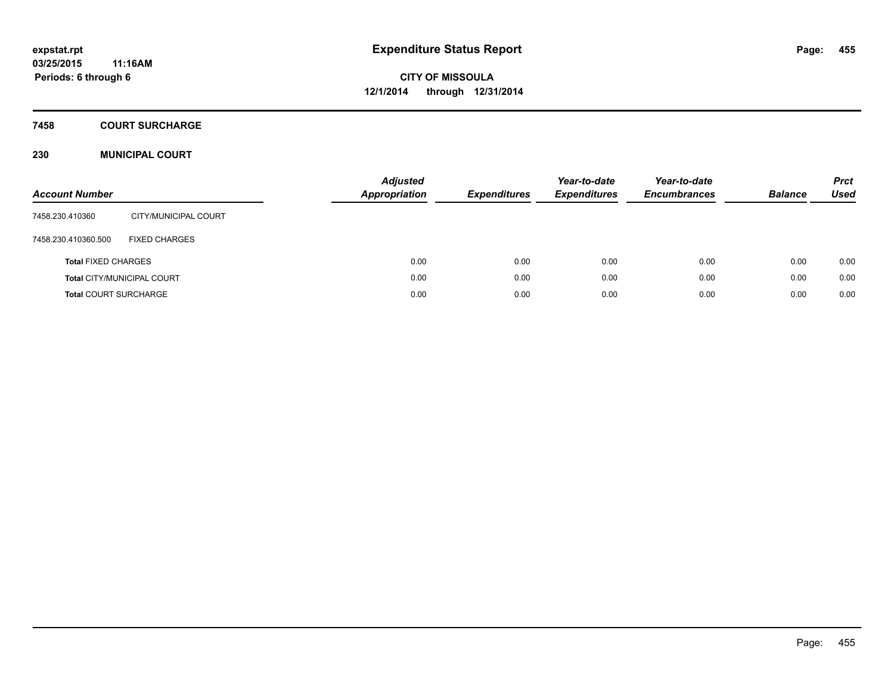# Expenditure Status Report

expstat.rpt
03/25/2015 11:16AM
Periods: 6 through 6

**CITY OF MISSOULA**
**12/1/2014 through 12/31/2014**

## 7458 COURT SURCHARGE

### 230 MUNICIPAL COURT

| Account Number | | Adjusted Appropriation | Expenditures | Year-to-date Expenditures | Year-to-date Encumbrances | Balance | Prct Used |
|---|---|---|---|---|---|---|---|
| 7458.230.410360 | CITY/MUNICIPAL COURT | | | | | | |
| 7458.230.410360.500 | FIXED CHARGES | | | | | | |
| **Total** FIXED CHARGES | | 0.00 | 0.00 | 0.00 | 0.00 | 0.00 | 0.00 |
| **Total** CITY/MUNICIPAL COURT | | 0.00 | 0.00 | 0.00 | 0.00 | 0.00 | 0.00 |
| **Total** COURT SURCHARGE | | 0.00 | 0.00 | 0.00 | 0.00 | 0.00 | 0.00 |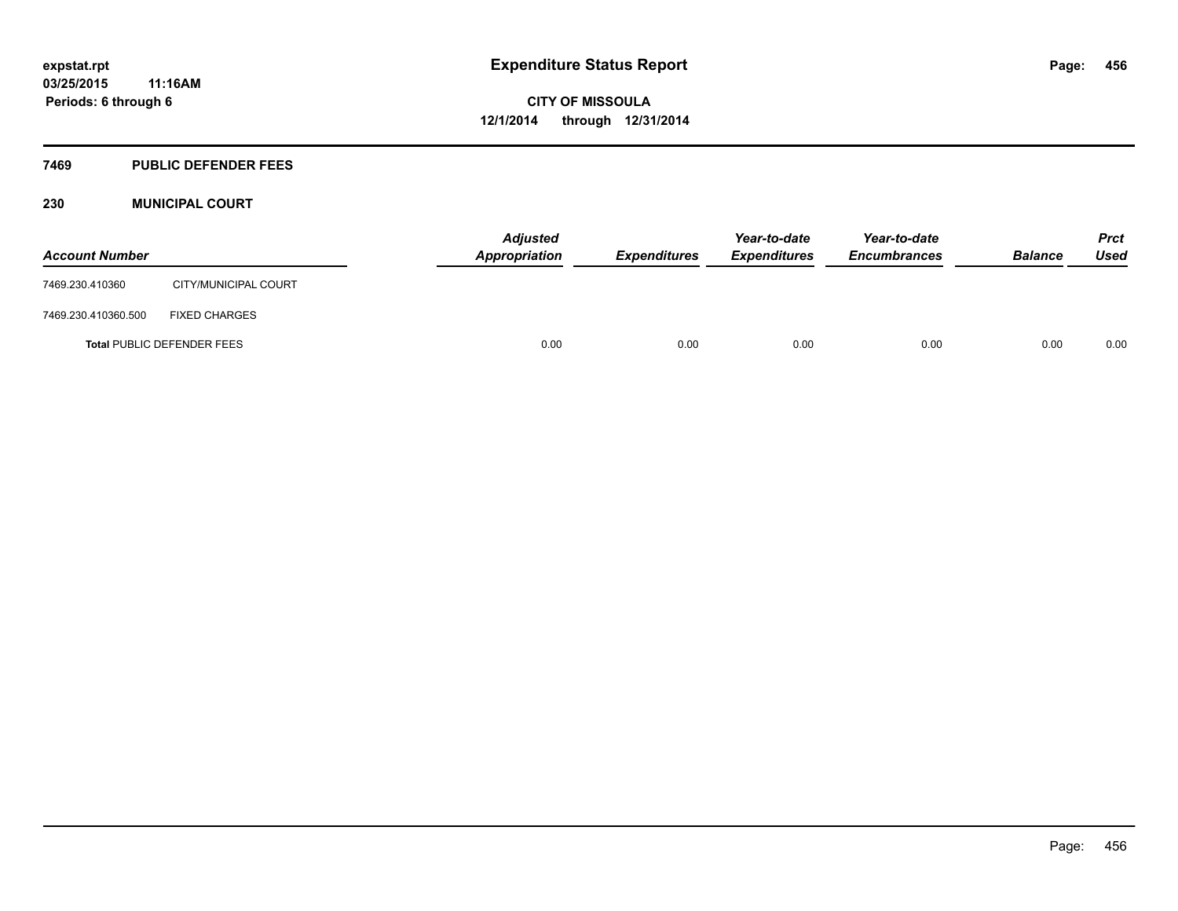expstat.rpt
03/25/2015 11:16AM
Periods: 6 through 6

# Expenditure Status Report

**CITY OF MISSOULA**
**12/1/2014 through 12/31/2014**

## 7469 PUBLIC DEFENDER FEES

### 230 MUNICIPAL COURT

| Account Number | | Adjusted Appropriation | Expenditures | Year-to-date Expenditures | Year-to-date Encumbrances | Balance | Prct Used |
|---|---|---|---|---|---|---|---|
| 7469.230.410360 | CITY/MUNICIPAL COURT | | | | | | |
| 7469.230.410360.500 | FIXED CHARGES | | | | | | |
| **Total** PUBLIC DEFENDER FEES | | 0.00 | 0.00 | 0.00 | 0.00 | 0.00 | 0.00 |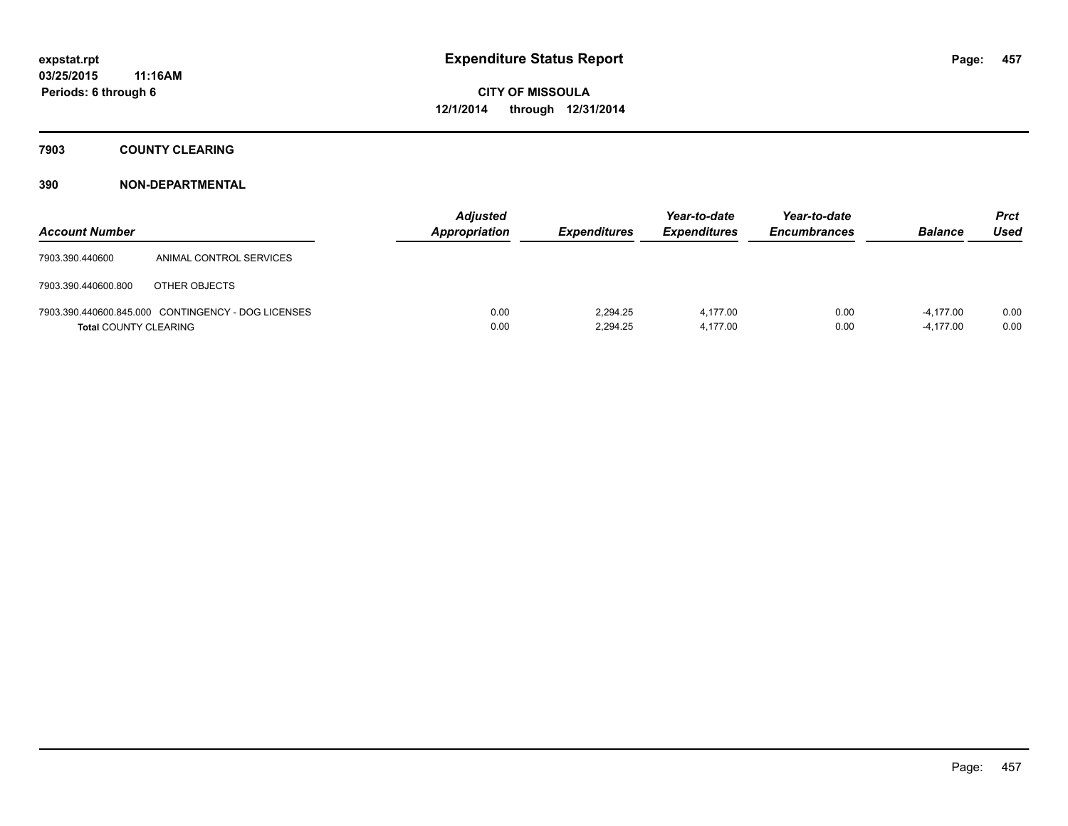# Expenditure Status Report

expstat.rpt
03/25/2015 11:16AM
Periods: 6 through 6

**CITY OF MISSOULA**
**12/1/2014 through 12/31/2014**

## 7903 COUNTY CLEARING

### 390 NON-DEPARTMENTAL

| Account Number | | Adjusted Appropriation | Expenditures | Year-to-date Expenditures | Year-to-date Encumbrances | Balance | Prct Used |
|---|---|---|---|---|---|---|---|
| 7903.390.440600 | ANIMAL CONTROL SERVICES | | | | | | |
| 7903.390.440600.800 | OTHER OBJECTS | | | | | | |
| 7903.390.440600.845.000 | CONTINGENCY - DOG LICENSES | 0.00 | 2,294.25 | 4,177.00 | 0.00 | -4,177.00 | 0.00 |
| **Total** COUNTY CLEARING | | 0.00 | 2,294.25 | 4,177.00 | 0.00 | -4,177.00 | 0.00 |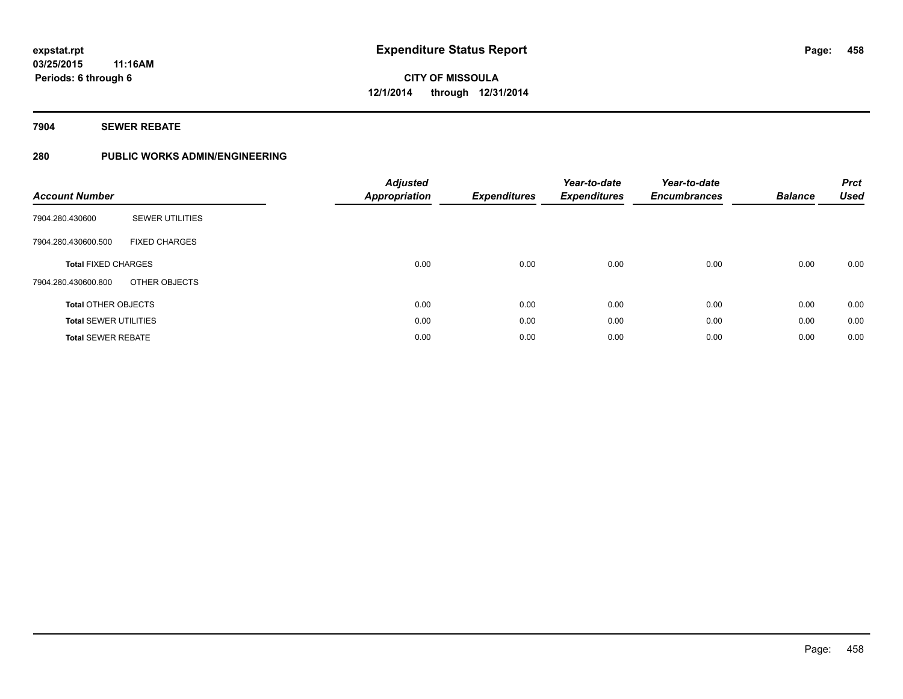# Expenditure Status Report

**expstat.rpt**
**03/25/2015 11:16AM**
**Periods: 6 through 6**

**CITY OF MISSOULA**
**12/1/2014 through 12/31/2014**

## 7904 SEWER REBATE

### 280 PUBLIC WORKS ADMIN/ENGINEERING

| Account Number | | Adjusted Appropriation | Expenditures | Year-to-date Expenditures | Year-to-date Encumbrances | Balance | Prct Used |
|---|---|---|---|---|---|---|---|
| 7904.280.430600 | SEWER UTILITIES | | | | | | |
| 7904.280.430600.500 | FIXED CHARGES | | | | | | |
| **Total** FIXED CHARGES | | 0.00 | 0.00 | 0.00 | 0.00 | 0.00 | 0.00 |
| 7904.280.430600.800 | OTHER OBJECTS | | | | | | |
| **Total** OTHER OBJECTS | | 0.00 | 0.00 | 0.00 | 0.00 | 0.00 | 0.00 |
| **Total** SEWER UTILITIES | | 0.00 | 0.00 | 0.00 | 0.00 | 0.00 | 0.00 |
| **Total** SEWER REBATE | | 0.00 | 0.00 | 0.00 | 0.00 | 0.00 | 0.00 |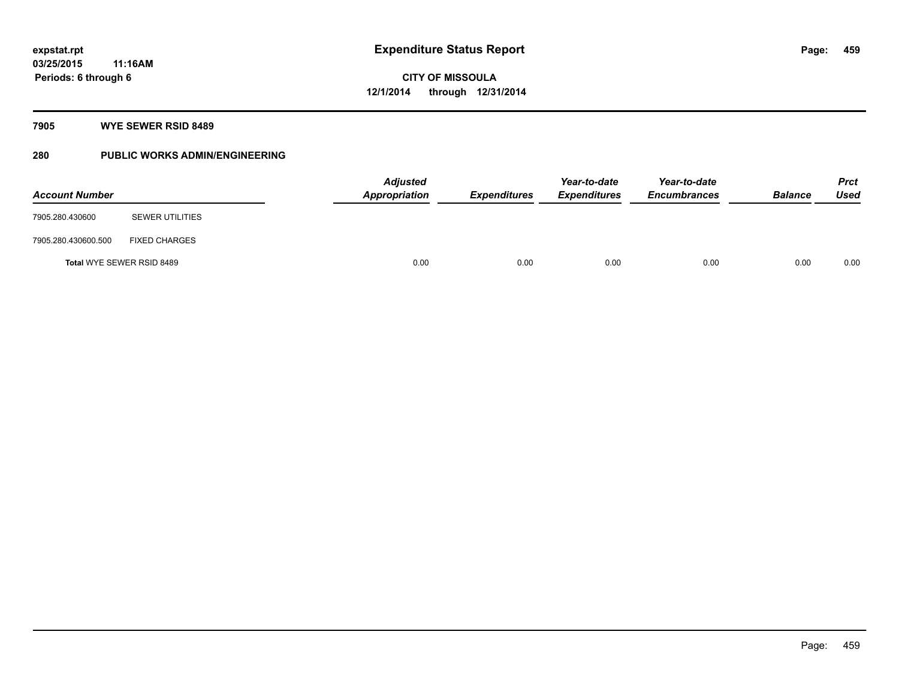**expstat.rpt**
**03/25/2015 11:16AM**
**Periods: 6 through 6**

# Expenditure Status Report

**CITY OF MISSOULA**
**12/1/2014 through 12/31/2014**

## 7905 WYE SEWER RSID 8489

## 280 PUBLIC WORKS ADMIN/ENGINEERING

| Account Number | | Adjusted Appropriation | Expenditures | Year-to-date Expenditures | Year-to-date Encumbrances | Balance | Prct Used |
|---|---|---|---|---|---|---|---|
| 7905.280.430600 | SEWER UTILITIES | | | | | | |
| 7905.280.430600.500 | FIXED CHARGES | | | | | | |
| **Total** WYE SEWER RSID 8489 | | 0.00 | 0.00 | 0.00 | 0.00 | 0.00 | 0.00 |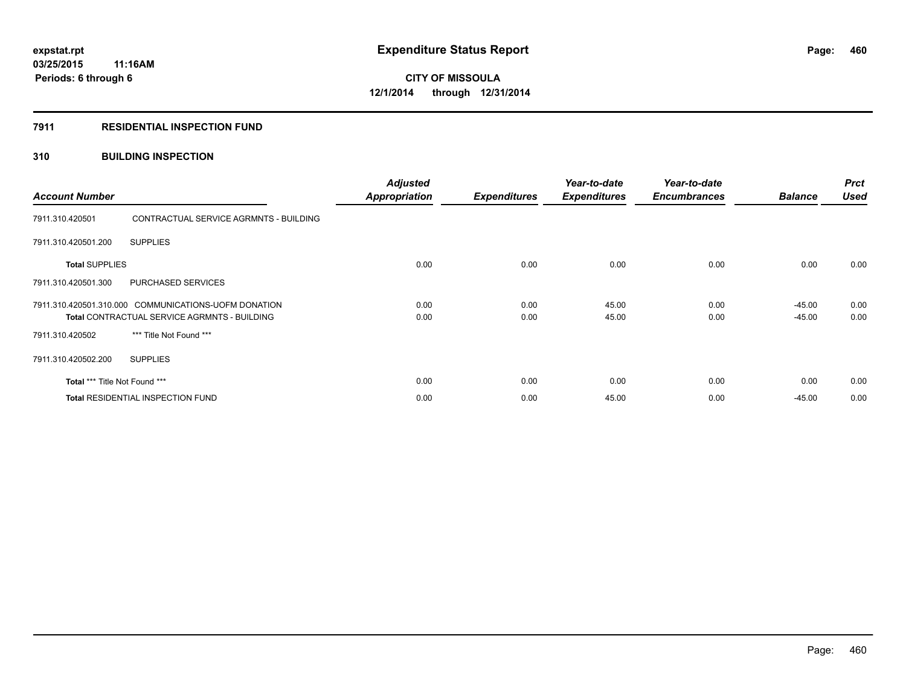**expstat.rpt**
**03/25/2015 11:16AM**
**Periods: 6 through 6**

# Expenditure Status Report

**CITY OF MISSOULA**
**12/1/2014 through 12/31/2014**

## 7911 RESIDENTIAL INSPECTION FUND

## 310 BUILDING INSPECTION

| Account Number | | Adjusted Appropriation | Expenditures | Year-to-date Expenditures | Year-to-date Encumbrances | Balance | Prct Used |
|---|---|---|---|---|---|---|---|
| 7911.310.420501 | CONTRACTUAL SERVICE AGRMNTS - BUILDING | | | | | | |
| 7911.310.420501.200 | SUPPLIES | | | | | | |
| **Total** SUPPLIES | | 0.00 | 0.00 | 0.00 | 0.00 | 0.00 | 0.00 |
| 7911.310.420501.300 | PURCHASED SERVICES | | | | | | |
| 7911.310.420501.310.000 | COMMUNICATIONS-UOFM DONATION | 0.00 | 0.00 | 45.00 | 0.00 | -45.00 | 0.00 |
| **Total** CONTRACTUAL SERVICE AGRMNTS - BUILDING | | 0.00 | 0.00 | 45.00 | 0.00 | -45.00 | 0.00 |
| 7911.310.420502 | *** Title Not Found *** | | | | | | |
| 7911.310.420502.200 | SUPPLIES | | | | | | |
| **Total** *** Title Not Found *** | | 0.00 | 0.00 | 0.00 | 0.00 | 0.00 | 0.00 |
| **Total** RESIDENTIAL INSPECTION FUND | | 0.00 | 0.00 | 45.00 | 0.00 | -45.00 | 0.00 |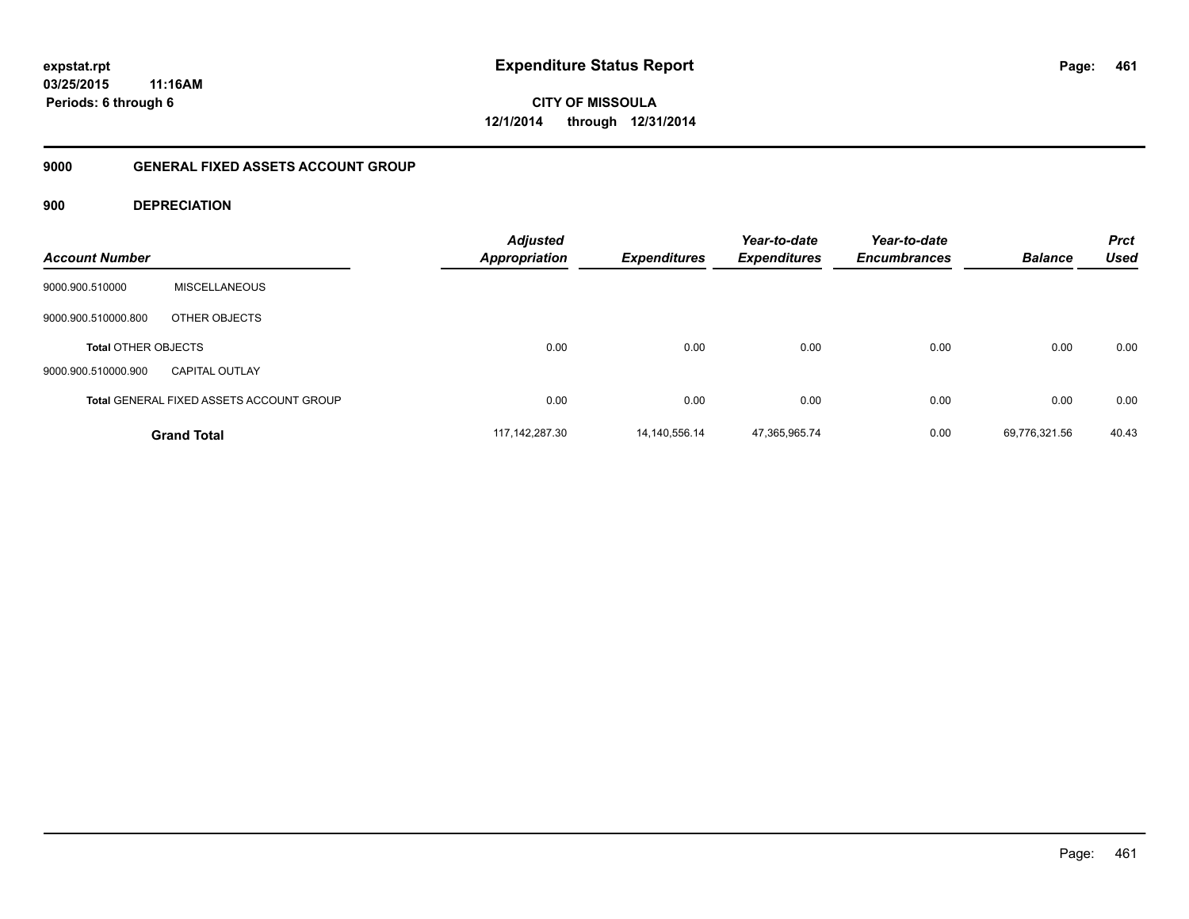expstat.rpt
03/25/2015 11:16AM
Periods: 6 through 6

# Expenditure Status Report

CITY OF MISSOULA
12/1/2014 through 12/31/2014

## 9000 GENERAL FIXED ASSETS ACCOUNT GROUP

### 900 DEPRECIATION

| Account Number | | Adjusted Appropriation | Expenditures | Year-to-date Expenditures | Year-to-date Encumbrances | Balance | Prct Used |
|---|---|---|---|---|---|---|---|
| 9000.900.510000 | MISCELLANEOUS | | | | | | |
| 9000.900.510000.800 | OTHER OBJECTS | | | | | | |
| **Total** OTHER OBJECTS | | 0.00 | 0.00 | 0.00 | 0.00 | 0.00 | 0.00 |
| 9000.900.510000.900 | CAPITAL OUTLAY | | | | | | |
| **Total** GENERAL FIXED ASSETS ACCOUNT GROUP | | 0.00 | 0.00 | 0.00 | 0.00 | 0.00 | 0.00 |
| **Grand Total** | | 117,142,287.30 | 14,140,556.14 | 47,365,965.74 | 0.00 | 69,776,321.56 | 40.43 |